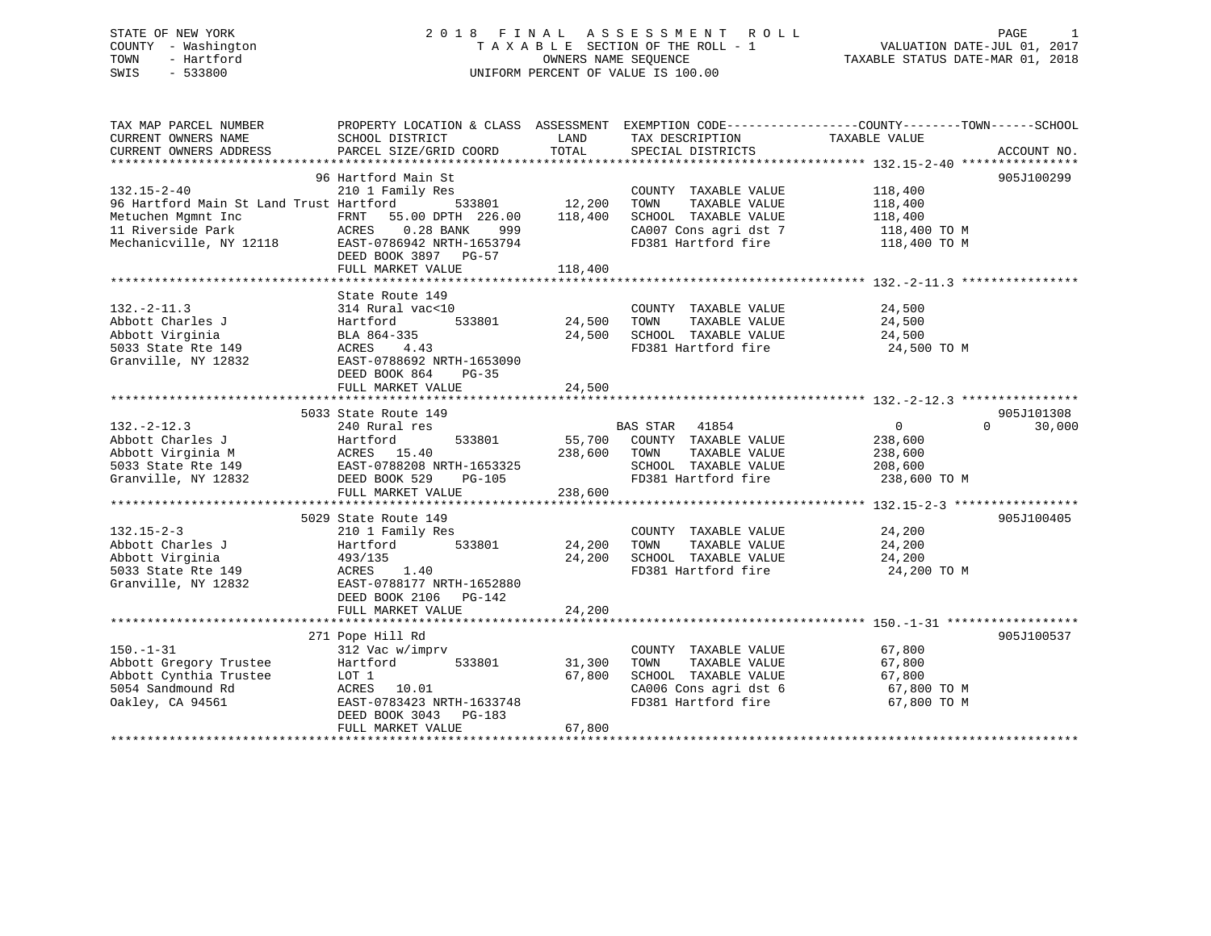STATE OF NEW YORK
COUNTY - Washington
TOWN - Hartford
SWIS - 533800

# 2018 FINAL ASSESSMENT ROLL

TAXABLE SECTION OF THE ROLL - 1
OWNERS NAME SEQUENCE
UNIFORM PERCENT OF VALUE IS 100.00

VALUATION DATE-JUL 01, 2017
TAXABLE STATUS DATE-MAR 01, 2018

| TAX MAP PARCEL NUMBER / CURRENT OWNERS NAME / CURRENT OWNERS ADDRESS | PROPERTY LOCATION & CLASS / SCHOOL DISTRICT / PARCEL SIZE/GRID COORD | ASSESSMENT LAND / TOTAL | EXEMPTION CODE / TAX DESCRIPTION / SPECIAL DISTRICTS | COUNTY / TOWN / SCHOOL TAXABLE VALUE | ACCOUNT NO. |
|---|---|---|---|---|---|
| 132.15-2-40 | 96 Hartford Main St | | | | 905J100299 |
| | 210 1 Family Res | | COUNTY TAXABLE VALUE | 118,400 | |
| 96 Hartford Main St Land Trust | Hartford 533801 | 12,200 | TOWN TAXABLE VALUE | 118,400 | |
| Metuchen Mgmnt Inc | FRNT 55.00 DPTH 226.00 | 118,400 | SCHOOL TAXABLE VALUE | 118,400 | |
| 11 Riverside Park | ACRES 0.28 BANK 999 | | CA007 Cons agri dst 7 | 118,400 TO M | |
| Mechanicville, NY 12118 | EAST-0786942 NRTH-1653794 | | FD381 Hartford fire | 118,400 TO M | |
| | DEED BOOK 3897 PG-57 | | | | |
| | FULL MARKET VALUE | 118,400 | | | |
| 132.-2-11.3 | State Route 149 | | | | |
| | 314 Rural vac<10 | | COUNTY TAXABLE VALUE | 24,500 | |
| Abbott Charles J | Hartford 533801 | 24,500 | TOWN TAXABLE VALUE | 24,500 | |
| Abbott Virginia | BLA 864-335 | 24,500 | SCHOOL TAXABLE VALUE | 24,500 | |
| 5033 State Rte 149 | ACRES 4.43 | | FD381 Hartford fire | 24,500 TO M | |
| Granville, NY 12832 | EAST-0788692 NRTH-1653090 | | | | |
| | DEED BOOK 864 PG-35 | | | | |
| | FULL MARKET VALUE | 24,500 | | | |
| 132.-2-12.3 | 5033 State Route 149 | | | | 905J101308 |
| | 240 Rural res | | BAS STAR 41854 | 0 / 0 / 30,000 | |
| Abbott Charles J | Hartford 533801 | 55,700 | COUNTY TAXABLE VALUE | 238,600 | |
| Abbott Virginia M | ACRES 15.40 | 238,600 | TOWN TAXABLE VALUE | 238,600 | |
| 5033 State Rte 149 | EAST-0788208 NRTH-1653325 | | SCHOOL TAXABLE VALUE | 208,600 | |
| Granville, NY 12832 | DEED BOOK 529 PG-105 | | FD381 Hartford fire | 238,600 TO M | |
| | FULL MARKET VALUE | 238,600 | | | |
| 132.15-2-3 | 5029 State Route 149 | | | | 905J100405 |
| | 210 1 Family Res | | COUNTY TAXABLE VALUE | 24,200 | |
| Abbott Charles J | Hartford 533801 | 24,200 | TOWN TAXABLE VALUE | 24,200 | |
| Abbott Virginia | 493/135 | 24,200 | SCHOOL TAXABLE VALUE | 24,200 | |
| 5033 State Rte 149 | ACRES 1.40 | | FD381 Hartford fire | 24,200 TO M | |
| Granville, NY 12832 | EAST-0788177 NRTH-1652880 | | | | |
| | DEED BOOK 2106 PG-142 | | | | |
| | FULL MARKET VALUE | 24,200 | | | |
| 150.-1-31 | 271 Pope Hill Rd | | | | 905J100537 |
| | 312 Vac w/imprv | | COUNTY TAXABLE VALUE | 67,800 | |
| Abbott Gregory Trustee | Hartford 533801 | 31,300 | TOWN TAXABLE VALUE | 67,800 | |
| Abbott Cynthia Trustee | LOT 1 | 67,800 | SCHOOL TAXABLE VALUE | 67,800 | |
| 5054 Sandmound Rd | ACRES 10.01 | | CA006 Cons agri dst 6 | 67,800 TO M | |
| Oakley, CA 94561 | EAST-0783423 NRTH-1633748 | | FD381 Hartford fire | 67,800 TO M | |
| | DEED BOOK 3043 PG-183 | | | | |
| | FULL MARKET VALUE | 67,800 | | | |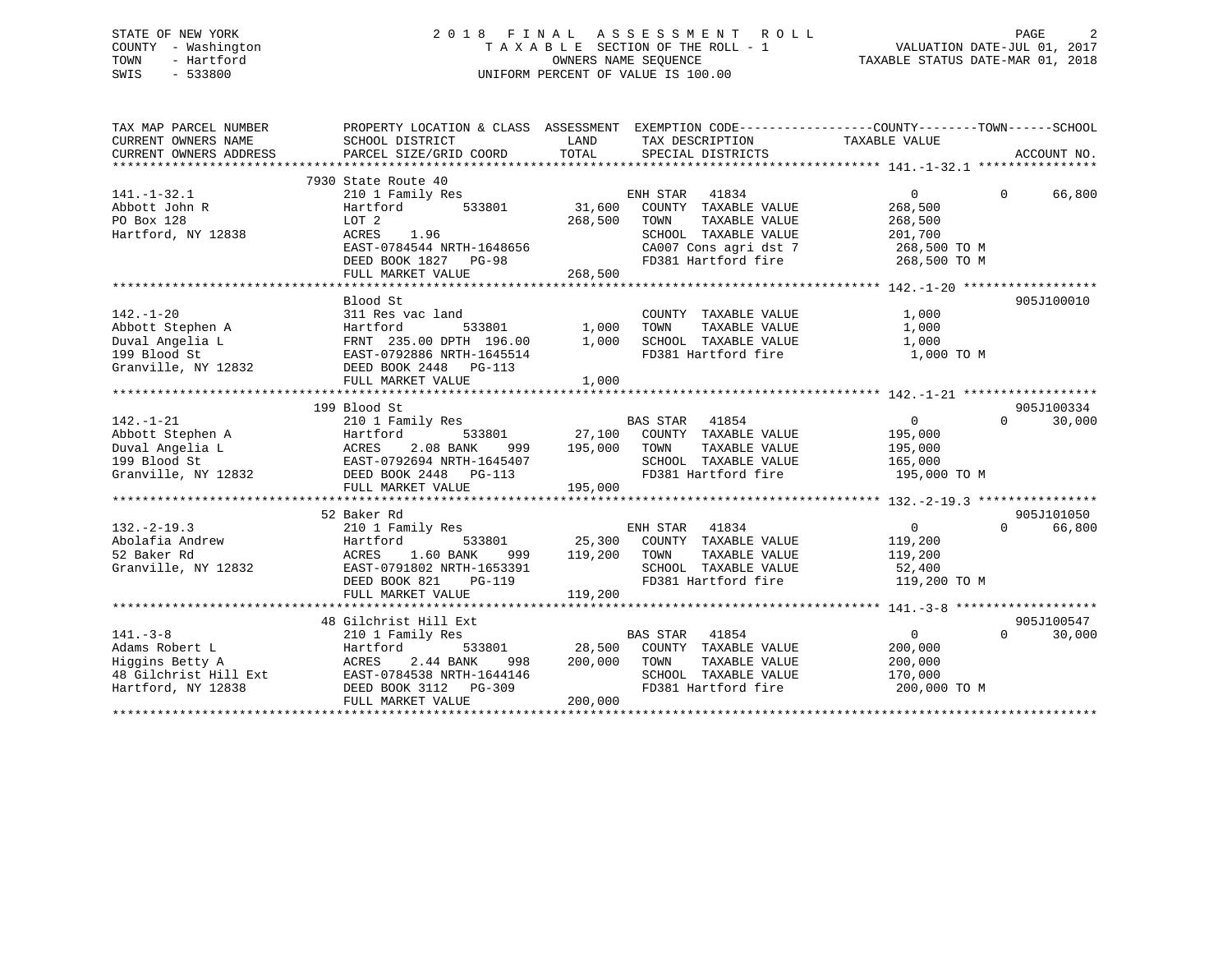STATE OF NEW YORK
COUNTY - Washington
TOWN - Hartford
SWIS - 533800

# 2018 FINAL ASSESSMENT ROLL

TAXABLE SECTION OF THE ROLL - 1
OWNERS NAME SEQUENCE
UNIFORM PERCENT OF VALUE IS 100.00

VALUATION DATE-JUL 01, 2017
TAXABLE STATUS DATE-MAR 01, 2018

| TAX MAP PARCEL NUMBER / CURRENT OWNERS NAME / CURRENT OWNERS ADDRESS | PROPERTY LOCATION & CLASS / SCHOOL DISTRICT / PARCEL SIZE/GRID COORD | ASSESSMENT LAND / TOTAL | EXEMPTION CODE / TAX DESCRIPTION / SPECIAL DISTRICTS | COUNTY / TOWN / SCHOOL TAXABLE VALUE | ACCOUNT NO. |
|---|---|---|---|---|---|
| **141.-1-32.1** | 7930 State Route 40 | | | | |
| 141.-1-32.1 | 210 1 Family Res | | ENH STAR 41834 | 0 0 66,800 | |
| Abbott John R | Hartford 533801 | 31,600 | COUNTY TAXABLE VALUE | 268,500 | |
| PO Box 128 | LOT 2 | 268,500 | TOWN TAXABLE VALUE | 268,500 | |
| Hartford, NY 12838 | ACRES 1.96 | | SCHOOL TAXABLE VALUE | 201,700 | |
| | EAST-0784544 NRTH-1648656 | | CA007 Cons agri dst 7 | 268,500 TO M | |
| | DEED BOOK 1827 PG-98 | | FD381 Hartford fire | 268,500 TO M | |
| | FULL MARKET VALUE | 268,500 | | | |
| **142.-1-20** | Blood St | | | | 905J100010 |
| 142.-1-20 | 311 Res vac land | | COUNTY TAXABLE VALUE | 1,000 | |
| Abbott Stephen A | Hartford 533801 | 1,000 | TOWN TAXABLE VALUE | 1,000 | |
| Duval Angelia L | FRNT 235.00 DPTH 196.00 | 1,000 | SCHOOL TAXABLE VALUE | 1,000 | |
| 199 Blood St | EAST-0792886 NRTH-1645514 | | FD381 Hartford fire | 1,000 TO M | |
| Granville, NY 12832 | DEED BOOK 2448 PG-113 | | | | |
| | FULL MARKET VALUE | 1,000 | | | |
| **142.-1-21** | 199 Blood St | | | | 905J100334 |
| 142.-1-21 | 210 1 Family Res | | BAS STAR 41854 | 0 0 30,000 | |
| Abbott Stephen A | Hartford 533801 | 27,100 | COUNTY TAXABLE VALUE | 195,000 | |
| Duval Angelia L | ACRES 2.08 BANK 999 | 195,000 | TOWN TAXABLE VALUE | 195,000 | |
| 199 Blood St | EAST-0792694 NRTH-1645407 | | SCHOOL TAXABLE VALUE | 165,000 | |
| Granville, NY 12832 | DEED BOOK 2448 PG-113 | | FD381 Hartford fire | 195,000 TO M | |
| | FULL MARKET VALUE | 195,000 | | | |
| **132.-2-19.3** | 52 Baker Rd | | | | 905J101050 |
| 132.-2-19.3 | 210 1 Family Res | | ENH STAR 41834 | 0 0 66,800 | |
| Abolafia Andrew | Hartford 533801 | 25,300 | COUNTY TAXABLE VALUE | 119,200 | |
| 52 Baker Rd | ACRES 1.60 BANK 999 | 119,200 | TOWN TAXABLE VALUE | 119,200 | |
| Granville, NY 12832 | EAST-0791802 NRTH-1653391 | | SCHOOL TAXABLE VALUE | 52,400 | |
| | DEED BOOK 821 PG-119 | | FD381 Hartford fire | 119,200 TO M | |
| | FULL MARKET VALUE | 119,200 | | | |
| **141.-3-8** | 48 Gilchrist Hill Ext | | | | 905J100547 |
| 141.-3-8 | 210 1 Family Res | | BAS STAR 41854 | 0 0 30,000 | |
| Adams Robert L | Hartford 533801 | 28,500 | COUNTY TAXABLE VALUE | 200,000 | |
| Higgins Betty A | ACRES 2.44 BANK 998 | 200,000 | TOWN TAXABLE VALUE | 200,000 | |
| 48 Gilchrist Hill Ext | EAST-0784538 NRTH-1644146 | | SCHOOL TAXABLE VALUE | 170,000 | |
| Hartford, NY 12838 | DEED BOOK 3112 PG-309 | | FD381 Hartford fire | 200,000 TO M | |
| | FULL MARKET VALUE | 200,000 | | | |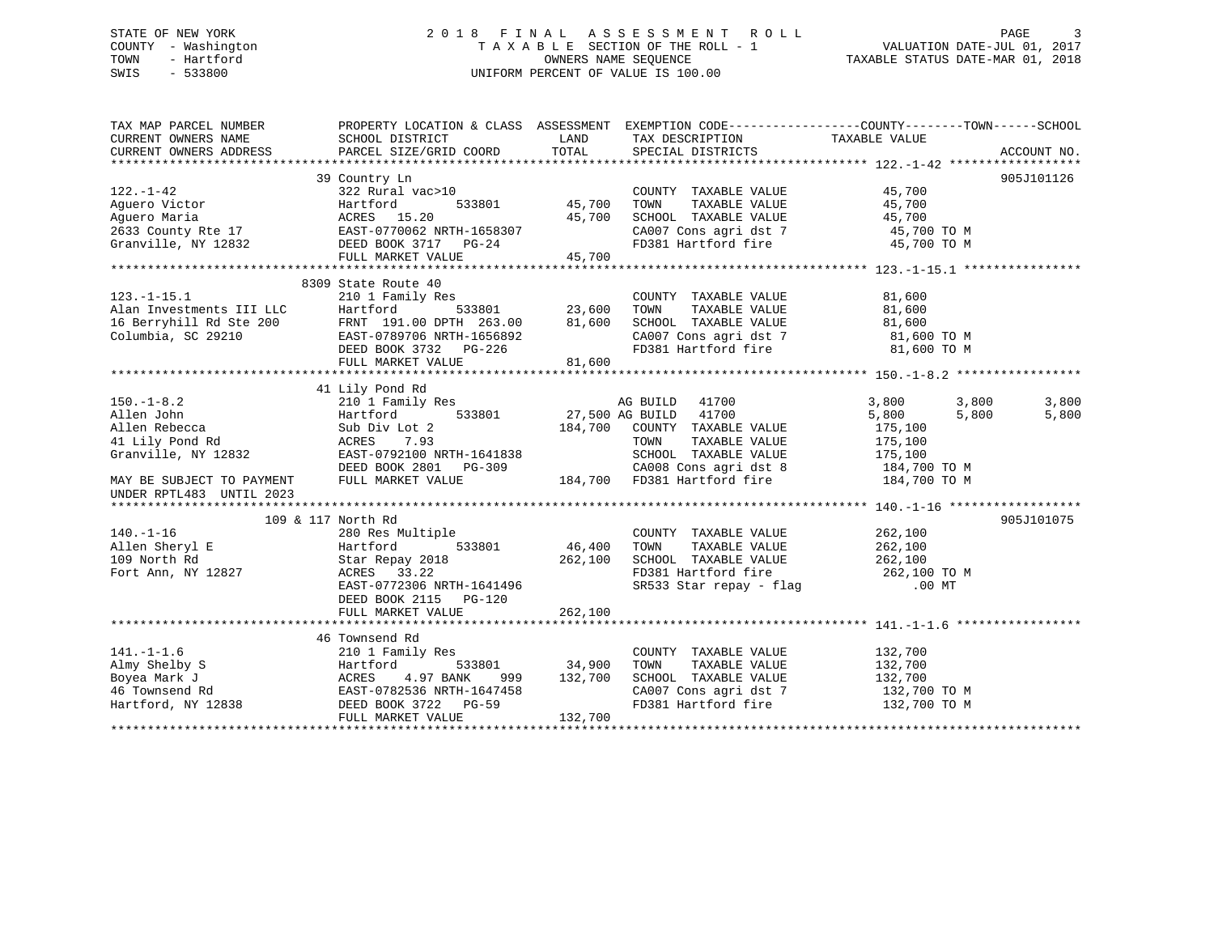STATE OF NEW YORK
COUNTY - Washington
TOWN - Hartford
SWIS - 533800

# 2018 FINAL ASSESSMENT ROLL

TAXABLE SECTION OF THE ROLL - 1
OWNERS NAME SEQUENCE
UNIFORM PERCENT OF VALUE IS 100.00

VALUATION DATE-JUL 01, 2017
TAXABLE STATUS DATE-MAR 01, 2018

```
TAX MAP PARCEL NUMBER        PROPERTY LOCATION & CLASS  ASSESSMENT  EXEMPTION CODE------------------COUNTY--------TOWN------SCHOOL
CURRENT OWNERS NAME          SCHOOL DISTRICT               LAND      TAX DESCRIPTION             TAXABLE VALUE
CURRENT OWNERS ADDRESS       PARCEL SIZE/GRID COORD        TOTAL     SPECIAL DISTRICTS                                       ACCOUNT NO.
******************************************************************************************************* 122.-1-42 ******************
                             39 Country Ln                                                                                  905J101126
122.-1-42                    322 Rural vac>10                        COUNTY  TAXABLE VALUE           45,700
Aguero Victor                Hartford        533801       45,700     TOWN    TAXABLE VALUE           45,700
Aguero Maria                 ACRES  15.20                 45,700     SCHOOL  TAXABLE VALUE           45,700
2633 County Rte 17           EAST-0770062 NRTH-1658307               CA007 Cons agri dst 7            45,700 TO M
Granville, NY 12832          DEED BOOK 3717   PG-24                  FD381 Hartford fire              45,700 TO M
                             FULL MARKET VALUE            45,700
******************************************************************************************************* 123.-1-15.1 ****************
                             8309 State Route 40
123.-1-15.1                  210 1 Family Res                        COUNTY  TAXABLE VALUE           81,600
Alan Investments III LLC     Hartford        533801       23,600     TOWN    TAXABLE VALUE           81,600
16 Berryhill Rd Ste 200      FRNT 191.00 DPTH 263.00      81,600     SCHOOL  TAXABLE VALUE           81,600
Columbia, SC 29210           EAST-0789706 NRTH-1656892               CA007 Cons agri dst 7            81,600 TO M
                             DEED BOOK 3732   PG-226                 FD381 Hartford fire              81,600 TO M
                             FULL MARKET VALUE            81,600
******************************************************************************************************* 150.-1-8.2 *****************
                             41 Lily Pond Rd
150.-1-8.2                   210 1 Family Res                        AG BUILD   41700              3,800      3,800      3,800
Allen John                   Hartford        533801       27,500 AG BUILD   41700              5,800      5,800      5,800
Allen Rebecca                Sub Div Lot 2               184,700     COUNTY  TAXABLE VALUE          175,100
41 Lily Pond Rd              ACRES    7.93                           TOWN    TAXABLE VALUE          175,100
Granville, NY 12832          EAST-0792100 NRTH-1641838               SCHOOL  TAXABLE VALUE          175,100
                             DEED BOOK 2801   PG-309                 CA008 Cons agri dst 8           184,700 TO M
MAY BE SUBJECT TO PAYMENT    FULL MARKET VALUE           184,700     FD381 Hartford fire             184,700 TO M
UNDER RPTL483  UNTIL 2023
******************************************************************************************************* 140.-1-16 ******************
                             109 & 117 North Rd                                                                             905J101075
140.-1-16                    280 Res Multiple                        COUNTY  TAXABLE VALUE          262,100
Allen Sheryl E               Hartford        533801       46,400     TOWN    TAXABLE VALUE          262,100
109 North Rd                 Star Repay 2018             262,100     SCHOOL  TAXABLE VALUE          262,100
Fort Ann, NY 12827           ACRES  33.22                            FD381 Hartford fire             262,100 TO M
                             EAST-0772306 NRTH-1641496               SR533 Star repay - flag             .00 MT
                             DEED BOOK 2115   PG-120
                             FULL MARKET VALUE           262,100
******************************************************************************************************* 141.-1-1.6 *****************
                             46 Townsend Rd
141.-1-1.6                   210 1 Family Res                        COUNTY  TAXABLE VALUE          132,700
Almy Shelby S                Hartford        533801       34,900     TOWN    TAXABLE VALUE          132,700
Boyea Mark J                 ACRES    4.97 BANK    999   132,700     SCHOOL  TAXABLE VALUE          132,700
46 Townsend Rd               EAST-0782536 NRTH-1647458               CA007 Cons agri dst 7           132,700 TO M
Hartford, NY 12838           DEED BOOK 3722   PG-59                  FD381 Hartford fire             132,700 TO M
                             FULL MARKET VALUE           132,700
************************************************************************************************************************************
```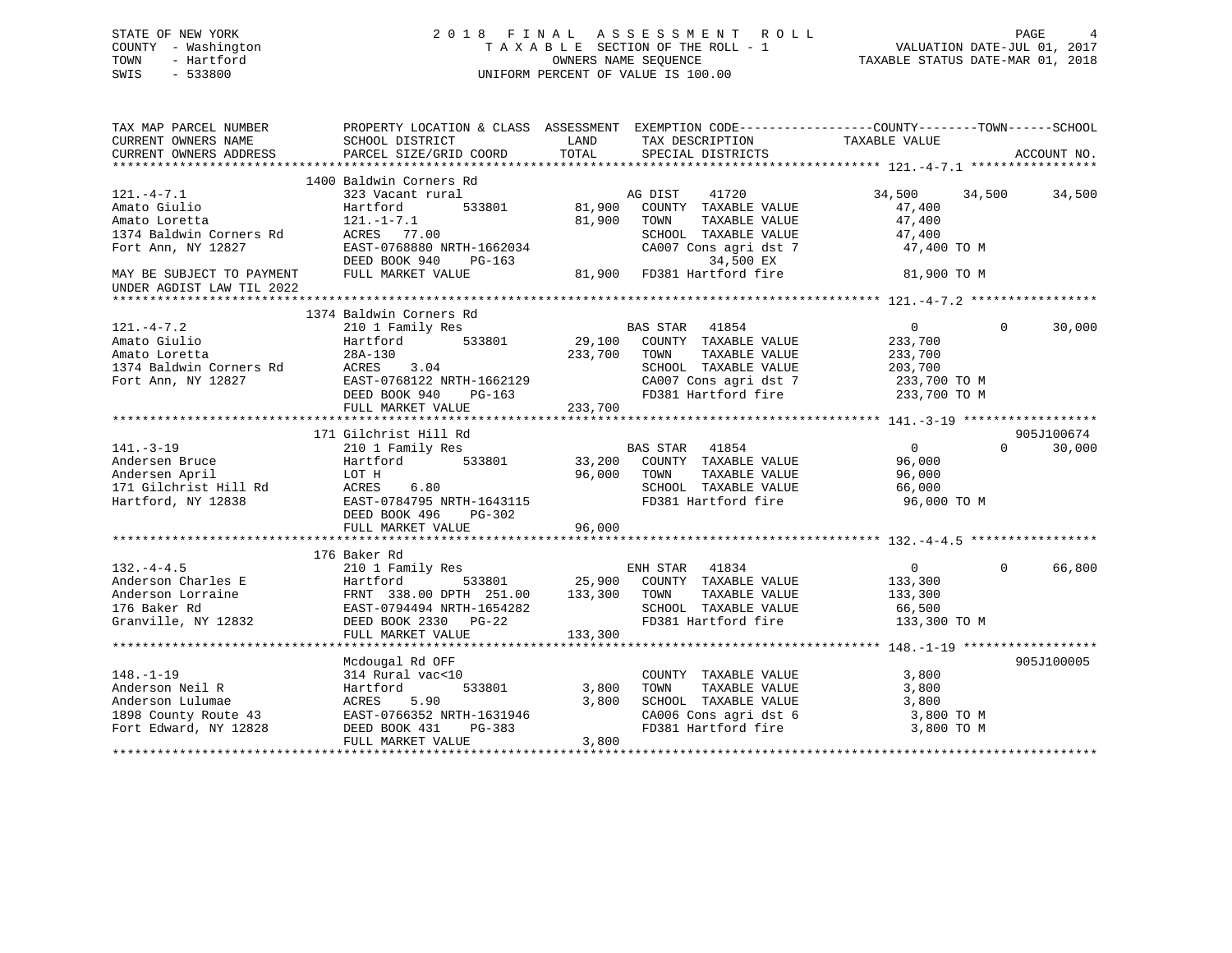STATE OF NEW YORK
COUNTY - Washington
TOWN - Hartford
SWIS - 533800

# 2018 FINAL ASSESSMENT ROLL

TAXABLE SECTION OF THE ROLL - 1
OWNERS NAME SEQUENCE
UNIFORM PERCENT OF VALUE IS 100.00

VALUATION DATE-JUL 01, 2017
TAXABLE STATUS DATE-MAR 01, 2018

```
TAX MAP PARCEL NUMBER      PROPERTY LOCATION & CLASS  ASSESSMENT  EXEMPTION CODE------------------COUNTY--------TOWN------SCHOOL
CURRENT OWNERS NAME        SCHOOL DISTRICT              LAND      TAX DESCRIPTION            TAXABLE VALUE
CURRENT OWNERS ADDRESS     PARCEL SIZE/GRID COORD       TOTAL     SPECIAL DISTRICTS                                   ACCOUNT NO.
******************************************************************************************************* 121.-4-7.1 *****************
                     1400 Baldwin Corners Rd
121.-4-7.1                 323 Vacant rural                 AG DIST    41720              34,500     34,500     34,500
Amato Giulio               Hartford         533801      81,900   COUNTY  TAXABLE VALUE          47,400
Amato Loretta              121.-1-7.1                   81,900   TOWN    TAXABLE VALUE          47,400
1374 Baldwin Corners Rd    ACRES  77.00                          SCHOOL  TAXABLE VALUE          47,400
Fort Ann, NY 12827         EAST-0768880 NRTH-1662034             CA007 Cons agri dst 7           47,400 TO M
                           DEED BOOK 940    PG-163                         34,500 EX
MAY BE SUBJECT TO PAYMENT  FULL MARKET VALUE            81,900   FD381 Hartford fire             81,900 TO M
UNDER AGDIST LAW TIL 2022
******************************************************************************************************* 121.-4-7.2 *****************
                     1374 Baldwin Corners Rd
121.-4-7.2                 210 1 Family Res                 BAS STAR   41854                   0          0     30,000
Amato Giulio               Hartford         533801      29,100   COUNTY  TAXABLE VALUE         233,700
Amato Loretta              28A-130                     233,700   TOWN    TAXABLE VALUE         233,700
1374 Baldwin Corners Rd    ACRES   3.04                          SCHOOL  TAXABLE VALUE         203,700
Fort Ann, NY 12827         EAST-0768122 NRTH-1662129             CA007 Cons agri dst 7          233,700 TO M
                           DEED BOOK 940    PG-163               FD381 Hartford fire            233,700 TO M
                           FULL MARKET VALUE           233,700
******************************************************************************************************* 141.-3-19 ******************
                     171 Gilchrist Hill Rd                                                                     905J100674
141.-3-19                  210 1 Family Res                 BAS STAR   41854                   0          0     30,000
Andersen Bruce             Hartford         533801      33,200   COUNTY  TAXABLE VALUE          96,000
Andersen April             LOT H                        96,000   TOWN    TAXABLE VALUE          96,000
171 Gilchrist Hill Rd      ACRES   6.80                          SCHOOL  TAXABLE VALUE          66,000
Hartford, NY 12838         EAST-0784795 NRTH-1643115             FD381 Hartford fire             96,000 TO M
                           DEED BOOK 496    PG-302
                           FULL MARKET VALUE            96,000
******************************************************************************************************* 132.-4-4.5 *****************
                     176 Baker Rd
132.-4-4.5                 210 1 Family Res                 ENH STAR   41834                   0          0     66,800
Anderson Charles E         Hartford         533801      25,900   COUNTY  TAXABLE VALUE         133,300
Anderson Lorraine          FRNT 338.00 DPTH 251.00     133,300   TOWN    TAXABLE VALUE         133,300
176 Baker Rd               EAST-0794494 NRTH-1654282             SCHOOL  TAXABLE VALUE          66,500
Granville, NY 12832        DEED BOOK 2330   PG-22                FD381 Hartford fire            133,300 TO M
                           FULL MARKET VALUE           133,300
******************************************************************************************************* 148.-1-19 ******************
                     Mcdougal Rd OFF                                                                           905J100005
148.-1-19                  314 Rural vac<10                          COUNTY  TAXABLE VALUE           3,800
Anderson Neil R            Hartford         533801       3,800   TOWN    TAXABLE VALUE           3,800
Anderson Lulumae           ACRES   5.90                  3,800   SCHOOL  TAXABLE VALUE           3,800
1898 County Route 43       EAST-0766352 NRTH-1631946             CA006 Cons agri dst 6            3,800 TO M
Fort Edward, NY 12828      DEED BOOK 431    PG-383               FD381 Hartford fire              3,800 TO M
                           FULL MARKET VALUE             3,800
************************************************************************************************************************************
```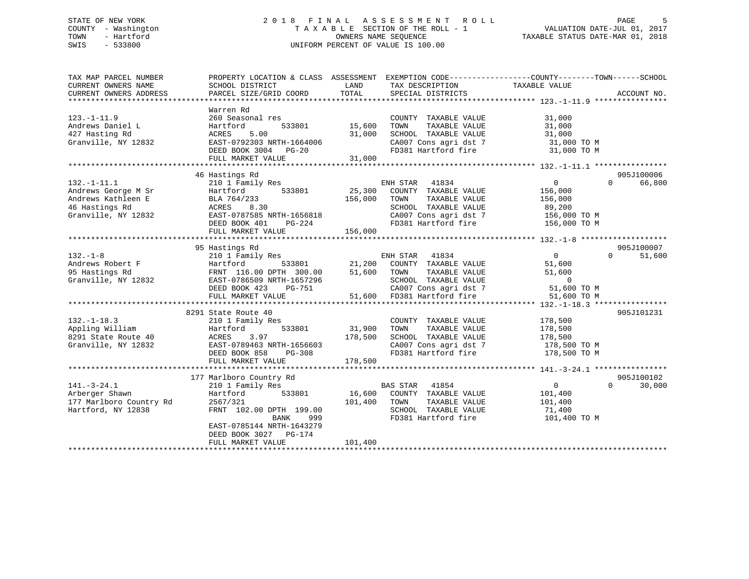STATE OF NEW YORK — COUNTY - Washington — TOWN - Hartford — SWIS - 533800

2018 FINAL ASSESSMENT ROLL
TAXABLE SECTION OF THE ROLL - 1
OWNERS NAME SEQUENCE
UNIFORM PERCENT OF VALUE IS 100.00

VALUATION DATE-JUL 01, 2017
TAXABLE STATUS DATE-MAR 01, 2018

```
TAX MAP PARCEL NUMBER      PROPERTY LOCATION & CLASS  ASSESSMENT  EXEMPTION CODE-----------------COUNTY--------TOWN------SCHOOL
CURRENT OWNERS NAME        SCHOOL DISTRICT               LAND      TAX DESCRIPTION              TAXABLE VALUE
CURRENT OWNERS ADDRESS     PARCEL SIZE/GRID COORD        TOTAL     SPECIAL DISTRICTS                                    ACCOUNT NO.
******************************************************************************************************* 123.-1-11.9 ****************
                           Warren Rd
123.-1-11.9                260 Seasonal res                        COUNTY  TAXABLE VALUE            31,000
Andrews Daniel L           Hartford         533801       15,600    TOWN    TAXABLE VALUE            31,000
427 Hasting Rd             ACRES    5.00                 31,000    SCHOOL  TAXABLE VALUE            31,000
Granville, NY 12832        EAST-0792303 NRTH-1664006               CA007 Cons agri dst 7            31,000 TO M
                           DEED BOOK 3004   PG-20                  FD381 Hartford fire              31,000 TO M
                           FULL MARKET VALUE             31,000
******************************************************************************************************* 132.-1-11.1 ****************
                           46 Hastings Rd                                                                          905J100006
132.-1-11.1                210 1 Family Res                        ENH STAR   41834                 0             0      66,800
Andrews George M Sr        Hartford         533801       25,300    COUNTY  TAXABLE VALUE           156,000
Andrews Kathleen E         BLA 764/233                  156,000    TOWN    TAXABLE VALUE           156,000
46 Hastings Rd             ACRES    8.30                           SCHOOL  TAXABLE VALUE            89,200
Granville, NY 12832        EAST-0787585 NRTH-1656818               CA007 Cons agri dst 7           156,000 TO M
                           DEED BOOK 401    PG-224                 FD381 Hartford fire             156,000 TO M
                           FULL MARKET VALUE            156,000
******************************************************************************************************* 132.-1-8 *******************
                           95 Hastings Rd                                                                          905J100007
132.-1-8                   210 1 Family Res                        ENH STAR   41834                 0             0      51,600
Andrews Robert F           Hartford         533801       21,200    COUNTY  TAXABLE VALUE            51,600
95 Hastings Rd             FRNT 116.00 DPTH 300.00       51,600    TOWN    TAXABLE VALUE            51,600
Granville, NY 12832        EAST-0786509 NRTH-1657296               SCHOOL  TAXABLE VALUE                 0
                           DEED BOOK 423    PG-751                 CA007 Cons agri dst 7            51,600 TO M
                           FULL MARKET VALUE             51,600    FD381 Hartford fire              51,600 TO M
******************************************************************************************************* 132.-1-18.3 ****************
                           8291 State Route 40                                                                     905J101231
132.-1-18.3                210 1 Family Res                        COUNTY  TAXABLE VALUE           178,500
Appling William            Hartford         533801       31,900    TOWN    TAXABLE VALUE           178,500
8291 State Route 40        ACRES    3.97                178,500    SCHOOL  TAXABLE VALUE           178,500
Granville, NY 12832        EAST-0789463 NRTH-1656603               CA007 Cons agri dst 7           178,500 TO M
                           DEED BOOK 858    PG-308                 FD381 Hartford fire             178,500 TO M
                           FULL MARKET VALUE            178,500
******************************************************************************************************* 141.-3-24.1 ****************
                           177 Marlboro Country Rd                                                                 905J100102
141.-3-24.1                210 1 Family Res                        BAS STAR   41854                 0             0      30,000
Arberger Shawn             Hartford         533801       16,600    COUNTY  TAXABLE VALUE           101,400
177 Marlboro Country Rd    2567/321                     101,400    TOWN    TAXABLE VALUE           101,400
Hartford, NY 12838         FRNT 102.00 DPTH 199.00                 SCHOOL  TAXABLE VALUE            71,400
                                          BANK     999             FD381 Hartford fire             101,400 TO M
                           EAST-0785144 NRTH-1643279
                           DEED BOOK 3027   PG-174
                           FULL MARKET VALUE            101,400
************************************************************************************************************************************
```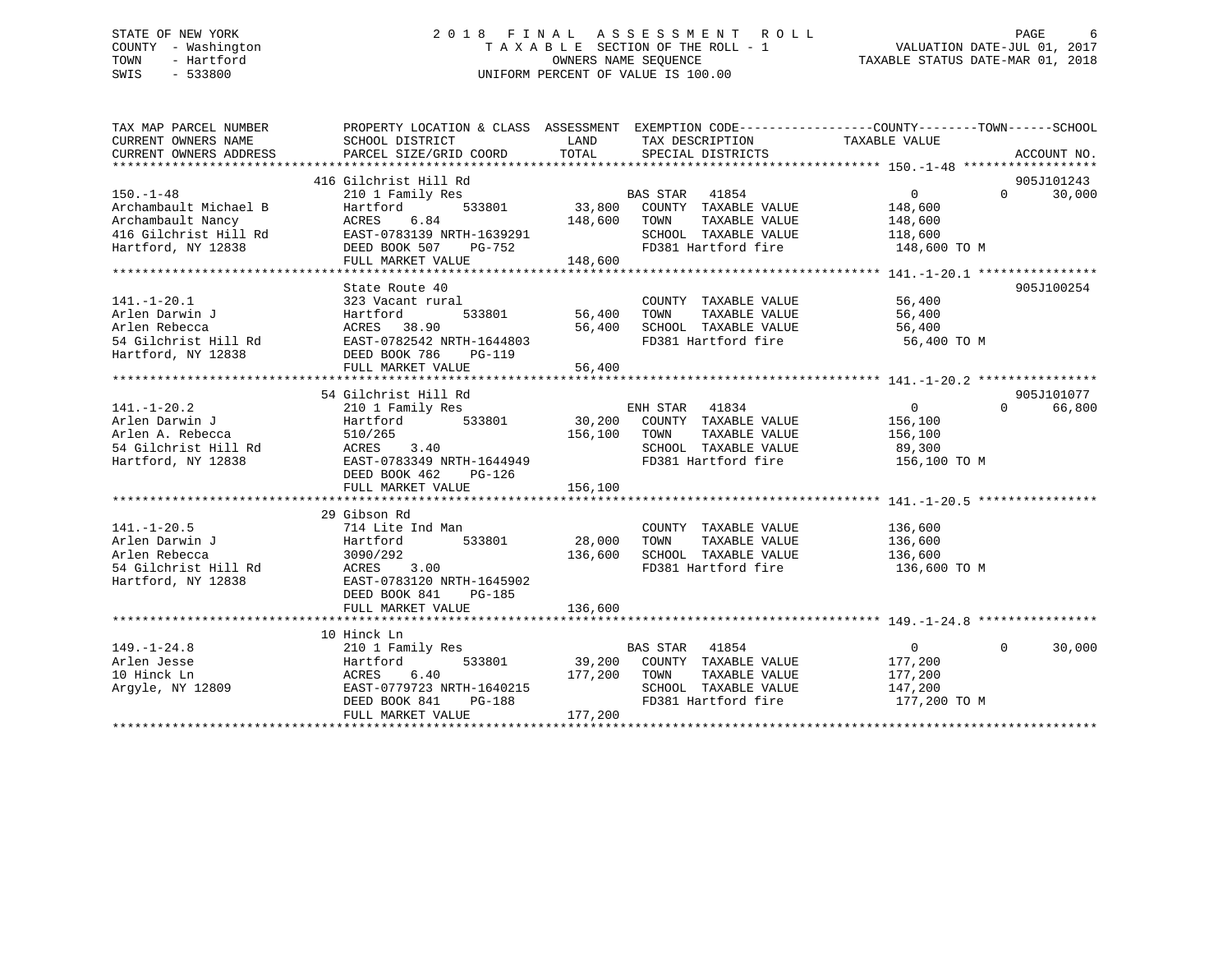STATE OF NEW YORK
COUNTY - Washington
TOWN - Hartford
SWIS - 533800

# 2018 FINAL ASSESSMENT ROLL

TAXABLE SECTION OF THE ROLL - 1
OWNERS NAME SEQUENCE
UNIFORM PERCENT OF VALUE IS 100.00

VALUATION DATE-JUL 01, 2017
TAXABLE STATUS DATE-MAR 01, 2018

| TAX MAP PARCEL NUMBER / CURRENT OWNERS NAME / CURRENT OWNERS ADDRESS | PROPERTY LOCATION & CLASS / SCHOOL DISTRICT / PARCEL SIZE/GRID COORD | ASSESSMENT LAND | TOTAL | EXEMPTION CODE / TAX DESCRIPTION / SPECIAL DISTRICTS | COUNTY TAXABLE VALUE | TOWN | SCHOOL | ACCOUNT NO. |
|---|---|---|---|---|---|---|---|---|
| **150.-1-48** | 416 Gilchrist Hill Rd | | | | | | | 905J101243 |
| | 210 1 Family Res | | | BAS STAR 41854 | 0 | 0 | 30,000 | |
| Archambault Michael B | Hartford 533801 | 33,800 | | COUNTY TAXABLE VALUE | 148,600 | | | |
| Archambault Nancy | ACRES 6.84 | | 148,600 | TOWN TAXABLE VALUE | 148,600 | | | |
| 416 Gilchrist Hill Rd | EAST-0783139 NRTH-1639291 | | | SCHOOL TAXABLE VALUE | 118,600 | | | |
| Hartford, NY 12838 | DEED BOOK 507 PG-752 | | | FD381 Hartford fire | 148,600 TO M | | | |
| | FULL MARKET VALUE | | 148,600 | | | | | |
| **141.-1-20.1** | State Route 40 | | | | | | | 905J100254 |
| | 323 Vacant rural | | | COUNTY TAXABLE VALUE | 56,400 | | | |
| Arlen Darwin J | Hartford 533801 | 56,400 | | TOWN TAXABLE VALUE | 56,400 | | | |
| Arlen Rebecca | ACRES 38.90 | | 56,400 | SCHOOL TAXABLE VALUE | 56,400 | | | |
| 54 Gilchrist Hill Rd | EAST-0782542 NRTH-1644803 | | | FD381 Hartford fire | 56,400 TO M | | | |
| Hartford, NY 12838 | DEED BOOK 786 PG-119 | | | | | | | |
| | FULL MARKET VALUE | | 56,400 | | | | | |
| **141.-1-20.2** | 54 Gilchrist Hill Rd | | | | | | | 905J101077 |
| | 210 1 Family Res | | | ENH STAR 41834 | 0 | 0 | 66,800 | |
| Arlen Darwin J | Hartford 533801 | 30,200 | | COUNTY TAXABLE VALUE | 156,100 | | | |
| Arlen A. Rebecca | 510/265 | | 156,100 | TOWN TAXABLE VALUE | 156,100 | | | |
| 54 Gilchrist Hill Rd | ACRES 3.40 | | | SCHOOL TAXABLE VALUE | 89,300 | | | |
| Hartford, NY 12838 | EAST-0783349 NRTH-1644949 | | | FD381 Hartford fire | 156,100 TO M | | | |
| | DEED BOOK 462 PG-126 | | | | | | | |
| | FULL MARKET VALUE | | 156,100 | | | | | |
| **141.-1-20.5** | 29 Gibson Rd | | | | | | | |
| | 714 Lite Ind Man | | | COUNTY TAXABLE VALUE | 136,600 | | | |
| Arlen Darwin J | Hartford 533801 | 28,000 | | TOWN TAXABLE VALUE | 136,600 | | | |
| Arlen Rebecca | 3090/292 | | 136,600 | SCHOOL TAXABLE VALUE | 136,600 | | | |
| 54 Gilchrist Hill Rd | ACRES 3.00 | | | FD381 Hartford fire | 136,600 TO M | | | |
| Hartford, NY 12838 | EAST-0783120 NRTH-1645902 | | | | | | | |
| | DEED BOOK 841 PG-185 | | | | | | | |
| | FULL MARKET VALUE | | 136,600 | | | | | |
| **149.-1-24.8** | 10 Hinck Ln | | | | | | | |
| | 210 1 Family Res | | | BAS STAR 41854 | 0 | 0 | 30,000 | |
| Arlen Jesse | Hartford 533801 | 39,200 | | COUNTY TAXABLE VALUE | 177,200 | | | |
| 10 Hinck Ln | ACRES 6.40 | | 177,200 | TOWN TAXABLE VALUE | 177,200 | | | |
| Argyle, NY 12809 | EAST-0779723 NRTH-1640215 | | | SCHOOL TAXABLE VALUE | 147,200 | | | |
| | DEED BOOK 841 PG-188 | | | FD381 Hartford fire | 177,200 TO M | | | |
| | FULL MARKET VALUE | | 177,200 | | | | | |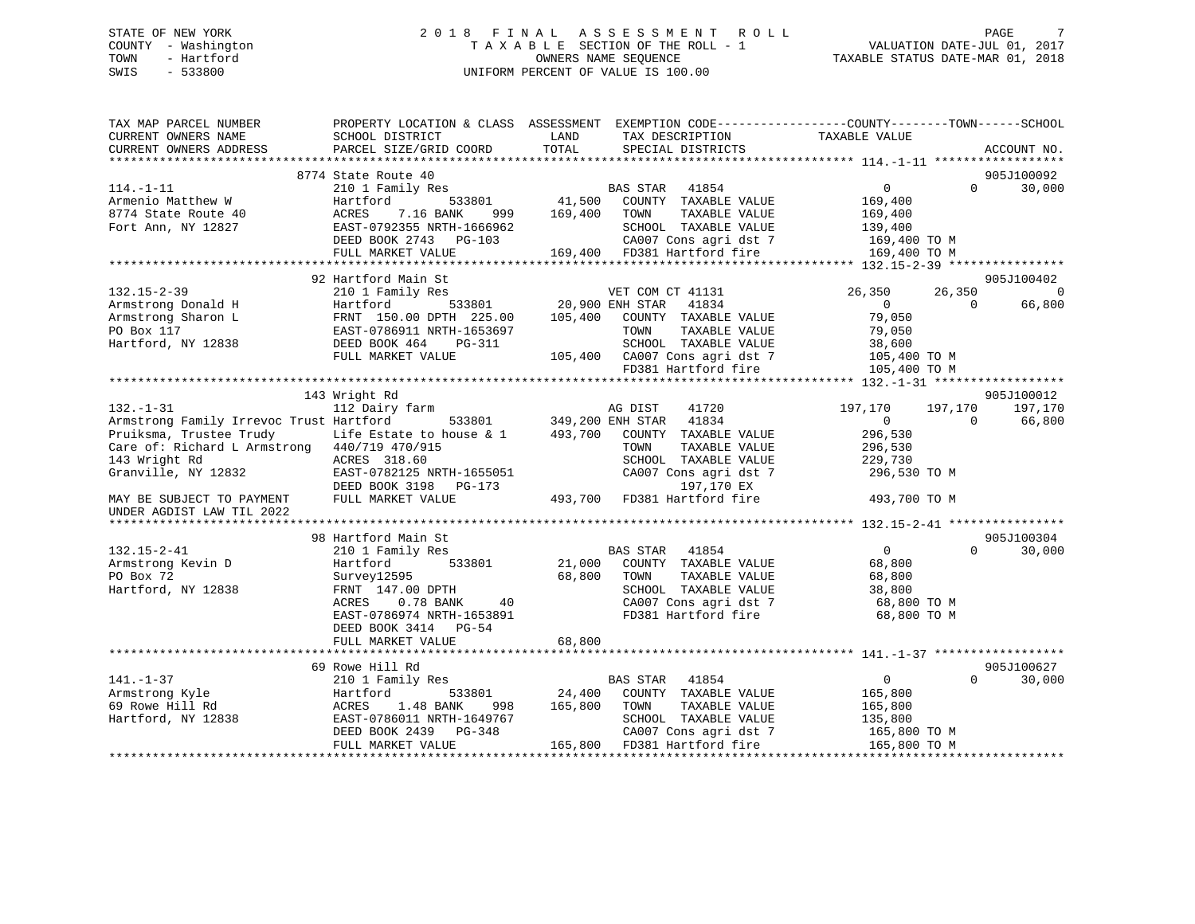STATE OF NEW YORK
COUNTY - Washington
TOWN - Hartford
SWIS - 533800

# 2018 FINAL ASSESSMENT ROLL

TAXABLE SECTION OF THE ROLL - 1
OWNERS NAME SEQUENCE
UNIFORM PERCENT OF VALUE IS 100.00

VALUATION DATE-JUL 01, 2017
TAXABLE STATUS DATE-MAR 01, 2018

```
TAX MAP PARCEL NUMBER          PROPERTY LOCATION & CLASS  ASSESSMENT  EXEMPTION CODE------------------COUNTY--------TOWN------SCHOOL
CURRENT OWNERS NAME            SCHOOL DISTRICT               LAND      TAX DESCRIPTION            TAXABLE VALUE
CURRENT OWNERS ADDRESS         PARCEL SIZE/GRID COORD        TOTAL     SPECIAL DISTRICTS                                      ACCOUNT NO.
******************************************************************************************************* 114.-1-11 ******************
                            8774 State Route 40                                                                          905J100092
114.-1-11                      210 1 Family Res                        BAS STAR   41854                   0          0     30,000
Armenio Matthew W              Hartford          533801        41,500   COUNTY  TAXABLE VALUE          169,400
8774 State Route 40            ACRES    7.16 BANK     999     169,400   TOWN    TAXABLE VALUE          169,400
Fort Ann, NY 12827             EAST-0792355 NRTH-1666962                SCHOOL  TAXABLE VALUE          139,400
                               DEED BOOK 2743   PG-103                  CA007 Cons agri dst 7           169,400 TO M
                               FULL MARKET VALUE             169,400   FD381 Hartford fire             169,400 TO M
******************************************************************************************************* 132.15-2-39 ****************
                            92 Hartford Main St                                                                          905J100402
132.15-2-39                    210 1 Family Res                        VET COM CT 41131              26,350     26,350          0
Armstrong Donald H             Hartford          533801        20,900 ENH STAR   41834                   0          0     66,800
Armstrong Sharon L             FRNT 150.00 DPTH 225.00       105,400   COUNTY  TAXABLE VALUE           79,050
PO Box 117                     EAST-0786911 NRTH-1653697                TOWN    TAXABLE VALUE           79,050
Hartford, NY 12838             DEED BOOK 464    PG-311                  SCHOOL  TAXABLE VALUE           38,600
                               FULL MARKET VALUE             105,400   CA007 Cons agri dst 7           105,400 TO M
                                                                        FD381 Hartford fire             105,400 TO M
******************************************************************************************************* 132.-1-31 ******************
                            143 Wright Rd                                                                                905J100012
132.-1-31                      112 Dairy farm                          AG DIST    41720             197,170    197,170    197,170
Armstrong Family Irrevoc Trust Hartford          533801       349,200 ENH STAR   41834                   0          0     66,800
Pruiksma, Trustee Trudy        Life Estate to house & 1      493,700   COUNTY  TAXABLE VALUE          296,530
Care of: Richard L Armstrong   440/719 470/915                          TOWN    TAXABLE VALUE          296,530
143 Wright Rd                  ACRES  318.60                            SCHOOL  TAXABLE VALUE          229,730
Granville, NY 12832            EAST-0782125 NRTH-1655051                CA007 Cons agri dst 7           296,530 TO M
                               DEED BOOK 3198   PG-173                        197,170 EX
MAY BE SUBJECT TO PAYMENT      FULL MARKET VALUE             493,700   FD381 Hartford fire             493,700 TO M
UNDER AGDIST LAW TIL 2022
******************************************************************************************************* 132.15-2-41 ****************
                            98 Hartford Main St                                                                          905J100304
132.15-2-41                    210 1 Family Res                        BAS STAR   41854                   0          0     30,000
Armstrong Kevin D              Hartford          533801        21,000   COUNTY  TAXABLE VALUE           68,800
PO Box 72                      Survey12595                    68,800   TOWN    TAXABLE VALUE           68,800
Hartford, NY 12838             FRNT 147.00 DPTH                         SCHOOL  TAXABLE VALUE           38,800
                               ACRES    0.78 BANK      40               CA007 Cons agri dst 7            68,800 TO M
                               EAST-0786974 NRTH-1653891                FD381 Hartford fire              68,800 TO M
                               DEED BOOK 3414   PG-54
                               FULL MARKET VALUE              68,800
******************************************************************************************************* 141.-1-37 ******************
                            69 Rowe Hill Rd                                                                              905J100627
141.-1-37                      210 1 Family Res                        BAS STAR   41854                   0          0     30,000
Armstrong Kyle                 Hartford          533801        24,400   COUNTY  TAXABLE VALUE          165,800
69 Rowe Hill Rd                ACRES    1.48 BANK     998     165,800   TOWN    TAXABLE VALUE          165,800
Hartford, NY 12838             EAST-0786011 NRTH-1649767                SCHOOL  TAXABLE VALUE          135,800
                               DEED BOOK 2439   PG-348                  CA007 Cons agri dst 7           165,800 TO M
                               FULL MARKET VALUE             165,800   FD381 Hartford fire             165,800 TO M
************************************************************************************************************************************
```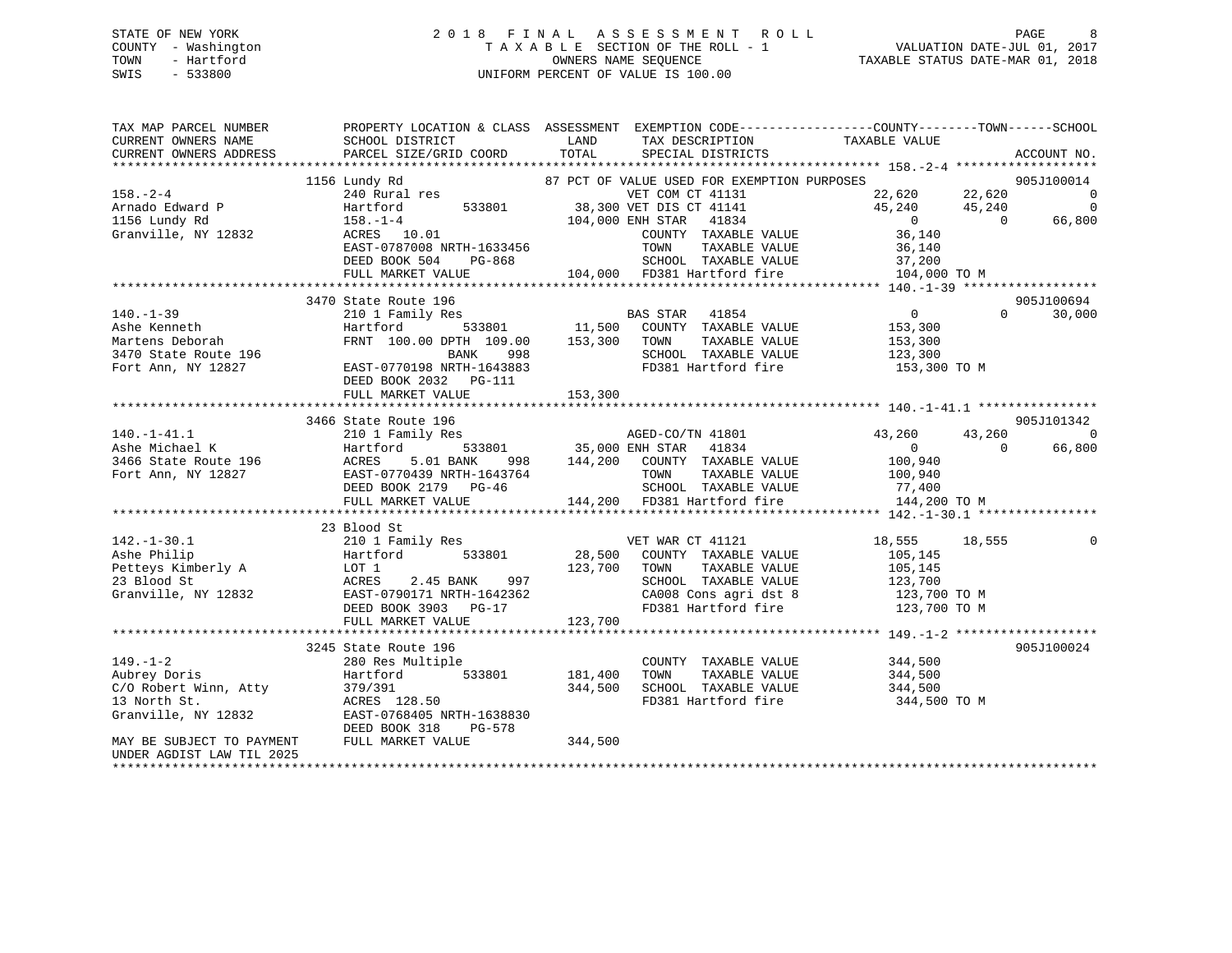STATE OF NEW YORK
COUNTY - Washington
TOWN - Hartford
SWIS - 533800

2 0 1 8 F I N A L A S S E S S M E N T R O L L
T A X A B L E SECTION OF THE ROLL - 1
OWNERS NAME SEQUENCE
UNIFORM PERCENT OF VALUE IS 100.00

VALUATION DATE-JUL 01, 2017
TAXABLE STATUS DATE-MAR 01, 2018

```
TAX MAP PARCEL NUMBER         PROPERTY LOCATION & CLASS  ASSESSMENT  EXEMPTION CODE------------------COUNTY--------TOWN------SCHOOL
CURRENT OWNERS NAME           SCHOOL DISTRICT               LAND      TAX DESCRIPTION            TAXABLE VALUE
CURRENT OWNERS ADDRESS        PARCEL SIZE/GRID COORD        TOTAL     SPECIAL DISTRICTS                                  ACCOUNT NO.
******************************************************************************************************* 158.-2-4 ********************
                1156 Lundy Rd                          87 PCT OF VALUE USED FOR EXEMPTION PURPOSES                        905J100014
158.-2-4                      240 Rural res                          VET COM CT 41131            22,620      22,620            0
Arnado Edward P               Hartford        533801        38,300 VET DIS CT 41141            45,240      45,240            0
1156 Lundy Rd                 158.-1-4                     104,000 ENH STAR    41834                0           0       66,800
Granville, NY 12832           ACRES   10.01                          COUNTY  TAXABLE VALUE          36,140
                              EAST-0787008 NRTH-1633456              TOWN    TAXABLE VALUE          36,140
                              DEED BOOK 504    PG-868                SCHOOL  TAXABLE VALUE          37,200
                              FULL MARKET VALUE            104,000  FD381 Hartford fire           104,000 TO M
******************************************************************************************************* 140.-1-39 *******************
                3470 State Route 196                                                                                905J100694
140.-1-39                     210 1 Family Res                       BAS STAR    41854                0           0       30,000
Ashe Kenneth                  Hartford        533801        11,500   COUNTY  TAXABLE VALUE         153,300
Martens Deborah               FRNT 100.00 DPTH 109.00      153,300   TOWN    TAXABLE VALUE         153,300
3470 State Route 196                   BANK     998                  SCHOOL  TAXABLE VALUE         123,300
Fort Ann, NY 12827            EAST-0770198 NRTH-1643883              FD381 Hartford fire           153,300 TO M
                              DEED BOOK 2032   PG-111
                              FULL MARKET VALUE            153,300
******************************************************************************************************* 140.-1-41.1 *****************
                3466 State Route 196                                                                                905J101342
140.-1-41.1                   210 1 Family Res                       AGED-CO/TN 41801            43,260      43,260            0
Ashe Michael K                Hartford        533801        35,000 ENH STAR    41834                0           0       66,800
3466 State Route 196          ACRES    5.01 BANK    998    144,200   COUNTY  TAXABLE VALUE         100,940
Fort Ann, NY 12827            EAST-0770439 NRTH-1643764              TOWN    TAXABLE VALUE         100,940
                              DEED BOOK 2179   PG-46                 SCHOOL  TAXABLE VALUE          77,400
                              FULL MARKET VALUE            144,200  FD381 Hartford fire           144,200 TO M
******************************************************************************************************* 142.-1-30.1 *****************
                23 Blood St
142.-1-30.1                   210 1 Family Res                       VET WAR CT 41121            18,555      18,555            0
Ashe Philip                   Hartford        533801        28,500   COUNTY  TAXABLE VALUE         105,145
Petteys Kimberly A            LOT 1                        123,700   TOWN    TAXABLE VALUE         105,145
23 Blood St                   ACRES    2.45 BANK    997              SCHOOL  TAXABLE VALUE         123,700
Granville, NY 12832           EAST-0790171 NRTH-1642362              CA008 Cons agri dst 8         123,700 TO M
                              DEED BOOK 3903   PG-17                 FD381 Hartford fire           123,700 TO M
                              FULL MARKET VALUE            123,700
******************************************************************************************************* 149.-1-2 ********************
                3245 State Route 196                                                                                905J100024
149.-1-2                      280 Res Multiple                       COUNTY  TAXABLE VALUE         344,500
Aubrey Doris                  Hartford        533801       181,400   TOWN    TAXABLE VALUE         344,500
C/O Robert Winn, Atty         379/391                      344,500   SCHOOL  TAXABLE VALUE         344,500
13 North St.                  ACRES  128.50                          FD381 Hartford fire           344,500 TO M
Granville, NY 12832           EAST-0768405 NRTH-1638830
                              DEED BOOK 318    PG-578
MAY BE SUBJECT TO PAYMENT     FULL MARKET VALUE            344,500
UNDER AGDIST LAW TIL 2025
************************************************************************************************************************************
```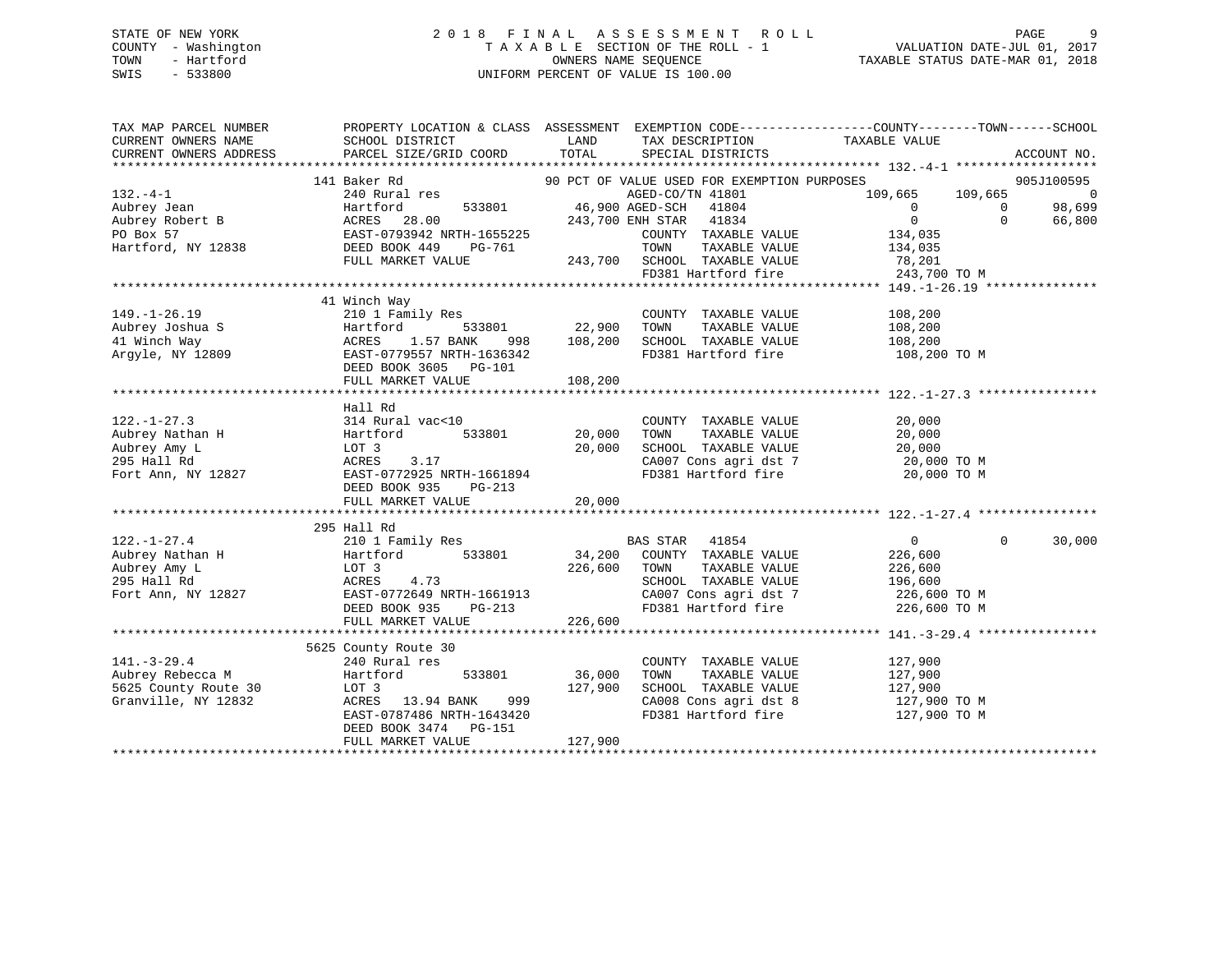STATE OF NEW YORK
COUNTY - Washington
TOWN - Hartford
SWIS - 533800

# 2018 FINAL ASSESSMENT ROLL
TAXABLE SECTION OF THE ROLL - 1
OWNERS NAME SEQUENCE
UNIFORM PERCENT OF VALUE IS 100.00

VALUATION DATE-JUL 01, 2017
TAXABLE STATUS DATE-MAR 01, 2018

```
TAX MAP PARCEL NUMBER        PROPERTY LOCATION & CLASS  ASSESSMENT  EXEMPTION CODE------------------COUNTY--------TOWN------SCHOOL
CURRENT OWNERS NAME          SCHOOL DISTRICT               LAND      TAX DESCRIPTION             TAXABLE VALUE
CURRENT OWNERS ADDRESS       PARCEL SIZE/GRID COORD       TOTAL      SPECIAL DISTRICTS                                    ACCOUNT NO.
******************************************************************************************************* 132.-4-1 *******************
                             141 Baker Rd                      90 PCT OF VALUE USED FOR EXEMPTION PURPOSES                905J100595
132.-4-1                     240 Rural res                        AGED-CO/TN 41801            109,665    109,665            0
Aubrey Jean                  Hartford        533801     46,900 AGED-SCH   41804                     0          0       98,699
Aubrey Robert B              ACRES  28.00              243,700 ENH STAR   41834                     0          0       66,800
PO Box 57                    EAST-0793942 NRTH-1655225           COUNTY  TAXABLE VALUE          134,035
Hartford, NY 12838           DEED BOOK 449    PG-761             TOWN    TAXABLE VALUE          134,035
                             FULL MARKET VALUE         243,700   SCHOOL  TAXABLE VALUE           78,201
                                                                 FD381 Hartford fire            243,700 TO M
******************************************************************************************************* 149.-1-26.19 ***************
                             41 Winch Way
149.-1-26.19                 210 1 Family Res                     COUNTY  TAXABLE VALUE          108,200
Aubrey Joshua S              Hartford        533801     22,900   TOWN    TAXABLE VALUE          108,200
41 Winch Way                 ACRES    1.57 BANK    998 108,200   SCHOOL  TAXABLE VALUE          108,200
Argyle, NY 12809             EAST-0779557 NRTH-1636342           FD381 Hartford fire            108,200 TO M
                             DEED BOOK 3605   PG-101
                             FULL MARKET VALUE         108,200
******************************************************************************************************* 122.-1-27.3 ****************
                             Hall Rd
122.-1-27.3                  314 Rural vac<10                     COUNTY  TAXABLE VALUE           20,000
Aubrey Nathan H              Hartford        533801     20,000   TOWN    TAXABLE VALUE           20,000
Aubrey Amy L                 LOT 3                      20,000   SCHOOL  TAXABLE VALUE           20,000
295 Hall Rd                  ACRES    3.17                       CA007 Cons agri dst 7           20,000 TO M
Fort Ann, NY 12827           EAST-0772925 NRTH-1661894           FD381 Hartford fire             20,000 TO M
                             DEED BOOK 935    PG-213
                             FULL MARKET VALUE          20,000
******************************************************************************************************* 122.-1-27.4 ****************
                             295 Hall Rd
122.-1-27.4                  210 1 Family Res                     BAS STAR   41854                     0          0       30,000
Aubrey Nathan H              Hartford        533801     34,200   COUNTY  TAXABLE VALUE          226,600
Aubrey Amy L                 LOT 3                     226,600   TOWN    TAXABLE VALUE          226,600
295 Hall Rd                  ACRES    4.73                       SCHOOL  TAXABLE VALUE          196,600
Fort Ann, NY 12827           EAST-0772649 NRTH-1661913           CA007 Cons agri dst 7          226,600 TO M
                             DEED BOOK 935    PG-213             FD381 Hartford fire            226,600 TO M
                             FULL MARKET VALUE         226,600
******************************************************************************************************* 141.-3-29.4 ****************
                             5625 County Route 30
141.-3-29.4                  240 Rural res                        COUNTY  TAXABLE VALUE          127,900
Aubrey Rebecca M             Hartford        533801     36,000   TOWN    TAXABLE VALUE          127,900
5625 County Route 30         LOT 3                     127,900   SCHOOL  TAXABLE VALUE          127,900
Granville, NY 12832          ACRES   13.94 BANK    999           CA008 Cons agri dst 8          127,900 TO M
                             EAST-0787486 NRTH-1643420           FD381 Hartford fire            127,900 TO M
                             DEED BOOK 3474   PG-151
                             FULL MARKET VALUE         127,900
************************************************************************************************************************************
```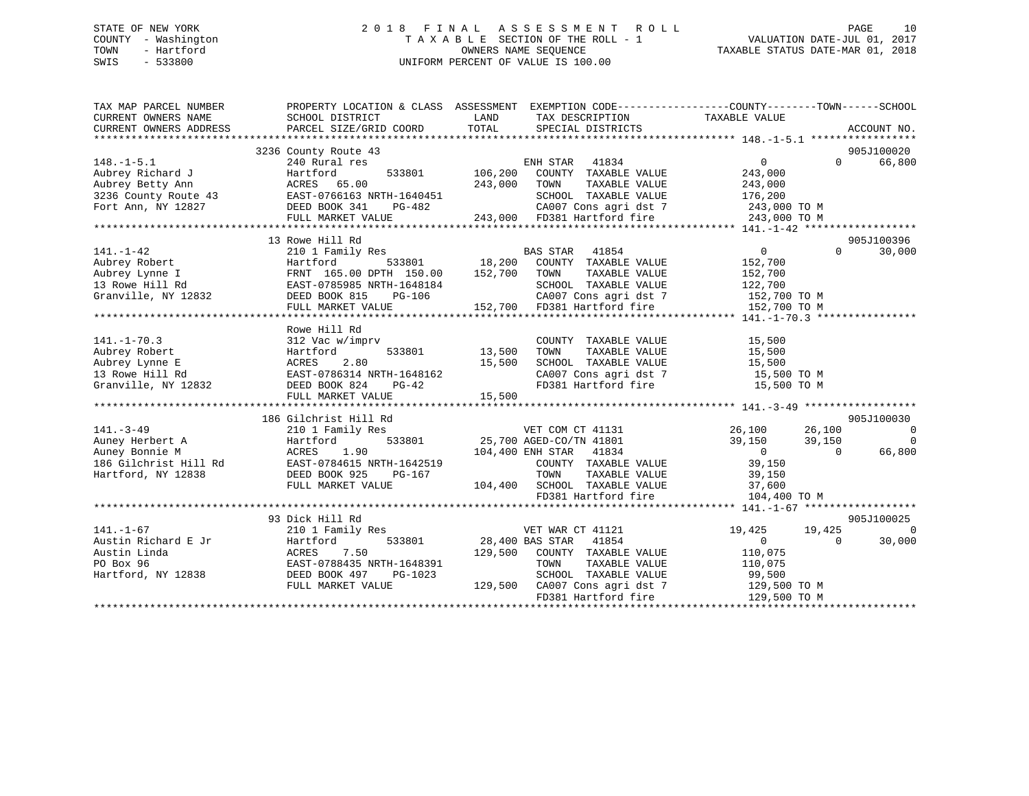STATE OF NEW YORK
COUNTY - Washington
TOWN - Hartford
SWIS - 533800

2 0 1 8 F I N A L A S S E S S M E N T R O L L
T A X A B L E SECTION OF THE ROLL - 1
OWNERS NAME SEQUENCE
UNIFORM PERCENT OF VALUE IS 100.00

VALUATION DATE-JUL 01, 2017
TAXABLE STATUS DATE-MAR 01, 2018

```
TAX MAP PARCEL NUMBER     PROPERTY LOCATION & CLASS  ASSESSMENT  EXEMPTION CODE------------------COUNTY--------TOWN------SCHOOL
CURRENT OWNERS NAME       SCHOOL DISTRICT               LAND      TAX DESCRIPTION            TAXABLE VALUE
CURRENT OWNERS ADDRESS    PARCEL SIZE/GRID COORD        TOTAL     SPECIAL DISTRICTS                                      ACCOUNT NO.
******************************************************************************************* 148.-1-5.1 *****************
                      3236 County Route 43                                                                  905J100020
148.-1-5.1                240 Rural res                           ENH STAR   41834               0           0     66,800
Aubrey Richard J          Hartford         533801     106,200    COUNTY  TAXABLE VALUE         243,000
Aubrey Betty Ann          ACRES  65.00                 243,000    TOWN    TAXABLE VALUE         243,000
3236 County Route 43      EAST-0766163 NRTH-1640451              SCHOOL  TAXABLE VALUE         176,200
Fort Ann, NY 12827        DEED BOOK 341    PG-482                CA007 Cons agri dst 7          243,000 TO M
                          FULL MARKET VALUE            243,000    FD381 Hartford fire            243,000 TO M
******************************************************************************************* 141.-1-42 ******************
                      13 Rowe Hill Rd                                                                       905J100396
141.-1-42                 210 1 Family Res                        BAS STAR   41854               0           0     30,000
Aubrey Robert             Hartford         533801      18,200    COUNTY  TAXABLE VALUE         152,700
Aubrey Lynne I            FRNT 165.00 DPTH 150.00     152,700    TOWN    TAXABLE VALUE         152,700
13 Rowe Hill Rd           EAST-0785985 NRTH-1648184              SCHOOL  TAXABLE VALUE         122,700
Granville, NY 12832       DEED BOOK 815    PG-106                CA007 Cons agri dst 7          152,700 TO M
                          FULL MARKET VALUE            152,700    FD381 Hartford fire            152,700 TO M
******************************************************************************************* 141.-1-70.3 ****************
                          Rowe Hill Rd
141.-1-70.3               312 Vac w/imprv                        COUNTY  TAXABLE VALUE          15,500
Aubrey Robert             Hartford         533801      13,500    TOWN    TAXABLE VALUE          15,500
Aubrey Lynne E            ACRES   2.80                  15,500    SCHOOL  TAXABLE VALUE          15,500
13 Rowe Hill Rd           EAST-0786314 NRTH-1648162              CA007 Cons agri dst 7           15,500 TO M
Granville, NY 12832       DEED BOOK 824    PG-42                 FD381 Hartford fire             15,500 TO M
                          FULL MARKET VALUE             15,500
******************************************************************************************* 141.-3-49 ******************
                      186 Gilchrist Hill Rd                                                                 905J100030
141.-3-49                 210 1 Family Res                        VET COM CT 41131          26,100      26,100          0
Auney Herbert A           Hartford         533801      25,700 AGED-CO/TN 41801          39,150      39,150          0
Auney Bonnie M            ACRES   1.90                 104,400 ENH STAR   41834               0           0     66,800
186 Gilchrist Hill Rd     EAST-0784615 NRTH-1642519              COUNTY  TAXABLE VALUE          39,150
Hartford, NY 12838        DEED BOOK 925    PG-167                TOWN    TAXABLE VALUE          39,150
                          FULL MARKET VALUE            104,400    SCHOOL  TAXABLE VALUE          37,600
                                                                  FD381 Hartford fire            104,400 TO M
******************************************************************************************* 141.-1-67 ******************
                      93 Dick Hill Rd                                                                       905J100025
141.-1-67                 210 1 Family Res                        VET WAR CT 41121          19,425      19,425          0
Austin Richard E Jr       Hartford         533801      28,400 BAS STAR   41854               0           0     30,000
Austin Linda              ACRES   7.50                 129,500    COUNTY  TAXABLE VALUE         110,075
PO Box 96                 EAST-0788435 NRTH-1648391              TOWN    TAXABLE VALUE         110,075
Hartford, NY 12838        DEED BOOK 497    PG-1023               SCHOOL  TAXABLE VALUE          99,500
                          FULL MARKET VALUE            129,500    CA007 Cons agri dst 7          129,500 TO M
                                                                  FD381 Hartford fire            129,500 TO M
*************************************************************************************************************************
```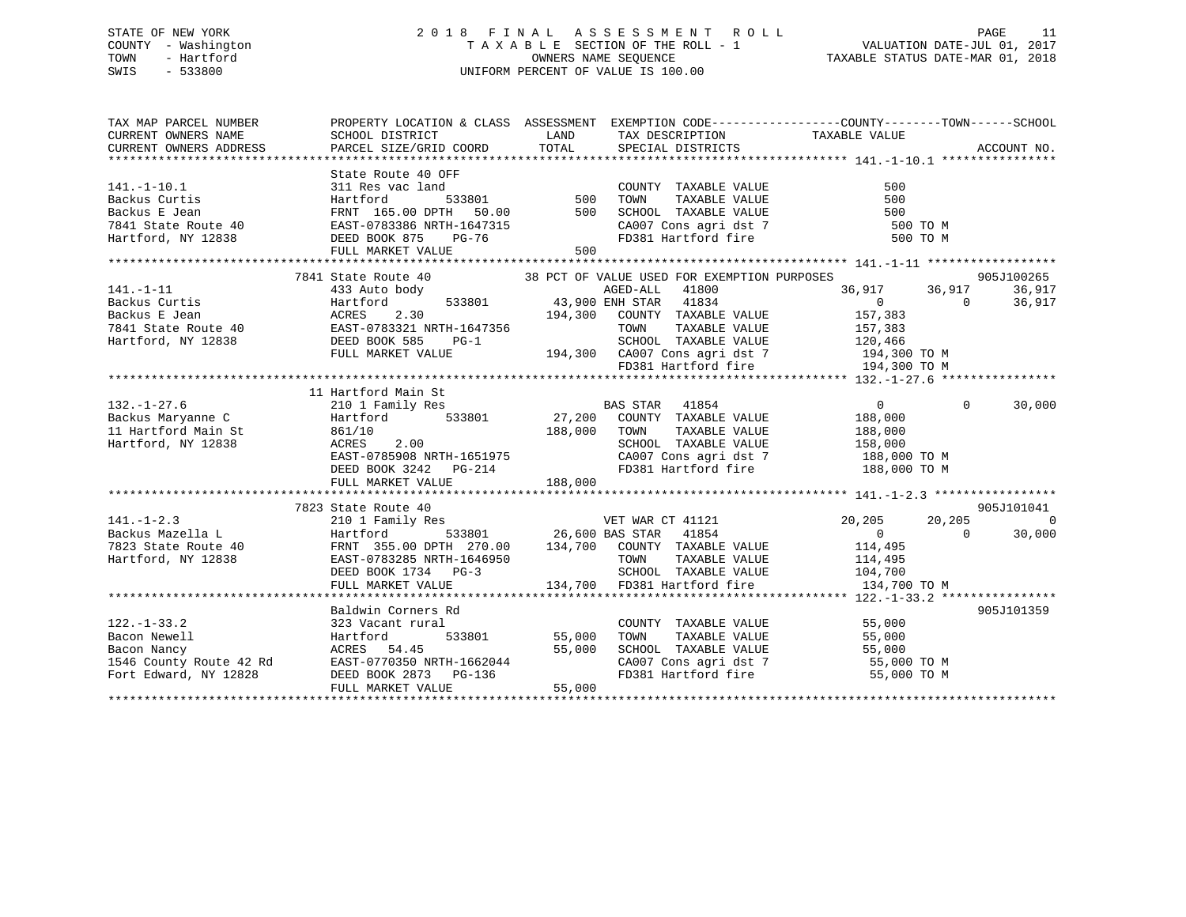STATE OF NEW YORK
COUNTY - Washington
TOWN - Hartford
SWIS - 533800

# 2018 FINAL ASSESSMENT ROLL

TAXABLE SECTION OF THE ROLL - 1
OWNERS NAME SEQUENCE
UNIFORM PERCENT OF VALUE IS 100.00

VALUATION DATE-JUL 01, 2017
TAXABLE STATUS DATE-MAR 01, 2018

```
TAX MAP PARCEL NUMBER       PROPERTY LOCATION & CLASS  ASSESSMENT  EXEMPTION CODE------------------COUNTY--------TOWN------SCHOOL
CURRENT OWNERS NAME         SCHOOL DISTRICT              LAND      TAX DESCRIPTION              TAXABLE VALUE
CURRENT OWNERS ADDRESS      PARCEL SIZE/GRID COORD       TOTAL     SPECIAL DISTRICTS                                      ACCOUNT NO.
******************************************************************************************************* 141.-1-10.1 ****************
                            State Route 40 OFF
141.-1-10.1                 311 Res vac land                       COUNTY  TAXABLE VALUE             500
Backus Curtis               Hartford         533801        500     TOWN    TAXABLE VALUE             500
Backus E Jean               FRNT 165.00 DPTH  50.00        500     SCHOOL  TAXABLE VALUE             500
7841 State Route 40         EAST-0783386 NRTH-1647315              CA007 Cons agri dst 7              500 TO M
Hartford, NY 12838          DEED BOOK 875     PG-76                FD381 Hartford fire                500 TO M
                            FULL MARKET VALUE              500
******************************************************************************************************* 141.-1-11 ******************
                       7841 State Route 40          38 PCT OF VALUE USED FOR EXEMPTION PURPOSES                       905J100265
141.-1-11                   433 Auto body                   AGED-ALL   41800              36,917     36,917      36,917
Backus Curtis               Hartford         533801      43,900 ENH STAR  41834                   0          0      36,917
Backus E Jean               ACRES    2.30               194,300   COUNTY  TAXABLE VALUE         157,383
7841 State Route 40         EAST-0783321 NRTH-1647356              TOWN    TAXABLE VALUE         157,383
Hartford, NY 12838          DEED BOOK 585     PG-1                 SCHOOL  TAXABLE VALUE         120,466
                            FULL MARKET VALUE           194,300   CA007 Cons agri dst 7          194,300 TO M
                                                                   FD381 Hartford fire            194,300 TO M
******************************************************************************************************* 132.-1-27.6 ****************
                         11 Hartford Main St
132.-1-27.6                 210 1 Family Res                BAS STAR  41854                   0          0      30,000
Backus Maryanne C           Hartford         533801      27,200   COUNTY  TAXABLE VALUE         188,000
11 Hartford Main St         861/10                      188,000   TOWN    TAXABLE VALUE         188,000
Hartford, NY 12838          ACRES    2.00                          SCHOOL  TAXABLE VALUE         158,000
                            EAST-0785908 NRTH-1651975              CA007 Cons agri dst 7          188,000 TO M
                            DEED BOOK 3242    PG-214               FD381 Hartford fire            188,000 TO M
                            FULL MARKET VALUE           188,000
******************************************************************************************************* 141.-1-2.3 *****************
                       7823 State Route 40                                                                          905J101041
141.-1-2.3                  210 1 Family Res                VET WAR CT 41121              20,205     20,205           0
Backus Mazella L            Hartford         533801      26,600 BAS STAR  41854                   0          0      30,000
7823 State Route 40         FRNT 355.00 DPTH 270.00     134,700   COUNTY  TAXABLE VALUE         114,495
Hartford, NY 12838          EAST-0783285 NRTH-1646950              TOWN    TAXABLE VALUE         114,495
                            DEED BOOK 1734    PG-3                 SCHOOL  TAXABLE VALUE         104,700
                            FULL MARKET VALUE           134,700   FD381 Hartford fire            134,700 TO M
******************************************************************************************************* 122.-1-33.2 ****************
                            Baldwin Corners Rd                                                                      905J101359
122.-1-33.2                 323 Vacant rural                       COUNTY  TAXABLE VALUE          55,000
Bacon Newell                Hartford         533801      55,000   TOWN    TAXABLE VALUE          55,000
Bacon Nancy                 ACRES   54.45                55,000   SCHOOL  TAXABLE VALUE          55,000
1546 County Route 42 Rd     EAST-0770350 NRTH-1662044              CA007 Cons agri dst 7           55,000 TO M
Fort Edward, NY 12828       DEED BOOK 2873    PG-136               FD381 Hartford fire             55,000 TO M
                            FULL MARKET VALUE            55,000
************************************************************************************************************************************
```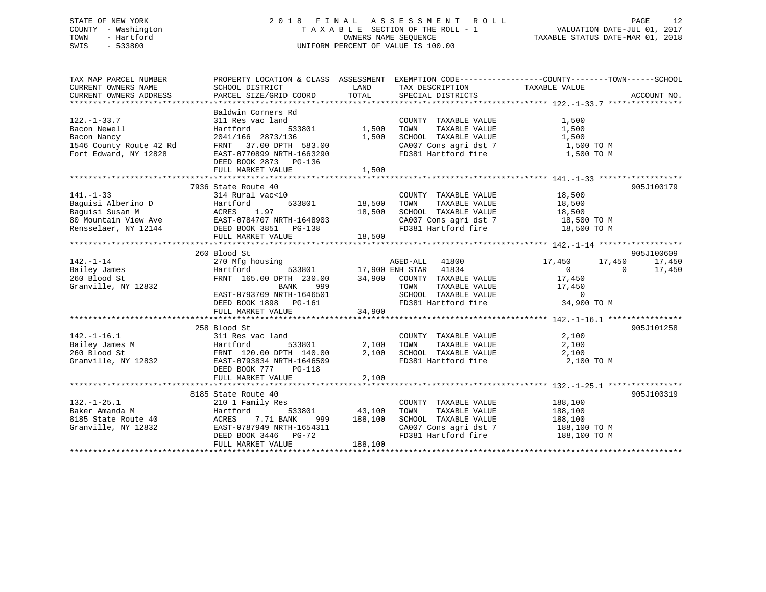STATE OF NEW YORK
COUNTY - Washington
TOWN - Hartford
SWIS - 533800

2018 FINAL ASSESSMENT ROLL
TAXABLE SECTION OF THE ROLL - 1
OWNERS NAME SEQUENCE
UNIFORM PERCENT OF VALUE IS 100.00

VALUATION DATE-JUL 01, 2017
TAXABLE STATUS DATE-MAR 01, 2018

| TAX MAP PARCEL NUMBER / CURRENT OWNERS NAME / CURRENT OWNERS ADDRESS | PROPERTY LOCATION & CLASS / SCHOOL DISTRICT / PARCEL SIZE/GRID COORD | ASSESSMENT LAND | TOTAL | EXEMPTION CODE / TAX DESCRIPTION / SPECIAL DISTRICTS | COUNTY TAXABLE VALUE | TOWN | SCHOOL | ACCOUNT NO. |
|---|---|---|---|---|---|---|---|---|
| 122.-1-33.7 | Baldwin Corners Rd | | | | | | | |
| | 311 Res vac land | | | COUNTY TAXABLE VALUE | 1,500 | | | |
| Bacon Newell | Hartford 533801 | 1,500 | | TOWN TAXABLE VALUE | 1,500 | | | |
| Bacon Nancy | 2041/166 2873/136 | | 1,500 | SCHOOL TAXABLE VALUE | 1,500 | | | |
| 1546 County Route 42 Rd | FRNT 37.00 DPTH 583.00 | | | CA007 Cons agri dst 7 | 1,500 TO M | | | |
| Fort Edward, NY 12828 | EAST-0770899 NRTH-1663290 | | | FD381 Hartford fire | 1,500 TO M | | | |
| | DEED BOOK 2873 PG-136 | | | | | | | |
| | FULL MARKET VALUE | | 1,500 | | | | | |
| 141.-1-33 | 7936 State Route 40 | | | | | | | 905J100179 |
| | 314 Rural vac<10 | | | COUNTY TAXABLE VALUE | 18,500 | | | |
| Baguisi Alberino D | Hartford 533801 | 18,500 | | TOWN TAXABLE VALUE | 18,500 | | | |
| Baguisi Susan M | ACRES 1.97 | | 18,500 | SCHOOL TAXABLE VALUE | 18,500 | | | |
| 80 Mountain View Ave | EAST-0784707 NRTH-1648903 | | | CA007 Cons agri dst 7 | 18,500 TO M | | | |
| Rensselaer, NY 12144 | DEED BOOK 3851 PG-138 | | | FD381 Hartford fire | 18,500 TO M | | | |
| | FULL MARKET VALUE | | 18,500 | | | | | |
| 142.-1-14 | 260 Blood St | | | | | | | 905J100609 |
| | 270 Mfg housing | | | AGED-ALL 41800 | 17,450 | 17,450 | 17,450 | |
| Bailey James | Hartford 533801 | 17,900 | | ENH STAR 41834 | 0 | 0 | 17,450 | |
| 260 Blood St | FRNT 165.00 DPTH 230.00 | | 34,900 | COUNTY TAXABLE VALUE | 17,450 | | | |
| Granville, NY 12832 | BANK 999 | | | TOWN TAXABLE VALUE | 17,450 | | | |
| | EAST-0793709 NRTH-1646501 | | | SCHOOL TAXABLE VALUE | 0 | | | |
| | DEED BOOK 1898 PG-161 | | | FD381 Hartford fire | 34,900 TO M | | | |
| | FULL MARKET VALUE | | 34,900 | | | | | |
| 142.-1-16.1 | 258 Blood St | | | | | | | 905J101258 |
| | 311 Res vac land | | | COUNTY TAXABLE VALUE | 2,100 | | | |
| Bailey James M | Hartford 533801 | 2,100 | | TOWN TAXABLE VALUE | 2,100 | | | |
| 260 Blood St | FRNT 120.00 DPTH 140.00 | | 2,100 | SCHOOL TAXABLE VALUE | 2,100 | | | |
| Granville, NY 12832 | EAST-0793834 NRTH-1646509 | | | FD381 Hartford fire | 2,100 TO M | | | |
| | DEED BOOK 777 PG-118 | | | | | | | |
| | FULL MARKET VALUE | | 2,100 | | | | | |
| 132.-1-25.1 | 8185 State Route 40 | | | | | | | 905J100319 |
| | 210 1 Family Res | | | COUNTY TAXABLE VALUE | 188,100 | | | |
| Baker Amanda M | Hartford 533801 | 43,100 | | TOWN TAXABLE VALUE | 188,100 | | | |
| 8185 State Route 40 | ACRES 7.71 BANK 999 | | 188,100 | SCHOOL TAXABLE VALUE | 188,100 | | | |
| Granville, NY 12832 | EAST-0787949 NRTH-1654311 | | | CA007 Cons agri dst 7 | 188,100 TO M | | | |
| | DEED BOOK 3446 PG-72 | | | FD381 Hartford fire | 188,100 TO M | | | |
| | FULL MARKET VALUE | | 188,100 | | | | | |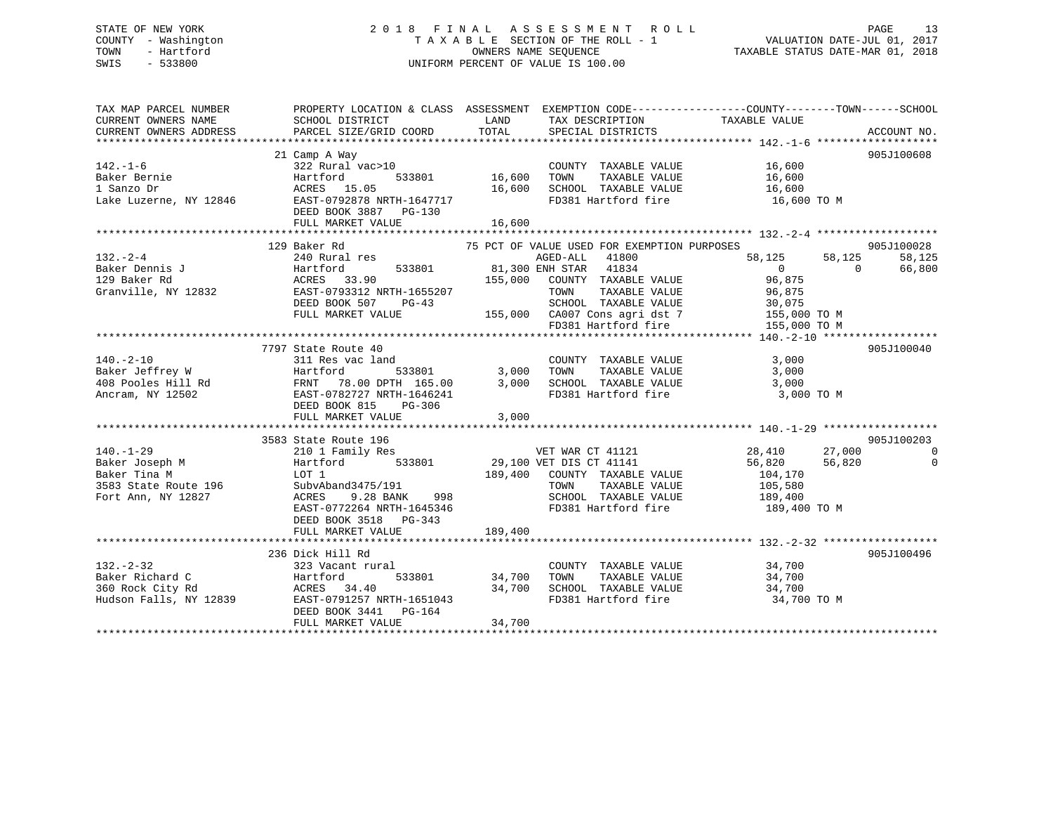STATE OF NEW YORK
COUNTY - Washington
TOWN - Hartford
SWIS - 533800

# 2018 FINAL ASSESSMENT ROLL

TAXABLE SECTION OF THE ROLL - 1
OWNERS NAME SEQUENCE
UNIFORM PERCENT OF VALUE IS 100.00

VALUATION DATE-JUL 01, 2017
TAXABLE STATUS DATE-MAR 01, 2018

```
TAX MAP PARCEL NUMBER     PROPERTY LOCATION & CLASS  ASSESSMENT  EXEMPTION CODE------------------COUNTY--------TOWN------SCHOOL
CURRENT OWNERS NAME       SCHOOL DISTRICT               LAND      TAX DESCRIPTION             TAXABLE VALUE
CURRENT OWNERS ADDRESS    PARCEL SIZE/GRID COORD        TOTAL     SPECIAL DISTRICTS                                        ACCOUNT NO.
******************************************************************************************* 142.-1-6 *******************
                          21 Camp A Way                                                                                905J100608
142.-1-6                  322 Rural vac>10                          COUNTY  TAXABLE VALUE            16,600
Baker Bernie              Hartford       533801        16,600       TOWN    TAXABLE VALUE            16,600
1 Sanzo Dr                ACRES  15.05                 16,600       SCHOOL  TAXABLE VALUE            16,600
Lake Luzerne, NY 12846    EAST-0792878 NRTH-1647717                 FD381 Hartford fire               16,600 TO M
                          DEED BOOK 3887   PG-130
                          FULL MARKET VALUE            16,600
******************************************************************************************* 132.-2-4 *******************
                          129 Baker Rd                  75 PCT OF VALUE USED FOR EXEMPTION PURPOSES                    905J100028
132.-2-4                  240 Rural res                             AGED-ALL    41800            58,125     58,125     58,125
Baker Dennis J            Hartford       533801        81,300 ENH STAR  41834                     0          0     66,800
129 Baker Rd              ACRES  33.90                155,000       COUNTY  TAXABLE VALUE            96,875
Granville, NY 12832       EAST-0793312 NRTH-1655207                 TOWN    TAXABLE VALUE            96,875
                          DEED BOOK 507    PG-43                    SCHOOL  TAXABLE VALUE            30,075
                          FULL MARKET VALUE           155,000       CA007 Cons agri dst 7            155,000 TO M
                                                                    FD381 Hartford fire              155,000 TO M
******************************************************************************************* 140.-2-10 ******************
                          7797 State Route 40                                                                          905J100040
140.-2-10                 311 Res vac land                          COUNTY  TAXABLE VALUE             3,000
Baker Jeffrey W           Hartford       533801         3,000       TOWN    TAXABLE VALUE             3,000
408 Pooles Hill Rd        FRNT  78.00 DPTH 165.00       3,000       SCHOOL  TAXABLE VALUE             3,000
Ancram, NY 12502          EAST-0782727 NRTH-1646241                 FD381 Hartford fire                3,000 TO M
                          DEED BOOK 815    PG-306
                          FULL MARKET VALUE             3,000
******************************************************************************************* 140.-1-29 ******************
                          3583 State Route 196                                                                         905J100203
140.-1-29                 210 1 Family Res                          VET WAR CT 41121             28,410     27,000          0
Baker Joseph M            Hartford       533801        29,100 VET DIS CT 41141                   56,820     56,820          0
Baker Tina M              LOT 1                       189,400       COUNTY  TAXABLE VALUE           104,170
3583 State Route 196      SubvAband3475/191                         TOWN    TAXABLE VALUE           105,580
Fort Ann, NY 12827        ACRES   9.28 BANK    998                  SCHOOL  TAXABLE VALUE           189,400
                          EAST-0772264 NRTH-1645346                 FD381 Hartford fire              189,400 TO M
                          DEED BOOK 3518   PG-343
                          FULL MARKET VALUE           189,400
******************************************************************************************* 132.-2-32 ******************
                          236 Dick Hill Rd                                                                             905J100496
132.-2-32                 323 Vacant rural                          COUNTY  TAXABLE VALUE            34,700
Baker Richard C           Hartford       533801        34,700       TOWN    TAXABLE VALUE            34,700
360 Rock City Rd          ACRES  34.40                 34,700       SCHOOL  TAXABLE VALUE            34,700
Hudson Falls, NY 12839    EAST-0791257 NRTH-1651043                 FD381 Hartford fire               34,700 TO M
                          DEED BOOK 3441   PG-164
                          FULL MARKET VALUE            34,700
**************************************************************************************************************************
```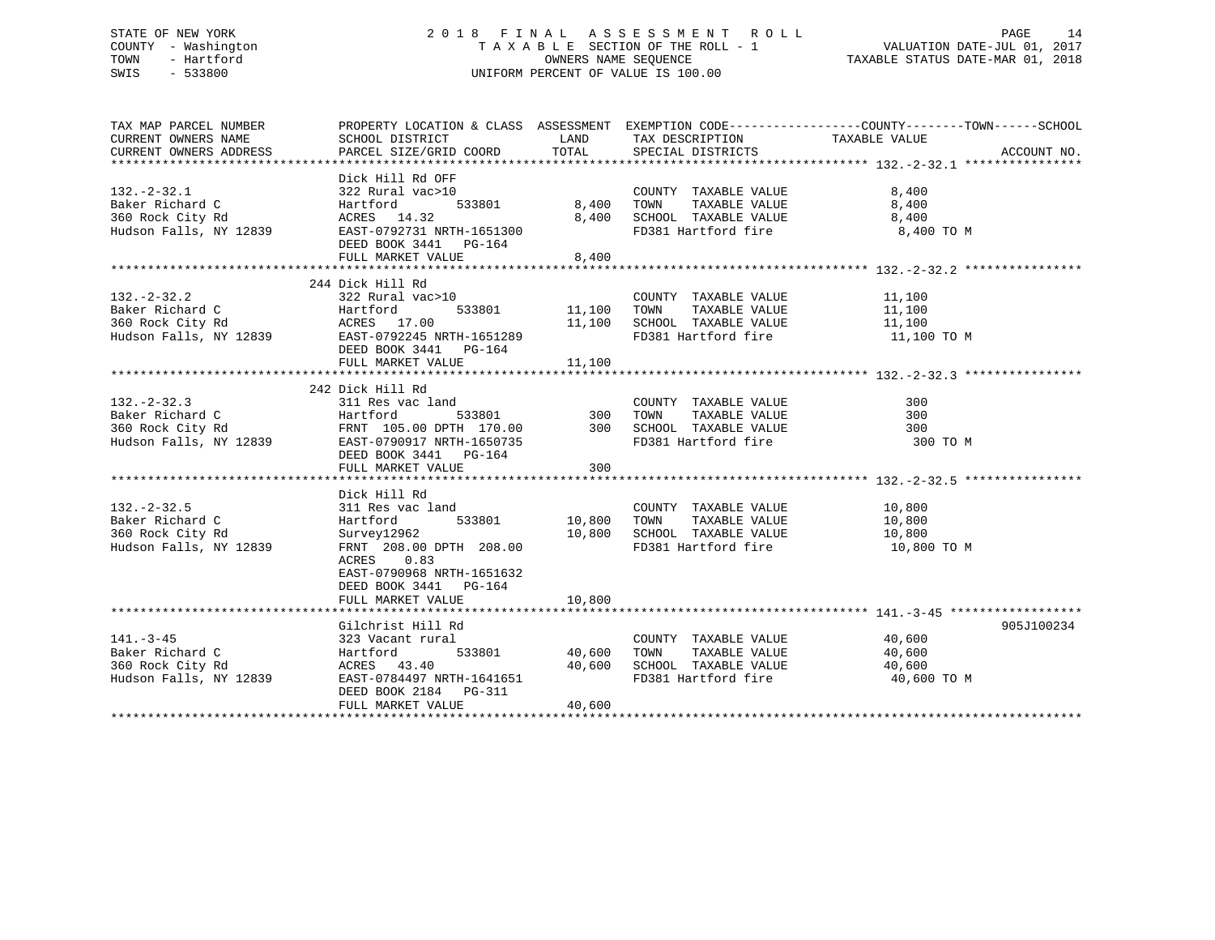STATE OF NEW YORK
COUNTY - Washington
TOWN - Hartford
SWIS - 533800

# 2018 FINAL ASSESSMENT ROLL

TAXABLE SECTION OF THE ROLL - 1
OWNERS NAME SEQUENCE
UNIFORM PERCENT OF VALUE IS 100.00

VALUATION DATE-JUL 01, 2017
TAXABLE STATUS DATE-MAR 01, 2018

| TAX MAP PARCEL NUMBER / CURRENT OWNERS NAME / CURRENT OWNERS ADDRESS | PROPERTY LOCATION & CLASS / SCHOOL DISTRICT / PARCEL SIZE/GRID COORD | ASSESSMENT LAND / TOTAL | EXEMPTION CODE / TAX DESCRIPTION / SPECIAL DISTRICTS | TAXABLE VALUE (COUNTY / TOWN / SCHOOL) | ACCOUNT NO. |
|---|---|---|---|---|---|
| **132.-2-32.1** | Dick Hill Rd OFF | | | | |
| 132.-2-32.1 | 322 Rural vac>10 | | COUNTY TAXABLE VALUE | 8,400 | |
| Baker Richard C | Hartford 533801 | 8,400 | TOWN TAXABLE VALUE | 8,400 | |
| 360 Rock City Rd | ACRES 14.32 | 8,400 | SCHOOL TAXABLE VALUE | 8,400 | |
| Hudson Falls, NY 12839 | EAST-0792731 NRTH-1651300 | | FD381 Hartford fire | 8,400 TO M | |
| | DEED BOOK 3441 PG-164 | | | | |
| | FULL MARKET VALUE | 8,400 | | | |
| **132.-2-32.2** | 244 Dick Hill Rd | | | | |
| 132.-2-32.2 | 322 Rural vac>10 | | COUNTY TAXABLE VALUE | 11,100 | |
| Baker Richard C | Hartford 533801 | 11,100 | TOWN TAXABLE VALUE | 11,100 | |
| 360 Rock City Rd | ACRES 17.00 | 11,100 | SCHOOL TAXABLE VALUE | 11,100 | |
| Hudson Falls, NY 12839 | EAST-0792245 NRTH-1651289 | | FD381 Hartford fire | 11,100 TO M | |
| | DEED BOOK 3441 PG-164 | | | | |
| | FULL MARKET VALUE | 11,100 | | | |
| **132.-2-32.3** | 242 Dick Hill Rd | | | | |
| 132.-2-32.3 | 311 Res vac land | | COUNTY TAXABLE VALUE | 300 | |
| Baker Richard C | Hartford 533801 | 300 | TOWN TAXABLE VALUE | 300 | |
| 360 Rock City Rd | FRNT 105.00 DPTH 170.00 | 300 | SCHOOL TAXABLE VALUE | 300 | |
| Hudson Falls, NY 12839 | EAST-0790917 NRTH-1650735 | | FD381 Hartford fire | 300 TO M | |
| | DEED BOOK 3441 PG-164 | | | | |
| | FULL MARKET VALUE | 300 | | | |
| **132.-2-32.5** | Dick Hill Rd | | | | |
| 132.-2-32.5 | 311 Res vac land | | COUNTY TAXABLE VALUE | 10,800 | |
| Baker Richard C | Hartford 533801 | 10,800 | TOWN TAXABLE VALUE | 10,800 | |
| 360 Rock City Rd | Survey12962 | 10,800 | SCHOOL TAXABLE VALUE | 10,800 | |
| Hudson Falls, NY 12839 | FRNT 208.00 DPTH 208.00 | | FD381 Hartford fire | 10,800 TO M | |
| | ACRES 0.83 | | | | |
| | EAST-0790968 NRTH-1651632 | | | | |
| | DEED BOOK 3441 PG-164 | | | | |
| | FULL MARKET VALUE | 10,800 | | | |
| **141.-3-45** | Gilchrist Hill Rd | | | | 905J100234 |
| 141.-3-45 | 323 Vacant rural | | COUNTY TAXABLE VALUE | 40,600 | |
| Baker Richard C | Hartford 533801 | 40,600 | TOWN TAXABLE VALUE | 40,600 | |
| 360 Rock City Rd | ACRES 43.40 | 40,600 | SCHOOL TAXABLE VALUE | 40,600 | |
| Hudson Falls, NY 12839 | EAST-0784497 NRTH-1641651 | | FD381 Hartford fire | 40,600 TO M | |
| | DEED BOOK 2184 PG-311 | | | | |
| | FULL MARKET VALUE | 40,600 | | | |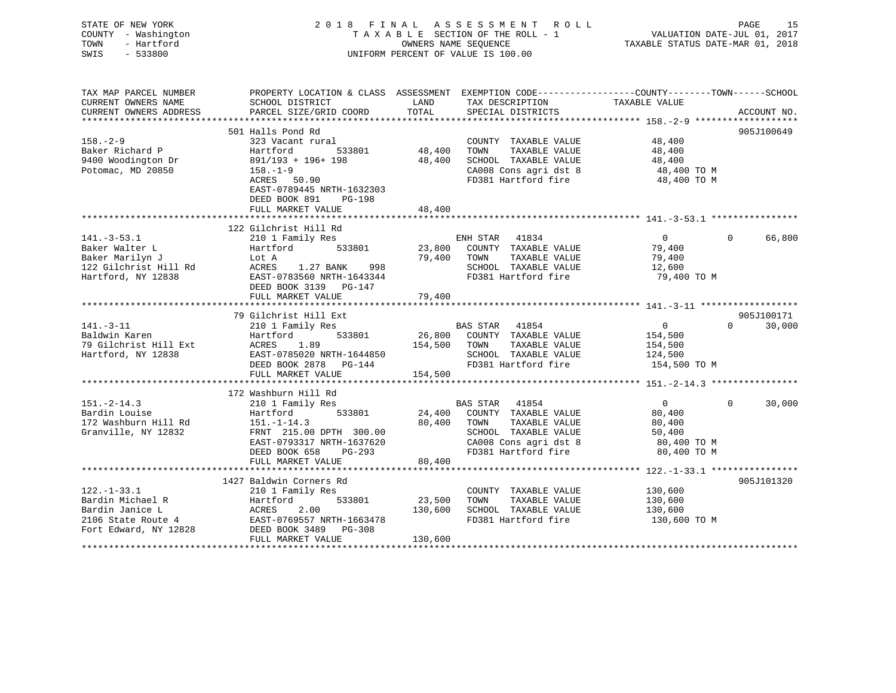STATE OF NEW YORK
COUNTY - Washington
TOWN - Hartford
SWIS - 533800

# 2018 FINAL ASSESSMENT ROLL

TAXABLE SECTION OF THE ROLL - 1
OWNERS NAME SEQUENCE
UNIFORM PERCENT OF VALUE IS 100.00

VALUATION DATE-JUL 01, 2017
TAXABLE STATUS DATE-MAR 01, 2018

```
TAX MAP PARCEL NUMBER        PROPERTY LOCATION & CLASS  ASSESSMENT  EXEMPTION CODE-----------------COUNTY--------TOWN------SCHOOL
CURRENT OWNERS NAME          SCHOOL DISTRICT               LAND      TAX DESCRIPTION              TAXABLE VALUE
CURRENT OWNERS ADDRESS       PARCEL SIZE/GRID COORD       TOTAL      SPECIAL DISTRICTS                                    ACCOUNT NO.
****************************************************************************************************** 158.-2-9 *******************
                             501 Halls Pond Rd                                                                            905J100649
158.-2-9                     323 Vacant rural                        COUNTY  TAXABLE VALUE             48,400
Baker Richard P              Hartford          533801     48,400     TOWN    TAXABLE VALUE             48,400
9400 Woodington Dr           891/193 + 196+ 198           48,400     SCHOOL  TAXABLE VALUE             48,400
Potomac, MD 20850            158.-1-9                                CA008 Cons agri dst 8              48,400 TO M
                             ACRES  50.90                            FD381 Hartford fire                48,400 TO M
                             EAST-0789445 NRTH-1632303
                             DEED BOOK 891    PG-198
                             FULL MARKET VALUE            48,400
****************************************************************************************************** 141.-3-53.1 ****************
                             122 Gilchrist Hill Rd
141.-3-53.1                  210 1 Family Res                        ENH STAR   41834                   0            0      66,800
Baker Walter L               Hartford          533801     23,800     COUNTY  TAXABLE VALUE             79,400
Baker Marilyn J              Lot A                        79,400     TOWN    TAXABLE VALUE             79,400
122 Gilchrist Hill Rd        ACRES    1.27 BANK    998               SCHOOL  TAXABLE VALUE             12,600
Hartford, NY 12838           EAST-0783560 NRTH-1643344               FD381 Hartford fire                79,400 TO M
                             DEED BOOK 3139   PG-147
                             FULL MARKET VALUE            79,400
****************************************************************************************************** 141.-3-11 ******************
                             79 Gilchrist Hill Ext                                                                        905J100171
141.-3-11                    210 1 Family Res                        BAS STAR   41854                   0            0      30,000
Baldwin Karen                Hartford          533801     26,800     COUNTY  TAXABLE VALUE            154,500
79 Gilchrist Hill Ext        ACRES    1.89               154,500     TOWN    TAXABLE VALUE            154,500
Hartford, NY 12838           EAST-0785020 NRTH-1644850               SCHOOL  TAXABLE VALUE            124,500
                             DEED BOOK 2878   PG-144                 FD381 Hartford fire               154,500 TO M
                             FULL MARKET VALUE           154,500
****************************************************************************************************** 151.-2-14.3 ****************
                             172 Washburn Hill Rd
151.-2-14.3                  210 1 Family Res                        BAS STAR   41854                   0            0      30,000
Bardin Louise                Hartford          533801     24,400     COUNTY  TAXABLE VALUE             80,400
172 Washburn Hill Rd         151.-1-14.3                  80,400     TOWN    TAXABLE VALUE             80,400
Granville, NY 12832          FRNT 215.00 DPTH 300.00                 SCHOOL  TAXABLE VALUE             50,400
                             EAST-0793317 NRTH-1637620               CA008 Cons agri dst 8              80,400 TO M
                             DEED BOOK 658    PG-293                 FD381 Hartford fire                80,400 TO M
                             FULL MARKET VALUE            80,400
****************************************************************************************************** 122.-1-33.1 ****************
                             1427 Baldwin Corners Rd                                                                      905J101320
122.-1-33.1                  210 1 Family Res                        COUNTY  TAXABLE VALUE            130,600
Bardin Michael R             Hartford          533801     23,500     TOWN    TAXABLE VALUE            130,600
Bardin Janice L              ACRES    2.00               130,600     SCHOOL  TAXABLE VALUE            130,600
2106 State Route 4           EAST-0769557 NRTH-1663478               FD381 Hartford fire               130,600 TO M
Fort Edward, NY 12828        DEED BOOK 3489   PG-308
                             FULL MARKET VALUE           130,600
************************************************************************************************************************************
```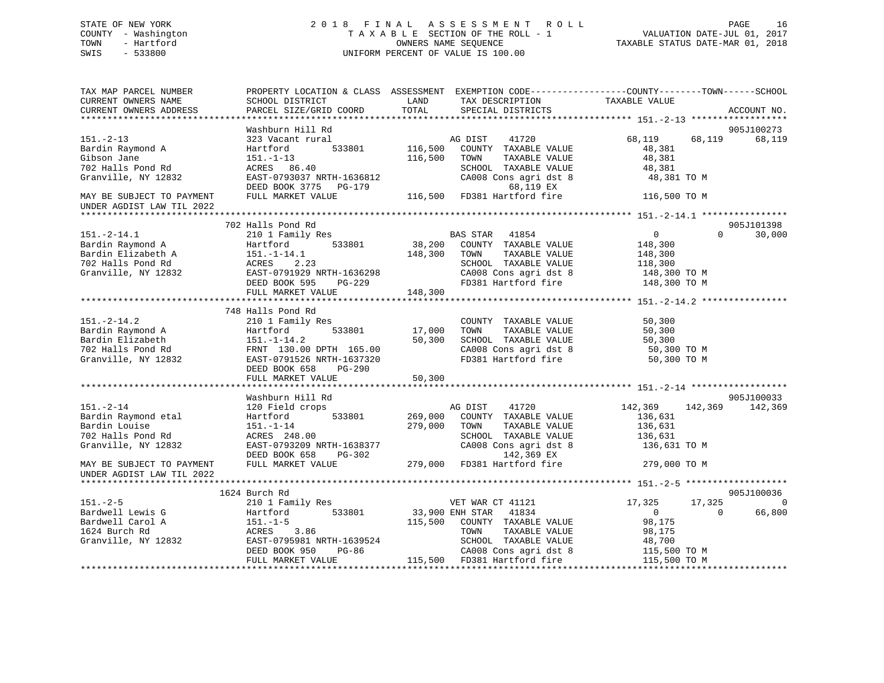STATE OF NEW YORK — 2018 FINAL ASSESSMENT ROLL
COUNTY - Washington — TAXABLE SECTION OF THE ROLL - 1 — VALUATION DATE-JUL 01, 2017
TOWN - Hartford — OWNERS NAME SEQUENCE — TAXABLE STATUS DATE-MAR 01, 2018
SWIS - 533800 — UNIFORM PERCENT OF VALUE IS 100.00

```
TAX MAP PARCEL NUMBER          PROPERTY LOCATION & CLASS  ASSESSMENT  EXEMPTION CODE-----------------COUNTY--------TOWN------SCHOOL
CURRENT OWNERS NAME            SCHOOL DISTRICT              LAND       TAX DESCRIPTION             TAXABLE VALUE
CURRENT OWNERS ADDRESS         PARCEL SIZE/GRID COORD       TOTAL      SPECIAL DISTRICTS                                    ACCOUNT NO.
******************************************************************************************************* 151.-2-13 *****************
                               Washburn Hill Rd                                                                          905J100273
151.-2-13                      323 Vacant rural                  AG DIST     41720             68,119       68,119       68,119
Bardin Raymond A               Hartford          533801     116,500   COUNTY  TAXABLE VALUE          48,381
Gibson Jane                    151.-1-13                    116,500   TOWN    TAXABLE VALUE          48,381
702 Halls Pond Rd              ACRES   86.40                          SCHOOL  TAXABLE VALUE          48,381
Granville, NY 12832            EAST-0793037 NRTH-1636812              CA008 Cons agri dst 8           48,381 TO M
                               DEED BOOK 3775   PG-179                     68,119 EX
MAY BE SUBJECT TO PAYMENT      FULL MARKET VALUE            116,500   FD381 Hartford fire            116,500 TO M
UNDER AGDIST LAW TIL 2022
******************************************************************************************************* 151.-2-14.1 ***************
                               702 Halls Pond Rd                                                                         905J101398
151.-2-14.1                    210 1 Family Res                  BAS STAR    41854                  0            0       30,000
Bardin Raymond A               Hartford          533801      38,200   COUNTY  TAXABLE VALUE         148,300
Bardin Elizabeth A             151.-1-14.1                  148,300   TOWN    TAXABLE VALUE         148,300
702 Halls Pond Rd              ACRES    2.23                          SCHOOL  TAXABLE VALUE         118,300
Granville, NY 12832            EAST-0791929 NRTH-1636298              CA008 Cons agri dst 8          148,300 TO M
                               DEED BOOK 595    PG-229                FD381 Hartford fire            148,300 TO M
                               FULL MARKET VALUE            148,300
******************************************************************************************************* 151.-2-14.2 ***************
                               748 Halls Pond Rd
151.-2-14.2                    210 1 Family Res                       COUNTY  TAXABLE VALUE          50,300
Bardin Raymond A               Hartford          533801      17,000   TOWN    TAXABLE VALUE          50,300
Bardin Elizabeth               151.-1-14.2                   50,300   SCHOOL  TAXABLE VALUE          50,300
702 Halls Pond Rd              FRNT 130.00 DPTH 165.00                CA008 Cons agri dst 8           50,300 TO M
Granville, NY 12832            EAST-0791526 NRTH-1637320              FD381 Hartford fire             50,300 TO M
                               DEED BOOK 658    PG-290
                               FULL MARKET VALUE             50,300
******************************************************************************************************* 151.-2-14 *****************
                               Washburn Hill Rd                                                                          905J100033
151.-2-14                      120 Field crops                   AG DIST     41720            142,369      142,369      142,369
Bardin Raymond etal            Hartford          533801     269,000   COUNTY  TAXABLE VALUE         136,631
Bardin Louise                  151.-1-14                    279,000   TOWN    TAXABLE VALUE         136,631
702 Halls Pond Rd              ACRES  248.00                          SCHOOL  TAXABLE VALUE         136,631
Granville, NY 12832            EAST-0793209 NRTH-1638377              CA008 Cons agri dst 8          136,631 TO M
                               DEED BOOK 658    PG-302                    142,369 EX
MAY BE SUBJECT TO PAYMENT      FULL MARKET VALUE            279,000   FD381 Hartford fire            279,000 TO M
UNDER AGDIST LAW TIL 2022
******************************************************************************************************* 151.-2-5 ******************
                               1624 Burch Rd                                                                             905J100036
151.-2-5                       210 1 Family Res                  VET WAR CT  41121             17,325       17,325            0
Bardwell Lewis G               Hartford          533801      33,900 ENH STAR  41834                 0            0       66,800
Bardwell Carol A               151.-1-5                     115,500   COUNTY  TAXABLE VALUE          98,175
1624 Burch Rd                  ACRES    3.86                          TOWN    TAXABLE VALUE          98,175
Granville, NY 12832            EAST-0795981 NRTH-1639524              SCHOOL  TAXABLE VALUE          48,700
                               DEED BOOK 950    PG-86                 CA008 Cons agri dst 8          115,500 TO M
                               FULL MARKET VALUE            115,500   FD381 Hartford fire            115,500 TO M
************************************************************************************************************************************
```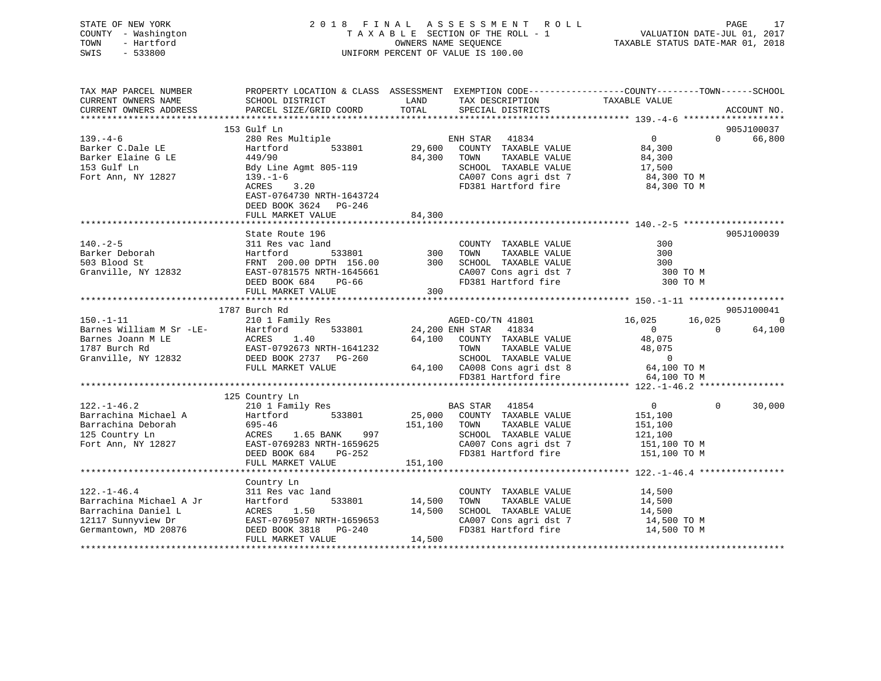STATE OF NEW YORK
COUNTY - Washington
TOWN - Hartford
SWIS - 533800

2 0 1 8 F I N A L A S S E S S M E N T R O L L
T A X A B L E SECTION OF THE ROLL - 1
OWNERS NAME SEQUENCE
UNIFORM PERCENT OF VALUE IS 100.00

VALUATION DATE-JUL 01, 2017
TAXABLE STATUS DATE-MAR 01, 2018

```
TAX MAP PARCEL NUMBER          PROPERTY LOCATION & CLASS  ASSESSMENT  EXEMPTION CODE-----------------COUNTY--------TOWN------SCHOOL
CURRENT OWNERS NAME            SCHOOL DISTRICT              LAND      TAX DESCRIPTION              TAXABLE VALUE
CURRENT OWNERS ADDRESS         PARCEL SIZE/GRID COORD       TOTAL     SPECIAL DISTRICTS                                  ACCOUNT NO.
******************************************************************************************************* 139.-4-6 *******************
                               153 Gulf Ln                                                                            905J100037
139.-4-6                       280 Res Multiple                      ENH STAR   41834                    0          0     66,800
Barker C.Dale LE               Hartford        533801     29,600   COUNTY  TAXABLE VALUE           84,300
Barker Elaine G LE             449/90                     84,300   TOWN    TAXABLE VALUE           84,300
153 Gulf Ln                    Bdy Line Agmt 805-119                 SCHOOL  TAXABLE VALUE           17,500
Fort Ann, NY 12827             139.-1-6                              CA007 Cons agri dst 7            84,300 TO M
                               ACRES     3.20                        FD381 Hartford fire              84,300 TO M
                               EAST-0764730 NRTH-1643724
                               DEED BOOK 3624   PG-246
                               FULL MARKET VALUE          84,300
******************************************************************************************************* 140.-2-5 *******************
                               State Route 196                                                                        905J100039
140.-2-5                       311 Res vac land                      COUNTY  TAXABLE VALUE              300
Barker Deborah                 Hartford        533801        300   TOWN    TAXABLE VALUE              300
503 Blood St                   FRNT 200.00 DPTH 156.00       300   SCHOOL  TAXABLE VALUE              300
Granville, NY 12832            EAST-0781575 NRTH-1645661             CA007 Cons agri dst 7               300 TO M
                               DEED BOOK 684    PG-66                FD381 Hartford fire                 300 TO M
                               FULL MARKET VALUE             300
******************************************************************************************************* 150.-1-11 ******************
                               1787 Burch Rd                                                                          905J100041
150.-1-11                      210 1 Family Res                      AGED-CO/TN 41801               16,025     16,025            0
Barnes William M Sr -LE-       Hartford        533801     24,200 ENH STAR   41834                    0          0     64,100
Barnes Joann M LE              ACRES     1.40             64,100   COUNTY  TAXABLE VALUE           48,075
1787 Burch Rd                  EAST-0792673 NRTH-1641232             TOWN    TAXABLE VALUE           48,075
Granville, NY 12832            DEED BOOK 2737   PG-260               SCHOOL  TAXABLE VALUE                0
                               FULL MARKET VALUE          64,100   CA008 Cons agri dst 8            64,100 TO M
                                                                     FD381 Hartford fire              64,100 TO M
******************************************************************************************************* 122.-1-46.2 ****************
                               125 Country Ln
122.-1-46.2                    210 1 Family Res                      BAS STAR   41854                    0          0     30,000
Barrachina Michael A           Hartford        533801     25,000   COUNTY  TAXABLE VALUE          151,100
Barrachina Deborah             695-46                    151,100   TOWN    TAXABLE VALUE          151,100
125 Country Ln                 ACRES     1.65 BANK     997           SCHOOL  TAXABLE VALUE          121,100
Fort Ann, NY 12827             EAST-0769283 NRTH-1659625             CA007 Cons agri dst 7           151,100 TO M
                               DEED BOOK 684    PG-252               FD381 Hartford fire             151,100 TO M
                               FULL MARKET VALUE         151,100
******************************************************************************************************* 122.-1-46.4 ****************
                               Country Ln
122.-1-46.4                    311 Res vac land                      COUNTY  TAXABLE VALUE           14,500
Barrachina Michael A Jr        Hartford        533801     14,500   TOWN    TAXABLE VALUE           14,500
Barrachina Daniel L            ACRES     1.50             14,500   SCHOOL  TAXABLE VALUE           14,500
12117 Sunnyview Dr             EAST-0769507 NRTH-1659653             CA007 Cons agri dst 7            14,500 TO M
Germantown, MD 20876           DEED BOOK 3818   PG-240               FD381 Hartford fire              14,500 TO M
                               FULL MARKET VALUE          14,500
************************************************************************************************************************************
```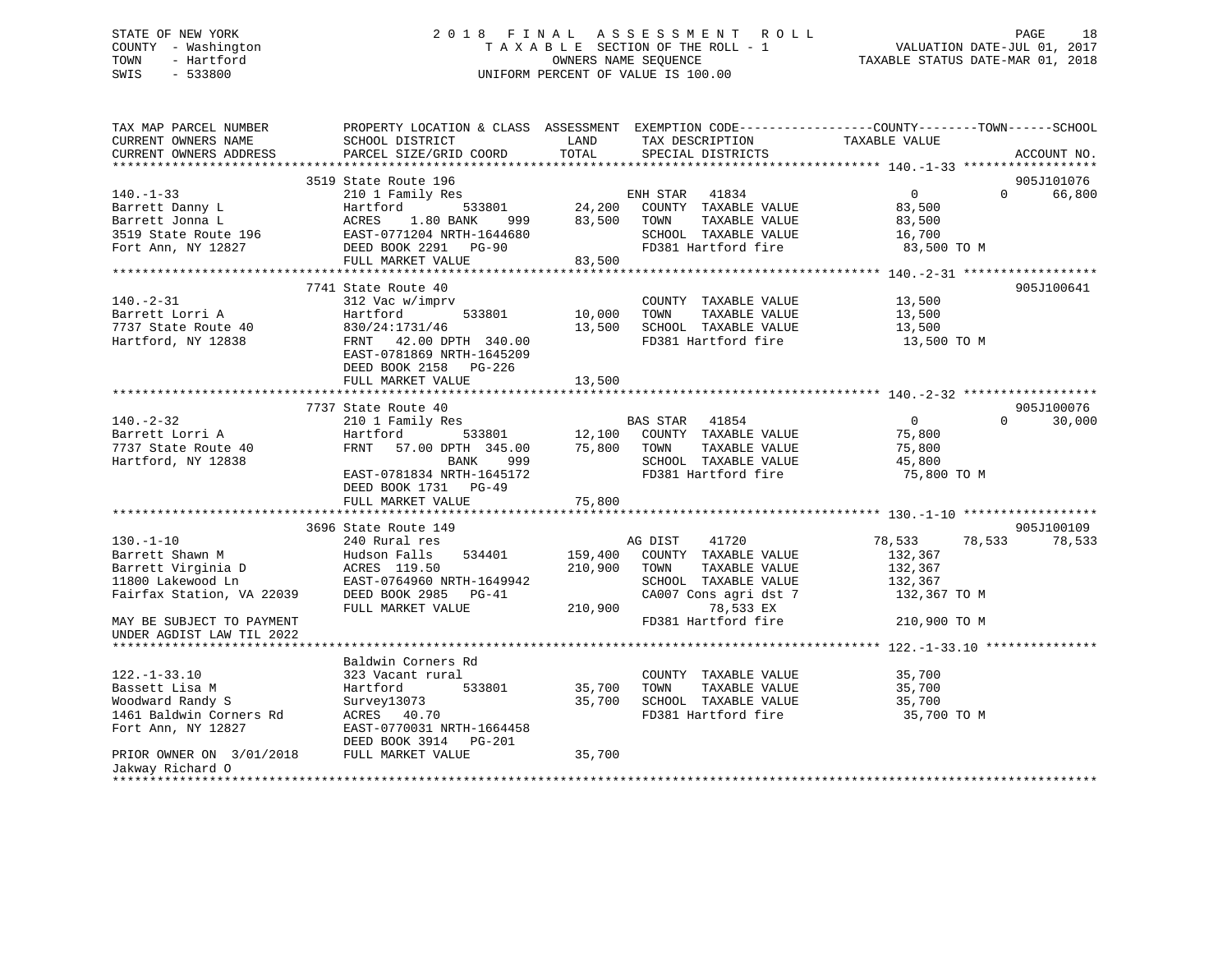STATE OF NEW YORK
COUNTY - Washington
TOWN - Hartford
SWIS - 533800

# 2018 FINAL ASSESSMENT ROLL
TAXABLE SECTION OF THE ROLL - 1
OWNERS NAME SEQUENCE
UNIFORM PERCENT OF VALUE IS 100.00

VALUATION DATE-JUL 01, 2017
TAXABLE STATUS DATE-MAR 01, 2018

```
TAX MAP PARCEL NUMBER          PROPERTY LOCATION & CLASS  ASSESSMENT  EXEMPTION CODE------------------COUNTY--------TOWN------SCHOOL
CURRENT OWNERS NAME            SCHOOL DISTRICT               LAND      TAX DESCRIPTION              TAXABLE VALUE
CURRENT OWNERS ADDRESS         PARCEL SIZE/GRID COORD        TOTAL     SPECIAL DISTRICTS                                    ACCOUNT NO.
******************************************************************************************************** 140.-1-33 ******************
                               3519 State Route 196                                                                      905J101076
140.-1-33                      210 1 Family Res                        ENH STAR   41834            0             0       66,800
Barrett Danny L                Hartford         533801       24,200    COUNTY  TAXABLE VALUE         83,500
Barrett Jonna L                ACRES    1.80 BANK    999     83,500    TOWN    TAXABLE VALUE         83,500
3519 State Route 196           EAST-0771204 NRTH-1644680               SCHOOL  TAXABLE VALUE         16,700
Fort Ann, NY 12827             DEED BOOK 2291   PG-90                  FD381 Hartford fire            83,500 TO M
                               FULL MARKET VALUE             83,500
******************************************************************************************************** 140.-2-31 ******************
                               7741 State Route 40                                                                       905J100641
140.-2-31                      312 Vac w/imprv                         COUNTY  TAXABLE VALUE         13,500
Barrett Lorri A                Hartford         533801       10,000    TOWN    TAXABLE VALUE         13,500
7737 State Route 40            830/24:1731/46                13,500    SCHOOL  TAXABLE VALUE         13,500
Hartford, NY 12838             FRNT   42.00 DPTH 340.00                FD381 Hartford fire            13,500 TO M
                               EAST-0781869 NRTH-1645209
                               DEED BOOK 2158   PG-226
                               FULL MARKET VALUE             13,500
******************************************************************************************************** 140.-2-32 ******************
                               7737 State Route 40                                                                       905J100076
140.-2-32                      210 1 Family Res                        BAS STAR   41854            0             0       30,000
Barrett Lorri A                Hartford         533801       12,100    COUNTY  TAXABLE VALUE         75,800
7737 State Route 40            FRNT   57.00 DPTH 345.00      75,800    TOWN    TAXABLE VALUE         75,800
Hartford, NY 12838                         BANK    999                 SCHOOL  TAXABLE VALUE         45,800
                               EAST-0781834 NRTH-1645172               FD381 Hartford fire            75,800 TO M
                               DEED BOOK 1731   PG-49
                               FULL MARKET VALUE             75,800
******************************************************************************************************** 130.-1-10 ******************
                               3696 State Route 149                                                                      905J100109
130.-1-10                      240 Rural res                           AG DIST    41720       78,533        78,533       78,533
Barrett Shawn M                Hudson Falls     534401      159,400    COUNTY  TAXABLE VALUE        132,367
Barrett Virginia D             ACRES  119.50                210,900    TOWN    TAXABLE VALUE        132,367
11800 Lakewood Ln              EAST-0764960 NRTH-1649942               SCHOOL  TAXABLE VALUE        132,367
Fairfax Station, VA 22039      DEED BOOK 2985   PG-41                  CA007 Cons agri dst 7         132,367 TO M
                               FULL MARKET VALUE            210,900         78,533 EX
MAY BE SUBJECT TO PAYMENT                                              FD381 Hartford fire           210,900 TO M
UNDER AGDIST LAW TIL 2022
******************************************************************************************************** 122.-1-33.10 ***************
                               Baldwin Corners Rd
122.-1-33.10                   323 Vacant rural                        COUNTY  TAXABLE VALUE         35,700
Bassett Lisa M                 Hartford         533801       35,700    TOWN    TAXABLE VALUE         35,700
Woodward Randy S               Survey13073                   35,700    SCHOOL  TAXABLE VALUE         35,700
1461 Baldwin Corners Rd        ACRES   40.70                           FD381 Hartford fire            35,700 TO M
Fort Ann, NY 12827             EAST-0770031 NRTH-1664458
                               DEED BOOK 3914   PG-201
PRIOR OWNER ON 3/01/2018       FULL MARKET VALUE             35,700
Jakway Richard O
************************************************************************************************************************************
```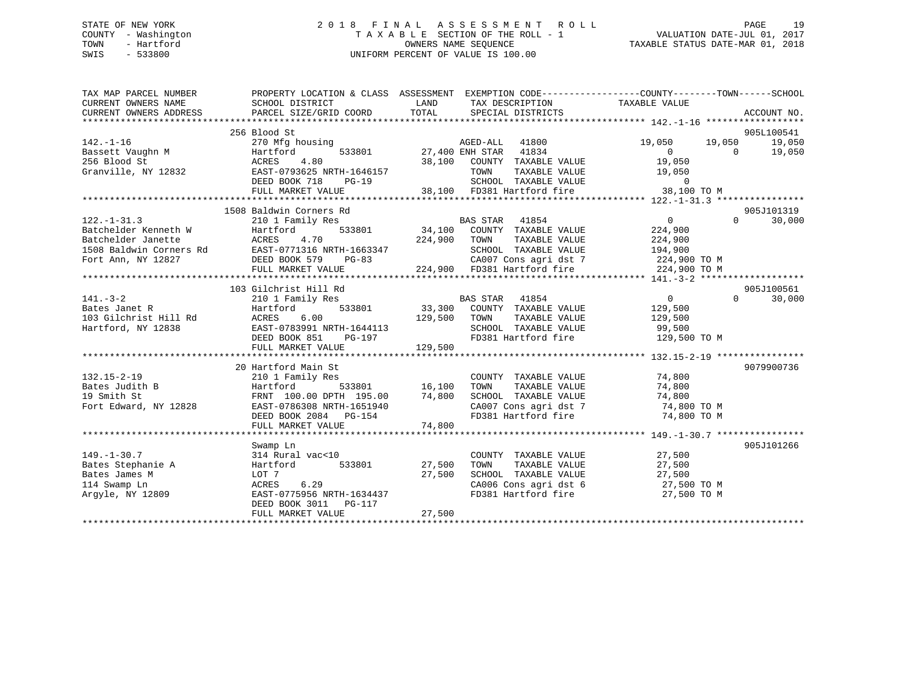STATE OF NEW YORK
COUNTY - Washington
TOWN - Hartford
SWIS - 533800

# 2018 FINAL ASSESSMENT ROLL
TAXABLE SECTION OF THE ROLL - 1
OWNERS NAME SEQUENCE
UNIFORM PERCENT OF VALUE IS 100.00

VALUATION DATE-JUL 01, 2017
TAXABLE STATUS DATE-MAR 01, 2018

```
TAX MAP PARCEL NUMBER      PROPERTY LOCATION & CLASS  ASSESSMENT  EXEMPTION CODE------------------COUNTY--------TOWN------SCHOOL
CURRENT OWNERS NAME        SCHOOL DISTRICT              LAND      TAX DESCRIPTION              TAXABLE VALUE
CURRENT OWNERS ADDRESS     PARCEL SIZE/GRID COORD       TOTAL     SPECIAL DISTRICTS                                    ACCOUNT NO.
******************************************************************************************** 142.-1-16 ******************
                           256 Blood St                                                                              905L100541
142.-1-16                  270 Mfg housing                    AGED-ALL   41800              19,050      19,050      19,050
Bassett Vaughn M           Hartford          533801      27,400 ENH STAR  41834                  0           0      19,050
256 Blood St               ACRES    4.80                 38,100   COUNTY  TAXABLE VALUE        19,050
Granville, NY 12832        EAST-0793625 NRTH-1646157             TOWN    TAXABLE VALUE        19,050
                           DEED BOOK 718    PG-19                 SCHOOL  TAXABLE VALUE             0
                           FULL MARKET VALUE             38,100   FD381 Hartford fire           38,100 TO M
******************************************************************************************** 122.-1-31.3 ****************
                           1508 Baldwin Corners Rd                                                                   905J101319
122.-1-31.3                210 1 Family Res                   BAS STAR   41854                   0           0      30,000
Batchelder Kenneth W       Hartford          533801      34,100   COUNTY  TAXABLE VALUE       224,900
Batchelder Janette         ACRES    4.70                224,900   TOWN    TAXABLE VALUE       224,900
1508 Baldwin Corners Rd    EAST-0771316 NRTH-1663347              SCHOOL  TAXABLE VALUE       194,900
Fort Ann, NY 12827         DEED BOOK 579    PG-83                 CA007 Cons agri dst 7        224,900 TO M
                           FULL MARKET VALUE            224,900   FD381 Hartford fire          224,900 TO M
******************************************************************************************** 141.-3-2 *******************
                           103 Gilchrist Hill Rd                                                                     905J100561
141.-3-2                   210 1 Family Res                   BAS STAR   41854                   0           0      30,000
Bates Janet R              Hartford          533801      33,300   COUNTY  TAXABLE VALUE       129,500
103 Gilchrist Hill Rd      ACRES    6.00                129,500   TOWN    TAXABLE VALUE       129,500
Hartford, NY 12838         EAST-0783991 NRTH-1644113              SCHOOL  TAXABLE VALUE        99,500
                           DEED BOOK 851    PG-197                FD381 Hartford fire          129,500 TO M
                           FULL MARKET VALUE            129,500
******************************************************************************************** 132.15-2-19 ****************
                           20 Hartford Main St                                                                       9079900736
132.15-2-19                210 1 Family Res                       COUNTY  TAXABLE VALUE        74,800
Bates Judith B             Hartford          533801      16,100   TOWN    TAXABLE VALUE        74,800
19 Smith St                FRNT 100.00 DPTH 195.00       74,800   SCHOOL  TAXABLE VALUE        74,800
Fort Edward, NY 12828      EAST-0786308 NRTH-1651940              CA007 Cons agri dst 7         74,800 TO M
                           DEED BOOK 2084   PG-154                FD381 Hartford fire           74,800 TO M
                           FULL MARKET VALUE             74,800
******************************************************************************************** 149.-1-30.7 ****************
                           Swamp Ln                                                                                  905J101266
149.-1-30.7                314 Rural vac<10                       COUNTY  TAXABLE VALUE        27,500
Bates Stephanie A          Hartford          533801      27,500   TOWN    TAXABLE VALUE        27,500
Bates James M              LOT 7                         27,500   SCHOOL  TAXABLE VALUE        27,500
114 Swamp Ln               ACRES    6.29                          CA006 Cons agri dst 6         27,500 TO M
Argyle, NY 12809           EAST-0775956 NRTH-1634437              FD381 Hartford fire           27,500 TO M
                           DEED BOOK 3011   PG-117
                           FULL MARKET VALUE             27,500
****************************************************************************************************************************
```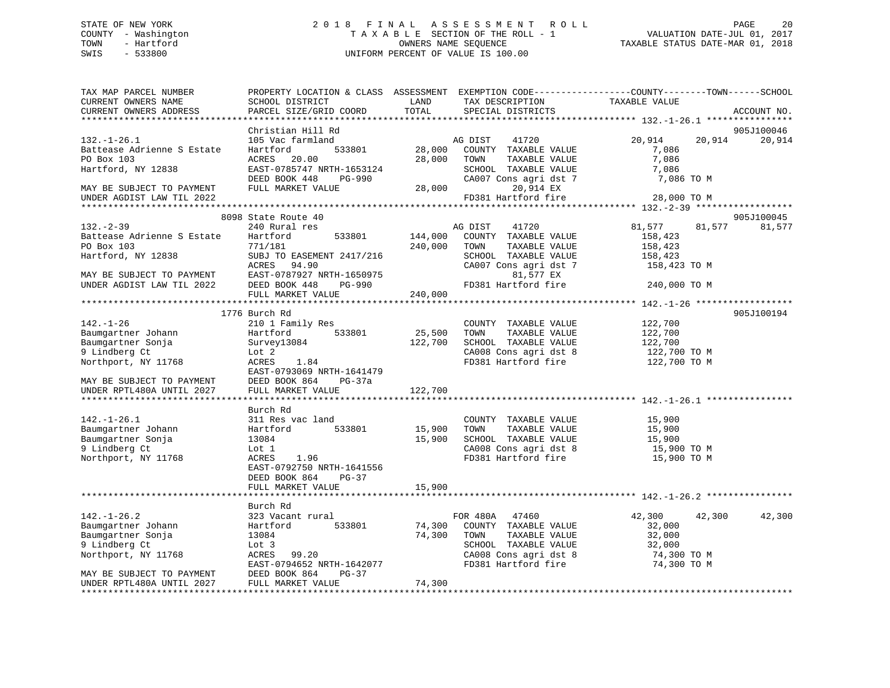STATE OF NEW YORK
COUNTY - Washington
TOWN - Hartford
SWIS - 533800

2018 FINAL ASSESSMENT ROLL
TAXABLE SECTION OF THE ROLL - 1
OWNERS NAME SEQUENCE
UNIFORM PERCENT OF VALUE IS 100.00

VALUATION DATE-JUL 01, 2017
TAXABLE STATUS DATE-MAR 01, 2018

```
TAX MAP PARCEL NUMBER          PROPERTY LOCATION & CLASS  ASSESSMENT  EXEMPTION CODE------------------COUNTY--------TOWN------SCHOOL
CURRENT OWNERS NAME            SCHOOL DISTRICT               LAND      TAX DESCRIPTION              TAXABLE VALUE
CURRENT OWNERS ADDRESS         PARCEL SIZE/GRID COORD        TOTAL     SPECIAL DISTRICTS                                       ACCOUNT NO.
******************************************************************************************************* 132.-1-26.1 ****************
                               Christian Hill Rd                                                                          905J100046
132.-1-26.1                    105 Vac farmland                        AG DIST     41720              20,914      20,914      20,914
Battease Adrienne S Estate     Hartford          533801        28,000   COUNTY  TAXABLE VALUE            7,086
PO Box 103                     ACRES   20.00                   28,000   TOWN    TAXABLE VALUE            7,086
Hartford, NY 12838             EAST-0785747 NRTH-1653124                SCHOOL  TAXABLE VALUE            7,086
                               DEED BOOK 448    PG-990                  CA007 Cons agri dst 7            7,086 TO M
MAY BE SUBJECT TO PAYMENT      FULL MARKET VALUE               28,000         20,914 EX
UNDER AGDIST LAW TIL 2022                                               FD381 Hartford fire             28,000 TO M
******************************************************************************************************* 132.-2-39 ******************
                               8098 State Route 40                                                                        905J100045
132.-2-39                      240 Rural res                           AG DIST     41720              81,577      81,577      81,577
Battease Adrienne S Estate     Hartford          533801       144,000   COUNTY  TAXABLE VALUE          158,423
PO Box 103                     771/181                        240,000   TOWN    TAXABLE VALUE          158,423
Hartford, NY 12838             SUBJ TO EASEMENT 2417/216                SCHOOL  TAXABLE VALUE          158,423
                               ACRES   94.90                            CA007 Cons agri dst 7          158,423 TO M
MAY BE SUBJECT TO PAYMENT      EAST-0787927 NRTH-1650975                      81,577 EX
UNDER AGDIST LAW TIL 2022      DEED BOOK 448    PG-990                  FD381 Hartford fire            240,000 TO M
                               FULL MARKET VALUE              240,000
******************************************************************************************************* 142.-1-26 ******************
                               1776 Burch Rd                                                                              905J100194
142.-1-26                      210 1 Family Res                         COUNTY  TAXABLE VALUE          122,700
Baumgartner Johann             Hartford          533801        25,500   TOWN    TAXABLE VALUE          122,700
Baumgartner Sonja              Survey13084                    122,700   SCHOOL  TAXABLE VALUE          122,700
9 Lindberg Ct                  Lot 2                                    CA008 Cons agri dst 8          122,700 TO M
Northport, NY 11768            ACRES    1.84                            FD381 Hartford fire            122,700 TO M
                               EAST-0793069 NRTH-1641479
MAY BE SUBJECT TO PAYMENT      DEED BOOK 864    PG-37a
UNDER RPTL480A UNTIL 2027      FULL MARKET VALUE              122,700
******************************************************************************************************* 142.-1-26.1 ****************
                               Burch Rd
142.-1-26.1                    311 Res vac land                         COUNTY  TAXABLE VALUE           15,900
Baumgartner Johann             Hartford          533801        15,900   TOWN    TAXABLE VALUE           15,900
Baumgartner Sonja              13084                           15,900   SCHOOL  TAXABLE VALUE           15,900
9 Lindberg Ct                  Lot 1                                    CA008 Cons agri dst 8           15,900 TO M
Northport, NY 11768            ACRES    1.96                            FD381 Hartford fire             15,900 TO M
                               EAST-0792750 NRTH-1641556
                               DEED BOOK 864    PG-37
                               FULL MARKET VALUE               15,900
******************************************************************************************************* 142.-1-26.2 ****************
                               Burch Rd
142.-1-26.2                    323 Vacant rural                        FOR 480A    47460              42,300      42,300      42,300
Baumgartner Johann             Hartford          533801        74,300   COUNTY  TAXABLE VALUE           32,000
Baumgartner Sonja              13084                           74,300   TOWN    TAXABLE VALUE           32,000
9 Lindberg Ct                  Lot 3                                    SCHOOL  TAXABLE VALUE           32,000
Northport, NY 11768            ACRES   99.20                            CA008 Cons agri dst 8           74,300 TO M
                               EAST-0794652 NRTH-1642077                FD381 Hartford fire             74,300 TO M
MAY BE SUBJECT TO PAYMENT      DEED BOOK 864    PG-37
UNDER RPTL480A UNTIL 2027      FULL MARKET VALUE               74,300
************************************************************************************************************************************
```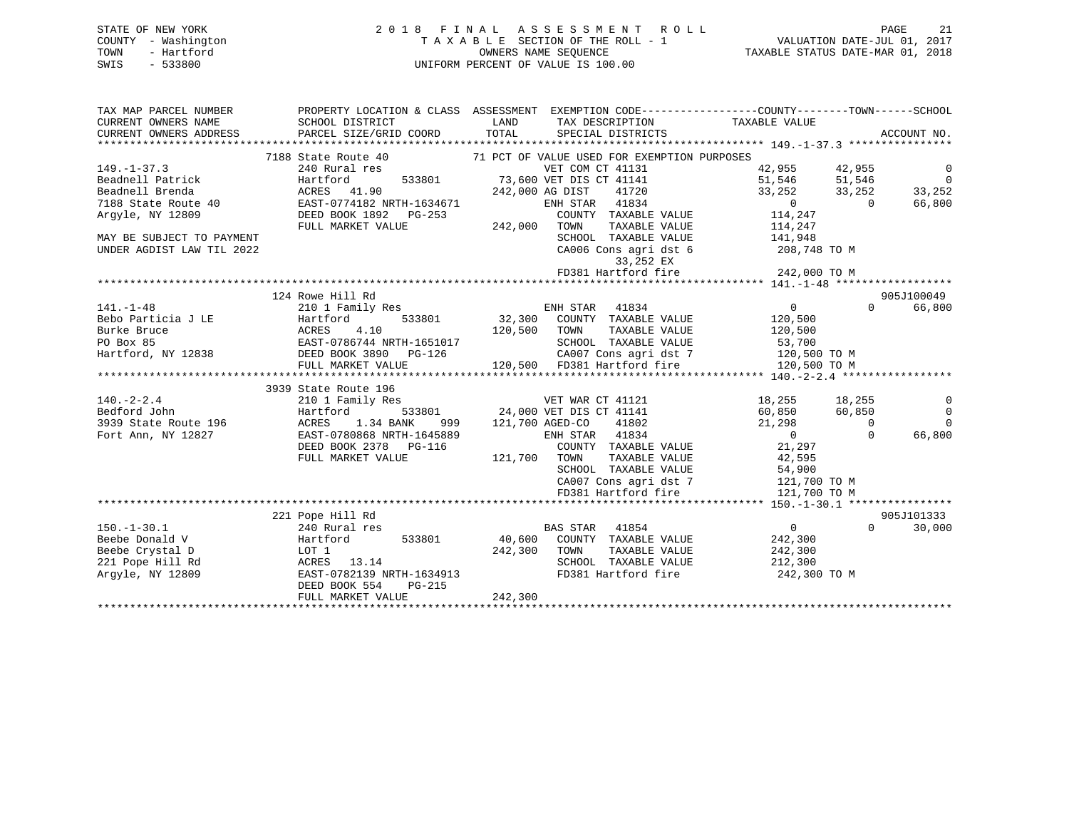STATE OF NEW YORK
COUNTY - Washington
TOWN - Hartford
SWIS - 533800

# 2018 FINAL ASSESSMENT ROLL

TAXABLE SECTION OF THE ROLL - 1
OWNERS NAME SEQUENCE
UNIFORM PERCENT OF VALUE IS 100.00

VALUATION DATE-JUL 01, 2017
TAXABLE STATUS DATE-MAR 01, 2018

```
TAX MAP PARCEL NUMBER        PROPERTY LOCATION & CLASS  ASSESSMENT  EXEMPTION CODE------------------COUNTY--------TOWN------SCHOOL
CURRENT OWNERS NAME          SCHOOL DISTRICT             LAND       TAX DESCRIPTION            TAXABLE VALUE
CURRENT OWNERS ADDRESS       PARCEL SIZE/GRID COORD      TOTAL      SPECIAL DISTRICTS                                    ACCOUNT NO.
******************************************************************************************************* 149.-1-37.3 ****************
                        7188 State Route 40          71 PCT OF VALUE USED FOR EXEMPTION PURPOSES
149.-1-37.3                  240 Rural res                       VET COM CT 41131              42,955      42,955            0
Beadnell Patrick             Hartford       533801        73,600 VET DIS CT 41141              51,546      51,546            0
Beadnell Brenda              ACRES  41.90                242,000 AG DIST    41720              33,252      33,252       33,252
7188 State Route 40          EAST-0774182 NRTH-1634671           ENH STAR   41834                   0           0       66,800
Argyle, NY 12809             DEED BOOK 1892   PG-253               COUNTY  TAXABLE VALUE          114,247
                             FULL MARKET VALUE           242,000   TOWN    TAXABLE VALUE          114,247
MAY BE SUBJECT TO PAYMENT                                          SCHOOL  TAXABLE VALUE          141,948
UNDER AGDIST LAW TIL 2022                                          CA006 Cons agri dst 6           208,748 TO M
                                                                         33,252 EX
                                                                   FD381 Hartford fire             242,000 TO M
******************************************************************************************************* 141.-1-48 ******************
                        124 Rowe Hill Rd                                                                             905J100049
141.-1-48                    210 1 Family Res                    ENH STAR   41834                   0           0       66,800
Bebo Particia J LE           Hartford       533801        32,300   COUNTY  TAXABLE VALUE          120,500
Burke Bruce                  ACRES   4.10                120,500   TOWN    TAXABLE VALUE          120,500
PO Box 85                    EAST-0786744 NRTH-1651017             SCHOOL  TAXABLE VALUE           53,700
Hartford, NY 12838           DEED BOOK 3890   PG-126               CA007 Cons agri dst 7           120,500 TO M
                             FULL MARKET VALUE           120,500   FD381 Hartford fire             120,500 TO M
******************************************************************************************************* 140.-2-2.4 *****************
                        3939 State Route 196
140.-2-2.4                   210 1 Family Res                    VET WAR CT 41121              18,255      18,255            0
Bedford John                 Hartford       533801        24,000 VET DIS CT 41141              60,850      60,850            0
3939 State Route 196         ACRES   1.34 BANK     999   121,700 AGED-CO    41802              21,298           0            0
Fort Ann, NY 12827           EAST-0780868 NRTH-1645889           ENH STAR   41834                   0           0       66,800
                             DEED BOOK 2378   PG-116               COUNTY  TAXABLE VALUE           21,297
                             FULL MARKET VALUE           121,700   TOWN    TAXABLE VALUE           42,595
                                                                   SCHOOL  TAXABLE VALUE           54,900
                                                                   CA007 Cons agri dst 7           121,700 TO M
                                                                   FD381 Hartford fire             121,700 TO M
******************************************************************************************************* 150.-1-30.1 ****************
                        221 Pope Hill Rd                                                                             905J101333
150.-1-30.1                  240 Rural res                       BAS STAR   41854                   0           0       30,000
Beebe Donald V               Hartford       533801        40,600   COUNTY  TAXABLE VALUE          242,300
Beebe Crystal D              LOT 1                       242,300   TOWN    TAXABLE VALUE          242,300
221 Pope Hill Rd             ACRES  13.14                          SCHOOL  TAXABLE VALUE          212,300
Argyle, NY 12809             EAST-0782139 NRTH-1634913             FD381 Hartford fire             242,300 TO M
                             DEED BOOK 554    PG-215
                             FULL MARKET VALUE           242,300
************************************************************************************************************************************
```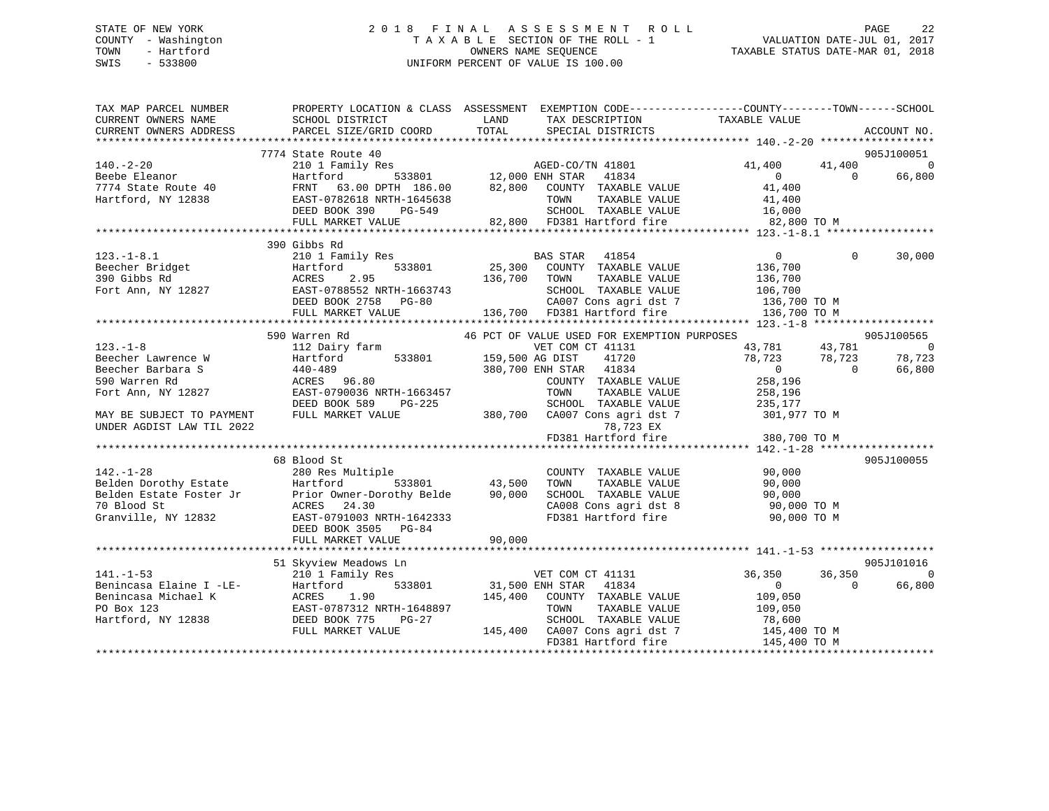STATE OF NEW YORK
COUNTY - Washington
TOWN - Hartford
SWIS - 533800

# 2018 FINAL ASSESSMENT ROLL
TAXABLE SECTION OF THE ROLL - 1
OWNERS NAME SEQUENCE
UNIFORM PERCENT OF VALUE IS 100.00

VALUATION DATE-JUL 01, 2017
TAXABLE STATUS DATE-MAR 01, 2018

```
TAX MAP PARCEL NUMBER          PROPERTY LOCATION & CLASS  ASSESSMENT  EXEMPTION CODE------------------COUNTY--------TOWN------SCHOOL
CURRENT OWNERS NAME            SCHOOL DISTRICT              LAND       TAX DESCRIPTION              TAXABLE VALUE
CURRENT OWNERS ADDRESS         PARCEL SIZE/GRID COORD       TOTAL      SPECIAL DISTRICTS                                         ACCOUNT NO.
******************************************************************************************************* 140.-2-20 ******************
                               7774 State Route 40                                                                              905J100051
140.-2-20                      210 1 Family Res                      AGED-CO/TN 41801            41,400       41,400            0
Beebe Eleanor                  Hartford        533801      12,000 ENH STAR   41834                   0            0        66,800
7774 State Route 40            FRNT   63.00 DPTH 186.00    82,800    COUNTY  TAXABLE VALUE          41,400
Hartford, NY 12838             EAST-0782618 NRTH-1645638              TOWN    TAXABLE VALUE          41,400
                               DEED BOOK 390     PG-549               SCHOOL  TAXABLE VALUE          16,000
                               FULL MARKET VALUE           82,800    FD381 Hartford fire             82,800 TO M
******************************************************************************************************* 123.-1-8.1 *****************
                               390 Gibbs Rd
123.-1-8.1                     210 1 Family Res                      BAS STAR   41854                    0            0        30,000
Beecher Bridget                Hartford        533801      25,300    COUNTY  TAXABLE VALUE         136,700
390 Gibbs Rd                   ACRES    2.95              136,700    TOWN    TAXABLE VALUE         136,700
Fort Ann, NY 12827             EAST-0788552 NRTH-1663743              SCHOOL  TAXABLE VALUE         106,700
                               DEED BOOK 2758    PG-80                CA007 Cons agri dst 7           136,700 TO M
                               FULL MARKET VALUE          136,700    FD381 Hartford fire             136,700 TO M
******************************************************************************************************* 123.-1-8 *******************
                               590 Warren Rd                  46 PCT OF VALUE USED FOR EXEMPTION PURPOSES                        905J100565
123.-1-8                       112 Dairy farm                        VET COM CT 41131            43,781       43,781            0
Beecher Lawrence W             Hartford        533801     159,500 AG DIST    41720               78,723       78,723       78,723
Beecher Barbara S              440-489                    380,700 ENH STAR   41834                   0            0        66,800
590 Warren Rd                  ACRES   96.80                         COUNTY  TAXABLE VALUE         258,196
Fort Ann, NY 12827             EAST-0790036 NRTH-1663457              TOWN    TAXABLE VALUE         258,196
                               DEED BOOK 589     PG-225               SCHOOL  TAXABLE VALUE         235,177
MAY BE SUBJECT TO PAYMENT      FULL MARKET VALUE          380,700    CA007 Cons agri dst 7           301,977 TO M
UNDER AGDIST LAW TIL 2022                                                 78,723 EX
                                                                     FD381 Hartford fire             380,700 TO M
******************************************************************************************************* 142.-1-28 ******************
                               68 Blood St                                                                                      905J100055
142.-1-28                      280 Res Multiple                      COUNTY  TAXABLE VALUE          90,000
Belden Dorothy Estate          Hartford        533801      43,500    TOWN    TAXABLE VALUE          90,000
Belden Estate Foster Jr        Prior Owner-Dorothy Belde   90,000    SCHOOL  TAXABLE VALUE          90,000
70 Blood St                    ACRES   24.30                         CA008 Cons agri dst 8            90,000 TO M
Granville, NY 12832            EAST-0791003 NRTH-1642333              FD381 Hartford fire              90,000 TO M
                               DEED BOOK 3505    PG-84
                               FULL MARKET VALUE           90,000
******************************************************************************************************* 141.-1-53 ******************
                               51 Skyview Meadows Ln                                                                            905J101016
141.-1-53                      210 1 Family Res                      VET COM CT 41131            36,350       36,350            0
Benincasa Elaine I -LE-        Hartford        533801      31,500 ENH STAR   41834                   0            0        66,800
Benincasa Michael K            ACRES    1.90              145,400    COUNTY  TAXABLE VALUE         109,050
PO Box 123                     EAST-0787312 NRTH-1648897              TOWN    TAXABLE VALUE         109,050
Hartford, NY 12838             DEED BOOK 775     PG-27                SCHOOL  TAXABLE VALUE          78,600
                               FULL MARKET VALUE          145,400    CA007 Cons agri dst 7           145,400 TO M
                                                                     FD381 Hartford fire             145,400 TO M
************************************************************************************************************************************
```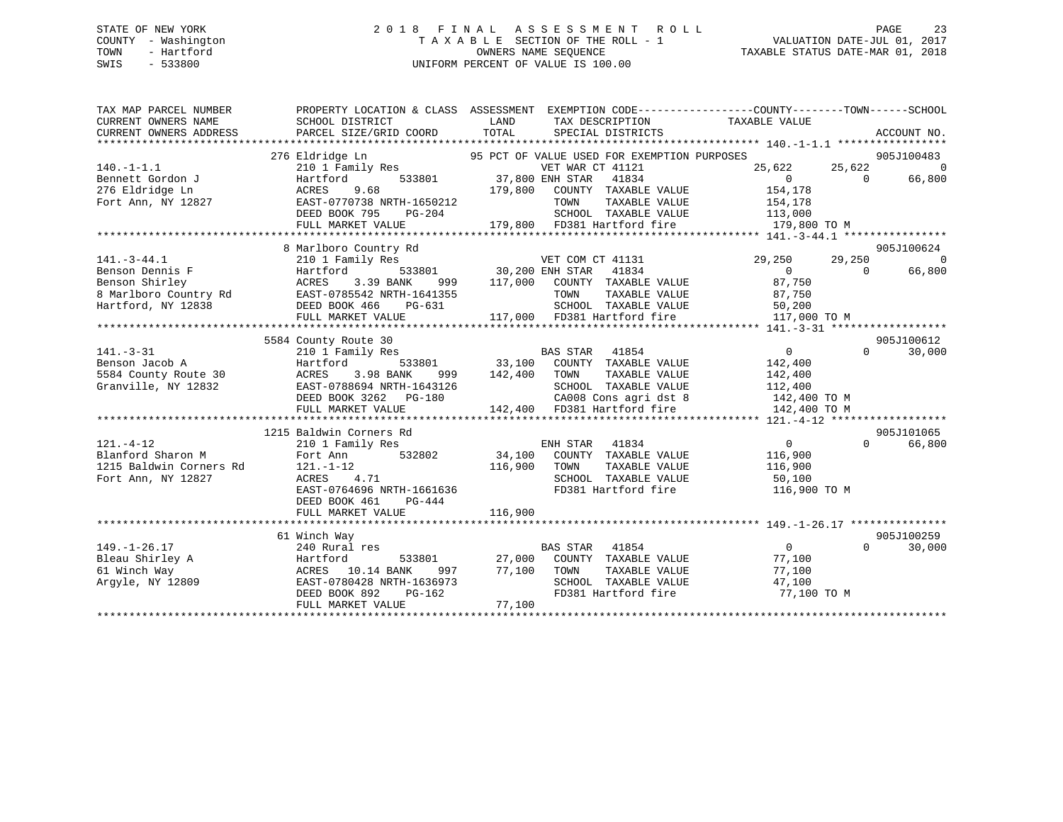STATE OF NEW YORK
COUNTY - Washington
TOWN - Hartford
SWIS - 533800

2 0 1 8 F I N A L A S S E S S M E N T R O L L
T A X A B L E SECTION OF THE ROLL - 1
OWNERS NAME SEQUENCE
UNIFORM PERCENT OF VALUE IS 100.00

VALUATION DATE-JUL 01, 2017
TAXABLE STATUS DATE-MAR 01, 2018

```
TAX MAP PARCEL NUMBER     PROPERTY LOCATION & CLASS  ASSESSMENT  EXEMPTION CODE------------------COUNTY--------TOWN------SCHOOL
CURRENT OWNERS NAME       SCHOOL DISTRICT              LAND      TAX DESCRIPTION             TAXABLE VALUE
CURRENT OWNERS ADDRESS    PARCEL SIZE/GRID COORD       TOTAL     SPECIAL DISTRICTS                                      ACCOUNT NO.
******************************************************************************************* 140.-1-1.1 *****************
          276 Eldridge Ln                  95 PCT OF VALUE USED FOR EXEMPTION PURPOSES                             905J100483
140.-1-1.1                210 1 Family Res                  VET WAR CT 41121              25,622      25,622           0
Bennett Gordon J          Hartford      533801      37,800 ENH STAR   41834                    0           0      66,800
276 Eldridge Ln           ACRES    9.68              179,800   COUNTY  TAXABLE VALUE        154,178
Fort Ann, NY 12827        EAST-0770738 NRTH-1650212            TOWN    TAXABLE VALUE        154,178
                          DEED BOOK 795    PG-204              SCHOOL  TAXABLE VALUE        113,000
                          FULL MARKET VALUE          179,800   FD381 Hartford fire          179,800 TO M
******************************************************************************************* 141.-3-44.1 ****************
          8 Marlboro Country Rd                                                                                905J100624
141.-3-44.1               210 1 Family Res                  VET COM CT 41131              29,250      29,250           0
Benson Dennis F           Hartford      533801      30,200 ENH STAR   41834                    0           0      66,800
Benson Shirley            ACRES    3.39 BANK    999  117,000   COUNTY  TAXABLE VALUE         87,750
8 Marlboro Country Rd     EAST-0785542 NRTH-1641355            TOWN    TAXABLE VALUE         87,750
Hartford, NY 12838        DEED BOOK 466    PG-631              SCHOOL  TAXABLE VALUE         50,200
                          FULL MARKET VALUE          117,000   FD381 Hartford fire          117,000 TO M
******************************************************************************************* 141.-3-31 ******************
          5584 County Route 30                                                                                 905J100612
141.-3-31                 210 1 Family Res                  BAS STAR   41854                    0           0      30,000
Benson Jacob A            Hartford      533801      33,100   COUNTY  TAXABLE VALUE        142,400
5584 County Route 30      ACRES    3.98 BANK    999  142,400   TOWN    TAXABLE VALUE        142,400
Granville, NY 12832       EAST-0788694 NRTH-1643126            SCHOOL  TAXABLE VALUE        112,400
                          DEED BOOK 3262   PG-180              CA008 Cons agri dst 8        142,400 TO M
                          FULL MARKET VALUE          142,400   FD381 Hartford fire          142,400 TO M
******************************************************************************************* 121.-4-12 ******************
          1215 Baldwin Corners Rd                                                                              905J101065
121.-4-12                 210 1 Family Res                  ENH STAR   41834                    0           0      66,800
Blanford Sharon M         Fort Ann      532802      34,100   COUNTY  TAXABLE VALUE        116,900
1215 Baldwin Corners Rd   121.-1-12                  116,900   TOWN    TAXABLE VALUE        116,900
Fort Ann, NY 12827        ACRES    4.71                        SCHOOL  TAXABLE VALUE         50,100
                          EAST-0764696 NRTH-1661636            FD381 Hartford fire          116,900 TO M
                          DEED BOOK 461    PG-444
                          FULL MARKET VALUE          116,900
******************************************************************************************* 149.-1-26.17 ***************
          61 Winch Way                                                                                         905J100259
149.-1-26.17              240 Rural res                     BAS STAR   41854                    0           0      30,000
Bleau Shirley A           Hartford      533801      27,000   COUNTY  TAXABLE VALUE         77,100
61 Winch Way              ACRES   10.14 BANK    997   77,100   TOWN    TAXABLE VALUE         77,100
Argyle, NY 12809          EAST-0780428 NRTH-1636973            SCHOOL  TAXABLE VALUE         47,100
                          DEED BOOK 892    PG-162              FD381 Hartford fire           77,100 TO M
                          FULL MARKET VALUE           77,100
*************************************************************************************************************************
```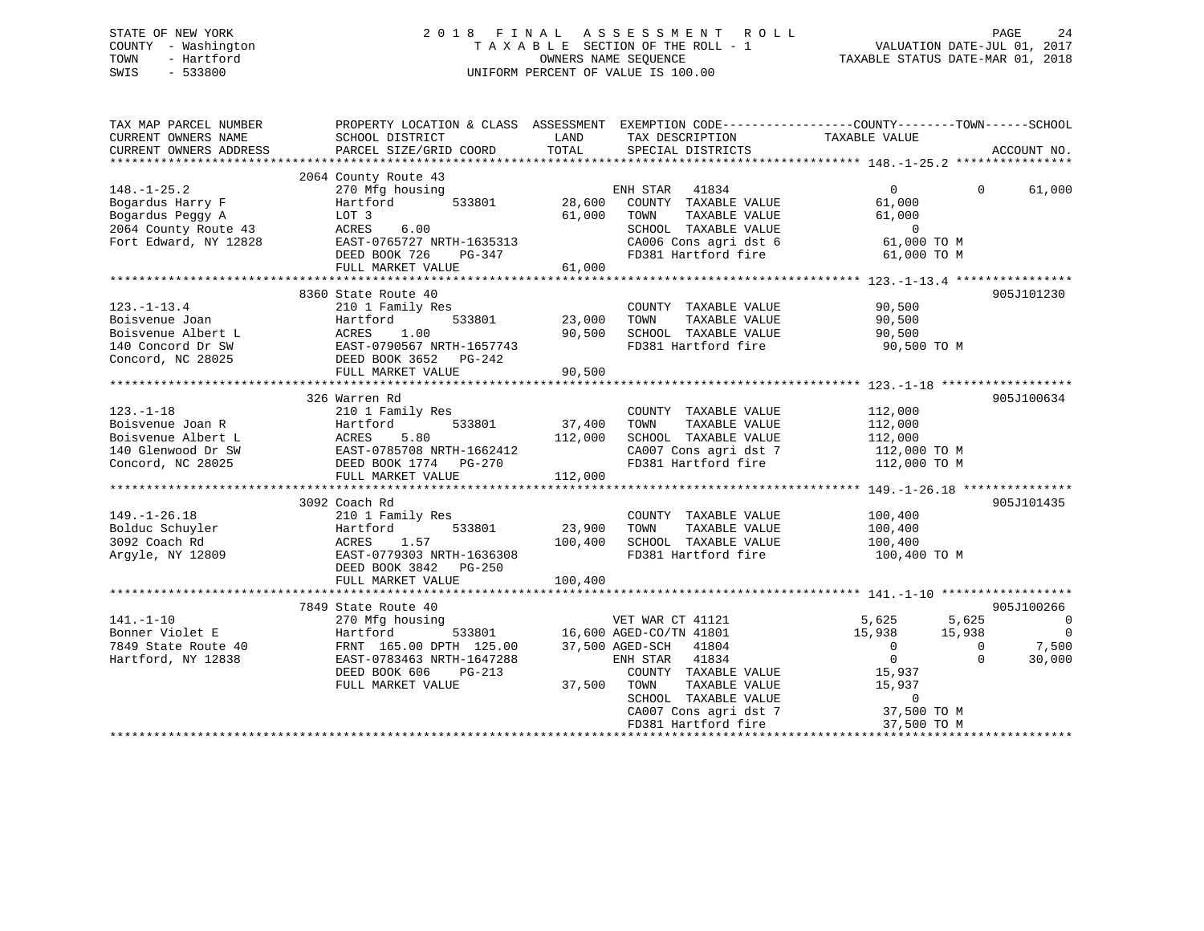STATE OF NEW YORK
COUNTY - Washington
TOWN - Hartford
SWIS - 533800

# 2018 FINAL ASSESSMENT ROLL
TAXABLE SECTION OF THE ROLL - 1
OWNERS NAME SEQUENCE
UNIFORM PERCENT OF VALUE IS 100.00

VALUATION DATE-JUL 01, 2017
TAXABLE STATUS DATE-MAR 01, 2018

```
TAX MAP PARCEL NUMBER          PROPERTY LOCATION & CLASS  ASSESSMENT  EXEMPTION CODE------------------COUNTY--------TOWN------SCHOOL
CURRENT OWNERS NAME            SCHOOL DISTRICT               LAND      TAX DESCRIPTION              TAXABLE VALUE
CURRENT OWNERS ADDRESS         PARCEL SIZE/GRID COORD        TOTAL     SPECIAL DISTRICTS                                        ACCOUNT NO.
****************************************************************************************************** 148.-1-25.2 ****************
                               2064 County Route 43
148.-1-25.2                    270 Mfg housing                         ENH STAR   41834                   0             0      61,000
Bogardus Harry F               Hartford         533801      28,600    COUNTY  TAXABLE VALUE          61,000
Bogardus Peggy A               LOT 3                        61,000    TOWN    TAXABLE VALUE          61,000
2064 County Route 43           ACRES    6.00                          SCHOOL  TAXABLE VALUE               0
Fort Edward, NY 12828          EAST-0765727 NRTH-1635313              CA006 Cons agri dst 6          61,000 TO M
                               DEED BOOK 726    PG-347                FD381 Hartford fire            61,000 TO M
                               FULL MARKET VALUE            61,000
****************************************************************************************************** 123.-1-13.4 ****************
                               8360 State Route 40                                                                   905J101230
123.-1-13.4                    210 1 Family Res                        COUNTY  TAXABLE VALUE          90,500
Boisvenue Joan                 Hartford         533801      23,000    TOWN    TAXABLE VALUE          90,500
Boisvenue Albert L             ACRES    1.00                90,500    SCHOOL  TAXABLE VALUE          90,500
140 Concord Dr SW              EAST-0790567 NRTH-1657743              FD381 Hartford fire            90,500 TO M
Concord, NC 28025              DEED BOOK 3652   PG-242
                               FULL MARKET VALUE            90,500
****************************************************************************************************** 123.-1-18 ******************
                               326 Warren Rd                                                                         905J100634
123.-1-18                      210 1 Family Res                        COUNTY  TAXABLE VALUE         112,000
Boisvenue Joan R               Hartford         533801      37,400    TOWN    TAXABLE VALUE         112,000
Boisvenue Albert L             ACRES    5.80               112,000    SCHOOL  TAXABLE VALUE         112,000
140 Glenwood Dr SW             EAST-0785708 NRTH-1662412              CA007 Cons agri dst 7         112,000 TO M
Concord, NC 28025              DEED BOOK 1774   PG-270                FD381 Hartford fire           112,000 TO M
                               FULL MARKET VALUE           112,000
****************************************************************************************************** 149.-1-26.18 ***************
                               3092 Coach Rd                                                                         905J101435
149.-1-26.18                   210 1 Family Res                        COUNTY  TAXABLE VALUE         100,400
Bolduc Schuyler                Hartford         533801      23,900    TOWN    TAXABLE VALUE         100,400
3092 Coach Rd                  ACRES    1.57               100,400    SCHOOL  TAXABLE VALUE         100,400
Argyle, NY 12809               EAST-0779303 NRTH-1636308              FD381 Hartford fire           100,400 TO M
                               DEED BOOK 3842   PG-250
                               FULL MARKET VALUE           100,400
****************************************************************************************************** 141.-1-10 ******************
                               7849 State Route 40                                                                   905J100266
141.-1-10                      270 Mfg housing                         VET WAR CT 41121               5,625         5,625           0
Bonner Violet E                Hartford         533801      16,600 AGED-CO/TN 41801              15,938        15,938           0
7849 State Route 40            FRNT 165.00 DPTH 125.00      37,500 AGED-SCH   41804                   0             0       7,500
Hartford, NY 12838             EAST-0783463 NRTH-1647288              ENH STAR   41834                   0             0      30,000
                               DEED BOOK 606    PG-213                COUNTY  TAXABLE VALUE          15,937
                               FULL MARKET VALUE            37,500    TOWN    TAXABLE VALUE          15,937
                                                                      SCHOOL  TAXABLE VALUE               0
                                                                      CA007 Cons agri dst 7          37,500 TO M
                                                                      FD381 Hartford fire            37,500 TO M
************************************************************************************************************************************
```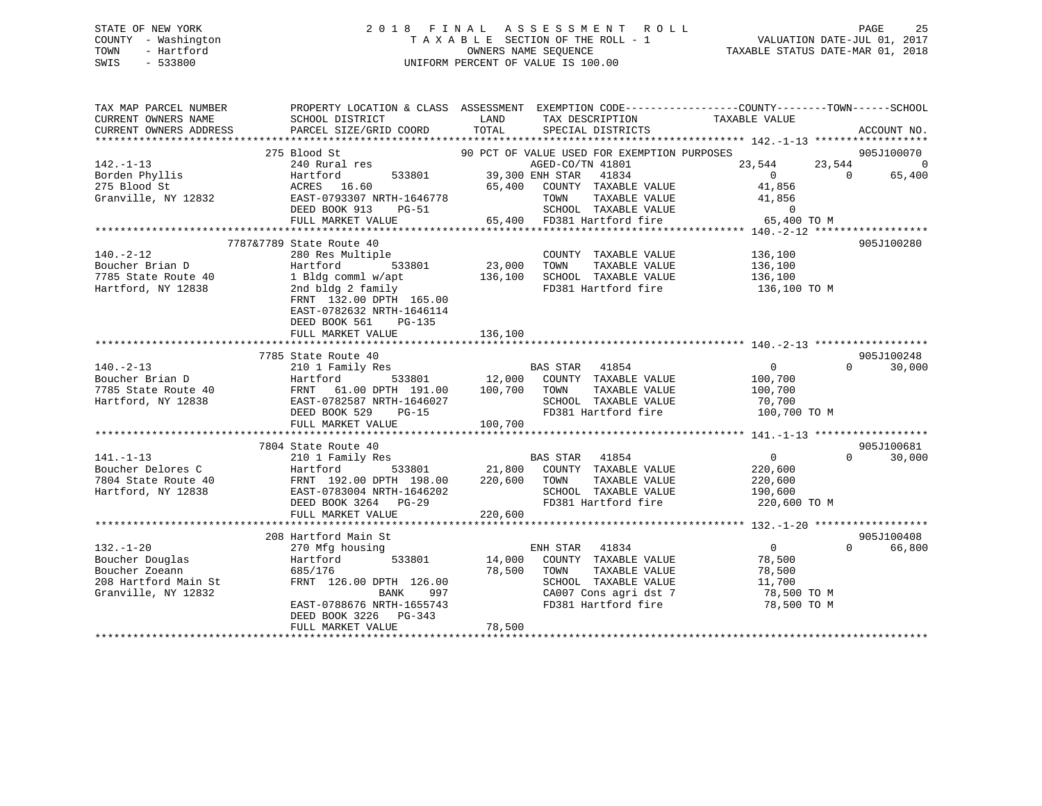STATE OF NEW YORK
COUNTY - Washington
TOWN - Hartford
SWIS - 533800

# 2018 FINAL ASSESSMENT ROLL
TAXABLE SECTION OF THE ROLL - 1
OWNERS NAME SEQUENCE
UNIFORM PERCENT OF VALUE IS 100.00

VALUATION DATE-JUL 01, 2017
TAXABLE STATUS DATE-MAR 01, 2018

```
TAX MAP PARCEL NUMBER          PROPERTY LOCATION & CLASS  ASSESSMENT  EXEMPTION CODE-----------------COUNTY--------TOWN------SCHOOL
CURRENT OWNERS NAME            SCHOOL DISTRICT              LAND       TAX DESCRIPTION              TAXABLE VALUE
CURRENT OWNERS ADDRESS         PARCEL SIZE/GRID COORD       TOTAL      SPECIAL DISTRICTS                                        ACCOUNT NO.
******************************************************************************************************* 142.-1-13 ******************
                275 Blood St                          90 PCT OF VALUE USED FOR EXEMPTION PURPOSES                         905J100070
142.-1-13                      240 Rural res                          AGED-CO/TN 41801             23,544      23,544           0
Borden Phyllis                 Hartford        533801       39,300 ENH STAR   41834                0           0       65,400
275 Blood St                   ACRES  16.60                 65,400    COUNTY  TAXABLE VALUE         41,856
Granville, NY 12832            EAST-0793307 NRTH-1646778              TOWN    TAXABLE VALUE         41,856
                               DEED BOOK 913    PG-51                 SCHOOL  TAXABLE VALUE              0
                               FULL MARKET VALUE            65,400    FD381 Hartford fire           65,400 TO M
******************************************************************************************************* 140.-2-12 ******************
             7787&7789 State Route 40                                                                             905J100280
140.-2-12                      280 Res Multiple                       COUNTY  TAXABLE VALUE        136,100
Boucher Brian D                Hartford        533801       23,000    TOWN    TAXABLE VALUE        136,100
7785 State Route 40            1 Bldg comml w/apt          136,100    SCHOOL  TAXABLE VALUE        136,100
Hartford, NY 12838             2nd bldg 2 family                      FD381 Hartford fire          136,100 TO M
                               FRNT 132.00 DPTH 165.00
                               EAST-0782632 NRTH-1646114
                               DEED BOOK 561    PG-135
                               FULL MARKET VALUE           136,100
******************************************************************************************************* 140.-2-13 ******************
                7785 State Route 40                                                                               905J100248
140.-2-13                      210 1 Family Res                       BAS STAR   41854                0           0       30,000
Boucher Brian D                Hartford        533801       12,000    COUNTY  TAXABLE VALUE        100,700
7785 State Route 40            FRNT  61.00 DPTH 191.00     100,700    TOWN    TAXABLE VALUE        100,700
Hartford, NY 12838             EAST-0782587 NRTH-1646027              SCHOOL  TAXABLE VALUE         70,700
                               DEED BOOK 529    PG-15                 FD381 Hartford fire          100,700 TO M
                               FULL MARKET VALUE           100,700
******************************************************************************************************* 141.-1-13 ******************
                7804 State Route 40                                                                               905J100681
141.-1-13                      210 1 Family Res                       BAS STAR   41854                0           0       30,000
Boucher Delores C              Hartford        533801       21,800    COUNTY  TAXABLE VALUE        220,600
7804 State Route 40            FRNT 192.00 DPTH 198.00     220,600    TOWN    TAXABLE VALUE        220,600
Hartford, NY 12838             EAST-0783004 NRTH-1646202              SCHOOL  TAXABLE VALUE        190,600
                               DEED BOOK 3264   PG-29                 FD381 Hartford fire          220,600 TO M
                               FULL MARKET VALUE           220,600
******************************************************************************************************* 132.-1-20 ******************
                208 Hartford Main St                                                                              905J100408
132.-1-20                      270 Mfg housing                        ENH STAR   41834                0           0       66,800
Boucher Douglas                Hartford        533801       14,000    COUNTY  TAXABLE VALUE         78,500
Boucher Zoeann                 685/176                      78,500    TOWN    TAXABLE VALUE         78,500
208 Hartford Main St           FRNT 126.00 DPTH 126.00                SCHOOL  TAXABLE VALUE         11,700
Granville, NY 12832                          BANK     997             CA007 Cons agri dst 7         78,500 TO M
                               EAST-0788676 NRTH-1655743              FD381 Hartford fire           78,500 TO M
                               DEED BOOK 3226   PG-343
                               FULL MARKET VALUE            78,500
************************************************************************************************************************************
```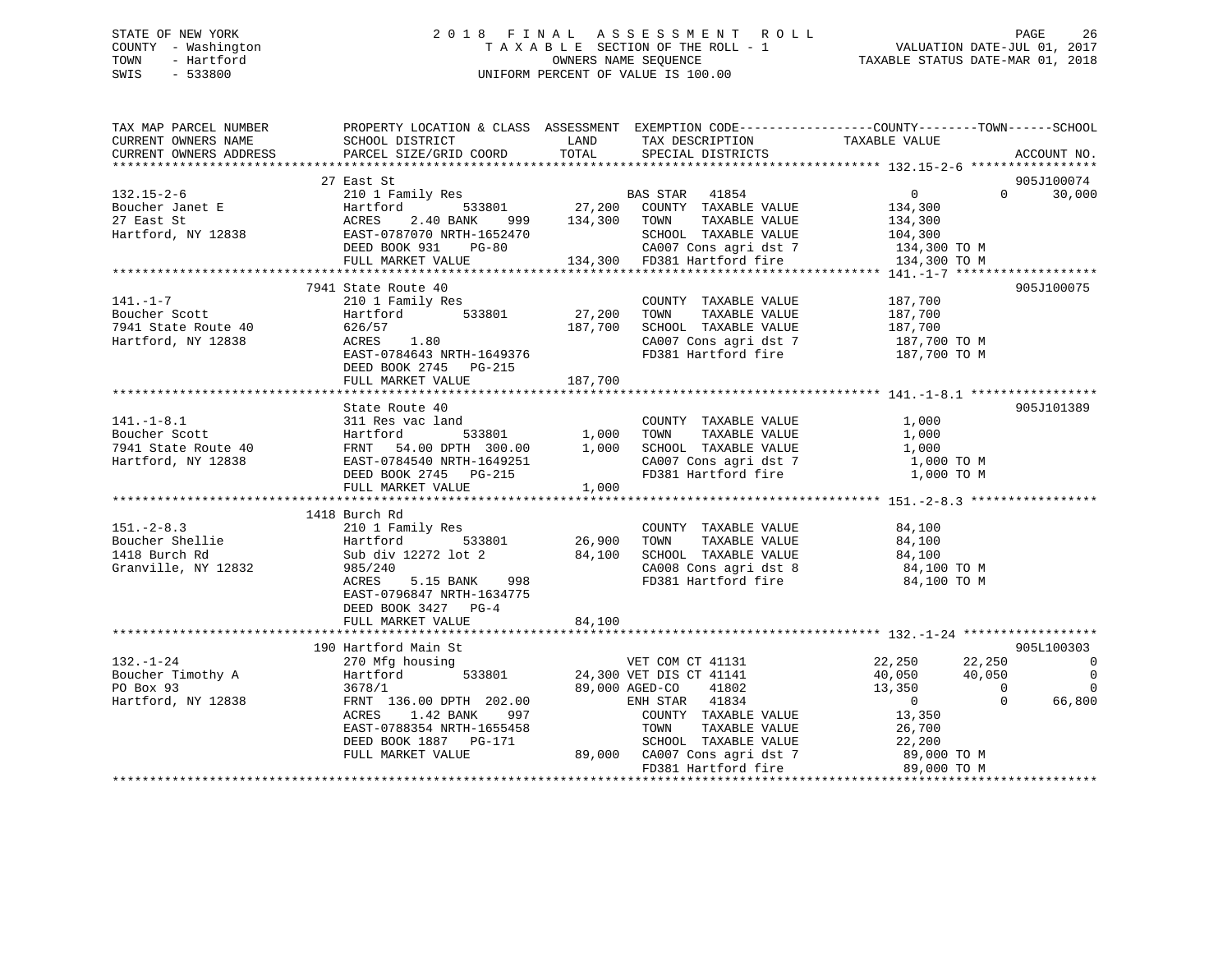STATE OF NEW YORK
COUNTY - Washington
TOWN - Hartford
SWIS - 533800

# 2018 FINAL ASSESSMENT ROLL

TAXABLE SECTION OF THE ROLL - 1
OWNERS NAME SEQUENCE
UNIFORM PERCENT OF VALUE IS 100.00

VALUATION DATE-JUL 01, 2017
TAXABLE STATUS DATE-MAR 01, 2018

```
TAX MAP PARCEL NUMBER          PROPERTY LOCATION & CLASS  ASSESSMENT  EXEMPTION CODE------------------COUNTY--------TOWN------SCHOOL
CURRENT OWNERS NAME            SCHOOL DISTRICT              LAND      TAX DESCRIPTION            TAXABLE VALUE
CURRENT OWNERS ADDRESS         PARCEL SIZE/GRID COORD       TOTAL     SPECIAL DISTRICTS                                     ACCOUNT NO.
******************************************************************************************************* 132.15-2-6 *****************
                               27 East St                                                                               905J100074
132.15-2-6                     210 1 Family Res                       BAS STAR  41854                  0           0       30,000
Boucher Janet E                Hartford        533801      27,200     COUNTY  TAXABLE VALUE          134,300
27 East St                     ACRES    2.40 BANK     999  134,300    TOWN    TAXABLE VALUE          134,300
Hartford, NY 12838             EAST-0787070 NRTH-1652470              SCHOOL  TAXABLE VALUE          104,300
                               DEED BOOK 931    PG-80                 CA007 Cons agri dst 7          134,300 TO M
                               FULL MARKET VALUE          134,300     FD381 Hartford fire            134,300 TO M
******************************************************************************************************* 141.-1-7 *******************
                               7941 State Route 40                                                                      905J100075
141.-1-7                       210 1 Family Res                       COUNTY  TAXABLE VALUE          187,700
Boucher Scott                  Hartford        533801      27,200     TOWN    TAXABLE VALUE          187,700
7941 State Route 40            626/57                      187,700    SCHOOL  TAXABLE VALUE          187,700
Hartford, NY 12838             ACRES    1.80                          CA007 Cons agri dst 7          187,700 TO M
                               EAST-0784643 NRTH-1649376              FD381 Hartford fire            187,700 TO M
                               DEED BOOK 2745   PG-215
                               FULL MARKET VALUE          187,700
******************************************************************************************************* 141.-1-8.1 *****************
                               State Route 40                                                                           905J101389
141.-1-8.1                     311 Res vac land                       COUNTY  TAXABLE VALUE            1,000
Boucher Scott                  Hartford        533801       1,000     TOWN    TAXABLE VALUE            1,000
7941 State Route 40            FRNT   54.00 DPTH 300.00     1,000     SCHOOL  TAXABLE VALUE            1,000
Hartford, NY 12838             EAST-0784540 NRTH-1649251              CA007 Cons agri dst 7            1,000 TO M
                               DEED BOOK 2745   PG-215                FD381 Hartford fire              1,000 TO M
                               FULL MARKET VALUE            1,000
******************************************************************************************************* 151.-2-8.3 *****************
                               1418 Burch Rd
151.-2-8.3                     210 1 Family Res                       COUNTY  TAXABLE VALUE           84,100
Boucher Shellie                Hartford        533801      26,900     TOWN    TAXABLE VALUE           84,100
1418 Burch Rd                  Sub div 12272 lot 2         84,100     SCHOOL  TAXABLE VALUE           84,100
Granville, NY 12832            985/240                                CA008 Cons agri dst 8           84,100 TO M
                               ACRES    5.15 BANK     998             FD381 Hartford fire             84,100 TO M
                               EAST-0796847 NRTH-1634775
                               DEED BOOK 3427   PG-4
                               FULL MARKET VALUE           84,100
******************************************************************************************************* 132.-1-24 ******************
                               190 Hartford Main St                                                                     905L100303
132.-1-24                      270 Mfg housing                        VET COM CT 41131            22,250      22,250            0
Boucher Timothy A              Hartford        533801      24,300 VET DIS CT 41141                40,050      40,050            0
PO Box 93                      3678/1                      89,000 AGED-CO    41802                13,350           0            0
Hartford, NY 12838             FRNT  136.00 DPTH 202.00               ENH STAR  41834                  0           0       66,800
                               ACRES    1.42 BANK     997             COUNTY  TAXABLE VALUE           13,350
                               EAST-0788354 NRTH-1655458              TOWN    TAXABLE VALUE           26,700
                               DEED BOOK 1887   PG-171                SCHOOL  TAXABLE VALUE           22,200
                               FULL MARKET VALUE           89,000     CA007 Cons agri dst 7           89,000 TO M
                                                                      FD381 Hartford fire             89,000 TO M
************************************************************************************************************************************
```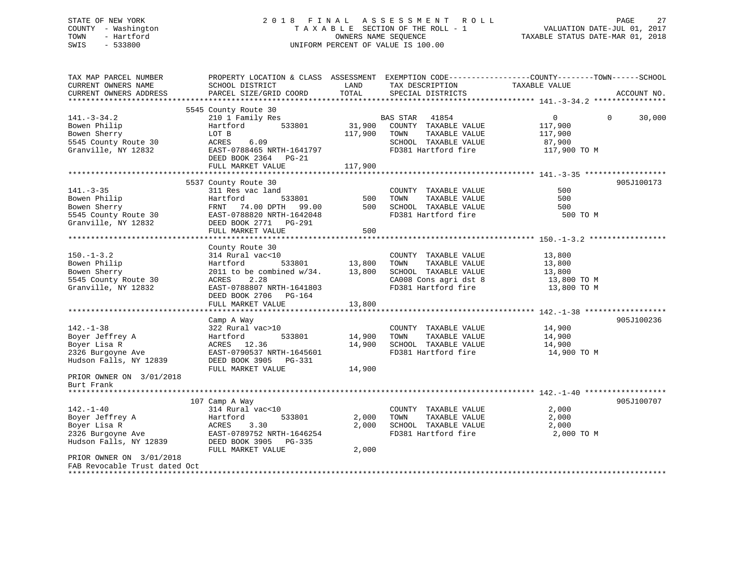STATE OF NEW YORK
COUNTY - Washington
TOWN - Hartford
SWIS - 533800

# 2018 FINAL ASSESSMENT ROLL

TAXABLE SECTION OF THE ROLL - 1
OWNERS NAME SEQUENCE
UNIFORM PERCENT OF VALUE IS 100.00

VALUATION DATE-JUL 01, 2017
TAXABLE STATUS DATE-MAR 01, 2018

| TAX MAP PARCEL NUMBER / CURRENT OWNERS NAME / CURRENT OWNERS ADDRESS | PROPERTY LOCATION & CLASS / SCHOOL DISTRICT / PARCEL SIZE/GRID COORD | ASSESSMENT LAND | TOTAL | EXEMPTION CODE / TAX DESCRIPTION / SPECIAL DISTRICTS | COUNTY TAXABLE VALUE | TOWN | SCHOOL | ACCOUNT NO. |
|---|---|---|---|---|---|---|---|---|
| **141.-3-34.2** | 5545 County Route 30 | | | | | | | |
| 141.-3-34.2 | 210 1 Family Res | | | BAS STAR 41854 | 0 | 0 | 30,000 | |
| Bowen Philip | Hartford 533801 | 31,900 | | COUNTY TAXABLE VALUE | 117,900 | | | |
| Bowen Sherry | LOT B | | 117,900 | TOWN TAXABLE VALUE | 117,900 | | | |
| 5545 County Route 30 | ACRES 6.09 | | | SCHOOL TAXABLE VALUE | 87,900 | | | |
| Granville, NY 12832 | EAST-0788465 NRTH-1641797 | | | FD381 Hartford fire | 117,900 TO M | | | |
| | DEED BOOK 2364 PG-21 | | | | | | | |
| | FULL MARKET VALUE | | 117,900 | | | | | |
| **141.-3-35** | 5537 County Route 30 | | | | | | | 905J100173 |
| 141.-3-35 | 311 Res vac land | | | COUNTY TAXABLE VALUE | 500 | | | |
| Bowen Philip | Hartford 533801 | 500 | | TOWN TAXABLE VALUE | 500 | | | |
| Bowen Sherry | FRNT 74.00 DPTH 99.00 | | 500 | SCHOOL TAXABLE VALUE | 500 | | | |
| 5545 County Route 30 | EAST-0788820 NRTH-1642048 | | | FD381 Hartford fire | 500 TO M | | | |
| Granville, NY 12832 | DEED BOOK 2771 PG-291 | | | | | | | |
| | FULL MARKET VALUE | | 500 | | | | | |
| **150.-1-3.2** | County Route 30 | | | | | | | |
| 150.-1-3.2 | 314 Rural vac<10 | | | COUNTY TAXABLE VALUE | 13,800 | | | |
| Bowen Philip | Hartford 533801 | 13,800 | | TOWN TAXABLE VALUE | 13,800 | | | |
| Bowen Sherry | 2011 to be combined w/34. | | 13,800 | SCHOOL TAXABLE VALUE | 13,800 | | | |
| 5545 County Route 30 | ACRES 2.28 | | | CA008 Cons agri dst 8 | 13,800 TO M | | | |
| Granville, NY 12832 | EAST-0788807 NRTH-1641803 | | | FD381 Hartford fire | 13,800 TO M | | | |
| | DEED BOOK 2706 PG-164 | | | | | | | |
| | FULL MARKET VALUE | | 13,800 | | | | | |
| **142.-1-38** | Camp A Way | | | | | | | 905J100236 |
| 142.-1-38 | 322 Rural vac>10 | | | COUNTY TAXABLE VALUE | 14,900 | | | |
| Boyer Jeffrey A | Hartford 533801 | 14,900 | | TOWN TAXABLE VALUE | 14,900 | | | |
| Boyer Lisa R | ACRES 12.36 | | 14,900 | SCHOOL TAXABLE VALUE | 14,900 | | | |
| 2326 Burgoyne Ave | EAST-0790537 NRTH-1645601 | | | FD381 Hartford fire | 14,900 TO M | | | |
| Hudson Falls, NY 12839 | DEED BOOK 3905 PG-331 | | | | | | | |
| | FULL MARKET VALUE | | 14,900 | | | | | |
| PRIOR OWNER ON 3/01/2018 | | | | | | | | |
| Burt Frank | | | | | | | | |
| **142.-1-40** | 107 Camp A Way | | | | | | | 905J100707 |
| 142.-1-40 | 314 Rural vac<10 | | | COUNTY TAXABLE VALUE | 2,000 | | | |
| Boyer Jeffrey A | Hartford 533801 | 2,000 | | TOWN TAXABLE VALUE | 2,000 | | | |
| Boyer Lisa R | ACRES 3.30 | | 2,000 | SCHOOL TAXABLE VALUE | 2,000 | | | |
| 2326 Burgoyne Ave | EAST-0789752 NRTH-1646254 | | | FD381 Hartford fire | 2,000 TO M | | | |
| Hudson Falls, NY 12839 | DEED BOOK 3905 PG-335 | | | | | | | |
| | FULL MARKET VALUE | | 2,000 | | | | | |
| PRIOR OWNER ON 3/01/2018 | | | | | | | | |
| FAB Revocable Trust dated Oct | | | | | | | | |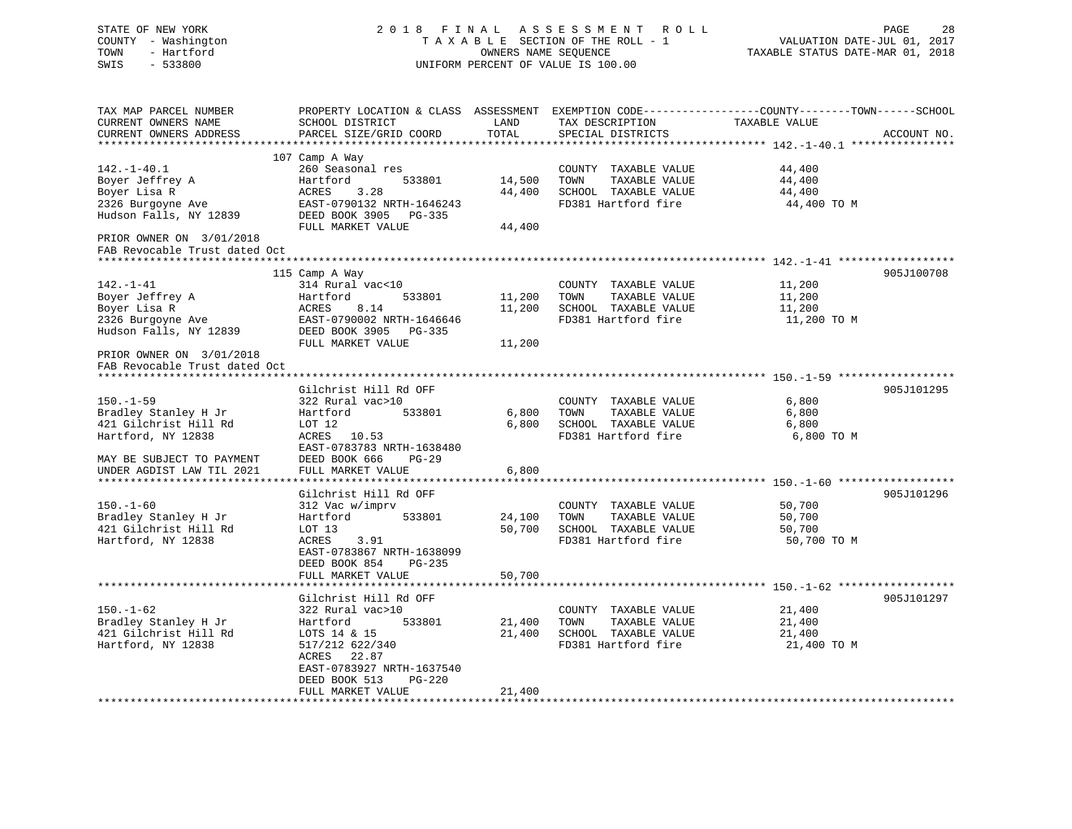STATE OF NEW YORK | COUNTY - Washington | TOWN - Hartford | SWIS - 533800

2018 FINAL ASSESSMENT ROLL
TAXABLE SECTION OF THE ROLL - 1
OWNERS NAME SEQUENCE
UNIFORM PERCENT OF VALUE IS 100.00

VALUATION DATE-JUL 01, 2017
TAXABLE STATUS DATE-MAR 01, 2018

| TAX MAP PARCEL NUMBER / CURRENT OWNERS NAME / CURRENT OWNERS ADDRESS | PROPERTY LOCATION & CLASS / SCHOOL DISTRICT / PARCEL SIZE/GRID COORD | ASSESSMENT LAND | TOTAL | EXEMPTION CODE / TAX DESCRIPTION / SPECIAL DISTRICTS | TAXABLE VALUE (COUNTY / TOWN / SCHOOL) | ACCOUNT NO. |
|---|---|---|---|---|---|---|
| 142.-1-40.1 | 107 Camp A Way | | | | | |
| | 260 Seasonal res | | | COUNTY TAXABLE VALUE | 44,400 | |
| Boyer Jeffrey A | Hartford 533801 | 14,500 | | TOWN TAXABLE VALUE | 44,400 | |
| Boyer Lisa R | ACRES 3.28 | | 44,400 | SCHOOL TAXABLE VALUE | 44,400 | |
| 2326 Burgoyne Ave | EAST-0790132 NRTH-1646243 | | | FD381 Hartford fire | 44,400 TO M | |
| Hudson Falls, NY 12839 | DEED BOOK 3905 PG-335 | | | | | |
| | FULL MARKET VALUE | | 44,400 | | | |
| PRIOR OWNER ON 3/01/2018 | | | | | | |
| FAB Revocable Trust dated Oct | | | | | | |
| 142.-1-41 | 115 Camp A Way | | | | | 905J100708 |
| | 314 Rural vac<10 | | | COUNTY TAXABLE VALUE | 11,200 | |
| Boyer Jeffrey A | Hartford 533801 | 11,200 | | TOWN TAXABLE VALUE | 11,200 | |
| Boyer Lisa R | ACRES 8.14 | | 11,200 | SCHOOL TAXABLE VALUE | 11,200 | |
| 2326 Burgoyne Ave | EAST-0790002 NRTH-1646646 | | | FD381 Hartford fire | 11,200 TO M | |
| Hudson Falls, NY 12839 | DEED BOOK 3905 PG-335 | | | | | |
| | FULL MARKET VALUE | | 11,200 | | | |
| PRIOR OWNER ON 3/01/2018 | | | | | | |
| FAB Revocable Trust dated Oct | | | | | | |
| 150.-1-59 | Gilchrist Hill Rd OFF | | | | | 905J101295 |
| | 322 Rural vac>10 | | | COUNTY TAXABLE VALUE | 6,800 | |
| Bradley Stanley H Jr | Hartford 533801 | 6,800 | | TOWN TAXABLE VALUE | 6,800 | |
| 421 Gilchrist Hill Rd | LOT 12 | | 6,800 | SCHOOL TAXABLE VALUE | 6,800 | |
| Hartford, NY 12838 | ACRES 10.53 | | | FD381 Hartford fire | 6,800 TO M | |
| | EAST-0783783 NRTH-1638480 | | | | | |
| MAY BE SUBJECT TO PAYMENT | DEED BOOK 666 PG-29 | | | | | |
| UNDER AGDIST LAW TIL 2021 | FULL MARKET VALUE | | 6,800 | | | |
| 150.-1-60 | Gilchrist Hill Rd OFF | | | | | 905J101296 |
| | 312 Vac w/imprv | | | COUNTY TAXABLE VALUE | 50,700 | |
| Bradley Stanley H Jr | Hartford 533801 | 24,100 | | TOWN TAXABLE VALUE | 50,700 | |
| 421 Gilchrist Hill Rd | LOT 13 | | 50,700 | SCHOOL TAXABLE VALUE | 50,700 | |
| Hartford, NY 12838 | ACRES 3.91 | | | FD381 Hartford fire | 50,700 TO M | |
| | EAST-0783867 NRTH-1638099 | | | | | |
| | DEED BOOK 854 PG-235 | | | | | |
| | FULL MARKET VALUE | | 50,700 | | | |
| 150.-1-62 | Gilchrist Hill Rd OFF | | | | | 905J101297 |
| | 322 Rural vac>10 | | | COUNTY TAXABLE VALUE | 21,400 | |
| Bradley Stanley H Jr | Hartford 533801 | 21,400 | | TOWN TAXABLE VALUE | 21,400 | |
| 421 Gilchrist Hill Rd | LOTS 14 & 15 | | 21,400 | SCHOOL TAXABLE VALUE | 21,400 | |
| Hartford, NY 12838 | 517/212 622/340 | | | FD381 Hartford fire | 21,400 TO M | |
| | ACRES 22.87 | | | | | |
| | EAST-0783927 NRTH-1637540 | | | | | |
| | DEED BOOK 513 PG-220 | | | | | |
| | FULL MARKET VALUE | | 21,400 | | | |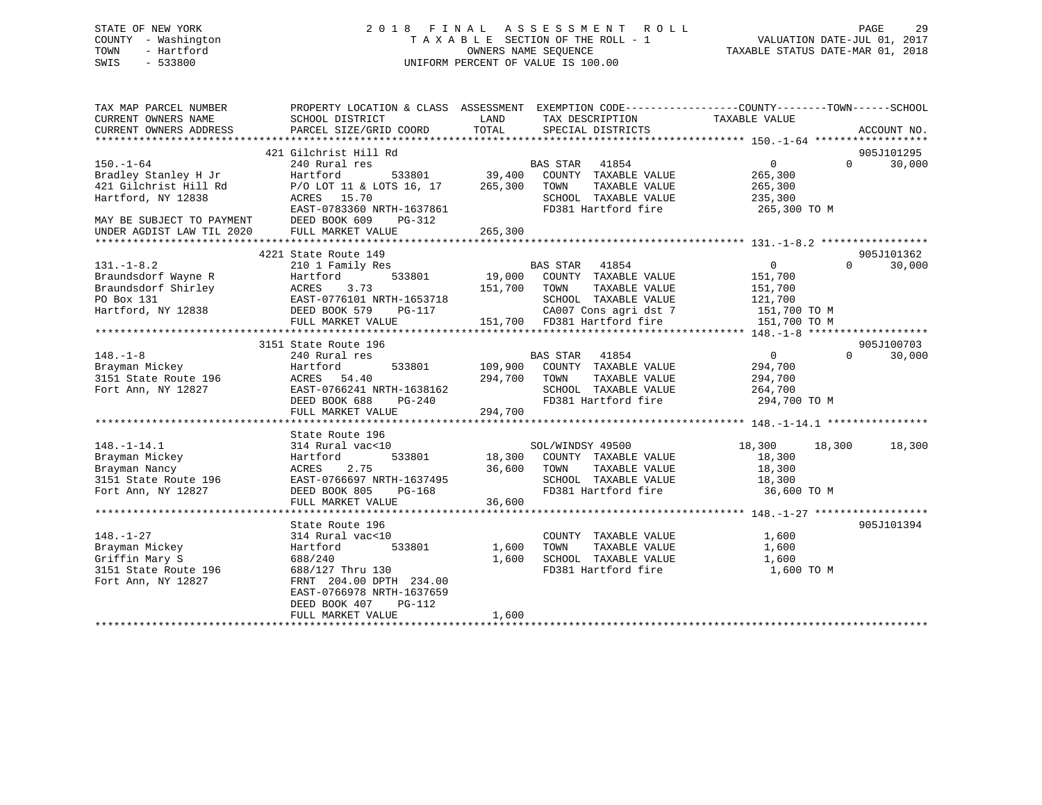STATE OF NEW YORK | 2018 FINAL ASSESSMENT ROLL | VALUATION DATE-JUL 01, 2017
COUNTY - Washington | TAXABLE SECTION OF THE ROLL - 1 | TAXABLE STATUS DATE-MAR 01, 2018
TOWN - Hartford | OWNERS NAME SEQUENCE
SWIS - 533800 | UNIFORM PERCENT OF VALUE IS 100.00

| TAX MAP PARCEL NUMBER / CURRENT OWNERS NAME / CURRENT OWNERS ADDRESS | PROPERTY LOCATION & CLASS / SCHOOL DISTRICT / PARCEL SIZE/GRID COORD | ASSESSMENT LAND / TOTAL | EXEMPTION CODE / TAX DESCRIPTION / SPECIAL DISTRICTS | COUNTY TAXABLE VALUE | TOWN | SCHOOL | ACCOUNT NO. |
|---|---|---|---|---|---|---|---|
| 150.-1-64 | 421 Gilchrist Hill Rd | | | | | | 905J101295 |
| Bradley Stanley H Jr | 240 Rural res | | BAS STAR 41854 | 0 | 0 | 30,000 | |
| 421 Gilchrist Hill Rd | Hartford 533801 | 39,400 | COUNTY TAXABLE VALUE | 265,300 | | | |
| Hartford, NY 12838 | P/O LOT 11 & LOTS 16, 17 | 265,300 | TOWN TAXABLE VALUE | 265,300 | | | |
| | ACRES 15.70 | | SCHOOL TAXABLE VALUE | 235,300 | | | |
| | EAST-0783360 NRTH-1637861 | | FD381 Hartford fire | 265,300 TO M | | | |
| MAY BE SUBJECT TO PAYMENT | DEED BOOK 609 PG-312 | | | | | | |
| UNDER AGDIST LAW TIL 2020 | FULL MARKET VALUE | 265,300 | | | | | |
| 131.-1-8.2 | 4221 State Route 149 | | | | | | 905J101362 |
| Braundsdorf Wayne R | 210 1 Family Res | | BAS STAR 41854 | 0 | 0 | 30,000 | |
| Braundsdorf Shirley | Hartford 533801 | 19,000 | COUNTY TAXABLE VALUE | 151,700 | | | |
| PO Box 131 | ACRES 3.73 | 151,700 | TOWN TAXABLE VALUE | 151,700 | | | |
| Hartford, NY 12838 | EAST-0776101 NRTH-1653718 | | SCHOOL TAXABLE VALUE | 121,700 | | | |
| | DEED BOOK 579 PG-117 | | CA007 Cons agri dst 7 | 151,700 TO M | | | |
| | FULL MARKET VALUE | 151,700 | FD381 Hartford fire | 151,700 TO M | | | |
| 148.-1-8 | 3151 State Route 196 | | | | | | 905J100703 |
| Brayman Mickey | 240 Rural res | | BAS STAR 41854 | 0 | 0 | 30,000 | |
| 3151 State Route 196 | Hartford 533801 | 109,900 | COUNTY TAXABLE VALUE | 294,700 | | | |
| Fort Ann, NY 12827 | ACRES 54.40 | 294,700 | TOWN TAXABLE VALUE | 294,700 | | | |
| | EAST-0766241 NRTH-1638162 | | SCHOOL TAXABLE VALUE | 264,700 | | | |
| | DEED BOOK 688 PG-240 | | FD381 Hartford fire | 294,700 TO M | | | |
| | FULL MARKET VALUE | 294,700 | | | | | |
| 148.-1-14.1 | State Route 196 | | | | | | |
| Brayman Mickey | 314 Rural vac<10 | | SOL/WINDSY 49500 | 18,300 | 18,300 | 18,300 | |
| Brayman Nancy | Hartford 533801 | 18,300 | COUNTY TAXABLE VALUE | 18,300 | | | |
| 3151 State Route 196 | ACRES 2.75 | 36,600 | TOWN TAXABLE VALUE | 18,300 | | | |
| Fort Ann, NY 12827 | EAST-0766697 NRTH-1637495 | | SCHOOL TAXABLE VALUE | 18,300 | | | |
| | DEED BOOK 805 PG-168 | | FD381 Hartford fire | 36,600 TO M | | | |
| | FULL MARKET VALUE | 36,600 | | | | | |
| 148.-1-27 | State Route 196 | | | | | | 905J101394 |
| Brayman Mickey | 314 Rural vac<10 | | COUNTY TAXABLE VALUE | 1,600 | | | |
| Griffin Mary S | Hartford 533801 | 1,600 | TOWN TAXABLE VALUE | 1,600 | | | |
| 3151 State Route 196 | 688/240 | 1,600 | SCHOOL TAXABLE VALUE | 1,600 | | | |
| Fort Ann, NY 12827 | 688/127 Thru 130 | | FD381 Hartford fire | 1,600 TO M | | | |
| | FRNT 204.00 DPTH 234.00 | | | | | | |
| | EAST-0766978 NRTH-1637659 | | | | | | |
| | DEED BOOK 407 PG-112 | | | | | | |
| | FULL MARKET VALUE | 1,600 | | | | | |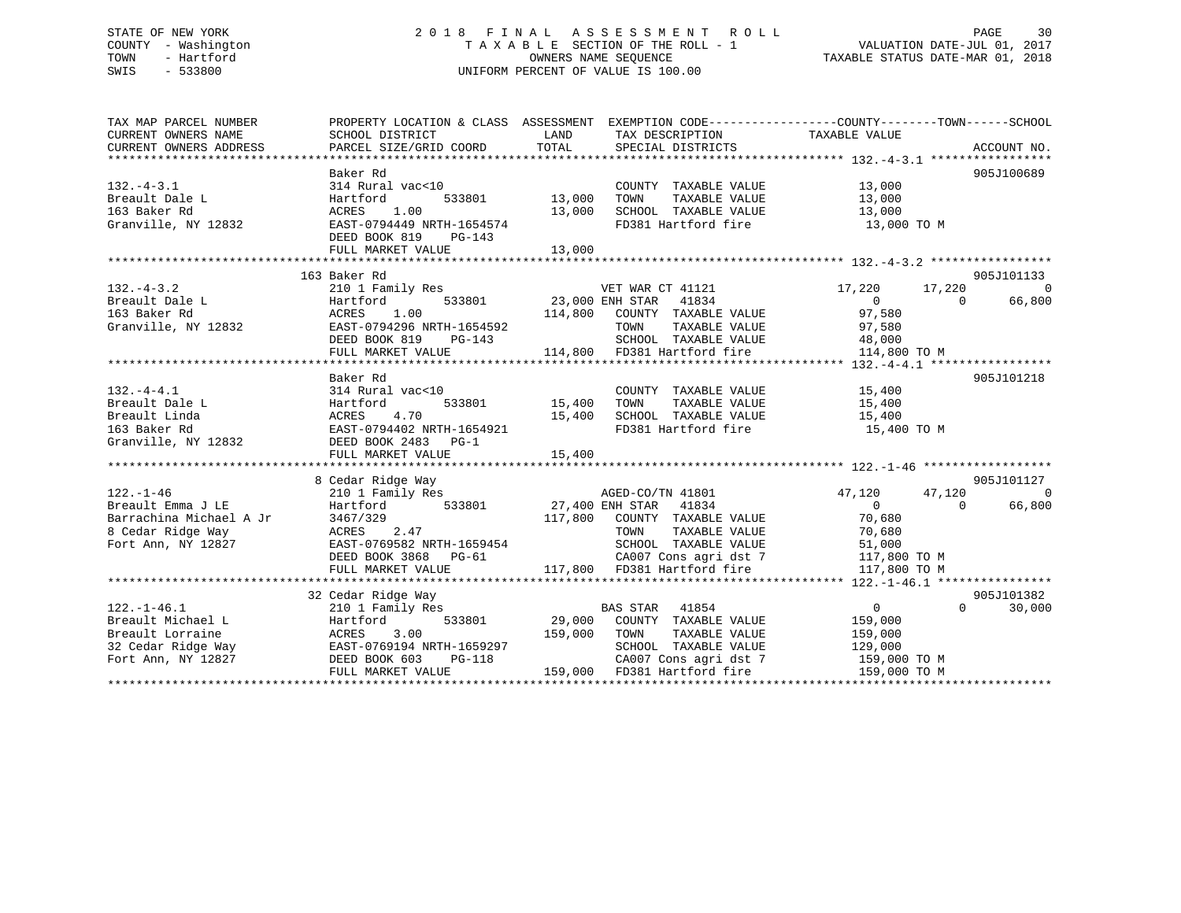STATE OF NEW YORK
COUNTY - Washington
TOWN - Hartford
SWIS - 533800

# 2018 FINAL ASSESSMENT ROLL

TAXABLE SECTION OF THE ROLL - 1
OWNERS NAME SEQUENCE
UNIFORM PERCENT OF VALUE IS 100.00

VALUATION DATE-JUL 01, 2017
TAXABLE STATUS DATE-MAR 01, 2018

```
TAX MAP PARCEL NUMBER      PROPERTY LOCATION & CLASS  ASSESSMENT  EXEMPTION CODE------------------COUNTY--------TOWN------SCHOOL
CURRENT OWNERS NAME        SCHOOL DISTRICT             LAND       TAX DESCRIPTION            TAXABLE VALUE
CURRENT OWNERS ADDRESS     PARCEL SIZE/GRID COORD      TOTAL      SPECIAL DISTRICTS                                      ACCOUNT NO.
******************************************************************************************************* 132.-4-3.1 *****************
                           Baker Rd                                                                                  905J100689
132.-4-3.1                 314 Rural vac<10                      COUNTY  TAXABLE VALUE          13,000
Breault Dale L             Hartford          533801     13,000   TOWN    TAXABLE VALUE          13,000
163 Baker Rd               ACRES    1.00                13,000   SCHOOL  TAXABLE VALUE          13,000
Granville, NY 12832        EAST-0794449 NRTH-1654574             FD381 Hartford fire             13,000 TO M
                           DEED BOOK 819    PG-143
                           FULL MARKET VALUE            13,000
******************************************************************************************************* 132.-4-3.2 *****************
                        163 Baker Rd                                                                                  905J101133
132.-4-3.2                 210 1 Family Res                      VET WAR CT 41121           17,220     17,220           0
Breault Dale L             Hartford          533801     23,000 ENH STAR    41834                0          0      66,800
163 Baker Rd               ACRES    1.00               114,800   COUNTY  TAXABLE VALUE          97,580
Granville, NY 12832        EAST-0794296 NRTH-1654592             TOWN    TAXABLE VALUE          97,580
                           DEED BOOK 819    PG-143               SCHOOL  TAXABLE VALUE          48,000
                           FULL MARKET VALUE           114,800   FD381 Hartford fire            114,800 TO M
******************************************************************************************************* 132.-4-4.1 *****************
                           Baker Rd                                                                                  905J101218
132.-4-4.1                 314 Rural vac<10                      COUNTY  TAXABLE VALUE          15,400
Breault Dale L             Hartford          533801     15,400   TOWN    TAXABLE VALUE          15,400
Breault Linda              ACRES    4.70                15,400   SCHOOL  TAXABLE VALUE          15,400
163 Baker Rd               EAST-0794402 NRTH-1654921             FD381 Hartford fire             15,400 TO M
Granville, NY 12832        DEED BOOK 2483   PG-1
                           FULL MARKET VALUE            15,400
******************************************************************************************************* 122.-1-46 ******************
                        8 Cedar Ridge Way                                                                             905J101127
122.-1-46                  210 1 Family Res                      AGED-CO/TN 41801           47,120     47,120           0
Breault Emma J LE          Hartford          533801     27,400 ENH STAR    41834                0          0      66,800
Barrachina Michael A Jr    3467/329                    117,800   COUNTY  TAXABLE VALUE          70,680
8 Cedar Ridge Way          ACRES    2.47                         TOWN    TAXABLE VALUE          70,680
Fort Ann, NY 12827         EAST-0769582 NRTH-1659454             SCHOOL  TAXABLE VALUE          51,000
                           DEED BOOK 3868   PG-61                CA007 Cons agri dst 7          117,800 TO M
                           FULL MARKET VALUE           117,800   FD381 Hartford fire            117,800 TO M
******************************************************************************************************* 122.-1-46.1 ****************
                        32 Cedar Ridge Way                                                                            905J101382
122.-1-46.1                210 1 Family Res                      BAS STAR   41854                0          0      30,000
Breault Michael L          Hartford          533801     29,000   COUNTY  TAXABLE VALUE         159,000
Breault Lorraine           ACRES    3.00               159,000   TOWN    TAXABLE VALUE         159,000
32 Cedar Ridge Way         EAST-0769194 NRTH-1659297             SCHOOL  TAXABLE VALUE         129,000
Fort Ann, NY 12827         DEED BOOK 603    PG-118               CA007 Cons agri dst 7          159,000 TO M
                           FULL MARKET VALUE           159,000   FD381 Hartford fire            159,000 TO M
************************************************************************************************************************************
```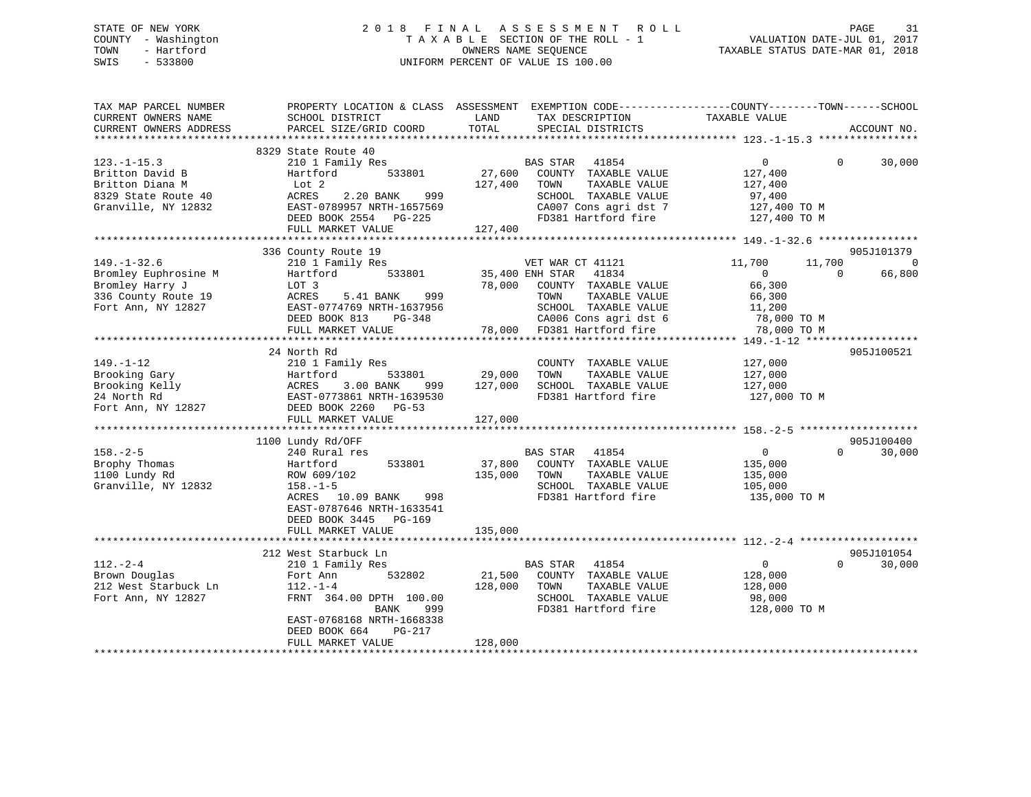STATE OF NEW YORK
COUNTY - Washington
TOWN - Hartford
SWIS - 533800

# 2018 FINAL ASSESSMENT ROLL

TAXABLE SECTION OF THE ROLL - 1
OWNERS NAME SEQUENCE
UNIFORM PERCENT OF VALUE IS 100.00

VALUATION DATE-JUL 01, 2017
TAXABLE STATUS DATE-MAR 01, 2018

| TAX MAP PARCEL NUMBER / CURRENT OWNERS NAME / CURRENT OWNERS ADDRESS | PROPERTY LOCATION & CLASS / SCHOOL DISTRICT / PARCEL SIZE/GRID COORD | ASSESSMENT LAND / TOTAL | EXEMPTION CODE / TAX DESCRIPTION / SPECIAL DISTRICTS | COUNTY | TOWN | SCHOOL | ACCOUNT NO. |
|---|---|---|---|---|---|---|---|
| **123.-1-15.3** | 8329 State Route 40 | | | | | | |
| 123.-1-15.3 | 210 1 Family Res | | BAS STAR 41854 | 0 | 0 | 30,000 | |
| Britton David B | Hartford 533801 | 27,600 | COUNTY TAXABLE VALUE | 127,400 | | | |
| Britton Diana M | Lot 2 | 127,400 | TOWN TAXABLE VALUE | 127,400 | | | |
| 8329 State Route 40 | ACRES 2.20 BANK 999 | | SCHOOL TAXABLE VALUE | 97,400 | | | |
| Granville, NY 12832 | EAST-0789957 NRTH-1657569 | | CA007 Cons agri dst 7 | 127,400 TO M | | | |
| | DEED BOOK 2554 PG-225 | | FD381 Hartford fire | 127,400 TO M | | | |
| | FULL MARKET VALUE | 127,400 | | | | | |
| **149.-1-32.6** | 336 County Route 19 | | | | | | 905J101379 |
| 149.-1-32.6 | 210 1 Family Res | | VET WAR CT 41121 | 11,700 | 11,700 | 0 | |
| Bromley Euphrosine M | Hartford 533801 | 35,400 | ENH STAR 41834 | 0 | 0 | 66,800 | |
| Bromley Harry J | LOT 3 | 78,000 | COUNTY TAXABLE VALUE | 66,300 | | | |
| 336 County Route 19 | ACRES 5.41 BANK 999 | | TOWN TAXABLE VALUE | 66,300 | | | |
| Fort Ann, NY 12827 | EAST-0774769 NRTH-1637956 | | SCHOOL TAXABLE VALUE | 11,200 | | | |
| | DEED BOOK 813 PG-348 | | CA006 Cons agri dst 6 | 78,000 TO M | | | |
| | FULL MARKET VALUE | 78,000 | FD381 Hartford fire | 78,000 TO M | | | |
| **149.-1-12** | 24 North Rd | | | | | | 905J100521 |
| 149.-1-12 | 210 1 Family Res | | COUNTY TAXABLE VALUE | 127,000 | | | |
| Brooking Gary | Hartford 533801 | 29,000 | TOWN TAXABLE VALUE | 127,000 | | | |
| Brooking Kelly | ACRES 3.00 BANK 999 | 127,000 | SCHOOL TAXABLE VALUE | 127,000 | | | |
| 24 North Rd | EAST-0773861 NRTH-1639530 | | FD381 Hartford fire | 127,000 TO M | | | |
| Fort Ann, NY 12827 | DEED BOOK 2260 PG-53 | | | | | | |
| | FULL MARKET VALUE | 127,000 | | | | | |
| **158.-2-5** | 1100 Lundy Rd/OFF | | | | | | 905J100400 |
| 158.-2-5 | 240 Rural res | | BAS STAR 41854 | 0 | 0 | 30,000 | |
| Brophy Thomas | Hartford 533801 | 37,800 | COUNTY TAXABLE VALUE | 135,000 | | | |
| 1100 Lundy Rd | ROW 609/102 | 135,000 | TOWN TAXABLE VALUE | 135,000 | | | |
| Granville, NY 12832 | 158.-1-5 | | SCHOOL TAXABLE VALUE | 105,000 | | | |
| | ACRES 10.09 BANK 998 | | FD381 Hartford fire | 135,000 TO M | | | |
| | EAST-0787646 NRTH-1633541 | | | | | | |
| | DEED BOOK 3445 PG-169 | | | | | | |
| | FULL MARKET VALUE | 135,000 | | | | | |
| **112.-2-4** | 212 West Starbuck Ln | | | | | | 905J101054 |
| 112.-2-4 | 210 1 Family Res | | BAS STAR 41854 | 0 | 0 | 30,000 | |
| Brown Douglas | Fort Ann 532802 | 21,500 | COUNTY TAXABLE VALUE | 128,000 | | | |
| 212 West Starbuck Ln | 112.-1-4 | 128,000 | TOWN TAXABLE VALUE | 128,000 | | | |
| Fort Ann, NY 12827 | FRNT 364.00 DPTH 100.00 | | SCHOOL TAXABLE VALUE | 98,000 | | | |
| | BANK 999 | | FD381 Hartford fire | 128,000 TO M | | | |
| | EAST-0768168 NRTH-1668338 | | | | | | |
| | DEED BOOK 664 PG-217 | | | | | | |
| | FULL MARKET VALUE | 128,000 | | | | | |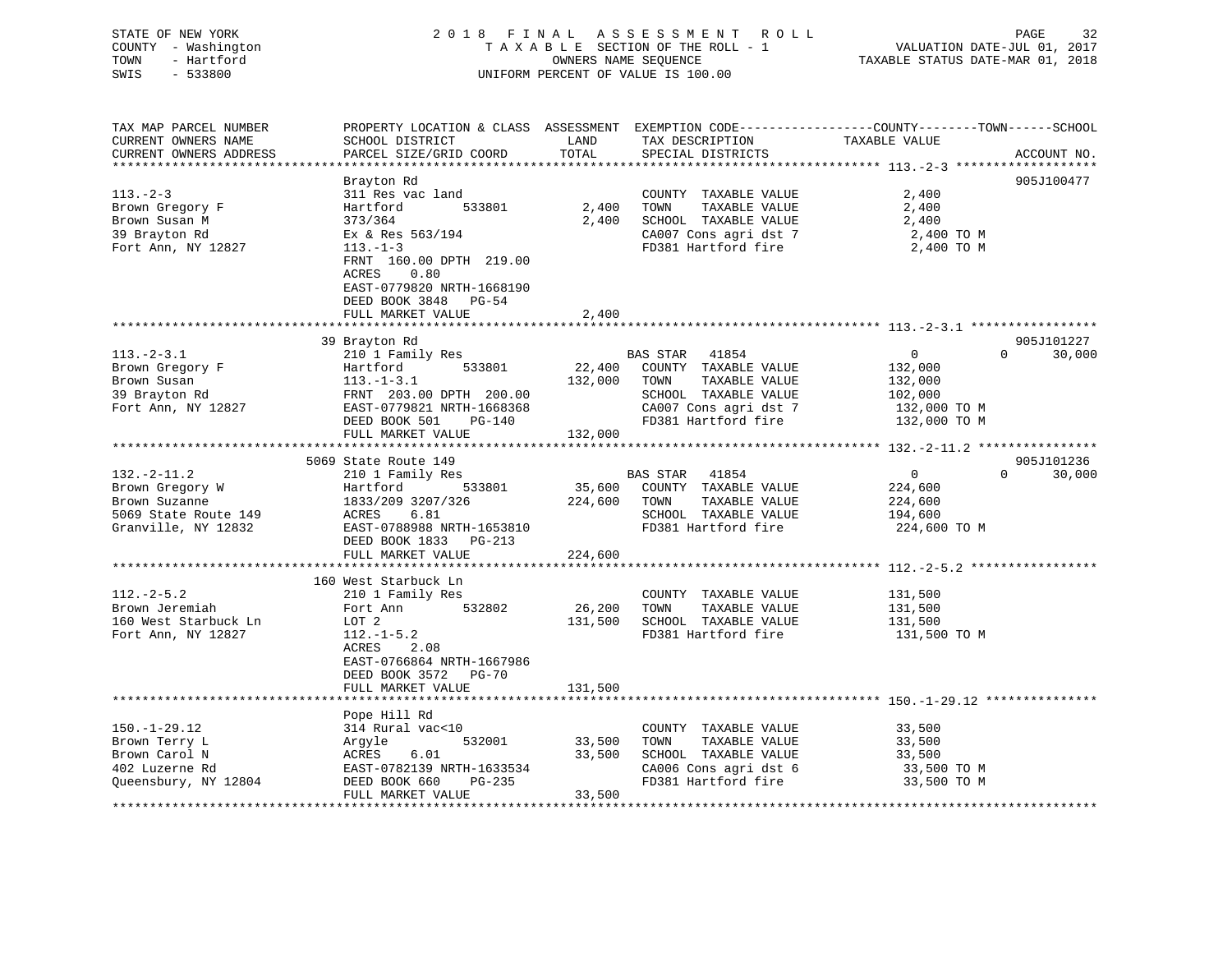STATE OF NEW YORK
COUNTY - Washington
TOWN - Hartford
SWIS - 533800

2018 FINAL ASSESSMENT ROLL
TAXABLE SECTION OF THE ROLL - 1
OWNERS NAME SEQUENCE
UNIFORM PERCENT OF VALUE IS 100.00

VALUATION DATE-JUL 01, 2017
TAXABLE STATUS DATE-MAR 01, 2018

| TAX MAP PARCEL NUMBER / CURRENT OWNERS NAME / CURRENT OWNERS ADDRESS | PROPERTY LOCATION & CLASS / SCHOOL DISTRICT / PARCEL SIZE/GRID COORD | ASSESSMENT LAND | TOTAL | EXEMPTION CODE / TAX DESCRIPTION / SPECIAL DISTRICTS | COUNTY--------TOWN------SCHOOL TAXABLE VALUE | ACCOUNT NO. |
|---|---|---|---|---|---|---|
| **113.-2-3** | Brayton Rd | | | | | 905J100477 |
| 113.-2-3 | 311 Res vac land | | | COUNTY TAXABLE VALUE | 2,400 | |
| Brown Gregory F | Hartford 533801 | 2,400 | | TOWN TAXABLE VALUE | 2,400 | |
| Brown Susan M | 373/364 | | 2,400 | SCHOOL TAXABLE VALUE | 2,400 | |
| 39 Brayton Rd | Ex & Res 563/194 | | | CA007 Cons agri dst 7 | 2,400 TO M | |
| Fort Ann, NY 12827 | 113.-1-3 | | | FD381 Hartford fire | 2,400 TO M | |
| | FRNT 160.00 DPTH 219.00 | | | | | |
| | ACRES 0.80 | | | | | |
| | EAST-0779820 NRTH-1668190 | | | | | |
| | DEED BOOK 3848 PG-54 | | | | | |
| | FULL MARKET VALUE | | 2,400 | | | |
| **113.-2-3.1** | 39 Brayton Rd | | | | | 905J101227 |
| 113.-2-3.1 | 210 1 Family Res | | | BAS STAR 41854 | 0 0 30,000 | |
| Brown Gregory F | Hartford 533801 | 22,400 | | COUNTY TAXABLE VALUE | 132,000 | |
| Brown Susan | 113.-1-3.1 | | 132,000 | TOWN TAXABLE VALUE | 132,000 | |
| 39 Brayton Rd | FRNT 203.00 DPTH 200.00 | | | SCHOOL TAXABLE VALUE | 102,000 | |
| Fort Ann, NY 12827 | EAST-0779821 NRTH-1668368 | | | CA007 Cons agri dst 7 | 132,000 TO M | |
| | DEED BOOK 501 PG-140 | | | FD381 Hartford fire | 132,000 TO M | |
| | FULL MARKET VALUE | | 132,000 | | | |
| **132.-2-11.2** | 5069 State Route 149 | | | | | 905J101236 |
| 132.-2-11.2 | 210 1 Family Res | | | BAS STAR 41854 | 0 0 30,000 | |
| Brown Gregory W | Hartford 533801 | 35,600 | | COUNTY TAXABLE VALUE | 224,600 | |
| Brown Suzanne | 1833/209 3207/326 | | 224,600 | TOWN TAXABLE VALUE | 224,600 | |
| 5069 State Route 149 | ACRES 6.81 | | | SCHOOL TAXABLE VALUE | 194,600 | |
| Granville, NY 12832 | EAST-0788988 NRTH-1653810 | | | FD381 Hartford fire | 224,600 TO M | |
| | DEED BOOK 1833 PG-213 | | | | | |
| | FULL MARKET VALUE | | 224,600 | | | |
| **112.-2-5.2** | 160 West Starbuck Ln | | | | | |
| 112.-2-5.2 | 210 1 Family Res | | | COUNTY TAXABLE VALUE | 131,500 | |
| Brown Jeremiah | Fort Ann 532802 | 26,200 | | TOWN TAXABLE VALUE | 131,500 | |
| 160 West Starbuck Ln | LOT 2 | | 131,500 | SCHOOL TAXABLE VALUE | 131,500 | |
| Fort Ann, NY 12827 | 112.-1-5.2 | | | FD381 Hartford fire | 131,500 TO M | |
| | ACRES 2.08 | | | | | |
| | EAST-0766864 NRTH-1667986 | | | | | |
| | DEED BOOK 3572 PG-70 | | | | | |
| | FULL MARKET VALUE | | 131,500 | | | |
| **150.-1-29.12** | Pope Hill Rd | | | | | |
| 150.-1-29.12 | 314 Rural vac<10 | | | COUNTY TAXABLE VALUE | 33,500 | |
| Brown Terry L | Argyle 532001 | 33,500 | | TOWN TAXABLE VALUE | 33,500 | |
| Brown Carol N | ACRES 6.01 | | 33,500 | SCHOOL TAXABLE VALUE | 33,500 | |
| 402 Luzerne Rd | EAST-0782139 NRTH-1633534 | | | CA006 Cons agri dst 6 | 33,500 TO M | |
| Queensbury, NY 12804 | DEED BOOK 660 PG-235 | | | FD381 Hartford fire | 33,500 TO M | |
| | FULL MARKET VALUE | | 33,500 | | | |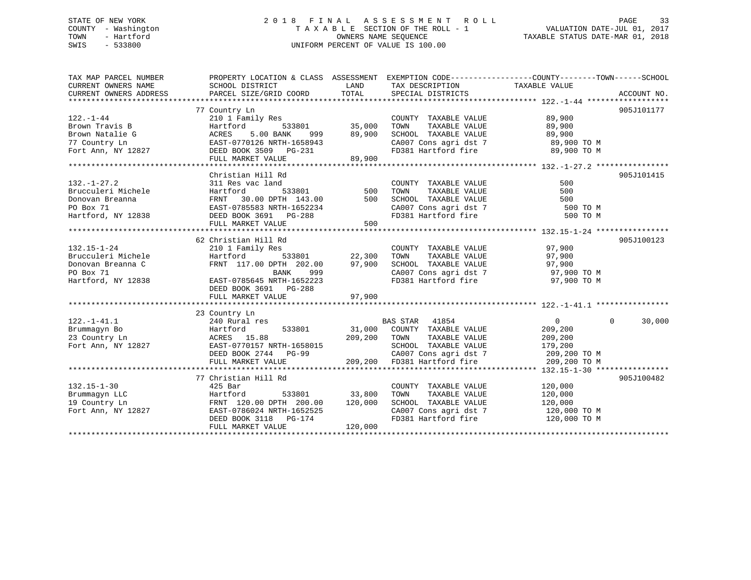STATE OF NEW YORK
COUNTY - Washington
TOWN - Hartford
SWIS - 533800

# 2018 FINAL ASSESSMENT ROLL
TAXABLE SECTION OF THE ROLL - 1
OWNERS NAME SEQUENCE
UNIFORM PERCENT OF VALUE IS 100.00

VALUATION DATE-JUL 01, 2017
TAXABLE STATUS DATE-MAR 01, 2018

| TAX MAP PARCEL NUMBER / CURRENT OWNERS NAME / CURRENT OWNERS ADDRESS | PROPERTY LOCATION & CLASS / SCHOOL DISTRICT / PARCEL SIZE/GRID COORD | ASSESSMENT LAND | TOTAL | EXEMPTION CODE / TAX DESCRIPTION / SPECIAL DISTRICTS | COUNTY / TOWN TAXABLE VALUE | SCHOOL | ACCOUNT NO. |
|---|---|---|---|---|---|---|---|
| 122.-1-44 | 77 Country Ln | | | | | | 905J101177 |
| | 210 1 Family Res | | | COUNTY TAXABLE VALUE | 89,900 | | |
| Brown Travis B | Hartford 533801 | 35,000 | | TOWN TAXABLE VALUE | 89,900 | | |
| Brown Natalie G | ACRES 5.00 BANK 999 | | 89,900 | SCHOOL TAXABLE VALUE | 89,900 | | |
| 77 Country Ln | EAST-0770126 NRTH-1658943 | | | CA007 Cons agri dst 7 | 89,900 TO M | | |
| Fort Ann, NY 12827 | DEED BOOK 3509 PG-231 | | | FD381 Hartford fire | 89,900 TO M | | |
| | FULL MARKET VALUE | | 89,900 | | | | |
| 132.-1-27.2 | Christian Hill Rd | | | | | | 905J101415 |
| | 311 Res vac land | | | COUNTY TAXABLE VALUE | 500 | | |
| Brucculeri Michele | Hartford 533801 | 500 | | TOWN TAXABLE VALUE | 500 | | |
| Donovan Breanna | FRNT 30.00 DPTH 143.00 | | 500 | SCHOOL TAXABLE VALUE | 500 | | |
| PO Box 71 | EAST-0785583 NRTH-1652234 | | | CA007 Cons agri dst 7 | 500 TO M | | |
| Hartford, NY 12838 | DEED BOOK 3691 PG-288 | | | FD381 Hartford fire | 500 TO M | | |
| | FULL MARKET VALUE | | 500 | | | | |
| 132.15-1-24 | 62 Christian Hill Rd | | | | | | 905J100123 |
| | 210 1 Family Res | | | COUNTY TAXABLE VALUE | 97,900 | | |
| Brucculeri Michele | Hartford 533801 | 22,300 | | TOWN TAXABLE VALUE | 97,900 | | |
| Donovan Breanna C | FRNT 117.00 DPTH 202.00 | | 97,900 | SCHOOL TAXABLE VALUE | 97,900 | | |
| PO Box 71 | BANK 999 | | | CA007 Cons agri dst 7 | 97,900 TO M | | |
| Hartford, NY 12838 | EAST-0785645 NRTH-1652223 | | | FD381 Hartford fire | 97,900 TO M | | |
| | DEED BOOK 3691 PG-288 | | | | | | |
| | FULL MARKET VALUE | | 97,900 | | | | |
| 122.-1-41.1 | 23 Country Ln | | | | | | |
| | 240 Rural res | | | BAS STAR 41854 | 0 / 0 | 30,000 | |
| Brummagyn Bo | Hartford 533801 | 31,000 | | COUNTY TAXABLE VALUE | 209,200 | | |
| 23 Country Ln | ACRES 15.88 | | 209,200 | TOWN TAXABLE VALUE | 209,200 | | |
| Fort Ann, NY 12827 | EAST-0770157 NRTH-1658015 | | | SCHOOL TAXABLE VALUE | 179,200 | | |
| | DEED BOOK 2744 PG-99 | | | CA007 Cons agri dst 7 | 209,200 TO M | | |
| | FULL MARKET VALUE | | 209,200 | FD381 Hartford fire | 209,200 TO M | | |
| 132.15-1-30 | 77 Christian Hill Rd | | | | | | 905J100482 |
| | 425 Bar | | | COUNTY TAXABLE VALUE | 120,000 | | |
| Brummagyn LLC | Hartford 533801 | 33,800 | | TOWN TAXABLE VALUE | 120,000 | | |
| 19 Country Ln | FRNT 120.00 DPTH 200.00 | | 120,000 | SCHOOL TAXABLE VALUE | 120,000 | | |
| Fort Ann, NY 12827 | EAST-0786024 NRTH-1652525 | | | CA007 Cons agri dst 7 | 120,000 TO M | | |
| | DEED BOOK 3118 PG-174 | | | FD381 Hartford fire | 120,000 TO M | | |
| | FULL MARKET VALUE | | 120,000 | | | | |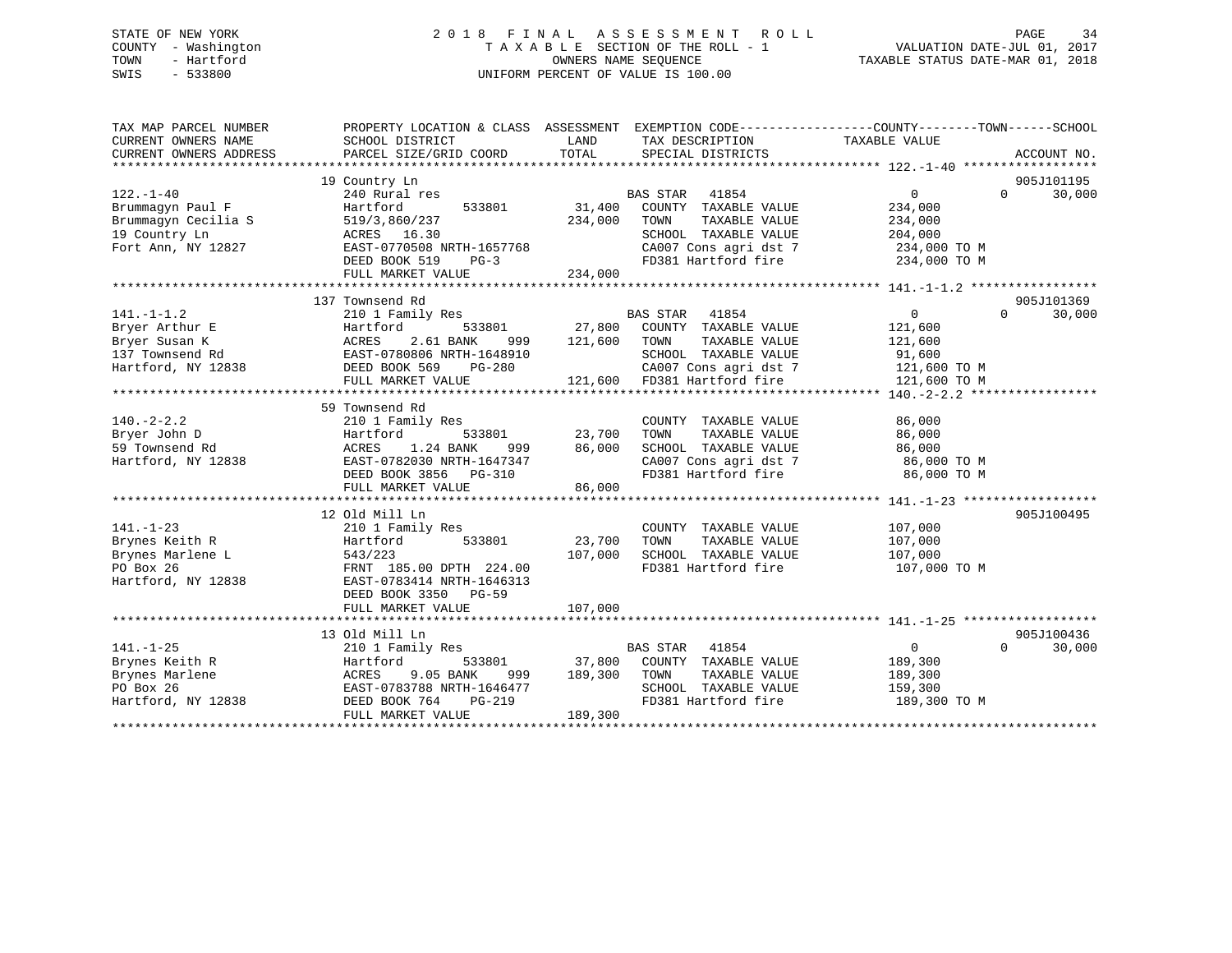STATE OF NEW YORK
COUNTY - Washington
TOWN - Hartford
SWIS - 533800

# 2018 FINAL ASSESSMENT ROLL

TAXABLE SECTION OF THE ROLL - 1
OWNERS NAME SEQUENCE
UNIFORM PERCENT OF VALUE IS 100.00

VALUATION DATE-JUL 01, 2017
TAXABLE STATUS DATE-MAR 01, 2018

```
TAX MAP PARCEL NUMBER      PROPERTY LOCATION & CLASS  ASSESSMENT  EXEMPTION CODE------------------COUNTY--------TOWN------SCHOOL
CURRENT OWNERS NAME        SCHOOL DISTRICT              LAND       TAX DESCRIPTION              TAXABLE VALUE
CURRENT OWNERS ADDRESS     PARCEL SIZE/GRID COORD       TOTAL      SPECIAL DISTRICTS                                  ACCOUNT NO.
******************************************************************************************** 122.-1-40 ******************
                           19 Country Ln                                                                              905J101195
122.-1-40                  240 Rural res                            BAS STAR   41854                 0          0     30,000
Brummagyn Paul F           Hartford         533801        31,400   COUNTY  TAXABLE VALUE         234,000
Brummagyn Cecilia S        519/3,860/237                 234,000   TOWN    TAXABLE VALUE         234,000
19 Country Ln              ACRES  16.30                            SCHOOL  TAXABLE VALUE         204,000
Fort Ann, NY 12827         EAST-0770508 NRTH-1657768               CA007 Cons agri dst 7          234,000 TO M
                           DEED BOOK 519    PG-3                   FD381 Hartford fire            234,000 TO M
                           FULL MARKET VALUE             234,000
******************************************************************************************** 141.-1-1.2 *****************
                           137 Townsend Rd                                                                            905J101369
141.-1-1.2                 210 1 Family Res                         BAS STAR   41854                 0          0     30,000
Bryer Arthur E             Hartford         533801        27,800   COUNTY  TAXABLE VALUE         121,600
Bryer Susan K              ACRES    2.61 BANK     999    121,600   TOWN    TAXABLE VALUE         121,600
137 Townsend Rd            EAST-0780806 NRTH-1648910               SCHOOL  TAXABLE VALUE          91,600
Hartford, NY 12838         DEED BOOK 569    PG-280                 CA007 Cons agri dst 7          121,600 TO M
                           FULL MARKET VALUE             121,600   FD381 Hartford fire            121,600 TO M
******************************************************************************************** 140.-2-2.2 *****************
                           59 Townsend Rd
140.-2-2.2                 210 1 Family Res                        COUNTY  TAXABLE VALUE          86,000
Bryer John D               Hartford         533801        23,700   TOWN    TAXABLE VALUE          86,000
59 Townsend Rd             ACRES    1.24 BANK     999     86,000   SCHOOL  TAXABLE VALUE          86,000
Hartford, NY 12838         EAST-0782030 NRTH-1647347               CA007 Cons agri dst 7           86,000 TO M
                           DEED BOOK 3856   PG-310                 FD381 Hartford fire             86,000 TO M
                           FULL MARKET VALUE              86,000
******************************************************************************************** 141.-1-23 ******************
                           12 Old Mill Ln                                                                             905J100495
141.-1-23                  210 1 Family Res                        COUNTY  TAXABLE VALUE         107,000
Brynes Keith R             Hartford         533801        23,700   TOWN    TAXABLE VALUE         107,000
Brynes Marlene L           543/223                       107,000   SCHOOL  TAXABLE VALUE         107,000
PO Box 26                  FRNT 185.00 DPTH 224.00                 FD381 Hartford fire            107,000 TO M
Hartford, NY 12838         EAST-0783414 NRTH-1646313
                           DEED BOOK 3350   PG-59
                           FULL MARKET VALUE             107,000
******************************************************************************************** 141.-1-25 ******************
                           13 Old Mill Ln                                                                             905J100436
141.-1-25                  210 1 Family Res                         BAS STAR   41854                 0          0     30,000
Brynes Keith R             Hartford         533801        37,800   COUNTY  TAXABLE VALUE         189,300
Brynes Marlene             ACRES    9.05 BANK     999    189,300   TOWN    TAXABLE VALUE         189,300
PO Box 26                  EAST-0783788 NRTH-1646477               SCHOOL  TAXABLE VALUE         159,300
Hartford, NY 12838         DEED BOOK 764    PG-219                 FD381 Hartford fire            189,300 TO M
                           FULL MARKET VALUE             189,300
****************************************************************************************************************************
```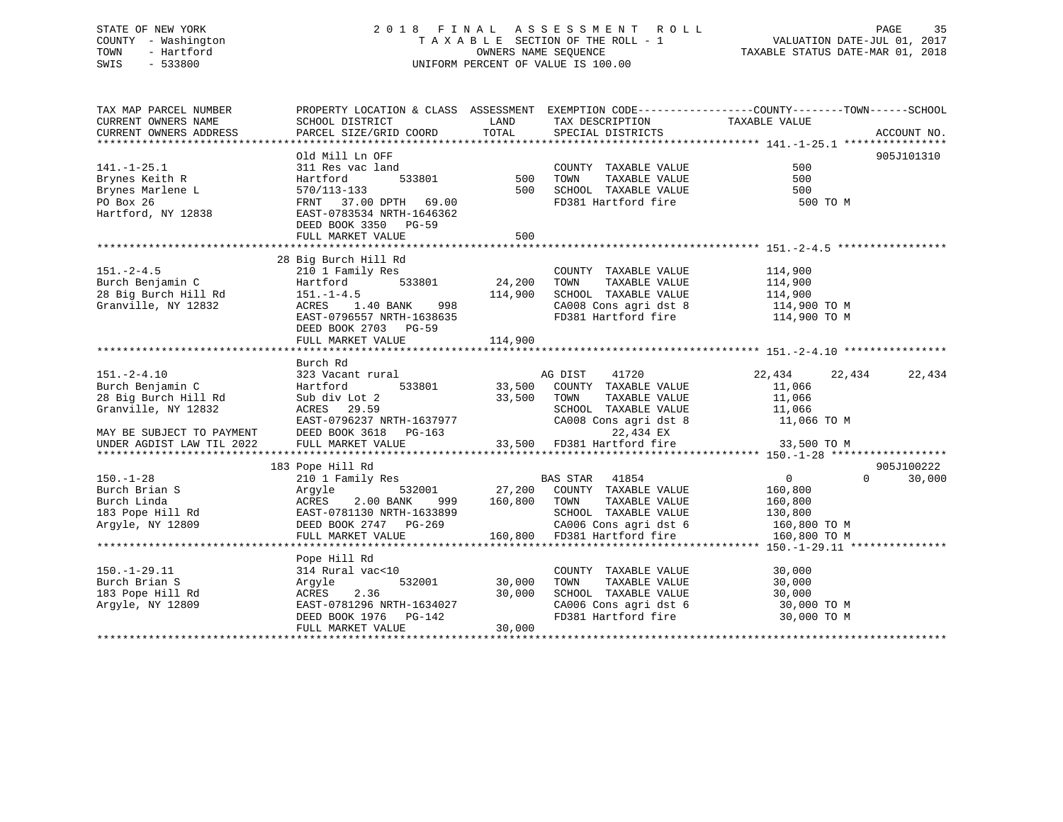STATE OF NEW YORK | COUNTY - Washington | TOWN - Hartford | SWIS - 533800

**2018 FINAL ASSESSMENT ROLL**
TAXABLE SECTION OF THE ROLL - 1
OWNERS NAME SEQUENCE
UNIFORM PERCENT OF VALUE IS 100.00

VALUATION DATE-JUL 01, 2017
TAXABLE STATUS DATE-MAR 01, 2018

| TAX MAP PARCEL NUMBER / CURRENT OWNERS NAME / CURRENT OWNERS ADDRESS | PROPERTY LOCATION & CLASS / SCHOOL DISTRICT / PARCEL SIZE/GRID COORD | ASSESSMENT LAND / TOTAL | EXEMPTION CODE / TAX DESCRIPTION / SPECIAL DISTRICTS | COUNTY | TOWN | SCHOOL TAXABLE VALUE | ACCOUNT NO. |
|---|---|---|---|---|---|---|---|
| **141.-1-25.1** | Old Mill Ln OFF | | | | | | 905J101310 |
| 141.-1-25.1 | 311 Res vac land | | COUNTY TAXABLE VALUE | 500 | | | |
| Brynes Keith R | Hartford 533801 | 500 | TOWN TAXABLE VALUE | 500 | | | |
| Brynes Marlene L | 570/113-133 | 500 | SCHOOL TAXABLE VALUE | 500 | | | |
| PO Box 26 | FRNT 37.00 DPTH 69.00 | | FD381 Hartford fire | 500 TO M | | | |
| Hartford, NY 12838 | EAST-0783534 NRTH-1646362 | | | | | | |
| | DEED BOOK 3350 PG-59 | | | | | | |
| | FULL MARKET VALUE | 500 | | | | | |
| **151.-2-4.5** | 28 Big Burch Hill Rd | | | | | | |
| 151.-2-4.5 | 210 1 Family Res | | COUNTY TAXABLE VALUE | 114,900 | | | |
| Burch Benjamin C | Hartford 533801 | 24,200 | TOWN TAXABLE VALUE | 114,900 | | | |
| 28 Big Burch Hill Rd | 151.-1-4.5 | 114,900 | SCHOOL TAXABLE VALUE | 114,900 | | | |
| Granville, NY 12832 | ACRES 1.40 BANK 998 | | CA008 Cons agri dst 8 | 114,900 TO M | | | |
| | EAST-0796557 NRTH-1638635 | | FD381 Hartford fire | 114,900 TO M | | | |
| | DEED BOOK 2703 PG-59 | | | | | | |
| | FULL MARKET VALUE | 114,900 | | | | | |
| **151.-2-4.10** | Burch Rd | | | | | | |
| 151.-2-4.10 | 323 Vacant rural | | AG DIST 41720 | 22,434 | 22,434 | 22,434 | |
| Burch Benjamin C | Hartford 533801 | 33,500 | COUNTY TAXABLE VALUE | 11,066 | | | |
| 28 Big Burch Hill Rd | Sub div Lot 2 | 33,500 | TOWN TAXABLE VALUE | 11,066 | | | |
| Granville, NY 12832 | ACRES 29.59 | | SCHOOL TAXABLE VALUE | 11,066 | | | |
| | EAST-0796237 NRTH-1637977 | | CA008 Cons agri dst 8 | 11,066 TO M | | | |
| MAY BE SUBJECT TO PAYMENT | DEED BOOK 3618 PG-163 | | 22,434 EX | | | | |
| UNDER AGDIST LAW TIL 2022 | FULL MARKET VALUE | 33,500 | FD381 Hartford fire | 33,500 TO M | | | |
| **150.-1-28** | 183 Pope Hill Rd | | | | | | 905J100222 |
| 150.-1-28 | 210 1 Family Res | | BAS STAR 41854 | 0 | 0 | 30,000 | |
| Burch Brian S | Argyle 532001 | 27,200 | COUNTY TAXABLE VALUE | 160,800 | | | |
| Burch Linda | ACRES 2.00 BANK 999 | 160,800 | TOWN TAXABLE VALUE | 160,800 | | | |
| 183 Pope Hill Rd | EAST-0781130 NRTH-1633899 | | SCHOOL TAXABLE VALUE | 130,800 | | | |
| Argyle, NY 12809 | DEED BOOK 2747 PG-269 | | CA006 Cons agri dst 6 | 160,800 TO M | | | |
| | FULL MARKET VALUE | 160,800 | FD381 Hartford fire | 160,800 TO M | | | |
| **150.-1-29.11** | Pope Hill Rd | | | | | | |
| 150.-1-29.11 | 314 Rural vac<10 | | COUNTY TAXABLE VALUE | 30,000 | | | |
| Burch Brian S | Argyle 532001 | 30,000 | TOWN TAXABLE VALUE | 30,000 | | | |
| 183 Pope Hill Rd | ACRES 2.36 | 30,000 | SCHOOL TAXABLE VALUE | 30,000 | | | |
| Argyle, NY 12809 | EAST-0781296 NRTH-1634027 | | CA006 Cons agri dst 6 | 30,000 TO M | | | |
| | DEED BOOK 1976 PG-142 | | FD381 Hartford fire | 30,000 TO M | | | |
| | FULL MARKET VALUE | 30,000 | | | | | |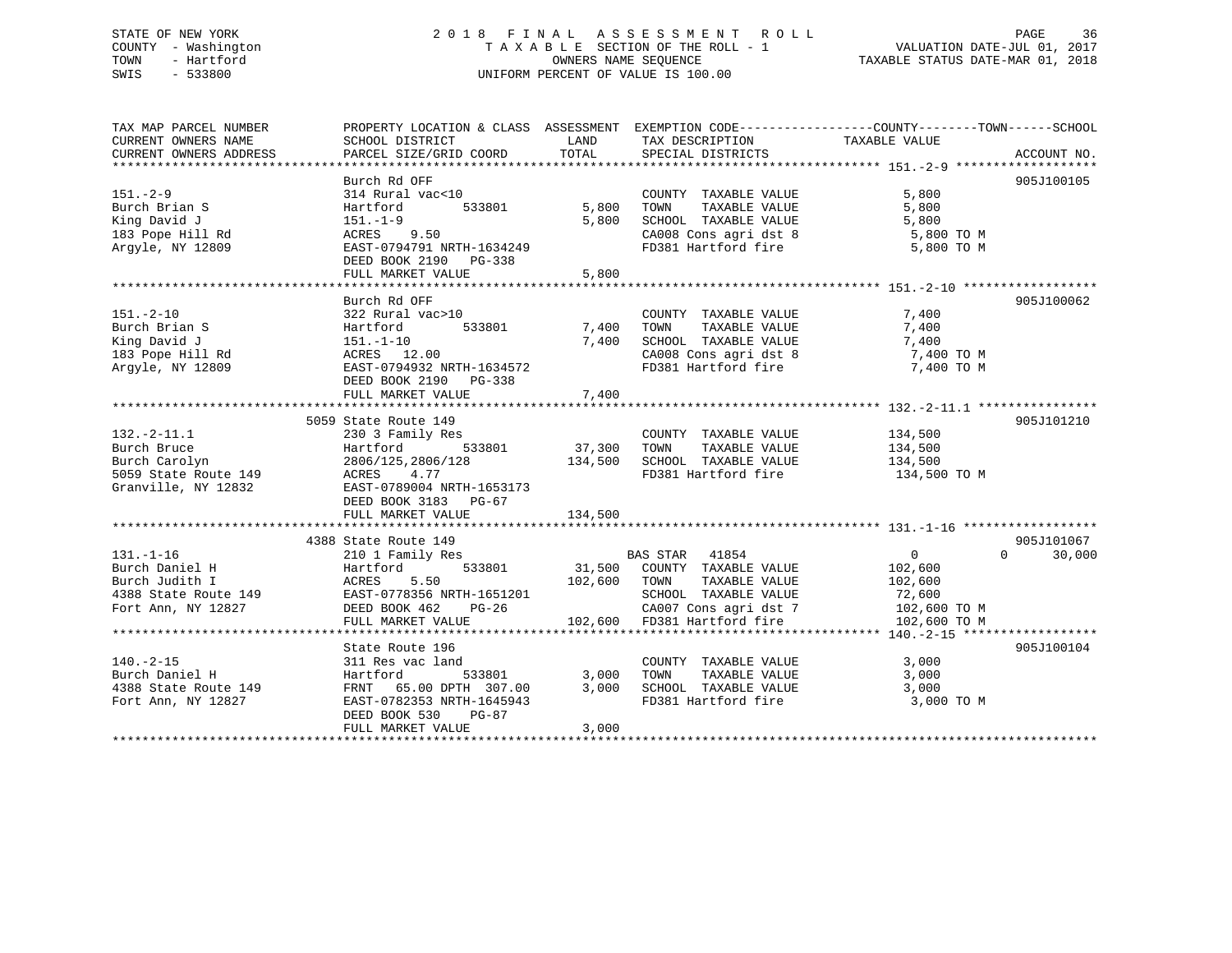STATE OF NEW YORK
COUNTY - Washington
TOWN - Hartford
SWIS - 533800

# 2018 FINAL ASSESSMENT ROLL

TAXABLE SECTION OF THE ROLL - 1
OWNERS NAME SEQUENCE
UNIFORM PERCENT OF VALUE IS 100.00

VALUATION DATE-JUL 01, 2017
TAXABLE STATUS DATE-MAR 01, 2018

| TAX MAP PARCEL NUMBER / CURRENT OWNERS NAME / CURRENT OWNERS ADDRESS | PROPERTY LOCATION & CLASS / SCHOOL DISTRICT / PARCEL SIZE/GRID COORD | ASSESSMENT LAND | TOTAL | EXEMPTION CODE / TAX DESCRIPTION / SPECIAL DISTRICTS | COUNTY / TOWN / SCHOOL TAXABLE VALUE | ACCOUNT NO. |
|---|---|---|---|---|---|---|
| **151.-2-9** | Burch Rd OFF | | | | | 905J100105 |
| 151.-2-9 | 314 Rural vac<10 | | | COUNTY TAXABLE VALUE | 5,800 | |
| Burch Brian S | Hartford 533801 | 5,800 | | TOWN TAXABLE VALUE | 5,800 | |
| King David J | 151.-1-9 | | 5,800 | SCHOOL TAXABLE VALUE | 5,800 | |
| 183 Pope Hill Rd | ACRES 9.50 | | | CA008 Cons agri dst 8 | 5,800 TO M | |
| Argyle, NY 12809 | EAST-0794791 NRTH-1634249 | | | FD381 Hartford fire | 5,800 TO M | |
| | DEED BOOK 2190 PG-338 | | | | | |
| | FULL MARKET VALUE | | 5,800 | | | |
| **151.-2-10** | Burch Rd OFF | | | | | 905J100062 |
| 151.-2-10 | 322 Rural vac>10 | | | COUNTY TAXABLE VALUE | 7,400 | |
| Burch Brian S | Hartford 533801 | 7,400 | | TOWN TAXABLE VALUE | 7,400 | |
| King David J | 151.-1-10 | | 7,400 | SCHOOL TAXABLE VALUE | 7,400 | |
| 183 Pope Hill Rd | ACRES 12.00 | | | CA008 Cons agri dst 8 | 7,400 TO M | |
| Argyle, NY 12809 | EAST-0794932 NRTH-1634572 | | | FD381 Hartford fire | 7,400 TO M | |
| | DEED BOOK 2190 PG-338 | | | | | |
| | FULL MARKET VALUE | | 7,400 | | | |
| **132.-2-11.1** | 5059 State Route 149 | | | | | 905J101210 |
| 132.-2-11.1 | 230 3 Family Res | | | COUNTY TAXABLE VALUE | 134,500 | |
| Burch Bruce | Hartford 533801 | 37,300 | | TOWN TAXABLE VALUE | 134,500 | |
| Burch Carolyn | 2806/125,2806/128 | | 134,500 | SCHOOL TAXABLE VALUE | 134,500 | |
| 5059 State Route 149 | ACRES 4.77 | | | FD381 Hartford fire | 134,500 TO M | |
| Granville, NY 12832 | EAST-0789004 NRTH-1653173 | | | | | |
| | DEED BOOK 3183 PG-67 | | | | | |
| | FULL MARKET VALUE | | 134,500 | | | |
| **131.-1-16** | 4388 State Route 149 | | | | | 905J101067 |
| 131.-1-16 | 210 1 Family Res | | | BAS STAR 41854 | 0 0 30,000 | |
| Burch Daniel H | Hartford 533801 | 31,500 | | COUNTY TAXABLE VALUE | 102,600 | |
| Burch Judith I | ACRES 5.50 | | 102,600 | TOWN TAXABLE VALUE | 102,600 | |
| 4388 State Route 149 | EAST-0778356 NRTH-1651201 | | | SCHOOL TAXABLE VALUE | 72,600 | |
| Fort Ann, NY 12827 | DEED BOOK 462 PG-26 | | | CA007 Cons agri dst 7 | 102,600 TO M | |
| | FULL MARKET VALUE | | 102,600 | FD381 Hartford fire | 102,600 TO M | |
| **140.-2-15** | State Route 196 | | | | | 905J100104 |
| 140.-2-15 | 311 Res vac land | | | COUNTY TAXABLE VALUE | 3,000 | |
| Burch Daniel H | Hartford 533801 | 3,000 | | TOWN TAXABLE VALUE | 3,000 | |
| 4388 State Route 149 | FRNT 65.00 DPTH 307.00 | | 3,000 | SCHOOL TAXABLE VALUE | 3,000 | |
| Fort Ann, NY 12827 | EAST-0782353 NRTH-1645943 | | | FD381 Hartford fire | 3,000 TO M | |
| | DEED BOOK 530 PG-87 | | | | | |
| | FULL MARKET VALUE | | 3,000 | | | |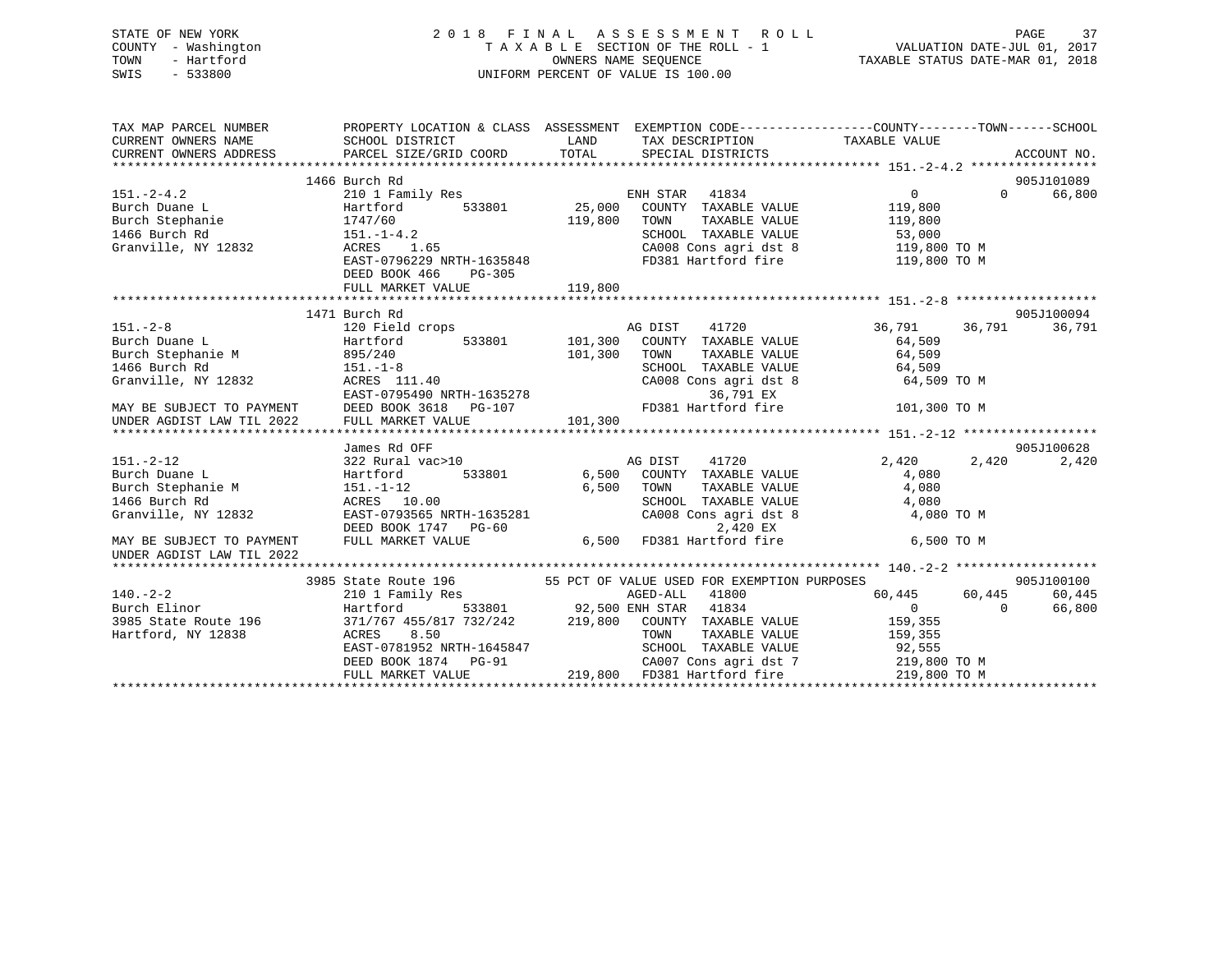STATE OF NEW YORK
COUNTY - Washington
TOWN - Hartford
SWIS - 533800

2018 FINAL ASSESSMENT ROLL
TAXABLE SECTION OF THE ROLL - 1
OWNERS NAME SEQUENCE
UNIFORM PERCENT OF VALUE IS 100.00

VALUATION DATE-JUL 01, 2017
TAXABLE STATUS DATE-MAR 01, 2018

```
TAX MAP PARCEL NUMBER          PROPERTY LOCATION & CLASS  ASSESSMENT  EXEMPTION CODE------------------COUNTY--------TOWN------SCHOOL
CURRENT OWNERS NAME            SCHOOL DISTRICT               LAND      TAX DESCRIPTION              TAXABLE VALUE
CURRENT OWNERS ADDRESS         PARCEL SIZE/GRID COORD        TOTAL     SPECIAL DISTRICTS                                      ACCOUNT NO.
******************************************************************************************************* 151.-2-4.2 *****************
                               1466 Burch Rd                                                                               905J101089
151.-2-4.2                     210 1 Family Res                        ENH STAR   41834                   0           0      66,800
Burch Duane L                  Hartford        533801        25,000    COUNTY  TAXABLE VALUE          119,800
Burch Stephanie                1747/60                      119,800    TOWN    TAXABLE VALUE          119,800
1466 Burch Rd                  151.-1-4.2                              SCHOOL  TAXABLE VALUE           53,000
Granville, NY 12832            ACRES    1.65                           CA008 Cons agri dst 8           119,800 TO M
                               EAST-0796229 NRTH-1635848               FD381 Hartford fire             119,800 TO M
                               DEED BOOK 466    PG-305
                               FULL MARKET VALUE            119,800
******************************************************************************************************* 151.-2-8 *******************
                               1471 Burch Rd                                                                               905J100094
151.-2-8                       120 Field crops                         AG DIST    41720              36,791      36,791      36,791
Burch Duane L                  Hartford        533801       101,300    COUNTY  TAXABLE VALUE           64,509
Burch Stephanie M              895/240                      101,300    TOWN    TAXABLE VALUE           64,509
1466 Burch Rd                  151.-1-8                                SCHOOL  TAXABLE VALUE           64,509
Granville, NY 12832            ACRES  111.40                           CA008 Cons agri dst 8            64,509 TO M
                               EAST-0795490 NRTH-1635278                       36,791 EX
MAY BE SUBJECT TO PAYMENT      DEED BOOK 3618   PG-107                 FD381 Hartford fire             101,300 TO M
UNDER AGDIST LAW TIL 2022      FULL MARKET VALUE            101,300
******************************************************************************************************* 151.-2-12 ******************
                               James Rd OFF                                                                                905J100628
151.-2-12                      322 Rural vac>10                        AG DIST    41720               2,420       2,420       2,420
Burch Duane L                  Hartford        533801         6,500    COUNTY  TAXABLE VALUE            4,080
Burch Stephanie M              151.-1-12                      6,500    TOWN    TAXABLE VALUE            4,080
1466 Burch Rd                  ACRES   10.00                           SCHOOL  TAXABLE VALUE            4,080
Granville, NY 12832            EAST-0793565 NRTH-1635281               CA008 Cons agri dst 8             4,080 TO M
                               DEED BOOK 1747   PG-60                           2,420 EX
MAY BE SUBJECT TO PAYMENT      FULL MARKET VALUE              6,500    FD381 Hartford fire               6,500 TO M
UNDER AGDIST LAW TIL 2022
******************************************************************************************************* 140.-2-2 *******************
                               3985 State Route 196        55 PCT OF VALUE USED FOR EXEMPTION PURPOSES                     905J100100
140.-2-2                       210 1 Family Res                        AGED-ALL   41800              60,445      60,445      60,445
Burch Elinor                   Hartford        533801        92,500 ENH STAR  41834                   0           0      66,800
3985 State Route 196           371/767 455/817 732/242      219,800    COUNTY  TAXABLE VALUE          159,355
Hartford, NY 12838             ACRES    8.50                           TOWN    TAXABLE VALUE          159,355
                               EAST-0781952 NRTH-1645847               SCHOOL  TAXABLE VALUE           92,555
                               DEED BOOK 1874   PG-91                  CA007 Cons agri dst 7           219,800 TO M
                               FULL MARKET VALUE            219,800    FD381 Hartford fire             219,800 TO M
************************************************************************************************************************************
```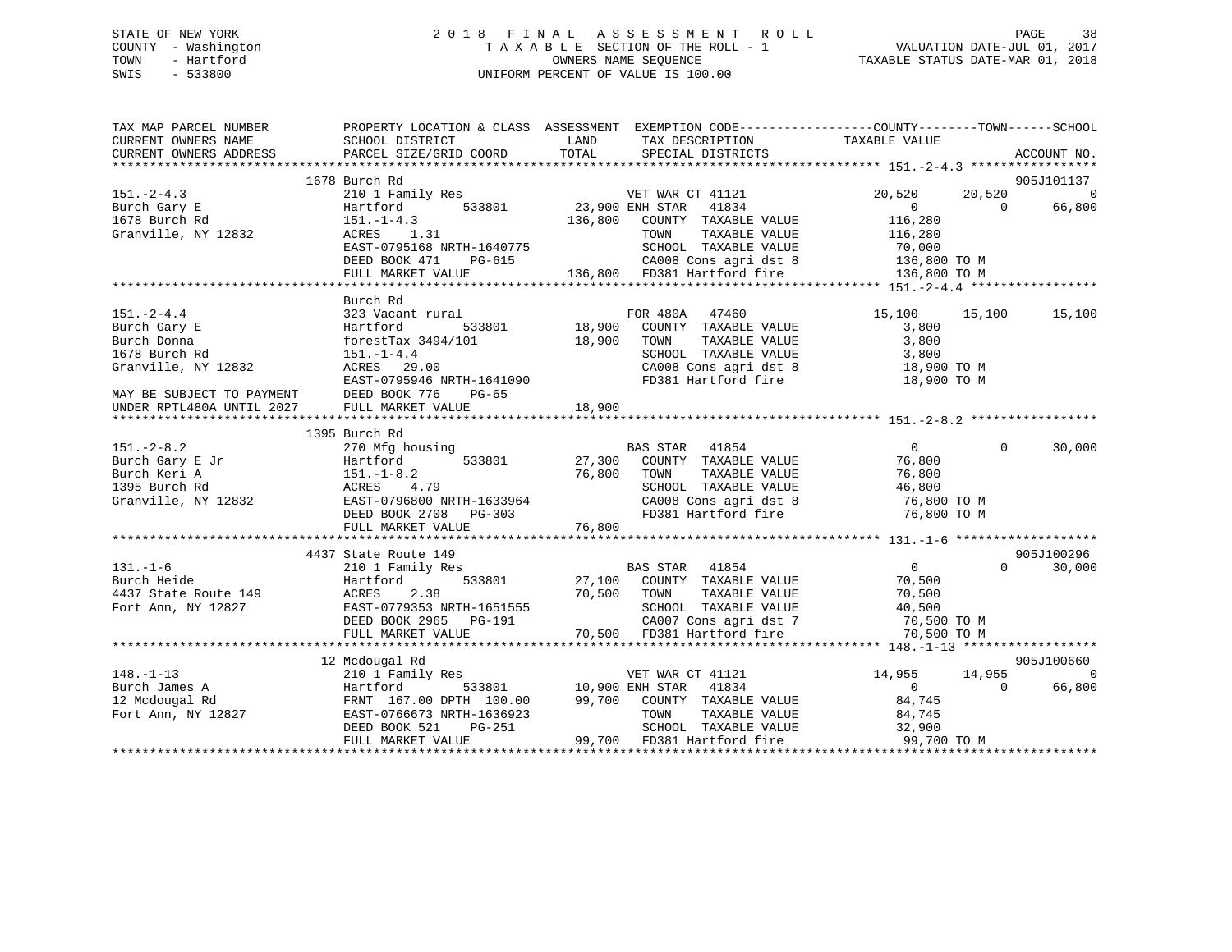STATE OF NEW YORK
COUNTY - Washington
TOWN - Hartford
SWIS - 533800

# 2018 FINAL ASSESSMENT ROLL
TAXABLE SECTION OF THE ROLL - 1
OWNERS NAME SEQUENCE
UNIFORM PERCENT OF VALUE IS 100.00

VALUATION DATE-JUL 01, 2017
TAXABLE STATUS DATE-MAR 01, 2018

```
TAX MAP PARCEL NUMBER          PROPERTY LOCATION & CLASS  ASSESSMENT  EXEMPTION CODE------------------COUNTY--------TOWN------SCHOOL
CURRENT OWNERS NAME            SCHOOL DISTRICT               LAND       TAX DESCRIPTION              TAXABLE VALUE
CURRENT OWNERS ADDRESS         PARCEL SIZE/GRID COORD        TOTAL      SPECIAL DISTRICTS                                    ACCOUNT NO.
******************************************************************************************************* 151.-2-4.3 *****************
                          1678 Burch Rd                                                                                905J101137
151.-2-4.3                     210 1 Family Res                    VET WAR CT 41121             20,520       20,520             0
Burch Gary E                   Hartford          533801      23,900 ENH STAR   41834                 0            0        66,800
1678 Burch Rd                  151.-1-4.3                   136,800    COUNTY  TAXABLE VALUE        116,280
Granville, NY 12832            ACRES     1.31                          TOWN    TAXABLE VALUE        116,280
                               EAST-0795168 NRTH-1640775               SCHOOL  TAXABLE VALUE         70,000
                               DEED BOOK 471     PG-615                CA008 Cons agri dst 8        136,800 TO M
                               FULL MARKET VALUE            136,800    FD381 Hartford fire          136,800 TO M
******************************************************************************************************* 151.-2-4.4 *****************
                               Burch Rd
151.-2-4.4                     323 Vacant rural                    FOR 480A   47460             15,100       15,100        15,100
Burch Gary E                   Hartford          533801      18,900    COUNTY  TAXABLE VALUE          3,800
Burch Donna                    forestTax 3494/101            18,900    TOWN    TAXABLE VALUE          3,800
1678 Burch Rd                  151.-1-4.4                              SCHOOL  TAXABLE VALUE          3,800
Granville, NY 12832            ACRES    29.00                          CA008 Cons agri dst 8         18,900 TO M
                               EAST-0795946 NRTH-1641090               FD381 Hartford fire           18,900 TO M
MAY BE SUBJECT TO PAYMENT      DEED BOOK 776     PG-65
UNDER RPTL480A UNTIL 2027      FULL MARKET VALUE             18,900
******************************************************************************************************* 151.-2-8.2 *****************
                          1395 Burch Rd
151.-2-8.2                     270 Mfg housing                     BAS STAR   41854                  0            0        30,000
Burch Gary E Jr                Hartford          533801      27,300    COUNTY  TAXABLE VALUE         76,800
Burch Keri A                   151.-1-8.2                    76,800    TOWN    TAXABLE VALUE         76,800
1395 Burch Rd                  ACRES     4.79                          SCHOOL  TAXABLE VALUE         46,800
Granville, NY 12832            EAST-0796800 NRTH-1633964               CA008 Cons agri dst 8         76,800 TO M
                               DEED BOOK 2708    PG-303                FD381 Hartford fire           76,800 TO M
                               FULL MARKET VALUE             76,800
******************************************************************************************************* 131.-1-6 *******************
                          4437 State Route 149                                                                         905J100296
131.-1-6                       210 1 Family Res                    BAS STAR   41854                  0            0        30,000
Burch Heide                    Hartford          533801      27,100    COUNTY  TAXABLE VALUE         70,500
4437 State Route 149           ACRES     2.38                70,500    TOWN    TAXABLE VALUE         70,500
Fort Ann, NY 12827             EAST-0779353 NRTH-1651555               SCHOOL  TAXABLE VALUE         40,500
                               DEED BOOK 2965    PG-191                CA007 Cons agri dst 7         70,500 TO M
                               FULL MARKET VALUE             70,500    FD381 Hartford fire           70,500 TO M
******************************************************************************************************* 148.-1-13 ******************
                          12 Mcdougal Rd                                                                               905J100660
148.-1-13                      210 1 Family Res                    VET WAR CT 41121             14,955       14,955             0
Burch James A                  Hartford          533801      10,900 ENH STAR   41834                 0            0        66,800
12 Mcdougal Rd                 FRNT 167.00 DPTH 100.00       99,700    COUNTY  TAXABLE VALUE         84,745
Fort Ann, NY 12827             EAST-0766673 NRTH-1636923               TOWN    TAXABLE VALUE         84,745
                               DEED BOOK 521     PG-251                SCHOOL  TAXABLE VALUE         32,900
                               FULL MARKET VALUE             99,700    FD381 Hartford fire           99,700 TO M
************************************************************************************************************************************
```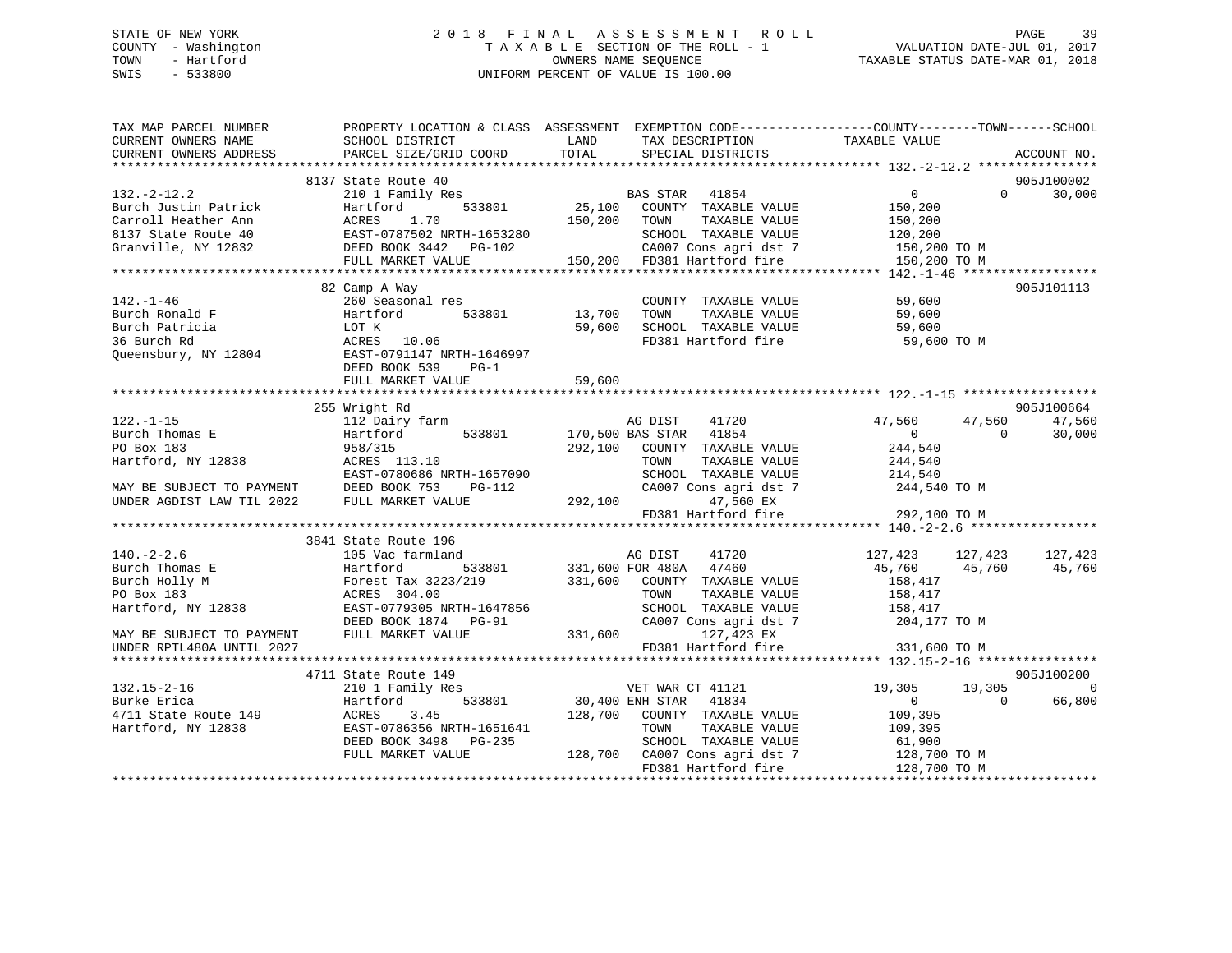STATE OF NEW YORK
COUNTY - Washington
TOWN - Hartford
SWIS - 533800

2018 FINAL ASSESSMENT ROLL
TAXABLE SECTION OF THE ROLL - 1
OWNERS NAME SEQUENCE
UNIFORM PERCENT OF VALUE IS 100.00

VALUATION DATE-JUL 01, 2017
TAXABLE STATUS DATE-MAR 01, 2018

```
TAX MAP PARCEL NUMBER       PROPERTY LOCATION & CLASS  ASSESSMENT  EXEMPTION CODE------------------COUNTY--------TOWN------SCHOOL
CURRENT OWNERS NAME         SCHOOL DISTRICT               LAND      TAX DESCRIPTION            TAXABLE VALUE
CURRENT OWNERS ADDRESS      PARCEL SIZE/GRID COORD       TOTAL      SPECIAL DISTRICTS                                    ACCOUNT NO.
******************************************************************************************************* 132.-2-12.2 ****************
                            8137 State Route 40                                                                           905J100002
132.-2-12.2                 210 1 Family Res                      BAS STAR   41854                  0             0        30,000
Burch Justin Patrick        Hartford          533801      25,100   COUNTY  TAXABLE VALUE          150,200
Carroll Heather Ann         ACRES     1.70               150,200   TOWN    TAXABLE VALUE          150,200
8137 State Route 40         EAST-0787502 NRTH-1653280              SCHOOL  TAXABLE VALUE          120,200
Granville, NY 12832         DEED BOOK 3442   PG-102                CA007 Cons agri dst 7           150,200 TO M
                            FULL MARKET VALUE            150,200   FD381 Hartford fire             150,200 TO M
******************************************************************************************************* 142.-1-46 ******************
                            82 Camp A Way                                                                                 905J101113
142.-1-46                   260 Seasonal res                       COUNTY  TAXABLE VALUE           59,600
Burch Ronald F              Hartford          533801      13,700   TOWN    TAXABLE VALUE           59,600
Burch Patricia              LOT K                         59,600   SCHOOL  TAXABLE VALUE           59,600
36 Burch Rd                 ACRES    10.06                         FD381 Hartford fire              59,600 TO M
Queensbury, NY 12804        EAST-0791147 NRTH-1646997
                            DEED BOOK 539    PG-1
                            FULL MARKET VALUE             59,600
******************************************************************************************************* 122.-1-15 ******************
                            255 Wright Rd                                                                                 905J100664
122.-1-15                   112 Dairy farm                        AG DIST    41720             47,560        47,560        47,560
Burch Thomas E              Hartford          533801     170,500 BAS STAR   41854                  0             0        30,000
PO Box 183                  958/315                      292,100   COUNTY  TAXABLE VALUE          244,540
Hartford, NY 12838          ACRES   113.10                         TOWN    TAXABLE VALUE          244,540
                            EAST-0780686 NRTH-1657090              SCHOOL  TAXABLE VALUE          214,540
MAY BE SUBJECT TO PAYMENT   DEED BOOK 753    PG-112                CA007 Cons agri dst 7           244,540 TO M
UNDER AGDIST LAW TIL 2022   FULL MARKET VALUE            292,100         47,560 EX
                                                                   FD381 Hartford fire             292,100 TO M
******************************************************************************************************* 140.-2-2.6 *****************
                            3841 State Route 196
140.-2-2.6                  105 Vac farmland                      AG DIST    41720            127,423       127,423       127,423
Burch Thomas E              Hartford          533801     331,600 FOR 480A   47460             45,760        45,760        45,760
Burch Holly M               Forest Tax 3223/219          331,600   COUNTY  TAXABLE VALUE          158,417
PO Box 183                  ACRES   304.00                         TOWN    TAXABLE VALUE          158,417
Hartford, NY 12838          EAST-0779305 NRTH-1647856              SCHOOL  TAXABLE VALUE          158,417
                            DEED BOOK 1874   PG-91                 CA007 Cons agri dst 7           204,177 TO M
MAY BE SUBJECT TO PAYMENT   FULL MARKET VALUE            331,600        127,423 EX
UNDER RPTL480A UNTIL 2027                                          FD381 Hartford fire             331,600 TO M
******************************************************************************************************* 132.15-2-16 ****************
                            4711 State Route 149                                                                          905J100200
132.15-2-16                 210 1 Family Res                      VET WAR CT 41121             19,305        19,305             0
Burke Erica                 Hartford          533801      30,400 ENH STAR   41834                  0             0        66,800
4711 State Route 149        ACRES     3.45               128,700   COUNTY  TAXABLE VALUE          109,395
Hartford, NY 12838          EAST-0786356 NRTH-1651641              TOWN    TAXABLE VALUE          109,395
                            DEED BOOK 3498   PG-235                SCHOOL  TAXABLE VALUE           61,900
                            FULL MARKET VALUE            128,700   CA007 Cons agri dst 7           128,700 TO M
                                                                   FD381 Hartford fire             128,700 TO M
************************************************************************************************************************************
```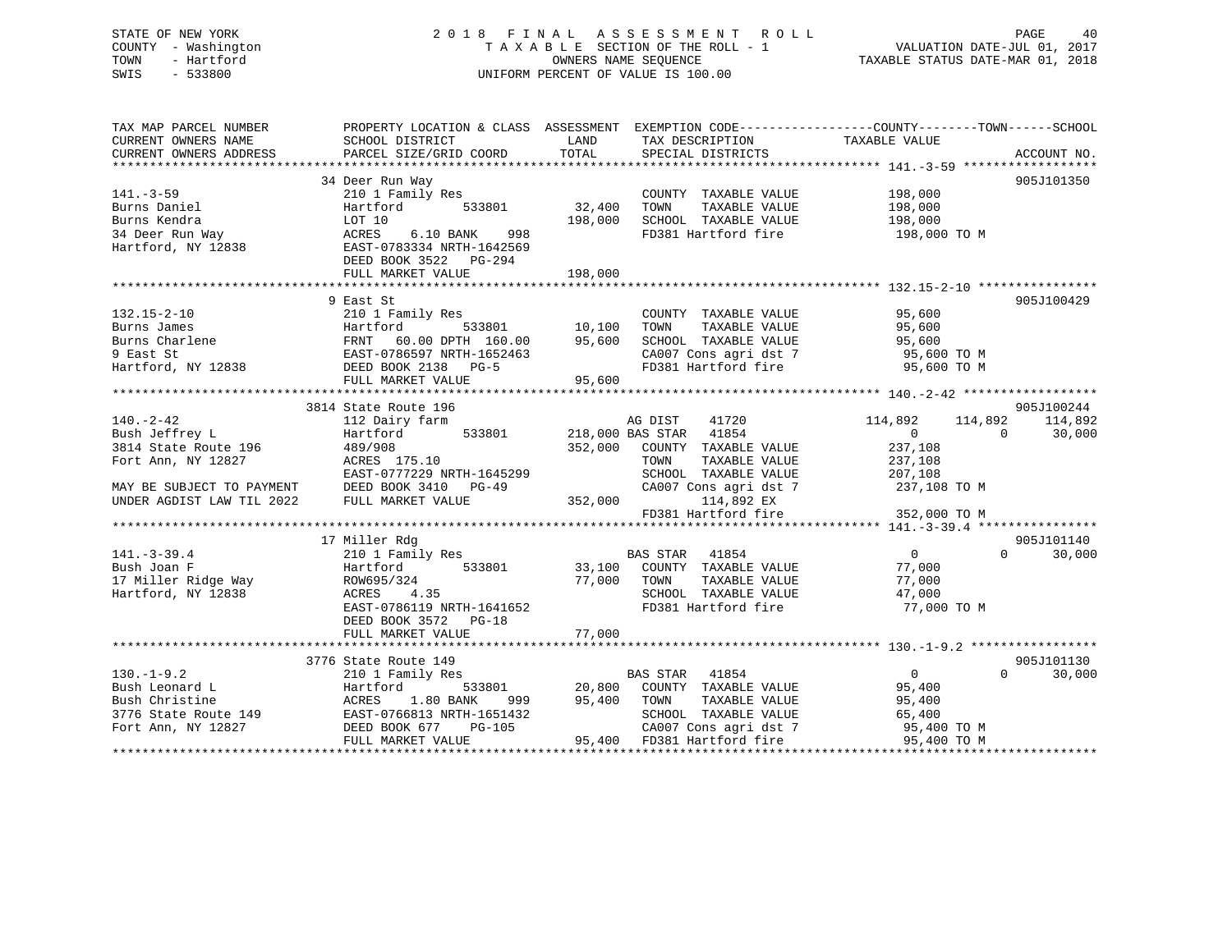STATE OF NEW YORK | 2018 FINAL ASSESSMENT ROLL | VALUATION DATE-JUL 01, 2017
COUNTY - Washington | TAXABLE SECTION OF THE ROLL - 1 | TAXABLE STATUS DATE-MAR 01, 2018
TOWN - Hartford | OWNERS NAME SEQUENCE
SWIS - 533800 | UNIFORM PERCENT OF VALUE IS 100.00

| TAX MAP PARCEL NUMBER / CURRENT OWNERS NAME / CURRENT OWNERS ADDRESS | PROPERTY LOCATION & CLASS / SCHOOL DISTRICT / PARCEL SIZE/GRID COORD | ASSESSMENT LAND / TOTAL | EXEMPTION CODE / TAX DESCRIPTION / SPECIAL DISTRICTS | COUNTY TAXABLE VALUE | TOWN | SCHOOL | ACCOUNT NO. |
|---|---|---|---|---|---|---|---|
| **141.-3-59** | 34 Deer Run Way | | | | | | 905J101350 |
| Burns Daniel | 210 1 Family Res | | COUNTY TAXABLE VALUE | 198,000 | | | |
| Burns Kendra | Hartford 533801 | 32,400 | TOWN TAXABLE VALUE | 198,000 | | | |
| 34 Deer Run Way | LOT 10 | 198,000 | SCHOOL TAXABLE VALUE | 198,000 | | | |
| Hartford, NY 12838 | ACRES 6.10 BANK 998 | | FD381 Hartford fire | 198,000 TO M | | | |
| | EAST-0783334 NRTH-1642569 | | | | | | |
| | DEED BOOK 3522 PG-294 | | | | | | |
| | FULL MARKET VALUE | 198,000 | | | | | |
| **132.15-2-10** | 9 East St | | | | | | 905J100429 |
| Burns James | 210 1 Family Res | | COUNTY TAXABLE VALUE | 95,600 | | | |
| Burns Charlene | Hartford 533801 | 10,100 | TOWN TAXABLE VALUE | 95,600 | | | |
| 9 East St | FRNT 60.00 DPTH 160.00 | 95,600 | SCHOOL TAXABLE VALUE | 95,600 | | | |
| Hartford, NY 12838 | EAST-0786597 NRTH-1652463 | | CA007 Cons agri dst 7 | 95,600 TO M | | | |
| | DEED BOOK 2138 PG-5 | | FD381 Hartford fire | 95,600 TO M | | | |
| | FULL MARKET VALUE | 95,600 | | | | | |
| **140.-2-42** | 3814 State Route 196 | | | | | | 905J100244 |
| Bush Jeffrey L | 112 Dairy farm | | AG DIST 41720 | 114,892 | 114,892 | 114,892 | |
| 3814 State Route 196 | Hartford 533801 | 218,000 | BAS STAR 41854 | 0 | 0 | 30,000 | |
| Fort Ann, NY 12827 | 489/908 | 352,000 | COUNTY TAXABLE VALUE | 237,108 | | | |
| | ACRES 175.10 | | TOWN TAXABLE VALUE | 237,108 | | | |
| | EAST-0777229 NRTH-1645299 | | SCHOOL TAXABLE VALUE | 207,108 | | | |
| MAY BE SUBJECT TO PAYMENT | DEED BOOK 3410 PG-49 | | CA007 Cons agri dst 7 | 237,108 TO M | | | |
| UNDER AGDIST LAW TIL 2022 | FULL MARKET VALUE | 352,000 | 114,892 EX | | | | |
| | | | FD381 Hartford fire | 352,000 TO M | | | |
| **141.-3-39.4** | 17 Miller Rdg | | | | | | 905J101140 |
| Bush Joan F | 210 1 Family Res | | BAS STAR 41854 | 0 | 0 | 30,000 | |
| 17 Miller Ridge Way | Hartford 533801 | 33,100 | COUNTY TAXABLE VALUE | 77,000 | | | |
| Hartford, NY 12838 | ROW695/324 | 77,000 | TOWN TAXABLE VALUE | 77,000 | | | |
| | ACRES 4.35 | | SCHOOL TAXABLE VALUE | 47,000 | | | |
| | EAST-0786119 NRTH-1641652 | | FD381 Hartford fire | 77,000 TO M | | | |
| | DEED BOOK 3572 PG-18 | | | | | | |
| | FULL MARKET VALUE | 77,000 | | | | | |
| **130.-1-9.2** | 3776 State Route 149 | | | | | | 905J101130 |
| Bush Leonard L | 210 1 Family Res | | BAS STAR 41854 | 0 | 0 | 30,000 | |
| Bush Christine | Hartford 533801 | 20,800 | COUNTY TAXABLE VALUE | 95,400 | | | |
| 3776 State Route 149 | ACRES 1.80 BANK 999 | 95,400 | TOWN TAXABLE VALUE | 95,400 | | | |
| Fort Ann, NY 12827 | EAST-0766813 NRTH-1651432 | | SCHOOL TAXABLE VALUE | 65,400 | | | |
| | DEED BOOK 677 PG-105 | | CA007 Cons agri dst 7 | 95,400 TO M | | | |
| | FULL MARKET VALUE | 95,400 | FD381 Hartford fire | 95,400 TO M | | | |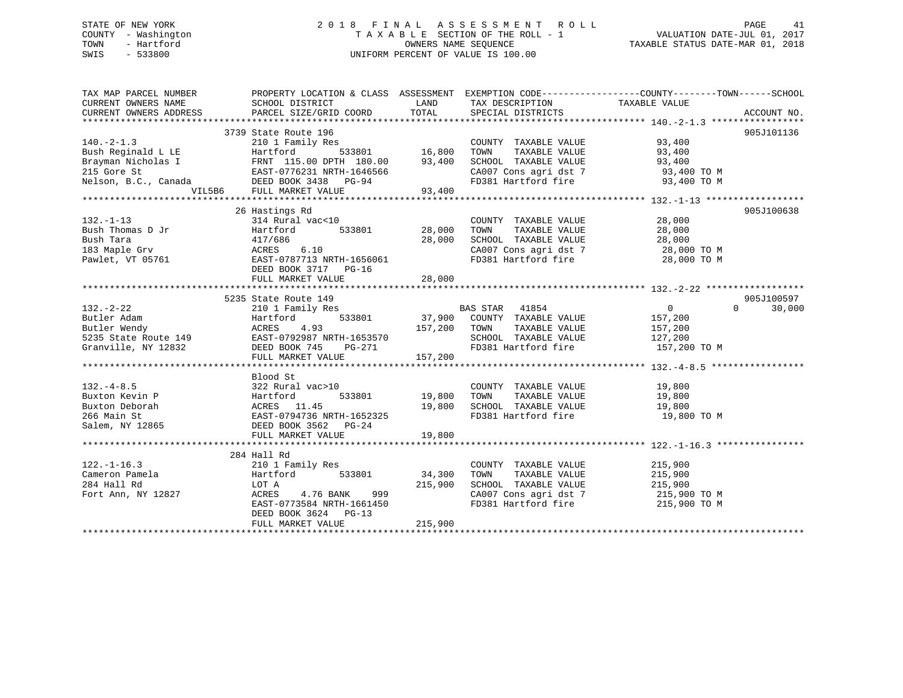STATE OF NEW YORK
COUNTY - Washington
TOWN - Hartford
SWIS - 533800

2018 FINAL ASSESSMENT ROLL
TAXABLE SECTION OF THE ROLL - 1
OWNERS NAME SEQUENCE
UNIFORM PERCENT OF VALUE IS 100.00

VALUATION DATE-JUL 01, 2017
TAXABLE STATUS DATE-MAR 01, 2018

| TAX MAP PARCEL NUMBER / CURRENT OWNERS NAME / CURRENT OWNERS ADDRESS | PROPERTY LOCATION & CLASS / SCHOOL DISTRICT / PARCEL SIZE/GRID COORD | ASSESSMENT LAND | TOTAL | EXEMPTION CODE / TAX DESCRIPTION / SPECIAL DISTRICTS | COUNTY | TOWN | SCHOOL / TAXABLE VALUE | ACCOUNT NO. |
|---|---|---|---|---|---|---|---|---|
| **140.-2-1.3** | 3739 State Route 196 | | | | | | | 905J101136 |
| Bush Reginald L LE | 210 1 Family Res | | | COUNTY TAXABLE VALUE | | | 93,400 | |
| Brayman Nicholas I | Hartford 533801 | 16,800 | | TOWN TAXABLE VALUE | | | 93,400 | |
| 215 Gore St | FRNT 115.00 DPTH 180.00 | | 93,400 | SCHOOL TAXABLE VALUE | | | 93,400 | |
| Nelson, B.C., Canada | EAST-0776231 NRTH-1646566 | | | CA007 Cons agri dst 7 | | | 93,400 TO M | |
| VIL5B6 | DEED BOOK 3438 PG-94 | | | FD381 Hartford fire | | | 93,400 TO M | |
| | FULL MARKET VALUE | | 93,400 | | | | | |
| **132.-1-13** | 26 Hastings Rd | | | | | | | 905J100638 |
| Bush Thomas D Jr | 314 Rural vac<10 | | | COUNTY TAXABLE VALUE | | | 28,000 | |
| Bush Tara | Hartford 533801 | 28,000 | | TOWN TAXABLE VALUE | | | 28,000 | |
| 183 Maple Grv | 417/686 | | 28,000 | SCHOOL TAXABLE VALUE | | | 28,000 | |
| Pawlet, VT 05761 | ACRES 6.10 | | | CA007 Cons agri dst 7 | | | 28,000 TO M | |
| | EAST-0787713 NRTH-1656061 | | | FD381 Hartford fire | | | 28,000 TO M | |
| | DEED BOOK 3717 PG-16 | | | | | | | |
| | FULL MARKET VALUE | | 28,000 | | | | | |
| **132.-2-22** | 5235 State Route 149 | | | | | | | 905J100597 |
| Butler Adam | 210 1 Family Res | | | BAS STAR 41854 | 0 | 0 | 30,000 | |
| Butler Wendy | Hartford 533801 | 37,900 | | COUNTY TAXABLE VALUE | | | 157,200 | |
| 5235 State Route 149 | ACRES 4.93 | | 157,200 | TOWN TAXABLE VALUE | | | 157,200 | |
| Granville, NY 12832 | EAST-0792987 NRTH-1653570 | | | SCHOOL TAXABLE VALUE | | | 127,200 | |
| | DEED BOOK 745 PG-271 | | | FD381 Hartford fire | | | 157,200 TO M | |
| | FULL MARKET VALUE | | 157,200 | | | | | |
| **132.-4-8.5** | Blood St | | | | | | | |
| Buxton Kevin P | 322 Rural vac>10 | | | COUNTY TAXABLE VALUE | | | 19,800 | |
| Buxton Deborah | Hartford 533801 | 19,800 | | TOWN TAXABLE VALUE | | | 19,800 | |
| 266 Main St | ACRES 11.45 | | 19,800 | SCHOOL TAXABLE VALUE | | | 19,800 | |
| Salem, NY 12865 | EAST-0794736 NRTH-1652325 | | | FD381 Hartford fire | | | 19,800 TO M | |
| | DEED BOOK 3562 PG-24 | | | | | | | |
| | FULL MARKET VALUE | | 19,800 | | | | | |
| **122.-1-16.3** | 284 Hall Rd | | | | | | | |
| Cameron Pamela | 210 1 Family Res | | | COUNTY TAXABLE VALUE | | | 215,900 | |
| 284 Hall Rd | Hartford 533801 | 34,300 | | TOWN TAXABLE VALUE | | | 215,900 | |
| Fort Ann, NY 12827 | LOT A | | 215,900 | SCHOOL TAXABLE VALUE | | | 215,900 | |
| | ACRES 4.76 BANK 999 | | | CA007 Cons agri dst 7 | | | 215,900 TO M | |
| | EAST-0773584 NRTH-1661450 | | | FD381 Hartford fire | | | 215,900 TO M | |
| | DEED BOOK 3624 PG-13 | | | | | | | |
| | FULL MARKET VALUE | | 215,900 | | | | | |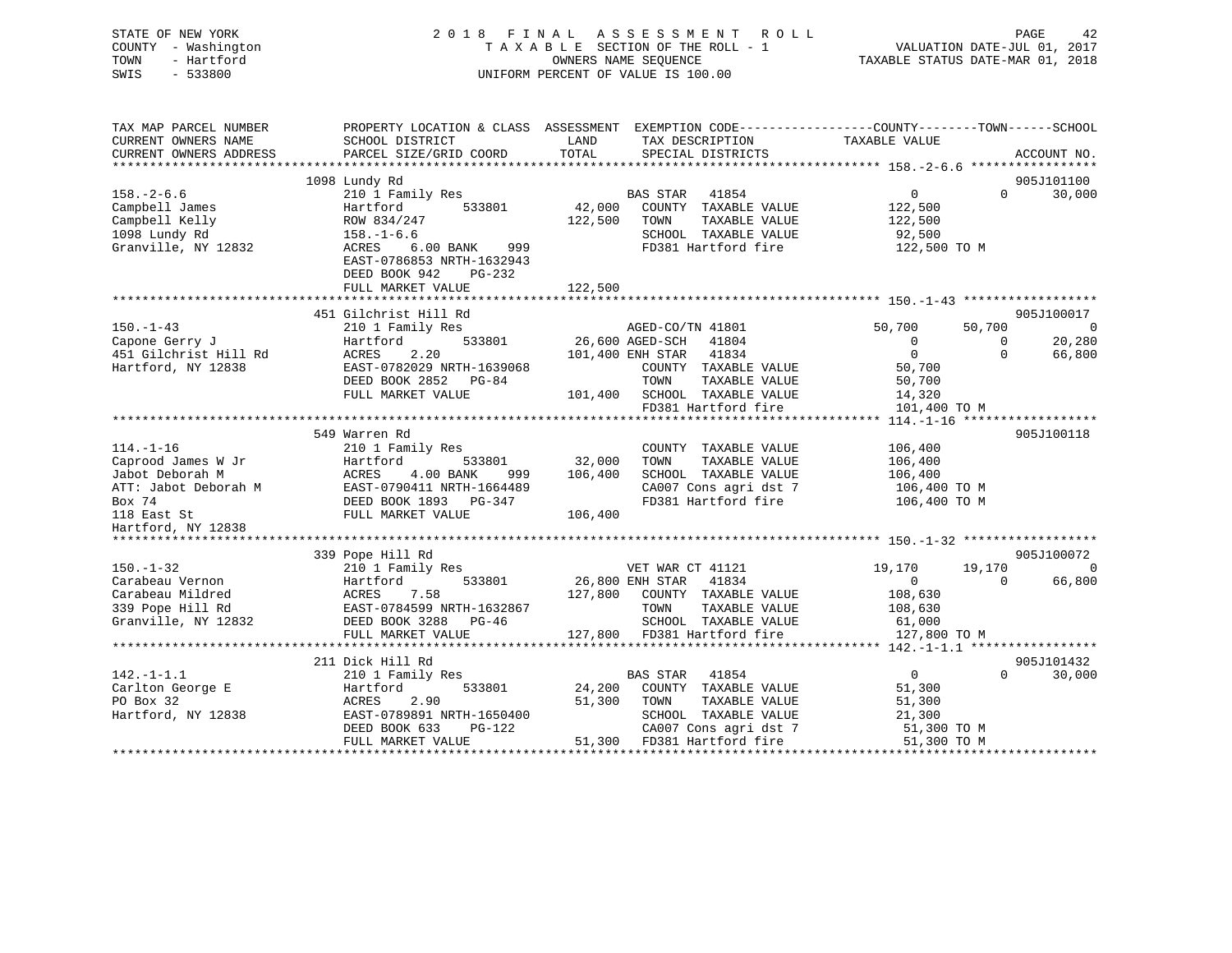STATE OF NEW YORK
COUNTY - Washington
TOWN - Hartford
SWIS - 533800

2018 FINAL ASSESSMENT ROLL
TAXABLE SECTION OF THE ROLL - 1
OWNERS NAME SEQUENCE
UNIFORM PERCENT OF VALUE IS 100.00

VALUATION DATE-JUL 01, 2017
TAXABLE STATUS DATE-MAR 01, 2018

| TAX MAP PARCEL NUMBER / CURRENT OWNERS NAME / CURRENT OWNERS ADDRESS | PROPERTY LOCATION & CLASS / SCHOOL DISTRICT / PARCEL SIZE/GRID COORD | ASSESSMENT LAND | TOTAL | EXEMPTION CODE / TAX DESCRIPTION / SPECIAL DISTRICTS | COUNTY TAXABLE VALUE | TOWN | SCHOOL | ACCOUNT NO. |
|---|---|---|---|---|---|---|---|---|
| 158.-2-6.6 | 1098 Lundy Rd | | | | | | | 905J101100 |
| | 210 1 Family Res | | | BAS STAR 41854 | 0 | 0 | 30,000 | |
| Campbell James | Hartford 533801 | 42,000 | | COUNTY TAXABLE VALUE | 122,500 | | | |
| Campbell Kelly | ROW 834/247 | | 122,500 | TOWN TAXABLE VALUE | 122,500 | | | |
| 1098 Lundy Rd | 158.-1-6.6 | | | SCHOOL TAXABLE VALUE | 92,500 | | | |
| Granville, NY 12832 | ACRES 6.00 BANK 999 | | | FD381 Hartford fire | 122,500 TO M | | | |
| | EAST-0786853 NRTH-1632943 | | | | | | | |
| | DEED BOOK 942 PG-232 | | | | | | | |
| | FULL MARKET VALUE | | 122,500 | | | | | |
| 150.-1-43 | 451 Gilchrist Hill Rd | | | | | | | 905J100017 |
| | 210 1 Family Res | | | AGED-CO/TN 41801 | 50,700 | 50,700 | 0 | |
| Capone Gerry J | Hartford 533801 | 26,600 | | AGED-SCH 41804 | 0 | 0 | 20,280 | |
| 451 Gilchrist Hill Rd | ACRES 2.20 | | 101,400 | ENH STAR 41834 | 0 | 0 | 66,800 | |
| Hartford, NY 12838 | EAST-0782029 NRTH-1639068 | | | COUNTY TAXABLE VALUE | 50,700 | | | |
| | DEED BOOK 2852 PG-84 | | | TOWN TAXABLE VALUE | 50,700 | | | |
| | FULL MARKET VALUE | | 101,400 | SCHOOL TAXABLE VALUE | 14,320 | | | |
| | | | | FD381 Hartford fire | 101,400 TO M | | | |
| 114.-1-16 | 549 Warren Rd | | | | | | | 905J100118 |
| | 210 1 Family Res | | | COUNTY TAXABLE VALUE | 106,400 | | | |
| Caprood James W Jr | Hartford 533801 | 32,000 | | TOWN TAXABLE VALUE | 106,400 | | | |
| Jabot Deborah M | ACRES 4.00 BANK 999 | | 106,400 | SCHOOL TAXABLE VALUE | 106,400 | | | |
| ATT: Jabot Deborah M | EAST-0790411 NRTH-1664489 | | | CA007 Cons agri dst 7 | 106,400 TO M | | | |
| Box 74 | DEED BOOK 1893 PG-347 | | | FD381 Hartford fire | 106,400 TO M | | | |
| 118 East St | FULL MARKET VALUE | | 106,400 | | | | | |
| Hartford, NY 12838 | | | | | | | | |
| 150.-1-32 | 339 Pope Hill Rd | | | | | | | 905J100072 |
| | 210 1 Family Res | | | VET WAR CT 41121 | 19,170 | 19,170 | 0 | |
| Carabeau Vernon | Hartford 533801 | 26,800 | | ENH STAR 41834 | 0 | 0 | 66,800 | |
| Carabeau Mildred | ACRES 7.58 | | 127,800 | COUNTY TAXABLE VALUE | 108,630 | | | |
| 339 Pope Hill Rd | EAST-0784599 NRTH-1632867 | | | TOWN TAXABLE VALUE | 108,630 | | | |
| Granville, NY 12832 | DEED BOOK 3288 PG-46 | | | SCHOOL TAXABLE VALUE | 61,000 | | | |
| | FULL MARKET VALUE | | 127,800 | FD381 Hartford fire | 127,800 TO M | | | |
| 142.-1-1.1 | 211 Dick Hill Rd | | | | | | | 905J101432 |
| | 210 1 Family Res | | | BAS STAR 41854 | 0 | 0 | 30,000 | |
| Carlton George E | Hartford 533801 | 24,200 | | COUNTY TAXABLE VALUE | 51,300 | | | |
| PO Box 32 | ACRES 2.90 | | 51,300 | TOWN TAXABLE VALUE | 51,300 | | | |
| Hartford, NY 12838 | EAST-0789891 NRTH-1650400 | | | SCHOOL TAXABLE VALUE | 21,300 | | | |
| | DEED BOOK 633 PG-122 | | | CA007 Cons agri dst 7 | 51,300 TO M | | | |
| | FULL MARKET VALUE | | 51,300 | FD381 Hartford fire | 51,300 TO M | | | |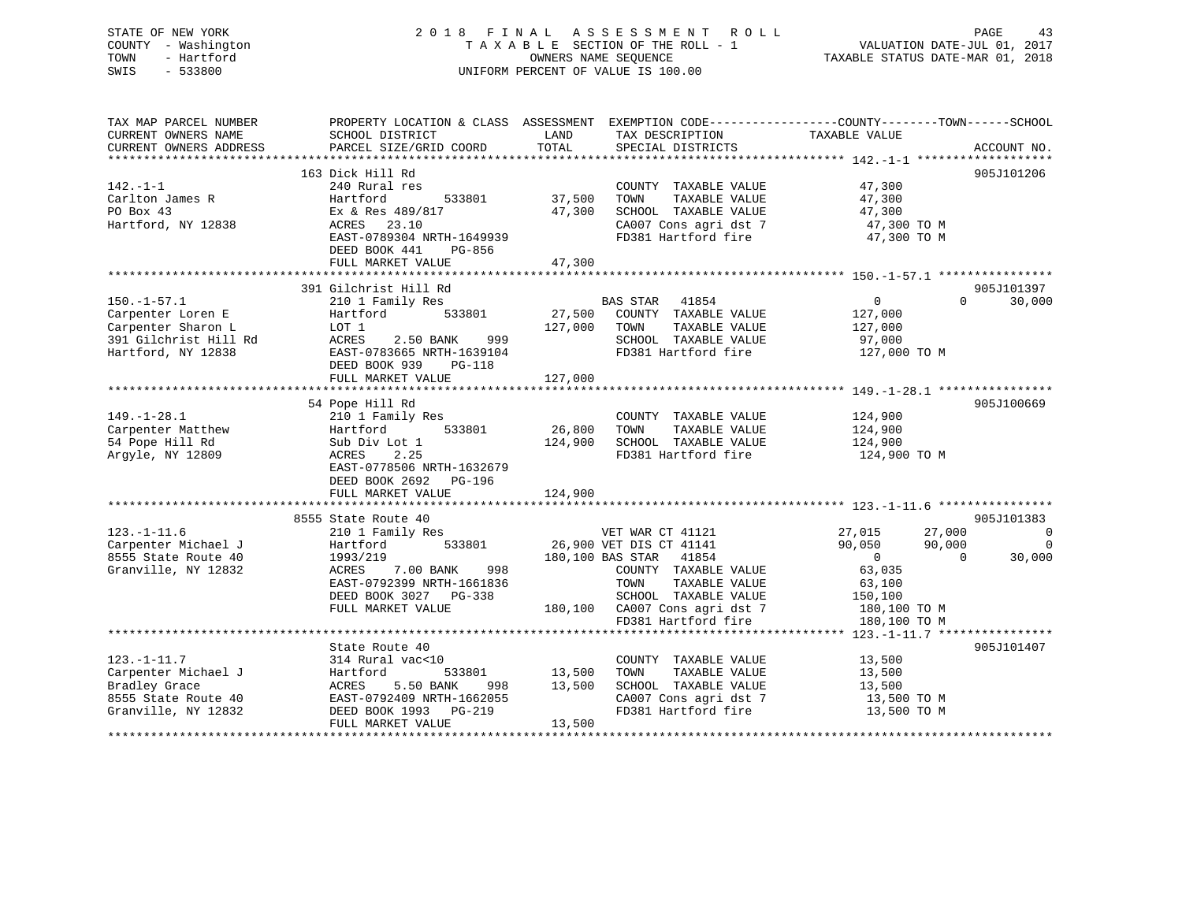STATE OF NEW YORK
COUNTY - Washington
TOWN - Hartford
SWIS - 533800

2 0 1 8 F I N A L A S S E S S M E N T R O L L
T A X A B L E SECTION OF THE ROLL - 1
OWNERS NAME SEQUENCE
UNIFORM PERCENT OF VALUE IS 100.00

VALUATION DATE-JUL 01, 2017
TAXABLE STATUS DATE-MAR 01, 2018

```
TAX MAP PARCEL NUMBER          PROPERTY LOCATION & CLASS  ASSESSMENT  EXEMPTION CODE------------------COUNTY--------TOWN------SCHOOL
CURRENT OWNERS NAME            SCHOOL DISTRICT               LAND      TAX DESCRIPTION            TAXABLE VALUE
CURRENT OWNERS ADDRESS         PARCEL SIZE/GRID COORD        TOTAL     SPECIAL DISTRICTS                                    ACCOUNT NO.
******************************************************************************************************* 142.-1-1 *******************
                               163 Dick Hill Rd                                                                             905J101206
142.-1-1                       240 Rural res                           COUNTY  TAXABLE VALUE             47,300
Carlton James R                Hartford          533801       37,500   TOWN    TAXABLE VALUE             47,300
PO Box 43                      Ex & Res 489/817               47,300   SCHOOL  TAXABLE VALUE             47,300
Hartford, NY 12838             ACRES   23.10                           CA007 Cons agri dst 7              47,300 TO M
                               EAST-0789304 NRTH-1649939               FD381 Hartford fire                47,300 TO M
                               DEED BOOK 441     PG-856
                               FULL MARKET VALUE              47,300
******************************************************************************************************* 150.-1-57.1 ****************
                               391 Gilchrist Hill Rd                                                                        905J101397
150.-1-57.1                    210 1 Family Res                     BAS STAR   41854                      0           0      30,000
Carpenter Loren E              Hartford          533801       27,500   COUNTY  TAXABLE VALUE            127,000
Carpenter Sharon L             LOT 1                         127,000   TOWN    TAXABLE VALUE            127,000
391 Gilchrist Hill Rd          ACRES    2.50 BANK     999              SCHOOL  TAXABLE VALUE             97,000
Hartford, NY 12838             EAST-0783665 NRTH-1639104               FD381 Hartford fire               127,000 TO M
                               DEED BOOK 939     PG-118
                               FULL MARKET VALUE             127,000
******************************************************************************************************* 149.-1-28.1 ****************
                               54 Pope Hill Rd                                                                              905J100669
149.-1-28.1                    210 1 Family Res                        COUNTY  TAXABLE VALUE            124,900
Carpenter Matthew              Hartford          533801       26,800   TOWN    TAXABLE VALUE            124,900
54 Pope Hill Rd                Sub Div Lot 1                 124,900   SCHOOL  TAXABLE VALUE            124,900
Argyle, NY 12809               ACRES    2.25                           FD381 Hartford fire               124,900 TO M
                               EAST-0778506 NRTH-1632679
                               DEED BOOK 2692    PG-196
                               FULL MARKET VALUE             124,900
******************************************************************************************************* 123.-1-11.6 ****************
                               8555 State Route 40                                                                          905J101383
123.-1-11.6                    210 1 Family Res                     VET WAR CT 41121                 27,015      27,000           0
Carpenter Michael J            Hartford          533801       26,900 VET DIS CT 41141                 90,050      90,000           0
8555 State Route 40            1993/219                      180,100 BAS STAR   41854                      0           0      30,000
Granville, NY 12832            ACRES    7.00 BANK     998              COUNTY  TAXABLE VALUE             63,035
                               EAST-0792399 NRTH-1661836               TOWN    TAXABLE VALUE             63,100
                               DEED BOOK 3027    PG-338                SCHOOL  TAXABLE VALUE            150,100
                               FULL MARKET VALUE             180,100   CA007 Cons agri dst 7             180,100 TO M
                                                                       FD381 Hartford fire               180,100 TO M
******************************************************************************************************* 123.-1-11.7 ****************
                               State Route 40                                                                               905J101407
123.-1-11.7                    314 Rural vac<10                        COUNTY  TAXABLE VALUE             13,500
Carpenter Michael J            Hartford          533801       13,500   TOWN    TAXABLE VALUE             13,500
Bradley Grace                  ACRES    5.50 BANK     998     13,500   SCHOOL  TAXABLE VALUE             13,500
8555 State Route 40            EAST-0792409 NRTH-1662055               CA007 Cons agri dst 7              13,500 TO M
Granville, NY 12832            DEED BOOK 1993    PG-219                FD381 Hartford fire                13,500 TO M
                               FULL MARKET VALUE              13,500
************************************************************************************************************************************
```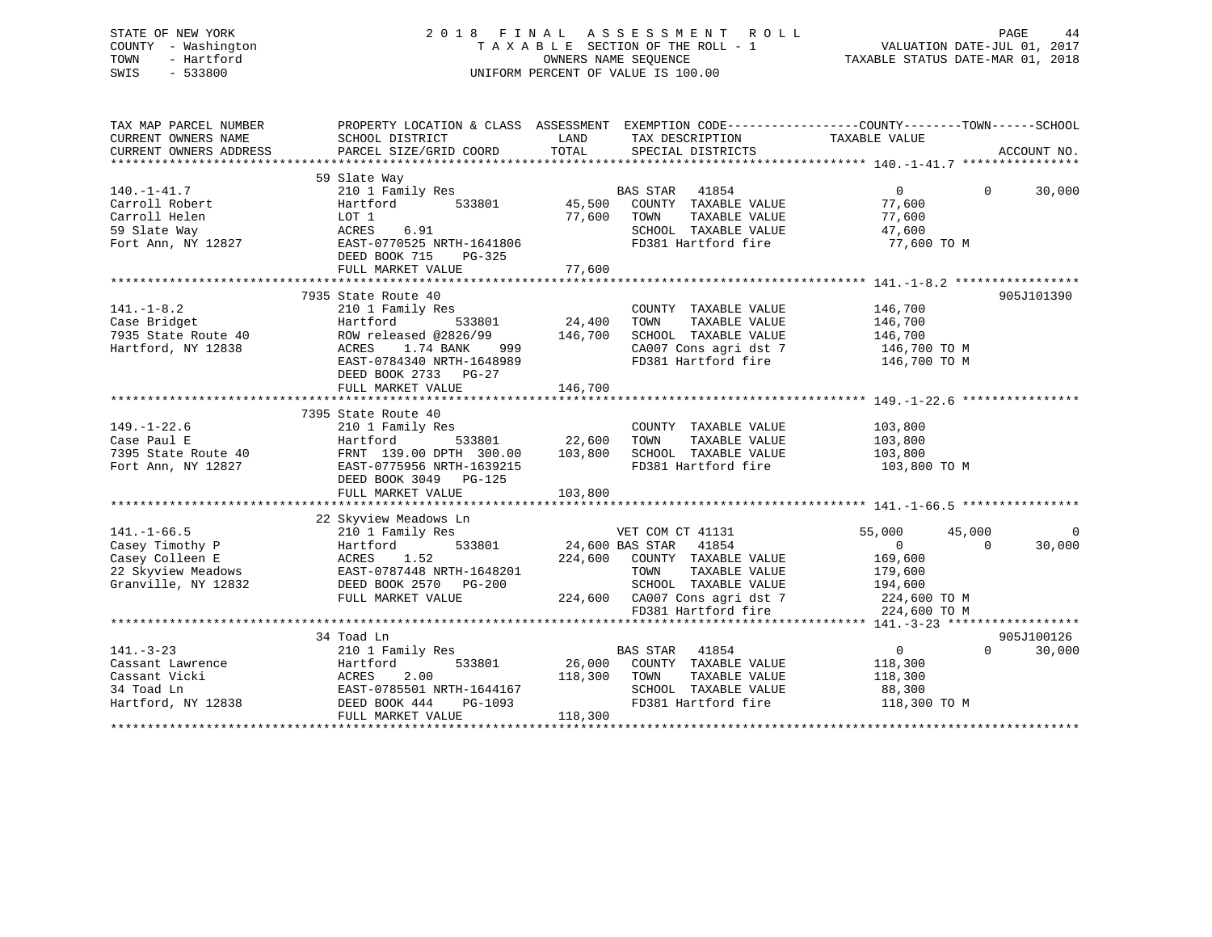STATE OF NEW YORK
COUNTY - Washington
TOWN - Hartford
SWIS - 533800

# 2018 FINAL ASSESSMENT ROLL
TAXABLE SECTION OF THE ROLL - 1
OWNERS NAME SEQUENCE
UNIFORM PERCENT OF VALUE IS 100.00

VALUATION DATE-JUL 01, 2017
TAXABLE STATUS DATE-MAR 01, 2018

| TAX MAP PARCEL NUMBER / CURRENT OWNERS NAME / CURRENT OWNERS ADDRESS | PROPERTY LOCATION & CLASS / SCHOOL DISTRICT / PARCEL SIZE/GRID COORD | ASSESSMENT LAND | TOTAL | EXEMPTION CODE / TAX DESCRIPTION / SPECIAL DISTRICTS | COUNTY TAXABLE VALUE | TOWN | SCHOOL | ACCOUNT NO. |
|---|---|---|---|---|---|---|---|---|
| 140.-1-41.7 | 59 Slate Way | | | | | | | |
| | 210 1 Family Res | | | BAS STAR 41854 | 0 | 0 | 30,000 | |
| Carroll Robert | Hartford 533801 | 45,500 | | COUNTY TAXABLE VALUE | 77,600 | | | |
| Carroll Helen | LOT 1 | | 77,600 | TOWN TAXABLE VALUE | 77,600 | | | |
| 59 Slate Way | ACRES 6.91 | | | SCHOOL TAXABLE VALUE | 47,600 | | | |
| Fort Ann, NY 12827 | EAST-0770525 NRTH-1641806 | | | FD381 Hartford fire | 77,600 TO M | | | |
| | DEED BOOK 715 PG-325 | | | | | | | |
| | FULL MARKET VALUE | | 77,600 | | | | | |
| 141.-1-8.2 | 7935 State Route 40 | | | | | | | 905J101390 |
| | 210 1 Family Res | | | COUNTY TAXABLE VALUE | 146,700 | | | |
| Case Bridget | Hartford 533801 | 24,400 | | TOWN TAXABLE VALUE | 146,700 | | | |
| 7935 State Route 40 | ROW released @2826/99 | | 146,700 | SCHOOL TAXABLE VALUE | 146,700 | | | |
| Hartford, NY 12838 | ACRES 1.74 BANK 999 | | | CA007 Cons agri dst 7 | 146,700 TO M | | | |
| | EAST-0784340 NRTH-1648989 | | | FD381 Hartford fire | 146,700 TO M | | | |
| | DEED BOOK 2733 PG-27 | | | | | | | |
| | FULL MARKET VALUE | | 146,700 | | | | | |
| 149.-1-22.6 | 7395 State Route 40 | | | | | | | |
| | 210 1 Family Res | | | COUNTY TAXABLE VALUE | 103,800 | | | |
| Case Paul E | Hartford 533801 | 22,600 | | TOWN TAXABLE VALUE | 103,800 | | | |
| 7395 State Route 40 | FRNT 139.00 DPTH 300.00 | | 103,800 | SCHOOL TAXABLE VALUE | 103,800 | | | |
| Fort Ann, NY 12827 | EAST-0775956 NRTH-1639215 | | | FD381 Hartford fire | 103,800 TO M | | | |
| | DEED BOOK 3049 PG-125 | | | | | | | |
| | FULL MARKET VALUE | | 103,800 | | | | | |
| 141.-1-66.5 | 22 Skyview Meadows Ln | | | | | | | |
| | 210 1 Family Res | | | VET COM CT 41131 | 55,000 | 45,000 | 0 | |
| Casey Timothy P | Hartford 533801 | 24,600 | | BAS STAR 41854 | 0 | 0 | 30,000 | |
| Casey Colleen E | ACRES 1.52 | | 224,600 | COUNTY TAXABLE VALUE | 169,600 | | | |
| 22 Skyview Meadows | EAST-0787448 NRTH-1648201 | | | TOWN TAXABLE VALUE | 179,600 | | | |
| Granville, NY 12832 | DEED BOOK 2570 PG-200 | | | SCHOOL TAXABLE VALUE | 194,600 | | | |
| | FULL MARKET VALUE | | 224,600 | CA007 Cons agri dst 7 | 224,600 TO M | | | |
| | | | | FD381 Hartford fire | 224,600 TO M | | | |
| 141.-3-23 | 34 Toad Ln | | | | | | | 905J100126 |
| | 210 1 Family Res | | | BAS STAR 41854 | 0 | 0 | 30,000 | |
| Cassant Lawrence | Hartford 533801 | 26,000 | | COUNTY TAXABLE VALUE | 118,300 | | | |
| Cassant Vicki | ACRES 2.00 | | 118,300 | TOWN TAXABLE VALUE | 118,300 | | | |
| 34 Toad Ln | EAST-0785501 NRTH-1644167 | | | SCHOOL TAXABLE VALUE | 88,300 | | | |
| Hartford, NY 12838 | DEED BOOK 444 PG-1093 | | | FD381 Hartford fire | 118,300 TO M | | | |
| | FULL MARKET VALUE | | 118,300 | | | | | |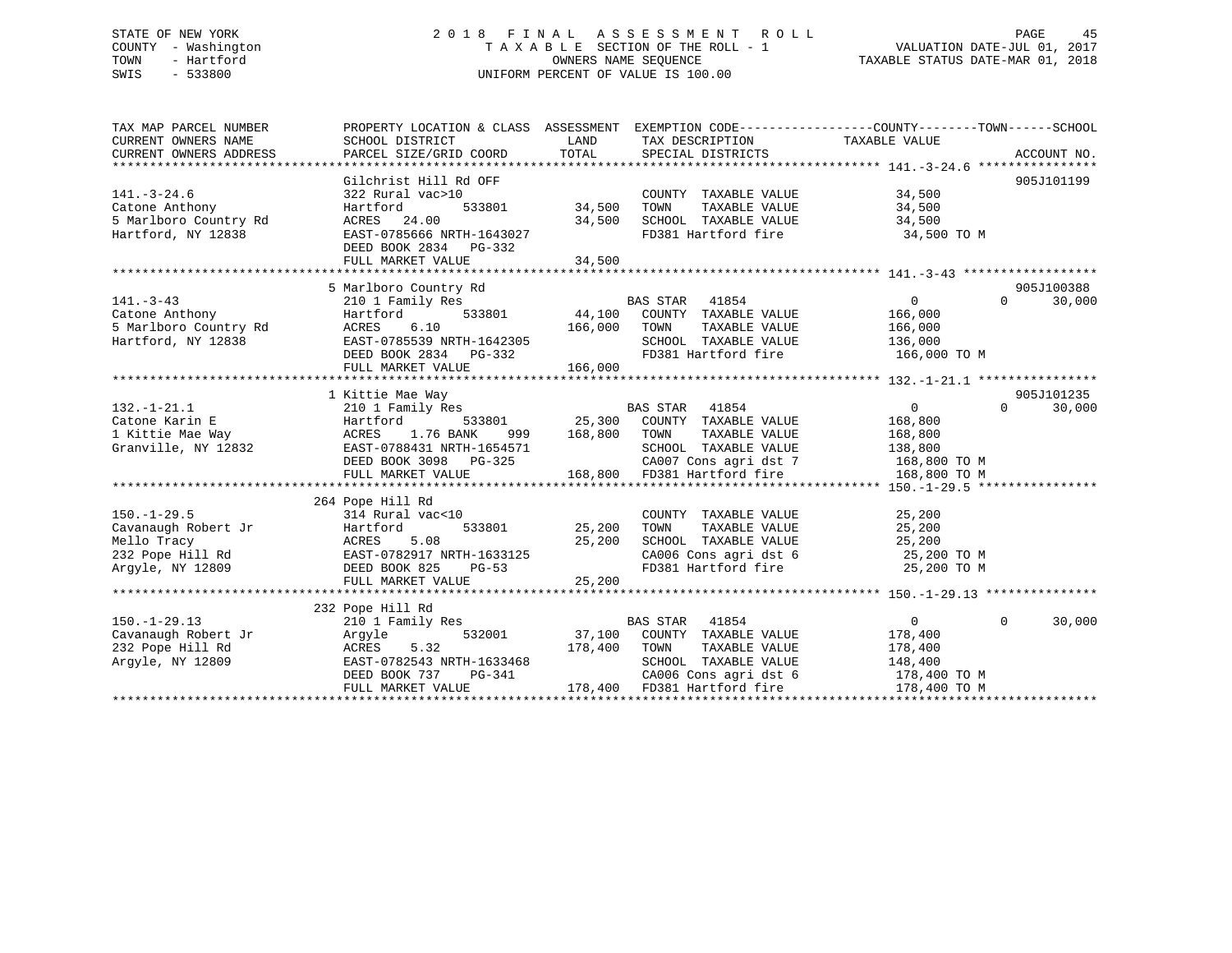STATE OF NEW YORK
COUNTY - Washington
TOWN - Hartford
SWIS - 533800

# 2018 FINAL ASSESSMENT ROLL

TAXABLE SECTION OF THE ROLL - 1
OWNERS NAME SEQUENCE
UNIFORM PERCENT OF VALUE IS 100.00

VALUATION DATE-JUL 01, 2017
TAXABLE STATUS DATE-MAR 01, 2018

```
TAX MAP PARCEL NUMBER      PROPERTY LOCATION & CLASS  ASSESSMENT  EXEMPTION CODE------------------COUNTY--------TOWN------SCHOOL
CURRENT OWNERS NAME        SCHOOL DISTRICT              LAND      TAX DESCRIPTION              TAXABLE VALUE
CURRENT OWNERS ADDRESS     PARCEL SIZE/GRID COORD       TOTAL     SPECIAL DISTRICTS                                  ACCOUNT NO.
******************************************************************************************** 141.-3-24.6 ****************
                           Gilchrist Hill Rd OFF                                                                 905J101199
141.-3-24.6                322 Rural vac>10                       COUNTY  TAXABLE VALUE          34,500
Catone Anthony             Hartford        533801       34,500    TOWN    TAXABLE VALUE          34,500
5 Marlboro Country Rd      ACRES  24.00                 34,500    SCHOOL  TAXABLE VALUE          34,500
Hartford, NY 12838         EAST-0785666 NRTH-1643027              FD381 Hartford fire             34,500 TO M
                           DEED BOOK 2834   PG-332
                           FULL MARKET VALUE            34,500
******************************************************************************************** 141.-3-43 ******************
                           5 Marlboro Country Rd                                                                 905J100388
141.-3-43                  210 1 Family Res                       BAS STAR   41854                 0         0     30,000
Catone Anthony             Hartford        533801       44,100    COUNTY  TAXABLE VALUE         166,000
5 Marlboro Country Rd      ACRES    6.10               166,000    TOWN    TAXABLE VALUE         166,000
Hartford, NY 12838         EAST-0785539 NRTH-1642305              SCHOOL  TAXABLE VALUE         136,000
                           DEED BOOK 2834   PG-332                FD381 Hartford fire            166,000 TO M
                           FULL MARKET VALUE           166,000
******************************************************************************************** 132.-1-21.1 ****************
                           1 Kittie Mae Way                                                                      905J101235
132.-1-21.1                210 1 Family Res                       BAS STAR   41854                 0         0     30,000
Catone Karin E             Hartford        533801       25,300    COUNTY  TAXABLE VALUE         168,800
1 Kittie Mae Way           ACRES    1.76 BANK    999   168,800    TOWN    TAXABLE VALUE         168,800
Granville, NY 12832        EAST-0788431 NRTH-1654571              SCHOOL  TAXABLE VALUE         138,800
                           DEED BOOK 3098   PG-325                CA007 Cons agri dst 7          168,800 TO M
                           FULL MARKET VALUE           168,800    FD381 Hartford fire            168,800 TO M
******************************************************************************************** 150.-1-29.5 ****************
                           264 Pope Hill Rd
150.-1-29.5                314 Rural vac<10                       COUNTY  TAXABLE VALUE          25,200
Cavanaugh Robert Jr        Hartford        533801       25,200    TOWN    TAXABLE VALUE          25,200
Mello Tracy                ACRES    5.08                25,200    SCHOOL  TAXABLE VALUE          25,200
232 Pope Hill Rd           EAST-0782917 NRTH-1633125              CA006 Cons agri dst 6           25,200 TO M
Argyle, NY 12809           DEED BOOK 825    PG-53                 FD381 Hartford fire             25,200 TO M
                           FULL MARKET VALUE            25,200
******************************************************************************************** 150.-1-29.13 ***************
                           232 Pope Hill Rd
150.-1-29.13               210 1 Family Res                       BAS STAR   41854                 0         0     30,000
Cavanaugh Robert Jr        Argyle          532001       37,100    COUNTY  TAXABLE VALUE         178,400
232 Pope Hill Rd           ACRES    5.32               178,400    TOWN    TAXABLE VALUE         178,400
Argyle, NY 12809           EAST-0782543 NRTH-1633468              SCHOOL  TAXABLE VALUE         148,400
                           DEED BOOK 737    PG-341                CA006 Cons agri dst 6          178,400 TO M
                           FULL MARKET VALUE           178,400    FD381 Hartford fire            178,400 TO M
**************************************************************************************************************************
```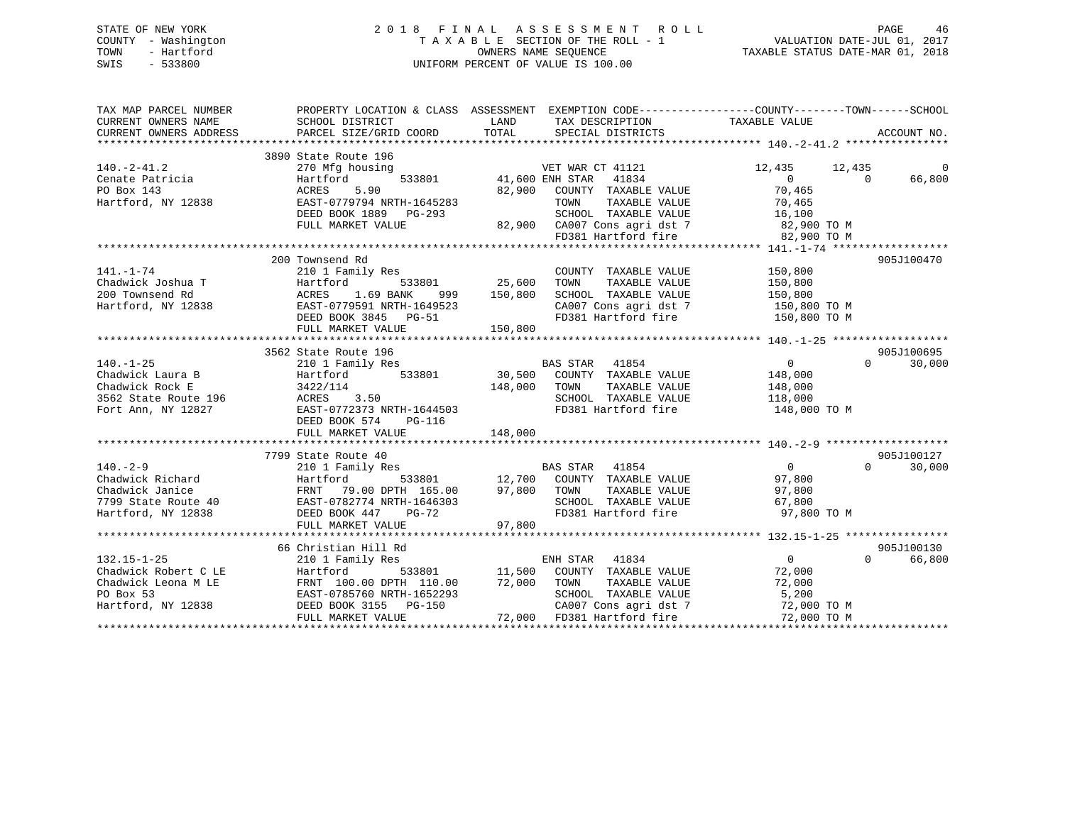STATE OF NEW YORK
COUNTY - Washington
TOWN - Hartford
SWIS - 533800

2018 FINAL ASSESSMENT ROLL
TAXABLE SECTION OF THE ROLL - 1
OWNERS NAME SEQUENCE
UNIFORM PERCENT OF VALUE IS 100.00

VALUATION DATE-JUL 01, 2017
TAXABLE STATUS DATE-MAR 01, 2018

```
TAX MAP PARCEL NUMBER     PROPERTY LOCATION & CLASS  ASSESSMENT  EXEMPTION CODE------------------COUNTY--------TOWN------SCHOOL
CURRENT OWNERS NAME       SCHOOL DISTRICT               LAND      TAX DESCRIPTION            TAXABLE VALUE
CURRENT OWNERS ADDRESS    PARCEL SIZE/GRID COORD       TOTAL      SPECIAL DISTRICTS                                   ACCOUNT NO.
******************************************************************************************************* 140.-2-41.2 ****************
                          3890 State Route 196
140.-2-41.2               270 Mfg housing                     VET WAR CT 41121            12,435      12,435           0
Cenate Patricia           Hartford       533801        41,600 ENH STAR  41834                  0           0      66,800
PO Box 143                ACRES    5.90                82,900   COUNTY  TAXABLE VALUE         70,465
Hartford, NY 12838        EAST-0779794 NRTH-1645283             TOWN    TAXABLE VALUE         70,465
                          DEED BOOK 1889   PG-293               SCHOOL  TAXABLE VALUE         16,100
                          FULL MARKET VALUE            82,900   CA007 Cons agri dst 7         82,900 TO M
                                                                FD381 Hartford fire           82,900 TO M
******************************************************************************************************* 141.-1-74 ******************
                          200 Townsend Rd                                                                        905J100470
141.-1-74                 210 1 Family Res                      COUNTY  TAXABLE VALUE        150,800
Chadwick Joshua T         Hartford       533801        25,600   TOWN    TAXABLE VALUE        150,800
200 Townsend Rd           ACRES    1.69 BANK     999  150,800   SCHOOL  TAXABLE VALUE        150,800
Hartford, NY 12838        EAST-0779591 NRTH-1649523             CA007 Cons agri dst 7        150,800 TO M
                          DEED BOOK 3845   PG-51                FD381 Hartford fire          150,800 TO M
                          FULL MARKET VALUE           150,800
******************************************************************************************************* 140.-1-25 ******************
                          3562 State Route 196                                                                   905J100695
140.-1-25                 210 1 Family Res                    BAS STAR  41854                  0           0      30,000
Chadwick Laura B          Hartford       533801        30,500   COUNTY  TAXABLE VALUE        148,000
Chadwick Rock E           3422/114                    148,000   TOWN    TAXABLE VALUE        148,000
3562 State Route 196      ACRES    3.50                         SCHOOL  TAXABLE VALUE        118,000
Fort Ann, NY 12827        EAST-0772373 NRTH-1644503             FD381 Hartford fire          148,000 TO M
                          DEED BOOK 574    PG-116
                          FULL MARKET VALUE           148,000
******************************************************************************************************* 140.-2-9 *******************
                          7799 State Route 40                                                                    905J100127
140.-2-9                  210 1 Family Res                    BAS STAR  41854                  0           0      30,000
Chadwick Richard          Hartford       533801        12,700   COUNTY  TAXABLE VALUE         97,800
Chadwick Janice           FRNT   79.00 DPTH 165.00     97,800   TOWN    TAXABLE VALUE         97,800
7799 State Route 40       EAST-0782774 NRTH-1646303             SCHOOL  TAXABLE VALUE         67,800
Hartford, NY 12838        DEED BOOK 447    PG-72                FD381 Hartford fire           97,800 TO M
                          FULL MARKET VALUE            97,800
******************************************************************************************************* 132.15-1-25 ****************
                          66 Christian Hill Rd                                                                   905J100130
132.15-1-25               210 1 Family Res                    ENH STAR  41834                  0           0      66,800
Chadwick Robert C LE      Hartford       533801        11,500   COUNTY  TAXABLE VALUE         72,000
Chadwick Leona M LE       FRNT  100.00 DPTH 110.00     72,000   TOWN    TAXABLE VALUE         72,000
PO Box 53                 EAST-0785760 NRTH-1652293             SCHOOL  TAXABLE VALUE          5,200
Hartford, NY 12838        DEED BOOK 3155   PG-150               CA007 Cons agri dst 7         72,000 TO M
                          FULL MARKET VALUE            72,000   FD381 Hartford fire           72,000 TO M
************************************************************************************************************************************
```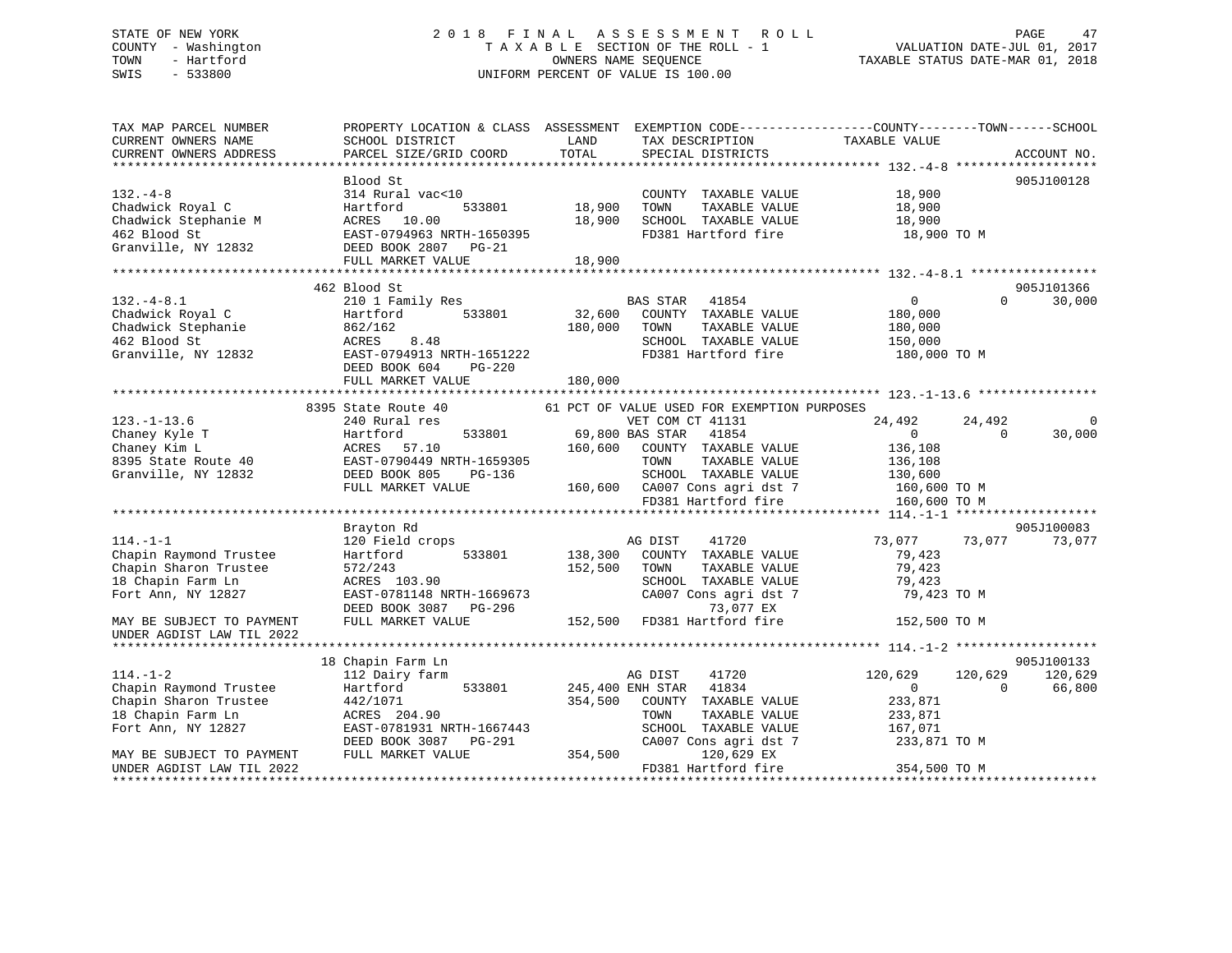STATE OF NEW YORK
COUNTY - Washington
TOWN - Hartford
SWIS - 533800

2 0 1 8 F I N A L A S S E S S M E N T R O L L
T A X A B L E SECTION OF THE ROLL - 1
OWNERS NAME SEQUENCE
UNIFORM PERCENT OF VALUE IS 100.00

VALUATION DATE-JUL 01, 2017
TAXABLE STATUS DATE-MAR 01, 2018

```
TAX MAP PARCEL NUMBER          PROPERTY LOCATION & CLASS  ASSESSMENT  EXEMPTION CODE------------------COUNTY--------TOWN------SCHOOL
CURRENT OWNERS NAME            SCHOOL DISTRICT               LAND       TAX DESCRIPTION              TAXABLE VALUE
CURRENT OWNERS ADDRESS         PARCEL SIZE/GRID COORD        TOTAL      SPECIAL DISTRICTS                                     ACCOUNT NO.
******************************************************************************************************* 132.-4-8 *******************
                               Blood St                                                                                    905J100128
132.-4-8                       314 Rural vac<10                         COUNTY  TAXABLE VALUE           18,900
Chadwick Royal C               Hartford          533801      18,900    TOWN    TAXABLE VALUE           18,900
Chadwick Stephanie M           ACRES   10.00                 18,900    SCHOOL  TAXABLE VALUE           18,900
462 Blood St                   EAST-0794963 NRTH-1650395               FD381 Hartford fire              18,900 TO M
Granville, NY 12832            DEED BOOK 2807   PG-21
                               FULL MARKET VALUE             18,900
******************************************************************************************************* 132.-4-8.1 *****************
                             462 Blood St                                                                                  905J101366
132.-4-8.1                     210 1 Family Res                        BAS STAR   41854                    0             0      30,000
Chadwick Royal C               Hartford          533801      32,600    COUNTY  TAXABLE VALUE          180,000
Chadwick Stephanie             862/162                      180,000    TOWN    TAXABLE VALUE          180,000
462 Blood St                   ACRES    8.48                           SCHOOL  TAXABLE VALUE          150,000
Granville, NY 12832            EAST-0794913 NRTH-1651222               FD381 Hartford fire             180,000 TO M
                               DEED BOOK 604    PG-220
                               FULL MARKET VALUE            180,000
******************************************************************************************************* 123.-1-13.6 ****************
                            8395 State Route 40            61 PCT OF VALUE USED FOR EXEMPTION PURPOSES
123.-1-13.6                    240 Rural res                           VET COM CT 41131               24,492        24,492           0
Chaney Kyle T                  Hartford          533801      69,800 BAS STAR   41854                    0             0      30,000
Chaney Kim L                   ACRES   57.10                160,600    COUNTY  TAXABLE VALUE          136,108
8395 State Route 40            EAST-0790449 NRTH-1659305               TOWN    TAXABLE VALUE          136,108
Granville, NY 12832            DEED BOOK 805    PG-136                 SCHOOL  TAXABLE VALUE          130,600
                               FULL MARKET VALUE            160,600    CA007 Cons agri dst 7           160,600 TO M
                                                                       FD381 Hartford fire             160,600 TO M
******************************************************************************************************* 114.-1-1 *******************
                               Brayton Rd                                                                                  905J100083
114.-1-1                       120 Field crops                         AG DIST    41720               73,077        73,077      73,077
Chapin Raymond Trustee         Hartford          533801     138,300    COUNTY  TAXABLE VALUE           79,423
Chapin Sharon Trustee          572/243                      152,500    TOWN    TAXABLE VALUE           79,423
18 Chapin Farm Ln              ACRES  103.90                           SCHOOL  TAXABLE VALUE           79,423
Fort Ann, NY 12827             EAST-0781148 NRTH-1669673               CA007 Cons agri dst 7            79,423 TO M
                               DEED BOOK 3087   PG-296                      73,077 EX
MAY BE SUBJECT TO PAYMENT      FULL MARKET VALUE            152,500    FD381 Hartford fire             152,500 TO M
UNDER AGDIST LAW TIL 2022
******************************************************************************************************* 114.-1-2 *******************
                            18 Chapin Farm Ln                                                                              905J100133
114.-1-2                       112 Dairy farm                          AG DIST    41720              120,629       120,629     120,629
Chapin Raymond Trustee         Hartford          533801     245,400 ENH STAR   41834                    0             0      66,800
Chapin Sharon Trustee          442/1071                     354,500    COUNTY  TAXABLE VALUE          233,871
18 Chapin Farm Ln              ACRES  204.90                           TOWN    TAXABLE VALUE          233,871
Fort Ann, NY 12827             EAST-0781931 NRTH-1667443               SCHOOL  TAXABLE VALUE          167,071
                               DEED BOOK 3087   PG-291                 CA007 Cons agri dst 7           233,871 TO M
MAY BE SUBJECT TO PAYMENT      FULL MARKET VALUE            354,500         120,629 EX
UNDER AGDIST LAW TIL 2022                                              FD381 Hartford fire             354,500 TO M
************************************************************************************************************************************
```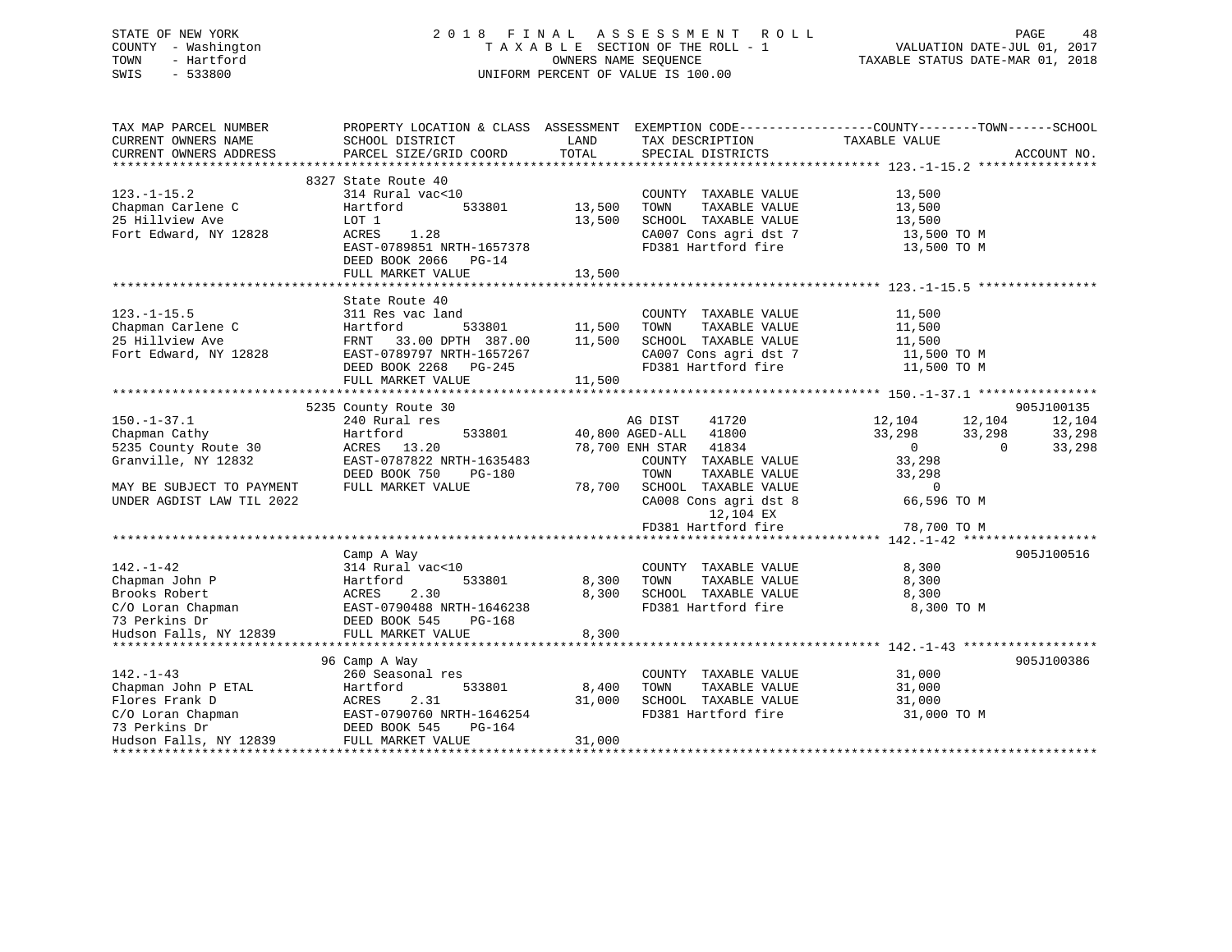STATE OF NEW YORK — COUNTY - Washington — TOWN - Hartford — SWIS - 533800

# 2018 FINAL ASSESSMENT ROLL

TAXABLE SECTION OF THE ROLL - 1 — OWNERS NAME SEQUENCE — UNIFORM PERCENT OF VALUE IS 100.00

VALUATION DATE-JUL 01, 2017 — TAXABLE STATUS DATE-MAR 01, 2018

| TAX MAP PARCEL NUMBER / CURRENT OWNERS NAME / CURRENT OWNERS ADDRESS | PROPERTY LOCATION & CLASS / SCHOOL DISTRICT / PARCEL SIZE/GRID COORD | ASSESSMENT LAND | TOTAL | EXEMPTION CODE / TAX DESCRIPTION / SPECIAL DISTRICTS | COUNTY TAXABLE VALUE | TOWN | SCHOOL | ACCOUNT NO. |
|---|---|---|---|---|---|---|---|---|
| **123.-1-15.2** | 8327 State Route 40 | | | | | | | |
| Chapman Carlene C | 314 Rural vac<10 | | | COUNTY TAXABLE VALUE | 13,500 | | | |
| 25 Hillview Ave | Hartford 533801 | 13,500 | | TOWN TAXABLE VALUE | 13,500 | | | |
| Fort Edward, NY 12828 | LOT 1 | | 13,500 | SCHOOL TAXABLE VALUE | 13,500 | | | |
| | ACRES 1.28 | | | CA007 Cons agri dst 7 | 13,500 TO M | | | |
| | EAST-0789851 NRTH-1657378 | | | FD381 Hartford fire | 13,500 TO M | | | |
| | DEED BOOK 2066 PG-14 | | | | | | | |
| | FULL MARKET VALUE | | 13,500 | | | | | |
| **123.-1-15.5** | State Route 40 | | | | | | | |
| Chapman Carlene C | 311 Res vac land | | | COUNTY TAXABLE VALUE | 11,500 | | | |
| 25 Hillview Ave | Hartford 533801 | 11,500 | | TOWN TAXABLE VALUE | 11,500 | | | |
| Fort Edward, NY 12828 | FRNT 33.00 DPTH 387.00 | | 11,500 | SCHOOL TAXABLE VALUE | 11,500 | | | |
| | EAST-0789797 NRTH-1657267 | | | CA007 Cons agri dst 7 | 11,500 TO M | | | |
| | DEED BOOK 2268 PG-245 | | | FD381 Hartford fire | 11,500 TO M | | | |
| | FULL MARKET VALUE | | 11,500 | | | | | |
| **150.-1-37.1** | 5235 County Route 30 | | | | | | | 905J100135 |
| Chapman Cathy | 240 Rural res | | | AG DIST 41720 | 12,104 | 12,104 | 12,104 | |
| 5235 County Route 30 | Hartford 533801 | 40,800 | | AGED-ALL 41800 | 33,298 | 33,298 | 33,298 | |
| Granville, NY 12832 | ACRES 13.20 | | 78,700 | ENH STAR 41834 | 0 | 0 | 33,298 | |
| | EAST-0787822 NRTH-1635483 | | | COUNTY TAXABLE VALUE | 33,298 | | | |
| | DEED BOOK 750 PG-180 | | | TOWN TAXABLE VALUE | 33,298 | | | |
| MAY BE SUBJECT TO PAYMENT | FULL MARKET VALUE | | 78,700 | SCHOOL TAXABLE VALUE | 0 | | | |
| UNDER AGDIST LAW TIL 2022 | | | | CA008 Cons agri dst 8 | 66,596 TO M | | | |
| | | | | 12,104 EX | | | | |
| | | | | FD381 Hartford fire | 78,700 TO M | | | |
| **142.-1-42** | Camp A Way | | | | | | | 905J100516 |
| Chapman John P | 314 Rural vac<10 | | | COUNTY TAXABLE VALUE | 8,300 | | | |
| Brooks Robert | Hartford 533801 | 8,300 | | TOWN TAXABLE VALUE | 8,300 | | | |
| C/O Loran Chapman | ACRES 2.30 | | 8,300 | SCHOOL TAXABLE VALUE | 8,300 | | | |
| 73 Perkins Dr | EAST-0790488 NRTH-1646238 | | | FD381 Hartford fire | 8,300 TO M | | | |
| Hudson Falls, NY 12839 | DEED BOOK 545 PG-168 | | | | | | | |
| | FULL MARKET VALUE | | 8,300 | | | | | |
| **142.-1-43** | 96 Camp A Way | | | | | | | 905J100386 |
| Chapman John P ETAL | 260 Seasonal res | | | COUNTY TAXABLE VALUE | 31,000 | | | |
| Flores Frank D | Hartford 533801 | 8,400 | | TOWN TAXABLE VALUE | 31,000 | | | |
| C/O Loran Chapman | ACRES 2.31 | | 31,000 | SCHOOL TAXABLE VALUE | 31,000 | | | |
| 73 Perkins Dr | EAST-0790760 NRTH-1646254 | | | FD381 Hartford fire | 31,000 TO M | | | |
| Hudson Falls, NY 12839 | DEED BOOK 545 PG-164 | | | | | | | |
| | FULL MARKET VALUE | | 31,000 | | | | | |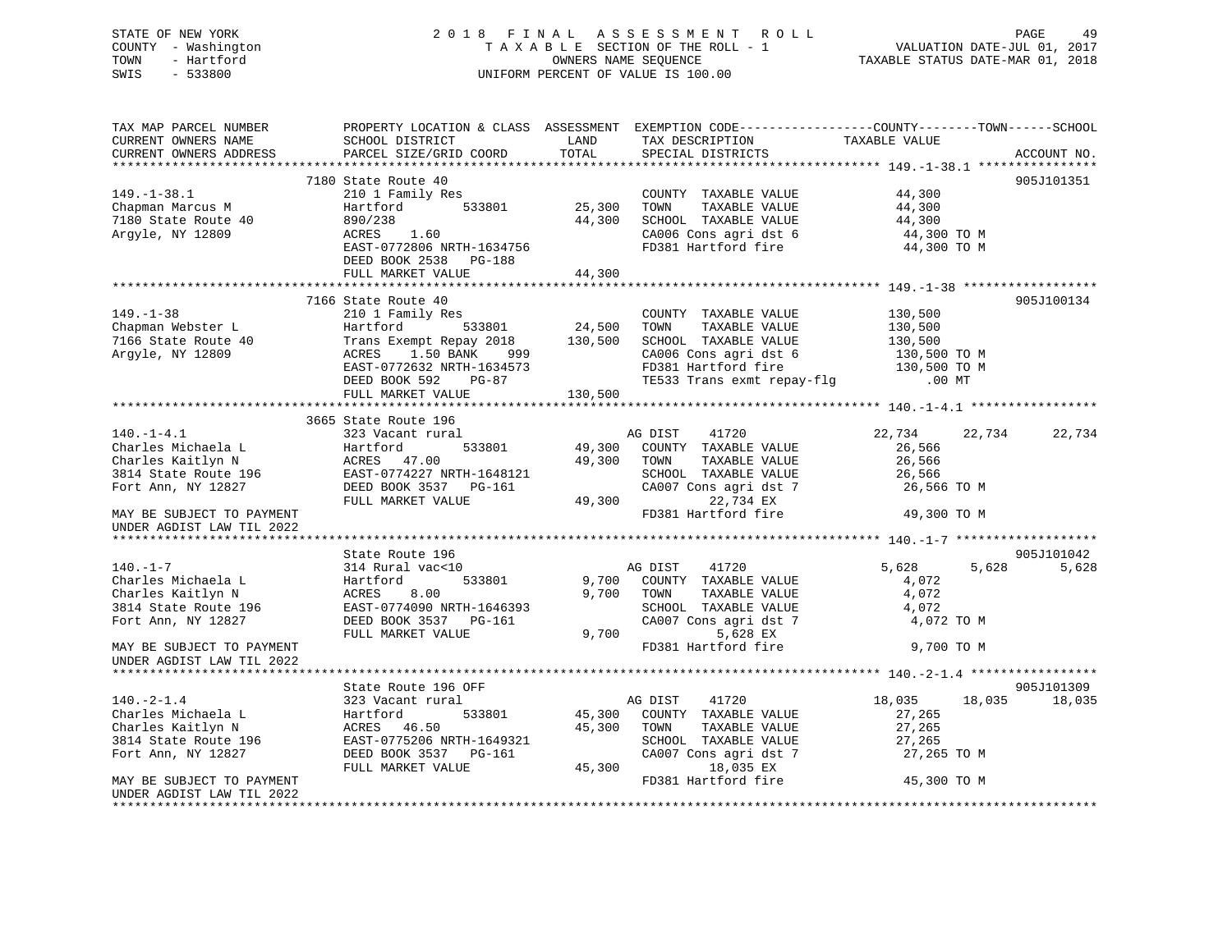STATE OF NEW YORK
COUNTY - Washington
TOWN - Hartford
SWIS - 533800

2 0 1 8 F I N A L A S S E S S M E N T R O L L
T A X A B L E SECTION OF THE ROLL - 1
OWNERS NAME SEQUENCE
UNIFORM PERCENT OF VALUE IS 100.00

VALUATION DATE-JUL 01, 2017
TAXABLE STATUS DATE-MAR 01, 2018

| TAX MAP PARCEL NUMBER / CURRENT OWNERS NAME / CURRENT OWNERS ADDRESS | PROPERTY LOCATION & CLASS / SCHOOL DISTRICT / PARCEL SIZE/GRID COORD | ASSESSMENT LAND | TOTAL | EXEMPTION CODE / TAX DESCRIPTION / SPECIAL DISTRICTS | COUNTY TAXABLE VALUE | TOWN | SCHOOL | ACCOUNT NO. |
|---|---|---|---|---|---|---|---|---|
| **149.-1-38.1** | 7180 State Route 40 | | | | | | | 905J101351 |
| 149.-1-38.1 | 210 1 Family Res | | | COUNTY TAXABLE VALUE | 44,300 | | | |
| Chapman Marcus M | Hartford 533801 | 25,300 | | TOWN TAXABLE VALUE | 44,300 | | | |
| 7180 State Route 40 | 890/238 | | 44,300 | SCHOOL TAXABLE VALUE | 44,300 | | | |
| Argyle, NY 12809 | ACRES 1.60 | | | CA006 Cons agri dst 6 | 44,300 TO M | | | |
| | EAST-0772806 NRTH-1634756 | | | FD381 Hartford fire | 44,300 TO M | | | |
| | DEED BOOK 2538 PG-188 | | | | | | | |
| | FULL MARKET VALUE | | 44,300 | | | | | |
| **149.-1-38** | 7166 State Route 40 | | | | | | | 905J100134 |
| 149.-1-38 | 210 1 Family Res | | | COUNTY TAXABLE VALUE | 130,500 | | | |
| Chapman Webster L | Hartford 533801 | 24,500 | | TOWN TAXABLE VALUE | 130,500 | | | |
| 7166 State Route 40 | Trans Exempt Repay 2018 | | 130,500 | SCHOOL TAXABLE VALUE | 130,500 | | | |
| Argyle, NY 12809 | ACRES 1.50 BANK 999 | | | CA006 Cons agri dst 6 | 130,500 TO M | | | |
| | EAST-0772632 NRTH-1634573 | | | FD381 Hartford fire | 130,500 TO M | | | |
| | DEED BOOK 592 PG-87 | | | TE533 Trans exmt repay-flg | .00 MT | | | |
| | FULL MARKET VALUE | | 130,500 | | | | | |
| **140.-1-4.1** | 3665 State Route 196 | | | | | | | |
| 140.-1-4.1 | 323 Vacant rural | | | AG DIST 41720 | 22,734 | 22,734 | 22,734 | |
| Charles Michaela L | Hartford 533801 | 49,300 | | COUNTY TAXABLE VALUE | 26,566 | | | |
| Charles Kaitlyn N | ACRES 47.00 | | 49,300 | TOWN TAXABLE VALUE | 26,566 | | | |
| 3814 State Route 196 | EAST-0774227 NRTH-1648121 | | | SCHOOL TAXABLE VALUE | 26,566 | | | |
| Fort Ann, NY 12827 | DEED BOOK 3537 PG-161 | | | CA007 Cons agri dst 7 | 26,566 TO M | | | |
| | FULL MARKET VALUE | | 49,300 | 22,734 EX | | | | |
| MAY BE SUBJECT TO PAYMENT UNDER AGDIST LAW TIL 2022 | | | | FD381 Hartford fire | 49,300 TO M | | | |
| **140.-1-7** | State Route 196 | | | | | | | 905J101042 |
| 140.-1-7 | 314 Rural vac<10 | | | AG DIST 41720 | 5,628 | 5,628 | 5,628 | |
| Charles Michaela L | Hartford 533801 | 9,700 | | COUNTY TAXABLE VALUE | 4,072 | | | |
| Charles Kaitlyn N | ACRES 8.00 | | 9,700 | TOWN TAXABLE VALUE | 4,072 | | | |
| 3814 State Route 196 | EAST-0774090 NRTH-1646393 | | | SCHOOL TAXABLE VALUE | 4,072 | | | |
| Fort Ann, NY 12827 | DEED BOOK 3537 PG-161 | | | CA007 Cons agri dst 7 | 4,072 TO M | | | |
| | FULL MARKET VALUE | | 9,700 | 5,628 EX | | | | |
| MAY BE SUBJECT TO PAYMENT UNDER AGDIST LAW TIL 2022 | | | | FD381 Hartford fire | 9,700 TO M | | | |
| **140.-2-1.4** | State Route 196 OFF | | | | | | | 905J101309 |
| 140.-2-1.4 | 323 Vacant rural | | | AG DIST 41720 | 18,035 | 18,035 | 18,035 | |
| Charles Michaela L | Hartford 533801 | 45,300 | | COUNTY TAXABLE VALUE | 27,265 | | | |
| Charles Kaitlyn N | ACRES 46.50 | | 45,300 | TOWN TAXABLE VALUE | 27,265 | | | |
| 3814 State Route 196 | EAST-0775206 NRTH-1649321 | | | SCHOOL TAXABLE VALUE | 27,265 | | | |
| Fort Ann, NY 12827 | DEED BOOK 3537 PG-161 | | | CA007 Cons agri dst 7 | 27,265 TO M | | | |
| | FULL MARKET VALUE | | 45,300 | 18,035 EX | | | | |
| MAY BE SUBJECT TO PAYMENT UNDER AGDIST LAW TIL 2022 | | | | FD381 Hartford fire | 45,300 TO M | | | |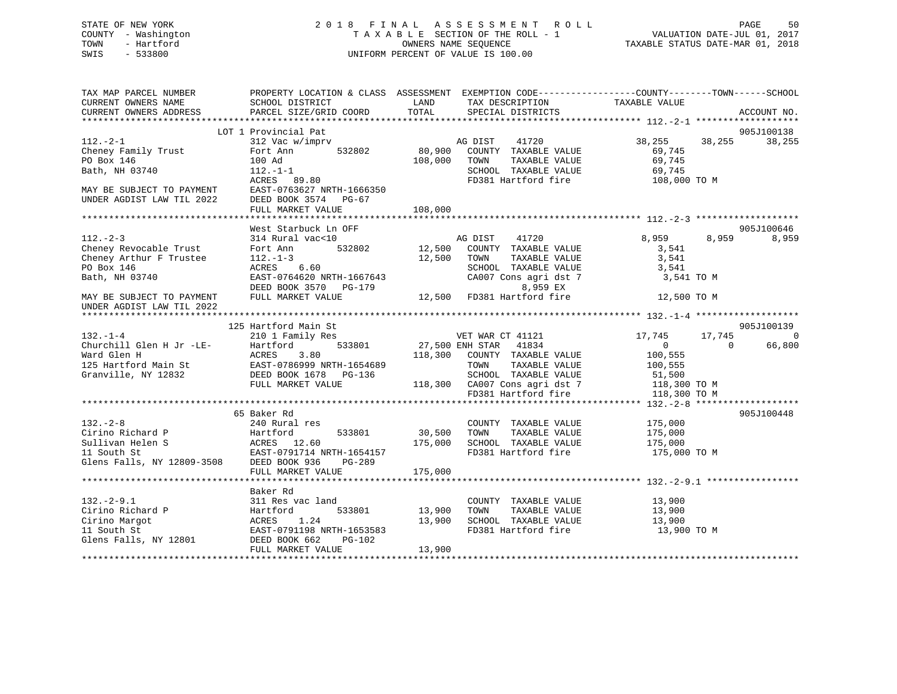STATE OF NEW YORK
COUNTY - Washington
TOWN - Hartford
SWIS - 533800

2 0 1 8 F I N A L A S S E S S M E N T R O L L
T A X A B L E SECTION OF THE ROLL - 1
OWNERS NAME SEQUENCE
UNIFORM PERCENT OF VALUE IS 100.00

VALUATION DATE-JUL 01, 2017
TAXABLE STATUS DATE-MAR 01, 2018

```
TAX MAP PARCEL NUMBER          PROPERTY LOCATION & CLASS  ASSESSMENT  EXEMPTION CODE------------------COUNTY--------TOWN------SCHOOL
CURRENT OWNERS NAME            SCHOOL DISTRICT             LAND        TAX DESCRIPTION              TAXABLE VALUE
CURRENT OWNERS ADDRESS         PARCEL SIZE/GRID COORD      TOTAL       SPECIAL DISTRICTS                                          ACCOUNT NO.
******************************************************************************************************* 112.-2-1 *******************
                               LOT 1 Provincial Pat                                                                          905J100138
112.-2-1                       312 Vac w/imprv                          AG DIST     41720          38,255      38,255      38,255
Cheney Family Trust            Fort Ann        532802        80,900     COUNTY  TAXABLE VALUE          69,745
PO Box 146                     100 Ad                       108,000     TOWN    TAXABLE VALUE          69,745
Bath, NH 03740                 112.-1-1                                 SCHOOL  TAXABLE VALUE          69,745
                               ACRES   89.80                            FD381 Hartford fire           108,000 TO M
MAY BE SUBJECT TO PAYMENT      EAST-0763627 NRTH-1666350
UNDER AGDIST LAW TIL 2022      DEED BOOK 3574   PG-67
                               FULL MARKET VALUE            108,000
******************************************************************************************************* 112.-2-3 *******************
                               West Starbuck Ln OFF                                                                          905J100646
112.-2-3                       314 Rural vac<10                         AG DIST     41720           8,959       8,959       8,959
Cheney Revocable Trust         Fort Ann        532802        12,500     COUNTY  TAXABLE VALUE           3,541
Cheney Arthur F Trustee        112.-1-3                      12,500     TOWN    TAXABLE VALUE           3,541
PO Box 146                     ACRES    6.60                            SCHOOL  TAXABLE VALUE           3,541
Bath, NH 03740                 EAST-0764620 NRTH-1667643                CA007 Cons agri dst 7           3,541 TO M
                               DEED BOOK 3570   PG-179                         8,959 EX
MAY BE SUBJECT TO PAYMENT      FULL MARKET VALUE             12,500     FD381 Hartford fire            12,500 TO M
UNDER AGDIST LAW TIL 2022
******************************************************************************************************* 132.-1-4 *******************
                               125 Hartford Main St                                                                          905J100139
132.-1-4                       210 1 Family Res                         VET WAR CT 41121           17,745      17,745           0
Churchill Glen H Jr -LE-       Hartford        533801        27,500 ENH STAR    41834               0           0      66,800
Ward Glen H                    ACRES    3.80                118,300     COUNTY  TAXABLE VALUE         100,555
125 Hartford Main St           EAST-0786999 NRTH-1654689                TOWN    TAXABLE VALUE         100,555
Granville, NY 12832            DEED BOOK 1678   PG-136                  SCHOOL  TAXABLE VALUE          51,500
                               FULL MARKET VALUE            118,300     CA007 Cons agri dst 7         118,300 TO M
                                                                        FD381 Hartford fire           118,300 TO M
******************************************************************************************************* 132.-2-8 *******************
                               65 Baker Rd                                                                                   905J100448
132.-2-8                       240 Rural res                            COUNTY  TAXABLE VALUE         175,000
Cirino Richard P               Hartford        533801        30,500     TOWN    TAXABLE VALUE         175,000
Sullivan Helen S               ACRES   12.60                175,000     SCHOOL  TAXABLE VALUE         175,000
11 South St                    EAST-0791714 NRTH-1654157                FD381 Hartford fire           175,000 TO M
Glens Falls, NY 12809-3508     DEED BOOK 936    PG-289
                               FULL MARKET VALUE            175,000
******************************************************************************************************* 132.-2-9.1 *****************
                               Baker Rd
132.-2-9.1                     311 Res vac land                         COUNTY  TAXABLE VALUE          13,900
Cirino Richard P               Hartford        533801        13,900     TOWN    TAXABLE VALUE          13,900
Cirino Margot                  ACRES    1.24                 13,900     SCHOOL  TAXABLE VALUE          13,900
11 South St                    EAST-0791198 NRTH-1653583                FD381 Hartford fire            13,900 TO M
Glens Falls, NY 12801          DEED BOOK 662    PG-102
                               FULL MARKET VALUE             13,900
************************************************************************************************************************************
```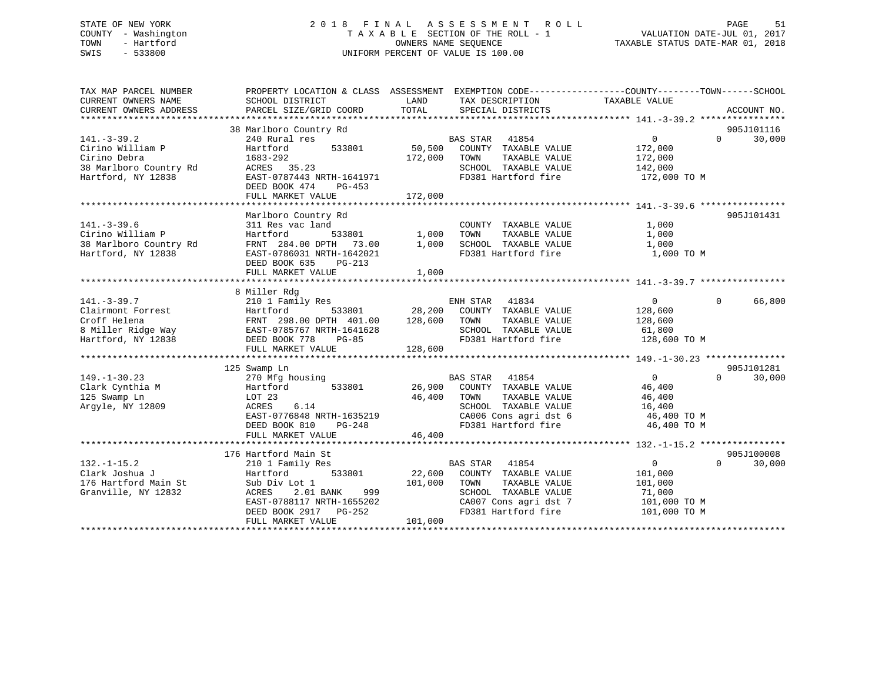STATE OF NEW YORK — 2018 FINAL ASSESSMENT ROLL
COUNTY - Washington — TAXABLE SECTION OF THE ROLL - 1 — VALUATION DATE-JUL 01, 2017
TOWN - Hartford — OWNERS NAME SEQUENCE — TAXABLE STATUS DATE-MAR 01, 2018
SWIS - 533800 — UNIFORM PERCENT OF VALUE IS 100.00

| TAX MAP PARCEL NUMBER / CURRENT OWNERS NAME / CURRENT OWNERS ADDRESS | PROPERTY LOCATION & CLASS / SCHOOL DISTRICT / PARCEL SIZE/GRID COORD | ASSESSMENT LAND | TOTAL | EXEMPTION CODE / TAX DESCRIPTION / SPECIAL DISTRICTS | COUNTY / TOWN TAXABLE VALUE | SCHOOL | ACCOUNT NO. |
|---|---|---|---|---|---|---|---|
| **141.-3-39.2** | 38 Marlboro Country Rd | | | | | | 905J101116 |
| Cirino William P | 240 Rural res | | | BAS STAR 41854 | 0 | 0 / 30,000 | |
| Cirino Debra | Hartford 533801 | 50,500 | | COUNTY TAXABLE VALUE | 172,000 | | |
| 38 Marlboro Country Rd | 1683-292 | | 172,000 | TOWN TAXABLE VALUE | 172,000 | | |
| Hartford, NY 12838 | ACRES 35.23 | | | SCHOOL TAXABLE VALUE | 142,000 | | |
| | EAST-0787443 NRTH-1641971 | | | FD381 Hartford fire | 172,000 TO M | | |
| | DEED BOOK 474 PG-453 | | | | | | |
| | FULL MARKET VALUE | | 172,000 | | | | |
| **141.-3-39.6** | Marlboro Country Rd | | | | | | 905J101431 |
| Cirino William P | 311 Res vac land | | | COUNTY TAXABLE VALUE | 1,000 | | |
| 38 Marlboro Country Rd | Hartford 533801 | 1,000 | | TOWN TAXABLE VALUE | 1,000 | | |
| Hartford, NY 12838 | FRNT 284.00 DPTH 73.00 | | 1,000 | SCHOOL TAXABLE VALUE | 1,000 | | |
| | EAST-0786031 NRTH-1642021 | | | FD381 Hartford fire | 1,000 TO M | | |
| | DEED BOOK 635 PG-213 | | | | | | |
| | FULL MARKET VALUE | | 1,000 | | | | |
| **141.-3-39.7** | 8 Miller Rdg | | | | | | |
| Clairmont Forrest | 210 1 Family Res | | | ENH STAR 41834 | 0 | 0 / 66,800 | |
| Croff Helena | Hartford 533801 | 28,200 | | COUNTY TAXABLE VALUE | 128,600 | | |
| 8 Miller Ridge Way | FRNT 298.00 DPTH 401.00 | | 128,600 | TOWN TAXABLE VALUE | 128,600 | | |
| Hartford, NY 12838 | EAST-0785767 NRTH-1641628 | | | SCHOOL TAXABLE VALUE | 61,800 | | |
| | DEED BOOK 778 PG-85 | | | FD381 Hartford fire | 128,600 TO M | | |
| | FULL MARKET VALUE | | 128,600 | | | | |
| **149.-1-30.23** | 125 Swamp Ln | | | | | | 905J101281 |
| Clark Cynthia M | 270 Mfg housing | | | BAS STAR 41854 | 0 | 0 / 30,000 | |
| 125 Swamp Ln | Hartford 533801 | 26,900 | | COUNTY TAXABLE VALUE | 46,400 | | |
| Argyle, NY 12809 | LOT 23 | | 46,400 | TOWN TAXABLE VALUE | 46,400 | | |
| | ACRES 6.14 | | | SCHOOL TAXABLE VALUE | 16,400 | | |
| | EAST-0776848 NRTH-1635219 | | | CA006 Cons agri dst 6 | 46,400 TO M | | |
| | DEED BOOK 810 PG-248 | | | FD381 Hartford fire | 46,400 TO M | | |
| | FULL MARKET VALUE | | 46,400 | | | | |
| **132.-1-15.2** | 176 Hartford Main St | | | | | | 905J100008 |
| Clark Joshua J | 210 1 Family Res | | | BAS STAR 41854 | 0 | 0 / 30,000 | |
| 176 Hartford Main St | Hartford 533801 | 22,600 | | COUNTY TAXABLE VALUE | 101,000 | | |
| Granville, NY 12832 | Sub Div Lot 1 | | 101,000 | TOWN TAXABLE VALUE | 101,000 | | |
| | ACRES 2.01 BANK 999 | | | SCHOOL TAXABLE VALUE | 71,000 | | |
| | EAST-0788117 NRTH-1655202 | | | CA007 Cons agri dst 7 | 101,000 TO M | | |
| | DEED BOOK 2917 PG-252 | | | FD381 Hartford fire | 101,000 TO M | | |
| | FULL MARKET VALUE | | 101,000 | | | | |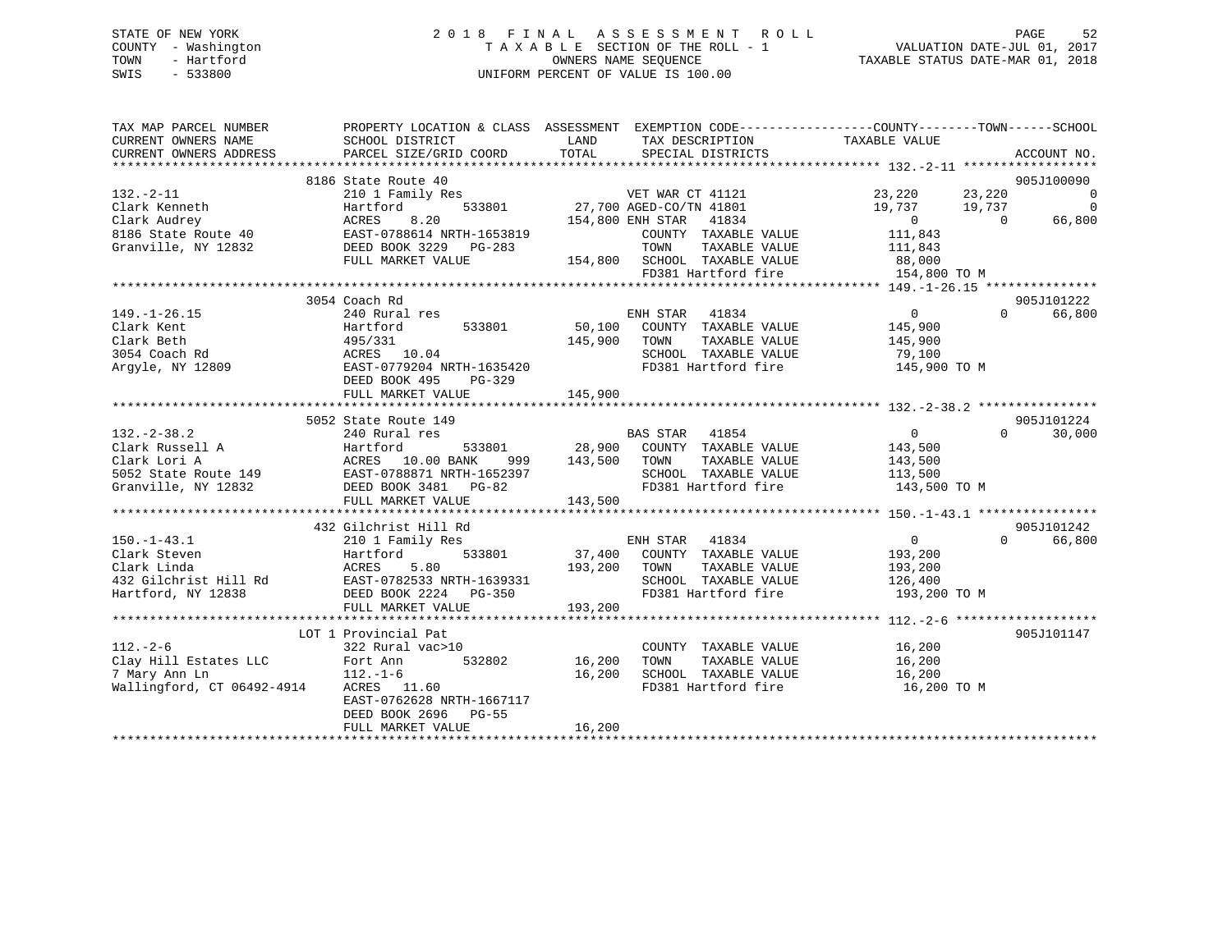STATE OF NEW YORK
COUNTY - Washington
TOWN - Hartford
SWIS - 533800

2 0 1 8 F I N A L A S S E S S M E N T R O L L
T A X A B L E SECTION OF THE ROLL - 1
OWNERS NAME SEQUENCE
UNIFORM PERCENT OF VALUE IS 100.00

VALUATION DATE-JUL 01, 2017
TAXABLE STATUS DATE-MAR 01, 2018

```
TAX MAP PARCEL NUMBER          PROPERTY LOCATION & CLASS  ASSESSMENT  EXEMPTION CODE------------------COUNTY--------TOWN------SCHOOL
CURRENT OWNERS NAME            SCHOOL DISTRICT               LAND      TAX DESCRIPTION             TAXABLE VALUE
CURRENT OWNERS ADDRESS         PARCEL SIZE/GRID COORD        TOTAL     SPECIAL DISTRICTS                                    ACCOUNT NO.
******************************************************************************************************* 132.-2-11 ******************
                              8186 State Route 40                                                                          905J100090
132.-2-11                      210 1 Family Res                     VET WAR CT 41121              23,220      23,220             0
Clark Kenneth                  Hartford        533801        27,700 AGED-CO/TN 41801              19,737      19,737             0
Clark Audrey                   ACRES     8.20               154,800 ENH STAR   41834                   0           0        66,800
8186 State Route 40            EAST-0788614 NRTH-1653819              COUNTY  TAXABLE VALUE          111,843
Granville, NY 12832            DEED BOOK 3229   PG-283                TOWN    TAXABLE VALUE          111,843
                               FULL MARKET VALUE            154,800   SCHOOL  TAXABLE VALUE           88,000
                                                                      FD381 Hartford fire            154,800 TO M
******************************************************************************************************* 149.-1-26.15 ***************
                              3054 Coach Rd                                                                                905J101222
149.-1-26.15                   240 Rural res                         ENH STAR   41834                   0           0        66,800
Clark Kent                     Hartford        533801        50,100   COUNTY  TAXABLE VALUE          145,900
Clark Beth                     495/331                      145,900   TOWN    TAXABLE VALUE          145,900
3054 Coach Rd                  ACRES    10.04                         SCHOOL  TAXABLE VALUE           79,100
Argyle, NY 12809               EAST-0779204 NRTH-1635420              FD381 Hartford fire            145,900 TO M
                               DEED BOOK 495    PG-329
                               FULL MARKET VALUE            145,900
******************************************************************************************************* 132.-2-38.2 ****************
                              5052 State Route 149                                                                         905J101224
132.-2-38.2                    240 Rural res                         BAS STAR   41854                   0           0        30,000
Clark Russell A                Hartford        533801        28,900   COUNTY  TAXABLE VALUE          143,500
Clark Lori A                   ACRES    10.00 BANK     999  143,500   TOWN    TAXABLE VALUE          143,500
5052 State Route 149           EAST-0788871 NRTH-1652397              SCHOOL  TAXABLE VALUE          113,500
Granville, NY 12832            DEED BOOK 3481   PG-82                 FD381 Hartford fire            143,500 TO M
                               FULL MARKET VALUE            143,500
******************************************************************************************************* 150.-1-43.1 ****************
                              432 Gilchrist Hill Rd                                                                        905J101242
150.-1-43.1                    210 1 Family Res                      ENH STAR   41834                   0           0        66,800
Clark Steven                   Hartford        533801        37,400   COUNTY  TAXABLE VALUE          193,200
Clark Linda                    ACRES     5.80               193,200   TOWN    TAXABLE VALUE          193,200
432 Gilchrist Hill Rd          EAST-0782533 NRTH-1639331              SCHOOL  TAXABLE VALUE          126,400
Hartford, NY 12838             DEED BOOK 2224   PG-350                FD381 Hartford fire            193,200 TO M
                               FULL MARKET VALUE            193,200
******************************************************************************************************* 112.-2-6 *******************
                              LOT 1 Provincial Pat                                                                         905J101147
112.-2-6                       322 Rural vac>10                       COUNTY  TAXABLE VALUE           16,200
Clay Hill Estates LLC          Fort Ann        532802        16,200   TOWN    TAXABLE VALUE           16,200
7 Mary Ann Ln                  112.-1-6                      16,200   SCHOOL  TAXABLE VALUE           16,200
Wallingford, CT 06492-4914     ACRES    11.60                         FD381 Hartford fire             16,200 TO M
                               EAST-0762628 NRTH-1667117
                               DEED BOOK 2696   PG-55
                               FULL MARKET VALUE             16,200
************************************************************************************************************************************
```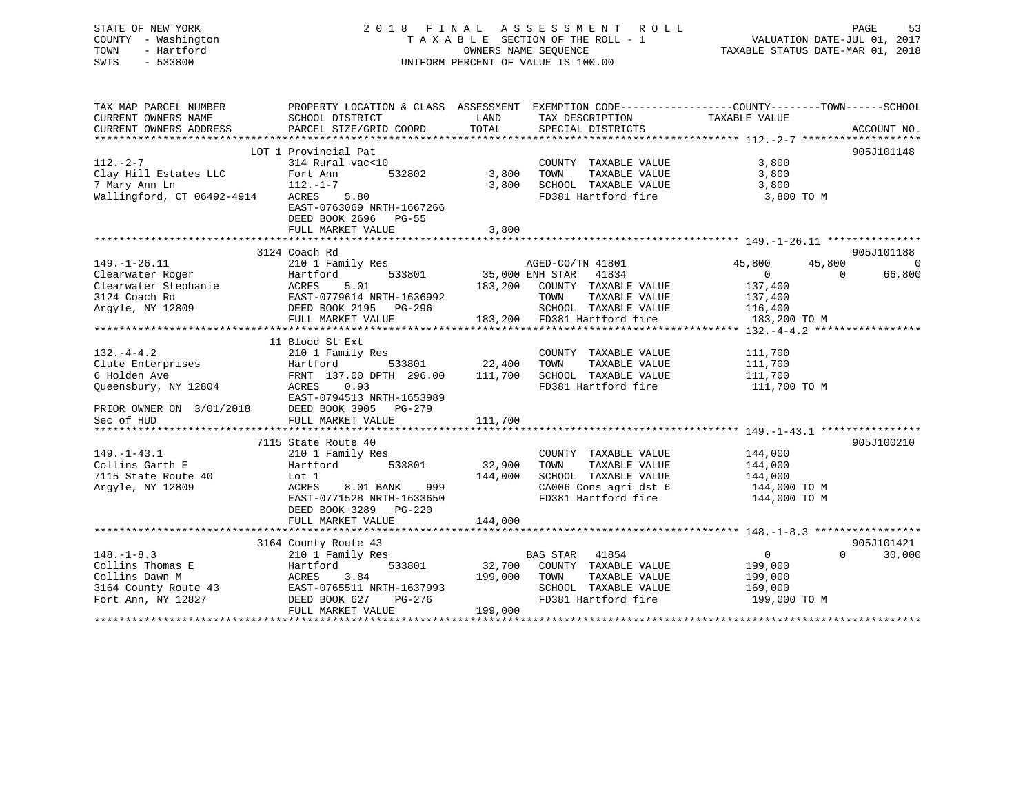STATE OF NEW YORK
COUNTY - Washington
TOWN - Hartford
SWIS - 533800

# 2018 FINAL ASSESSMENT ROLL
TAXABLE SECTION OF THE ROLL - 1
OWNERS NAME SEQUENCE
UNIFORM PERCENT OF VALUE IS 100.00

VALUATION DATE-JUL 01, 2017
TAXABLE STATUS DATE-MAR 01, 2018

```
TAX MAP PARCEL NUMBER          PROPERTY LOCATION & CLASS  ASSESSMENT  EXEMPTION CODE------------------COUNTY--------TOWN------SCHOOL
CURRENT OWNERS NAME            SCHOOL DISTRICT              LAND      TAX DESCRIPTION              TAXABLE VALUE
CURRENT OWNERS ADDRESS         PARCEL SIZE/GRID COORD       TOTAL     SPECIAL DISTRICTS                                     ACCOUNT NO.
******************************************************************************************************* 112.-2-7 *******************
                        LOT 1 Provincial Pat                                                                               905J101148
112.-2-7                       314 Rural vac<10                        COUNTY  TAXABLE VALUE            3,800
Clay Hill Estates LLC          Fort Ann        532802          3,800   TOWN    TAXABLE VALUE            3,800
7 Mary Ann Ln                  112.-1-7                         3,800   SCHOOL  TAXABLE VALUE            3,800
Wallingford, CT 06492-4914     ACRES    5.80                           FD381 Hartford fire               3,800 TO M
                               EAST-0763069 NRTH-1667266
                               DEED BOOK 2696   PG-55
                               FULL MARKET VALUE                3,800
******************************************************************************************************* 149.-1-26.11 ***************
                        3124 Coach Rd                                                                                      905J101188
149.-1-26.11                   210 1 Family Res                   AGED-CO/TN 41801              45,800      45,800           0
Clearwater Roger               Hartford        533801         35,000 ENH STAR  41834                 0           0      66,800
Clearwater Stephanie           ACRES    5.01                   183,200   COUNTY  TAXABLE VALUE          137,400
3124 Coach Rd                  EAST-0779614 NRTH-1636992                 TOWN    TAXABLE VALUE          137,400
Argyle, NY 12809               DEED BOOK 2195   PG-296                   SCHOOL  TAXABLE VALUE          116,400
                               FULL MARKET VALUE              183,200   FD381 Hartford fire             183,200 TO M
******************************************************************************************************* 132.-4-4.2 *****************
                        11 Blood St Ext
132.-4-4.2                     210 1 Family Res                        COUNTY  TAXABLE VALUE          111,700
Clute Enterprises              Hartford        533801         22,400   TOWN    TAXABLE VALUE          111,700
6 Holden Ave                   FRNT 137.00 DPTH 296.00       111,700   SCHOOL  TAXABLE VALUE          111,700
Queensbury, NY 12804           ACRES    0.93                           FD381 Hartford fire             111,700 TO M
                               EAST-0794513 NRTH-1653989
PRIOR OWNER ON 3/01/2018       DEED BOOK 3905   PG-279
Sec of HUD                     FULL MARKET VALUE              111,700
******************************************************************************************************* 149.-1-43.1 ****************
                        7115 State Route 40                                                                                905J100210
149.-1-43.1                    210 1 Family Res                        COUNTY  TAXABLE VALUE          144,000
Collins Garth E                Hartford        533801         32,900   TOWN    TAXABLE VALUE          144,000
7115 State Route 40            Lot 1                          144,000   SCHOOL  TAXABLE VALUE          144,000
Argyle, NY 12809               ACRES    8.01 BANK    999               CA006 Cons agri dst 6           144,000 TO M
                               EAST-0771528 NRTH-1633650               FD381 Hartford fire             144,000 TO M
                               DEED BOOK 3289   PG-220
                               FULL MARKET VALUE              144,000
******************************************************************************************************* 148.-1-8.3 *****************
                        3164 County Route 43                                                                               905J101421
148.-1-8.3                     210 1 Family Res                   BAS STAR  41854                    0           0      30,000
Collins Thomas E               Hartford        533801         32,700   COUNTY  TAXABLE VALUE          199,000
Collins Dawn M                 ACRES    3.84                  199,000   TOWN    TAXABLE VALUE          199,000
3164 County Route 43           EAST-0765511 NRTH-1637993                 SCHOOL  TAXABLE VALUE          169,000
Fort Ann, NY 12827             DEED BOOK 627    PG-276                   FD381 Hartford fire             199,000 TO M
                               FULL MARKET VALUE              199,000
************************************************************************************************************************************
```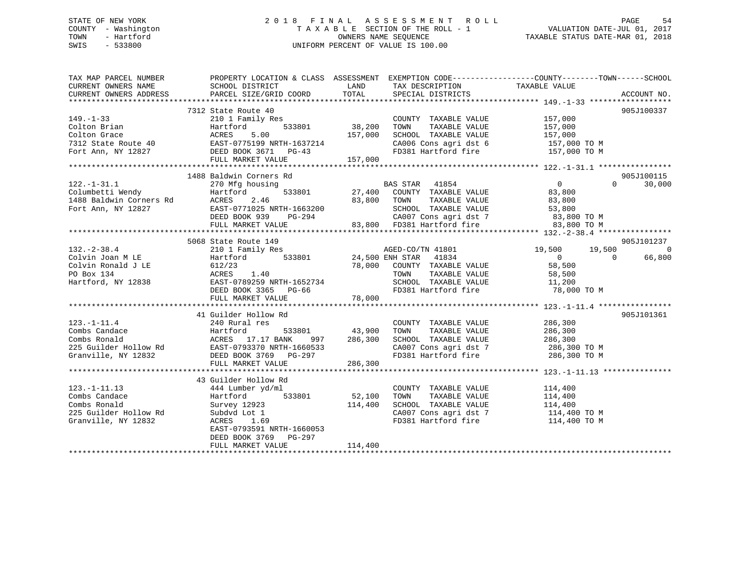STATE OF NEW YORK                 2 0 1 8   F I N A L   A S S E S S M E N T   R O L L
COUNTY - Washington               T A X A B L E  SECTION OF THE ROLL - 1          VALUATION DATE-JUL 01, 2017
TOWN - Hartford                   OWNERS NAME SEQUENCE                             TAXABLE STATUS DATE-MAR 01, 2018
SWIS - 533800                     UNIFORM PERCENT OF VALUE IS 100.00

```
TAX MAP PARCEL NUMBER      PROPERTY LOCATION & CLASS  ASSESSMENT  EXEMPTION CODE-----------------COUNTY--------TOWN------SCHOOL
CURRENT OWNERS NAME        SCHOOL DISTRICT              LAND      TAX DESCRIPTION            TAXABLE VALUE
CURRENT OWNERS ADDRESS     PARCEL SIZE/GRID COORD       TOTAL     SPECIAL DISTRICTS                                  ACCOUNT NO.
******************************************************************************************* 149.-1-33 ******************
                           7312 State Route 40                                                                   905J100337
149.-1-33                  210 1 Family Res                       COUNTY  TAXABLE VALUE          157,000
Colton Brian               Hartford       533801       38,200     TOWN    TAXABLE VALUE          157,000
Colton Grace               ACRES    5.00              157,000     SCHOOL  TAXABLE VALUE          157,000
7312 State Route 40        EAST-0775199 NRTH-1637214              CA006 Cons agri dst 6           157,000 TO M
Fort Ann, NY 12827         DEED BOOK 3671   PG-43                 FD381 Hartford fire             157,000 TO M
                           FULL MARKET VALUE          157,000
******************************************************************************************* 122.-1-31.1 ****************
                           1488 Baldwin Corners Rd                                                               905J100115
122.-1-31.1                270 Mfg housing                        BAS STAR   41854                 0           0     30,000
Columbetti Wendy           Hartford       533801       27,400     COUNTY  TAXABLE VALUE           83,800
1488 Baldwin Corners Rd    ACRES    2.46               83,800     TOWN    TAXABLE VALUE           83,800
Fort Ann, NY 12827         EAST-0771025 NRTH-1663200              SCHOOL  TAXABLE VALUE           53,800
                           DEED BOOK 939    PG-294                CA007 Cons agri dst 7            83,800 TO M
                           FULL MARKET VALUE           83,800     FD381 Hartford fire              83,800 TO M
******************************************************************************************* 132.-2-38.4 ****************
                           5068 State Route 149                                                                  905J101237
132.-2-38.4                210 1 Family Res                       AGED-CO/TN 41801             19,500      19,500          0
Colvin Joan M LE           Hartford       533801       24,500 ENH STAR   41834                 0           0     66,800
Colvin Ronald J LE         612/23                      78,000     COUNTY  TAXABLE VALUE           58,500
PO Box 134                 ACRES    1.40                          TOWN    TAXABLE VALUE           58,500
Hartford, NY 12838         EAST-0789259 NRTH-1652734              SCHOOL  TAXABLE VALUE           11,200
                           DEED BOOK 3365   PG-66                 FD381 Hartford fire              78,000 TO M
                           FULL MARKET VALUE           78,000
******************************************************************************************* 123.-1-11.4 ****************
                           41 Guilder Hollow Rd                                                                  905J101361
123.-1-11.4                240 Rural res                          COUNTY  TAXABLE VALUE          286,300
Combs Candace              Hartford       533801       43,900     TOWN    TAXABLE VALUE          286,300
Combs Ronald               ACRES   17.17 BANK    997  286,300     SCHOOL  TAXABLE VALUE          286,300
225 Guilder Hollow Rd      EAST-0793370 NRTH-1660533              CA007 Cons agri dst 7           286,300 TO M
Granville, NY 12832        DEED BOOK 3769   PG-297                FD381 Hartford fire             286,300 TO M
                           FULL MARKET VALUE          286,300
******************************************************************************************* 123.-1-11.13 ***************
                           43 Guilder Hollow Rd
123.-1-11.13               444 Lumber yd/ml                       COUNTY  TAXABLE VALUE          114,400
Combs Candace              Hartford       533801       52,100     TOWN    TAXABLE VALUE          114,400
Combs Ronald               Survey 12923               114,400     SCHOOL  TAXABLE VALUE          114,400
225 Guilder Hollow Rd      Subdvd Lot 1                           CA007 Cons agri dst 7           114,400 TO M
Granville, NY 12832        ACRES    1.69                          FD381 Hartford fire             114,400 TO M
                           EAST-0793591 NRTH-1660053
                           DEED BOOK 3769   PG-297
                           FULL MARKET VALUE          114,400
*************************************************************************************************************************
```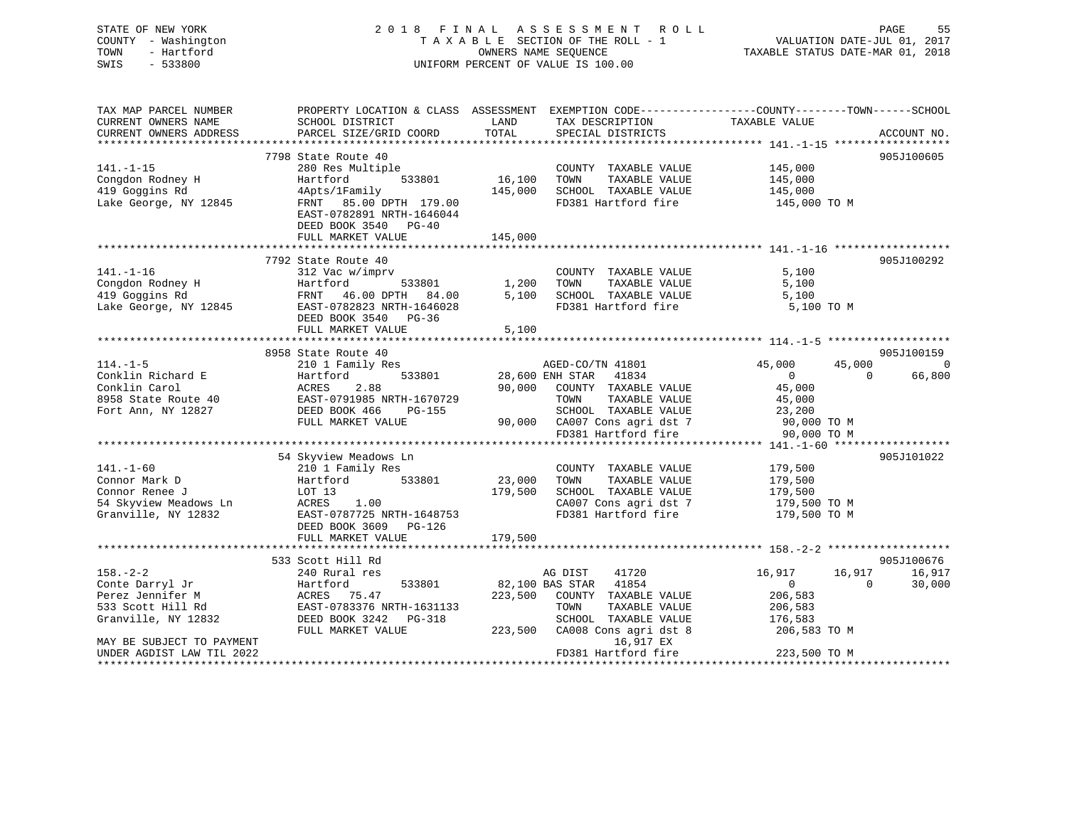STATE OF NEW YORK
COUNTY - Washington
TOWN - Hartford
SWIS - 533800

# 2018 FINAL ASSESSMENT ROLL
TAXABLE SECTION OF THE ROLL - 1
OWNERS NAME SEQUENCE
UNIFORM PERCENT OF VALUE IS 100.00

VALUATION DATE-JUL 01, 2017
TAXABLE STATUS DATE-MAR 01, 2018

```
TAX MAP PARCEL NUMBER          PROPERTY LOCATION & CLASS  ASSESSMENT  EXEMPTION CODE-----------------COUNTY--------TOWN------SCHOOL
CURRENT OWNERS NAME            SCHOOL DISTRICT              LAND      TAX DESCRIPTION              TAXABLE VALUE
CURRENT OWNERS ADDRESS         PARCEL SIZE/GRID COORD       TOTAL     SPECIAL DISTRICTS                                    ACCOUNT NO.
******************************************************************************************************* 141.-1-15 ******************
                               7798 State Route 40                                                                        905J100605
141.-1-15                      280 Res Multiple                         COUNTY  TAXABLE VALUE          145,000
Congdon Rodney H               Hartford          533801      16,100     TOWN    TAXABLE VALUE          145,000
419 Goggins Rd                 4Apts/1Family                145,000     SCHOOL  TAXABLE VALUE          145,000
Lake George, NY 12845          FRNT   85.00 DPTH 179.00                 FD381 Hartford fire             145,000 TO M
                               EAST-0782891 NRTH-1646044
                               DEED BOOK 3540   PG-40
                               FULL MARKET VALUE            145,000
******************************************************************************************************* 141.-1-16 ******************
                               7792 State Route 40                                                                        905J100292
141.-1-16                      312 Vac w/imprv                          COUNTY  TAXABLE VALUE            5,100
Congdon Rodney H               Hartford          533801       1,200     TOWN    TAXABLE VALUE            5,100
419 Goggins Rd                 FRNT   46.00 DPTH  84.00       5,100     SCHOOL  TAXABLE VALUE            5,100
Lake George, NY 12845          EAST-0782823 NRTH-1646028                FD381 Hartford fire               5,100 TO M
                               DEED BOOK 3540   PG-36
                               FULL MARKET VALUE              5,100
******************************************************************************************************* 114.-1-5 *******************
                               8958 State Route 40                                                                        905J100159
114.-1-5                       210 1 Family Res                     AGED-CO/TN 41801              45,000      45,000           0
Conklin Richard E              Hartford          533801      28,600 ENH STAR    41834                  0           0      66,800
Conklin Carol                  ACRES    2.88                 90,000     COUNTY  TAXABLE VALUE           45,000
8958 State Route 40            EAST-0791985 NRTH-1670729                TOWN    TAXABLE VALUE           45,000
Fort Ann, NY 12827             DEED BOOK 466    PG-155                  SCHOOL  TAXABLE VALUE           23,200
                               FULL MARKET VALUE             90,000     CA007 Cons agri dst 7            90,000 TO M
                                                                        FD381 Hartford fire              90,000 TO M
******************************************************************************************************* 141.-1-60 ******************
                               54 Skyview Meadows Ln                                                                      905J101022
141.-1-60                      210 1 Family Res                         COUNTY  TAXABLE VALUE          179,500
Connor Mark D                  Hartford          533801      23,000     TOWN    TAXABLE VALUE          179,500
Connor Renee J                 LOT 13                       179,500     SCHOOL  TAXABLE VALUE          179,500
54 Skyview Meadows Ln          ACRES    1.00                            CA007 Cons agri dst 7           179,500 TO M
Granville, NY 12832            EAST-0787725 NRTH-1648753                FD381 Hartford fire             179,500 TO M
                               DEED BOOK 3609   PG-126
                               FULL MARKET VALUE            179,500
******************************************************************************************************* 158.-2-2 *******************
                               533 Scott Hill Rd                                                                          905J100676
158.-2-2                       240 Rural res                        AG DIST     41720             16,917      16,917      16,917
Conte Darryl Jr                Hartford          533801      82,100 BAS STAR    41854                  0           0      30,000
Perez Jennifer M               ACRES   75.47                223,500     COUNTY  TAXABLE VALUE          206,583
533 Scott Hill Rd              EAST-0783376 NRTH-1631133                TOWN    TAXABLE VALUE          206,583
Granville, NY 12832            DEED BOOK 3242   PG-318                  SCHOOL  TAXABLE VALUE          176,583
                               FULL MARKET VALUE            223,500     CA008 Cons agri dst 8           206,583 TO M
MAY BE SUBJECT TO PAYMENT                                                   16,917 EX
UNDER AGDIST LAW TIL 2022                                               FD381 Hartford fire             223,500 TO M
************************************************************************************************************************************
```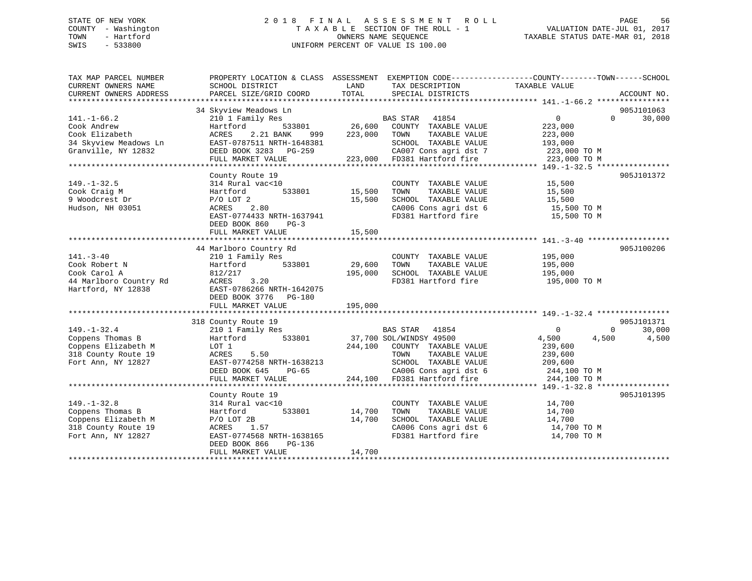STATE OF NEW YORK
COUNTY - Washington
TOWN - Hartford
SWIS - 533800

# 2018 FINAL ASSESSMENT ROLL

TAXABLE SECTION OF THE ROLL - 1
OWNERS NAME SEQUENCE
UNIFORM PERCENT OF VALUE IS 100.00

VALUATION DATE-JUL 01, 2017
TAXABLE STATUS DATE-MAR 01, 2018

```
TAX MAP PARCEL NUMBER      PROPERTY LOCATION & CLASS  ASSESSMENT  EXEMPTION CODE------------------COUNTY--------TOWN------SCHOOL
CURRENT OWNERS NAME        SCHOOL DISTRICT              LAND      TAX DESCRIPTION             TAXABLE VALUE
CURRENT OWNERS ADDRESS     PARCEL SIZE/GRID COORD       TOTAL     SPECIAL DISTRICTS                                      ACCOUNT NO.
******************************************************************************************************* 141.-1-66.2 ****************
                           34 Skyview Meadows Ln                                                                          905J101063
141.-1-66.2                210 1 Family Res                       BAS STAR   41854                   0          0        30,000
Cook Andrew                Hartford         533801      26,600    COUNTY  TAXABLE VALUE          223,000
Cook Elizabeth             ACRES    2.21 BANK    999   223,000    TOWN    TAXABLE VALUE          223,000
34 Skyview Meadows Ln      EAST-0787511 NRTH-1648381              SCHOOL  TAXABLE VALUE          193,000
Granville, NY 12832        DEED BOOK 3283   PG-259                CA007 Cons agri dst 7           223,000 TO M
                           FULL MARKET VALUE           223,000    FD381 Hartford fire             223,000 TO M
******************************************************************************************************* 149.-1-32.5 ****************
                           County Route 19                                                                                905J101372
149.-1-32.5                314 Rural vac<10                       COUNTY  TAXABLE VALUE           15,500
Cook Craig M               Hartford         533801      15,500    TOWN    TAXABLE VALUE           15,500
9 Woodcrest Dr             P/O LOT 2                    15,500    SCHOOL  TAXABLE VALUE           15,500
Hudson, NH 03051           ACRES    2.80                          CA006 Cons agri dst 6            15,500 TO M
                           EAST-0774433 NRTH-1637941              FD381 Hartford fire              15,500 TO M
                           DEED BOOK 860    PG-3
                           FULL MARKET VALUE            15,500
******************************************************************************************************* 141.-3-40 ******************
                           44 Marlboro Country Rd                                                                         905J100206
141.-3-40                  210 1 Family Res                       COUNTY  TAXABLE VALUE          195,000
Cook Robert N              Hartford         533801      29,600    TOWN    TAXABLE VALUE          195,000
Cook Carol A               812/217                     195,000    SCHOOL  TAXABLE VALUE          195,000
44 Marlboro Country Rd     ACRES    3.20                          FD381 Hartford fire             195,000 TO M
Hartford, NY 12838         EAST-0786266 NRTH-1642075
                           DEED BOOK 3776   PG-180
                           FULL MARKET VALUE           195,000
******************************************************************************************************* 149.-1-32.4 ****************
                           318 County Route 19                                                                            905J101371
149.-1-32.4                210 1 Family Res                       BAS STAR   41854                   0          0        30,000
Coppens Thomas B           Hartford         533801      37,700 SOL/WINDSY 49500                  4,500      4,500         4,500
Coppens Elizabeth M        LOT 1                       244,100    COUNTY  TAXABLE VALUE          239,600
318 County Route 19        ACRES    5.50                          TOWN    TAXABLE VALUE          239,600
Fort Ann, NY 12827         EAST-0774258 NRTH-1638213              SCHOOL  TAXABLE VALUE          209,600
                           DEED BOOK 645    PG-65                 CA006 Cons agri dst 6           244,100 TO M
                           FULL MARKET VALUE           244,100    FD381 Hartford fire             244,100 TO M
******************************************************************************************************* 149.-1-32.8 ****************
                           County Route 19                                                                                905J101395
149.-1-32.8                314 Rural vac<10                       COUNTY  TAXABLE VALUE           14,700
Coppens Thomas B           Hartford         533801      14,700    TOWN    TAXABLE VALUE           14,700
Coppens Elizabeth M        P/O LOT 2B                   14,700    SCHOOL  TAXABLE VALUE           14,700
318 County Route 19        ACRES    1.57                          CA006 Cons agri dst 6            14,700 TO M
Fort Ann, NY 12827         EAST-0774568 NRTH-1638165              FD381 Hartford fire              14,700 TO M
                           DEED BOOK 866    PG-136
                           FULL MARKET VALUE            14,700
************************************************************************************************************************************
```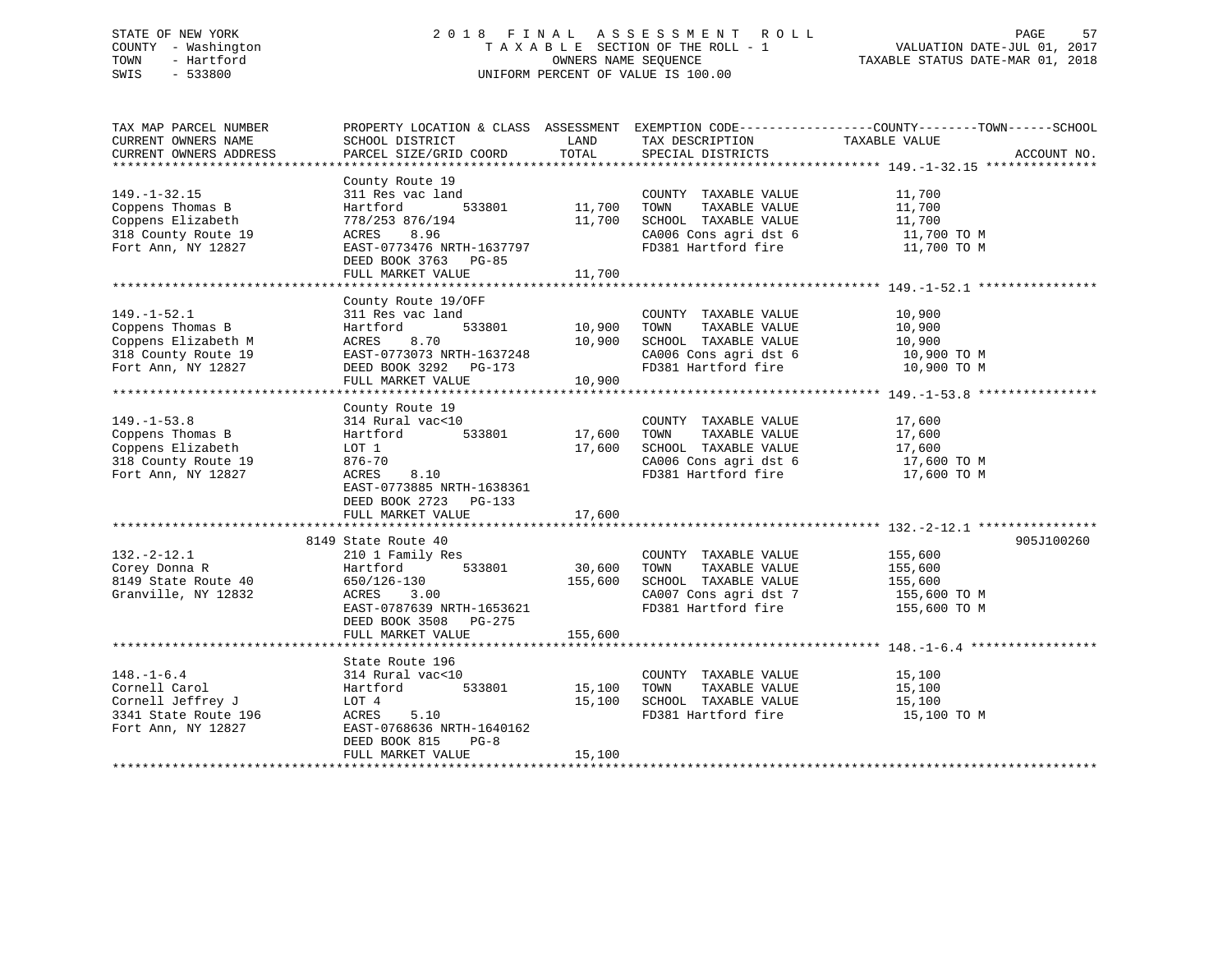STATE OF NEW YORK  
COUNTY - Washington  
TOWN - Hartford  
SWIS - 533800  

2018 FINAL ASSESSMENT ROLL  
TAXABLE SECTION OF THE ROLL - 1  
OWNERS NAME SEQUENCE  
UNIFORM PERCENT OF VALUE IS 100.00  

VALUATION DATE-JUL 01, 2017  
TAXABLE STATUS DATE-MAR 01, 2018  

| TAX MAP PARCEL NUMBER / CURRENT OWNERS NAME / CURRENT OWNERS ADDRESS | PROPERTY LOCATION & CLASS / SCHOOL DISTRICT / PARCEL SIZE/GRID COORD | ASSESSMENT LAND | TOTAL | EXEMPTION CODE / TAX DESCRIPTION / SPECIAL DISTRICTS | TAXABLE VALUE (COUNTY--TOWN--SCHOOL) | ACCOUNT NO. |
|---|---|---|---|---|---|---|
| 149.-1-32.15 | County Route 19 | | | | | |
| | 311 Res vac land | | | COUNTY TAXABLE VALUE | 11,700 | |
| Coppens Thomas B | Hartford 533801 | 11,700 | | TOWN TAXABLE VALUE | 11,700 | |
| Coppens Elizabeth | 778/253 876/194 | | 11,700 | SCHOOL TAXABLE VALUE | 11,700 | |
| 318 County Route 19 | ACRES 8.96 | | | CA006 Cons agri dst 6 | 11,700 TO M | |
| Fort Ann, NY 12827 | EAST-0773476 NRTH-1637797 | | | FD381 Hartford fire | 11,700 TO M | |
| | DEED BOOK 3763 PG-85 | | | | | |
| | FULL MARKET VALUE | | 11,700 | | | |
| 149.-1-52.1 | County Route 19/OFF | | | | | |
| | 311 Res vac land | | | COUNTY TAXABLE VALUE | 10,900 | |
| Coppens Thomas B | Hartford 533801 | 10,900 | | TOWN TAXABLE VALUE | 10,900 | |
| Coppens Elizabeth M | ACRES 8.70 | | 10,900 | SCHOOL TAXABLE VALUE | 10,900 | |
| 318 County Route 19 | EAST-0773073 NRTH-1637248 | | | CA006 Cons agri dst 6 | 10,900 TO M | |
| Fort Ann, NY 12827 | DEED BOOK 3292 PG-173 | | | FD381 Hartford fire | 10,900 TO M | |
| | FULL MARKET VALUE | | 10,900 | | | |
| 149.-1-53.8 | County Route 19 | | | | | |
| | 314 Rural vac<10 | | | COUNTY TAXABLE VALUE | 17,600 | |
| Coppens Thomas B | Hartford 533801 | 17,600 | | TOWN TAXABLE VALUE | 17,600 | |
| Coppens Elizabeth | LOT 1 | | 17,600 | SCHOOL TAXABLE VALUE | 17,600 | |
| 318 County Route 19 | 876-70 | | | CA006 Cons agri dst 6 | 17,600 TO M | |
| Fort Ann, NY 12827 | ACRES 8.10 | | | FD381 Hartford fire | 17,600 TO M | |
| | EAST-0773885 NRTH-1638361 | | | | | |
| | DEED BOOK 2723 PG-133 | | | | | |
| | FULL MARKET VALUE | | 17,600 | | | |
| 132.-2-12.1 | 8149 State Route 40 | | | | | 905J100260 |
| | 210 1 Family Res | | | COUNTY TAXABLE VALUE | 155,600 | |
| Corey Donna R | Hartford 533801 | 30,600 | | TOWN TAXABLE VALUE | 155,600 | |
| 8149 State Route 40 | 650/126-130 | | 155,600 | SCHOOL TAXABLE VALUE | 155,600 | |
| Granville, NY 12832 | ACRES 3.00 | | | CA007 Cons agri dst 7 | 155,600 TO M | |
| | EAST-0787639 NRTH-1653621 | | | FD381 Hartford fire | 155,600 TO M | |
| | DEED BOOK 3508 PG-275 | | | | | |
| | FULL MARKET VALUE | | 155,600 | | | |
| 148.-1-6.4 | State Route 196 | | | | | |
| | 314 Rural vac<10 | | | COUNTY TAXABLE VALUE | 15,100 | |
| Cornell Carol | Hartford 533801 | 15,100 | | TOWN TAXABLE VALUE | 15,100 | |
| Cornell Jeffrey J | LOT 4 | | 15,100 | SCHOOL TAXABLE VALUE | 15,100 | |
| 3341 State Route 196 | ACRES 5.10 | | | FD381 Hartford fire | 15,100 TO M | |
| Fort Ann, NY 12827 | EAST-0768636 NRTH-1640162 | | | | | |
| | DEED BOOK 815 PG-8 | | | | | |
| | FULL MARKET VALUE | | 15,100 | | | |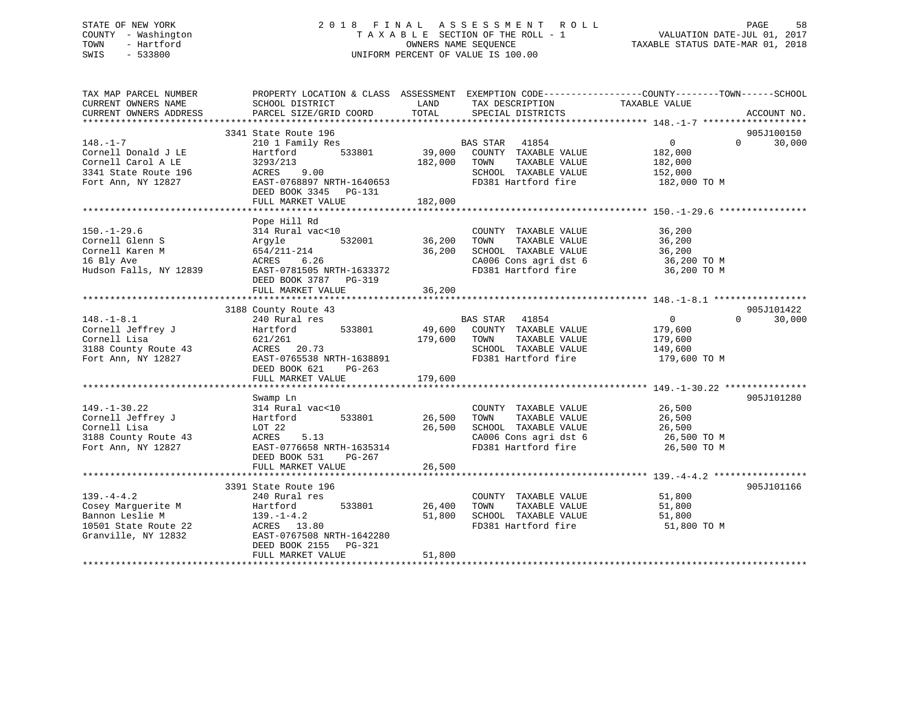STATE OF NEW YORK
COUNTY - Washington
TOWN - Hartford
SWIS - 533800

# 2018 FINAL ASSESSMENT ROLL
TAXABLE SECTION OF THE ROLL - 1
OWNERS NAME SEQUENCE
UNIFORM PERCENT OF VALUE IS 100.00

VALUATION DATE-JUL 01, 2017
TAXABLE STATUS DATE-MAR 01, 2018

```
TAX MAP PARCEL NUMBER          PROPERTY LOCATION & CLASS  ASSESSMENT  EXEMPTION CODE------------------COUNTY--------TOWN------SCHOOL
CURRENT OWNERS NAME            SCHOOL DISTRICT               LAND      TAX DESCRIPTION              TAXABLE VALUE
CURRENT OWNERS ADDRESS         PARCEL SIZE/GRID COORD        TOTAL     SPECIAL DISTRICTS                                     ACCOUNT NO.
******************************************************************************************************* 148.-1-7 *******************
                               3341 State Route 196                                                                     905J100150
148.-1-7                       210 1 Family Res                        BAS STAR   41854              0              0       30,000
Cornell Donald J LE            Hartford          533801       39,000   COUNTY  TAXABLE VALUE         182,000
Cornell Carol A LE             3293/213                      182,000   TOWN    TAXABLE VALUE         182,000
3341 State Route 196           ACRES    9.00                           SCHOOL  TAXABLE VALUE         152,000
Fort Ann, NY 12827             EAST-0768897 NRTH-1640653               FD381 Hartford fire            182,000 TO M
                               DEED BOOK 3345   PG-131
                               FULL MARKET VALUE             182,000
******************************************************************************************************* 150.-1-29.6 ****************
                               Pope Hill Rd
150.-1-29.6                    314 Rural vac<10                        COUNTY  TAXABLE VALUE          36,200
Cornell Glenn S                Argyle            532001       36,200   TOWN    TAXABLE VALUE          36,200
Cornell Karen M                654/211-214                    36,200   SCHOOL  TAXABLE VALUE          36,200
16 Bly Ave                     ACRES    6.26                           CA006 Cons agri dst 6           36,200 TO M
Hudson Falls, NY 12839         EAST-0781505 NRTH-1633372               FD381 Hartford fire             36,200 TO M
                               DEED BOOK 3787   PG-319
                               FULL MARKET VALUE              36,200
******************************************************************************************************* 148.-1-8.1 *****************
                               3188 County Route 43                                                                     905J101422
148.-1-8.1                     240 Rural res                           BAS STAR   41854              0              0       30,000
Cornell Jeffrey J              Hartford          533801       49,600   COUNTY  TAXABLE VALUE         179,600
Cornell Lisa                   621/261                       179,600   TOWN    TAXABLE VALUE         179,600
3188 County Route 43           ACRES   20.73                           SCHOOL  TAXABLE VALUE         149,600
Fort Ann, NY 12827             EAST-0765538 NRTH-1638891               FD381 Hartford fire            179,600 TO M
                               DEED BOOK 621    PG-263
                               FULL MARKET VALUE             179,600
******************************************************************************************************* 149.-1-30.22 ***************
                               Swamp Ln                                                                                 905J101280
149.-1-30.22                   314 Rural vac<10                        COUNTY  TAXABLE VALUE          26,500
Cornell Jeffrey J              Hartford          533801       26,500   TOWN    TAXABLE VALUE          26,500
Cornell Lisa                   LOT 22                         26,500   SCHOOL  TAXABLE VALUE          26,500
3188 County Route 43           ACRES    5.13                           CA006 Cons agri dst 6           26,500 TO M
Fort Ann, NY 12827             EAST-0776658 NRTH-1635314               FD381 Hartford fire             26,500 TO M
                               DEED BOOK 531    PG-267
                               FULL MARKET VALUE              26,500
******************************************************************************************************* 139.-4-4.2 *****************
                               3391 State Route 196                                                                     905J101166
139.-4-4.2                     240 Rural res                           COUNTY  TAXABLE VALUE          51,800
Cosey Marguerite M             Hartford          533801       26,400   TOWN    TAXABLE VALUE          51,800
Bannon Leslie M                139.-1-4.2                     51,800   SCHOOL  TAXABLE VALUE          51,800
10501 State Route 22           ACRES   13.80                           FD381 Hartford fire             51,800 TO M
Granville, NY 12832            EAST-0767508 NRTH-1642280
                               DEED BOOK 2155   PG-321
                               FULL MARKET VALUE              51,800
************************************************************************************************************************************
```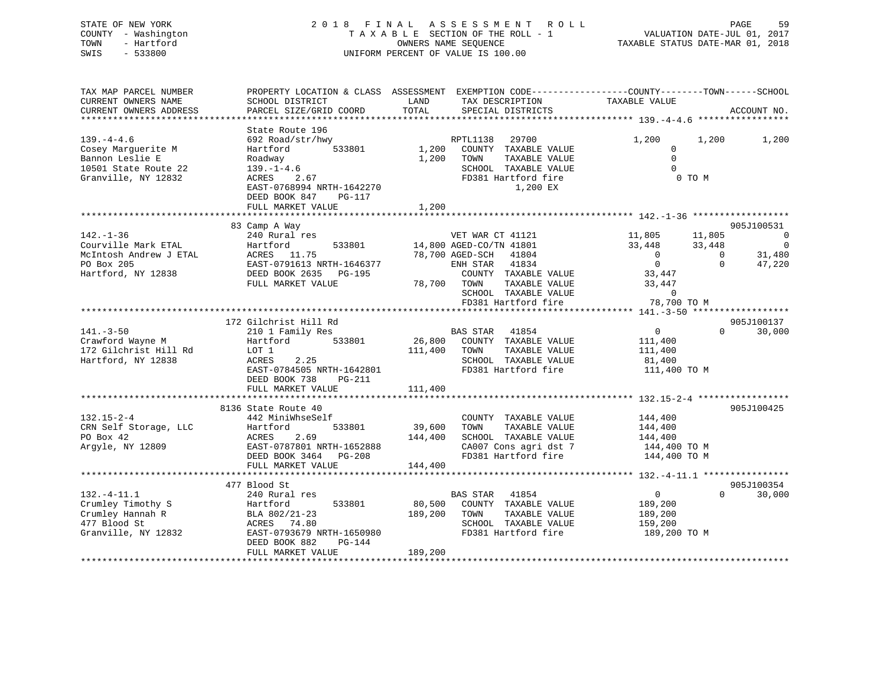STATE OF NEW YORK
COUNTY - Washington
TOWN - Hartford
SWIS - 533800

2018 FINAL ASSESSMENT ROLL
TAXABLE SECTION OF THE ROLL - 1
OWNERS NAME SEQUENCE
UNIFORM PERCENT OF VALUE IS 100.00

VALUATION DATE-JUL 01, 2017
TAXABLE STATUS DATE-MAR 01, 2018

```
TAX MAP PARCEL NUMBER      PROPERTY LOCATION & CLASS  ASSESSMENT  EXEMPTION CODE------------------COUNTY--------TOWN------SCHOOL
CURRENT OWNERS NAME        SCHOOL DISTRICT               LAND      TAX DESCRIPTION            TAXABLE VALUE
CURRENT OWNERS ADDRESS     PARCEL SIZE/GRID COORD        TOTAL     SPECIAL DISTRICTS                                   ACCOUNT NO.
******************************************************************************************************* 139.-4-4.6 *****************
                           State Route 196
139.-4-4.6                 692 Road/str/hwy                     RPTL1138   29700              1,200        1,200        1,200
Cosey Marguerite M         Hartford         533801        1,200   COUNTY  TAXABLE VALUE              0
Bannon Leslie E            Roadway                        1,200   TOWN    TAXABLE VALUE              0
10501 State Route 22       139.-1-4.6                             SCHOOL  TAXABLE VALUE              0
Granville, NY 12832        ACRES    2.67                          FD381 Hartford fire                 0 TO M
                           EAST-0768994 NRTH-1642270                    1,200 EX
                           DEED BOOK 847    PG-117
                           FULL MARKET VALUE              1,200
******************************************************************************************************* 142.-1-36 ******************
                           83 Camp A Way                                                                            905J100531
142.-1-36                  240 Rural res                         VET WAR CT 41121             11,805       11,805            0
Courville Mark ETAL        Hartford         533801       14,800 AGED-CO/TN 41801              33,448       33,448            0
McIntosh Andrew J ETAL     ACRES   11.75                 78,700 AGED-SCH   41804                   0            0       31,480
PO Box 205                 EAST-0791613 NRTH-1646377             ENH STAR   41834                   0            0       47,220
Hartford, NY 12838         DEED BOOK 2635   PG-195                 COUNTY  TAXABLE VALUE          33,447
                           FULL MARKET VALUE             78,700    TOWN    TAXABLE VALUE          33,447
                                                                   SCHOOL  TAXABLE VALUE               0
                                                                   FD381 Hartford fire            78,700 TO M
******************************************************************************************************* 141.-3-50 ******************
                           172 Gilchrist Hill Rd                                                                    905J100137
141.-3-50                  210 1 Family Res                      BAS STAR   41854                   0            0       30,000
Crawford Wayne M           Hartford         533801       26,800    COUNTY  TAXABLE VALUE         111,400
172 Gilchrist Hill Rd      LOT 1                        111,400    TOWN    TAXABLE VALUE         111,400
Hartford, NY 12838         ACRES    2.25                           SCHOOL  TAXABLE VALUE          81,400
                           EAST-0784505 NRTH-1642801               FD381 Hartford fire           111,400 TO M
                           DEED BOOK 738    PG-211
                           FULL MARKET VALUE            111,400
******************************************************************************************************* 132.15-2-4 *****************
                           8136 State Route 40                                                                      905J100425
132.15-2-4                 442 MiniWhseSelf                        COUNTY  TAXABLE VALUE         144,400
CRN Self Storage, LLC      Hartford         533801       39,600    TOWN    TAXABLE VALUE         144,400
PO Box 42                  ACRES    2.69                144,400    SCHOOL  TAXABLE VALUE         144,400
Argyle, NY 12809           EAST-0787801 NRTH-1652888               CA007 Cons agri dst 7         144,400 TO M
                           DEED BOOK 3464   PG-208                 FD381 Hartford fire           144,400 TO M
                           FULL MARKET VALUE            144,400
******************************************************************************************************* 132.-4-11.1 ****************
                           477 Blood St                                                                             905J100354
132.-4-11.1                240 Rural res                         BAS STAR   41854                   0            0       30,000
Crumley Timothy S          Hartford         533801       80,500    COUNTY  TAXABLE VALUE         189,200
Crumley Hannah R           BLA 802/21-23                189,200    TOWN    TAXABLE VALUE         189,200
477 Blood St               ACRES   74.80                           SCHOOL  TAXABLE VALUE         159,200
Granville, NY 12832        EAST-0793679 NRTH-1650980               FD381 Hartford fire           189,200 TO M
                           DEED BOOK 882    PG-144
                           FULL MARKET VALUE            189,200
************************************************************************************************************************************
```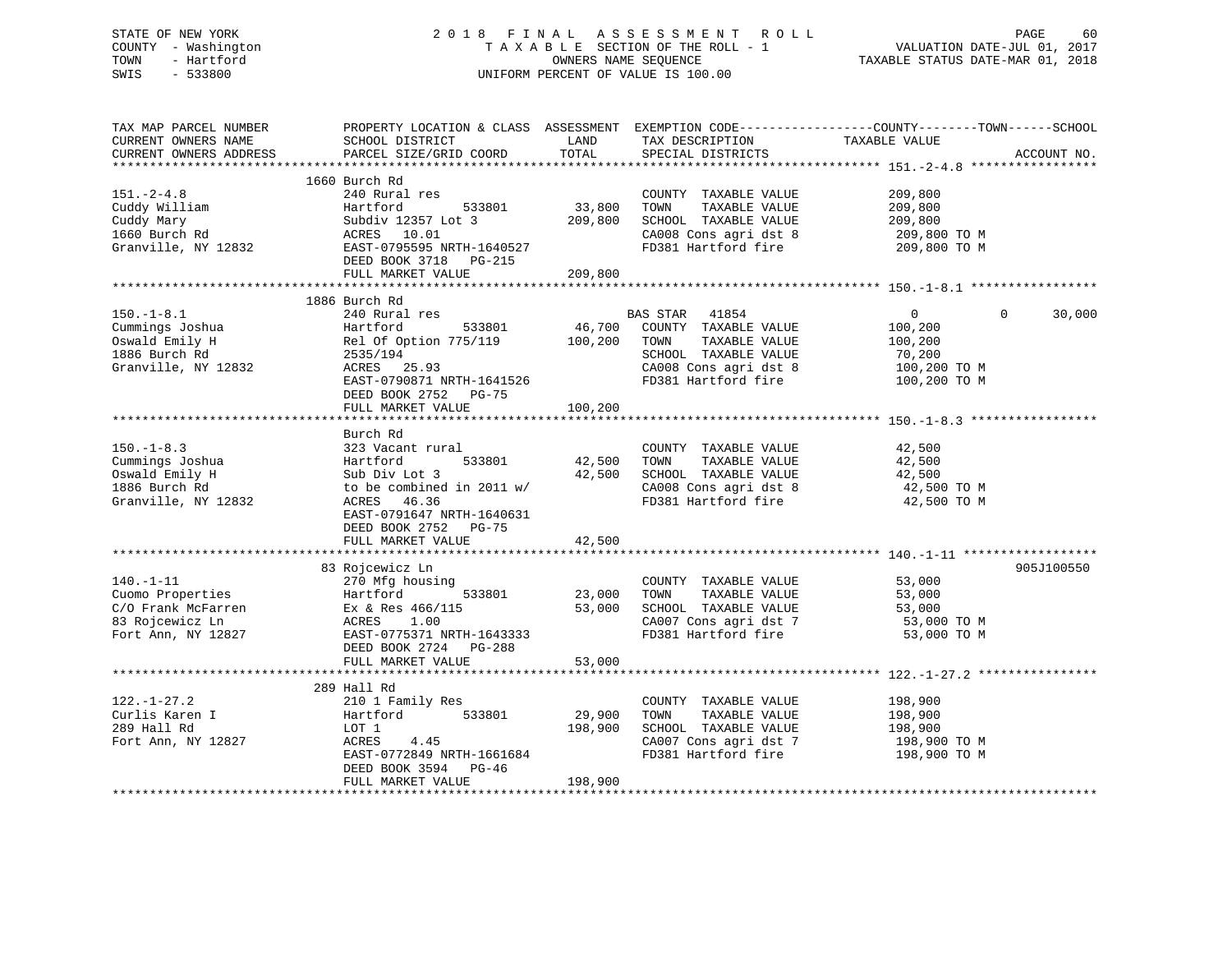STATE OF NEW YORK
COUNTY - Washington
TOWN - Hartford
SWIS - 533800

# 2018 FINAL ASSESSMENT ROLL

TAXABLE SECTION OF THE ROLL - 1
OWNERS NAME SEQUENCE
UNIFORM PERCENT OF VALUE IS 100.00

VALUATION DATE-JUL 01, 2017
TAXABLE STATUS DATE-MAR 01, 2018

```
TAX MAP PARCEL NUMBER          PROPERTY LOCATION & CLASS  ASSESSMENT  EXEMPTION CODE------------------COUNTY--------TOWN------SCHOOL
CURRENT OWNERS NAME            SCHOOL DISTRICT              LAND      TAX DESCRIPTION              TAXABLE VALUE
CURRENT OWNERS ADDRESS         PARCEL SIZE/GRID COORD       TOTAL     SPECIAL DISTRICTS                                  ACCOUNT NO.
****************************************************************************************************** 151.-2-4.8 *****************
                          1660 Burch Rd
151.-2-4.8                     240 Rural res                          COUNTY  TAXABLE VALUE          209,800
Cuddy William                  Hartford        533801       33,800    TOWN    TAXABLE VALUE          209,800
Cuddy Mary                     Subdiv 12357 Lot 3          209,800    SCHOOL  TAXABLE VALUE          209,800
1660 Burch Rd                  ACRES   10.01                          CA008 Cons agri dst 8           209,800 TO M
Granville, NY 12832            EAST-0795595 NRTH-1640527              FD381 Hartford fire             209,800 TO M
                               DEED BOOK 3718   PG-215
                               FULL MARKET VALUE           209,800
****************************************************************************************************** 150.-1-8.1 *****************
                          1886 Burch Rd
150.-1-8.1                     240 Rural res                          BAS STAR   41854                  0             0       30,000
Cummings Joshua                Hartford        533801       46,700    COUNTY  TAXABLE VALUE          100,200
Oswald Emily H                 Rel Of Option 775/119       100,200    TOWN    TAXABLE VALUE          100,200
1886 Burch Rd                  2535/194                               SCHOOL  TAXABLE VALUE           70,200
Granville, NY 12832            ACRES   25.93                          CA008 Cons agri dst 8           100,200 TO M
                               EAST-0790871 NRTH-1641526              FD381 Hartford fire             100,200 TO M
                               DEED BOOK 2752   PG-75
                               FULL MARKET VALUE           100,200
****************************************************************************************************** 150.-1-8.3 *****************
                               Burch Rd
150.-1-8.3                     323 Vacant rural                       COUNTY  TAXABLE VALUE           42,500
Cummings Joshua                Hartford        533801       42,500    TOWN    TAXABLE VALUE           42,500
Oswald Emily H                 Sub Div Lot 3                42,500    SCHOOL  TAXABLE VALUE           42,500
1886 Burch Rd                  to be combined in 2011 w/              CA008 Cons agri dst 8            42,500 TO M
Granville, NY 12832            ACRES   46.36                          FD381 Hartford fire              42,500 TO M
                               EAST-0791647 NRTH-1640631
                               DEED BOOK 2752   PG-75
                               FULL MARKET VALUE            42,500
****************************************************************************************************** 140.-1-11 ******************
                            83 Rojcewicz Ln                                                                           905J100550
140.-1-11                      270 Mfg housing                        COUNTY  TAXABLE VALUE           53,000
Cuomo Properties               Hartford        533801       23,000    TOWN    TAXABLE VALUE           53,000
C/O Frank McFarren             Ex & Res 466/115             53,000    SCHOOL  TAXABLE VALUE           53,000
83 Rojcewicz Ln                ACRES    1.00                          CA007 Cons agri dst 7            53,000 TO M
Fort Ann, NY 12827             EAST-0775371 NRTH-1643333              FD381 Hartford fire              53,000 TO M
                               DEED BOOK 2724   PG-288
                               FULL MARKET VALUE            53,000
****************************************************************************************************** 122.-1-27.2 ****************
                           289 Hall Rd
122.-1-27.2                    210 1 Family Res                       COUNTY  TAXABLE VALUE          198,900
Curlis Karen I                 Hartford        533801       29,900    TOWN    TAXABLE VALUE          198,900
289 Hall Rd                    LOT 1                       198,900    SCHOOL  TAXABLE VALUE          198,900
Fort Ann, NY 12827             ACRES    4.45                          CA007 Cons agri dst 7           198,900 TO M
                               EAST-0772849 NRTH-1661684              FD381 Hartford fire             198,900 TO M
                               DEED BOOK 3594   PG-46
                               FULL MARKET VALUE           198,900
************************************************************************************************************************************
```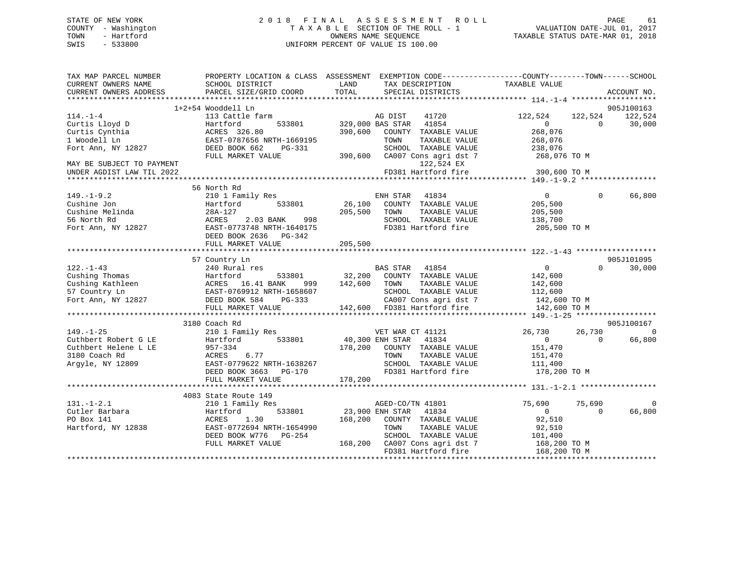```
STATE OF NEW YORK              2 0 1 8   F I N A L   A S S E S S M E N T   R O L L                    PAGE    61
COUNTY  - Washington                T A X A B L E  SECTION OF THE ROLL - 1               VALUATION DATE-JUL 01, 2017
TOWN    - Hartford                           OWNERS NAME SEQUENCE                    TAXABLE STATUS DATE-MAR 01, 2018
SWIS    - 533800                     UNIFORM PERCENT OF VALUE IS 100.00

TAX MAP PARCEL NUMBER          PROPERTY LOCATION & CLASS  ASSESSMENT  EXEMPTION CODE------------------COUNTY--------TOWN------SCHOOL
CURRENT OWNERS NAME            SCHOOL DISTRICT              LAND      TAX DESCRIPTION              TAXABLE VALUE
CURRENT OWNERS ADDRESS         PARCEL SIZE/GRID COORD       TOTAL     SPECIAL DISTRICTS                                  ACCOUNT NO.
******************************************************************************************************* 114.-1-4 *******************
                  1+2+54 Wooddell Ln                                                                                   905J100163
114.-1-4                       113 Cattle farm                       AG DIST     41720           122,524     122,524     122,524
Curtis Lloyd D                 Hartford          533801       329,000 BAS STAR    41854                 0           0      30,000
Curtis Cynthia                 ACRES  326.80                  390,600    COUNTY  TAXABLE VALUE            268,076
1 Woodell Ln                   EAST-0787656 NRTH-1669195                 TOWN    TAXABLE VALUE            268,076
Fort Ann, NY 12827             DEED BOOK 662     PG-331                  SCHOOL  TAXABLE VALUE            238,076
                               FULL MARKET VALUE              390,600    CA007 Cons agri dst 7            268,076 TO M
MAY BE SUBJECT TO PAYMENT                                                      122,524 EX
UNDER AGDIST LAW TIL 2022                                                FD381 Hartford fire              390,600 TO M
******************************************************************************************************* 149.-1-9.2 *****************
                   56 North Rd
149.-1-9.2                     210 1 Family Res                      ENH STAR    41834                 0           0      66,800
Cushine Jon                    Hartford          533801        26,100    COUNTY  TAXABLE VALUE            205,500
Cushine Melinda                28A-127                        205,500    TOWN    TAXABLE VALUE            205,500
56 North Rd                    ACRES    2.03 BANK     998                SCHOOL  TAXABLE VALUE            138,700
Fort Ann, NY 12827             EAST-0773748 NRTH-1640175                 FD381 Hartford fire              205,500 TO M
                               DEED BOOK 2636    PG-342
                               FULL MARKET VALUE              205,500
******************************************************************************************************* 122.-1-43 ******************
                   57 Country Ln                                                                                       905J101095
122.-1-43                      240 Rural res                         BAS STAR    41854                 0           0      30,000
Cushing Thomas                 Hartford          533801        32,200    COUNTY  TAXABLE VALUE            142,600
Cushing Kathleen               ACRES   16.41 BANK     999     142,600    TOWN    TAXABLE VALUE            142,600
57 Country Ln                  EAST-0769912 NRTH-1658607                 SCHOOL  TAXABLE VALUE            112,600
Fort Ann, NY 12827             DEED BOOK 584     PG-333                  CA007 Cons agri dst 7            142,600 TO M
                               FULL MARKET VALUE              142,600    FD381 Hartford fire              142,600 TO M
******************************************************************************************************* 149.-1-25 ******************
                 3180 Coach Rd                                                                                         905J100167
149.-1-25                      210 1 Family Res                      VET WAR CT 41121             26,730      26,730           0
Cuthbert Robert G LE           Hartford          533801        40,300 ENH STAR    41834                 0           0      66,800
Cuthbert Helene L LE           957-334                        178,200    COUNTY  TAXABLE VALUE            151,470
3180 Coach Rd                  ACRES    6.77                             TOWN    TAXABLE VALUE            151,470
Argyle, NY 12809               EAST-0779622 NRTH-1638267                 SCHOOL  TAXABLE VALUE            111,400
                               DEED BOOK 3663    PG-170                  FD381 Hartford fire              178,200 TO M
                               FULL MARKET VALUE              178,200
******************************************************************************************************* 131.-1-2.1 *****************
                 4083 State Route 149
131.-1-2.1                     210 1 Family Res                      AGED-CO/TN 41801             75,690      75,690           0
Cutler Barbara                 Hartford          533801        23,900 ENH STAR    41834                 0           0      66,800
PO Box 141                     ACRES    1.30                  168,200    COUNTY  TAXABLE VALUE             92,510
Hartford, NY 12838             EAST-0772694 NRTH-1654990                 TOWN    TAXABLE VALUE             92,510
                               DEED BOOK W776    PG-254                  SCHOOL  TAXABLE VALUE            101,400
                               FULL MARKET VALUE              168,200    CA007 Cons agri dst 7            168,200 TO M
                                                                         FD381 Hartford fire              168,200 TO M
************************************************************************************************************************************
```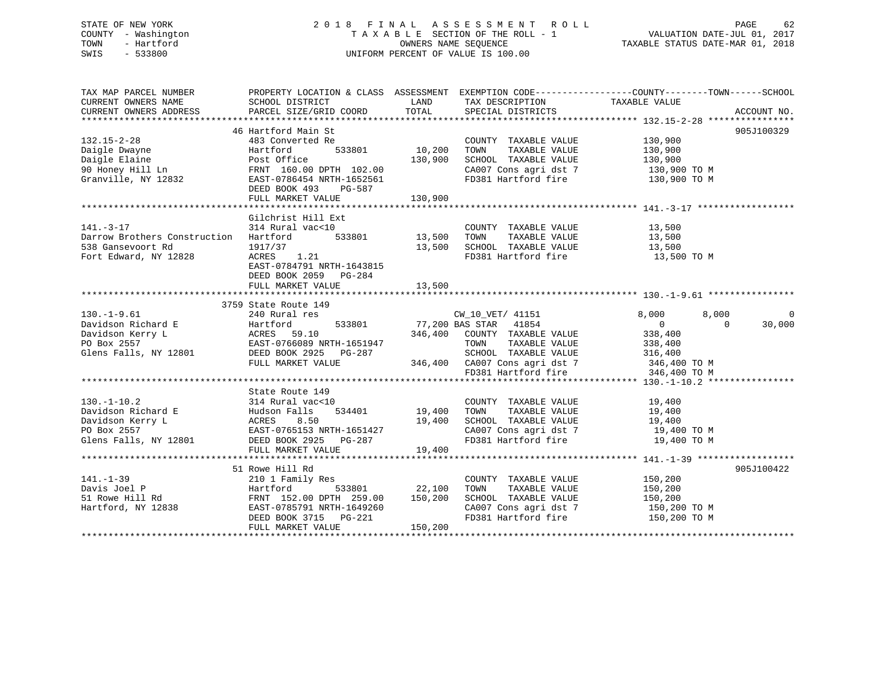STATE OF NEW YORK
COUNTY - Washington
TOWN - Hartford
SWIS - 533800

# 2018 FINAL ASSESSMENT ROLL
TAXABLE SECTION OF THE ROLL - 1
OWNERS NAME SEQUENCE
UNIFORM PERCENT OF VALUE IS 100.00

VALUATION DATE-JUL 01, 2017
TAXABLE STATUS DATE-MAR 01, 2018

```
TAX MAP PARCEL NUMBER          PROPERTY LOCATION & CLASS  ASSESSMENT  EXEMPTION CODE-----------------COUNTY--------TOWN------SCHOOL
CURRENT OWNERS NAME            SCHOOL DISTRICT              LAND      TAX DESCRIPTION              TAXABLE VALUE
CURRENT OWNERS ADDRESS         PARCEL SIZE/GRID COORD       TOTAL     SPECIAL DISTRICTS                                   ACCOUNT NO.
******************************************************************************************************* 132.15-2-28 ****************
                               46 Hartford Main St                                                                        905J100329
132.15-2-28                    483 Converted Re                        COUNTY  TAXABLE VALUE          130,900
Daigle Dwayne                  Hartford         533801       10,200    TOWN    TAXABLE VALUE          130,900
Daigle Elaine                  Post Office                  130,900    SCHOOL  TAXABLE VALUE          130,900
90 Honey Hill Ln               FRNT 160.00 DPTH 102.00                 CA007 Cons agri dst 7           130,900 TO M
Granville, NY 12832            EAST-0786454 NRTH-1652561               FD381 Hartford fire             130,900 TO M
                               DEED BOOK 493    PG-587
                               FULL MARKET VALUE            130,900
******************************************************************************************************* 141.-3-17 ******************
                               Gilchrist Hill Ext
141.-3-17                      314 Rural vac<10                        COUNTY  TAXABLE VALUE           13,500
Darrow Brothers Construction   Hartford         533801       13,500    TOWN    TAXABLE VALUE           13,500
538 Gansevoort Rd              1917/37                       13,500    SCHOOL  TAXABLE VALUE           13,500
Fort Edward, NY 12828          ACRES    1.21                           FD381 Hartford fire              13,500 TO M
                               EAST-0784791 NRTH-1643815
                               DEED BOOK 2059   PG-284
                               FULL MARKET VALUE             13,500
******************************************************************************************************* 130.-1-9.61 ****************
                               3759 State Route 149
130.-1-9.61                    240 Rural res                           CW_10_VET/ 41151                8,000        8,000            0
Davidson Richard E             Hartford         533801       77,200 BAS STAR   41854                     0            0       30,000
Davidson Kerry L               ACRES   59.10                346,400    COUNTY  TAXABLE VALUE          338,400
PO Box 2557                    EAST-0766089 NRTH-1651947               TOWN    TAXABLE VALUE          338,400
Glens Falls, NY 12801          DEED BOOK 2925   PG-287                 SCHOOL  TAXABLE VALUE          316,400
                               FULL MARKET VALUE            346,400    CA007 Cons agri dst 7           346,400 TO M
                                                                       FD381 Hartford fire             346,400 TO M
******************************************************************************************************* 130.-1-10.2 ****************
                               State Route 149
130.-1-10.2                    314 Rural vac<10                        COUNTY  TAXABLE VALUE           19,400
Davidson Richard E             Hudson Falls     534401       19,400    TOWN    TAXABLE VALUE           19,400
Davidson Kerry L               ACRES    8.50                 19,400    SCHOOL  TAXABLE VALUE           19,400
PO Box 2557                    EAST-0765153 NRTH-1651427               CA007 Cons agri dst 7            19,400 TO M
Glens Falls, NY 12801          DEED BOOK 2925   PG-287                 FD381 Hartford fire              19,400 TO M
                               FULL MARKET VALUE             19,400
******************************************************************************************************* 141.-1-39 ******************
                               51 Rowe Hill Rd                                                                            905J100422
141.-1-39                      210 1 Family Res                        COUNTY  TAXABLE VALUE          150,200
Davis Joel P                   Hartford         533801       22,100    TOWN    TAXABLE VALUE          150,200
51 Rowe Hill Rd                FRNT 152.00 DPTH 259.00      150,200    SCHOOL  TAXABLE VALUE          150,200
Hartford, NY 12838             EAST-0785791 NRTH-1649260               CA007 Cons agri dst 7           150,200 TO M
                               DEED BOOK 3715   PG-221                 FD381 Hartford fire             150,200 TO M
                               FULL MARKET VALUE            150,200
************************************************************************************************************************************
```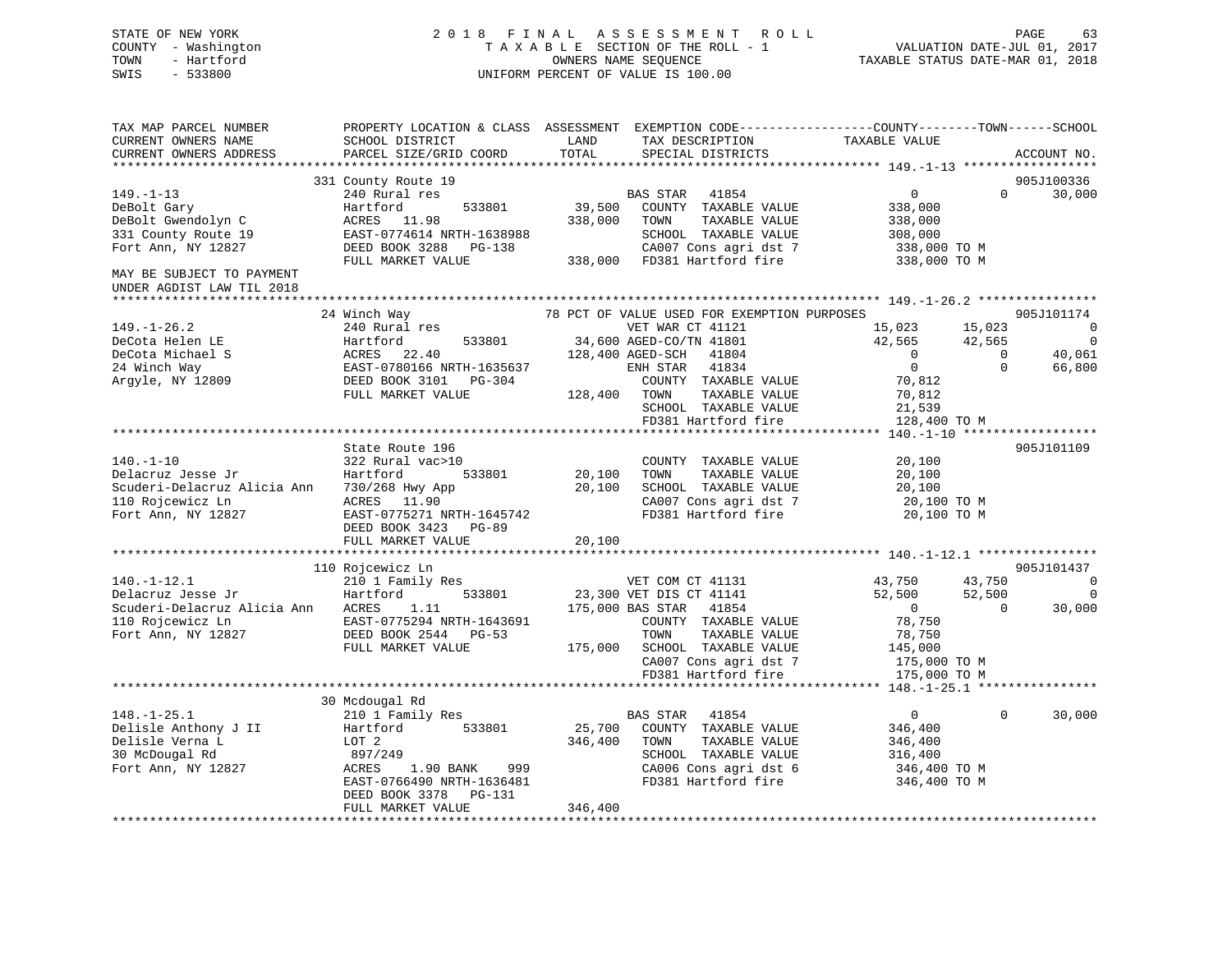STATE OF NEW YORK
COUNTY - Washington
TOWN - Hartford
SWIS - 533800

2 0 1 8 F I N A L A S S E S S M E N T R O L L
T A X A B L E SECTION OF THE ROLL - 1
OWNERS NAME SEQUENCE
UNIFORM PERCENT OF VALUE IS 100.00

VALUATION DATE-JUL 01, 2017
TAXABLE STATUS DATE-MAR 01, 2018

```
TAX MAP PARCEL NUMBER          PROPERTY LOCATION & CLASS  ASSESSMENT  EXEMPTION CODE------------------COUNTY--------TOWN------SCHOOL
CURRENT OWNERS NAME            SCHOOL DISTRICT               LAND      TAX DESCRIPTION              TAXABLE VALUE
CURRENT OWNERS ADDRESS         PARCEL SIZE/GRID COORD       TOTAL      SPECIAL DISTRICTS                                    ACCOUNT NO.
******************************************************************************************************* 149.-1-13 ******************
                               331 County Route 19                                                                      905J100336
149.-1-13                      240 Rural res                            BAS STAR   41854                   0            0     30,000
DeBolt Gary                    Hartford        533801        39,500     COUNTY  TAXABLE VALUE         338,000
DeBolt Gwendolyn C             ACRES   11.98                338,000     TOWN    TAXABLE VALUE         338,000
331 County Route 19            EAST-0774614 NRTH-1638988                SCHOOL  TAXABLE VALUE         308,000
Fort Ann, NY 12827             DEED BOOK 3288   PG-138                  CA007 Cons agri dst 7          338,000 TO M
                               FULL MARKET VALUE            338,000     FD381 Hartford fire            338,000 TO M
MAY BE SUBJECT TO PAYMENT
UNDER AGDIST LAW TIL 2018
******************************************************************************************************* 149.-1-26.2 ****************
                               24 Winch Way                      78 PCT OF VALUE USED FOR EXEMPTION PURPOSES                    905J101174
149.-1-26.2                    240 Rural res                            VET WAR CT 41121              15,023       15,023          0
DeCota Helen LE                Hartford        533801        34,600 AGED-CO/TN 41801               42,565       42,565          0
DeCota Michael S               ACRES   22.40                128,400 AGED-SCH   41804                    0            0     40,061
24 Winch Way                   EAST-0780166 NRTH-1635637                ENH STAR   41834                    0            0     66,800
Argyle, NY 12809               DEED BOOK 3101   PG-304                  COUNTY  TAXABLE VALUE          70,812
                               FULL MARKET VALUE            128,400     TOWN    TAXABLE VALUE          70,812
                                                                        SCHOOL  TAXABLE VALUE          21,539
                                                                        FD381 Hartford fire            128,400 TO M
******************************************************************************************************* 140.-1-10 ******************
                               State Route 196                                                                          905J101109
140.-1-10                      322 Rural vac>10                         COUNTY  TAXABLE VALUE          20,100
Delacruz Jesse Jr              Hartford        533801        20,100     TOWN    TAXABLE VALUE          20,100
Scuderi-Delacruz Alicia Ann    730/268 Hwy App               20,100     SCHOOL  TAXABLE VALUE          20,100
110 Rojcewicz Ln               ACRES   11.90                            CA007 Cons agri dst 7           20,100 TO M
Fort Ann, NY 12827             EAST-0775271 NRTH-1645742                FD381 Hartford fire             20,100 TO M
                               DEED BOOK 3423   PG-89
                               FULL MARKET VALUE             20,100
******************************************************************************************************* 140.-1-12.1 ****************
                               110 Rojcewicz Ln                                                                         905J101437
140.-1-12.1                    210 1 Family Res                         VET COM CT 41131              43,750       43,750          0
Delacruz Jesse Jr              Hartford        533801        23,300 VET DIS CT 41141               52,500       52,500          0
Scuderi-Delacruz Alicia Ann    ACRES    1.11                175,000 BAS STAR   41854                    0            0     30,000
110 Rojcewicz Ln               EAST-0775294 NRTH-1643691                COUNTY  TAXABLE VALUE          78,750
Fort Ann, NY 12827             DEED BOOK 2544   PG-53                   TOWN    TAXABLE VALUE          78,750
                               FULL MARKET VALUE            175,000     SCHOOL  TAXABLE VALUE         145,000
                                                                        CA007 Cons agri dst 7          175,000 TO M
                                                                        FD381 Hartford fire            175,000 TO M
******************************************************************************************************* 148.-1-25.1 ****************
                               30 Mcdougal Rd
148.-1-25.1                    210 1 Family Res                         BAS STAR   41854                   0            0     30,000
Delisle Anthony J II           Hartford        533801        25,700     COUNTY  TAXABLE VALUE         346,400
Delisle Verna L                LOT 2                        346,400     TOWN    TAXABLE VALUE         346,400
30 McDougal Rd                 897/249                                  SCHOOL  TAXABLE VALUE         316,400
Fort Ann, NY 12827             ACRES    1.90 BANK     999               CA006 Cons agri dst 6          346,400 TO M
                               EAST-0766490 NRTH-1636481                FD381 Hartford fire            346,400 TO M
                               DEED BOOK 3378   PG-131
                               FULL MARKET VALUE            346,400
************************************************************************************************************************************
```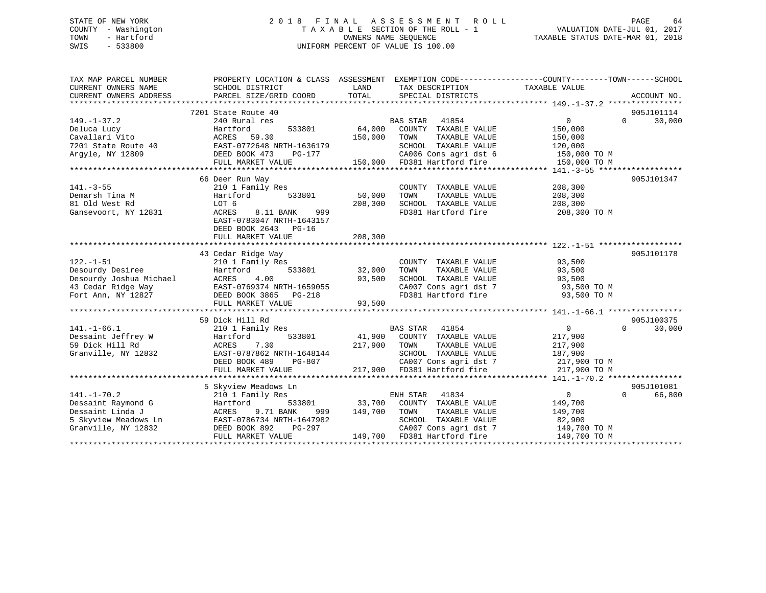STATE OF NEW YORK
COUNTY - Washington
TOWN - Hartford
SWIS - 533800

2 0 1 8 F I N A L A S S E S S M E N T R O L L
T A X A B L E SECTION OF THE ROLL - 1
OWNERS NAME SEQUENCE
UNIFORM PERCENT OF VALUE IS 100.00

VALUATION DATE-JUL 01, 2017
TAXABLE STATUS DATE-MAR 01, 2018

```
TAX MAP PARCEL NUMBER          PROPERTY LOCATION & CLASS  ASSESSMENT  EXEMPTION CODE-----------------COUNTY--------TOWN------SCHOOL
CURRENT OWNERS NAME            SCHOOL DISTRICT              LAND      TAX DESCRIPTION            TAXABLE VALUE
CURRENT OWNERS ADDRESS         PARCEL SIZE/GRID COORD       TOTAL     SPECIAL DISTRICTS                                   ACCOUNT NO.
******************************************************************************************************* 149.-1-37.2 ****************
                            7201 State Route 40                                                                          905J101114
149.-1-37.2                  240 Rural res                          BAS STAR   41854                 0             0      30,000
Deluca Lucy                  Hartford         533801       64,000   COUNTY  TAXABLE VALUE         150,000
Cavallari Vito               ACRES  59.30                 150,000   TOWN    TAXABLE VALUE         150,000
7201 State Route 40          EAST-0772648 NRTH-1636179               SCHOOL  TAXABLE VALUE         120,000
Argyle, NY 12809             DEED BOOK 473    PG-177                 CA006 Cons agri dst 6          150,000 TO M
                             FULL MARKET VALUE            150,000   FD381 Hartford fire            150,000 TO M
******************************************************************************************************* 141.-3-55 ******************
                            66 Deer Run Way                                                                              905J101347
141.-3-55                    210 1 Family Res                         COUNTY  TAXABLE VALUE         208,300
Demarsh Tina M               Hartford         533801       50,000   TOWN    TAXABLE VALUE         208,300
81 Old West Rd               LOT 6                        208,300   SCHOOL  TAXABLE VALUE         208,300
Gansevoort, NY 12831         ACRES    8.11 BANK    999               FD381 Hartford fire            208,300 TO M
                             EAST-0783047 NRTH-1643157
                             DEED BOOK 2643   PG-16
                             FULL MARKET VALUE            208,300
******************************************************************************************************* 122.-1-51 ******************
                            43 Cedar Ridge Way                                                                           905J101178
122.-1-51                    210 1 Family Res                         COUNTY  TAXABLE VALUE          93,500
Desourdy Desiree             Hartford         533801       32,000   TOWN    TAXABLE VALUE          93,500
Desourdy Joshua Michael      ACRES    4.00                 93,500   SCHOOL  TAXABLE VALUE          93,500
43 Cedar Ridge Way           EAST-0769374 NRTH-1659055               CA007 Cons agri dst 7           93,500 TO M
Fort Ann, NY 12827           DEED BOOK 3865   PG-218                 FD381 Hartford fire             93,500 TO M
                             FULL MARKET VALUE             93,500
******************************************************************************************************* 141.-1-66.1 ****************
                            59 Dick Hill Rd                                                                              905J100375
141.-1-66.1                  210 1 Family Res                       BAS STAR   41854                 0             0      30,000
Dessaint Jeffrey W           Hartford         533801       41,900   COUNTY  TAXABLE VALUE         217,900
59 Dick Hill Rd              ACRES    7.30                217,900   TOWN    TAXABLE VALUE         217,900
Granville, NY 12832          EAST-0787862 NRTH-1648144               SCHOOL  TAXABLE VALUE         187,900
                             DEED BOOK 489    PG-807                 CA007 Cons agri dst 7          217,900 TO M
                             FULL MARKET VALUE            217,900   FD381 Hartford fire            217,900 TO M
******************************************************************************************************* 141.-1-70.2 ****************
                            5 Skyview Meadows Ln                                                                         905J101081
141.-1-70.2                  210 1 Family Res                       ENH STAR   41834                 0             0      66,800
Dessaint Raymond G           Hartford         533801       33,700   COUNTY  TAXABLE VALUE         149,700
Dessaint Linda J             ACRES    9.71 BANK    999    149,700   TOWN    TAXABLE VALUE         149,700
5 Skyview Meadows Ln         EAST-0786734 NRTH-1647982               SCHOOL  TAXABLE VALUE          82,900
Granville, NY 12832          DEED BOOK 892    PG-297                 CA007 Cons agri dst 7          149,700 TO M
                             FULL MARKET VALUE            149,700   FD381 Hartford fire            149,700 TO M
************************************************************************************************************************************
```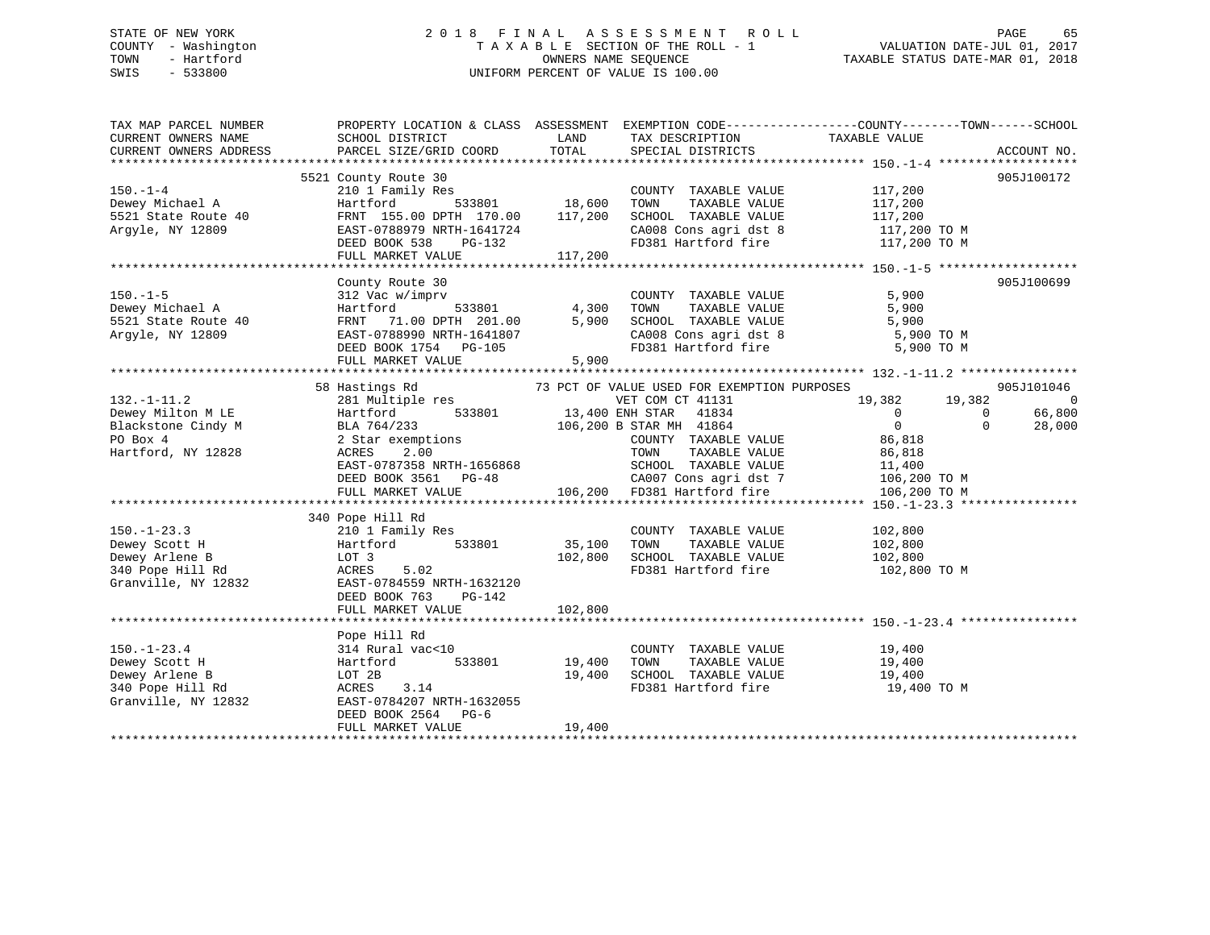STATE OF NEW YORK
COUNTY - Washington
TOWN - Hartford
SWIS - 533800

# 2018 FINAL ASSESSMENT ROLL
TAXABLE SECTION OF THE ROLL - 1
OWNERS NAME SEQUENCE
UNIFORM PERCENT OF VALUE IS 100.00

VALUATION DATE-JUL 01, 2017
TAXABLE STATUS DATE-MAR 01, 2018

```
TAX MAP PARCEL NUMBER          PROPERTY LOCATION & CLASS  ASSESSMENT  EXEMPTION CODE------------------COUNTY--------TOWN------SCHOOL
CURRENT OWNERS NAME            SCHOOL DISTRICT               LAND      TAX DESCRIPTION            TAXABLE VALUE
CURRENT OWNERS ADDRESS         PARCEL SIZE/GRID COORD        TOTAL     SPECIAL DISTRICTS                                    ACCOUNT NO.
****************************************************************************************************** 150.-1-4 *******************
                          5521 County Route 30                                                                              905J100172
150.-1-4                       210 1 Family Res                        COUNTY  TAXABLE VALUE          117,200
Dewey Michael A                Hartford        533801       18,600     TOWN    TAXABLE VALUE          117,200
5521 State Route 40            FRNT  155.00 DPTH  170.00   117,200     SCHOOL  TAXABLE VALUE          117,200
Argyle, NY 12809               EAST-0788979 NRTH-1641724               CA008 Cons agri dst 8           117,200 TO M
                               DEED BOOK 538    PG-132                 FD381 Hartford fire             117,200 TO M
                               FULL MARKET VALUE           117,200
****************************************************************************************************** 150.-1-5 *******************
                               County Route 30                                                                              905J100699
150.-1-5                       312 Vac w/imprv                         COUNTY  TAXABLE VALUE            5,900
Dewey Michael A                Hartford        533801        4,300     TOWN    TAXABLE VALUE            5,900
5521 State Route 40            FRNT   71.00 DPTH  201.00     5,900     SCHOOL  TAXABLE VALUE            5,900
Argyle, NY 12809               EAST-0788990 NRTH-1641807               CA008 Cons agri dst 8             5,900 TO M
                               DEED BOOK 1754   PG-105                 FD381 Hartford fire               5,900 TO M
                               FULL MARKET VALUE             5,900
****************************************************************************************************** 132.-1-11.2 ****************
                            58 Hastings Rd                73 PCT OF VALUE USED FOR EXEMPTION PURPOSES                       905J101046
132.-1-11.2                    281 Multiple res                  VET COM CT 41131            19,382      19,382           0
Dewey Milton M LE              Hartford        533801       13,400 ENH STAR  41834                0           0      66,800
Blackstone Cindy M             BLA 764/233                 106,200 B STAR MH  41864               0           0      28,000
PO Box 4                       2 Star exemptions                       COUNTY  TAXABLE VALUE           86,818
Hartford, NY 12828             ACRES    2.00                           TOWN    TAXABLE VALUE           86,818
                               EAST-0787358 NRTH-1656868               SCHOOL  TAXABLE VALUE           11,400
                               DEED BOOK 3561   PG-48                  CA007 Cons agri dst 7           106,200 TO M
                               FULL MARKET VALUE           106,200     FD381 Hartford fire             106,200 TO M
****************************************************************************************************** 150.-1-23.3 ****************
                           340 Pope Hill Rd
150.-1-23.3                    210 1 Family Res                        COUNTY  TAXABLE VALUE          102,800
Dewey Scott H                  Hartford        533801       35,100     TOWN    TAXABLE VALUE          102,800
Dewey Arlene B                 LOT 3                       102,800     SCHOOL  TAXABLE VALUE          102,800
340 Pope Hill Rd               ACRES    5.02                           FD381 Hartford fire             102,800 TO M
Granville, NY 12832            EAST-0784559 NRTH-1632120
                               DEED BOOK 763    PG-142
                               FULL MARKET VALUE           102,800
****************************************************************************************************** 150.-1-23.4 ****************
                               Pope Hill Rd
150.-1-23.4                    314 Rural vac<10                        COUNTY  TAXABLE VALUE           19,400
Dewey Scott H                  Hartford        533801       19,400     TOWN    TAXABLE VALUE           19,400
Dewey Arlene B                 LOT 2B                       19,400     SCHOOL  TAXABLE VALUE           19,400
340 Pope Hill Rd               ACRES    3.14                           FD381 Hartford fire              19,400 TO M
Granville, NY 12832            EAST-0784207 NRTH-1632055
                               DEED BOOK 2564   PG-6
                               FULL MARKET VALUE            19,400
************************************************************************************************************************************
```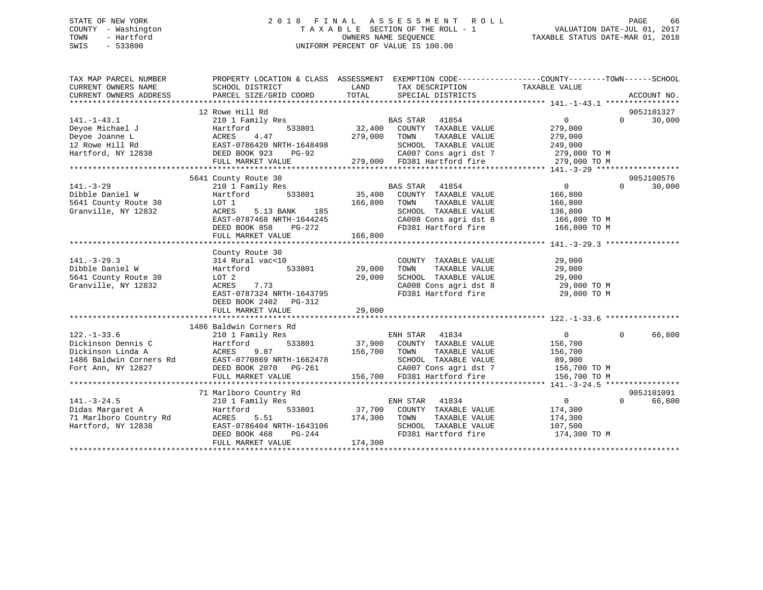STATE OF NEW YORK — 2018 FINAL ASSESSMENT ROLL
COUNTY - Washington — TAXABLE SECTION OF THE ROLL - 1 — VALUATION DATE-JUL 01, 2017
TOWN - Hartford — OWNERS NAME SEQUENCE — TAXABLE STATUS DATE-MAR 01, 2018
SWIS - 533800 — UNIFORM PERCENT OF VALUE IS 100.00

```
TAX MAP PARCEL NUMBER          PROPERTY LOCATION & CLASS  ASSESSMENT  EXEMPTION CODE------------------COUNTY--------TOWN------SCHOOL
CURRENT OWNERS NAME            SCHOOL DISTRICT               LAND      TAX DESCRIPTION              TAXABLE VALUE
CURRENT OWNERS ADDRESS         PARCEL SIZE/GRID COORD        TOTAL     SPECIAL DISTRICTS                                         ACCOUNT NO.
******************************************************************************************************* 141.-1-43.1 ****************
                               12 Rowe Hill Rd                                                                                905J101327
141.-1-43.1                    210 1 Family Res                       BAS STAR   41854                     0              0     30,000
Deyoe Michael J                Hartford         533801       32,400   COUNTY  TAXABLE VALUE          279,000
Deyoe Joanne L                 ACRES    4.47                279,000   TOWN    TAXABLE VALUE          279,000
12 Rowe Hill Rd                EAST-0786420 NRTH-1648498              SCHOOL  TAXABLE VALUE          249,000
Hartford, NY 12838             DEED BOOK 923    PG-92                 CA007 Cons agri dst 7           279,000 TO M
                               FULL MARKET VALUE            279,000   FD381 Hartford fire             279,000 TO M
******************************************************************************************************* 141.-3-29 ******************
                               5641 County Route 30                                                                           905J100576
141.-3-29                      210 1 Family Res                       BAS STAR   41854                     0              0     30,000
Dibble Daniel W                Hartford         533801       35,400   COUNTY  TAXABLE VALUE          166,800
5641 County Route 30           LOT 1                        166,800   TOWN    TAXABLE VALUE          166,800
Granville, NY 12832            ACRES    5.13 BANK    185              SCHOOL  TAXABLE VALUE          136,800
                               EAST-0787468 NRTH-1644245              CA008 Cons agri dst 8           166,800 TO M
                               DEED BOOK 858    PG-272                FD381 Hartford fire             166,800 TO M
                               FULL MARKET VALUE            166,800
******************************************************************************************************* 141.-3-29.3 ****************
                               County Route 30
141.-3-29.3                    314 Rural vac<10                       COUNTY  TAXABLE VALUE           29,000
Dibble Daniel W                Hartford         533801       29,000   TOWN    TAXABLE VALUE           29,000
5641 County Route 30           LOT 2                         29,000   SCHOOL  TAXABLE VALUE           29,000
Granville, NY 12832            ACRES    7.73                          CA008 Cons agri dst 8            29,000 TO M
                               EAST-0787324 NRTH-1643795              FD381 Hartford fire              29,000 TO M
                               DEED BOOK 2402   PG-312
                               FULL MARKET VALUE             29,000
******************************************************************************************************* 122.-1-33.6 ****************
                               1486 Baldwin Corners Rd
122.-1-33.6                    210 1 Family Res                       ENH STAR   41834                     0              0     66,800
Dickinson Dennis C             Hartford         533801       37,900   COUNTY  TAXABLE VALUE          156,700
Dickinson Linda A              ACRES    9.87                156,700   TOWN    TAXABLE VALUE          156,700
1486 Baldwin Corners Rd        EAST-0770869 NRTH-1662478              SCHOOL  TAXABLE VALUE           89,900
Fort Ann, NY 12827             DEED BOOK 2070   PG-261                CA007 Cons agri dst 7           156,700 TO M
                               FULL MARKET VALUE            156,700   FD381 Hartford fire             156,700 TO M
******************************************************************************************************* 141.-3-24.5 ****************
                               71 Marlboro Country Rd                                                                         905J101091
141.-3-24.5                    210 1 Family Res                       ENH STAR   41834                     0              0     66,800
Didas Margaret A               Hartford         533801       37,700   COUNTY  TAXABLE VALUE          174,300
71 Marlboro Country Rd         ACRES    5.51                174,300   TOWN    TAXABLE VALUE          174,300
Hartford, NY 12838             EAST-0786404 NRTH-1643106              SCHOOL  TAXABLE VALUE          107,500
                               DEED BOOK 468    PG-244                FD381 Hartford fire             174,300 TO M
                               FULL MARKET VALUE            174,300
************************************************************************************************************************************
```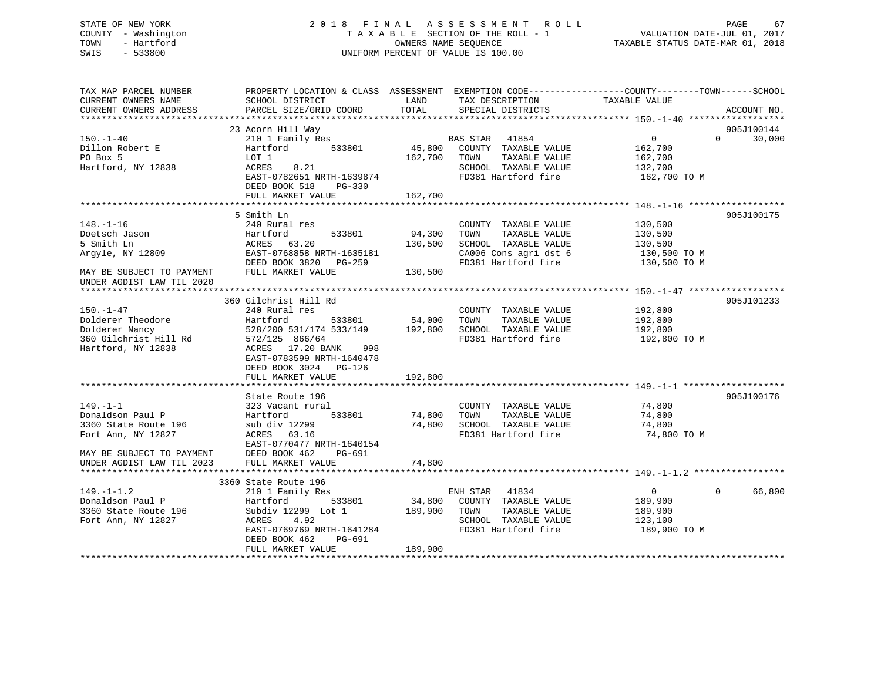STATE OF NEW YORK
COUNTY - Washington
TOWN - Hartford
SWIS - 533800

2018 FINAL ASSESSMENT ROLL
TAXABLE SECTION OF THE ROLL - 1
OWNERS NAME SEQUENCE
UNIFORM PERCENT OF VALUE IS 100.00

VALUATION DATE-JUL 01, 2017
TAXABLE STATUS DATE-MAR 01, 2018

```
TAX MAP PARCEL NUMBER          PROPERTY LOCATION & CLASS  ASSESSMENT  EXEMPTION CODE------------------COUNTY--------TOWN------SCHOOL
CURRENT OWNERS NAME            SCHOOL DISTRICT               LAND      TAX DESCRIPTION              TAXABLE VALUE
CURRENT OWNERS ADDRESS         PARCEL SIZE/GRID COORD        TOTAL     SPECIAL DISTRICTS                                    ACCOUNT NO.
******************************************************************************************************* 150.-1-40 ******************
                               23 Acorn Hill Way                                                                           905J100144
150.-1-40                      210 1 Family Res                       BAS STAR   41854              0            0      30,000
Dillon Robert E                Hartford         533801       45,800    COUNTY  TAXABLE VALUE          162,700
PO Box 5                       LOT 1                        162,700    TOWN    TAXABLE VALUE          162,700
Hartford, NY 12838             ACRES    8.21                           SCHOOL  TAXABLE VALUE          132,700
                               EAST-0782651 NRTH-1639874               FD381 Hartford fire             162,700 TO M
                               DEED BOOK 518    PG-330
                               FULL MARKET VALUE            162,700
******************************************************************************************************* 148.-1-16 ******************
                               5 Smith Ln                                                                                  905J100175
148.-1-16                      240 Rural res                           COUNTY  TAXABLE VALUE          130,500
Doetsch Jason                  Hartford         533801       94,300    TOWN    TAXABLE VALUE          130,500
5 Smith Ln                     ACRES   63.20                130,500    SCHOOL  TAXABLE VALUE          130,500
Argyle, NY 12809               EAST-0768858 NRTH-1635181               CA006 Cons agri dst 6           130,500 TO M
                               DEED BOOK 3820   PG-259                 FD381 Hartford fire             130,500 TO M
MAY BE SUBJECT TO PAYMENT      FULL MARKET VALUE            130,500
UNDER AGDIST LAW TIL 2020
******************************************************************************************************* 150.-1-47 ******************
                               360 Gilchrist Hill Rd                                                                       905J101233
150.-1-47                      240 Rural res                           COUNTY  TAXABLE VALUE          192,800
Dolderer Theodore              Hartford         533801       54,000    TOWN    TAXABLE VALUE          192,800
Dolderer Nancy                 528/200 531/174 533/149      192,800    SCHOOL  TAXABLE VALUE          192,800
360 Gilchrist Hill Rd          572/125  866/64                         FD381 Hartford fire             192,800 TO M
Hartford, NY 12838             ACRES   17.20 BANK     998
                               EAST-0783599 NRTH-1640478
                               DEED BOOK 3024   PG-126
                               FULL MARKET VALUE            192,800
******************************************************************************************************* 149.-1-1 *******************
                               State Route 196                                                                             905J100176
149.-1-1                       323 Vacant rural                        COUNTY  TAXABLE VALUE           74,800
Donaldson Paul P               Hartford         533801       74,800    TOWN    TAXABLE VALUE           74,800
3360 State Route 196           sub div 12299                 74,800    SCHOOL  TAXABLE VALUE           74,800
Fort Ann, NY 12827             ACRES   63.16                           FD381 Hartford fire              74,800 TO M
                               EAST-0770477 NRTH-1640154
MAY BE SUBJECT TO PAYMENT      DEED BOOK 462    PG-691
UNDER AGDIST LAW TIL 2023      FULL MARKET VALUE             74,800
******************************************************************************************************* 149.-1-1.2 *****************
                               3360 State Route 196
149.-1-1.2                     210 1 Family Res                       ENH STAR   41834              0            0      66,800
Donaldson Paul P               Hartford         533801       34,800    COUNTY  TAXABLE VALUE          189,900
3360 State Route 196           Subdiv 12299  Lot 1          189,900    TOWN    TAXABLE VALUE          189,900
Fort Ann, NY 12827             ACRES    4.92                           SCHOOL  TAXABLE VALUE          123,100
                               EAST-0769769 NRTH-1641284               FD381 Hartford fire             189,900 TO M
                               DEED BOOK 462    PG-691
                               FULL MARKET VALUE            189,900
************************************************************************************************************************************
```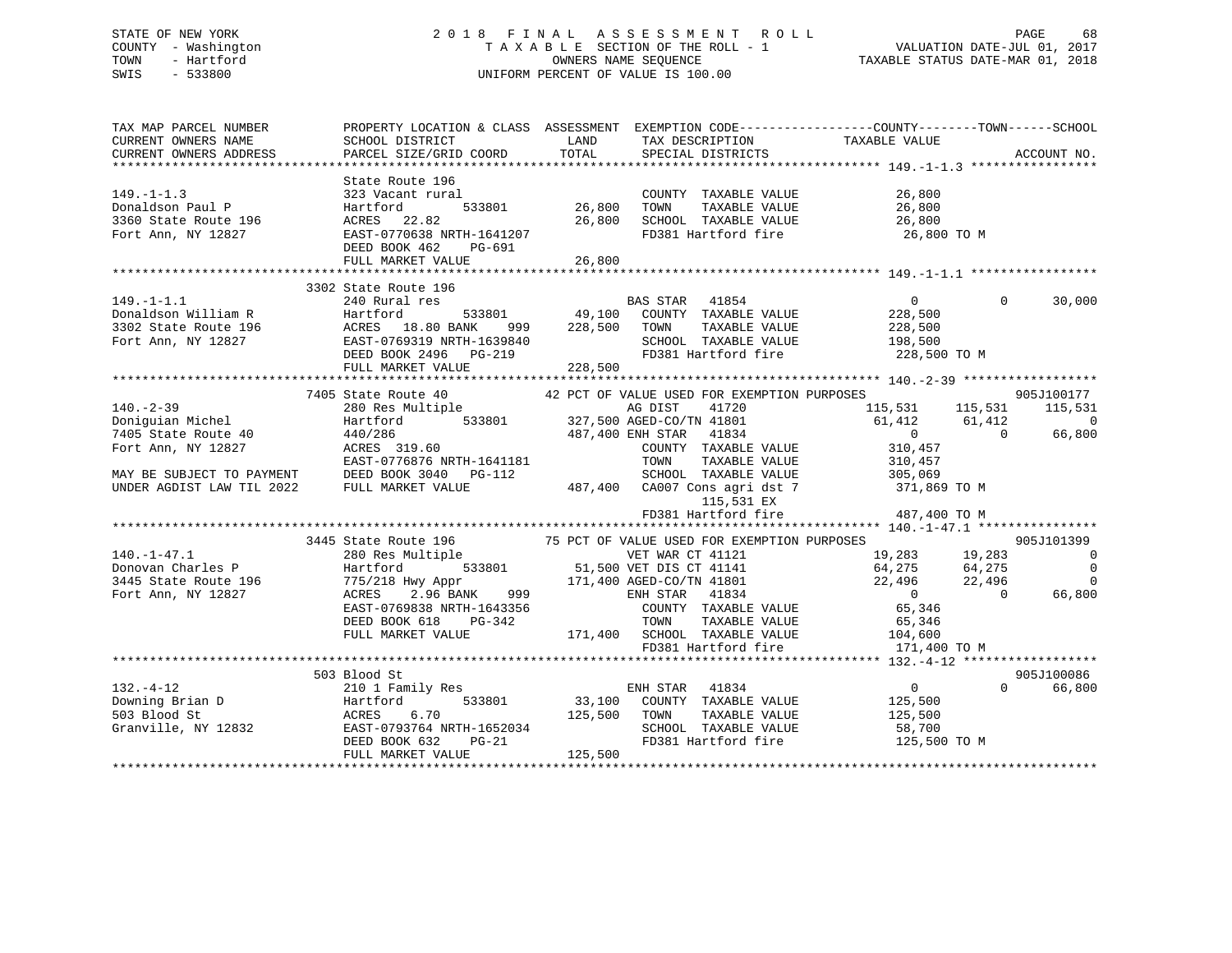STATE OF NEW YORK
COUNTY - Washington
TOWN - Hartford
SWIS - 533800

# 2018 FINAL ASSESSMENT ROLL
TAXABLE SECTION OF THE ROLL - 1
OWNERS NAME SEQUENCE
UNIFORM PERCENT OF VALUE IS 100.00

VALUATION DATE-JUL 01, 2017
TAXABLE STATUS DATE-MAR 01, 2018

```
TAX MAP PARCEL NUMBER          PROPERTY LOCATION & CLASS  ASSESSMENT  EXEMPTION CODE-----------------COUNTY--------TOWN------SCHOOL
CURRENT OWNERS NAME            SCHOOL DISTRICT             LAND       TAX DESCRIPTION             TAXABLE VALUE
CURRENT OWNERS ADDRESS         PARCEL SIZE/GRID COORD      TOTAL      SPECIAL DISTRICTS                                     ACCOUNT NO.
******************************************************************************************************* 149.-1-1.3 *****************
                               State Route 196
149.-1-1.3                     323 Vacant rural                       COUNTY  TAXABLE VALUE          26,800
Donaldson Paul P               Hartford        533801      26,800     TOWN    TAXABLE VALUE          26,800
3360 State Route 196           ACRES  22.82                26,800     SCHOOL  TAXABLE VALUE          26,800
Fort Ann, NY 12827             EAST-0770638 NRTH-1641207              FD381 Hartford fire             26,800 TO M
                               DEED BOOK 462    PG-691
                               FULL MARKET VALUE           26,800
******************************************************************************************************* 149.-1-1.1 *****************
                               3302 State Route 196
149.-1-1.1                     240 Rural res                          BAS STAR   41854                    0          0      30,000
Donaldson William R            Hartford        533801      49,100     COUNTY  TAXABLE VALUE         228,500
3302 State Route 196           ACRES  18.80 BANK    999   228,500     TOWN    TAXABLE VALUE         228,500
Fort Ann, NY 12827             EAST-0769319 NRTH-1639840              SCHOOL  TAXABLE VALUE         198,500
                               DEED BOOK 2496   PG-219                FD381 Hartford fire            228,500 TO M
                               FULL MARKET VALUE          228,500
******************************************************************************************************* 140.-2-39 ******************
                               7405 State Route 40          42 PCT OF VALUE USED FOR EXEMPTION PURPOSES                  905J100177
140.-2-39                      280 Res Multiple                       AG DIST    41720              115,531    115,531     115,531
Doniguian Michel               Hartford        533801     327,500 AGED-CO/TN 41801                   61,412     61,412           0
7405 State Route 40            440/286                    487,400 ENH STAR   41834                        0          0      66,800
Fort Ann, NY 12827             ACRES 319.60                           COUNTY  TAXABLE VALUE         310,457
                               EAST-0776876 NRTH-1641181              TOWN    TAXABLE VALUE         310,457
MAY BE SUBJECT TO PAYMENT      DEED BOOK 3040   PG-112                SCHOOL  TAXABLE VALUE         305,069
UNDER AGDIST LAW TIL 2022      FULL MARKET VALUE          487,400     CA007 Cons agri dst 7          371,869 TO M
                                                                            115,531 EX
                                                                      FD381 Hartford fire            487,400 TO M
******************************************************************************************************* 140.-1-47.1 ****************
                               3445 State Route 196         75 PCT OF VALUE USED FOR EXEMPTION PURPOSES                  905J101399
140.-1-47.1                    280 Res Multiple                       VET WAR CT 41121                   19,283     19,283           0
Donovan Charles P              Hartford        533801      51,500 VET DIS CT 41141                   64,275     64,275           0
3445 State Route 196           775/218 Hwy Appr           171,400 AGED-CO/TN 41801                   22,496     22,496           0
Fort Ann, NY 12827             ACRES   2.96 BANK    999               ENH STAR   41834                    0          0      66,800
                               EAST-0769838 NRTH-1643356              COUNTY  TAXABLE VALUE          65,346
                               DEED BOOK 618    PG-342                TOWN    TAXABLE VALUE          65,346
                               FULL MARKET VALUE          171,400     SCHOOL  TAXABLE VALUE         104,600
                                                                      FD381 Hartford fire            171,400 TO M
******************************************************************************************************* 132.-4-12 ******************
                               503 Blood St                                                                              905J100086
132.-4-12                      210 1 Family Res                       ENH STAR   41834                    0          0      66,800
Downing Brian D                Hartford        533801      33,100     COUNTY  TAXABLE VALUE         125,500
503 Blood St                   ACRES   6.70               125,500     TOWN    TAXABLE VALUE         125,500
Granville, NY 12832            EAST-0793764 NRTH-1652034              SCHOOL  TAXABLE VALUE          58,700
                               DEED BOOK 632    PG-21                 FD381 Hartford fire            125,500 TO M
                               FULL MARKET VALUE          125,500
************************************************************************************************************************************
```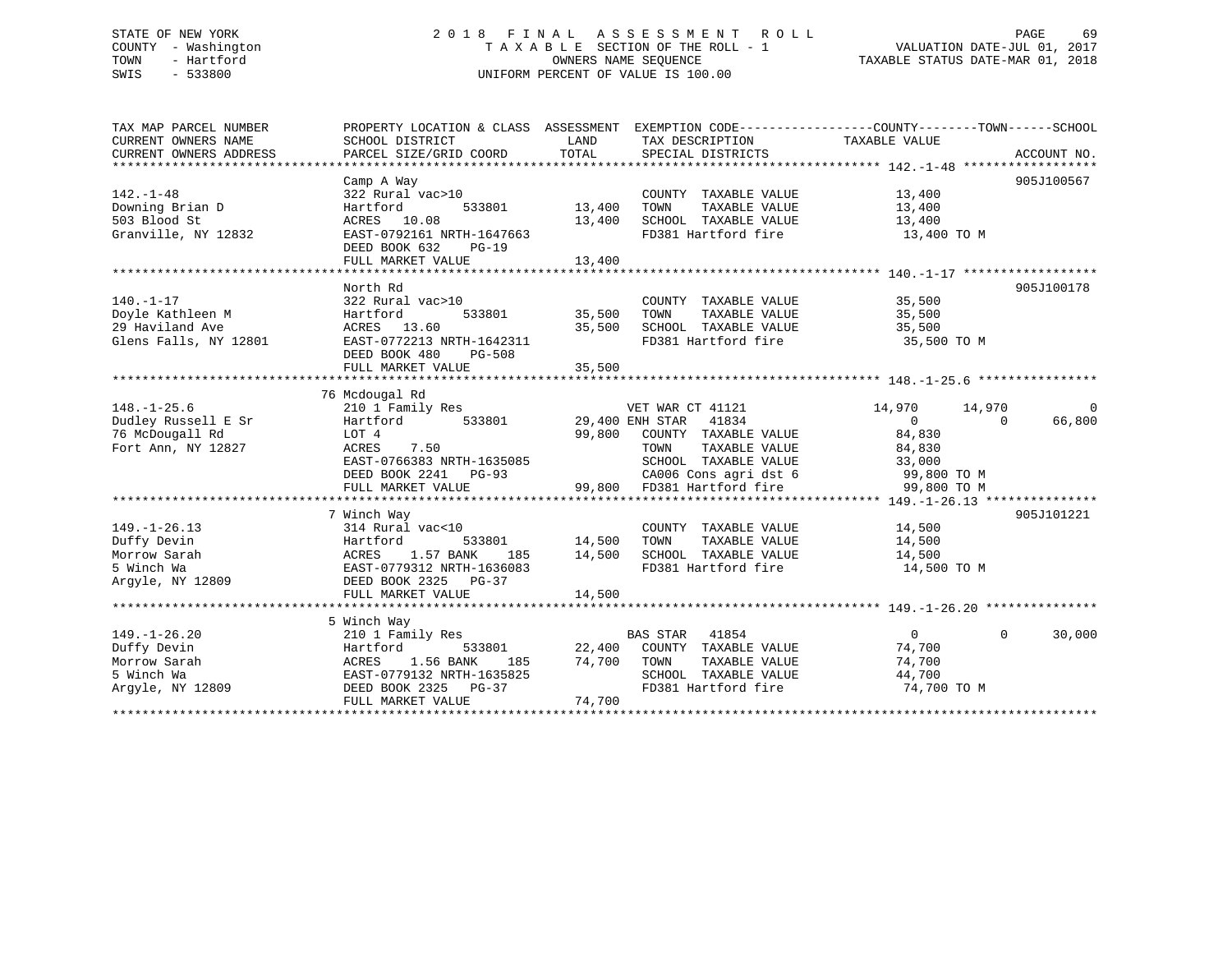STATE OF NEW YORK
COUNTY - Washington
TOWN - Hartford
SWIS - 533800

2018 FINAL ASSESSMENT ROLL
TAXABLE SECTION OF THE ROLL - 1
OWNERS NAME SEQUENCE
UNIFORM PERCENT OF VALUE IS 100.00

VALUATION DATE-JUL 01, 2017
TAXABLE STATUS DATE-MAR 01, 2018

```
TAX MAP PARCEL NUMBER      PROPERTY LOCATION & CLASS  ASSESSMENT  EXEMPTION CODE------------------COUNTY--------TOWN------SCHOOL
CURRENT OWNERS NAME        SCHOOL DISTRICT               LAND      TAX DESCRIPTION             TAXABLE VALUE
CURRENT OWNERS ADDRESS     PARCEL SIZE/GRID COORD       TOTAL      SPECIAL DISTRICTS                                        ACCOUNT NO.
******************************************************************************************************* 142.-1-48 ******************
                           Camp A Way                                                                                     905J100567
142.-1-48                  322 Rural vac>10                       COUNTY  TAXABLE VALUE            13,400
Downing Brian D            Hartford        533801       13,400    TOWN    TAXABLE VALUE            13,400
503 Blood St               ACRES  10.08                 13,400    SCHOOL  TAXABLE VALUE            13,400
Granville, NY 12832        EAST-0792161 NRTH-1647663              FD381 Hartford fire               13,400 TO M
                           DEED BOOK 632    PG-19
                           FULL MARKET VALUE            13,400
******************************************************************************************************* 140.-1-17 ******************
                           North Rd                                                                                       905J100178
140.-1-17                  322 Rural vac>10                       COUNTY  TAXABLE VALUE            35,500
Doyle Kathleen M           Hartford        533801       35,500    TOWN    TAXABLE VALUE            35,500
29 Haviland Ave            ACRES  13.60                 35,500    SCHOOL  TAXABLE VALUE            35,500
Glens Falls, NY 12801      EAST-0772213 NRTH-1642311              FD381 Hartford fire               35,500 TO M
                           DEED BOOK 480    PG-508
                           FULL MARKET VALUE            35,500
******************************************************************************************************* 148.-1-25.6 ****************
                           76 Mcdougal Rd
148.-1-25.6                210 1 Family Res                     VET WAR CT 41121             14,970      14,970           0
Dudley Russell E Sr        Hartford        533801       29,400 ENH STAR  41834                    0           0      66,800
76 McDougall Rd            LOT 4                        99,800    COUNTY  TAXABLE VALUE            84,830
Fort Ann, NY 12827         ACRES   7.50                           TOWN    TAXABLE VALUE            84,830
                           EAST-0766383 NRTH-1635085              SCHOOL  TAXABLE VALUE            33,000
                           DEED BOOK 2241   PG-93                 CA006 Cons agri dst 6             99,800 TO M
                           FULL MARKET VALUE            99,800    FD381 Hartford fire               99,800 TO M
******************************************************************************************************* 149.-1-26.13 ***************
                           7 Winch Way                                                                                    905J101221
149.-1-26.13               314 Rural vac<10                       COUNTY  TAXABLE VALUE            14,500
Duffy Devin                Hartford        533801       14,500    TOWN    TAXABLE VALUE            14,500
Morrow Sarah               ACRES   1.57 BANK    185     14,500    SCHOOL  TAXABLE VALUE            14,500
5 Winch Wa                 EAST-0779312 NRTH-1636083              FD381 Hartford fire               14,500 TO M
Argyle, NY 12809           DEED BOOK 2325   PG-37
                           FULL MARKET VALUE            14,500
******************************************************************************************************* 149.-1-26.20 ***************
                           5 Winch Way
149.-1-26.20               210 1 Family Res                     BAS STAR   41854                  0           0      30,000
Duffy Devin                Hartford        533801       22,400    COUNTY  TAXABLE VALUE            74,700
Morrow Sarah               ACRES   1.56 BANK    185     74,700    TOWN    TAXABLE VALUE            74,700
5 Winch Wa                 EAST-0779132 NRTH-1635825              SCHOOL  TAXABLE VALUE            44,700
Argyle, NY 12809           DEED BOOK 2325   PG-37                 FD381 Hartford fire               74,700 TO M
                           FULL MARKET VALUE            74,700
************************************************************************************************************************************
```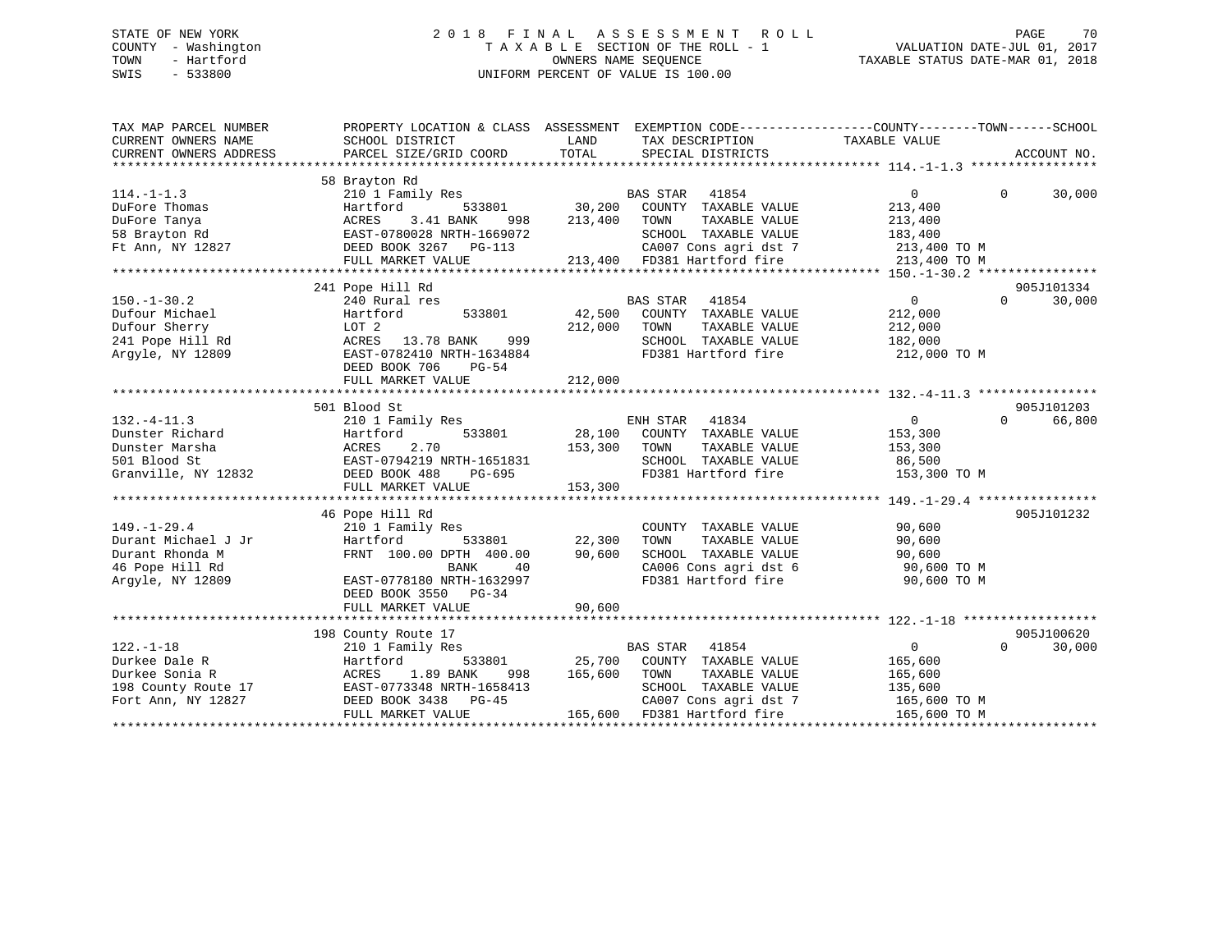STATE OF NEW YORK
COUNTY - Washington
TOWN - Hartford
SWIS - 533800

# 2018 FINAL ASSESSMENT ROLL
TAXABLE SECTION OF THE ROLL - 1
OWNERS NAME SEQUENCE
UNIFORM PERCENT OF VALUE IS 100.00

VALUATION DATE-JUL 01, 2017
TAXABLE STATUS DATE-MAR 01, 2018

```
TAX MAP PARCEL NUMBER          PROPERTY LOCATION & CLASS  ASSESSMENT  EXEMPTION CODE-----------------COUNTY--------TOWN------SCHOOL
CURRENT OWNERS NAME            SCHOOL DISTRICT               LAND      TAX DESCRIPTION             TAXABLE VALUE
CURRENT OWNERS ADDRESS         PARCEL SIZE/GRID COORD        TOTAL     SPECIAL DISTRICTS                                   ACCOUNT NO.
******************************************************************************************************* 114.-1-1.3 *****************
                               58 Brayton Rd
114.-1-1.3                     210 1 Family Res                        BAS STAR   41854                 0            0     30,000
DuFore Thomas                  Hartford         533801       30,200    COUNTY  TAXABLE VALUE          213,400
DuFore Tanya                   ACRES    3.41 BANK     998   213,400    TOWN    TAXABLE VALUE          213,400
58 Brayton Rd                  EAST-0780028 NRTH-1669072               SCHOOL  TAXABLE VALUE          183,400
Ft Ann, NY 12827               DEED BOOK 3267   PG-113                 CA007 Cons agri dst 7            213,400 TO M
                               FULL MARKET VALUE            213,400    FD381 Hartford fire              213,400 TO M
******************************************************************************************************* 150.-1-30.2 ****************
                               241 Pope Hill Rd                                                                        905J101334
150.-1-30.2                    240 Rural res                           BAS STAR   41854                 0            0     30,000
Dufour Michael                 Hartford         533801       42,500    COUNTY  TAXABLE VALUE          212,000
Dufour Sherry                  LOT 2                        212,000    TOWN    TAXABLE VALUE          212,000
241 Pope Hill Rd               ACRES   13.78 BANK     999              SCHOOL  TAXABLE VALUE          182,000
Argyle, NY 12809               EAST-0782410 NRTH-1634884               FD381 Hartford fire              212,000 TO M
                               DEED BOOK 706    PG-54
                               FULL MARKET VALUE            212,000
******************************************************************************************************* 132.-4-11.3 ****************
                               501 Blood St                                                                            905J101203
132.-4-11.3                    210 1 Family Res                        ENH STAR   41834                 0            0     66,800
Dunster Richard                Hartford         533801       28,100    COUNTY  TAXABLE VALUE          153,300
Dunster Marsha                 ACRES    2.70                153,300    TOWN    TAXABLE VALUE          153,300
501 Blood St                   EAST-0794219 NRTH-1651831               SCHOOL  TAXABLE VALUE           86,500
Granville, NY 12832            DEED BOOK 488    PG-695                 FD381 Hartford fire              153,300 TO M
                               FULL MARKET VALUE            153,300
******************************************************************************************************* 149.-1-29.4 ****************
                               46 Pope Hill Rd                                                                         905J101232
149.-1-29.4                    210 1 Family Res                        COUNTY  TAXABLE VALUE           90,600
Durant Michael J Jr            Hartford         533801       22,300    TOWN    TAXABLE VALUE           90,600
Durant Rhonda M                FRNT 100.00 DPTH 400.00       90,600    SCHOOL  TAXABLE VALUE           90,600
46 Pope Hill Rd                              BANK      40              CA006 Cons agri dst 6             90,600 TO M
Argyle, NY 12809               EAST-0778180 NRTH-1632997               FD381 Hartford fire               90,600 TO M
                               DEED BOOK 3550   PG-34
                               FULL MARKET VALUE             90,600
******************************************************************************************************* 122.-1-18 ******************
                               198 County Route 17                                                                     905J100620
122.-1-18                      210 1 Family Res                        BAS STAR   41854                 0            0     30,000
Durkee Dale R                  Hartford         533801       25,700    COUNTY  TAXABLE VALUE          165,600
Durkee Sonia R                 ACRES    1.89 BANK     998   165,600    TOWN    TAXABLE VALUE          165,600
198 County Route 17            EAST-0773348 NRTH-1658413               SCHOOL  TAXABLE VALUE          135,600
Fort Ann, NY 12827             DEED BOOK 3438   PG-45                  CA007 Cons agri dst 7            165,600 TO M
                               FULL MARKET VALUE            165,600    FD381 Hartford fire              165,600 TO M
************************************************************************************************************************************
```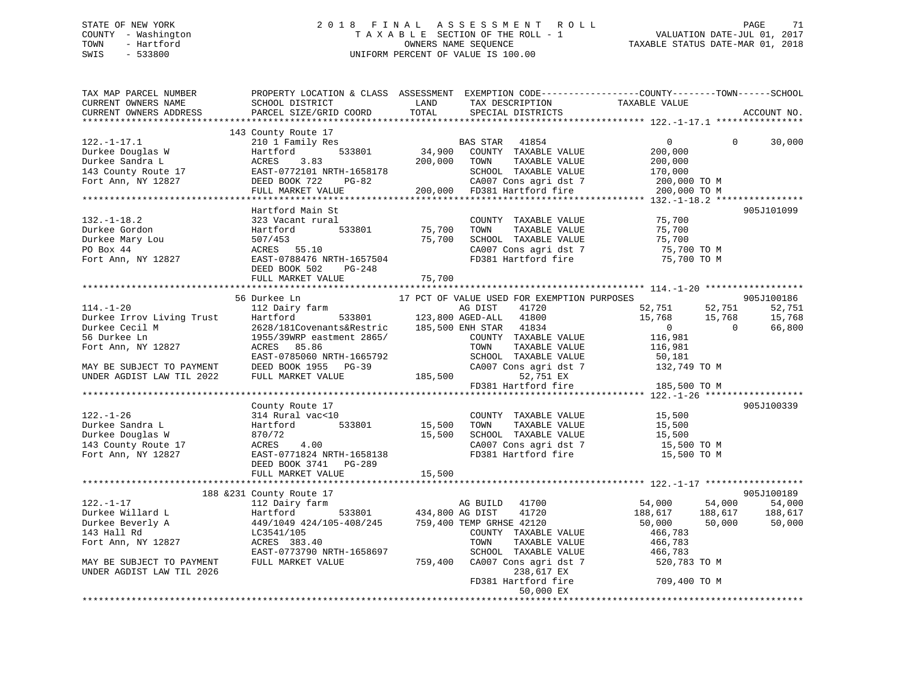STATE OF NEW YORK — 2018 FINAL ASSESSMENT ROLL
COUNTY - Washington — TAXABLE SECTION OF THE ROLL - 1 — VALUATION DATE-JUL 01, 2017
TOWN - Hartford — OWNERS NAME SEQUENCE — TAXABLE STATUS DATE-MAR 01, 2018
SWIS - 533800 — UNIFORM PERCENT OF VALUE IS 100.00

| TAX MAP PARCEL NUMBER / CURRENT OWNERS NAME / CURRENT OWNERS ADDRESS | PROPERTY LOCATION & CLASS / SCHOOL DISTRICT / PARCEL SIZE/GRID COORD | ASSESSMENT LAND / TOTAL | EXEMPTION CODE / TAX DESCRIPTION / SPECIAL DISTRICTS | COUNTY TAXABLE VALUE | TOWN | SCHOOL / ACCOUNT NO. |
|---|---|---|---|---|---|---|
| **122.-1-17.1** | 143 County Route 17 | | | | | |
| | 210 1 Family Res | | BAS STAR 41854 | 0 | 0 | 30,000 |
| Durkee Douglas W | Hartford 533801 | 34,900 | COUNTY TAXABLE VALUE | 200,000 | | |
| Durkee Sandra L | ACRES 3.83 | 200,000 | TOWN TAXABLE VALUE | 200,000 | | |
| 143 County Route 17 | EAST-0772101 NRTH-1658178 | | SCHOOL TAXABLE VALUE | 170,000 | | |
| Fort Ann, NY 12827 | DEED BOOK 722 PG-82 | | CA007 Cons agri dst 7 | 200,000 TO M | | |
| | FULL MARKET VALUE | 200,000 | FD381 Hartford fire | 200,000 TO M | | |
| **132.-1-18.2** | Hartford Main St | | | | | 905J101099 |
| | 323 Vacant rural | | COUNTY TAXABLE VALUE | 75,700 | | |
| Durkee Gordon | Hartford 533801 | 75,700 | TOWN TAXABLE VALUE | 75,700 | | |
| Durkee Mary Lou | 507/453 | 75,700 | SCHOOL TAXABLE VALUE | 75,700 | | |
| PO Box 44 | ACRES 55.10 | | CA007 Cons agri dst 7 | 75,700 TO M | | |
| Fort Ann, NY 12827 | EAST-0788476 NRTH-1657504 | | FD381 Hartford fire | 75,700 TO M | | |
| | DEED BOOK 502 PG-248 | | | | | |
| | FULL MARKET VALUE | 75,700 | | | | |
| **114.-1-20** | 56 Durkee Ln | | 17 PCT OF VALUE USED FOR EXEMPTION PURPOSES | | | 905J100186 |
| | 112 Dairy farm | | AG DIST 41720 | 52,751 | 52,751 | 52,751 |
| Durkee Irrov Living Trust | Hartford 533801 | 123,800 | AGED-ALL 41800 | 15,768 | 15,768 | 15,768 |
| Durkee Cecil M | 2628/181Covenants&Restric | 185,500 | ENH STAR 41834 | 0 | 0 | 66,800 |
| 56 Durkee Ln | 1955/39WRP eastment 2865/ | | COUNTY TAXABLE VALUE | 116,981 | | |
| Fort Ann, NY 12827 | ACRES 85.86 | | TOWN TAXABLE VALUE | 116,981 | | |
| | EAST-0785060 NRTH-1665792 | | SCHOOL TAXABLE VALUE | 50,181 | | |
| MAY BE SUBJECT TO PAYMENT | DEED BOOK 1955 PG-39 | | CA007 Cons agri dst 7 | 132,749 TO M | | |
| UNDER AGDIST LAW TIL 2022 | FULL MARKET VALUE | 185,500 | 52,751 EX | | | |
| | | | FD381 Hartford fire | 185,500 TO M | | |
| **122.-1-26** | County Route 17 | | | | | 905J100339 |
| | 314 Rural vac<10 | | COUNTY TAXABLE VALUE | 15,500 | | |
| Durkee Sandra L | Hartford 533801 | 15,500 | TOWN TAXABLE VALUE | 15,500 | | |
| Durkee Douglas W | 870/72 | 15,500 | SCHOOL TAXABLE VALUE | 15,500 | | |
| 143 County Route 17 | ACRES 4.00 | | CA007 Cons agri dst 7 | 15,500 TO M | | |
| Fort Ann, NY 12827 | EAST-0771824 NRTH-1658138 | | FD381 Hartford fire | 15,500 TO M | | |
| | DEED BOOK 3741 PG-289 | | | | | |
| | FULL MARKET VALUE | 15,500 | | | | |
| **122.-1-17** | 188 &231 County Route 17 | | | | | 905J100189 |
| | 112 Dairy farm | | AG BUILD 41700 | 54,000 | 54,000 | 54,000 |
| Durkee Willard L | Hartford 533801 | 434,800 | AG DIST 41720 | 188,617 | 188,617 | 188,617 |
| Durkee Beverly A | 449/1049 424/105-408/245 | 759,400 | TEMP GRHSE 42120 | 50,000 | 50,000 | 50,000 |
| 143 Hall Rd | LC3541/105 | | COUNTY TAXABLE VALUE | 466,783 | | |
| Fort Ann, NY 12827 | ACRES 383.40 | | TOWN TAXABLE VALUE | 466,783 | | |
| | EAST-0773790 NRTH-1658697 | | SCHOOL TAXABLE VALUE | 466,783 | | |
| MAY BE SUBJECT TO PAYMENT | FULL MARKET VALUE | 759,400 | CA007 Cons agri dst 7 | 520,783 TO M | | |
| UNDER AGDIST LAW TIL 2026 | | | 238,617 EX | | | |
| | | | FD381 Hartford fire | 709,400 TO M | | |
| | | | 50,000 EX | | | |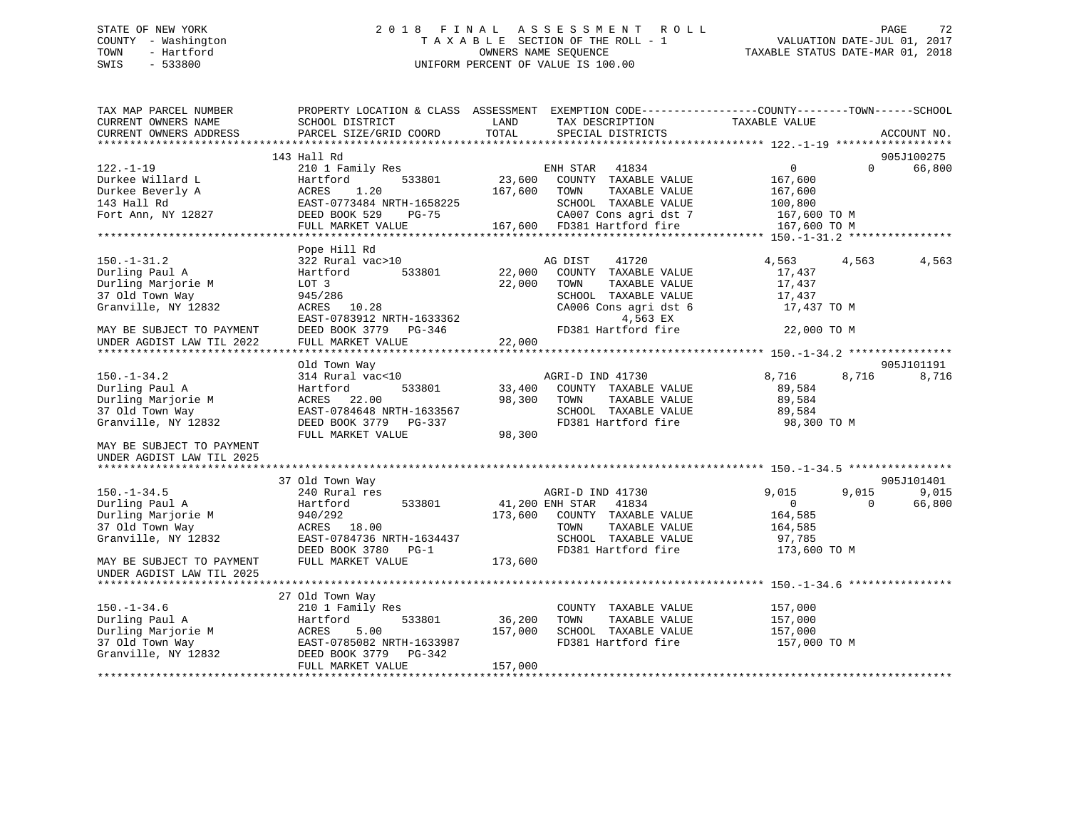STATE OF NEW YORK | COUNTY - Washington | TOWN - Hartford | SWIS - 533800

2018 FINAL ASSESSMENT ROLL
TAXABLE SECTION OF THE ROLL - 1
OWNERS NAME SEQUENCE
UNIFORM PERCENT OF VALUE IS 100.00

VALUATION DATE-JUL 01, 2017
TAXABLE STATUS DATE-MAR 01, 2018

| TAX MAP PARCEL NUMBER / CURRENT OWNERS NAME / CURRENT OWNERS ADDRESS | PROPERTY LOCATION & CLASS / SCHOOL DISTRICT / PARCEL SIZE/GRID COORD | ASSESSMENT LAND / TOTAL | EXEMPTION CODE / TAX DESCRIPTION / SPECIAL DISTRICTS | COUNTY TAXABLE VALUE | TOWN | SCHOOL | ACCOUNT NO. |
|---|---|---|---|---|---|---|---|
| **122.-1-19** | 143 Hall Rd | | | | | | 905J100275 |
| Durkee Willard L | 210 1 Family Res | | ENH STAR 41834 | 0 | 0 | 66,800 | |
| Durkee Beverly A | Hartford 533801 | 23,600 | COUNTY TAXABLE VALUE | 167,600 | | | |
| 143 Hall Rd | ACRES 1.20 | 167,600 | TOWN TAXABLE VALUE | 167,600 | | | |
| Fort Ann, NY 12827 | EAST-0773484 NRTH-1658225 | | SCHOOL TAXABLE VALUE | 100,800 | | | |
| | DEED BOOK 529 PG-75 | | CA007 Cons agri dst 7 | 167,600 TO M | | | |
| | FULL MARKET VALUE | 167,600 | FD381 Hartford fire | 167,600 TO M | | | |
| **150.-1-31.2** | Pope Hill Rd | | | | | | |
| Durling Paul A | 322 Rural vac>10 | | AG DIST 41720 | 4,563 | 4,563 | 4,563 | |
| Durling Marjorie M | Hartford 533801 | 22,000 | COUNTY TAXABLE VALUE | 17,437 | | | |
| 37 Old Town Way | LOT 3 | 22,000 | TOWN TAXABLE VALUE | 17,437 | | | |
| Granville, NY 12832 | 945/286 | | SCHOOL TAXABLE VALUE | 17,437 | | | |
| | ACRES 10.28 | | CA006 Cons agri dst 6 | 17,437 TO M | | | |
| | EAST-0783912 NRTH-1633362 | | 4,563 EX | | | | |
| MAY BE SUBJECT TO PAYMENT | DEED BOOK 3779 PG-346 | | FD381 Hartford fire | 22,000 TO M | | | |
| UNDER AGDIST LAW TIL 2022 | FULL MARKET VALUE | 22,000 | | | | | |
| **150.-1-34.2** | Old Town Way | | | | | | 905J101191 |
| Durling Paul A | 314 Rural vac<10 | | AGRI-D IND 41730 | 8,716 | 8,716 | 8,716 | |
| Durling Marjorie M | Hartford 533801 | 33,400 | COUNTY TAXABLE VALUE | 89,584 | | | |
| 37 Old Town Way | ACRES 22.00 | 98,300 | TOWN TAXABLE VALUE | 89,584 | | | |
| Granville, NY 12832 | EAST-0784648 NRTH-1633567 | | SCHOOL TAXABLE VALUE | 89,584 | | | |
| | DEED BOOK 3779 PG-337 | | FD381 Hartford fire | 98,300 TO M | | | |
| MAY BE SUBJECT TO PAYMENT | FULL MARKET VALUE | 98,300 | | | | | |
| UNDER AGDIST LAW TIL 2025 | | | | | | | |
| **150.-1-34.5** | 37 Old Town Way | | | | | | 905J101401 |
| Durling Paul A | 240 Rural res | | AGRI-D IND 41730 | 9,015 | 9,015 | 9,015 | |
| Durling Marjorie M | Hartford 533801 | 41,200 | ENH STAR 41834 | 0 | 0 | 66,800 | |
| 37 Old Town Way | 940/292 | 173,600 | COUNTY TAXABLE VALUE | 164,585 | | | |
| Granville, NY 12832 | ACRES 18.00 | | TOWN TAXABLE VALUE | 164,585 | | | |
| | EAST-0784736 NRTH-1634437 | | SCHOOL TAXABLE VALUE | 97,785 | | | |
| | DEED BOOK 3780 PG-1 | | FD381 Hartford fire | 173,600 TO M | | | |
| MAY BE SUBJECT TO PAYMENT | FULL MARKET VALUE | 173,600 | | | | | |
| UNDER AGDIST LAW TIL 2025 | | | | | | | |
| **150.-1-34.6** | 27 Old Town Way | | | | | | |
| Durling Paul A | 210 1 Family Res | | COUNTY TAXABLE VALUE | 157,000 | | | |
| Durling Marjorie M | Hartford 533801 | 36,200 | TOWN TAXABLE VALUE | 157,000 | | | |
| 37 Old Town Way | ACRES 5.00 | 157,000 | SCHOOL TAXABLE VALUE | 157,000 | | | |
| Granville, NY 12832 | EAST-0785082 NRTH-1633987 | | FD381 Hartford fire | 157,000 TO M | | | |
| | DEED BOOK 3779 PG-342 | | | | | | |
| | FULL MARKET VALUE | 157,000 | | | | | |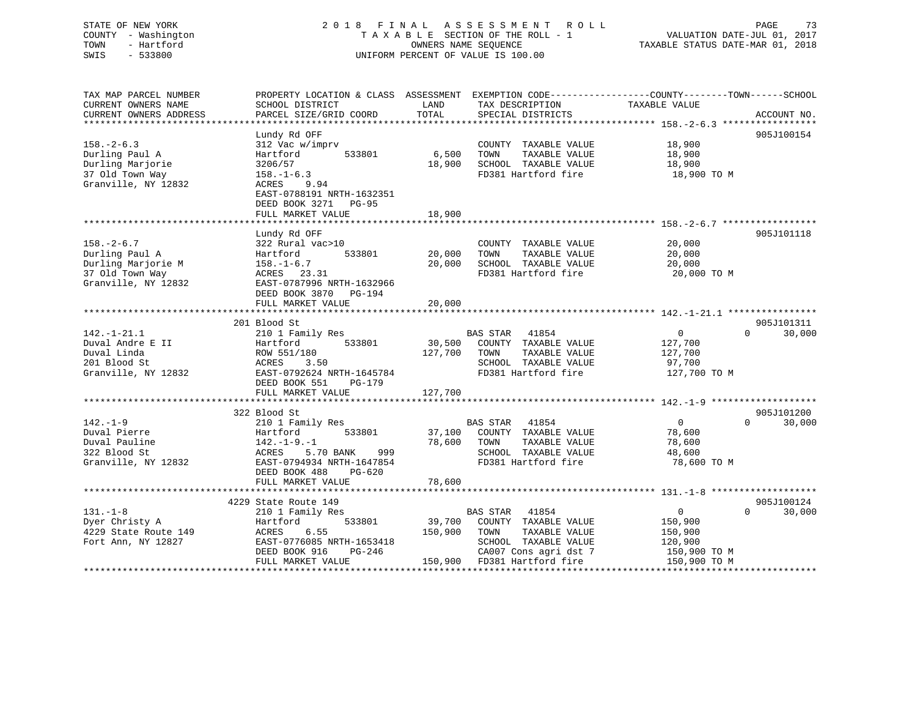STATE OF NEW YORK
COUNTY - Washington
TOWN - Hartford
SWIS - 533800

2 0 1 8 F I N A L A S S E S S M E N T R O L L
T A X A B L E SECTION OF THE ROLL - 1
OWNERS NAME SEQUENCE
UNIFORM PERCENT OF VALUE IS 100.00

VALUATION DATE-JUL 01, 2017
TAXABLE STATUS DATE-MAR 01, 2018

| TAX MAP PARCEL NUMBER<br>CURRENT OWNERS NAME<br>CURRENT OWNERS ADDRESS | PROPERTY LOCATION & CLASS<br>SCHOOL DISTRICT<br>PARCEL SIZE/GRID COORD | ASSESSMENT<br>LAND<br>TOTAL | EXEMPTION CODE<br>TAX DESCRIPTION<br>SPECIAL DISTRICTS | COUNTY / TOWN / SCHOOL<br>TAXABLE VALUE | ACCOUNT NO. |
|---|---|---|---|---|---|
| **158.-2-6.3** | Lundy Rd OFF | | | | 905J100154 |
| 158.-2-6.3 | 312 Vac w/imprv | | COUNTY TAXABLE VALUE | 18,900 | |
| Durling Paul A | Hartford 533801 | 6,500 | TOWN TAXABLE VALUE | 18,900 | |
| Durling Marjorie | 3206/57 | 18,900 | SCHOOL TAXABLE VALUE | 18,900 | |
| 37 Old Town Way | 158.-1-6.3 | | FD381 Hartford fire | 18,900 TO M | |
| Granville, NY 12832 | ACRES 9.94 | | | | |
| | EAST-0788191 NRTH-1632351 | | | | |
| | DEED BOOK 3271 PG-95 | | | | |
| | FULL MARKET VALUE | 18,900 | | | |
| **158.-2-6.7** | Lundy Rd OFF | | | | 905J101118 |
| 158.-2-6.7 | 322 Rural vac>10 | | COUNTY TAXABLE VALUE | 20,000 | |
| Durling Paul A | Hartford 533801 | 20,000 | TOWN TAXABLE VALUE | 20,000 | |
| Durling Marjorie M | 158.-1-6.7 | 20,000 | SCHOOL TAXABLE VALUE | 20,000 | |
| 37 Old Town Way | ACRES 23.31 | | FD381 Hartford fire | 20,000 TO M | |
| Granville, NY 12832 | EAST-0787996 NRTH-1632966 | | | | |
| | DEED BOOK 3870 PG-194 | | | | |
| | FULL MARKET VALUE | 20,000 | | | |
| **142.-1-21.1** | 201 Blood St | | | | 905J101311 |
| 142.-1-21.1 | 210 1 Family Res | | BAS STAR 41854 | 0 / 0 / 30,000 | |
| Duval Andre E II | Hartford 533801 | 30,500 | COUNTY TAXABLE VALUE | 127,700 | |
| Duval Linda | ROW 551/180 | 127,700 | TOWN TAXABLE VALUE | 127,700 | |
| 201 Blood St | ACRES 3.50 | | SCHOOL TAXABLE VALUE | 97,700 | |
| Granville, NY 12832 | EAST-0792624 NRTH-1645784 | | FD381 Hartford fire | 127,700 TO M | |
| | DEED BOOK 551 PG-179 | | | | |
| | FULL MARKET VALUE | 127,700 | | | |
| **142.-1-9** | 322 Blood St | | | | 905J101200 |
| 142.-1-9 | 210 1 Family Res | | BAS STAR 41854 | 0 / 0 / 30,000 | |
| Duval Pierre | Hartford 533801 | 37,100 | COUNTY TAXABLE VALUE | 78,600 | |
| Duval Pauline | 142.-1-9.-1 | 78,600 | TOWN TAXABLE VALUE | 78,600 | |
| 322 Blood St | ACRES 5.70 BANK 999 | | SCHOOL TAXABLE VALUE | 48,600 | |
| Granville, NY 12832 | EAST-0794934 NRTH-1647854 | | FD381 Hartford fire | 78,600 TO M | |
| | DEED BOOK 488 PG-620 | | | | |
| | FULL MARKET VALUE | 78,600 | | | |
| **131.-1-8** | 4229 State Route 149 | | | | 905J100124 |
| 131.-1-8 | 210 1 Family Res | | BAS STAR 41854 | 0 / 0 / 30,000 | |
| Dyer Christy A | Hartford 533801 | 39,700 | COUNTY TAXABLE VALUE | 150,900 | |
| 4229 State Route 149 | ACRES 6.55 | 150,900 | TOWN TAXABLE VALUE | 150,900 | |
| Fort Ann, NY 12827 | EAST-0776085 NRTH-1653418 | | SCHOOL TAXABLE VALUE | 120,900 | |
| | DEED BOOK 916 PG-246 | | CA007 Cons agri dst 7 | 150,900 TO M | |
| | FULL MARKET VALUE | 150,900 | FD381 Hartford fire | 150,900 TO M | |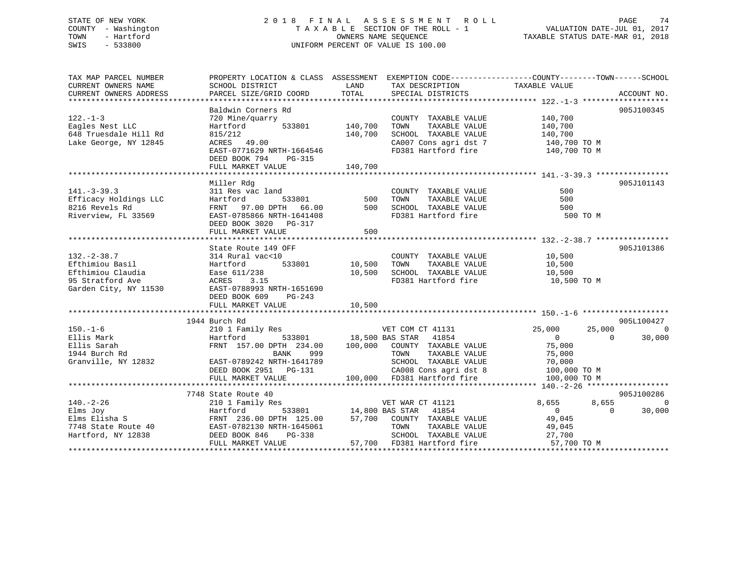STATE OF NEW YORK
COUNTY - Washington
TOWN - Hartford
SWIS - 533800

# 2018 FINAL ASSESSMENT ROLL

TAXABLE SECTION OF THE ROLL - 1
OWNERS NAME SEQUENCE
UNIFORM PERCENT OF VALUE IS 100.00

VALUATION DATE-JUL 01, 2017
TAXABLE STATUS DATE-MAR 01, 2018

```
TAX MAP PARCEL NUMBER          PROPERTY LOCATION & CLASS  ASSESSMENT  EXEMPTION CODE------------------COUNTY--------TOWN------SCHOOL
CURRENT OWNERS NAME            SCHOOL DISTRICT               LAND      TAX DESCRIPTION              TAXABLE VALUE
CURRENT OWNERS ADDRESS         PARCEL SIZE/GRID COORD        TOTAL     SPECIAL DISTRICTS                                     ACCOUNT NO.
*********************************************************************************************************** 122.-1-3 *******************
                               Baldwin Corners Rd                                                                            905J100345
122.-1-3                       720 Mine/quarry                         COUNTY  TAXABLE VALUE            140,700
Eagles Nest LLC                Hartford        533801      140,700     TOWN    TAXABLE VALUE            140,700
648 Truesdale Hill Rd          815/212                     140,700     SCHOOL  TAXABLE VALUE            140,700
Lake George, NY 12845          ACRES   49.00                           CA007 Cons agri dst 7             140,700 TO M
                               EAST-0771629 NRTH-1664546               FD381 Hartford fire               140,700 TO M
                               DEED BOOK 794    PG-315
                               FULL MARKET VALUE           140,700
*********************************************************************************************************** 141.-3-39.3 ****************
                               Miller Rdg                                                                                    905J101143
141.-3-39.3                    311 Res vac land                        COUNTY  TAXABLE VALUE                500
Efficacy Holdings LLC          Hartford        533801          500     TOWN    TAXABLE VALUE                500
8216 Revels Rd                 FRNT   97.00 DPTH   66.00       500     SCHOOL  TAXABLE VALUE                500
Riverview, FL 33569            EAST-0785866 NRTH-1641408               FD381 Hartford fire                   500 TO M
                               DEED BOOK 3020   PG-317
                               FULL MARKET VALUE               500
*********************************************************************************************************** 132.-2-38.7 ****************
                               State Route 149 OFF                                                                           905J101386
132.-2-38.7                    314 Rural vac<10                        COUNTY  TAXABLE VALUE             10,500
Efthimiou Basil                Hartford        533801       10,500     TOWN    TAXABLE VALUE             10,500
Efthimiou Claudia              Ease 611/238                 10,500     SCHOOL  TAXABLE VALUE             10,500
95 Stratford Ave               ACRES    3.15                           FD381 Hartford fire                10,500 TO M
Garden City, NY 11530          EAST-0788993 NRTH-1651690
                               DEED BOOK 609    PG-243
                               FULL MARKET VALUE            10,500
*********************************************************************************************************** 150.-1-6 *******************
                        1944 Burch Rd                                                                                        905L100427
150.-1-6                       210 1 Family Res                        VET COM CT 41131            25,000        25,000             0
Ellis Mark                     Hartford        533801       18,500 BAS STAR   41854                 0             0        30,000
Ellis Sarah                    FRNT  157.00 DPTH  234.00   100,000     COUNTY  TAXABLE VALUE             75,000
1944 Burch Rd                             BANK     999                 TOWN    TAXABLE VALUE             75,000
Granville, NY 12832            EAST-0789242 NRTH-1641789               SCHOOL  TAXABLE VALUE             70,000
                               DEED BOOK 2951   PG-131                 CA008 Cons agri dst 8             100,000 TO M
                               FULL MARKET VALUE           100,000     FD381 Hartford fire               100,000 TO M
*********************************************************************************************************** 140.-2-26 ******************
                        7748 State Route 40                                                                                  905J100286
140.-2-26                      210 1 Family Res                        VET WAR CT 41121             8,655         8,655             0
Elms Joy                       Hartford        533801       14,800 BAS STAR   41854                 0             0        30,000
Elms Elisha S                  FRNT  236.00 DPTH  125.00    57,700     COUNTY  TAXABLE VALUE             49,045
7748 State Route 40            EAST-0782130 NRTH-1645061               TOWN    TAXABLE VALUE             49,045
Hartford, NY 12838             DEED BOOK 846    PG-338                 SCHOOL  TAXABLE VALUE             27,700
                               FULL MARKET VALUE            57,700     FD381 Hartford fire                57,700 TO M
****************************************************************************************************************************************
```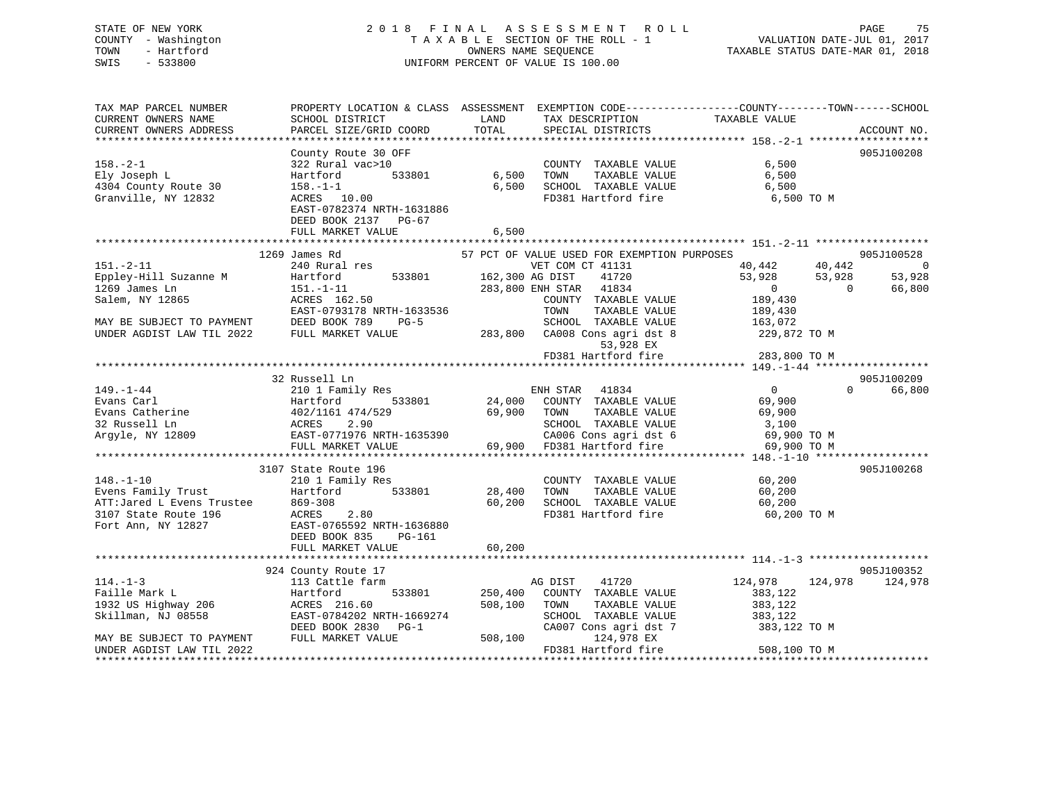STATE OF NEW YORK
COUNTY - Washington
TOWN - Hartford
SWIS - 533800

2 0 1 8 F I N A L A S S E S S M E N T R O L L
T A X A B L E SECTION OF THE ROLL - 1
OWNERS NAME SEQUENCE
UNIFORM PERCENT OF VALUE IS 100.00

VALUATION DATE-JUL 01, 2017
TAXABLE STATUS DATE-MAR 01, 2018

```
TAX MAP PARCEL NUMBER          PROPERTY LOCATION & CLASS  ASSESSMENT  EXEMPTION CODE------------------COUNTY--------TOWN------SCHOOL
CURRENT OWNERS NAME            SCHOOL DISTRICT              LAND      TAX DESCRIPTION              TAXABLE VALUE
CURRENT OWNERS ADDRESS         PARCEL SIZE/GRID COORD       TOTAL     SPECIAL DISTRICTS                                          ACCOUNT NO.
******************************************************************************************************* 158.-2-1 *******************
                               County Route 30 OFF                                                                          905J100208
158.-2-1                       322 Rural vac>10                       COUNTY  TAXABLE VALUE             6,500
Ely Joseph L                   Hartford         533801       6,500    TOWN    TAXABLE VALUE             6,500
4304 County Route 30           158.-1-1                      6,500    SCHOOL  TAXABLE VALUE             6,500
Granville, NY 12832            ACRES  10.00                           FD381 Hartford fire                6,500 TO M
                               EAST-0782374 NRTH-1631886
                               DEED BOOK 2137   PG-67
                               FULL MARKET VALUE             6,500
******************************************************************************************************* 151.-2-11 ******************
                          1269 James Rd                     57 PCT OF VALUE USED FOR EXEMPTION PURPOSES                     905J100528
151.-2-11                      240 Rural res                          VET COM CT 41131             40,442      40,442            0
Eppley-Hill Suzanne M          Hartford         533801     162,300 AG DIST     41720             53,928      53,928       53,928
1269 James Ln                  151.-1-11                   283,800 ENH STAR   41834                   0           0       66,800
Salem, NY 12865                ACRES 162.50                           COUNTY  TAXABLE VALUE           189,430
                               EAST-0793178 NRTH-1633536              TOWN    TAXABLE VALUE           189,430
MAY BE SUBJECT TO PAYMENT      DEED BOOK 789    PG-5                  SCHOOL  TAXABLE VALUE           163,072
UNDER AGDIST LAW TIL 2022      FULL MARKET VALUE           283,800    CA008 Cons agri dst 8           229,872 TO M
                                                                           53,928 EX
                                                                      FD381 Hartford fire             283,800 TO M
******************************************************************************************************* 149.-1-44 ******************
                               32 Russell Ln                                                                                905J100209
149.-1-44                      210 1 Family Res                       ENH STAR   41834                   0           0       66,800
Evans Carl                     Hartford         533801      24,000    COUNTY  TAXABLE VALUE            69,900
Evans Catherine                402/1161 474/529             69,900    TOWN    TAXABLE VALUE            69,900
32 Russell Ln                  ACRES   2.90                           SCHOOL  TAXABLE VALUE             3,100
Argyle, NY 12809               EAST-0771976 NRTH-1635390              CA006 Cons agri dst 6            69,900 TO M
                               FULL MARKET VALUE            69,900    FD381 Hartford fire              69,900 TO M
******************************************************************************************************* 148.-1-10 ******************
                          3107 State Route 196                                                                              905J100268
148.-1-10                      210 1 Family Res                       COUNTY  TAXABLE VALUE            60,200
Evens Family Trust             Hartford         533801      28,400    TOWN    TAXABLE VALUE            60,200
ATT:Jared L Evens Trustee      869-308                      60,200    SCHOOL  TAXABLE VALUE            60,200
3107 State Route 196           ACRES   2.80                           FD381 Hartford fire              60,200 TO M
Fort Ann, NY 12827             EAST-0765592 NRTH-1636880
                               DEED BOOK 835    PG-161
                               FULL MARKET VALUE            60,200
******************************************************************************************************* 114.-1-3 *******************
                           924 County Route 17                                                                              905J100352
114.-1-3                       113 Cattle farm                        AG DIST     41720            124,978     124,978      124,978
Faille Mark L                  Hartford         533801     250,400    COUNTY  TAXABLE VALUE           383,122
1932 US Highway 206            ACRES 216.60                508,100    TOWN    TAXABLE VALUE           383,122
Skillman, NJ 08558             EAST-0784202 NRTH-1669274              SCHOOL  TAXABLE VALUE           383,122
                               DEED BOOK 2830   PG-1                  CA007 Cons agri dst 7           383,122 TO M
MAY BE SUBJECT TO PAYMENT      FULL MARKET VALUE           508,100         124,978 EX
UNDER AGDIST LAW TIL 2022                                             FD381 Hartford fire             508,100 TO M
************************************************************************************************************************************
```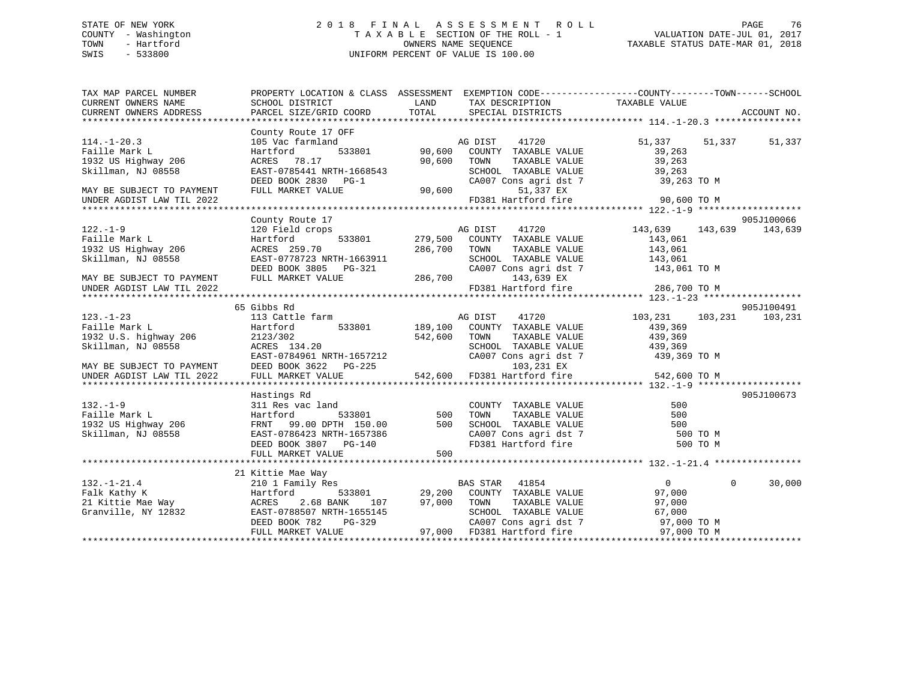STATE OF NEW YORK
COUNTY - Washington
TOWN - Hartford
SWIS - 533800

2018 FINAL ASSESSMENT ROLL
TAXABLE SECTION OF THE ROLL - 1
OWNERS NAME SEQUENCE
UNIFORM PERCENT OF VALUE IS 100.00

VALUATION DATE-JUL 01, 2017
TAXABLE STATUS DATE-MAR 01, 2018

```
TAX MAP PARCEL NUMBER       PROPERTY LOCATION & CLASS  ASSESSMENT  EXEMPTION CODE------------------COUNTY--------TOWN------SCHOOL
CURRENT OWNERS NAME         SCHOOL DISTRICT             LAND       TAX DESCRIPTION               TAXABLE VALUE
CURRENT OWNERS ADDRESS      PARCEL SIZE/GRID COORD      TOTAL      SPECIAL DISTRICTS                                    ACCOUNT NO.
********************************************************************************************** 114.-1-20.3 ****************
                            County Route 17 OFF
114.-1-20.3                 105 Vac farmland                       AG DIST     41720            51,337     51,337     51,337
Faille Mark L               Hartford       533801      90,600      COUNTY  TAXABLE VALUE         39,263
1932 US Highway 206         ACRES  78.17               90,600      TOWN    TAXABLE VALUE         39,263
Skillman, NJ 08558          EAST-0785441 NRTH-1668543              SCHOOL  TAXABLE VALUE         39,263
                            DEED BOOK 2830   PG-1                  CA007 Cons agri dst 7          39,263 TO M
MAY BE SUBJECT TO PAYMENT   FULL MARKET VALUE          90,600            51,337 EX
UNDER AGDIST LAW TIL 2022                                          FD381 Hartford fire            90,600 TO M
********************************************************************************************** 122.-1-9 *******************
                            County Route 17                                                                  905J100066
122.-1-9                    120 Field crops                        AG DIST     41720           143,639    143,639    143,639
Faille Mark L               Hartford       533801     279,500      COUNTY  TAXABLE VALUE        143,061
1932 US Highway 206         ACRES 259.70              286,700      TOWN    TAXABLE VALUE        143,061
Skillman, NJ 08558          EAST-0778723 NRTH-1663911              SCHOOL  TAXABLE VALUE        143,061
                            DEED BOOK 3805   PG-321                CA007 Cons agri dst 7         143,061 TO M
MAY BE SUBJECT TO PAYMENT   FULL MARKET VALUE         286,700           143,639 EX
UNDER AGDIST LAW TIL 2022                                          FD381 Hartford fire           286,700 TO M
********************************************************************************************** 123.-1-23 ******************
                            65 Gibbs Rd                                                                      905J100491
123.-1-23                   113 Cattle farm                        AG DIST     41720           103,231    103,231    103,231
Faille Mark L               Hartford       533801     189,100      COUNTY  TAXABLE VALUE        439,369
1932 U.S. highway 206       2123/302                  542,600      TOWN    TAXABLE VALUE        439,369
Skillman, NJ 08558          ACRES 134.20                           SCHOOL  TAXABLE VALUE        439,369
                            EAST-0784961 NRTH-1657212              CA007 Cons agri dst 7         439,369 TO M
MAY BE SUBJECT TO PAYMENT   DEED BOOK 3622   PG-225                     103,231 EX
UNDER AGDIST LAW TIL 2022   FULL MARKET VALUE         542,600      FD381 Hartford fire           542,600 TO M
********************************************************************************************** 132.-1-9 *******************
                            Hastings Rd                                                                      905J100673
132.-1-9                    311 Res vac land                       COUNTY  TAXABLE VALUE            500
Faille Mark L               Hartford       533801         500      TOWN    TAXABLE VALUE            500
1932 US Highway 206         FRNT  99.00 DPTH 150.00       500      SCHOOL  TAXABLE VALUE            500
Skillman, NJ 08558          EAST-0786423 NRTH-1657386              CA007 Cons agri dst 7             500 TO M
                            DEED BOOK 3807   PG-140                FD381 Hartford fire               500 TO M
                            FULL MARKET VALUE             500
********************************************************************************************** 132.-1-21.4 ****************
                            21 Kittie Mae Way
132.-1-21.4                 210 1 Family Res                       BAS STAR    41854                 0          0     30,000
Falk Kathy K                Hartford       533801      29,200      COUNTY  TAXABLE VALUE         97,000
21 Kittie Mae Way           ACRES    2.68 BANK    107  97,000      TOWN    TAXABLE VALUE         97,000
Granville, NY 12832         EAST-0788507 NRTH-1655145              SCHOOL  TAXABLE VALUE         67,000
                            DEED BOOK 782    PG-329                CA007 Cons agri dst 7          97,000 TO M
                            FULL MARKET VALUE          97,000      FD381 Hartford fire            97,000 TO M
*****************************************************************************************************************************
```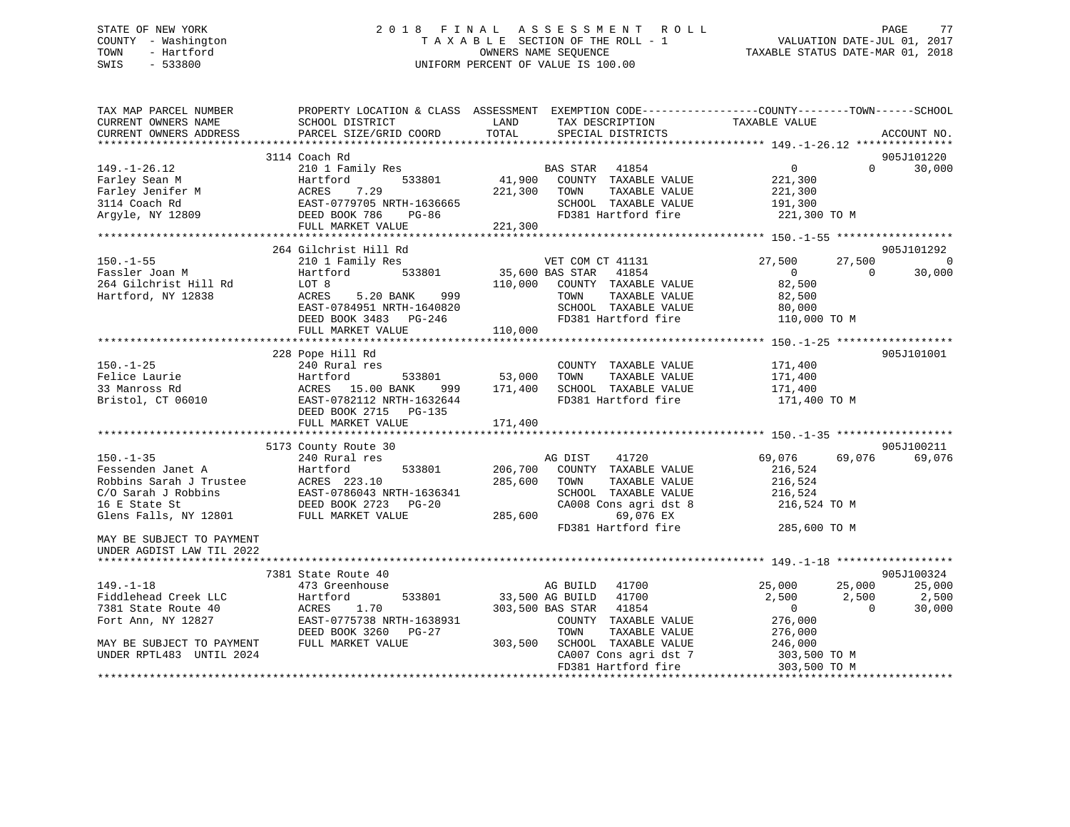STATE OF NEW YORK
COUNTY - Washington
TOWN - Hartford
SWIS - 533800

2018 FINAL ASSESSMENT ROLL
TAXABLE SECTION OF THE ROLL - 1
OWNERS NAME SEQUENCE
UNIFORM PERCENT OF VALUE IS 100.00

VALUATION DATE-JUL 01, 2017
TAXABLE STATUS DATE-MAR 01, 2018

```
TAX MAP PARCEL NUMBER          PROPERTY LOCATION & CLASS  ASSESSMENT  EXEMPTION CODE-----------------COUNTY--------TOWN------SCHOOL
CURRENT OWNERS NAME            SCHOOL DISTRICT             LAND       TAX DESCRIPTION              TAXABLE VALUE
CURRENT OWNERS ADDRESS         PARCEL SIZE/GRID COORD      TOTAL      SPECIAL DISTRICTS                                        ACCOUNT NO.
******************************************************************************************************* 149.-1-26.12 ***************
                               3114 Coach Rd                                                                                905J101220
149.-1-26.12                   210 1 Family Res                      BAS STAR   41854                   0             0       30,000
Farley Sean M                  Hartford         533801      41,900   COUNTY  TAXABLE VALUE          221,300
Farley Jenifer M               ACRES    7.29               221,300   TOWN    TAXABLE VALUE          221,300
3114 Coach Rd                  EAST-0779705 NRTH-1636665             SCHOOL  TAXABLE VALUE          191,300
Argyle, NY 12809               DEED BOOK 786    PG-86                FD381 Hartford fire              221,300 TO M
                               FULL MARKET VALUE           221,300
******************************************************************************************************* 150.-1-55 ******************
                               264 Gilchrist Hill Rd                                                                        905J101292
150.-1-55                      210 1 Family Res                      VET COM CT 41131               27,500        27,500            0
Fassler Joan M                 Hartford         533801      35,600 BAS STAR   41854                   0             0       30,000
264 Gilchrist Hill Rd          LOT 8                       110,000   COUNTY  TAXABLE VALUE           82,500
Hartford, NY 12838             ACRES    5.20 BANK    999             TOWN    TAXABLE VALUE           82,500
                               EAST-0784951 NRTH-1640820             SCHOOL  TAXABLE VALUE           80,000
                               DEED BOOK 3483   PG-246               FD381 Hartford fire              110,000 TO M
                               FULL MARKET VALUE           110,000
******************************************************************************************************* 150.-1-25 ******************
                               228 Pope Hill Rd                                                                             905J101001
150.-1-25                      240 Rural res                         COUNTY  TAXABLE VALUE          171,400
Felice Laurie                  Hartford         533801      53,000   TOWN    TAXABLE VALUE          171,400
33 Manross Rd                  ACRES   15.00 BANK    999   171,400   SCHOOL  TAXABLE VALUE          171,400
Bristol, CT 06010              EAST-0782112 NRTH-1632644             FD381 Hartford fire              171,400 TO M
                               DEED BOOK 2715   PG-135
                               FULL MARKET VALUE           171,400
******************************************************************************************************* 150.-1-35 ******************
                               5173 County Route 30                                                                         905J100211
150.-1-35                      240 Rural res                         AG DIST    41720               69,076        69,076       69,076
Fessenden Janet A              Hartford         533801     206,700   COUNTY  TAXABLE VALUE          216,524
Robbins Sarah J Trustee        ACRES  223.10               285,600   TOWN    TAXABLE VALUE          216,524
C/O Sarah J Robbins            EAST-0786043 NRTH-1636341             SCHOOL  TAXABLE VALUE          216,524
16 E State St                  DEED BOOK 2723   PG-20                CA008 Cons agri dst 8            216,524 TO M
Glens Falls, NY 12801          FULL MARKET VALUE           285,600            69,076 EX
                                                                     FD381 Hartford fire              285,600 TO M
MAY BE SUBJECT TO PAYMENT
UNDER AGDIST LAW TIL 2022
******************************************************************************************************* 149.-1-18 ******************
                               7381 State Route 40                                                                          905J100324
149.-1-18                      473 Greenhouse                        AG BUILD   41700               25,000        25,000       25,000
Fiddlehead Creek LLC           Hartford         533801      33,500 AG BUILD   41700                2,500         2,500        2,500
7381 State Route 40            ACRES    1.70               303,500 BAS STAR   41854                   0             0       30,000
Fort Ann, NY 12827             EAST-0775738 NRTH-1638931             COUNTY  TAXABLE VALUE          276,000
                               DEED BOOK 3260   PG-27                TOWN    TAXABLE VALUE          276,000
MAY BE SUBJECT TO PAYMENT      FULL MARKET VALUE           303,500   SCHOOL  TAXABLE VALUE          246,000
UNDER RPTL483  UNTIL 2024                                            CA007 Cons agri dst 7            303,500 TO M
                                                                     FD381 Hartford fire              303,500 TO M
************************************************************************************************************************************
```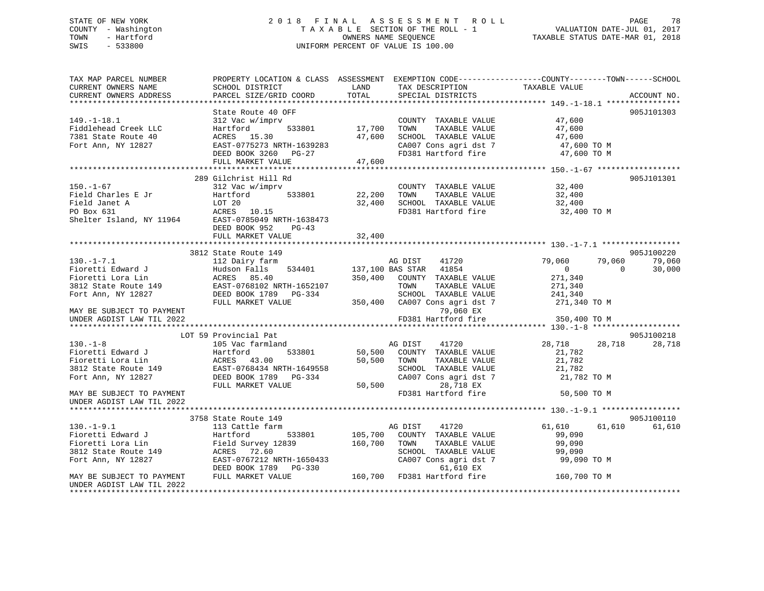STATE OF NEW YORK
COUNTY - Washington
TOWN - Hartford
SWIS - 533800

2018 FINAL ASSESSMENT ROLL
TAXABLE SECTION OF THE ROLL - 1
OWNERS NAME SEQUENCE
UNIFORM PERCENT OF VALUE IS 100.00

VALUATION DATE-JUL 01, 2017
TAXABLE STATUS DATE-MAR 01, 2018

```
TAX MAP PARCEL NUMBER          PROPERTY LOCATION & CLASS  ASSESSMENT  EXEMPTION CODE------------------COUNTY--------TOWN------SCHOOL
CURRENT OWNERS NAME            SCHOOL DISTRICT              LAND      TAX DESCRIPTION             TAXABLE VALUE
CURRENT OWNERS ADDRESS         PARCEL SIZE/GRID COORD      TOTAL      SPECIAL DISTRICTS                                     ACCOUNT NO.
******************************************************************************************************* 149.-1-18.1 ****************
                               State Route 40 OFF                                                                        905J101303
149.-1-18.1                    312 Vac w/imprv                         COUNTY  TAXABLE VALUE            47,600
Fiddlehead Creek LLC           Hartford        533801      17,700     TOWN    TAXABLE VALUE            47,600
7381 State Route 40            ACRES   15.30               47,600     SCHOOL  TAXABLE VALUE            47,600
Fort Ann, NY 12827             EAST-0775273 NRTH-1639283              CA007 Cons agri dst 7             47,600 TO M
                               DEED BOOK 3260   PG-27                 FD381 Hartford fire               47,600 TO M
                               FULL MARKET VALUE           47,600
******************************************************************************************************* 150.-1-67 ******************
                           289 Gilchrist Hill Rd                                                                         905J101301
150.-1-67                      312 Vac w/imprv                         COUNTY  TAXABLE VALUE            32,400
Field Charles E Jr             Hartford        533801      22,200     TOWN    TAXABLE VALUE            32,400
Field Janet A                  LOT 20                      32,400     SCHOOL  TAXABLE VALUE            32,400
PO Box 631                     ACRES   10.15                          FD381 Hartford fire               32,400 TO M
Shelter Island, NY 11964       EAST-0785049 NRTH-1638473
                               DEED BOOK 952    PG-43
                               FULL MARKET VALUE           32,400
******************************************************************************************************* 130.-1-7.1 *****************
                          3812 State Route 149                                                                           905J100220
130.-1-7.1                     112 Dairy farm                          AG DIST    41720            79,060      79,060      79,060
Fioretti Edward J              Hudson Falls    534401     137,100 BAS STAR   41854                 0           0       30,000
Fioretti Lora Lin              ACRES   85.40              350,400     COUNTY  TAXABLE VALUE           271,340
3812 State Route 149           EAST-0768102 NRTH-1652107              TOWN    TAXABLE VALUE           271,340
Fort Ann, NY 12827             DEED BOOK 1789   PG-334                SCHOOL  TAXABLE VALUE           241,340
                               FULL MARKET VALUE          350,400     CA007 Cons agri dst 7            271,340 TO M
MAY BE SUBJECT TO PAYMENT                                                   79,060 EX
UNDER AGDIST LAW TIL 2022                                             FD381 Hartford fire              350,400 TO M
******************************************************************************************************* 130.-1-8 *******************
                           LOT 59 Provincial Pat                                                                         905J100218
130.-1-8                       105 Vac farmland                        AG DIST    41720            28,718      28,718      28,718
Fioretti Edward J              Hartford        533801      50,500     COUNTY  TAXABLE VALUE            21,782
Fioretti Lora Lin              ACRES   43.00               50,500     TOWN    TAXABLE VALUE            21,782
3812 State Route 149           EAST-0768434 NRTH-1649558              SCHOOL  TAXABLE VALUE            21,782
Fort Ann, NY 12827             DEED BOOK 1789   PG-334                CA007 Cons agri dst 7             21,782 TO M
                               FULL MARKET VALUE           50,500          28,718 EX
MAY BE SUBJECT TO PAYMENT                                             FD381 Hartford fire               50,500 TO M
UNDER AGDIST LAW TIL 2022
******************************************************************************************************* 130.-1-9.1 *****************
                          3758 State Route 149                                                                           905J100110
130.-1-9.1                     113 Cattle farm                         AG DIST    41720            61,610      61,610      61,610
Fioretti Edward J              Hartford        533801     105,700     COUNTY  TAXABLE VALUE            99,090
Fioretti Lora Lin              Field Survey 12839         160,700     TOWN    TAXABLE VALUE            99,090
3812 State Route 149           ACRES   72.60                          SCHOOL  TAXABLE VALUE            99,090
Fort Ann, NY 12827             EAST-0767212 NRTH-1650433              CA007 Cons agri dst 7             99,090 TO M
                               DEED BOOK 1789   PG-330                     61,610 EX
MAY BE SUBJECT TO PAYMENT      FULL MARKET VALUE          160,700     FD381 Hartford fire              160,700 TO M
UNDER AGDIST LAW TIL 2022
************************************************************************************************************************************
```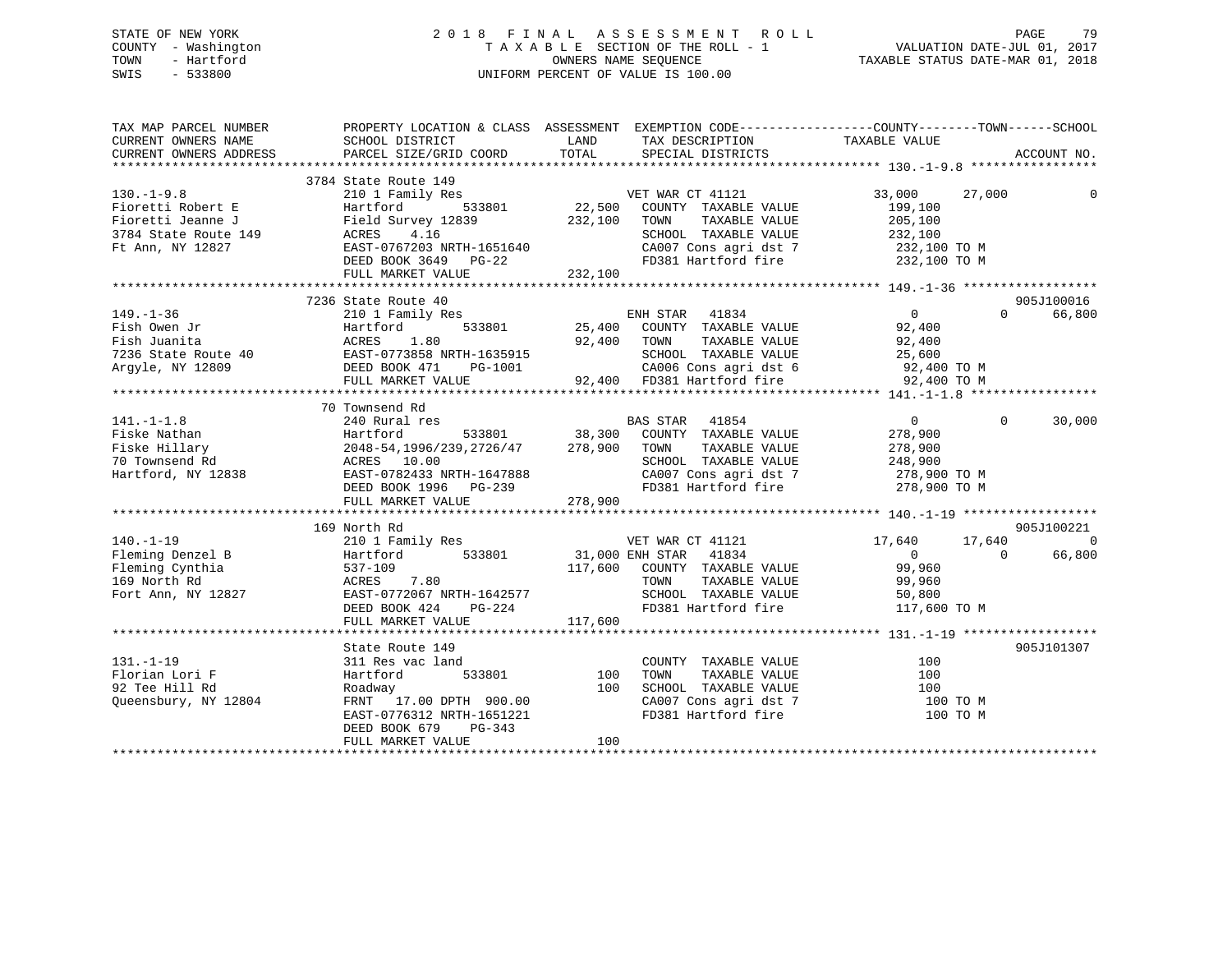STATE OF NEW YORK
COUNTY - Washington
TOWN - Hartford
SWIS - 533800

2018 FINAL ASSESSMENT ROLL
TAXABLE SECTION OF THE ROLL - 1
OWNERS NAME SEQUENCE
UNIFORM PERCENT OF VALUE IS 100.00

VALUATION DATE-JUL 01, 2017
TAXABLE STATUS DATE-MAR 01, 2018

```
TAX MAP PARCEL NUMBER     PROPERTY LOCATION & CLASS  ASSESSMENT  EXEMPTION CODE------------------COUNTY--------TOWN------SCHOOL
CURRENT OWNERS NAME       SCHOOL DISTRICT              LAND      TAX DESCRIPTION             TAXABLE VALUE
CURRENT OWNERS ADDRESS    PARCEL SIZE/GRID COORD       TOTAL     SPECIAL DISTRICTS                                    ACCOUNT NO.
******************************************************************************************** 130.-1-9.8 *****************
                          3784 State Route 149
130.-1-9.8                210 1 Family Res                  VET WAR CT 41121             33,000      27,000           0
Fioretti Robert E         Hartford          533801     22,500   COUNTY  TAXABLE VALUE       199,100
Fioretti Jeanne J         Field Survey 12839          232,100   TOWN    TAXABLE VALUE       205,100
3784 State Route 149      ACRES    4.16                         SCHOOL  TAXABLE VALUE       232,100
Ft Ann, NY 12827          EAST-0767203 NRTH-1651640             CA007 Cons agri dst 7        232,100 TO M
                          DEED BOOK 3649   PG-22                FD381 Hartford fire          232,100 TO M
                          FULL MARKET VALUE           232,100
******************************************************************************************** 149.-1-36 ******************
                          7236 State Route 40                                                                 905J100016
149.-1-36                 210 1 Family Res                  ENH STAR    41834                 0            0      66,800
Fish Owen Jr              Hartford          533801     25,400   COUNTY  TAXABLE VALUE        92,400
Fish Juanita              ACRES    1.80                92,400   TOWN    TAXABLE VALUE        92,400
7236 State Route 40       EAST-0773858 NRTH-1635915             SCHOOL  TAXABLE VALUE        25,600
Argyle, NY 12809          DEED BOOK 471    PG-1001              CA006 Cons agri dst 6         92,400 TO M
                          FULL MARKET VALUE            92,400   FD381 Hartford fire           92,400 TO M
******************************************************************************************** 141.-1-1.8 *****************
                          70 Townsend Rd
141.-1-1.8                240 Rural res                     BAS STAR    41854                 0            0      30,000
Fiske Nathan              Hartford          533801     38,300   COUNTY  TAXABLE VALUE       278,900
Fiske Hillary             2048-54,1996/239,2726/47    278,900   TOWN    TAXABLE VALUE       278,900
70 Townsend Rd            ACRES   10.00                         SCHOOL  TAXABLE VALUE       248,900
Hartford, NY 12838        EAST-0782433 NRTH-1647888             CA007 Cons agri dst 7        278,900 TO M
                          DEED BOOK 1996   PG-239               FD381 Hartford fire          278,900 TO M
                          FULL MARKET VALUE           278,900
******************************************************************************************** 140.-1-19 ******************
                          169 North Rd                                                                        905J100221
140.-1-19                 210 1 Family Res                  VET WAR CT 41121             17,640      17,640           0
Fleming Denzel B          Hartford          533801     31,000 ENH STAR    41834                 0            0      66,800
Fleming Cynthia           537-109                     117,600   COUNTY  TAXABLE VALUE        99,960
169 North Rd              ACRES    7.80                         TOWN    TAXABLE VALUE        99,960
Fort Ann, NY 12827        EAST-0772067 NRTH-1642577             SCHOOL  TAXABLE VALUE        50,800
                          DEED BOOK 424    PG-224               FD381 Hartford fire          117,600 TO M
                          FULL MARKET VALUE           117,600
******************************************************************************************** 131.-1-19 ******************
                          State Route 149                                                                     905J101307
131.-1-19                 311 Res vac land                      COUNTY  TAXABLE VALUE           100
Florian Lori F            Hartford          533801        100   TOWN    TAXABLE VALUE           100
92 Tee Hill Rd            Roadway                         100   SCHOOL  TAXABLE VALUE           100
Queensbury, NY 12804      FRNT   17.00 DPTH 900.00              CA007 Cons agri dst 7            100 TO M
                          EAST-0776312 NRTH-1651221             FD381 Hartford fire              100 TO M
                          DEED BOOK 679    PG-343
                          FULL MARKET VALUE               100
****************************************************************************************************************************
```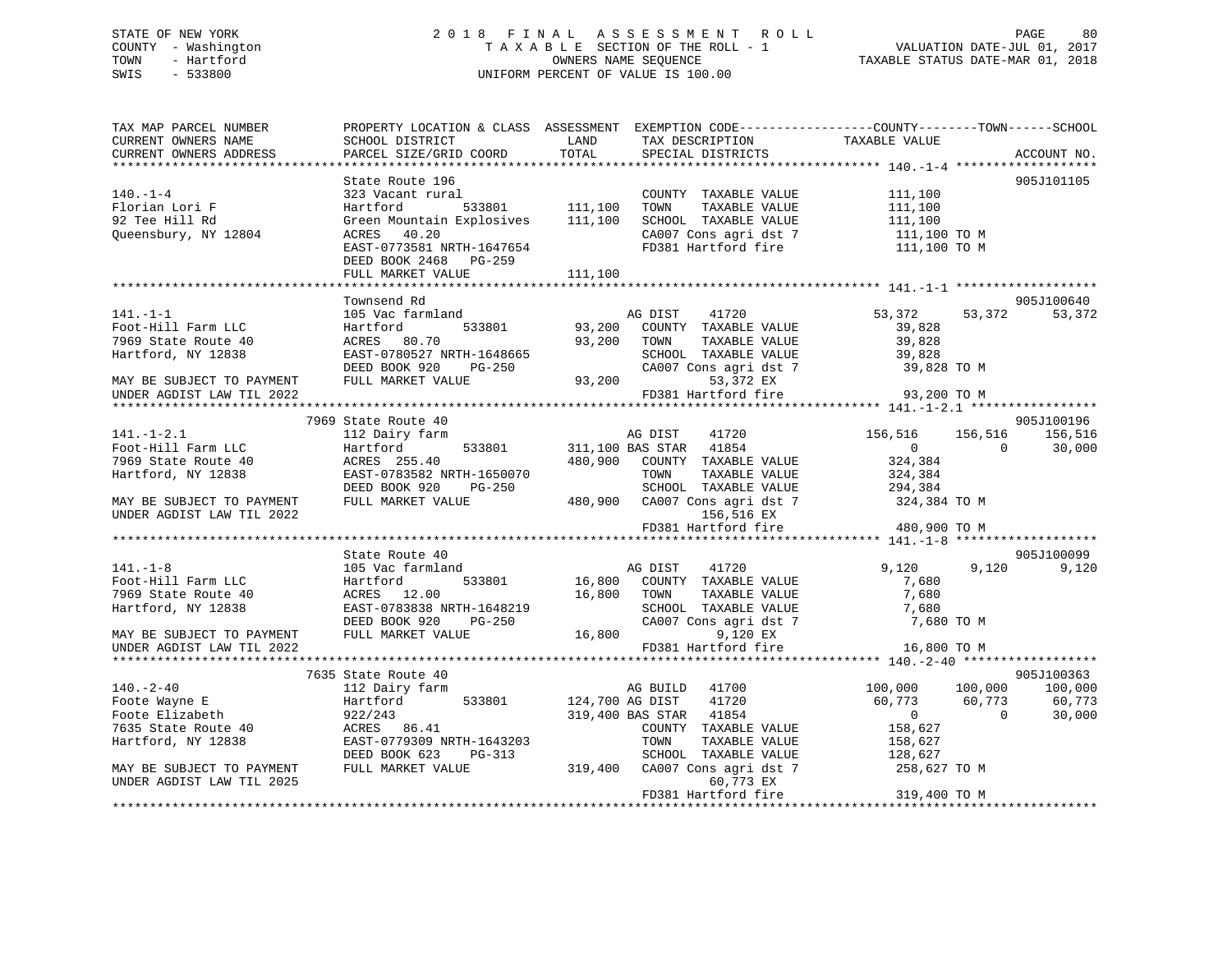STATE OF NEW YORK
COUNTY - Washington
TOWN - Hartford
SWIS - 533800

2018 FINAL ASSESSMENT ROLL
TAXABLE SECTION OF THE ROLL - 1
OWNERS NAME SEQUENCE
UNIFORM PERCENT OF VALUE IS 100.00

VALUATION DATE-JUL 01, 2017
TAXABLE STATUS DATE-MAR 01, 2018

| TAX MAP PARCEL NUMBER / CURRENT OWNERS NAME / CURRENT OWNERS ADDRESS | PROPERTY LOCATION & CLASS / SCHOOL DISTRICT / PARCEL SIZE/GRID COORD | ASSESSMENT LAND | TOTAL | EXEMPTION CODE / TAX DESCRIPTION / SPECIAL DISTRICTS | COUNTY TAXABLE VALUE | TOWN | SCHOOL | ACCOUNT NO. |
|---|---|---|---|---|---|---|---|---|
| 140.-1-4 | State Route 196 | | | | | | | 905J101105 |
| 140.-1-4 | 323 Vacant rural | | | COUNTY TAXABLE VALUE | 111,100 | | | |
| Florian Lori F | Hartford 533801 | 111,100 | | TOWN TAXABLE VALUE | 111,100 | | | |
| 92 Tee Hill Rd | Green Mountain Explosives | | 111,100 | SCHOOL TAXABLE VALUE | 111,100 | | | |
| Queensbury, NY 12804 | ACRES 40.20 | | | CA007 Cons agri dst 7 | 111,100 TO M | | | |
| | EAST-0773581 NRTH-1647654 | | | FD381 Hartford fire | 111,100 TO M | | | |
| | DEED BOOK 2468 PG-259 | | | | | | | |
| | FULL MARKET VALUE | | 111,100 | | | | | |
| 141.-1-1 | Townsend Rd | | | | | | | 905J100640 |
| 141.-1-1 | 105 Vac farmland | | | AG DIST 41720 | 53,372 | 53,372 | 53,372 | |
| Foot-Hill Farm LLC | Hartford 533801 | 93,200 | | COUNTY TAXABLE VALUE | 39,828 | | | |
| 7969 State Route 40 | ACRES 80.70 | | 93,200 | TOWN TAXABLE VALUE | 39,828 | | | |
| Hartford, NY 12838 | EAST-0780527 NRTH-1648665 | | | SCHOOL TAXABLE VALUE | 39,828 | | | |
| | DEED BOOK 920 PG-250 | | | CA007 Cons agri dst 7 | 39,828 TO M | | | |
| MAY BE SUBJECT TO PAYMENT | FULL MARKET VALUE | | 93,200 | 53,372 EX | | | | |
| UNDER AGDIST LAW TIL 2022 | | | | FD381 Hartford fire | 93,200 TO M | | | |
| 141.-1-2.1 | 7969 State Route 40 | | | | | | | 905J100196 |
| 141.-1-2.1 | 112 Dairy farm | | | AG DIST 41720 | 156,516 | 156,516 | 156,516 | |
| Foot-Hill Farm LLC | Hartford 533801 | 311,100 | | BAS STAR 41854 | 0 | 0 | 30,000 | |
| 7969 State Route 40 | ACRES 255.40 | | 480,900 | COUNTY TAXABLE VALUE | 324,384 | | | |
| Hartford, NY 12838 | EAST-0783582 NRTH-1650070 | | | TOWN TAXABLE VALUE | 324,384 | | | |
| | DEED BOOK 920 PG-250 | | | SCHOOL TAXABLE VALUE | 294,384 | | | |
| MAY BE SUBJECT TO PAYMENT | FULL MARKET VALUE | | 480,900 | CA007 Cons agri dst 7 | 324,384 TO M | | | |
| UNDER AGDIST LAW TIL 2022 | | | | 156,516 EX | | | | |
| | | | | FD381 Hartford fire | 480,900 TO M | | | |
| 141.-1-8 | State Route 40 | | | | | | | 905J100099 |
| 141.-1-8 | 105 Vac farmland | | | AG DIST 41720 | 9,120 | 9,120 | 9,120 | |
| Foot-Hill Farm LLC | Hartford 533801 | 16,800 | | COUNTY TAXABLE VALUE | 7,680 | | | |
| 7969 State Route 40 | ACRES 12.00 | | 16,800 | TOWN TAXABLE VALUE | 7,680 | | | |
| Hartford, NY 12838 | EAST-0783838 NRTH-1648219 | | | SCHOOL TAXABLE VALUE | 7,680 | | | |
| | DEED BOOK 920 PG-250 | | | CA007 Cons agri dst 7 | 7,680 TO M | | | |
| MAY BE SUBJECT TO PAYMENT | FULL MARKET VALUE | | 16,800 | 9,120 EX | | | | |
| UNDER AGDIST LAW TIL 2022 | | | | FD381 Hartford fire | 16,800 TO M | | | |
| 140.-2-40 | 7635 State Route 40 | | | | | | | 905J100363 |
| 140.-2-40 | 112 Dairy farm | | | AG BUILD 41700 | 100,000 | 100,000 | 100,000 | |
| Foote Wayne E | Hartford 533801 | 124,700 | | AG DIST 41720 | 60,773 | 60,773 | 60,773 | |
| Foote Elizabeth | 922/243 | | 319,400 | BAS STAR 41854 | 0 | 0 | 30,000 | |
| 7635 State Route 40 | ACRES 86.41 | | | COUNTY TAXABLE VALUE | 158,627 | | | |
| Hartford, NY 12838 | EAST-0779309 NRTH-1643203 | | | TOWN TAXABLE VALUE | 158,627 | | | |
| | DEED BOOK 623 PG-313 | | | SCHOOL TAXABLE VALUE | 128,627 | | | |
| MAY BE SUBJECT TO PAYMENT | FULL MARKET VALUE | | 319,400 | CA007 Cons agri dst 7 | 258,627 TO M | | | |
| UNDER AGDIST LAW TIL 2025 | | | | 60,773 EX | | | | |
| | | | | FD381 Hartford fire | 319,400 TO M | | | |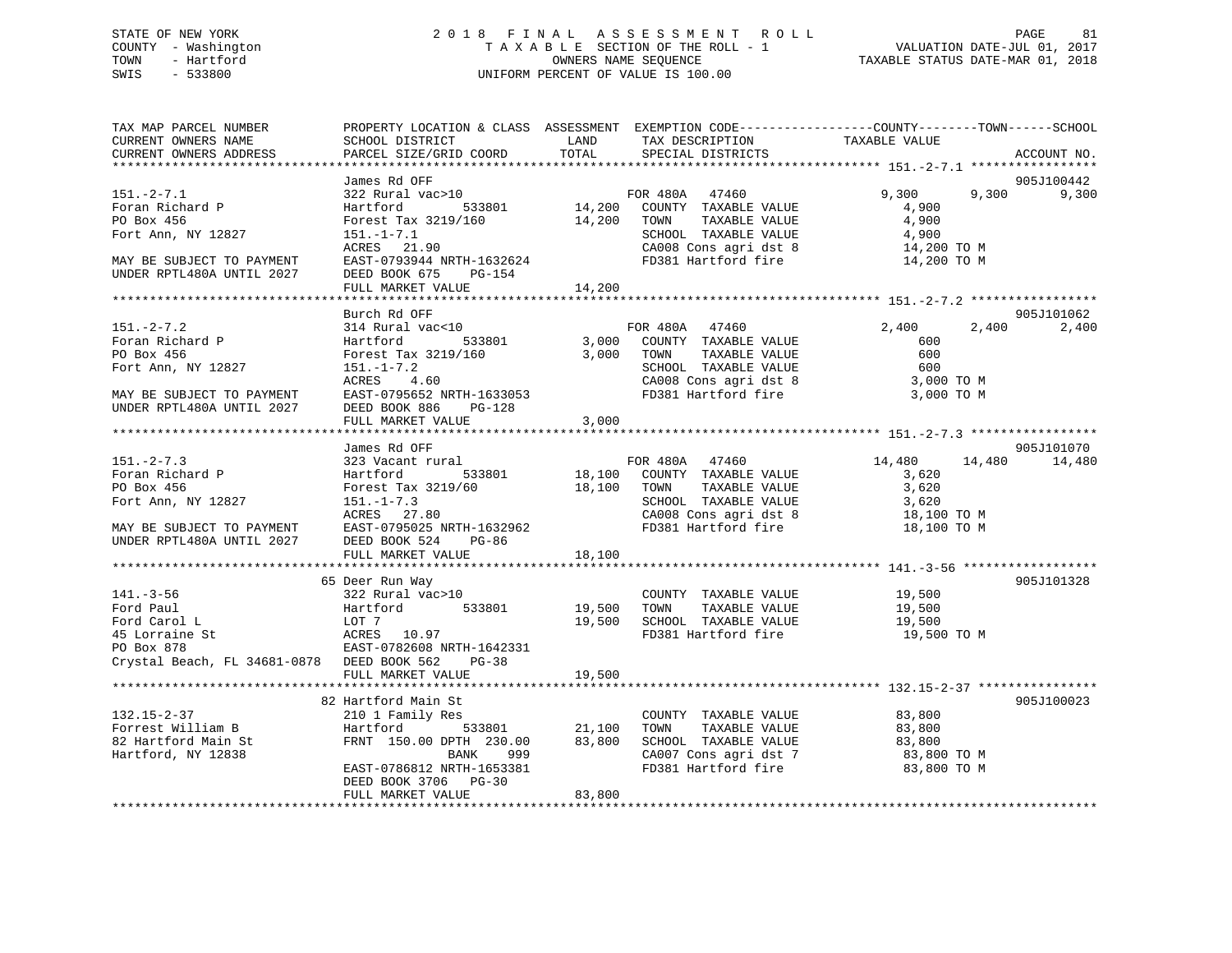STATE OF NEW YORK
COUNTY - Washington
TOWN - Hartford
SWIS - 533800

2 0 1 8 F I N A L A S S E S S M E N T R O L L
T A X A B L E SECTION OF THE ROLL - 1
OWNERS NAME SEQUENCE
UNIFORM PERCENT OF VALUE IS 100.00

VALUATION DATE-JUL 01, 2017
TAXABLE STATUS DATE-MAR 01, 2018

```
TAX MAP PARCEL NUMBER          PROPERTY LOCATION & CLASS  ASSESSMENT  EXEMPTION CODE------------------COUNTY--------TOWN------SCHOOL
CURRENT OWNERS NAME            SCHOOL DISTRICT              LAND      TAX DESCRIPTION            TAXABLE VALUE
CURRENT OWNERS ADDRESS         PARCEL SIZE/GRID COORD      TOTAL      SPECIAL DISTRICTS                                        ACCOUNT NO.
*********************************************************************************************** 151.-2-7.1 *****************
                               James Rd OFF                                                                               905J100442
151.-2-7.1                     322 Rural vac>10                     FOR 480A   47460              9,300      9,300       9,300
Foran Richard P                Hartford         533801     14,200   COUNTY  TAXABLE VALUE           4,900
PO Box 456                     Forest Tax 3219/160         14,200   TOWN    TAXABLE VALUE           4,900
Fort Ann, NY 12827             151.-1-7.1                           SCHOOL  TAXABLE VALUE           4,900
                               ACRES   21.90                        CA008 Cons agri dst 8          14,200 TO M
MAY BE SUBJECT TO PAYMENT      EAST-0793944 NRTH-1632624            FD381 Hartford fire            14,200 TO M
UNDER RPTL480A UNTIL 2027      DEED BOOK 675    PG-154
                               FULL MARKET VALUE           14,200
*********************************************************************************************** 151.-2-7.2 *****************
                               Burch Rd OFF                                                                               905J101062
151.-2-7.2                     314 Rural vac<10                     FOR 480A   47460              2,400      2,400       2,400
Foran Richard P                Hartford         533801      3,000   COUNTY  TAXABLE VALUE             600
PO Box 456                     Forest Tax 3219/160          3,000   TOWN    TAXABLE VALUE             600
Fort Ann, NY 12827             151.-1-7.2                           SCHOOL  TAXABLE VALUE             600
                               ACRES    4.60                        CA008 Cons agri dst 8           3,000 TO M
MAY BE SUBJECT TO PAYMENT      EAST-0795652 NRTH-1633053            FD381 Hartford fire             3,000 TO M
UNDER RPTL480A UNTIL 2027      DEED BOOK 886    PG-128
                               FULL MARKET VALUE            3,000
*********************************************************************************************** 151.-2-7.3 *****************
                               James Rd OFF                                                                               905J101070
151.-2-7.3                     323 Vacant rural                     FOR 480A   47460             14,480     14,480      14,480
Foran Richard P                Hartford         533801     18,100   COUNTY  TAXABLE VALUE           3,620
PO Box 456                     Forest Tax 3219/60          18,100   TOWN    TAXABLE VALUE           3,620
Fort Ann, NY 12827             151.-1-7.3                           SCHOOL  TAXABLE VALUE           3,620
                               ACRES   27.80                        CA008 Cons agri dst 8          18,100 TO M
MAY BE SUBJECT TO PAYMENT      EAST-0795025 NRTH-1632962            FD381 Hartford fire            18,100 TO M
UNDER RPTL480A UNTIL 2027      DEED BOOK 524    PG-86
                               FULL MARKET VALUE           18,100
*********************************************************************************************** 141.-3-56 ******************
                               65 Deer Run Way                                                                            905J101328
141.-3-56                      322 Rural vac>10                     COUNTY  TAXABLE VALUE          19,500
Ford Paul                      Hartford         533801     19,500   TOWN    TAXABLE VALUE          19,500
Ford Carol L                   LOT 7                       19,500   SCHOOL  TAXABLE VALUE          19,500
45 Lorraine St                 ACRES   10.97                        FD381 Hartford fire            19,500 TO M
PO Box 878                     EAST-0782608 NRTH-1642331
Crystal Beach, FL 34681-0878   DEED BOOK 562    PG-38
                               FULL MARKET VALUE           19,500
*********************************************************************************************** 132.15-2-37 ****************
                               82 Hartford Main St                                                                        905J100023
132.15-2-37                    210 1 Family Res                     COUNTY  TAXABLE VALUE          83,800
Forrest William B              Hartford         533801     21,100   TOWN    TAXABLE VALUE          83,800
82 Hartford Main St            FRNT 150.00 DPTH 230.00     83,800   SCHOOL  TAXABLE VALUE          83,800
Hartford, NY 12838                         BANK     999             CA007 Cons agri dst 7          83,800 TO M
                               EAST-0786812 NRTH-1653381            FD381 Hartford fire            83,800 TO M
                               DEED BOOK 3706   PG-30
                               FULL MARKET VALUE           83,800
******************************************************************************************************************************
```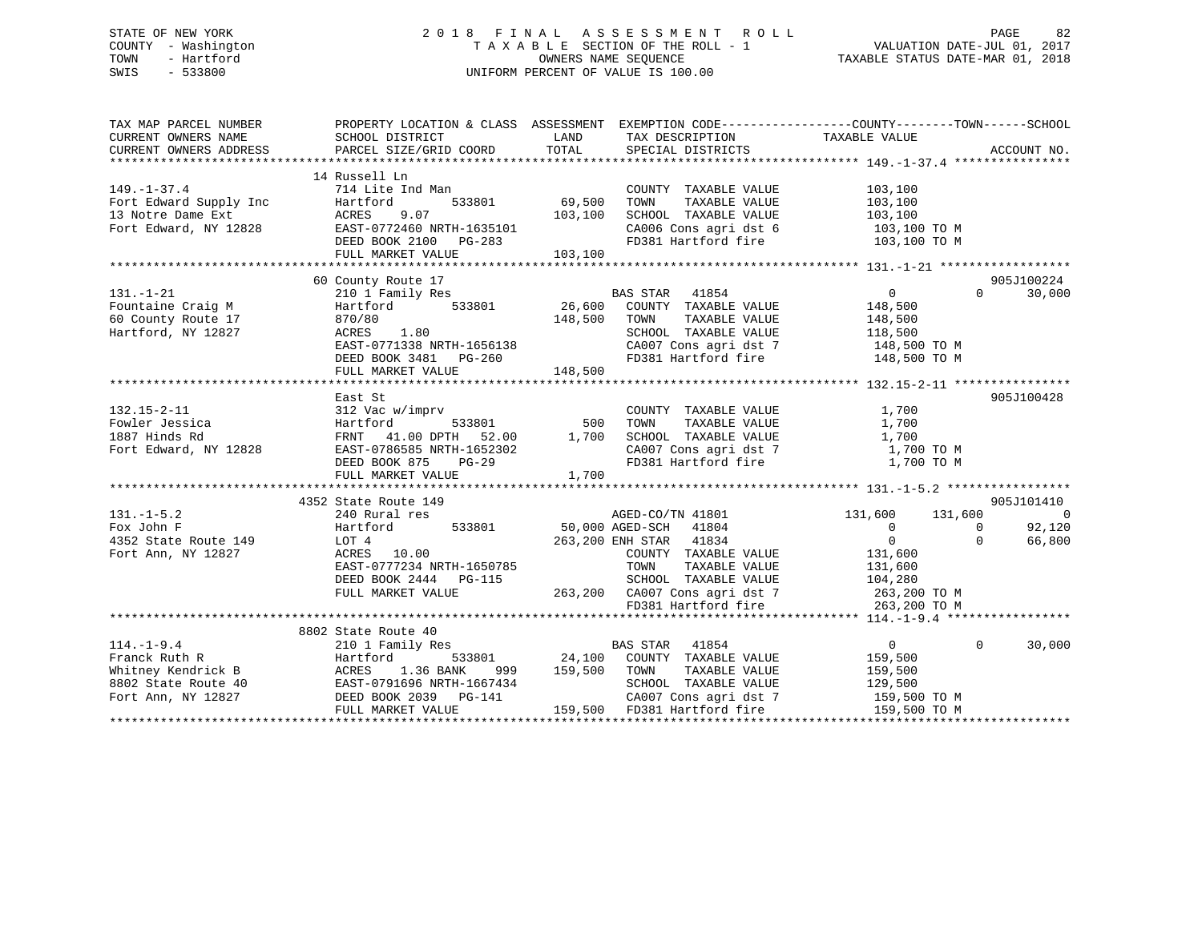STATE OF NEW YORK
COUNTY - Washington
TOWN - Hartford
SWIS - 533800

# 2018 FINAL ASSESSMENT ROLL

TAXABLE SECTION OF THE ROLL - 1
OWNERS NAME SEQUENCE
UNIFORM PERCENT OF VALUE IS 100.00

VALUATION DATE-JUL 01, 2017
TAXABLE STATUS DATE-MAR 01, 2018

```
TAX MAP PARCEL NUMBER      PROPERTY LOCATION & CLASS  ASSESSMENT  EXEMPTION CODE------------------COUNTY--------TOWN------SCHOOL
CURRENT OWNERS NAME        SCHOOL DISTRICT               LAND      TAX DESCRIPTION              TAXABLE VALUE
CURRENT OWNERS ADDRESS     PARCEL SIZE/GRID COORD        TOTAL     SPECIAL DISTRICTS                                  ACCOUNT NO.
******************************************************************************************************* 149.-1-37.4 ****************
                           14 Russell Ln
149.-1-37.4                714 Lite Ind Man                         COUNTY  TAXABLE VALUE           103,100
Fort Edward Supply Inc     Hartford       533801        69,500     TOWN    TAXABLE VALUE           103,100
13 Notre Dame Ext          ACRES    9.07               103,100     SCHOOL  TAXABLE VALUE           103,100
Fort Edward, NY 12828      EAST-0772460 NRTH-1635101               CA006 Cons agri dst 6            103,100 TO M
                           DEED BOOK 2100   PG-283                 FD381 Hartford fire              103,100 TO M
                           FULL MARKET VALUE           103,100
******************************************************************************************************* 131.-1-21 ******************
                           60 County Route 17                                                                          905J100224
131.-1-21                  210 1 Family Res                    BAS STAR   41854                      0          0       30,000
Fountaine Craig M          Hartford       533801        26,600     COUNTY  TAXABLE VALUE           148,500
60 County Route 17         870/80                      148,500     TOWN    TAXABLE VALUE           148,500
Hartford, NY 12827         ACRES    1.80                           SCHOOL  TAXABLE VALUE           118,500
                           EAST-0771338 NRTH-1656138               CA007 Cons agri dst 7            148,500 TO M
                           DEED BOOK 3481   PG-260                 FD381 Hartford fire              148,500 TO M
                           FULL MARKET VALUE           148,500
******************************************************************************************************* 132.15-2-11 ****************
                           East St                                                                                     905J100428
132.15-2-11                312 Vac w/imprv                          COUNTY  TAXABLE VALUE             1,700
Fowler Jessica             Hartford       533801           500     TOWN    TAXABLE VALUE             1,700
1887 Hinds Rd              FRNT   41.00 DPTH   52.00     1,700     SCHOOL  TAXABLE VALUE             1,700
Fort Edward, NY 12828      EAST-0786585 NRTH-1652302               CA007 Cons agri dst 7              1,700 TO M
                           DEED BOOK 875    PG-29                  FD381 Hartford fire                1,700 TO M
                           FULL MARKET VALUE             1,700
******************************************************************************************************* 131.-1-5.2 *****************
                           4352 State Route 149                                                                        905J101410
131.-1-5.2                 240 Rural res                       AGED-CO/TN 41801               131,600    131,600            0
Fox John F                 Hartford       533801        50,000 AGED-SCH   41804                     0          0       92,120
4352 State Route 149       LOT 4                       263,200 ENH STAR   41834                     0          0       66,800
Fort Ann, NY 12827         ACRES   10.00                           COUNTY  TAXABLE VALUE           131,600
                           EAST-0777234 NRTH-1650785               TOWN    TAXABLE VALUE           131,600
                           DEED BOOK 2444   PG-115                 SCHOOL  TAXABLE VALUE           104,280
                           FULL MARKET VALUE           263,200     CA007 Cons agri dst 7            263,200 TO M
                                                                   FD381 Hartford fire              263,200 TO M
******************************************************************************************************* 114.-1-9.4 *****************
                           8802 State Route 40
114.-1-9.4                 210 1 Family Res                    BAS STAR   41854                      0          0       30,000
Franck Ruth R              Hartford       533801        24,100     COUNTY  TAXABLE VALUE           159,500
Whitney Kendrick B         ACRES    1.36 BANK     999  159,500     TOWN    TAXABLE VALUE           159,500
8802 State Route 40        EAST-0791696 NRTH-1667434               SCHOOL  TAXABLE VALUE           129,500
Fort Ann, NY 12827         DEED BOOK 2039   PG-141                 CA007 Cons agri dst 7            159,500 TO M
                           FULL MARKET VALUE           159,500     FD381 Hartford fire              159,500 TO M
************************************************************************************************************************************
```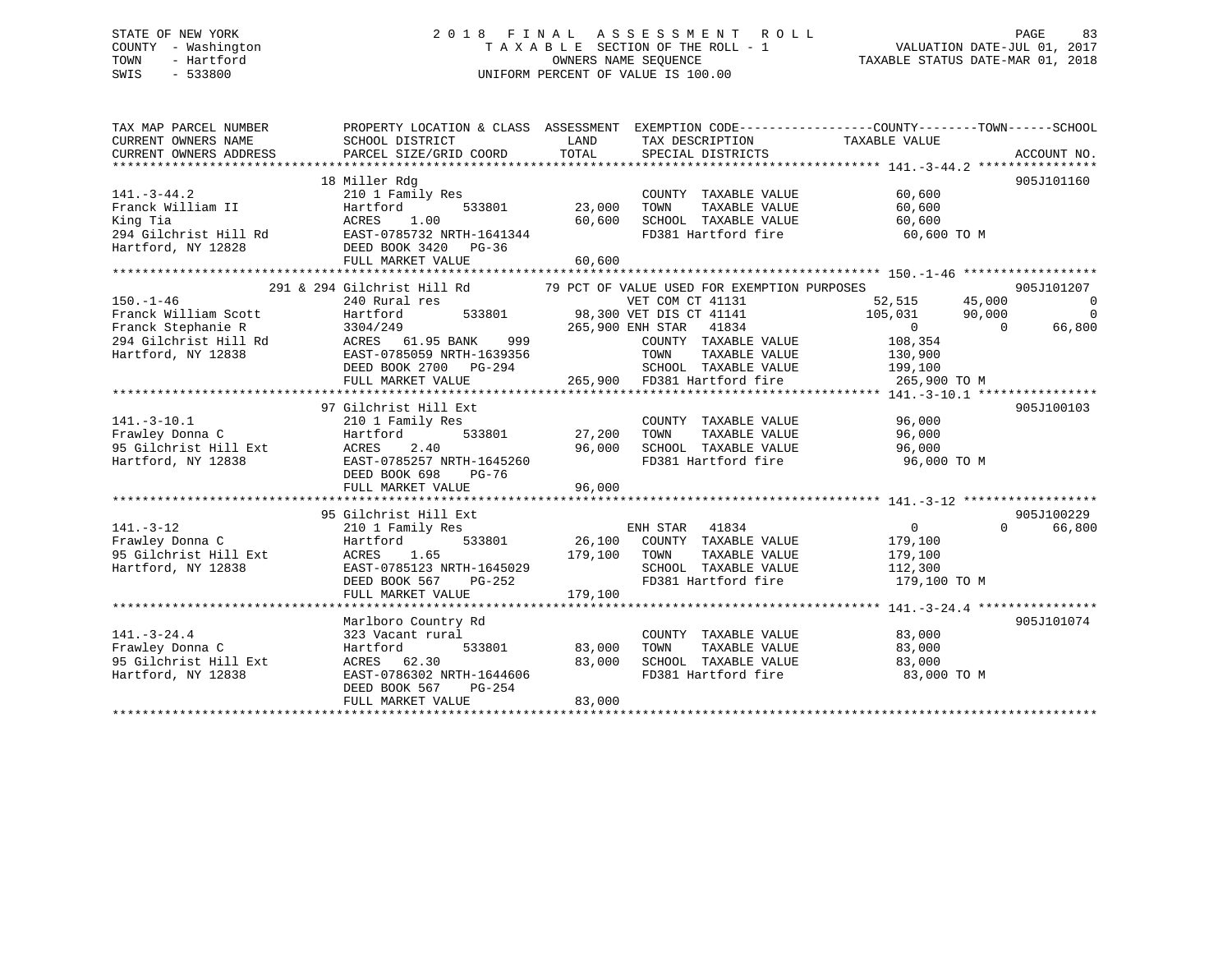STATE OF NEW YORK — 2018 FINAL ASSESSMENT ROLL
COUNTY - Washington — TAXABLE SECTION OF THE ROLL - 1 — VALUATION DATE-JUL 01, 2017
TOWN - Hartford — OWNERS NAME SEQUENCE — TAXABLE STATUS DATE-MAR 01, 2018
SWIS - 533800 — UNIFORM PERCENT OF VALUE IS 100.00

```
TAX MAP PARCEL NUMBER          PROPERTY LOCATION & CLASS  ASSESSMENT  EXEMPTION CODE------------------COUNTY--------TOWN------SCHOOL
CURRENT OWNERS NAME            SCHOOL DISTRICT              LAND      TAX DESCRIPTION            TAXABLE VALUE
CURRENT OWNERS ADDRESS         PARCEL SIZE/GRID COORD       TOTAL     SPECIAL DISTRICTS                                   ACCOUNT NO.
****************************************************************************************************** 141.-3-44.2 ****************
                    18 Miller Rdg                                                                                          905J101160
141.-3-44.2                    210 1 Family Res                       COUNTY  TAXABLE VALUE            60,600
Franck William II              Hartford        533801       23,000    TOWN    TAXABLE VALUE            60,600
King Tia                       ACRES    1.00                60,600    SCHOOL  TAXABLE VALUE            60,600
294 Gilchrist Hill Rd          EAST-0785732 NRTH-1641344              FD381 Hartford fire               60,600 TO M
Hartford, NY 12828             DEED BOOK 3420   PG-36
                               FULL MARKET VALUE            60,600
****************************************************************************************************** 150.-1-46 ******************
          291 & 294 Gilchrist Hill Rd          79 PCT OF VALUE USED FOR EXEMPTION PURPOSES                                  905J101207
150.-1-46                      240 Rural res                    VET COM CT 41131              52,515     45,000             0
Franck William Scott           Hartford        533801       98,300 VET DIS CT 41141          105,031     90,000             0
Franck Stephanie R             3304/249                    265,900 ENH STAR  41834                  0          0        66,800
294 Gilchrist Hill Rd          ACRES   61.95 BANK    999              COUNTY  TAXABLE VALUE           108,354
Hartford, NY 12838             EAST-0785059 NRTH-1639356              TOWN    TAXABLE VALUE           130,900
                               DEED BOOK 2700   PG-294                SCHOOL  TAXABLE VALUE           199,100
                               FULL MARKET VALUE           265,900    FD381 Hartford fire              265,900 TO M
****************************************************************************************************** 141.-3-10.1 ****************
                    97 Gilchrist Hill Ext                                                                                  905J100103
141.-3-10.1                    210 1 Family Res                       COUNTY  TAXABLE VALUE            96,000
Frawley Donna C                Hartford        533801       27,200    TOWN    TAXABLE VALUE            96,000
95 Gilchrist Hill Ext          ACRES    2.40                96,000    SCHOOL  TAXABLE VALUE            96,000
Hartford, NY 12838             EAST-0785257 NRTH-1645260              FD381 Hartford fire               96,000 TO M
                               DEED BOOK 698    PG-76
                               FULL MARKET VALUE            96,000
****************************************************************************************************** 141.-3-12 ******************
                    95 Gilchrist Hill Ext                                                                                  905J100229
141.-3-12                      210 1 Family Res                 ENH STAR  41834                     0          0        66,800
Frawley Donna C                Hartford        533801       26,100    COUNTY  TAXABLE VALUE           179,100
95 Gilchrist Hill Ext          ACRES    1.65               179,100    TOWN    TAXABLE VALUE           179,100
Hartford, NY 12838             EAST-0785123 NRTH-1645029              SCHOOL  TAXABLE VALUE           112,300
                               DEED BOOK 567    PG-252                FD381 Hartford fire              179,100 TO M
                               FULL MARKET VALUE           179,100
****************************************************************************************************** 141.-3-24.4 ****************
                    Marlboro Country Rd                                                                                    905J101074
141.-3-24.4                    323 Vacant rural                       COUNTY  TAXABLE VALUE            83,000
Frawley Donna C                Hartford        533801       83,000    TOWN    TAXABLE VALUE            83,000
95 Gilchrist Hill Ext          ACRES   62.30                83,000    SCHOOL  TAXABLE VALUE            83,000
Hartford, NY 12838             EAST-0786302 NRTH-1644606              FD381 Hartford fire               83,000 TO M
                               DEED BOOK 567    PG-254
                               FULL MARKET VALUE            83,000
************************************************************************************************************************************
```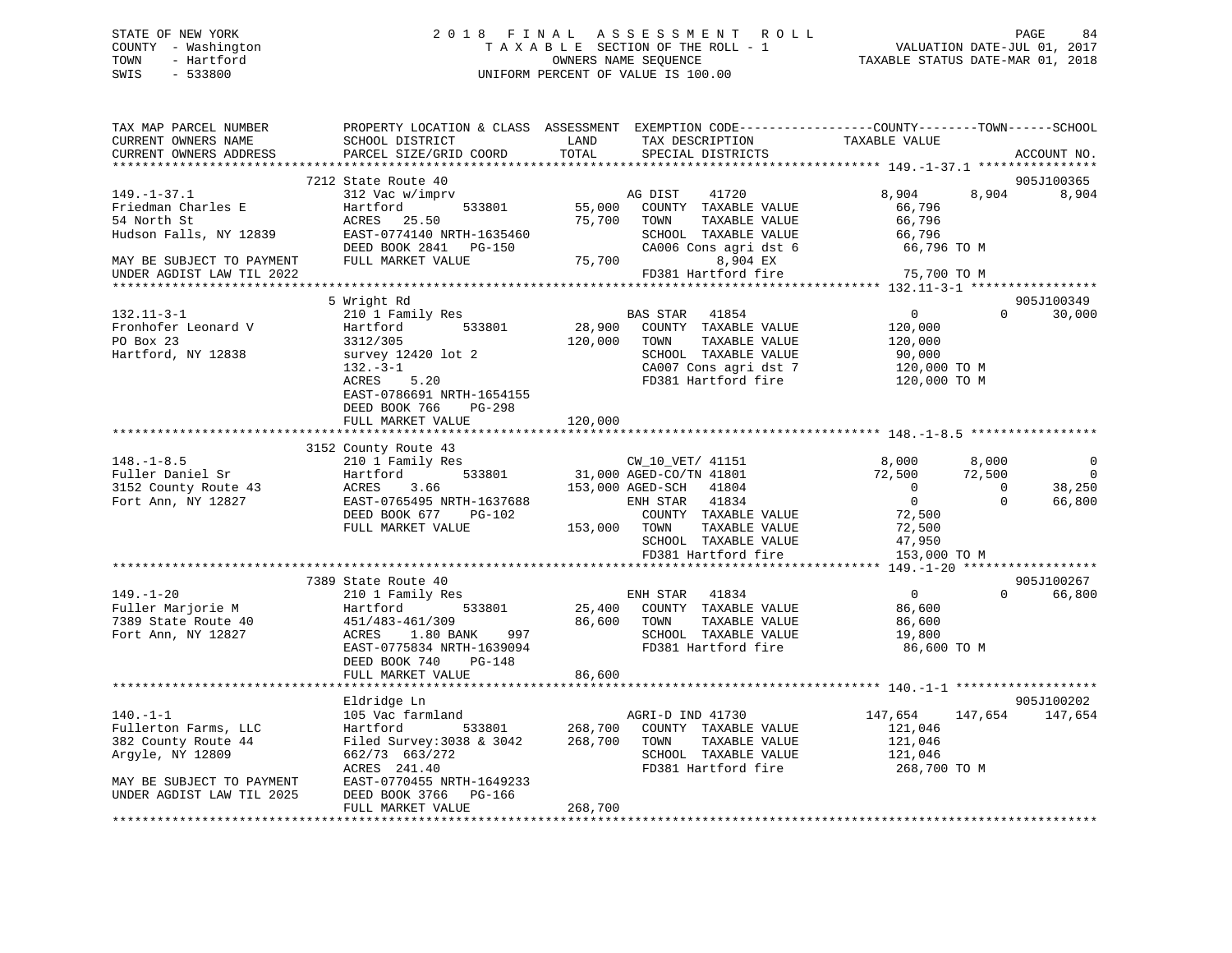STATE OF NEW YORK
COUNTY - Washington
TOWN - Hartford
SWIS - 533800

# 2018 FINAL ASSESSMENT ROLL
TAXABLE SECTION OF THE ROLL - 1
OWNERS NAME SEQUENCE
UNIFORM PERCENT OF VALUE IS 100.00

VALUATION DATE-JUL 01, 2017
TAXABLE STATUS DATE-MAR 01, 2018

```
TAX MAP PARCEL NUMBER          PROPERTY LOCATION & CLASS  ASSESSMENT  EXEMPTION CODE------------------COUNTY--------TOWN------SCHOOL
CURRENT OWNERS NAME            SCHOOL DISTRICT               LAND      TAX DESCRIPTION             TAXABLE VALUE
CURRENT OWNERS ADDRESS         PARCEL SIZE/GRID COORD        TOTAL     SPECIAL DISTRICTS                                          ACCOUNT NO.
******************************************************************************************************* 149.-1-37.1 ****************
                               7212 State Route 40                                                                              905J100365
149.-1-37.1                    312 Vac w/imprv                         AG DIST     41720            8,904          8,904           8,904
Friedman Charles E             Hartford         533801      55,000     COUNTY  TAXABLE VALUE          66,796
54 North St                    ACRES   25.50                75,700     TOWN    TAXABLE VALUE          66,796
Hudson Falls, NY 12839         EAST-0774140 NRTH-1635460               SCHOOL  TAXABLE VALUE          66,796
                               DEED BOOK 2841   PG-150                 CA006 Cons agri dst 6          66,796 TO M
MAY BE SUBJECT TO PAYMENT      FULL MARKET VALUE            75,700          8,904 EX
UNDER AGDIST LAW TIL 2022                                              FD381 Hartford fire            75,700 TO M
******************************************************************************************************* 132.11-3-1 *****************
                               5 Wright Rd                                                                                      905J100349
132.11-3-1                     210 1 Family Res                        BAS STAR    41854                 0              0          30,000
Fronhofer Leonard V            Hartford         533801      28,900     COUNTY  TAXABLE VALUE         120,000
PO Box 23                      3312/305                    120,000     TOWN    TAXABLE VALUE         120,000
Hartford, NY 12838             survey 12420 lot 2                      SCHOOL  TAXABLE VALUE          90,000
                               132.-3-1                                CA007 Cons agri dst 7         120,000 TO M
                               ACRES    5.20                           FD381 Hartford fire           120,000 TO M
                               EAST-0786691 NRTH-1654155
                               DEED BOOK 766    PG-298
                               FULL MARKET VALUE           120,000
******************************************************************************************************* 148.-1-8.5 *****************
                               3152 County Route 43
148.-1-8.5                     210 1 Family Res                        CW_10_VET/ 41151              8,000          8,000               0
Fuller Daniel Sr               Hartford         533801      31,000 AGED-CO/TN 41801             72,500         72,500               0
3152 County Route 43           ACRES    3.66               153,000 AGED-SCH    41804                 0              0          38,250
Fort Ann, NY 12827             EAST-0765495 NRTH-1637688               ENH STAR    41834                 0              0          66,800
                               DEED BOOK 677    PG-102                 COUNTY  TAXABLE VALUE          72,500
                               FULL MARKET VALUE           153,000     TOWN    TAXABLE VALUE          72,500
                                                                       SCHOOL  TAXABLE VALUE          47,950
                                                                       FD381 Hartford fire           153,000 TO M
******************************************************************************************************* 149.-1-20 ******************
                               7389 State Route 40                                                                              905J100267
149.-1-20                      210 1 Family Res                        ENH STAR    41834                 0              0          66,800
Fuller Marjorie M              Hartford         533801      25,400     COUNTY  TAXABLE VALUE          86,600
7389 State Route 40            451/483-461/309              86,600     TOWN    TAXABLE VALUE          86,600
Fort Ann, NY 12827             ACRES    1.80 BANK    997               SCHOOL  TAXABLE VALUE          19,800
                               EAST-0775834 NRTH-1639094               FD381 Hartford fire            86,600 TO M
                               DEED BOOK 740    PG-148
                               FULL MARKET VALUE            86,600
******************************************************************************************************* 140.-1-1 *******************
                               Eldridge Ln                                                                                      905J100202
140.-1-1                       105 Vac farmland                        AGRI-D IND 41730            147,654        147,654         147,654
Fullerton Farms, LLC           Hartford         533801     268,700     COUNTY  TAXABLE VALUE         121,046
382 County Route 44            Filed Survey:3038 & 3042    268,700     TOWN    TAXABLE VALUE         121,046
Argyle, NY 12809               662/73 663/272                          SCHOOL  TAXABLE VALUE         121,046
                               ACRES  241.40                           FD381 Hartford fire           268,700 TO M
MAY BE SUBJECT TO PAYMENT      EAST-0770455 NRTH-1649233
UNDER AGDIST LAW TIL 2025      DEED BOOK 3766   PG-166
                               FULL MARKET VALUE           268,700
************************************************************************************************************************************
```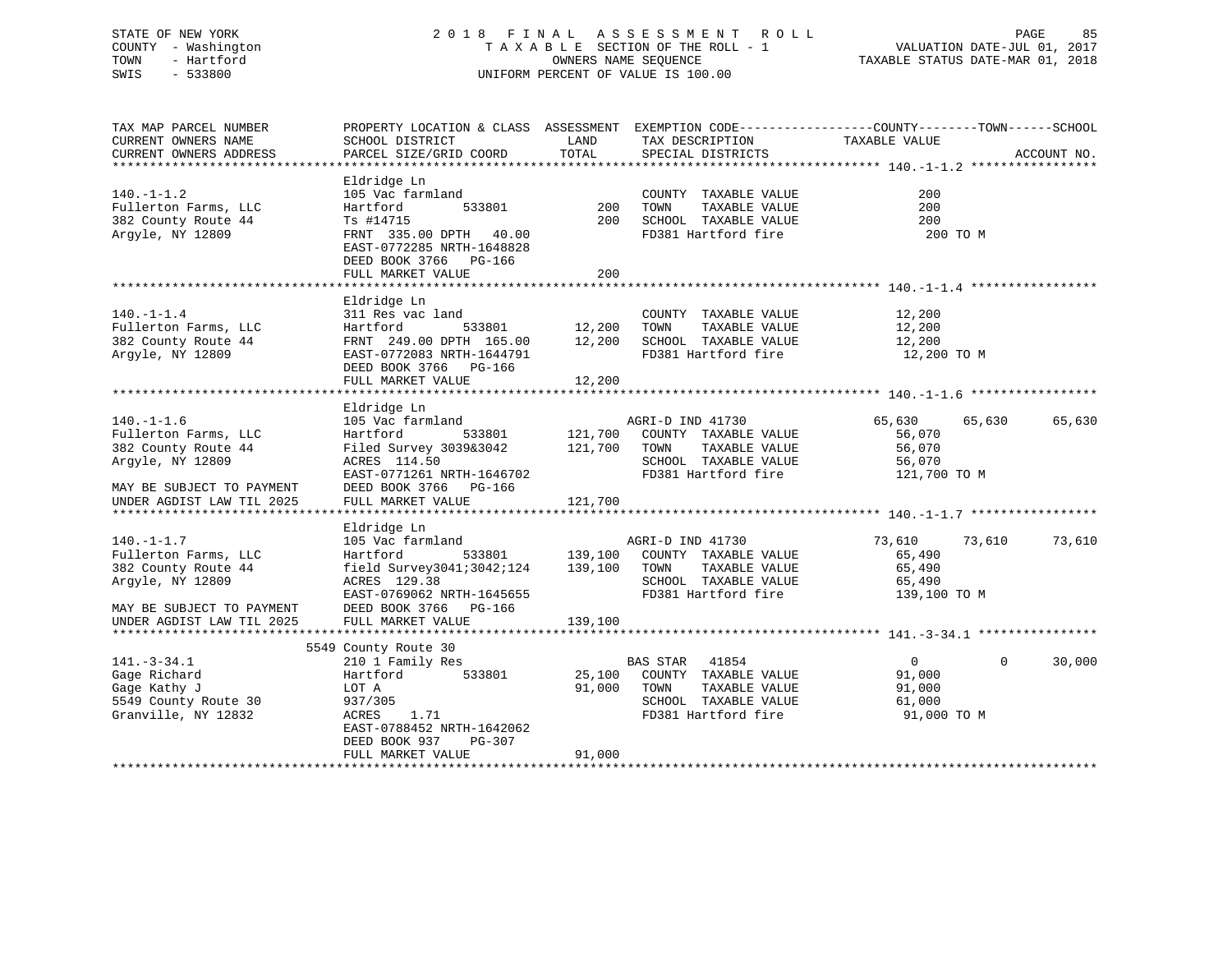STATE OF NEW YORK
COUNTY - Washington
TOWN - Hartford
SWIS - 533800

2018 FINAL ASSESSMENT ROLL
TAXABLE SECTION OF THE ROLL - 1
OWNERS NAME SEQUENCE
UNIFORM PERCENT OF VALUE IS 100.00

VALUATION DATE-JUL 01, 2017
TAXABLE STATUS DATE-MAR 01, 2018

| TAX MAP PARCEL NUMBER / CURRENT OWNERS NAME / CURRENT OWNERS ADDRESS | PROPERTY LOCATION & CLASS / SCHOOL DISTRICT / PARCEL SIZE/GRID COORD | ASSESSMENT LAND | TOTAL | EXEMPTION CODE / TAX DESCRIPTION / SPECIAL DISTRICTS | COUNTY TAXABLE VALUE | TOWN | SCHOOL | ACCOUNT NO. |
|---|---|---|---|---|---|---|---|---|
| **140.-1-1.2** | Eldridge Ln | | | | | | | |
| 140.-1-1.2 | 105 Vac farmland | | | COUNTY TAXABLE VALUE | 200 | | | |
| Fullerton Farms, LLC | Hartford 533801 | 200 | | TOWN TAXABLE VALUE | 200 | | | |
| 382 County Route 44 | Ts #14715 | | 200 | SCHOOL TAXABLE VALUE | 200 | | | |
| Argyle, NY 12809 | FRNT 335.00 DPTH 40.00 | | | FD381 Hartford fire | 200 TO M | | | |
| | EAST-0772285 NRTH-1648828 | | | | | | | |
| | DEED BOOK 3766 PG-166 | | | | | | | |
| | FULL MARKET VALUE | | 200 | | | | | |
| **140.-1-1.4** | Eldridge Ln | | | | | | | |
| 140.-1-1.4 | 311 Res vac land | | | COUNTY TAXABLE VALUE | 12,200 | | | |
| Fullerton Farms, LLC | Hartford 533801 | 12,200 | | TOWN TAXABLE VALUE | 12,200 | | | |
| 382 County Route 44 | FRNT 249.00 DPTH 165.00 | | 12,200 | SCHOOL TAXABLE VALUE | 12,200 | | | |
| Argyle, NY 12809 | EAST-0772083 NRTH-1644791 | | | FD381 Hartford fire | 12,200 TO M | | | |
| | DEED BOOK 3766 PG-166 | | | | | | | |
| | FULL MARKET VALUE | | 12,200 | | | | | |
| **140.-1-1.6** | Eldridge Ln | | | | | | | |
| 140.-1-1.6 | 105 Vac farmland | | | AGRI-D IND 41730 | 65,630 | 65,630 | 65,630 | |
| Fullerton Farms, LLC | Hartford 533801 | 121,700 | | COUNTY TAXABLE VALUE | 56,070 | | | |
| 382 County Route 44 | Filed Survey 3039&3042 | | 121,700 | TOWN TAXABLE VALUE | 56,070 | | | |
| Argyle, NY 12809 | ACRES 114.50 | | | SCHOOL TAXABLE VALUE | 56,070 | | | |
| | EAST-0771261 NRTH-1646702 | | | FD381 Hartford fire | 121,700 TO M | | | |
| MAY BE SUBJECT TO PAYMENT | DEED BOOK 3766 PG-166 | | | | | | | |
| UNDER AGDIST LAW TIL 2025 | FULL MARKET VALUE | | 121,700 | | | | | |
| **140.-1-1.7** | Eldridge Ln | | | | | | | |
| 140.-1-1.7 | 105 Vac farmland | | | AGRI-D IND 41730 | 73,610 | 73,610 | 73,610 | |
| Fullerton Farms, LLC | Hartford 533801 | 139,100 | | COUNTY TAXABLE VALUE | 65,490 | | | |
| 382 County Route 44 | field Survey3041;3042;124 | | 139,100 | TOWN TAXABLE VALUE | 65,490 | | | |
| Argyle, NY 12809 | ACRES 129.38 | | | SCHOOL TAXABLE VALUE | 65,490 | | | |
| | EAST-0769062 NRTH-1645655 | | | FD381 Hartford fire | 139,100 TO M | | | |
| MAY BE SUBJECT TO PAYMENT | DEED BOOK 3766 PG-166 | | | | | | | |
| UNDER AGDIST LAW TIL 2025 | FULL MARKET VALUE | | 139,100 | | | | | |
| **141.-3-34.1** | 5549 County Route 30 | | | | | | | |
| 141.-3-34.1 | 210 1 Family Res | | | BAS STAR 41854 | 0 | 0 | 30,000 | |
| Gage Richard | Hartford 533801 | 25,100 | | COUNTY TAXABLE VALUE | 91,000 | | | |
| Gage Kathy J | LOT A | | 91,000 | TOWN TAXABLE VALUE | 91,000 | | | |
| 5549 County Route 30 | 937/305 | | | SCHOOL TAXABLE VALUE | 61,000 | | | |
| Granville, NY 12832 | ACRES 1.71 | | | FD381 Hartford fire | 91,000 TO M | | | |
| | EAST-0788452 NRTH-1642062 | | | | | | | |
| | DEED BOOK 937 PG-307 | | | | | | | |
| | FULL MARKET VALUE | | 91,000 | | | | | |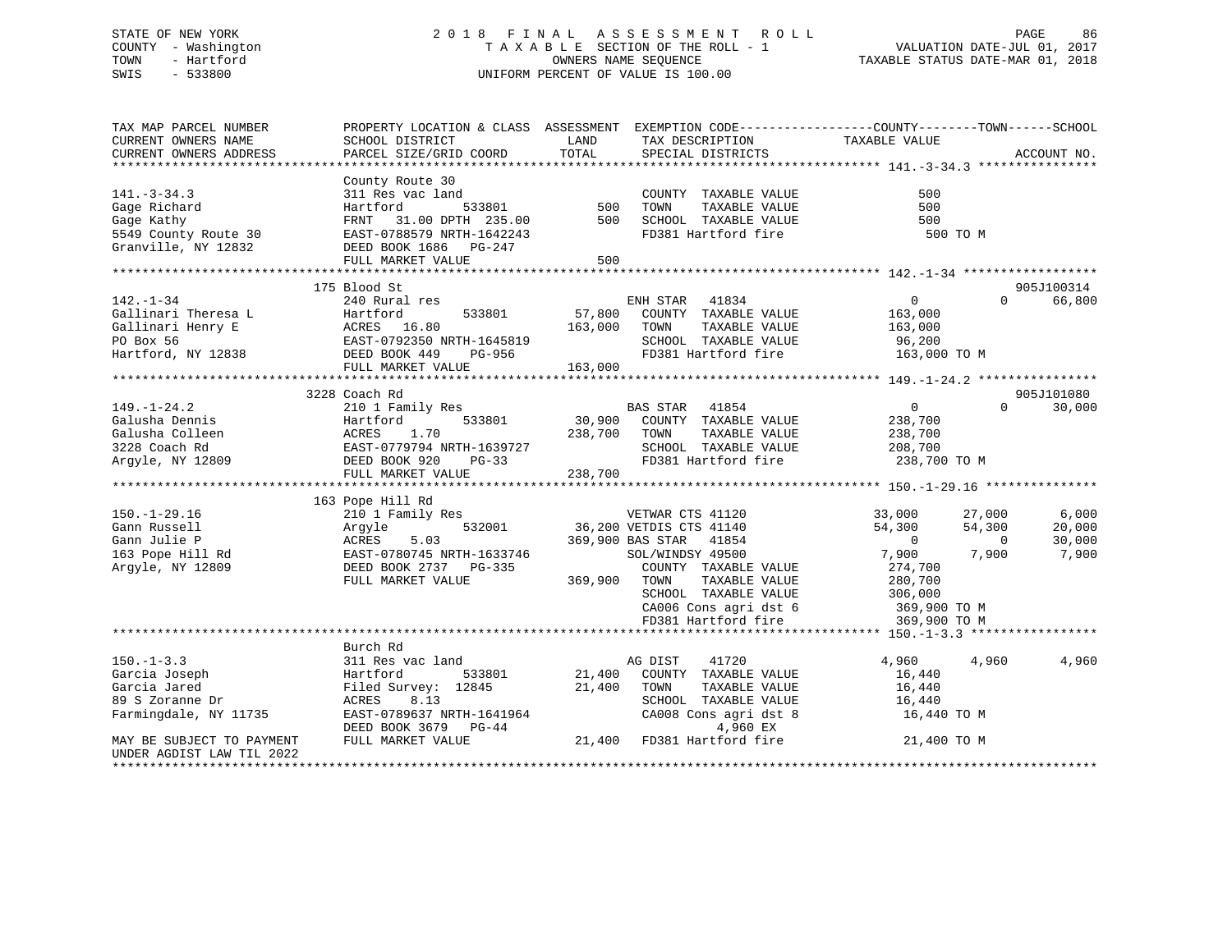STATE OF NEW YORK
COUNTY - Washington
TOWN - Hartford
SWIS - 533800

# 2018 FINAL ASSESSMENT ROLL
TAXABLE SECTION OF THE ROLL - 1
OWNERS NAME SEQUENCE
UNIFORM PERCENT OF VALUE IS 100.00

VALUATION DATE-JUL 01, 2017
TAXABLE STATUS DATE-MAR 01, 2018

| TAX MAP PARCEL NUMBER / CURRENT OWNERS NAME / CURRENT OWNERS ADDRESS | PROPERTY LOCATION & CLASS / SCHOOL DISTRICT / PARCEL SIZE/GRID COORD | ASSESSMENT LAND / TOTAL | EXEMPTION CODE / TAX DESCRIPTION / SPECIAL DISTRICTS | COUNTY TAXABLE VALUE | TOWN | SCHOOL | ACCOUNT NO. |
|---|---|---|---|---|---|---|---|
| **141.-3-34.3** | County Route 30 | | | | | | |
| 141.-3-34.3 | 311 Res vac land | | COUNTY TAXABLE VALUE | 500 | | | |
| Gage Richard | Hartford 533801 | 500 | TOWN TAXABLE VALUE | 500 | | | |
| Gage Kathy | FRNT 31.00 DPTH 235.00 | 500 | SCHOOL TAXABLE VALUE | 500 | | | |
| 5549 County Route 30 | EAST-0788579 NRTH-1642243 | | FD381 Hartford fire | 500 TO M | | | |
| Granville, NY 12832 | DEED BOOK 1686 PG-247 | | | | | | |
| | FULL MARKET VALUE | 500 | | | | | |
| **142.-1-34** | 175 Blood St | | | | | | 905J100314 |
| 142.-1-34 | 240 Rural res | | ENH STAR 41834 | 0 | 0 | 66,800 | |
| Gallinari Theresa L | Hartford 533801 | 57,800 | COUNTY TAXABLE VALUE | 163,000 | | | |
| Gallinari Henry E | ACRES 16.80 | 163,000 | TOWN TAXABLE VALUE | 163,000 | | | |
| PO Box 56 | EAST-0792350 NRTH-1645819 | | SCHOOL TAXABLE VALUE | 96,200 | | | |
| Hartford, NY 12838 | DEED BOOK 449 PG-956 | | FD381 Hartford fire | 163,000 TO M | | | |
| | FULL MARKET VALUE | 163,000 | | | | | |
| **149.-1-24.2** | 3228 Coach Rd | | | | | | 905J101080 |
| 149.-1-24.2 | 210 1 Family Res | | BAS STAR 41854 | 0 | 0 | 30,000 | |
| Galusha Dennis | Hartford 533801 | 30,900 | COUNTY TAXABLE VALUE | 238,700 | | | |
| Galusha Colleen | ACRES 1.70 | 238,700 | TOWN TAXABLE VALUE | 238,700 | | | |
| 3228 Coach Rd | EAST-0779794 NRTH-1639727 | | SCHOOL TAXABLE VALUE | 208,700 | | | |
| Argyle, NY 12809 | DEED BOOK 920 PG-33 | | FD381 Hartford fire | 238,700 TO M | | | |
| | FULL MARKET VALUE | 238,700 | | | | | |
| **150.-1-29.16** | 163 Pope Hill Rd | | | | | | |
| 150.-1-29.16 | 210 1 Family Res | | VETWAR CTS 41120 | 33,000 | 27,000 | 6,000 | |
| Gann Russell | Argyle 532001 | 36,200 | VETDIS CTS 41140 | 54,300 | 54,300 | 20,000 | |
| Gann Julie P | ACRES 5.03 | 369,900 | BAS STAR 41854 | 0 | 0 | 30,000 | |
| 163 Pope Hill Rd | EAST-0780745 NRTH-1633746 | | SOL/WINDSY 49500 | 7,900 | 7,900 | 7,900 | |
| Argyle, NY 12809 | DEED BOOK 2737 PG-335 | | COUNTY TAXABLE VALUE | 274,700 | | | |
| | FULL MARKET VALUE | 369,900 | TOWN TAXABLE VALUE | 280,700 | | | |
| | | | SCHOOL TAXABLE VALUE | 306,000 | | | |
| | | | CA006 Cons agri dst 6 | 369,900 TO M | | | |
| | | | FD381 Hartford fire | 369,900 TO M | | | |
| **150.-1-3.3** | Burch Rd | | | | | | |
| 150.-1-3.3 | 311 Res vac land | | AG DIST 41720 | 4,960 | 4,960 | 4,960 | |
| Garcia Joseph | Hartford 533801 | 21,400 | COUNTY TAXABLE VALUE | 16,440 | | | |
| Garcia Jared | Filed Survey: 12845 | 21,400 | TOWN TAXABLE VALUE | 16,440 | | | |
| 89 S Zoranne Dr | ACRES 8.13 | | SCHOOL TAXABLE VALUE | 16,440 | | | |
| Farmingdale, NY 11735 | EAST-0789637 NRTH-1641964 | | CA008 Cons agri dst 8 | 16,440 TO M | | | |
| | DEED BOOK 3679 PG-44 | | 4,960 EX | | | | |
| MAY BE SUBJECT TO PAYMENT | FULL MARKET VALUE | 21,400 | FD381 Hartford fire | 21,400 TO M | | | |
| UNDER AGDIST LAW TIL 2022 | | | | | | | |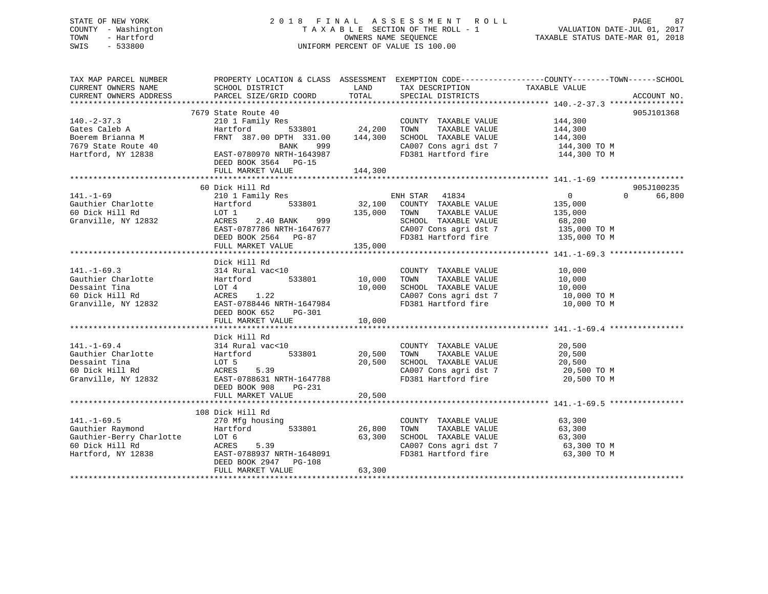STATE OF NEW YORK
COUNTY - Washington
TOWN - Hartford
SWIS - 533800

2018 FINAL ASSESSMENT ROLL
TAXABLE SECTION OF THE ROLL - 1
OWNERS NAME SEQUENCE
UNIFORM PERCENT OF VALUE IS 100.00

VALUATION DATE-JUL 01, 2017
TAXABLE STATUS DATE-MAR 01, 2018

```
TAX MAP PARCEL NUMBER          PROPERTY LOCATION & CLASS  ASSESSMENT  EXEMPTION CODE------------------COUNTY--------TOWN------SCHOOL
CURRENT OWNERS NAME            SCHOOL DISTRICT               LAND      TAX DESCRIPTION            TAXABLE VALUE
CURRENT OWNERS ADDRESS         PARCEL SIZE/GRID COORD        TOTAL     SPECIAL DISTRICTS                                    ACCOUNT NO.
******************************************************************************************************* 140.-2-37.3 ****************
                               7679 State Route 40                                                                          905J101368
140.-2-37.3                    210 1 Family Res                        COUNTY  TAXABLE VALUE          144,300
Gates Caleb A                  Hartford        533801        24,200    TOWN    TAXABLE VALUE          144,300
Boerem Brianna M               FRNT  387.00 DPTH  331.00    144,300    SCHOOL  TAXABLE VALUE          144,300
7679 State Route 40                           BANK     999             CA007 Cons agri dst 7          144,300 TO M
Hartford, NY 12838             EAST-0780970 NRTH-1643987               FD381 Hartford fire            144,300 TO M
                               DEED BOOK 3564   PG-15
                               FULL MARKET VALUE            144,300
******************************************************************************************************* 141.-1-69 ******************
                               60 Dick Hill Rd                                                                              905J100235
141.-1-69                      210 1 Family Res                        ENH STAR   41834                    0            0     66,800
Gauthier Charlotte             Hartford        533801        32,100    COUNTY  TAXABLE VALUE          135,000
60 Dick Hill Rd                LOT 1                        135,000    TOWN    TAXABLE VALUE          135,000
Granville, NY 12832            ACRES     2.40 BANK     999             SCHOOL  TAXABLE VALUE           68,200
                               EAST-0787786 NRTH-1647677               CA007 Cons agri dst 7          135,000 TO M
                               DEED BOOK 2564   PG-87                  FD381 Hartford fire            135,000 TO M
                               FULL MARKET VALUE            135,000
******************************************************************************************************* 141.-1-69.3 ****************
                               Dick Hill Rd
141.-1-69.3                    314 Rural vac<10                        COUNTY  TAXABLE VALUE           10,000
Gauthier Charlotte             Hartford        533801        10,000    TOWN    TAXABLE VALUE           10,000
Dessaint Tina                  LOT 4                         10,000    SCHOOL  TAXABLE VALUE           10,000
60 Dick Hill Rd                ACRES     1.22                          CA007 Cons agri dst 7           10,000 TO M
Granville, NY 12832            EAST-0788446 NRTH-1647984               FD381 Hartford fire             10,000 TO M
                               DEED BOOK 652    PG-301
                               FULL MARKET VALUE             10,000
******************************************************************************************************* 141.-1-69.4 ****************
                               Dick Hill Rd
141.-1-69.4                    314 Rural vac<10                        COUNTY  TAXABLE VALUE           20,500
Gauthier Charlotte             Hartford        533801        20,500    TOWN    TAXABLE VALUE           20,500
Dessaint Tina                  LOT 5                         20,500    SCHOOL  TAXABLE VALUE           20,500
60 Dick Hill Rd                ACRES     5.39                          CA007 Cons agri dst 7           20,500 TO M
Granville, NY 12832            EAST-0788631 NRTH-1647788               FD381 Hartford fire             20,500 TO M
                               DEED BOOK 908    PG-231
                               FULL MARKET VALUE             20,500
******************************************************************************************************* 141.-1-69.5 ****************
                               108 Dick Hill Rd
141.-1-69.5                    270 Mfg housing                         COUNTY  TAXABLE VALUE           63,300
Gauthier Raymond               Hartford        533801        26,800    TOWN    TAXABLE VALUE           63,300
Gauthier-Berry Charlotte       LOT 6                         63,300    SCHOOL  TAXABLE VALUE           63,300
60 Dick Hill Rd                ACRES     5.39                          CA007 Cons agri dst 7           63,300 TO M
Hartford, NY 12838             EAST-0788937 NRTH-1648091               FD381 Hartford fire             63,300 TO M
                               DEED BOOK 2947   PG-108
                               FULL MARKET VALUE             63,300
************************************************************************************************************************************
```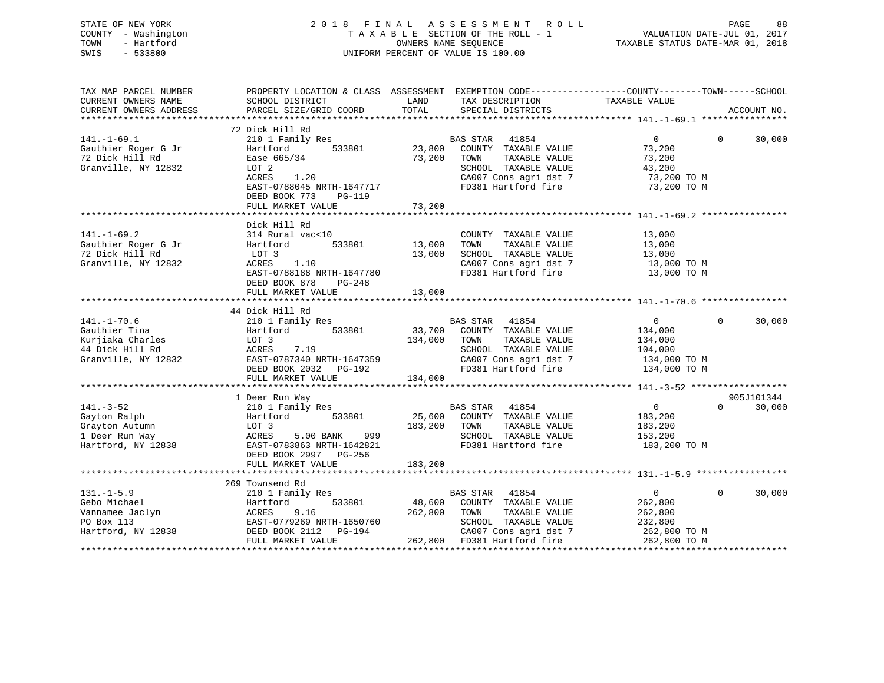STATE OF NEW YORK
COUNTY - Washington
TOWN - Hartford
SWIS - 533800

# 2018 FINAL ASSESSMENT ROLL
TAXABLE SECTION OF THE ROLL - 1
OWNERS NAME SEQUENCE
UNIFORM PERCENT OF VALUE IS 100.00

VALUATION DATE-JUL 01, 2017
TAXABLE STATUS DATE-MAR 01, 2018

```
TAX MAP PARCEL NUMBER          PROPERTY LOCATION & CLASS  ASSESSMENT  EXEMPTION CODE------------------COUNTY--------TOWN------SCHOOL
CURRENT OWNERS NAME            SCHOOL DISTRICT               LAND      TAX DESCRIPTION              TAXABLE VALUE
CURRENT OWNERS ADDRESS         PARCEL SIZE/GRID COORD        TOTAL     SPECIAL DISTRICTS                                        ACCOUNT NO.
******************************************************************************************************* 141.-1-69.1 ****************
                               72 Dick Hill Rd
141.-1-69.1                    210 1 Family Res                        BAS STAR   41854                     0            0      30,000
Gauthier Roger G Jr            Hartford         533801        23,800   COUNTY  TAXABLE VALUE               73,200
72 Dick Hill Rd                Ease 665/34                    73,200   TOWN    TAXABLE VALUE               73,200
Granville, NY 12832            LOT 2                                   SCHOOL  TAXABLE VALUE               43,200
                               ACRES    1.20                           CA007 Cons agri dst 7               73,200 TO M
                               EAST-0788045 NRTH-1647717               FD381 Hartford fire                 73,200 TO M
                               DEED BOOK 773    PG-119
                               FULL MARKET VALUE              73,200
******************************************************************************************************* 141.-1-69.2 ****************
                               Dick Hill Rd
141.-1-69.2                    314 Rural vac<10                        COUNTY  TAXABLE VALUE               13,000
Gauthier Roger G Jr            Hartford         533801        13,000   TOWN    TAXABLE VALUE               13,000
72 Dick Hill Rd                 LOT 3                         13,000   SCHOOL  TAXABLE VALUE               13,000
Granville, NY 12832            ACRES    1.10                           CA007 Cons agri dst 7               13,000 TO M
                               EAST-0788188 NRTH-1647780               FD381 Hartford fire                 13,000 TO M
                               DEED BOOK 878    PG-248
                               FULL MARKET VALUE              13,000
******************************************************************************************************* 141.-1-70.6 ****************
                               44 Dick Hill Rd
141.-1-70.6                    210 1 Family Res                        BAS STAR   41854                     0            0      30,000
Gauthier Tina                  Hartford         533801        33,700   COUNTY  TAXABLE VALUE              134,000
Kurjiaka Charles               LOT 3                         134,000   TOWN    TAXABLE VALUE              134,000
44 Dick Hill Rd                ACRES    7.19                           SCHOOL  TAXABLE VALUE              104,000
Granville, NY 12832            EAST-0787340 NRTH-1647359               CA007 Cons agri dst 7              134,000 TO M
                               DEED BOOK 2032   PG-192                 FD381 Hartford fire                134,000 TO M
                               FULL MARKET VALUE             134,000
******************************************************************************************************* 141.-3-52 ******************
                               1 Deer Run Way                                                                               905J101344
141.-3-52                      210 1 Family Res                        BAS STAR   41854                     0            0      30,000
Gayton Ralph                   Hartford         533801        25,600   COUNTY  TAXABLE VALUE              183,200
Grayton Autumn                 LOT 3                         183,200   TOWN    TAXABLE VALUE              183,200
1 Deer Run Way                 ACRES    5.00 BANK    999               SCHOOL  TAXABLE VALUE              153,200
Hartford, NY 12838             EAST-0783863 NRTH-1642821               FD381 Hartford fire                183,200 TO M
                               DEED BOOK 2997   PG-256
                               FULL MARKET VALUE             183,200
******************************************************************************************************* 131.-1-5.9 *****************
                               269 Townsend Rd
131.-1-5.9                     210 1 Family Res                        BAS STAR   41854                     0            0      30,000
Gebo Michael                   Hartford         533801        48,600   COUNTY  TAXABLE VALUE              262,800
Vannamee Jaclyn                ACRES    9.16                 262,800   TOWN    TAXABLE VALUE              262,800
PO Box 113                     EAST-0779269 NRTH-1650760               SCHOOL  TAXABLE VALUE              232,800
Hartford, NY 12838             DEED BOOK 2112   PG-194                 CA007 Cons agri dst 7              262,800 TO M
                               FULL MARKET VALUE             262,800   FD381 Hartford fire                262,800 TO M
************************************************************************************************************************************
```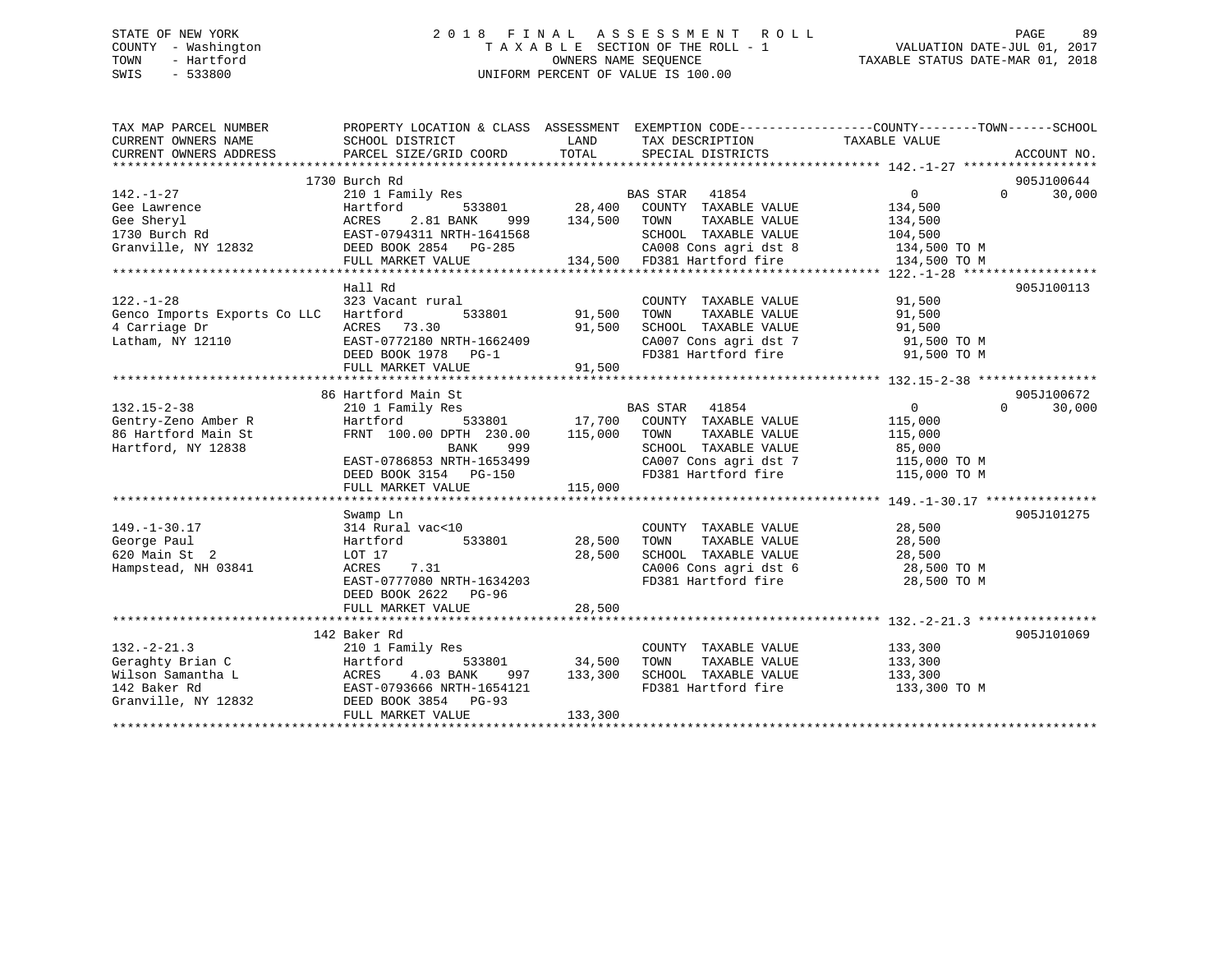STATE OF NEW YORK
COUNTY - Washington
TOWN - Hartford
SWIS - 533800

# 2018 FINAL ASSESSMENT ROLL

TAXABLE SECTION OF THE ROLL - 1
OWNERS NAME SEQUENCE
UNIFORM PERCENT OF VALUE IS 100.00

VALUATION DATE-JUL 01, 2017
TAXABLE STATUS DATE-MAR 01, 2018

```
TAX MAP PARCEL NUMBER          PROPERTY LOCATION & CLASS  ASSESSMENT  EXEMPTION CODE------------------COUNTY--------TOWN------SCHOOL
CURRENT OWNERS NAME            SCHOOL DISTRICT              LAND      TAX DESCRIPTION              TAXABLE VALUE
CURRENT OWNERS ADDRESS         PARCEL SIZE/GRID COORD       TOTAL     SPECIAL DISTRICTS                                  ACCOUNT NO.
******************************************************************************************************* 142.-1-27 ******************
                          1730 Burch Rd                                                                                 905J100644
142.-1-27                      210 1 Family Res                       BAS STAR   41854                  0          0     30,000
Gee Lawrence                   Hartford          533801      28,400   COUNTY  TAXABLE VALUE         134,500
Gee Sheryl                     ACRES    2.81 BANK     999   134,500   TOWN    TAXABLE VALUE         134,500
1730 Burch Rd                  EAST-0794311 NRTH-1641568              SCHOOL  TAXABLE VALUE         104,500
Granville, NY 12832            DEED BOOK 2854   PG-285                CA008 Cons agri dst 8          134,500 TO M
                               FULL MARKET VALUE            134,500   FD381 Hartford fire            134,500 TO M
******************************************************************************************************* 122.-1-28 ******************
                               Hall Rd                                                                                  905J100113
122.-1-28                      323 Vacant rural                       COUNTY  TAXABLE VALUE          91,500
Genco Imports Exports Co LLC   Hartford          533801      91,500   TOWN    TAXABLE VALUE          91,500
4 Carriage Dr                  ACRES   73.30                 91,500   SCHOOL  TAXABLE VALUE          91,500
Latham, NY 12110               EAST-0772180 NRTH-1662409              CA007 Cons agri dst 7           91,500 TO M
                               DEED BOOK 1978   PG-1                  FD381 Hartford fire             91,500 TO M
                               FULL MARKET VALUE             91,500
******************************************************************************************************* 132.15-2-38 ****************
                          86 Hartford Main St                                                                           905J100672
132.15-2-38                    210 1 Family Res                       BAS STAR   41854                  0          0     30,000
Gentry-Zeno Amber R            Hartford          533801      17,700   COUNTY  TAXABLE VALUE         115,000
86 Hartford Main St            FRNT 100.00 DPTH 230.00      115,000   TOWN    TAXABLE VALUE         115,000
Hartford, NY 12838                          BANK     999              SCHOOL  TAXABLE VALUE          85,000
                               EAST-0786853 NRTH-1653499              CA007 Cons agri dst 7          115,000 TO M
                               DEED BOOK 3154   PG-150                FD381 Hartford fire            115,000 TO M
                               FULL MARKET VALUE            115,000
******************************************************************************************************* 149.-1-30.17 ***************
                               Swamp Ln                                                                                 905J101275
149.-1-30.17                   314 Rural vac<10                       COUNTY  TAXABLE VALUE          28,500
George Paul                    Hartford          533801      28,500   TOWN    TAXABLE VALUE          28,500
620 Main St  2                 LOT 17                        28,500   SCHOOL  TAXABLE VALUE          28,500
Hampstead, NH 03841            ACRES    7.31                          CA006 Cons agri dst 6           28,500 TO M
                               EAST-0777080 NRTH-1634203              FD381 Hartford fire             28,500 TO M
                               DEED BOOK 2622   PG-96
                               FULL MARKET VALUE             28,500
******************************************************************************************************* 132.-2-21.3 ****************
                          142 Baker Rd                                                                                  905J101069
132.-2-21.3                    210 1 Family Res                       COUNTY  TAXABLE VALUE         133,300
Geraghty Brian C               Hartford          533801      34,500   TOWN    TAXABLE VALUE         133,300
Wilson Samantha L              ACRES    4.03 BANK     997   133,300   SCHOOL  TAXABLE VALUE         133,300
142 Baker Rd                   EAST-0793666 NRTH-1654121              FD381 Hartford fire            133,300 TO M
Granville, NY 12832            DEED BOOK 3854   PG-93
                               FULL MARKET VALUE            133,300
************************************************************************************************************************************
```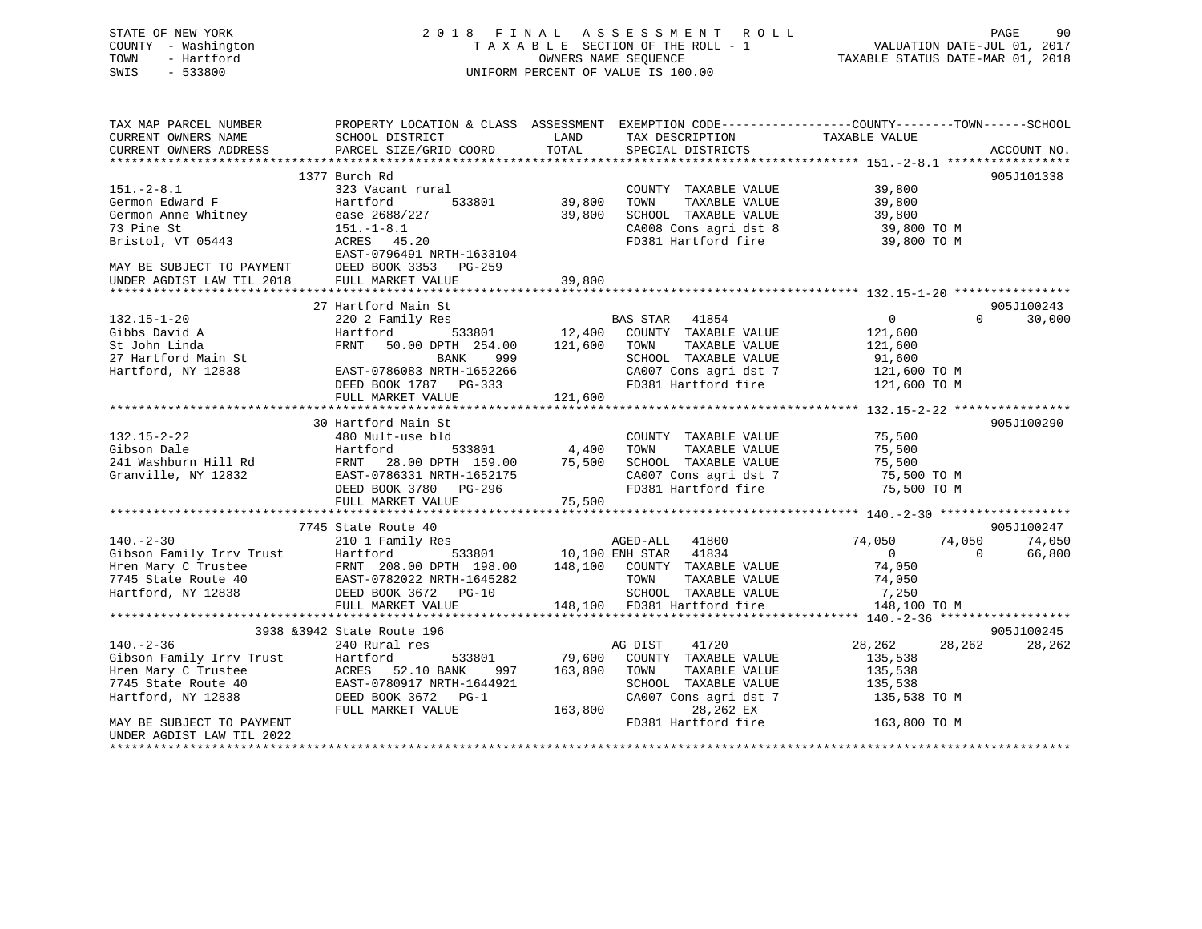STATE OF NEW YORK
COUNTY - Washington
TOWN - Hartford
SWIS - 533800

2018 FINAL ASSESSMENT ROLL
TAXABLE SECTION OF THE ROLL - 1
OWNERS NAME SEQUENCE
UNIFORM PERCENT OF VALUE IS 100.00

VALUATION DATE-JUL 01, 2017
TAXABLE STATUS DATE-MAR 01, 2018

```
TAX MAP PARCEL NUMBER          PROPERTY LOCATION & CLASS  ASSESSMENT  EXEMPTION CODE------------------COUNTY--------TOWN------SCHOOL
CURRENT OWNERS NAME            SCHOOL DISTRICT               LAND      TAX DESCRIPTION              TAXABLE VALUE
CURRENT OWNERS ADDRESS         PARCEL SIZE/GRID COORD        TOTAL     SPECIAL DISTRICTS                                        ACCOUNT NO.
******************************************************************************************************* 151.-2-8.1 *****************
                         1377 Burch Rd                                                                                  905J101338
151.-2-8.1                     323 Vacant rural                        COUNTY  TAXABLE VALUE              39,800
Germon Edward F                Hartford         533801       39,800    TOWN    TAXABLE VALUE              39,800
Germon Anne Whitney            ease 2688/227                 39,800    SCHOOL  TAXABLE VALUE              39,800
73 Pine St                     151.-1-8.1                              CA008 Cons agri dst 8               39,800 TO M
Bristol, VT 05443              ACRES  45.20                            FD381 Hartford fire                 39,800 TO M
                               EAST-0796491 NRTH-1633104
MAY BE SUBJECT TO PAYMENT      DEED BOOK 3353   PG-259
UNDER AGDIST LAW TIL 2018      FULL MARKET VALUE             39,800
******************************************************************************************************* 132.15-1-20 ****************
                         27 Hartford Main St                                                                            905J100243
132.15-1-20                    220 2 Family Res                        BAS STAR   41854                    0             0     30,000
Gibbs David A                  Hartford         533801       12,400    COUNTY  TAXABLE VALUE             121,600
St John Linda                  FRNT   50.00 DPTH 254.00     121,600    TOWN    TAXABLE VALUE             121,600
27 Hartford Main St                         BANK     999               SCHOOL  TAXABLE VALUE              91,600
Hartford, NY 12838             EAST-0786083 NRTH-1652266               CA007 Cons agri dst 7              121,600 TO M
                               DEED BOOK 1787   PG-333                 FD381 Hartford fire                121,600 TO M
                               FULL MARKET VALUE            121,600
******************************************************************************************************* 132.15-2-22 ****************
                         30 Hartford Main St                                                                            905J100290
132.15-2-22                    480 Mult-use bld                        COUNTY  TAXABLE VALUE              75,500
Gibson Dale                    Hartford         533801        4,400    TOWN    TAXABLE VALUE              75,500
241 Washburn Hill Rd           FRNT   28.00 DPTH 159.00      75,500    SCHOOL  TAXABLE VALUE              75,500
Granville, NY 12832            EAST-0786331 NRTH-1652175               CA007 Cons agri dst 7               75,500 TO M
                               DEED BOOK 3780   PG-296                 FD381 Hartford fire                 75,500 TO M
                               FULL MARKET VALUE             75,500
******************************************************************************************************* 140.-2-30 ******************
                         7745 State Route 40                                                                            905J100247
140.-2-30                      210 1 Family Res                        AGED-ALL   41800               74,050        74,050     74,050
Gibson Family Irrv Trust       Hartford         533801       10,100 ENH STAR   41834                    0             0     66,800
Hren Mary C Trustee            FRNT 208.00 DPTH 198.00      148,100    COUNTY  TAXABLE VALUE              74,050
7745 State Route 40            EAST-0782022 NRTH-1645282               TOWN    TAXABLE VALUE              74,050
Hartford, NY 12838             DEED BOOK 3672   PG-10                  SCHOOL  TAXABLE VALUE               7,250
                               FULL MARKET VALUE            148,100    FD381 Hartford fire                148,100 TO M
******************************************************************************************************* 140.-2-36 ******************
                         3938 &3942 State Route 196                                                                     905J100245
140.-2-36                      240 Rural res                           AG DIST    41720               28,262        28,262     28,262
Gibson Family Irrv Trust       Hartford         533801       79,600    COUNTY  TAXABLE VALUE             135,538
Hren Mary C Trustee            ACRES  52.10 BANK     997    163,800    TOWN    TAXABLE VALUE             135,538
7745 State Route 40            EAST-0780917 NRTH-1644921               SCHOOL  TAXABLE VALUE             135,538
Hartford, NY 12838             DEED BOOK 3672   PG-1                   CA007 Cons agri dst 7              135,538 TO M
                               FULL MARKET VALUE            163,800            28,262 EX
MAY BE SUBJECT TO PAYMENT                                              FD381 Hartford fire                163,800 TO M
UNDER AGDIST LAW TIL 2022
************************************************************************************************************************************
```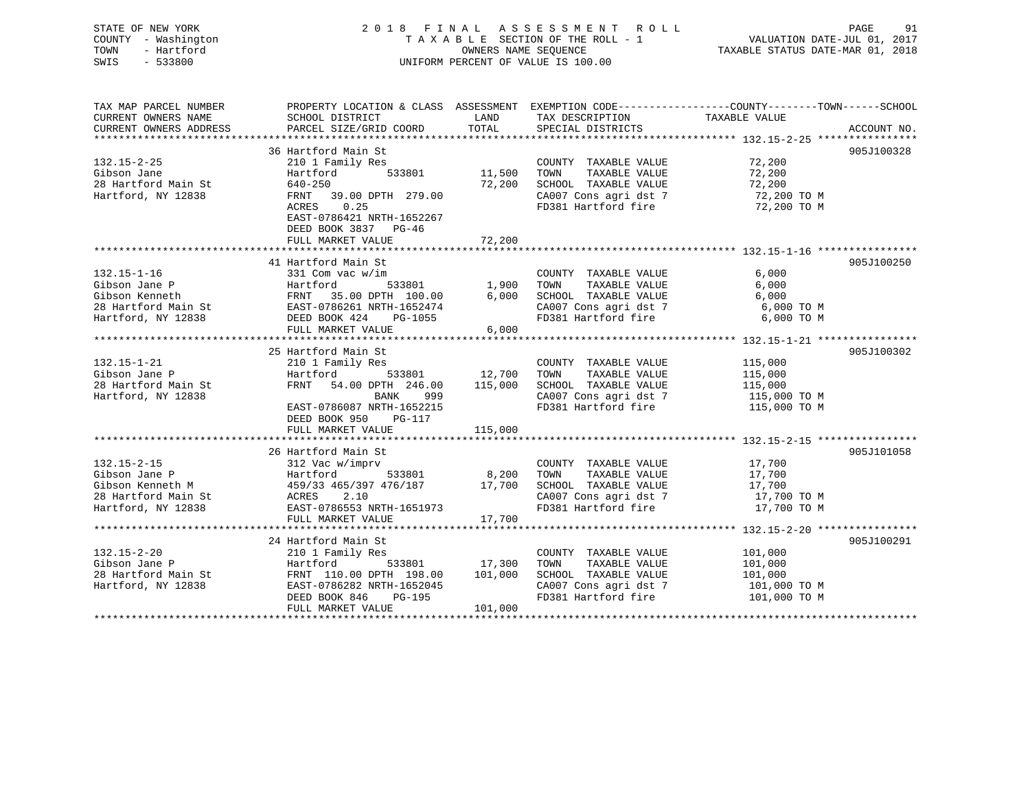STATE OF NEW YORK
COUNTY - Washington
TOWN - Hartford
SWIS - 533800

# 2018 FINAL ASSESSMENT ROLL
TAXABLE SECTION OF THE ROLL - 1
OWNERS NAME SEQUENCE
UNIFORM PERCENT OF VALUE IS 100.00

VALUATION DATE-JUL 01, 2017
TAXABLE STATUS DATE-MAR 01, 2018

| TAX MAP PARCEL NUMBER / CURRENT OWNERS NAME / CURRENT OWNERS ADDRESS | PROPERTY LOCATION & CLASS / SCHOOL DISTRICT / PARCEL SIZE/GRID COORD | ASSESSMENT LAND | TOTAL | EXEMPTION CODE / TAX DESCRIPTION / SPECIAL DISTRICTS | COUNTY--------TOWN------SCHOOL TAXABLE VALUE | ACCOUNT NO. |
|---|---|---|---|---|---|---|
| 132.15-2-25 | 36 Hartford Main St | | | | | 905J100328 |
| Gibson Jane | 210 1 Family Res | | | COUNTY TAXABLE VALUE | 72,200 | |
| 28 Hartford Main St | Hartford 533801 | 11,500 | | TOWN TAXABLE VALUE | 72,200 | |
| Hartford, NY 12838 | 640-250 | | 72,200 | SCHOOL TAXABLE VALUE | 72,200 | |
| | FRNT 39.00 DPTH 279.00 | | | CA007 Cons agri dst 7 | 72,200 TO M | |
| | ACRES 0.25 | | | FD381 Hartford fire | 72,200 TO M | |
| | EAST-0786421 NRTH-1652267 | | | | | |
| | DEED BOOK 3837 PG-46 | | | | | |
| | FULL MARKET VALUE | | 72,200 | | | |
| 132.15-1-16 | 41 Hartford Main St | | | | | 905J100250 |
| Gibson Jane P | 331 Com vac w/im | | | COUNTY TAXABLE VALUE | 6,000 | |
| Gibson Kenneth | Hartford 533801 | 1,900 | | TOWN TAXABLE VALUE | 6,000 | |
| 28 Hartford Main St | FRNT 35.00 DPTH 100.00 | | 6,000 | SCHOOL TAXABLE VALUE | 6,000 | |
| Hartford, NY 12838 | EAST-0786261 NRTH-1652474 | | | CA007 Cons agri dst 7 | 6,000 TO M | |
| | DEED BOOK 424 PG-1055 | | | FD381 Hartford fire | 6,000 TO M | |
| | FULL MARKET VALUE | | 6,000 | | | |
| 132.15-1-21 | 25 Hartford Main St | | | | | 905J100302 |
| Gibson Jane P | 210 1 Family Res | | | COUNTY TAXABLE VALUE | 115,000 | |
| 28 Hartford Main St | Hartford 533801 | 12,700 | | TOWN TAXABLE VALUE | 115,000 | |
| Hartford, NY 12838 | FRNT 54.00 DPTH 246.00 | | 115,000 | SCHOOL TAXABLE VALUE | 115,000 | |
| | BANK 999 | | | CA007 Cons agri dst 7 | 115,000 TO M | |
| | EAST-0786087 NRTH-1652215 | | | FD381 Hartford fire | 115,000 TO M | |
| | DEED BOOK 950 PG-117 | | | | | |
| | FULL MARKET VALUE | | 115,000 | | | |
| 132.15-2-15 | 26 Hartford Main St | | | | | 905J101058 |
| Gibson Jane P | 312 Vac w/imprv | | | COUNTY TAXABLE VALUE | 17,700 | |
| Gibson Kenneth M | Hartford 533801 | 8,200 | | TOWN TAXABLE VALUE | 17,700 | |
| 28 Hartford Main St | 459/33 465/397 476/187 | | 17,700 | SCHOOL TAXABLE VALUE | 17,700 | |
| Hartford, NY 12838 | ACRES 2.10 | | | CA007 Cons agri dst 7 | 17,700 TO M | |
| | EAST-0786553 NRTH-1651973 | | | FD381 Hartford fire | 17,700 TO M | |
| | FULL MARKET VALUE | | 17,700 | | | |
| 132.15-2-20 | 24 Hartford Main St | | | | | 905J100291 |
| Gibson Jane P | 210 1 Family Res | | | COUNTY TAXABLE VALUE | 101,000 | |
| 28 Hartford Main St | Hartford 533801 | 17,300 | | TOWN TAXABLE VALUE | 101,000 | |
| Hartford, NY 12838 | FRNT 110.00 DPTH 198.00 | | 101,000 | SCHOOL TAXABLE VALUE | 101,000 | |
| | EAST-0786282 NRTH-1652045 | | | CA007 Cons agri dst 7 | 101,000 TO M | |
| | DEED BOOK 846 PG-195 | | | FD381 Hartford fire | 101,000 TO M | |
| | FULL MARKET VALUE | | 101,000 | | | |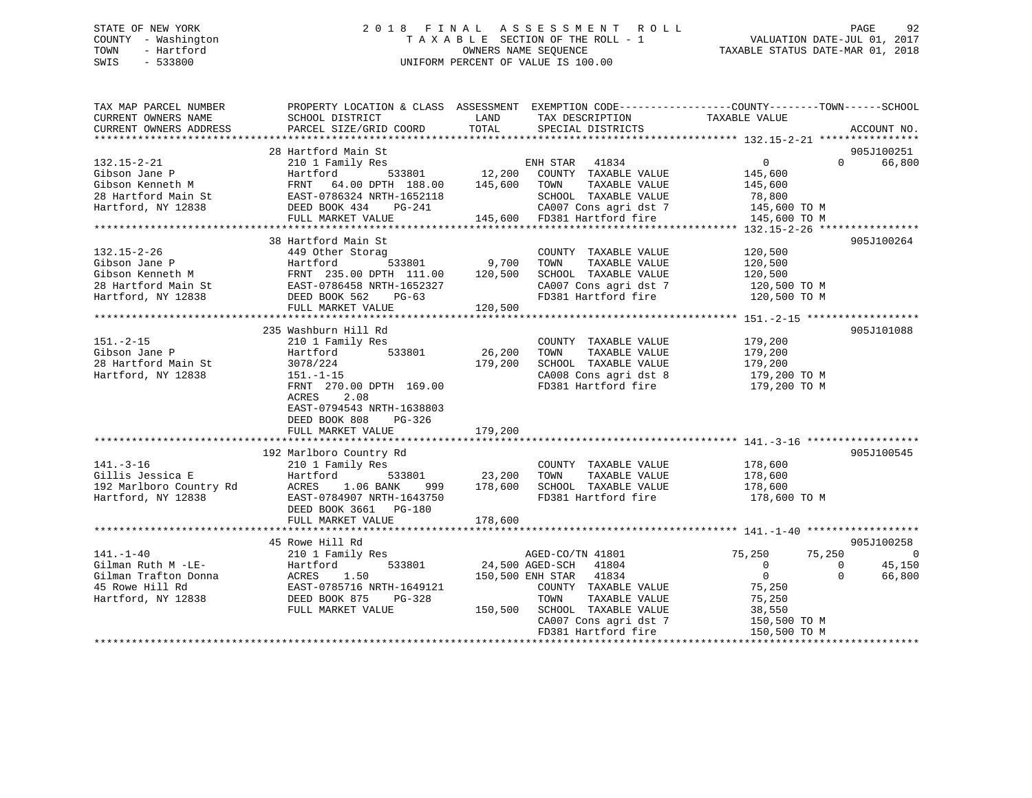STATE OF NEW YORK
COUNTY - Washington
TOWN - Hartford
SWIS - 533800

# 2018 FINAL ASSESSMENT ROLL

TAXABLE SECTION OF THE ROLL - 1
OWNERS NAME SEQUENCE
UNIFORM PERCENT OF VALUE IS 100.00

VALUATION DATE-JUL 01, 2017
TAXABLE STATUS DATE-MAR 01, 2018

```
TAX MAP PARCEL NUMBER     PROPERTY LOCATION & CLASS  ASSESSMENT  EXEMPTION CODE------------------COUNTY--------TOWN------SCHOOL
CURRENT OWNERS NAME       SCHOOL DISTRICT              LAND      TAX DESCRIPTION              TAXABLE VALUE
CURRENT OWNERS ADDRESS    PARCEL SIZE/GRID COORD      TOTAL      SPECIAL DISTRICTS                                        ACCOUNT NO.
******************************************************************************************************* 132.15-2-21 ****************
                          28 Hartford Main St                                                                            905J100251
132.15-2-21               210 1 Family Res                       ENH STAR   41834                0             0       66,800
Gibson Jane P             Hartford          533801      12,200    COUNTY  TAXABLE VALUE         145,600
Gibson Kenneth M          FRNT   64.00 DPTH 188.00     145,600    TOWN    TAXABLE VALUE         145,600
28 Hartford Main St       EAST-0786324 NRTH-1652118               SCHOOL  TAXABLE VALUE          78,800
Hartford, NY 12838        DEED BOOK 434    PG-241                 CA007 Cons agri dst 7         145,600 TO M
                          FULL MARKET VALUE            145,600    FD381 Hartford fire           145,600 TO M
******************************************************************************************************* 132.15-2-26 ****************
                          38 Hartford Main St                                                                            905J100264
132.15-2-26               449 Other Storag                        COUNTY  TAXABLE VALUE         120,500
Gibson Jane P             Hartford          533801       9,700    TOWN    TAXABLE VALUE         120,500
Gibson Kenneth M          FRNT  235.00 DPTH 111.00     120,500    SCHOOL  TAXABLE VALUE         120,500
28 Hartford Main St       EAST-0786458 NRTH-1652327               CA007 Cons agri dst 7         120,500 TO M
Hartford, NY 12838        DEED BOOK 562    PG-63                  FD381 Hartford fire           120,500 TO M
                          FULL MARKET VALUE            120,500
******************************************************************************************************* 151.-2-15 ******************
                          235 Washburn Hill Rd                                                                           905J101088
151.-2-15                 210 1 Family Res                        COUNTY  TAXABLE VALUE         179,200
Gibson Jane P             Hartford          533801      26,200    TOWN    TAXABLE VALUE         179,200
28 Hartford Main St       3078/224                     179,200    SCHOOL  TAXABLE VALUE         179,200
Hartford, NY 12838        151.-1-15                               CA008 Cons agri dst 8         179,200 TO M
                          FRNT  270.00 DPTH 169.00                FD381 Hartford fire           179,200 TO M
                          ACRES    2.08
                          EAST-0794543 NRTH-1638803
                          DEED BOOK 808    PG-326
                          FULL MARKET VALUE            179,200
******************************************************************************************************* 141.-3-16 ******************
                          192 Marlboro Country Rd                                                                        905J100545
141.-3-16                 210 1 Family Res                        COUNTY  TAXABLE VALUE         178,600
Gillis Jessica E          Hartford          533801      23,200    TOWN    TAXABLE VALUE         178,600
192 Marlboro Country Rd   ACRES    1.06 BANK    999    178,600    SCHOOL  TAXABLE VALUE         178,600
Hartford, NY 12838        EAST-0784907 NRTH-1643750               FD381 Hartford fire           178,600 TO M
                          DEED BOOK 3661   PG-180
                          FULL MARKET VALUE            178,600
******************************************************************************************************* 141.-1-40 ******************
                          45 Rowe Hill Rd                                                                                905J100258
141.-1-40                 210 1 Family Res                       AGED-CO/TN 41801            75,250        75,250            0
Gilman Ruth M -LE-        Hartford          533801      24,500 AGED-SCH   41804                0             0       45,150
Gilman Trafton Donna      ACRES    1.50                150,500 ENH STAR   41834                0             0       66,800
45 Rowe Hill Rd           EAST-0785716 NRTH-1649121               COUNTY  TAXABLE VALUE          75,250
Hartford, NY 12838        DEED BOOK 875    PG-328                 TOWN    TAXABLE VALUE          75,250
                          FULL MARKET VALUE            150,500    SCHOOL  TAXABLE VALUE          38,550
                                                                  CA007 Cons agri dst 7         150,500 TO M
                                                                  FD381 Hartford fire           150,500 TO M
************************************************************************************************************************************
```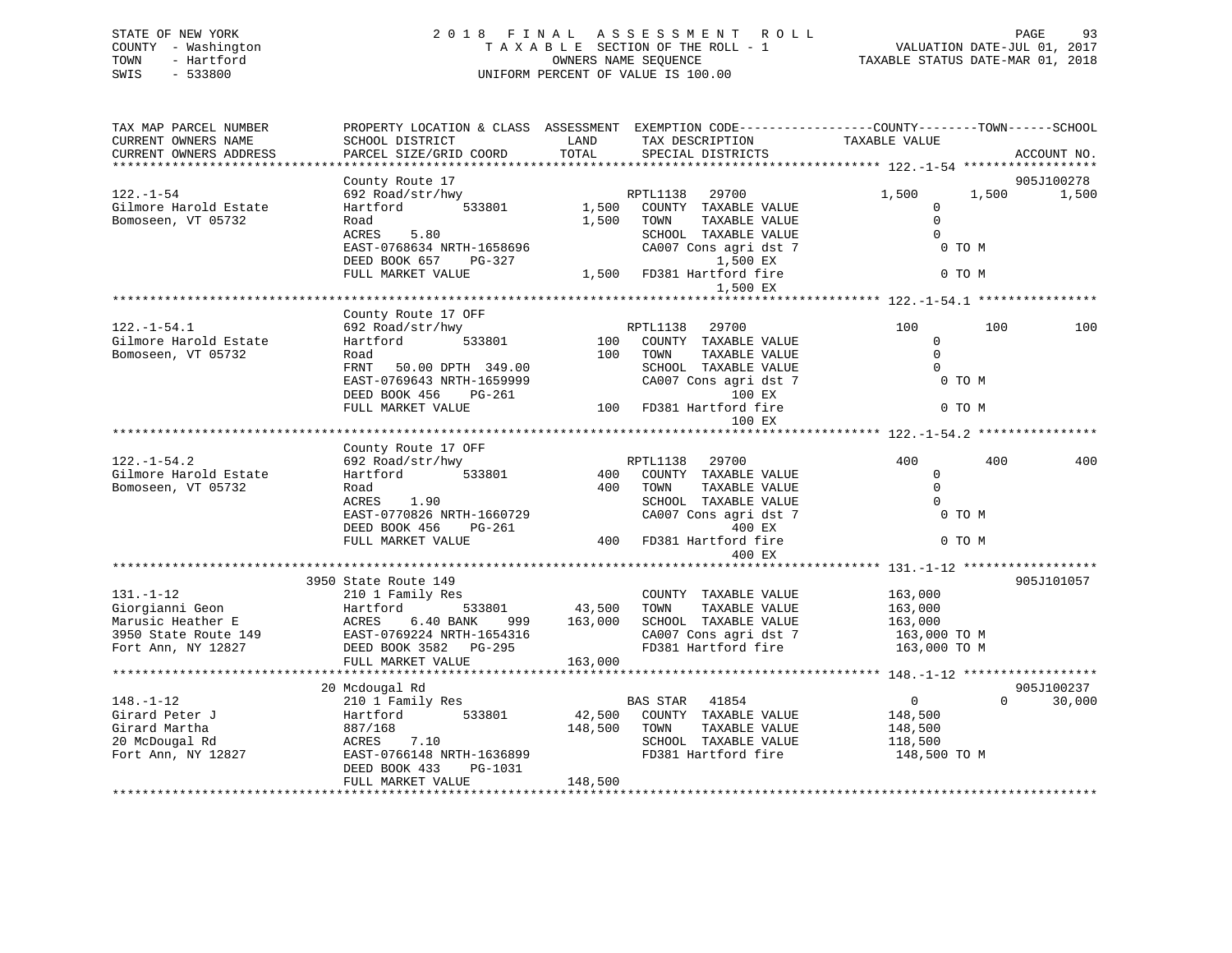STATE OF NEW YORK
COUNTY - Washington
TOWN - Hartford
SWIS - 533800

2018 FINAL ASSESSMENT ROLL
TAXABLE SECTION OF THE ROLL - 1
OWNERS NAME SEQUENCE
UNIFORM PERCENT OF VALUE IS 100.00

VALUATION DATE-JUL 01, 2017
TAXABLE STATUS DATE-MAR 01, 2018

```
TAX MAP PARCEL NUMBER        PROPERTY LOCATION & CLASS  ASSESSMENT  EXEMPTION CODE------------------COUNTY--------TOWN------SCHOOL
CURRENT OWNERS NAME          SCHOOL DISTRICT               LAND      TAX DESCRIPTION            TAXABLE VALUE
CURRENT OWNERS ADDRESS       PARCEL SIZE/GRID COORD        TOTAL     SPECIAL DISTRICTS                                    ACCOUNT NO.
******************************************************************************************************* 122.-1-54 *****************
                             County Route 17                                                                             905J100278
122.-1-54                    692 Road/str/hwy                         RPTL1138   29700              1,500       1,500       1,500
Gilmore Harold Estate        Hartford         533801         1,500    COUNTY  TAXABLE VALUE             0
Bomoseen, VT 05732           Road                            1,500    TOWN    TAXABLE VALUE             0
                             ACRES    5.80                            SCHOOL  TAXABLE VALUE             0
                             EAST-0768634 NRTH-1658696                CA007 Cons agri dst 7              0 TO M
                             DEED BOOK 657    PG-327                          1,500 EX
                             FULL MARKET VALUE              1,500     FD381 Hartford fire                0 TO M
                                                                              1,500 EX
******************************************************************************************************* 122.-1-54.1 ***************
                             County Route 17 OFF
122.-1-54.1                  692 Road/str/hwy                         RPTL1138   29700                100         100         100
Gilmore Harold Estate        Hartford         533801           100    COUNTY  TAXABLE VALUE             0
Bomoseen, VT 05732           Road                              100    TOWN    TAXABLE VALUE             0
                             FRNT   50.00 DPTH  349.00                SCHOOL  TAXABLE VALUE             0
                             EAST-0769643 NRTH-1659999                CA007 Cons agri dst 7              0 TO M
                             DEED BOOK 456    PG-261                            100 EX
                             FULL MARKET VALUE                100     FD381 Hartford fire                0 TO M
                                                                                100 EX
******************************************************************************************************* 122.-1-54.2 ***************
                             County Route 17 OFF
122.-1-54.2                  692 Road/str/hwy                         RPTL1138   29700                400         400         400
Gilmore Harold Estate        Hartford         533801           400    COUNTY  TAXABLE VALUE             0
Bomoseen, VT 05732           Road                              400    TOWN    TAXABLE VALUE             0
                             ACRES    1.90                            SCHOOL  TAXABLE VALUE             0
                             EAST-0770826 NRTH-1660729                CA007 Cons agri dst 7              0 TO M
                             DEED BOOK 456    PG-261                            400 EX
                             FULL MARKET VALUE                400     FD381 Hartford fire                0 TO M
                                                                                400 EX
******************************************************************************************************* 131.-1-12 *****************
                             3950 State Route 149                                                                        905J101057
131.-1-12                    210 1 Family Res                         COUNTY  TAXABLE VALUE         163,000
Giorgianni Geon              Hartford         533801        43,500    TOWN    TAXABLE VALUE         163,000
Marusic Heather E            ACRES    6.40 BANK     999    163,000    SCHOOL  TAXABLE VALUE         163,000
3950 State Route 149         EAST-0769224 NRTH-1654316                CA007 Cons agri dst 7         163,000 TO M
Fort Ann, NY 12827           DEED BOOK 3582   PG-295                  FD381 Hartford fire           163,000 TO M
                             FULL MARKET VALUE             163,000
******************************************************************************************************* 148.-1-12 *****************
                             20 Mcdougal Rd                                                                              905J100237
148.-1-12                    210 1 Family Res                         BAS STAR   41854                  0           0      30,000
Girard Peter J               Hartford         533801        42,500    COUNTY  TAXABLE VALUE         148,500
Girard Martha                887/168                       148,500    TOWN    TAXABLE VALUE         148,500
20 McDougal Rd               ACRES    7.10                            SCHOOL  TAXABLE VALUE         118,500
Fort Ann, NY 12827           EAST-0766148 NRTH-1636899                FD381 Hartford fire           148,500 TO M
                             DEED BOOK 433    PG-1031
                             FULL MARKET VALUE             148,500
************************************************************************************************************************************
```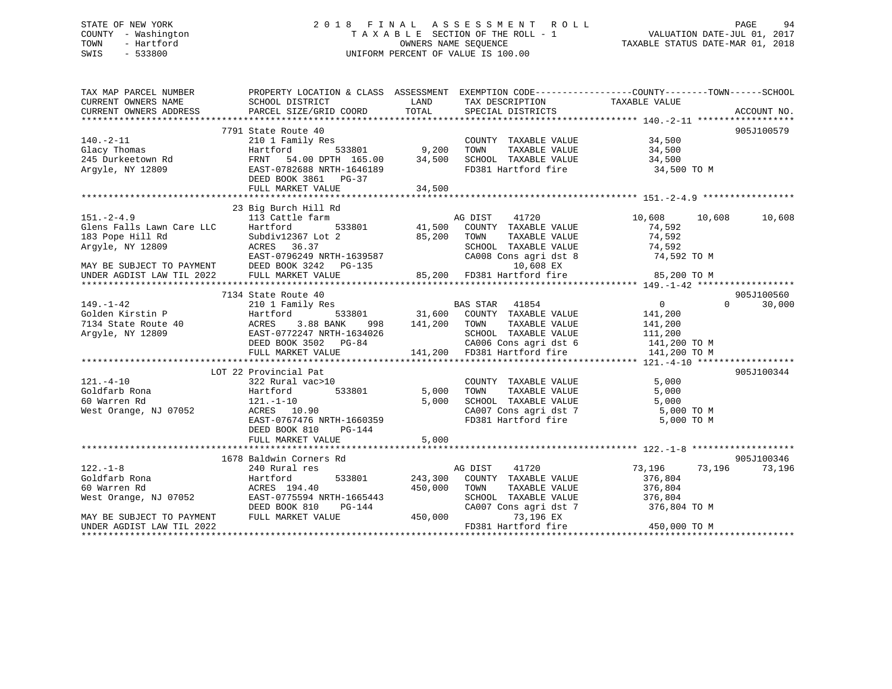STATE OF NEW YORK
COUNTY - Washington
TOWN - Hartford
SWIS - 533800

2018 FINAL ASSESSMENT ROLL
TAXABLE SECTION OF THE ROLL - 1
OWNERS NAME SEQUENCE
UNIFORM PERCENT OF VALUE IS 100.00

VALUATION DATE-JUL 01, 2017
TAXABLE STATUS DATE-MAR 01, 2018

```
TAX MAP PARCEL NUMBER          PROPERTY LOCATION & CLASS  ASSESSMENT  EXEMPTION CODE------------------COUNTY--------TOWN------SCHOOL
CURRENT OWNERS NAME            SCHOOL DISTRICT              LAND      TAX DESCRIPTION             TAXABLE VALUE
CURRENT OWNERS ADDRESS         PARCEL SIZE/GRID COORD       TOTAL     SPECIAL DISTRICTS                                      ACCOUNT NO.
******************************************************************************************************* 140.-2-11 ******************
                               7791 State Route 40                                                                       905J100579
140.-2-11                      210 1 Family Res                        COUNTY  TAXABLE VALUE           34,500
Glacy Thomas                   Hartford          533801        9,200   TOWN    TAXABLE VALUE           34,500
245 Durkeetown Rd              FRNT  54.00 DPTH 165.00        34,500   SCHOOL  TAXABLE VALUE           34,500
Argyle, NY 12809               EAST-0782688 NRTH-1646189               FD381 Hartford fire              34,500 TO M
                               DEED BOOK 3861   PG-37
                               FULL MARKET VALUE              34,500
******************************************************************************************************* 151.-2-4.9 *****************
                               23 Big Burch Hill Rd
151.-2-4.9                     113 Cattle farm                         AG DIST     41720               10,608      10,608      10,608
Glens Falls Lawn Care LLC      Hartford          533801       41,500   COUNTY  TAXABLE VALUE           74,592
183 Pope Hill Rd               Subdiv12367 Lot 2              85,200   TOWN    TAXABLE VALUE           74,592
Argyle, NY 12809               ACRES  36.37                            SCHOOL  TAXABLE VALUE           74,592
                               EAST-0796249 NRTH-1639587               CA008 Cons agri dst 8            74,592 TO M
MAY BE SUBJECT TO PAYMENT      DEED BOOK 3242   PG-135                        10,608 EX
UNDER AGDIST LAW TIL 2022      FULL MARKET VALUE              85,200   FD381 Hartford fire              85,200 TO M
******************************************************************************************************* 149.-1-42 ******************
                               7134 State Route 40                                                                       905J100560
149.-1-42                      210 1 Family Res                        BAS STAR    41854                    0           0      30,000
Golden Kirstin P               Hartford          533801       31,600   COUNTY  TAXABLE VALUE          141,200
7134 State Route 40            ACRES    3.88 BANK     998    141,200   TOWN    TAXABLE VALUE          141,200
Argyle, NY 12809               EAST-0772247 NRTH-1634026               SCHOOL  TAXABLE VALUE          111,200
                               DEED BOOK 3502   PG-84                  CA006 Cons agri dst 6           141,200 TO M
                               FULL MARKET VALUE             141,200   FD381 Hartford fire             141,200 TO M
******************************************************************************************************* 121.-4-10 ******************
                               LOT 22 Provincial Pat                                                                     905J100344
121.-4-10                      322 Rural vac>10                        COUNTY  TAXABLE VALUE            5,000
Goldfarb Rona                  Hartford          533801        5,000   TOWN    TAXABLE VALUE            5,000
60 Warren Rd                   121.-1-10                       5,000   SCHOOL  TAXABLE VALUE            5,000
West Orange, NJ 07052          ACRES  10.90                            CA007 Cons agri dst 7             5,000 TO M
                               EAST-0767476 NRTH-1660359               FD381 Hartford fire               5,000 TO M
                               DEED BOOK 810    PG-144
                               FULL MARKET VALUE               5,000
******************************************************************************************************* 122.-1-8 *******************
                               1678 Baldwin Corners Rd                                                                   905J100346
122.-1-8                       240 Rural res                           AG DIST     41720               73,196      73,196      73,196
Goldfarb Rona                  Hartford          533801      243,300   COUNTY  TAXABLE VALUE          376,804
60 Warren Rd                   ACRES 194.40                  450,000   TOWN    TAXABLE VALUE          376,804
West Orange, NJ 07052          EAST-0775594 NRTH-1665443               SCHOOL  TAXABLE VALUE          376,804
                               DEED BOOK 810    PG-144                 CA007 Cons agri dst 7           376,804 TO M
MAY BE SUBJECT TO PAYMENT      FULL MARKET VALUE             450,000          73,196 EX
UNDER AGDIST LAW TIL 2022                                              FD381 Hartford fire             450,000 TO M
************************************************************************************************************************************
```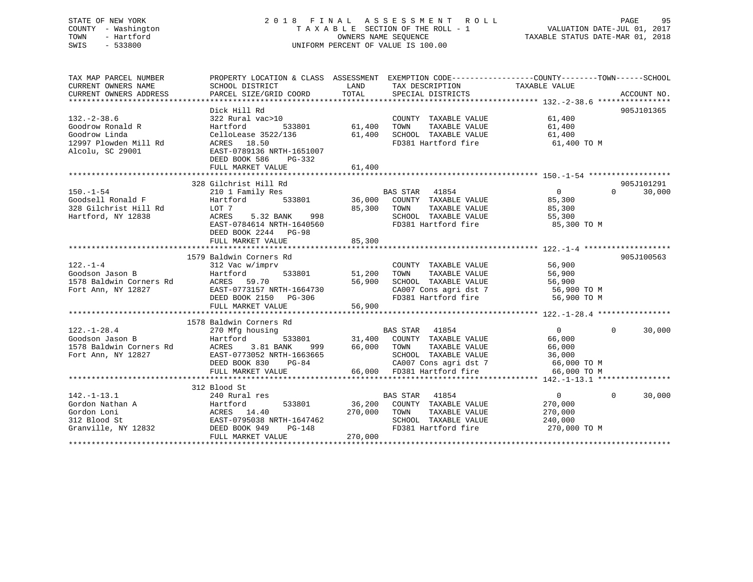STATE OF NEW YORK
COUNTY - Washington
TOWN - Hartford
SWIS - 533800

2018 FINAL ASSESSMENT ROLL
TAXABLE SECTION OF THE ROLL - 1
OWNERS NAME SEQUENCE
UNIFORM PERCENT OF VALUE IS 100.00

VALUATION DATE-JUL 01, 2017
TAXABLE STATUS DATE-MAR 01, 2018

```
TAX MAP PARCEL NUMBER          PROPERTY LOCATION & CLASS  ASSESSMENT  EXEMPTION CODE------------------COUNTY--------TOWN------SCHOOL
CURRENT OWNERS NAME            SCHOOL DISTRICT              LAND      TAX DESCRIPTION             TAXABLE VALUE
CURRENT OWNERS ADDRESS         PARCEL SIZE/GRID COORD       TOTAL     SPECIAL DISTRICTS                                    ACCOUNT NO.
******************************************************************************************************* 132.-2-38.6 ****************
                               Dick Hill Rd                                                                              905J101365
132.-2-38.6                    322 Rural vac>10                       COUNTY  TAXABLE VALUE          61,400
Goodrow Ronald R               Hartford         533801       61,400   TOWN    TAXABLE VALUE          61,400
Goodrow Linda                  CelloLease 3522/136           61,400   SCHOOL  TAXABLE VALUE          61,400
12997 Plowden Mill Rd          ACRES   18.50                          FD381 Hartford fire             61,400 TO M
Alcolu, SC 29001               EAST-0789136 NRTH-1651007
                               DEED BOOK 586    PG-332
                               FULL MARKET VALUE             61,400
******************************************************************************************************* 150.-1-54 ******************
                           328 Gilchrist Hill Rd                                                                         905J101291
150.-1-54                      210 1 Family Res                   BAS STAR   41854                 0             0       30,000
Goodsell Ronald F              Hartford         533801       36,000   COUNTY  TAXABLE VALUE          85,300
328 Gilchrist Hill Rd          LOT 7                         85,300   TOWN    TAXABLE VALUE          85,300
Hartford, NY 12838             ACRES    5.32 BANK     998             SCHOOL  TAXABLE VALUE          55,300
                               EAST-0784614 NRTH-1640560              FD381 Hartford fire             85,300 TO M
                               DEED BOOK 2244   PG-98
                               FULL MARKET VALUE             85,300
******************************************************************************************************* 122.-1-4 *******************
                          1579 Baldwin Corners Rd                                                                        905J100563
122.-1-4                       312 Vac w/imprv                        COUNTY  TAXABLE VALUE          56,900
Goodson Jason B                Hartford         533801       51,200   TOWN    TAXABLE VALUE          56,900
1578 Baldwin Corners Rd        ACRES   59.70                 56,900   SCHOOL  TAXABLE VALUE          56,900
Fort Ann, NY 12827             EAST-0773157 NRTH-1664730              CA007 Cons agri dst 7           56,900 TO M
                               DEED BOOK 2150   PG-306                FD381 Hartford fire             56,900 TO M
                               FULL MARKET VALUE             56,900
******************************************************************************************************* 122.-1-28.4 ****************
                          1578 Baldwin Corners Rd
122.-1-28.4                    270 Mfg housing                    BAS STAR   41854                 0             0       30,000
Goodson Jason B                Hartford         533801       31,400   COUNTY  TAXABLE VALUE          66,000
1578 Baldwin Corners Rd        ACRES    3.81 BANK     999    66,000   TOWN    TAXABLE VALUE          66,000
Fort Ann, NY 12827             EAST-0773052 NRTH-1663665              SCHOOL  TAXABLE VALUE          36,000
                               DEED BOOK 830    PG-84                 CA007 Cons agri dst 7           66,000 TO M
                               FULL MARKET VALUE             66,000   FD381 Hartford fire             66,000 TO M
******************************************************************************************************* 142.-1-13.1 ****************
                           312 Blood St
142.-1-13.1                    240 Rural res                      BAS STAR   41854                 0             0       30,000
Gordon Nathan A                Hartford         533801       36,200   COUNTY  TAXABLE VALUE         270,000
Gordon Loni                    ACRES   14.40                270,000   TOWN    TAXABLE VALUE         270,000
312 Blood St                   EAST-0795038 NRTH-1647462              SCHOOL  TAXABLE VALUE         240,000
Granville, NY 12832            DEED BOOK 949    PG-148                FD381 Hartford fire            270,000 TO M
                               FULL MARKET VALUE            270,000
************************************************************************************************************************************
```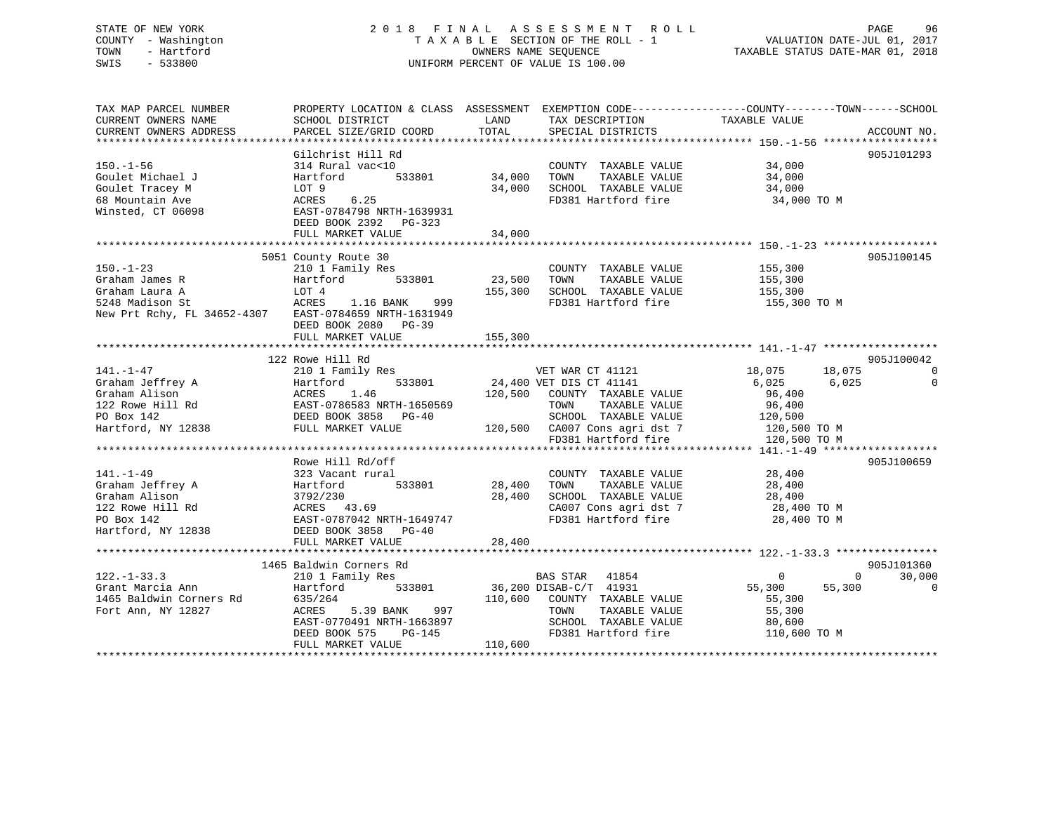STATE OF NEW YORK
COUNTY - Washington
TOWN - Hartford
SWIS - 533800

2018 FINAL ASSESSMENT ROLL
TAXABLE SECTION OF THE ROLL - 1
OWNERS NAME SEQUENCE
UNIFORM PERCENT OF VALUE IS 100.00

VALUATION DATE-JUL 01, 2017
TAXABLE STATUS DATE-MAR 01, 2018

```
TAX MAP PARCEL NUMBER          PROPERTY LOCATION & CLASS  ASSESSMENT  EXEMPTION CODE------------------COUNTY--------TOWN------SCHOOL
CURRENT OWNERS NAME            SCHOOL DISTRICT               LAND      TAX DESCRIPTION              TAXABLE VALUE
CURRENT OWNERS ADDRESS         PARCEL SIZE/GRID COORD        TOTAL     SPECIAL DISTRICTS                                       ACCOUNT NO.
******************************************************************************************************* 150.-1-56 ******************
                               Gilchrist Hill Rd                                                                               905J101293
150.-1-56                      314 Rural vac<10                        COUNTY  TAXABLE VALUE            34,000
Goulet Michael J               Hartford         533801       34,000    TOWN    TAXABLE VALUE            34,000
Goulet Tracey M                LOT 9                         34,000    SCHOOL  TAXABLE VALUE            34,000
68 Mountain Ave                ACRES    6.25                           FD381 Hartford fire               34,000 TO M
Winsted, CT 06098              EAST-0784798 NRTH-1639931
                               DEED BOOK 2392   PG-323
                               FULL MARKET VALUE             34,000
******************************************************************************************************* 150.-1-23 ******************
                             5051 County Route 30                                                                              905J100145
150.-1-23                      210 1 Family Res                        COUNTY  TAXABLE VALUE           155,300
Graham James R                 Hartford         533801       23,500    TOWN    TAXABLE VALUE           155,300
Graham Laura A                 LOT 4                        155,300    SCHOOL  TAXABLE VALUE           155,300
5248 Madison St                ACRES    1.16 BANK     999              FD381 Hartford fire              155,300 TO M
New Prt Rchy, FL 34652-4307    EAST-0784659 NRTH-1631949
                               DEED BOOK 2080   PG-39
                               FULL MARKET VALUE            155,300
******************************************************************************************************* 141.-1-47 ******************
                               122 Rowe Hill Rd                                                                                905J100042
141.-1-47                      210 1 Family Res                        VET WAR CT 41121                 18,075      18,075           0
Graham Jeffrey A               Hartford         533801       24,400 VET DIS CT 41141                     6,025       6,025           0
Graham Alison                  ACRES    1.46                120,500    COUNTY  TAXABLE VALUE            96,400
122 Rowe Hill Rd               EAST-0786583 NRTH-1650569               TOWN    TAXABLE VALUE            96,400
PO Box 142                     DEED BOOK 3858   PG-40                  SCHOOL  TAXABLE VALUE           120,500
Hartford, NY 12838             FULL MARKET VALUE            120,500    CA007 Cons agri dst 7            120,500 TO M
                                                                       FD381 Hartford fire              120,500 TO M
******************************************************************************************************* 141.-1-49 ******************
                               Rowe Hill Rd/off                                                                                905J100659
141.-1-49                      323 Vacant rural                        COUNTY  TAXABLE VALUE            28,400
Graham Jeffrey A               Hartford         533801       28,400    TOWN    TAXABLE VALUE            28,400
Graham Alison                  3792/230                      28,400    SCHOOL  TAXABLE VALUE            28,400
122 Rowe Hill Rd               ACRES   43.69                           CA007 Cons agri dst 7             28,400 TO M
PO Box 142                     EAST-0787042 NRTH-1649747               FD381 Hartford fire               28,400 TO M
Hartford, NY 12838             DEED BOOK 3858   PG-40
                               FULL MARKET VALUE             28,400
******************************************************************************************************* 122.-1-33.3 ****************
                             1465 Baldwin Corners Rd                                                                           905J101360
122.-1-33.3                    210 1 Family Res                        BAS STAR   41854                      0           0      30,000
Grant Marcia Ann               Hartford         533801       36,200 DISAB-C/T  41931                    55,300      55,300           0
1465 Baldwin Corners Rd        635/264                      110,600    COUNTY  TAXABLE VALUE            55,300
Fort Ann, NY 12827             ACRES    5.39 BANK     997              TOWN    TAXABLE VALUE            55,300
                               EAST-0770491 NRTH-1663897               SCHOOL  TAXABLE VALUE            80,600
                               DEED BOOK 575    PG-145                 FD381 Hartford fire              110,600 TO M
                               FULL MARKET VALUE            110,600
************************************************************************************************************************************
```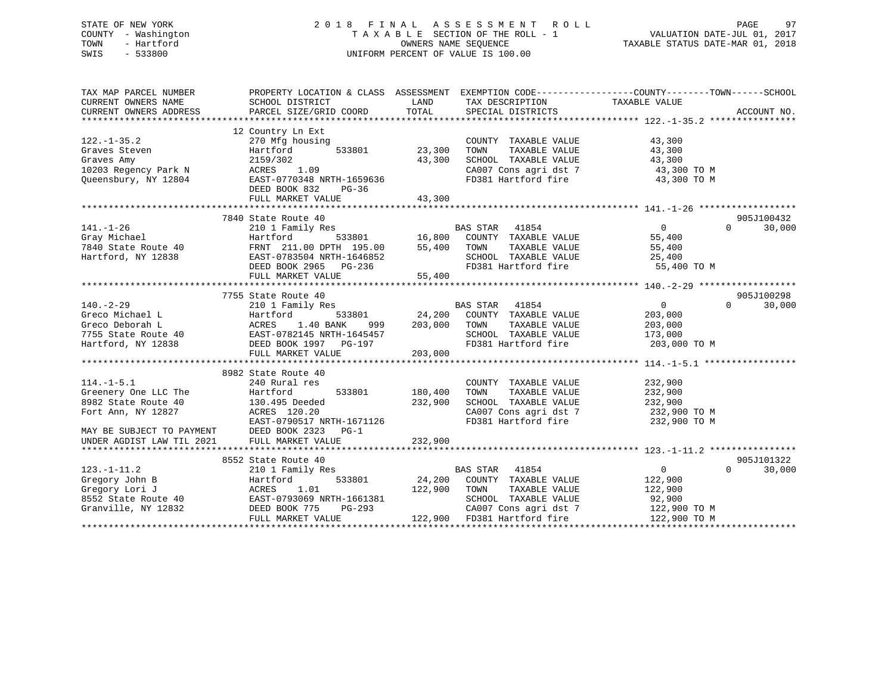STATE OF NEW YORK
COUNTY - Washington
TOWN - Hartford
SWIS - 533800

# 2018 FINAL ASSESSMENT ROLL

TAXABLE SECTION OF THE ROLL - 1
OWNERS NAME SEQUENCE
UNIFORM PERCENT OF VALUE IS 100.00

VALUATION DATE-JUL 01, 2017
TAXABLE STATUS DATE-MAR 01, 2018

```
TAX MAP PARCEL NUMBER          PROPERTY LOCATION & CLASS  ASSESSMENT  EXEMPTION CODE------------------COUNTY--------TOWN------SCHOOL
CURRENT OWNERS NAME            SCHOOL DISTRICT               LAND      TAX DESCRIPTION            TAXABLE VALUE
CURRENT OWNERS ADDRESS         PARCEL SIZE/GRID COORD        TOTAL     SPECIAL DISTRICTS                                    ACCOUNT NO.
*********************************************************************************************** 122.-1-35.2 ****************
                               12 Country Ln Ext
122.-1-35.2                    270 Mfg housing                          COUNTY  TAXABLE VALUE            43,300
Graves Steven                  Hartford        533801        23,300     TOWN    TAXABLE VALUE            43,300
Graves Amy                     2159/302                      43,300     SCHOOL  TAXABLE VALUE            43,300
10203 Regency Park N           ACRES    1.09                            CA007 Cons agri dst 7            43,300 TO M
Queensbury, NY 12804           EAST-0770348 NRTH-1659636                FD381 Hartford fire              43,300 TO M
                               DEED BOOK 832    PG-36
                               FULL MARKET VALUE             43,300
*********************************************************************************************** 141.-1-26 ******************
                               7840 State Route 40                                                                905J100432
141.-1-26                      210 1 Family Res                         BAS STAR   41854              0          0      30,000
Gray Michael                   Hartford        533801        16,800     COUNTY  TAXABLE VALUE            55,400
7840 State Route 40            FRNT 211.00 DPTH 195.00       55,400     TOWN    TAXABLE VALUE            55,400
Hartford, NY 12838             EAST-0783504 NRTH-1646852                SCHOOL  TAXABLE VALUE            25,400
                               DEED BOOK 2965   PG-236                  FD381 Hartford fire              55,400 TO M
                               FULL MARKET VALUE             55,400
*********************************************************************************************** 140.-2-29 ******************
                               7755 State Route 40                                                                905J100298
140.-2-29                      210 1 Family Res                         BAS STAR   41854              0          0      30,000
Greco Michael L                Hartford        533801        24,200     COUNTY  TAXABLE VALUE           203,000
Greco Deborah L                ACRES    1.40 BANK     999   203,000     TOWN    TAXABLE VALUE           203,000
7755 State Route 40            EAST-0782145 NRTH-1645457                SCHOOL  TAXABLE VALUE           173,000
Hartford, NY 12838             DEED BOOK 1997   PG-197                  FD381 Hartford fire             203,000 TO M
                               FULL MARKET VALUE            203,000
*********************************************************************************************** 114.-1-5.1 *****************
                               8982 State Route 40
114.-1-5.1                     240 Rural res                            COUNTY  TAXABLE VALUE           232,900
Greenery One LLC The           Hartford        533801       180,400     TOWN    TAXABLE VALUE           232,900
8982 State Route 40            130.495 Deeded               232,900     SCHOOL  TAXABLE VALUE           232,900
Fort Ann, NY 12827             ACRES  120.20                            CA007 Cons agri dst 7           232,900 TO M
                               EAST-0790517 NRTH-1671126                FD381 Hartford fire             232,900 TO M
MAY BE SUBJECT TO PAYMENT      DEED BOOK 2323   PG-1
UNDER AGDIST LAW TIL 2021      FULL MARKET VALUE            232,900
*********************************************************************************************** 123.-1-11.2 ****************
                               8552 State Route 40                                                                905J101322
123.-1-11.2                    210 1 Family Res                         BAS STAR   41854              0          0      30,000
Gregory John B                 Hartford        533801        24,200     COUNTY  TAXABLE VALUE           122,900
Gregory Lori J                 ACRES    1.01                122,900     TOWN    TAXABLE VALUE           122,900
8552 State Route 40            EAST-0793069 NRTH-1661381                SCHOOL  TAXABLE VALUE            92,900
Granville, NY 12832            DEED BOOK 775    PG-293                  CA007 Cons agri dst 7           122,900 TO M
                               FULL MARKET VALUE            122,900     FD381 Hartford fire             122,900 TO M
******************************************************************************************************************************
```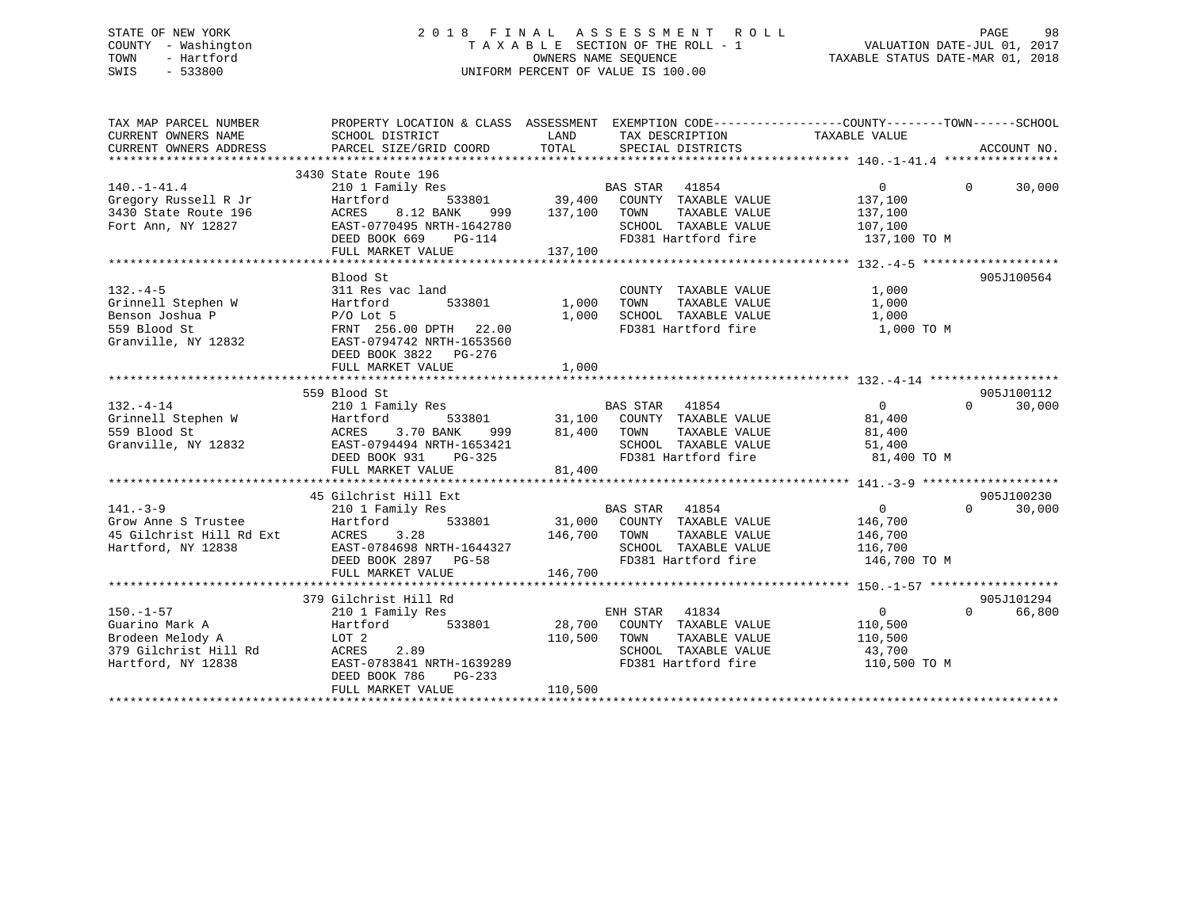STATE OF NEW YORK
COUNTY - Washington
TOWN - Hartford
SWIS - 533800

# 2018 FINAL ASSESSMENT ROLL

TAXABLE SECTION OF THE ROLL - 1
OWNERS NAME SEQUENCE
UNIFORM PERCENT OF VALUE IS 100.00

VALUATION DATE-JUL 01, 2017
TAXABLE STATUS DATE-MAR 01, 2018

| TAX MAP PARCEL NUMBER / CURRENT OWNERS NAME / CURRENT OWNERS ADDRESS | PROPERTY LOCATION & CLASS / SCHOOL DISTRICT / PARCEL SIZE/GRID COORD | ASSESSMENT LAND | TOTAL | EXEMPTION CODE / TAX DESCRIPTION / SPECIAL DISTRICTS | COUNTY TAXABLE VALUE | TOWN | SCHOOL | ACCOUNT NO. |
|---|---|---|---|---|---|---|---|---|
| **140.-1-41.4** | 3430 State Route 196 | | | | | | | |
| Gregory Russell R Jr | 210 1 Family Res | | | BAS STAR 41854 | 0 | 0 | 30,000 | |
| 3430 State Route 196 | Hartford 533801 | 39,400 | | COUNTY TAXABLE VALUE | 137,100 | | | |
| Fort Ann, NY 12827 | ACRES 8.12 BANK 999 | | 137,100 | TOWN TAXABLE VALUE | 137,100 | | | |
| | EAST-0770495 NRTH-1642780 | | | SCHOOL TAXABLE VALUE | 107,100 | | | |
| | DEED BOOK 669 PG-114 | | | FD381 Hartford fire | 137,100 TO M | | | |
| | FULL MARKET VALUE | | 137,100 | | | | | |
| **132.-4-5** | Blood St | | | | | | | 905J100564 |
| Grinnell Stephen W | 311 Res vac land | | | COUNTY TAXABLE VALUE | 1,000 | | | |
| Benson Joshua P | Hartford 533801 | 1,000 | | TOWN TAXABLE VALUE | 1,000 | | | |
| 559 Blood St | P/O Lot 5 | | 1,000 | SCHOOL TAXABLE VALUE | 1,000 | | | |
| Granville, NY 12832 | FRNT 256.00 DPTH 22.00 | | | FD381 Hartford fire | 1,000 TO M | | | |
| | EAST-0794742 NRTH-1653560 | | | | | | | |
| | DEED BOOK 3822 PG-276 | | | | | | | |
| | FULL MARKET VALUE | | 1,000 | | | | | |
| **132.-4-14** | 559 Blood St | | | | | | | 905J100112 |
| Grinnell Stephen W | 210 1 Family Res | | | BAS STAR 41854 | 0 | 0 | 30,000 | |
| 559 Blood St | Hartford 533801 | 31,100 | | COUNTY TAXABLE VALUE | 81,400 | | | |
| Granville, NY 12832 | ACRES 3.70 BANK 999 | | 81,400 | TOWN TAXABLE VALUE | 81,400 | | | |
| | EAST-0794494 NRTH-1653421 | | | SCHOOL TAXABLE VALUE | 51,400 | | | |
| | DEED BOOK 931 PG-325 | | | FD381 Hartford fire | 81,400 TO M | | | |
| | FULL MARKET VALUE | | 81,400 | | | | | |
| **141.-3-9** | 45 Gilchrist Hill Ext | | | | | | | 905J100230 |
| Grow Anne S Trustee | 210 1 Family Res | | | BAS STAR 41854 | 0 | 0 | 30,000 | |
| 45 Gilchrist Hill Rd Ext | Hartford 533801 | 31,000 | | COUNTY TAXABLE VALUE | 146,700 | | | |
| Hartford, NY 12838 | ACRES 3.28 | | 146,700 | TOWN TAXABLE VALUE | 146,700 | | | |
| | EAST-0784698 NRTH-1644327 | | | SCHOOL TAXABLE VALUE | 116,700 | | | |
| | DEED BOOK 2897 PG-58 | | | FD381 Hartford fire | 146,700 TO M | | | |
| | FULL MARKET VALUE | | 146,700 | | | | | |
| **150.-1-57** | 379 Gilchrist Hill Rd | | | | | | | 905J101294 |
| Guarino Mark A | 210 1 Family Res | | | ENH STAR 41834 | 0 | 0 | 66,800 | |
| Brodeen Melody A | Hartford 533801 | 28,700 | | COUNTY TAXABLE VALUE | 110,500 | | | |
| 379 Gilchrist Hill Rd | LOT 2 | | 110,500 | TOWN TAXABLE VALUE | 110,500 | | | |
| Hartford, NY 12838 | ACRES 2.89 | | | SCHOOL TAXABLE VALUE | 43,700 | | | |
| | EAST-0783841 NRTH-1639289 | | | FD381 Hartford fire | 110,500 TO M | | | |
| | DEED BOOK 786 PG-233 | | | | | | | |
| | FULL MARKET VALUE | | 110,500 | | | | | |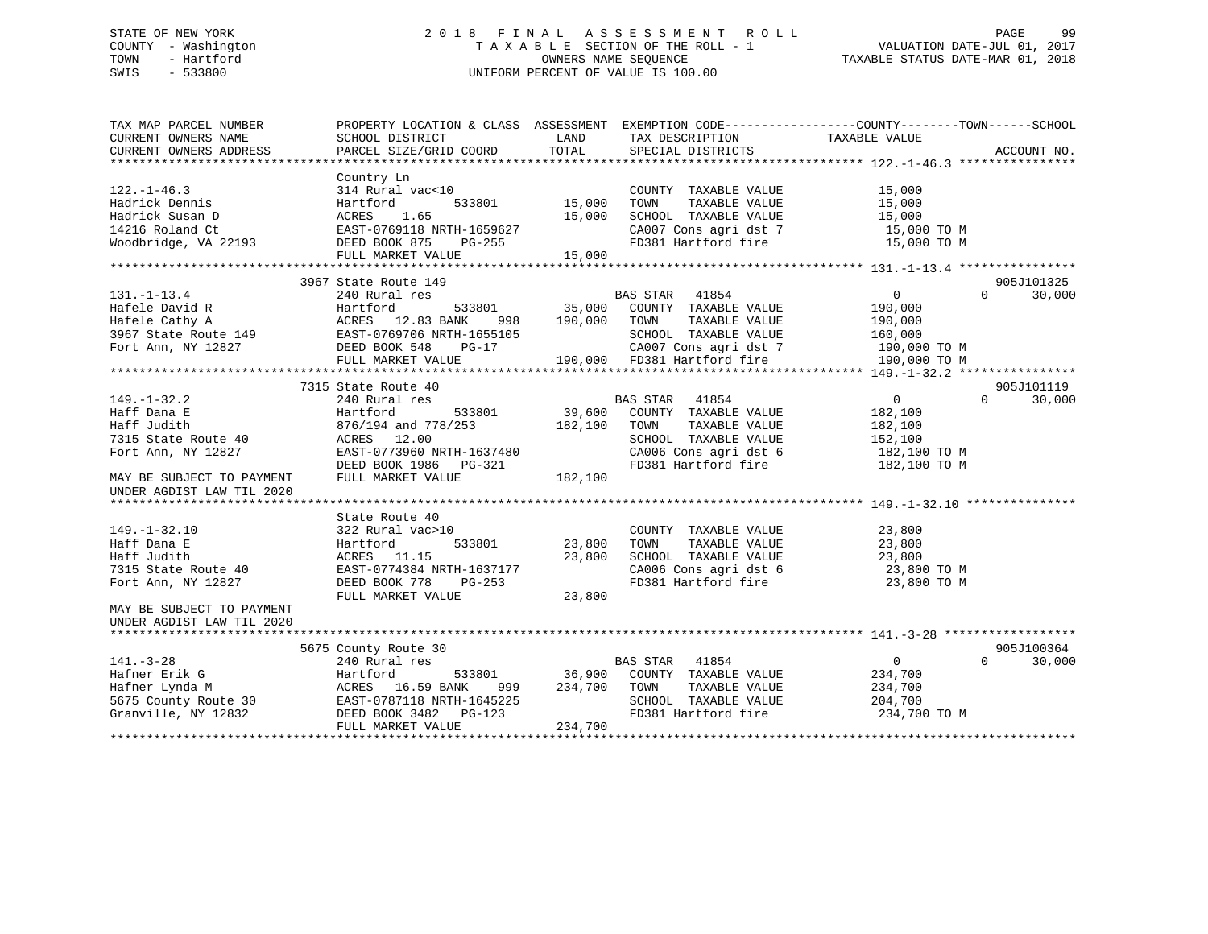STATE OF NEW YORK
COUNTY - Washington
TOWN - Hartford
SWIS - 533800

# 2018 FINAL ASSESSMENT ROLL

TAXABLE SECTION OF THE ROLL - 1
OWNERS NAME SEQUENCE
UNIFORM PERCENT OF VALUE IS 100.00

VALUATION DATE-JUL 01, 2017
TAXABLE STATUS DATE-MAR 01, 2018

| TAX MAP PARCEL NUMBER / CURRENT OWNERS NAME / CURRENT OWNERS ADDRESS | PROPERTY LOCATION & CLASS / SCHOOL DISTRICT / PARCEL SIZE/GRID COORD | ASSESSMENT LAND | TOTAL | EXEMPTION CODE / TAX DESCRIPTION / SPECIAL DISTRICTS | COUNTY / TOWN / SCHOOL TAXABLE VALUE | ACCOUNT NO. |
|---|---|---|---|---|---|---|
| **122.-1-46.3** | Country Ln | | | | | |
| 122.-1-46.3 | 314 Rural vac<10 | | | COUNTY TAXABLE VALUE | 15,000 | |
| Hadrick Dennis | Hartford 533801 | 15,000 | | TOWN TAXABLE VALUE | 15,000 | |
| Hadrick Susan D | ACRES 1.65 | | 15,000 | SCHOOL TAXABLE VALUE | 15,000 | |
| 14216 Roland Ct | EAST-0769118 NRTH-1659627 | | | CA007 Cons agri dst 7 | 15,000 TO M | |
| Woodbridge, VA 22193 | DEED BOOK 875 PG-255 | | | FD381 Hartford fire | 15,000 TO M | |
| | FULL MARKET VALUE | | 15,000 | | | |
| **131.-1-13.4** | 3967 State Route 149 | | | | | 905J101325 |
| 131.-1-13.4 | 240 Rural res | | | BAS STAR 41854 | 0 / 0 / 30,000 | |
| Hafele David R | Hartford 533801 | 35,000 | | COUNTY TAXABLE VALUE | 190,000 | |
| Hafele Cathy A | ACRES 12.83 BANK 998 | | 190,000 | TOWN TAXABLE VALUE | 190,000 | |
| 3967 State Route 149 | EAST-0769706 NRTH-1655105 | | | SCHOOL TAXABLE VALUE | 160,000 | |
| Fort Ann, NY 12827 | DEED BOOK 548 PG-17 | | | CA007 Cons agri dst 7 | 190,000 TO M | |
| | FULL MARKET VALUE | | 190,000 | FD381 Hartford fire | 190,000 TO M | |
| **149.-1-32.2** | 7315 State Route 40 | | | | | 905J101119 |
| 149.-1-32.2 | 240 Rural res | | | BAS STAR 41854 | 0 / 0 / 30,000 | |
| Haff Dana E | Hartford 533801 | 39,600 | | COUNTY TAXABLE VALUE | 182,100 | |
| Haff Judith | 876/194 and 778/253 | | 182,100 | TOWN TAXABLE VALUE | 182,100 | |
| 7315 State Route 40 | ACRES 12.00 | | | SCHOOL TAXABLE VALUE | 152,100 | |
| Fort Ann, NY 12827 | EAST-0773960 NRTH-1637480 | | | CA006 Cons agri dst 6 | 182,100 TO M | |
| | DEED BOOK 1986 PG-321 | | | FD381 Hartford fire | 182,100 TO M | |
| MAY BE SUBJECT TO PAYMENT | FULL MARKET VALUE | | 182,100 | | | |
| UNDER AGDIST LAW TIL 2020 | | | | | | |
| **149.-1-32.10** | State Route 40 | | | | | |
| 149.-1-32.10 | 322 Rural vac>10 | | | COUNTY TAXABLE VALUE | 23,800 | |
| Haff Dana E | Hartford 533801 | 23,800 | | TOWN TAXABLE VALUE | 23,800 | |
| Haff Judith | ACRES 11.15 | | 23,800 | SCHOOL TAXABLE VALUE | 23,800 | |
| 7315 State Route 40 | EAST-0774384 NRTH-1637177 | | | CA006 Cons agri dst 6 | 23,800 TO M | |
| Fort Ann, NY 12827 | DEED BOOK 778 PG-253 | | | FD381 Hartford fire | 23,800 TO M | |
| | FULL MARKET VALUE | | 23,800 | | | |
| MAY BE SUBJECT TO PAYMENT | | | | | | |
| UNDER AGDIST LAW TIL 2020 | | | | | | |
| **141.-3-28** | 5675 County Route 30 | | | | | 905J100364 |
| 141.-3-28 | 240 Rural res | | | BAS STAR 41854 | 0 / 0 / 30,000 | |
| Hafner Erik G | Hartford 533801 | 36,900 | | COUNTY TAXABLE VALUE | 234,700 | |
| Hafner Lynda M | ACRES 16.59 BANK 999 | | 234,700 | TOWN TAXABLE VALUE | 234,700 | |
| 5675 County Route 30 | EAST-0787118 NRTH-1645225 | | | SCHOOL TAXABLE VALUE | 204,700 | |
| Granville, NY 12832 | DEED BOOK 3482 PG-123 | | | FD381 Hartford fire | 234,700 TO M | |
| | FULL MARKET VALUE | | 234,700 | | | |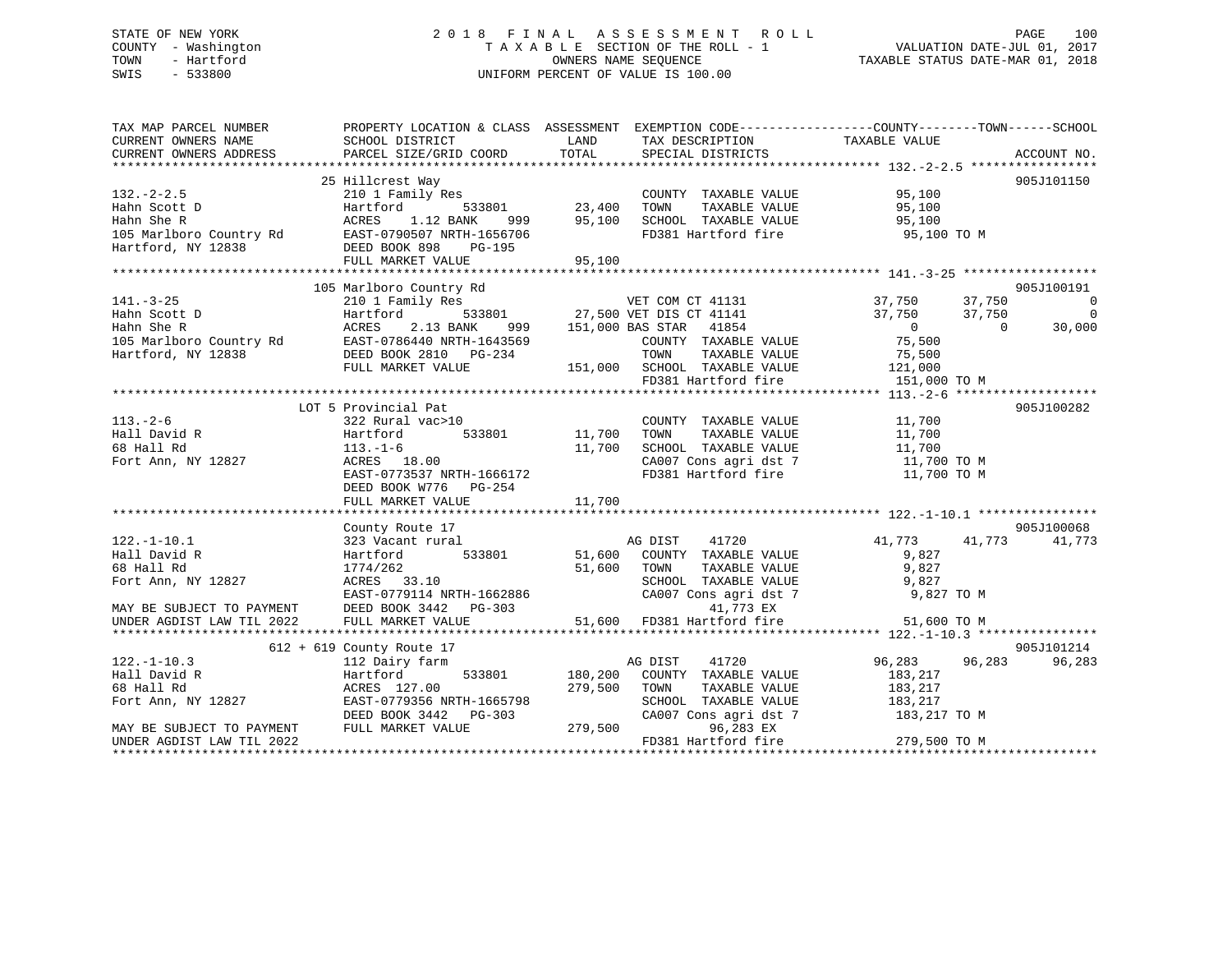STATE OF NEW YORK
COUNTY - Washington
TOWN - Hartford
SWIS - 533800

2018 FINAL ASSESSMENT ROLL
TAXABLE SECTION OF THE ROLL - 1
OWNERS NAME SEQUENCE
UNIFORM PERCENT OF VALUE IS 100.00

VALUATION DATE-JUL 01, 2017
TAXABLE STATUS DATE-MAR 01, 2018

```
TAX MAP PARCEL NUMBER          PROPERTY LOCATION & CLASS  ASSESSMENT  EXEMPTION CODE------------------COUNTY--------TOWN------SCHOOL
CURRENT OWNERS NAME            SCHOOL DISTRICT               LAND      TAX DESCRIPTION              TAXABLE VALUE
CURRENT OWNERS ADDRESS         PARCEL SIZE/GRID COORD        TOTAL     SPECIAL DISTRICTS                                    ACCOUNT NO.
******************************************************************************************************* 132.-2-2.5 *****************
                         25 Hillcrest Way                                                                                   905J101150
132.-2-2.5                     210 1 Family Res                         COUNTY  TAXABLE VALUE           95,100
Hahn Scott D                   Hartford        533801        23,400     TOWN    TAXABLE VALUE           95,100
Hahn She R                     ACRES    1.12 BANK    999     95,100     SCHOOL  TAXABLE VALUE           95,100
105 Marlboro Country Rd        EAST-0790507 NRTH-1656706                FD381 Hartford fire              95,100 TO M
Hartford, NY 12838             DEED BOOK 898    PG-195
                               FULL MARKET VALUE             95,100
******************************************************************************************************* 141.-3-25 ******************
                         105 Marlboro Country Rd                                                                            905J100191
141.-3-25                      210 1 Family Res                    VET COM CT 41131            37,750      37,750             0
Hahn Scott D                   Hartford        533801        27,500 VET DIS CT 41141            37,750      37,750             0
Hahn She R                     ACRES    2.13 BANK    999    151,000 BAS STAR   41854                 0           0        30,000
105 Marlboro Country Rd        EAST-0786440 NRTH-1643569                COUNTY  TAXABLE VALUE           75,500
Hartford, NY 12838             DEED BOOK 2810   PG-234                  TOWN    TAXABLE VALUE           75,500
                               FULL MARKET VALUE            151,000     SCHOOL  TAXABLE VALUE          121,000
                                                                        FD381 Hartford fire             151,000 TO M
******************************************************************************************************* 113.-2-6 *******************
                         LOT 5 Provincial Pat                                                                               905J100282
113.-2-6                       322 Rural vac>10                         COUNTY  TAXABLE VALUE           11,700
Hall David R                   Hartford        533801        11,700     TOWN    TAXABLE VALUE           11,700
68 Hall Rd                     113.-1-6                      11,700     SCHOOL  TAXABLE VALUE           11,700
Fort Ann, NY 12827             ACRES   18.00                            CA007 Cons agri dst 7            11,700 TO M
                               EAST-0773537 NRTH-1666172                FD381 Hartford fire              11,700 TO M
                               DEED BOOK W776   PG-254
                               FULL MARKET VALUE             11,700
******************************************************************************************************* 122.-1-10.1 ****************
                         County Route 17                                                                                    905J100068
122.-1-10.1                    323 Vacant rural                    AG DIST     41720                41,773      41,773        41,773
Hall David R                   Hartford        533801        51,600     COUNTY  TAXABLE VALUE            9,827
68 Hall Rd                     1774/262                      51,600     TOWN    TAXABLE VALUE            9,827
Fort Ann, NY 12827             ACRES   33.10                            SCHOOL  TAXABLE VALUE            9,827
                               EAST-0779114 NRTH-1662886                CA007 Cons agri dst 7             9,827 TO M
MAY BE SUBJECT TO PAYMENT      DEED BOOK 3442   PG-303                       41,773 EX
UNDER AGDIST LAW TIL 2022      FULL MARKET VALUE             51,600     FD381 Hartford fire              51,600 TO M
******************************************************************************************************* 122.-1-10.3 ****************
                         612 + 619 County Route 17                                                                          905J101214
122.-1-10.3                    112 Dairy farm                      AG DIST     41720                96,283      96,283        96,283
Hall David R                   Hartford        533801       180,200     COUNTY  TAXABLE VALUE          183,217
68 Hall Rd                     ACRES  127.00                279,500     TOWN    TAXABLE VALUE          183,217
Fort Ann, NY 12827             EAST-0779356 NRTH-1665798                SCHOOL  TAXABLE VALUE          183,217
                               DEED BOOK 3442   PG-303                  CA007 Cons agri dst 7            183,217 TO M
MAY BE SUBJECT TO PAYMENT      FULL MARKET VALUE            279,500          96,283 EX
UNDER AGDIST LAW TIL 2022                                               FD381 Hartford fire             279,500 TO M
************************************************************************************************************************************
```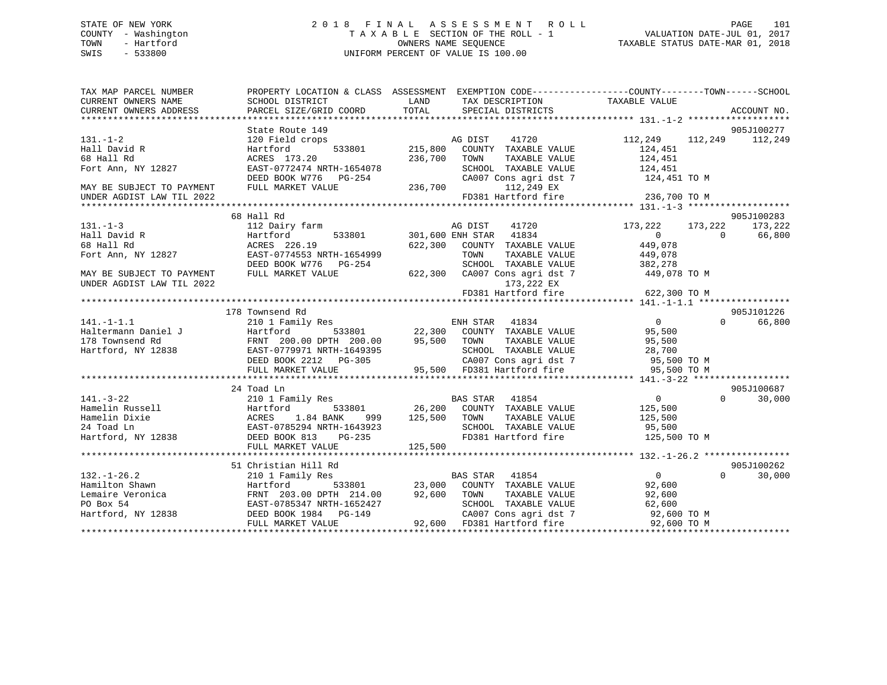STATE OF NEW YORK
COUNTY - Washington
TOWN - Hartford
SWIS - 533800

# 2018 FINAL ASSESSMENT ROLL

TAXABLE SECTION OF THE ROLL - 1
OWNERS NAME SEQUENCE
UNIFORM PERCENT OF VALUE IS 100.00

VALUATION DATE-JUL 01, 2017
TAXABLE STATUS DATE-MAR 01, 2018

```
TAX MAP PARCEL NUMBER          PROPERTY LOCATION & CLASS  ASSESSMENT  EXEMPTION CODE-----------------COUNTY--------TOWN------SCHOOL
CURRENT OWNERS NAME            SCHOOL DISTRICT            LAND        TAX DESCRIPTION              TAXABLE VALUE
CURRENT OWNERS ADDRESS         PARCEL SIZE/GRID COORD     TOTAL       SPECIAL DISTRICTS                                        ACCOUNT NO.
******************************************************************************************************* 131.-1-2 *******************
                               State Route 149                                                                              905J100277
131.-1-2                       120 Field crops                         AG DIST     41720           112,249     112,249     112,249
Hall David R                   Hartford        533801      215,800    COUNTY  TAXABLE VALUE         124,451
68 Hall Rd                     ACRES 173.20                236,700    TOWN    TAXABLE VALUE         124,451
Fort Ann, NY 12827             EAST-0772474 NRTH-1654078              SCHOOL  TAXABLE VALUE         124,451
                               DEED BOOK W776   PG-254                CA007 Cons agri dst 7           124,451 TO M
MAY BE SUBJECT TO PAYMENT      FULL MARKET VALUE           236,700          112,249 EX
UNDER AGDIST LAW TIL 2022                                             FD381 Hartford fire             236,700 TO M
******************************************************************************************************* 131.-1-3 *******************
                               68 Hall Rd                                                                                   905J100283
131.-1-3                       112 Dairy farm                          AG DIST     41720           173,222     173,222     173,222
Hall David R                   Hartford        533801      301,600 ENH STAR    41834                 0           0      66,800
68 Hall Rd                     ACRES 226.19                622,300    COUNTY  TAXABLE VALUE         449,078
Fort Ann, NY 12827             EAST-0774553 NRTH-1654999              TOWN    TAXABLE VALUE         449,078
                               DEED BOOK W776   PG-254                SCHOOL  TAXABLE VALUE         382,278
MAY BE SUBJECT TO PAYMENT      FULL MARKET VALUE           622,300    CA007 Cons agri dst 7           449,078 TO M
UNDER AGDIST LAW TIL 2022                                                   173,222 EX
                                                                      FD381 Hartford fire             622,300 TO M
******************************************************************************************************* 141.-1-1.1 *****************
                               178 Townsend Rd                                                                              905J101226
141.-1-1.1                     210 1 Family Res                        ENH STAR    41834                 0           0      66,800
Haltermann Daniel J            Hartford        533801       22,300    COUNTY  TAXABLE VALUE          95,500
178 Townsend Rd                FRNT 200.00 DPTH 200.00      95,500    TOWN    TAXABLE VALUE          95,500
Hartford, NY 12838             EAST-0779971 NRTH-1649395              SCHOOL  TAXABLE VALUE          28,700
                               DEED BOOK 2212   PG-305                CA007 Cons agri dst 7            95,500 TO M
                               FULL MARKET VALUE            95,500    FD381 Hartford fire              95,500 TO M
******************************************************************************************************* 141.-3-22 ******************
                               24 Toad Ln                                                                                   905J100687
141.-3-22                      210 1 Family Res                        BAS STAR    41854                 0           0      30,000
Hamelin Russell                Hartford        533801       26,200    COUNTY  TAXABLE VALUE         125,500
Hamelin Dixie                  ACRES    1.84 BANK    999   125,500    TOWN    TAXABLE VALUE         125,500
24 Toad Ln                     EAST-0785294 NRTH-1643923              SCHOOL  TAXABLE VALUE          95,500
Hartford, NY 12838             DEED BOOK 813    PG-235                FD381 Hartford fire             125,500 TO M
                               FULL MARKET VALUE           125,500
******************************************************************************************************* 132.-1-26.2 ****************
                               51 Christian Hill Rd                                                                         905J100262
132.-1-26.2                    210 1 Family Res                        BAS STAR    41854                 0           0      30,000
Hamilton Shawn                 Hartford        533801       23,000    COUNTY  TAXABLE VALUE          92,600
Lemaire Veronica               FRNT 203.00 DPTH 214.00      92,600    TOWN    TAXABLE VALUE          92,600
PO Box 54                      EAST-0785347 NRTH-1652427              SCHOOL  TAXABLE VALUE          62,600
Hartford, NY 12838             DEED BOOK 1984   PG-149                CA007 Cons agri dst 7            92,600 TO M
                               FULL MARKET VALUE            92,600    FD381 Hartford fire              92,600 TO M
************************************************************************************************************************************
```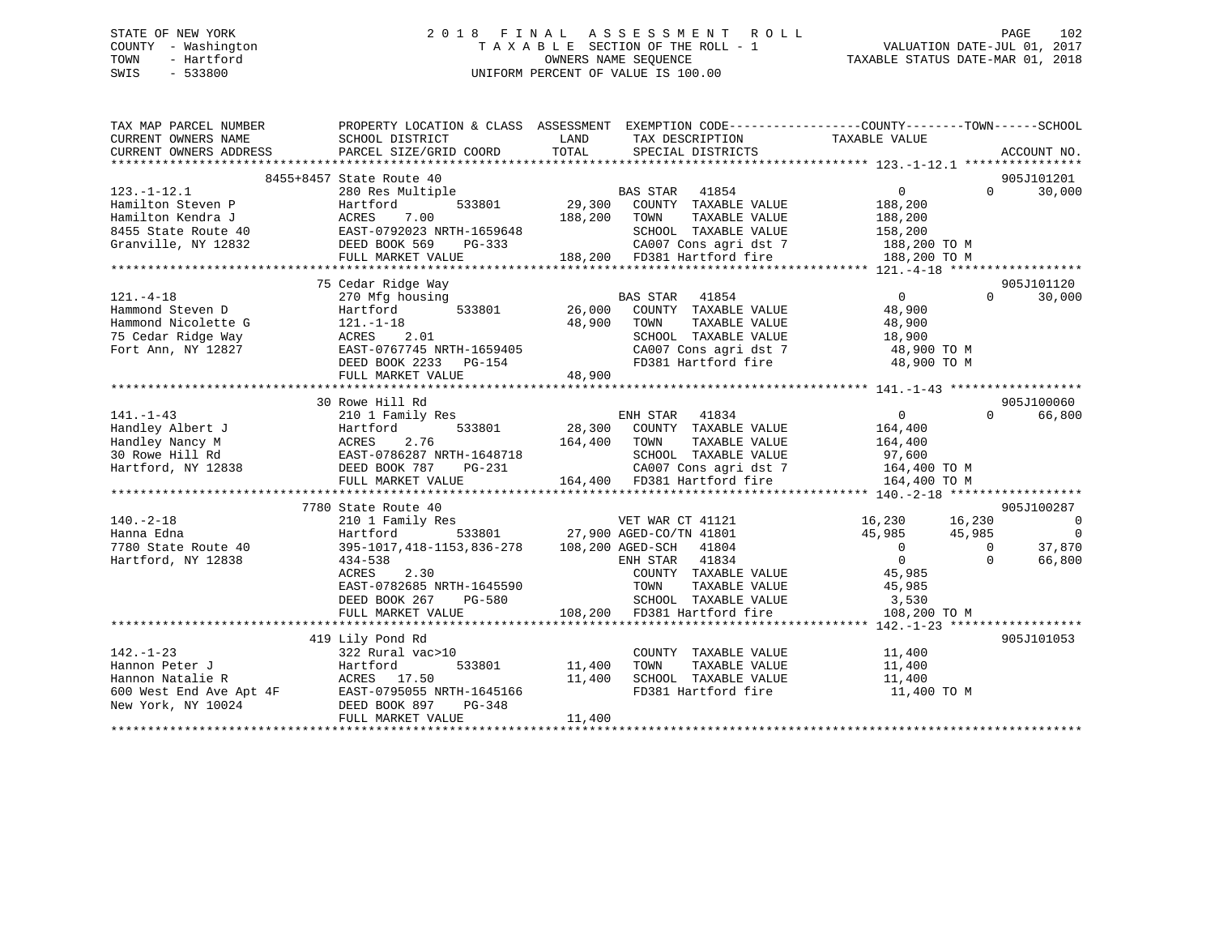STATE OF NEW YORK
COUNTY - Washington
TOWN - Hartford
SWIS - 533800

# 2018 FINAL ASSESSMENT ROLL

TAXABLE SECTION OF THE ROLL - 1
OWNERS NAME SEQUENCE
UNIFORM PERCENT OF VALUE IS 100.00

VALUATION DATE-JUL 01, 2017
TAXABLE STATUS DATE-MAR 01, 2018

```
TAX MAP PARCEL NUMBER          PROPERTY LOCATION & CLASS  ASSESSMENT  EXEMPTION CODE-----------------COUNTY--------TOWN------SCHOOL
CURRENT OWNERS NAME            SCHOOL DISTRICT              LAND       TAX DESCRIPTION             TAXABLE VALUE
CURRENT OWNERS ADDRESS         PARCEL SIZE/GRID COORD       TOTAL      SPECIAL DISTRICTS                                      ACCOUNT NO.
*********************************************************************************************** 123.-1-12.1 ****************
             8455+8457 State Route 40                                                                                 905J101201
123.-1-12.1                    280 Res Multiple                        BAS STAR   41854                0          0      30,000
Hamilton Steven P              Hartford          533801       29,300   COUNTY  TAXABLE VALUE         188,200
Hamilton Kendra J              ACRES    7.00                 188,200   TOWN    TAXABLE VALUE         188,200
8455 State Route 40            EAST-0792023 NRTH-1659648               SCHOOL  TAXABLE VALUE         158,200
Granville, NY 12832            DEED BOOK 569    PG-333                 CA007 Cons agri dst 7          188,200 TO M
                               FULL MARKET VALUE             188,200   FD381 Hartford fire            188,200 TO M
*********************************************************************************************** 121.-4-18 ******************
             75 Cedar Ridge Way                                                                                       905J101120
121.-4-18                      270 Mfg housing                         BAS STAR   41854                0          0      30,000
Hammond Steven D               Hartford          533801       26,000   COUNTY  TAXABLE VALUE          48,900
Hammond Nicolette G            121.-1-18                      48,900   TOWN    TAXABLE VALUE          48,900
75 Cedar Ridge Way             ACRES    2.01                           SCHOOL  TAXABLE VALUE          18,900
Fort Ann, NY 12827             EAST-0767745 NRTH-1659405               CA007 Cons agri dst 7           48,900 TO M
                               DEED BOOK 2233   PG-154                 FD381 Hartford fire             48,900 TO M
                               FULL MARKET VALUE              48,900
*********************************************************************************************** 141.-1-43 ******************
             30 Rowe Hill Rd                                                                                          905J100060
141.-1-43                      210 1 Family Res                        ENH STAR   41834                0          0      66,800
Handley Albert J               Hartford          533801       28,300   COUNTY  TAXABLE VALUE         164,400
Handley Nancy M                ACRES    2.76                 164,400   TOWN    TAXABLE VALUE         164,400
30 Rowe Hill Rd                EAST-0786287 NRTH-1648718               SCHOOL  TAXABLE VALUE          97,600
Hartford, NY 12838             DEED BOOK 787    PG-231                 CA007 Cons agri dst 7          164,400 TO M
                               FULL MARKET VALUE             164,400   FD381 Hartford fire            164,400 TO M
*********************************************************************************************** 140.-2-18 ******************
             7780 State Route 40                                                                                      905J100287
140.-2-18                      210 1 Family Res                        VET WAR CT 41121           16,230     16,230           0
Hanna Edna                     Hartford          533801       27,900   AGED-CO/TN 41801           45,985     45,985           0
7780 State Route 40            395-1017,418-1153,836-278     108,200   AGED-SCH   41804                0          0      37,870
Hartford, NY 12838             434-538                                 ENH STAR   41834                0          0      66,800
                               ACRES    2.30                           COUNTY  TAXABLE VALUE          45,985
                               EAST-0782685 NRTH-1645590               TOWN    TAXABLE VALUE          45,985
                               DEED BOOK 267    PG-580                 SCHOOL  TAXABLE VALUE           3,530
                               FULL MARKET VALUE             108,200   FD381 Hartford fire            108,200 TO M
*********************************************************************************************** 142.-1-23 ******************
             419 Lily Pond Rd                                                                                         905J101053
142.-1-23                      322 Rural vac>10                        COUNTY  TAXABLE VALUE          11,400
Hannon Peter J                 Hartford          533801       11,400   TOWN    TAXABLE VALUE          11,400
Hannon Natalie R               ACRES   17.50                  11,400   SCHOOL  TAXABLE VALUE          11,400
600 West End Ave Apt 4F        EAST-0795055 NRTH-1645166               FD381 Hartford fire             11,400 TO M
New York, NY 10024             DEED BOOK 897    PG-348
                               FULL MARKET VALUE              11,400
******************************************************************************************************************************
```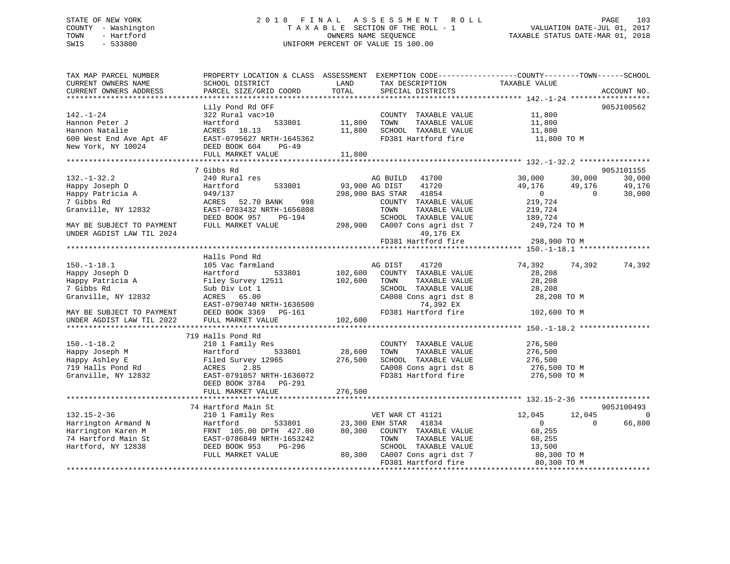STATE OF NEW YORK
COUNTY - Washington
TOWN - Hartford
SWIS - 533800

2 0 1 8 F I N A L A S S E S S M E N T R O L L
T A X A B L E SECTION OF THE ROLL - 1
OWNERS NAME SEQUENCE
UNIFORM PERCENT OF VALUE IS 100.00

VALUATION DATE-JUL 01, 2017
TAXABLE STATUS DATE-MAR 01, 2018

```
TAX MAP PARCEL NUMBER          PROPERTY LOCATION & CLASS  ASSESSMENT  EXEMPTION CODE-----------------COUNTY--------TOWN------SCHOOL
CURRENT OWNERS NAME            SCHOOL DISTRICT              LAND       TAX DESCRIPTION              TAXABLE VALUE
CURRENT OWNERS ADDRESS         PARCEL SIZE/GRID COORD       TOTAL      SPECIAL DISTRICTS                                      ACCOUNT NO.
******************************************************************************************************* 142.-1-24 ******************
                               Lily Pond Rd OFF                                                                            905J100562
142.-1-24                      322 Rural vac>10                        COUNTY  TAXABLE VALUE           11,800
Hannon Peter J                 Hartford        533801       11,800     TOWN    TAXABLE VALUE           11,800
Hannon Natalie                 ACRES   18.13                11,800     SCHOOL  TAXABLE VALUE           11,800
600 West End Ave Apt 4F        EAST-0795627 NRTH-1645362               FD381 Hartford fire              11,800 TO M
New York, NY 10024             DEED BOOK 604    PG-49
                               FULL MARKET VALUE            11,800
******************************************************************************************************* 132.-1-32.2 ****************
                               7 Gibbs Rd                                                                                  905J101155
132.-1-32.2                    240 Rural res                           AG BUILD   41700             30,000      30,000      30,000
Happy Joseph D                 Hartford        533801       93,900 AG DIST    41720             49,176      49,176      49,176
Happy Patricia A               949/137                     298,900 BAS STAR   41854                  0           0      30,000
7 Gibbs Rd                     ACRES   52.70 BANK    998               COUNTY  TAXABLE VALUE          219,724
Granville, NY 12832            EAST-0783432 NRTH-1656808               TOWN    TAXABLE VALUE          219,724
                               DEED BOOK 957    PG-194                 SCHOOL  TAXABLE VALUE          189,724
MAY BE SUBJECT TO PAYMENT      FULL MARKET VALUE           298,900     CA007 Cons agri dst 7           249,724 TO M
UNDER AGDIST LAW TIL 2024                                                    49,176 EX
                                                                       FD381 Hartford fire             298,900 TO M
******************************************************************************************************* 150.-1-18.1 ****************
                               Halls Pond Rd
150.-1-18.1                    105 Vac farmland                        AG DIST    41720             74,392      74,392      74,392
Happy Joseph D                 Hartford        533801      102,600     COUNTY  TAXABLE VALUE           28,208
Happy Patricia A               Filey Survey 12511          102,600     TOWN    TAXABLE VALUE           28,208
7 Gibbs Rd                     Sub Div Lot 1                           SCHOOL  TAXABLE VALUE           28,208
Granville, NY 12832            ACRES   65.00                           CA008 Cons agri dst 8            28,208 TO M
                               EAST-0790740 NRTH-1636500                     74,392 EX
MAY BE SUBJECT TO PAYMENT      DEED BOOK 3369   PG-161                 FD381 Hartford fire             102,600 TO M
UNDER AGDIST LAW TIL 2022      FULL MARKET VALUE           102,600
******************************************************************************************************* 150.-1-18.2 ****************
                               719 Halls Pond Rd
150.-1-18.2                    210 1 Family Res                        COUNTY  TAXABLE VALUE          276,500
Happy Joseph M                 Hartford        533801       28,600     TOWN    TAXABLE VALUE          276,500
Happy Ashley E                 Filed Survey 12965          276,500     SCHOOL  TAXABLE VALUE          276,500
719 Halls Pond Rd              ACRES    2.85                           CA008 Cons agri dst 8           276,500 TO M
Granville, NY 12832            EAST-0791057 NRTH-1636072               FD381 Hartford fire             276,500 TO M
                               DEED BOOK 3784   PG-291
                               FULL MARKET VALUE           276,500
******************************************************************************************************* 132.15-2-36 ****************
                               74 Hartford Main St                                                                         905J100493
132.15-2-36                    210 1 Family Res                        VET WAR CT 41121             12,045      12,045           0
Harrington Armand N            Hartford        533801       23,300 ENH STAR   41834                  0           0      66,800
Harrington Karen M             FRNT 105.00 DPTH 427.00      80,300     COUNTY  TAXABLE VALUE           68,255
74 Hartford Main St            EAST-0786849 NRTH-1653242               TOWN    TAXABLE VALUE           68,255
Hartford, NY 12838             DEED BOOK 953    PG-296                 SCHOOL  TAXABLE VALUE           13,500
                               FULL MARKET VALUE            80,300     CA007 Cons agri dst 7            80,300 TO M
                                                                       FD381 Hartford fire              80,300 TO M
************************************************************************************************************************************
```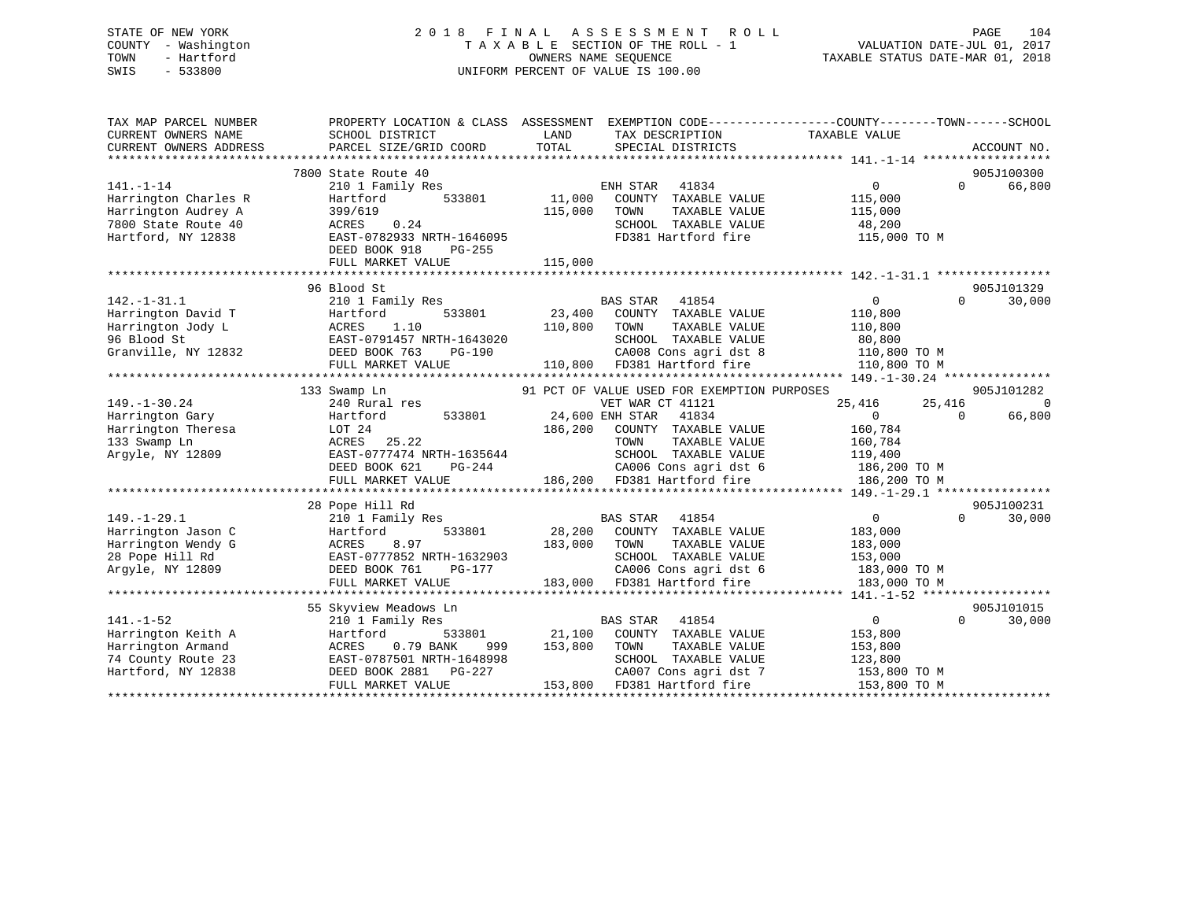STATE OF NEW YORK
COUNTY - Washington
TOWN - Hartford
SWIS - 533800

# 2018 FINAL ASSESSMENT ROLL

TAXABLE SECTION OF THE ROLL - 1
OWNERS NAME SEQUENCE
UNIFORM PERCENT OF VALUE IS 100.00

VALUATION DATE-JUL 01, 2017
TAXABLE STATUS DATE-MAR 01, 2018

| TAX MAP PARCEL NUMBER / CURRENT OWNERS NAME / CURRENT OWNERS ADDRESS | PROPERTY LOCATION & CLASS / SCHOOL DISTRICT / PARCEL SIZE/GRID COORD | ASSESSMENT LAND | ASSESSMENT TOTAL | EXEMPTION CODE / TAX DESCRIPTION / SPECIAL DISTRICTS | COUNTY | TOWN | SCHOOL | ACCOUNT NO. |
|---|---|---|---|---|---|---|---|---|
| **141.-1-14** | 7800 State Route 40 | | | | | | | 905J100300 |
| | 210 1 Family Res | | | ENH STAR 41834 | 0 | 0 | 66,800 | |
| Harrington Charles R | Hartford 533801 | 11,000 | | COUNTY TAXABLE VALUE | 115,000 | | | |
| Harrington Audrey A | 399/619 | | 115,000 | TOWN TAXABLE VALUE | | 115,000 | | |
| 7800 State Route 40 | ACRES 0.24 | | | SCHOOL TAXABLE VALUE | | | 48,200 | |
| Hartford, NY 12838 | EAST-0782933 NRTH-1646095 | | | FD381 Hartford fire | 115,000 TO M | | | |
| | DEED BOOK 918 PG-255 | | | | | | | |
| | FULL MARKET VALUE | | 115,000 | | | | | |
| **142.-1-31.1** | 96 Blood St | | | | | | | 905J101329 |
| | 210 1 Family Res | | | BAS STAR 41854 | 0 | 0 | 30,000 | |
| Harrington David T | Hartford 533801 | 23,400 | | COUNTY TAXABLE VALUE | 110,800 | | | |
| Harrington Jody L | ACRES 1.10 | | 110,800 | TOWN TAXABLE VALUE | | 110,800 | | |
| 96 Blood St | EAST-0791457 NRTH-1643020 | | | SCHOOL TAXABLE VALUE | | | 80,800 | |
| Granville, NY 12832 | DEED BOOK 763 PG-190 | | | CA008 Cons agri dst 8 | 110,800 TO M | | | |
| | FULL MARKET VALUE | | 110,800 | FD381 Hartford fire | 110,800 TO M | | | |
| **149.-1-30.24** | 133 Swamp Ln | | | 91 PCT OF VALUE USED FOR EXEMPTION PURPOSES | | | | 905J101282 |
| | 240 Rural res | | | VET WAR CT 41121 | 25,416 | 25,416 | 0 | |
| Harrington Gary | Hartford 533801 | 24,600 | | ENH STAR 41834 | 0 | 0 | 66,800 | |
| Harrington Theresa | LOT 24 | | 186,200 | COUNTY TAXABLE VALUE | 160,784 | | | |
| 133 Swamp Ln | ACRES 25.22 | | | TOWN TAXABLE VALUE | | 160,784 | | |
| Argyle, NY 12809 | EAST-0777474 NRTH-1635644 | | | SCHOOL TAXABLE VALUE | | | 119,400 | |
| | DEED BOOK 621 PG-244 | | | CA006 Cons agri dst 6 | 186,200 TO M | | | |
| | FULL MARKET VALUE | | 186,200 | FD381 Hartford fire | 186,200 TO M | | | |
| **149.-1-29.1** | 28 Pope Hill Rd | | | | | | | 905J100231 |
| | 210 1 Family Res | | | BAS STAR 41854 | 0 | 0 | 30,000 | |
| Harrington Jason C | Hartford 533801 | 28,200 | | COUNTY TAXABLE VALUE | 183,000 | | | |
| Harrington Wendy G | ACRES 8.97 | | 183,000 | TOWN TAXABLE VALUE | | 183,000 | | |
| 28 Pope Hill Rd | EAST-0777852 NRTH-1632903 | | | SCHOOL TAXABLE VALUE | | | 153,000 | |
| Argyle, NY 12809 | DEED BOOK 761 PG-177 | | | CA006 Cons agri dst 6 | 183,000 TO M | | | |
| | FULL MARKET VALUE | | 183,000 | FD381 Hartford fire | 183,000 TO M | | | |
| **141.-1-52** | 55 Skyview Meadows Ln | | | | | | | 905J101015 |
| | 210 1 Family Res | | | BAS STAR 41854 | 0 | 0 | 30,000 | |
| Harrington Keith A | Hartford 533801 | 21,100 | | COUNTY TAXABLE VALUE | 153,800 | | | |
| Harrington Armand | ACRES 0.79 BANK 999 | | 153,800 | TOWN TAXABLE VALUE | | 153,800 | | |
| 74 County Route 23 | EAST-0787501 NRTH-1648998 | | | SCHOOL TAXABLE VALUE | | | 123,800 | |
| Hartford, NY 12838 | DEED BOOK 2881 PG-227 | | | CA007 Cons agri dst 7 | 153,800 TO M | | | |
| | FULL MARKET VALUE | | 153,800 | FD381 Hartford fire | 153,800 TO M | | | |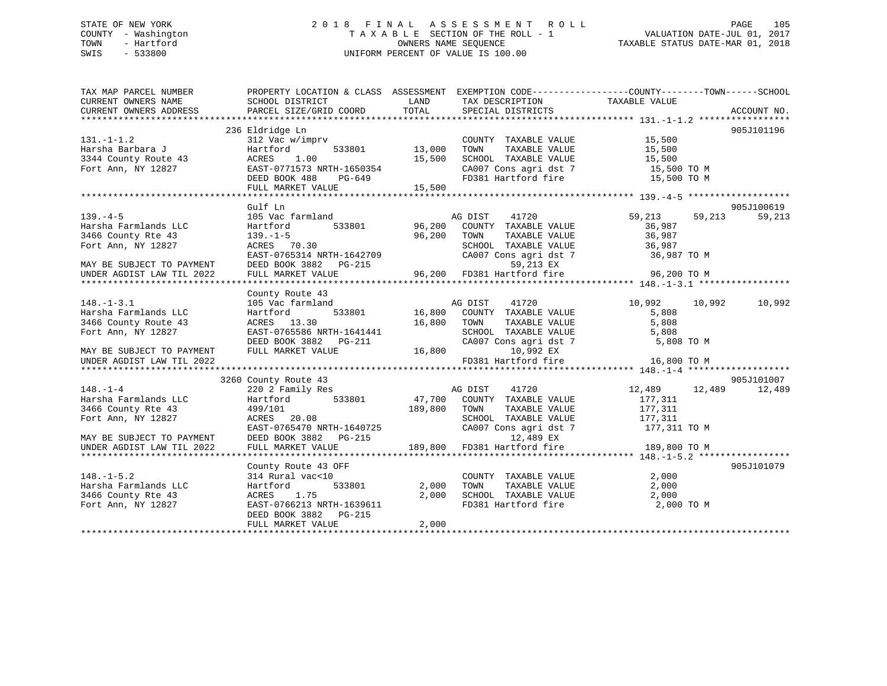STATE OF NEW YORK
COUNTY - Washington
TOWN - Hartford
SWIS - 533800

# 2018 FINAL ASSESSMENT ROLL
TAXABLE SECTION OF THE ROLL - 1
OWNERS NAME SEQUENCE
UNIFORM PERCENT OF VALUE IS 100.00

VALUATION DATE-JUL 01, 2017
TAXABLE STATUS DATE-MAR 01, 2018

```
TAX MAP PARCEL NUMBER          PROPERTY LOCATION & CLASS  ASSESSMENT  EXEMPTION CODE-----------------COUNTY--------TOWN------SCHOOL
CURRENT OWNERS NAME            SCHOOL DISTRICT               LAND      TAX DESCRIPTION              TAXABLE VALUE
CURRENT OWNERS ADDRESS         PARCEL SIZE/GRID COORD        TOTAL     SPECIAL DISTRICTS                                    ACCOUNT NO.
*********************************************************************************************************** 131.-1-1.2 *****************
                               236 Eldridge Ln                                                                             905J101196
131.-1-1.2                     312 Vac w/imprv                         COUNTY  TAXABLE VALUE          15,500
Harsha Barbara J               Hartford         533801      13,000     TOWN    TAXABLE VALUE          15,500
3344 County Route 43           ACRES    1.00                15,500     SCHOOL  TAXABLE VALUE          15,500
Fort Ann, NY 12827             EAST-0771573 NRTH-1650354               CA007 Cons agri dst 7           15,500 TO M
                               DEED BOOK 488    PG-649                 FD381 Hartford fire             15,500 TO M
                               FULL MARKET VALUE            15,500
*********************************************************************************************************** 139.-4-5 *******************
                               Gulf Ln                                                                                     905J100619
139.-4-5                       105 Vac farmland                        AG DIST     41720            59,213     59,213      59,213
Harsha Farmlands LLC           Hartford         533801      96,200     COUNTY  TAXABLE VALUE          36,987
3466 County Rte 43             139.-1-5                     96,200     TOWN    TAXABLE VALUE          36,987
Fort Ann, NY 12827             ACRES   70.30                           SCHOOL  TAXABLE VALUE          36,987
                               EAST-0765314 NRTH-1642709               CA007 Cons agri dst 7           36,987 TO M
MAY BE SUBJECT TO PAYMENT      DEED BOOK 3882   PG-215                        59,213 EX
UNDER AGDIST LAW TIL 2022      FULL MARKET VALUE            96,200     FD381 Hartford fire             96,200 TO M
*********************************************************************************************************** 148.-1-3.1 *****************
                               County Route 43
148.-1-3.1                     105 Vac farmland                        AG DIST     41720            10,992     10,992      10,992
Harsha Farmlands LLC           Hartford         533801      16,800     COUNTY  TAXABLE VALUE           5,808
3466 County Route 43           ACRES   13.30                16,800     TOWN    TAXABLE VALUE           5,808
Fort Ann, NY 12827             EAST-0765586 NRTH-1641441               SCHOOL  TAXABLE VALUE           5,808
                               DEED BOOK 3882   PG-211                 CA007 Cons agri dst 7            5,808 TO M
MAY BE SUBJECT TO PAYMENT      FULL MARKET VALUE            16,800            10,992 EX
UNDER AGDIST LAW TIL 2022                                              FD381 Hartford fire             16,800 TO M
*********************************************************************************************************** 148.-1-4 *******************
                               3260 County Route 43                                                                        905J101007
148.-1-4                       220 2 Family Res                        AG DIST     41720            12,489     12,489      12,489
Harsha Farmlands LLC           Hartford         533801      47,700     COUNTY  TAXABLE VALUE         177,311
3466 County Rte 43             499/101                     189,800     TOWN    TAXABLE VALUE         177,311
Fort Ann, NY 12827             ACRES   20.08                           SCHOOL  TAXABLE VALUE         177,311
                               EAST-0765470 NRTH-1640725               CA007 Cons agri dst 7          177,311 TO M
MAY BE SUBJECT TO PAYMENT      DEED BOOK 3882   PG-215                        12,489 EX
UNDER AGDIST LAW TIL 2022      FULL MARKET VALUE           189,800     FD381 Hartford fire            189,800 TO M
*********************************************************************************************************** 148.-1-5.2 *****************
                               County Route 43 OFF                                                                         905J101079
148.-1-5.2                     314 Rural vac<10                        COUNTY  TAXABLE VALUE           2,000
Harsha Farmlands LLC           Hartford         533801       2,000     TOWN    TAXABLE VALUE           2,000
3466 County Rte 43             ACRES    1.75                 2,000     SCHOOL  TAXABLE VALUE           2,000
Fort Ann, NY 12827             EAST-0766213 NRTH-1639611               FD381 Hartford fire              2,000 TO M
                               DEED BOOK 3882   PG-215
                               FULL MARKET VALUE             2,000
****************************************************************************************************************************************
```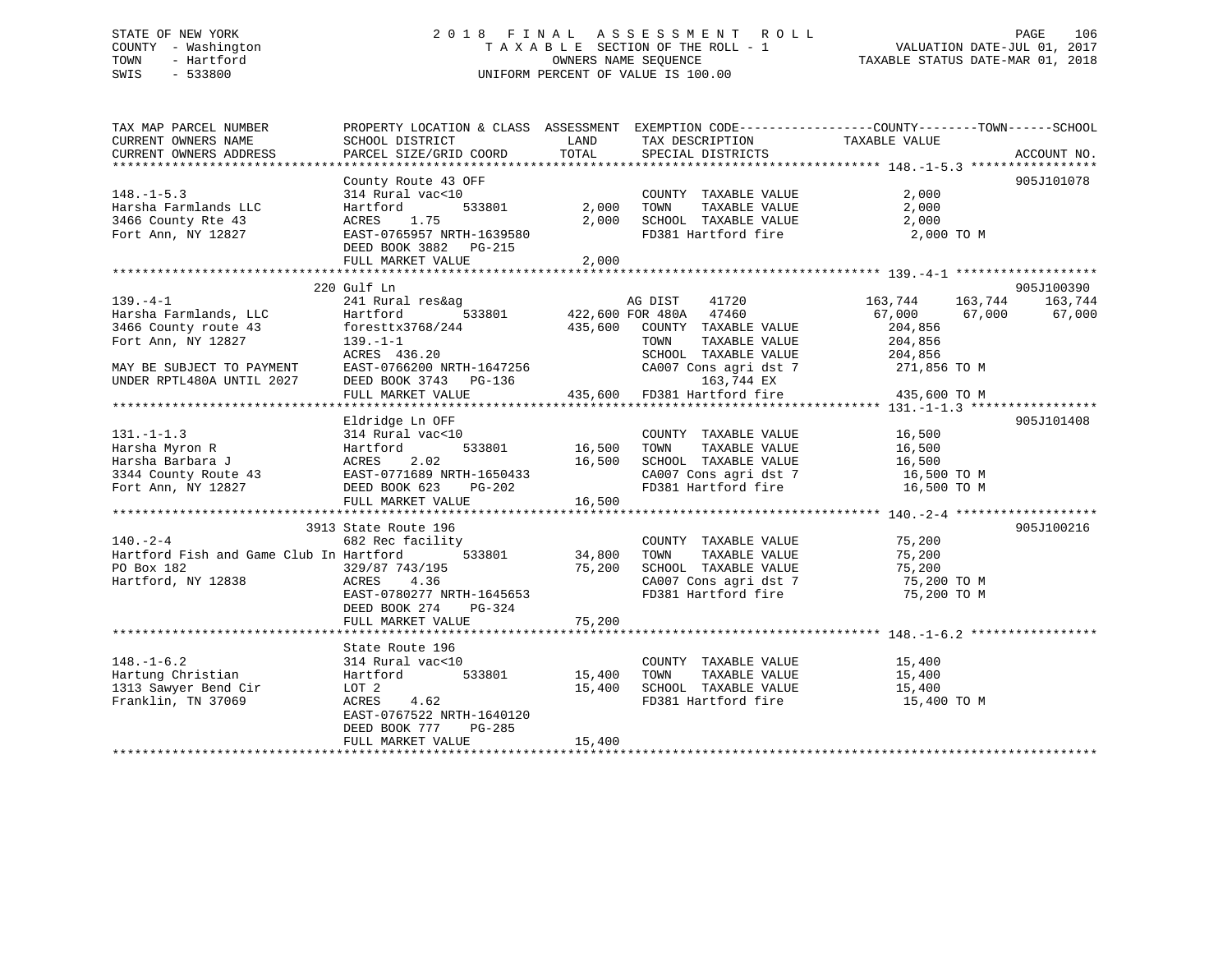STATE OF NEW YORK
COUNTY - Washington
TOWN - Hartford
SWIS - 533800

2 0 1 8 F I N A L A S S E S S M E N T R O L L
T A X A B L E SECTION OF THE ROLL - 1
OWNERS NAME SEQUENCE
UNIFORM PERCENT OF VALUE IS 100.00

VALUATION DATE-JUL 01, 2017
TAXABLE STATUS DATE-MAR 01, 2018

```
TAX MAP PARCEL NUMBER          PROPERTY LOCATION & CLASS  ASSESSMENT  EXEMPTION CODE------------------COUNTY--------TOWN------SCHOOL
CURRENT OWNERS NAME            SCHOOL DISTRICT               LAND      TAX DESCRIPTION            TAXABLE VALUE
CURRENT OWNERS ADDRESS         PARCEL SIZE/GRID COORD        TOTAL     SPECIAL DISTRICTS                                         ACCOUNT NO.
****************************************************************************************************** 148.-1-5.3 *****************
                               County Route 43 OFF                                                                               905J101078
148.-1-5.3                     314 Rural vac<10                        COUNTY  TAXABLE VALUE              2,000
Harsha Farmlands LLC           Hartford          533801        2,000   TOWN    TAXABLE VALUE              2,000
3466 County Rte 43             ACRES     1.75                  2,000   SCHOOL  TAXABLE VALUE              2,000
Fort Ann, NY 12827             EAST-0765957 NRTH-1639580               FD381 Hartford fire                 2,000 TO M
                               DEED BOOK 3882   PG-215
                               FULL MARKET VALUE               2,000
****************************************************************************************************** 139.-4-1 *******************
                               220 Gulf Ln                                                                                       905J100390
139.-4-1                       241 Rural res&ag                        AG DIST     41720             163,744     163,744     163,744
Harsha Farmlands, LLC          Hartford          533801      422,600 FOR 480A    47460              67,000      67,000      67,000
3466 County route 43           foresttx3768/244              435,600   COUNTY  TAXABLE VALUE            204,856
Fort Ann, NY 12827             139.-1-1                                TOWN    TAXABLE VALUE            204,856
                               ACRES  436.20                           SCHOOL  TAXABLE VALUE            204,856
MAY BE SUBJECT TO PAYMENT      EAST-0766200 NRTH-1647256               CA007 Cons agri dst 7             271,856 TO M
UNDER RPTL480A UNTIL 2027      DEED BOOK 3743   PG-136                       163,744 EX
                               FULL MARKET VALUE             435,600   FD381 Hartford fire               435,600 TO M
****************************************************************************************************** 131.-1-1.3 *****************
                               Eldridge Ln OFF                                                                                   905J101408
131.-1-1.3                     314 Rural vac<10                        COUNTY  TAXABLE VALUE             16,500
Harsha Myron R                 Hartford          533801       16,500   TOWN    TAXABLE VALUE             16,500
Harsha Barbara J               ACRES     2.02                 16,500   SCHOOL  TAXABLE VALUE             16,500
3344 County Route 43           EAST-0771689 NRTH-1650433               CA007 Cons agri dst 7              16,500 TO M
Fort Ann, NY 12827             DEED BOOK 623    PG-202                 FD381 Hartford fire                16,500 TO M
                               FULL MARKET VALUE              16,500
****************************************************************************************************** 140.-2-4 *******************
                               3913 State Route 196                                                                              905J100216
140.-2-4                       682 Rec facility                        COUNTY  TAXABLE VALUE             75,200
Hartford Fish and Game Club In Hartford          533801       34,800   TOWN    TAXABLE VALUE             75,200
PO Box 182                     329/87 743/195                 75,200   SCHOOL  TAXABLE VALUE             75,200
Hartford, NY 12838             ACRES     4.36                          CA007 Cons agri dst 7              75,200 TO M
                               EAST-0780277 NRTH-1645653               FD381 Hartford fire                75,200 TO M
                               DEED BOOK 274    PG-324
                               FULL MARKET VALUE              75,200
****************************************************************************************************** 148.-1-6.2 *****************
                               State Route 196
148.-1-6.2                     314 Rural vac<10                        COUNTY  TAXABLE VALUE             15,400
Hartung Christian              Hartford          533801       15,400   TOWN    TAXABLE VALUE             15,400
1313 Sawyer Bend Cir           LOT 2                          15,400   SCHOOL  TAXABLE VALUE             15,400
Franklin, TN 37069             ACRES     4.62                          FD381 Hartford fire                15,400 TO M
                               EAST-0767522 NRTH-1640120
                               DEED BOOK 777    PG-285
                               FULL MARKET VALUE              15,400
************************************************************************************************************************************
```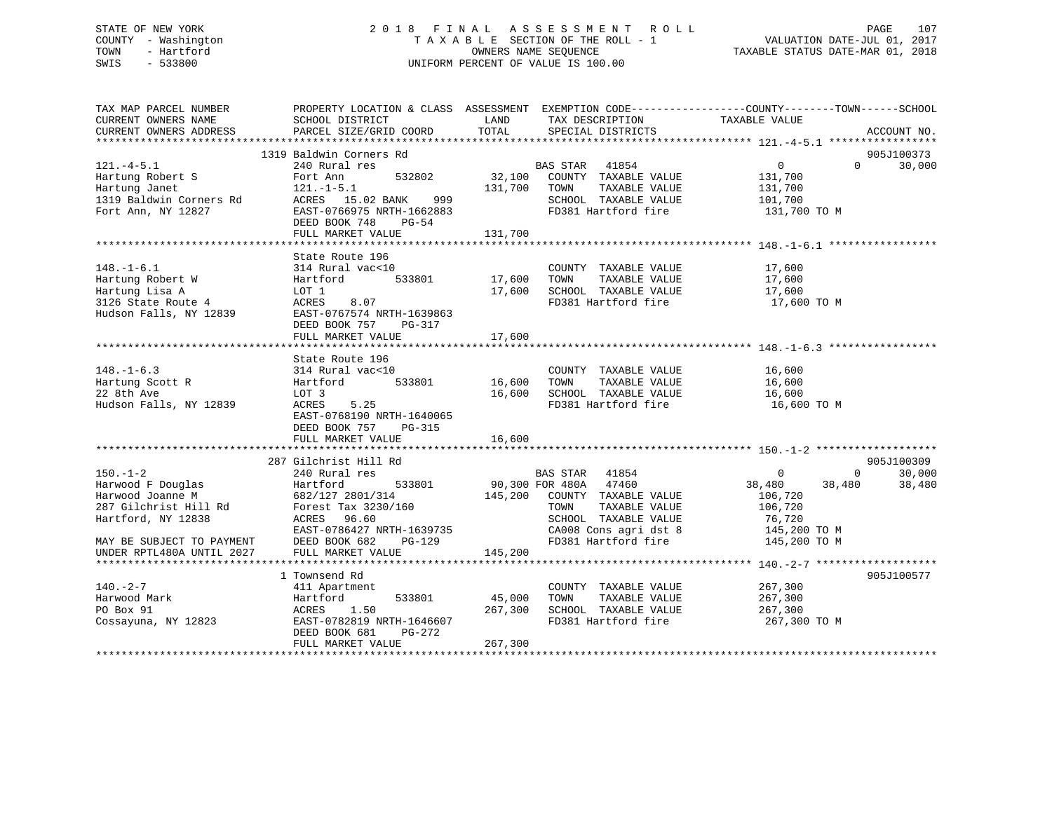STATE OF NEW YORK
COUNTY - Washington
TOWN - Hartford
SWIS - 533800

2 0 1 8 F I N A L A S S E S S M E N T R O L L
T A X A B L E SECTION OF THE ROLL - 1
OWNERS NAME SEQUENCE
UNIFORM PERCENT OF VALUE IS 100.00

VALUATION DATE-JUL 01, 2017
TAXABLE STATUS DATE-MAR 01, 2018

```
TAX MAP PARCEL NUMBER          PROPERTY LOCATION & CLASS  ASSESSMENT  EXEMPTION CODE------------------COUNTY--------TOWN------SCHOOL
CURRENT OWNERS NAME            SCHOOL DISTRICT              LAND      TAX DESCRIPTION              TAXABLE VALUE
CURRENT OWNERS ADDRESS         PARCEL SIZE/GRID COORD       TOTAL     SPECIAL DISTRICTS                                      ACCOUNT NO.
******************************************************************************************************* 121.-4-5.1 *****************
                             1319 Baldwin Corners Rd                                                                          905J100373
121.-4-5.1                   240 Rural res                            BAS STAR   41854                   0            0      30,000
Hartung Robert S             Fort Ann        532802         32,100    COUNTY  TAXABLE VALUE         131,700
Hartung Janet                121.-1-5.1                    131,700    TOWN    TAXABLE VALUE         131,700
1319 Baldwin Corners Rd      ACRES  15.02 BANK    999                 SCHOOL  TAXABLE VALUE         101,700
Fort Ann, NY 12827           EAST-0766975 NRTH-1662883                FD381 Hartford fire            131,700 TO M
                             DEED BOOK 748    PG-54
                             FULL MARKET VALUE             131,700
******************************************************************************************************* 148.-1-6.1 *****************
                             State Route 196
148.-1-6.1                   314 Rural vac<10                         COUNTY  TAXABLE VALUE          17,600
Hartung Robert W             Hartford        533801         17,600    TOWN    TAXABLE VALUE          17,600
Hartung Lisa A               LOT 1                          17,600    SCHOOL  TAXABLE VALUE          17,600
3126 State Route 4           ACRES    8.07                            FD381 Hartford fire             17,600 TO M
Hudson Falls, NY 12839       EAST-0767574 NRTH-1639863
                             DEED BOOK 757    PG-317
                             FULL MARKET VALUE              17,600
******************************************************************************************************* 148.-1-6.3 *****************
                             State Route 196
148.-1-6.3                   314 Rural vac<10                         COUNTY  TAXABLE VALUE          16,600
Hartung Scott R              Hartford        533801         16,600    TOWN    TAXABLE VALUE          16,600
22 8th Ave                   LOT 3                          16,600    SCHOOL  TAXABLE VALUE          16,600
Hudson Falls, NY 12839       ACRES    5.25                            FD381 Hartford fire             16,600 TO M
                             EAST-0768190 NRTH-1640065
                             DEED BOOK 757    PG-315
                             FULL MARKET VALUE              16,600
******************************************************************************************************* 150.-1-2 *******************
                             287 Gilchrist Hill Rd                                                                            905J100309
150.-1-2                     240 Rural res                            BAS STAR   41854                   0            0      30,000
Harwood F Douglas            Hartford        533801         90,300 FOR 480A   47460                 38,480       38,480      38,480
Harwood Joanne M             682/127 2801/314              145,200    COUNTY  TAXABLE VALUE         106,720
287 Gilchrist Hill Rd        Forest Tax 3230/160                      TOWN    TAXABLE VALUE         106,720
Hartford, NY 12838           ACRES   96.60                            SCHOOL  TAXABLE VALUE          76,720
                             EAST-0786427 NRTH-1639735                CA008 Cons agri dst 8          145,200 TO M
MAY BE SUBJECT TO PAYMENT    DEED BOOK 682    PG-129                  FD381 Hartford fire            145,200 TO M
UNDER RPTL480A UNTIL 2027    FULL MARKET VALUE             145,200
******************************************************************************************************* 140.-2-7 *******************
                             1 Townsend Rd                                                                                    905J100577
140.-2-7                     411 Apartment                            COUNTY  TAXABLE VALUE         267,300
Harwood Mark                 Hartford        533801         45,000    TOWN    TAXABLE VALUE         267,300
PO Box 91                    ACRES    1.50                 267,300    SCHOOL  TAXABLE VALUE         267,300
Cossayuna, NY 12823          EAST-0782819 NRTH-1646607                FD381 Hartford fire            267,300 TO M
                             DEED BOOK 681    PG-272
                             FULL MARKET VALUE             267,300
************************************************************************************************************************************
```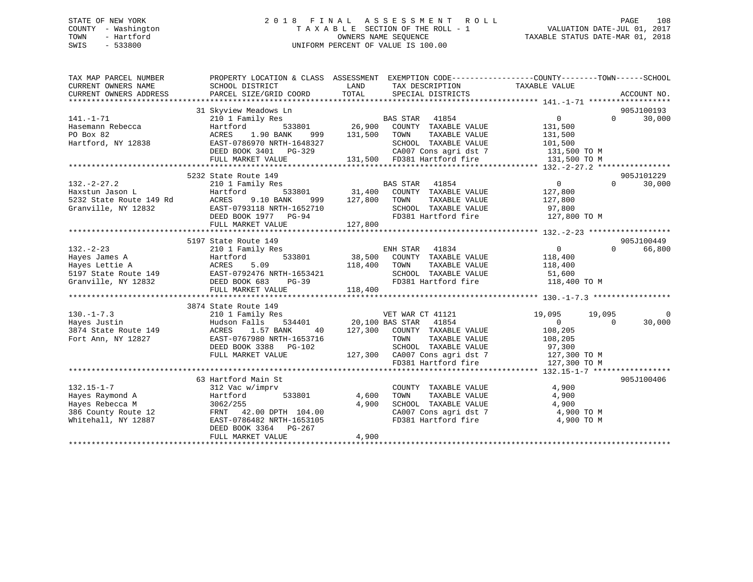STATE OF NEW YORK
COUNTY - Washington
TOWN - Hartford
SWIS - 533800

2 0 1 8 F I N A L A S S E S S M E N T R O L L
T A X A B L E SECTION OF THE ROLL - 1
OWNERS NAME SEQUENCE
UNIFORM PERCENT OF VALUE IS 100.00

VALUATION DATE-JUL 01, 2017
TAXABLE STATUS DATE-MAR 01, 2018

```
TAX MAP PARCEL NUMBER          PROPERTY LOCATION & CLASS  ASSESSMENT  EXEMPTION CODE------------------COUNTY--------TOWN------SCHOOL
CURRENT OWNERS NAME            SCHOOL DISTRICT             LAND       TAX DESCRIPTION            TAXABLE VALUE
CURRENT OWNERS ADDRESS         PARCEL SIZE/GRID COORD      TOTAL      SPECIAL DISTRICTS                                      ACCOUNT NO.
*********************************************************************************************** 141.-1-71 ******************
                               31 Skyview Meadows Ln                                                                      905J100193
141.-1-71                      210 1 Family Res                       BAS STAR   41854                 0             0       30,000
Hasemann Rebecca               Hartford         533801        26,900  COUNTY  TAXABLE VALUE          131,500
PO Box 82                      ACRES     1.90 BANK     999   131,500  TOWN    TAXABLE VALUE          131,500
Hartford, NY 12838             EAST-0786970 NRTH-1648327              SCHOOL  TAXABLE VALUE          101,500
                               DEED BOOK 3401   PG-329                CA007 Cons agri dst 7          131,500 TO M
                               FULL MARKET VALUE             131,500  FD381 Hartford fire            131,500 TO M
*********************************************************************************************** 132.-2-27.2 ****************
                               5232 State Route 149                                                                       905J101229
132.-2-27.2                    210 1 Family Res                       BAS STAR   41854                 0             0       30,000
Haxstun Jason L                Hartford         533801        31,400  COUNTY  TAXABLE VALUE          127,800
5232 State Route 149 Rd        ACRES     9.10 BANK     999   127,800  TOWN    TAXABLE VALUE          127,800
Granville, NY 12832            EAST-0793118 NRTH-1652710              SCHOOL  TAXABLE VALUE           97,800
                               DEED BOOK 1977   PG-94                 FD381 Hartford fire            127,800 TO M
                               FULL MARKET VALUE             127,800
*********************************************************************************************** 132.-2-23 ******************
                               5197 State Route 149                                                                       905J100449
132.-2-23                      210 1 Family Res                       ENH STAR   41834                 0             0       66,800
Hayes James A                  Hartford         533801        38,500  COUNTY  TAXABLE VALUE          118,400
Hayes Lettie A                 ACRES     5.09                118,400  TOWN    TAXABLE VALUE          118,400
5197 State Route 149           EAST-0792476 NRTH-1653421              SCHOOL  TAXABLE VALUE           51,600
Granville, NY 12832            DEED BOOK 683    PG-39                 FD381 Hartford fire            118,400 TO M
                               FULL MARKET VALUE             118,400
*********************************************************************************************** 130.-1-7.3 *****************
                               3874 State Route 149
130.-1-7.3                     210 1 Family Res                       VET WAR CT 41121            19,095        19,095            0
Hayes Justin                   Hudson Falls     534401        20,100 BAS STAR   41854                 0             0       30,000
3874 State Route 149           ACRES     1.57 BANK      40   127,300  COUNTY  TAXABLE VALUE          108,205
Fort Ann, NY 12827             EAST-0767980 NRTH-1653716              TOWN    TAXABLE VALUE          108,205
                               DEED BOOK 3388   PG-102                SCHOOL  TAXABLE VALUE           97,300
                               FULL MARKET VALUE             127,300  CA007 Cons agri dst 7          127,300 TO M
                                                                      FD381 Hartford fire            127,300 TO M
*********************************************************************************************** 132.15-1-7 *****************
                               63 Hartford Main St                                                                        905J100406
132.15-1-7                     312 Vac w/imprv                        COUNTY  TAXABLE VALUE            4,900
Hayes Raymond A                Hartford         533801         4,600  TOWN    TAXABLE VALUE            4,900
Hayes Rebecca M                3062/255                        4,900  SCHOOL  TAXABLE VALUE            4,900
386 County Route 12            FRNT    42.00 DPTH 104.00              CA007 Cons agri dst 7            4,900 TO M
Whitehall, NY 12887            EAST-0786482 NRTH-1653105              FD381 Hartford fire              4,900 TO M
                               DEED BOOK 3364   PG-267
                               FULL MARKET VALUE               4,900
******************************************************************************************************************************
```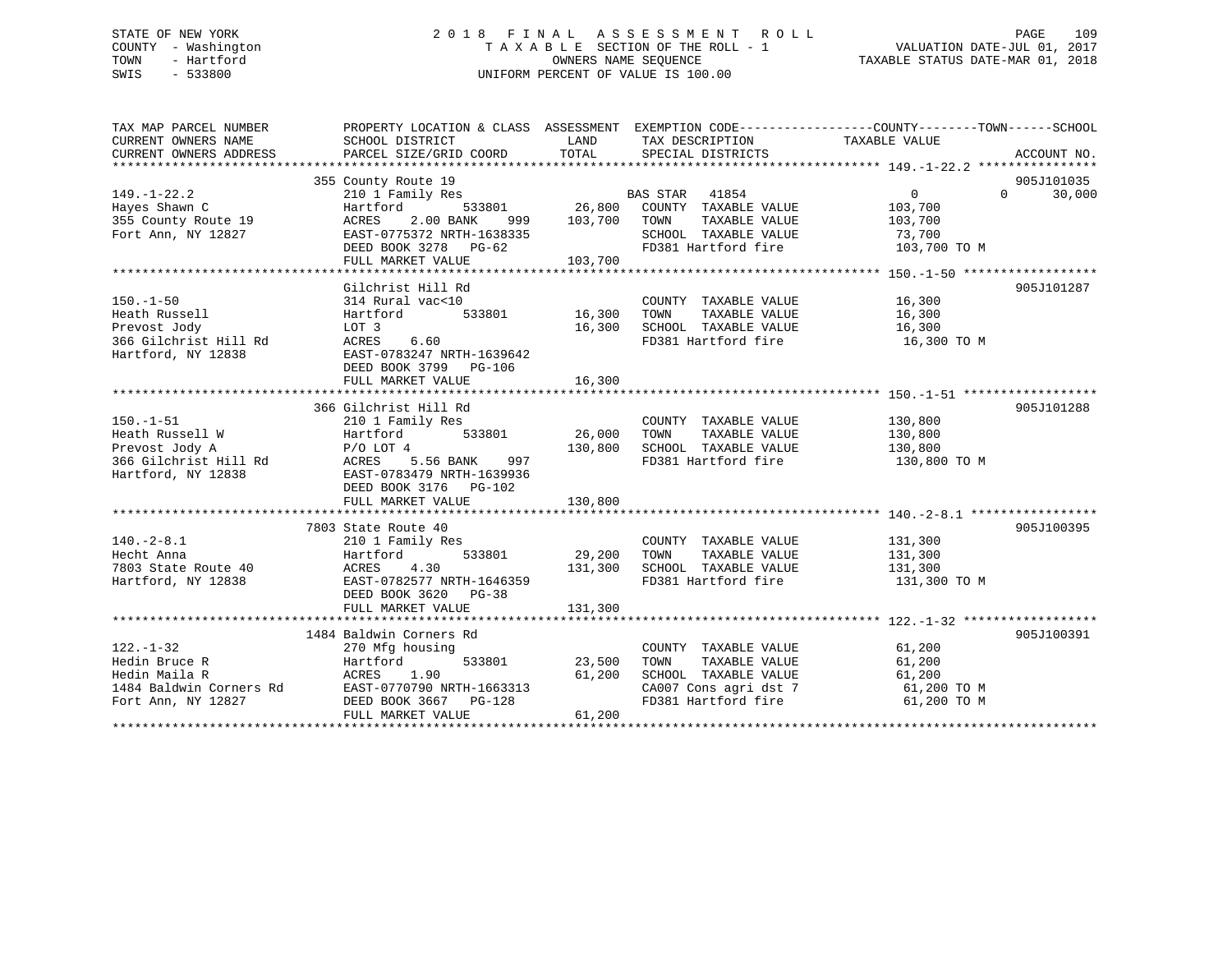STATE OF NEW YORK
COUNTY - Washington
TOWN - Hartford
SWIS - 533800

# 2018 FINAL ASSESSMENT ROLL

TAXABLE SECTION OF THE ROLL - 1
OWNERS NAME SEQUENCE
UNIFORM PERCENT OF VALUE IS 100.00

VALUATION DATE-JUL 01, 2017
TAXABLE STATUS DATE-MAR 01, 2018

```
TAX MAP PARCEL NUMBER          PROPERTY LOCATION & CLASS  ASSESSMENT  EXEMPTION CODE------------------COUNTY--------TOWN------SCHOOL
CURRENT OWNERS NAME            SCHOOL DISTRICT              LAND      TAX DESCRIPTION             TAXABLE VALUE
CURRENT OWNERS ADDRESS         PARCEL SIZE/GRID COORD       TOTAL     SPECIAL DISTRICTS                                    ACCOUNT NO.
************************************************************************************************ 149.-1-22.2 ****************
                           355 County Route 19                                                                         905J101035
149.-1-22.2                    210 1 Family Res                      BAS STAR   41854                   0          0     30,000
Hayes Shawn C                  Hartford          533801      26,800   COUNTY  TAXABLE VALUE         103,700
355 County Route 19            ACRES     2.00 BANK     999   103,700   TOWN    TAXABLE VALUE         103,700
Fort Ann, NY 12827             EAST-0775372 NRTH-1638335               SCHOOL  TAXABLE VALUE          73,700
                               DEED BOOK 3278   PG-62                  FD381 Hartford fire            103,700 TO M
                               FULL MARKET VALUE            103,700
************************************************************************************************ 150.-1-50 ******************
                           Gilchrist Hill Rd                                                                           905J101287
150.-1-50                      314 Rural vac<10                        COUNTY  TAXABLE VALUE          16,300
Heath Russell                  Hartford          533801      16,300   TOWN    TAXABLE VALUE          16,300
Prevost Jody                   LOT 3                          16,300   SCHOOL  TAXABLE VALUE          16,300
366 Gilchrist Hill Rd          ACRES     6.60                          FD381 Hartford fire             16,300 TO M
Hartford, NY 12838             EAST-0783247 NRTH-1639642
                               DEED BOOK 3799   PG-106
                               FULL MARKET VALUE             16,300
************************************************************************************************ 150.-1-51 ******************
                           366 Gilchrist Hill Rd                                                                       905J101288
150.-1-51                      210 1 Family Res                        COUNTY  TAXABLE VALUE         130,800
Heath Russell W                Hartford          533801      26,000   TOWN    TAXABLE VALUE         130,800
Prevost Jody A                 P/O LOT 4                     130,800   SCHOOL  TAXABLE VALUE         130,800
366 Gilchrist Hill Rd          ACRES     5.56 BANK     997             FD381 Hartford fire            130,800 TO M
Hartford, NY 12838             EAST-0783479 NRTH-1639936
                               DEED BOOK 3176   PG-102
                               FULL MARKET VALUE            130,800
************************************************************************************************ 140.-2-8.1 *****************
                           7803 State Route 40                                                                         905J100395
140.-2-8.1                     210 1 Family Res                        COUNTY  TAXABLE VALUE         131,300
Hecht Anna                     Hartford          533801      29,200   TOWN    TAXABLE VALUE         131,300
7803 State Route 40            ACRES     4.30                131,300   SCHOOL  TAXABLE VALUE         131,300
Hartford, NY 12838             EAST-0782577 NRTH-1646359               FD381 Hartford fire            131,300 TO M
                               DEED BOOK 3620   PG-38
                               FULL MARKET VALUE            131,300
************************************************************************************************ 122.-1-32 ******************
                           1484 Baldwin Corners Rd                                                                     905J100391
122.-1-32                      270 Mfg housing                         COUNTY  TAXABLE VALUE          61,200
Hedin Bruce R                  Hartford          533801      23,500   TOWN    TAXABLE VALUE          61,200
Hedin Maila R                  ACRES     1.90                 61,200   SCHOOL  TAXABLE VALUE          61,200
1484 Baldwin Corners Rd        EAST-0770790 NRTH-1663313               CA007 Cons agri dst 7           61,200 TO M
Fort Ann, NY 12827             DEED BOOK 3667   PG-128                 FD381 Hartford fire             61,200 TO M
                               FULL MARKET VALUE             61,200
******************************************************************************************************************************
```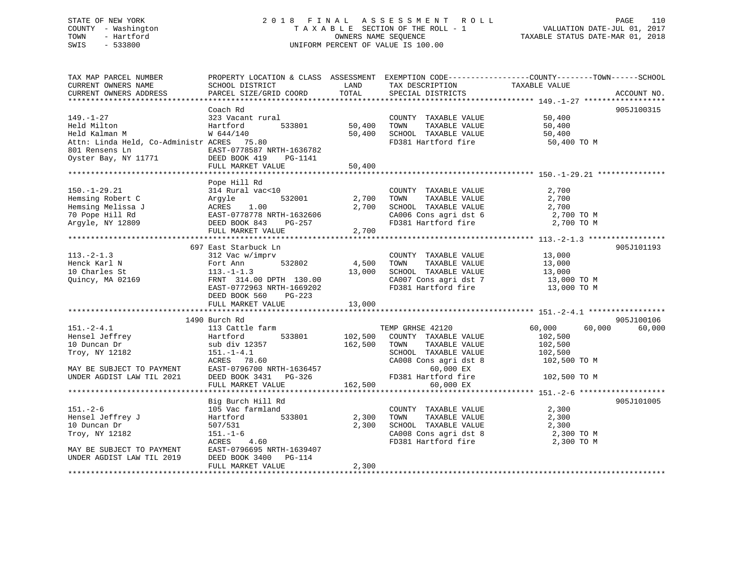STATE OF NEW YORK
COUNTY - Washington
TOWN - Hartford
SWIS - 533800

# 2018 FINAL ASSESSMENT ROLL
TAXABLE SECTION OF THE ROLL - 1
OWNERS NAME SEQUENCE
UNIFORM PERCENT OF VALUE IS 100.00

VALUATION DATE-JUL 01, 2017
TAXABLE STATUS DATE-MAR 01, 2018

```
TAX MAP PARCEL NUMBER          PROPERTY LOCATION & CLASS  ASSESSMENT  EXEMPTION CODE------------------COUNTY--------TOWN------SCHOOL
CURRENT OWNERS NAME            SCHOOL DISTRICT               LAND      TAX DESCRIPTION             TAXABLE VALUE
CURRENT OWNERS ADDRESS         PARCEL SIZE/GRID COORD        TOTAL     SPECIAL DISTRICTS                                        ACCOUNT NO.
*********************************************************************************************** 149.-1-27 ******************
                               Coach Rd                                                                                   905J100315
149.-1-27                      323 Vacant rural                        COUNTY  TAXABLE VALUE            50,400
Held Milton                    Hartford        533801       50,400     TOWN    TAXABLE VALUE            50,400
Held Kalman M                  W 644/140                    50,400     SCHOOL  TAXABLE VALUE            50,400
Attn: Linda Held, Co-Administr ACRES  75.80                            FD381 Hartford fire              50,400 TO M
801 Rensens Ln                 EAST-0778587 NRTH-1636782
Oyster Bay, NY 11771           DEED BOOK 419    PG-1141
                               FULL MARKET VALUE            50,400
*********************************************************************************************** 150.-1-29.21 ***************
                               Pope Hill Rd
150.-1-29.21                   314 Rural vac<10                        COUNTY  TAXABLE VALUE             2,700
Hemsing Robert C               Argyle          532001        2,700     TOWN    TAXABLE VALUE             2,700
Hemsing Melissa J              ACRES    1.00                 2,700     SCHOOL  TAXABLE VALUE             2,700
70 Pope Hill Rd                EAST-0778778 NRTH-1632606               CA006 Cons agri dst 6              2,700 TO M
Argyle, NY 12809               DEED BOOK 843    PG-257                 FD381 Hartford fire                2,700 TO M
                               FULL MARKET VALUE             2,700
*********************************************************************************************** 113.-2-1.3 *****************
                           697 East Starbuck Ln                                                                           905J101193
113.-2-1.3                     312 Vac w/imprv                         COUNTY  TAXABLE VALUE            13,000
Henck Karl N                   Fort Ann        532802        4,500     TOWN    TAXABLE VALUE            13,000
10 Charles St                  113.-1-1.3                   13,000     SCHOOL  TAXABLE VALUE            13,000
Quincy, MA 02169               FRNT 314.00 DPTH 130.00                 CA007 Cons agri dst 7             13,000 TO M
                               EAST-0772963 NRTH-1669202               FD381 Hartford fire               13,000 TO M
                               DEED BOOK 560    PG-223
                               FULL MARKET VALUE            13,000
*********************************************************************************************** 151.-2-4.1 *****************
                          1490 Burch Rd                                                                                   905J100106
151.-2-4.1                     113 Cattle farm                         TEMP GRHSE 42120           60,000      60,000      60,000
Hensel Jeffrey                 Hartford        533801      102,500     COUNTY  TAXABLE VALUE           102,500
10 Duncan Dr                   sub div 12357               162,500     TOWN    TAXABLE VALUE           102,500
Troy, NY 12182                 151.-1-4.1                              SCHOOL  TAXABLE VALUE           102,500
                               ACRES  78.60                            CA008 Cons agri dst 8            102,500 TO M
MAY BE SUBJECT TO PAYMENT      EAST-0796700 NRTH-1636457                     60,000 EX
UNDER AGDIST LAW TIL 2021      DEED BOOK 3431   PG-326                 FD381 Hartford fire              102,500 TO M
                               FULL MARKET VALUE           162,500           60,000 EX
*********************************************************************************************** 151.-2-6 *******************
                               Big Burch Hill Rd                                                                          905J101005
151.-2-6                       105 Vac farmland                        COUNTY  TAXABLE VALUE             2,300
Hensel Jeffrey J               Hartford        533801        2,300     TOWN    TAXABLE VALUE             2,300
10 Duncan Dr                   507/531                       2,300     SCHOOL  TAXABLE VALUE             2,300
Troy, NY 12182                 151.-1-6                                CA008 Cons agri dst 8              2,300 TO M
                               ACRES    4.60                           FD381 Hartford fire                2,300 TO M
MAY BE SUBJECT TO PAYMENT      EAST-0796695 NRTH-1639407
UNDER AGDIST LAW TIL 2019      DEED BOOK 3400   PG-114
                               FULL MARKET VALUE             2,300
****************************************************************************************************************************
```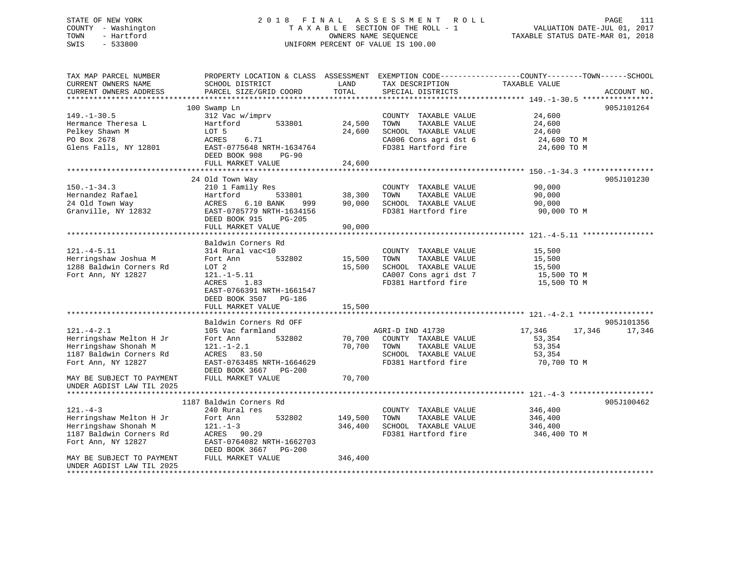STATE OF NEW YORK
COUNTY - Washington
TOWN - Hartford
SWIS - 533800

# 2018 FINAL ASSESSMENT ROLL
TAXABLE SECTION OF THE ROLL - 1
OWNERS NAME SEQUENCE
UNIFORM PERCENT OF VALUE IS 100.00

VALUATION DATE-JUL 01, 2017
TAXABLE STATUS DATE-MAR 01, 2018

| TAX MAP PARCEL NUMBER / CURRENT OWNERS NAME / CURRENT OWNERS ADDRESS | PROPERTY LOCATION & CLASS / SCHOOL DISTRICT / PARCEL SIZE/GRID COORD | ASSESSMENT LAND | TOTAL | EXEMPTION CODE / TAX DESCRIPTION / SPECIAL DISTRICTS | COUNTY | TOWN | SCHOOL / TAXABLE VALUE | ACCOUNT NO. |
|---|---|---|---|---|---|---|---|---|
| 149.-1-30.5 | 100 Swamp Ln | | | | | | | 905J101264 |
| | 312 Vac w/imprv | | | COUNTY TAXABLE VALUE | 24,600 | | | |
| Hermance Theresa L | Hartford 533801 | 24,500 | | TOWN TAXABLE VALUE | | 24,600 | | |
| Pelkey Shawn M | LOT 5 | | 24,600 | SCHOOL TAXABLE VALUE | | | 24,600 | |
| PO Box 2678 | ACRES 6.71 | | | CA006 Cons agri dst 6 | | | 24,600 TO M | |
| Glens Falls, NY 12801 | EAST-0775648 NRTH-1634764 | | | FD381 Hartford fire | | | 24,600 TO M | |
| | DEED BOOK 908 PG-90 | | | | | | | |
| | FULL MARKET VALUE | | 24,600 | | | | | |
| 150.-1-34.3 | 24 Old Town Way | | | | | | | 905J101230 |
| | 210 1 Family Res | | | COUNTY TAXABLE VALUE | 90,000 | | | |
| Hernandez Rafael | Hartford 533801 | 38,300 | | TOWN TAXABLE VALUE | | 90,000 | | |
| 24 Old Town Way | ACRES 6.10 BANK 999 | | 90,000 | SCHOOL TAXABLE VALUE | | | 90,000 | |
| Granville, NY 12832 | EAST-0785779 NRTH-1634156 | | | FD381 Hartford fire | | | 90,000 TO M | |
| | DEED BOOK 915 PG-205 | | | | | | | |
| | FULL MARKET VALUE | | 90,000 | | | | | |
| 121.-4-5.11 | Baldwin Corners Rd | | | | | | | |
| | 314 Rural vac<10 | | | COUNTY TAXABLE VALUE | 15,500 | | | |
| Herringshaw Joshua M | Fort Ann 532802 | 15,500 | | TOWN TAXABLE VALUE | | 15,500 | | |
| 1288 Baldwin Corners Rd | LOT 2 | | 15,500 | SCHOOL TAXABLE VALUE | | | 15,500 | |
| Fort Ann, NY 12827 | 121.-1-5.11 | | | CA007 Cons agri dst 7 | | | 15,500 TO M | |
| | ACRES 1.83 | | | FD381 Hartford fire | | | 15,500 TO M | |
| | EAST-0766391 NRTH-1661547 | | | | | | | |
| | DEED BOOK 3507 PG-186 | | | | | | | |
| | FULL MARKET VALUE | | 15,500 | | | | | |
| 121.-4-2.1 | Baldwin Corners Rd OFF | | | | | | | 905J101356 |
| | 105 Vac farmland | | | AGRI-D IND 41730 | 17,346 | 17,346 | 17,346 | |
| Herringshaw Melton H Jr | Fort Ann 532802 | 70,700 | | COUNTY TAXABLE VALUE | 53,354 | | | |
| Herringshaw Shonah M | 121.-1-2.1 | | 70,700 | TOWN TAXABLE VALUE | | 53,354 | | |
| 1187 Baldwin Corners Rd | ACRES 83.50 | | | SCHOOL TAXABLE VALUE | | | 53,354 | |
| Fort Ann, NY 12827 | EAST-0763485 NRTH-1664629 | | | FD381 Hartford fire | | | 70,700 TO M | |
| | DEED BOOK 3667 PG-200 | | | | | | | |
| MAY BE SUBJECT TO PAYMENT UNDER AGDIST LAW TIL 2025 | FULL MARKET VALUE | | 70,700 | | | | | |
| 121.-4-3 | 1187 Baldwin Corners Rd | | | | | | | 905J100462 |
| | 240 Rural res | | | COUNTY TAXABLE VALUE | 346,400 | | | |
| Herringshaw Melton H Jr | Fort Ann 532802 | 149,500 | | TOWN TAXABLE VALUE | | 346,400 | | |
| Herringshaw Shonah M | 121.-1-3 | | 346,400 | SCHOOL TAXABLE VALUE | | | 346,400 | |
| 1187 Baldwin Corners Rd | ACRES 90.29 | | | FD381 Hartford fire | | | 346,400 TO M | |
| Fort Ann, NY 12827 | EAST-0764082 NRTH-1662703 | | | | | | | |
| | DEED BOOK 3667 PG-200 | | | | | | | |
| MAY BE SUBJECT TO PAYMENT UNDER AGDIST LAW TIL 2025 | FULL MARKET VALUE | | 346,400 | | | | | |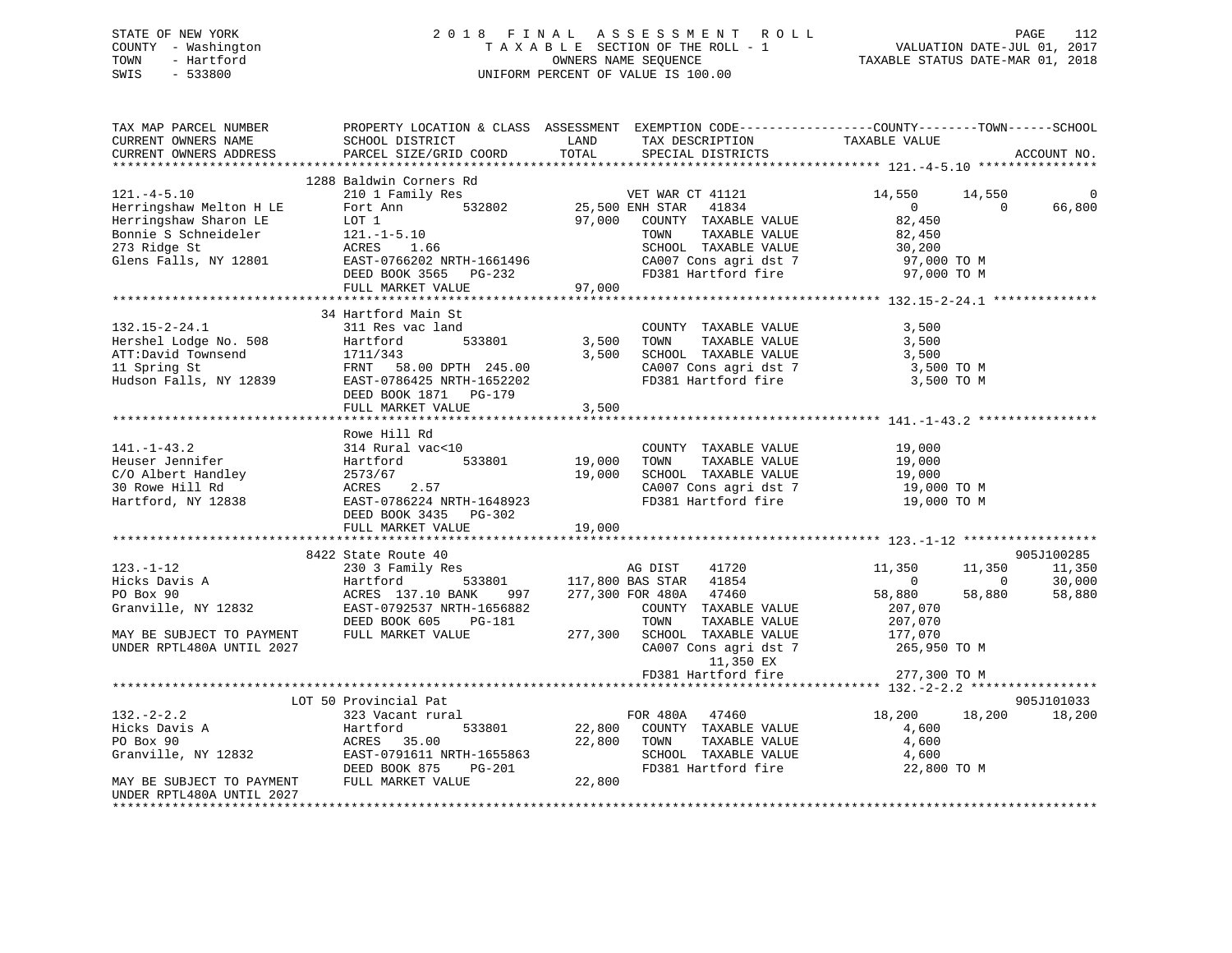STATE OF NEW YORK
COUNTY - Washington
TOWN - Hartford
SWIS - 533800

2 0 1 8 F I N A L A S S E S S M E N T R O L L
T A X A B L E SECTION OF THE ROLL - 1
OWNERS NAME SEQUENCE
UNIFORM PERCENT OF VALUE IS 100.00

VALUATION DATE-JUL 01, 2017
TAXABLE STATUS DATE-MAR 01, 2018

```
TAX MAP PARCEL NUMBER          PROPERTY LOCATION & CLASS  ASSESSMENT  EXEMPTION CODE------------------COUNTY--------TOWN------SCHOOL
CURRENT OWNERS NAME            SCHOOL DISTRICT               LAND      TAX DESCRIPTION            TAXABLE VALUE
CURRENT OWNERS ADDRESS         PARCEL SIZE/GRID COORD        TOTAL     SPECIAL DISTRICTS                                   ACCOUNT NO.
******************************************************************************************************* 121.-4-5.10 ****************
                    1288 Baldwin Corners Rd
121.-4-5.10                    210 1 Family Res                      VET WAR CT 41121             14,550      14,550           0
Herringshaw Melton H LE        Fort Ann        532802      25,500 ENH STAR   41834                0            0      66,800
Herringshaw Sharon LE          LOT 1                       97,000   COUNTY  TAXABLE VALUE           82,450
Bonnie S Schneideler           121.-1-5.10                          TOWN    TAXABLE VALUE           82,450
273 Ridge St                   ACRES    1.66                        SCHOOL  TAXABLE VALUE           30,200
Glens Falls, NY 12801          EAST-0766202 NRTH-1661496            CA007 Cons agri dst 7           97,000 TO M
                               DEED BOOK 3565   PG-232              FD381 Hartford fire             97,000 TO M
                               FULL MARKET VALUE             97,000
******************************************************************************************************* 132.15-2-24.1 **************
                    34 Hartford Main St
132.15-2-24.1                  311 Res vac land                     COUNTY  TAXABLE VALUE            3,500
Hershel Lodge No. 508          Hartford        533801       3,500   TOWN    TAXABLE VALUE            3,500
ATT:David Townsend             1711/343                     3,500   SCHOOL  TAXABLE VALUE            3,500
11 Spring St                   FRNT   58.00 DPTH 245.00             CA007 Cons agri dst 7            3,500 TO M
Hudson Falls, NY 12839         EAST-0786425 NRTH-1652202            FD381 Hartford fire              3,500 TO M
                               DEED BOOK 1871   PG-179
                               FULL MARKET VALUE              3,500
******************************************************************************************************* 141.-1-43.2 ****************
                    Rowe Hill Rd
141.-1-43.2                    314 Rural vac<10                     COUNTY  TAXABLE VALUE           19,000
Heuser Jennifer                Hartford        533801      19,000   TOWN    TAXABLE VALUE           19,000
C/O Albert Handley             2573/67                     19,000   SCHOOL  TAXABLE VALUE           19,000
30 Rowe Hill Rd                ACRES    2.57                        CA007 Cons agri dst 7           19,000 TO M
Hartford, NY 12838             EAST-0786224 NRTH-1648923            FD381 Hartford fire             19,000 TO M
                               DEED BOOK 3435   PG-302
                               FULL MARKET VALUE             19,000
******************************************************************************************************* 123.-1-12 ******************
                    8422 State Route 40                                                                               905J100285
123.-1-12                      230 3 Family Res                      AG DIST     41720            11,350      11,350      11,350
Hicks Davis A                  Hartford        533801     117,800 BAS STAR   41854                0            0      30,000
PO Box 90                      ACRES 137.10 BANK     997  277,300 FOR 480A   47460            58,880      58,880      58,880
Granville, NY 12832            EAST-0792537 NRTH-1656882            COUNTY  TAXABLE VALUE          207,070
                               DEED BOOK 605    PG-181              TOWN    TAXABLE VALUE          207,070
MAY BE SUBJECT TO PAYMENT      FULL MARKET VALUE            277,300  SCHOOL  TAXABLE VALUE          177,070
UNDER RPTL480A UNTIL 2027                                           CA007 Cons agri dst 7          265,950 TO M
                                                                         11,350 EX
                                                                    FD381 Hartford fire            277,300 TO M
******************************************************************************************************* 132.-2-2.2 *****************
                    LOT 50 Provincial Pat                                                                             905J101033
132.-2-2.2                     323 Vacant rural                     FOR 480A   47460            18,200      18,200      18,200
Hicks Davis A                  Hartford        533801      22,800   COUNTY  TAXABLE VALUE            4,600
PO Box 90                      ACRES   35.00               22,800   TOWN    TAXABLE VALUE            4,600
Granville, NY 12832            EAST-0791611 NRTH-1655863            SCHOOL  TAXABLE VALUE            4,600
                               DEED BOOK 875    PG-201              FD381 Hartford fire             22,800 TO M
MAY BE SUBJECT TO PAYMENT      FULL MARKET VALUE             22,800
UNDER RPTL480A UNTIL 2027
************************************************************************************************************************************
```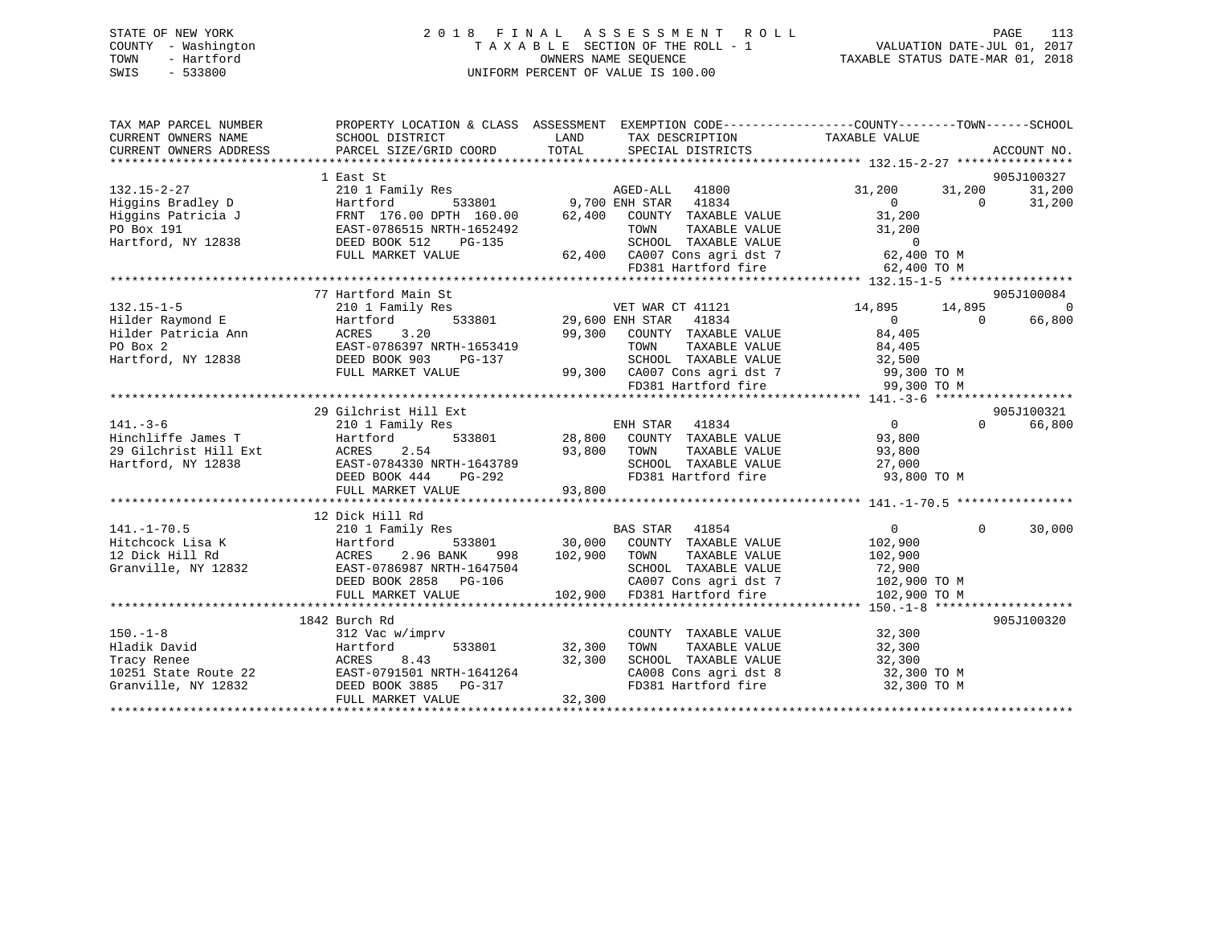STATE OF NEW YORK
COUNTY - Washington
TOWN - Hartford
SWIS - 533800

# 2018 FINAL ASSESSMENT ROLL

TAXABLE SECTION OF THE ROLL - 1
OWNERS NAME SEQUENCE
UNIFORM PERCENT OF VALUE IS 100.00

VALUATION DATE-JUL 01, 2017
TAXABLE STATUS DATE-MAR 01, 2018

```
TAX MAP PARCEL NUMBER          PROPERTY LOCATION & CLASS  ASSESSMENT  EXEMPTION CODE------------------COUNTY--------TOWN------SCHOOL
CURRENT OWNERS NAME            SCHOOL DISTRICT               LAND       TAX DESCRIPTION            TAXABLE VALUE
CURRENT OWNERS ADDRESS         PARCEL SIZE/GRID COORD        TOTAL      SPECIAL DISTRICTS                                     ACCOUNT NO.
******************************************************************************************************* 132.15-2-27 ****************
                               1 East St                                                                                   905J100327
132.15-2-27                    210 1 Family Res                         AGED-ALL    41800            31,200       31,200       31,200
Higgins Bradley D              Hartford          533801        9,700 ENH STAR    41834                 0            0       31,200
Higgins Patricia J             FRNT 176.00 DPTH 160.00        62,400    COUNTY  TAXABLE VALUE         31,200
PO Box 191                     EAST-0786515 NRTH-1652492                TOWN    TAXABLE VALUE         31,200
Hartford, NY 12838             DEED BOOK 512    PG-135                  SCHOOL  TAXABLE VALUE              0
                               FULL MARKET VALUE              62,400    CA007 Cons agri dst 7           62,400 TO M
                                                                        FD381 Hartford fire             62,400 TO M
******************************************************************************************************* 132.15-1-5 *****************
                               77 Hartford Main St                                                                         905J100084
132.15-1-5                     210 1 Family Res                         VET WAR CT 41121             14,895       14,895            0
Hilder Raymond E               Hartford          533801       29,600 ENH STAR    41834                 0            0       66,800
Hilder Patricia Ann            ACRES    3.20                  99,300    COUNTY  TAXABLE VALUE         84,405
PO Box 2                       EAST-0786397 NRTH-1653419                TOWN    TAXABLE VALUE         84,405
Hartford, NY 12838             DEED BOOK 903    PG-137                  SCHOOL  TAXABLE VALUE         32,500
                               FULL MARKET VALUE              99,300    CA007 Cons agri dst 7           99,300 TO M
                                                                        FD381 Hartford fire             99,300 TO M
******************************************************************************************************* 141.-3-6 *******************
                               29 Gilchrist Hill Ext                                                                       905J100321
141.-3-6                       210 1 Family Res                         ENH STAR    41834                 0            0       66,800
Hinchliffe James T             Hartford          533801       28,800    COUNTY  TAXABLE VALUE         93,800
29 Gilchrist Hill Ext          ACRES    2.54                  93,800    TOWN    TAXABLE VALUE         93,800
Hartford, NY 12838             EAST-0784330 NRTH-1643789                SCHOOL  TAXABLE VALUE         27,000
                               DEED BOOK 444    PG-292                  FD381 Hartford fire             93,800 TO M
                               FULL MARKET VALUE              93,800
******************************************************************************************************* 141.-1-70.5 ****************
                               12 Dick Hill Rd
141.-1-70.5                    210 1 Family Res                         BAS STAR    41854                 0            0       30,000
Hitchcock Lisa K               Hartford          533801       30,000    COUNTY  TAXABLE VALUE        102,900
12 Dick Hill Rd                ACRES    2.96 BANK     998    102,900    TOWN    TAXABLE VALUE        102,900
Granville, NY 12832            EAST-0786987 NRTH-1647504                SCHOOL  TAXABLE VALUE         72,900
                               DEED BOOK 2858   PG-106                  CA007 Cons agri dst 7          102,900 TO M
                               FULL MARKET VALUE             102,900    FD381 Hartford fire            102,900 TO M
******************************************************************************************************* 150.-1-8 *******************
                               1842 Burch Rd                                                                               905J100320
150.-1-8                       312 Vac w/imprv                          COUNTY  TAXABLE VALUE         32,300
Hladik David                   Hartford          533801       32,300    TOWN    TAXABLE VALUE         32,300
Tracy Renee                    ACRES    8.43                  32,300    SCHOOL  TAXABLE VALUE         32,300
10251 State Route 22           EAST-0791501 NRTH-1641264                CA008 Cons agri dst 8           32,300 TO M
Granville, NY 12832            DEED BOOK 3885   PG-317                  FD381 Hartford fire             32,300 TO M
                               FULL MARKET VALUE              32,300
************************************************************************************************************************************
```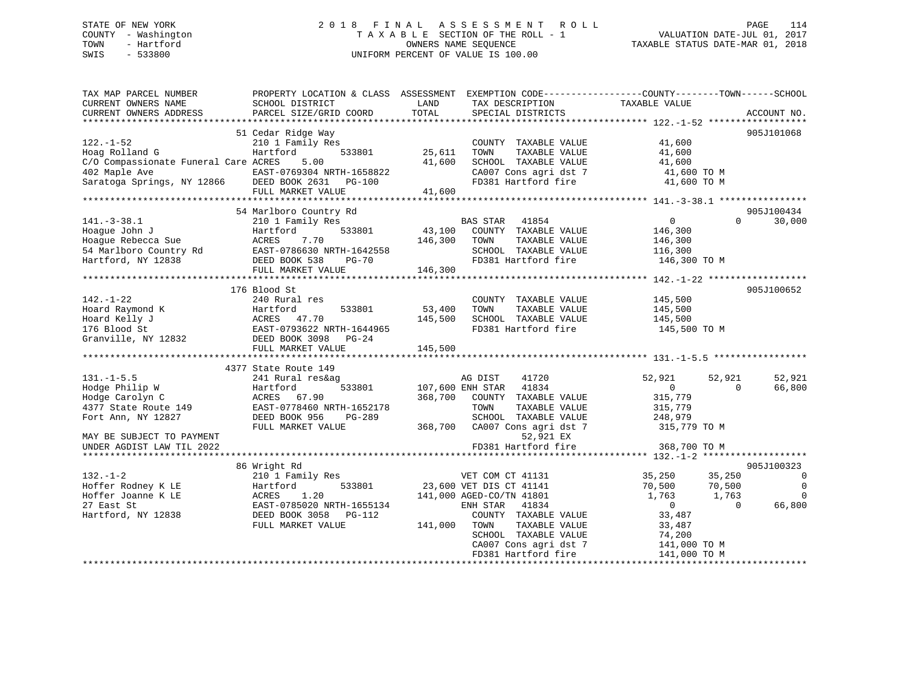STATE OF NEW YORK
COUNTY - Washington
TOWN - Hartford
SWIS - 533800

2018 FINAL ASSESSMENT ROLL
TAXABLE SECTION OF THE ROLL - 1
OWNERS NAME SEQUENCE
UNIFORM PERCENT OF VALUE IS 100.00

VALUATION DATE-JUL 01, 2017
TAXABLE STATUS DATE-MAR 01, 2018

```
TAX MAP PARCEL NUMBER          PROPERTY LOCATION & CLASS  ASSESSMENT  EXEMPTION CODE------------------COUNTY--------TOWN------SCHOOL
CURRENT OWNERS NAME            SCHOOL DISTRICT              LAND       TAX DESCRIPTION            TAXABLE VALUE
CURRENT OWNERS ADDRESS         PARCEL SIZE/GRID COORD       TOTAL      SPECIAL DISTRICTS                                          ACCOUNT NO.
****************************************************************************************************** 122.-1-52 ******************
                               51 Cedar Ridge Way                                                                              905J101068
122.-1-52                      210 1 Family Res                        COUNTY  TAXABLE VALUE          41,600
Hoag Rolland G                 Hartford         533801       25,611    TOWN    TAXABLE VALUE          41,600
C/O Compassionate Funeral Care ACRES    5.00                 41,600    SCHOOL  TAXABLE VALUE          41,600
402 Maple Ave                  EAST-0769304 NRTH-1658822               CA007 Cons agri dst 7           41,600 TO M
Saratoga Springs, NY 12866     DEED BOOK 2631   PG-100                 FD381 Hartford fire             41,600 TO M
                               FULL MARKET VALUE             41,600
****************************************************************************************************** 141.-3-38.1 ****************
                               54 Marlboro Country Rd                                                                          905J100434
141.-3-38.1                    210 1 Family Res                        BAS STAR   41854                    0            0     30,000
Hoague John J                  Hartford         533801       43,100    COUNTY  TAXABLE VALUE         146,300
Hoague Rebecca Sue             ACRES    7.70                146,300    TOWN    TAXABLE VALUE         146,300
54 Marlboro Country Rd         EAST-0786630 NRTH-1642558               SCHOOL  TAXABLE VALUE         116,300
Hartford, NY 12838             DEED BOOK 538    PG-70                  FD381 Hartford fire            146,300 TO M
                               FULL MARKET VALUE            146,300
****************************************************************************************************** 142.-1-22 ******************
                               176 Blood St                                                                                    905J100652
142.-1-22                      240 Rural res                           COUNTY  TAXABLE VALUE         145,500
Hoard Raymond K                Hartford         533801       53,400    TOWN    TAXABLE VALUE         145,500
Hoard Kelly J                  ACRES   47.70                145,500    SCHOOL  TAXABLE VALUE         145,500
176 Blood St                   EAST-0793622 NRTH-1644965               FD381 Hartford fire            145,500 TO M
Granville, NY 12832            DEED BOOK 3098   PG-24
                               FULL MARKET VALUE            145,500
****************************************************************************************************** 131.-1-5.5 *****************
                               4377 State Route 149
131.-1-5.5                     241 Rural res&ag                        AG DIST    41720               52,921       52,921     52,921
Hodge Philip W                 Hartford         533801      107,600 ENH STAR   41834                    0            0     66,800
Hodge Carolyn C                ACRES   67.90                368,700    COUNTY  TAXABLE VALUE         315,779
4377 State Route 149           EAST-0778460 NRTH-1652178               TOWN    TAXABLE VALUE         315,779
Fort Ann, NY 12827             DEED BOOK 956    PG-289                 SCHOOL  TAXABLE VALUE         248,979
                               FULL MARKET VALUE            368,700    CA007 Cons agri dst 7          315,779 TO M
MAY BE SUBJECT TO PAYMENT                                                    52,921 EX
UNDER AGDIST LAW TIL 2022                                              FD381 Hartford fire            368,700 TO M
****************************************************************************************************** 132.-1-2 *******************
                               86 Wright Rd                                                                                    905J100323
132.-1-2                       210 1 Family Res                        VET COM CT 41131               35,250       35,250          0
Hoffer Rodney K LE             Hartford         533801       23,600 VET DIS CT 41141               70,500       70,500          0
Hoffer Joanne K LE             ACRES    1.20                141,000 AGED-CO/TN 41801                1,763        1,763          0
27 East St                     EAST-0785020 NRTH-1655134               ENH STAR   41834                    0            0     66,800
Hartford, NY 12838             DEED BOOK 3058   PG-112                 COUNTY  TAXABLE VALUE          33,487
                               FULL MARKET VALUE            141,000    TOWN    TAXABLE VALUE          33,487
                                                                       SCHOOL  TAXABLE VALUE          74,200
                                                                       CA007 Cons agri dst 7          141,000 TO M
                                                                       FD381 Hartford fire            141,000 TO M
************************************************************************************************************************************
```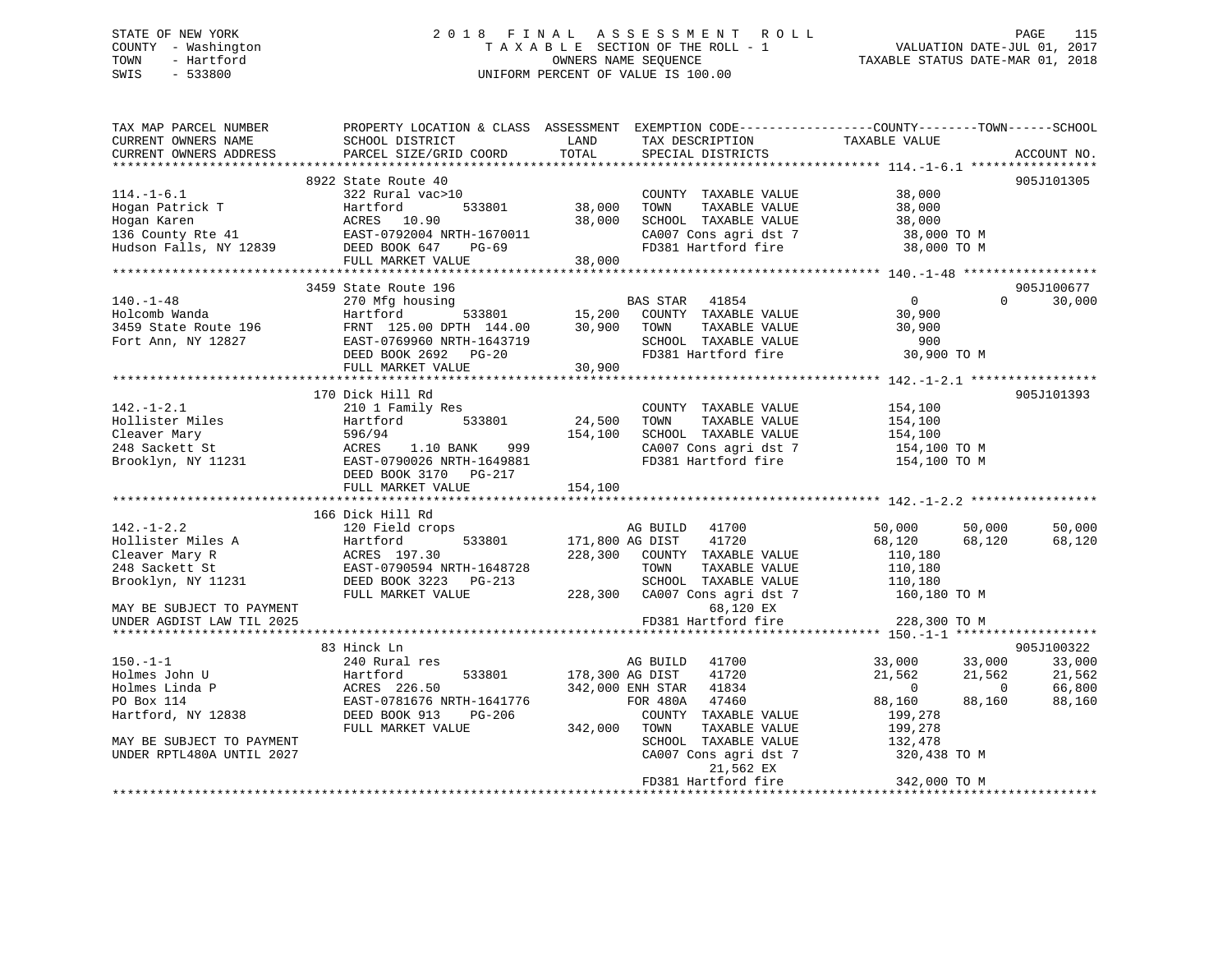STATE OF NEW YORK
COUNTY - Washington
TOWN - Hartford
SWIS - 533800

2 0 1 8 F I N A L A S S E S S M E N T R O L L
T A X A B L E SECTION OF THE ROLL - 1
OWNERS NAME SEQUENCE
UNIFORM PERCENT OF VALUE IS 100.00

VALUATION DATE-JUL 01, 2017
TAXABLE STATUS DATE-MAR 01, 2018

```
TAX MAP PARCEL NUMBER          PROPERTY LOCATION & CLASS  ASSESSMENT  EXEMPTION CODE-----------------COUNTY--------TOWN------SCHOOL
CURRENT OWNERS NAME            SCHOOL DISTRICT             LAND       TAX DESCRIPTION              TAXABLE VALUE
CURRENT OWNERS ADDRESS         PARCEL SIZE/GRID COORD      TOTAL      SPECIAL DISTRICTS                                    ACCOUNT NO.
*********************************************************************************************** 114.-1-6.1 *****************
                               8922 State Route 40                                                                      905J101305
114.-1-6.1                     322 Rural vac>10                        COUNTY  TAXABLE VALUE          38,000
Hogan Patrick T                Hartford          533801      38,000    TOWN    TAXABLE VALUE          38,000
Hogan Karen                    ACRES  10.90                  38,000    SCHOOL  TAXABLE VALUE          38,000
136 County Rte 41              EAST-0792004 NRTH-1670011               CA007 Cons agri dst 7           38,000 TO M
Hudson Falls, NY 12839         DEED BOOK 647    PG-69                  FD381 Hartford fire             38,000 TO M
                               FULL MARKET VALUE             38,000
*********************************************************************************************** 140.-1-48 ******************
                               3459 State Route 196                                                                     905J100677
140.-1-48                      270 Mfg housing                         BAS STAR   41854               0            0      30,000
Holcomb Wanda                  Hartford          533801      15,200    COUNTY  TAXABLE VALUE          30,900
3459 State Route 196           FRNT 125.00 DPTH 144.00       30,900    TOWN    TAXABLE VALUE          30,900
Fort Ann, NY 12827             EAST-0769960 NRTH-1643719               SCHOOL  TAXABLE VALUE             900
                               DEED BOOK 2692   PG-20                  FD381 Hartford fire             30,900 TO M
                               FULL MARKET VALUE             30,900
*********************************************************************************************** 142.-1-2.1 *****************
                               170 Dick Hill Rd                                                                         905J101393
142.-1-2.1                     210 1 Family Res                        COUNTY  TAXABLE VALUE         154,100
Hollister Miles                Hartford          533801      24,500    TOWN    TAXABLE VALUE         154,100
Cleaver Mary                   596/94                       154,100    SCHOOL  TAXABLE VALUE         154,100
248 Sackett St                 ACRES    1.10 BANK     999              CA007 Cons agri dst 7          154,100 TO M
Brooklyn, NY 11231             EAST-0790026 NRTH-1649881               FD381 Hartford fire            154,100 TO M
                               DEED BOOK 3170   PG-217
                               FULL MARKET VALUE            154,100
*********************************************************************************************** 142.-1-2.2 *****************
                               166 Dick Hill Rd
142.-1-2.2                     120 Field crops                         AG BUILD   41700           50,000       50,000      50,000
Hollister Miles A              Hartford          533801     171,800 AG DIST     41720           68,120       68,120      68,120
Cleaver Mary R                 ACRES 197.30                 228,300    COUNTY  TAXABLE VALUE         110,180
248 Sackett St                 EAST-0790594 NRTH-1648728               TOWN    TAXABLE VALUE         110,180
Brooklyn, NY 11231             DEED BOOK 3223   PG-213                 SCHOOL  TAXABLE VALUE         110,180
                               FULL MARKET VALUE            228,300    CA007 Cons agri dst 7          160,180 TO M
MAY BE SUBJECT TO PAYMENT                                                    68,120 EX
UNDER AGDIST LAW TIL 2025                                              FD381 Hartford fire            228,300 TO M
*********************************************************************************************** 150.-1-1 *******************
                               83 Hinck Ln                                                                              905J100322
150.-1-1                       240 Rural res                           AG BUILD   41700           33,000       33,000      33,000
Holmes John U                  Hartford          533801     178,300 AG DIST     41720           21,562       21,562      21,562
Holmes Linda P                 ACRES 226.50                 342,000 ENH STAR    41834                0            0      66,800
PO Box 114                     EAST-0781676 NRTH-1641776               FOR 480A   47460           88,160       88,160      88,160
Hartford, NY 12838             DEED BOOK 913    PG-206                 COUNTY  TAXABLE VALUE         199,278
                               FULL MARKET VALUE            342,000    TOWN    TAXABLE VALUE         199,278
MAY BE SUBJECT TO PAYMENT                                              SCHOOL  TAXABLE VALUE         132,478
UNDER RPTL480A UNTIL 2027                                              CA007 Cons agri dst 7          320,438 TO M
                                                                             21,562 EX
                                                                       FD381 Hartford fire            342,000 TO M
************************************************************************************************************************************
```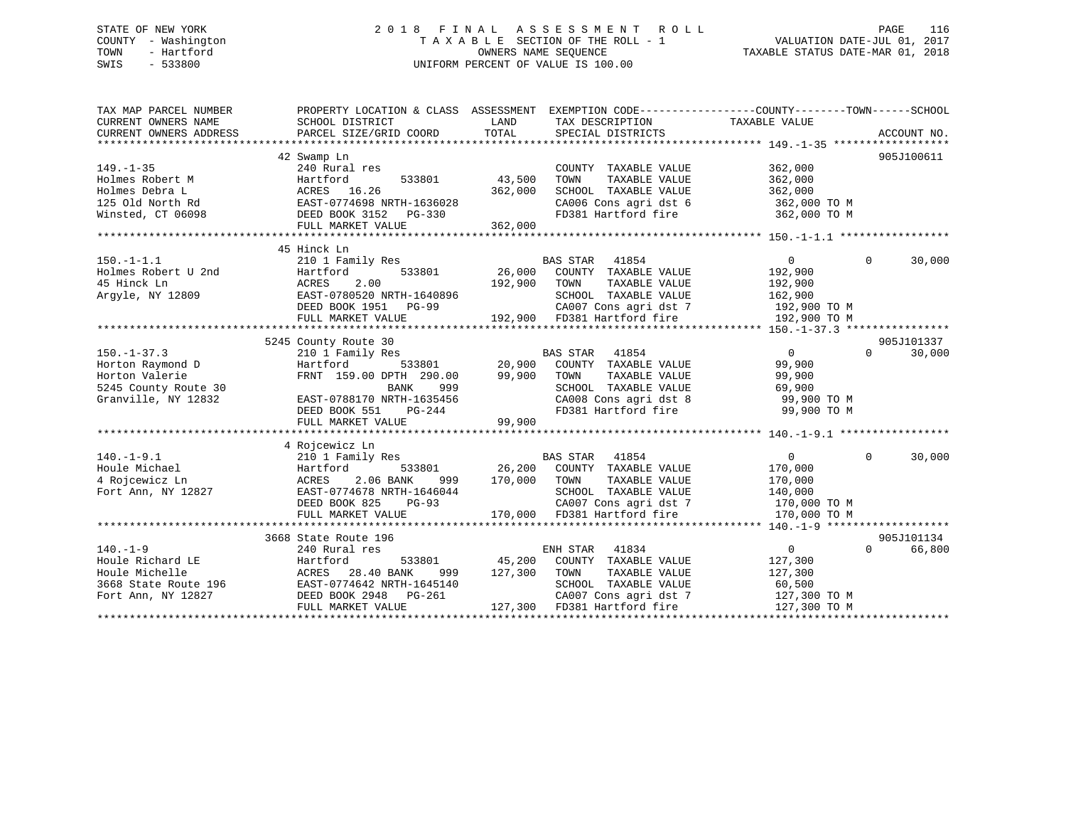STATE OF NEW YORK
COUNTY - Washington
TOWN - Hartford
SWIS - 533800

# 2018 FINAL ASSESSMENT ROLL

TAXABLE SECTION OF THE ROLL - 1
OWNERS NAME SEQUENCE
UNIFORM PERCENT OF VALUE IS 100.00

VALUATION DATE-JUL 01, 2017
TAXABLE STATUS DATE-MAR 01, 2018

```
TAX MAP PARCEL NUMBER      PROPERTY LOCATION & CLASS  ASSESSMENT  EXEMPTION CODE------------------COUNTY--------TOWN------SCHOOL
CURRENT OWNERS NAME        SCHOOL DISTRICT              LAND      TAX DESCRIPTION             TAXABLE VALUE
CURRENT OWNERS ADDRESS     PARCEL SIZE/GRID COORD       TOTAL     SPECIAL DISTRICTS                                    ACCOUNT NO.
******************************************************************************************************* 149.-1-35 ******************
                           42 Swamp Ln                                                                                 905J100611
149.-1-35                  240 Rural res                          COUNTY  TAXABLE VALUE           362,000
Holmes Robert M            Hartford          533801      43,500   TOWN    TAXABLE VALUE           362,000
Holmes Debra L             ACRES  16.26                 362,000   SCHOOL  TAXABLE VALUE           362,000
125 Old North Rd           EAST-0774698 NRTH-1636028              CA006 Cons agri dst 6            362,000 TO M
Winsted, CT 06098          DEED BOOK 3152   PG-330                FD381 Hartford fire              362,000 TO M
                           FULL MARKET VALUE            362,000
******************************************************************************************************* 150.-1-1.1 *****************
                           45 Hinck Ln
150.-1-1.1                 210 1 Family Res                       BAS STAR   41854                 0            0       30,000
Holmes Robert U 2nd        Hartford          533801      26,000   COUNTY  TAXABLE VALUE           192,900
45 Hinck Ln                ACRES    2.00                192,900   TOWN    TAXABLE VALUE           192,900
Argyle, NY 12809           EAST-0780520 NRTH-1640896              SCHOOL  TAXABLE VALUE           162,900
                           DEED BOOK 1951   PG-99                 CA007 Cons agri dst 7            192,900 TO M
                           FULL MARKET VALUE            192,900   FD381 Hartford fire              192,900 TO M
******************************************************************************************************* 150.-1-37.3 ****************
                           5245 County Route 30                                                                        905J101337
150.-1-37.3                210 1 Family Res                       BAS STAR   41854                 0            0       30,000
Horton Raymond D           Hartford          533801      20,900   COUNTY  TAXABLE VALUE            99,900
Horton Valerie             FRNT 159.00 DPTH 290.00       99,900   TOWN    TAXABLE VALUE            99,900
5245 County Route 30                      BANK     999            SCHOOL  TAXABLE VALUE            69,900
Granville, NY 12832        EAST-0788170 NRTH-1635456              CA008 Cons agri dst 8             99,900 TO M
                           DEED BOOK 551    PG-244                FD381 Hartford fire               99,900 TO M
                           FULL MARKET VALUE             99,900
******************************************************************************************************* 140.-1-9.1 *****************
                           4 Rojcewicz Ln
140.-1-9.1                 210 1 Family Res                       BAS STAR   41854                 0            0       30,000
Houle Michael              Hartford          533801      26,200   COUNTY  TAXABLE VALUE           170,000
4 Rojcewicz Ln             ACRES    2.06 BANK     999   170,000   TOWN    TAXABLE VALUE           170,000
Fort Ann, NY 12827         EAST-0774678 NRTH-1646044              SCHOOL  TAXABLE VALUE           140,000
                           DEED BOOK 825    PG-93                 CA007 Cons agri dst 7            170,000 TO M
                           FULL MARKET VALUE            170,000   FD381 Hartford fire              170,000 TO M
******************************************************************************************************* 140.-1-9 *******************
                           3668 State Route 196                                                                        905J101134
140.-1-9                   240 Rural res                          ENH STAR   41834                 0            0       66,800
Houle Richard LE           Hartford          533801      45,200   COUNTY  TAXABLE VALUE           127,300
Houle Michelle             ACRES  28.40 BANK     999    127,300   TOWN    TAXABLE VALUE           127,300
3668 State Route 196       EAST-0774642 NRTH-1645140              SCHOOL  TAXABLE VALUE            60,500
Fort Ann, NY 12827         DEED BOOK 2948   PG-261                CA007 Cons agri dst 7            127,300 TO M
                           FULL MARKET VALUE            127,300   FD381 Hartford fire              127,300 TO M
************************************************************************************************************************************
```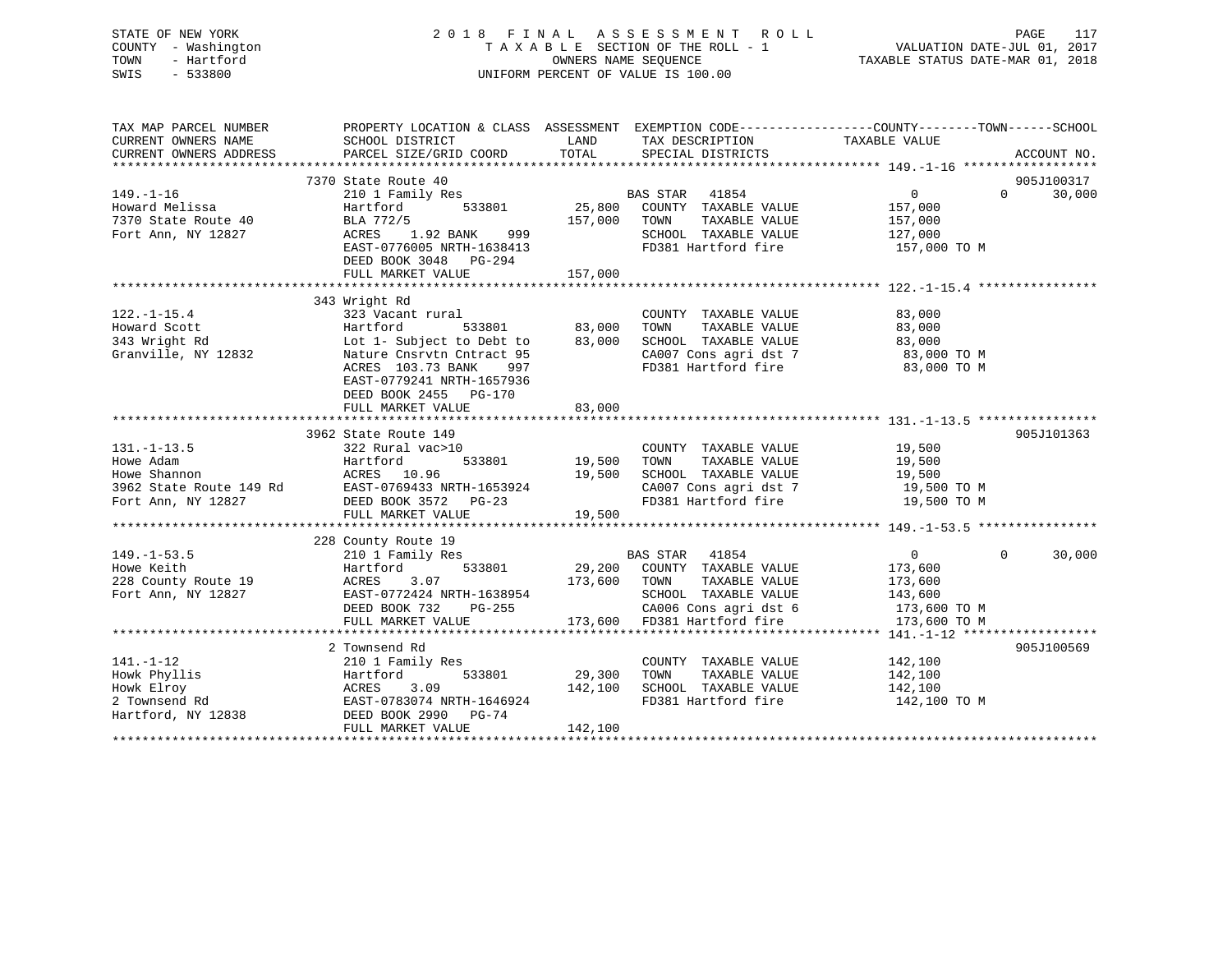STATE OF NEW YORK
COUNTY - Washington
TOWN - Hartford
SWIS - 533800

2 0 1 8 F I N A L A S S E S S M E N T R O L L
T A X A B L E SECTION OF THE ROLL - 1
OWNERS NAME SEQUENCE
UNIFORM PERCENT OF VALUE IS 100.00

VALUATION DATE-JUL 01, 2017
TAXABLE STATUS DATE-MAR 01, 2018

| TAX MAP PARCEL NUMBER / CURRENT OWNERS NAME / CURRENT OWNERS ADDRESS | PROPERTY LOCATION & CLASS / SCHOOL DISTRICT / PARCEL SIZE/GRID COORD | ASSESSMENT LAND | TOTAL | EXEMPTION CODE / TAX DESCRIPTION / SPECIAL DISTRICTS | COUNTY TAXABLE VALUE | TOWN | SCHOOL | ACCOUNT NO. |
|---|---|---|---|---|---|---|---|---|
| 149.-1-16 | 7370 State Route 40 | | | | | | | 905J100317 |
| Howard Melissa | 210 1 Family Res | | | BAS STAR 41854 | 0 | 0 | 30,000 | |
| 7370 State Route 40 | Hartford 533801 | 25,800 | | COUNTY TAXABLE VALUE | 157,000 | | | |
| Fort Ann, NY 12827 | BLA 772/5 | | 157,000 | TOWN TAXABLE VALUE | 157,000 | | | |
| | ACRES 1.92 BANK 999 | | | SCHOOL TAXABLE VALUE | 127,000 | | | |
| | EAST-0776005 NRTH-1638413 | | | FD381 Hartford fire | 157,000 TO M | | | |
| | DEED BOOK 3048 PG-294 | | | | | | | |
| | FULL MARKET VALUE | | 157,000 | | | | | |
| 122.-1-15.4 | 343 Wright Rd | | | | | | | |
| Howard Scott | 323 Vacant rural | | | COUNTY TAXABLE VALUE | 83,000 | | | |
| 343 Wright Rd | Hartford 533801 | 83,000 | | TOWN TAXABLE VALUE | 83,000 | | | |
| Granville, NY 12832 | Lot 1- Subject to Debt to | | 83,000 | SCHOOL TAXABLE VALUE | 83,000 | | | |
| | Nature Cnsrvtn Cntract 95 | | | CA007 Cons agri dst 7 | 83,000 TO M | | | |
| | ACRES 103.73 BANK 997 | | | FD381 Hartford fire | 83,000 TO M | | | |
| | EAST-0779241 NRTH-1657936 | | | | | | | |
| | DEED BOOK 2455 PG-170 | | | | | | | |
| | FULL MARKET VALUE | | 83,000 | | | | | |
| 131.-1-13.5 | 3962 State Route 149 | | | | | | | 905J101363 |
| Howe Adam | 322 Rural vac>10 | | | COUNTY TAXABLE VALUE | 19,500 | | | |
| Howe Shannon | Hartford 533801 | 19,500 | | TOWN TAXABLE VALUE | 19,500 | | | |
| 3962 State Route 149 Rd | ACRES 10.96 | | 19,500 | SCHOOL TAXABLE VALUE | 19,500 | | | |
| Fort Ann, NY 12827 | EAST-0769433 NRTH-1653924 | | | CA007 Cons agri dst 7 | 19,500 TO M | | | |
| | DEED BOOK 3572 PG-23 | | | FD381 Hartford fire | 19,500 TO M | | | |
| | FULL MARKET VALUE | | 19,500 | | | | | |
| 149.-1-53.5 | 228 County Route 19 | | | | | | | |
| Howe Keith | 210 1 Family Res | | | BAS STAR 41854 | 0 | 0 | 30,000 | |
| 228 County Route 19 | Hartford 533801 | 29,200 | | COUNTY TAXABLE VALUE | 173,600 | | | |
| Fort Ann, NY 12827 | ACRES 3.07 | | 173,600 | TOWN TAXABLE VALUE | 173,600 | | | |
| | EAST-0772424 NRTH-1638954 | | | SCHOOL TAXABLE VALUE | 143,600 | | | |
| | DEED BOOK 732 PG-255 | | | CA006 Cons agri dst 6 | 173,600 TO M | | | |
| | FULL MARKET VALUE | | 173,600 | FD381 Hartford fire | 173,600 TO M | | | |
| 141.-1-12 | 2 Townsend Rd | | | | | | | 905J100569 |
| Howk Phyllis | 210 1 Family Res | | | COUNTY TAXABLE VALUE | 142,100 | | | |
| Howk Elroy | Hartford 533801 | 29,300 | | TOWN TAXABLE VALUE | 142,100 | | | |
| 2 Townsend Rd | ACRES 3.09 | | 142,100 | SCHOOL TAXABLE VALUE | 142,100 | | | |
| Hartford, NY 12838 | EAST-0783074 NRTH-1646924 | | | FD381 Hartford fire | 142,100 TO M | | | |
| | DEED BOOK 2990 PG-74 | | | | | | | |
| | FULL MARKET VALUE | | 142,100 | | | | | |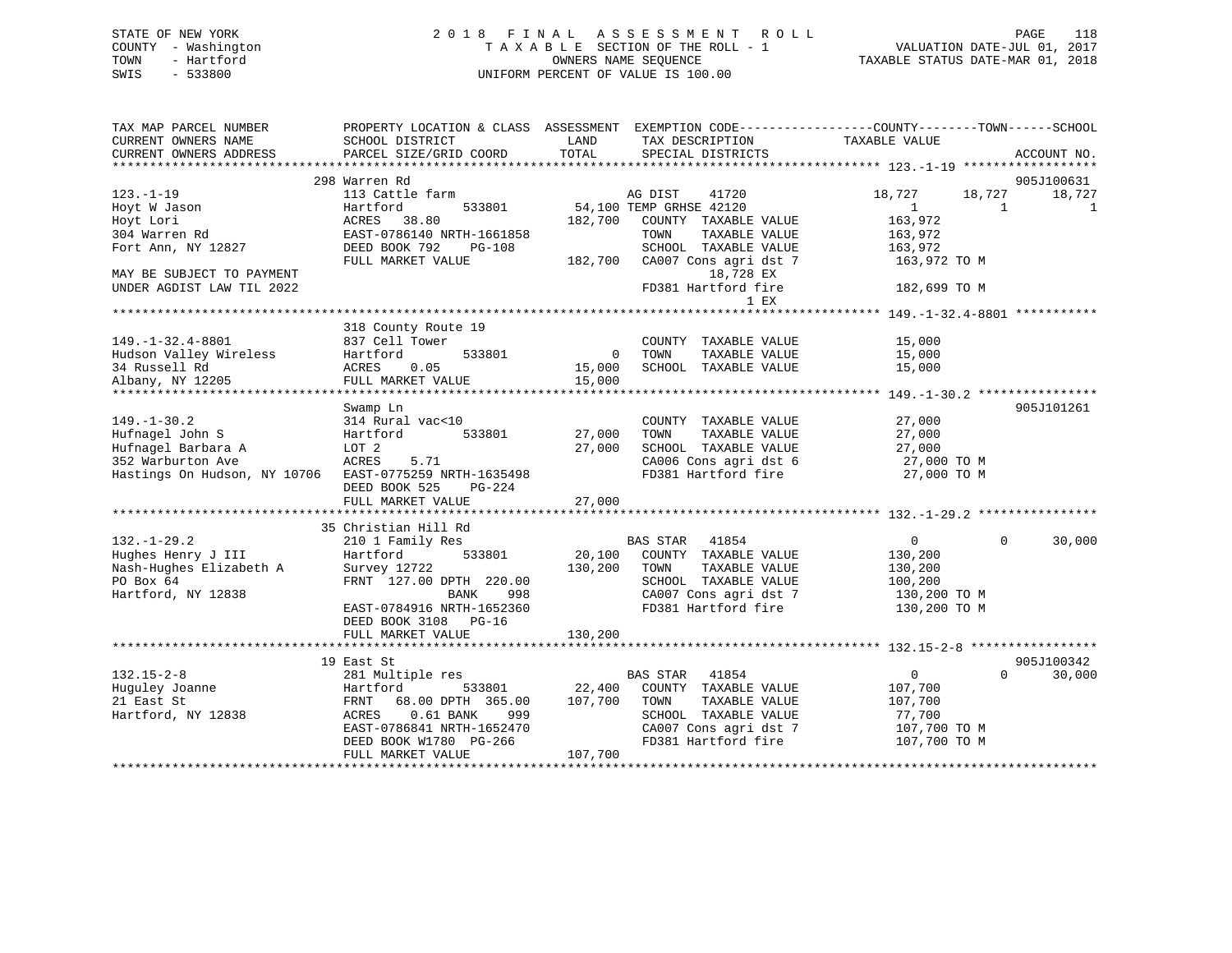STATE OF NEW YORK
COUNTY - Washington
TOWN - Hartford
SWIS - 533800

2 0 1 8 F I N A L A S S E S S M E N T R O L L
T A X A B L E SECTION OF THE ROLL - 1
OWNERS NAME SEQUENCE
UNIFORM PERCENT OF VALUE IS 100.00

VALUATION DATE-JUL 01, 2017
TAXABLE STATUS DATE-MAR 01, 2018

```
TAX MAP PARCEL NUMBER          PROPERTY LOCATION & CLASS  ASSESSMENT  EXEMPTION CODE------------------COUNTY--------TOWN------SCHOOL
CURRENT OWNERS NAME            SCHOOL DISTRICT               LAND      TAX DESCRIPTION            TAXABLE VALUE
CURRENT OWNERS ADDRESS         PARCEL SIZE/GRID COORD        TOTAL     SPECIAL DISTRICTS                                    ACCOUNT NO.
******************************************************************************************************* 123.-1-19 ******************
                               298 Warren Rd                                                                           905J100631
123.-1-19                      113 Cattle farm                          AG DIST     41720              18,727      18,727      18,727
Hoyt W Jason                   Hartford          533801       54,100 TEMP GRHSE 42120                      1           1           1
Hoyt Lori                      ACRES   38.80                 182,700   COUNTY  TAXABLE VALUE          163,972
304 Warren Rd                  EAST-0786140 NRTH-1661858               TOWN    TAXABLE VALUE          163,972
Fort Ann, NY 12827             DEED BOOK 792     PG-108                SCHOOL  TAXABLE VALUE          163,972
                               FULL MARKET VALUE             182,700   CA007 Cons agri dst 7           163,972 TO M
MAY BE SUBJECT TO PAYMENT                                                       18,728 EX
UNDER AGDIST LAW TIL 2022                                              FD381 Hartford fire             182,699 TO M
                                                                                    1 EX
******************************************************************************************************* 149.-1-32.4-8801 ***********
                               318 County Route 19
149.-1-32.4-8801               837 Cell Tower                          COUNTY  TAXABLE VALUE           15,000
Hudson Valley Wireless         Hartford          533801            0   TOWN    TAXABLE VALUE           15,000
34 Russell Rd                  ACRES    0.05                  15,000   SCHOOL  TAXABLE VALUE           15,000
Albany, NY 12205               FULL MARKET VALUE              15,000
******************************************************************************************************* 149.-1-30.2 ****************
                               Swamp Ln                                                                                905J101261
149.-1-30.2                    314 Rural vac<10                        COUNTY  TAXABLE VALUE           27,000
Hufnagel John S                Hartford          533801       27,000   TOWN    TAXABLE VALUE           27,000
Hufnagel Barbara A             LOT 2                          27,000   SCHOOL  TAXABLE VALUE           27,000
352 Warburton Ave              ACRES    5.71                           CA006 Cons agri dst 6            27,000 TO M
Hastings On Hudson, NY 10706   EAST-0775259 NRTH-1635498               FD381 Hartford fire              27,000 TO M
                               DEED BOOK 525     PG-224
                               FULL MARKET VALUE              27,000
******************************************************************************************************* 132.-1-29.2 ****************
                               35 Christian Hill Rd
132.-1-29.2                    210 1 Family Res                         BAS STAR   41854                   0           0      30,000
Hughes Henry J III             Hartford          533801       20,100   COUNTY  TAXABLE VALUE          130,200
Nash-Hughes Elizabeth A        Survey 12722                  130,200   TOWN    TAXABLE VALUE          130,200
PO Box 64                      FRNT 127.00 DPTH 220.00                 SCHOOL  TAXABLE VALUE          100,200
Hartford, NY 12838                          BANK     998               CA007 Cons agri dst 7           130,200 TO M
                               EAST-0784916 NRTH-1652360               FD381 Hartford fire             130,200 TO M
                               DEED BOOK 3108    PG-16
                               FULL MARKET VALUE             130,200
******************************************************************************************************* 132.15-2-8 *****************
                               19 East St                                                                              905J100342
132.15-2-8                     281 Multiple res                         BAS STAR   41854                   0           0      30,000
Huguley Joanne                 Hartford          533801       22,400   COUNTY  TAXABLE VALUE          107,700
21 East St                     FRNT  68.00 DPTH 365.00       107,700   TOWN    TAXABLE VALUE          107,700
Hartford, NY 12838             ACRES    0.61 BANK     999              SCHOOL  TAXABLE VALUE           77,700
                               EAST-0786841 NRTH-1652470               CA007 Cons agri dst 7           107,700 TO M
                               DEED BOOK W1780  PG-266                 FD381 Hartford fire             107,700 TO M
                               FULL MARKET VALUE             107,700
************************************************************************************************************************************
```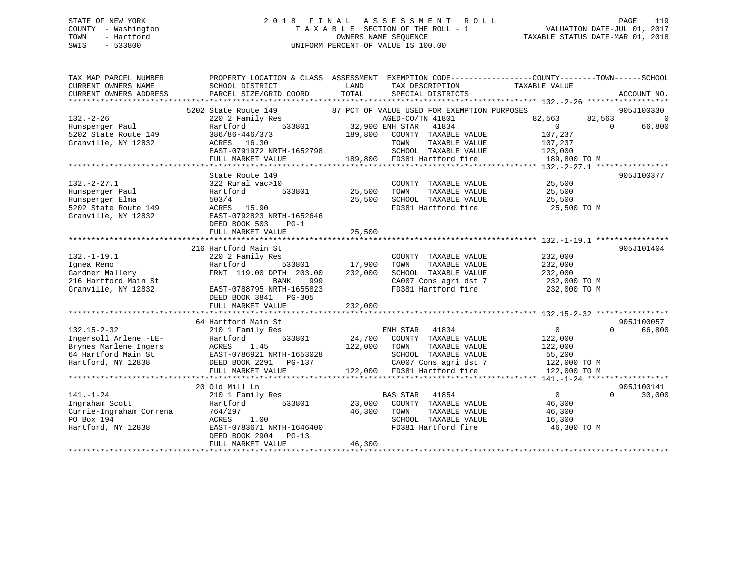STATE OF NEW YORK
COUNTY - Washington
TOWN - Hartford
SWIS - 533800

# 2018 FINAL ASSESSMENT ROLL

TAXABLE SECTION OF THE ROLL - 1
OWNERS NAME SEQUENCE
UNIFORM PERCENT OF VALUE IS 100.00

VALUATION DATE-JUL 01, 2017
TAXABLE STATUS DATE-MAR 01, 2018

```
TAX MAP PARCEL NUMBER      PROPERTY LOCATION & CLASS  ASSESSMENT  EXEMPTION CODE------------------COUNTY--------TOWN------SCHOOL
CURRENT OWNERS NAME        SCHOOL DISTRICT              LAND      TAX DESCRIPTION              TAXABLE VALUE
CURRENT OWNERS ADDRESS     PARCEL SIZE/GRID COORD      TOTAL      SPECIAL DISTRICTS                                    ACCOUNT NO.
******************************************************************************************************* 132.-2-26 ******************
             5202 State Route 149              87 PCT OF VALUE USED FOR EXEMPTION PURPOSES                          905J100330
132.-2-26                  220 2 Family Res                       AGED-CO/TN 41801             82,563       82,563             0
Hunsperger Paul            Hartford        533801       32,900 ENH STAR   41834                     0            0        66,800
5202 State Route 149       386/86-446/373              189,800    COUNTY  TAXABLE VALUE           107,237
Granville, NY 12832        ACRES    16.30                         TOWN    TAXABLE VALUE           107,237
                           EAST-0791972 NRTH-1652798              SCHOOL  TAXABLE VALUE           123,000
                           FULL MARKET VALUE           189,800    FD381 Hartford fire             189,800 TO M
******************************************************************************************************* 132.-2-27.1 ****************
             State Route 149                                                                                        905J100377
132.-2-27.1                322 Rural vac>10                       COUNTY  TAXABLE VALUE            25,500
Hunsperger Paul            Hartford        533801       25,500    TOWN    TAXABLE VALUE            25,500
Hunsperger Elma            503/4                        25,500    SCHOOL  TAXABLE VALUE            25,500
5202 State Route 149       ACRES    15.90                         FD381 Hartford fire              25,500 TO M
Granville, NY 12832        EAST-0792823 NRTH-1652646
                           DEED BOOK 503    PG-1
                           FULL MARKET VALUE            25,500
******************************************************************************************************* 132.-1-19.1 ****************
             216 Hartford Main St                                                                                   905J101404
132.-1-19.1                220 2 Family Res                       COUNTY  TAXABLE VALUE           232,000
Ignea Remo                 Hartford        533801       17,900    TOWN    TAXABLE VALUE           232,000
Gardner Mallery            FRNT 119.00 DPTH 203.00     232,000    SCHOOL  TAXABLE VALUE           232,000
216 Hartford Main St                   BANK     999               CA007 Cons agri dst 7           232,000 TO M
Granville, NY 12832        EAST-0788795 NRTH-1655823              FD381 Hartford fire             232,000 TO M
                           DEED BOOK 3841   PG-305
                           FULL MARKET VALUE           232,000
******************************************************************************************************* 132.15-2-32 ****************
             64 Hartford Main St                                                                                    905J100057
132.15-2-32                210 1 Family Res                       ENH STAR   41834                     0            0        66,800
Ingersoll Arlene -LE-      Hartford        533801       24,700    COUNTY  TAXABLE VALUE           122,000
Brynes Marlene Ingers      ACRES     1.45              122,000    TOWN    TAXABLE VALUE           122,000
64 Hartford Main St        EAST-0786921 NRTH-1653028              SCHOOL  TAXABLE VALUE            55,200
Hartford, NY 12838         DEED BOOK 2291   PG-137                CA007 Cons agri dst 7           122,000 TO M
                           FULL MARKET VALUE           122,000    FD381 Hartford fire             122,000 TO M
******************************************************************************************************* 141.-1-24 ******************
             20 Old Mill Ln                                                                                         905J100141
141.-1-24                  210 1 Family Res                       BAS STAR   41854                     0            0        30,000
Ingraham Scott             Hartford        533801       23,000    COUNTY  TAXABLE VALUE            46,300
Currie-Ingraham Correna    764/297                      46,300    TOWN    TAXABLE VALUE            46,300
PO Box 194                 ACRES     1.00                         SCHOOL  TAXABLE VALUE            16,300
Hartford, NY 12838         EAST-0783671 NRTH-1646400              FD381 Hartford fire              46,300 TO M
                           DEED BOOK 2904   PG-13
                           FULL MARKET VALUE            46,300
************************************************************************************************************************************
```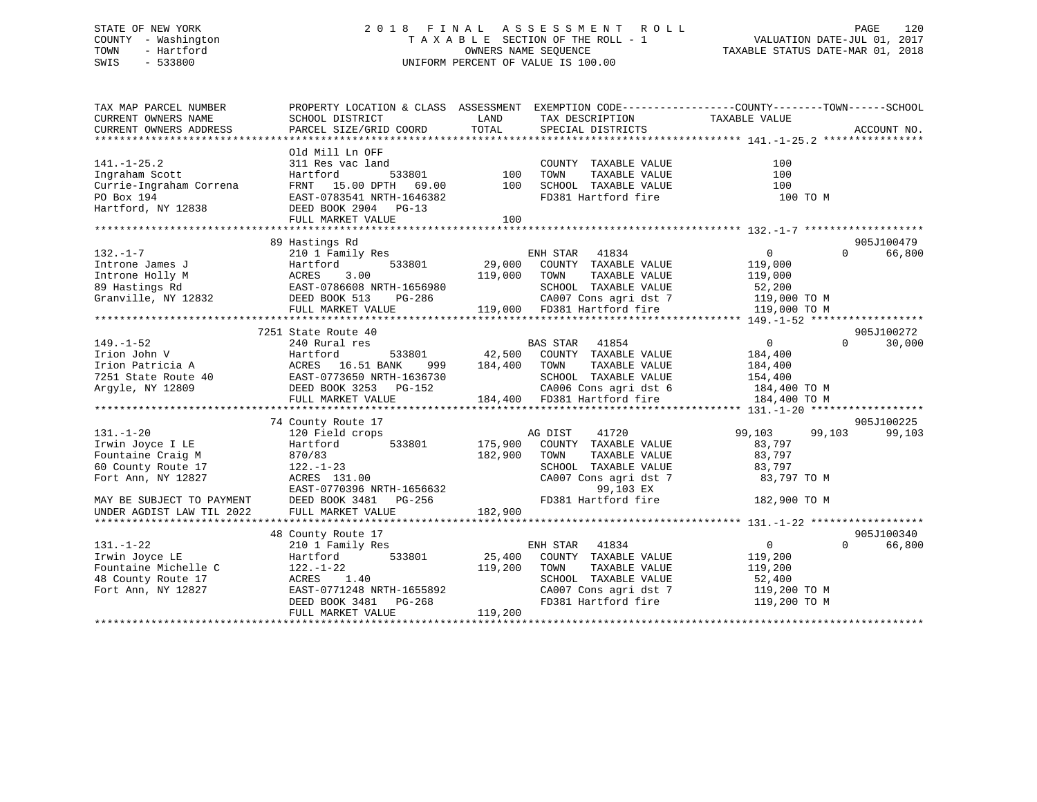STATE OF NEW YORK
COUNTY - Washington
TOWN - Hartford
SWIS - 533800

2 0 1 8 F I N A L A S S E S S M E N T R O L L
T A X A B L E SECTION OF THE ROLL - 1
OWNERS NAME SEQUENCE
UNIFORM PERCENT OF VALUE IS 100.00

VALUATION DATE-JUL 01, 2017
TAXABLE STATUS DATE-MAR 01, 2018

```
TAX MAP PARCEL NUMBER          PROPERTY LOCATION & CLASS  ASSESSMENT  EXEMPTION CODE-----------------COUNTY--------TOWN------SCHOOL
CURRENT OWNERS NAME            SCHOOL DISTRICT               LAND      TAX DESCRIPTION             TAXABLE VALUE
CURRENT OWNERS ADDRESS         PARCEL SIZE/GRID COORD        TOTAL     SPECIAL DISTRICTS                                    ACCOUNT NO.
******************************************************************************************************* 141.-1-25.2 ****************
                               Old Mill Ln OFF
141.-1-25.2                    311 Res vac land                         COUNTY  TAXABLE VALUE                100
Ingraham Scott                 Hartford         533801         100      TOWN    TAXABLE VALUE                100
Currie-Ingraham Correna        FRNT  15.00 DPTH  69.00         100      SCHOOL  TAXABLE VALUE                100
PO Box 194                     EAST-0783541 NRTH-1646382                FD381 Hartford fire                   100 TO M
Hartford, NY 12838             DEED BOOK 2904   PG-13
                               FULL MARKET VALUE               100
******************************************************************************************************* 132.-1-7 *******************
                               89 Hastings Rd                                                                             905J100479
132.-1-7                       210 1 Family Res                    ENH STAR   41834                 0             0      66,800
Introne James J                Hartford         533801      29,000    COUNTY  TAXABLE VALUE           119,000
Introne Holly M                ACRES    3.00               119,000    TOWN    TAXABLE VALUE           119,000
89 Hastings Rd                 EAST-0786608 NRTH-1656980              SCHOOL  TAXABLE VALUE            52,200
Granville, NY 12832            DEED BOOK 513    PG-286                CA007 Cons agri dst 7           119,000 TO M
                               FULL MARKET VALUE           119,000    FD381 Hartford fire             119,000 TO M
******************************************************************************************************* 149.-1-52 ******************
                               7251 State Route 40                                                                        905J100272
149.-1-52                      240 Rural res                       BAS STAR   41854                 0             0      30,000
Irion John V                   Hartford         533801      42,500    COUNTY  TAXABLE VALUE           184,400
Irion Patricia A               ACRES  16.51 BANK     999   184,400    TOWN    TAXABLE VALUE           184,400
7251 State Route 40            EAST-0773650 NRTH-1636730              SCHOOL  TAXABLE VALUE           154,400
Argyle, NY 12809               DEED BOOK 3253   PG-152                CA006 Cons agri dst 6           184,400 TO M
                               FULL MARKET VALUE           184,400    FD381 Hartford fire             184,400 TO M
******************************************************************************************************* 131.-1-20 ******************
                               74 County Route 17                                                                         905J100225
131.-1-20                      120 Field crops                     AG DIST    41720            99,103        99,103      99,103
Irwin Joyce I LE               Hartford         533801     175,900    COUNTY  TAXABLE VALUE            83,797
Fountaine Craig M              870/83                      182,900    TOWN    TAXABLE VALUE            83,797
60 County Route 17             122.-1-23                              SCHOOL  TAXABLE VALUE            83,797
Fort Ann, NY 12827             ACRES 131.00                           CA007 Cons agri dst 7            83,797 TO M
                               EAST-0770396 NRTH-1656632                    99,103 EX
MAY BE SUBJECT TO PAYMENT      DEED BOOK 3481   PG-256                FD381 Hartford fire             182,900 TO M
UNDER AGDIST LAW TIL 2022      FULL MARKET VALUE           182,900
******************************************************************************************************* 131.-1-22 ******************
                               48 County Route 17                                                                         905J100340
131.-1-22                      210 1 Family Res                    ENH STAR   41834                 0             0      66,800
Irwin Joyce LE                 Hartford         533801      25,400    COUNTY  TAXABLE VALUE           119,200
Fountaine Michelle C           122.-1-22                   119,200    TOWN    TAXABLE VALUE           119,200
48 County Route 17             ACRES    1.40                          SCHOOL  TAXABLE VALUE            52,400
Fort Ann, NY 12827             EAST-0771248 NRTH-1655892              CA007 Cons agri dst 7           119,200 TO M
                               DEED BOOK 3481   PG-268                FD381 Hartford fire             119,200 TO M
                               FULL MARKET VALUE           119,200
************************************************************************************************************************************
```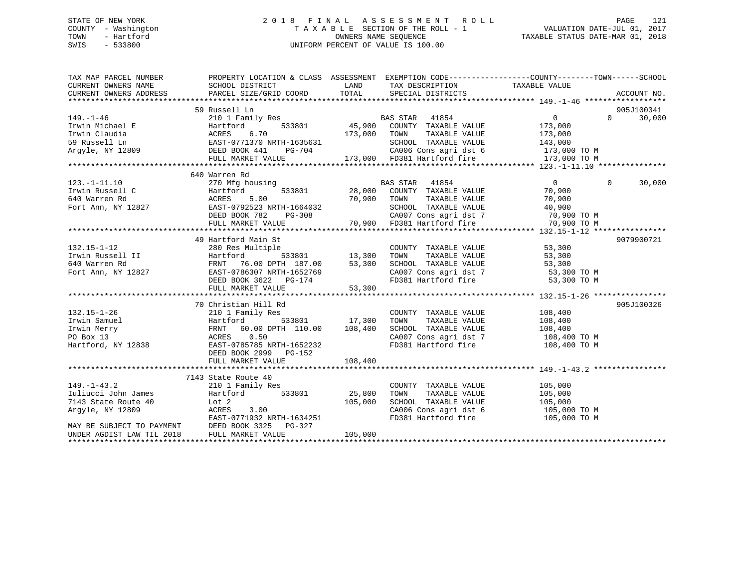STATE OF NEW YORK
COUNTY - Washington
TOWN - Hartford
SWIS - 533800

# 2018 FINAL ASSESSMENT ROLL
TAXABLE SECTION OF THE ROLL - 1
OWNERS NAME SEQUENCE
UNIFORM PERCENT OF VALUE IS 100.00

VALUATION DATE-JUL 01, 2017
TAXABLE STATUS DATE-MAR 01, 2018

| TAX MAP PARCEL NUMBER / CURRENT OWNERS NAME / CURRENT OWNERS ADDRESS | PROPERTY LOCATION & CLASS / SCHOOL DISTRICT / PARCEL SIZE/GRID COORD | ASSESSMENT LAND | TOTAL | EXEMPTION CODE / TAX DESCRIPTION / SPECIAL DISTRICTS | COUNTY TAXABLE VALUE | TOWN | SCHOOL | ACCOUNT NO. |
|---|---|---|---|---|---|---|---|---|
| 149.-1-46 | 59 Russell Ln | | | | | | | 905J100341 |
| Irwin Michael E | 210 1 Family Res | | | BAS STAR 41854 | 0 | 0 | 30,000 | |
| Irwin Claudia | Hartford 533801 | 45,900 | | COUNTY TAXABLE VALUE | 173,000 | | | |
| 59 Russell Ln | ACRES 6.70 | | 173,000 | TOWN TAXABLE VALUE | 173,000 | | | |
| Argyle, NY 12809 | EAST-0771370 NRTH-1635631 | | | SCHOOL TAXABLE VALUE | 143,000 | | | |
| | DEED BOOK 441 PG-704 | | | CA006 Cons agri dst 6 | 173,000 TO M | | | |
| | FULL MARKET VALUE | | 173,000 | FD381 Hartford fire | 173,000 TO M | | | |
| 123.-1-11.10 | 640 Warren Rd | | | | | | | |
| Irwin Russell C | 270 Mfg housing | | | BAS STAR 41854 | 0 | 0 | 30,000 | |
| 640 Warren Rd | Hartford 533801 | 28,000 | | COUNTY TAXABLE VALUE | 70,900 | | | |
| Fort Ann, NY 12827 | ACRES 5.00 | | 70,900 | TOWN TAXABLE VALUE | 70,900 | | | |
| | EAST-0792523 NRTH-1664032 | | | SCHOOL TAXABLE VALUE | 40,900 | | | |
| | DEED BOOK 782 PG-308 | | | CA007 Cons agri dst 7 | 70,900 TO M | | | |
| | FULL MARKET VALUE | | 70,900 | FD381 Hartford fire | 70,900 TO M | | | |
| 132.15-1-12 | 49 Hartford Main St | | | | | | | 9079900721 |
| Irwin Russell II | 280 Res Multiple | | | COUNTY TAXABLE VALUE | 53,300 | | | |
| 640 Warren Rd | Hartford 533801 | 13,300 | | TOWN TAXABLE VALUE | 53,300 | | | |
| Fort Ann, NY 12827 | FRNT 76.00 DPTH 187.00 | | 53,300 | SCHOOL TAXABLE VALUE | 53,300 | | | |
| | EAST-0786307 NRTH-1652769 | | | CA007 Cons agri dst 7 | 53,300 TO M | | | |
| | DEED BOOK 3622 PG-174 | | | FD381 Hartford fire | 53,300 TO M | | | |
| | FULL MARKET VALUE | | 53,300 | | | | | |
| 132.15-1-26 | 70 Christian Hill Rd | | | | | | | 905J100326 |
| Irwin Samuel | 210 1 Family Res | | | COUNTY TAXABLE VALUE | 108,400 | | | |
| Irwin Merry | Hartford 533801 | 17,300 | | TOWN TAXABLE VALUE | 108,400 | | | |
| PO Box 13 | FRNT 60.00 DPTH 110.00 | | 108,400 | SCHOOL TAXABLE VALUE | 108,400 | | | |
| Hartford, NY 12838 | ACRES 0.50 | | | CA007 Cons agri dst 7 | 108,400 TO M | | | |
| | EAST-0785785 NRTH-1652232 | | | FD381 Hartford fire | 108,400 TO M | | | |
| | DEED BOOK 2999 PG-152 | | | | | | | |
| | FULL MARKET VALUE | | 108,400 | | | | | |
| 149.-1-43.2 | 7143 State Route 40 | | | | | | | |
| Iuliucci John James | 210 1 Family Res | | | COUNTY TAXABLE VALUE | 105,000 | | | |
| 7143 State Route 40 | Hartford 533801 | 25,800 | | TOWN TAXABLE VALUE | 105,000 | | | |
| Argyle, NY 12809 | Lot 2 | | 105,000 | SCHOOL TAXABLE VALUE | 105,000 | | | |
| | ACRES 3.00 | | | CA006 Cons agri dst 6 | 105,000 TO M | | | |
| | EAST-0771932 NRTH-1634251 | | | FD381 Hartford fire | 105,000 TO M | | | |
| MAY BE SUBJECT TO PAYMENT | DEED BOOK 3325 PG-327 | | | | | | | |
| UNDER AGDIST LAW TIL 2018 | FULL MARKET VALUE | | 105,000 | | | | | |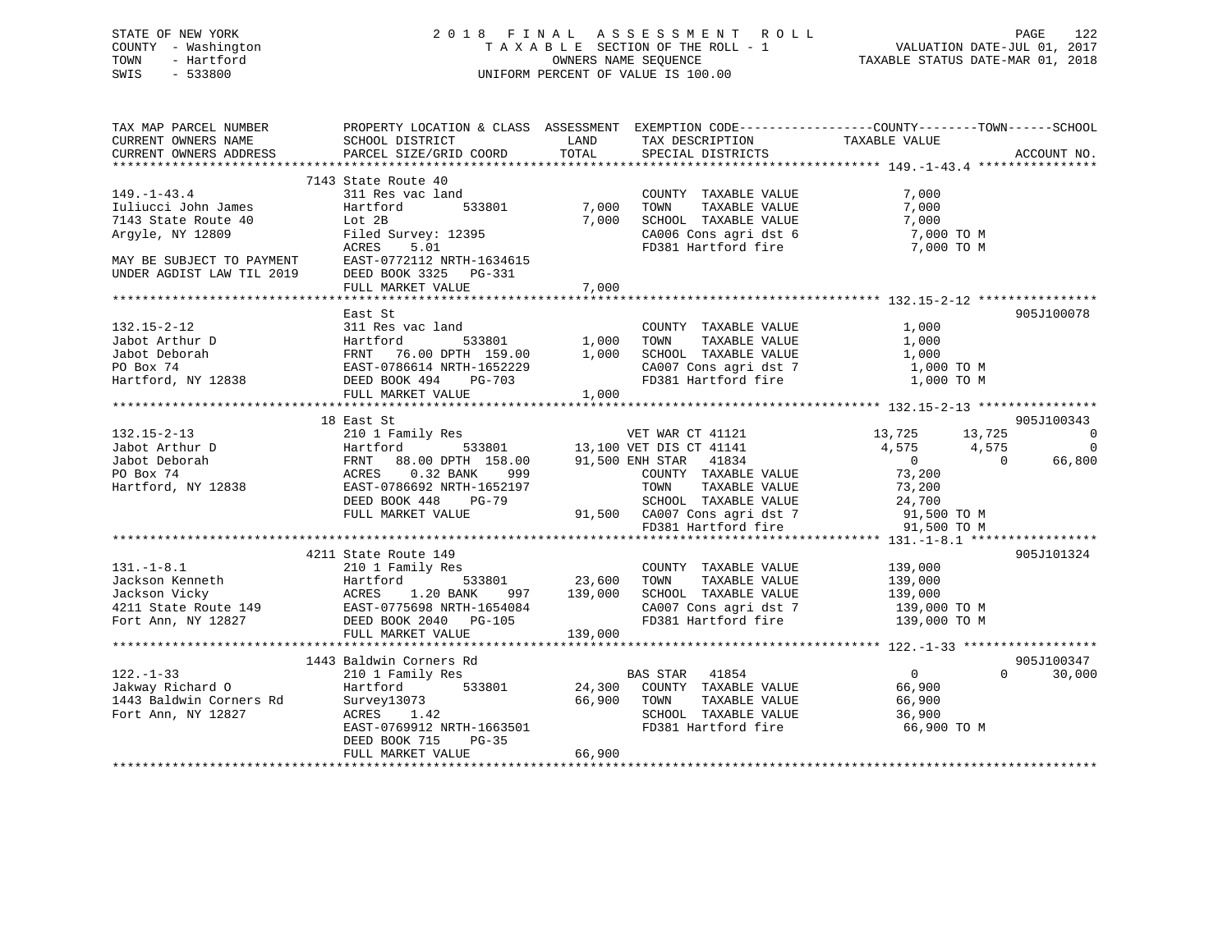STATE OF NEW YORK
COUNTY - Washington
TOWN - Hartford
SWIS - 533800

2 0 1 8  F I N A L  A S S E S S M E N T  R O L L
T A X A B L E SECTION OF THE ROLL - 1
OWNERS NAME SEQUENCE
UNIFORM PERCENT OF VALUE IS 100.00

VALUATION DATE-JUL 01, 2017
TAXABLE STATUS DATE-MAR 01, 2018

```
TAX MAP PARCEL NUMBER          PROPERTY LOCATION & CLASS  ASSESSMENT  EXEMPTION CODE------------------COUNTY--------TOWN------SCHOOL
CURRENT OWNERS NAME            SCHOOL DISTRICT              LAND      TAX DESCRIPTION              TAXABLE VALUE
CURRENT OWNERS ADDRESS         PARCEL SIZE/GRID COORD       TOTAL     SPECIAL DISTRICTS                                    ACCOUNT NO.
******************************************************************************************************* 149.-1-43.4 ****************
                          7143 State Route 40
149.-1-43.4                    311 Res vac land                        COUNTY  TAXABLE VALUE            7,000
Iuliucci John James            Hartford          533801       7,000    TOWN    TAXABLE VALUE            7,000
7143 State Route 40            Lot 2B                         7,000    SCHOOL  TAXABLE VALUE            7,000
Argyle, NY 12809               Filed Survey: 12395                     CA006 Cons agri dst 6             7,000 TO M
                               ACRES     5.01                          FD381 Hartford fire               7,000 TO M
MAY BE SUBJECT TO PAYMENT      EAST-0772112 NRTH-1634615
UNDER AGDIST LAW TIL 2019      DEED BOOK 3325   PG-331
                               FULL MARKET VALUE              7,000
******************************************************************************************************* 132.15-2-12 ****************
                               East St                                                                                905J100078
132.15-2-12                    311 Res vac land                        COUNTY  TAXABLE VALUE            1,000
Jabot Arthur D                 Hartford          533801       1,000    TOWN    TAXABLE VALUE            1,000
Jabot Deborah                  FRNT   76.00 DPTH 159.00       1,000    SCHOOL  TAXABLE VALUE            1,000
PO Box 74                      EAST-0786614 NRTH-1652229               CA007 Cons agri dst 7             1,000 TO M
Hartford, NY 12838             DEED BOOK 494    PG-703                 FD381 Hartford fire               1,000 TO M
                               FULL MARKET VALUE              1,000
******************************************************************************************************* 132.15-2-13 ****************
                            18 East St                                                                                905J100343
132.15-2-13                    210 1 Family Res                   VET WAR CT 41121             13,725      13,725            0
Jabot Arthur D                 Hartford          533801      13,100 VET DIS CT 41141              4,575       4,575            0
Jabot Deborah                  FRNT   88.00 DPTH 158.00      91,500 ENH STAR  41834                   0           0       66,800
PO Box 74                      ACRES     0.32 BANK     999             COUNTY  TAXABLE VALUE           73,200
Hartford, NY 12838             EAST-0786692 NRTH-1652197               TOWN    TAXABLE VALUE           73,200
                               DEED BOOK 448    PG-79                  SCHOOL  TAXABLE VALUE           24,700
                               FULL MARKET VALUE             91,500    CA007 Cons agri dst 7            91,500 TO M
                                                                       FD381 Hartford fire              91,500 TO M
******************************************************************************************************* 131.-1-8.1 *****************
                          4211 State Route 149                                                                        905J101324
131.-1-8.1                     210 1 Family Res                        COUNTY  TAXABLE VALUE          139,000
Jackson Kenneth                Hartford          533801      23,600    TOWN    TAXABLE VALUE          139,000
Jackson Vicky                  ACRES     1.20 BANK     997  139,000    SCHOOL  TAXABLE VALUE          139,000
4211 State Route 149           EAST-0775698 NRTH-1654084               CA007 Cons agri dst 7           139,000 TO M
Fort Ann, NY 12827             DEED BOOK 2040   PG-105                 FD381 Hartford fire             139,000 TO M
                               FULL MARKET VALUE            139,000
******************************************************************************************************* 122.-1-33 ******************
                          1443 Baldwin Corners Rd                                                                     905J100347
122.-1-33                      210 1 Family Res                   BAS STAR  41854                     0           0       30,000
Jakway Richard O               Hartford          533801      24,300    COUNTY  TAXABLE VALUE           66,900
1443 Baldwin Corners Rd        Survey13073                   66,900    TOWN    TAXABLE VALUE           66,900
Fort Ann, NY 12827             ACRES     1.42                          SCHOOL  TAXABLE VALUE           36,900
                               EAST-0769912 NRTH-1663501               FD381 Hartford fire              66,900 TO M
                               DEED BOOK 715    PG-35
                               FULL MARKET VALUE             66,900
************************************************************************************************************************************
```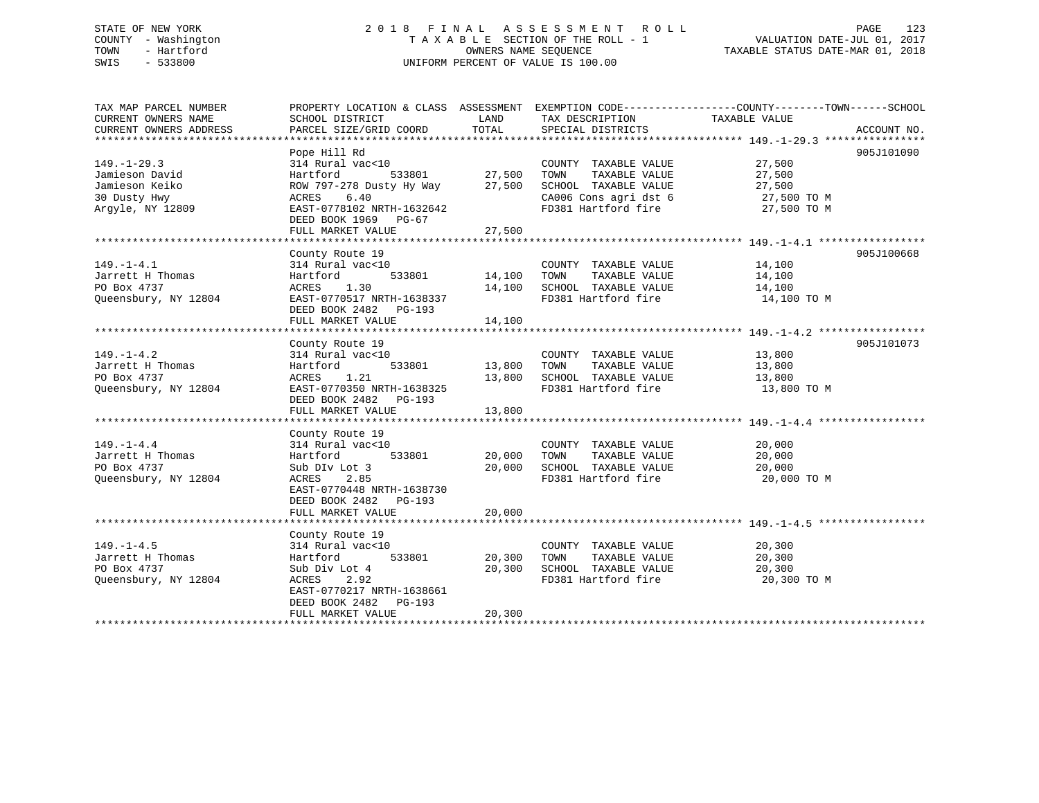STATE OF NEW YORK
COUNTY - Washington
TOWN - Hartford
SWIS - 533800

2018 FINAL ASSESSMENT ROLL
TAXABLE SECTION OF THE ROLL - 1
OWNERS NAME SEQUENCE
UNIFORM PERCENT OF VALUE IS 100.00

VALUATION DATE-JUL 01, 2017
TAXABLE STATUS DATE-MAR 01, 2018

| TAX MAP PARCEL NUMBER / CURRENT OWNERS NAME / CURRENT OWNERS ADDRESS | PROPERTY LOCATION & CLASS / SCHOOL DISTRICT / PARCEL SIZE/GRID COORD | ASSESSMENT LAND / TOTAL | EXEMPTION CODE / TAX DESCRIPTION / SPECIAL DISTRICTS | COUNTY--------TOWN------SCHOOL TAXABLE VALUE | ACCOUNT NO. |
|---|---|---|---|---|---|
| 149.-1-29.3 | Pope Hill Rd | | | | 905J101090 |
| 149.-1-29.3 | 314 Rural vac<10 | | COUNTY TAXABLE VALUE | 27,500 | |
| Jamieson David | Hartford 533801 | 27,500 | TOWN TAXABLE VALUE | 27,500 | |
| Jamieson Keiko | ROW 797-278 Dusty Hy Way | 27,500 | SCHOOL TAXABLE VALUE | 27,500 | |
| 30 Dusty Hwy | ACRES 6.40 | | CA006 Cons agri dst 6 | 27,500 TO M | |
| Argyle, NY 12809 | EAST-0778102 NRTH-1632642 | | FD381 Hartford fire | 27,500 TO M | |
| | DEED BOOK 1969 PG-67 | | | | |
| | FULL MARKET VALUE | 27,500 | | | |
| 149.-1-4.1 | County Route 19 | | | | 905J100668 |
| 149.-1-4.1 | 314 Rural vac<10 | | COUNTY TAXABLE VALUE | 14,100 | |
| Jarrett H Thomas | Hartford 533801 | 14,100 | TOWN TAXABLE VALUE | 14,100 | |
| PO Box 4737 | ACRES 1.30 | 14,100 | SCHOOL TAXABLE VALUE | 14,100 | |
| Queensbury, NY 12804 | EAST-0770517 NRTH-1638337 | | FD381 Hartford fire | 14,100 TO M | |
| | DEED BOOK 2482 PG-193 | | | | |
| | FULL MARKET VALUE | 14,100 | | | |
| 149.-1-4.2 | County Route 19 | | | | 905J101073 |
| 149.-1-4.2 | 314 Rural vac<10 | | COUNTY TAXABLE VALUE | 13,800 | |
| Jarrett H Thomas | Hartford 533801 | 13,800 | TOWN TAXABLE VALUE | 13,800 | |
| PO Box 4737 | ACRES 1.21 | 13,800 | SCHOOL TAXABLE VALUE | 13,800 | |
| Queensbury, NY 12804 | EAST-0770350 NRTH-1638325 | | FD381 Hartford fire | 13,800 TO M | |
| | DEED BOOK 2482 PG-193 | | | | |
| | FULL MARKET VALUE | 13,800 | | | |
| 149.-1-4.4 | County Route 19 | | | | |
| 149.-1-4.4 | 314 Rural vac<10 | | COUNTY TAXABLE VALUE | 20,000 | |
| Jarrett H Thomas | Hartford 533801 | 20,000 | TOWN TAXABLE VALUE | 20,000 | |
| PO Box 4737 | Sub DIv Lot 3 | 20,000 | SCHOOL TAXABLE VALUE | 20,000 | |
| Queensbury, NY 12804 | ACRES 2.85 | | FD381 Hartford fire | 20,000 TO M | |
| | EAST-0770448 NRTH-1638730 | | | | |
| | DEED BOOK 2482 PG-193 | | | | |
| | FULL MARKET VALUE | 20,000 | | | |
| 149.-1-4.5 | County Route 19 | | | | |
| 149.-1-4.5 | 314 Rural vac<10 | | COUNTY TAXABLE VALUE | 20,300 | |
| Jarrett H Thomas | Hartford 533801 | 20,300 | TOWN TAXABLE VALUE | 20,300 | |
| PO Box 4737 | Sub Div Lot 4 | 20,300 | SCHOOL TAXABLE VALUE | 20,300 | |
| Queensbury, NY 12804 | ACRES 2.92 | | FD381 Hartford fire | 20,300 TO M | |
| | EAST-0770217 NRTH-1638661 | | | | |
| | DEED BOOK 2482 PG-193 | | | | |
| | FULL MARKET VALUE | 20,300 | | | |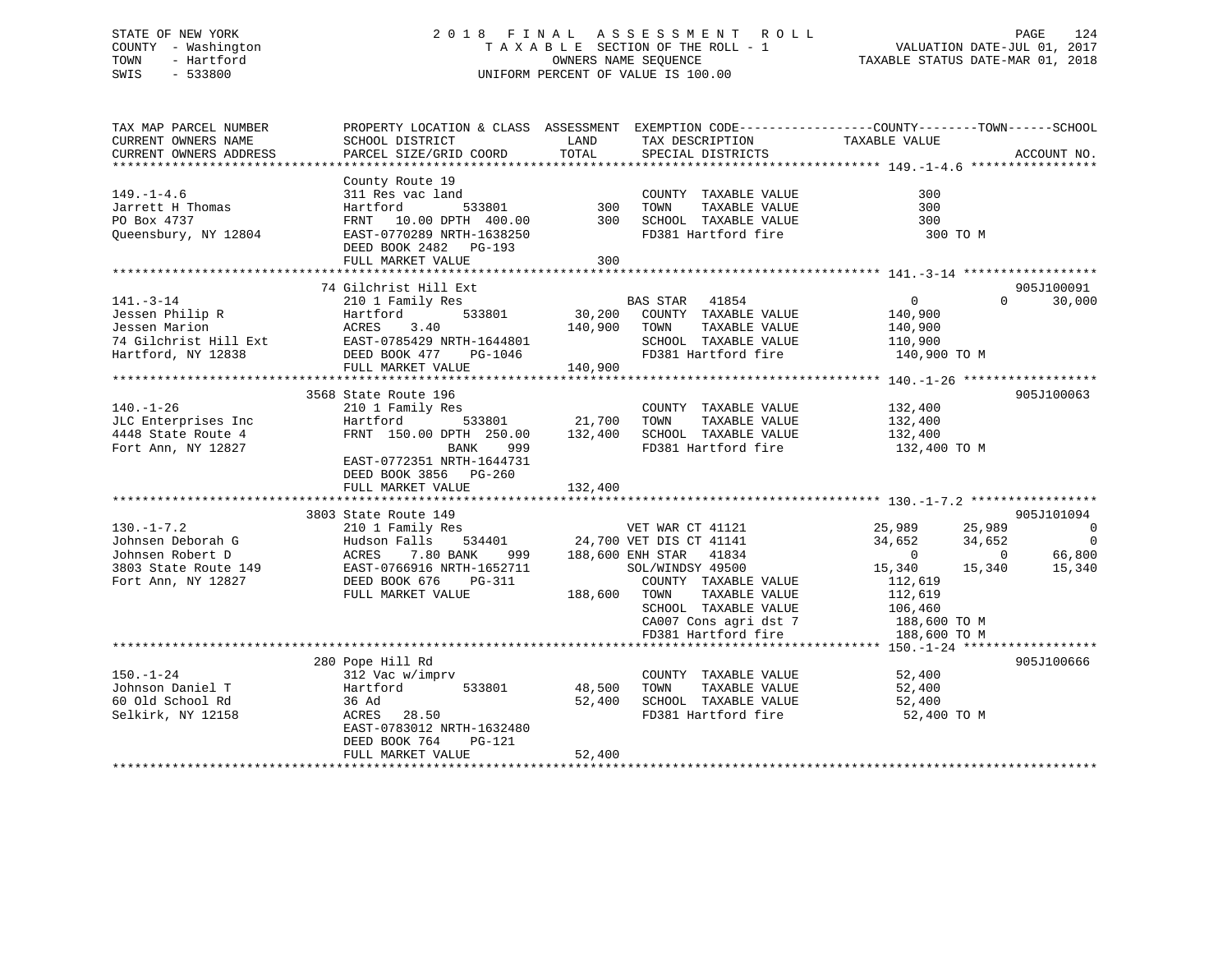STATE OF NEW YORK                    2 0 1 8   F I N A L   A S S E S S M E N T   R O L L
COUNTY - Washington                  T A X A B L E SECTION OF THE ROLL - 1                VALUATION DATE-JUL 01, 2017
TOWN - Hartford                      OWNERS NAME SEQUENCE                                 TAXABLE STATUS DATE-MAR 01, 2018
SWIS - 533800                        UNIFORM PERCENT OF VALUE IS 100.00

```
TAX MAP PARCEL NUMBER     PROPERTY LOCATION & CLASS  ASSESSMENT  EXEMPTION CODE-----------------COUNTY--------TOWN------SCHOOL
CURRENT OWNERS NAME       SCHOOL DISTRICT               LAND      TAX DESCRIPTION            TAXABLE VALUE
CURRENT OWNERS ADDRESS    PARCEL SIZE/GRID COORD        TOTAL     SPECIAL DISTRICTS                                  ACCOUNT NO.
******************************************************************************************* 149.-1-4.6 *****************
                          County Route 19
149.-1-4.6                311 Res vac land                        COUNTY  TAXABLE VALUE              300
Jarrett H Thomas          Hartford      533801          300       TOWN    TAXABLE VALUE              300
PO Box 4737               FRNT  10.00 DPTH 400.00       300       SCHOOL  TAXABLE VALUE              300
Queensbury, NY 12804      EAST-0770289 NRTH-1638250               FD381 Hartford fire                  300 TO M
                          DEED BOOK 2482  PG-193
                          FULL MARKET VALUE             300
******************************************************************************************* 141.-3-14 ******************
                          74 Gilchrist Hill Ext                                                                 905J100091
141.-3-14                 210 1 Family Res                        BAS STAR  41854                  0          0     30,000
Jessen Philip R           Hartford      533801       30,200       COUNTY  TAXABLE VALUE          140,900
Jessen Marion             ACRES    3.40             140,900       TOWN    TAXABLE VALUE          140,900
74 Gilchrist Hill Ext     EAST-0785429 NRTH-1644801               SCHOOL  TAXABLE VALUE          110,900
Hartford, NY 12838        DEED BOOK 477   PG-1046                 FD381 Hartford fire            140,900 TO M
                          FULL MARKET VALUE         140,900
******************************************************************************************* 140.-1-26 ******************
                          3568 State Route 196                                                                  905J100063
140.-1-26                 210 1 Family Res                        COUNTY  TAXABLE VALUE          132,400
JLC Enterprises Inc       Hartford      533801       21,700       TOWN    TAXABLE VALUE          132,400
4448 State Route 4        FRNT 150.00 DPTH 250.00   132,400       SCHOOL  TAXABLE VALUE          132,400
Fort Ann, NY 12827                    BANK    999                 FD381 Hartford fire            132,400 TO M
                          EAST-0772351 NRTH-1644731
                          DEED BOOK 3856  PG-260
                          FULL MARKET VALUE         132,400
******************************************************************************************* 130.-1-7.2 *****************
                          3803 State Route 149                                                                  905J101094
130.-1-7.2                210 1 Family Res                        VET WAR CT 41121            25,989     25,989          0
Johnsen Deborah G         Hudson Falls  534401       24,700 VET DIS CT 41141                  34,652     34,652          0
Johnsen Robert D          ACRES    7.80 BANK    999 188,600 ENH STAR  41834                        0          0     66,800
3803 State Route 149      EAST-0766916 NRTH-1652711               SOL/WINDSY 49500            15,340     15,340     15,340
Fort Ann, NY 12827        DEED BOOK 676   PG-311                  COUNTY  TAXABLE VALUE          112,619
                          FULL MARKET VALUE         188,600       TOWN    TAXABLE VALUE          112,619
                                                                  SCHOOL  TAXABLE VALUE          106,460
                                                                  CA007 Cons agri dst 7          188,600 TO M
                                                                  FD381 Hartford fire            188,600 TO M
******************************************************************************************* 150.-1-24 ******************
                          280 Pope Hill Rd                                                                      905J100666
150.-1-24                 312 Vac w/imprv                         COUNTY  TAXABLE VALUE           52,400
Johnson Daniel T          Hartford      533801       48,500       TOWN    TAXABLE VALUE           52,400
60 Old School Rd          36 Ad                      52,400       SCHOOL  TAXABLE VALUE           52,400
Selkirk, NY 12158         ACRES   28.50                           FD381 Hartford fire             52,400 TO M
                          EAST-0783012 NRTH-1632480
                          DEED BOOK 764   PG-121
                          FULL MARKET VALUE          52,400
*************************************************************************************************************************
```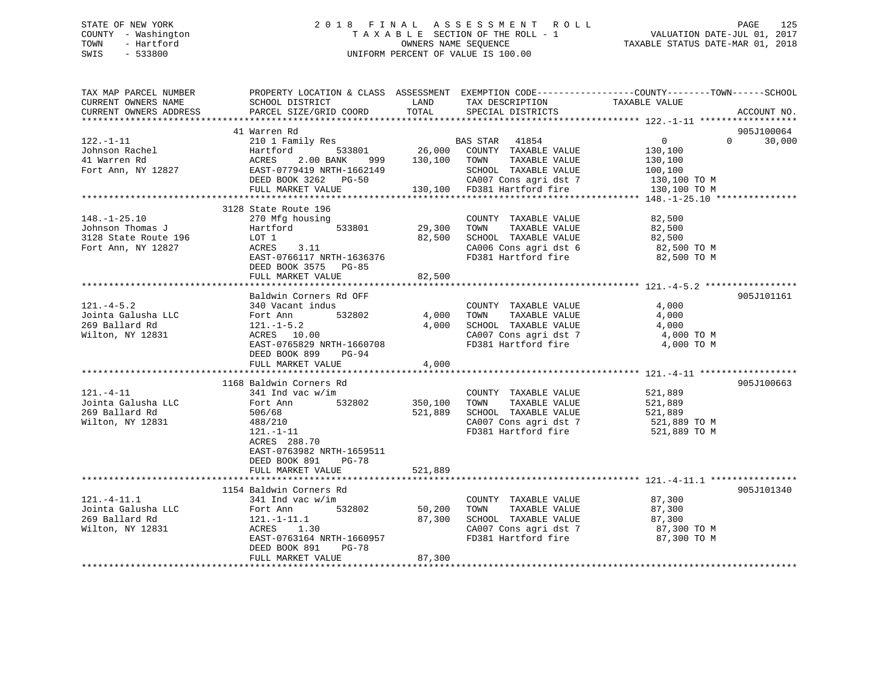STATE OF NEW YORK
COUNTY - Washington
TOWN - Hartford
SWIS - 533800

2 0 1 8 F I N A L A S S E S S M E N T R O L L
T A X A B L E SECTION OF THE ROLL - 1
OWNERS NAME SEQUENCE
UNIFORM PERCENT OF VALUE IS 100.00

VALUATION DATE-JUL 01, 2017
TAXABLE STATUS DATE-MAR 01, 2018

```
TAX MAP PARCEL NUMBER     PROPERTY LOCATION & CLASS  ASSESSMENT  EXEMPTION CODE------------------COUNTY--------TOWN------SCHOOL
CURRENT OWNERS NAME       SCHOOL DISTRICT               LAND      TAX DESCRIPTION             TAXABLE VALUE
CURRENT OWNERS ADDRESS    PARCEL SIZE/GRID COORD       TOTAL      SPECIAL DISTRICTS                                        ACCOUNT NO.
******************************************************************************************************* 122.-1-11 ******************
                      41 Warren Rd                                                                                     905J100064
122.-1-11                 210 1 Family Res                       BAS STAR  41854                    0            0      30,000
Johnson Rachel            Hartford         533801       26,000   COUNTY  TAXABLE VALUE          130,100
41 Warren Rd              ACRES    2.00 BANK    999    130,100   TOWN    TAXABLE VALUE          130,100
Fort Ann, NY 12827        EAST-0779419 NRTH-1662149              SCHOOL  TAXABLE VALUE          100,100
                          DEED BOOK 3262   PG-50                 CA007 Cons agri dst 7          130,100 TO M
                          FULL MARKET VALUE            130,100   FD381 Hartford fire            130,100 TO M
******************************************************************************************************* 148.-1-25.10 ***************
                      3128 State Route 196
148.-1-25.10              270 Mfg housing                        COUNTY  TAXABLE VALUE           82,500
Johnson Thomas J          Hartford         533801       29,300   TOWN    TAXABLE VALUE           82,500
3128 State Route 196      LOT 1                         82,500   SCHOOL  TAXABLE VALUE           82,500
Fort Ann, NY 12827        ACRES    3.11                          CA006 Cons agri dst 6           82,500 TO M
                          EAST-0766117 NRTH-1636376              FD381 Hartford fire             82,500 TO M
                          DEED BOOK 3575   PG-85
                          FULL MARKET VALUE             82,500
******************************************************************************************************* 121.-4-5.2 *****************
                          Baldwin Corners Rd OFF                                                                       905J101161
121.-4-5.2                340 Vacant indus                       COUNTY  TAXABLE VALUE            4,000
Jointa Galusha LLC        Fort Ann         532802        4,000   TOWN    TAXABLE VALUE            4,000
269 Ballard Rd            121.-1-5.2                     4,000   SCHOOL  TAXABLE VALUE            4,000
Wilton, NY 12831          ACRES   10.00                          CA007 Cons agri dst 7            4,000 TO M
                          EAST-0765829 NRTH-1660708              FD381 Hartford fire              4,000 TO M
                          DEED BOOK 899    PG-94
                          FULL MARKET VALUE              4,000
******************************************************************************************************* 121.-4-11 ******************
                      1168 Baldwin Corners Rd                                                                          905J100663
121.-4-11                 341 Ind vac w/im                       COUNTY  TAXABLE VALUE          521,889
Jointa Galusha LLC        Fort Ann         532802      350,100   TOWN    TAXABLE VALUE          521,889
269 Ballard Rd            506/68                       521,889   SCHOOL  TAXABLE VALUE          521,889
Wilton, NY 12831          488/210                                CA007 Cons agri dst 7          521,889 TO M
                          121.-1-11                              FD381 Hartford fire            521,889 TO M
                          ACRES  288.70
                          EAST-0763982 NRTH-1659511
                          DEED BOOK 891    PG-78
                          FULL MARKET VALUE            521,889
******************************************************************************************************* 121.-4-11.1 ****************
                      1154 Baldwin Corners Rd                                                                          905J101340
121.-4-11.1               341 Ind vac w/im                       COUNTY  TAXABLE VALUE           87,300
Jointa Galusha LLC        Fort Ann         532802       50,200   TOWN    TAXABLE VALUE           87,300
269 Ballard Rd            121.-1-11.1                   87,300   SCHOOL  TAXABLE VALUE           87,300
Wilton, NY 12831          ACRES    1.30                          CA007 Cons agri dst 7           87,300 TO M
                          EAST-0763164 NRTH-1660957              FD381 Hartford fire             87,300 TO M
                          DEED BOOK 891    PG-78
                          FULL MARKET VALUE             87,300
************************************************************************************************************************************
```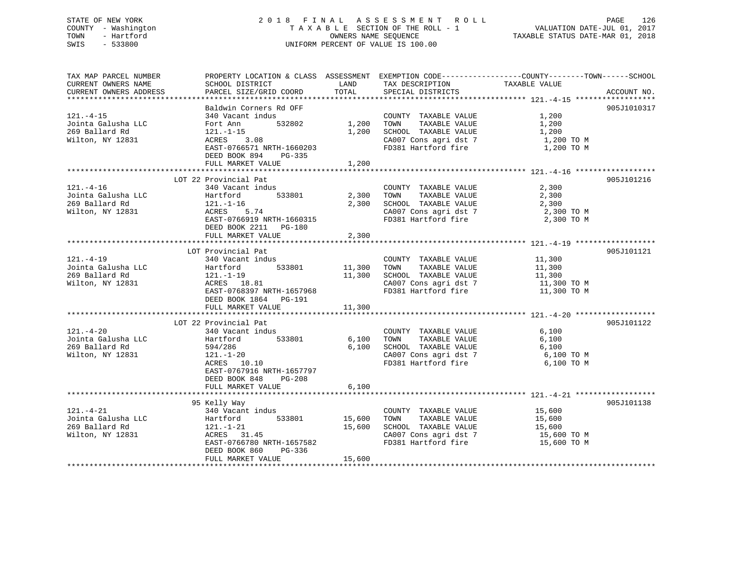STATE OF NEW YORK
COUNTY - Washington
TOWN - Hartford
SWIS - 533800

2018 FINAL ASSESSMENT ROLL
TAXABLE SECTION OF THE ROLL - 1
OWNERS NAME SEQUENCE
UNIFORM PERCENT OF VALUE IS 100.00

VALUATION DATE-JUL 01, 2017
TAXABLE STATUS DATE-MAR 01, 2018

| TAX MAP PARCEL NUMBER / CURRENT OWNERS NAME / CURRENT OWNERS ADDRESS | PROPERTY LOCATION & CLASS / SCHOOL DISTRICT / PARCEL SIZE/GRID COORD | ASSESSMENT LAND | TOTAL | EXEMPTION CODE / TAX DESCRIPTION / SPECIAL DISTRICTS | TAXABLE VALUE | ACCOUNT NO. |
|---|---|---|---|---|---|---|
| **121.-4-15** | Baldwin Corners Rd OFF | | | | | 905J1010317 |
| 121.-4-15 | 340 Vacant indus | | | COUNTY TAXABLE VALUE | 1,200 | |
| Jointa Galusha LLC | Fort Ann 532802 | 1,200 | | TOWN TAXABLE VALUE | 1,200 | |
| 269 Ballard Rd | 121.-1-15 | | 1,200 | SCHOOL TAXABLE VALUE | 1,200 | |
| Wilton, NY 12831 | ACRES 3.08 | | | CA007 Cons agri dst 7 | 1,200 TO M | |
| | EAST-0766571 NRTH-1660203 | | | FD381 Hartford fire | 1,200 TO M | |
| | DEED BOOK 894 PG-335 | | | | | |
| | FULL MARKET VALUE | | 1,200 | | | |
| **121.-4-16** | LOT 22 Provincial Pat | | | | | 905J101216 |
| 121.-4-16 | 340 Vacant indus | | | COUNTY TAXABLE VALUE | 2,300 | |
| Jointa Galusha LLC | Hartford 533801 | 2,300 | | TOWN TAXABLE VALUE | 2,300 | |
| 269 Ballard Rd | 121.-1-16 | | 2,300 | SCHOOL TAXABLE VALUE | 2,300 | |
| Wilton, NY 12831 | ACRES 5.74 | | | CA007 Cons agri dst 7 | 2,300 TO M | |
| | EAST-0766919 NRTH-1660315 | | | FD381 Hartford fire | 2,300 TO M | |
| | DEED BOOK 2211 PG-180 | | | | | |
| | FULL MARKET VALUE | | 2,300 | | | |
| **121.-4-19** | LOT Provincial Pat | | | | | 905J101121 |
| 121.-4-19 | 340 Vacant indus | | | COUNTY TAXABLE VALUE | 11,300 | |
| Jointa Galusha LLC | Hartford 533801 | 11,300 | | TOWN TAXABLE VALUE | 11,300 | |
| 269 Ballard Rd | 121.-1-19 | | 11,300 | SCHOOL TAXABLE VALUE | 11,300 | |
| Wilton, NY 12831 | ACRES 18.81 | | | CA007 Cons agri dst 7 | 11,300 TO M | |
| | EAST-0768397 NRTH-1657968 | | | FD381 Hartford fire | 11,300 TO M | |
| | DEED BOOK 1864 PG-191 | | | | | |
| | FULL MARKET VALUE | | 11,300 | | | |
| **121.-4-20** | LOT 22 Provincial Pat | | | | | 905J101122 |
| 121.-4-20 | 340 Vacant indus | | | COUNTY TAXABLE VALUE | 6,100 | |
| Jointa Galusha LLC | Hartford 533801 | 6,100 | | TOWN TAXABLE VALUE | 6,100 | |
| 269 Ballard Rd | 594/286 | | 6,100 | SCHOOL TAXABLE VALUE | 6,100 | |
| Wilton, NY 12831 | 121.-1-20 | | | CA007 Cons agri dst 7 | 6,100 TO M | |
| | ACRES 10.10 | | | FD381 Hartford fire | 6,100 TO M | |
| | EAST-0767916 NRTH-1657797 | | | | | |
| | DEED BOOK 848 PG-208 | | | | | |
| | FULL MARKET VALUE | | 6,100 | | | |
| **121.-4-21** | 95 Kelly Way | | | | | 905J101138 |
| 121.-4-21 | 340 Vacant indus | | | COUNTY TAXABLE VALUE | 15,600 | |
| Jointa Galusha LLC | Hartford 533801 | 15,600 | | TOWN TAXABLE VALUE | 15,600 | |
| 269 Ballard Rd | 121.-1-21 | | 15,600 | SCHOOL TAXABLE VALUE | 15,600 | |
| Wilton, NY 12831 | ACRES 31.45 | | | CA007 Cons agri dst 7 | 15,600 TO M | |
| | EAST-0766780 NRTH-1657582 | | | FD381 Hartford fire | 15,600 TO M | |
| | DEED BOOK 860 PG-336 | | | | | |
| | FULL MARKET VALUE | | 15,600 | | | |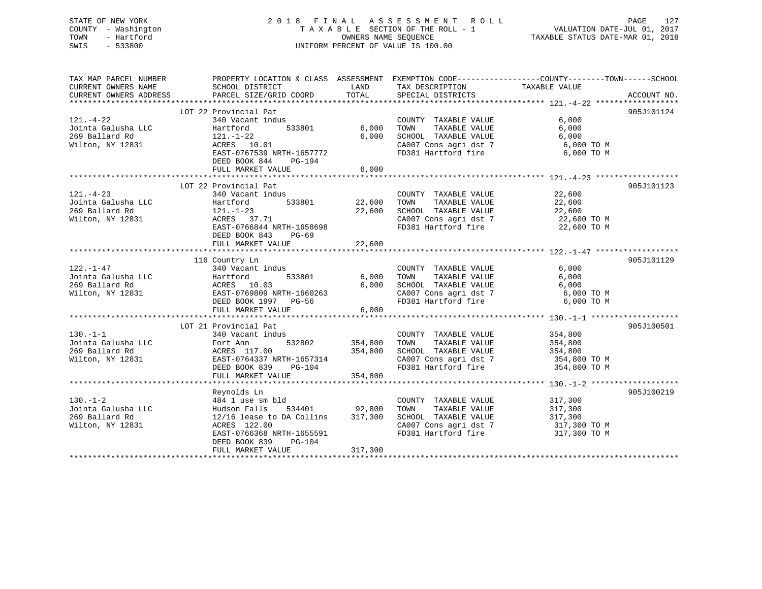STATE OF NEW YORK
COUNTY - Washington
TOWN - Hartford
SWIS - 533800

# 2018 FINAL ASSESSMENT ROLL

TAXABLE SECTION OF THE ROLL - 1
OWNERS NAME SEQUENCE
UNIFORM PERCENT OF VALUE IS 100.00

VALUATION DATE-JUL 01, 2017
TAXABLE STATUS DATE-MAR 01, 2018

| TAX MAP PARCEL NUMBER / CURRENT OWNERS NAME / CURRENT OWNERS ADDRESS | PROPERTY LOCATION & CLASS / SCHOOL DISTRICT / PARCEL SIZE/GRID COORD | ASSESSMENT LAND | TOTAL | EXEMPTION CODE / TAX DESCRIPTION / SPECIAL DISTRICTS | TAXABLE VALUE (COUNTY--TOWN--SCHOOL) | ACCOUNT NO. |
|---|---|---|---|---|---|---|
| **121.-4-22** | LOT 22 Provincial Pat | | | | | 905J101124 |
| 121.-4-22 | 340 Vacant indus | | | COUNTY TAXABLE VALUE | 6,000 | |
| Jointa Galusha LLC | Hartford 533801 | 6,000 | | TOWN TAXABLE VALUE | 6,000 | |
| 269 Ballard Rd | 121.-1-22 | | 6,000 | SCHOOL TAXABLE VALUE | 6,000 | |
| Wilton, NY 12831 | ACRES 10.01 | | | CA007 Cons agri dst 7 | 6,000 TO M | |
| | EAST-0767539 NRTH-1657772 | | | FD381 Hartford fire | 6,000 TO M | |
| | DEED BOOK 844 PG-194 | | | | | |
| | FULL MARKET VALUE | | 6,000 | | | |
| **121.-4-23** | LOT 22 Provincial Pat | | | | | 905J101123 |
| 121.-4-23 | 340 Vacant indus | | | COUNTY TAXABLE VALUE | 22,600 | |
| Jointa Galusha LLC | Hartford 533801 | 22,600 | | TOWN TAXABLE VALUE | 22,600 | |
| 269 Ballard Rd | 121.-1-23 | | 22,600 | SCHOOL TAXABLE VALUE | 22,600 | |
| Wilton, NY 12831 | ACRES 37.71 | | | CA007 Cons agri dst 7 | 22,600 TO M | |
| | EAST-0766844 NRTH-1658698 | | | FD381 Hartford fire | 22,600 TO M | |
| | DEED BOOK 843 PG-69 | | | | | |
| | FULL MARKET VALUE | | 22,600 | | | |
| **122.-1-47** | 116 Country Ln | | | | | 905J101129 |
| 122.-1-47 | 340 Vacant indus | | | COUNTY TAXABLE VALUE | 6,000 | |
| Jointa Galusha LLC | Hartford 533801 | 6,000 | | TOWN TAXABLE VALUE | 6,000 | |
| 269 Ballard Rd | ACRES 10.03 | | 6,000 | SCHOOL TAXABLE VALUE | 6,000 | |
| Wilton, NY 12831 | EAST-0769809 NRTH-1660263 | | | CA007 Cons agri dst 7 | 6,000 TO M | |
| | DEED BOOK 1997 PG-56 | | | FD381 Hartford fire | 6,000 TO M | |
| | FULL MARKET VALUE | | 6,000 | | | |
| **130.-1-1** | LOT 21 Provincial Pat | | | | | 905J100501 |
| 130.-1-1 | 340 Vacant indus | | | COUNTY TAXABLE VALUE | 354,800 | |
| Jointa Galusha LLC | Fort Ann 532802 | 354,800 | | TOWN TAXABLE VALUE | 354,800 | |
| 269 Ballard Rd | ACRES 117.00 | | 354,800 | SCHOOL TAXABLE VALUE | 354,800 | |
| Wilton, NY 12831 | EAST-0764337 NRTH-1657314 | | | CA007 Cons agri dst 7 | 354,800 TO M | |
| | DEED BOOK 839 PG-104 | | | FD381 Hartford fire | 354,800 TO M | |
| | FULL MARKET VALUE | | 354,800 | | | |
| **130.-1-2** | Reynolds Ln | | | | | 905J100219 |
| 130.-1-2 | 484 1 use sm bld | | | COUNTY TAXABLE VALUE | 317,300 | |
| Jointa Galusha LLC | Hudson Falls 534401 | 92,800 | | TOWN TAXABLE VALUE | 317,300 | |
| 269 Ballard Rd | 12/16 lease to DA Collins | | 317,300 | SCHOOL TAXABLE VALUE | 317,300 | |
| Wilton, NY 12831 | ACRES 122.00 | | | CA007 Cons agri dst 7 | 317,300 TO M | |
| | EAST-0766368 NRTH-1655591 | | | FD381 Hartford fire | 317,300 TO M | |
| | DEED BOOK 839 PG-104 | | | | | |
| | FULL MARKET VALUE | | 317,300 | | | |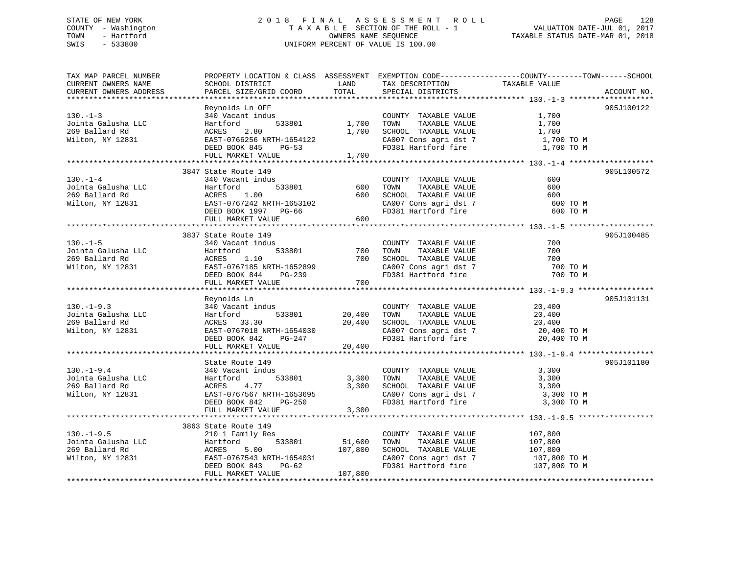STATE OF NEW YORK
COUNTY - Washington
TOWN - Hartford
SWIS - 533800

# 2018 FINAL ASSESSMENT ROLL

TAXABLE SECTION OF THE ROLL - 1
OWNERS NAME SEQUENCE
UNIFORM PERCENT OF VALUE IS 100.00

VALUATION DATE-JUL 01, 2017
TAXABLE STATUS DATE-MAR 01, 2018

| TAX MAP PARCEL NUMBER / CURRENT OWNERS NAME / CURRENT OWNERS ADDRESS | PROPERTY LOCATION & CLASS / SCHOOL DISTRICT / PARCEL SIZE/GRID COORD | ASSESSMENT LAND | TOTAL | EXEMPTION CODE / TAX DESCRIPTION / SPECIAL DISTRICTS | COUNTY--------TOWN------SCHOOL TAXABLE VALUE | ACCOUNT NO. |
|---|---|---|---|---|---|---|
| 130.-1-3 | Reynolds Ln OFF | | | | | 905J100122 |
| Jointa Galusha LLC | 340 Vacant indus | | | COUNTY TAXABLE VALUE | 1,700 | |
| 269 Ballard Rd | Hartford 533801 | 1,700 | | TOWN TAXABLE VALUE | 1,700 | |
| Wilton, NY 12831 | ACRES 2.80 | | 1,700 | SCHOOL TAXABLE VALUE | 1,700 | |
| | EAST-0766256 NRTH-1654122 | | | CA007 Cons agri dst 7 | 1,700 TO M | |
| | DEED BOOK 845 PG-53 | | | FD381 Hartford fire | 1,700 TO M | |
| | FULL MARKET VALUE | | 1,700 | | | |
| 130.-1-4 | 3847 State Route 149 | | | | | 905L100572 |
| Jointa Galusha LLC | 340 Vacant indus | | | COUNTY TAXABLE VALUE | 600 | |
| 269 Ballard Rd | Hartford 533801 | 600 | | TOWN TAXABLE VALUE | 600 | |
| Wilton, NY 12831 | ACRES 1.00 | | 600 | SCHOOL TAXABLE VALUE | 600 | |
| | EAST-0767242 NRTH-1653102 | | | CA007 Cons agri dst 7 | 600 TO M | |
| | DEED BOOK 1997 PG-66 | | | FD381 Hartford fire | 600 TO M | |
| | FULL MARKET VALUE | | 600 | | | |
| 130.-1-5 | 3837 State Route 149 | | | | | 905J100485 |
| Jointa Galusha LLC | 340 Vacant indus | | | COUNTY TAXABLE VALUE | 700 | |
| 269 Ballard Rd | Hartford 533801 | 700 | | TOWN TAXABLE VALUE | 700 | |
| Wilton, NY 12831 | ACRES 1.10 | | 700 | SCHOOL TAXABLE VALUE | 700 | |
| | EAST-0767185 NRTH-1652899 | | | CA007 Cons agri dst 7 | 700 TO M | |
| | DEED BOOK 844 PG-239 | | | FD381 Hartford fire | 700 TO M | |
| | FULL MARKET VALUE | | 700 | | | |
| 130.-1-9.3 | Reynolds Ln | | | | | 905J101131 |
| Jointa Galusha LLC | 340 Vacant indus | | | COUNTY TAXABLE VALUE | 20,400 | |
| 269 Ballard Rd | Hartford 533801 | 20,400 | | TOWN TAXABLE VALUE | 20,400 | |
| Wilton, NY 12831 | ACRES 33.30 | | 20,400 | SCHOOL TAXABLE VALUE | 20,400 | |
| | EAST-0767018 NRTH-1654030 | | | CA007 Cons agri dst 7 | 20,400 TO M | |
| | DEED BOOK 842 PG-247 | | | FD381 Hartford fire | 20,400 TO M | |
| | FULL MARKET VALUE | | 20,400 | | | |
| 130.-1-9.4 | State Route 149 | | | | | 905J101180 |
| Jointa Galusha LLC | 340 Vacant indus | | | COUNTY TAXABLE VALUE | 3,300 | |
| 269 Ballard Rd | Hartford 533801 | 3,300 | | TOWN TAXABLE VALUE | 3,300 | |
| Wilton, NY 12831 | ACRES 4.77 | | 3,300 | SCHOOL TAXABLE VALUE | 3,300 | |
| | EAST-0767567 NRTH-1653695 | | | CA007 Cons agri dst 7 | 3,300 TO M | |
| | DEED BOOK 842 PG-250 | | | FD381 Hartford fire | 3,300 TO M | |
| | FULL MARKET VALUE | | 3,300 | | | |
| 130.-1-9.5 | 3863 State Route 149 | | | | | |
| Jointa Galusha LLC | 210 1 Family Res | | | COUNTY TAXABLE VALUE | 107,800 | |
| 269 Ballard Rd | Hartford 533801 | 51,600 | | TOWN TAXABLE VALUE | 107,800 | |
| Wilton, NY 12831 | ACRES 5.00 | | 107,800 | SCHOOL TAXABLE VALUE | 107,800 | |
| | EAST-0767543 NRTH-1654031 | | | CA007 Cons agri dst 7 | 107,800 TO M | |
| | DEED BOOK 843 PG-62 | | | FD381 Hartford fire | 107,800 TO M | |
| | FULL MARKET VALUE | | 107,800 | | | |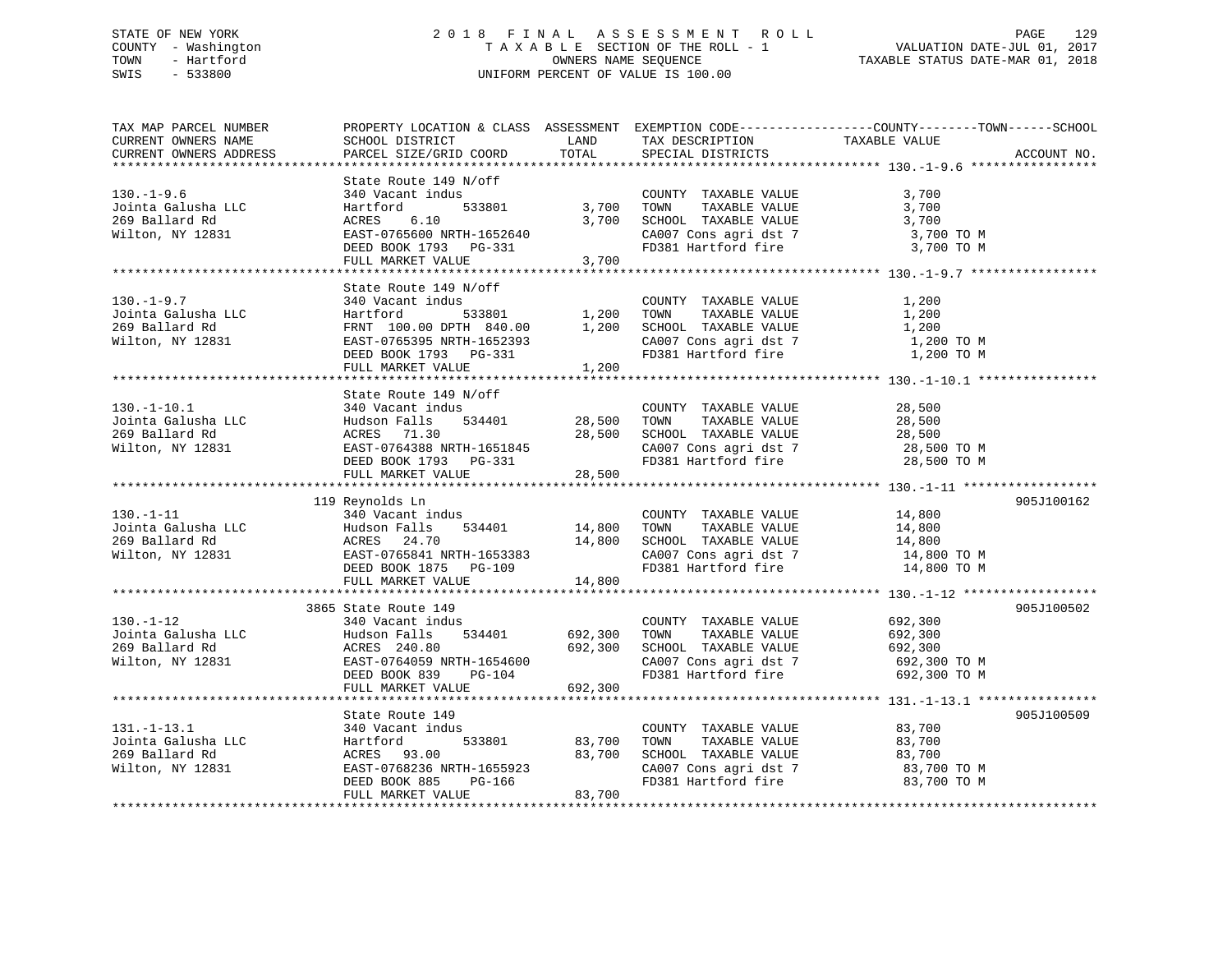STATE OF NEW YORK
COUNTY - Washington
TOWN - Hartford
SWIS - 533800

# 2018 FINAL ASSESSMENT ROLL
TAXABLE SECTION OF THE ROLL - 1
OWNERS NAME SEQUENCE
UNIFORM PERCENT OF VALUE IS 100.00

VALUATION DATE-JUL 01, 2017
TAXABLE STATUS DATE-MAR 01, 2018

| TAX MAP PARCEL NUMBER / CURRENT OWNERS NAME / CURRENT OWNERS ADDRESS | PROPERTY LOCATION & CLASS / SCHOOL DISTRICT / PARCEL SIZE/GRID COORD | ASSESSMENT LAND | TOTAL | EXEMPTION CODE / TAX DESCRIPTION / SPECIAL DISTRICTS | COUNTY--------TOWN------SCHOOL TAXABLE VALUE | ACCOUNT NO. |
|---|---|---|---|---|---|---|
| 130.-1-9.6 | State Route 149 N/off | | | | | |
| 130.-1-9.6 | 340 Vacant indus | | | COUNTY TAXABLE VALUE | 3,700 | |
| Jointa Galusha LLC | Hartford 533801 | 3,700 | | TOWN TAXABLE VALUE | 3,700 | |
| 269 Ballard Rd | ACRES 6.10 | | 3,700 | SCHOOL TAXABLE VALUE | 3,700 | |
| Wilton, NY 12831 | EAST-0765600 NRTH-1652640 | | | CA007 Cons agri dst 7 | 3,700 TO M | |
| | DEED BOOK 1793 PG-331 | | | FD381 Hartford fire | 3,700 TO M | |
| | FULL MARKET VALUE | | 3,700 | | | |
| 130.-1-9.7 | State Route 149 N/off | | | | | |
| 130.-1-9.7 | 340 Vacant indus | | | COUNTY TAXABLE VALUE | 1,200 | |
| Jointa Galusha LLC | Hartford 533801 | 1,200 | | TOWN TAXABLE VALUE | 1,200 | |
| 269 Ballard Rd | FRNT 100.00 DPTH 840.00 | | 1,200 | SCHOOL TAXABLE VALUE | 1,200 | |
| Wilton, NY 12831 | EAST-0765395 NRTH-1652393 | | | CA007 Cons agri dst 7 | 1,200 TO M | |
| | DEED BOOK 1793 PG-331 | | | FD381 Hartford fire | 1,200 TO M | |
| | FULL MARKET VALUE | | 1,200 | | | |
| 130.-1-10.1 | State Route 149 N/off | | | | | |
| 130.-1-10.1 | 340 Vacant indus | | | COUNTY TAXABLE VALUE | 28,500 | |
| Jointa Galusha LLC | Hudson Falls 534401 | 28,500 | | TOWN TAXABLE VALUE | 28,500 | |
| 269 Ballard Rd | ACRES 71.30 | | 28,500 | SCHOOL TAXABLE VALUE | 28,500 | |
| Wilton, NY 12831 | EAST-0764388 NRTH-1651845 | | | CA007 Cons agri dst 7 | 28,500 TO M | |
| | DEED BOOK 1793 PG-331 | | | FD381 Hartford fire | 28,500 TO M | |
| | FULL MARKET VALUE | | 28,500 | | | |
| 130.-1-11 | 119 Reynolds Ln | | | | | 905J100162 |
| 130.-1-11 | 340 Vacant indus | | | COUNTY TAXABLE VALUE | 14,800 | |
| Jointa Galusha LLC | Hudson Falls 534401 | 14,800 | | TOWN TAXABLE VALUE | 14,800 | |
| 269 Ballard Rd | ACRES 24.70 | | 14,800 | SCHOOL TAXABLE VALUE | 14,800 | |
| Wilton, NY 12831 | EAST-0765841 NRTH-1653383 | | | CA007 Cons agri dst 7 | 14,800 TO M | |
| | DEED BOOK 1875 PG-109 | | | FD381 Hartford fire | 14,800 TO M | |
| | FULL MARKET VALUE | | 14,800 | | | |
| 130.-1-12 | 3865 State Route 149 | | | | | 905J100502 |
| 130.-1-12 | 340 Vacant indus | | | COUNTY TAXABLE VALUE | 692,300 | |
| Jointa Galusha LLC | Hudson Falls 534401 | 692,300 | | TOWN TAXABLE VALUE | 692,300 | |
| 269 Ballard Rd | ACRES 240.80 | | 692,300 | SCHOOL TAXABLE VALUE | 692,300 | |
| Wilton, NY 12831 | EAST-0764059 NRTH-1654600 | | | CA007 Cons agri dst 7 | 692,300 TO M | |
| | DEED BOOK 839 PG-104 | | | FD381 Hartford fire | 692,300 TO M | |
| | FULL MARKET VALUE | | 692,300 | | | |
| 131.-1-13.1 | State Route 149 | | | | | 905J100509 |
| 131.-1-13.1 | 340 Vacant indus | | | COUNTY TAXABLE VALUE | 83,700 | |
| Jointa Galusha LLC | Hartford 533801 | 83,700 | | TOWN TAXABLE VALUE | 83,700 | |
| 269 Ballard Rd | ACRES 93.00 | | 83,700 | SCHOOL TAXABLE VALUE | 83,700 | |
| Wilton, NY 12831 | EAST-0768236 NRTH-1655923 | | | CA007 Cons agri dst 7 | 83,700 TO M | |
| | DEED BOOK 885 PG-166 | | | FD381 Hartford fire | 83,700 TO M | |
| | FULL MARKET VALUE | | 83,700 | | | |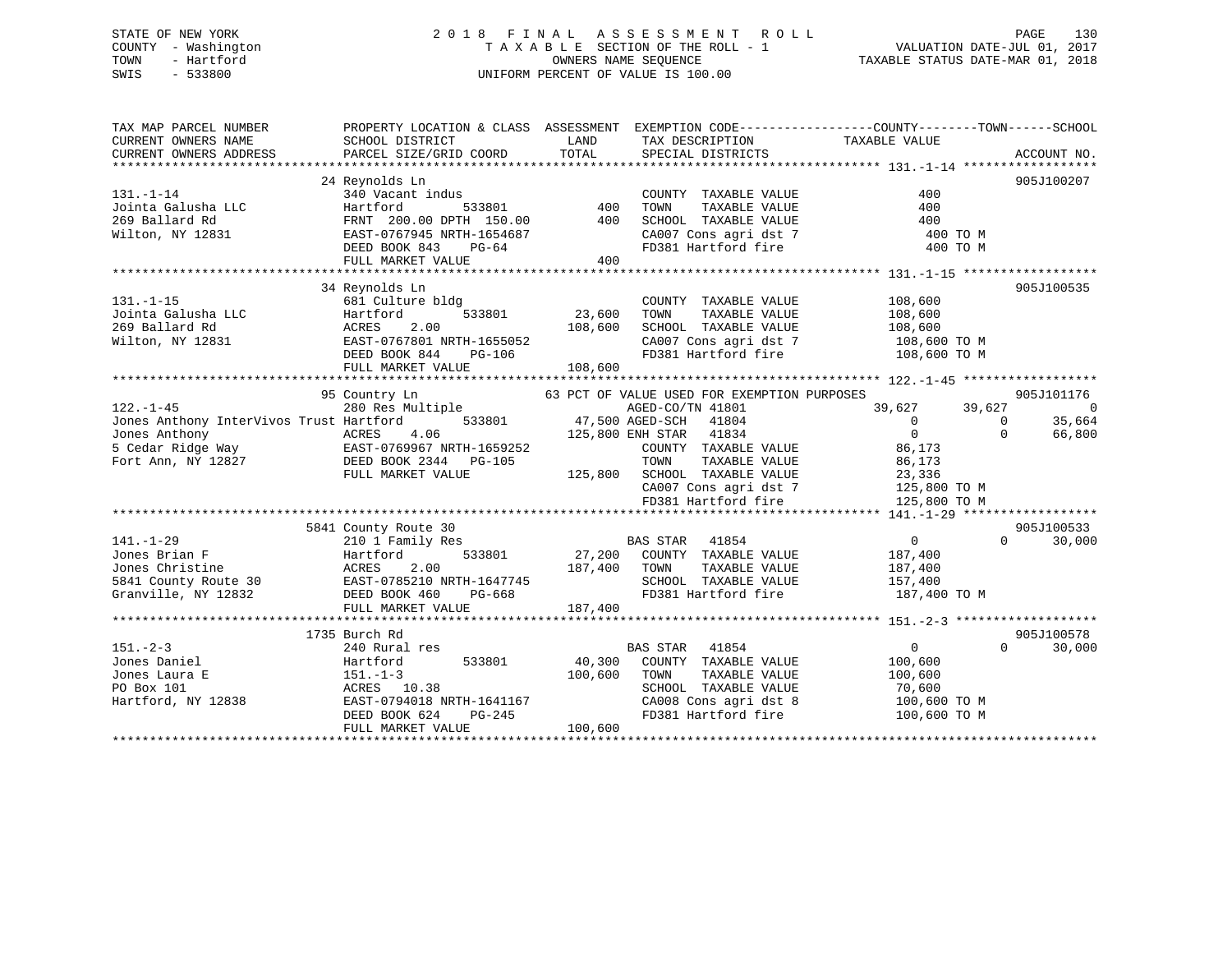STATE OF NEW YORK
COUNTY - Washington
TOWN - Hartford
SWIS - 533800

2 0 1 8 F I N A L A S S E S S M E N T R O L L
T A X A B L E SECTION OF THE ROLL - 1
OWNERS NAME SEQUENCE
UNIFORM PERCENT OF VALUE IS 100.00

VALUATION DATE-JUL 01, 2017
TAXABLE STATUS DATE-MAR 01, 2018

```
TAX MAP PARCEL NUMBER          PROPERTY LOCATION & CLASS  ASSESSMENT  EXEMPTION CODE------------------COUNTY--------TOWN------SCHOOL
CURRENT OWNERS NAME            SCHOOL DISTRICT              LAND      TAX DESCRIPTION              TAXABLE VALUE
CURRENT OWNERS ADDRESS         PARCEL SIZE/GRID COORD       TOTAL     SPECIAL DISTRICTS                                        ACCOUNT NO.
******************************************************************************************************* 131.-1-14 ******************
                               24 Reynolds Ln                                                                              905J100207
131.-1-14                      340 Vacant indus                       COUNTY  TAXABLE VALUE               400
Jointa Galusha LLC             Hartford        533801          400    TOWN    TAXABLE VALUE               400
269 Ballard Rd                 FRNT 200.00 DPTH 150.00         400    SCHOOL  TAXABLE VALUE               400
Wilton, NY 12831               EAST-0767945 NRTH-1654687              CA007 Cons agri dst 7                400 TO M
                               DEED BOOK 843    PG-64                 FD381 Hartford fire                  400 TO M
                               FULL MARKET VALUE               400
******************************************************************************************************* 131.-1-15 ******************
                               34 Reynolds Ln                                                                              905J100535
131.-1-15                      681 Culture bldg                       COUNTY  TAXABLE VALUE           108,600
Jointa Galusha LLC             Hartford        533801       23,600    TOWN    TAXABLE VALUE           108,600
269 Ballard Rd                 ACRES    2.00               108,600    SCHOOL  TAXABLE VALUE           108,600
Wilton, NY 12831               EAST-0767801 NRTH-1655052              CA007 Cons agri dst 7            108,600 TO M
                               DEED BOOK 844    PG-106                FD381 Hartford fire              108,600 TO M
                               FULL MARKET VALUE           108,600
******************************************************************************************************* 122.-1-45 ******************
                               95 Country Ln              63 PCT OF VALUE USED FOR EXEMPTION PURPOSES                      905J101176
122.-1-45                      280 Res Multiple                    AGED-CO/TN 41801                39,627      39,627            0
Jones Anthony InterVivos Trust Hartford        533801       47,500 AGED-SCH   41804                     0           0       35,664
Jones Anthony                  ACRES    4.06               125,800 ENH STAR   41834                     0           0       66,800
5 Cedar Ridge Way              EAST-0769967 NRTH-1659252              COUNTY  TAXABLE VALUE            86,173
Fort Ann, NY 12827             DEED BOOK 2344   PG-105                TOWN    TAXABLE VALUE            86,173
                               FULL MARKET VALUE           125,800    SCHOOL  TAXABLE VALUE            23,336
                                                                      CA007 Cons agri dst 7            125,800 TO M
                                                                      FD381 Hartford fire              125,800 TO M
******************************************************************************************************* 141.-1-29 ******************
                               5841 County Route 30                                                                        905J100533
141.-1-29                      210 1 Family Res                       BAS STAR   41854                      0           0       30,000
Jones Brian F                  Hartford        533801       27,200    COUNTY  TAXABLE VALUE           187,400
Jones Christine                ACRES    2.00               187,400    TOWN    TAXABLE VALUE           187,400
5841 County Route 30           EAST-0785210 NRTH-1647745              SCHOOL  TAXABLE VALUE           157,400
Granville, NY 12832            DEED BOOK 460    PG-668                FD381 Hartford fire              187,400 TO M
                               FULL MARKET VALUE           187,400
******************************************************************************************************* 151.-2-3 *******************
                               1735 Burch Rd                                                                               905J100578
151.-2-3                       240 Rural res                          BAS STAR   41854                      0           0       30,000
Jones Daniel                   Hartford        533801       40,300    COUNTY  TAXABLE VALUE           100,600
Jones Laura E                  151.-1-3                    100,600    TOWN    TAXABLE VALUE           100,600
PO Box 101                     ACRES   10.38                          SCHOOL  TAXABLE VALUE            70,600
Hartford, NY 12838             EAST-0794018 NRTH-1641167              CA008 Cons agri dst 8            100,600 TO M
                               DEED BOOK 624    PG-245                FD381 Hartford fire              100,600 TO M
                               FULL MARKET VALUE           100,600
************************************************************************************************************************************
```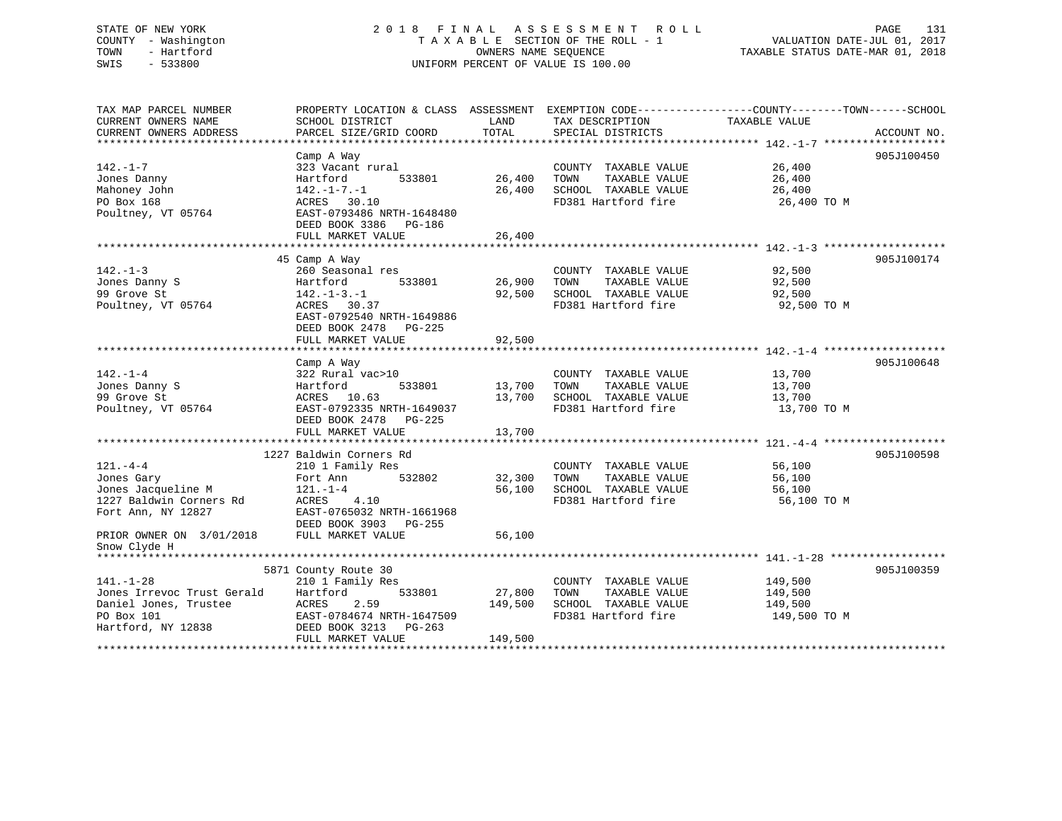STATE OF NEW YORK
COUNTY - Washington
TOWN - Hartford
SWIS - 533800

2 0 1 8 F I N A L A S S E S S M E N T R O L L
T A X A B L E SECTION OF THE ROLL - 1
OWNERS NAME SEQUENCE
UNIFORM PERCENT OF VALUE IS 100.00

VALUATION DATE-JUL 01, 2017
TAXABLE STATUS DATE-MAR 01, 2018

```
TAX MAP PARCEL NUMBER          PROPERTY LOCATION & CLASS  ASSESSMENT  EXEMPTION CODE------------------COUNTY--------TOWN------SCHOOL
CURRENT OWNERS NAME            SCHOOL DISTRICT               LAND      TAX DESCRIPTION             TAXABLE VALUE
CURRENT OWNERS ADDRESS         PARCEL SIZE/GRID COORD        TOTAL     SPECIAL DISTRICTS                                    ACCOUNT NO.
******************************************************************************************************* 142.-1-7 ******************
                               Camp A Way                                                                                905J100450
142.-1-7                       323 Vacant rural                        COUNTY  TAXABLE VALUE             26,400
Jones Danny                    Hartford          533801      26,400    TOWN    TAXABLE VALUE             26,400
Mahoney John                   142.-1-7.-1                   26,400    SCHOOL  TAXABLE VALUE             26,400
PO Box 168                     ACRES   30.10                           FD381 Hartford fire                26,400 TO M
Poultney, VT 05764             EAST-0793486 NRTH-1648480
                               DEED BOOK 3386   PG-186
                               FULL MARKET VALUE             26,400
******************************************************************************************************* 142.-1-3 ******************
                               45 Camp A Way                                                                             905J100174
142.-1-3                       260 Seasonal res                        COUNTY  TAXABLE VALUE             92,500
Jones Danny S                  Hartford          533801      26,900    TOWN    TAXABLE VALUE             92,500
99 Grove St                    142.-1-3.-1                   92,500    SCHOOL  TAXABLE VALUE             92,500
Poultney, VT 05764             ACRES   30.37                           FD381 Hartford fire                92,500 TO M
                               EAST-0792540 NRTH-1649886
                               DEED BOOK 2478   PG-225
                               FULL MARKET VALUE             92,500
******************************************************************************************************* 142.-1-4 ******************
                               Camp A Way                                                                                905J100648
142.-1-4                       322 Rural vac>10                        COUNTY  TAXABLE VALUE             13,700
Jones Danny S                  Hartford          533801      13,700    TOWN    TAXABLE VALUE             13,700
99 Grove St                    ACRES   10.63                 13,700    SCHOOL  TAXABLE VALUE             13,700
Poultney, VT 05764             EAST-0792335 NRTH-1649037               FD381 Hartford fire                13,700 TO M
                               DEED BOOK 2478   PG-225
                               FULL MARKET VALUE             13,700
******************************************************************************************************* 121.-4-4 ******************
                               1227 Baldwin Corners Rd                                                                   905J100598
121.-4-4                       210 1 Family Res                        COUNTY  TAXABLE VALUE             56,100
Jones Gary                     Fort Ann          532802      32,300    TOWN    TAXABLE VALUE             56,100
Jones Jacqueline M             121.-1-4                      56,100    SCHOOL  TAXABLE VALUE             56,100
1227 Baldwin Corners Rd        ACRES    4.10                           FD381 Hartford fire                56,100 TO M
Fort Ann, NY 12827             EAST-0765032 NRTH-1661968
                               DEED BOOK 3903   PG-255
PRIOR OWNER ON 3/01/2018       FULL MARKET VALUE             56,100
Snow Clyde H
******************************************************************************************************* 141.-1-28 *****************
                               5871 County Route 30                                                                      905J100359
141.-1-28                      210 1 Family Res                        COUNTY  TAXABLE VALUE            149,500
Jones Irrevoc Trust Gerald     Hartford          533801      27,800    TOWN    TAXABLE VALUE            149,500
Daniel Jones, Trustee          ACRES    2.59                149,500    SCHOOL  TAXABLE VALUE            149,500
PO Box 101                     EAST-0784674 NRTH-1647509               FD381 Hartford fire               149,500 TO M
Hartford, NY 12838             DEED BOOK 3213   PG-263
                               FULL MARKET VALUE            149,500
************************************************************************************************************************************
```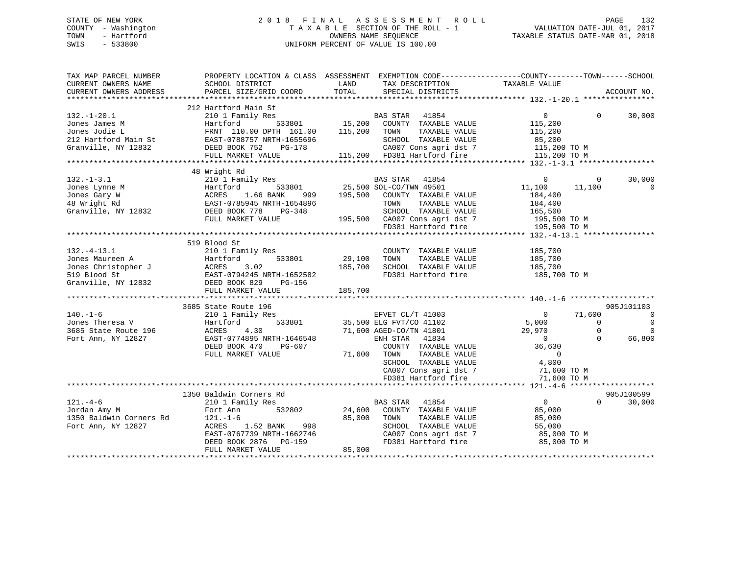STATE OF NEW YORK
COUNTY - Washington
TOWN - Hartford
SWIS - 533800

# 2018 FINAL ASSESSMENT ROLL
TAXABLE SECTION OF THE ROLL - 1
OWNERS NAME SEQUENCE
UNIFORM PERCENT OF VALUE IS 100.00

VALUATION DATE-JUL 01, 2017
TAXABLE STATUS DATE-MAR 01, 2018

```
TAX MAP PARCEL NUMBER          PROPERTY LOCATION & CLASS  ASSESSMENT  EXEMPTION CODE------------------COUNTY--------TOWN------SCHOOL
CURRENT OWNERS NAME            SCHOOL DISTRICT               LAND      TAX DESCRIPTION              TAXABLE VALUE
CURRENT OWNERS ADDRESS         PARCEL SIZE/GRID COORD        TOTAL     SPECIAL DISTRICTS                                       ACCOUNT NO.
******************************************************************************************************* 132.-1-20.1 ****************
                               212 Hartford Main St
132.-1-20.1                    210 1 Family Res                       BAS STAR   41854                 0            0      30,000
Jones James M                  Hartford          533801      15,200   COUNTY  TAXABLE VALUE          115,200
Jones Jodie L                  FRNT 110.00 DPTH 161.00      115,200   TOWN    TAXABLE VALUE          115,200
212 Hartford Main St           EAST-0788757 NRTH-1655696              SCHOOL  TAXABLE VALUE           85,200
Granville, NY 12832            DEED BOOK 752    PG-178                CA007 Cons agri dst 7          115,200 TO M
                               FULL MARKET VALUE            115,200   FD381 Hartford fire            115,200 TO M
******************************************************************************************************* 132.-1-3.1 *****************
                               48 Wright Rd
132.-1-3.1                     210 1 Family Res                       BAS STAR   41854                 0            0      30,000
Jones Lynne M                  Hartford          533801      25,500 SOL-CO/TWN 49501              11,100       11,100           0
Jones Gary W                   ACRES    1.66 BANK     999   195,500   COUNTY  TAXABLE VALUE          184,400
48 Wright Rd                   EAST-0785945 NRTH-1654896              TOWN    TAXABLE VALUE          184,400
Granville, NY 12832            DEED BOOK 778    PG-348                SCHOOL  TAXABLE VALUE          165,500
                               FULL MARKET VALUE            195,500   CA007 Cons agri dst 7          195,500 TO M
                                                                      FD381 Hartford fire            195,500 TO M
******************************************************************************************************* 132.-4-13.1 ****************
                               519 Blood St
132.-4-13.1                    210 1 Family Res                       COUNTY  TAXABLE VALUE          185,700
Jones Maureen A                Hartford          533801      29,100   TOWN    TAXABLE VALUE          185,700
Jones Christopher J            ACRES    3.02                185,700   SCHOOL  TAXABLE VALUE          185,700
519 Blood St                   EAST-0794245 NRTH-1652582              FD381 Hartford fire            185,700 TO M
Granville, NY 12832            DEED BOOK 829    PG-156
                               FULL MARKET VALUE            185,700
******************************************************************************************************* 140.-1-6 *******************
                               3685 State Route 196                                                                    905J101103
140.-1-6                       210 1 Family Res                       EFVET CL/T 41003                     0       71,600           0
Jones Theresa V                Hartford          533801      35,500 ELG FVT/CO 41102                 5,000            0           0
3685 State Route 196           ACRES    4.30                 71,600 AGED-CO/TN 41801                29,970            0           0
Fort Ann, NY 12827             EAST-0774895 NRTH-1646548              ENH STAR   41834                     0            0      66,800
                               DEED BOOK 470    PG-607                COUNTY  TAXABLE VALUE           36,630
                               FULL MARKET VALUE             71,600   TOWN    TAXABLE VALUE                0
                                                                      SCHOOL  TAXABLE VALUE            4,800
                                                                      CA007 Cons agri dst 7           71,600 TO M
                                                                      FD381 Hartford fire             71,600 TO M
******************************************************************************************************* 121.-4-6 *******************
                               1350 Baldwin Corners Rd                                                                 905J100599
121.-4-6                       210 1 Family Res                       BAS STAR   41854                     0            0      30,000
Jordan Amy M                   Fort Ann          532802      24,600   COUNTY  TAXABLE VALUE           85,000
1350 Baldwin Corners Rd        121.-1-6                      85,000   TOWN    TAXABLE VALUE           85,000
Fort Ann, NY 12827             ACRES    1.52 BANK     998             SCHOOL  TAXABLE VALUE           55,000
                               EAST-0767739 NRTH-1662746              CA007 Cons agri dst 7           85,000 TO M
                               DEED BOOK 2876   PG-159                FD381 Hartford fire             85,000 TO M
                               FULL MARKET VALUE             85,000
************************************************************************************************************************************
```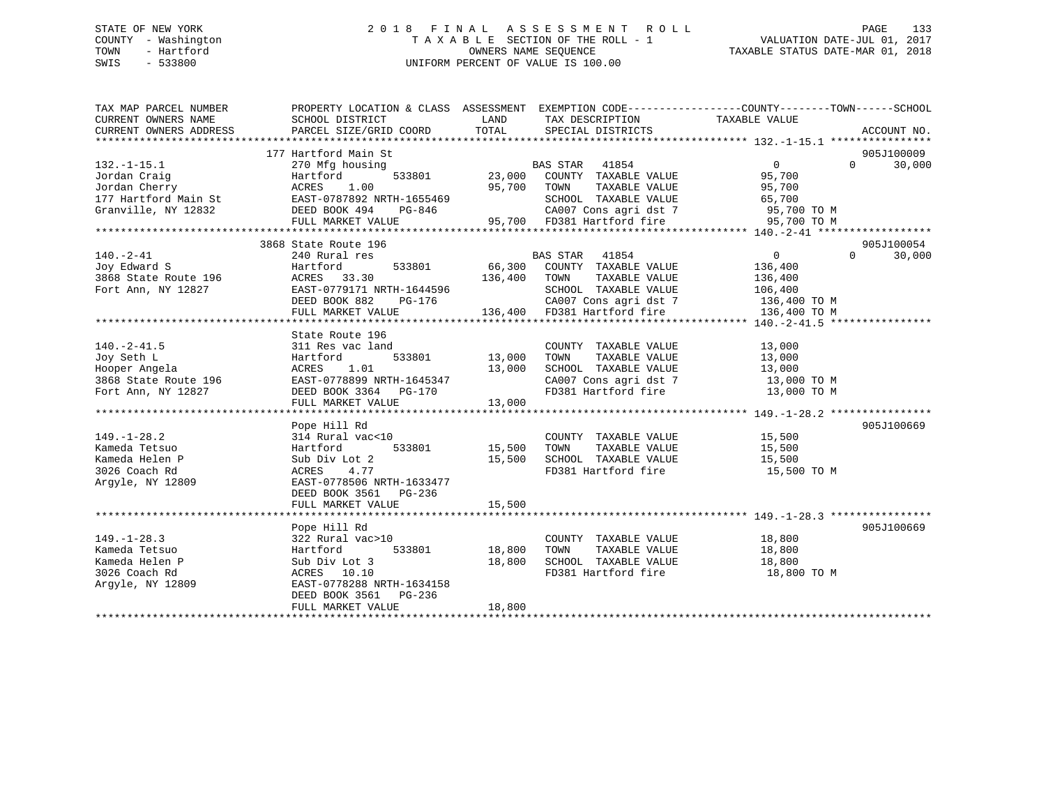STATE OF NEW YORK
COUNTY - Washington
TOWN - Hartford
SWIS - 533800

# 2018 FINAL ASSESSMENT ROLL

TAXABLE SECTION OF THE ROLL - 1
OWNERS NAME SEQUENCE
UNIFORM PERCENT OF VALUE IS 100.00

VALUATION DATE-JUL 01, 2017
TAXABLE STATUS DATE-MAR 01, 2018

```
TAX MAP PARCEL NUMBER          PROPERTY LOCATION & CLASS  ASSESSMENT  EXEMPTION CODE------------------COUNTY--------TOWN------SCHOOL
CURRENT OWNERS NAME            SCHOOL DISTRICT              LAND      TAX DESCRIPTION            TAXABLE VALUE
CURRENT OWNERS ADDRESS         PARCEL SIZE/GRID COORD       TOTAL     SPECIAL DISTRICTS                                    ACCOUNT NO.
******************************************************************************************************* 132.-1-15.1 ****************
                               177 Hartford Main St                                                                         905J100009
132.-1-15.1                    270 Mfg housing                         BAS STAR   41854                 0           0       30,000
Jordan Craig                   Hartford        533801        23,000    COUNTY  TAXABLE VALUE          95,700
Jordan Cherry                  ACRES    1.00                 95,700    TOWN    TAXABLE VALUE          95,700
177 Hartford Main St           EAST-0787892 NRTH-1655469               SCHOOL  TAXABLE VALUE          65,700
Granville, NY 12832            DEED BOOK 494    PG-846                 CA007 Cons agri dst 7           95,700 TO M
                               FULL MARKET VALUE             95,700    FD381 Hartford fire             95,700 TO M
******************************************************************************************************* 140.-2-41 ******************
                               3868 State Route 196                                                                         905J100054
140.-2-41                      240 Rural res                           BAS STAR   41854                 0           0       30,000
Joy Edward S                   Hartford        533801        66,300    COUNTY  TAXABLE VALUE         136,400
3868 State Route 196           ACRES   33.30                136,400    TOWN    TAXABLE VALUE         136,400
Fort Ann, NY 12827             EAST-0779171 NRTH-1644596               SCHOOL  TAXABLE VALUE         106,400
                               DEED BOOK 882    PG-176                 CA007 Cons agri dst 7          136,400 TO M
                               FULL MARKET VALUE            136,400    FD381 Hartford fire            136,400 TO M
******************************************************************************************************* 140.-2-41.5 ****************
                               State Route 196
140.-2-41.5                    311 Res vac land                        COUNTY  TAXABLE VALUE          13,000
Joy Seth L                     Hartford        533801        13,000    TOWN    TAXABLE VALUE          13,000
Hooper Angela                  ACRES    1.01                 13,000    SCHOOL  TAXABLE VALUE          13,000
3868 State Route 196           EAST-0778899 NRTH-1645347               CA007 Cons agri dst 7           13,000 TO M
Fort Ann, NY 12827             DEED BOOK 3364   PG-170                 FD381 Hartford fire             13,000 TO M
                               FULL MARKET VALUE             13,000
******************************************************************************************************* 149.-1-28.2 ****************
                               Pope Hill Rd                                                                                 905J100669
149.-1-28.2                    314 Rural vac<10                        COUNTY  TAXABLE VALUE          15,500
Kameda Tetsuo                  Hartford        533801        15,500    TOWN    TAXABLE VALUE          15,500
Kameda Helen P                 Sub Div Lot 2                 15,500    SCHOOL  TAXABLE VALUE          15,500
3026 Coach Rd                  ACRES    4.77                           FD381 Hartford fire             15,500 TO M
Argyle, NY 12809               EAST-0778506 NRTH-1633477
                               DEED BOOK 3561   PG-236
                               FULL MARKET VALUE             15,500
******************************************************************************************************* 149.-1-28.3 ****************
                               Pope Hill Rd                                                                                 905J100669
149.-1-28.3                    322 Rural vac>10                        COUNTY  TAXABLE VALUE          18,800
Kameda Tetsuo                  Hartford        533801        18,800    TOWN    TAXABLE VALUE          18,800
Kameda Helen P                 Sub Div Lot 3                 18,800    SCHOOL  TAXABLE VALUE          18,800
3026 Coach Rd                  ACRES   10.10                           FD381 Hartford fire             18,800 TO M
Argyle, NY 12809               EAST-0778288 NRTH-1634158
                               DEED BOOK 3561   PG-236
                               FULL MARKET VALUE             18,800
************************************************************************************************************************************
```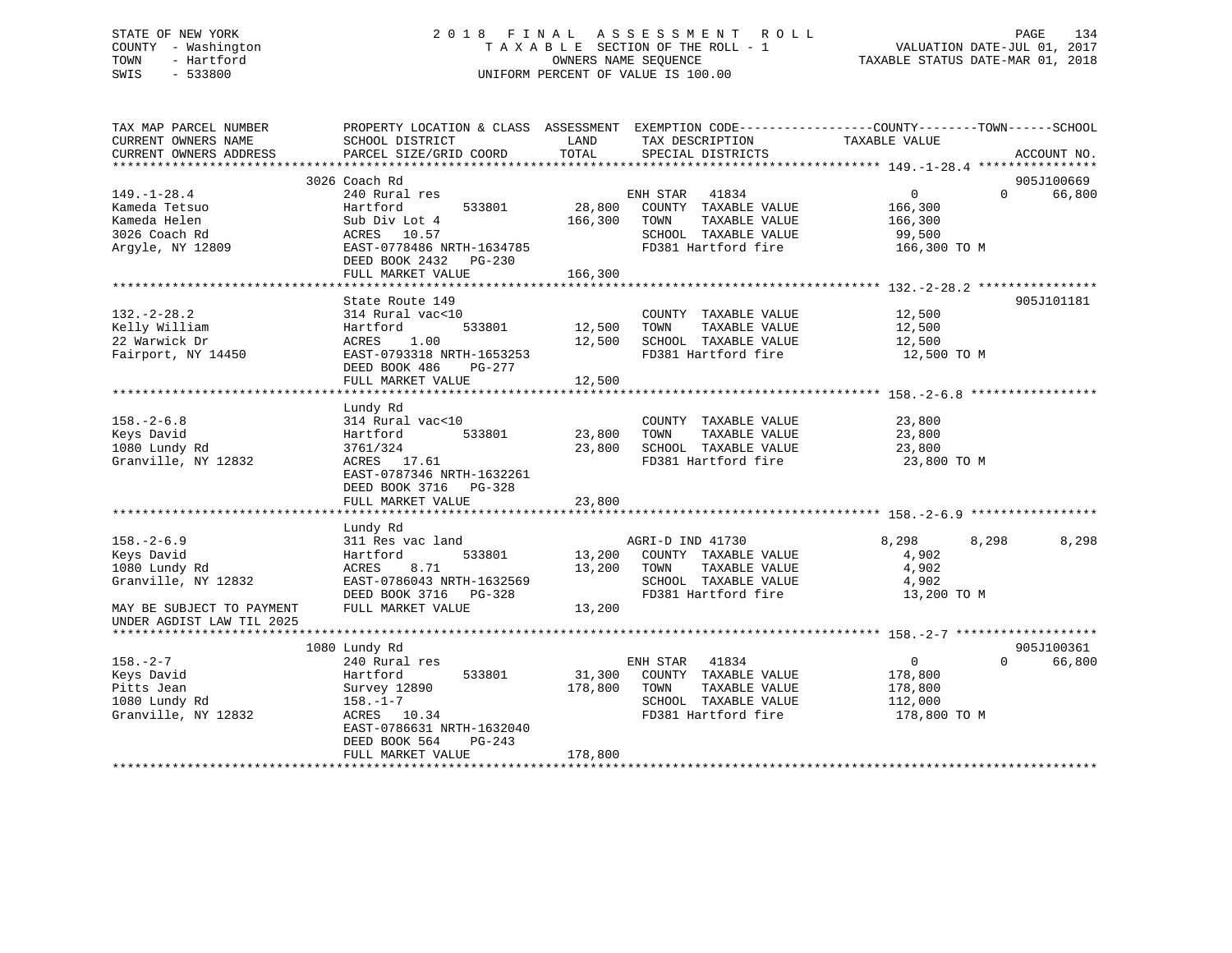STATE OF NEW YORK
COUNTY - Washington
TOWN - Hartford
SWIS - 533800

# 2018 FINAL ASSESSMENT ROLL

TAXABLE SECTION OF THE ROLL - 1
OWNERS NAME SEQUENCE
UNIFORM PERCENT OF VALUE IS 100.00

VALUATION DATE-JUL 01, 2017
TAXABLE STATUS DATE-MAR 01, 2018

| TAX MAP PARCEL NUMBER / CURRENT OWNERS NAME / CURRENT OWNERS ADDRESS | PROPERTY LOCATION & CLASS / SCHOOL DISTRICT / PARCEL SIZE/GRID COORD | ASSESSMENT LAND | TOTAL | EXEMPTION CODE / TAX DESCRIPTION / SPECIAL DISTRICTS | COUNTY TAXABLE VALUE | TOWN | SCHOOL | ACCOUNT NO. |
|---|---|---|---|---|---|---|---|---|
| **149.-1-28.4** | 3026 Coach Rd | | | | | | | 905J100669 |
| 149.-1-28.4 | 240 Rural res | | | ENH STAR 41834 | 0 | 0 | 66,800 | |
| Kameda Tetsuo | Hartford 533801 | 28,800 | | COUNTY TAXABLE VALUE | 166,300 | | | |
| Kameda Helen | Sub Div Lot 4 | | 166,300 | TOWN TAXABLE VALUE | 166,300 | | | |
| 3026 Coach Rd | ACRES 10.57 | | | SCHOOL TAXABLE VALUE | 99,500 | | | |
| Argyle, NY 12809 | EAST-0778486 NRTH-1634785 | | | FD381 Hartford fire | 166,300 TO M | | | |
| | DEED BOOK 2432 PG-230 | | | | | | | |
| | FULL MARKET VALUE | | 166,300 | | | | | |
| **132.-2-28.2** | State Route 149 | | | | | | | 905J101181 |
| 132.-2-28.2 | 314 Rural vac<10 | | | COUNTY TAXABLE VALUE | 12,500 | | | |
| Kelly William | Hartford 533801 | 12,500 | | TOWN TAXABLE VALUE | 12,500 | | | |
| 22 Warwick Dr | ACRES 1.00 | | 12,500 | SCHOOL TAXABLE VALUE | 12,500 | | | |
| Fairport, NY 14450 | EAST-0793318 NRTH-1653253 | | | FD381 Hartford fire | 12,500 TO M | | | |
| | DEED BOOK 486 PG-277 | | | | | | | |
| | FULL MARKET VALUE | | 12,500 | | | | | |
| **158.-2-6.8** | Lundy Rd | | | | | | | |
| 158.-2-6.8 | 314 Rural vac<10 | | | COUNTY TAXABLE VALUE | 23,800 | | | |
| Keys David | Hartford 533801 | 23,800 | | TOWN TAXABLE VALUE | 23,800 | | | |
| 1080 Lundy Rd | 3761/324 | | 23,800 | SCHOOL TAXABLE VALUE | 23,800 | | | |
| Granville, NY 12832 | ACRES 17.61 | | | FD381 Hartford fire | 23,800 TO M | | | |
| | EAST-0787346 NRTH-1632261 | | | | | | | |
| | DEED BOOK 3716 PG-328 | | | | | | | |
| | FULL MARKET VALUE | | 23,800 | | | | | |
| **158.-2-6.9** | Lundy Rd | | | | | | | |
| 158.-2-6.9 | 311 Res vac land | | | AGRI-D IND 41730 | 8,298 | 8,298 | 8,298 | |
| Keys David | Hartford 533801 | 13,200 | | COUNTY TAXABLE VALUE | 4,902 | | | |
| 1080 Lundy Rd | ACRES 8.71 | | 13,200 | TOWN TAXABLE VALUE | 4,902 | | | |
| Granville, NY 12832 | EAST-0786043 NRTH-1632569 | | | SCHOOL TAXABLE VALUE | 4,902 | | | |
| | DEED BOOK 3716 PG-328 | | | FD381 Hartford fire | 13,200 TO M | | | |
| MAY BE SUBJECT TO PAYMENT UNDER AGDIST LAW TIL 2025 | FULL MARKET VALUE | | 13,200 | | | | | |
| **158.-2-7** | 1080 Lundy Rd | | | | | | | 905J100361 |
| 158.-2-7 | 240 Rural res | | | ENH STAR 41834 | 0 | 0 | 66,800 | |
| Keys David | Hartford 533801 | 31,300 | | COUNTY TAXABLE VALUE | 178,800 | | | |
| Pitts Jean | Survey 12890 | | 178,800 | TOWN TAXABLE VALUE | 178,800 | | | |
| 1080 Lundy Rd | 158.-1-7 | | | SCHOOL TAXABLE VALUE | 112,000 | | | |
| Granville, NY 12832 | ACRES 10.34 | | | FD381 Hartford fire | 178,800 TO M | | | |
| | EAST-0786631 NRTH-1632040 | | | | | | | |
| | DEED BOOK 564 PG-243 | | | | | | | |
| | FULL MARKET VALUE | | 178,800 | | | | | |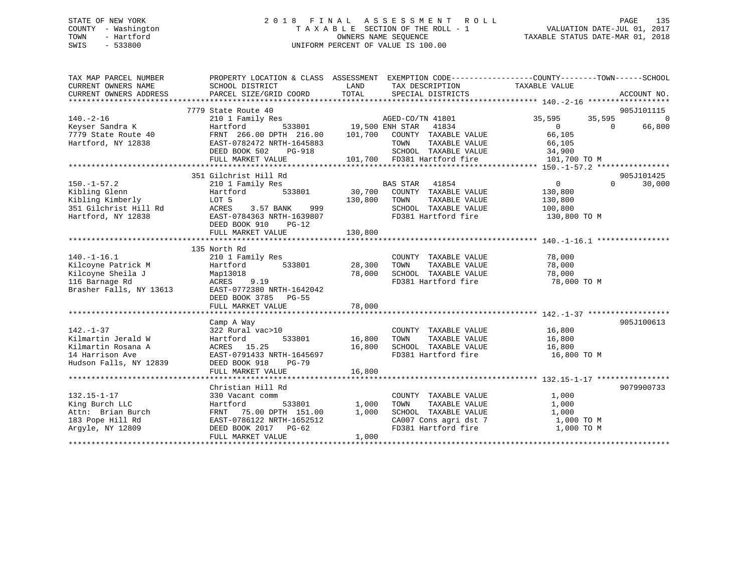STATE OF NEW YORK
COUNTY - Washington
TOWN - Hartford
SWIS - 533800

# 2018 FINAL ASSESSMENT ROLL

TAXABLE SECTION OF THE ROLL - 1
OWNERS NAME SEQUENCE
UNIFORM PERCENT OF VALUE IS 100.00

VALUATION DATE-JUL 01, 2017
TAXABLE STATUS DATE-MAR 01, 2018

```
TAX MAP PARCEL NUMBER          PROPERTY LOCATION & CLASS  ASSESSMENT  EXEMPTION CODE------------------COUNTY--------TOWN------SCHOOL
CURRENT OWNERS NAME            SCHOOL DISTRICT               LAND      TAX DESCRIPTION              TAXABLE VALUE
CURRENT OWNERS ADDRESS         PARCEL SIZE/GRID COORD        TOTAL     SPECIAL DISTRICTS                                     ACCOUNT NO.
******************************************************************************************************* 140.-2-16 ******************
                               7779 State Route 40                                                                         905J101115
140.-2-16                      210 1 Family Res                         AGED-CO/TN 41801              35,595      35,595           0
Keyser Sandra K                Hartford          533801       19,500 ENH STAR   41834                     0           0       66,800
7779 State Route 40            FRNT  266.00 DPTH  216.00     101,700    COUNTY  TAXABLE VALUE          66,105
Hartford, NY 12838             EAST-0782472 NRTH-1645883                TOWN    TAXABLE VALUE          66,105
                               DEED BOOK 502    PG-918                  SCHOOL  TAXABLE VALUE          34,900
                               FULL MARKET VALUE             101,700    FD381 Hartford fire           101,700 TO M
******************************************************************************************************* 150.-1-57.2 ****************
                               351 Gilchrist Hill Rd                                                                       905J101425
150.-1-57.2                    210 1 Family Res                         BAS STAR   41854                   0           0       30,000
Kibling Glenn                  Hartford          533801       30,700    COUNTY  TAXABLE VALUE         130,800
Kibling Kimberly               LOT 5                         130,800    TOWN    TAXABLE VALUE         130,800
351 Gilchrist Hill Rd          ACRES     3.57 BANK    999               SCHOOL  TAXABLE VALUE         100,800
Hartford, NY 12838             EAST-0784363 NRTH-1639807                FD381 Hartford fire           130,800 TO M
                               DEED BOOK 910    PG-12
                               FULL MARKET VALUE             130,800
******************************************************************************************************* 140.-1-16.1 ****************
                               135 North Rd
140.-1-16.1                    210 1 Family Res                         COUNTY  TAXABLE VALUE          78,000
Kilcoyne Patrick M             Hartford          533801       28,300    TOWN    TAXABLE VALUE          78,000
Kilcoyne Sheila J              Map13018                       78,000    SCHOOL  TAXABLE VALUE          78,000
116 Barnage Rd                 ACRES     9.19                           FD381 Hartford fire            78,000 TO M
Brasher Falls, NY 13613        EAST-0772380 NRTH-1642042
                               DEED BOOK 3785   PG-55
                               FULL MARKET VALUE              78,000
******************************************************************************************************* 142.-1-37 ******************
                               Camp A Way                                                                                  905J100613
142.-1-37                      322 Rural vac>10                         COUNTY  TAXABLE VALUE          16,800
Kilmartin Jerald W             Hartford          533801       16,800    TOWN    TAXABLE VALUE          16,800
Kilmartin Rosana A             ACRES    15.25                 16,800    SCHOOL  TAXABLE VALUE          16,800
14 Harrison Ave                EAST-0791433 NRTH-1645697                FD381 Hartford fire            16,800 TO M
Hudson Falls, NY 12839         DEED BOOK 918    PG-79
                               FULL MARKET VALUE              16,800
******************************************************************************************************* 132.15-1-17 ****************
                               Christian Hill Rd                                                                           9079900733
132.15-1-17                    330 Vacant comm                          COUNTY  TAXABLE VALUE           1,000
King Burch LLC                 Hartford          533801        1,000    TOWN    TAXABLE VALUE           1,000
Attn:  Brian Burch             FRNT   75.00 DPTH  151.00       1,000    SCHOOL  TAXABLE VALUE           1,000
183 Pope Hill Rd               EAST-0786122 NRTH-1652512                CA007 Cons agri dst 7           1,000 TO M
Argyle, NY 12809               DEED BOOK 2017   PG-62                   FD381 Hartford fire             1,000 TO M
                               FULL MARKET VALUE               1,000
************************************************************************************************************************************
```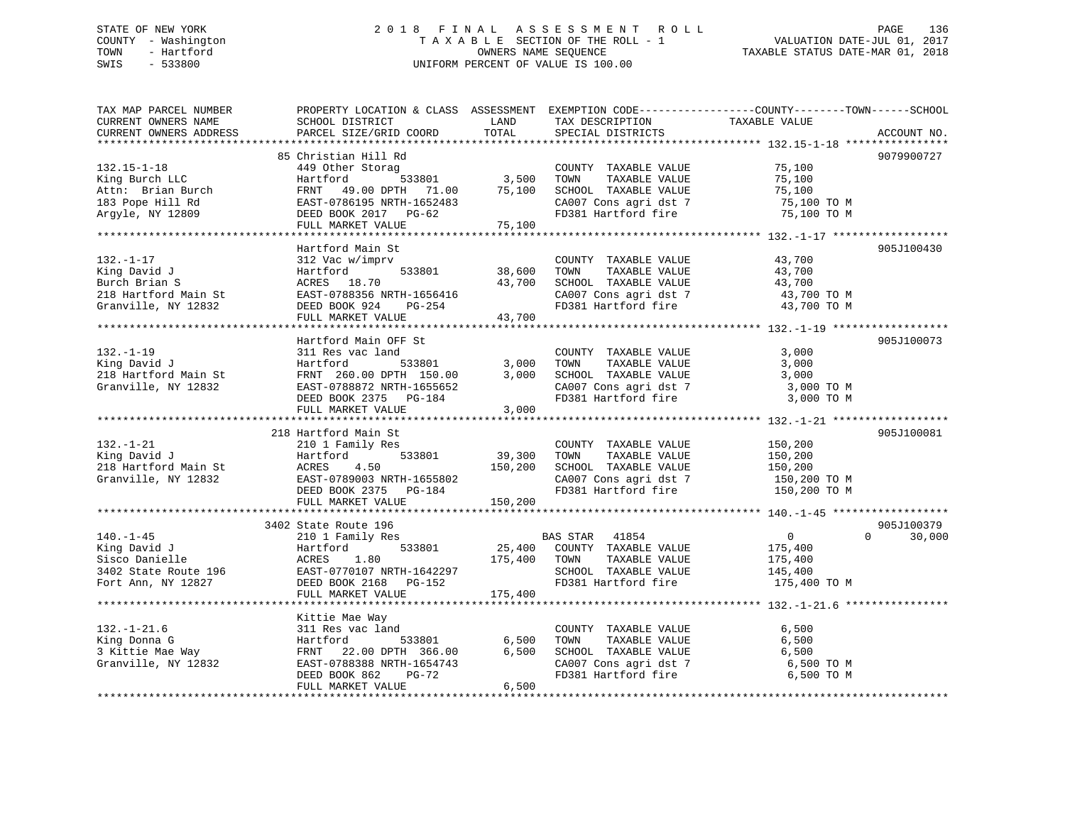STATE OF NEW YORK
COUNTY - Washington
TOWN - Hartford
SWIS - 533800

# 2018 FINAL ASSESSMENT ROLL

TAXABLE SECTION OF THE ROLL - 1
OWNERS NAME SEQUENCE
UNIFORM PERCENT OF VALUE IS 100.00

VALUATION DATE-JUL 01, 2017
TAXABLE STATUS DATE-MAR 01, 2018

| TAX MAP PARCEL NUMBER / CURRENT OWNERS NAME / CURRENT OWNERS ADDRESS | PROPERTY LOCATION & CLASS / SCHOOL DISTRICT / PARCEL SIZE/GRID COORD | ASSESSMENT LAND | TOTAL | EXEMPTION CODE / TAX DESCRIPTION / SPECIAL DISTRICTS | COUNTY / TOWN / SCHOOL TAXABLE VALUE | ACCOUNT NO. |
|---|---|---|---|---|---|---|
| **132.15-1-18** | 85 Christian Hill Rd | | | | | 9079900727 |
| King Burch LLC | 449 Other Storag | | | COUNTY TAXABLE VALUE | 75,100 | |
| Attn: Brian Burch | Hartford 533801 | 3,500 | | TOWN TAXABLE VALUE | 75,100 | |
| 183 Pope Hill Rd | FRNT 49.00 DPTH 71.00 | | 75,100 | SCHOOL TAXABLE VALUE | 75,100 | |
| Argyle, NY 12809 | EAST-0786195 NRTH-1652483 | | | CA007 Cons agri dst 7 | 75,100 TO M | |
| | DEED BOOK 2017 PG-62 | | | FD381 Hartford fire | 75,100 TO M | |
| | FULL MARKET VALUE | | 75,100 | | | |
| **132.-1-17** | Hartford Main St | | | | | 905J100430 |
| King David J | 312 Vac w/imprv | | | COUNTY TAXABLE VALUE | 43,700 | |
| Burch Brian S | Hartford 533801 | 38,600 | | TOWN TAXABLE VALUE | 43,700 | |
| 218 Hartford Main St | ACRES 18.70 | | 43,700 | SCHOOL TAXABLE VALUE | 43,700 | |
| Granville, NY 12832 | EAST-0788356 NRTH-1656416 | | | CA007 Cons agri dst 7 | 43,700 TO M | |
| | DEED BOOK 924 PG-254 | | | FD381 Hartford fire | 43,700 TO M | |
| | FULL MARKET VALUE | | 43,700 | | | |
| **132.-1-19** | Hartford Main OFF St | | | | | 905J100073 |
| King David J | 311 Res vac land | | | COUNTY TAXABLE VALUE | 3,000 | |
| 218 Hartford Main St | Hartford 533801 | 3,000 | | TOWN TAXABLE VALUE | 3,000 | |
| Granville, NY 12832 | FRNT 260.00 DPTH 150.00 | | 3,000 | SCHOOL TAXABLE VALUE | 3,000 | |
| | EAST-0788872 NRTH-1655652 | | | CA007 Cons agri dst 7 | 3,000 TO M | |
| | DEED BOOK 2375 PG-184 | | | FD381 Hartford fire | 3,000 TO M | |
| | FULL MARKET VALUE | | 3,000 | | | |
| **132.-1-21** | 218 Hartford Main St | | | | | 905J100081 |
| King David J | 210 1 Family Res | | | COUNTY TAXABLE VALUE | 150,200 | |
| 218 Hartford Main St | Hartford 533801 | 39,300 | | TOWN TAXABLE VALUE | 150,200 | |
| Granville, NY 12832 | ACRES 4.50 | | 150,200 | SCHOOL TAXABLE VALUE | 150,200 | |
| | EAST-0789003 NRTH-1655802 | | | CA007 Cons agri dst 7 | 150,200 TO M | |
| | DEED BOOK 2375 PG-184 | | | FD381 Hartford fire | 150,200 TO M | |
| | FULL MARKET VALUE | | 150,200 | | | |
| **140.-1-45** | 3402 State Route 196 | | | | | 905J100379 |
| King David J | 210 1 Family Res | | | BAS STAR 41854 | 0 / 0 / 30,000 | |
| Sisco Danielle | Hartford 533801 | 25,400 | | COUNTY TAXABLE VALUE | 175,400 | |
| 3402 State Route 196 | ACRES 1.80 | | 175,400 | TOWN TAXABLE VALUE | 175,400 | |
| Fort Ann, NY 12827 | EAST-0770107 NRTH-1642297 | | | SCHOOL TAXABLE VALUE | 145,400 | |
| | DEED BOOK 2168 PG-152 | | | FD381 Hartford fire | 175,400 TO M | |
| | FULL MARKET VALUE | | 175,400 | | | |
| **132.-1-21.6** | Kittie Mae Way | | | | | |
| King Donna G | 311 Res vac land | | | COUNTY TAXABLE VALUE | 6,500 | |
| 3 Kittie Mae Way | Hartford 533801 | 6,500 | | TOWN TAXABLE VALUE | 6,500 | |
| Granville, NY 12832 | FRNT 22.00 DPTH 366.00 | | 6,500 | SCHOOL TAXABLE VALUE | 6,500 | |
| | EAST-0788388 NRTH-1654743 | | | CA007 Cons agri dst 7 | 6,500 TO M | |
| | DEED BOOK 862 PG-72 | | | FD381 Hartford fire | 6,500 TO M | |
| | FULL MARKET VALUE | | 6,500 | | | |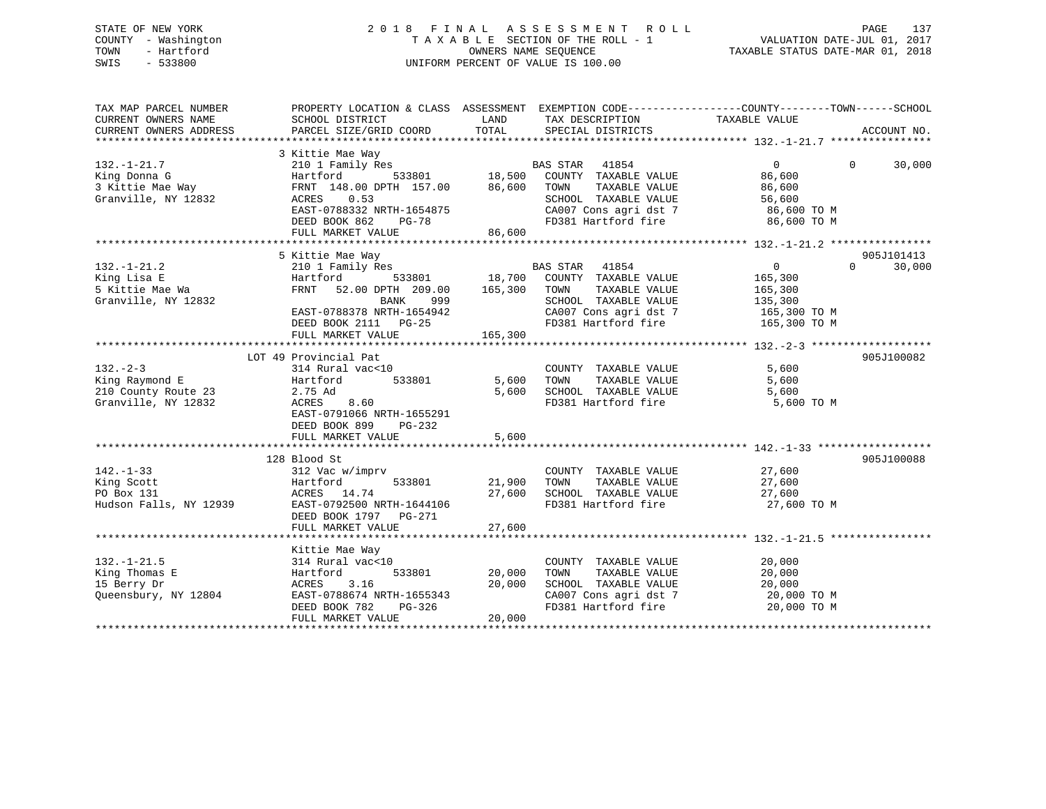STATE OF NEW YORK                    2 0 1 8   F I N A L   A S S E S S M E N T   R O L L
COUNTY - Washington                  T A X A B L E  SECTION OF THE ROLL - 1          VALUATION DATE-JUL 01, 2017
TOWN - Hartford                      OWNERS NAME SEQUENCE                    TAXABLE STATUS DATE-MAR 01, 2018
SWIS - 533800                        UNIFORM PERCENT OF VALUE IS 100.00

```
TAX MAP PARCEL NUMBER          PROPERTY LOCATION & CLASS  ASSESSMENT  EXEMPTION CODE------------------COUNTY--------TOWN------SCHOOL
CURRENT OWNERS NAME            SCHOOL DISTRICT               LAND      TAX DESCRIPTION            TAXABLE VALUE
CURRENT OWNERS ADDRESS         PARCEL SIZE/GRID COORD        TOTAL     SPECIAL DISTRICTS                                  ACCOUNT NO.
******************************************************************************************************* 132.-1-21.7 ****************
                               3 Kittie Mae Way
132.-1-21.7                    210 1 Family Res                        BAS STAR   41854                   0           0      30,000
King Donna G                   Hartford          533801      18,500    COUNTY  TAXABLE VALUE           86,600
3 Kittie Mae Way               FRNT 148.00 DPTH 157.00       86,600    TOWN    TAXABLE VALUE           86,600
Granville, NY 12832            ACRES     0.53                          SCHOOL  TAXABLE VALUE           56,600
                               EAST-0788332 NRTH-1654875               CA007 Cons agri dst 7            86,600 TO M
                               DEED BOOK 862     PG-78                 FD381 Hartford fire              86,600 TO M
                               FULL MARKET VALUE             86,600
******************************************************************************************************* 132.-1-21.2 ****************
                               5 Kittie Mae Way                                                                        905J101413
132.-1-21.2                    210 1 Family Res                        BAS STAR   41854                   0           0      30,000
King Lisa E                    Hartford          533801      18,700    COUNTY  TAXABLE VALUE          165,300
5 Kittie Mae Wa                FRNT  52.00 DPTH 209.00      165,300    TOWN    TAXABLE VALUE          165,300
Granville, NY 12832                         BANK     999               SCHOOL  TAXABLE VALUE          135,300
                               EAST-0788378 NRTH-1654942               CA007 Cons agri dst 7           165,300 TO M
                               DEED BOOK 2111    PG-25                 FD381 Hartford fire             165,300 TO M
                               FULL MARKET VALUE            165,300
******************************************************************************************************* 132.-2-3 *******************
                               LOT 49 Provincial Pat                                                                   905J100082
132.-2-3                       314 Rural vac<10                        COUNTY  TAXABLE VALUE            5,600
King Raymond E                 Hartford          533801       5,600    TOWN    TAXABLE VALUE            5,600
210 County Route 23            2.75 Ad                        5,600    SCHOOL  TAXABLE VALUE            5,600
Granville, NY 12832            ACRES     8.60                          FD381 Hartford fire               5,600 TO M
                               EAST-0791066 NRTH-1655291
                               DEED BOOK 899     PG-232
                               FULL MARKET VALUE              5,600
******************************************************************************************************* 142.-1-33 ******************
                               128 Blood St                                                                            905J100088
142.-1-33                      312 Vac w/imprv                         COUNTY  TAXABLE VALUE           27,600
King Scott                     Hartford          533801      21,900    TOWN    TAXABLE VALUE           27,600
PO Box 131                     ACRES    14.74                27,600    SCHOOL  TAXABLE VALUE           27,600
Hudson Falls, NY 12939         EAST-0792500 NRTH-1644106               FD381 Hartford fire              27,600 TO M
                               DEED BOOK 1797    PG-271
                               FULL MARKET VALUE             27,600
******************************************************************************************************* 132.-1-21.5 ****************
                               Kittie Mae Way
132.-1-21.5                    314 Rural vac<10                        COUNTY  TAXABLE VALUE           20,000
King Thomas E                  Hartford          533801      20,000    TOWN    TAXABLE VALUE           20,000
15 Berry Dr                    ACRES     3.16                20,000    SCHOOL  TAXABLE VALUE           20,000
Queensbury, NY 12804           EAST-0788674 NRTH-1655343               CA007 Cons agri dst 7            20,000 TO M
                               DEED BOOK 782     PG-326                FD381 Hartford fire              20,000 TO M
                               FULL MARKET VALUE             20,000
************************************************************************************************************************************
```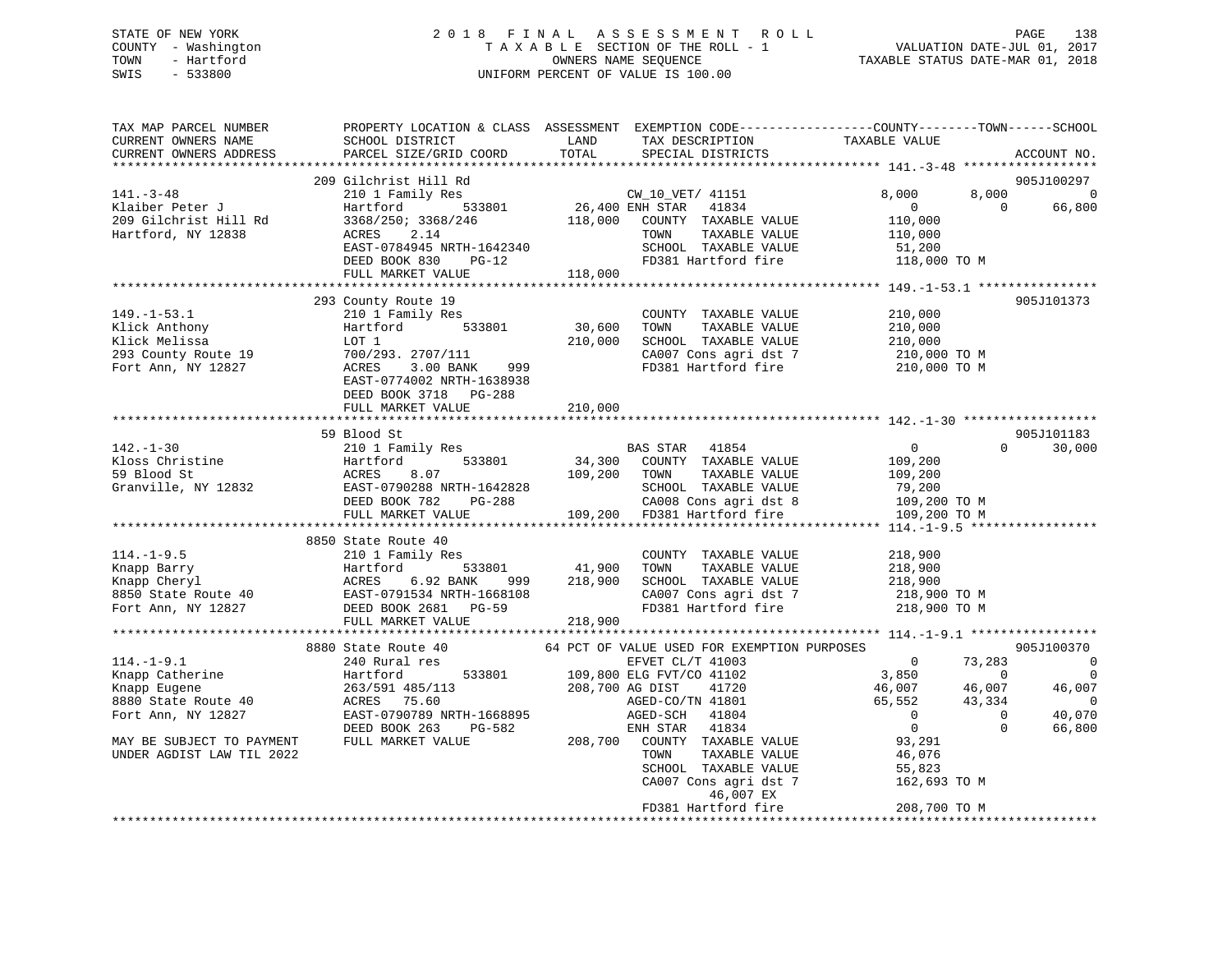STATE OF NEW YORK
COUNTY - Washington
TOWN - Hartford
SWIS - 533800

2 0 1 8 F I N A L A S S E S S M E N T R O L L
T A X A B L E SECTION OF THE ROLL - 1
OWNERS NAME SEQUENCE
UNIFORM PERCENT OF VALUE IS 100.00

VALUATION DATE-JUL 01, 2017
TAXABLE STATUS DATE-MAR 01, 2018

```
TAX MAP PARCEL NUMBER          PROPERTY LOCATION & CLASS  ASSESSMENT  EXEMPTION CODE------------------COUNTY--------TOWN------SCHOOL
CURRENT OWNERS NAME            SCHOOL DISTRICT              LAND      TAX DESCRIPTION              TAXABLE VALUE
CURRENT OWNERS ADDRESS         PARCEL SIZE/GRID COORD       TOTAL     SPECIAL DISTRICTS                                      ACCOUNT NO.
******************************************************************************************************* 141.-3-48 ******************
                               209 Gilchrist Hill Rd                                                                      905J100297
141.-3-48                      210 1 Family Res                       CW_10_VET/ 41151               8,000        8,000            0
Klaiber Peter J                Hartford          533801       26,400 ENH STAR    41834                   0            0       66,800
209 Gilchrist Hill Rd          3368/250; 3368/246           118,000   COUNTY   TAXABLE VALUE         110,000
Hartford, NY 12838             ACRES     2.14                         TOWN     TAXABLE VALUE         110,000
                               EAST-0784945 NRTH-1642340              SCHOOL   TAXABLE VALUE          51,200
                               DEED BOOK 830     PG-12                FD381 Hartford fire            118,000 TO M
                               FULL MARKET VALUE            118,000
******************************************************************************************************* 149.-1-53.1 ****************
                               293 County Route 19                                                                        905J101373
149.-1-53.1                    210 1 Family Res                       COUNTY   TAXABLE VALUE         210,000
Klick Anthony                  Hartford          533801       30,600  TOWN     TAXABLE VALUE         210,000
Klick Melissa                  LOT 1                         210,000  SCHOOL   TAXABLE VALUE         210,000
293 County Route 19            700/293. 2707/111                      CA007 Cons agri dst 7          210,000 TO M
Fort Ann, NY 12827             ACRES     3.00 BANK     999            FD381 Hartford fire            210,000 TO M
                               EAST-0774002 NRTH-1638938
                               DEED BOOK 3718    PG-288
                               FULL MARKET VALUE            210,000
******************************************************************************************************* 142.-1-30 ******************
                               59 Blood St                                                                                905J101183
142.-1-30                      210 1 Family Res                       BAS STAR    41854                   0            0       30,000
Kloss Christine                Hartford          533801       34,300  COUNTY   TAXABLE VALUE         109,200
59 Blood St                    ACRES     8.07                109,200  TOWN     TAXABLE VALUE         109,200
Granville, NY 12832            EAST-0790288 NRTH-1642828              SCHOOL   TAXABLE VALUE          79,200
                               DEED BOOK 782     PG-288               CA008 Cons agri dst 8          109,200 TO M
                               FULL MARKET VALUE            109,200   FD381 Hartford fire            109,200 TO M
******************************************************************************************************* 114.-1-9.5 *****************
                               8850 State Route 40
114.-1-9.5                     210 1 Family Res                       COUNTY   TAXABLE VALUE         218,900
Knapp Barry                    Hartford          533801       41,900  TOWN     TAXABLE VALUE         218,900
Knapp Cheryl                   ACRES     6.92 BANK     999   218,900  SCHOOL   TAXABLE VALUE         218,900
8850 State Route 40            EAST-0791534 NRTH-1668108              CA007 Cons agri dst 7          218,900 TO M
Fort Ann, NY 12827             DEED BOOK 2681    PG-59                FD381 Hartford fire            218,900 TO M
                               FULL MARKET VALUE            218,900
******************************************************************************************************* 114.-1-9.1 *****************
                               8880 State Route 40          64 PCT OF VALUE USED FOR EXEMPTION PURPOSES                   905J100370
114.-1-9.1                     240 Rural res                          EFVET CL/T 41003                    0       73,283            0
Knapp Catherine                Hartford          533801      109,800 ELG FVT/CO 41102                3,850            0            0
Knapp Eugene                   263/591 485/113              208,700 AG DIST     41720               46,007       46,007       46,007
8880 State Route 40            ACRES    75.60                         AGED-CO/TN 41801               65,552       43,334            0
Fort Ann, NY 12827             EAST-0790789 NRTH-1668895              AGED-SCH    41804                   0            0       40,070
                               DEED BOOK 263     PG-582               ENH STAR    41834                   0            0       66,800
MAY BE SUBJECT TO PAYMENT      FULL MARKET VALUE            208,700   COUNTY   TAXABLE VALUE          93,291
UNDER AGDIST LAW TIL 2022                                             TOWN     TAXABLE VALUE          46,076
                                                                      SCHOOL   TAXABLE VALUE          55,823
                                                                      CA007 Cons agri dst 7          162,693 TO M
                                                                             46,007 EX
                                                                      FD381 Hartford fire            208,700 TO M
************************************************************************************************************************************
```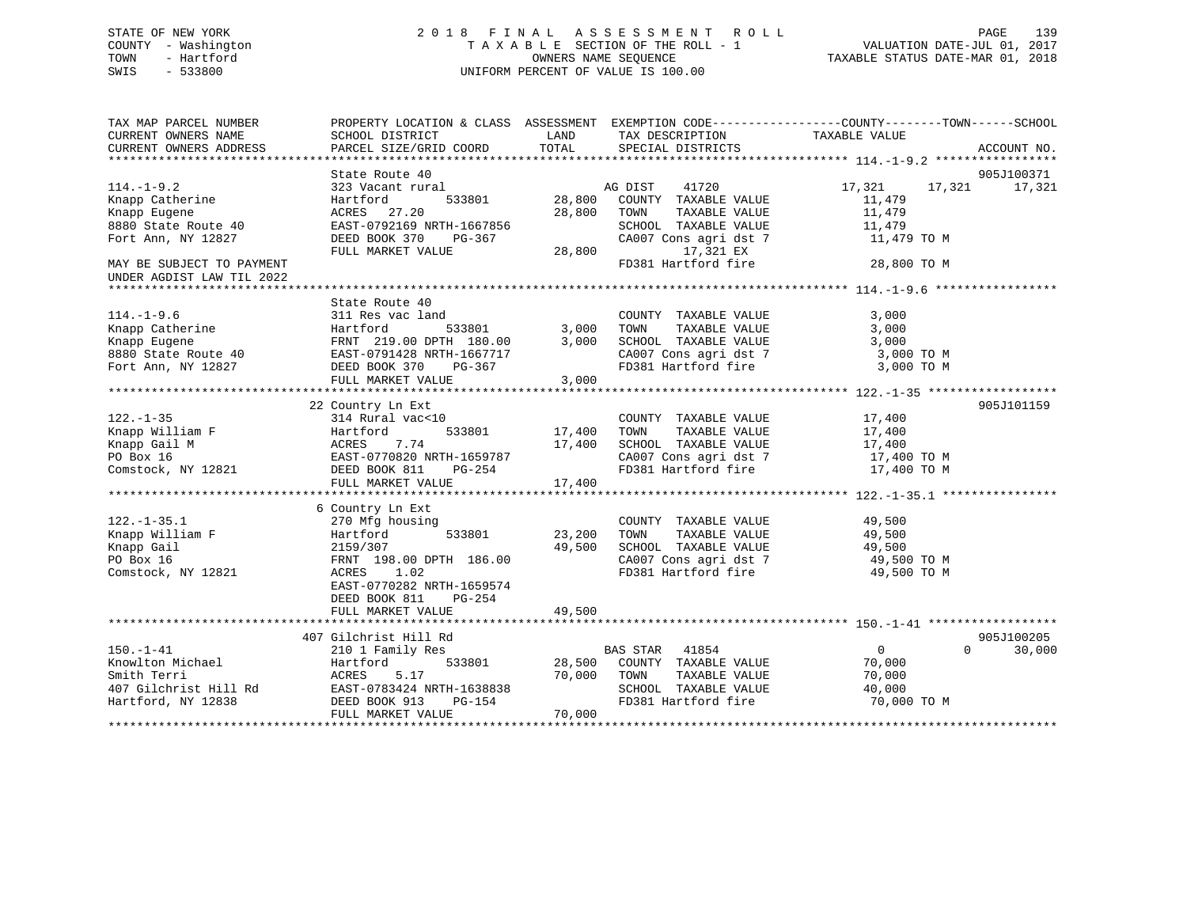STATE OF NEW YORK
COUNTY - Washington
TOWN - Hartford
SWIS - 533800

# 2018 FINAL ASSESSMENT ROLL

TAXABLE SECTION OF THE ROLL - 1
OWNERS NAME SEQUENCE
UNIFORM PERCENT OF VALUE IS 100.00

VALUATION DATE-JUL 01, 2017
TAXABLE STATUS DATE-MAR 01, 2018

```
TAX MAP PARCEL NUMBER      PROPERTY LOCATION & CLASS  ASSESSMENT  EXEMPTION CODE------------------COUNTY--------TOWN------SCHOOL
CURRENT OWNERS NAME        SCHOOL DISTRICT              LAND      TAX DESCRIPTION              TAXABLE VALUE
CURRENT OWNERS ADDRESS     PARCEL SIZE/GRID COORD       TOTAL     SPECIAL DISTRICTS                                     ACCOUNT NO.
******************************************************************************************************* 114.-1-9.2 *****************
                           State Route 40                                                                             905J100371
114.-1-9.2                 323 Vacant rural                    AG DIST    41720              17,321     17,321     17,321
Knapp Catherine            Hartford          533801    28,800   COUNTY  TAXABLE VALUE         11,479
Knapp Eugene               ACRES   27.20               28,800   TOWN    TAXABLE VALUE         11,479
8880 State Route 40        EAST-0792169 NRTH-1667856            SCHOOL  TAXABLE VALUE         11,479
Fort Ann, NY 12827         DEED BOOK 370    PG-367               CA007 Cons agri dst 7         11,479 TO M
                           FULL MARKET VALUE           28,800            17,321 EX
MAY BE SUBJECT TO PAYMENT                                        FD381 Hartford fire           28,800 TO M
UNDER AGDIST LAW TIL 2022
******************************************************************************************************* 114.-1-9.6 *****************
                           State Route 40
114.-1-9.6                 311 Res vac land                     COUNTY  TAXABLE VALUE          3,000
Knapp Catherine            Hartford          533801     3,000   TOWN    TAXABLE VALUE          3,000
Knapp Eugene               FRNT 219.00 DPTH 180.00      3,000   SCHOOL  TAXABLE VALUE          3,000
8880 State Route 40        EAST-0791428 NRTH-1667717            CA007 Cons agri dst 7           3,000 TO M
Fort Ann, NY 12827         DEED BOOK 370    PG-367               FD381 Hartford fire            3,000 TO M
                           FULL MARKET VALUE            3,000
******************************************************************************************************* 122.-1-35 ******************
                           22 Country Ln Ext                                                                          905J101159
122.-1-35                  314 Rural vac<10                     COUNTY  TAXABLE VALUE         17,400
Knapp William F            Hartford          533801    17,400   TOWN    TAXABLE VALUE         17,400
Knapp Gail M               ACRES    7.74               17,400   SCHOOL  TAXABLE VALUE         17,400
PO Box 16                  EAST-0770820 NRTH-1659787            CA007 Cons agri dst 7          17,400 TO M
Comstock, NY 12821         DEED BOOK 811    PG-254               FD381 Hartford fire           17,400 TO M
                           FULL MARKET VALUE           17,400
******************************************************************************************************* 122.-1-35.1 ****************
                           6 Country Ln Ext
122.-1-35.1                270 Mfg housing                      COUNTY  TAXABLE VALUE         49,500
Knapp William F            Hartford          533801    23,200   TOWN    TAXABLE VALUE         49,500
Knapp Gail                 2159/307                    49,500   SCHOOL  TAXABLE VALUE         49,500
PO Box 16                  FRNT 198.00 DPTH 186.00              CA007 Cons agri dst 7          49,500 TO M
Comstock, NY 12821         ACRES    1.02                        FD381 Hartford fire            49,500 TO M
                           EAST-0770282 NRTH-1659574
                           DEED BOOK 811    PG-254
                           FULL MARKET VALUE           49,500
******************************************************************************************************* 150.-1-41 ******************
                           407 Gilchrist Hill Rd                                                                      905J100205
150.-1-41                  210 1 Family Res                     BAS STAR   41854                  0          0     30,000
Knowlton Michael           Hartford          533801    28,500   COUNTY  TAXABLE VALUE         70,000
Smith Terri                ACRES    5.17               70,000   TOWN    TAXABLE VALUE         70,000
407 Gilchrist Hill Rd      EAST-0783424 NRTH-1638838            SCHOOL  TAXABLE VALUE         40,000
Hartford, NY 12838         DEED BOOK 913    PG-154               FD381 Hartford fire           70,000 TO M
                           FULL MARKET VALUE           70,000
************************************************************************************************************************************
```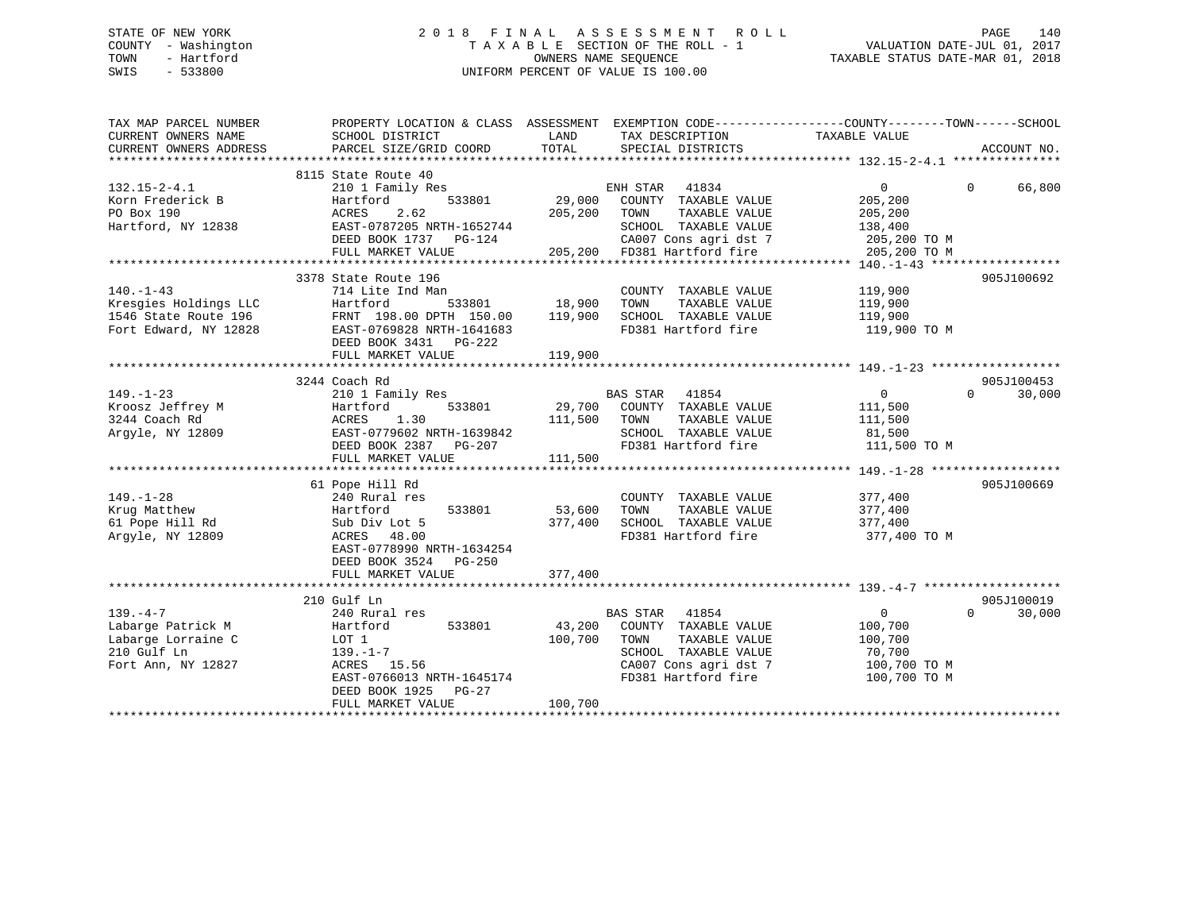STATE OF NEW YORK
COUNTY - Washington
TOWN - Hartford
SWIS - 533800

# 2018 FINAL ASSESSMENT ROLL

TAXABLE SECTION OF THE ROLL - 1
OWNERS NAME SEQUENCE
UNIFORM PERCENT OF VALUE IS 100.00

VALUATION DATE-JUL 01, 2017
TAXABLE STATUS DATE-MAR 01, 2018

| TAX MAP PARCEL NUMBER / CURRENT OWNERS NAME / CURRENT OWNERS ADDRESS | PROPERTY LOCATION & CLASS / SCHOOL DISTRICT / PARCEL SIZE/GRID COORD | ASSESSMENT LAND | TOTAL | EXEMPTION CODE / TAX DESCRIPTION / SPECIAL DISTRICTS | COUNTY TAXABLE VALUE | TOWN | SCHOOL | ACCOUNT NO. |
|---|---|---|---|---|---|---|---|---|
| | 8115 State Route 40 | | | | | | | |
| 132.15-2-4.1 | 210 1 Family Res | | | ENH STAR 41834 | 0 | 0 | 66,800 | |
| Korn Frederick B | Hartford 533801 | 29,000 | | COUNTY TAXABLE VALUE | 205,200 | | | |
| PO Box 190 | ACRES 2.62 | | 205,200 | TOWN TAXABLE VALUE | 205,200 | | | |
| Hartford, NY 12838 | EAST-0787205 NRTH-1652744 | | | SCHOOL TAXABLE VALUE | 138,400 | | | |
| | DEED BOOK 1737 PG-124 | | | CA007 Cons agri dst 7 | 205,200 TO M | | | |
| | FULL MARKET VALUE | | 205,200 | FD381 Hartford fire | 205,200 TO M | | | |
| | 3378 State Route 196 | | | | | | | 905J100692 |
| 140.-1-43 | 714 Lite Ind Man | | | COUNTY TAXABLE VALUE | 119,900 | | | |
| Kresgies Holdings LLC | Hartford 533801 | 18,900 | | TOWN TAXABLE VALUE | 119,900 | | | |
| 1546 State Route 196 | FRNT 198.00 DPTH 150.00 | | 119,900 | SCHOOL TAXABLE VALUE | 119,900 | | | |
| Fort Edward, NY 12828 | EAST-0769828 NRTH-1641683 | | | FD381 Hartford fire | 119,900 TO M | | | |
| | DEED BOOK 3431 PG-222 | | | | | | | |
| | FULL MARKET VALUE | | 119,900 | | | | | |
| | 3244 Coach Rd | | | | | | | 905J100453 |
| 149.-1-23 | 210 1 Family Res | | | BAS STAR 41854 | 0 | 0 | 30,000 | |
| Kroosz Jeffrey M | Hartford 533801 | 29,700 | | COUNTY TAXABLE VALUE | 111,500 | | | |
| 3244 Coach Rd | ACRES 1.30 | | 111,500 | TOWN TAXABLE VALUE | 111,500 | | | |
| Argyle, NY 12809 | EAST-0779602 NRTH-1639842 | | | SCHOOL TAXABLE VALUE | 81,500 | | | |
| | DEED BOOK 2387 PG-207 | | | FD381 Hartford fire | 111,500 TO M | | | |
| | FULL MARKET VALUE | | 111,500 | | | | | |
| | 61 Pope Hill Rd | | | | | | | 905J100669 |
| 149.-1-28 | 240 Rural res | | | COUNTY TAXABLE VALUE | 377,400 | | | |
| Krug Matthew | Hartford 533801 | 53,600 | | TOWN TAXABLE VALUE | 377,400 | | | |
| 61 Pope Hill Rd | Sub Div Lot 5 | | 377,400 | SCHOOL TAXABLE VALUE | 377,400 | | | |
| Argyle, NY 12809 | ACRES 48.00 | | | FD381 Hartford fire | 377,400 TO M | | | |
| | EAST-0778990 NRTH-1634254 | | | | | | | |
| | DEED BOOK 3524 PG-250 | | | | | | | |
| | FULL MARKET VALUE | | 377,400 | | | | | |
| | 210 Gulf Ln | | | | | | | 905J100019 |
| 139.-4-7 | 240 Rural res | | | BAS STAR 41854 | 0 | 0 | 30,000 | |
| Labarge Patrick M | Hartford 533801 | 43,200 | | COUNTY TAXABLE VALUE | 100,700 | | | |
| Labarge Lorraine C | LOT 1 | | 100,700 | TOWN TAXABLE VALUE | 100,700 | | | |
| 210 Gulf Ln | 139.-1-7 | | | SCHOOL TAXABLE VALUE | 70,700 | | | |
| Fort Ann, NY 12827 | ACRES 15.56 | | | CA007 Cons agri dst 7 | 100,700 TO M | | | |
| | EAST-0766013 NRTH-1645174 | | | FD381 Hartford fire | 100,700 TO M | | | |
| | DEED BOOK 1925 PG-27 | | | | | | | |
| | FULL MARKET VALUE | | 100,700 | | | | | |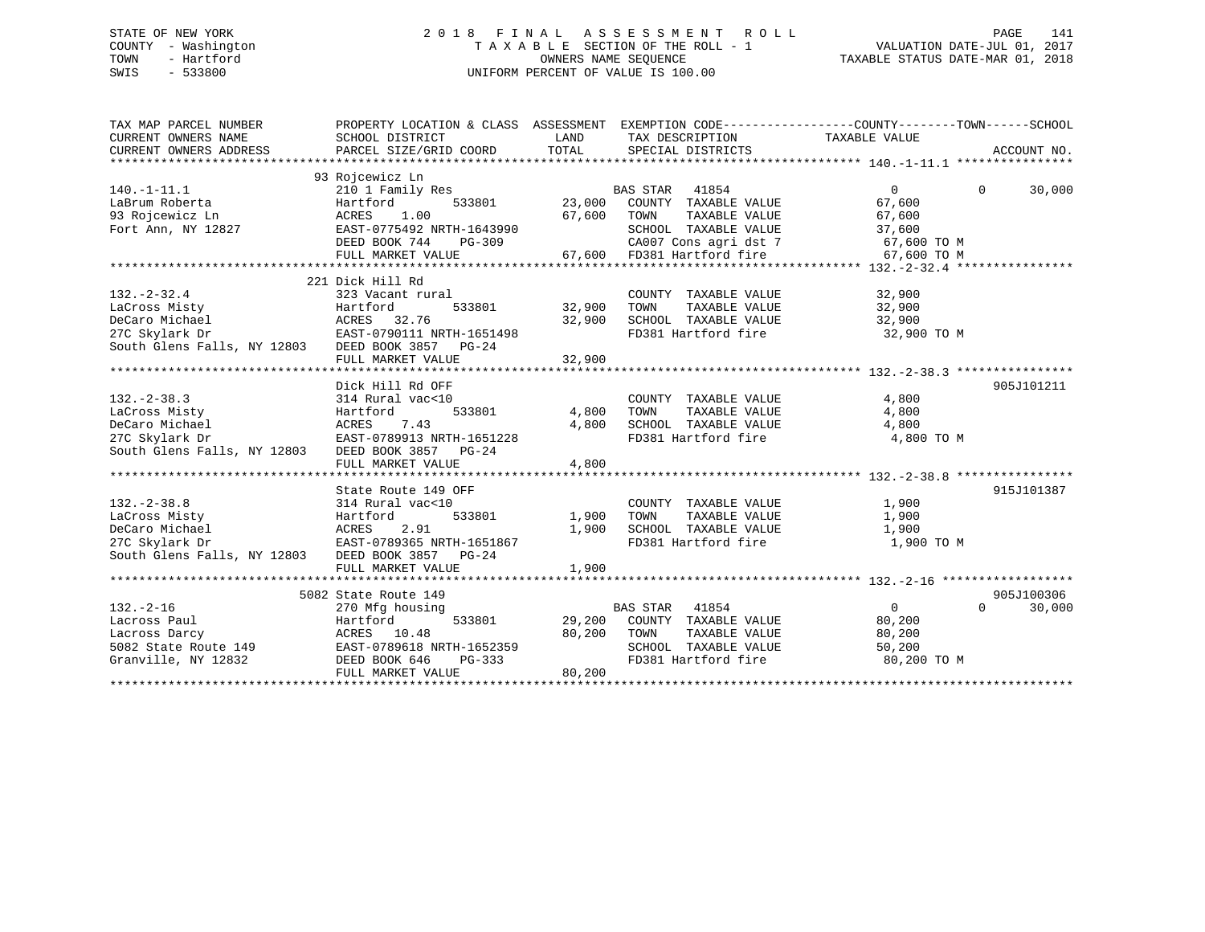STATE OF NEW YORK
COUNTY - Washington
TOWN - Hartford
SWIS - 533800

2 0 1 8 F I N A L A S S E S S M E N T R O L L
T A X A B L E SECTION OF THE ROLL - 1
OWNERS NAME SEQUENCE
UNIFORM PERCENT OF VALUE IS 100.00

VALUATION DATE-JUL 01, 2017
TAXABLE STATUS DATE-MAR 01, 2018

| TAX MAP PARCEL NUMBER / CURRENT OWNERS NAME / CURRENT OWNERS ADDRESS | PROPERTY LOCATION & CLASS / SCHOOL DISTRICT / PARCEL SIZE/GRID COORD | ASSESSMENT LAND / TOTAL | EXEMPTION CODE / TAX DESCRIPTION / SPECIAL DISTRICTS | COUNTY TAXABLE VALUE | TOWN | SCHOOL | ACCOUNT NO. |
|---|---|---|---|---|---|---|---|
| **140.-1-11.1** | 93 Rojcewicz Ln | | | | | | |
| 140.-1-11.1 | 210 1 Family Res | | BAS STAR 41854 | 0 | 0 | 30,000 | |
| LaBrum Roberta | Hartford 533801 | 23,000 | COUNTY TAXABLE VALUE | 67,600 | | | |
| 93 Rojcewicz Ln | ACRES 1.00 | 67,600 | TOWN TAXABLE VALUE | 67,600 | | | |
| Fort Ann, NY 12827 | EAST-0775492 NRTH-1643990 | | SCHOOL TAXABLE VALUE | 37,600 | | | |
| | DEED BOOK 744 PG-309 | | CA007 Cons agri dst 7 | 67,600 TO M | | | |
| | FULL MARKET VALUE | 67,600 | FD381 Hartford fire | 67,600 TO M | | | |
| **132.-2-32.4** | 221 Dick Hill Rd | | | | | | |
| 132.-2-32.4 | 323 Vacant rural | | COUNTY TAXABLE VALUE | 32,900 | | | |
| LaCross Misty | Hartford 533801 | 32,900 | TOWN TAXABLE VALUE | 32,900 | | | |
| DeCaro Michael | ACRES 32.76 | 32,900 | SCHOOL TAXABLE VALUE | 32,900 | | | |
| 27C Skylark Dr | EAST-0790111 NRTH-1651498 | | FD381 Hartford fire | 32,900 TO M | | | |
| South Glens Falls, NY 12803 | DEED BOOK 3857 PG-24 | | | | | | |
| | FULL MARKET VALUE | 32,900 | | | | | |
| **132.-2-38.3** | Dick Hill Rd OFF | | | | | | 905J101211 |
| 132.-2-38.3 | 314 Rural vac<10 | | COUNTY TAXABLE VALUE | 4,800 | | | |
| LaCross Misty | Hartford 533801 | 4,800 | TOWN TAXABLE VALUE | 4,800 | | | |
| DeCaro Michael | ACRES 7.43 | 4,800 | SCHOOL TAXABLE VALUE | 4,800 | | | |
| 27C Skylark Dr | EAST-0789913 NRTH-1651228 | | FD381 Hartford fire | 4,800 TO M | | | |
| South Glens Falls, NY 12803 | DEED BOOK 3857 PG-24 | | | | | | |
| | FULL MARKET VALUE | 4,800 | | | | | |
| **132.-2-38.8** | State Route 149 OFF | | | | | | 915J101387 |
| 132.-2-38.8 | 314 Rural vac<10 | | COUNTY TAXABLE VALUE | 1,900 | | | |
| LaCross Misty | Hartford 533801 | 1,900 | TOWN TAXABLE VALUE | 1,900 | | | |
| DeCaro Michael | ACRES 2.91 | 1,900 | SCHOOL TAXABLE VALUE | 1,900 | | | |
| 27C Skylark Dr | EAST-0789365 NRTH-1651867 | | FD381 Hartford fire | 1,900 TO M | | | |
| South Glens Falls, NY 12803 | DEED BOOK 3857 PG-24 | | | | | | |
| | FULL MARKET VALUE | 1,900 | | | | | |
| **132.-2-16** | 5082 State Route 149 | | | | | | 905J100306 |
| 132.-2-16 | 270 Mfg housing | | BAS STAR 41854 | 0 | 0 | 30,000 | |
| Lacross Paul | Hartford 533801 | 29,200 | COUNTY TAXABLE VALUE | 80,200 | | | |
| Lacross Darcy | ACRES 10.48 | 80,200 | TOWN TAXABLE VALUE | 80,200 | | | |
| 5082 State Route 149 | EAST-0789618 NRTH-1652359 | | SCHOOL TAXABLE VALUE | 50,200 | | | |
| Granville, NY 12832 | DEED BOOK 646 PG-333 | | FD381 Hartford fire | 80,200 TO M | | | |
| | FULL MARKET VALUE | 80,200 | | | | | |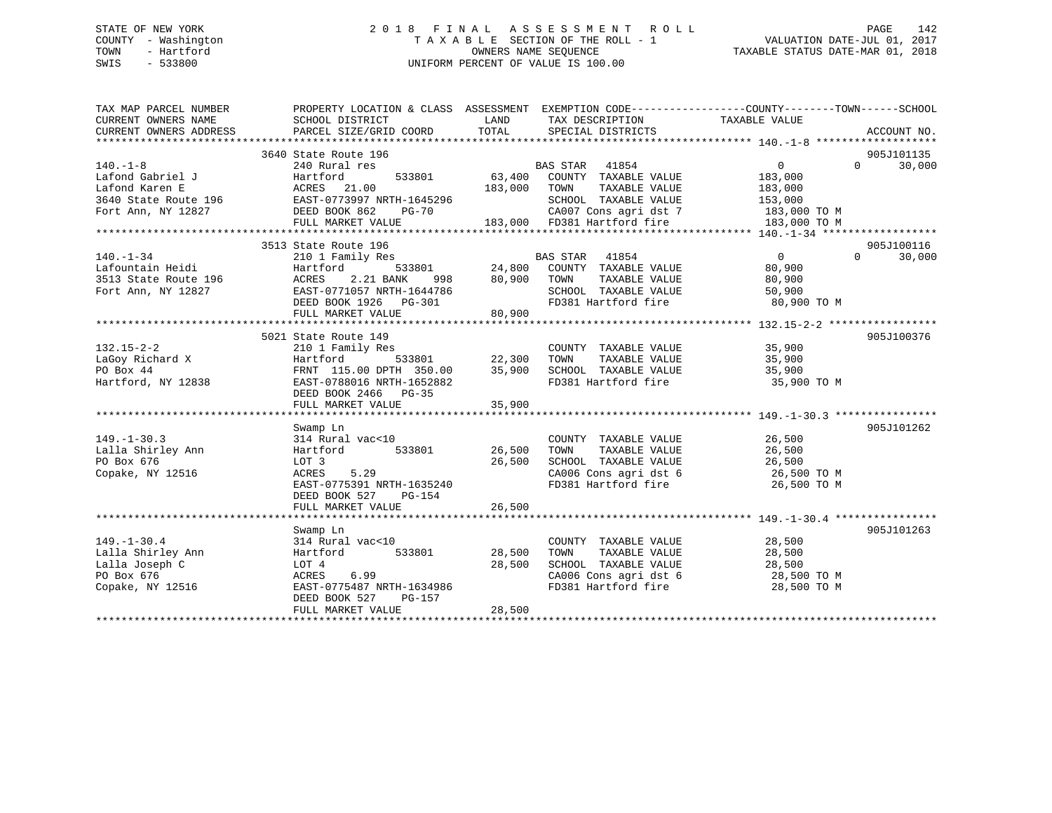STATE OF NEW YORK
COUNTY - Washington
TOWN - Hartford
SWIS - 533800

# 2018 FINAL ASSESSMENT ROLL

TAXABLE SECTION OF THE ROLL - 1
OWNERS NAME SEQUENCE
UNIFORM PERCENT OF VALUE IS 100.00

VALUATION DATE-JUL 01, 2017
TAXABLE STATUS DATE-MAR 01, 2018

```
TAX MAP PARCEL NUMBER          PROPERTY LOCATION & CLASS  ASSESSMENT  EXEMPTION CODE------------------COUNTY--------TOWN------SCHOOL
CURRENT OWNERS NAME            SCHOOL DISTRICT             LAND       TAX DESCRIPTION                TAXABLE VALUE
CURRENT OWNERS ADDRESS         PARCEL SIZE/GRID COORD      TOTAL      SPECIAL DISTRICTS                                        ACCOUNT NO.
******************************************************************************************************* 140.-1-8 ******************
                               3640 State Route 196                                                                          905J101135
140.-1-8                       240 Rural res                          BAS STAR  41854                 0              0      30,000
Lafond Gabriel J               Hartford        533801       63,400    COUNTY  TAXABLE VALUE         183,000
Lafond Karen E                 ACRES  21.00                183,000    TOWN    TAXABLE VALUE         183,000
3640 State Route 196           EAST-0773997 NRTH-1645296              SCHOOL  TAXABLE VALUE         153,000
Fort Ann, NY 12827             DEED BOOK 862    PG-70                 CA007 Cons agri dst 7          183,000 TO M
                               FULL MARKET VALUE           183,000    FD381 Hartford fire            183,000 TO M
******************************************************************************************************* 140.-1-34 *****************
                               3513 State Route 196                                                                          905J100116
140.-1-34                      210 1 Family Res                       BAS STAR  41854                 0              0      30,000
Lafountain Heidi               Hartford        533801       24,800    COUNTY  TAXABLE VALUE          80,900
3513 State Route 196           ACRES   2.21 BANK    998     80,900    TOWN    TAXABLE VALUE          80,900
Fort Ann, NY 12827             EAST-0771057 NRTH-1644786              SCHOOL  TAXABLE VALUE          50,900
                               DEED BOOK 1926   PG-301                FD381 Hartford fire             80,900 TO M
                               FULL MARKET VALUE            80,900
******************************************************************************************************* 132.15-2-2 ****************
                               5021 State Route 149                                                                          905J100376
132.15-2-2                     210 1 Family Res                       COUNTY  TAXABLE VALUE          35,900
LaGoy Richard X                Hartford        533801       22,300    TOWN    TAXABLE VALUE          35,900
PO Box 44                      FRNT 115.00 DPTH 350.00      35,900    SCHOOL  TAXABLE VALUE          35,900
Hartford, NY 12838             EAST-0788016 NRTH-1652882              FD381 Hartford fire             35,900 TO M
                               DEED BOOK 2466   PG-35
                               FULL MARKET VALUE            35,900
******************************************************************************************************* 149.-1-30.3 ***************
                               Swamp Ln                                                                                      905J101262
149.-1-30.3                    314 Rural vac<10                       COUNTY  TAXABLE VALUE          26,500
Lalla Shirley Ann              Hartford        533801       26,500    TOWN    TAXABLE VALUE          26,500
PO Box 676                     LOT 3                        26,500    SCHOOL  TAXABLE VALUE          26,500
Copake, NY 12516               ACRES   5.29                           CA006 Cons agri dst 6           26,500 TO M
                               EAST-0775391 NRTH-1635240              FD381 Hartford fire             26,500 TO M
                               DEED BOOK 527    PG-154
                               FULL MARKET VALUE            26,500
******************************************************************************************************* 149.-1-30.4 ***************
                               Swamp Ln                                                                                      905J101263
149.-1-30.4                    314 Rural vac<10                       COUNTY  TAXABLE VALUE          28,500
Lalla Shirley Ann              Hartford        533801       28,500    TOWN    TAXABLE VALUE          28,500
Lalla Joseph C                 LOT 4                        28,500    SCHOOL  TAXABLE VALUE          28,500
PO Box 676                     ACRES   6.99                           CA006 Cons agri dst 6           28,500 TO M
Copake, NY 12516               EAST-0775487 NRTH-1634986              FD381 Hartford fire             28,500 TO M
                               DEED BOOK 527    PG-157
                               FULL MARKET VALUE            28,500
************************************************************************************************************************************
```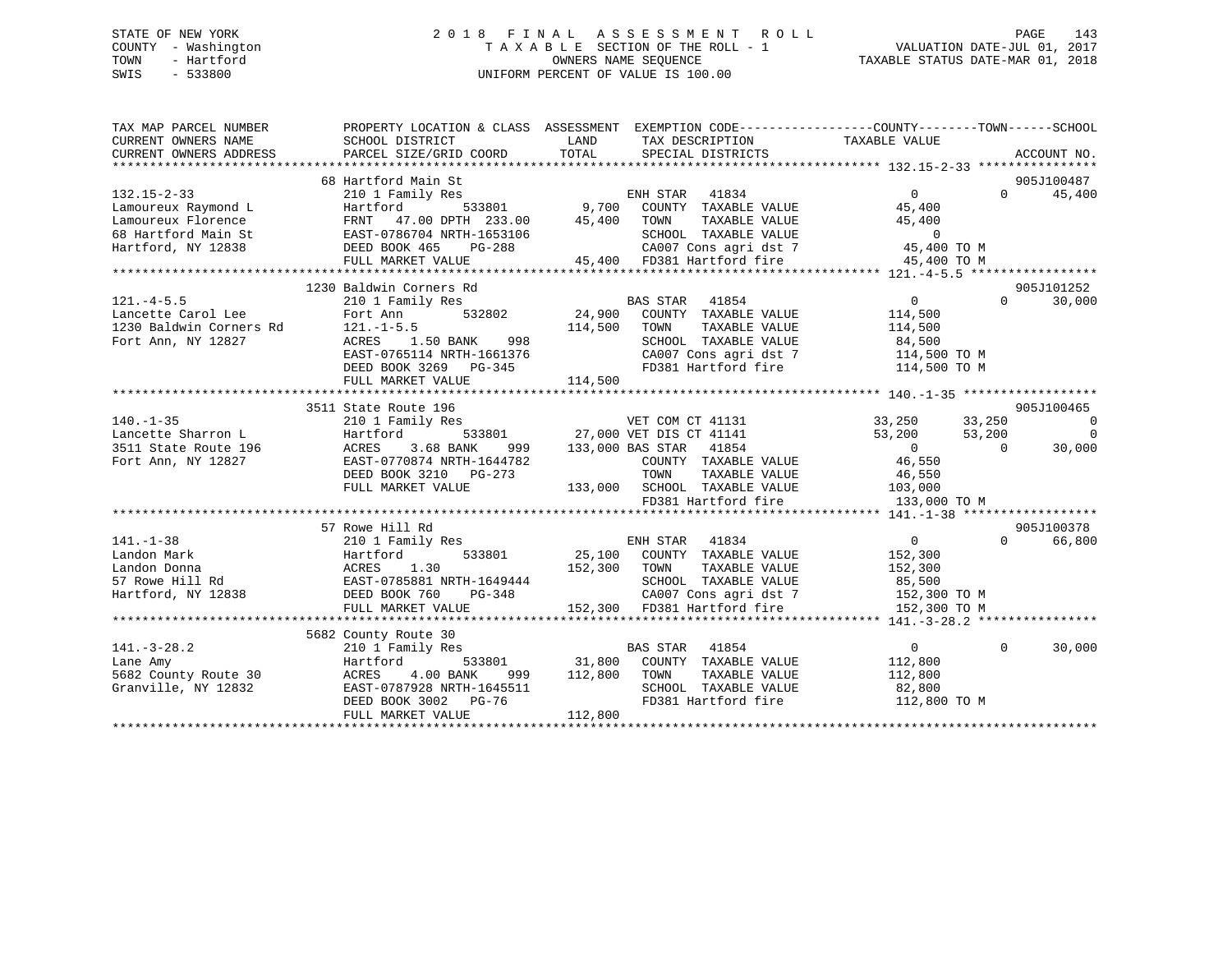STATE OF NEW YORK — 2018 FINAL ASSESSMENT ROLL
COUNTY - Washington — TAXABLE SECTION OF THE ROLL - 1 — VALUATION DATE-JUL 01, 2017
TOWN - Hartford — OWNERS NAME SEQUENCE — TAXABLE STATUS DATE-MAR 01, 2018
SWIS - 533800 — UNIFORM PERCENT OF VALUE IS 100.00

```
TAX MAP PARCEL NUMBER     PROPERTY LOCATION & CLASS  ASSESSMENT  EXEMPTION CODE------------------COUNTY--------TOWN------SCHOOL
CURRENT OWNERS NAME       SCHOOL DISTRICT               LAND      TAX DESCRIPTION             TAXABLE VALUE
CURRENT OWNERS ADDRESS    PARCEL SIZE/GRID COORD        TOTAL     SPECIAL DISTRICTS                                      ACCOUNT NO.
******************************************************************************************************* 132.15-2-33 ****************
                          68 Hartford Main St                                                                        905J100487
132.15-2-33               210 1 Family Res                        ENH STAR   41834              0              0      45,400
Lamoureux Raymond L       Hartford          533801       9,700    COUNTY  TAXABLE VALUE         45,400
Lamoureux Florence        FRNT   47.00 DPTH 233.00      45,400    TOWN    TAXABLE VALUE         45,400
68 Hartford Main St       EAST-0786704 NRTH-1653106               SCHOOL  TAXABLE VALUE              0
Hartford, NY 12838        DEED BOOK 465    PG-288                 CA007 Cons agri dst 7         45,400 TO M
                          FULL MARKET VALUE              45,400   FD381 Hartford fire           45,400 TO M
******************************************************************************************************* 121.-4-5.5 *****************
                          1230 Baldwin Corners Rd                                                                    905J101252
121.-4-5.5                210 1 Family Res                        BAS STAR   41854              0              0      30,000
Lancette Carol Lee        Fort Ann          532802      24,900    COUNTY  TAXABLE VALUE        114,500
1230 Baldwin Corners Rd   121.-1-5.5                   114,500    TOWN    TAXABLE VALUE        114,500
Fort Ann, NY 12827        ACRES    1.50 BANK    998               SCHOOL  TAXABLE VALUE         84,500
                          EAST-0765114 NRTH-1661376               CA007 Cons agri dst 7        114,500 TO M
                          DEED BOOK 3269   PG-345                 FD381 Hartford fire          114,500 TO M
                          FULL MARKET VALUE             114,500
******************************************************************************************************* 140.-1-35 ******************
                          3511 State Route 196                                                                       905J100465
140.-1-35                 210 1 Family Res                        VET COM CT 41131          33,250         33,250           0
Lancette Sharron L        Hartford          533801      27,000 VET DIS CT 41141             53,200         53,200           0
3511 State Route 196      ACRES    3.68 BANK    999    133,000 BAS STAR   41854                  0              0      30,000
Fort Ann, NY 12827        EAST-0770874 NRTH-1644782               COUNTY  TAXABLE VALUE         46,550
                          DEED BOOK 3210   PG-273                 TOWN    TAXABLE VALUE         46,550
                          FULL MARKET VALUE             133,000   SCHOOL  TAXABLE VALUE        103,000
                                                                  FD381 Hartford fire          133,000 TO M
******************************************************************************************************* 141.-1-38 ******************
                          57 Rowe Hill Rd                                                                            905J100378
141.-1-38                 210 1 Family Res                        ENH STAR   41834              0              0      66,800
Landon Mark               Hartford          533801      25,100    COUNTY  TAXABLE VALUE        152,300
Landon Donna              ACRES    1.30                152,300    TOWN    TAXABLE VALUE        152,300
57 Rowe Hill Rd           EAST-0785881 NRTH-1649444               SCHOOL  TAXABLE VALUE         85,500
Hartford, NY 12838        DEED BOOK 760    PG-348                 CA007 Cons agri dst 7        152,300 TO M
                          FULL MARKET VALUE             152,300   FD381 Hartford fire          152,300 TO M
******************************************************************************************************* 141.-3-28.2 ****************
                          5682 County Route 30
141.-3-28.2               210 1 Family Res                        BAS STAR   41854              0              0      30,000
Lane Amy                  Hartford          533801      31,800    COUNTY  TAXABLE VALUE        112,800
5682 County Route 30      ACRES    4.00 BANK    999    112,800    TOWN    TAXABLE VALUE        112,800
Granville, NY 12832       EAST-0787928 NRTH-1645511               SCHOOL  TAXABLE VALUE         82,800
                          DEED BOOK 3002   PG-76                  FD381 Hartford fire          112,800 TO M
                          FULL MARKET VALUE             112,800
************************************************************************************************************************************
```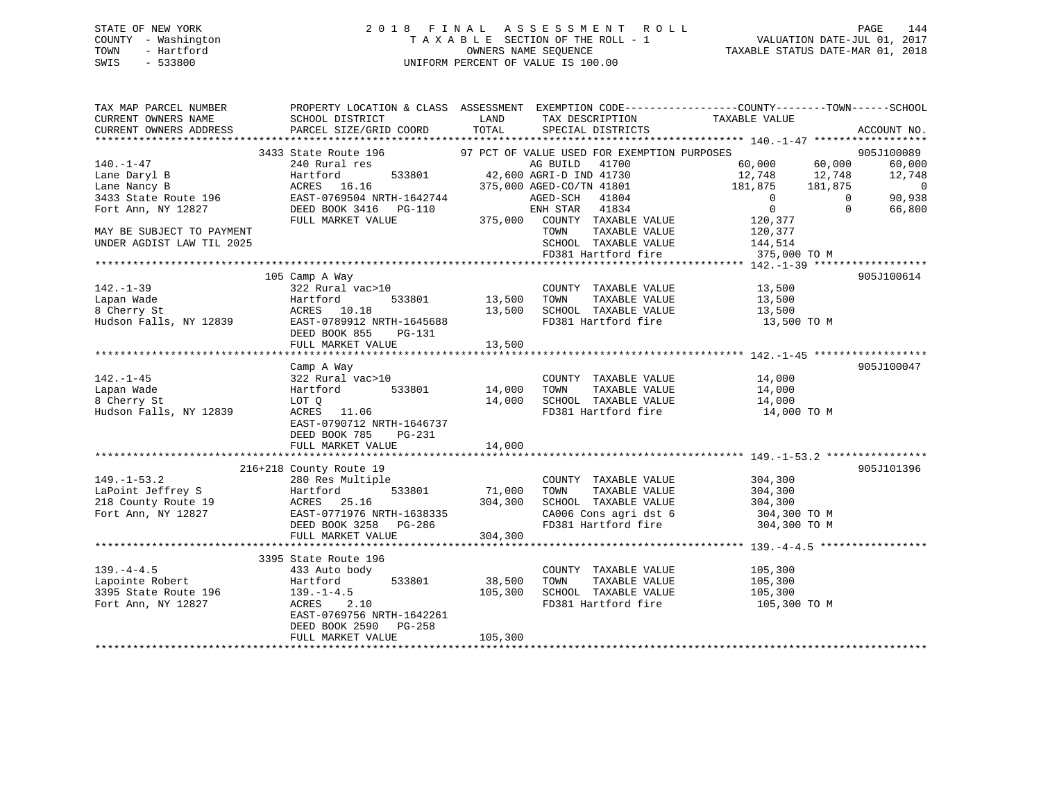STATE OF NEW YORK
COUNTY - Washington
TOWN - Hartford
SWIS - 533800

# 2018 FINAL ASSESSMENT ROLL

TAXABLE SECTION OF THE ROLL - 1
OWNERS NAME SEQUENCE
UNIFORM PERCENT OF VALUE IS 100.00

VALUATION DATE-JUL 01, 2017
TAXABLE STATUS DATE-MAR 01, 2018

```
TAX MAP PARCEL NUMBER          PROPERTY LOCATION & CLASS  ASSESSMENT  EXEMPTION CODE------------------COUNTY--------TOWN------SCHOOL
CURRENT OWNERS NAME            SCHOOL DISTRICT              LAND      TAX DESCRIPTION            TAXABLE VALUE
CURRENT OWNERS ADDRESS         PARCEL SIZE/GRID COORD       TOTAL     SPECIAL DISTRICTS                                    ACCOUNT NO.
****************************************************************************************************** 140.-1-47 ******************
                        3433 State Route 196            97 PCT OF VALUE USED FOR EXEMPTION PURPOSES                        905J100089
140.-1-47                      240 Rural res                       AG BUILD   41700              60,000      60,000      60,000
Lane Daryl B                   Hartford        533801       42,600 AGRI-D IND 41730              12,748      12,748      12,748
Lane Nancy B                   ACRES  16.16                375,000 AGED-CO/TN 41801             181,875     181,875           0
3433 State Route 196           EAST-0769504 NRTH-1642744           AGED-SCH   41804                   0           0      90,938
Fort Ann, NY 12827             DEED BOOK 3416   PG-110             ENH STAR   41834                   0           0      66,800
                               FULL MARKET VALUE           375,000  COUNTY  TAXABLE VALUE           120,377
MAY BE SUBJECT TO PAYMENT                                           TOWN    TAXABLE VALUE           120,377
UNDER AGDIST LAW TIL 2025                                           SCHOOL  TAXABLE VALUE           144,514
                                                                    FD381 Hartford fire             375,000 TO M
****************************************************************************************************** 142.-1-39 ******************
                        105 Camp A Way                                                                              905J100614
142.-1-39                      322 Rural vac>10                     COUNTY  TAXABLE VALUE            13,500
Lapan Wade                     Hartford        533801       13,500  TOWN    TAXABLE VALUE            13,500
8 Cherry St                    ACRES  10.18                 13,500  SCHOOL  TAXABLE VALUE            13,500
Hudson Falls, NY 12839         EAST-0789912 NRTH-1645688            FD381 Hartford fire              13,500 TO M
                               DEED BOOK 855    PG-131
                               FULL MARKET VALUE            13,500
****************************************************************************************************** 142.-1-45 ******************
                               Camp A Way                                                                              905J100047
142.-1-45                      322 Rural vac>10                     COUNTY  TAXABLE VALUE            14,000
Lapan Wade                     Hartford        533801       14,000  TOWN    TAXABLE VALUE            14,000
8 Cherry St                    LOT Q                        14,000  SCHOOL  TAXABLE VALUE            14,000
Hudson Falls, NY 12839         ACRES  11.06                         FD381 Hartford fire              14,000 TO M
                               EAST-0790712 NRTH-1646737
                               DEED BOOK 785    PG-231
                               FULL MARKET VALUE            14,000
****************************************************************************************************** 149.-1-53.2 ****************
                        216+218 County Route 19                                                                     905J101396
149.-1-53.2                    280 Res Multiple                     COUNTY  TAXABLE VALUE           304,300
LaPoint Jeffrey S              Hartford        533801       71,000  TOWN    TAXABLE VALUE           304,300
218 County Route 19            ACRES  25.16                304,300  SCHOOL  TAXABLE VALUE           304,300
Fort Ann, NY 12827             EAST-0771976 NRTH-1638335            CA006 Cons agri dst 6           304,300 TO M
                               DEED BOOK 3258   PG-286              FD381 Hartford fire             304,300 TO M
                               FULL MARKET VALUE           304,300
****************************************************************************************************** 139.-4-4.5 *****************
                        3395 State Route 196
139.-4-4.5                     433 Auto body                        COUNTY  TAXABLE VALUE           105,300
Lapointe Robert                Hartford        533801       38,500  TOWN    TAXABLE VALUE           105,300
3395 State Route 196           139.-1-4.5                  105,300  SCHOOL  TAXABLE VALUE           105,300
Fort Ann, NY 12827             ACRES   2.10                         FD381 Hartford fire             105,300 TO M
                               EAST-0769756 NRTH-1642261
                               DEED BOOK 2590   PG-258
                               FULL MARKET VALUE           105,300
************************************************************************************************************************************
```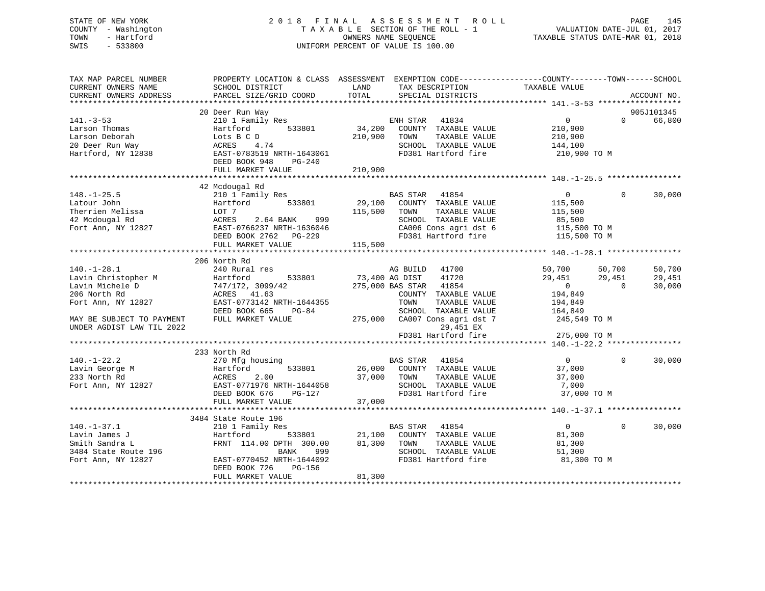STATE OF NEW YORK
COUNTY - Washington
TOWN - Hartford
SWIS - 533800

2018 FINAL ASSESSMENT ROLL
TAXABLE SECTION OF THE ROLL - 1
OWNERS NAME SEQUENCE
UNIFORM PERCENT OF VALUE IS 100.00

VALUATION DATE-JUL 01, 2017
TAXABLE STATUS DATE-MAR 01, 2018

```
TAX MAP PARCEL NUMBER          PROPERTY LOCATION & CLASS  ASSESSMENT  EXEMPTION CODE-----------------COUNTY--------TOWN------SCHOOL
CURRENT OWNERS NAME            SCHOOL DISTRICT              LAND      TAX DESCRIPTION              TAXABLE VALUE
CURRENT OWNERS ADDRESS         PARCEL SIZE/GRID COORD       TOTAL     SPECIAL DISTRICTS                                      ACCOUNT NO.
******************************************************************************************************* 141.-3-53 ******************
                               20 Deer Run Way                                                                          905J101345
141.-3-53                      210 1 Family Res                  ENH STAR  41834                    0           0        66,800
Larson Thomas                  Hartford        533801      34,200   COUNTY  TAXABLE VALUE         210,900
Larson Deborah                 Lots B C D                 210,900   TOWN    TAXABLE VALUE         210,900
20 Deer Run Way                ACRES    4.74                        SCHOOL  TAXABLE VALUE         144,100
Hartford, NY 12838             EAST-0783519 NRTH-1643061            FD381 Hartford fire            210,900 TO M
                               DEED BOOK 948    PG-240
                               FULL MARKET VALUE          210,900
******************************************************************************************************* 148.-1-25.5 ****************
                               42 Mcdougal Rd
148.-1-25.5                    210 1 Family Res                  BAS STAR  41854                    0           0        30,000
Latour John                    Hartford        533801      29,100   COUNTY  TAXABLE VALUE         115,500
Therrien Melissa               LOT 7                      115,500   TOWN    TAXABLE VALUE         115,500
42 Mcdougal Rd                 ACRES    2.64 BANK    999            SCHOOL  TAXABLE VALUE          85,500
Fort Ann, NY 12827             EAST-0766237 NRTH-1636046            CA006 Cons agri dst 6          115,500 TO M
                               DEED BOOK 2762   PG-229              FD381 Hartford fire            115,500 TO M
                               FULL MARKET VALUE          115,500
******************************************************************************************************* 140.-1-28.1 ****************
                               206 North Rd
140.-1-28.1                    240 Rural res                     AG BUILD  41700               50,700      50,700        50,700
Lavin Christopher M            Hartford        533801      73,400 AG DIST   41720               29,451      29,451        29,451
Lavin Michele D                747/172, 3099/42           275,000 BAS STAR  41854                    0           0        30,000
206 North Rd                   ACRES   41.63                        COUNTY  TAXABLE VALUE         194,849
Fort Ann, NY 12827             EAST-0773142 NRTH-1644355            TOWN    TAXABLE VALUE         194,849
                               DEED BOOK 665    PG-84               SCHOOL  TAXABLE VALUE         164,849
MAY BE SUBJECT TO PAYMENT      FULL MARKET VALUE          275,000   CA007 Cons agri dst 7          245,549 TO M
UNDER AGDIST LAW TIL 2022                                                   29,451 EX
                                                                    FD381 Hartford fire            275,000 TO M
******************************************************************************************************* 140.-1-22.2 ****************
                               233 North Rd
140.-1-22.2                    270 Mfg housing                   BAS STAR  41854                    0           0        30,000
Lavin George M                 Hartford        533801      26,000   COUNTY  TAXABLE VALUE          37,000
233 North Rd                   ACRES    2.00               37,000   TOWN    TAXABLE VALUE          37,000
Fort Ann, NY 12827             EAST-0771976 NRTH-1644058            SCHOOL  TAXABLE VALUE           7,000
                               DEED BOOK 676    PG-127              FD381 Hartford fire             37,000 TO M
                               FULL MARKET VALUE           37,000
******************************************************************************************************* 140.-1-37.1 ****************
                               3484 State Route 196
140.-1-37.1                    210 1 Family Res                  BAS STAR  41854                    0           0        30,000
Lavin James J                  Hartford        533801      21,100   COUNTY  TAXABLE VALUE          81,300
Smith Sandra L                 FRNT 114.00 DPTH 300.00     81,300   TOWN    TAXABLE VALUE          81,300
3484 State Route 196                        BANK    999             SCHOOL  TAXABLE VALUE          51,300
Fort Ann, NY 12827             EAST-0770452 NRTH-1644092            FD381 Hartford fire             81,300 TO M
                               DEED BOOK 726    PG-156
                               FULL MARKET VALUE           81,300
************************************************************************************************************************************
```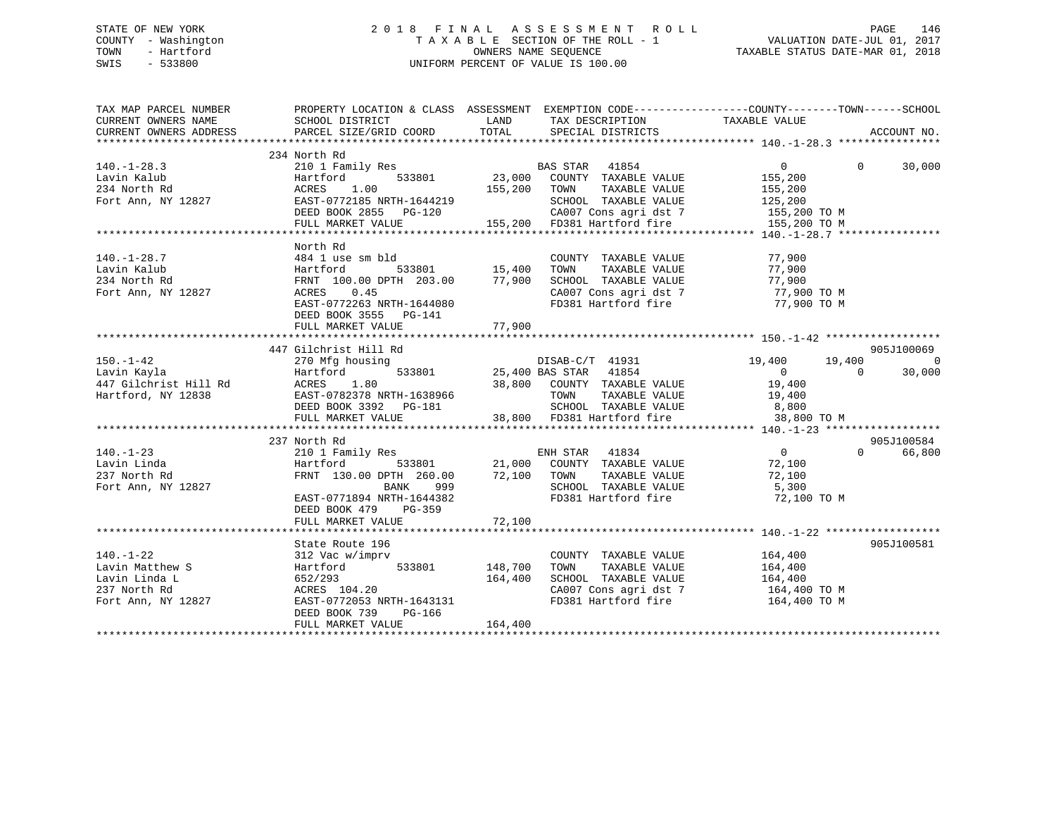STATE OF NEW YORK
COUNTY - Washington
TOWN - Hartford
SWIS - 533800

2018 FINAL ASSESSMENT ROLL
TAXABLE SECTION OF THE ROLL - 1
OWNERS NAME SEQUENCE
UNIFORM PERCENT OF VALUE IS 100.00

VALUATION DATE-JUL 01, 2017
TAXABLE STATUS DATE-MAR 01, 2018

```
TAX MAP PARCEL NUMBER          PROPERTY LOCATION & CLASS  ASSESSMENT  EXEMPTION CODE------------------COUNTY--------TOWN------SCHOOL
CURRENT OWNERS NAME            SCHOOL DISTRICT            LAND        TAX DESCRIPTION              TAXABLE VALUE
CURRENT OWNERS ADDRESS         PARCEL SIZE/GRID COORD     TOTAL       SPECIAL DISTRICTS                                    ACCOUNT NO.
******************************************************************************************************* 140.-1-28.3 ****************
                               234 North Rd
140.-1-28.3                    210 1 Family Res                       BAS STAR   41854              0            0      30,000
Lavin Kalub                    Hartford       533801       23,000     COUNTY  TAXABLE VALUE         155,200
234 North Rd                   ACRES    1.00              155,200     TOWN    TAXABLE VALUE         155,200
Fort Ann, NY 12827             EAST-0772185 NRTH-1644219              SCHOOL  TAXABLE VALUE         125,200
                               DEED BOOK 2855   PG-120                CA007 Cons agri dst 7          155,200 TO M
                               FULL MARKET VALUE          155,200     FD381 Hartford fire            155,200 TO M
******************************************************************************************************* 140.-1-28.7 ****************
                               North Rd
140.-1-28.7                    484 1 use sm bld                       COUNTY  TAXABLE VALUE          77,900
Lavin Kalub                    Hartford       533801       15,400     TOWN    TAXABLE VALUE          77,900
234 North Rd                   FRNT 100.00 DPTH 203.00     77,900     SCHOOL  TAXABLE VALUE          77,900
Fort Ann, NY 12827             ACRES    0.45                          CA007 Cons agri dst 7           77,900 TO M
                               EAST-0772263 NRTH-1644080              FD381 Hartford fire             77,900 TO M
                               DEED BOOK 3555   PG-141
                               FULL MARKET VALUE           77,900
******************************************************************************************************* 150.-1-42 ******************
                               447 Gilchrist Hill Rd                                                                905J100069
150.-1-42                      270 Mfg housing                        DISAB-C/T  41931          19,400       19,400           0
Lavin Kayla                    Hartford       533801       25,400 BAS STAR   41854                  0            0      30,000
447 Gilchrist Hill Rd          ACRES    1.80               38,800     COUNTY  TAXABLE VALUE          19,400
Hartford, NY 12838             EAST-0782378 NRTH-1638966              TOWN    TAXABLE VALUE          19,400
                               DEED BOOK 3392   PG-181                SCHOOL  TAXABLE VALUE           8,800
                               FULL MARKET VALUE           38,800     FD381 Hartford fire             38,800 TO M
******************************************************************************************************* 140.-1-23 ******************
                               237 North Rd                                                                         905J100584
140.-1-23                      210 1 Family Res                       ENH STAR   41834                  0            0      66,800
Lavin Linda                    Hartford       533801       21,000     COUNTY  TAXABLE VALUE          72,100
237 North Rd                   FRNT 130.00 DPTH 260.00     72,100     TOWN    TAXABLE VALUE          72,100
Fort Ann, NY 12827                             BANK   999             SCHOOL  TAXABLE VALUE           5,300
                               EAST-0771894 NRTH-1644382              FD381 Hartford fire             72,100 TO M
                               DEED BOOK 479    PG-359
                               FULL MARKET VALUE           72,100
******************************************************************************************************* 140.-1-22 ******************
                               State Route 196                                                                      905J100581
140.-1-22                      312 Vac w/imprv                        COUNTY  TAXABLE VALUE         164,400
Lavin Matthew S                Hartford       533801      148,700     TOWN    TAXABLE VALUE         164,400
Lavin Linda L                  652/293                    164,400     SCHOOL  TAXABLE VALUE         164,400
237 North Rd                   ACRES  104.20                          CA007 Cons agri dst 7          164,400 TO M
Fort Ann, NY 12827             EAST-0772053 NRTH-1643131              FD381 Hartford fire            164,400 TO M
                               DEED BOOK 739    PG-166
                               FULL MARKET VALUE          164,400
************************************************************************************************************************************
```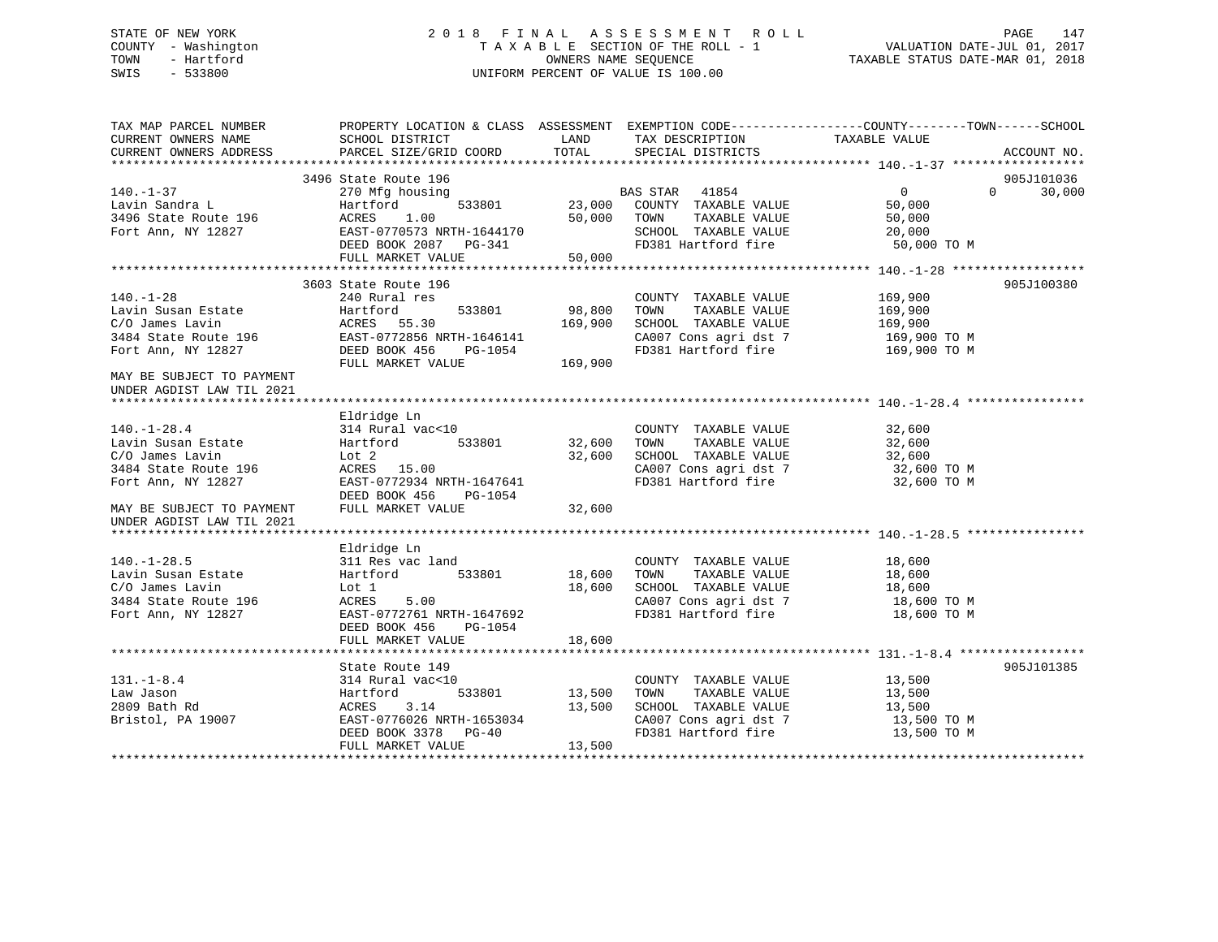STATE OF NEW YORK
COUNTY - Washington
TOWN - Hartford
SWIS - 533800

2 0 1 8 F I N A L A S S E S S M E N T R O L L
T A X A B L E SECTION OF THE ROLL - 1
OWNERS NAME SEQUENCE
UNIFORM PERCENT OF VALUE IS 100.00

VALUATION DATE-JUL 01, 2017
TAXABLE STATUS DATE-MAR 01, 2018

| TAX MAP PARCEL NUMBER / CURRENT OWNERS NAME / CURRENT OWNERS ADDRESS | PROPERTY LOCATION & CLASS / SCHOOL DISTRICT / PARCEL SIZE/GRID COORD | ASSESSMENT LAND | TOTAL | EXEMPTION CODE / TAX DESCRIPTION / SPECIAL DISTRICTS | COUNTY TAXABLE VALUE | TOWN | SCHOOL | ACCOUNT NO. |
|---|---|---|---|---|---|---|---|---|
| 140.-1-37 | 3496 State Route 196 | | | | | | | 905J101036 |
| | 270 Mfg housing | | | BAS STAR 41854 | 0 | 0 | 30,000 | |
| Lavin Sandra L | Hartford 533801 | 23,000 | | COUNTY TAXABLE VALUE | 50,000 | | | |
| 3496 State Route 196 | ACRES 1.00 | | 50,000 | TOWN TAXABLE VALUE | 50,000 | | | |
| Fort Ann, NY 12827 | EAST-0770573 NRTH-1644170 | | | SCHOOL TAXABLE VALUE | 20,000 | | | |
| | DEED BOOK 2087 PG-341 | | | FD381 Hartford fire | 50,000 TO M | | | |
| | FULL MARKET VALUE | | 50,000 | | | | | |
| 140.-1-28 | 3603 State Route 196 | | | | | | | 905J100380 |
| | 240 Rural res | | | COUNTY TAXABLE VALUE | 169,900 | | | |
| Lavin Susan Estate | Hartford 533801 | 98,800 | | TOWN TAXABLE VALUE | 169,900 | | | |
| C/O James Lavin | ACRES 55.30 | | 169,900 | SCHOOL TAXABLE VALUE | 169,900 | | | |
| 3484 State Route 196 | EAST-0772856 NRTH-1646141 | | | CA007 Cons agri dst 7 | 169,900 TO M | | | |
| Fort Ann, NY 12827 | DEED BOOK 456 PG-1054 | | | FD381 Hartford fire | 169,900 TO M | | | |
| | FULL MARKET VALUE | | 169,900 | | | | | |
| MAY BE SUBJECT TO PAYMENT UNDER AGDIST LAW TIL 2021 | | | | | | | | |
| 140.-1-28.4 | Eldridge Ln | | | | | | | |
| | 314 Rural vac<10 | | | COUNTY TAXABLE VALUE | 32,600 | | | |
| Lavin Susan Estate | Hartford 533801 | 32,600 | | TOWN TAXABLE VALUE | 32,600 | | | |
| C/O James Lavin | Lot 2 | | 32,600 | SCHOOL TAXABLE VALUE | 32,600 | | | |
| 3484 State Route 196 | ACRES 15.00 | | | CA007 Cons agri dst 7 | 32,600 TO M | | | |
| Fort Ann, NY 12827 | EAST-0772934 NRTH-1647641 | | | FD381 Hartford fire | 32,600 TO M | | | |
| | DEED BOOK 456 PG-1054 | | | | | | | |
| MAY BE SUBJECT TO PAYMENT UNDER AGDIST LAW TIL 2021 | FULL MARKET VALUE | | 32,600 | | | | | |
| 140.-1-28.5 | Eldridge Ln | | | | | | | |
| | 311 Res vac land | | | COUNTY TAXABLE VALUE | 18,600 | | | |
| Lavin Susan Estate | Hartford 533801 | 18,600 | | TOWN TAXABLE VALUE | 18,600 | | | |
| C/O James Lavin | Lot 1 | | 18,600 | SCHOOL TAXABLE VALUE | 18,600 | | | |
| 3484 State Route 196 | ACRES 5.00 | | | CA007 Cons agri dst 7 | 18,600 TO M | | | |
| Fort Ann, NY 12827 | EAST-0772761 NRTH-1647692 | | | FD381 Hartford fire | 18,600 TO M | | | |
| | DEED BOOK 456 PG-1054 | | | | | | | |
| | FULL MARKET VALUE | | 18,600 | | | | | |
| 131.-1-8.4 | State Route 149 | | | | | | | 905J101385 |
| | 314 Rural vac<10 | | | COUNTY TAXABLE VALUE | 13,500 | | | |
| Law Jason | Hartford 533801 | 13,500 | | TOWN TAXABLE VALUE | 13,500 | | | |
| 2809 Bath Rd | ACRES 3.14 | | 13,500 | SCHOOL TAXABLE VALUE | 13,500 | | | |
| Bristol, PA 19007 | EAST-0776026 NRTH-1653034 | | | CA007 Cons agri dst 7 | 13,500 TO M | | | |
| | DEED BOOK 3378 PG-40 | | | FD381 Hartford fire | 13,500 TO M | | | |
| | FULL MARKET VALUE | | 13,500 | | | | | |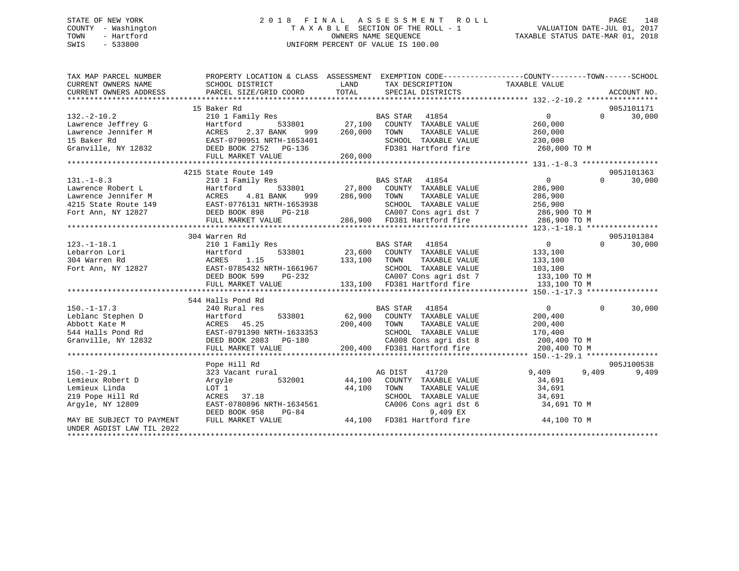STATE OF NEW YORK
COUNTY - Washington
TOWN - Hartford
SWIS - 533800

2018 FINAL ASSESSMENT ROLL
TAXABLE SECTION OF THE ROLL - 1
OWNERS NAME SEQUENCE
UNIFORM PERCENT OF VALUE IS 100.00

VALUATION DATE-JUL 01, 2017
TAXABLE STATUS DATE-MAR 01, 2018

```
TAX MAP PARCEL NUMBER          PROPERTY LOCATION & CLASS  ASSESSMENT  EXEMPTION CODE-----------------COUNTY--------TOWN------SCHOOL
CURRENT OWNERS NAME            SCHOOL DISTRICT               LAND      TAX DESCRIPTION              TAXABLE VALUE
CURRENT OWNERS ADDRESS         PARCEL SIZE/GRID COORD       TOTAL      SPECIAL DISTRICTS                                  ACCOUNT NO.
******************************************************************************************************* 132.-2-10.2 ****************
                               15 Baker Rd                                                                              905J101171
132.-2-10.2                    210 1 Family Res                       BAS STAR   41854                   0          0      30,000
Lawrence Jeffrey G             Hartford          533801     27,100   COUNTY  TAXABLE VALUE          260,000
Lawrence Jennifer M            ACRES    2.37 BANK     999   260,000   TOWN    TAXABLE VALUE          260,000
15 Baker Rd                    EAST-0790951 NRTH-1653401              SCHOOL  TAXABLE VALUE          230,000
Granville, NY 12832            DEED BOOK 2752   PG-136                FD381 Hartford fire             260,000 TO M
                               FULL MARKET VALUE            260,000
******************************************************************************************************* 131.-1-8.3 *****************
                               4215 State Route 149                                                                     905J101363
131.-1-8.3                     210 1 Family Res                       BAS STAR   41854                   0          0      30,000
Lawrence Robert L              Hartford          533801     27,800   COUNTY  TAXABLE VALUE          286,900
Lawrence Jennifer M            ACRES    4.81 BANK     999   286,900   TOWN    TAXABLE VALUE          286,900
4215 State Route 149           EAST-0776131 NRTH-1653938              SCHOOL  TAXABLE VALUE          256,900
Fort Ann, NY 12827             DEED BOOK 898    PG-218                CA007 Cons agri dst 7           286,900 TO M
                               FULL MARKET VALUE            286,900   FD381 Hartford fire             286,900 TO M
******************************************************************************************************* 123.-1-18.1 ****************
                               304 Warren Rd                                                                            905J101384
123.-1-18.1                    210 1 Family Res                       BAS STAR   41854                   0          0      30,000
Lebarron Lori                  Hartford          533801     23,600   COUNTY  TAXABLE VALUE          133,100
304 Warren Rd                  ACRES    1.15                133,100   TOWN    TAXABLE VALUE          133,100
Fort Ann, NY 12827             EAST-0785432 NRTH-1661967              SCHOOL  TAXABLE VALUE          103,100
                               DEED BOOK 599    PG-232                CA007 Cons agri dst 7           133,100 TO M
                               FULL MARKET VALUE            133,100   FD381 Hartford fire             133,100 TO M
******************************************************************************************************* 150.-1-17.3 ****************
                               544 Halls Pond Rd
150.-1-17.3                    240 Rural res                          BAS STAR   41854                   0          0      30,000
Leblanc Stephen D              Hartford          533801     62,900   COUNTY  TAXABLE VALUE          200,400
Abbott Kate M                  ACRES   45.25                200,400   TOWN    TAXABLE VALUE          200,400
544 Halls Pond Rd              EAST-0791390 NRTH-1633353              SCHOOL  TAXABLE VALUE          170,400
Granville, NY 12832            DEED BOOK 2083   PG-180                CA008 Cons agri dst 8           200,400 TO M
                               FULL MARKET VALUE            200,400   FD381 Hartford fire             200,400 TO M
******************************************************************************************************* 150.-1-29.1 ****************
                               Pope Hill Rd                                                                             905J100538
150.-1-29.1                    323 Vacant rural                       AG DIST    41720               9,409      9,409       9,409
Lemieux Robert D               Argyle            532001     44,100   COUNTY  TAXABLE VALUE           34,691
Lemieux Linda                  LOT 1                         44,100   TOWN    TAXABLE VALUE           34,691
219 Pope Hill Rd               ACRES   37.18                          SCHOOL  TAXABLE VALUE           34,691
Argyle, NY 12809               EAST-0780896 NRTH-1634561              CA006 Cons agri dst 6            34,691 TO M
                               DEED BOOK 958    PG-84                          9,409 EX
MAY BE SUBJECT TO PAYMENT      FULL MARKET VALUE             44,100   FD381 Hartford fire              44,100 TO M
UNDER AGDIST LAW TIL 2022
************************************************************************************************************************************
```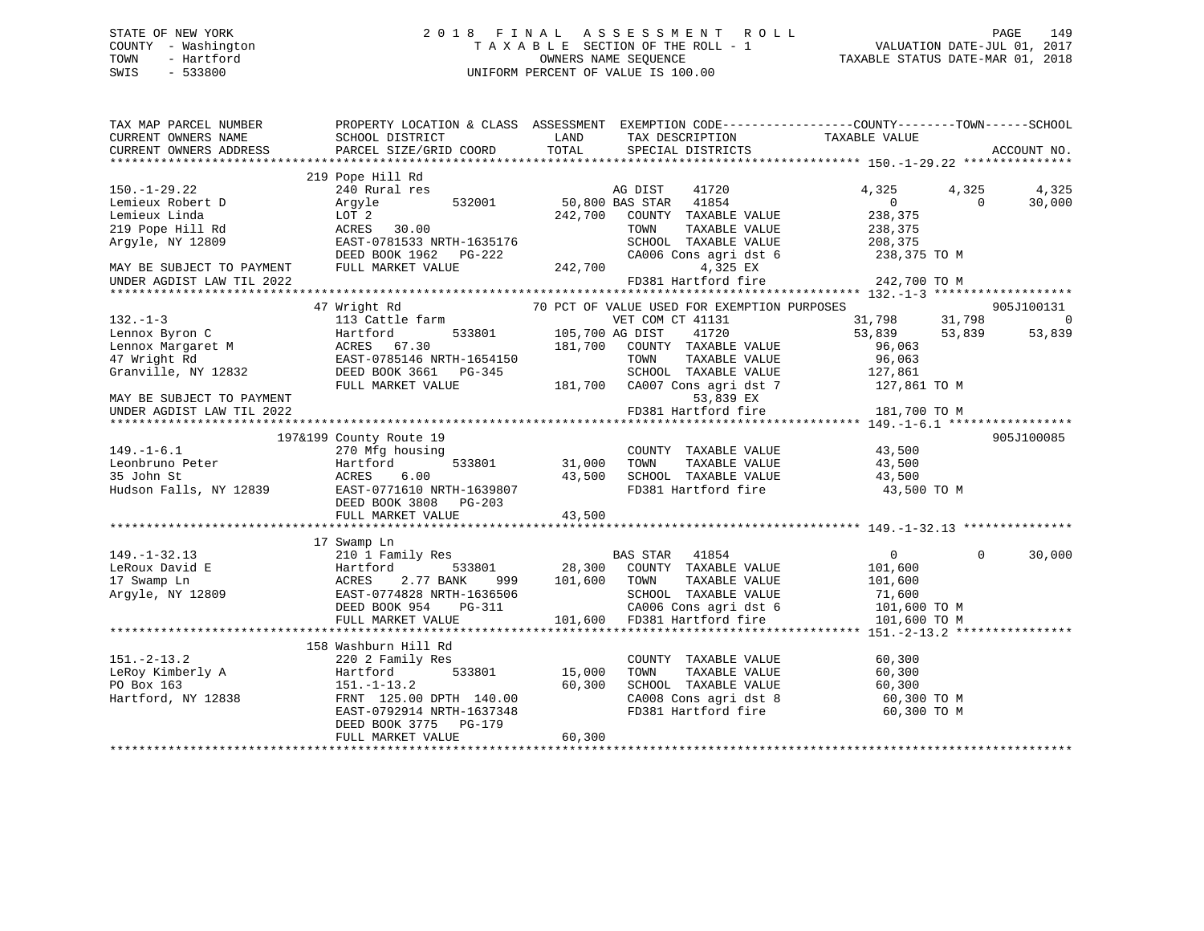STATE OF NEW YORK
COUNTY - Washington
TOWN - Hartford
SWIS - 533800

2 0 1 8 F I N A L A S S E S S M E N T R O L L
T A X A B L E SECTION OF THE ROLL - 1
OWNERS NAME SEQUENCE
UNIFORM PERCENT OF VALUE IS 100.00

VALUATION DATE-JUL 01, 2017
TAXABLE STATUS DATE-MAR 01, 2018

```
TAX MAP PARCEL NUMBER          PROPERTY LOCATION & CLASS  ASSESSMENT  EXEMPTION CODE------------------COUNTY--------TOWN------SCHOOL
CURRENT OWNERS NAME            SCHOOL DISTRICT               LAND      TAX DESCRIPTION            TAXABLE VALUE
CURRENT OWNERS ADDRESS         PARCEL SIZE/GRID COORD       TOTAL      SPECIAL DISTRICTS                                    ACCOUNT NO.
******************************************************************************************************* 150.-1-29.22 ***************
                               219 Pope Hill Rd
150.-1-29.22                   240 Rural res                       AG DIST    41720            4,325      4,325      4,325
Lemieux Robert D               Argyle        532001        50,800 BAS STAR   41854                0          0     30,000
Lemieux Linda                  LOT 2                      242,700   COUNTY  TAXABLE VALUE       238,375
219 Pope Hill Rd               ACRES   30.00                        TOWN    TAXABLE VALUE       238,375
Argyle, NY 12809               EAST-0781533 NRTH-1635176            SCHOOL  TAXABLE VALUE       208,375
                               DEED BOOK 1962   PG-222              CA006 Cons agri dst 6        238,375 TO M
MAY BE SUBJECT TO PAYMENT      FULL MARKET VALUE          242,700          4,325 EX
UNDER AGDIST LAW TIL 2022                                           FD381 Hartford fire          242,700 TO M
******************************************************************************************************* 132.-1-3 *******************
                               47 Wright Rd                 70 PCT OF VALUE USED FOR EXEMPTION PURPOSES                  905J100131
132.-1-3                       113 Cattle farm                     VET COM CT 41131           31,798     31,798          0
Lennox Byron C                 Hartford      533801       105,700 AG DIST    41720           53,839     53,839     53,839
Lennox Margaret M              ACRES   67.30              181,700   COUNTY  TAXABLE VALUE        96,063
47 Wright Rd                   EAST-0785146 NRTH-1654150            TOWN    TAXABLE VALUE        96,063
Granville, NY 12832            DEED BOOK 3661   PG-345              SCHOOL  TAXABLE VALUE       127,861
                               FULL MARKET VALUE          181,700   CA007 Cons agri dst 7        127,861 TO M
MAY BE SUBJECT TO PAYMENT                                                  53,839 EX
UNDER AGDIST LAW TIL 2022                                           FD381 Hartford fire          181,700 TO M
******************************************************************************************************* 149.-1-6.1 *****************
                               197&199 County Route 19                                                                   905J100085
149.-1-6.1                     270 Mfg housing                      COUNTY  TAXABLE VALUE        43,500
Leonbruno Peter                Hartford      533801        31,000   TOWN    TAXABLE VALUE        43,500
35 John St                     ACRES    6.00               43,500   SCHOOL  TAXABLE VALUE        43,500
Hudson Falls, NY 12839         EAST-0771610 NRTH-1639807            FD381 Hartford fire           43,500 TO M
                               DEED BOOK 3808   PG-203
                               FULL MARKET VALUE           43,500
******************************************************************************************************* 149.-1-32.13 ***************
                               17 Swamp Ln
149.-1-32.13                   210 1 Family Res                     BAS STAR   41854                0          0     30,000
LeRoux David E                 Hartford      533801        28,300   COUNTY  TAXABLE VALUE       101,600
17 Swamp Ln                    ACRES    2.77 BANK    999  101,600   TOWN    TAXABLE VALUE       101,600
Argyle, NY 12809               EAST-0774828 NRTH-1636506            SCHOOL  TAXABLE VALUE        71,600
                               DEED BOOK 954    PG-311              CA006 Cons agri dst 6        101,600 TO M
                               FULL MARKET VALUE          101,600   FD381 Hartford fire          101,600 TO M
******************************************************************************************************* 151.-2-13.2 ****************
                               158 Washburn Hill Rd
151.-2-13.2                    220 2 Family Res                     COUNTY  TAXABLE VALUE        60,300
LeRoy Kimberly A               Hartford      533801        15,000   TOWN    TAXABLE VALUE        60,300
PO Box 163                     151.-1-13.2                 60,300   SCHOOL  TAXABLE VALUE        60,300
Hartford, NY 12838             FRNT 125.00 DPTH 140.00              CA008 Cons agri dst 8         60,300 TO M
                               EAST-0792914 NRTH-1637348            FD381 Hartford fire           60,300 TO M
                               DEED BOOK 3775   PG-179
                               FULL MARKET VALUE           60,300
************************************************************************************************************************************
```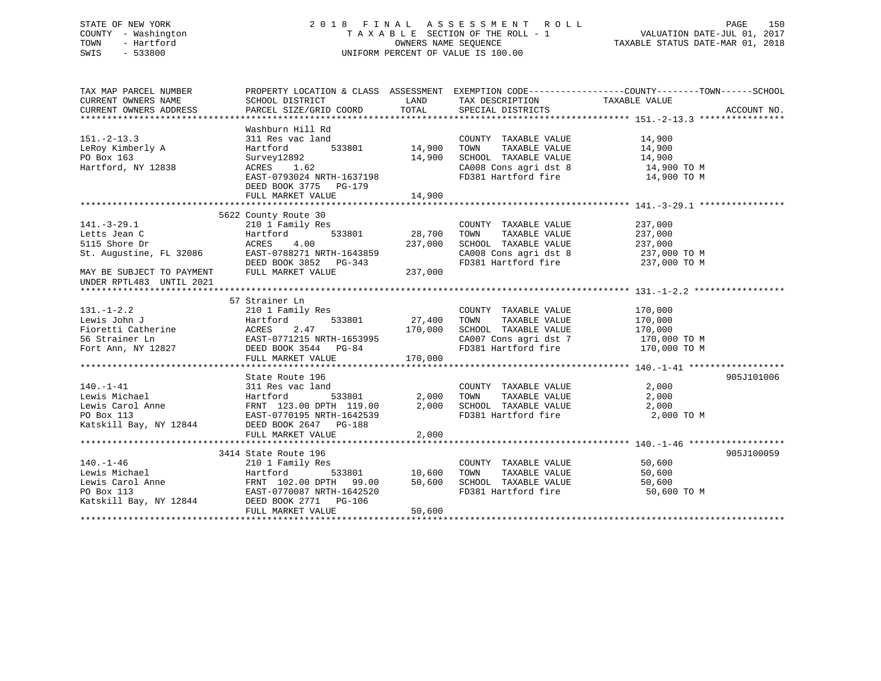STATE OF NEW YORK
COUNTY - Washington
TOWN - Hartford
SWIS - 533800

2018 FINAL ASSESSMENT ROLL
TAXABLE SECTION OF THE ROLL - 1
OWNERS NAME SEQUENCE
UNIFORM PERCENT OF VALUE IS 100.00

VALUATION DATE-JUL 01, 2017
TAXABLE STATUS DATE-MAR 01, 2018

```
TAX MAP PARCEL NUMBER          PROPERTY LOCATION & CLASS  ASSESSMENT  EXEMPTION CODE------------------COUNTY--------TOWN------SCHOOL
CURRENT OWNERS NAME            SCHOOL DISTRICT               LAND      TAX DESCRIPTION              TAXABLE VALUE
CURRENT OWNERS ADDRESS         PARCEL SIZE/GRID COORD        TOTAL     SPECIAL DISTRICTS                                   ACCOUNT NO.
******************************************************************************************************* 151.-2-13.3 ****************
                               Washburn Hill Rd
151.-2-13.3                    311 Res vac land                         COUNTY  TAXABLE VALUE             14,900
LeRoy Kimberly A               Hartford        533801       14,900      TOWN    TAXABLE VALUE             14,900
PO Box 163                     Survey12892                  14,900      SCHOOL  TAXABLE VALUE             14,900
Hartford, NY 12838             ACRES    1.62                            CA008 Cons agri dst 8              14,900 TO M
                               EAST-0793024 NRTH-1637198                FD381 Hartford fire                14,900 TO M
                               DEED BOOK 3775   PG-179
                               FULL MARKET VALUE            14,900
******************************************************************************************************* 141.-3-29.1 ****************
                             5622 County Route 30
141.-3-29.1                    210 1 Family Res                         COUNTY  TAXABLE VALUE            237,000
Letts Jean C                   Hartford        533801       28,700      TOWN    TAXABLE VALUE            237,000
5115 Shore Dr                  ACRES    4.00               237,000      SCHOOL  TAXABLE VALUE            237,000
St. Augustine, FL 32086        EAST-0788271 NRTH-1643859                CA008 Cons agri dst 8             237,000 TO M
                               DEED BOOK 3852   PG-343                  FD381 Hartford fire               237,000 TO M
MAY BE SUBJECT TO PAYMENT      FULL MARKET VALUE           237,000
UNDER RPTL483  UNTIL 2021
******************************************************************************************************* 131.-1-2.2 *****************
                               57 Strainer Ln
131.-1-2.2                     210 1 Family Res                         COUNTY  TAXABLE VALUE            170,000
Lewis John J                   Hartford        533801       27,400      TOWN    TAXABLE VALUE            170,000
Fioretti Catherine             ACRES    2.47               170,000      SCHOOL  TAXABLE VALUE            170,000
56 Strainer Ln                 EAST-0771215 NRTH-1653995                CA007 Cons agri dst 7             170,000 TO M
Fort Ann, NY 12827             DEED BOOK 3544   PG-84                   FD381 Hartford fire               170,000 TO M
                               FULL MARKET VALUE           170,000
******************************************************************************************************* 140.-1-41 ******************
                               State Route 196                                                                         905J101006
140.-1-41                      311 Res vac land                         COUNTY  TAXABLE VALUE              2,000
Lewis Michael                  Hartford        533801        2,000      TOWN    TAXABLE VALUE              2,000
Lewis Carol Anne               FRNT 123.00 DPTH 119.00       2,000      SCHOOL  TAXABLE VALUE              2,000
PO Box 113                     EAST-0770195 NRTH-1642539                FD381 Hartford fire                 2,000 TO M
Katskill Bay, NY 12844         DEED BOOK 2647   PG-188
                               FULL MARKET VALUE             2,000
******************************************************************************************************* 140.-1-46 ******************
                             3414 State Route 196                                                                      905J100059
140.-1-46                      210 1 Family Res                         COUNTY  TAXABLE VALUE             50,600
Lewis Michael                  Hartford        533801       10,600      TOWN    TAXABLE VALUE             50,600
Lewis Carol Anne               FRNT 102.00 DPTH  99.00      50,600      SCHOOL  TAXABLE VALUE             50,600
PO Box 113                     EAST-0770087 NRTH-1642520                FD381 Hartford fire                50,600 TO M
Katskill Bay, NY 12844         DEED BOOK 2771   PG-106
                               FULL MARKET VALUE            50,600
************************************************************************************************************************************
```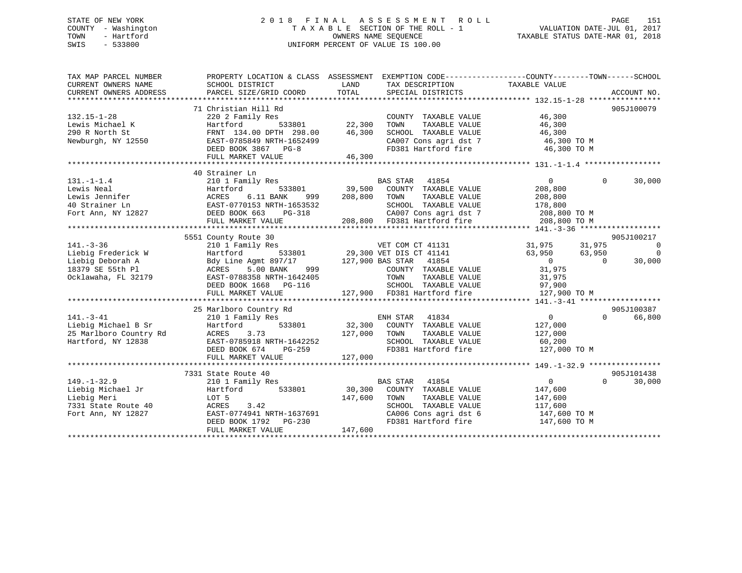STATE OF NEW YORK
COUNTY - Washington
TOWN - Hartford
SWIS - 533800

# 2018 FINAL ASSESSMENT ROLL

TAXABLE SECTION OF THE ROLL - 1
OWNERS NAME SEQUENCE
UNIFORM PERCENT OF VALUE IS 100.00

VALUATION DATE-JUL 01, 2017
TAXABLE STATUS DATE-MAR 01, 2018

| TAX MAP PARCEL NUMBER / CURRENT OWNERS NAME / CURRENT OWNERS ADDRESS | PROPERTY LOCATION & CLASS / SCHOOL DISTRICT / PARCEL SIZE/GRID COORD | ASSESSMENT LAND | ASSESSMENT TOTAL | EXEMPTION CODE / TAX DESCRIPTION / SPECIAL DISTRICTS | COUNTY | TOWN | SCHOOL | ACCOUNT NO. |
|---|---|---|---|---|---|---|---|---|
| **132.15-1-28** | 71 Christian Hill Rd | | | | | | | 905J100079 |
| Lewis Michael K | 220 2 Family Res | | | COUNTY TAXABLE VALUE | 46,300 | | | |
| 290 R North St | Hartford 533801 | 22,300 | | TOWN TAXABLE VALUE | | 46,300 | | |
| Newburgh, NY 12550 | FRNT 134.00 DPTH 298.00 | | 46,300 | SCHOOL TAXABLE VALUE | | | 46,300 | |
| | EAST-0785849 NRTH-1652499 | | | CA007 Cons agri dst 7 | 46,300 TO M | | | |
| | DEED BOOK 3867 PG-8 | | | FD381 Hartford fire | 46,300 TO M | | | |
| | FULL MARKET VALUE | | 46,300 | | | | | |
| **131.-1-1.4** | 40 Strainer Ln | | | | | | | |
| Lewis Neal | 210 1 Family Res | | | BAS STAR 41854 | 0 | 0 | 30,000 | |
| Lewis Jennifer | Hartford 533801 | 39,500 | | COUNTY TAXABLE VALUE | 208,800 | | | |
| 40 Strainer Ln | ACRES 6.11 BANK 999 | | 208,800 | TOWN TAXABLE VALUE | | 208,800 | | |
| Fort Ann, NY 12827 | EAST-0770153 NRTH-1653532 | | | SCHOOL TAXABLE VALUE | | | 178,800 | |
| | DEED BOOK 663 PG-318 | | | CA007 Cons agri dst 7 | 208,800 TO M | | | |
| | FULL MARKET VALUE | | 208,800 | FD381 Hartford fire | 208,800 TO M | | | |
| **141.-3-36** | 5551 County Route 30 | | | | | | | 905J100217 |
| Liebig Frederick W | 210 1 Family Res | | | VET COM CT 41131 | 31,975 | 31,975 | 0 | |
| Liebig Deborah A | Hartford 533801 | 29,300 | | VET DIS CT 41141 | 63,950 | 63,950 | 0 | |
| 18379 SE 55th Pl | Bdy Line Agmt 897/17 | | 127,900 | BAS STAR 41854 | 0 | 0 | 30,000 | |
| Ocklawaha, FL 32179 | ACRES 5.00 BANK 999 | | | COUNTY TAXABLE VALUE | 31,975 | | | |
| | EAST-0788358 NRTH-1642405 | | | TOWN TAXABLE VALUE | | 31,975 | | |
| | DEED BOOK 1668 PG-116 | | | SCHOOL TAXABLE VALUE | | | 97,900 | |
| | FULL MARKET VALUE | | 127,900 | FD381 Hartford fire | 127,900 TO M | | | |
| **141.-3-41** | 25 Marlboro Country Rd | | | | | | | 905J100387 |
| Liebig Michael B Sr | 210 1 Family Res | | | ENH STAR 41834 | 0 | 0 | 66,800 | |
| 25 Marlboro Country Rd | Hartford 533801 | 32,300 | | COUNTY TAXABLE VALUE | 127,000 | | | |
| Hartford, NY 12838 | ACRES 3.73 | | 127,000 | TOWN TAXABLE VALUE | | 127,000 | | |
| | EAST-0785918 NRTH-1642252 | | | SCHOOL TAXABLE VALUE | | | 60,200 | |
| | DEED BOOK 674 PG-259 | | | FD381 Hartford fire | 127,000 TO M | | | |
| | FULL MARKET VALUE | | 127,000 | | | | | |
| **149.-1-32.9** | 7331 State Route 40 | | | | | | | 905J101438 |
| Liebig Michael Jr | 210 1 Family Res | | | BAS STAR 41854 | 0 | 0 | 30,000 | |
| Liebig Meri | Hartford 533801 | 30,300 | | COUNTY TAXABLE VALUE | 147,600 | | | |
| 7331 State Route 40 | LOT 5 | | 147,600 | TOWN TAXABLE VALUE | | 147,600 | | |
| Fort Ann, NY 12827 | ACRES 3.42 | | | SCHOOL TAXABLE VALUE | | | 117,600 | |
| | EAST-0774941 NRTH-1637691 | | | CA006 Cons agri dst 6 | 147,600 TO M | | | |
| | DEED BOOK 1792 PG-230 | | | FD381 Hartford fire | 147,600 TO M | | | |
| | FULL MARKET VALUE | | 147,600 | | | | | |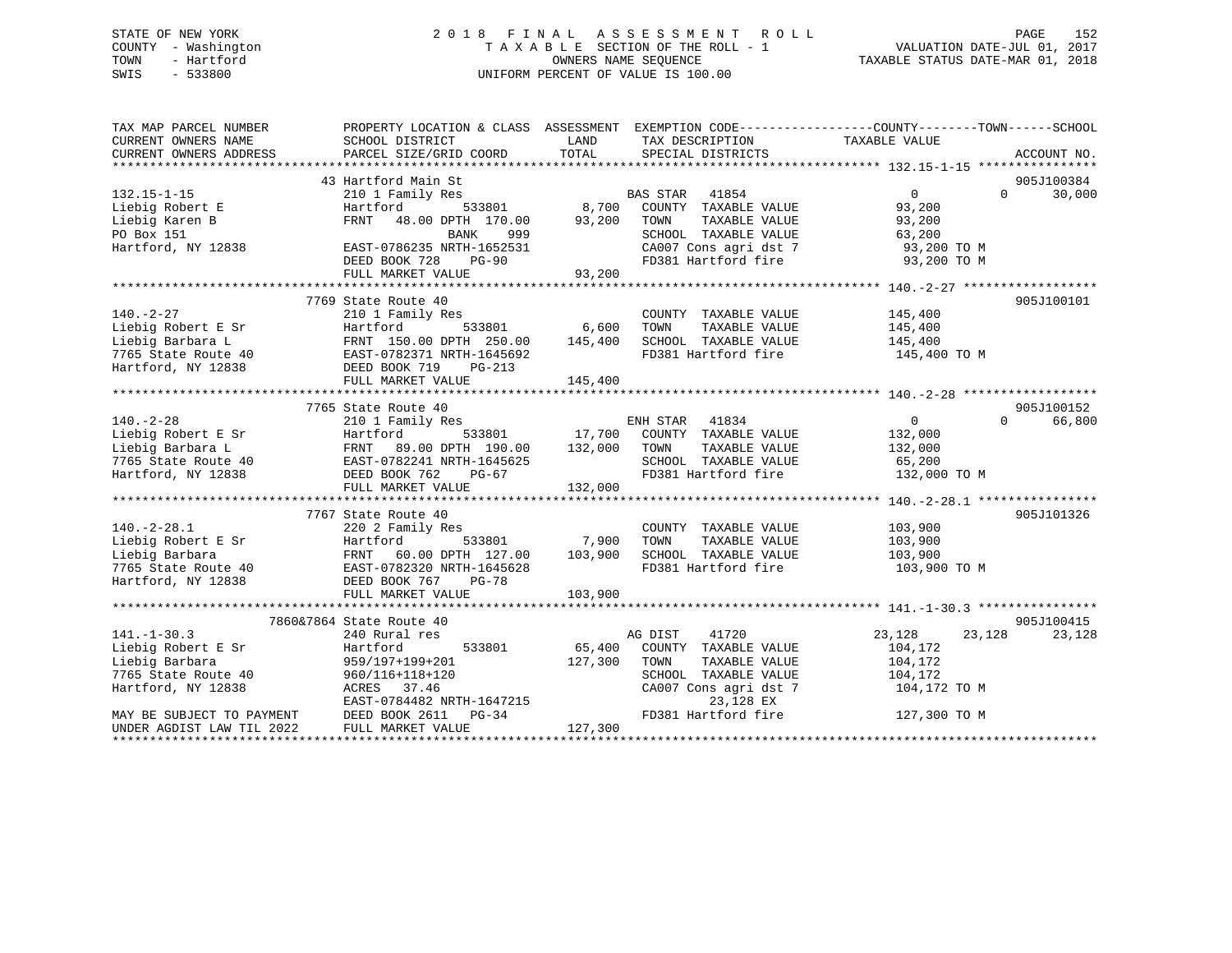STATE OF NEW YORK
COUNTY - Washington
TOWN - Hartford
SWIS - 533800

# 2018 FINAL ASSESSMENT ROLL
TAXABLE SECTION OF THE ROLL - 1
OWNERS NAME SEQUENCE
UNIFORM PERCENT OF VALUE IS 100.00

VALUATION DATE-JUL 01, 2017
TAXABLE STATUS DATE-MAR 01, 2018

| TAX MAP PARCEL NUMBER / CURRENT OWNERS NAME / CURRENT OWNERS ADDRESS | PROPERTY LOCATION & CLASS / SCHOOL DISTRICT / PARCEL SIZE/GRID COORD | ASSESSMENT LAND / TOTAL | EXEMPTION CODE / TAX DESCRIPTION / SPECIAL DISTRICTS | COUNTY | TOWN | SCHOOL / TAXABLE VALUE | ACCOUNT NO. |
|---|---|---|---|---|---|---|---|
| 132.15-1-15 | 43 Hartford Main St | | | | | | 905J100384 |
| Liebig Robert E | 210 1 Family Res | | BAS STAR 41854 | 0 | 0 | 30,000 | |
| Liebig Karen B | Hartford 533801 | 8,700 | COUNTY TAXABLE VALUE | 93,200 | | | |
| PO Box 151 | FRNT 48.00 DPTH 170.00 | 93,200 | TOWN TAXABLE VALUE | | 93,200 | | |
| Hartford, NY 12838 | BANK 999 | | SCHOOL TAXABLE VALUE | | | 63,200 | |
| | EAST-0786235 NRTH-1652531 | | CA007 Cons agri dst 7 | 93,200 TO M | | | |
| | DEED BOOK 728 PG-90 | | FD381 Hartford fire | 93,200 TO M | | | |
| | FULL MARKET VALUE | 93,200 | | | | | |
| 140.-2-27 | 7769 State Route 40 | | | | | | 905J100101 |
| Liebig Robert E Sr | 210 1 Family Res | | COUNTY TAXABLE VALUE | 145,400 | | | |
| Liebig Barbara L | Hartford 533801 | 6,600 | TOWN TAXABLE VALUE | | 145,400 | | |
| 7765 State Route 40 | FRNT 150.00 DPTH 250.00 | 145,400 | SCHOOL TAXABLE VALUE | | | 145,400 | |
| Hartford, NY 12838 | EAST-0782371 NRTH-1645692 | | FD381 Hartford fire | 145,400 TO M | | | |
| | DEED BOOK 719 PG-213 | | | | | | |
| | FULL MARKET VALUE | 145,400 | | | | | |
| 140.-2-28 | 7765 State Route 40 | | | | | | 905J100152 |
| Liebig Robert E Sr | 210 1 Family Res | | ENH STAR 41834 | 0 | 0 | 66,800 | |
| Liebig Barbara L | Hartford 533801 | 17,700 | COUNTY TAXABLE VALUE | 132,000 | | | |
| 7765 State Route 40 | FRNT 89.00 DPTH 190.00 | 132,000 | TOWN TAXABLE VALUE | | 132,000 | | |
| Hartford, NY 12838 | EAST-0782241 NRTH-1645625 | | SCHOOL TAXABLE VALUE | | | 65,200 | |
| | DEED BOOK 762 PG-67 | | FD381 Hartford fire | 132,000 TO M | | | |
| | FULL MARKET VALUE | 132,000 | | | | | |
| 140.-2-28.1 | 7767 State Route 40 | | | | | | 905J101326 |
| Liebig Robert E Sr | 220 2 Family Res | | COUNTY TAXABLE VALUE | 103,900 | | | |
| Liebig Barbara | Hartford 533801 | 7,900 | TOWN TAXABLE VALUE | | 103,900 | | |
| 7765 State Route 40 | FRNT 60.00 DPTH 127.00 | 103,900 | SCHOOL TAXABLE VALUE | | | 103,900 | |
| Hartford, NY 12838 | EAST-0782320 NRTH-1645628 | | FD381 Hartford fire | 103,900 TO M | | | |
| | DEED BOOK 767 PG-78 | | | | | | |
| | FULL MARKET VALUE | 103,900 | | | | | |
| 141.-1-30.3 | 7860&7864 State Route 40 | | | | | | 905J100415 |
| Liebig Robert E Sr | 240 Rural res | | AG DIST 41720 | 23,128 | 23,128 | 23,128 | |
| Liebig Barbara | Hartford 533801 | 65,400 | COUNTY TAXABLE VALUE | 104,172 | | | |
| 7765 State Route 40 | 959/197+199+201 | 127,300 | TOWN TAXABLE VALUE | | 104,172 | | |
| Hartford, NY 12838 | 960/116+118+120 | | SCHOOL TAXABLE VALUE | | | 104,172 | |
| | ACRES 37.46 | | CA007 Cons agri dst 7 | 104,172 TO M | | | |
| | EAST-0784482 NRTH-1647215 | | 23,128 EX | | | | |
| MAY BE SUBJECT TO PAYMENT | DEED BOOK 2611 PG-34 | | FD381 Hartford fire | 127,300 TO M | | | |
| UNDER AGDIST LAW TIL 2022 | FULL MARKET VALUE | 127,300 | | | | | |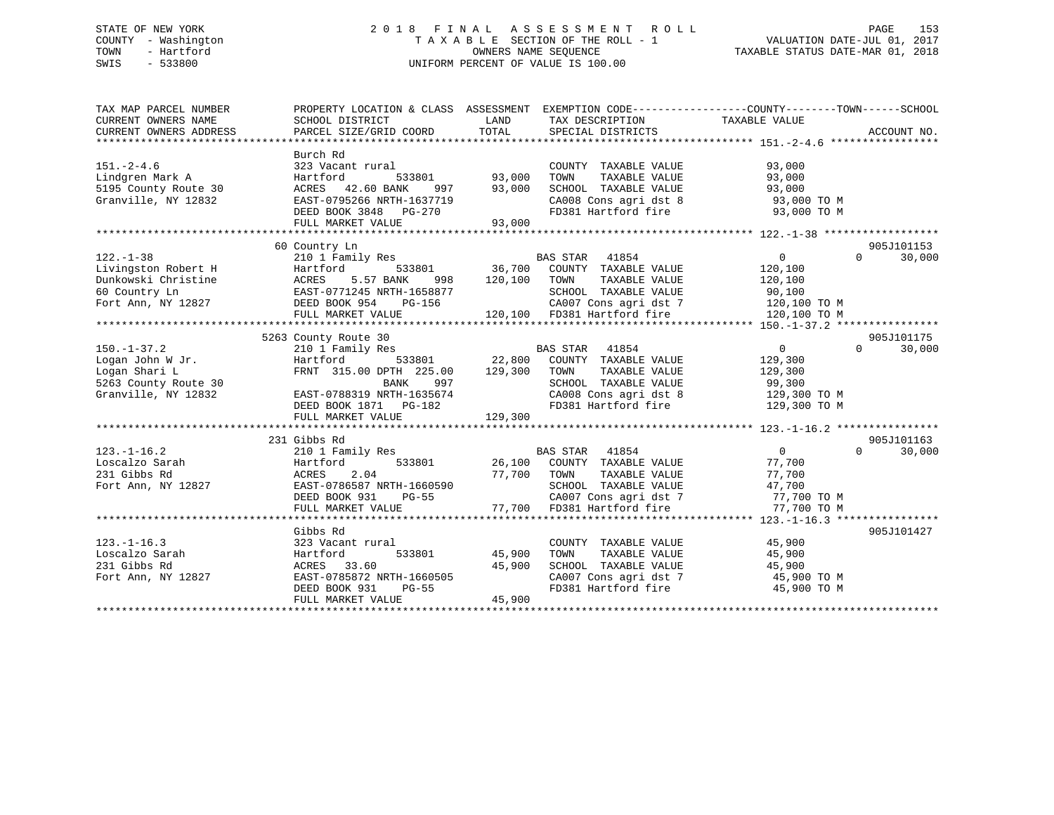STATE OF NEW YORK
COUNTY - Washington
TOWN - Hartford
SWIS - 533800

# 2018 FINAL ASSESSMENT ROLL
TAXABLE SECTION OF THE ROLL - 1
OWNERS NAME SEQUENCE
UNIFORM PERCENT OF VALUE IS 100.00

VALUATION DATE-JUL 01, 2017
TAXABLE STATUS DATE-MAR 01, 2018

| TAX MAP PARCEL NUMBER / CURRENT OWNERS NAME / CURRENT OWNERS ADDRESS | PROPERTY LOCATION & CLASS / SCHOOL DISTRICT / PARCEL SIZE/GRID COORD | ASSESSMENT LAND | TOTAL | EXEMPTION CODE / TAX DESCRIPTION / SPECIAL DISTRICTS | COUNTY / TOWN / SCHOOL TAXABLE VALUE | ACCOUNT NO. |
|---|---|---|---|---|---|---|
| **151.-2-4.6** | Burch Rd | | | | | |
| 151.-2-4.6 | 323 Vacant rural | | | COUNTY TAXABLE VALUE | 93,000 | |
| Lindgren Mark A | Hartford 533801 | 93,000 | | TOWN TAXABLE VALUE | 93,000 | |
| 5195 County Route 30 | ACRES 42.60 BANK 997 | | 93,000 | SCHOOL TAXABLE VALUE | 93,000 | |
| Granville, NY 12832 | EAST-0795266 NRTH-1637719 | | | CA008 Cons agri dst 8 | 93,000 TO M | |
| | DEED BOOK 3848 PG-270 | | | FD381 Hartford fire | 93,000 TO M | |
| | FULL MARKET VALUE | | 93,000 | | | |
| **122.-1-38** | 60 Country Ln | | | | | 905J101153 |
| 122.-1-38 | 210 1 Family Res | | | BAS STAR 41854 | 0 0 30,000 | |
| Livingston Robert H | Hartford 533801 | 36,700 | | COUNTY TAXABLE VALUE | 120,100 | |
| Dunkowski Christine | ACRES 5.57 BANK 998 | | 120,100 | TOWN TAXABLE VALUE | 120,100 | |
| 60 Country Ln | EAST-0771245 NRTH-1658877 | | | SCHOOL TAXABLE VALUE | 90,100 | |
| Fort Ann, NY 12827 | DEED BOOK 954 PG-156 | | | CA007 Cons agri dst 7 | 120,100 TO M | |
| | FULL MARKET VALUE | | 120,100 | FD381 Hartford fire | 120,100 TO M | |
| **150.-1-37.2** | 5263 County Route 30 | | | | | 905J101175 |
| 150.-1-37.2 | 210 1 Family Res | | | BAS STAR 41854 | 0 0 30,000 | |
| Logan John W Jr. | Hartford 533801 | 22,800 | | COUNTY TAXABLE VALUE | 129,300 | |
| Logan Shari L | FRNT 315.00 DPTH 225.00 | | 129,300 | TOWN TAXABLE VALUE | 129,300 | |
| 5263 County Route 30 | BANK 997 | | | SCHOOL TAXABLE VALUE | 99,300 | |
| Granville, NY 12832 | EAST-0788319 NRTH-1635674 | | | CA008 Cons agri dst 8 | 129,300 TO M | |
| | DEED BOOK 1871 PG-182 | | | FD381 Hartford fire | 129,300 TO M | |
| | FULL MARKET VALUE | | 129,300 | | | |
| **123.-1-16.2** | 231 Gibbs Rd | | | | | 905J101163 |
| 123.-1-16.2 | 210 1 Family Res | | | BAS STAR 41854 | 0 0 30,000 | |
| Loscalzo Sarah | Hartford 533801 | 26,100 | | COUNTY TAXABLE VALUE | 77,700 | |
| 231 Gibbs Rd | ACRES 2.04 | | 77,700 | TOWN TAXABLE VALUE | 77,700 | |
| Fort Ann, NY 12827 | EAST-0786587 NRTH-1660590 | | | SCHOOL TAXABLE VALUE | 47,700 | |
| | DEED BOOK 931 PG-55 | | | CA007 Cons agri dst 7 | 77,700 TO M | |
| | FULL MARKET VALUE | | 77,700 | FD381 Hartford fire | 77,700 TO M | |
| **123.-1-16.3** | Gibbs Rd | | | | | 905J101427 |
| 123.-1-16.3 | 323 Vacant rural | | | COUNTY TAXABLE VALUE | 45,900 | |
| Loscalzo Sarah | Hartford 533801 | 45,900 | | TOWN TAXABLE VALUE | 45,900 | |
| 231 Gibbs Rd | ACRES 33.60 | | 45,900 | SCHOOL TAXABLE VALUE | 45,900 | |
| Fort Ann, NY 12827 | EAST-0785872 NRTH-1660505 | | | CA007 Cons agri dst 7 | 45,900 TO M | |
| | DEED BOOK 931 PG-55 | | | FD381 Hartford fire | 45,900 TO M | |
| | FULL MARKET VALUE | | 45,900 | | | |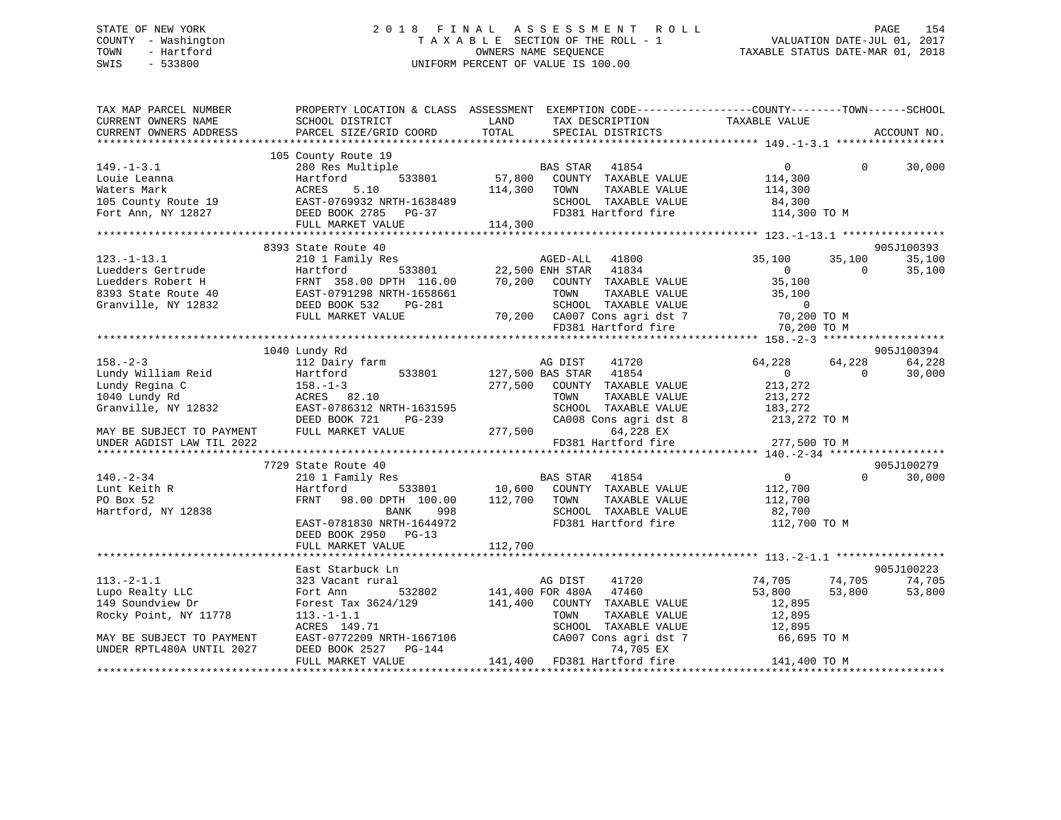STATE OF NEW YORK
COUNTY - Washington
TOWN - Hartford
SWIS - 533800

2 0 1 8 F I N A L A S S E S S M E N T R O L L
T A X A B L E SECTION OF THE ROLL - 1
OWNERS NAME SEQUENCE
UNIFORM PERCENT OF VALUE IS 100.00

VALUATION DATE-JUL 01, 2017
TAXABLE STATUS DATE-MAR 01, 2018

```
TAX MAP PARCEL NUMBER          PROPERTY LOCATION & CLASS  ASSESSMENT  EXEMPTION CODE------------------COUNTY--------TOWN------SCHOOL
CURRENT OWNERS NAME            SCHOOL DISTRICT               LAND      TAX DESCRIPTION            TAXABLE VALUE
CURRENT OWNERS ADDRESS         PARCEL SIZE/GRID COORD        TOTAL     SPECIAL DISTRICTS                                    ACCOUNT NO.
******************************************************************************************************* 149.-1-3.1 *****************
                               105 County Route 19
149.-1-3.1                     280 Res Multiple                       BAS STAR   41854                 0            0      30,000
Louie Leanna                   Hartford          533801       57,800   COUNTY  TAXABLE VALUE        114,300
Waters Mark                    ACRES     5.10                114,300   TOWN    TAXABLE VALUE        114,300
105 County Route 19            EAST-0769932 NRTH-1638489               SCHOOL  TAXABLE VALUE         84,300
Fort Ann, NY 12827             DEED BOOK 2785   PG-37                  FD381 Hartford fire          114,300 TO M
                               FULL MARKET VALUE             114,300
******************************************************************************************************* 123.-1-13.1 ****************
                               8393 State Route 40                                                                    905J100393
123.-1-13.1                    210 1 Family Res                       AGED-ALL   41800            35,100       35,100      35,100
Luedders Gertrude              Hartford          533801       22,500 ENH STAR   41834                 0            0      35,100
Luedders Robert H              FRNT 358.00 DPTH 116.00        70,200   COUNTY  TAXABLE VALUE         35,100
8393 State Route 40            EAST-0791298 NRTH-1658661               TOWN    TAXABLE VALUE         35,100
Granville, NY 12832            DEED BOOK 532    PG-281                 SCHOOL  TAXABLE VALUE              0
                               FULL MARKET VALUE              70,200   CA007 Cons agri dst 7         70,200 TO M
                                                                       FD381 Hartford fire           70,200 TO M
******************************************************************************************************* 158.-2-3 *******************
                               1040 Lundy Rd                                                                          905J100394
158.-2-3                       112 Dairy farm                         AG DIST    41720            64,228       64,228      64,228
Lundy William Reid             Hartford          533801      127,500 BAS STAR   41854                 0            0      30,000
Lundy Regina C                 158.-1-3                      277,500   COUNTY  TAXABLE VALUE        213,272
1040 Lundy Rd                  ACRES    82.10                          TOWN    TAXABLE VALUE        213,272
Granville, NY 12832            EAST-0786312 NRTH-1631595               SCHOOL  TAXABLE VALUE        183,272
                               DEED BOOK 721    PG-239                 CA008 Cons agri dst 8        213,272 TO M
MAY BE SUBJECT TO PAYMENT      FULL MARKET VALUE             277,500          64,228 EX
UNDER AGDIST LAW TIL 2022                                              FD381 Hartford fire          277,500 TO M
******************************************************************************************************* 140.-2-34 ******************
                               7729 State Route 40                                                                    905J100279
140.-2-34                      210 1 Family Res                       BAS STAR   41854                 0            0      30,000
Lunt Keith R                   Hartford          533801       10,600   COUNTY  TAXABLE VALUE        112,700
PO Box 52                      FRNT  98.00 DPTH 100.00       112,700   TOWN    TAXABLE VALUE        112,700
Hartford, NY 12838                           BANK     998              SCHOOL  TAXABLE VALUE         82,700
                               EAST-0781830 NRTH-1644972               FD381 Hartford fire          112,700 TO M
                               DEED BOOK 2950   PG-13
                               FULL MARKET VALUE             112,700
******************************************************************************************************* 113.-2-1.1 *****************
                               East Starbuck Ln                                                                       905J100223
113.-2-1.1                     323 Vacant rural                       AG DIST    41720            74,705       74,705      74,705
Lupo Realty LLC                Fort Ann          532802      141,400 FOR 480A   47460            53,800       53,800      53,800
149 Soundview Dr               Forest Tax 3624/129           141,400   COUNTY  TAXABLE VALUE         12,895
Rocky Point, NY 11778          113.-1-1.1                              TOWN    TAXABLE VALUE         12,895
                               ACRES   149.71                          SCHOOL  TAXABLE VALUE         12,895
MAY BE SUBJECT TO PAYMENT      EAST-0772209 NRTH-1667106               CA007 Cons agri dst 7         66,695 TO M
UNDER RPTL480A UNTIL 2027      DEED BOOK 2527   PG-144                        74,705 EX
                               FULL MARKET VALUE             141,400   FD381 Hartford fire          141,400 TO M
************************************************************************************************************************************
```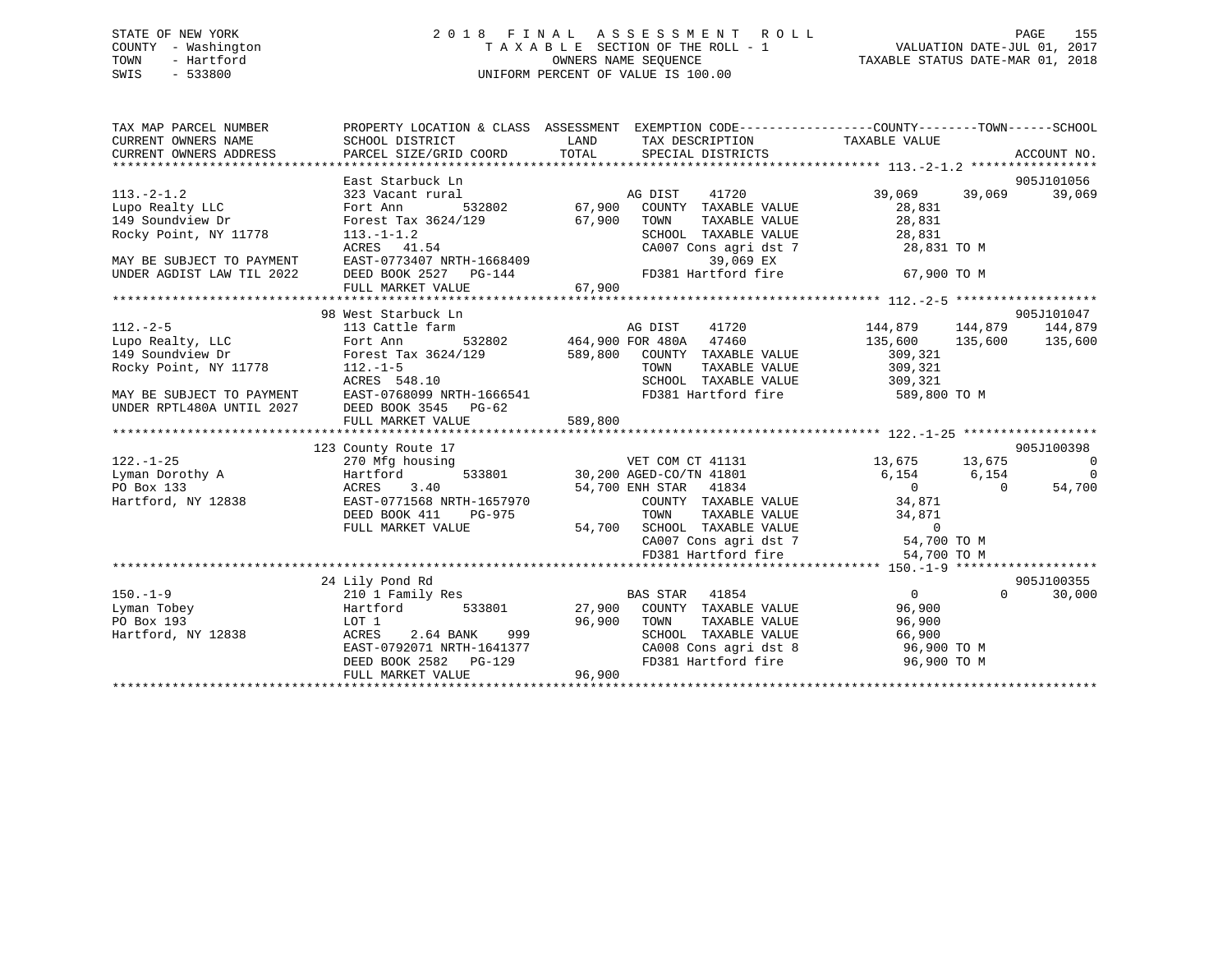STATE OF NEW YORK | 2018 FINAL ASSESSMENT ROLL | VALUATION DATE-JUL 01, 2017
COUNTY - Washington | TAXABLE SECTION OF THE ROLL - 1 | TAXABLE STATUS DATE-MAR 01, 2018
TOWN - Hartford | OWNERS NAME SEQUENCE
SWIS - 533800 | UNIFORM PERCENT OF VALUE IS 100.00

```
TAX MAP PARCEL NUMBER          PROPERTY LOCATION & CLASS  ASSESSMENT  EXEMPTION CODE-----------------COUNTY--------TOWN------SCHOOL
CURRENT OWNERS NAME            SCHOOL DISTRICT               LAND      TAX DESCRIPTION            TAXABLE VALUE
CURRENT OWNERS ADDRESS         PARCEL SIZE/GRID COORD       TOTAL      SPECIAL DISTRICTS                                    ACCOUNT NO.
******************************************************************************************************* 113.-2-1.2 *****************
                               East Starbuck Ln                                                                          905J101056
113.-2-1.2                     323 Vacant rural                    AG DIST    41720           39,069     39,069      39,069
Lupo Realty LLC                Fort Ann        532802       67,900   COUNTY  TAXABLE VALUE         28,831
149 Soundview Dr               Forest Tax 3624/129          67,900   TOWN    TAXABLE VALUE         28,831
Rocky Point, NY 11778          113.-1-1.2                            SCHOOL  TAXABLE VALUE         28,831
                               ACRES  41.54                          CA007 Cons agri dst 7          28,831 TO M
MAY BE SUBJECT TO PAYMENT      EAST-0773407 NRTH-1668409                   39,069 EX
UNDER AGDIST LAW TIL 2022      DEED BOOK 2527   PG-144               FD381 Hartford fire            67,900 TO M
                               FULL MARKET VALUE            67,900
******************************************************************************************************* 112.-2-5 *******************
                               98 West Starbuck Ln                                                                       905J101047
112.-2-5                       113 Cattle farm                     AG DIST    41720          144,879    144,879     144,879
Lupo Realty, LLC               Fort Ann        532802      464,900 FOR 480A   47460          135,600    135,600     135,600
149 Soundview Dr               Forest Tax 3624/129         589,800   COUNTY  TAXABLE VALUE        309,321
Rocky Point, NY 11778          112.-1-5                              TOWN    TAXABLE VALUE        309,321
                               ACRES 548.10                          SCHOOL  TAXABLE VALUE        309,321
MAY BE SUBJECT TO PAYMENT      EAST-0768099 NRTH-1666541             FD381 Hartford fire           589,800 TO M
UNDER RPTL480A UNTIL 2027      DEED BOOK 3545   PG-62
                               FULL MARKET VALUE           589,800
******************************************************************************************************* 122.-1-25 ******************
                               123 County Route 17                                                                       905J100398
122.-1-25                      270 Mfg housing                     VET COM CT 41131           13,675     13,675           0
Lyman Dorothy A                Hartford        533801       30,200 AGED-CO/TN 41801            6,154      6,154           0
PO Box 133                     ACRES   3.40                 54,700 ENH STAR   41834                0          0      54,700
Hartford, NY 12838             EAST-0771568 NRTH-1657970             COUNTY  TAXABLE VALUE         34,871
                               DEED BOOK 411    PG-975               TOWN    TAXABLE VALUE         34,871
                               FULL MARKET VALUE            54,700   SCHOOL  TAXABLE VALUE              0
                                                                     CA007 Cons agri dst 7          54,700 TO M
                                                                     FD381 Hartford fire            54,700 TO M
******************************************************************************************************* 150.-1-9 *******************
                               24 Lily Pond Rd                                                                           905J100355
150.-1-9                       210 1 Family Res                    BAS STAR   41854                0          0      30,000
Lyman Tobey                    Hartford        533801       27,900   COUNTY  TAXABLE VALUE         96,900
PO Box 193                     LOT 1                        96,900   TOWN    TAXABLE VALUE         96,900
Hartford, NY 12838             ACRES   2.64 BANK    999              SCHOOL  TAXABLE VALUE         66,900
                               EAST-0792071 NRTH-1641377             CA008 Cons agri dst 8          96,900 TO M
                               DEED BOOK 2582   PG-129               FD381 Hartford fire            96,900 TO M
                               FULL MARKET VALUE            96,900
************************************************************************************************************************************
```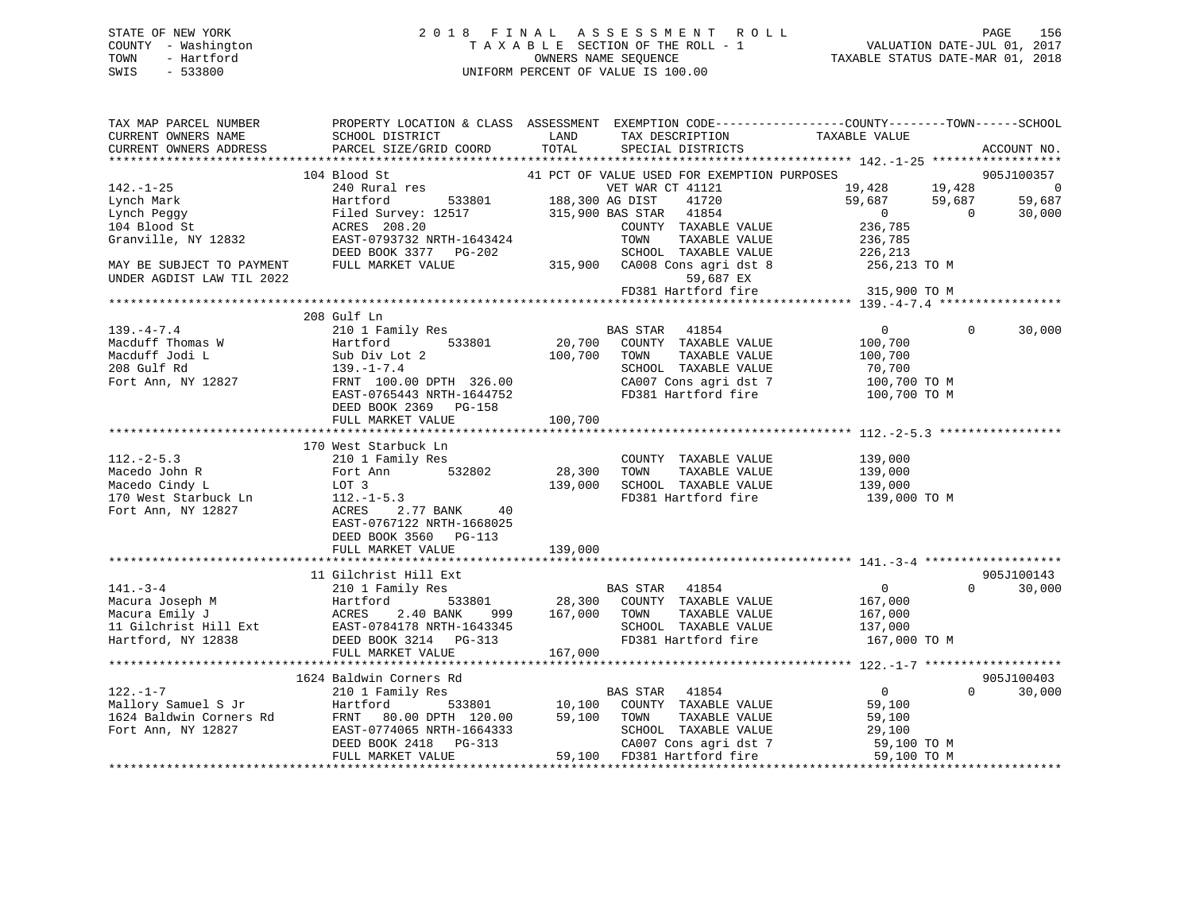STATE OF NEW YORK
COUNTY - Washington
TOWN - Hartford
SWIS - 533800

# 2018 FINAL ASSESSMENT ROLL
TAXABLE SECTION OF THE ROLL - 1
OWNERS NAME SEQUENCE
UNIFORM PERCENT OF VALUE IS 100.00

VALUATION DATE-JUL 01, 2017
TAXABLE STATUS DATE-MAR 01, 2018

```
TAX MAP PARCEL NUMBER          PROPERTY LOCATION & CLASS  ASSESSMENT  EXEMPTION CODE------------------COUNTY--------TOWN------SCHOOL
CURRENT OWNERS NAME            SCHOOL DISTRICT              LAND      TAX DESCRIPTION            TAXABLE VALUE
CURRENT OWNERS ADDRESS         PARCEL SIZE/GRID COORD       TOTAL     SPECIAL DISTRICTS                                     ACCOUNT NO.
******************************************************************************************************* 142.-1-25 ******************
                   104 Blood St                         41 PCT OF VALUE USED FOR EXEMPTION PURPOSES                         905J100357
142.-1-25                      240 Rural res                          VET WAR CT 41121             19,428      19,428            0
Lynch Mark                     Hartford        533801     188,300 AG DIST     41720                59,687      59,687       59,687
Lynch Peggy                    Filed Survey: 12517        315,900 BAS STAR    41854                     0           0       30,000
104 Blood St                   ACRES  208.20                          COUNTY  TAXABLE VALUE       236,785
Granville, NY 12832            EAST-0793732 NRTH-1643424              TOWN    TAXABLE VALUE       236,785
                               DEED BOOK 3377   PG-202                SCHOOL  TAXABLE VALUE       226,213
MAY BE SUBJECT TO PAYMENT      FULL MARKET VALUE          315,900  CA008 Cons agri dst 8        256,213 TO M
UNDER AGDIST LAW TIL 2022                                                 59,687 EX
                                                                   FD381 Hartford fire           315,900 TO M
******************************************************************************************************* 139.-4-7.4 *****************
                   208 Gulf Ln
139.-4-7.4                     210 1 Family Res                       BAS STAR    41854                     0           0       30,000
Macduff Thomas W               Hartford        533801      20,700  COUNTY  TAXABLE VALUE       100,700
Macduff Jodi L                 Sub Div Lot 2              100,700  TOWN    TAXABLE VALUE       100,700
208 Gulf Rd                    139.-1-7.4                             SCHOOL  TAXABLE VALUE        70,700
Fort Ann, NY 12827             FRNT  100.00 DPTH  326.00              CA007 Cons agri dst 7         100,700 TO M
                               EAST-0765443 NRTH-1644752              FD381 Hartford fire           100,700 TO M
                               DEED BOOK 2369   PG-158
                               FULL MARKET VALUE          100,700
******************************************************************************************************* 112.-2-5.3 *****************
                   170 West Starbuck Ln
112.-2-5.3                     210 1 Family Res                       COUNTY  TAXABLE VALUE       139,000
Macedo John R                  Fort Ann        532802      28,300  TOWN    TAXABLE VALUE       139,000
Macedo Cindy L                 LOT 3                      139,000  SCHOOL  TAXABLE VALUE       139,000
170 West Starbuck Ln           112.-1-5.3                             FD381 Hartford fire           139,000 TO M
Fort Ann, NY 12827             ACRES    2.77 BANK     40
                               EAST-0767122 NRTH-1668025
                               DEED BOOK 3560   PG-113
                               FULL MARKET VALUE          139,000
******************************************************************************************************* 141.-3-4 *******************
                   11 Gilchrist Hill Ext                                                                                    905J100143
141.-3-4                       210 1 Family Res                       BAS STAR    41854                     0           0       30,000
Macura Joseph M                Hartford        533801      28,300  COUNTY  TAXABLE VALUE       167,000
Macura Emily J                 ACRES    2.40 BANK    999  167,000  TOWN    TAXABLE VALUE       167,000
11 Gilchrist Hill Ext          EAST-0784178 NRTH-1643345              SCHOOL  TAXABLE VALUE       137,000
Hartford, NY 12838             DEED BOOK 3214   PG-313                FD381 Hartford fire           167,000 TO M
                               FULL MARKET VALUE          167,000
******************************************************************************************************* 122.-1-7 *******************
                   1624 Baldwin Corners Rd                                                                                  905J100403
122.-1-7                       210 1 Family Res                       BAS STAR    41854                     0           0       30,000
Mallory Samuel S Jr            Hartford        533801      10,100  COUNTY  TAXABLE VALUE        59,100
1624 Baldwin Corners Rd        FRNT   80.00 DPTH  120.00   59,100  TOWN    TAXABLE VALUE        59,100
Fort Ann, NY 12827             EAST-0774065 NRTH-1664333              SCHOOL  TAXABLE VALUE        29,100
                               DEED BOOK 2418   PG-313                CA007 Cons agri dst 7          59,100 TO M
                               FULL MARKET VALUE           59,100  FD381 Hartford fire            59,100 TO M
************************************************************************************************************************************
```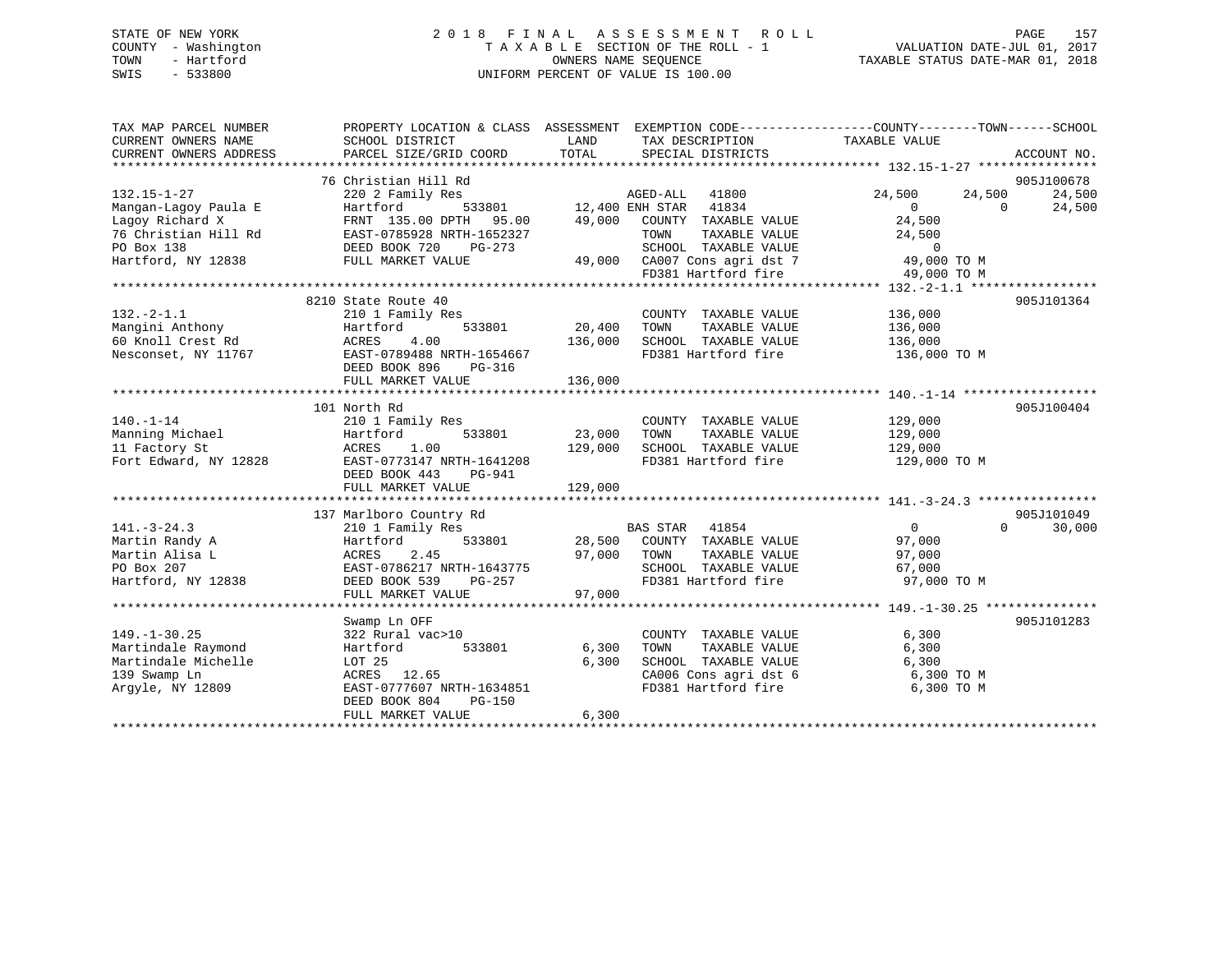STATE OF NEW YORK
COUNTY - Washington
TOWN - Hartford
SWIS - 533800

# 2018 FINAL ASSESSMENT ROLL

TAXABLE SECTION OF THE ROLL - 1
OWNERS NAME SEQUENCE
UNIFORM PERCENT OF VALUE IS 100.00

VALUATION DATE-JUL 01, 2017
TAXABLE STATUS DATE-MAR 01, 2018

```
TAX MAP PARCEL NUMBER          PROPERTY LOCATION & CLASS  ASSESSMENT  EXEMPTION CODE------------------COUNTY--------TOWN------SCHOOL
CURRENT OWNERS NAME            SCHOOL DISTRICT               LAND       TAX DESCRIPTION             TAXABLE VALUE
CURRENT OWNERS ADDRESS         PARCEL SIZE/GRID COORD        TOTAL      SPECIAL DISTRICTS                                      ACCOUNT NO.
******************************************************************************************************* 132.15-1-27 ****************
                               76 Christian Hill Rd                                                                         905J100678
132.15-1-27                    220 2 Family Res                         AGED-ALL  41800                24,500       24,500      24,500
Mangan-Lagoy Paula E           Hartford          533801       12,400 ENH STAR  41834                      0            0       24,500
Lagoy Richard X                FRNT 135.00 DPTH  95.00       49,000   COUNTY  TAXABLE VALUE           24,500
76 Christian Hill Rd           EAST-0785928 NRTH-1652327               TOWN    TAXABLE VALUE           24,500
PO Box 138                     DEED BOOK 720    PG-273                 SCHOOL  TAXABLE VALUE                0
Hartford, NY 12838             FULL MARKET VALUE             49,000   CA007 Cons agri dst 7             49,000 TO M
                                                                       FD381 Hartford fire               49,000 TO M
******************************************************************************************************* 132.-2-1.1 *****************
                               8210 State Route 40                                                                          905J101364
132.-2-1.1                     210 1 Family Res                         COUNTY  TAXABLE VALUE          136,000
Mangini Anthony                Hartford          533801       20,400   TOWN    TAXABLE VALUE          136,000
60 Knoll Crest Rd              ACRES    4.00                 136,000   SCHOOL  TAXABLE VALUE          136,000
Nesconset, NY 11767            EAST-0789488 NRTH-1654667               FD381 Hartford fire              136,000 TO M
                               DEED BOOK 896    PG-316
                               FULL MARKET VALUE            136,000
******************************************************************************************************* 140.-1-14 ******************
                               101 North Rd                                                                                 905J100404
140.-1-14                      210 1 Family Res                         COUNTY  TAXABLE VALUE          129,000
Manning Michael                Hartford          533801       23,000   TOWN    TAXABLE VALUE          129,000
11 Factory St                  ACRES    1.00                 129,000   SCHOOL  TAXABLE VALUE          129,000
Fort Edward, NY 12828          EAST-0773147 NRTH-1641208               FD381 Hartford fire              129,000 TO M
                               DEED BOOK 443    PG-941
                               FULL MARKET VALUE            129,000
******************************************************************************************************* 141.-3-24.3 ****************
                               137 Marlboro Country Rd                                                                      905J101049
141.-3-24.3                    210 1 Family Res                         BAS STAR  41854                      0            0       30,000
Martin Randy A                 Hartford          533801       28,500   COUNTY  TAXABLE VALUE           97,000
Martin Alisa L                 ACRES    2.45                  97,000   TOWN    TAXABLE VALUE           97,000
PO Box 207                     EAST-0786217 NRTH-1643775               SCHOOL  TAXABLE VALUE           67,000
Hartford, NY 12838             DEED BOOK 539    PG-257                 FD381 Hartford fire               97,000 TO M
                               FULL MARKET VALUE             97,000
******************************************************************************************************* 149.-1-30.25 ***************
                               Swamp Ln OFF                                                                                 905J101283
149.-1-30.25                   322 Rural vac>10                         COUNTY  TAXABLE VALUE            6,300
Martindale Raymond             Hartford          533801        6,300   TOWN    TAXABLE VALUE            6,300
Martindale Michelle            LOT 25                          6,300   SCHOOL  TAXABLE VALUE            6,300
139 Swamp Ln                   ACRES   12.65                           CA006 Cons agri dst 6              6,300 TO M
Argyle, NY 12809               EAST-0777607 NRTH-1634851               FD381 Hartford fire                6,300 TO M
                               DEED BOOK 804    PG-150
                               FULL MARKET VALUE              6,300
************************************************************************************************************************************
```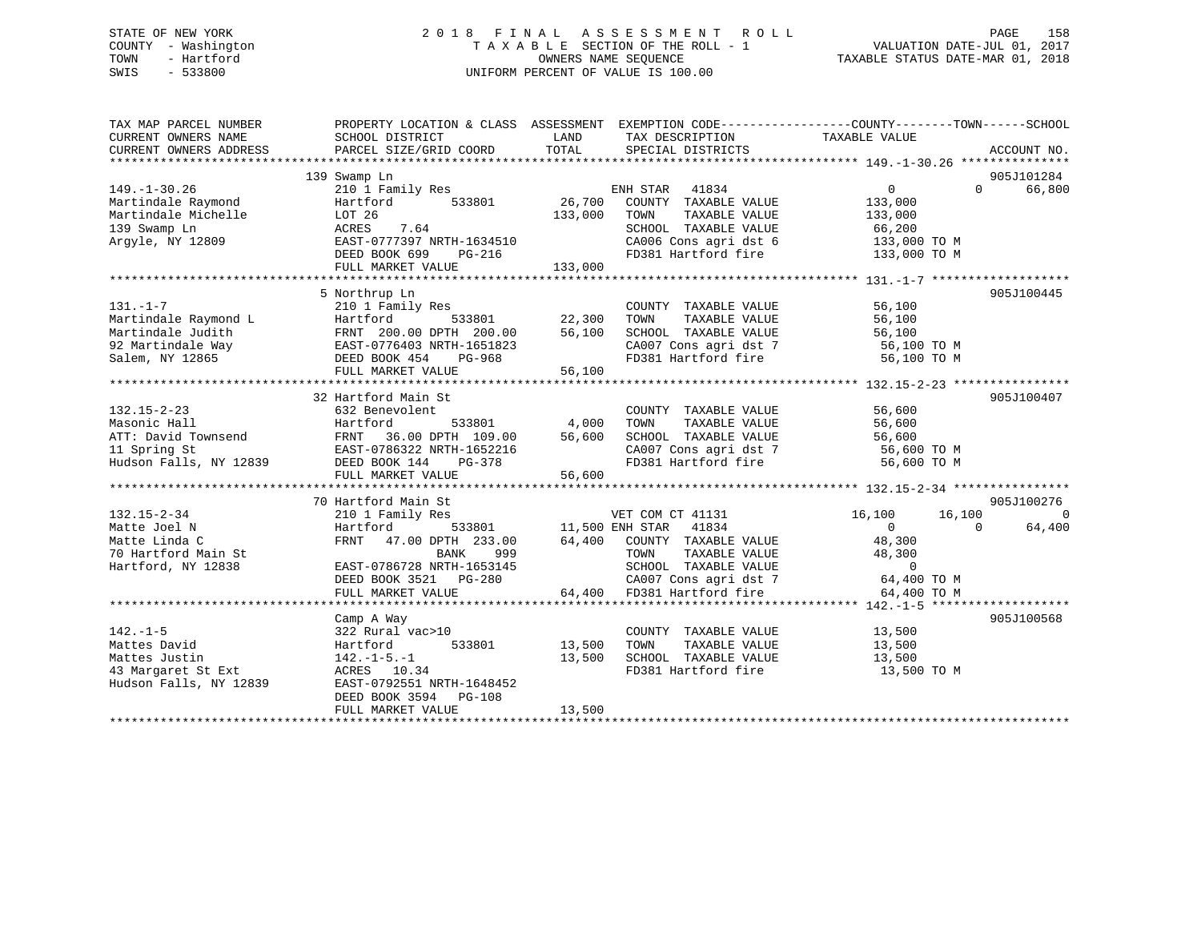STATE OF NEW YORK
COUNTY - Washington
TOWN - Hartford
SWIS - 533800

# 2018 FINAL ASSESSMENT ROLL

TAXABLE SECTION OF THE ROLL - 1
OWNERS NAME SEQUENCE
UNIFORM PERCENT OF VALUE IS 100.00

VALUATION DATE-JUL 01, 2017
TAXABLE STATUS DATE-MAR 01, 2018

```
TAX MAP PARCEL NUMBER          PROPERTY LOCATION & CLASS  ASSESSMENT  EXEMPTION CODE------------------COUNTY--------TOWN------SCHOOL
CURRENT OWNERS NAME            SCHOOL DISTRICT               LAND      TAX DESCRIPTION             TAXABLE VALUE
CURRENT OWNERS ADDRESS         PARCEL SIZE/GRID COORD        TOTAL     SPECIAL DISTRICTS                                     ACCOUNT NO.
******************************************************************************************************* 149.-1-30.26 ***************
                               139 Swamp Ln                                                                                905J101284
149.-1-30.26                   210 1 Family Res                        ENH STAR   41834              0            0     66,800
Martindale Raymond             Hartford        533801       26,700     COUNTY  TAXABLE VALUE       133,000
Martindale Michelle            LOT 26                      133,000     TOWN    TAXABLE VALUE       133,000
139 Swamp Ln                   ACRES    7.64                           SCHOOL  TAXABLE VALUE        66,200
Argyle, NY 12809               EAST-0777397 NRTH-1634510               CA006 Cons agri dst 6        133,000 TO M
                               DEED BOOK 699    PG-216                 FD381 Hartford fire          133,000 TO M
                               FULL MARKET VALUE           133,000
******************************************************************************************************* 131.-1-7 *******************
                               5 Northrup Ln                                                                               905J100445
131.-1-7                       210 1 Family Res                        COUNTY  TAXABLE VALUE        56,100
Martindale Raymond L           Hartford        533801       22,300     TOWN    TAXABLE VALUE        56,100
Martindale Judith              FRNT 200.00 DPTH 200.00      56,100     SCHOOL  TAXABLE VALUE        56,100
92 Martindale Way              EAST-0776403 NRTH-1651823               CA007 Cons agri dst 7         56,100 TO M
Salem, NY 12865                DEED BOOK 454    PG-968                 FD381 Hartford fire           56,100 TO M
                               FULL MARKET VALUE            56,100
******************************************************************************************************* 132.15-2-23 ****************
                               32 Hartford Main St                                                                         905J100407
132.15-2-23                    632 Benevolent                          COUNTY  TAXABLE VALUE        56,600
Masonic Hall                   Hartford        533801        4,000     TOWN    TAXABLE VALUE        56,600
ATT: David Townsend            FRNT  36.00 DPTH 109.00      56,600     SCHOOL  TAXABLE VALUE        56,600
11 Spring St                   EAST-0786322 NRTH-1652216               CA007 Cons agri dst 7         56,600 TO M
Hudson Falls, NY 12839         DEED BOOK 144    PG-378                 FD381 Hartford fire           56,600 TO M
                               FULL MARKET VALUE            56,600
******************************************************************************************************* 132.15-2-34 ****************
                               70 Hartford Main St                                                                         905J100276
132.15-2-34                    210 1 Family Res                        VET COM CT 41131          16,100       16,100            0
Matte Joel N                   Hartford        533801       11,500 ENH STAR   41834              0            0     64,400
Matte Linda C                  FRNT  47.00 DPTH 233.00      64,400     COUNTY  TAXABLE VALUE        48,300
70 Hartford Main St                       BANK     999                 TOWN    TAXABLE VALUE        48,300
Hartford, NY 12838             EAST-0786728 NRTH-1653145               SCHOOL  TAXABLE VALUE             0
                               DEED BOOK 3521   PG-280                 CA007 Cons agri dst 7         64,400 TO M
                               FULL MARKET VALUE            64,400     FD381 Hartford fire           64,400 TO M
******************************************************************************************************* 142.-1-5 *******************
                               Camp A Way                                                                                  905J100568
142.-1-5                       322 Rural vac>10                        COUNTY  TAXABLE VALUE        13,500
Mattes David                   Hartford        533801       13,500     TOWN    TAXABLE VALUE        13,500
Mattes Justin                  142.-1-5.-1                  13,500     SCHOOL  TAXABLE VALUE        13,500
43 Margaret St Ext             ACRES   10.34                           FD381 Hartford fire           13,500 TO M
Hudson Falls, NY 12839         EAST-0792551 NRTH-1648452
                               DEED BOOK 3594   PG-108
                               FULL MARKET VALUE            13,500
************************************************************************************************************************************
```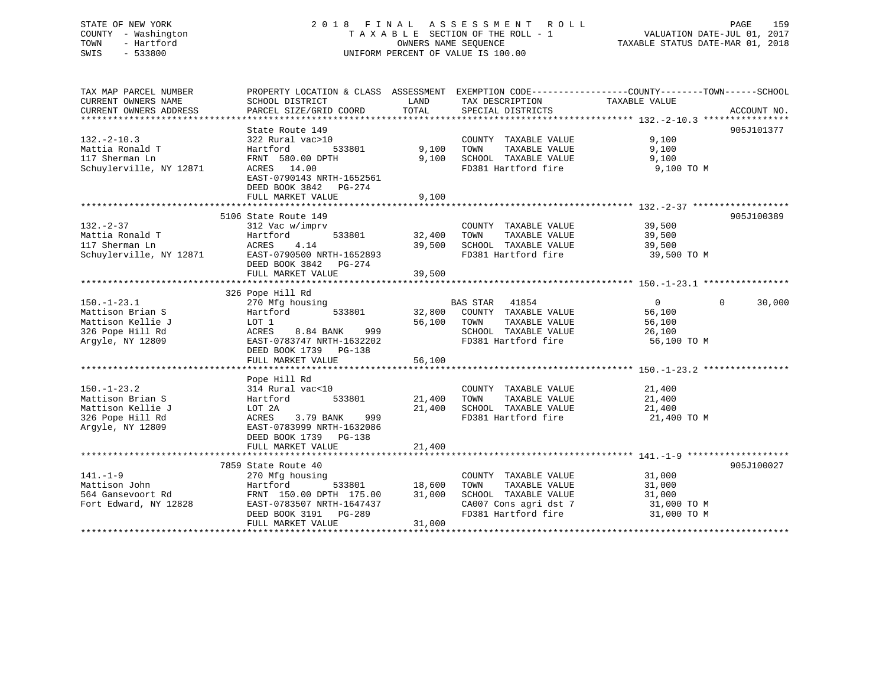STATE OF NEW YORK
COUNTY - Washington
TOWN - Hartford
SWIS - 533800

# 2018 FINAL ASSESSMENT ROLL
TAXABLE SECTION OF THE ROLL - 1
OWNERS NAME SEQUENCE
UNIFORM PERCENT OF VALUE IS 100.00

VALUATION DATE-JUL 01, 2017
TAXABLE STATUS DATE-MAR 01, 2018

| TAX MAP PARCEL NUMBER / CURRENT OWNERS NAME / CURRENT OWNERS ADDRESS | PROPERTY LOCATION & CLASS / SCHOOL DISTRICT / PARCEL SIZE/GRID COORD | ASSESSMENT LAND | TOTAL | EXEMPTION CODE / TAX DESCRIPTION / SPECIAL DISTRICTS | COUNTY / TOWN TAXABLE VALUE | SCHOOL | ACCOUNT NO. |
|---|---|---|---|---|---|---|---|
| **132.-2-10.3** | State Route 149 | | | | | | 905J101377 |
| 132.-2-10.3 | 322 Rural vac>10 | | | COUNTY TAXABLE VALUE | 9,100 | | |
| Mattia Ronald T | Hartford 533801 | 9,100 | | TOWN TAXABLE VALUE | 9,100 | | |
| 117 Sherman Ln | FRNT 580.00 DPTH | | 9,100 | SCHOOL TAXABLE VALUE | 9,100 | | |
| Schuylerville, NY 12871 | ACRES 14.00 | | | FD381 Hartford fire | 9,100 TO M | | |
| | EAST-0790143 NRTH-1652561 | | | | | | |
| | DEED BOOK 3842 PG-274 | | | | | | |
| | FULL MARKET VALUE | | 9,100 | | | | |
| **132.-2-37** | 5106 State Route 149 | | | | | | 905J100389 |
| 132.-2-37 | 312 Vac w/imprv | | | COUNTY TAXABLE VALUE | 39,500 | | |
| Mattia Ronald T | Hartford 533801 | 32,400 | | TOWN TAXABLE VALUE | 39,500 | | |
| 117 Sherman Ln | ACRES 4.14 | | 39,500 | SCHOOL TAXABLE VALUE | 39,500 | | |
| Schuylerville, NY 12871 | EAST-0790500 NRTH-1652893 | | | FD381 Hartford fire | 39,500 TO M | | |
| | DEED BOOK 3842 PG-274 | | | | | | |
| | FULL MARKET VALUE | | 39,500 | | | | |
| **150.-1-23.1** | 326 Pope Hill Rd | | | | | | |
| 150.-1-23.1 | 270 Mfg housing | | | BAS STAR 41854 | 0 / 0 | 30,000 | |
| Mattison Brian S | Hartford 533801 | 32,800 | | COUNTY TAXABLE VALUE | 56,100 | | |
| Mattison Kellie J | LOT 1 | | 56,100 | TOWN TAXABLE VALUE | 56,100 | | |
| 326 Pope Hill Rd | ACRES 8.84 BANK 999 | | | SCHOOL TAXABLE VALUE | 26,100 | | |
| Argyle, NY 12809 | EAST-0783747 NRTH-1632202 | | | FD381 Hartford fire | 56,100 TO M | | |
| | DEED BOOK 1739 PG-138 | | | | | | |
| | FULL MARKET VALUE | | 56,100 | | | | |
| **150.-1-23.2** | Pope Hill Rd | | | | | | |
| 150.-1-23.2 | 314 Rural vac<10 | | | COUNTY TAXABLE VALUE | 21,400 | | |
| Mattison Brian S | Hartford 533801 | 21,400 | | TOWN TAXABLE VALUE | 21,400 | | |
| Mattison Kellie J | LOT 2A | | 21,400 | SCHOOL TAXABLE VALUE | 21,400 | | |
| 326 Pope Hill Rd | ACRES 3.79 BANK 999 | | | FD381 Hartford fire | 21,400 TO M | | |
| Argyle, NY 12809 | EAST-0783999 NRTH-1632086 | | | | | | |
| | DEED BOOK 1739 PG-138 | | | | | | |
| | FULL MARKET VALUE | | 21,400 | | | | |
| **141.-1-9** | 7859 State Route 40 | | | | | | 905J100027 |
| 141.-1-9 | 270 Mfg housing | | | COUNTY TAXABLE VALUE | 31,000 | | |
| Mattison John | Hartford 533801 | 18,600 | | TOWN TAXABLE VALUE | 31,000 | | |
| 564 Gansevoort Rd | FRNT 150.00 DPTH 175.00 | | 31,000 | SCHOOL TAXABLE VALUE | 31,000 | | |
| Fort Edward, NY 12828 | EAST-0783507 NRTH-1647437 | | | CA007 Cons agri dst 7 | 31,000 TO M | | |
| | DEED BOOK 3191 PG-289 | | | FD381 Hartford fire | 31,000 TO M | | |
| | FULL MARKET VALUE | | 31,000 | | | | |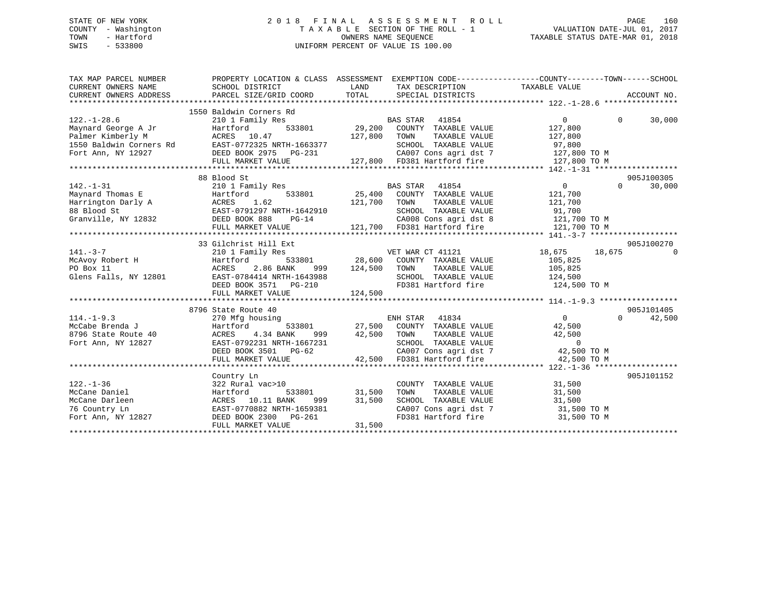STATE OF NEW YORK
COUNTY - Washington
TOWN - Hartford
SWIS - 533800

2018 FINAL ASSESSMENT ROLL
TAXABLE SECTION OF THE ROLL - 1
OWNERS NAME SEQUENCE
UNIFORM PERCENT OF VALUE IS 100.00

VALUATION DATE-JUL 01, 2017
TAXABLE STATUS DATE-MAR 01, 2018

```
TAX MAP PARCEL NUMBER     PROPERTY LOCATION & CLASS  ASSESSMENT  EXEMPTION CODE------------------COUNTY--------TOWN------SCHOOL
CURRENT OWNERS NAME       SCHOOL DISTRICT              LAND      TAX DESCRIPTION              TAXABLE VALUE
CURRENT OWNERS ADDRESS    PARCEL SIZE/GRID COORD       TOTAL     SPECIAL DISTRICTS                                      ACCOUNT NO.
******************************************************************************************************* 122.-1-28.6 ****************
                          1550 Baldwin Corners Rd
122.-1-28.6               210 1 Family Res                       BAS STAR  41854                  0             0      30,000
Maynard George A Jr       Hartford        533801      29,200     COUNTY  TAXABLE VALUE        127,800
Palmer Kimberly M         ACRES   10.47              127,800     TOWN    TAXABLE VALUE        127,800
1550 Baldwin Corners Rd   EAST-0772325 NRTH-1663377              SCHOOL  TAXABLE VALUE         97,800
Fort Ann, NY 12927        DEED BOOK 2975   PG-231                CA007 Cons agri dst 7        127,800 TO M
                          FULL MARKET VALUE          127,800     FD381 Hartford fire          127,800 TO M
******************************************************************************************************* 142.-1-31 ******************
                          88 Blood St                                                                              905J100305
142.-1-31                 210 1 Family Res                       BAS STAR  41854                  0             0      30,000
Maynard Thomas E          Hartford        533801      25,400     COUNTY  TAXABLE VALUE        121,700
Harrington Darly A        ACRES    1.62              121,700     TOWN    TAXABLE VALUE        121,700
88 Blood St               EAST-0791297 NRTH-1642910              SCHOOL  TAXABLE VALUE         91,700
Granville, NY 12832       DEED BOOK 888    PG-14                 CA008 Cons agri dst 8        121,700 TO M
                          FULL MARKET VALUE          121,700     FD381 Hartford fire          121,700 TO M
******************************************************************************************************* 141.-3-7 *******************
                          33 Gilchrist Hill Ext                                                                    905J100270
141.-3-7                  210 1 Family Res                       VET WAR CT 41121             18,675        18,675            0
McAvoy Robert H           Hartford        533801      28,600     COUNTY  TAXABLE VALUE        105,825
PO Box 11                 ACRES    2.86 BANK    999  124,500     TOWN    TAXABLE VALUE        105,825
Glens Falls, NY 12801     EAST-0784414 NRTH-1643988              SCHOOL  TAXABLE VALUE        124,500
                          DEED BOOK 3571   PG-210                FD381 Hartford fire          124,500 TO M
                          FULL MARKET VALUE          124,500
******************************************************************************************************* 114.-1-9.3 *****************
                          8796 State Route 40                                                                      905J101405
114.-1-9.3                270 Mfg housing                        ENH STAR  41834                  0             0      42,500
McCabe Brenda J           Hartford        533801      27,500     COUNTY  TAXABLE VALUE         42,500
8796 State Route 40       ACRES    4.34 BANK    999   42,500     TOWN    TAXABLE VALUE         42,500
Fort Ann, NY 12827        EAST-0792231 NRTH-1667231              SCHOOL  TAXABLE VALUE              0
                          DEED BOOK 3501   PG-62                 CA007 Cons agri dst 7         42,500 TO M
                          FULL MARKET VALUE           42,500     FD381 Hartford fire           42,500 TO M
******************************************************************************************************* 122.-1-36 ******************
                          Country Ln                                                                               905J101152
122.-1-36                 322 Rural vac>10                       COUNTY  TAXABLE VALUE         31,500
McCane Daniel             Hartford        533801      31,500     TOWN    TAXABLE VALUE         31,500
McCane Darleen            ACRES   10.11 BANK    999   31,500     SCHOOL  TAXABLE VALUE         31,500
76 Country Ln             EAST-0770882 NRTH-1659381              CA007 Cons agri dst 7         31,500 TO M
Fort Ann, NY 12827        DEED BOOK 2300   PG-261                FD381 Hartford fire           31,500 TO M
                          FULL MARKET VALUE           31,500
************************************************************************************************************************************
```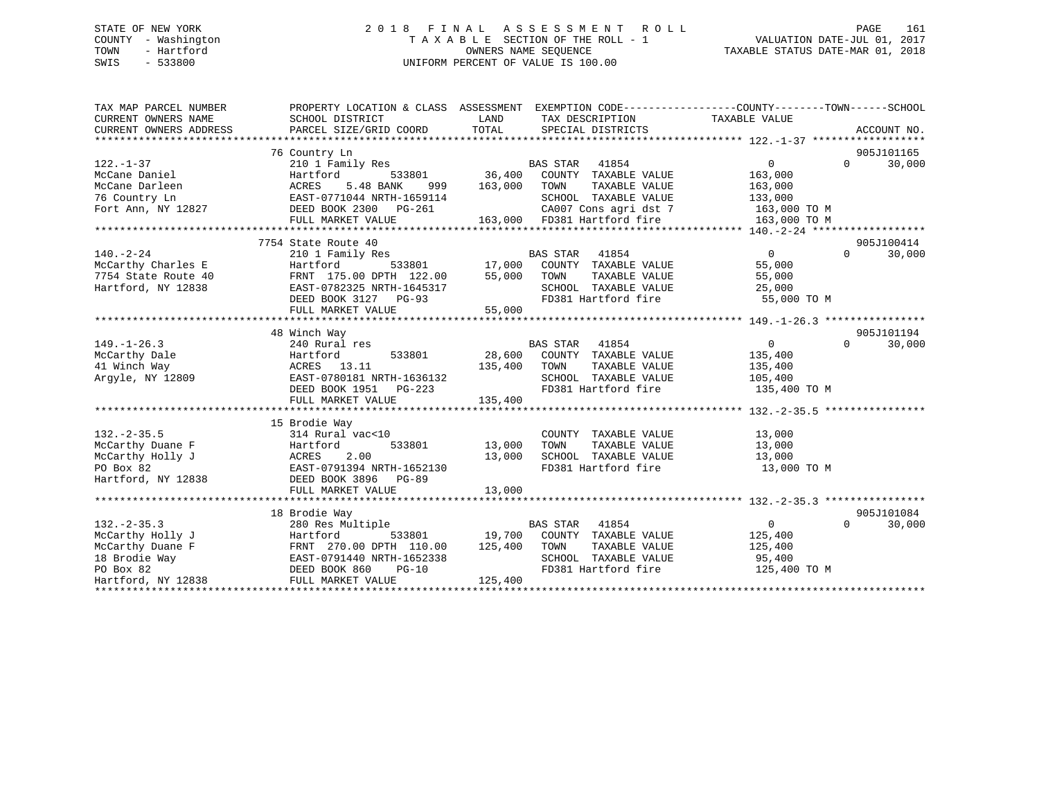STATE OF NEW YORK
COUNTY - Washington
TOWN - Hartford
SWIS - 533800

# 2018 FINAL ASSESSMENT ROLL

TAXABLE SECTION OF THE ROLL - 1
OWNERS NAME SEQUENCE
UNIFORM PERCENT OF VALUE IS 100.00

VALUATION DATE-JUL 01, 2017
TAXABLE STATUS DATE-MAR 01, 2018

```
TAX MAP PARCEL NUMBER          PROPERTY LOCATION & CLASS  ASSESSMENT  EXEMPTION CODE-----------------COUNTY--------TOWN------SCHOOL
CURRENT OWNERS NAME            SCHOOL DISTRICT            LAND        TAX DESCRIPTION              TAXABLE VALUE
CURRENT OWNERS ADDRESS         PARCEL SIZE/GRID COORD     TOTAL       SPECIAL DISTRICTS                                    ACCOUNT NO.
*********************************************************************************************** 122.-1-37 ******************
                               76 Country Ln                                                                           905J101165
122.-1-37                      210 1 Family Res                       BAS STAR  41854                  0           0      30,000
McCane Daniel                  Hartford       533801      36,400     COUNTY  TAXABLE VALUE          163,000
McCane Darleen                 ACRES    5.48 BANK   999   163,000     TOWN    TAXABLE VALUE          163,000
76 Country Ln                  EAST-0771044 NRTH-1659114              SCHOOL  TAXABLE VALUE          133,000
Fort Ann, NY 12827             DEED BOOK 2300   PG-261                CA007 Cons agri dst 7          163,000 TO M
                               FULL MARKET VALUE          163,000     FD381 Hartford fire            163,000 TO M
*********************************************************************************************** 140.-2-24 ******************
                               7754 State Route 40                                                                     905J100414
140.-2-24                      210 1 Family Res                       BAS STAR  41854                  0           0      30,000
McCarthy Charles E             Hartford       533801      17,000     COUNTY  TAXABLE VALUE           55,000
7754 State Route 40            FRNT 175.00 DPTH 122.00    55,000     TOWN    TAXABLE VALUE           55,000
Hartford, NY 12838             EAST-0782325 NRTH-1645317              SCHOOL  TAXABLE VALUE           25,000
                               DEED BOOK 3127   PG-93                 FD381 Hartford fire             55,000 TO M
                               FULL MARKET VALUE           55,000
*********************************************************************************************** 149.-1-26.3 ****************
                               48 Winch Way                                                                            905J101194
149.-1-26.3                    240 Rural res                          BAS STAR  41854                  0           0      30,000
McCarthy Dale                  Hartford       533801      28,600     COUNTY  TAXABLE VALUE          135,400
41 Winch Way                   ACRES   13.11              135,400     TOWN    TAXABLE VALUE          135,400
Argyle, NY 12809               EAST-0780181 NRTH-1636132              SCHOOL  TAXABLE VALUE          105,400
                               DEED BOOK 1951   PG-223                FD381 Hartford fire            135,400 TO M
                               FULL MARKET VALUE          135,400
*********************************************************************************************** 132.-2-35.5 ****************
                               15 Brodie Way
132.-2-35.5                    314 Rural vac<10                       COUNTY  TAXABLE VALUE           13,000
McCarthy Duane F               Hartford       533801      13,000     TOWN    TAXABLE VALUE           13,000
McCarthy Holly J               ACRES    2.00              13,000     SCHOOL  TAXABLE VALUE           13,000
PO Box 82                      EAST-0791394 NRTH-1652130              FD381 Hartford fire             13,000 TO M
Hartford, NY 12838             DEED BOOK 3896   PG-89
                               FULL MARKET VALUE           13,000
*********************************************************************************************** 132.-2-35.3 ****************
                               18 Brodie Way                                                                           905J101084
132.-2-35.3                    280 Res Multiple                       BAS STAR  41854                  0           0      30,000
McCarthy Holly J               Hartford       533801      19,700     COUNTY  TAXABLE VALUE          125,400
McCarthy Duane F               FRNT 270.00 DPTH 110.00   125,400     TOWN    TAXABLE VALUE          125,400
18 Brodie Way                  EAST-0791440 NRTH-1652338              SCHOOL  TAXABLE VALUE           95,400
PO Box 82                      DEED BOOK 860    PG-10                 FD381 Hartford fire            125,400 TO M
Hartford, NY 12838             FULL MARKET VALUE          125,400
******************************************************************************************************************************
```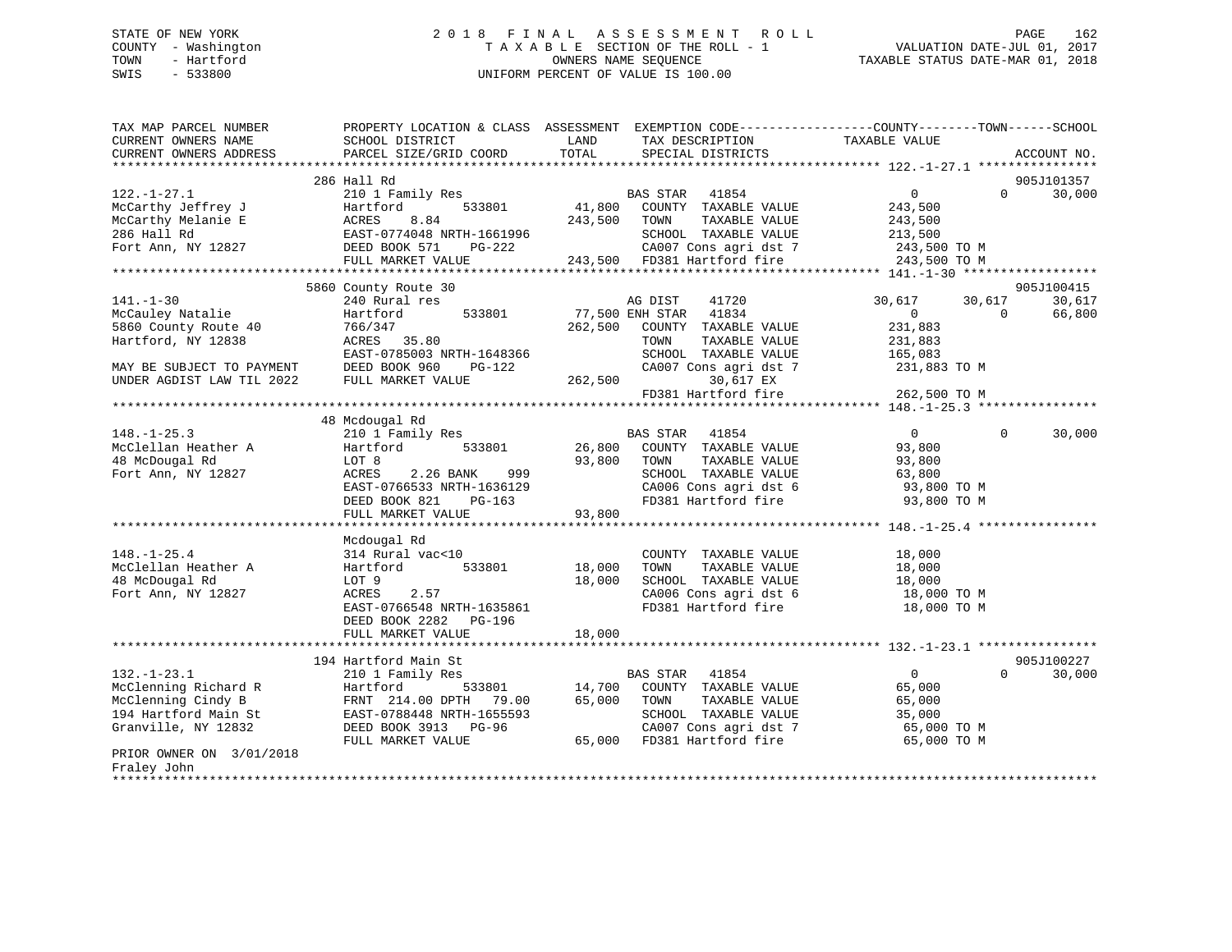STATE OF NEW YORK
COUNTY - Washington
TOWN - Hartford
SWIS - 533800

2018 FINAL ASSESSMENT ROLL
TAXABLE SECTION OF THE ROLL - 1
OWNERS NAME SEQUENCE
UNIFORM PERCENT OF VALUE IS 100.00

VALUATION DATE-JUL 01, 2017
TAXABLE STATUS DATE-MAR 01, 2018

```
TAX MAP PARCEL NUMBER          PROPERTY LOCATION & CLASS  ASSESSMENT  EXEMPTION CODE-----------------COUNTY--------TOWN------SCHOOL
CURRENT OWNERS NAME            SCHOOL DISTRICT               LAND      TAX DESCRIPTION              TAXABLE VALUE
CURRENT OWNERS ADDRESS         PARCEL SIZE/GRID COORD        TOTAL     SPECIAL DISTRICTS                                      ACCOUNT NO.
******************************************************************************************************* 122.-1-27.1 ****************
                               286 Hall Rd                                                                                905J101357
122.-1-27.1                    210 1 Family Res                        BAS STAR   41854              0              0        30,000
McCarthy Jeffrey J             Hartford         533801       41,800    COUNTY  TAXABLE VALUE         243,500
McCarthy Melanie E             ACRES    8.84                243,500    TOWN    TAXABLE VALUE         243,500
286 Hall Rd                    EAST-0774048 NRTH-1661996               SCHOOL  TAXABLE VALUE         213,500
Fort Ann, NY 12827             DEED BOOK 571    PG-222                 CA007 Cons agri dst 7          243,500 TO M
                               FULL MARKET VALUE            243,500    FD381 Hartford fire            243,500 TO M
******************************************************************************************************* 141.-1-30 ******************
                               5860 County Route 30                                                                       905J100415
141.-1-30                      240 Rural res                           AG DIST    41720         30,617         30,617        30,617
McCauley Natalie               Hartford         533801       77,500 ENH STAR  41834                  0              0        66,800
5860 County Route 40           766/347                      262,500    COUNTY  TAXABLE VALUE         231,883
Hartford, NY 12838             ACRES   35.80                           TOWN    TAXABLE VALUE         231,883
                               EAST-0785003 NRTH-1648366               SCHOOL  TAXABLE VALUE         165,083
MAY BE SUBJECT TO PAYMENT      DEED BOOK 960    PG-122                 CA007 Cons agri dst 7          231,883 TO M
UNDER AGDIST LAW TIL 2022      FULL MARKET VALUE            262,500         30,617 EX
                                                                       FD381 Hartford fire            262,500 TO M
******************************************************************************************************* 148.-1-25.3 ****************
                               48 Mcdougal Rd
148.-1-25.3                    210 1 Family Res                        BAS STAR   41854              0              0        30,000
McClellan Heather A            Hartford         533801       26,800    COUNTY  TAXABLE VALUE          93,800
48 McDougal Rd                 LOT 8                         93,800    TOWN    TAXABLE VALUE          93,800
Fort Ann, NY 12827             ACRES    2.26 BANK    999               SCHOOL  TAXABLE VALUE          63,800
                               EAST-0766533 NRTH-1636129               CA006 Cons agri dst 6           93,800 TO M
                               DEED BOOK 821    PG-163                 FD381 Hartford fire             93,800 TO M
                               FULL MARKET VALUE             93,800
******************************************************************************************************* 148.-1-25.4 ****************
                               Mcdougal Rd
148.-1-25.4                    314 Rural vac<10                        COUNTY  TAXABLE VALUE          18,000
McClellan Heather A            Hartford         533801       18,000    TOWN    TAXABLE VALUE          18,000
48 McDougal Rd                 LOT 9                         18,000    SCHOOL  TAXABLE VALUE          18,000
Fort Ann, NY 12827             ACRES    2.57                           CA006 Cons agri dst 6           18,000 TO M
                               EAST-0766548 NRTH-1635861               FD381 Hartford fire             18,000 TO M
                               DEED BOOK 2282   PG-196
                               FULL MARKET VALUE             18,000
******************************************************************************************************* 132.-1-23.1 ****************
                               194 Hartford Main St                                                                       905J100227
132.-1-23.1                    210 1 Family Res                        BAS STAR   41854              0              0        30,000
McClenning Richard R           Hartford         533801       14,700    COUNTY  TAXABLE VALUE          65,000
McClenning Cindy B             FRNT 214.00 DPTH  79.00       65,000    TOWN    TAXABLE VALUE          65,000
194 Hartford Main St           EAST-0788448 NRTH-1655593               SCHOOL  TAXABLE VALUE          35,000
Granville, NY 12832            DEED BOOK 3913   PG-96                  CA007 Cons agri dst 7           65,000 TO M
                               FULL MARKET VALUE             65,000    FD381 Hartford fire             65,000 TO M
PRIOR OWNER ON  3/01/2018
Fraley John
************************************************************************************************************************************
```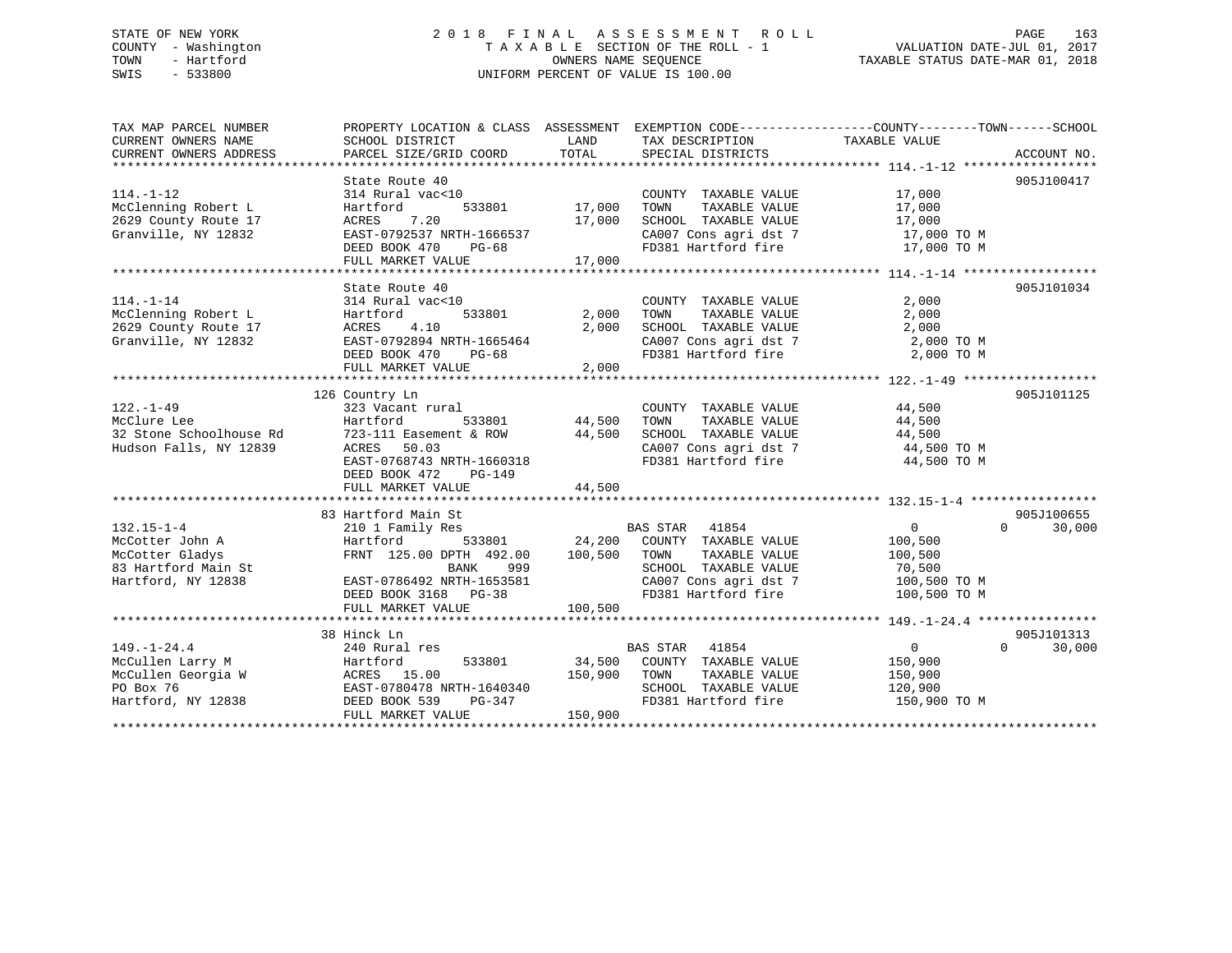STATE OF NEW YORK
COUNTY - Washington
TOWN - Hartford
SWIS - 533800

2 0 1 8 F I N A L A S S E S S M E N T R O L L
T A X A B L E SECTION OF THE ROLL - 1
OWNERS NAME SEQUENCE
UNIFORM PERCENT OF VALUE IS 100.00

VALUATION DATE-JUL 01, 2017
TAXABLE STATUS DATE-MAR 01, 2018

| TAX MAP PARCEL NUMBER / CURRENT OWNERS NAME / CURRENT OWNERS ADDRESS | PROPERTY LOCATION & CLASS / SCHOOL DISTRICT / PARCEL SIZE/GRID COORD | ASSESSMENT LAND | TOTAL | EXEMPTION CODE / TAX DESCRIPTION / SPECIAL DISTRICTS | COUNTY / TOWN TAXABLE VALUE | SCHOOL | ACCOUNT NO. |
|---|---|---|---|---|---|---|---|
| **114.-1-12** | State Route 40 | | | | | | 905J100417 |
| 114.-1-12 | 314 Rural vac<10 | | | COUNTY TAXABLE VALUE | 17,000 | | |
| McClenning Robert L | Hartford 533801 | 17,000 | | TOWN TAXABLE VALUE | 17,000 | | |
| 2629 County Route 17 | ACRES 7.20 | | 17,000 | SCHOOL TAXABLE VALUE | 17,000 | | |
| Granville, NY 12832 | EAST-0792537 NRTH-1666537 | | | CA007 Cons agri dst 7 | 17,000 TO M | | |
| | DEED BOOK 470 PG-68 | | | FD381 Hartford fire | 17,000 TO M | | |
| | FULL MARKET VALUE | | 17,000 | | | | |
| **114.-1-14** | State Route 40 | | | | | | 905J101034 |
| 114.-1-14 | 314 Rural vac<10 | | | COUNTY TAXABLE VALUE | 2,000 | | |
| McClenning Robert L | Hartford 533801 | 2,000 | | TOWN TAXABLE VALUE | 2,000 | | |
| 2629 County Route 17 | ACRES 4.10 | | 2,000 | SCHOOL TAXABLE VALUE | 2,000 | | |
| Granville, NY 12832 | EAST-0792894 NRTH-1665464 | | | CA007 Cons agri dst 7 | 2,000 TO M | | |
| | DEED BOOK 470 PG-68 | | | FD381 Hartford fire | 2,000 TO M | | |
| | FULL MARKET VALUE | | 2,000 | | | | |
| **122.-1-49** | 126 Country Ln | | | | | | 905J101125 |
| 122.-1-49 | 323 Vacant rural | | | COUNTY TAXABLE VALUE | 44,500 | | |
| McClure Lee | Hartford 533801 | 44,500 | | TOWN TAXABLE VALUE | 44,500 | | |
| 32 Stone Schoolhouse Rd | 723-111 Easement & ROW | | 44,500 | SCHOOL TAXABLE VALUE | 44,500 | | |
| Hudson Falls, NY 12839 | ACRES 50.03 | | | CA007 Cons agri dst 7 | 44,500 TO M | | |
| | EAST-0768743 NRTH-1660318 | | | FD381 Hartford fire | 44,500 TO M | | |
| | DEED BOOK 472 PG-149 | | | | | | |
| | FULL MARKET VALUE | | 44,500 | | | | |
| **132.15-1-4** | 83 Hartford Main St | | | | | | 905J100655 |
| 132.15-1-4 | 210 1 Family Res | | | BAS STAR 41854 | 0 | 0 | 30,000 |
| McCotter John A | Hartford 533801 | 24,200 | | COUNTY TAXABLE VALUE | 100,500 | | |
| McCotter Gladys | FRNT 125.00 DPTH 492.00 | | 100,500 | TOWN TAXABLE VALUE | 100,500 | | |
| 83 Hartford Main St | BANK 999 | | | SCHOOL TAXABLE VALUE | 70,500 | | |
| Hartford, NY 12838 | EAST-0786492 NRTH-1653581 | | | CA007 Cons agri dst 7 | 100,500 TO M | | |
| | DEED BOOK 3168 PG-38 | | | FD381 Hartford fire | 100,500 TO M | | |
| | FULL MARKET VALUE | | 100,500 | | | | |
| **149.-1-24.4** | 38 Hinck Ln | | | | | | 905J101313 |
| 149.-1-24.4 | 240 Rural res | | | BAS STAR 41854 | 0 | 0 | 30,000 |
| McCullen Larry M | Hartford 533801 | 34,500 | | COUNTY TAXABLE VALUE | 150,900 | | |
| McCullen Georgia W | ACRES 15.00 | | 150,900 | TOWN TAXABLE VALUE | 150,900 | | |
| PO Box 76 | EAST-0780478 NRTH-1640340 | | | SCHOOL TAXABLE VALUE | 120,900 | | |
| Hartford, NY 12838 | DEED BOOK 539 PG-347 | | | FD381 Hartford fire | 150,900 TO M | | |
| | FULL MARKET VALUE | | 150,900 | | | | |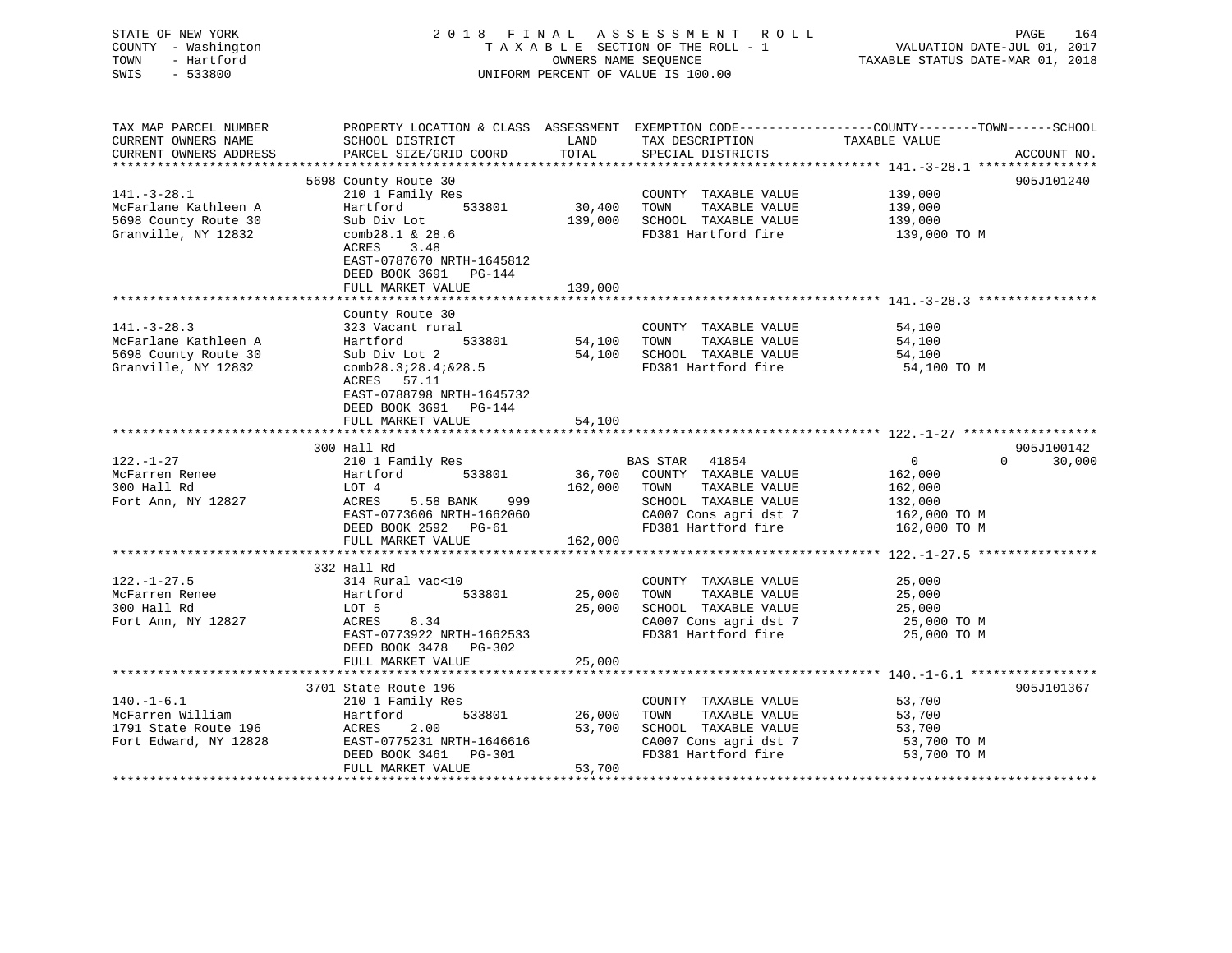STATE OF NEW YORK
COUNTY - Washington
TOWN - Hartford
SWIS - 533800

2 0 1 8 F I N A L A S S E S S M E N T R O L L
T A X A B L E SECTION OF THE ROLL - 1
OWNERS NAME SEQUENCE
UNIFORM PERCENT OF VALUE IS 100.00

VALUATION DATE-JUL 01, 2017
TAXABLE STATUS DATE-MAR 01, 2018

| TAX MAP PARCEL NUMBER / CURRENT OWNERS NAME / CURRENT OWNERS ADDRESS | PROPERTY LOCATION & CLASS / SCHOOL DISTRICT / PARCEL SIZE/GRID COORD | ASSESSMENT LAND | TOTAL | EXEMPTION CODE / TAX DESCRIPTION / SPECIAL DISTRICTS | COUNTY TAXABLE VALUE | TOWN | SCHOOL | ACCOUNT NO. |
|---|---|---|---|---|---|---|---|---|
| **141.-3-28.1** | 5698 County Route 30 | | | | | | | 905J101240 |
| 141.-3-28.1 | 210 1 Family Res | | | COUNTY TAXABLE VALUE | 139,000 | | | |
| McFarlane Kathleen A | Hartford 533801 | 30,400 | | TOWN TAXABLE VALUE | 139,000 | | | |
| 5698 County Route 30 | Sub Div Lot | | 139,000 | SCHOOL TAXABLE VALUE | 139,000 | | | |
| Granville, NY 12832 | comb28.1 & 28.6 | | | FD381 Hartford fire | 139,000 TO M | | | |
| | ACRES 3.48 | | | | | | | |
| | EAST-0787670 NRTH-1645812 | | | | | | | |
| | DEED BOOK 3691 PG-144 | | | | | | | |
| | FULL MARKET VALUE | | 139,000 | | | | | |
| **141.-3-28.3** | County Route 30 | | | | | | | |
| 141.-3-28.3 | 323 Vacant rural | | | COUNTY TAXABLE VALUE | 54,100 | | | |
| McFarlane Kathleen A | Hartford 533801 | 54,100 | | TOWN TAXABLE VALUE | 54,100 | | | |
| 5698 County Route 30 | Sub Div Lot 2 | | 54,100 | SCHOOL TAXABLE VALUE | 54,100 | | | |
| Granville, NY 12832 | comb28.3;28.4;&28.5 | | | FD381 Hartford fire | 54,100 TO M | | | |
| | ACRES 57.11 | | | | | | | |
| | EAST-0788798 NRTH-1645732 | | | | | | | |
| | DEED BOOK 3691 PG-144 | | | | | | | |
| | FULL MARKET VALUE | | 54,100 | | | | | |
| **122.-1-27** | 300 Hall Rd | | | | | | | 905J100142 |
| 122.-1-27 | 210 1 Family Res | | | BAS STAR 41854 | 0 | 0 | 30,000 | |
| McFarren Renee | Hartford 533801 | 36,700 | | COUNTY TAXABLE VALUE | 162,000 | | | |
| 300 Hall Rd | LOT 4 | | 162,000 | TOWN TAXABLE VALUE | 162,000 | | | |
| Fort Ann, NY 12827 | ACRES 5.58 BANK 999 | | | SCHOOL TAXABLE VALUE | 132,000 | | | |
| | EAST-0773606 NRTH-1662060 | | | CA007 Cons agri dst 7 | 162,000 TO M | | | |
| | DEED BOOK 2592 PG-61 | | | FD381 Hartford fire | 162,000 TO M | | | |
| | FULL MARKET VALUE | | 162,000 | | | | | |
| **122.-1-27.5** | 332 Hall Rd | | | | | | | |
| 122.-1-27.5 | 314 Rural vac<10 | | | COUNTY TAXABLE VALUE | 25,000 | | | |
| McFarren Renee | Hartford 533801 | 25,000 | | TOWN TAXABLE VALUE | 25,000 | | | |
| 300 Hall Rd | LOT 5 | | 25,000 | SCHOOL TAXABLE VALUE | 25,000 | | | |
| Fort Ann, NY 12827 | ACRES 8.34 | | | CA007 Cons agri dst 7 | 25,000 TO M | | | |
| | EAST-0773922 NRTH-1662533 | | | FD381 Hartford fire | 25,000 TO M | | | |
| | DEED BOOK 3478 PG-302 | | | | | | | |
| | FULL MARKET VALUE | | 25,000 | | | | | |
| **140.-1-6.1** | 3701 State Route 196 | | | | | | | 905J101367 |
| 140.-1-6.1 | 210 1 Family Res | | | COUNTY TAXABLE VALUE | 53,700 | | | |
| McFarren William | Hartford 533801 | 26,000 | | TOWN TAXABLE VALUE | 53,700 | | | |
| 1791 State Route 196 | ACRES 2.00 | | 53,700 | SCHOOL TAXABLE VALUE | 53,700 | | | |
| Fort Edward, NY 12828 | EAST-0775231 NRTH-1646616 | | | CA007 Cons agri dst 7 | 53,700 TO M | | | |
| | DEED BOOK 3461 PG-301 | | | FD381 Hartford fire | 53,700 TO M | | | |
| | FULL MARKET VALUE | | 53,700 | | | | | |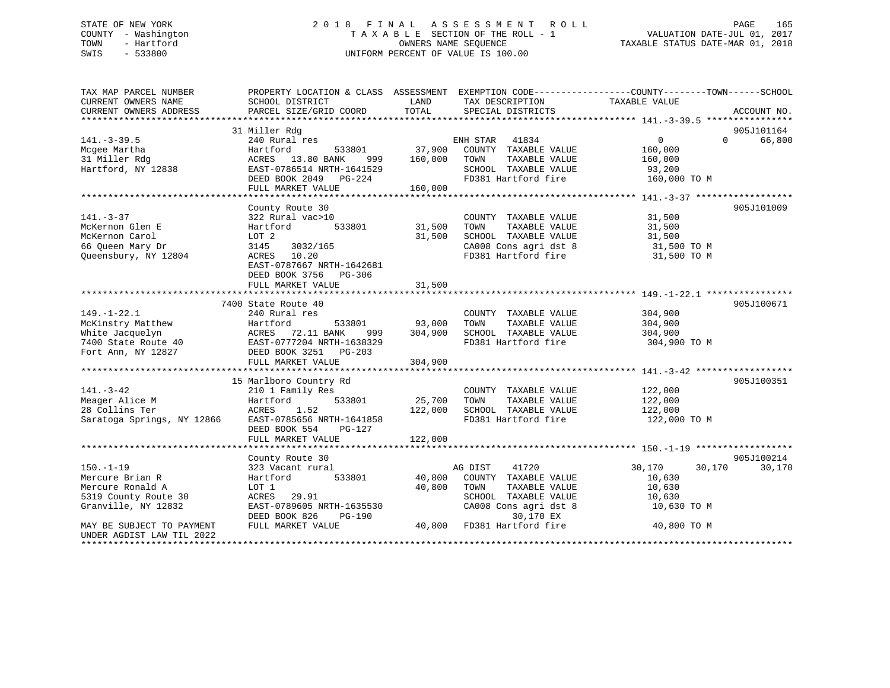STATE OF NEW YORK
COUNTY - Washington
TOWN - Hartford
SWIS - 533800

# 2018 FINAL ASSESSMENT ROLL
TAXABLE SECTION OF THE ROLL - 1
OWNERS NAME SEQUENCE
UNIFORM PERCENT OF VALUE IS 100.00

VALUATION DATE-JUL 01, 2017
TAXABLE STATUS DATE-MAR 01, 2018

| TAX MAP PARCEL NUMBER / CURRENT OWNERS NAME / CURRENT OWNERS ADDRESS | PROPERTY LOCATION & CLASS / SCHOOL DISTRICT / PARCEL SIZE/GRID COORD | ASSESSMENT LAND | TOTAL | EXEMPTION CODE / TAX DESCRIPTION / SPECIAL DISTRICTS | COUNTY TAXABLE VALUE | TOWN | SCHOOL | ACCOUNT NO. |
|---|---|---|---|---|---|---|---|---|
| **141.-3-39.5** | 31 Miller Rdg | | | | | | | 905J101164 |
| Mcgee Martha | 240 Rural res | | | ENH STAR 41834 | 0 | 0 | 66,800 | |
| 31 Miller Rdg | Hartford 533801 | 37,900 | | COUNTY TAXABLE VALUE | 160,000 | | | |
| Hartford, NY 12838 | ACRES 13.80 BANK 999 | | 160,000 | TOWN TAXABLE VALUE | 160,000 | | | |
| | EAST-0786514 NRTH-1641529 | | | SCHOOL TAXABLE VALUE | 93,200 | | | |
| | DEED BOOK 2049 PG-224 | | | FD381 Hartford fire | 160,000 TO M | | | |
| | FULL MARKET VALUE | | 160,000 | | | | | |
| **141.-3-37** | County Route 30 | | | | | | | 905J101009 |
| McKernon Glen E | 322 Rural vac>10 | | | COUNTY TAXABLE VALUE | 31,500 | | | |
| McKernon Carol | Hartford 533801 | 31,500 | | TOWN TAXABLE VALUE | 31,500 | | | |
| 66 Queen Mary Dr | LOT 2 | | 31,500 | SCHOOL TAXABLE VALUE | 31,500 | | | |
| Queensbury, NY 12804 | 3145 3032/165 | | | CA008 Cons agri dst 8 | 31,500 TO M | | | |
| | ACRES 10.20 | | | FD381 Hartford fire | 31,500 TO M | | | |
| | EAST-0787667 NRTH-1642681 | | | | | | | |
| | DEED BOOK 3756 PG-306 | | | | | | | |
| | FULL MARKET VALUE | | 31,500 | | | | | |
| **149.-1-22.1** | 7400 State Route 40 | | | | | | | 905J100671 |
| McKinstry Matthew | 240 Rural res | | | COUNTY TAXABLE VALUE | 304,900 | | | |
| White Jacquelyn | Hartford 533801 | 93,000 | | TOWN TAXABLE VALUE | 304,900 | | | |
| 7400 State Route 40 | ACRES 72.11 BANK 999 | | 304,900 | SCHOOL TAXABLE VALUE | 304,900 | | | |
| Fort Ann, NY 12827 | EAST-0777204 NRTH-1638329 | | | FD381 Hartford fire | 304,900 TO M | | | |
| | DEED BOOK 3251 PG-203 | | | | | | | |
| | FULL MARKET VALUE | | 304,900 | | | | | |
| **141.-3-42** | 15 Marlboro Country Rd | | | | | | | 905J100351 |
| Meager Alice M | 210 1 Family Res | | | COUNTY TAXABLE VALUE | 122,000 | | | |
| 28 Collins Ter | Hartford 533801 | 25,700 | | TOWN TAXABLE VALUE | 122,000 | | | |
| Saratoga Springs, NY 12866 | ACRES 1.52 | | 122,000 | SCHOOL TAXABLE VALUE | 122,000 | | | |
| | EAST-0785656 NRTH-1641858 | | | FD381 Hartford fire | 122,000 TO M | | | |
| | DEED BOOK 554 PG-127 | | | | | | | |
| | FULL MARKET VALUE | | 122,000 | | | | | |
| **150.-1-19** | County Route 30 | | | | | | | 905J100214 |
| Mercure Brian R | 323 Vacant rural | | | AG DIST 41720 | 30,170 | 30,170 | 30,170 | |
| Mercure Ronald A | Hartford 533801 | 40,800 | | COUNTY TAXABLE VALUE | 10,630 | | | |
| 5319 County Route 30 | LOT 1 | | 40,800 | TOWN TAXABLE VALUE | 10,630 | | | |
| Granville, NY 12832 | ACRES 29.91 | | | SCHOOL TAXABLE VALUE | 10,630 | | | |
| | EAST-0789605 NRTH-1635530 | | | CA008 Cons agri dst 8 | 10,630 TO M | | | |
| | DEED BOOK 826 PG-190 | | | 30,170 EX | | | | |
| MAY BE SUBJECT TO PAYMENT | FULL MARKET VALUE | | 40,800 | FD381 Hartford fire | 40,800 TO M | | | |
| UNDER AGDIST LAW TIL 2022 | | | | | | | | |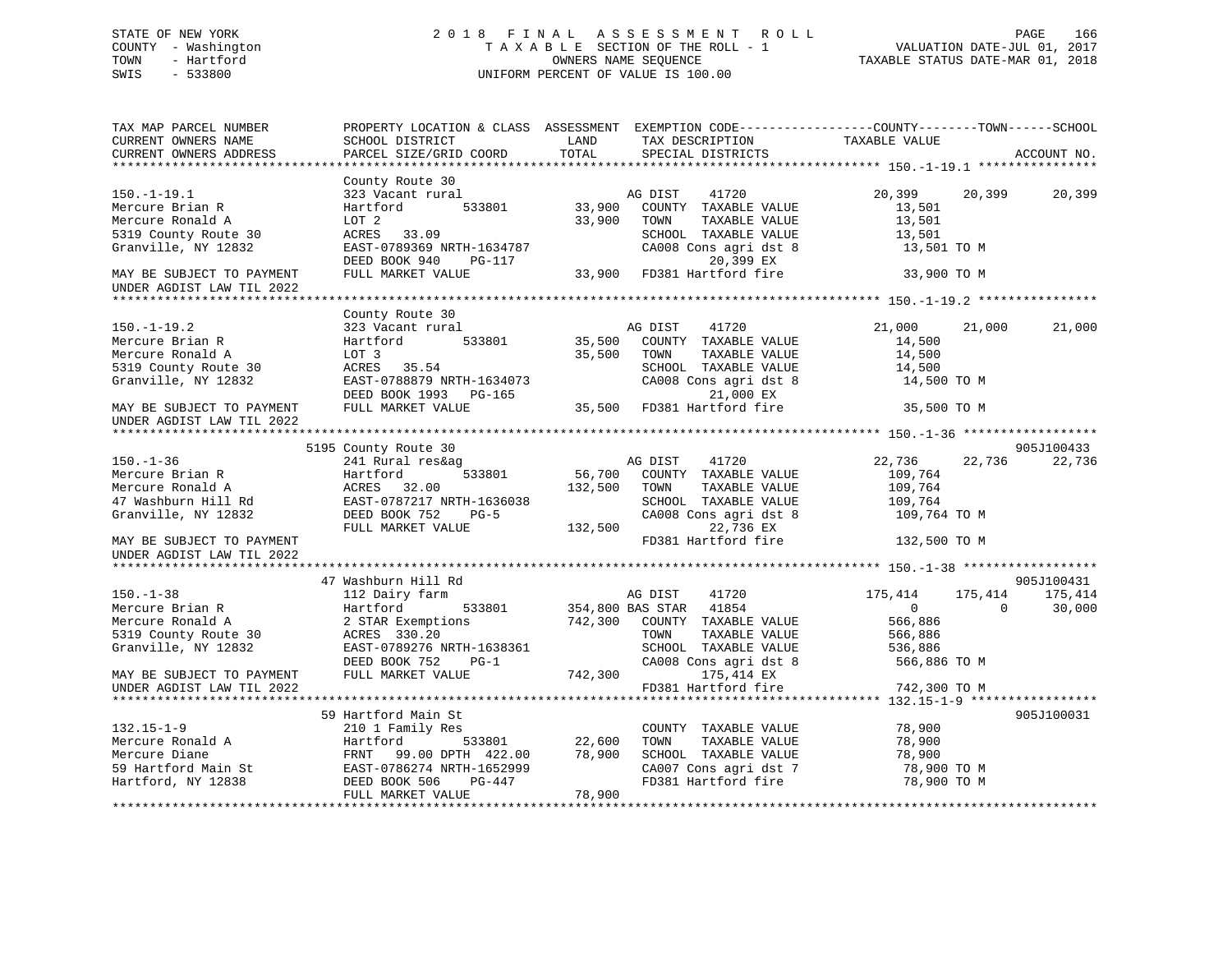STATE OF NEW YORK
COUNTY - Washington
TOWN - Hartford
SWIS - 533800

2018 FINAL ASSESSMENT ROLL
TAXABLE SECTION OF THE ROLL - 1
OWNERS NAME SEQUENCE
UNIFORM PERCENT OF VALUE IS 100.00

VALUATION DATE-JUL 01, 2017
TAXABLE STATUS DATE-MAR 01, 2018

```
TAX MAP PARCEL NUMBER          PROPERTY LOCATION & CLASS  ASSESSMENT  EXEMPTION CODE------------------COUNTY--------TOWN------SCHOOL
CURRENT OWNERS NAME            SCHOOL DISTRICT             LAND       TAX DESCRIPTION             TAXABLE VALUE
CURRENT OWNERS ADDRESS         PARCEL SIZE/GRID COORD      TOTAL      SPECIAL DISTRICTS                                      ACCOUNT NO.
******************************************************************************************************* 150.-1-19.1 ****************
                               County Route 30
150.-1-19.1                    323 Vacant rural                       AG DIST     41720              20,399      20,399      20,399
Mercure Brian R                Hartford          533801      33,900   COUNTY  TAXABLE VALUE          13,501
Mercure Ronald A               LOT 2                         33,900   TOWN    TAXABLE VALUE          13,501
5319 County Route 30           ACRES  33.09                           SCHOOL  TAXABLE VALUE          13,501
Granville, NY 12832            EAST-0789369 NRTH-1634787              CA008 Cons agri dst 8          13,501 TO M
                               DEED BOOK 940    PG-117                      20,399 EX
MAY BE SUBJECT TO PAYMENT      FULL MARKET VALUE             33,900   FD381 Hartford fire            33,900 TO M
UNDER AGDIST LAW TIL 2022
******************************************************************************************************* 150.-1-19.2 ****************
                               County Route 30
150.-1-19.2                    323 Vacant rural                       AG DIST     41720              21,000      21,000      21,000
Mercure Brian R                Hartford          533801      35,500   COUNTY  TAXABLE VALUE          14,500
Mercure Ronald A               LOT 3                         35,500   TOWN    TAXABLE VALUE          14,500
5319 County Route 30           ACRES  35.54                           SCHOOL  TAXABLE VALUE          14,500
Granville, NY 12832            EAST-0788879 NRTH-1634073              CA008 Cons agri dst 8          14,500 TO M
                               DEED BOOK 1993   PG-165                      21,000 EX
MAY BE SUBJECT TO PAYMENT      FULL MARKET VALUE             35,500   FD381 Hartford fire            35,500 TO M
UNDER AGDIST LAW TIL 2022
******************************************************************************************************* 150.-1-36 ******************
                          5195 County Route 30                                                                        905J100433
150.-1-36                      241 Rural res&ag                       AG DIST     41720              22,736      22,736      22,736
Mercure Brian R                Hartford          533801      56,700   COUNTY  TAXABLE VALUE         109,764
Mercure Ronald A               ACRES  32.00                 132,500   TOWN    TAXABLE VALUE         109,764
47 Washburn Hill Rd            EAST-0787217 NRTH-1636038              SCHOOL  TAXABLE VALUE         109,764
Granville, NY 12832            DEED BOOK 752    PG-5                  CA008 Cons agri dst 8         109,764 TO M
                               FULL MARKET VALUE            132,500         22,736 EX
MAY BE SUBJECT TO PAYMENT                                             FD381 Hartford fire           132,500 TO M
UNDER AGDIST LAW TIL 2022
******************************************************************************************************* 150.-1-38 ******************
                            47 Washburn Hill Rd                                                                       905J100431
150.-1-38                      112 Dairy farm                         AG DIST     41720             175,414     175,414     175,414
Mercure Brian R                Hartford          533801     354,800 BAS STAR  41854                    0           0      30,000
Mercure Ronald A               2 STAR Exemptions            742,300   COUNTY  TAXABLE VALUE         566,886
5319 County Route 30           ACRES 330.20                           TOWN    TAXABLE VALUE         566,886
Granville, NY 12832            EAST-0789276 NRTH-1638361              SCHOOL  TAXABLE VALUE         536,886
                               DEED BOOK 752    PG-1                  CA008 Cons agri dst 8         566,886 TO M
MAY BE SUBJECT TO PAYMENT      FULL MARKET VALUE            742,300        175,414 EX
UNDER AGDIST LAW TIL 2022                                             FD381 Hartford fire           742,300 TO M
******************************************************************************************************* 132.15-1-9 *****************
                            59 Hartford Main St                                                                       905J100031
132.15-1-9                     210 1 Family Res                       COUNTY  TAXABLE VALUE          78,900
Mercure Ronald A               Hartford          533801      22,600   TOWN    TAXABLE VALUE          78,900
Mercure Diane                  FRNT  99.00 DPTH 422.00       78,900   SCHOOL  TAXABLE VALUE          78,900
59 Hartford Main St            EAST-0786274 NRTH-1652999              CA007 Cons agri dst 7          78,900 TO M
Hartford, NY 12838             DEED BOOK 506    PG-447                FD381 Hartford fire            78,900 TO M
                               FULL MARKET VALUE             78,900
************************************************************************************************************************************
```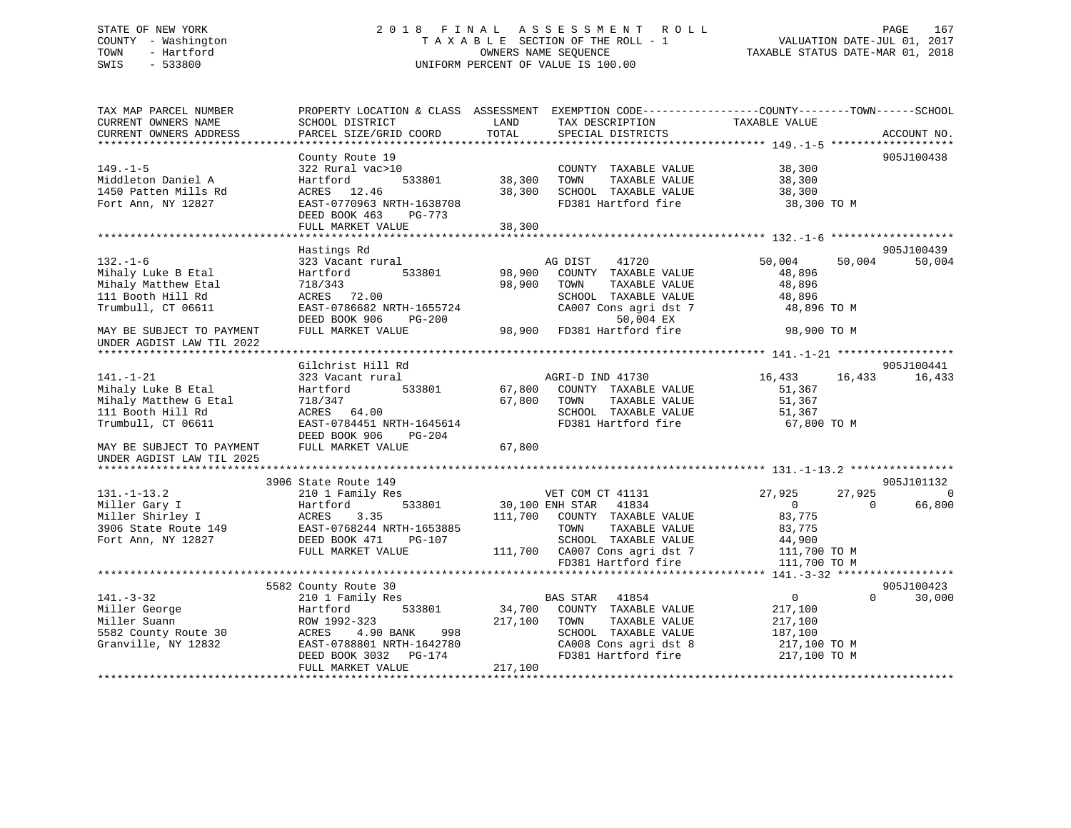STATE OF NEW YORK
COUNTY - Washington
TOWN - Hartford
SWIS - 533800

2 0 1 8 F I N A L A S S E S S M E N T R O L L
T A X A B L E SECTION OF THE ROLL - 1
OWNERS NAME SEQUENCE
UNIFORM PERCENT OF VALUE IS 100.00

VALUATION DATE-JUL 01, 2017
TAXABLE STATUS DATE-MAR 01, 2018

```
TAX MAP PARCEL NUMBER          PROPERTY LOCATION & CLASS  ASSESSMENT  EXEMPTION CODE------------------COUNTY--------TOWN------SCHOOL
CURRENT OWNERS NAME            SCHOOL DISTRICT              LAND      TAX DESCRIPTION            TAXABLE VALUE
CURRENT OWNERS ADDRESS         PARCEL SIZE/GRID COORD      TOTAL      SPECIAL DISTRICTS                                    ACCOUNT NO.
******************************************************************************************************* 149.-1-5 *******************
                               County Route 19                                                                          905J100438
149.-1-5                       322 Rural vac>10                       COUNTY  TAXABLE VALUE          38,300
Middleton Daniel A             Hartford          533801      38,300   TOWN    TAXABLE VALUE          38,300
1450 Patten Mills Rd           ACRES   12.46                 38,300   SCHOOL  TAXABLE VALUE          38,300
Fort Ann, NY 12827             EAST-0770963 NRTH-1638708              FD381 Hartford fire             38,300 TO M
                               DEED BOOK 463     PG-773
                               FULL MARKET VALUE             38,300
******************************************************************************************************* 132.-1-6 *******************
                               Hastings Rd                                                                              905J100439
132.-1-6                       323 Vacant rural                       AG DIST     41720          50,004      50,004      50,004
Mihaly Luke B Etal             Hartford          533801      98,900   COUNTY  TAXABLE VALUE          48,896
Mihaly Matthew Etal            718/343                       98,900   TOWN    TAXABLE VALUE          48,896
111 Booth Hill Rd              ACRES   72.00                          SCHOOL  TAXABLE VALUE          48,896
Trumbull, CT 06611             EAST-0786682 NRTH-1655724              CA007 Cons agri dst 7           48,896 TO M
                               DEED BOOK 906     PG-200                     50,004 EX
MAY BE SUBJECT TO PAYMENT      FULL MARKET VALUE             98,900   FD381 Hartford fire             98,900 TO M
UNDER AGDIST LAW TIL 2022
******************************************************************************************************* 141.-1-21 ******************
                               Gilchrist Hill Rd                                                                        905J100441
141.-1-21                      323 Vacant rural                       AGRI-D IND 41730               16,433      16,433      16,433
Mihaly Luke B Etal             Hartford          533801      67,800   COUNTY  TAXABLE VALUE          51,367
Mihaly Matthew G Etal          718/347                       67,800   TOWN    TAXABLE VALUE          51,367
111 Booth Hill Rd              ACRES   64.00                          SCHOOL  TAXABLE VALUE          51,367
Trumbull, CT 06611             EAST-0784451 NRTH-1645614              FD381 Hartford fire             67,800 TO M
                               DEED BOOK 906     PG-204
MAY BE SUBJECT TO PAYMENT      FULL MARKET VALUE             67,800
UNDER AGDIST LAW TIL 2025
******************************************************************************************************* 131.-1-13.2 ****************
                               3906 State Route 149                                                                     905J101132
131.-1-13.2                    210 1 Family Res                       VET COM CT 41131               27,925      27,925           0
Miller Gary I                  Hartford          533801      30,100 ENH STAR  41834                      0           0      66,800
Miller Shirley I               ACRES    3.35                111,700   COUNTY  TAXABLE VALUE          83,775
3906 State Route 149           EAST-0768244 NRTH-1653885              TOWN    TAXABLE VALUE          83,775
Fort Ann, NY 12827             DEED BOOK 471     PG-107               SCHOOL  TAXABLE VALUE          44,900
                               FULL MARKET VALUE            111,700   CA007 Cons agri dst 7          111,700 TO M
                                                                      FD381 Hartford fire            111,700 TO M
******************************************************************************************************* 141.-3-32 ******************
                               5582 County Route 30                                                                     905J100423
141.-3-32                      210 1 Family Res                       BAS STAR    41854                  0           0      30,000
Miller George                  Hartford          533801      34,700   COUNTY  TAXABLE VALUE         217,100
Miller Suann                   ROW 1992-323                 217,100   TOWN    TAXABLE VALUE         217,100
5582 County Route 30           ACRES    4.90 BANK     998             SCHOOL  TAXABLE VALUE         187,100
Granville, NY 12832            EAST-0788801 NRTH-1642780              CA008 Cons agri dst 8          217,100 TO M
                               DEED BOOK 3032    PG-174               FD381 Hartford fire            217,100 TO M
                               FULL MARKET VALUE            217,100
************************************************************************************************************************************
```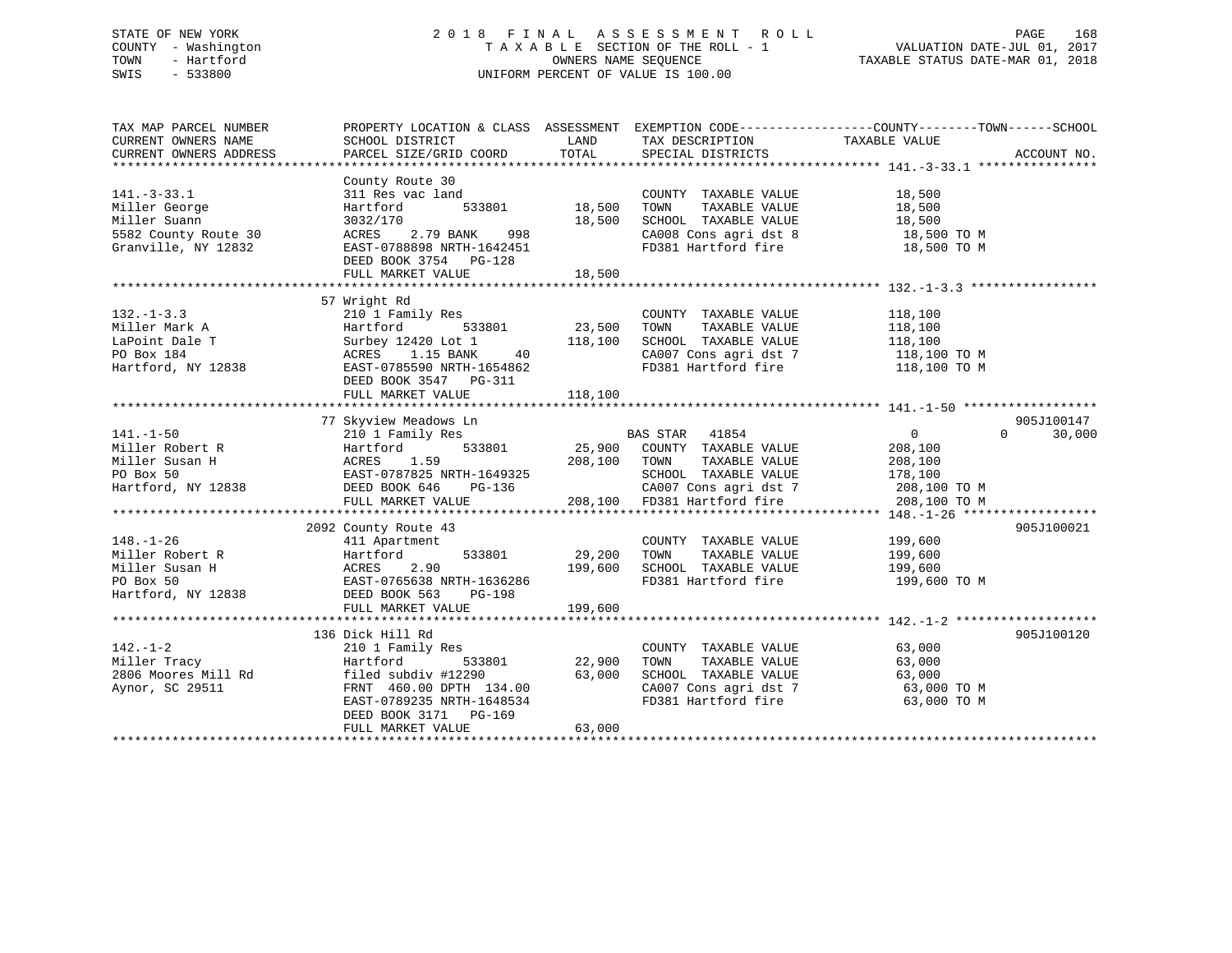STATE OF NEW YORK
COUNTY - Washington
TOWN - Hartford
SWIS - 533800

# 2018 FINAL ASSESSMENT ROLL

TAXABLE SECTION OF THE ROLL - 1
OWNERS NAME SEQUENCE
UNIFORM PERCENT OF VALUE IS 100.00

VALUATION DATE-JUL 01, 2017
TAXABLE STATUS DATE-MAR 01, 2018

| TAX MAP PARCEL NUMBER / CURRENT OWNERS NAME / CURRENT OWNERS ADDRESS | PROPERTY LOCATION & CLASS / SCHOOL DISTRICT / PARCEL SIZE/GRID COORD | ASSESSMENT LAND | TOTAL | EXEMPTION CODE / TAX DESCRIPTION / SPECIAL DISTRICTS | COUNTY / TOWN / SCHOOL TAXABLE VALUE | ACCOUNT NO. |
|---|---|---|---|---|---|---|
| 141.-3-33.1 | County Route 30 | | | | | |
| 141.-3-33.1 | 311 Res vac land | | | COUNTY TAXABLE VALUE | 18,500 | |
| Miller George | Hartford 533801 | 18,500 | | TOWN TAXABLE VALUE | 18,500 | |
| Miller Suann | 3032/170 | | 18,500 | SCHOOL TAXABLE VALUE | 18,500 | |
| 5582 County Route 30 | ACRES 2.79 BANK 998 | | | CA008 Cons agri dst 8 | 18,500 TO M | |
| Granville, NY 12832 | EAST-0788898 NRTH-1642451 | | | FD381 Hartford fire | 18,500 TO M | |
| | DEED BOOK 3754 PG-128 | | | | | |
| | FULL MARKET VALUE | | 18,500 | | | |
| 132.-1-3.3 | 57 Wright Rd | | | | | |
| 132.-1-3.3 | 210 1 Family Res | | | COUNTY TAXABLE VALUE | 118,100 | |
| Miller Mark A | Hartford 533801 | 23,500 | | TOWN TAXABLE VALUE | 118,100 | |
| LaPoint Dale T | Surbey 12420 Lot 1 | | 118,100 | SCHOOL TAXABLE VALUE | 118,100 | |
| PO Box 184 | ACRES 1.15 BANK 40 | | | CA007 Cons agri dst 7 | 118,100 TO M | |
| Hartford, NY 12838 | EAST-0785590 NRTH-1654862 | | | FD381 Hartford fire | 118,100 TO M | |
| | DEED BOOK 3547 PG-311 | | | | | |
| | FULL MARKET VALUE | | 118,100 | | | |
| 141.-1-50 | 77 Skyview Meadows Ln | | | | | 905J100147 |
| 141.-1-50 | 210 1 Family Res | | | BAS STAR 41854 | 0 0 30,000 | |
| Miller Robert R | Hartford 533801 | 25,900 | | COUNTY TAXABLE VALUE | 208,100 | |
| Miller Susan H | ACRES 1.59 | | 208,100 | TOWN TAXABLE VALUE | 208,100 | |
| PO Box 50 | EAST-0787825 NRTH-1649325 | | | SCHOOL TAXABLE VALUE | 178,100 | |
| Hartford, NY 12838 | DEED BOOK 646 PG-136 | | | CA007 Cons agri dst 7 | 208,100 TO M | |
| | FULL MARKET VALUE | | 208,100 | FD381 Hartford fire | 208,100 TO M | |
| 148.-1-26 | 2092 County Route 43 | | | | | 905J100021 |
| 148.-1-26 | 411 Apartment | | | COUNTY TAXABLE VALUE | 199,600 | |
| Miller Robert R | Hartford 533801 | 29,200 | | TOWN TAXABLE VALUE | 199,600 | |
| Miller Susan H | ACRES 2.90 | | 199,600 | SCHOOL TAXABLE VALUE | 199,600 | |
| PO Box 50 | EAST-0765638 NRTH-1636286 | | | FD381 Hartford fire | 199,600 TO M | |
| Hartford, NY 12838 | DEED BOOK 563 PG-198 | | | | | |
| | FULL MARKET VALUE | | 199,600 | | | |
| 142.-1-2 | 136 Dick Hill Rd | | | | | 905J100120 |
| 142.-1-2 | 210 1 Family Res | | | COUNTY TAXABLE VALUE | 63,000 | |
| Miller Tracy | Hartford 533801 | 22,900 | | TOWN TAXABLE VALUE | 63,000 | |
| 2806 Moores Mill Rd | filed subdiv #12290 | | 63,000 | SCHOOL TAXABLE VALUE | 63,000 | |
| Aynor, SC 29511 | FRNT 460.00 DPTH 134.00 | | | CA007 Cons agri dst 7 | 63,000 TO M | |
| | EAST-0789235 NRTH-1648534 | | | FD381 Hartford fire | 63,000 TO M | |
| | DEED BOOK 3171 PG-169 | | | | | |
| | FULL MARKET VALUE | | 63,000 | | | |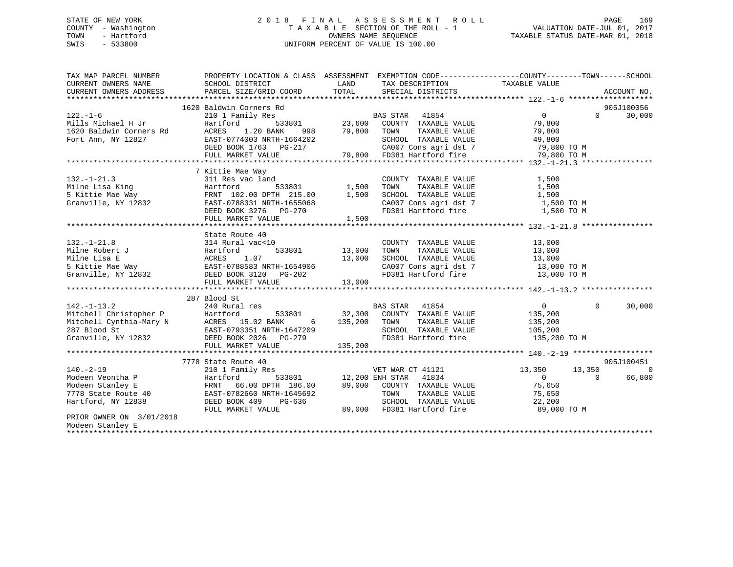STATE OF NEW YORK
COUNTY - Washington
TOWN - Hartford
SWIS - 533800

# 2018 FINAL ASSESSMENT ROLL

TAXABLE SECTION OF THE ROLL - 1
OWNERS NAME SEQUENCE
UNIFORM PERCENT OF VALUE IS 100.00

VALUATION DATE-JUL 01, 2017
TAXABLE STATUS DATE-MAR 01, 2018

| TAX MAP PARCEL NUMBER / CURRENT OWNERS NAME / CURRENT OWNERS ADDRESS | PROPERTY LOCATION & CLASS / SCHOOL DISTRICT / PARCEL SIZE/GRID COORD | ASSESSMENT LAND / TOTAL | EXEMPTION CODE / TAX DESCRIPTION / SPECIAL DISTRICTS | COUNTY | TOWN | SCHOOL / TAXABLE VALUE | ACCOUNT NO. |
|---|---|---|---|---|---|---|---|
| **122.-1-6** | 1620 Baldwin Corners Rd | | | | | | 905J100056 |
| Mills Michael H Jr | 210 1 Family Res | | BAS STAR 41854 | 0 | 0 | 30,000 | |
| 1620 Baldwin Corners Rd | Hartford 533801 | 23,600 | COUNTY TAXABLE VALUE | 79,800 | | | |
| Fort Ann, NY 12827 | ACRES 1.20 BANK 998 | 79,800 | TOWN TAXABLE VALUE | | 79,800 | | |
| | EAST-0774003 NRTH-1664202 | | SCHOOL TAXABLE VALUE | | | 49,800 | |
| | DEED BOOK 1763 PG-217 | | CA007 Cons agri dst 7 | 79,800 TO M | | | |
| | FULL MARKET VALUE | 79,800 | FD381 Hartford fire | 79,800 TO M | | | |
| **132.-1-21.3** | 7 Kittie Mae Way | | | | | | |
| Milne Lisa King | 311 Res vac land | | COUNTY TAXABLE VALUE | 1,500 | | | |
| 5 Kittie Mae Way | Hartford 533801 | 1,500 | TOWN TAXABLE VALUE | | 1,500 | | |
| Granville, NY 12832 | FRNT 102.00 DPTH 215.00 | 1,500 | SCHOOL TAXABLE VALUE | | | 1,500 | |
| | EAST-0788331 NRTH-1655068 | | CA007 Cons agri dst 7 | 1,500 TO M | | | |
| | DEED BOOK 3276 PG-270 | | FD381 Hartford fire | 1,500 TO M | | | |
| | FULL MARKET VALUE | 1,500 | | | | | |
| **132.-1-21.8** | State Route 40 | | | | | | |
| Milne Robert J | 314 Rural vac<10 | | COUNTY TAXABLE VALUE | 13,000 | | | |
| Milne Lisa E | Hartford 533801 | 13,000 | TOWN TAXABLE VALUE | | 13,000 | | |
| 5 Kittie Mae Way | ACRES 1.07 | 13,000 | SCHOOL TAXABLE VALUE | | | 13,000 | |
| Granville, NY 12832 | EAST-0788583 NRTH-1654906 | | CA007 Cons agri dst 7 | 13,000 TO M | | | |
| | DEED BOOK 3120 PG-202 | | FD381 Hartford fire | 13,000 TO M | | | |
| | FULL MARKET VALUE | 13,000 | | | | | |
| **142.-1-13.2** | 287 Blood St | | | | | | |
| Mitchell Christopher P | 240 Rural res | | BAS STAR 41854 | 0 | 0 | 30,000 | |
| Mitchell Cynthia-Mary N | Hartford 533801 | 32,300 | COUNTY TAXABLE VALUE | 135,200 | | | |
| 287 Blood St | ACRES 15.02 BANK 6 | 135,200 | TOWN TAXABLE VALUE | | 135,200 | | |
| Granville, NY 12832 | EAST-0793351 NRTH-1647209 | | SCHOOL TAXABLE VALUE | | | 105,200 | |
| | DEED BOOK 2026 PG-279 | | FD381 Hartford fire | 135,200 TO M | | | |
| | FULL MARKET VALUE | 135,200 | | | | | |
| **140.-2-19** | 7778 State Route 40 | | | | | | 905J100451 |
| Modeen Veontha P | 210 1 Family Res | | VET WAR CT 41121 | 13,350 | 13,350 | 0 | |
| Modeen Stanley E | Hartford 533801 | 12,200 | ENH STAR 41834 | 0 | 0 | 66,800 | |
| 7778 State Route 40 | FRNT 66.00 DPTH 186.00 | 89,000 | COUNTY TAXABLE VALUE | 75,650 | | | |
| Hartford, NY 12838 | EAST-0782660 NRTH-1645692 | | TOWN TAXABLE VALUE | | 75,650 | | |
| | DEED BOOK 409 PG-636 | | SCHOOL TAXABLE VALUE | | | 22,200 | |
| | FULL MARKET VALUE | 89,000 | FD381 Hartford fire | 89,000 TO M | | | |
| PRIOR OWNER ON 3/01/2018 | | | | | | | |
| Modeen Stanley E | | | | | | | |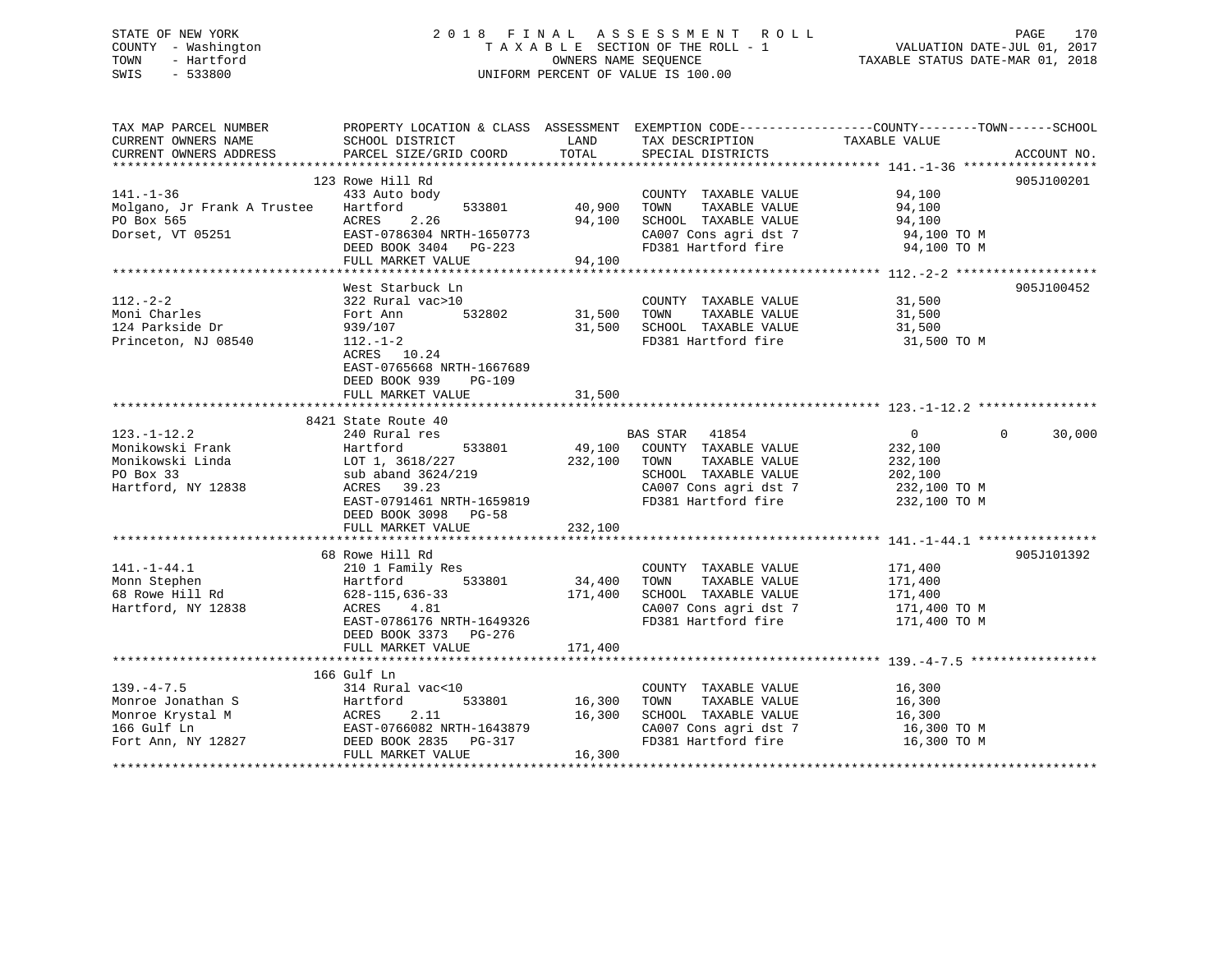STATE OF NEW YORK
COUNTY - Washington
TOWN - Hartford
SWIS - 533800

2 0 1 8 F I N A L A S S E S S M E N T R O L L
T A X A B L E SECTION OF THE ROLL - 1
OWNERS NAME SEQUENCE
UNIFORM PERCENT OF VALUE IS 100.00

VALUATION DATE-JUL 01, 2017
TAXABLE STATUS DATE-MAR 01, 2018

```
TAX MAP PARCEL NUMBER          PROPERTY LOCATION & CLASS  ASSESSMENT  EXEMPTION CODE------------------COUNTY--------TOWN------SCHOOL
CURRENT OWNERS NAME            SCHOOL DISTRICT               LAND      TAX DESCRIPTION              TAXABLE VALUE
CURRENT OWNERS ADDRESS         PARCEL SIZE/GRID COORD       TOTAL      SPECIAL DISTRICTS                                    ACCOUNT NO.
******************************************************************************************************* 141.-1-36 ******************
                               123 Rowe Hill Rd                                                                          905J100201
141.-1-36                      433 Auto body                           COUNTY  TAXABLE VALUE             94,100
Molgano, Jr Frank A Trustee    Hartford         533801      40,900     TOWN    TAXABLE VALUE             94,100
PO Box 565                     ACRES    2.26                94,100     SCHOOL  TAXABLE VALUE             94,100
Dorset, VT 05251               EAST-0786304 NRTH-1650773               CA007 Cons agri dst 7              94,100 TO M
                               DEED BOOK 3404   PG-223                 FD381 Hartford fire                94,100 TO M
                               FULL MARKET VALUE            94,100
******************************************************************************************************* 112.-2-2 *******************
                               West Starbuck Ln                                                                          905J100452
112.-2-2                       322 Rural vac>10                        COUNTY  TAXABLE VALUE             31,500
Moni Charles                   Fort Ann         532802      31,500     TOWN    TAXABLE VALUE             31,500
124 Parkside Dr                939/107                      31,500     SCHOOL  TAXABLE VALUE             31,500
Princeton, NJ 08540            112.-1-2                                FD381 Hartford fire                31,500 TO M
                               ACRES   10.24
                               EAST-0765668 NRTH-1667689
                               DEED BOOK 939    PG-109
                               FULL MARKET VALUE            31,500
******************************************************************************************************* 123.-1-12.2 ****************
                               8421 State Route 40
123.-1-12.2                    240 Rural res                           BAS STAR   41854                   0             0       30,000
Monikowski Frank               Hartford         533801      49,100     COUNTY  TAXABLE VALUE            232,100
Monikowski Linda               LOT 1, 3618/227             232,100     TOWN    TAXABLE VALUE            232,100
PO Box 33                      sub aband 3624/219                      SCHOOL  TAXABLE VALUE            202,100
Hartford, NY 12838             ACRES   39.23                           CA007 Cons agri dst 7             232,100 TO M
                               EAST-0791461 NRTH-1659819               FD381 Hartford fire               232,100 TO M
                               DEED BOOK 3098   PG-58
                               FULL MARKET VALUE           232,100
******************************************************************************************************* 141.-1-44.1 ****************
                               68 Rowe Hill Rd                                                                           905J101392
141.-1-44.1                    210 1 Family Res                        COUNTY  TAXABLE VALUE            171,400
Monn Stephen                   Hartford         533801      34,400     TOWN    TAXABLE VALUE            171,400
68 Rowe Hill Rd                628-115,636-33              171,400     SCHOOL  TAXABLE VALUE            171,400
Hartford, NY 12838             ACRES    4.81                           CA007 Cons agri dst 7             171,400 TO M
                               EAST-0786176 NRTH-1649326               FD381 Hartford fire               171,400 TO M
                               DEED BOOK 3373   PG-276
                               FULL MARKET VALUE           171,400
******************************************************************************************************* 139.-4-7.5 *****************
                               166 Gulf Ln
139.-4-7.5                     314 Rural vac<10                        COUNTY  TAXABLE VALUE             16,300
Monroe Jonathan S              Hartford         533801      16,300     TOWN    TAXABLE VALUE             16,300
Monroe Krystal M               ACRES    2.11                16,300     SCHOOL  TAXABLE VALUE             16,300
166 Gulf Ln                    EAST-0766082 NRTH-1643879               CA007 Cons agri dst 7              16,300 TO M
Fort Ann, NY 12827             DEED BOOK 2835   PG-317                 FD381 Hartford fire                16,300 TO M
                               FULL MARKET VALUE            16,300
************************************************************************************************************************************
```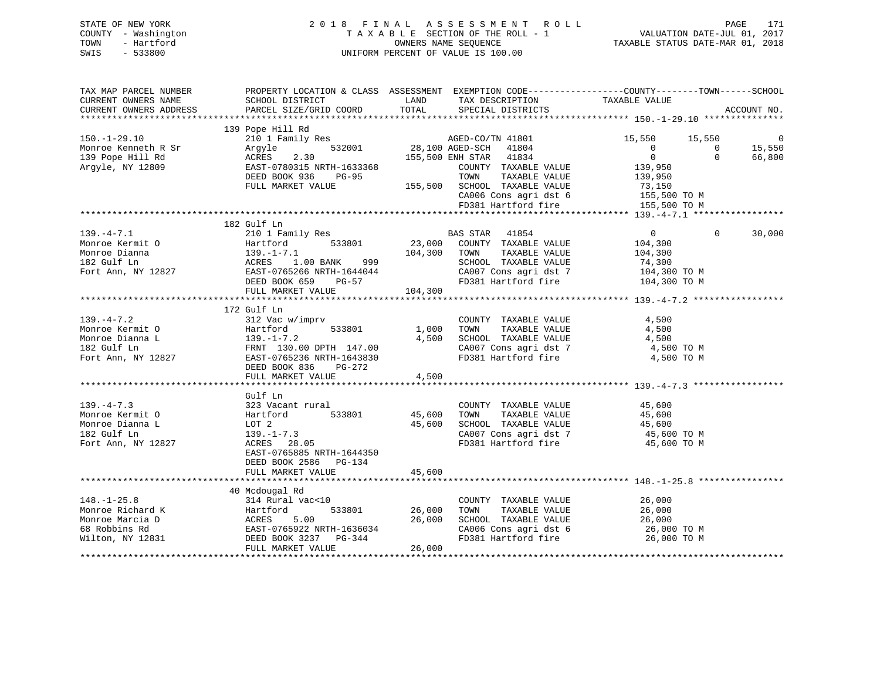STATE OF NEW YORK
COUNTY - Washington
TOWN - Hartford
SWIS - 533800

2018 FINAL ASSESSMENT ROLL
TAXABLE SECTION OF THE ROLL - 1
OWNERS NAME SEQUENCE
UNIFORM PERCENT OF VALUE IS 100.00

VALUATION DATE-JUL 01, 2017
TAXABLE STATUS DATE-MAR 01, 2018

```
TAX MAP PARCEL NUMBER          PROPERTY LOCATION & CLASS  ASSESSMENT  EXEMPTION CODE------------------COUNTY--------TOWN------SCHOOL
CURRENT OWNERS NAME            SCHOOL DISTRICT              LAND      TAX DESCRIPTION               TAXABLE VALUE
CURRENT OWNERS ADDRESS         PARCEL SIZE/GRID COORD       TOTAL     SPECIAL DISTRICTS                                  ACCOUNT NO.
******************************************************************************************************* 150.-1-29.10 ***************
                               139 Pope Hill Rd
150.-1-29.10                   210 1 Family Res                       AGED-CO/TN 41801               15,550      15,550           0
Monroe Kenneth R Sr            Argyle         532001       28,100 AGED-SCH   41804                       0           0      15,550
139 Pope Hill Rd               ACRES    2.30              155,500 ENH STAR   41834                       0           0      66,800
Argyle, NY 12809               EAST-0780315 NRTH-1633368              COUNTY  TAXABLE VALUE          139,950
                               DEED BOOK 936    PG-95                 TOWN    TAXABLE VALUE          139,950
                               FULL MARKET VALUE          155,500     SCHOOL  TAXABLE VALUE           73,150
                                                                      CA006 Cons agri dst 6            155,500 TO M
                                                                      FD381 Hartford fire              155,500 TO M
******************************************************************************************************* 139.-4-7.1 *****************
                               182 Gulf Ln
139.-4-7.1                     210 1 Family Res                       BAS STAR   41854                    0           0      30,000
Monroe Kermit O                Hartford       533801       23,000     COUNTY  TAXABLE VALUE          104,300
Monroe Dianna                  139.-1-7.1                 104,300     TOWN    TAXABLE VALUE          104,300
182 Gulf Ln                    ACRES    1.00 BANK    999              SCHOOL  TAXABLE VALUE           74,300
Fort Ann, NY 12827             EAST-0765266 NRTH-1644044              CA007 Cons agri dst 7            104,300 TO M
                               DEED BOOK 659    PG-57                 FD381 Hartford fire              104,300 TO M
                               FULL MARKET VALUE          104,300
******************************************************************************************************* 139.-4-7.2 *****************
                               172 Gulf Ln
139.-4-7.2                     312 Vac w/imprv                        COUNTY  TAXABLE VALUE            4,500
Monroe Kermit O                Hartford       533801        1,000     TOWN    TAXABLE VALUE            4,500
Monroe Dianna L                139.-1-7.2                   4,500     SCHOOL  TAXABLE VALUE            4,500
182 Gulf Ln                    FRNT 130.00 DPTH 147.00                CA007 Cons agri dst 7              4,500 TO M
Fort Ann, NY 12827             EAST-0765236 NRTH-1643830              FD381 Hartford fire                4,500 TO M
                               DEED BOOK 836    PG-272
                               FULL MARKET VALUE            4,500
******************************************************************************************************* 139.-4-7.3 *****************
                               Gulf Ln
139.-4-7.3                     323 Vacant rural                       COUNTY  TAXABLE VALUE           45,600
Monroe Kermit O                Hartford       533801       45,600     TOWN    TAXABLE VALUE           45,600
Monroe Dianna L                LOT 2                       45,600     SCHOOL  TAXABLE VALUE           45,600
182 Gulf Ln                    139.-1-7.3                             CA007 Cons agri dst 7             45,600 TO M
Fort Ann, NY 12827             ACRES   28.05                          FD381 Hartford fire               45,600 TO M
                               EAST-0765885 NRTH-1644350
                               DEED BOOK 2586   PG-134
                               FULL MARKET VALUE           45,600
******************************************************************************************************* 148.-1-25.8 ****************
                               40 Mcdougal Rd
148.-1-25.8                    314 Rural vac<10                       COUNTY  TAXABLE VALUE           26,000
Monroe Richard K               Hartford       533801       26,000     TOWN    TAXABLE VALUE           26,000
Monroe Marcia D                ACRES    5.00               26,000     SCHOOL  TAXABLE VALUE           26,000
68 Robbins Rd                  EAST-0765922 NRTH-1636034              CA006 Cons agri dst 6             26,000 TO M
Wilton, NY 12831               DEED BOOK 3237   PG-344                FD381 Hartford fire               26,000 TO M
                               FULL MARKET VALUE           26,000
************************************************************************************************************************************
```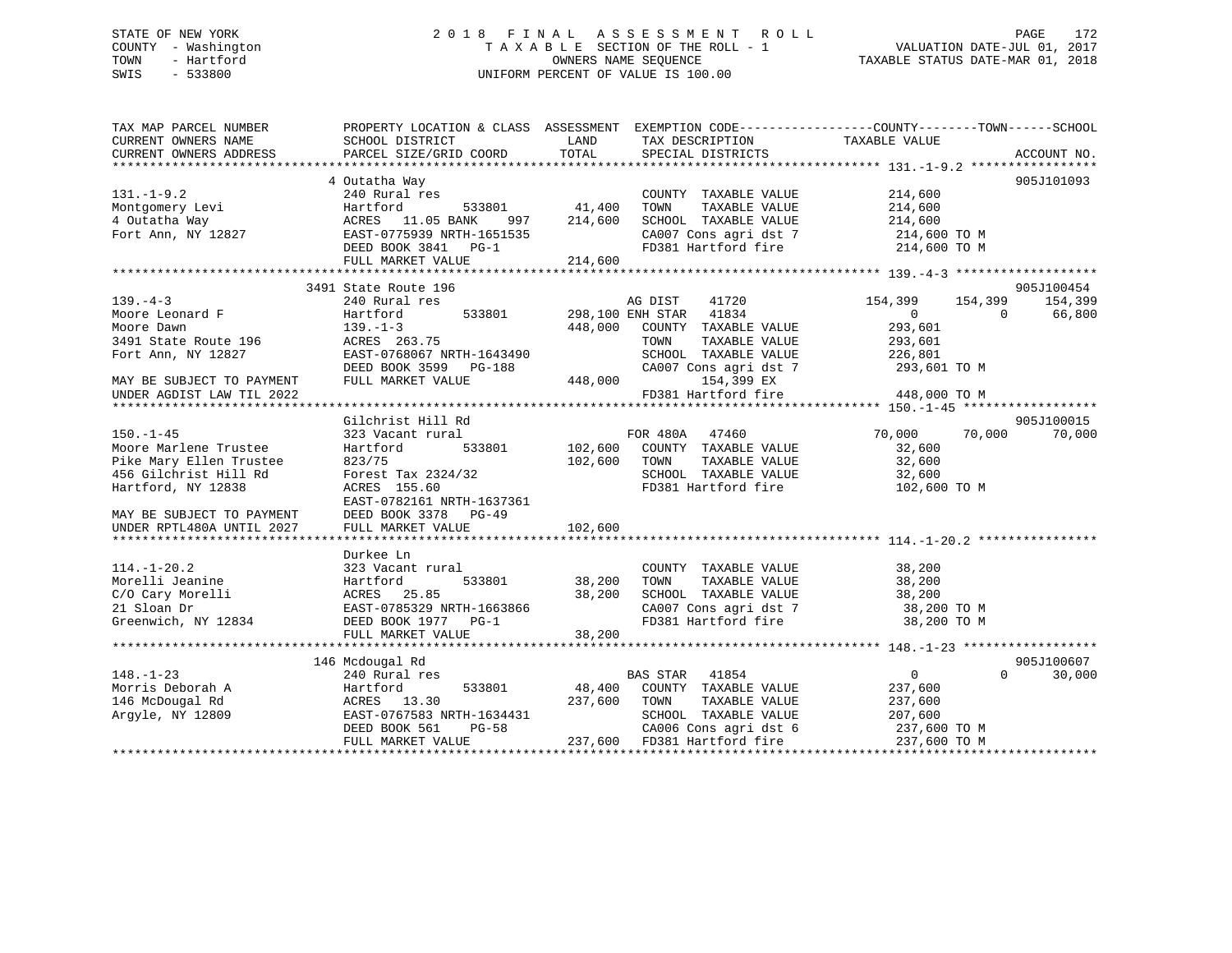STATE OF NEW YORK — 2018 FINAL ASSESSMENT ROLL
COUNTY - Washington — TAXABLE SECTION OF THE ROLL - 1 — VALUATION DATE-JUL 01, 2017
TOWN - Hartford — OWNERS NAME SEQUENCE — TAXABLE STATUS DATE-MAR 01, 2018
SWIS - 533800 — UNIFORM PERCENT OF VALUE IS 100.00

```
TAX MAP PARCEL NUMBER          PROPERTY LOCATION & CLASS  ASSESSMENT  EXEMPTION CODE------------------COUNTY--------TOWN------SCHOOL
CURRENT OWNERS NAME            SCHOOL DISTRICT               LAND      TAX DESCRIPTION            TAXABLE VALUE
CURRENT OWNERS ADDRESS         PARCEL SIZE/GRID COORD        TOTAL     SPECIAL DISTRICTS                                      ACCOUNT NO.
******************************************************************************************************* 131.-1-9.2 *****************
                               4 Outatha Way                                                                               905J101093
131.-1-9.2                     240 Rural res                          COUNTY  TAXABLE VALUE            214,600
Montgomery Levi                Hartford         533801      41,400    TOWN    TAXABLE VALUE            214,600
4 Outatha Way                  ACRES  11.05 BANK     997   214,600    SCHOOL  TAXABLE VALUE            214,600
Fort Ann, NY 12827             EAST-0775939 NRTH-1651535              CA007 Cons agri dst 7            214,600 TO M
                               DEED BOOK 3841   PG-1                  FD381 Hartford fire              214,600 TO M
                               FULL MARKET VALUE           214,600
******************************************************************************************************* 139.-4-3 *******************
                               3491 State Route 196                                                                        905J100454
139.-4-3                       240 Rural res                          AG DIST     41720            154,399     154,399     154,399
Moore Leonard F                Hartford         533801     298,100 ENH STAR   41834                  0           0       66,800
Moore Dawn                     139.-1-3                    448,000    COUNTY  TAXABLE VALUE            293,601
3491 State Route 196           ACRES 263.75                           TOWN    TAXABLE VALUE            293,601
Fort Ann, NY 12827             EAST-0768067 NRTH-1643490              SCHOOL  TAXABLE VALUE            226,801
                               DEED BOOK 3599   PG-188                CA007 Cons agri dst 7            293,601 TO M
MAY BE SUBJECT TO PAYMENT      FULL MARKET VALUE           448,000         154,399 EX
UNDER AGDIST LAW TIL 2022                                             FD381 Hartford fire              448,000 TO M
******************************************************************************************************* 150.-1-45 ******************
                               Gilchrist Hill Rd                                                                           905J100015
150.-1-45                      323 Vacant rural                       FOR 480A    47460             70,000      70,000      70,000
Moore Marlene Trustee          Hartford         533801     102,600    COUNTY  TAXABLE VALUE             32,600
Pike Mary Ellen Trustee        823/75                      102,600    TOWN    TAXABLE VALUE             32,600
456 Gilchrist Hill Rd          Forest Tax 2324/32                     SCHOOL  TAXABLE VALUE             32,600
Hartford, NY 12838             ACRES 155.60                           FD381 Hartford fire              102,600 TO M
                               EAST-0782161 NRTH-1637361
MAY BE SUBJECT TO PAYMENT      DEED BOOK 3378   PG-49
UNDER RPTL480A UNTIL 2027      FULL MARKET VALUE           102,600
******************************************************************************************************* 114.-1-20.2 ****************
                               Durkee Ln
114.-1-20.2                    323 Vacant rural                       COUNTY  TAXABLE VALUE             38,200
Morelli Jeanine                Hartford         533801      38,200    TOWN    TAXABLE VALUE             38,200
C/O Cary Morelli               ACRES  25.85                 38,200    SCHOOL  TAXABLE VALUE             38,200
21 Sloan Dr                    EAST-0785329 NRTH-1663866              CA007 Cons agri dst 7             38,200 TO M
Greenwich, NY 12834            DEED BOOK 1977   PG-1                  FD381 Hartford fire               38,200 TO M
                               FULL MARKET VALUE            38,200
******************************************************************************************************* 148.-1-23 ******************
                               146 Mcdougal Rd                                                                             905J100607
148.-1-23                      240 Rural res                          BAS STAR    41854                  0           0       30,000
Morris Deborah A               Hartford         533801      48,400    COUNTY  TAXABLE VALUE            237,600
146 McDougal Rd                ACRES  13.30                237,600    TOWN    TAXABLE VALUE            237,600
Argyle, NY 12809               EAST-0767583 NRTH-1634431              SCHOOL  TAXABLE VALUE            207,600
                               DEED BOOK 561    PG-58                 CA006 Cons agri dst 6            237,600 TO M
                               FULL MARKET VALUE           237,600    FD381 Hartford fire              237,600 TO M
************************************************************************************************************************************
```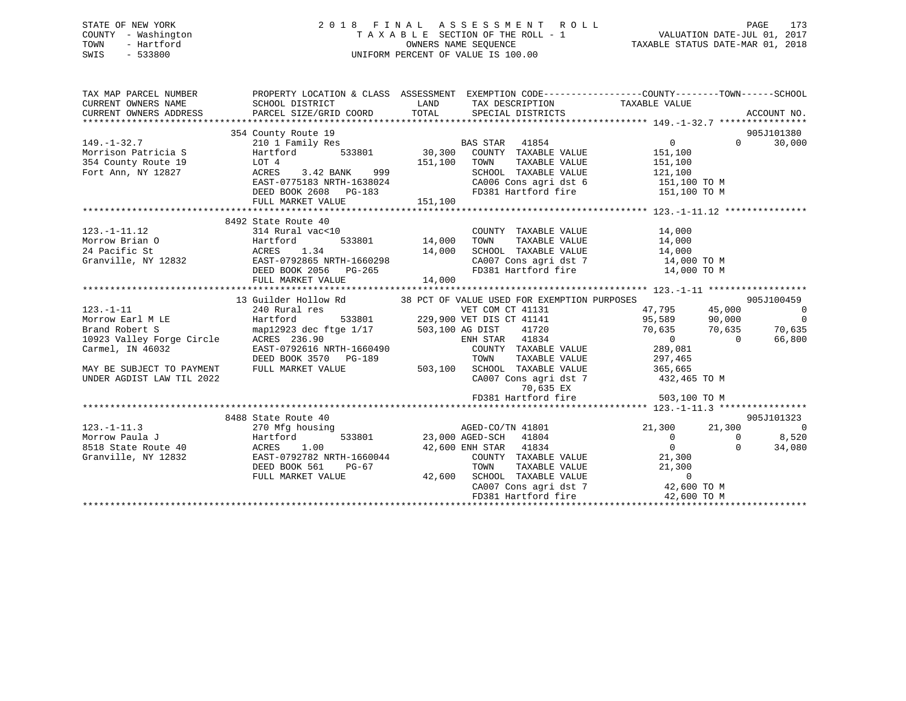STATE OF NEW YORK
COUNTY - Washington
TOWN - Hartford
SWIS - 533800

# 2018 FINAL ASSESSMENT ROLL
TAXABLE SECTION OF THE ROLL - 1
OWNERS NAME SEQUENCE
UNIFORM PERCENT OF VALUE IS 100.00

VALUATION DATE-JUL 01, 2017
TAXABLE STATUS DATE-MAR 01, 2018

```
TAX MAP PARCEL NUMBER          PROPERTY LOCATION & CLASS  ASSESSMENT  EXEMPTION CODE-----------------COUNTY--------TOWN------SCHOOL
CURRENT OWNERS NAME            SCHOOL DISTRICT              LAND       TAX DESCRIPTION              TAXABLE VALUE
CURRENT OWNERS ADDRESS         PARCEL SIZE/GRID COORD       TOTAL      SPECIAL DISTRICTS                                      ACCOUNT NO.
******************************************************************************************************* 149.-1-32.7 ****************
                    354 County Route 19                                                                                905J101380
149.-1-32.7                    210 1 Family Res                    BAS STAR   41854                0              0        30,000
Morrison Patricia S            Hartford        533801       30,300   COUNTY  TAXABLE VALUE           151,100
354 County Route 19            LOT 4                       151,100   TOWN    TAXABLE VALUE           151,100
Fort Ann, NY 12827             ACRES    3.42 BANK    999             SCHOOL  TAXABLE VALUE           121,100
                               EAST-0775183 NRTH-1638024             CA006 Cons agri dst 6           151,100 TO M
                               DEED BOOK 2608   PG-183               FD381 Hartford fire             151,100 TO M
                               FULL MARKET VALUE           151,100
******************************************************************************************************* 123.-1-11.12 ***************
                    8492 State Route 40
123.-1-11.12                   314 Rural vac<10                      COUNTY  TAXABLE VALUE            14,000
Morrow Brian O                 Hartford        533801       14,000   TOWN    TAXABLE VALUE            14,000
24 Pacific St                  ACRES    1.34                14,000   SCHOOL  TAXABLE VALUE            14,000
Granville, NY 12832            EAST-0792865 NRTH-1660298             CA007 Cons agri dst 7            14,000 TO M
                               DEED BOOK 2056   PG-265               FD381 Hartford fire              14,000 TO M
                               FULL MARKET VALUE            14,000
******************************************************************************************************* 123.-1-11 ******************
                    13 Guilder Hollow Rd          38 PCT OF VALUE USED FOR EXEMPTION PURPOSES                              905J100459
123.-1-11                      240 Rural res                       VET COM CT 41131              47,795         45,000            0
Morrow Earl M LE               Hartford        533801      229,900 VET DIS CT 41141              95,589         90,000            0
Brand Robert S                 map12923 dec ftge 1/17      503,100 AG DIST    41720              70,635         70,635       70,635
10923 Valley Forge Circle      ACRES  236.90                       ENH STAR   41834                   0              0       66,800
Carmel, IN 46032               EAST-0792616 NRTH-1660490             COUNTY  TAXABLE VALUE           289,081
                               DEED BOOK 3570   PG-189               TOWN    TAXABLE VALUE           297,465
MAY BE SUBJECT TO PAYMENT      FULL MARKET VALUE           503,100   SCHOOL  TAXABLE VALUE           365,665
UNDER AGDIST LAW TIL 2022                                            CA007 Cons agri dst 7           432,465 TO M
                                                                           70,635 EX
                                                                     FD381 Hartford fire             503,100 TO M
******************************************************************************************************* 123.-1-11.3 ****************
                    8488 State Route 40                                                                                905J101323
123.-1-11.3                    270 Mfg housing                     AGED-CO/TN 41801              21,300         21,300            0
Morrow Paula J                 Hartford        533801       23,000 AGED-SCH   41804                   0              0        8,520
8518 State Route 40            ACRES    1.00                42,600 ENH STAR   41834                   0              0       34,080
Granville, NY 12832            EAST-0792782 NRTH-1660044             COUNTY  TAXABLE VALUE            21,300
                               DEED BOOK 561    PG-67                TOWN    TAXABLE VALUE            21,300
                               FULL MARKET VALUE            42,600   SCHOOL  TAXABLE VALUE                 0
                                                                     CA007 Cons agri dst 7            42,600 TO M
                                                                     FD381 Hartford fire              42,600 TO M
************************************************************************************************************************************
```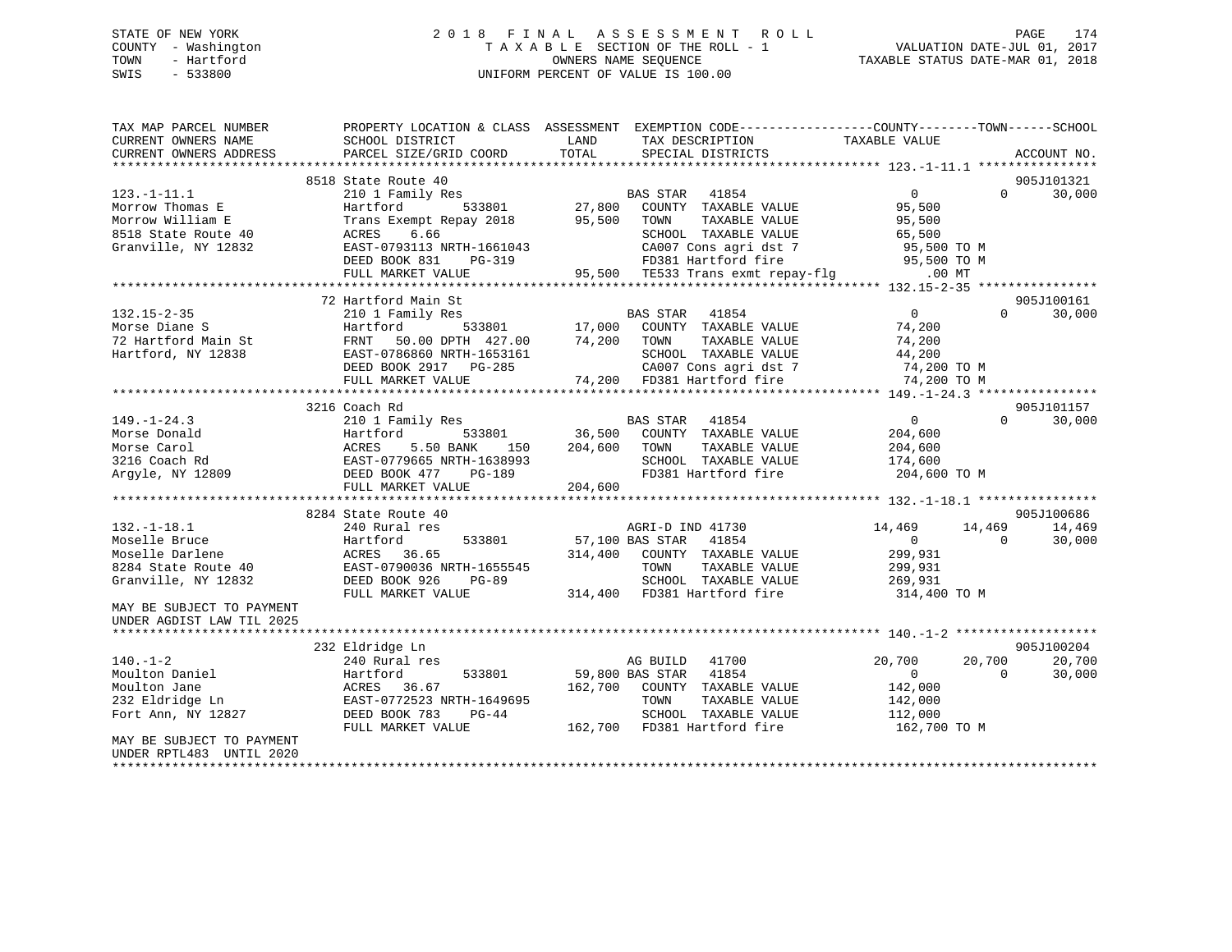STATE OF NEW YORK
COUNTY - Washington
TOWN - Hartford
SWIS - 533800

2 0 1 8 F I N A L A S S E S S M E N T R O L L
T A X A B L E SECTION OF THE ROLL - 1
OWNERS NAME SEQUENCE
UNIFORM PERCENT OF VALUE IS 100.00

VALUATION DATE-JUL 01, 2017
TAXABLE STATUS DATE-MAR 01, 2018

```
TAX MAP PARCEL NUMBER          PROPERTY LOCATION & CLASS  ASSESSMENT  EXEMPTION CODE-----------------COUNTY--------TOWN------SCHOOL
CURRENT OWNERS NAME            SCHOOL DISTRICT              LAND       TAX DESCRIPTION              TAXABLE VALUE
CURRENT OWNERS ADDRESS         PARCEL SIZE/GRID COORD       TOTAL      SPECIAL DISTRICTS                                   ACCOUNT NO.
******************************************************************************************************* 123.-1-11.1 ****************
                               8518 State Route 40                                                                           905J101321
123.-1-11.1                    210 1 Family Res                        BAS STAR   41854                   0            0      30,000
Morrow Thomas E                Hartford          533801     27,800     COUNTY  TAXABLE VALUE          95,500
Morrow William E               Trans Exempt Repay 2018      95,500     TOWN    TAXABLE VALUE          95,500
8518 State Route 40            ACRES    6.66                           SCHOOL  TAXABLE VALUE          65,500
Granville, NY 12832            EAST-0793113 NRTH-1661043               CA007 Cons agri dst 7           95,500 TO M
                               DEED BOOK 831    PG-319                 FD381 Hartford fire             95,500 TO M
                               FULL MARKET VALUE            95,500     TE533 Trans exmt repay-flg          .00 MT
******************************************************************************************************* 132.15-2-35 ****************
                               72 Hartford Main St                                                                           905J100161
132.15-2-35                    210 1 Family Res                        BAS STAR   41854                   0            0      30,000
Morse Diane S                  Hartford          533801     17,000     COUNTY  TAXABLE VALUE          74,200
72 Hartford Main St            FRNT    50.00 DPTH  427.00   74,200     TOWN    TAXABLE VALUE          74,200
Hartford, NY 12838             EAST-0786860 NRTH-1653161               SCHOOL  TAXABLE VALUE          44,200
                               DEED BOOK 2917   PG-285                 CA007 Cons agri dst 7           74,200 TO M
                               FULL MARKET VALUE            74,200     FD381 Hartford fire             74,200 TO M
******************************************************************************************************* 149.-1-24.3 ****************
                               3216 Coach Rd                                                                                 905J101157
149.-1-24.3                    210 1 Family Res                        BAS STAR   41854                   0            0      30,000
Morse Donald                   Hartford          533801     36,500     COUNTY  TAXABLE VALUE         204,600
Morse Carol                    ACRES    5.50 BANK    150   204,600     TOWN    TAXABLE VALUE         204,600
3216 Coach Rd                  EAST-0779665 NRTH-1638993               SCHOOL  TAXABLE VALUE         174,600
Argyle, NY 12809               DEED BOOK 477    PG-189                 FD381 Hartford fire            204,600 TO M
                               FULL MARKET VALUE           204,600
******************************************************************************************************* 132.-1-18.1 ****************
                               8284 State Route 40                                                                           905J100686
132.-1-18.1                    240 Rural res                           AGRI-D IND 41730              14,469       14,469      14,469
Moselle Bruce                  Hartford          533801     57,100 BAS STAR   41854                   0            0      30,000
Moselle Darlene                ACRES   36.65               314,400     COUNTY  TAXABLE VALUE         299,931
8284 State Route 40            EAST-0790036 NRTH-1655545               TOWN    TAXABLE VALUE         299,931
Granville, NY 12832            DEED BOOK 926    PG-89                  SCHOOL  TAXABLE VALUE         269,931
                               FULL MARKET VALUE           314,400     FD381 Hartford fire            314,400 TO M
MAY BE SUBJECT TO PAYMENT
UNDER AGDIST LAW TIL 2025
******************************************************************************************************* 140.-1-2 *******************
                               232 Eldridge Ln                                                                               905J100204
140.-1-2                       240 Rural res                           AG BUILD   41700              20,700       20,700      20,700
Moulton Daniel                 Hartford          533801     59,800 BAS STAR   41854                   0            0      30,000
Moulton Jane                   ACRES   36.67               162,700     COUNTY  TAXABLE VALUE         142,000
232 Eldridge Ln                EAST-0772523 NRTH-1649695               TOWN    TAXABLE VALUE         142,000
Fort Ann, NY 12827             DEED BOOK 783    PG-44                  SCHOOL  TAXABLE VALUE         112,000
                               FULL MARKET VALUE           162,700     FD381 Hartford fire            162,700 TO M
MAY BE SUBJECT TO PAYMENT
UNDER RPTL483  UNTIL 2020
************************************************************************************************************************************
```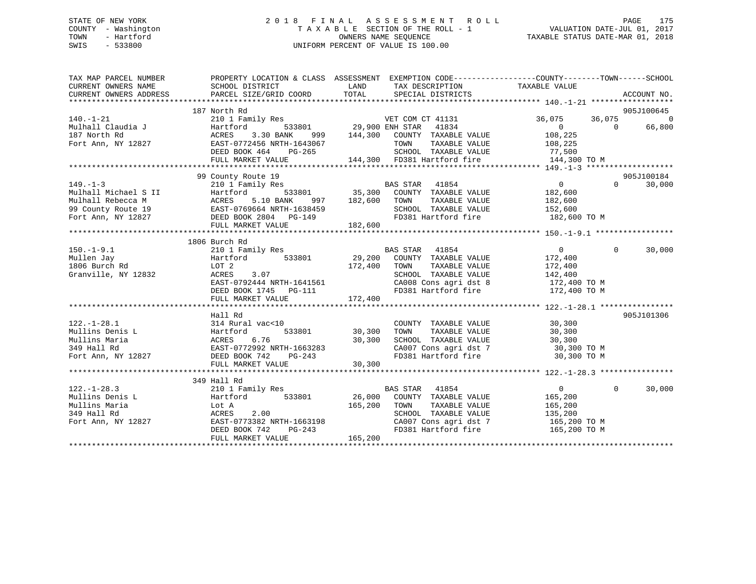STATE OF NEW YORK | COUNTY - Washington | TOWN - Hartford | SWIS - 533800

2 0 1 8 F I N A L A S S E S S M E N T R O L L
T A X A B L E SECTION OF THE ROLL - 1
OWNERS NAME SEQUENCE
UNIFORM PERCENT OF VALUE IS 100.00

VALUATION DATE-JUL 01, 2017
TAXABLE STATUS DATE-MAR 01, 2018

```
TAX MAP PARCEL NUMBER          PROPERTY LOCATION & CLASS  ASSESSMENT  EXEMPTION CODE------------------COUNTY--------TOWN------SCHOOL
CURRENT OWNERS NAME            SCHOOL DISTRICT              LAND      TAX DESCRIPTION              TAXABLE VALUE
CURRENT OWNERS ADDRESS         PARCEL SIZE/GRID COORD       TOTAL     SPECIAL DISTRICTS                                        ACCOUNT NO.
********************************************************************************************************* 140.-1-21 ******************
                               187 North Rd                                                                                905J100645
140.-1-21                      210 1 Family Res                       VET COM CT 41131             36,075      36,075           0
Mulhall Claudia J              Hartford          533801     29,900 ENH STAR   41834                     0           0      66,800
187 North Rd                   ACRES    3.30 BANK     999  144,300   COUNTY  TAXABLE VALUE         108,225
Fort Ann, NY 12827             EAST-0772456 NRTH-1643067             TOWN    TAXABLE VALUE         108,225
                               DEED BOOK 464    PG-265               SCHOOL  TAXABLE VALUE          77,500
                               FULL MARKET VALUE            144,300   FD381 Hartford fire           144,300 TO M
********************************************************************************************************* 149.-1-3 *******************
                               99 County Route 19                                                                          905J100184
149.-1-3                       210 1 Family Res                       BAS STAR   41854                  0           0      30,000
Mulhall Michael S II           Hartford          533801     35,300   COUNTY  TAXABLE VALUE         182,600
Mulhall Rebecca M              ACRES    5.10 BANK     997  182,600   TOWN    TAXABLE VALUE         182,600
99 County Route 19             EAST-0769664 NRTH-1638459             SCHOOL  TAXABLE VALUE         152,600
Fort Ann, NY 12827             DEED BOOK 2804   PG-149               FD381 Hartford fire           182,600 TO M
                               FULL MARKET VALUE            182,600
********************************************************************************************************* 150.-1-9.1 *****************
                               1806 Burch Rd
150.-1-9.1                     210 1 Family Res                       BAS STAR   41854                  0           0      30,000
Mullen Jay                     Hartford          533801     29,200   COUNTY  TAXABLE VALUE         172,400
1806 Burch Rd                  LOT 2                       172,400   TOWN    TAXABLE VALUE         172,400
Granville, NY 12832            ACRES    3.07                         SCHOOL  TAXABLE VALUE         142,400
                               EAST-0792444 NRTH-1641561             CA008 Cons agri dst 8         172,400 TO M
                               DEED BOOK 1745   PG-111               FD381 Hartford fire           172,400 TO M
                               FULL MARKET VALUE            172,400
********************************************************************************************************* 122.-1-28.1 ****************
                               Hall Rd                                                                                     905J101306
122.-1-28.1                    314 Rural vac<10                       COUNTY  TAXABLE VALUE          30,300
Mullins Denis L                Hartford          533801     30,300   TOWN    TAXABLE VALUE          30,300
Mullins Maria                  ACRES    6.76                30,300   SCHOOL  TAXABLE VALUE          30,300
349 Hall Rd                    EAST-0772992 NRTH-1663283             CA007 Cons agri dst 7          30,300 TO M
Fort Ann, NY 12827             DEED BOOK 742    PG-243               FD381 Hartford fire            30,300 TO M
                               FULL MARKET VALUE             30,300
********************************************************************************************************* 122.-1-28.3 ****************
                               349 Hall Rd
122.-1-28.3                    210 1 Family Res                       BAS STAR   41854                  0           0      30,000
Mullins Denis L                Hartford          533801     26,000   COUNTY  TAXABLE VALUE         165,200
Mullins Maria                  Lot A                       165,200   TOWN    TAXABLE VALUE         165,200
349 Hall Rd                    ACRES    2.00                         SCHOOL  TAXABLE VALUE         135,200
Fort Ann, NY 12827             EAST-0773382 NRTH-1663198             CA007 Cons agri dst 7         165,200 TO M
                               DEED BOOK 742    PG-243               FD381 Hartford fire           165,200 TO M
                               FULL MARKET VALUE            165,200
**************************************************************************************************************************************
```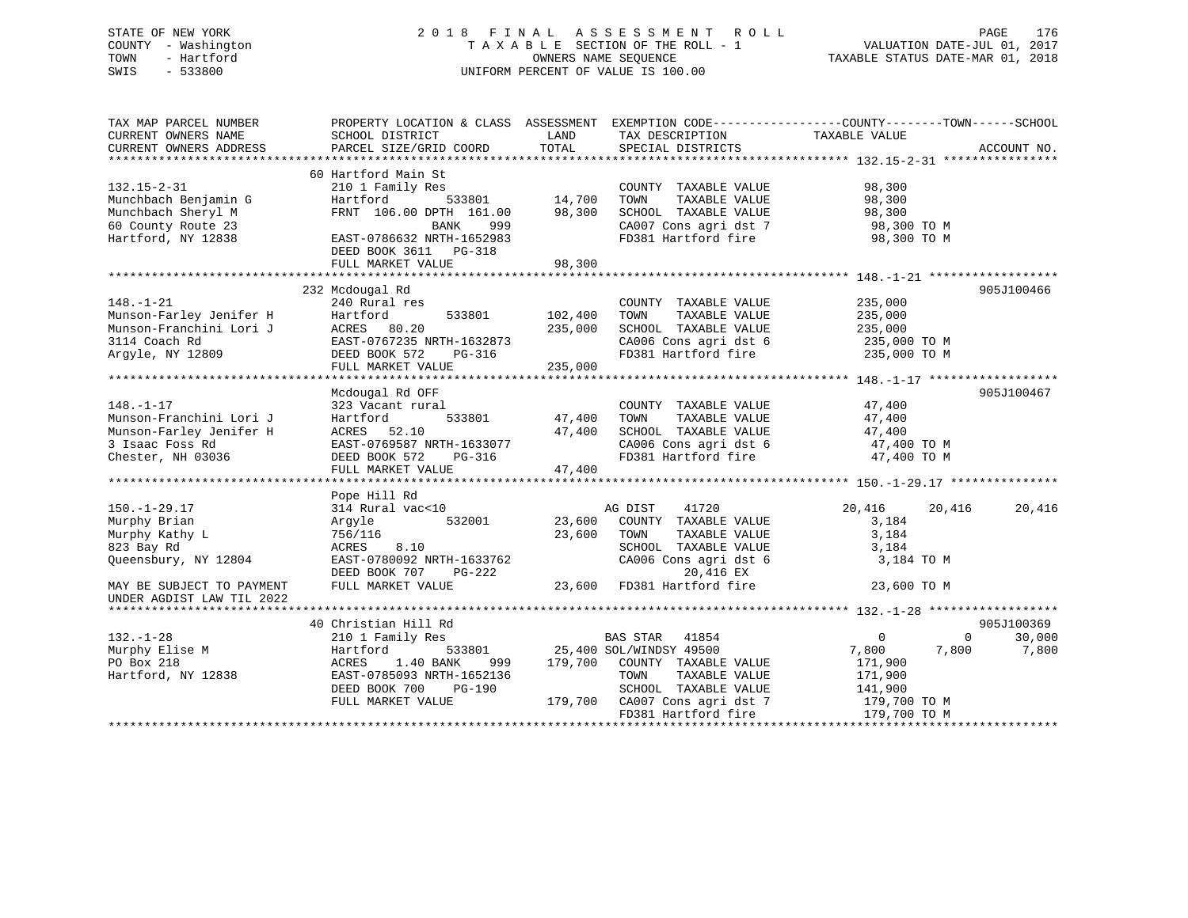STATE OF NEW YORK
COUNTY - Washington
TOWN - Hartford
SWIS - 533800

2 0 1 8 F I N A L A S S E S S M E N T R O L L
T A X A B L E SECTION OF THE ROLL - 1
OWNERS NAME SEQUENCE
UNIFORM PERCENT OF VALUE IS 100.00

VALUATION DATE-JUL 01, 2017
TAXABLE STATUS DATE-MAR 01, 2018

```
TAX MAP PARCEL NUMBER          PROPERTY LOCATION & CLASS  ASSESSMENT  EXEMPTION CODE------------------COUNTY--------TOWN------SCHOOL
CURRENT OWNERS NAME            SCHOOL DISTRICT               LAND      TAX DESCRIPTION            TAXABLE VALUE
CURRENT OWNERS ADDRESS         PARCEL SIZE/GRID COORD        TOTAL     SPECIAL DISTRICTS                                       ACCOUNT NO.
******************************************************************************************************* 132.15-2-31 ****************
                               60 Hartford Main St
132.15-2-31                    210 1 Family Res                        COUNTY  TAXABLE VALUE          98,300
Munchbach Benjamin G           Hartford        533801       14,700     TOWN    TAXABLE VALUE          98,300
Munchbach Sheryl M             FRNT 106.00 DPTH 161.00      98,300     SCHOOL  TAXABLE VALUE          98,300
60 County Route 23                          BANK     999               CA007 Cons agri dst 7           98,300 TO M
Hartford, NY 12838             EAST-0786632 NRTH-1652983               FD381 Hartford fire             98,300 TO M
                               DEED BOOK 3611   PG-318
                               FULL MARKET VALUE            98,300
******************************************************************************************************* 148.-1-21 ******************
                               232 Mcdougal Rd                                                                          905J100466
148.-1-21                      240 Rural res                           COUNTY  TAXABLE VALUE         235,000
Munson-Farley Jenifer H        Hartford        533801      102,400     TOWN    TAXABLE VALUE         235,000
Munson-Franchini Lori J        ACRES  80.20                235,000     SCHOOL  TAXABLE VALUE         235,000
3114 Coach Rd                  EAST-0767235 NRTH-1632873               CA006 Cons agri dst 6          235,000 TO M
Argyle, NY 12809               DEED BOOK 572    PG-316                 FD381 Hartford fire            235,000 TO M
                               FULL MARKET VALUE           235,000
******************************************************************************************************* 148.-1-17 ******************
                               Mcdougal Rd OFF                                                                          905J100467
148.-1-17                      323 Vacant rural                        COUNTY  TAXABLE VALUE          47,400
Munson-Franchini Lori J        Hartford        533801       47,400     TOWN    TAXABLE VALUE          47,400
Munson-Farley Jenifer H        ACRES  52.10                 47,400     SCHOOL  TAXABLE VALUE          47,400
3 Isaac Foss Rd                EAST-0769587 NRTH-1633077               CA006 Cons agri dst 6           47,400 TO M
Chester, NH 03036              DEED BOOK 572    PG-316                 FD381 Hartford fire             47,400 TO M
                               FULL MARKET VALUE            47,400
******************************************************************************************************* 150.-1-29.17 ***************
                               Pope Hill Rd
150.-1-29.17                   314 Rural vac<10                        AG DIST     41720          20,416      20,416      20,416
Murphy Brian                   Argyle          532001       23,600     COUNTY  TAXABLE VALUE           3,184
Murphy Kathy L                 756/116                      23,600     TOWN    TAXABLE VALUE           3,184
823 Bay Rd                     ACRES   8.10                            SCHOOL  TAXABLE VALUE           3,184
Queensbury, NY 12804           EAST-0780092 NRTH-1633762               CA006 Cons agri dst 6            3,184 TO M
                               DEED BOOK 707    PG-222                      20,416 EX
MAY BE SUBJECT TO PAYMENT      FULL MARKET VALUE            23,600     FD381 Hartford fire             23,600 TO M
UNDER AGDIST LAW TIL 2022
******************************************************************************************************* 132.-1-28 ******************
                               40 Christian Hill Rd                                                                     905J100369
132.-1-28                      210 1 Family Res                        BAS STAR    41854               0           0      30,000
Murphy Elise M                 Hartford        533801       25,400     SOL/WINDSY 49500            7,800       7,800       7,800
PO Box 218                     ACRES   1.40 BANK     999   179,700     COUNTY  TAXABLE VALUE         171,900
Hartford, NY 12838             EAST-0785093 NRTH-1652136               TOWN    TAXABLE VALUE         171,900
                               DEED BOOK 700    PG-190                 SCHOOL  TAXABLE VALUE         141,900
                               FULL MARKET VALUE           179,700     CA007 Cons agri dst 7          179,700 TO M
                                                                       FD381 Hartford fire            179,700 TO M
************************************************************************************************************************************
```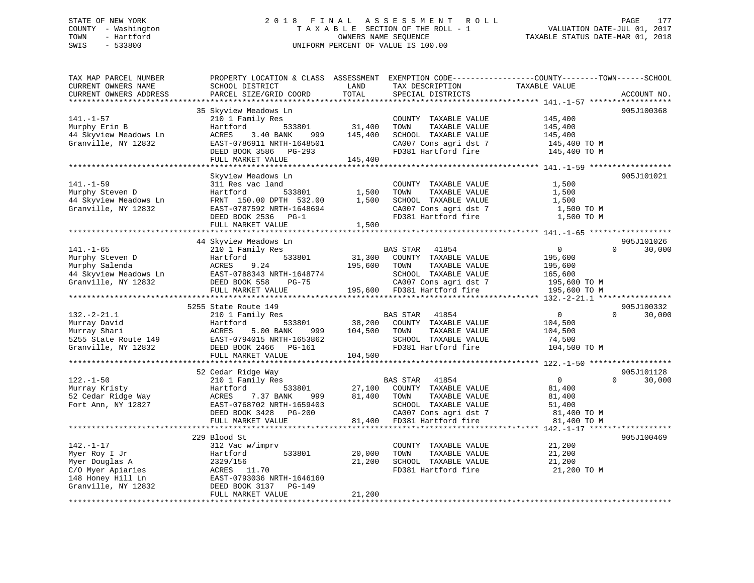STATE OF NEW YORK
COUNTY - Washington
TOWN - Hartford
SWIS - 533800

2018 FINAL ASSESSMENT ROLL
TAXABLE SECTION OF THE ROLL - 1
OWNERS NAME SEQUENCE
UNIFORM PERCENT OF VALUE IS 100.00

VALUATION DATE-JUL 01, 2017
TAXABLE STATUS DATE-MAR 01, 2018

| TAX MAP PARCEL NUMBER / CURRENT OWNERS NAME / CURRENT OWNERS ADDRESS | PROPERTY LOCATION & CLASS / SCHOOL DISTRICT / PARCEL SIZE/GRID COORD | ASSESSMENT LAND / TOTAL | EXEMPTION CODE / TAX DESCRIPTION / SPECIAL DISTRICTS | COUNTY / TOWN / SCHOOL TAXABLE VALUE | ACCOUNT NO. |
|---|---|---|---|---|---|
| **141.-1-57** | 35 Skyview Meadows Ln | | | | 905J100368 |
| 141.-1-57 | 210 1 Family Res | | COUNTY TAXABLE VALUE | 145,400 | |
| Murphy Erin B | Hartford 533801 | 31,400 | TOWN TAXABLE VALUE | 145,400 | |
| 44 Skyview Meadows Ln | ACRES 3.40 BANK 999 | 145,400 | SCHOOL TAXABLE VALUE | 145,400 | |
| Granville, NY 12832 | EAST-0786911 NRTH-1648501 | | CA007 Cons agri dst 7 | 145,400 TO M | |
| | DEED BOOK 3586 PG-293 | | FD381 Hartford fire | 145,400 TO M | |
| | FULL MARKET VALUE | 145,400 | | | |
| **141.-1-59** | Skyview Meadows Ln | | | | 905J101021 |
| 141.-1-59 | 311 Res vac land | | COUNTY TAXABLE VALUE | 1,500 | |
| Murphy Steven D | Hartford 533801 | 1,500 | TOWN TAXABLE VALUE | 1,500 | |
| 44 Skyview Meadows Ln | FRNT 150.00 DPTH 532.00 | 1,500 | SCHOOL TAXABLE VALUE | 1,500 | |
| Granville, NY 12832 | EAST-0787592 NRTH-1648694 | | CA007 Cons agri dst 7 | 1,500 TO M | |
| | DEED BOOK 2536 PG-1 | | FD381 Hartford fire | 1,500 TO M | |
| | FULL MARKET VALUE | 1,500 | | | |
| **141.-1-65** | 44 Skyview Meadows Ln | | | | 905J101026 |
| 141.-1-65 | 210 1 Family Res | | BAS STAR 41854 | 0 / 0 / 30,000 | |
| Murphy Steven D | Hartford 533801 | 31,300 | COUNTY TAXABLE VALUE | 195,600 | |
| Murphy Salenda | ACRES 9.24 | 195,600 | TOWN TAXABLE VALUE | 195,600 | |
| 44 Skyview Meadows Ln | EAST-0788343 NRTH-1648774 | | SCHOOL TAXABLE VALUE | 165,600 | |
| Granville, NY 12832 | DEED BOOK 558 PG-75 | | CA007 Cons agri dst 7 | 195,600 TO M | |
| | FULL MARKET VALUE | 195,600 | FD381 Hartford fire | 195,600 TO M | |
| **132.-2-21.1** | 5255 State Route 149 | | | | 905J100332 |
| 132.-2-21.1 | 210 1 Family Res | | BAS STAR 41854 | 0 / 0 / 30,000 | |
| Murray David | Hartford 533801 | 38,200 | COUNTY TAXABLE VALUE | 104,500 | |
| Murray Shari | ACRES 5.00 BANK 999 | 104,500 | TOWN TAXABLE VALUE | 104,500 | |
| 5255 State Route 149 | EAST-0794015 NRTH-1653862 | | SCHOOL TAXABLE VALUE | 74,500 | |
| Granville, NY 12832 | DEED BOOK 2466 PG-161 | | FD381 Hartford fire | 104,500 TO M | |
| | FULL MARKET VALUE | 104,500 | | | |
| **122.-1-50** | 52 Cedar Ridge Way | | | | 905J101128 |
| 122.-1-50 | 210 1 Family Res | | BAS STAR 41854 | 0 / 0 / 30,000 | |
| Murray Kristy | Hartford 533801 | 27,100 | COUNTY TAXABLE VALUE | 81,400 | |
| 52 Cedar Ridge Way | ACRES 7.37 BANK 999 | 81,400 | TOWN TAXABLE VALUE | 81,400 | |
| Fort Ann, NY 12827 | EAST-0768702 NRTH-1659403 | | SCHOOL TAXABLE VALUE | 51,400 | |
| | DEED BOOK 3428 PG-200 | | CA007 Cons agri dst 7 | 81,400 TO M | |
| | FULL MARKET VALUE | 81,400 | FD381 Hartford fire | 81,400 TO M | |
| **142.-1-17** | 229 Blood St | | | | 905J100469 |
| 142.-1-17 | 312 Vac w/imprv | | COUNTY TAXABLE VALUE | 21,200 | |
| Myer Roy I Jr | Hartford 533801 | 20,000 | TOWN TAXABLE VALUE | 21,200 | |
| Myer Douglas A | 2329/156 | 21,200 | SCHOOL TAXABLE VALUE | 21,200 | |
| C/O Myer Apiaries | ACRES 11.70 | | FD381 Hartford fire | 21,200 TO M | |
| 148 Honey Hill Ln | EAST-0793036 NRTH-1646160 | | | | |
| Granville, NY 12832 | DEED BOOK 3137 PG-149 | | | | |
| | FULL MARKET VALUE | 21,200 | | | |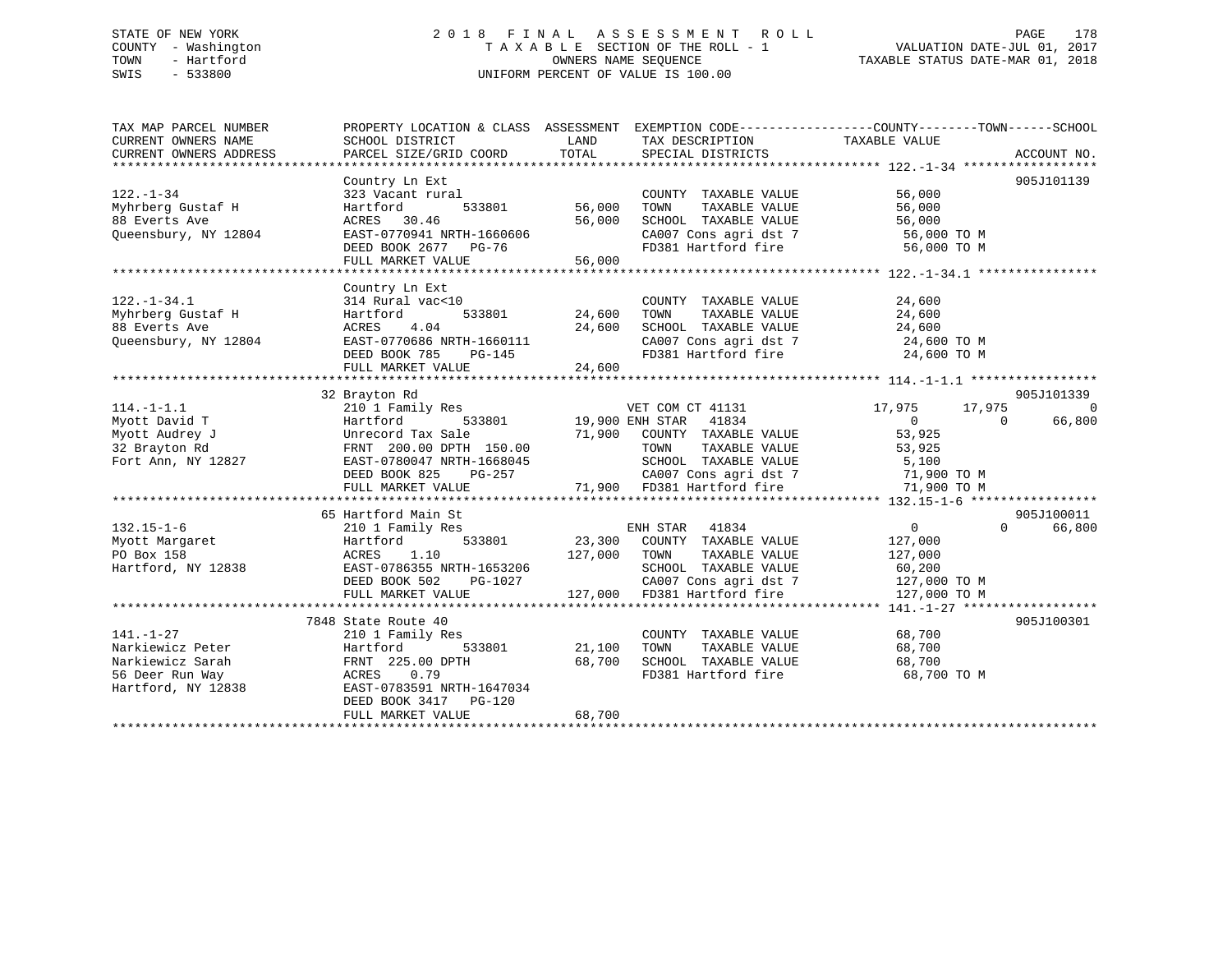STATE OF NEW YORK
COUNTY - Washington
TOWN - Hartford
SWIS - 533800

# 2018 FINAL ASSESSMENT ROLL

TAXABLE SECTION OF THE ROLL - 1
OWNERS NAME SEQUENCE
UNIFORM PERCENT OF VALUE IS 100.00

VALUATION DATE-JUL 01, 2017
TAXABLE STATUS DATE-MAR 01, 2018

```
TAX MAP PARCEL NUMBER     PROPERTY LOCATION & CLASS  ASSESSMENT  EXEMPTION CODE------------------COUNTY--------TOWN------SCHOOL
CURRENT OWNERS NAME       SCHOOL DISTRICT               LAND      TAX DESCRIPTION             TAXABLE VALUE
CURRENT OWNERS ADDRESS    PARCEL SIZE/GRID COORD        TOTAL     SPECIAL DISTRICTS                                       ACCOUNT NO.
************************************************************************************************** 122.-1-34 ******************
                          Country Ln Ext                                                                                905J101139
122.-1-34                 323 Vacant rural                        COUNTY  TAXABLE VALUE            56,000
Myhrberg Gustaf H         Hartford         533801      56,000     TOWN    TAXABLE VALUE            56,000
88 Everts Ave             ACRES   30.46                56,000     SCHOOL  TAXABLE VALUE            56,000
Queensbury, NY 12804      EAST-0770941 NRTH-1660606               CA007 Cons agri dst 7             56,000 TO M
                          DEED BOOK 2677   PG-76                  FD381 Hartford fire               56,000 TO M
                          FULL MARKET VALUE            56,000
************************************************************************************************** 122.-1-34.1 ****************
                          Country Ln Ext
122.-1-34.1               314 Rural vac<10                        COUNTY  TAXABLE VALUE            24,600
Myhrberg Gustaf H         Hartford         533801      24,600     TOWN    TAXABLE VALUE            24,600
88 Everts Ave             ACRES    4.04                24,600     SCHOOL  TAXABLE VALUE            24,600
Queensbury, NY 12804      EAST-0770686 NRTH-1660111               CA007 Cons agri dst 7             24,600 TO M
                          DEED BOOK 785    PG-145                 FD381 Hartford fire               24,600 TO M
                          FULL MARKET VALUE            24,600
************************************************************************************************** 114.-1-1.1 *****************
                        32 Brayton Rd                                                                                   905J101339
114.-1-1.1                210 1 Family Res                        VET COM CT 41131           17,975      17,975            0
Myott David T             Hartford         533801      19,900 ENH STAR   41834                 0           0       66,800
Myott Audrey J            Unrecord Tax Sale            71,900     COUNTY  TAXABLE VALUE            53,925
32 Brayton Rd             FRNT 200.00 DPTH 150.00                 TOWN    TAXABLE VALUE            53,925
Fort Ann, NY 12827        EAST-0780047 NRTH-1668045               SCHOOL  TAXABLE VALUE             5,100
                          DEED BOOK 825    PG-257                 CA007 Cons agri dst 7             71,900 TO M
                          FULL MARKET VALUE            71,900     FD381 Hartford fire               71,900 TO M
************************************************************************************************** 132.15-1-6 *****************
                        65 Hartford Main St                                                                             905J100011
132.15-1-6                210 1 Family Res                        ENH STAR   41834                 0           0       66,800
Myott Margaret            Hartford         533801      23,300     COUNTY  TAXABLE VALUE           127,000
PO Box 158                ACRES    1.10               127,000     TOWN    TAXABLE VALUE           127,000
Hartford, NY 12838        EAST-0786355 NRTH-1653206               SCHOOL  TAXABLE VALUE            60,200
                          DEED BOOK 502    PG-1027                CA007 Cons agri dst 7            127,000 TO M
                          FULL MARKET VALUE           127,000     FD381 Hartford fire              127,000 TO M
************************************************************************************************** 141.-1-27 ******************
                      7848 State Route 40                                                                               905J100301
141.-1-27                 210 1 Family Res                        COUNTY  TAXABLE VALUE            68,700
Narkiewicz Peter          Hartford         533801      21,100     TOWN    TAXABLE VALUE            68,700
Narkiewicz Sarah          FRNT 225.00 DPTH             68,700     SCHOOL  TAXABLE VALUE            68,700
56 Deer Run Way           ACRES    0.79                           FD381 Hartford fire               68,700 TO M
Hartford, NY 12838        EAST-0783591 NRTH-1647034
                          DEED BOOK 3417   PG-120
                          FULL MARKET VALUE            68,700
********************************************************************************************************************************
```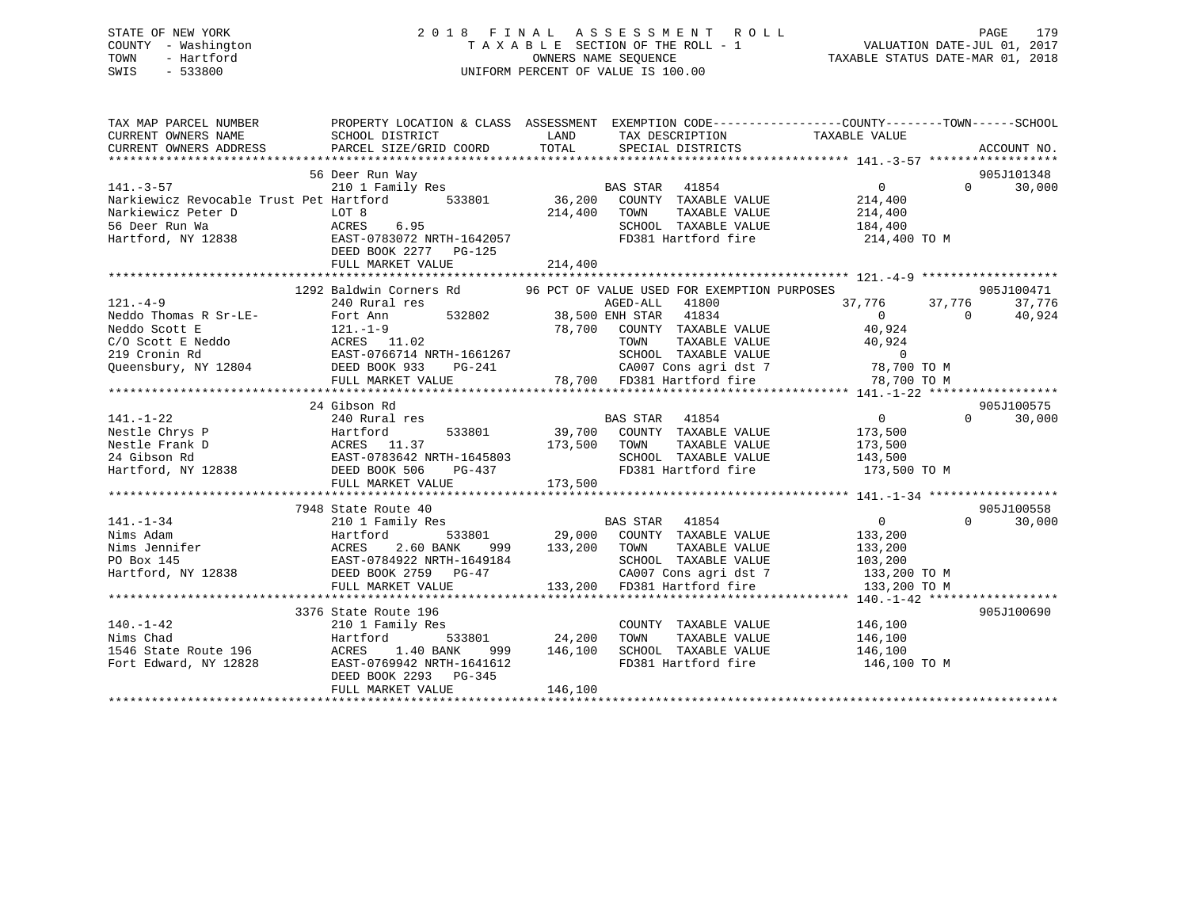STATE OF NEW YORK
COUNTY - Washington
TOWN - Hartford
SWIS - 533800

2 0 1 8 F I N A L A S S E S S M E N T R O L L
T A X A B L E SECTION OF THE ROLL - 1
OWNERS NAME SEQUENCE
UNIFORM PERCENT OF VALUE IS 100.00

VALUATION DATE-JUL 01, 2017
TAXABLE STATUS DATE-MAR 01, 2018

```
TAX MAP PARCEL NUMBER          PROPERTY LOCATION & CLASS  ASSESSMENT  EXEMPTION CODE------------------COUNTY--------TOWN------SCHOOL
CURRENT OWNERS NAME            SCHOOL DISTRICT              LAND       TAX DESCRIPTION            TAXABLE VALUE
CURRENT OWNERS ADDRESS         PARCEL SIZE/GRID COORD       TOTAL      SPECIAL DISTRICTS                                        ACCOUNT NO.
******************************************************************************************************* 141.-3-57 ******************
                               56 Deer Run Way                                                                              905J101348
141.-3-57                      210 1 Family Res                        BAS STAR   41854                 0             0       30,000
Narkiewicz Revocable Trust Pet Hartford        533801        36,200    COUNTY  TAXABLE VALUE           214,400
Narkiewicz Peter D             LOT 8                        214,400    TOWN    TAXABLE VALUE           214,400
56 Deer Run Wa                 ACRES    6.95                           SCHOOL  TAXABLE VALUE           184,400
Hartford, NY 12838             EAST-0783072 NRTH-1642057               FD381 Hartford fire              214,400 TO M
                               DEED BOOK 2277   PG-125
                               FULL MARKET VALUE            214,400
******************************************************************************************************* 121.-4-9 *******************
                               1292 Baldwin Corners Rd       96 PCT OF VALUE USED FOR EXEMPTION PURPOSES                    905J100471
121.-4-9                       240 Rural res                           AGED-ALL   41800            37,776        37,776       37,776
Neddo Thomas R Sr-LE-          Fort Ann        532802        38,500 ENH STAR   41834                 0             0       40,924
Neddo Scott E                  121.-1-9                      78,700    COUNTY  TAXABLE VALUE            40,924
C/O Scott E Neddo              ACRES   11.02                           TOWN    TAXABLE VALUE            40,924
219 Cronin Rd                  EAST-0766714 NRTH-1661267               SCHOOL  TAXABLE VALUE                 0
Queensbury, NY 12804           DEED BOOK 933    PG-241                 CA007 Cons agri dst 7             78,700 TO M
                               FULL MARKET VALUE             78,700    FD381 Hartford fire               78,700 TO M
******************************************************************************************************* 141.-1-22 ******************
                               24 Gibson Rd                                                                                 905J100575
141.-1-22                      240 Rural res                           BAS STAR   41854                 0             0       30,000
Nestle Chrys P                 Hartford        533801        39,700    COUNTY  TAXABLE VALUE           173,500
Nestle Frank D                 ACRES   11.37                173,500    TOWN    TAXABLE VALUE           173,500
24 Gibson Rd                   EAST-0783642 NRTH-1645803               SCHOOL  TAXABLE VALUE           143,500
Hartford, NY 12838             DEED BOOK 506    PG-437                 FD381 Hartford fire              173,500 TO M
                               FULL MARKET VALUE            173,500
******************************************************************************************************* 141.-1-34 ******************
                               7948 State Route 40                                                                          905J100558
141.-1-34                      210 1 Family Res                        BAS STAR   41854                 0             0       30,000
Nims Adam                      Hartford        533801        29,000    COUNTY  TAXABLE VALUE           133,200
Nims Jennifer                  ACRES    2.60 BANK     999   133,200    TOWN    TAXABLE VALUE           133,200
PO Box 145                     EAST-0784922 NRTH-1649184               SCHOOL  TAXABLE VALUE           103,200
Hartford, NY 12838             DEED BOOK 2759   PG-47                  CA007 Cons agri dst 7            133,200 TO M
                               FULL MARKET VALUE            133,200    FD381 Hartford fire              133,200 TO M
******************************************************************************************************* 140.-1-42 ******************
                               3376 State Route 196                                                                         905J100690
140.-1-42                      210 1 Family Res                        COUNTY  TAXABLE VALUE           146,100
Nims Chad                      Hartford        533801        24,200    TOWN    TAXABLE VALUE           146,100
1546 State Route 196           ACRES    1.40 BANK     999   146,100    SCHOOL  TAXABLE VALUE           146,100
Fort Edward, NY 12828          EAST-0769942 NRTH-1641612               FD381 Hartford fire              146,100 TO M
                               DEED BOOK 2293   PG-345
                               FULL MARKET VALUE            146,100
************************************************************************************************************************************
```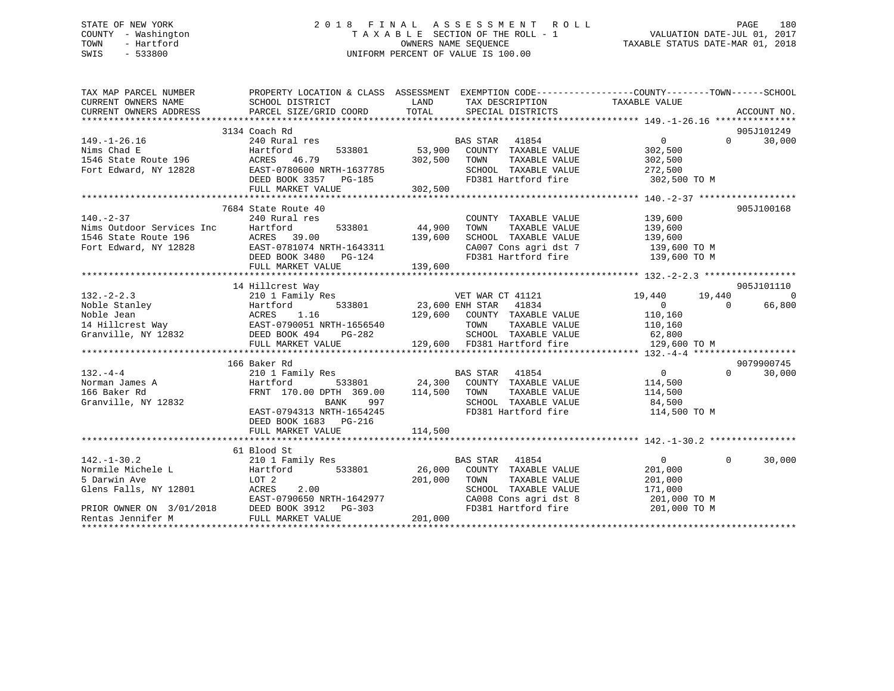STATE OF NEW YORK · COUNTY - Washington · TOWN - Hartford · SWIS - 533800

# 2018 FINAL ASSESSMENT ROLL

TAXABLE SECTION OF THE ROLL - 1 · OWNERS NAME SEQUENCE · UNIFORM PERCENT OF VALUE IS 100.00

VALUATION DATE-JUL 01, 2017 · TAXABLE STATUS DATE-MAR 01, 2018

| TAX MAP PARCEL NUMBER / CURRENT OWNERS NAME / CURRENT OWNERS ADDRESS | PROPERTY LOCATION & CLASS / SCHOOL DISTRICT / PARCEL SIZE/GRID COORD | ASSESSMENT LAND | ASSESSMENT TOTAL | EXEMPTION CODE / TAX DESCRIPTION / SPECIAL DISTRICTS | COUNTY TAXABLE VALUE | TOWN | SCHOOL | ACCOUNT NO. |
|---|---|---|---|---|---|---|---|---|
| **149.-1-26.16** | 3134 Coach Rd | | | | | | | 905J101249 |
| 149.-1-26.16 | 240 Rural res | | | BAS STAR 41854 | 0 | 0 | 30,000 | |
| Nims Chad E | Hartford 533801 | 53,900 | | COUNTY TAXABLE VALUE | 302,500 | | | |
| 1546 State Route 196 | ACRES 46.79 | | 302,500 | TOWN TAXABLE VALUE | 302,500 | | | |
| Fort Edward, NY 12828 | EAST-0780600 NRTH-1637785 | | | SCHOOL TAXABLE VALUE | 272,500 | | | |
| | DEED BOOK 3357 PG-185 | | | FD381 Hartford fire | 302,500 TO M | | | |
| | FULL MARKET VALUE | | 302,500 | | | | | |
| **140.-2-37** | 7684 State Route 40 | | | | | | | 905J100168 |
| 140.-2-37 | 240 Rural res | | | COUNTY TAXABLE VALUE | 139,600 | | | |
| Nims Outdoor Services Inc | Hartford 533801 | 44,900 | | TOWN TAXABLE VALUE | 139,600 | | | |
| 1546 State Route 196 | ACRES 39.00 | | 139,600 | SCHOOL TAXABLE VALUE | 139,600 | | | |
| Fort Edward, NY 12828 | EAST-0781074 NRTH-1643311 | | | CA007 Cons agri dst 7 | 139,600 TO M | | | |
| | DEED BOOK 3480 PG-124 | | | FD381 Hartford fire | 139,600 TO M | | | |
| | FULL MARKET VALUE | | 139,600 | | | | | |
| **132.-2-2.3** | 14 Hillcrest Way | | | | | | | 905J101110 |
| 132.-2-2.3 | 210 1 Family Res | | | VET WAR CT 41121 | 19,440 | 19,440 | 0 | |
| Noble Stanley | Hartford 533801 | 23,600 | | ENH STAR 41834 | 0 | 0 | 66,800 | |
| Noble Jean | ACRES 1.16 | | 129,600 | COUNTY TAXABLE VALUE | 110,160 | | | |
| 14 Hillcrest Way | EAST-0790051 NRTH-1656540 | | | TOWN TAXABLE VALUE | 110,160 | | | |
| Granville, NY 12832 | DEED BOOK 494 PG-282 | | | SCHOOL TAXABLE VALUE | 62,800 | | | |
| | FULL MARKET VALUE | | 129,600 | FD381 Hartford fire | 129,600 TO M | | | |
| **132.-4-4** | 166 Baker Rd | | | | | | | 9079900745 |
| 132.-4-4 | 210 1 Family Res | | | BAS STAR 41854 | 0 | 0 | 30,000 | |
| Norman James A | Hartford 533801 | 24,300 | | COUNTY TAXABLE VALUE | 114,500 | | | |
| 166 Baker Rd | FRNT 170.00 DPTH 369.00 | | 114,500 | TOWN TAXABLE VALUE | 114,500 | | | |
| Granville, NY 12832 | BANK 997 | | | SCHOOL TAXABLE VALUE | 84,500 | | | |
| | EAST-0794313 NRTH-1654245 | | | FD381 Hartford fire | 114,500 TO M | | | |
| | DEED BOOK 1683 PG-216 | | | | | | | |
| | FULL MARKET VALUE | | 114,500 | | | | | |
| **142.-1-30.2** | 61 Blood St | | | | | | | |
| 142.-1-30.2 | 210 1 Family Res | | | BAS STAR 41854 | 0 | 0 | 30,000 | |
| Normile Michele L | Hartford 533801 | 26,000 | | COUNTY TAXABLE VALUE | 201,000 | | | |
| 5 Darwin Ave | LOT 2 | | 201,000 | TOWN TAXABLE VALUE | 201,000 | | | |
| Glens Falls, NY 12801 | ACRES 2.00 | | | SCHOOL TAXABLE VALUE | 171,000 | | | |
| | EAST-0790650 NRTH-1642977 | | | CA008 Cons agri dst 8 | 201,000 TO M | | | |
| PRIOR OWNER ON 3/01/2018 | DEED BOOK 3912 PG-303 | | | FD381 Hartford fire | 201,000 TO M | | | |
| Rentas Jennifer M | FULL MARKET VALUE | | 201,000 | | | | | |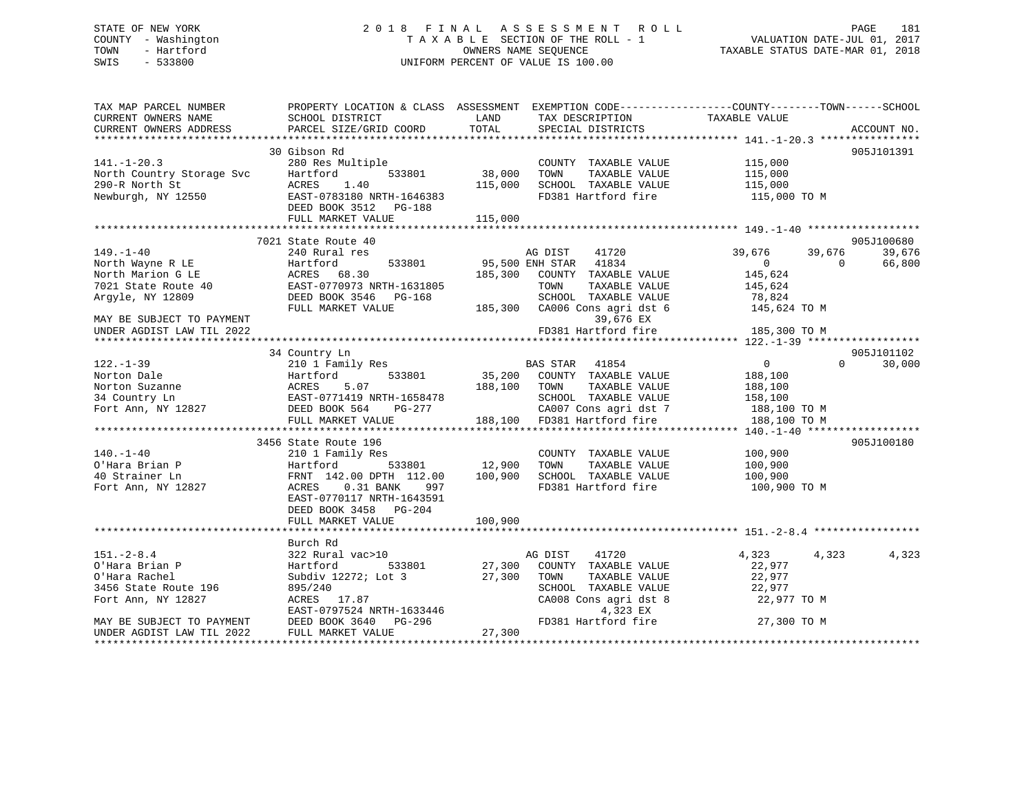STATE OF NEW YORK
COUNTY - Washington
TOWN - Hartford
SWIS - 533800

# 2018 FINAL ASSESSMENT ROLL
TAXABLE SECTION OF THE ROLL - 1
OWNERS NAME SEQUENCE
UNIFORM PERCENT OF VALUE IS 100.00

VALUATION DATE-JUL 01, 2017
TAXABLE STATUS DATE-MAR 01, 2018

```
TAX MAP PARCEL NUMBER          PROPERTY LOCATION & CLASS  ASSESSMENT  EXEMPTION CODE------------------COUNTY--------TOWN------SCHOOL
CURRENT OWNERS NAME            SCHOOL DISTRICT               LAND       TAX DESCRIPTION            TAXABLE VALUE
CURRENT OWNERS ADDRESS         PARCEL SIZE/GRID COORD        TOTAL      SPECIAL DISTRICTS                                   ACCOUNT NO.
******************************************************************************************************* 141.-1-20.3 ****************
                               30 Gibson Rd                                                                                  905J101391
141.-1-20.3                    280 Res Multiple                         COUNTY  TAXABLE VALUE           115,000
North Country Storage Svc      Hartford       533801        38,000     TOWN    TAXABLE VALUE           115,000
290-R North St                 ACRES    1.40               115,000     SCHOOL  TAXABLE VALUE           115,000
Newburgh, NY 12550             EAST-0783180 NRTH-1646383                FD381 Hartford fire              115,000 TO M
                               DEED BOOK 3512   PG-188
                               FULL MARKET VALUE           115,000
******************************************************************************************************* 149.-1-40 ******************
                               7021 State Route 40                                                                           905J100680
149.-1-40                      240 Rural res                           AG DIST     41720              39,676      39,676      39,676
North Wayne R LE               Hartford       533801        95,500 ENH STAR  41834                   0           0      66,800
North Marion G LE              ACRES   68.30               185,300    COUNTY  TAXABLE VALUE          145,624
7021 State Route 40            EAST-0770973 NRTH-1631805               TOWN    TAXABLE VALUE          145,624
Argyle, NY 12809               DEED BOOK 3546   PG-168                  SCHOOL  TAXABLE VALUE           78,824
                               FULL MARKET VALUE           185,300    CA006 Cons agri dst 6           145,624 TO M
MAY BE SUBJECT TO PAYMENT                                                   39,676 EX
UNDER AGDIST LAW TIL 2022                                              FD381 Hartford fire             185,300 TO M
******************************************************************************************************* 122.-1-39 ******************
                               34 Country Ln                                                                                 905J101102
122.-1-39                      210 1 Family Res                         BAS STAR   41854                   0           0      30,000
Norton Dale                    Hartford       533801        35,200     COUNTY  TAXABLE VALUE          188,100
Norton Suzanne                 ACRES    5.07               188,100     TOWN    TAXABLE VALUE          188,100
34 Country Ln                  EAST-0771419 NRTH-1658478                SCHOOL  TAXABLE VALUE          158,100
Fort Ann, NY 12827             DEED BOOK 564    PG-277                  CA007 Cons agri dst 7           188,100 TO M
                               FULL MARKET VALUE           188,100     FD381 Hartford fire             188,100 TO M
******************************************************************************************************* 140.-1-40 ******************
                               3456 State Route 196                                                                          905J100180
140.-1-40                      210 1 Family Res                         COUNTY  TAXABLE VALUE          100,900
O'Hara Brian P                 Hartford       533801        12,900     TOWN    TAXABLE VALUE          100,900
40 Strainer Ln                 FRNT 142.00 DPTH 112.00     100,900     SCHOOL  TAXABLE VALUE          100,900
Fort Ann, NY 12827             ACRES    0.31 BANK    997                FD381 Hartford fire             100,900 TO M
                               EAST-0770117 NRTH-1643591
                               DEED BOOK 3458   PG-204
                               FULL MARKET VALUE           100,900
******************************************************************************************************* 151.-2-8.4 *****************
                               Burch Rd
151.-2-8.4                     322 Rural vac>10                         AG DIST     41720               4,323       4,323       4,323
O'Hara Brian P                 Hartford       533801        27,300     COUNTY  TAXABLE VALUE           22,977
O'Hara Rachel                  Subdiv 12272; Lot 3          27,300     TOWN    TAXABLE VALUE           22,977
3456 State Route 196           895/240                                  SCHOOL  TAXABLE VALUE           22,977
Fort Ann, NY 12827             ACRES   17.87                            CA008 Cons agri dst 8            22,977 TO M
                               EAST-0797524 NRTH-1633446                    4,323 EX
MAY BE SUBJECT TO PAYMENT      DEED BOOK 3640   PG-296                  FD381 Hartford fire              27,300 TO M
UNDER AGDIST LAW TIL 2022      FULL MARKET VALUE            27,300
************************************************************************************************************************************
```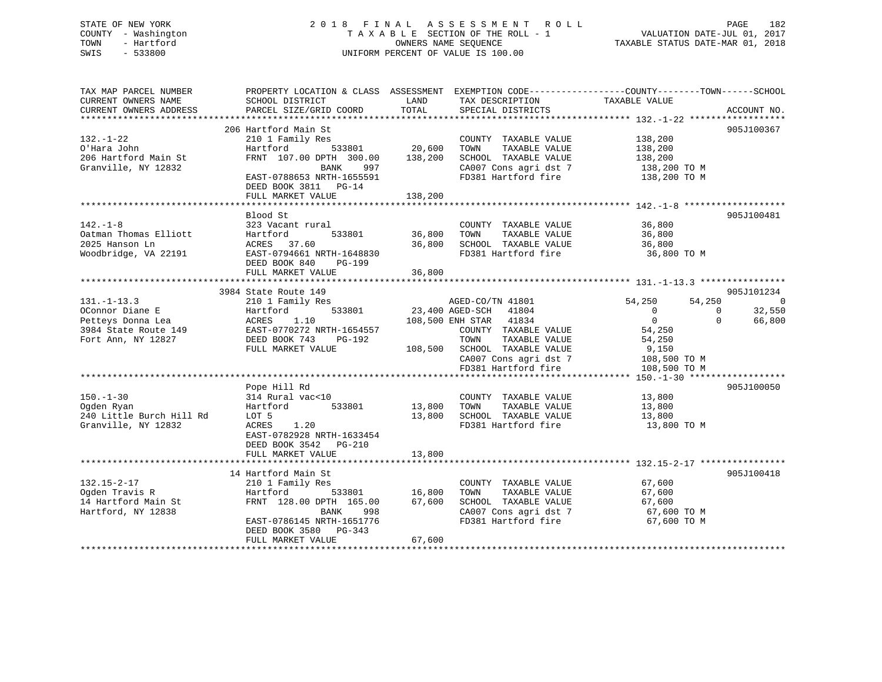STATE OF NEW YORK
COUNTY - Washington
TOWN - Hartford
SWIS - 533800

# 2018 FINAL ASSESSMENT ROLL
T A X A B L E SECTION OF THE ROLL - 1
OWNERS NAME SEQUENCE
UNIFORM PERCENT OF VALUE IS 100.00

VALUATION DATE-JUL 01, 2017
TAXABLE STATUS DATE-MAR 01, 2018

| TAX MAP PARCEL NUMBER / CURRENT OWNERS NAME / CURRENT OWNERS ADDRESS | PROPERTY LOCATION & CLASS / SCHOOL DISTRICT / PARCEL SIZE/GRID COORD | ASSESSMENT LAND / TOTAL | EXEMPTION CODE / TAX DESCRIPTION / SPECIAL DISTRICTS | COUNTY TAXABLE VALUE | TOWN | SCHOOL | ACCOUNT NO. |
|---|---|---|---|---|---|---|---|
| **132.-1-22** | 206 Hartford Main St | | | | | | 905J100367 |
| O'Hara John | 210 1 Family Res | | COUNTY TAXABLE VALUE | 138,200 | | | |
| 206 Hartford Main St | Hartford 533801 | 20,600 | TOWN TAXABLE VALUE | 138,200 | | | |
| Granville, NY 12832 | FRNT 107.00 DPTH 300.00 | 138,200 | SCHOOL TAXABLE VALUE | 138,200 | | | |
| | BANK 997 | | CA007 Cons agri dst 7 | 138,200 TO M | | | |
| | EAST-0788653 NRTH-1655591 | | FD381 Hartford fire | 138,200 TO M | | | |
| | DEED BOOK 3811 PG-14 | | | | | | |
| | FULL MARKET VALUE | 138,200 | | | | | |
| **142.-1-8** | Blood St | | | | | | 905J100481 |
| Oatman Thomas Elliott | 323 Vacant rural | | COUNTY TAXABLE VALUE | 36,800 | | | |
| 2025 Hanson Ln | Hartford 533801 | 36,800 | TOWN TAXABLE VALUE | 36,800 | | | |
| Woodbridge, VA 22191 | ACRES 37.60 | 36,800 | SCHOOL TAXABLE VALUE | 36,800 | | | |
| | EAST-0794661 NRTH-1648830 | | FD381 Hartford fire | 36,800 TO M | | | |
| | DEED BOOK 840 PG-199 | | | | | | |
| | FULL MARKET VALUE | 36,800 | | | | | |
| **131.-1-13.3** | 3984 State Route 149 | | | | | | 905J101234 |
| OConnor Diane E | 210 1 Family Res | | AGED-CO/TN 41801 | 54,250 | 54,250 | 0 | |
| Petteys Donna Lea | Hartford 533801 | 23,400 | AGED-SCH 41804 | 0 | 0 | 32,550 | |
| 3984 State Route 149 | ACRES 1.10 | 108,500 | ENH STAR 41834 | 0 | 0 | 66,800 | |
| Fort Ann, NY 12827 | EAST-0770272 NRTH-1654557 | | COUNTY TAXABLE VALUE | 54,250 | | | |
| | DEED BOOK 743 PG-192 | | TOWN TAXABLE VALUE | 54,250 | | | |
| | FULL MARKET VALUE | 108,500 | SCHOOL TAXABLE VALUE | 9,150 | | | |
| | | | CA007 Cons agri dst 7 | 108,500 TO M | | | |
| | | | FD381 Hartford fire | 108,500 TO M | | | |
| **150.-1-30** | Pope Hill Rd | | | | | | 905J100050 |
| Ogden Ryan | 314 Rural vac<10 | | COUNTY TAXABLE VALUE | 13,800 | | | |
| 240 Little Burch Hill Rd | Hartford 533801 | 13,800 | TOWN TAXABLE VALUE | 13,800 | | | |
| Granville, NY 12832 | LOT 5 | 13,800 | SCHOOL TAXABLE VALUE | 13,800 | | | |
| | ACRES 1.20 | | FD381 Hartford fire | 13,800 TO M | | | |
| | EAST-0782928 NRTH-1633454 | | | | | | |
| | DEED BOOK 3542 PG-210 | | | | | | |
| | FULL MARKET VALUE | 13,800 | | | | | |
| **132.15-2-17** | 14 Hartford Main St | | | | | | 905J100418 |
| Ogden Travis R | 210 1 Family Res | | COUNTY TAXABLE VALUE | 67,600 | | | |
| 14 Hartford Main St | Hartford 533801 | 16,800 | TOWN TAXABLE VALUE | 67,600 | | | |
| Hartford, NY 12838 | FRNT 128.00 DPTH 165.00 | 67,600 | SCHOOL TAXABLE VALUE | 67,600 | | | |
| | BANK 998 | | CA007 Cons agri dst 7 | 67,600 TO M | | | |
| | EAST-0786145 NRTH-1651776 | | FD381 Hartford fire | 67,600 TO M | | | |
| | DEED BOOK 3580 PG-343 | | | | | | |
| | FULL MARKET VALUE | 67,600 | | | | | |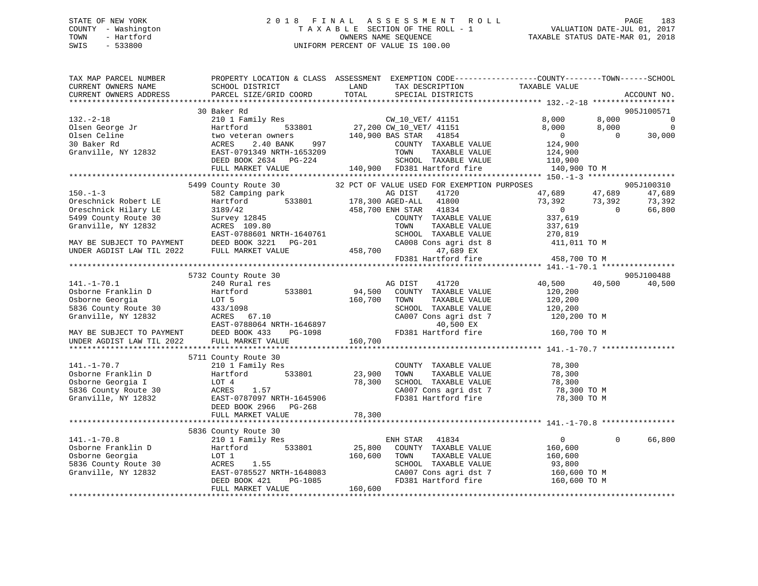STATE OF NEW YORK
COUNTY - Washington
TOWN - Hartford
SWIS - 533800

2018 FINAL ASSESSMENT ROLL
TAXABLE SECTION OF THE ROLL - 1
OWNERS NAME SEQUENCE
UNIFORM PERCENT OF VALUE IS 100.00

VALUATION DATE-JUL 01, 2017
TAXABLE STATUS DATE-MAR 01, 2018

```
TAX MAP PARCEL NUMBER          PROPERTY LOCATION & CLASS  ASSESSMENT  EXEMPTION CODE------------------COUNTY--------TOWN------SCHOOL
CURRENT OWNERS NAME            SCHOOL DISTRICT            LAND        TAX DESCRIPTION               TAXABLE VALUE
CURRENT OWNERS ADDRESS         PARCEL SIZE/GRID COORD     TOTAL       SPECIAL DISTRICTS                                        ACCOUNT NO.
******************************************************************************************************* 132.-2-18 ******************
                               30 Baker Rd                                                                                    905J100571
132.-2-18                      210 1 Family Res                   CW_10_VET/ 41151              8,000        8,000            0
Olsen George Jr                Hartford         533801     27,200 CW_10_VET/ 41151              8,000        8,000            0
Olsen Celine                   two veteran owners         140,900 BAS STAR   41854                  0            0       30,000
30 Baker Rd                    ACRES     2.40 BANK    997         COUNTY  TAXABLE VALUE         124,900
Granville, NY 12832            EAST-0791349 NRTH-1653209          TOWN    TAXABLE VALUE         124,900
                               DEED BOOK 2634   PG-224            SCHOOL  TAXABLE VALUE         110,900
                               FULL MARKET VALUE          140,900 FD381 Hartford fire           140,900 TO M
******************************************************************************************************* 150.-1-3 *******************
                               5499 County Route 30       32 PCT OF VALUE USED FOR EXEMPTION PURPOSES                         905J100310
150.-1-3                       582 Camping park                   AG DIST    41720             47,689       47,689       47,689
Oreschnick Robert LE           Hartford         533801    178,300 AGED-ALL   41800             73,392       73,392       73,392
Oreschnick Hilary LE           3189/42                    458,700 ENH STAR   41834                  0            0       66,800
5499 County Route 30           Survey 12845                       COUNTY  TAXABLE VALUE         337,619
Granville, NY 12832            ACRES  109.80                      TOWN    TAXABLE VALUE         337,619
                               EAST-0788601 NRTH-1640761          SCHOOL  TAXABLE VALUE         270,819
MAY BE SUBJECT TO PAYMENT      DEED BOOK 3221   PG-201            CA008 Cons agri dst 8         411,011 TO M
UNDER AGDIST LAW TIL 2022      FULL MARKET VALUE          458,700        47,689 EX
                                                                  FD381 Hartford fire           458,700 TO M
******************************************************************************************************* 141.-1-70.1 ****************
                               5732 County Route 30                                                                           905J100488
141.-1-70.1                    240 Rural res                      AG DIST    41720             40,500       40,500       40,500
Osborne Franklin D             Hartford         533801     94,500 COUNTY  TAXABLE VALUE         120,200
Osborne Georgia                LOT 5                      160,700 TOWN    TAXABLE VALUE         120,200
5836 County Route 30           433/1098                           SCHOOL  TAXABLE VALUE         120,200
Granville, NY 12832            ACRES   67.10                      CA007 Cons agri dst 7         120,200 TO M
                               EAST-0788064 NRTH-1646897                 40,500 EX
MAY BE SUBJECT TO PAYMENT      DEED BOOK 433    PG-1098           FD381 Hartford fire           160,700 TO M
UNDER AGDIST LAW TIL 2022      FULL MARKET VALUE          160,700
******************************************************************************************************* 141.-1-70.7 ****************
                               5711 County Route 30
141.-1-70.7                    210 1 Family Res                   COUNTY  TAXABLE VALUE          78,300
Osborne Franklin D             Hartford         533801     23,900 TOWN    TAXABLE VALUE          78,300
Osborne Georgia I              LOT 4                       78,300 SCHOOL  TAXABLE VALUE          78,300
5836 County Route 30           ACRES     1.57                     CA007 Cons agri dst 7          78,300 TO M
Granville, NY 12832            EAST-0787097 NRTH-1645906          FD381 Hartford fire            78,300 TO M
                               DEED BOOK 2966   PG-268
                               FULL MARKET VALUE           78,300
******************************************************************************************************* 141.-1-70.8 ****************
                               5836 County Route 30
141.-1-70.8                    210 1 Family Res                   ENH STAR   41834                  0            0       66,800
Osborne Franklin D             Hartford         533801     25,800 COUNTY  TAXABLE VALUE         160,600
Osborne Georgia                LOT 1                      160,600 TOWN    TAXABLE VALUE         160,600
5836 County Route 30           ACRES     1.55                     SCHOOL  TAXABLE VALUE          93,800
Granville, NY 12832            EAST-0785527 NRTH-1648083          CA007 Cons agri dst 7         160,600 TO M
                               DEED BOOK 421    PG-1085           FD381 Hartford fire           160,600 TO M
                               FULL MARKET VALUE          160,600
************************************************************************************************************************************
```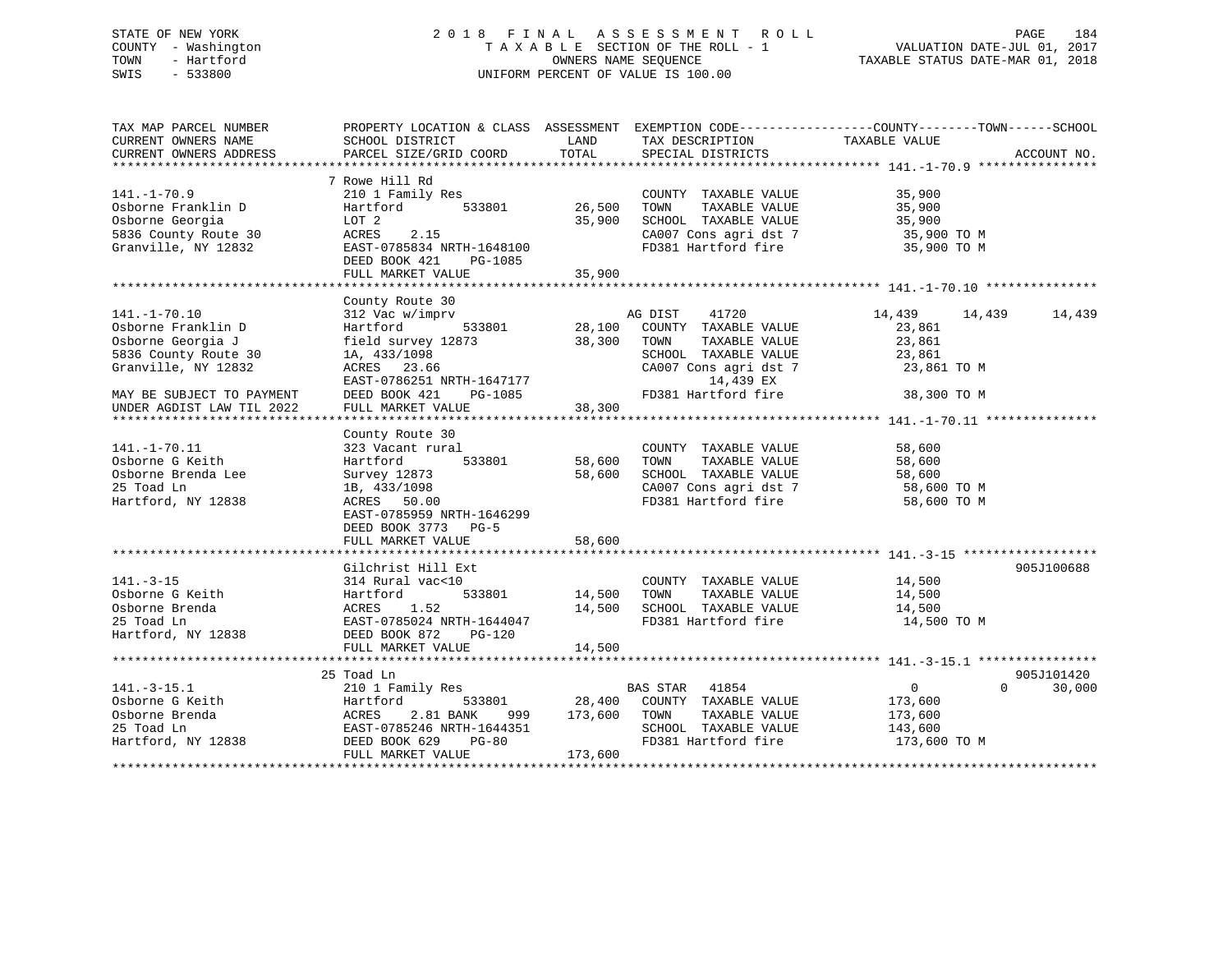STATE OF NEW YORK
COUNTY - Washington
TOWN - Hartford
SWIS - 533800

2018 FINAL ASSESSMENT ROLL
TAXABLE SECTION OF THE ROLL - 1
OWNERS NAME SEQUENCE
UNIFORM PERCENT OF VALUE IS 100.00

VALUATION DATE-JUL 01, 2017
TAXABLE STATUS DATE-MAR 01, 2018

```
TAX MAP PARCEL NUMBER          PROPERTY LOCATION & CLASS  ASSESSMENT  EXEMPTION CODE------------------COUNTY--------TOWN------SCHOOL
CURRENT OWNERS NAME            SCHOOL DISTRICT               LAND      TAX DESCRIPTION            TAXABLE VALUE
CURRENT OWNERS ADDRESS         PARCEL SIZE/GRID COORD       TOTAL      SPECIAL DISTRICTS                                       ACCOUNT NO.
******************************************************************************************************* 141.-1-70.9 ****************
                               7 Rowe Hill Rd
141.-1-70.9                    210 1 Family Res                        COUNTY  TAXABLE VALUE          35,900
Osborne Franklin D             Hartford        533801       26,500     TOWN    TAXABLE VALUE          35,900
Osborne Georgia                LOT 2                        35,900     SCHOOL  TAXABLE VALUE          35,900
5836 County Route 30           ACRES    2.15                           CA007 Cons agri dst 7           35,900 TO M
Granville, NY 12832            EAST-0785834 NRTH-1648100               FD381 Hartford fire             35,900 TO M
                               DEED BOOK 421    PG-1085
                               FULL MARKET VALUE            35,900
******************************************************************************************************* 141.-1-70.10 ***************
                               County Route 30
141.-1-70.10                   312 Vac w/imprv                     AG DIST    41720              14,439     14,439     14,439
Osborne Franklin D             Hartford        533801       28,100  COUNTY  TAXABLE VALUE          23,861
Osborne Georgia J              field survey 12873           38,300  TOWN    TAXABLE VALUE          23,861
5836 County Route 30           1A, 433/1098                         SCHOOL  TAXABLE VALUE          23,861
Granville, NY 12832            ACRES   23.66                        CA007 Cons agri dst 7           23,861 TO M
                               EAST-0786251 NRTH-1647177                    14,439 EX
MAY BE SUBJECT TO PAYMENT      DEED BOOK 421    PG-1085             FD381 Hartford fire             38,300 TO M
UNDER AGDIST LAW TIL 2022      FULL MARKET VALUE            38,300
******************************************************************************************************* 141.-1-70.11 ***************
                               County Route 30
141.-1-70.11                   323 Vacant rural                        COUNTY  TAXABLE VALUE          58,600
Osborne G Keith                Hartford        533801       58,600     TOWN    TAXABLE VALUE          58,600
Osborne Brenda Lee             Survey 12873                 58,600     SCHOOL  TAXABLE VALUE          58,600
25 Toad Ln                     1B, 433/1098                            CA007 Cons agri dst 7           58,600 TO M
Hartford, NY 12838             ACRES   50.00                           FD381 Hartford fire             58,600 TO M
                               EAST-0785959 NRTH-1646299
                               DEED BOOK 3773   PG-5
                               FULL MARKET VALUE            58,600
******************************************************************************************************* 141.-3-15 ******************
                               Gilchrist Hill Ext                                                                       905J100688
141.-3-15                      314 Rural vac<10                        COUNTY  TAXABLE VALUE          14,500
Osborne G Keith                Hartford        533801       14,500     TOWN    TAXABLE VALUE          14,500
Osborne Brenda                 ACRES    1.52                14,500     SCHOOL  TAXABLE VALUE          14,500
25 Toad Ln                     EAST-0785024 NRTH-1644047               FD381 Hartford fire             14,500 TO M
Hartford, NY 12838             DEED BOOK 872    PG-120
                               FULL MARKET VALUE            14,500
******************************************************************************************************* 141.-3-15.1 ****************
                               25 Toad Ln                                                                               905J101420
141.-3-15.1                    210 1 Family Res                    BAS STAR   41854                   0          0     30,000
Osborne G Keith                Hartford        533801       28,400  COUNTY  TAXABLE VALUE         173,600
Osborne Brenda                 ACRES    2.81 BANK     999  173,600  TOWN    TAXABLE VALUE         173,600
25 Toad Ln                     EAST-0785246 NRTH-1644351            SCHOOL  TAXABLE VALUE         143,600
Hartford, NY 12838             DEED BOOK 629    PG-80               FD381 Hartford fire            173,600 TO M
                               FULL MARKET VALUE           173,600
************************************************************************************************************************************
```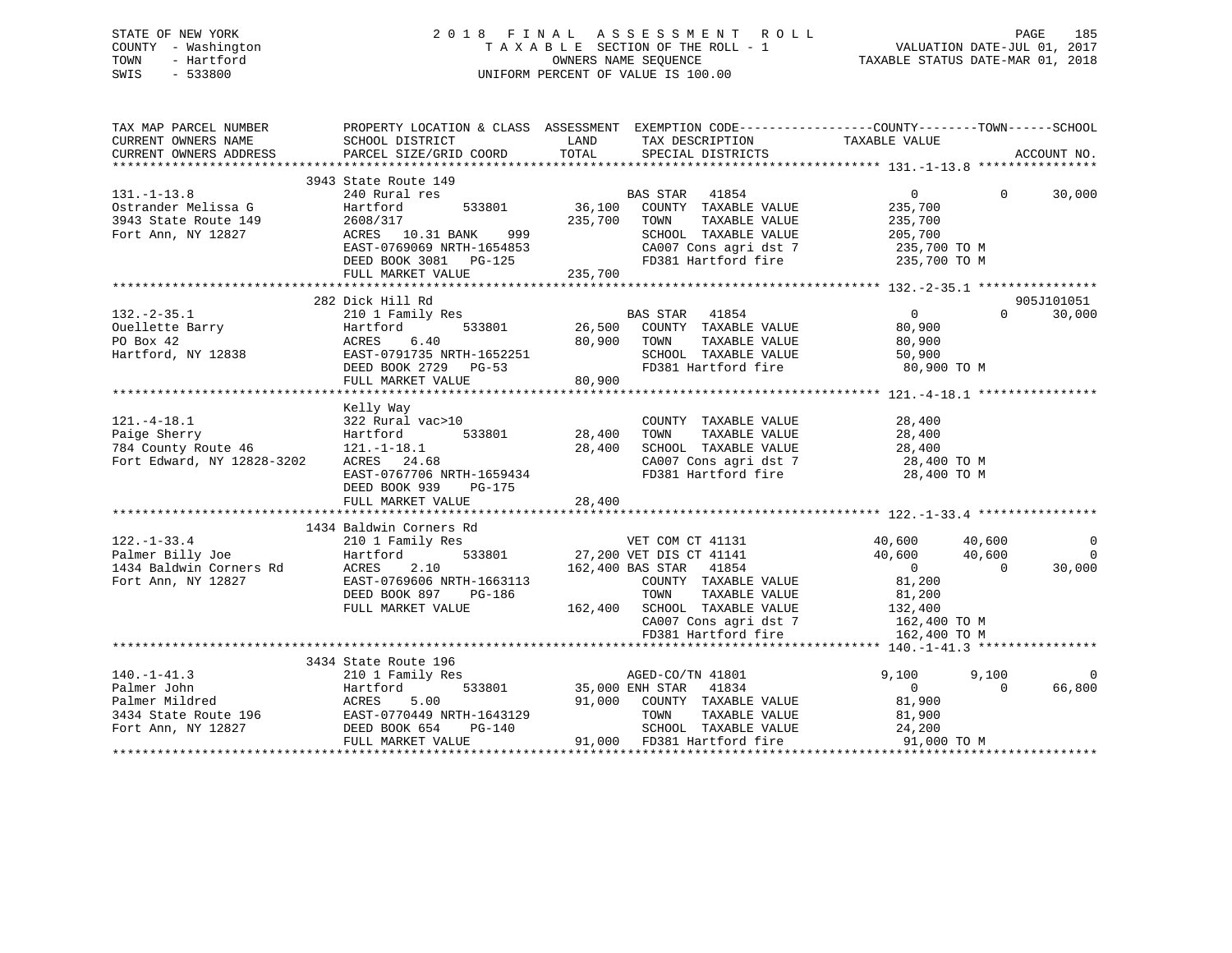STATE OF NEW YORK
COUNTY - Washington
TOWN - Hartford
SWIS - 533800

2018 FINAL ASSESSMENT ROLL
TAXABLE SECTION OF THE ROLL - 1
OWNERS NAME SEQUENCE
UNIFORM PERCENT OF VALUE IS 100.00

VALUATION DATE-JUL 01, 2017
TAXABLE STATUS DATE-MAR 01, 2018

```
TAX MAP PARCEL NUMBER          PROPERTY LOCATION & CLASS  ASSESSMENT  EXEMPTION CODE------------------COUNTY--------TOWN------SCHOOL
CURRENT OWNERS NAME            SCHOOL DISTRICT               LAND      TAX DESCRIPTION              TAXABLE VALUE
CURRENT OWNERS ADDRESS         PARCEL SIZE/GRID COORD        TOTAL     SPECIAL DISTRICTS                                       ACCOUNT NO.
******************************************************************************************************* 131.-1-13.8 ****************
                               3943 State Route 149
131.-1-13.8                    240 Rural res                          BAS STAR   41854                    0            0        30,000
Ostrander Melissa G            Hartford         533801       36,100   COUNTY  TAXABLE VALUE           235,700
3943 State Route 149           2608/317                     235,700   TOWN    TAXABLE VALUE           235,700
Fort Ann, NY 12827             ACRES   10.31 BANK    999              SCHOOL  TAXABLE VALUE           205,700
                               EAST-0769069 NRTH-1654853              CA007 Cons agri dst 7            235,700 TO M
                               DEED BOOK 3081   PG-125                FD381 Hartford fire              235,700 TO M
                               FULL MARKET VALUE            235,700
******************************************************************************************************* 132.-2-35.1 ****************
                               282 Dick Hill Rd                                                                          905J101051
132.-2-35.1                    210 1 Family Res                       BAS STAR   41854                    0            0        30,000
Ouellette Barry                Hartford         533801       26,500   COUNTY  TAXABLE VALUE            80,900
PO Box 42                      ACRES    6.40                 80,900   TOWN    TAXABLE VALUE            80,900
Hartford, NY 12838             EAST-0791735 NRTH-1652251              SCHOOL  TAXABLE VALUE            50,900
                               DEED BOOK 2729   PG-53                 FD381 Hartford fire               80,900 TO M
                               FULL MARKET VALUE             80,900
******************************************************************************************************* 121.-4-18.1 ****************
                               Kelly Way
121.-4-18.1                    322 Rural vac>10                       COUNTY  TAXABLE VALUE            28,400
Paige Sherry                   Hartford         533801       28,400   TOWN    TAXABLE VALUE            28,400
784 County Route 46            121.-1-18.1                   28,400   SCHOOL  TAXABLE VALUE            28,400
Fort Edward, NY 12828-3202     ACRES   24.68                          CA007 Cons agri dst 7             28,400 TO M
                               EAST-0767706 NRTH-1659434              FD381 Hartford fire               28,400 TO M
                               DEED BOOK 939    PG-175
                               FULL MARKET VALUE             28,400
******************************************************************************************************* 122.-1-33.4 ****************
                               1434 Baldwin Corners Rd
122.-1-33.4                    210 1 Family Res                       VET COM CT 41131               40,600       40,600             0
Palmer Billy Joe               Hartford         533801       27,200 VET DIS CT 41141               40,600       40,600             0
1434 Baldwin Corners Rd        ACRES    2.10                162,400 BAS STAR   41854                    0            0        30,000
Fort Ann, NY 12827             EAST-0769606 NRTH-1663113              COUNTY  TAXABLE VALUE            81,200
                               DEED BOOK 897    PG-186                TOWN    TAXABLE VALUE            81,200
                               FULL MARKET VALUE            162,400   SCHOOL  TAXABLE VALUE           132,400
                                                                      CA007 Cons agri dst 7            162,400 TO M
                                                                      FD381 Hartford fire              162,400 TO M
******************************************************************************************************* 140.-1-41.3 ****************
                               3434 State Route 196
140.-1-41.3                    210 1 Family Res                       AGED-CO/TN 41801                9,100        9,100             0
Palmer John                    Hartford         533801       35,000 ENH STAR   41834                    0            0        66,800
Palmer Mildred                 ACRES    5.00                 91,000   COUNTY  TAXABLE VALUE            81,900
3434 State Route 196           EAST-0770449 NRTH-1643129              TOWN    TAXABLE VALUE            81,900
Fort Ann, NY 12827             DEED BOOK 654    PG-140                SCHOOL  TAXABLE VALUE            24,200
                               FULL MARKET VALUE             91,000   FD381 Hartford fire               91,000 TO M
************************************************************************************************************************************
```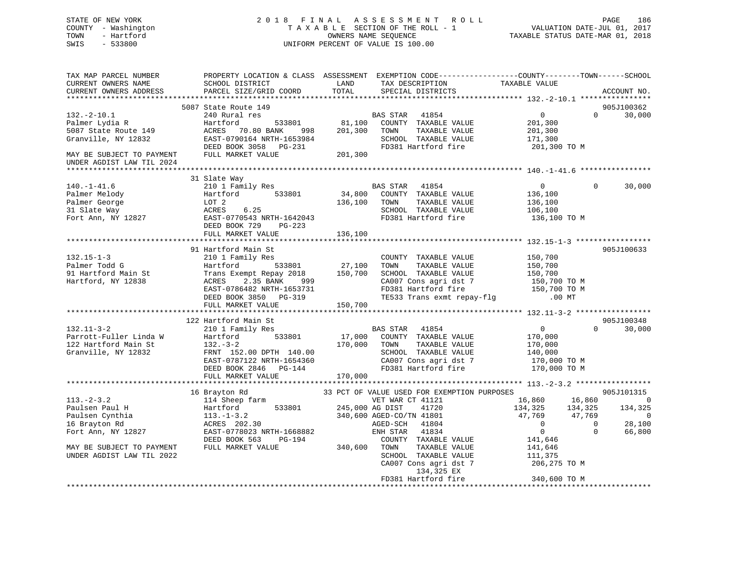STATE OF NEW YORK
COUNTY - Washington
TOWN - Hartford
SWIS - 533800

2018 FINAL ASSESSMENT ROLL
TAXABLE SECTION OF THE ROLL - 1
OWNERS NAME SEQUENCE
UNIFORM PERCENT OF VALUE IS 100.00

VALUATION DATE-JUL 01, 2017
TAXABLE STATUS DATE-MAR 01, 2018

```
TAX MAP PARCEL NUMBER          PROPERTY LOCATION & CLASS  ASSESSMENT  EXEMPTION CODE------------------COUNTY--------TOWN------SCHOOL
CURRENT OWNERS NAME            SCHOOL DISTRICT               LAND        TAX DESCRIPTION            TAXABLE VALUE
CURRENT OWNERS ADDRESS         PARCEL SIZE/GRID COORD        TOTAL       SPECIAL DISTRICTS                                     ACCOUNT NO.
******************************************************************************************************* 132.-2-10.1 ****************
                               5087 State Route 149                                                                       905J100362
132.-2-10.1                    240 Rural res                             BAS STAR  41854                0          0        30,000
Palmer Lydia R                 Hartford        533801         81,100    COUNTY  TAXABLE VALUE           201,300
5087 State Route 149           ACRES   70.80 BANK    998     201,300    TOWN    TAXABLE VALUE           201,300
Granville, NY 12832            EAST-0790164 NRTH-1653984                SCHOOL  TAXABLE VALUE           171,300
                               DEED BOOK 3058   PG-231                  FD381 Hartford fire              201,300 TO M
MAY BE SUBJECT TO PAYMENT      FULL MARKET VALUE             201,300
UNDER AGDIST LAW TIL 2024
******************************************************************************************************* 140.-1-41.6 ****************
                               31 Slate Way
140.-1-41.6                    210 1 Family Res                          BAS STAR  41854                0          0        30,000
Palmer Melody                  Hartford        533801         34,800    COUNTY  TAXABLE VALUE           136,100
Palmer George                  LOT 2                         136,100    TOWN    TAXABLE VALUE           136,100
31 Slate Way                   ACRES    6.25                            SCHOOL  TAXABLE VALUE           106,100
Fort Ann, NY 12827             EAST-0770543 NRTH-1642043                FD381 Hartford fire              136,100 TO M
                               DEED BOOK 729    PG-223
                               FULL MARKET VALUE             136,100
******************************************************************************************************* 132.15-1-3 *****************
                               91 Hartford Main St                                                                        905J100633
132.15-1-3                     210 1 Family Res                          COUNTY  TAXABLE VALUE           150,700
Palmer Todd G                  Hartford        533801         27,100    TOWN    TAXABLE VALUE           150,700
91 Hartford Main St            Trans Exempt Repay 2018       150,700    SCHOOL  TAXABLE VALUE           150,700
Hartford, NY 12838             ACRES    2.35 BANK    999                CA007 Cons agri dst 7            150,700 TO M
                               EAST-0786482 NRTH-1653731                FD381 Hartford fire              150,700 TO M
                               DEED BOOK 3850   PG-319                  TE533 Trans exmt repay-flg           .00 MT
                               FULL MARKET VALUE             150,700
******************************************************************************************************* 132.11-3-2 *****************
                               122 Hartford Main St                                                                       905J100348
132.11-3-2                     210 1 Family Res                          BAS STAR  41854                0          0        30,000
Parrott-Fuller Linda W         Hartford        533801         17,000    COUNTY  TAXABLE VALUE           170,000
122 Hartford Main St           132.-3-2                      170,000    TOWN    TAXABLE VALUE           170,000
Granville, NY 12832            FRNT 152.00 DPTH 140.00                  SCHOOL  TAXABLE VALUE           140,000
                               EAST-0787122 NRTH-1654360                CA007 Cons agri dst 7            170,000 TO M
                               DEED BOOK 2846   PG-144                  FD381 Hartford fire              170,000 TO M
                               FULL MARKET VALUE             170,000
******************************************************************************************************* 113.-2-3.2 *****************
                               16 Brayton Rd                   33 PCT OF VALUE USED FOR EXEMPTION PURPOSES                905J101315
113.-2-3.2                     114 Sheep farm                            VET WAR CT 41121          16,860     16,860            0
Paulsen Paul H                 Hartford        533801        245,000 AG DIST     41720          134,325    134,325      134,325
Paulsen Cynthia                113.-1-3.2                    340,600 AGED-CO/TN 41801           47,769     47,769            0
16 Brayton Rd                  ACRES  202.30                            AGED-SCH   41804                0          0        28,100
Fort Ann, NY 12827             EAST-0778023 NRTH-1668882                ENH STAR   41834                0          0        66,800
                               DEED BOOK 563    PG-194                  COUNTY  TAXABLE VALUE           141,646
MAY BE SUBJECT TO PAYMENT      FULL MARKET VALUE             340,600    TOWN    TAXABLE VALUE           141,646
UNDER AGDIST LAW TIL 2022                                               SCHOOL  TAXABLE VALUE           111,375
                                                                        CA007 Cons agri dst 7            206,275 TO M
                                                                             134,325 EX
                                                                        FD381 Hartford fire              340,600 TO M
************************************************************************************************************************************
```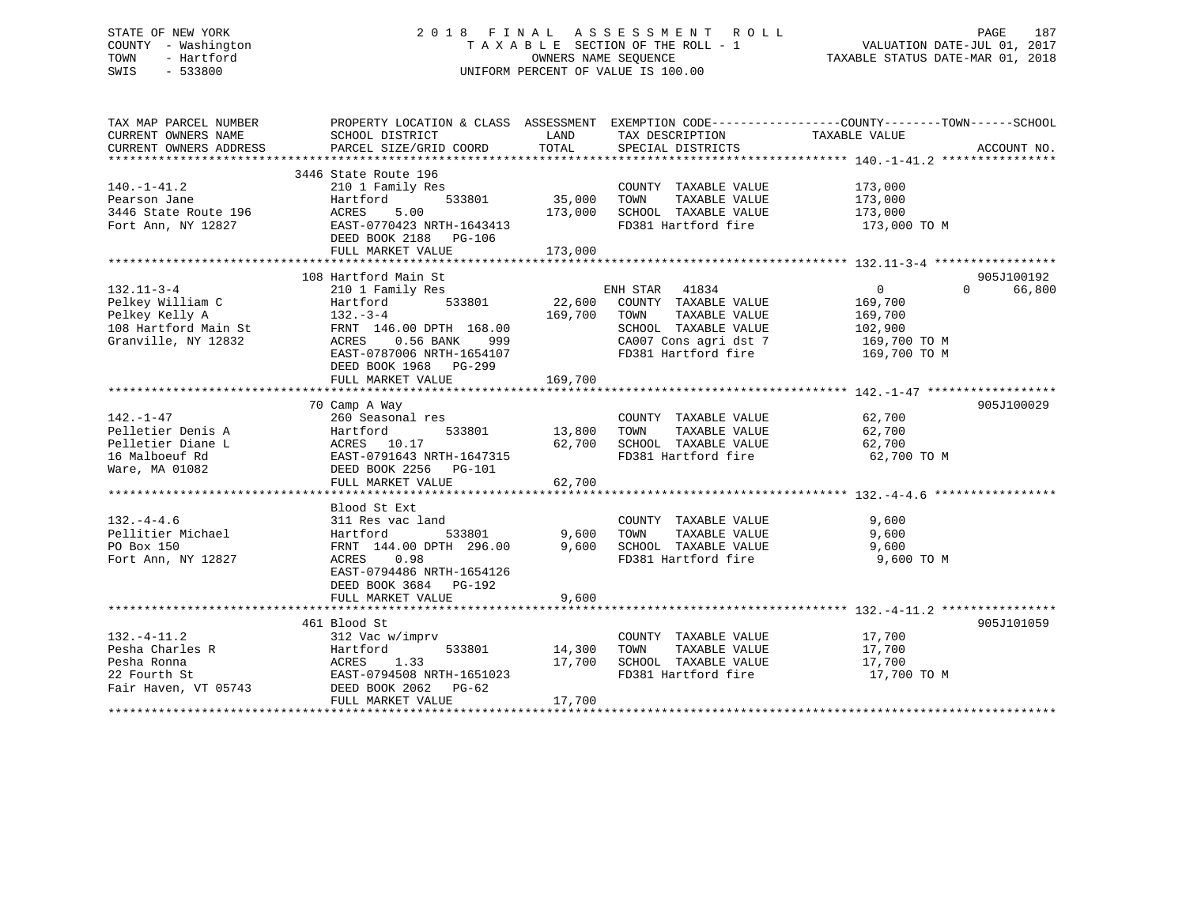STATE OF NEW YORK
COUNTY - Washington
TOWN - Hartford
SWIS - 533800

2 0 1 8 F I N A L A S S E S S M E N T R O L L
T A X A B L E SECTION OF THE ROLL - 1
OWNERS NAME SEQUENCE
UNIFORM PERCENT OF VALUE IS 100.00

VALUATION DATE-JUL 01, 2017
TAXABLE STATUS DATE-MAR 01, 2018

```
TAX MAP PARCEL NUMBER          PROPERTY LOCATION & CLASS  ASSESSMENT  EXEMPTION CODE------------------COUNTY--------TOWN------SCHOOL
CURRENT OWNERS NAME            SCHOOL DISTRICT               LAND      TAX DESCRIPTION            TAXABLE VALUE
CURRENT OWNERS ADDRESS         PARCEL SIZE/GRID COORD        TOTAL     SPECIAL DISTRICTS                                   ACCOUNT NO.
******************************************************************************************************* 140.-1-41.2 ****************
                               3446 State Route 196
140.-1-41.2                    210 1 Family Res                         COUNTY  TAXABLE VALUE          173,000
Pearson Jane                   Hartford          533801       35,000    TOWN    TAXABLE VALUE          173,000
3446 State Route 196           ACRES     5.00                173,000    SCHOOL  TAXABLE VALUE          173,000
Fort Ann, NY 12827             EAST-0770423 NRTH-1643413               FD381 Hartford fire              173,000 TO M
                               DEED BOOK 2188   PG-106
                               FULL MARKET VALUE            173,000
******************************************************************************************************* 132.11-3-4 *****************
                               108 Hartford Main St                                                                     905J100192
132.11-3-4                     210 1 Family Res                         ENH STAR  41834                   0           0      66,800
Pelkey William C               Hartford          533801       22,600    COUNTY  TAXABLE VALUE          169,700
Pelkey Kelly A                 132.-3-4                     169,700    TOWN    TAXABLE VALUE          169,700
108 Hartford Main St           FRNT 146.00 DPTH 168.00                 SCHOOL  TAXABLE VALUE          102,900
Granville, NY 12832            ACRES    0.56 BANK    999               CA007 Cons agri dst 7            169,700 TO M
                               EAST-0787006 NRTH-1654107               FD381 Hartford fire              169,700 TO M
                               DEED BOOK 1968   PG-299
                               FULL MARKET VALUE            169,700
******************************************************************************************************* 142.-1-47 ******************
                               70 Camp A Way                                                                            905J100029
142.-1-47                      260 Seasonal res                         COUNTY  TAXABLE VALUE           62,700
Pelletier Denis A              Hartford          533801       13,800    TOWN    TAXABLE VALUE           62,700
Pelletier Diane L              ACRES    10.17                62,700    SCHOOL  TAXABLE VALUE           62,700
16 Malboeuf Rd                 EAST-0791643 NRTH-1647315               FD381 Hartford fire               62,700 TO M
Ware, MA 01082                 DEED BOOK 2256   PG-101
                               FULL MARKET VALUE             62,700
******************************************************************************************************* 132.-4-4.6 *****************
                               Blood St Ext
132.-4-4.6                     311 Res vac land                         COUNTY  TAXABLE VALUE            9,600
Pellitier Michael              Hartford          533801        9,600    TOWN    TAXABLE VALUE            9,600
PO Box 150                     FRNT 144.00 DPTH 296.00         9,600    SCHOOL  TAXABLE VALUE            9,600
Fort Ann, NY 12827             ACRES    0.98                           FD381 Hartford fire                9,600 TO M
                               EAST-0794486 NRTH-1654126
                               DEED BOOK 3684   PG-192
                               FULL MARKET VALUE              9,600
******************************************************************************************************* 132.-4-11.2 ****************
                               461 Blood St                                                                             905J101059
132.-4-11.2                    312 Vac w/imprv                          COUNTY  TAXABLE VALUE           17,700
Pesha Charles R                Hartford          533801       14,300    TOWN    TAXABLE VALUE           17,700
Pesha Ronna                    ACRES     1.33                 17,700    SCHOOL  TAXABLE VALUE           17,700
22 Fourth St                   EAST-0794508 NRTH-1651023               FD381 Hartford fire               17,700 TO M
Fair Haven, VT 05743           DEED BOOK 2062   PG-62
                               FULL MARKET VALUE             17,700
************************************************************************************************************************************
```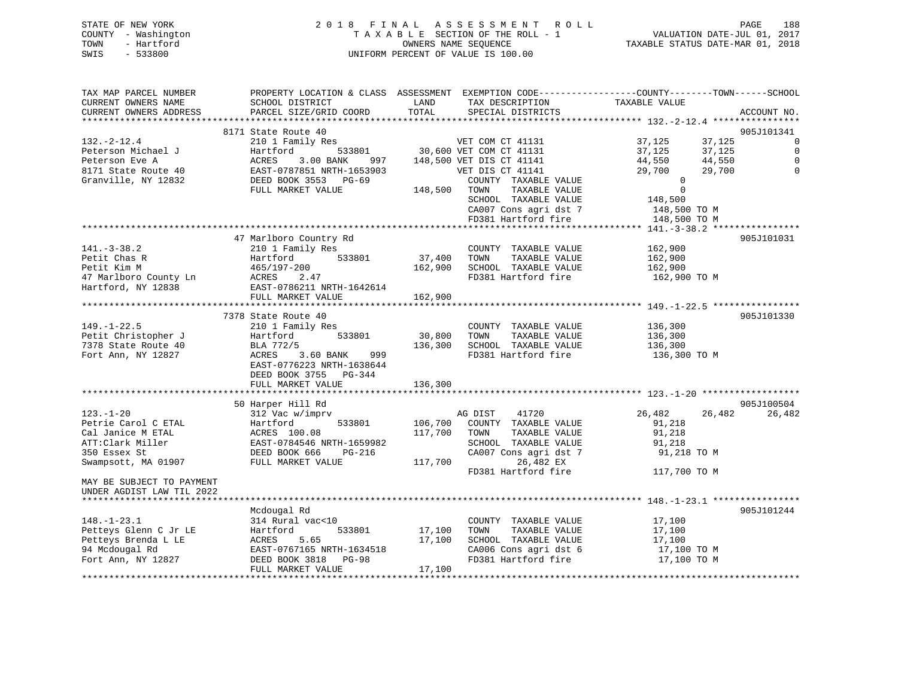STATE OF NEW YORK
COUNTY - Washington
TOWN - Hartford
SWIS - 533800

# 2018 FINAL ASSESSMENT ROLL
TAXABLE SECTION OF THE ROLL - 1
OWNERS NAME SEQUENCE
UNIFORM PERCENT OF VALUE IS 100.00

VALUATION DATE-JUL 01, 2017
TAXABLE STATUS DATE-MAR 01, 2018

```
TAX MAP PARCEL NUMBER      PROPERTY LOCATION & CLASS  ASSESSMENT  EXEMPTION CODE-----------------COUNTY--------TOWN------SCHOOL
CURRENT OWNERS NAME        SCHOOL DISTRICT               LAND      TAX DESCRIPTION              TAXABLE VALUE
CURRENT OWNERS ADDRESS     PARCEL SIZE/GRID COORD       TOTAL      SPECIAL DISTRICTS                                    ACCOUNT NO.
******************************************************************************************** 132.-2-12.4 ****************
                           8171 State Route 40                                                                          905J101341
132.-2-12.4                210 1 Family Res                         VET COM CT 41131          37,125     37,125              0
Peterson Michael J         Hartford         533801       30,600 VET COM CT 41131          37,125     37,125              0
Peterson Eve A             ACRES    3.00 BANK    997     148,500 VET DIS CT 41141          44,550     44,550              0
8171 State Route 40        EAST-0787851 NRTH-1653903            VET DIS CT 41141          29,700     29,700              0
Granville, NY 12832        DEED BOOK 3553   PG-69                   COUNTY  TAXABLE VALUE          0
                           FULL MARKET VALUE            148,500  TOWN    TAXABLE VALUE          0
                                                                    SCHOOL  TAXABLE VALUE    148,500
                                                                    CA007 Cons agri dst 7     148,500 TO M
                                                                    FD381 Hartford fire       148,500 TO M
******************************************************************************************** 141.-3-38.2 ****************
                           47 Marlboro Country Rd                                                                       905J101031
141.-3-38.2                210 1 Family Res                         COUNTY  TAXABLE VALUE    162,900
Petit Chas R               Hartford         533801       37,400  TOWN    TAXABLE VALUE    162,900
Petit Kim M                465/197-200                  162,900  SCHOOL  TAXABLE VALUE    162,900
47 Marlboro County Ln      ACRES    2.47                            FD381 Hartford fire       162,900 TO M
Hartford, NY 12838         EAST-0786211 NRTH-1642614
                           FULL MARKET VALUE            162,900
******************************************************************************************** 149.-1-22.5 ****************
                           7378 State Route 40                                                                          905J101330
149.-1-22.5                210 1 Family Res                         COUNTY  TAXABLE VALUE    136,300
Petit Christopher J        Hartford         533801       30,800  TOWN    TAXABLE VALUE    136,300
7378 State Route 40        BLA 772/5                    136,300  SCHOOL  TAXABLE VALUE    136,300
Fort Ann, NY 12827         ACRES    3.60 BANK    999                FD381 Hartford fire       136,300 TO M
                           EAST-0776223 NRTH-1638644
                           DEED BOOK 3755   PG-344
                           FULL MARKET VALUE            136,300
******************************************************************************************** 123.-1-20 ******************
                           50 Harper Hill Rd                                                                            905J100504
123.-1-20                  312 Vac w/imprv                          AG DIST     41720         26,482     26,482     26,482
Petrie Carol C ETAL        Hartford         533801      106,700  COUNTY  TAXABLE VALUE     91,218
Cal Janice M ETAL          ACRES  100.08                117,700  TOWN    TAXABLE VALUE     91,218
ATT:Clark Miller           EAST-0784546 NRTH-1659982            SCHOOL  TAXABLE VALUE     91,218
350 Essex St               DEED BOOK 666    PG-216                  CA007 Cons agri dst 7      91,218 TO M
Swampsott, MA 01907        FULL MARKET VALUE            117,700          26,482 EX
                                                                    FD381 Hartford fire       117,700 TO M
MAY BE SUBJECT TO PAYMENT
UNDER AGDIST LAW TIL 2022
******************************************************************************************** 148.-1-23.1 ****************
                           Mcdougal Rd                                                                                  905J101244
148.-1-23.1                314 Rural vac<10                         COUNTY  TAXABLE VALUE     17,100
Petteys Glenn C Jr LE      Hartford         533801       17,100  TOWN    TAXABLE VALUE     17,100
Petteys Brenda L LE        ACRES    5.65                 17,100  SCHOOL  TAXABLE VALUE     17,100
94 Mcdougal Rd             EAST-0767165 NRTH-1634518            CA006 Cons agri dst 6      17,100 TO M
Fort Ann, NY 12827         DEED BOOK 3818   PG-98                   FD381 Hartford fire        17,100 TO M
                           FULL MARKET VALUE             17,100
**************************************************************************************************************************
```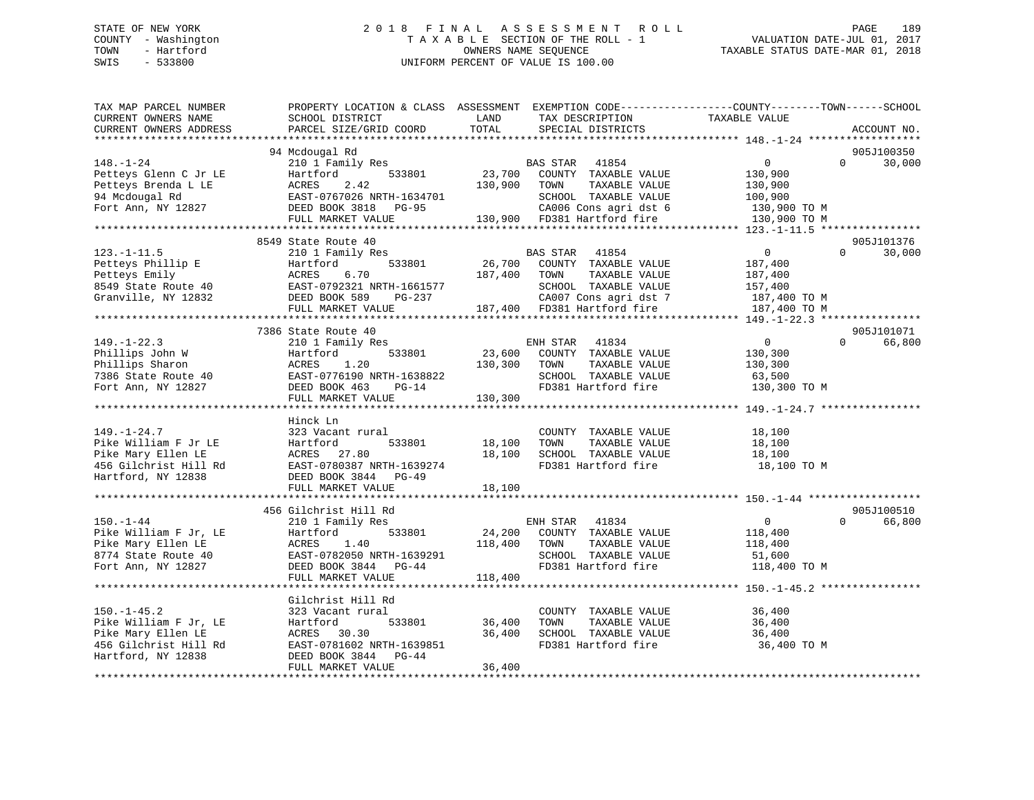STATE OF NEW YORK
COUNTY - Washington
TOWN - Hartford
SWIS - 533800

# 2018 FINAL ASSESSMENT ROLL

TAXABLE SECTION OF THE ROLL - 1
OWNERS NAME SEQUENCE
UNIFORM PERCENT OF VALUE IS 100.00

VALUATION DATE-JUL 01, 2017
TAXABLE STATUS DATE-MAR 01, 2018

```
TAX MAP PARCEL NUMBER      PROPERTY LOCATION & CLASS  ASSESSMENT  EXEMPTION CODE------------------COUNTY--------TOWN------SCHOOL
CURRENT OWNERS NAME        SCHOOL DISTRICT              LAND      TAX DESCRIPTION              TAXABLE VALUE
CURRENT OWNERS ADDRESS     PARCEL SIZE/GRID COORD       TOTAL     SPECIAL DISTRICTS                                    ACCOUNT NO.
******************************************************************************************* 148.-1-24 ******************
                           94 Mcdougal Rd                                                                              905J100350
148.-1-24                  210 1 Family Res                       BAS STAR   41854              0          0      30,000
Petteys Glenn C Jr LE      Hartford          533801      23,700   COUNTY  TAXABLE VALUE       130,900
Petteys Brenda L LE        ACRES    2.42                130,900   TOWN    TAXABLE VALUE       130,900
94 Mcdougal Rd             EAST-0767026 NRTH-1634701              SCHOOL  TAXABLE VALUE       100,900
Fort Ann, NY 12827         DEED BOOK 3818   PG-95                 CA006 Cons agri dst 6        130,900 TO M
                           FULL MARKET VALUE            130,900   FD381 Hartford fire          130,900 TO M
******************************************************************************************* 123.-1-11.5 ****************
                           8549 State Route 40                                                                         905J101376
123.-1-11.5                210 1 Family Res                       BAS STAR   41854              0          0      30,000
Petteys Phillip E          Hartford          533801      26,700   COUNTY  TAXABLE VALUE       187,400
Petteys Emily              ACRES    6.70                187,400   TOWN    TAXABLE VALUE       187,400
8549 State Route 40        EAST-0792321 NRTH-1661577              SCHOOL  TAXABLE VALUE       157,400
Granville, NY 12832        DEED BOOK 589    PG-237                CA007 Cons agri dst 7        187,400 TO M
                           FULL MARKET VALUE            187,400   FD381 Hartford fire          187,400 TO M
******************************************************************************************* 149.-1-22.3 ****************
                           7386 State Route 40                                                                         905J101071
149.-1-22.3                210 1 Family Res                       ENH STAR   41834              0          0      66,800
Phillips John W            Hartford          533801      23,600   COUNTY  TAXABLE VALUE       130,300
Phillips Sharon            ACRES    1.20                130,300   TOWN    TAXABLE VALUE       130,300
7386 State Route 40        EAST-0776190 NRTH-1638822              SCHOOL  TAXABLE VALUE        63,500
Fort Ann, NY 12827         DEED BOOK 463    PG-14                 FD381 Hartford fire          130,300 TO M
                           FULL MARKET VALUE            130,300
******************************************************************************************* 149.-1-24.7 ****************
                           Hinck Ln
149.-1-24.7                323 Vacant rural                       COUNTY  TAXABLE VALUE        18,100
Pike William F Jr LE       Hartford          533801      18,100   TOWN    TAXABLE VALUE        18,100
Pike Mary Ellen LE         ACRES   27.80                 18,100   SCHOOL  TAXABLE VALUE        18,100
456 Gilchrist Hill Rd      EAST-0780387 NRTH-1639274              FD381 Hartford fire           18,100 TO M
Hartford, NY 12838         DEED BOOK 3844   PG-49
                           FULL MARKET VALUE             18,100
******************************************************************************************* 150.-1-44 ******************
                           456 Gilchrist Hill Rd                                                                       905J100510
150.-1-44                  210 1 Family Res                       ENH STAR   41834              0          0      66,800
Pike William F Jr, LE      Hartford          533801      24,200   COUNTY  TAXABLE VALUE       118,400
Pike Mary Ellen LE         ACRES    1.40                118,400   TOWN    TAXABLE VALUE       118,400
8774 State Route 40        EAST-0782050 NRTH-1639291              SCHOOL  TAXABLE VALUE        51,600
Fort Ann, NY 12827         DEED BOOK 3844   PG-44                 FD381 Hartford fire          118,400 TO M
                           FULL MARKET VALUE            118,400
******************************************************************************************* 150.-1-45.2 ****************
                           Gilchrist Hill Rd
150.-1-45.2                323 Vacant rural                       COUNTY  TAXABLE VALUE        36,400
Pike William F Jr, LE      Hartford          533801      36,400   TOWN    TAXABLE VALUE        36,400
Pike Mary Ellen LE         ACRES   30.30                 36,400   SCHOOL  TAXABLE VALUE        36,400
456 Gilchrist Hill Rd      EAST-0781602 NRTH-1639851              FD381 Hartford fire           36,400 TO M
Hartford, NY 12838         DEED BOOK 3844   PG-44
                           FULL MARKET VALUE             36,400
************************************************************************************************************************
```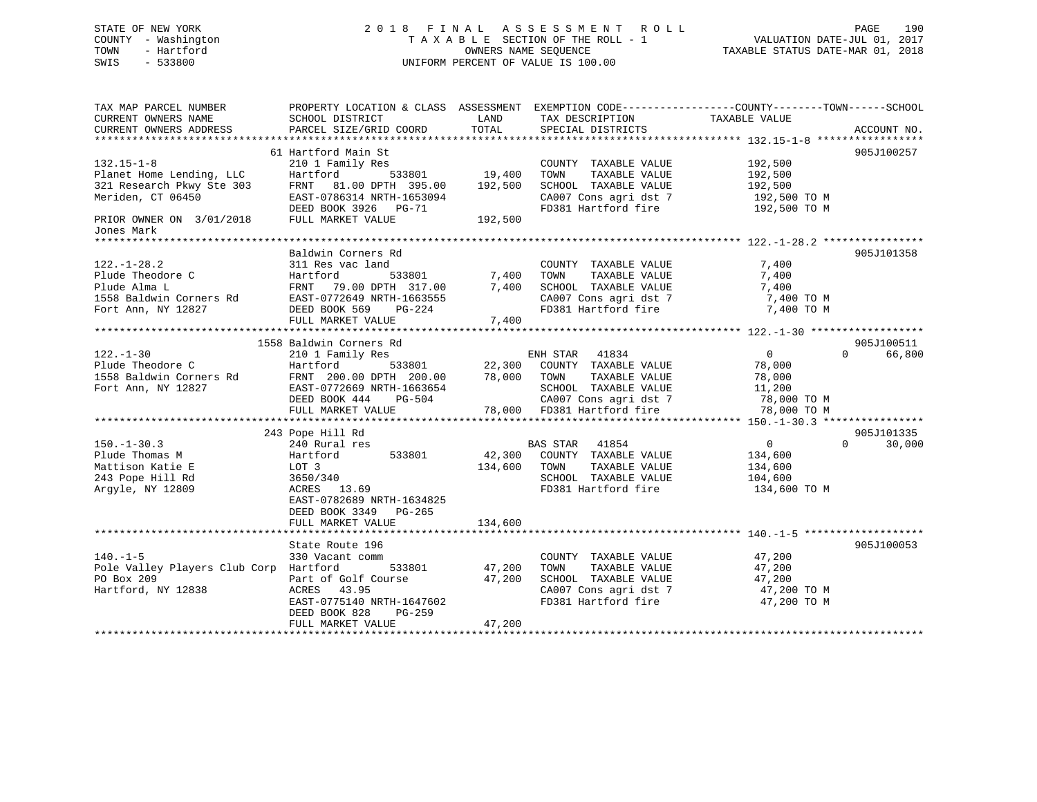STATE OF NEW YORK
COUNTY - Washington
TOWN - Hartford
SWIS - 533800

# 2018 FINAL ASSESSMENT ROLL
TAXABLE SECTION OF THE ROLL - 1
OWNERS NAME SEQUENCE
UNIFORM PERCENT OF VALUE IS 100.00

VALUATION DATE-JUL 01, 2017
TAXABLE STATUS DATE-MAR 01, 2018

```
TAX MAP PARCEL NUMBER          PROPERTY LOCATION & CLASS  ASSESSMENT  EXEMPTION CODE------------------COUNTY--------TOWN------SCHOOL
CURRENT OWNERS NAME            SCHOOL DISTRICT               LAND      TAX DESCRIPTION            TAXABLE VALUE
CURRENT OWNERS ADDRESS         PARCEL SIZE/GRID COORD        TOTAL     SPECIAL DISTRICTS                                     ACCOUNT NO.
******************************************************************************************************* 132.15-1-8 *****************
                               61 Hartford Main St                                                                         905J100257
132.15-1-8                     210 1 Family Res                        COUNTY  TAXABLE VALUE          192,500
Planet Home Lending, LLC       Hartford         533801      19,400     TOWN    TAXABLE VALUE          192,500
321 Research Pkwy Ste 303      FRNT   81.00 DPTH  395.00   192,500     SCHOOL  TAXABLE VALUE          192,500
Meriden, CT 06450              EAST-0786314 NRTH-1653094               CA007 Cons agri dst 7           192,500 TO M
                               DEED BOOK 3926   PG-71                  FD381 Hartford fire             192,500 TO M
PRIOR OWNER ON  3/01/2018      FULL MARKET VALUE           192,500
Jones Mark
******************************************************************************************************* 122.-1-28.2 ****************
                               Baldwin Corners Rd                                                                          905J101358
122.-1-28.2                    311 Res vac land                        COUNTY  TAXABLE VALUE            7,400
Plude Theodore C               Hartford         533801       7,400     TOWN    TAXABLE VALUE            7,400
Plude Alma L                   FRNT   79.00 DPTH  317.00     7,400     SCHOOL  TAXABLE VALUE            7,400
1558 Baldwin Corners Rd        EAST-0772649 NRTH-1663555               CA007 Cons agri dst 7             7,400 TO M
Fort Ann, NY 12827             DEED BOOK 569    PG-224                 FD381 Hartford fire               7,400 TO M
                               FULL MARKET VALUE             7,400
******************************************************************************************************* 122.-1-30 ******************
                             1558 Baldwin Corners Rd                                                                       905J100511
122.-1-30                      210 1 Family Res                        ENH STAR  41834                      0           0      66,800
Plude Theodore C               Hartford         533801      22,300     COUNTY  TAXABLE VALUE           78,000
1558 Baldwin Corners Rd        FRNT  200.00 DPTH  200.00    78,000     TOWN    TAXABLE VALUE           78,000
Fort Ann, NY 12827             EAST-0772669 NRTH-1663654               SCHOOL  TAXABLE VALUE           11,200
                               DEED BOOK 444    PG-504                 CA007 Cons agri dst 7            78,000 TO M
                               FULL MARKET VALUE            78,000     FD381 Hartford fire              78,000 TO M
******************************************************************************************************* 150.-1-30.3 ****************
                               243 Pope Hill Rd                                                                            905J101335
150.-1-30.3                    240 Rural res                           BAS STAR  41854                      0           0      30,000
Plude Thomas M                 Hartford         533801      42,300     COUNTY  TAXABLE VALUE          134,600
Mattison Katie E               LOT 3                       134,600     TOWN    TAXABLE VALUE          134,600
243 Pope Hill Rd               3650/340                                SCHOOL  TAXABLE VALUE          104,600
Argyle, NY 12809               ACRES   13.69                           FD381 Hartford fire             134,600 TO M
                               EAST-0782689 NRTH-1634825
                               DEED BOOK 3349   PG-265
                               FULL MARKET VALUE           134,600
******************************************************************************************************* 140.-1-5 *******************
                               State Route 196                                                                             905J100053
140.-1-5                       330 Vacant comm                         COUNTY  TAXABLE VALUE           47,200
Pole Valley Players Club Corp  Hartford         533801      47,200     TOWN    TAXABLE VALUE           47,200
PO Box 209                     Part of Golf Course          47,200     SCHOOL  TAXABLE VALUE           47,200
Hartford, NY 12838             ACRES   43.95                           CA007 Cons agri dst 7            47,200 TO M
                               EAST-0775140 NRTH-1647602               FD381 Hartford fire              47,200 TO M
                               DEED BOOK 828    PG-259
                               FULL MARKET VALUE            47,200
************************************************************************************************************************************
```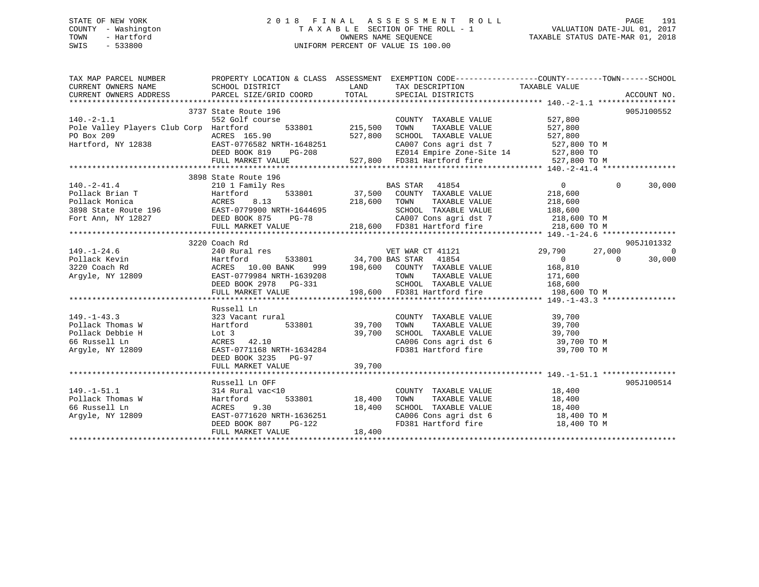STATE OF NEW YORK                    2018 FINAL ASSESSMENT ROLL
COUNTY - Washington                  TAXABLE SECTION OF THE ROLL - 1                VALUATION DATE-JUL 01, 2017
TOWN   - Hartford                    OWNERS NAME SEQUENCE                           TAXABLE STATUS DATE-MAR 01, 2018
SWIS   - 533800                      UNIFORM PERCENT OF VALUE IS 100.00

```
TAX MAP PARCEL NUMBER          PROPERTY LOCATION & CLASS  ASSESSMENT  EXEMPTION CODE------------------COUNTY--------TOWN------SCHOOL
CURRENT OWNERS NAME            SCHOOL DISTRICT               LAND      TAX DESCRIPTION              TAXABLE VALUE
CURRENT OWNERS ADDRESS         PARCEL SIZE/GRID COORD        TOTAL     SPECIAL DISTRICTS                                        ACCOUNT NO.
****************************************************************************************************** 140.-2-1.1 *****************
                               3737 State Route 196                                                                         905J100552
140.-2-1.1                     552 Golf course                         COUNTY  TAXABLE VALUE            527,800
Pole Valley Players Club Corp  Hartford          533801     215,500    TOWN    TAXABLE VALUE            527,800
PO Box 209                     ACRES  165.90                527,800    SCHOOL  TAXABLE VALUE            527,800
Hartford, NY 12838             EAST-0776582 NRTH-1648251               CA007 Cons agri dst 7              527,800 TO M
                               DEED BOOK 819    PG-208                 EZ014 Empire Zone-Site 14          527,800 TO
                               FULL MARKET VALUE            527,800    FD381 Hartford fire                527,800 TO M
****************************************************************************************************** 140.-2-41.4 ****************
                               3898 State Route 196
140.-2-41.4                    210 1 Family Res                        BAS STAR   41854                      0          0      30,000
Pollack Brian T                Hartford          533801      37,500    COUNTY  TAXABLE VALUE            218,600
Pollack Monica                 ACRES    8.13                218,600    TOWN    TAXABLE VALUE            218,600
3898 State Route 196           EAST-0779900 NRTH-1644695               SCHOOL  TAXABLE VALUE            188,600
Fort Ann, NY 12827             DEED BOOK 875    PG-78                  CA007 Cons agri dst 7              218,600 TO M
                               FULL MARKET VALUE            218,600    FD381 Hartford fire                218,600 TO M
****************************************************************************************************** 149.-1-24.6 ****************
                               3220 Coach Rd                                                                                905J101332
149.-1-24.6                    240 Rural res                           VET WAR CT 41121                 29,790     27,000           0
Pollack Kevin                  Hartford          533801      34,700 BAS STAR   41854                      0          0      30,000
3220 Coach Rd                  ACRES   10.00 BANK     999   198,600    COUNTY  TAXABLE VALUE            168,810
Argyle, NY 12809               EAST-0779984 NRTH-1639208               TOWN    TAXABLE VALUE            171,600
                               DEED BOOK 2978   PG-331                 SCHOOL  TAXABLE VALUE            168,600
                               FULL MARKET VALUE            198,600    FD381 Hartford fire                198,600 TO M
****************************************************************************************************** 149.-1-43.3 ****************
                               Russell Ln
149.-1-43.3                    323 Vacant rural                        COUNTY  TAXABLE VALUE             39,700
Pollack Thomas W               Hartford          533801      39,700    TOWN    TAXABLE VALUE             39,700
Pollack Debbie H               Lot 3                         39,700    SCHOOL  TAXABLE VALUE             39,700
66 Russell Ln                  ACRES   42.10                           CA006 Cons agri dst 6               39,700 TO M
Argyle, NY 12809               EAST-0771168 NRTH-1634284               FD381 Hartford fire                 39,700 TO M
                               DEED BOOK 3235   PG-97
                               FULL MARKET VALUE             39,700
****************************************************************************************************** 149.-1-51.1 ****************
                               Russell Ln OFF                                                                               905J100514
149.-1-51.1                    314 Rural vac<10                        COUNTY  TAXABLE VALUE             18,400
Pollack Thomas W               Hartford          533801      18,400    TOWN    TAXABLE VALUE             18,400
66 Russell Ln                  ACRES    9.30                 18,400    SCHOOL  TAXABLE VALUE             18,400
Argyle, NY 12809               EAST-0771620 NRTH-1636251               CA006 Cons agri dst 6               18,400 TO M
                               DEED BOOK 807    PG-122                 FD381 Hartford fire                 18,400 TO M
                               FULL MARKET VALUE             18,400
************************************************************************************************************************************
```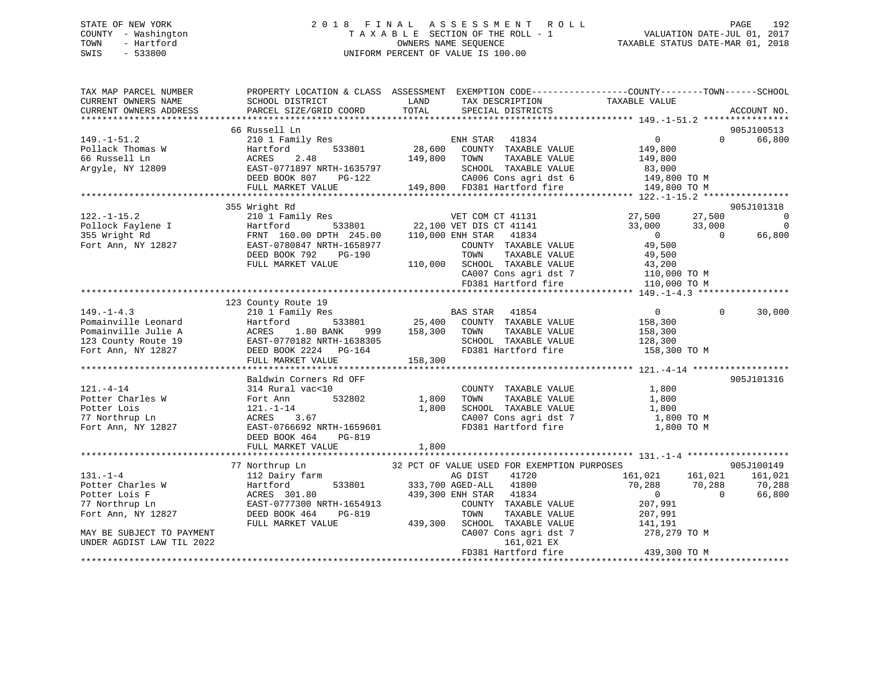STATE OF NEW YORK
COUNTY - Washington
TOWN - Hartford
SWIS - 533800

# 2018 FINAL ASSESSMENT ROLL

TAXABLE SECTION OF THE ROLL - 1
OWNERS NAME SEQUENCE
UNIFORM PERCENT OF VALUE IS 100.00

VALUATION DATE-JUL 01, 2017
TAXABLE STATUS DATE-MAR 01, 2018

```
TAX MAP PARCEL NUMBER          PROPERTY LOCATION & CLASS  ASSESSMENT  EXEMPTION CODE------------------COUNTY--------TOWN------SCHOOL
CURRENT OWNERS NAME            SCHOOL DISTRICT               LAND      TAX DESCRIPTION              TAXABLE VALUE
CURRENT OWNERS ADDRESS         PARCEL SIZE/GRID COORD        TOTAL     SPECIAL DISTRICTS                                     ACCOUNT NO.
******************************************************************************************************* 149.-1-51.2 ****************
                               66 Russell Ln                                                                                  905J100513
149.-1-51.2                    210 1 Family Res                        ENH STAR   41834                    0            0     66,800
Pollack Thomas W               Hartford         533801       28,600    COUNTY  TAXABLE VALUE          149,800
66 Russell Ln                  ACRES    2.48                149,800    TOWN    TAXABLE VALUE          149,800
Argyle, NY 12809               EAST-0771897 NRTH-1635797               SCHOOL  TAXABLE VALUE           83,000
                               DEED BOOK 807    PG-122                 CA006 Cons agri dst 6          149,800 TO M
                               FULL MARKET VALUE            149,800    FD381 Hartford fire            149,800 TO M
******************************************************************************************************* 122.-1-15.2 ****************
                               355 Wright Rd                                                                                  905J101318
122.-1-15.2                    210 1 Family Res                        VET COM CT 41131               27,500       27,500          0
Pollock Faylene I              Hartford         533801       22,100 VET DIS CT 41141                  33,000       33,000          0
355 Wright Rd                  FRNT 160.00 DPTH 245.00      110,000 ENH STAR   41834                       0            0     66,800
Fort Ann, NY 12827             EAST-0780847 NRTH-1658977               COUNTY  TAXABLE VALUE           49,500
                               DEED BOOK 792    PG-190                 TOWN    TAXABLE VALUE           49,500
                               FULL MARKET VALUE            110,000    SCHOOL  TAXABLE VALUE           43,200
                                                                       CA007 Cons agri dst 7          110,000 TO M
                                                                       FD381 Hartford fire            110,000 TO M
******************************************************************************************************* 149.-1-4.3 *****************
                               123 County Route 19
149.-1-4.3                     210 1 Family Res                        BAS STAR   41854                    0            0     30,000
Pomainville Leonard            Hartford         533801       25,400    COUNTY  TAXABLE VALUE          158,300
Pomainville Julie A            ACRES    1.80 BANK    999    158,300    TOWN    TAXABLE VALUE          158,300
123 County Route 19            EAST-0770182 NRTH-1638305               SCHOOL  TAXABLE VALUE          128,300
Fort Ann, NY 12827             DEED BOOK 2224   PG-164                 FD381 Hartford fire            158,300 TO M
                               FULL MARKET VALUE            158,300
******************************************************************************************************* 121.-4-14 ******************
                               Baldwin Corners Rd OFF                                                                         905J101316
121.-4-14                      314 Rural vac<10                        COUNTY  TAXABLE VALUE            1,800
Potter Charles W               Fort Ann         532802        1,800    TOWN    TAXABLE VALUE            1,800
Potter Lois                    121.-1-14                      1,800    SCHOOL  TAXABLE VALUE            1,800
77 Northrup Ln                 ACRES    3.67                           CA007 Cons agri dst 7            1,800 TO M
Fort Ann, NY 12827             EAST-0766692 NRTH-1659601               FD381 Hartford fire              1,800 TO M
                               DEED BOOK 464    PG-819
                               FULL MARKET VALUE              1,800
******************************************************************************************************* 131.-1-4 *******************
                               77 Northrup Ln                32 PCT OF VALUE USED FOR EXEMPTION PURPOSES                      905J100149
131.-1-4                       112 Dairy farm                          AG DIST    41720                161,021      161,021    161,021
Potter Charles W               Hartford         533801      333,700 AGED-ALL   41800                   70,288       70,288     70,288
Potter Lois F                  ACRES  301.80                439,300 ENH STAR   41834                       0            0     66,800
77 Northrup Ln                 EAST-0777300 NRTH-1654913               COUNTY  TAXABLE VALUE          207,991
Fort Ann, NY 12827             DEED BOOK 464    PG-819                 TOWN    TAXABLE VALUE          207,991
                               FULL MARKET VALUE            439,300    SCHOOL  TAXABLE VALUE          141,191
MAY BE SUBJECT TO PAYMENT                                              CA007 Cons agri dst 7          278,279 TO M
UNDER AGDIST LAW TIL 2022                                                   161,021 EX
                                                                       FD381 Hartford fire            439,300 TO M
************************************************************************************************************************************
```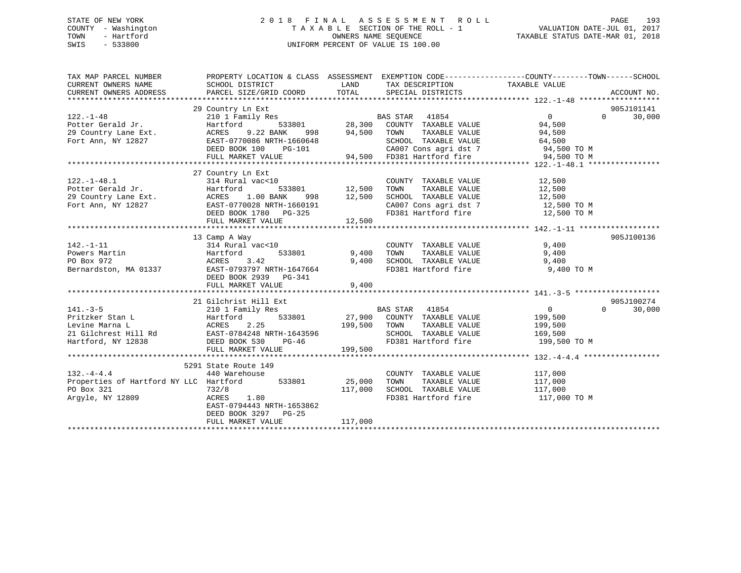STATE OF NEW YORK
COUNTY - Washington
TOWN - Hartford
SWIS - 533800

# 2018 FINAL ASSESSMENT ROLL
TAXABLE SECTION OF THE ROLL - 1
OWNERS NAME SEQUENCE
UNIFORM PERCENT OF VALUE IS 100.00

VALUATION DATE-JUL 01, 2017
TAXABLE STATUS DATE-MAR 01, 2018

| TAX MAP PARCEL NUMBER / CURRENT OWNERS NAME / CURRENT OWNERS ADDRESS | PROPERTY LOCATION & CLASS / SCHOOL DISTRICT / PARCEL SIZE/GRID COORD | ASSESSMENT LAND | TOTAL | EXEMPTION CODE / TAX DESCRIPTION / SPECIAL DISTRICTS | COUNTY | TOWN | SCHOOL / TAXABLE VALUE | ACCOUNT NO. |
|---|---|---|---|---|---|---|---|---|
| **122.-1-48** | 29 Country Ln Ext | | | | | | | 905J101141 |
| Potter Gerald Jr. | 210 1 Family Res | | | BAS STAR 41854 | 0 | 0 | 30,000 | |
| 29 Country Lane Ext. | Hartford 533801 | 28,300 | | COUNTY TAXABLE VALUE | 94,500 | | | |
| Fort Ann, NY 12827 | ACRES 9.22 BANK 998 | | 94,500 | TOWN TAXABLE VALUE | | 94,500 | | |
| | EAST-0770086 NRTH-1660648 | | | SCHOOL TAXABLE VALUE | | | 64,500 | |
| | DEED BOOK 100 PG-101 | | | CA007 Cons agri dst 7 | | | 94,500 TO M | |
| | FULL MARKET VALUE | | 94,500 | FD381 Hartford fire | | | 94,500 TO M | |
| **122.-1-48.1** | 27 Country Ln Ext | | | | | | | |
| Potter Gerald Jr. | 314 Rural vac<10 | | | COUNTY TAXABLE VALUE | 12,500 | | | |
| 29 Country Lane Ext. | Hartford 533801 | 12,500 | | TOWN TAXABLE VALUE | | 12,500 | | |
| Fort Ann, NY 12827 | ACRES 1.00 BANK 998 | | 12,500 | SCHOOL TAXABLE VALUE | | | 12,500 | |
| | EAST-0770028 NRTH-1660191 | | | CA007 Cons agri dst 7 | | | 12,500 TO M | |
| | DEED BOOK 1780 PG-325 | | | FD381 Hartford fire | | | 12,500 TO M | |
| | FULL MARKET VALUE | | 12,500 | | | | | |
| **142.-1-11** | 13 Camp A Way | | | | | | | 905J100136 |
| Powers Martin | 314 Rural vac<10 | | | COUNTY TAXABLE VALUE | 9,400 | | | |
| PO Box 972 | Hartford 533801 | 9,400 | | TOWN TAXABLE VALUE | | 9,400 | | |
| Bernardston, MA 01337 | ACRES 3.42 | | 9,400 | SCHOOL TAXABLE VALUE | | | 9,400 | |
| | EAST-0793797 NRTH-1647664 | | | FD381 Hartford fire | | | 9,400 TO M | |
| | DEED BOOK 2939 PG-341 | | | | | | | |
| | FULL MARKET VALUE | | 9,400 | | | | | |
| **141.-3-5** | 21 Gilchrist Hill Ext | | | | | | | 905J100274 |
| Pritzker Stan L | 210 1 Family Res | | | BAS STAR 41854 | 0 | 0 | 30,000 | |
| Levine Marna L | Hartford 533801 | 27,900 | | COUNTY TAXABLE VALUE | 199,500 | | | |
| 21 Gilchrest Hill Rd | ACRES 2.25 | | 199,500 | TOWN TAXABLE VALUE | | 199,500 | | |
| Hartford, NY 12838 | EAST-0784248 NRTH-1643596 | | | SCHOOL TAXABLE VALUE | | | 169,500 | |
| | DEED BOOK 530 PG-46 | | | FD381 Hartford fire | | | 199,500 TO M | |
| | FULL MARKET VALUE | | 199,500 | | | | | |
| **132.-4-4.4** | 5291 State Route 149 | | | | | | | |
| Properties of Hartford NY LLC | 440 Warehouse | | | COUNTY TAXABLE VALUE | 117,000 | | | |
| PO Box 321 | Hartford 533801 | 25,000 | | TOWN TAXABLE VALUE | | 117,000 | | |
| Argyle, NY 12809 | 732/8 | | 117,000 | SCHOOL TAXABLE VALUE | | | 117,000 | |
| | ACRES 1.80 | | | FD381 Hartford fire | | | 117,000 TO M | |
| | EAST-0794443 NRTH-1653862 | | | | | | | |
| | DEED BOOK 3297 PG-25 | | | | | | | |
| | FULL MARKET VALUE | | 117,000 | | | | | |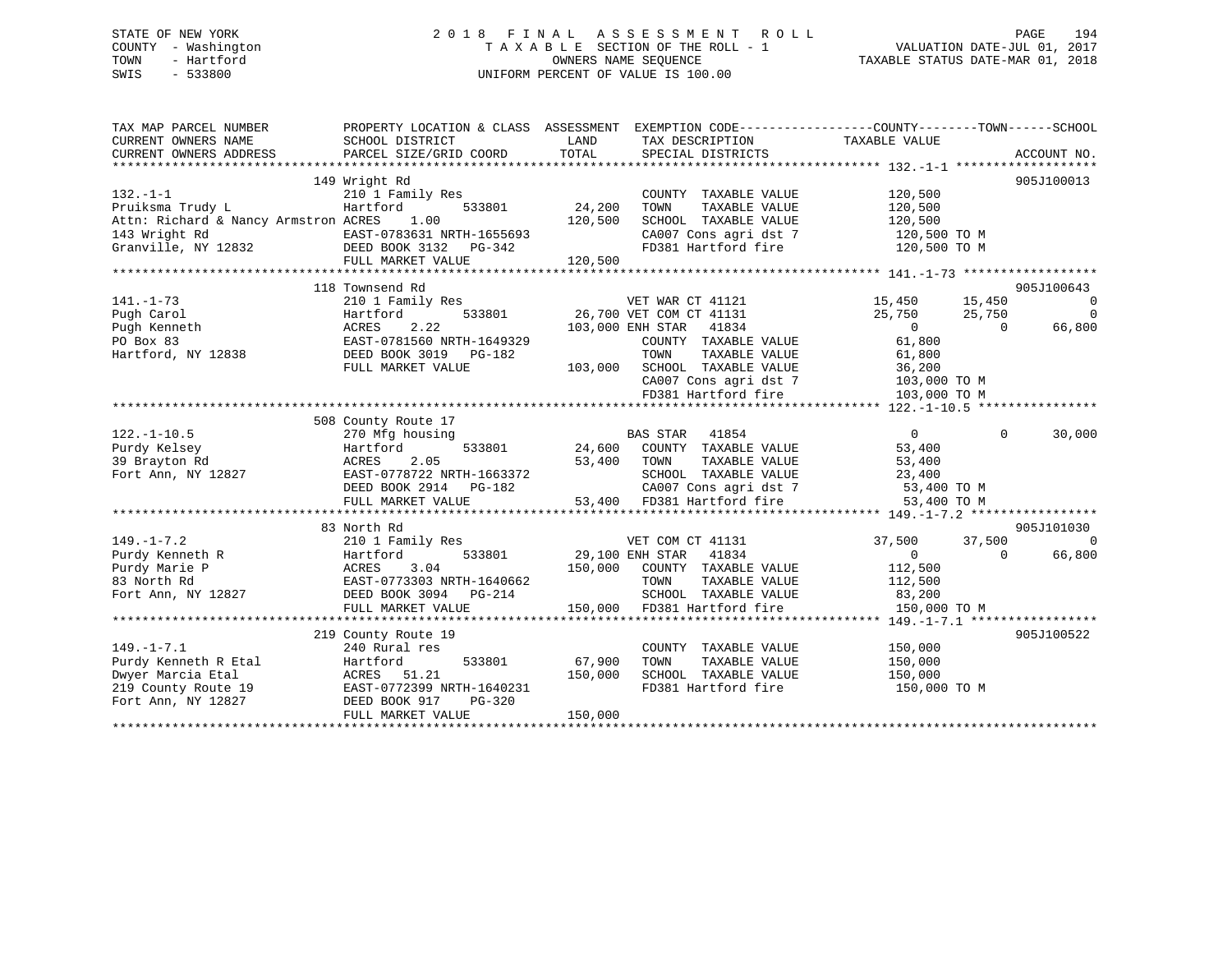STATE OF NEW YORK
COUNTY - Washington
TOWN - Hartford
SWIS - 533800

# 2018 FINAL ASSESSMENT ROLL

TAXABLE SECTION OF THE ROLL - 1
OWNERS NAME SEQUENCE
UNIFORM PERCENT OF VALUE IS 100.00

VALUATION DATE-JUL 01, 2017
TAXABLE STATUS DATE-MAR 01, 2018

```
TAX MAP PARCEL NUMBER          PROPERTY LOCATION & CLASS  ASSESSMENT  EXEMPTION CODE-----------------COUNTY--------TOWN------SCHOOL
CURRENT OWNERS NAME            SCHOOL DISTRICT              LAND      TAX DESCRIPTION              TAXABLE VALUE
CURRENT OWNERS ADDRESS         PARCEL SIZE/GRID COORD       TOTAL     SPECIAL DISTRICTS                                  ACCOUNT NO.
*********************************************************************************************** 132.-1-1 *******************
                               149 Wright Rd                                                                          905J100013
132.-1-1                       210 1 Family Res                        COUNTY  TAXABLE VALUE         120,500
Pruiksma Trudy L               Hartford        533801       24,200     TOWN    TAXABLE VALUE         120,500
Attn: Richard & Nancy Armstron ACRES    1.00               120,500     SCHOOL  TAXABLE VALUE         120,500
143 Wright Rd                  EAST-0783631 NRTH-1655693               CA007 Cons agri dst 7          120,500 TO M
Granville, NY 12832            DEED BOOK 3132   PG-342                 FD381 Hartford fire            120,500 TO M
                               FULL MARKET VALUE           120,500
*********************************************************************************************** 141.-1-73 ******************
                               118 Townsend Rd                                                                        905J100643
141.-1-73                      210 1 Family Res                        VET WAR CT 41121         15,450      15,450           0
Pugh Carol                     Hartford        533801       26,700 VET COM CT 41131             25,750      25,750           0
Pugh Kenneth                   ACRES    2.22               103,000 ENH STAR  41834                   0           0      66,800
PO Box 83                      EAST-0781560 NRTH-1649329               COUNTY  TAXABLE VALUE          61,800
Hartford, NY 12838             DEED BOOK 3019   PG-182                 TOWN    TAXABLE VALUE          61,800
                               FULL MARKET VALUE           103,000     SCHOOL  TAXABLE VALUE          36,200
                                                                       CA007 Cons agri dst 7          103,000 TO M
                                                                       FD381 Hartford fire            103,000 TO M
*********************************************************************************************** 122.-1-10.5 ****************
                               508 County Route 17
122.-1-10.5                    270 Mfg housing                         BAS STAR  41854                   0           0      30,000
Purdy Kelsey                   Hartford        533801       24,600     COUNTY  TAXABLE VALUE          53,400
39 Brayton Rd                  ACRES    2.05                53,400     TOWN    TAXABLE VALUE          53,400
Fort Ann, NY 12827             EAST-0778722 NRTH-1663372               SCHOOL  TAXABLE VALUE          23,400
                               DEED BOOK 2914   PG-182                 CA007 Cons agri dst 7           53,400 TO M
                               FULL MARKET VALUE            53,400     FD381 Hartford fire             53,400 TO M
*********************************************************************************************** 149.-1-7.2 *****************
                               83 North Rd                                                                            905J101030
149.-1-7.2                     210 1 Family Res                        VET COM CT 41131         37,500      37,500           0
Purdy Kenneth R                Hartford        533801       29,100 ENH STAR  41834                   0           0      66,800
Purdy Marie P                  ACRES    3.04               150,000     COUNTY  TAXABLE VALUE         112,500
83 North Rd                    EAST-0773303 NRTH-1640662               TOWN    TAXABLE VALUE         112,500
Fort Ann, NY 12827             DEED BOOK 3094   PG-214                 SCHOOL  TAXABLE VALUE          83,200
                               FULL MARKET VALUE           150,000     FD381 Hartford fire            150,000 TO M
*********************************************************************************************** 149.-1-7.1 *****************
                               219 County Route 19                                                                    905J100522
149.-1-7.1                     240 Rural res                           COUNTY  TAXABLE VALUE         150,000
Purdy Kenneth R Etal           Hartford        533801       67,900     TOWN    TAXABLE VALUE         150,000
Dwyer Marcia Etal              ACRES   51.21               150,000     SCHOOL  TAXABLE VALUE         150,000
219 County Route 19            EAST-0772399 NRTH-1640231               FD381 Hartford fire            150,000 TO M
Fort Ann, NY 12827             DEED BOOK 917    PG-320
                               FULL MARKET VALUE           150,000
******************************************************************************************************************************
```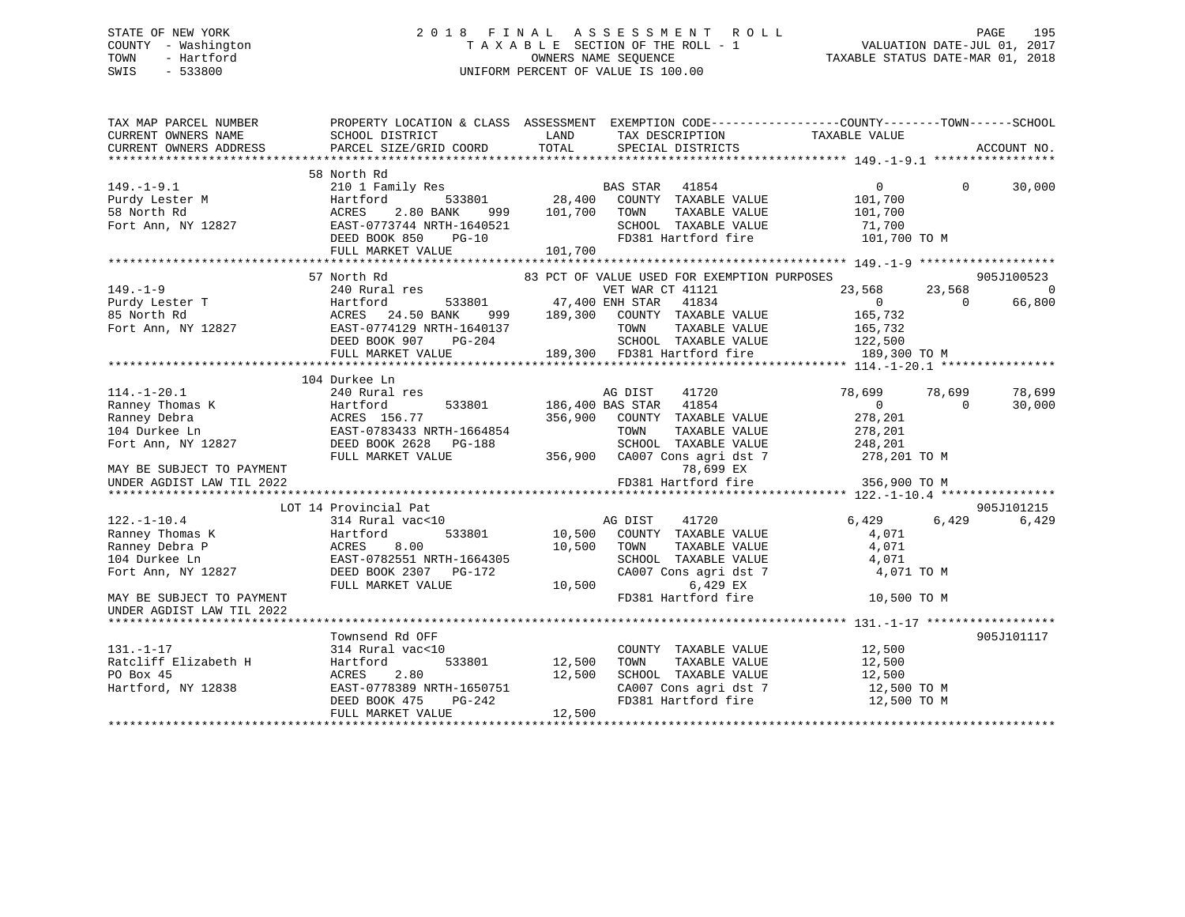STATE OF NEW YORK
COUNTY - Washington
TOWN - Hartford
SWIS - 533800

# 2018 FINAL ASSESSMENT ROLL
TAXABLE SECTION OF THE ROLL - 1
OWNERS NAME SEQUENCE
UNIFORM PERCENT OF VALUE IS 100.00

VALUATION DATE-JUL 01, 2017
TAXABLE STATUS DATE-MAR 01, 2018

```
TAX MAP PARCEL NUMBER          PROPERTY LOCATION & CLASS  ASSESSMENT  EXEMPTION CODE------------------COUNTY--------TOWN------SCHOOL
CURRENT OWNERS NAME            SCHOOL DISTRICT            LAND        TAX DESCRIPTION             TAXABLE VALUE
CURRENT OWNERS ADDRESS         PARCEL SIZE/GRID COORD     TOTAL       SPECIAL DISTRICTS                                      ACCOUNT NO.
****************************************************************************************************** 149.-1-9.1 *****************
                               58 North Rd
149.-1-9.1                     210 1 Family Res                  BAS STAR   41854                0            0        30,000
Purdy Lester M                 Hartford       533801       28,400   COUNTY  TAXABLE VALUE        101,700
58 North Rd                    ACRES    2.80 BANK    999  101,700   TOWN    TAXABLE VALUE        101,700
Fort Ann, NY 12827             EAST-0773744 NRTH-1640521            SCHOOL  TAXABLE VALUE         71,700
                               DEED BOOK 850    PG-10               FD381 Hartford fire          101,700 TO M
                               FULL MARKET VALUE         101,700
****************************************************************************************************** 149.-1-9 *******************
                               57 North Rd                        83 PCT OF VALUE USED FOR EXEMPTION PURPOSES              905J100523
149.-1-9                       240 Rural res                     VET WAR CT 41121             23,568       23,568            0
Purdy Lester T                 Hartford       533801       47,400 ENH STAR  41834                 0            0        66,800
85 North Rd                    ACRES   24.50 BANK    999  189,300   COUNTY  TAXABLE VALUE        165,732
Fort Ann, NY 12827             EAST-0774129 NRTH-1640137            TOWN    TAXABLE VALUE        165,732
                               DEED BOOK 907    PG-204              SCHOOL  TAXABLE VALUE        122,500
                               FULL MARKET VALUE         189,300   FD381 Hartford fire          189,300 TO M
****************************************************************************************************** 114.-1-20.1 ****************
                               104 Durkee Ln
114.-1-20.1                    240 Rural res                     AG DIST    41720            78,699       78,699        78,699
Ranney Thomas K                Hartford       533801      186,400 BAS STAR  41854                 0            0        30,000
Ranney Debra                   ACRES  156.77              356,900   COUNTY  TAXABLE VALUE        278,201
104 Durkee Ln                  EAST-0783433 NRTH-1664854            TOWN    TAXABLE VALUE        278,201
Fort Ann, NY 12827             DEED BOOK 2628   PG-188              SCHOOL  TAXABLE VALUE        248,201
                               FULL MARKET VALUE         356,900   CA007 Cons agri dst 7        278,201 TO M
MAY BE SUBJECT TO PAYMENT                                                 78,699 EX
UNDER AGDIST LAW TIL 2022                                           FD381 Hartford fire          356,900 TO M
****************************************************************************************************** 122.-1-10.4 ****************
                               LOT 14 Provincial Pat                                                                  905J101215
122.-1-10.4                    314 Rural vac<10                  AG DIST    41720             6,429        6,429         6,429
Ranney Thomas K                Hartford       533801       10,500   COUNTY  TAXABLE VALUE          4,071
Ranney Debra P                 ACRES    8.00               10,500   TOWN    TAXABLE VALUE          4,071
104 Durkee Ln                  EAST-0782551 NRTH-1664305            SCHOOL  TAXABLE VALUE          4,071
Fort Ann, NY 12827             DEED BOOK 2307   PG-172              CA007 Cons agri dst 7          4,071 TO M
                               FULL MARKET VALUE          10,500          6,429 EX
MAY BE SUBJECT TO PAYMENT                                           FD381 Hartford fire           10,500 TO M
UNDER AGDIST LAW TIL 2022
****************************************************************************************************** 131.-1-17 ******************
                               Townsend Rd OFF                                                                        905J101117
131.-1-17                      314 Rural vac<10                     COUNTY  TAXABLE VALUE         12,500
Ratcliff Elizabeth H           Hartford       533801       12,500   TOWN    TAXABLE VALUE         12,500
PO Box 45                      ACRES    2.80               12,500   SCHOOL  TAXABLE VALUE         12,500
Hartford, NY 12838             EAST-0778389 NRTH-1650751            CA007 Cons agri dst 7         12,500 TO M
                               DEED BOOK 475    PG-242              FD381 Hartford fire           12,500 TO M
                               FULL MARKET VALUE          12,500
************************************************************************************************************************************
```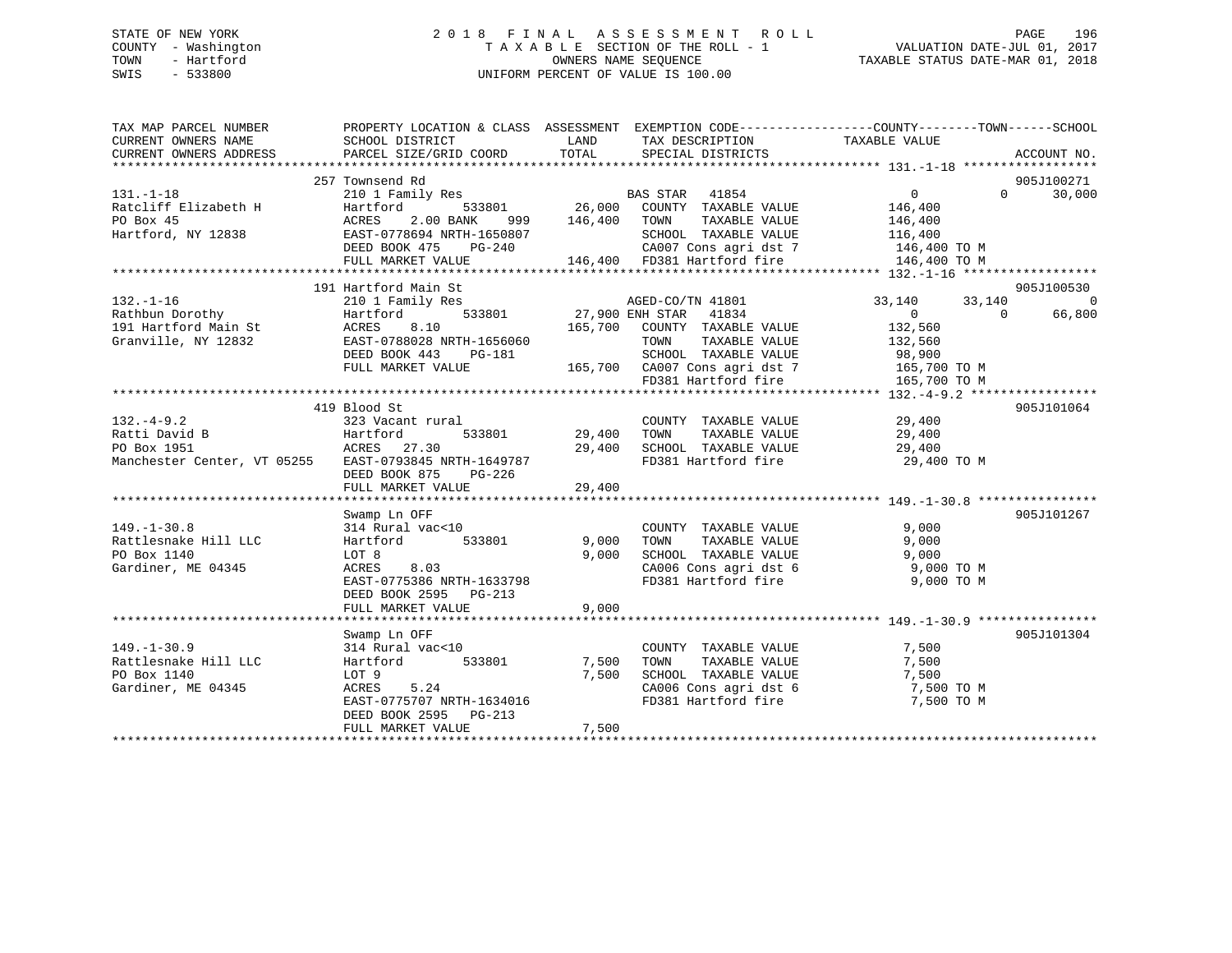STATE OF NEW YORK
COUNTY - Washington
TOWN - Hartford
SWIS - 533800

# 2018 FINAL ASSESSMENT ROLL
TAXABLE SECTION OF THE ROLL - 1
OWNERS NAME SEQUENCE
UNIFORM PERCENT OF VALUE IS 100.00

VALUATION DATE-JUL 01, 2017
TAXABLE STATUS DATE-MAR 01, 2018

```
TAX MAP PARCEL NUMBER          PROPERTY LOCATION & CLASS  ASSESSMENT  EXEMPTION CODE------------------COUNTY--------TOWN------SCHOOL
CURRENT OWNERS NAME            SCHOOL DISTRICT             LAND       TAX DESCRIPTION              TAXABLE VALUE
CURRENT OWNERS ADDRESS         PARCEL SIZE/GRID COORD      TOTAL      SPECIAL DISTRICTS                                     ACCOUNT NO.
******************************************************************************************************* 131.-1-18 ******************
                               257 Townsend Rd                                                                             905J100271
131.-1-18                      210 1 Family Res                       BAS STAR  41854                      0            0      30,000
Ratcliff Elizabeth H           Hartford          533801      26,000   COUNTY  TAXABLE VALUE          146,400
PO Box 45                      ACRES    2.00 BANK    999    146,400   TOWN    TAXABLE VALUE          146,400
Hartford, NY 12838             EAST-0778694 NRTH-1650807              SCHOOL  TAXABLE VALUE          116,400
                               DEED BOOK 475    PG-240                CA007 Cons agri dst 7           146,400 TO M
                               FULL MARKET VALUE            146,400   FD381 Hartford fire             146,400 TO M
******************************************************************************************************* 132.-1-16 ******************
                               191 Hartford Main St                                                                        905J100530
132.-1-16                      210 1 Family Res                       AGED-CO/TN 41801                33,140       33,140           0
Rathbun Dorothy                Hartford          533801      27,900 ENH STAR   41834                      0            0      66,800
191 Hartford Main St           ACRES    8.10               165,700   COUNTY  TAXABLE VALUE          132,560
Granville, NY 12832            EAST-0788028 NRTH-1656060              TOWN    TAXABLE VALUE          132,560
                               DEED BOOK 443    PG-181                SCHOOL  TAXABLE VALUE           98,900
                               FULL MARKET VALUE            165,700   CA007 Cons agri dst 7           165,700 TO M
                                                                      FD381 Hartford fire             165,700 TO M
******************************************************************************************************* 132.-4-9.2 *****************
                               419 Blood St                                                                                905J101064
132.-4-9.2                     323 Vacant rural                       COUNTY  TAXABLE VALUE           29,400
Ratti David B                  Hartford          533801      29,400   TOWN    TAXABLE VALUE           29,400
PO Box 1951                    ACRES   27.30                 29,400   SCHOOL  TAXABLE VALUE           29,400
Manchester Center, VT 05255    EAST-0793845 NRTH-1649787              FD381 Hartford fire              29,400 TO M
                               DEED BOOK 875    PG-226
                               FULL MARKET VALUE             29,400
******************************************************************************************************* 149.-1-30.8 ****************
                               Swamp Ln OFF                                                                                905J101267
149.-1-30.8                    314 Rural vac<10                       COUNTY  TAXABLE VALUE            9,000
Rattlesnake Hill LLC           Hartford          533801       9,000   TOWN    TAXABLE VALUE            9,000
PO Box 1140                    LOT 8                          9,000   SCHOOL  TAXABLE VALUE            9,000
Gardiner, ME 04345             ACRES    8.03                          CA006 Cons agri dst 6             9,000 TO M
                               EAST-0775386 NRTH-1633798              FD381 Hartford fire               9,000 TO M
                               DEED BOOK 2595   PG-213
                               FULL MARKET VALUE              9,000
******************************************************************************************************* 149.-1-30.9 ****************
                               Swamp Ln OFF                                                                                905J101304
149.-1-30.9                    314 Rural vac<10                       COUNTY  TAXABLE VALUE            7,500
Rattlesnake Hill LLC           Hartford          533801       7,500   TOWN    TAXABLE VALUE            7,500
PO Box 1140                    LOT 9                          7,500   SCHOOL  TAXABLE VALUE            7,500
Gardiner, ME 04345             ACRES    5.24                          CA006 Cons agri dst 6             7,500 TO M
                               EAST-0775707 NRTH-1634016              FD381 Hartford fire               7,500 TO M
                               DEED BOOK 2595   PG-213
                               FULL MARKET VALUE              7,500
************************************************************************************************************************************
```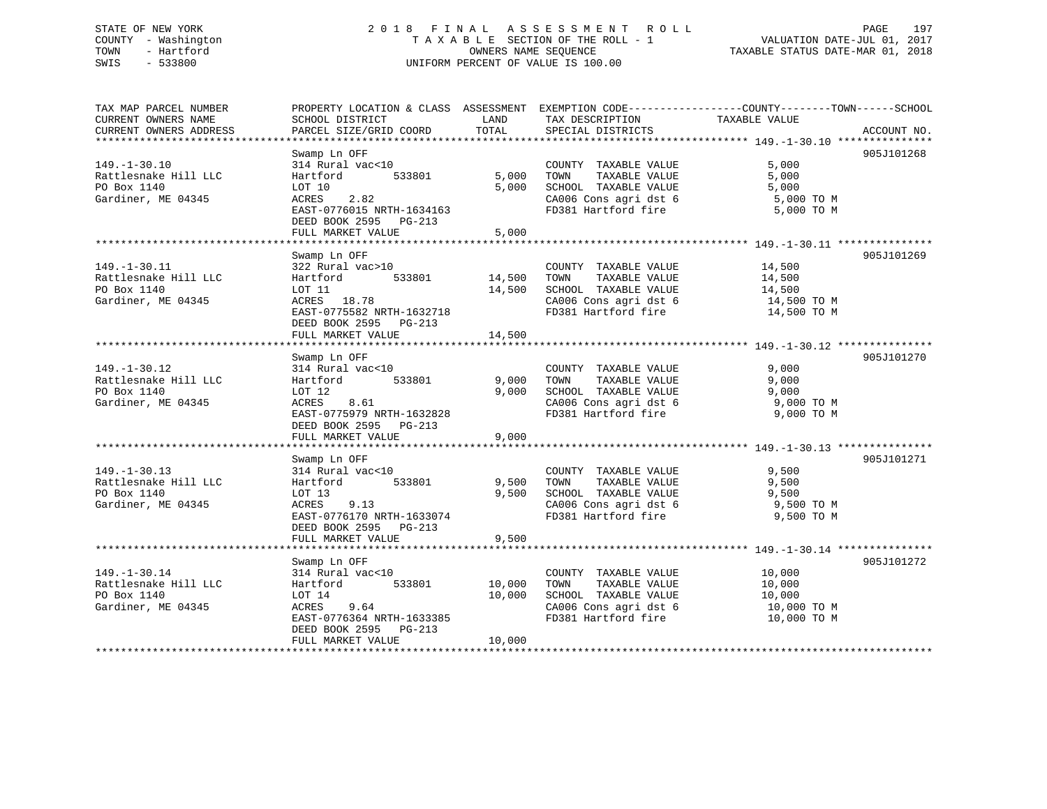STATE OF NEW YORK
COUNTY - Washington
TOWN - Hartford
SWIS - 533800

# 2018 FINAL ASSESSMENT ROLL

TAXABLE SECTION OF THE ROLL - 1
OWNERS NAME SEQUENCE
UNIFORM PERCENT OF VALUE IS 100.00

VALUATION DATE-JUL 01, 2017
TAXABLE STATUS DATE-MAR 01, 2018

| TAX MAP PARCEL NUMBER / CURRENT OWNERS NAME / CURRENT OWNERS ADDRESS | PROPERTY LOCATION & CLASS / SCHOOL DISTRICT / PARCEL SIZE/GRID COORD | ASSESSMENT LAND | TOTAL | EXEMPTION CODE / TAX DESCRIPTION / SPECIAL DISTRICTS | TAXABLE VALUE (COUNTY--TOWN--SCHOOL) | ACCOUNT NO. |
|---|---|---|---|---|---|---|
| 149.-1-30.10 | Swamp Ln OFF | | | | | 905J101268 |
| | 314 Rural vac<10 | | | COUNTY TAXABLE VALUE | 5,000 | |
| Rattlesnake Hill LLC | Hartford 533801 | 5,000 | | TOWN TAXABLE VALUE | 5,000 | |
| PO Box 1140 | LOT 10 | | 5,000 | SCHOOL TAXABLE VALUE | 5,000 | |
| Gardiner, ME 04345 | ACRES 2.82 | | | CA006 Cons agri dst 6 | 5,000 TO M | |
| | EAST-0776015 NRTH-1634163 | | | FD381 Hartford fire | 5,000 TO M | |
| | DEED BOOK 2595 PG-213 | | | | | |
| | FULL MARKET VALUE | | 5,000 | | | |
| 149.-1-30.11 | Swamp Ln OFF | | | | | 905J101269 |
| | 322 Rural vac>10 | | | COUNTY TAXABLE VALUE | 14,500 | |
| Rattlesnake Hill LLC | Hartford 533801 | 14,500 | | TOWN TAXABLE VALUE | 14,500 | |
| PO Box 1140 | LOT 11 | | 14,500 | SCHOOL TAXABLE VALUE | 14,500 | |
| Gardiner, ME 04345 | ACRES 18.78 | | | CA006 Cons agri dst 6 | 14,500 TO M | |
| | EAST-0775582 NRTH-1632718 | | | FD381 Hartford fire | 14,500 TO M | |
| | DEED BOOK 2595 PG-213 | | | | | |
| | FULL MARKET VALUE | | 14,500 | | | |
| 149.-1-30.12 | Swamp Ln OFF | | | | | 905J101270 |
| | 314 Rural vac<10 | | | COUNTY TAXABLE VALUE | 9,000 | |
| Rattlesnake Hill LLC | Hartford 533801 | 9,000 | | TOWN TAXABLE VALUE | 9,000 | |
| PO Box 1140 | LOT 12 | | 9,000 | SCHOOL TAXABLE VALUE | 9,000 | |
| Gardiner, ME 04345 | ACRES 8.61 | | | CA006 Cons agri dst 6 | 9,000 TO M | |
| | EAST-0775979 NRTH-1632828 | | | FD381 Hartford fire | 9,000 TO M | |
| | DEED BOOK 2595 PG-213 | | | | | |
| | FULL MARKET VALUE | | 9,000 | | | |
| 149.-1-30.13 | Swamp Ln OFF | | | | | 905J101271 |
| | 314 Rural vac<10 | | | COUNTY TAXABLE VALUE | 9,500 | |
| Rattlesnake Hill LLC | Hartford 533801 | 9,500 | | TOWN TAXABLE VALUE | 9,500 | |
| PO Box 1140 | LOT 13 | | 9,500 | SCHOOL TAXABLE VALUE | 9,500 | |
| Gardiner, ME 04345 | ACRES 9.13 | | | CA006 Cons agri dst 6 | 9,500 TO M | |
| | EAST-0776170 NRTH-1633074 | | | FD381 Hartford fire | 9,500 TO M | |
| | DEED BOOK 2595 PG-213 | | | | | |
| | FULL MARKET VALUE | | 9,500 | | | |
| 149.-1-30.14 | Swamp Ln OFF | | | | | 905J101272 |
| | 314 Rural vac<10 | | | COUNTY TAXABLE VALUE | 10,000 | |
| Rattlesnake Hill LLC | Hartford 533801 | 10,000 | | TOWN TAXABLE VALUE | 10,000 | |
| PO Box 1140 | LOT 14 | | 10,000 | SCHOOL TAXABLE VALUE | 10,000 | |
| Gardiner, ME 04345 | ACRES 9.64 | | | CA006 Cons agri dst 6 | 10,000 TO M | |
| | EAST-0776364 NRTH-1633385 | | | FD381 Hartford fire | 10,000 TO M | |
| | DEED BOOK 2595 PG-213 | | | | | |
| | FULL MARKET VALUE | | 10,000 | | | |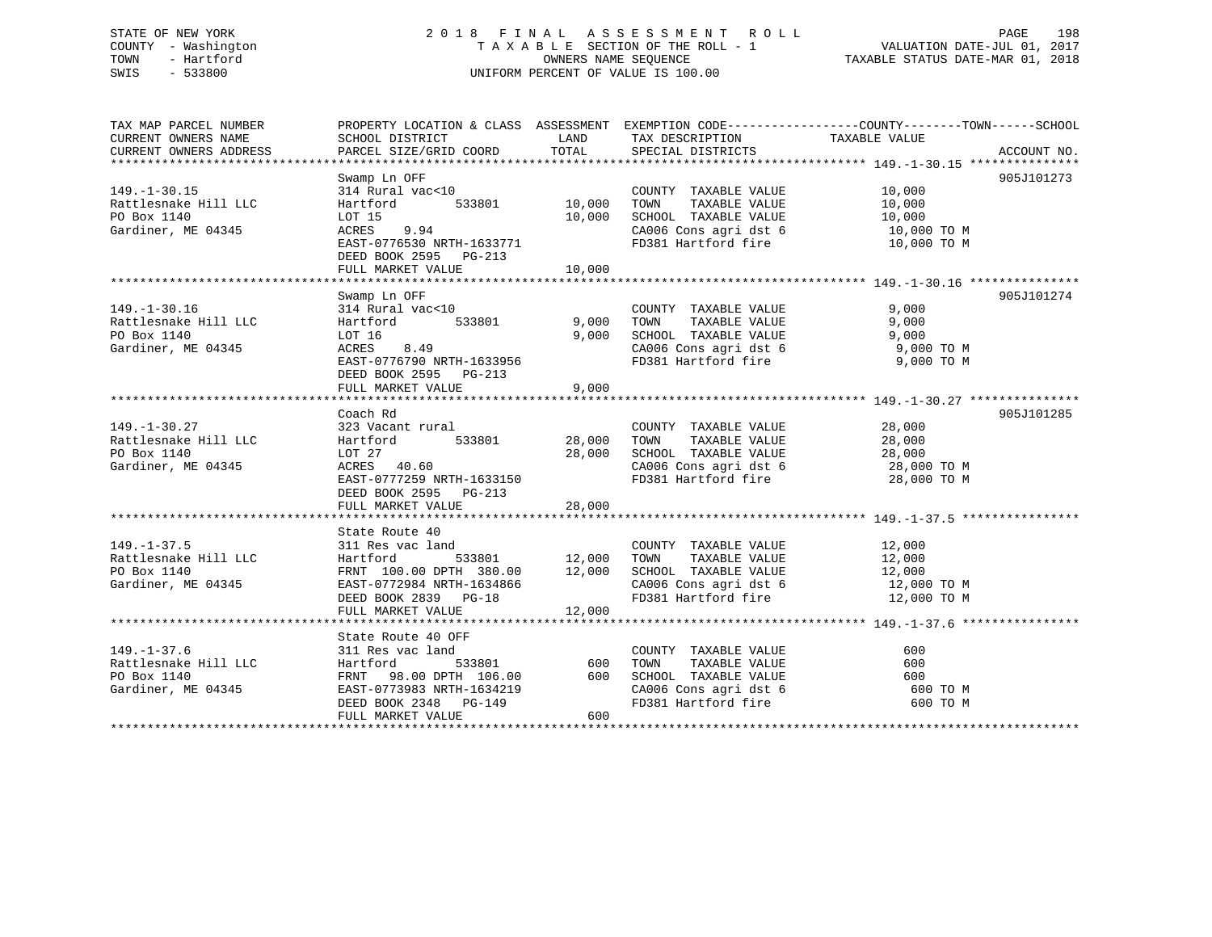STATE OF NEW YORK
COUNTY - Washington
TOWN - Hartford
SWIS - 533800

# 2018 FINAL ASSESSMENT ROLL

TAXABLE SECTION OF THE ROLL - 1
OWNERS NAME SEQUENCE
UNIFORM PERCENT OF VALUE IS 100.00

VALUATION DATE-JUL 01, 2017
TAXABLE STATUS DATE-MAR 01, 2018

| TAX MAP PARCEL NUMBER / CURRENT OWNERS NAME / CURRENT OWNERS ADDRESS | PROPERTY LOCATION & CLASS / SCHOOL DISTRICT / PARCEL SIZE/GRID COORD | ASSESSMENT LAND / TOTAL | EXEMPTION CODE / TAX DESCRIPTION / SPECIAL DISTRICTS | TAXABLE VALUE (COUNTY--TOWN--SCHOOL) | ACCOUNT NO. |
|---|---|---|---|---|---|
| 149.-1-30.15 | Swamp Ln OFF | | | | 905J101273 |
| Rattlesnake Hill LLC | 314 Rural vac<10 | | COUNTY TAXABLE VALUE | 10,000 | |
| PO Box 1140 | Hartford 533801 | 10,000 | TOWN TAXABLE VALUE | 10,000 | |
| Gardiner, ME 04345 | LOT 15 | 10,000 | SCHOOL TAXABLE VALUE | 10,000 | |
| | ACRES 9.94 | | CA006 Cons agri dst 6 | 10,000 TO M | |
| | EAST-0776530 NRTH-1633771 | | FD381 Hartford fire | 10,000 TO M | |
| | DEED BOOK 2595 PG-213 | | | | |
| | FULL MARKET VALUE | 10,000 | | | |
| 149.-1-30.16 | Swamp Ln OFF | | | | 905J101274 |
| Rattlesnake Hill LLC | 314 Rural vac<10 | | COUNTY TAXABLE VALUE | 9,000 | |
| PO Box 1140 | Hartford 533801 | 9,000 | TOWN TAXABLE VALUE | 9,000 | |
| Gardiner, ME 04345 | LOT 16 | 9,000 | SCHOOL TAXABLE VALUE | 9,000 | |
| | ACRES 8.49 | | CA006 Cons agri dst 6 | 9,000 TO M | |
| | EAST-0776790 NRTH-1633956 | | FD381 Hartford fire | 9,000 TO M | |
| | DEED BOOK 2595 PG-213 | | | | |
| | FULL MARKET VALUE | 9,000 | | | |
| 149.-1-30.27 | Coach Rd | | | | 905J101285 |
| Rattlesnake Hill LLC | 323 Vacant rural | | COUNTY TAXABLE VALUE | 28,000 | |
| PO Box 1140 | Hartford 533801 | 28,000 | TOWN TAXABLE VALUE | 28,000 | |
| Gardiner, ME 04345 | LOT 27 | 28,000 | SCHOOL TAXABLE VALUE | 28,000 | |
| | ACRES 40.60 | | CA006 Cons agri dst 6 | 28,000 TO M | |
| | EAST-0777259 NRTH-1633150 | | FD381 Hartford fire | 28,000 TO M | |
| | DEED BOOK 2595 PG-213 | | | | |
| | FULL MARKET VALUE | 28,000 | | | |
| 149.-1-37.5 | State Route 40 | | | | |
| Rattlesnake Hill LLC | 311 Res vac land | | COUNTY TAXABLE VALUE | 12,000 | |
| PO Box 1140 | Hartford 533801 | 12,000 | TOWN TAXABLE VALUE | 12,000 | |
| Gardiner, ME 04345 | FRNT 100.00 DPTH 380.00 | 12,000 | SCHOOL TAXABLE VALUE | 12,000 | |
| | EAST-0772984 NRTH-1634866 | | CA006 Cons agri dst 6 | 12,000 TO M | |
| | DEED BOOK 2839 PG-18 | | FD381 Hartford fire | 12,000 TO M | |
| | FULL MARKET VALUE | 12,000 | | | |
| 149.-1-37.6 | State Route 40 OFF | | | | |
| Rattlesnake Hill LLC | 311 Res vac land | | COUNTY TAXABLE VALUE | 600 | |
| PO Box 1140 | Hartford 533801 | 600 | TOWN TAXABLE VALUE | 600 | |
| Gardiner, ME 04345 | FRNT 98.00 DPTH 106.00 | 600 | SCHOOL TAXABLE VALUE | 600 | |
| | EAST-0773983 NRTH-1634219 | | CA006 Cons agri dst 6 | 600 TO M | |
| | DEED BOOK 2348 PG-149 | | FD381 Hartford fire | 600 TO M | |
| | FULL MARKET VALUE | 600 | | | |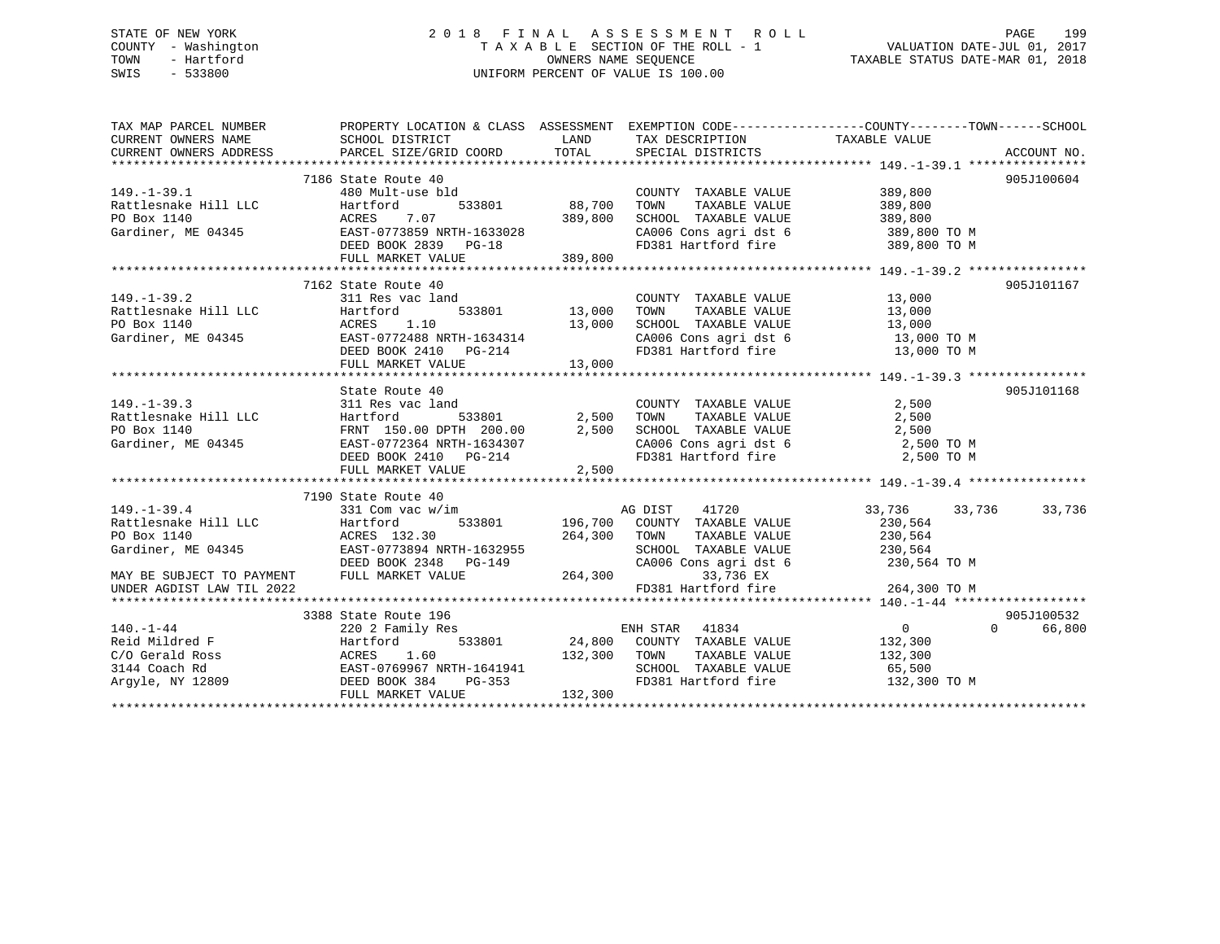STATE OF NEW YORK
COUNTY - Washington
TOWN - Hartford
SWIS - 533800

# 2018 FINAL ASSESSMENT ROLL
TAXABLE SECTION OF THE ROLL - 1
OWNERS NAME SEQUENCE
UNIFORM PERCENT OF VALUE IS 100.00

VALUATION DATE-JUL 01, 2017
TAXABLE STATUS DATE-MAR 01, 2018

```
TAX MAP PARCEL NUMBER          PROPERTY LOCATION & CLASS  ASSESSMENT  EXEMPTION CODE------------------COUNTY--------TOWN------SCHOOL
CURRENT OWNERS NAME            SCHOOL DISTRICT               LAND      TAX DESCRIPTION              TAXABLE VALUE
CURRENT OWNERS ADDRESS         PARCEL SIZE/GRID COORD        TOTAL     SPECIAL DISTRICTS                                          ACCOUNT NO.
*********************************************************************************************************** 149.-1-39.1 ****************
                          7186 State Route 40                                                                                   905J100604
149.-1-39.1                    480 Mult-use bld                          COUNTY  TAXABLE VALUE          389,800
Rattlesnake Hill LLC           Hartford         533801       88,700    TOWN    TAXABLE VALUE          389,800
PO Box 1140                    ACRES    7.07                389,800    SCHOOL  TAXABLE VALUE          389,800
Gardiner, ME 04345             EAST-0773859 NRTH-1633028                 CA006 Cons agri dst 6            389,800 TO M
                               DEED BOOK 2839   PG-18                    FD381 Hartford fire              389,800 TO M
                               FULL MARKET VALUE            389,800
*********************************************************************************************************** 149.-1-39.2 ****************
                          7162 State Route 40                                                                                   905J101167
149.-1-39.2                    311 Res vac land                          COUNTY  TAXABLE VALUE           13,000
Rattlesnake Hill LLC           Hartford         533801       13,000    TOWN    TAXABLE VALUE           13,000
PO Box 1140                    ACRES    1.10                 13,000    SCHOOL  TAXABLE VALUE           13,000
Gardiner, ME 04345             EAST-0772488 NRTH-1634314                 CA006 Cons agri dst 6             13,000 TO M
                               DEED BOOK 2410   PG-214                   FD381 Hartford fire               13,000 TO M
                               FULL MARKET VALUE             13,000
*********************************************************************************************************** 149.-1-39.3 ****************
                               State Route 40                                                                                   905J101168
149.-1-39.3                    311 Res vac land                          COUNTY  TAXABLE VALUE            2,500
Rattlesnake Hill LLC           Hartford         533801        2,500    TOWN    TAXABLE VALUE            2,500
PO Box 1140                    FRNT 150.00 DPTH 200.00        2,500    SCHOOL  TAXABLE VALUE            2,500
Gardiner, ME 04345             EAST-0772364 NRTH-1634307                 CA006 Cons agri dst 6              2,500 TO M
                               DEED BOOK 2410   PG-214                   FD381 Hartford fire                2,500 TO M
                               FULL MARKET VALUE              2,500
*********************************************************************************************************** 149.-1-39.4 ****************
                          7190 State Route 40
149.-1-39.4                    331 Com vac w/im                        AG DIST     41720             33,736      33,736      33,736
Rattlesnake Hill LLC           Hartford         533801      196,700    COUNTY  TAXABLE VALUE          230,564
PO Box 1140                    ACRES  132.30                264,300    TOWN    TAXABLE VALUE          230,564
Gardiner, ME 04345             EAST-0773894 NRTH-1632955                 SCHOOL  TAXABLE VALUE          230,564
                               DEED BOOK 2348   PG-149                   CA006 Cons agri dst 6            230,564 TO M
MAY BE SUBJECT TO PAYMENT      FULL MARKET VALUE            264,300          33,736 EX
UNDER AGDIST LAW TIL 2022                                                FD381 Hartford fire              264,300 TO M
*********************************************************************************************************** 140.-1-44 ******************
                          3388 State Route 196                                                                                  905J100532
140.-1-44                      220 2 Family Res                        ENH STAR    41834                  0           0      66,800
Reid Mildred F                 Hartford         533801       24,800    COUNTY  TAXABLE VALUE          132,300
C/O Gerald Ross                ACRES    1.60                132,300    TOWN    TAXABLE VALUE          132,300
3144 Coach Rd                  EAST-0769967 NRTH-1641941                 SCHOOL  TAXABLE VALUE           65,500
Argyle, NY 12809               DEED BOOK 384    PG-353                   FD381 Hartford fire              132,300 TO M
                               FULL MARKET VALUE            132,300
************************************************************************************************************************************
```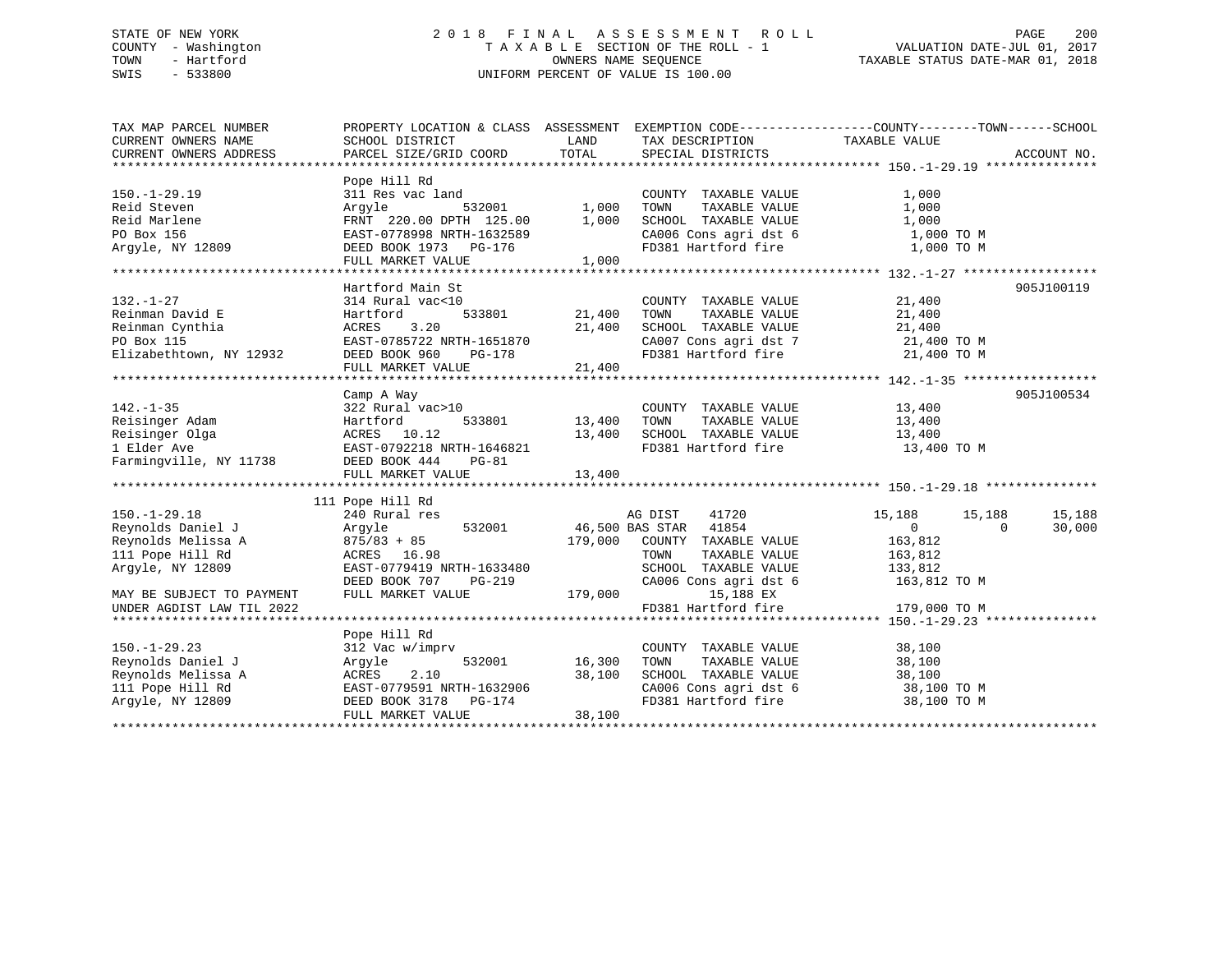STATE OF NEW YORK
COUNTY - Washington
TOWN - Hartford
SWIS - 533800

# 2018 FINAL ASSESSMENT ROLL

TAXABLE SECTION OF THE ROLL - 1
OWNERS NAME SEQUENCE
UNIFORM PERCENT OF VALUE IS 100.00

VALUATION DATE-JUL 01, 2017
TAXABLE STATUS DATE-MAR 01, 2018

```
TAX MAP PARCEL NUMBER          PROPERTY LOCATION & CLASS  ASSESSMENT  EXEMPTION CODE------------------COUNTY--------TOWN------SCHOOL
CURRENT OWNERS NAME            SCHOOL DISTRICT               LAND      TAX DESCRIPTION             TAXABLE VALUE
CURRENT OWNERS ADDRESS         PARCEL SIZE/GRID COORD        TOTAL     SPECIAL DISTRICTS                                         ACCOUNT NO.
******************************************************************************************************* 150.-1-29.19 ***************
                               Pope Hill Rd
150.-1-29.19                   311 Res vac land                        COUNTY  TAXABLE VALUE              1,000
Reid Steven                    Argyle            532001        1,000   TOWN    TAXABLE VALUE              1,000
Reid Marlene                   FRNT 220.00 DPTH 125.00         1,000   SCHOOL  TAXABLE VALUE              1,000
PO Box 156                     EAST-0778998 NRTH-1632589               CA006 Cons agri dst 6               1,000 TO M
Argyle, NY 12809               DEED BOOK 1973   PG-176                 FD381 Hartford fire                 1,000 TO M
                               FULL MARKET VALUE               1,000
******************************************************************************************************* 132.-1-27 ******************
                               Hartford Main St                                                                          905J100119
132.-1-27                      314 Rural vac<10                        COUNTY  TAXABLE VALUE             21,400
Reinman David E                Hartford          533801       21,400   TOWN    TAXABLE VALUE             21,400
Reinman Cynthia                ACRES    3.20                  21,400   SCHOOL  TAXABLE VALUE             21,400
PO Box 115                     EAST-0785722 NRTH-1651870               CA007 Cons agri dst 7              21,400 TO M
Elizabethtown, NY 12932        DEED BOOK 960    PG-178                 FD381 Hartford fire                21,400 TO M
                               FULL MARKET VALUE              21,400
******************************************************************************************************* 142.-1-35 ******************
                               Camp A Way                                                                                905J100534
142.-1-35                      322 Rural vac>10                        COUNTY  TAXABLE VALUE             13,400
Reisinger Adam                 Hartford          533801       13,400   TOWN    TAXABLE VALUE             13,400
Reisinger Olga                 ACRES   10.12                  13,400   SCHOOL  TAXABLE VALUE             13,400
1 Elder Ave                    EAST-0792218 NRTH-1646821               FD381 Hartford fire                13,400 TO M
Farmingville, NY 11738         DEED BOOK 444    PG-81
                               FULL MARKET VALUE              13,400
******************************************************************************************************* 150.-1-29.18 ***************
                               111 Pope Hill Rd
150.-1-29.18                   240 Rural res                           AG DIST     41720              15,188      15,188      15,188
Reynolds Daniel J              Argyle            532001       46,500 BAS STAR   41854                   0           0      30,000
Reynolds Melissa A             875/83 + 85                   179,000   COUNTY  TAXABLE VALUE            163,812
111 Pope Hill Rd               ACRES   16.98                           TOWN    TAXABLE VALUE            163,812
Argyle, NY 12809               EAST-0779419 NRTH-1633480               SCHOOL  TAXABLE VALUE            133,812
                               DEED BOOK 707    PG-219                 CA006 Cons agri dst 6             163,812 TO M
MAY BE SUBJECT TO PAYMENT      FULL MARKET VALUE             179,000          15,188 EX
UNDER AGDIST LAW TIL 2022                                              FD381 Hartford fire               179,000 TO M
******************************************************************************************************* 150.-1-29.23 ***************
                               Pope Hill Rd
150.-1-29.23                   312 Vac w/imprv                         COUNTY  TAXABLE VALUE             38,100
Reynolds Daniel J              Argyle            532001       16,300   TOWN    TAXABLE VALUE             38,100
Reynolds Melissa A             ACRES    2.10                  38,100   SCHOOL  TAXABLE VALUE             38,100
111 Pope Hill Rd               EAST-0779591 NRTH-1632906               CA006 Cons agri dst 6              38,100 TO M
Argyle, NY 12809               DEED BOOK 3178   PG-174                 FD381 Hartford fire                38,100 TO M
                               FULL MARKET VALUE              38,100
************************************************************************************************************************************
```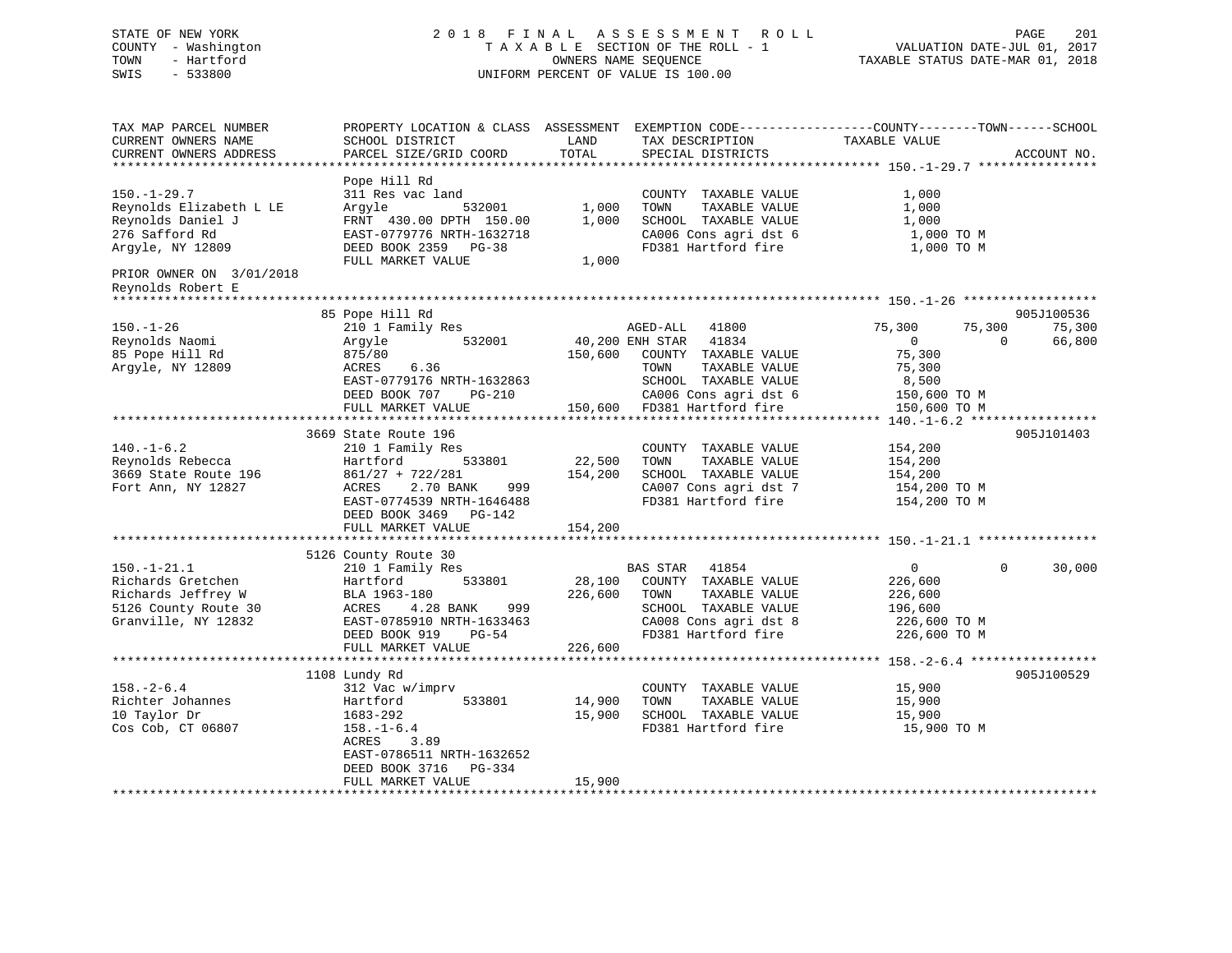STATE OF NEW YORK
COUNTY - Washington
TOWN - Hartford
SWIS - 533800

2 0 1 8  F I N A L  A S S E S S M E N T  R O L L
T A X A B L E  SECTION OF THE ROLL - 1
OWNERS NAME SEQUENCE
UNIFORM PERCENT OF VALUE IS 100.00

VALUATION DATE-JUL 01, 2017
TAXABLE STATUS DATE-MAR 01, 2018

```
TAX MAP PARCEL NUMBER          PROPERTY LOCATION & CLASS  ASSESSMENT  EXEMPTION CODE------------------COUNTY--------TOWN------SCHOOL
CURRENT OWNERS NAME            SCHOOL DISTRICT               LAND      TAX DESCRIPTION             TAXABLE VALUE
CURRENT OWNERS ADDRESS         PARCEL SIZE/GRID COORD        TOTAL     SPECIAL DISTRICTS                                       ACCOUNT NO.
******************************************************************************************************** 150.-1-29.7 ****************
                               Pope Hill Rd
150.-1-29.7                    311 Res vac land                        COUNTY  TAXABLE VALUE             1,000
Reynolds Elizabeth L LE        Argyle          532001         1,000    TOWN    TAXABLE VALUE             1,000
Reynolds Daniel J              FRNT  430.00 DPTH 150.00       1,000    SCHOOL  TAXABLE VALUE             1,000
276 Safford Rd                 EAST-0779776 NRTH-1632718               CA006 Cons agri dst 6              1,000 TO M
Argyle, NY 12809               DEED BOOK 2359   PG-38                  FD381 Hartford fire                1,000 TO M
                               FULL MARKET VALUE              1,000
PRIOR OWNER ON 3/01/2018
Reynolds Robert E
******************************************************************************************************** 150.-1-26 ******************
                               85 Pope Hill Rd                                                                         905J100536
150.-1-26                      210 1 Family Res                  AGED-ALL   41800               75,300      75,300      75,300
Reynolds Naomi                 Argyle          532001       40,200 ENH STAR   41834                    0           0      66,800
85 Pope Hill Rd                875/80                      150,600    COUNTY  TAXABLE VALUE            75,300
Argyle, NY 12809               ACRES    6.36                          TOWN    TAXABLE VALUE            75,300
                               EAST-0779176 NRTH-1632863              SCHOOL  TAXABLE VALUE             8,500
                               DEED BOOK 707    PG-210                CA006 Cons agri dst 6            150,600 TO M
                               FULL MARKET VALUE           150,600    FD381 Hartford fire              150,600 TO M
******************************************************************************************************** 140.-1-6.2 *****************
                               3669 State Route 196                                                                    905J101403
140.-1-6.2                     210 1 Family Res                        COUNTY  TAXABLE VALUE           154,200
Reynolds Rebecca               Hartford        533801        22,500    TOWN    TAXABLE VALUE           154,200
3669 State Route 196           861/27 + 722/281             154,200    SCHOOL  TAXABLE VALUE           154,200
Fort Ann, NY 12827             ACRES    2.70 BANK    999               CA007 Cons agri dst 7            154,200 TO M
                               EAST-0774539 NRTH-1646488               FD381 Hartford fire              154,200 TO M
                               DEED BOOK 3469   PG-142
                               FULL MARKET VALUE            154,200
******************************************************************************************************** 150.-1-21.1 ****************
                               5126 County Route 30
150.-1-21.1                    210 1 Family Res                  BAS STAR   41854                    0           0      30,000
Richards Gretchen              Hartford        533801        28,100    COUNTY  TAXABLE VALUE           226,600
Richards Jeffrey W             BLA 1963-180                 226,600    TOWN    TAXABLE VALUE           226,600
5126 County Route 30           ACRES    4.28 BANK    999               SCHOOL  TAXABLE VALUE           196,600
Granville, NY 12832            EAST-0785910 NRTH-1633463               CA008 Cons agri dst 8            226,600 TO M
                               DEED BOOK 919    PG-54                  FD381 Hartford fire              226,600 TO M
                               FULL MARKET VALUE            226,600
******************************************************************************************************** 158.-2-6.4 *****************
                               1108 Lundy Rd                                                                           905J100529
158.-2-6.4                     312 Vac w/imprv                         COUNTY  TAXABLE VALUE            15,900
Richter Johannes               Hartford        533801        14,900    TOWN    TAXABLE VALUE            15,900
10 Taylor Dr                   1683-292                      15,900    SCHOOL  TAXABLE VALUE            15,900
Cos Cob, CT 06807              158.-1-6.4                              FD381 Hartford fire               15,900 TO M
                               ACRES    3.89
                               EAST-0786511 NRTH-1632652
                               DEED BOOK 3716   PG-334
                               FULL MARKET VALUE             15,900
*************************************************************************************************************************************
```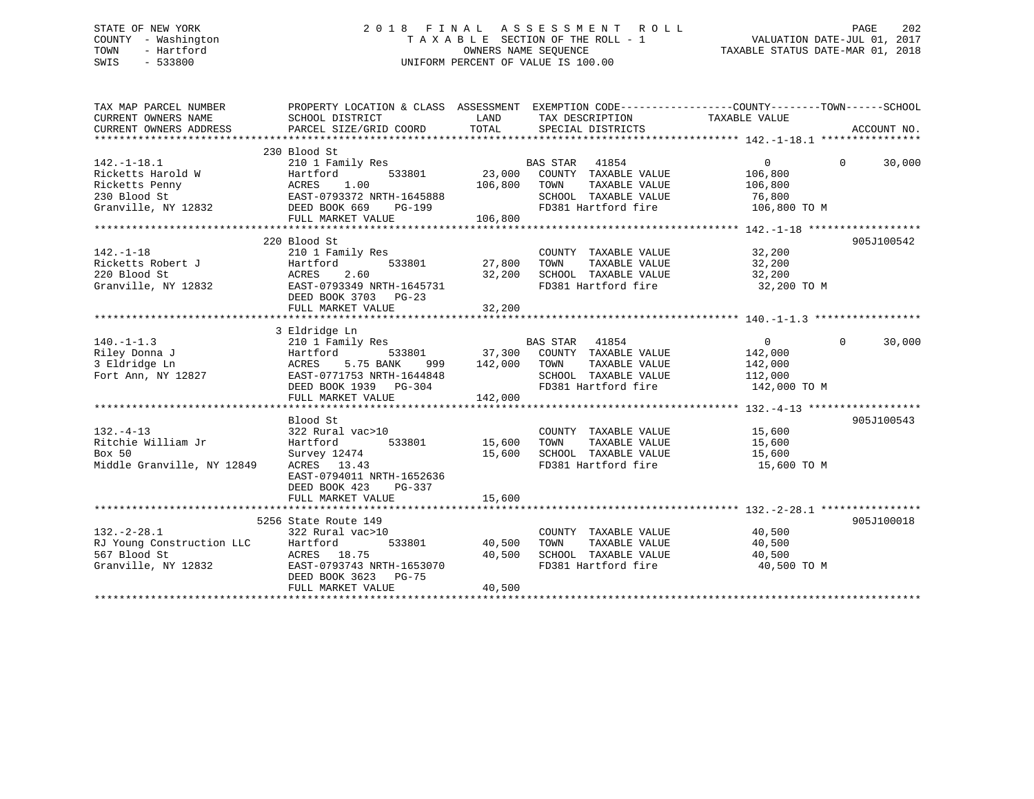STATE OF NEW YORK
COUNTY - Washington
TOWN - Hartford
SWIS - 533800

# 2018 FINAL ASSESSMENT ROLL
TAXABLE SECTION OF THE ROLL - 1
OWNERS NAME SEQUENCE
UNIFORM PERCENT OF VALUE IS 100.00

VALUATION DATE-JUL 01, 2017
TAXABLE STATUS DATE-MAR 01, 2018

| TAX MAP PARCEL NUMBER / CURRENT OWNERS NAME / CURRENT OWNERS ADDRESS | PROPERTY LOCATION & CLASS / SCHOOL DISTRICT / PARCEL SIZE/GRID COORD | ASSESSMENT LAND / TOTAL | EXEMPTION CODE / TAX DESCRIPTION / SPECIAL DISTRICTS | COUNTY TAXABLE VALUE | TOWN | SCHOOL / ACCOUNT NO. |
|---|---|---|---|---|---|---|
| **142.-1-18.1** | 230 Blood St | | | | | |
| 142.-1-18.1 | 210 1 Family Res | | BAS STAR 41854 | 0 | 0 | 30,000 |
| Ricketts Harold W | Hartford 533801 | 23,000 | COUNTY TAXABLE VALUE | 106,800 | | |
| Ricketts Penny | ACRES 1.00 | 106,800 | TOWN TAXABLE VALUE | 106,800 | | |
| 230 Blood St | EAST-0793372 NRTH-1645888 | | SCHOOL TAXABLE VALUE | 76,800 | | |
| Granville, NY 12832 | DEED BOOK 669 PG-199 | | FD381 Hartford fire | 106,800 TO M | | |
| | FULL MARKET VALUE | 106,800 | | | | |
| **142.-1-18** | 220 Blood St | | | | | 905J100542 |
| 142.-1-18 | 210 1 Family Res | | COUNTY TAXABLE VALUE | 32,200 | | |
| Ricketts Robert J | Hartford 533801 | 27,800 | TOWN TAXABLE VALUE | 32,200 | | |
| 220 Blood St | ACRES 2.60 | 32,200 | SCHOOL TAXABLE VALUE | 32,200 | | |
| Granville, NY 12832 | EAST-0793349 NRTH-1645731 | | FD381 Hartford fire | 32,200 TO M | | |
| | DEED BOOK 3703 PG-23 | | | | | |
| | FULL MARKET VALUE | 32,200 | | | | |
| **140.-1-1.3** | 3 Eldridge Ln | | | | | |
| 140.-1-1.3 | 210 1 Family Res | | BAS STAR 41854 | 0 | 0 | 30,000 |
| Riley Donna J | Hartford 533801 | 37,300 | COUNTY TAXABLE VALUE | 142,000 | | |
| 3 Eldridge Ln | ACRES 5.75 BANK 999 | 142,000 | TOWN TAXABLE VALUE | 142,000 | | |
| Fort Ann, NY 12827 | EAST-0771753 NRTH-1644848 | | SCHOOL TAXABLE VALUE | 112,000 | | |
| | DEED BOOK 1939 PG-304 | | FD381 Hartford fire | 142,000 TO M | | |
| | FULL MARKET VALUE | 142,000 | | | | |
| **132.-4-13** | Blood St | | | | | 905J100543 |
| 132.-4-13 | 322 Rural vac>10 | | COUNTY TAXABLE VALUE | 15,600 | | |
| Ritchie William Jr | Hartford 533801 | 15,600 | TOWN TAXABLE VALUE | 15,600 | | |
| Box 50 | Survey 12474 | 15,600 | SCHOOL TAXABLE VALUE | 15,600 | | |
| Middle Granville, NY 12849 | ACRES 13.43 | | FD381 Hartford fire | 15,600 TO M | | |
| | EAST-0794011 NRTH-1652636 | | | | | |
| | DEED BOOK 423 PG-337 | | | | | |
| | FULL MARKET VALUE | 15,600 | | | | |
| **132.-2-28.1** | 5256 State Route 149 | | | | | 905J100018 |
| 132.-2-28.1 | 322 Rural vac>10 | | COUNTY TAXABLE VALUE | 40,500 | | |
| RJ Young Construction LLC | Hartford 533801 | 40,500 | TOWN TAXABLE VALUE | 40,500 | | |
| 567 Blood St | ACRES 18.75 | 40,500 | SCHOOL TAXABLE VALUE | 40,500 | | |
| Granville, NY 12832 | EAST-0793743 NRTH-1653070 | | FD381 Hartford fire | 40,500 TO M | | |
| | DEED BOOK 3623 PG-75 | | | | | |
| | FULL MARKET VALUE | 40,500 | | | | |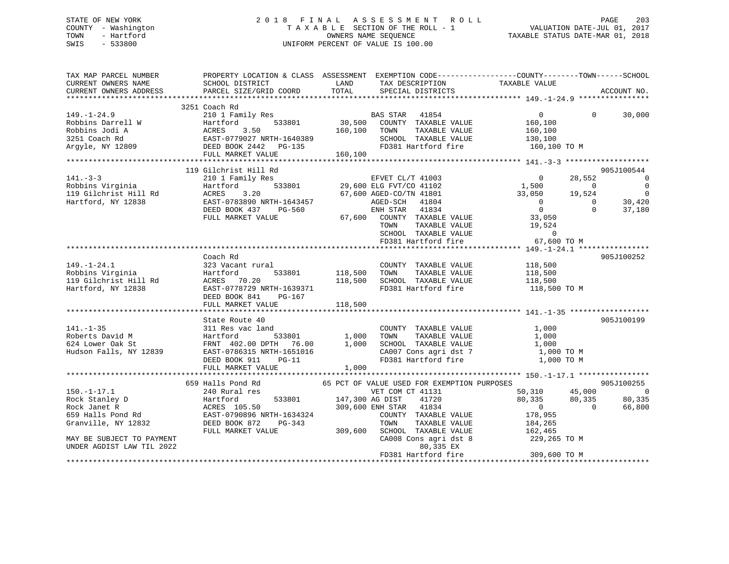STATE OF NEW YORK | 2 0 1 8 F I N A L A S S E S S M E N T R O L L | VALUATION DATE-JUL 01, 2017
COUNTY - Washington | T A X A B L E SECTION OF THE ROLL - 1 | TAXABLE STATUS DATE-MAR 01, 2018
TOWN - Hartford | OWNERS NAME SEQUENCE
SWIS - 533800 | UNIFORM PERCENT OF VALUE IS 100.00

```
TAX MAP PARCEL NUMBER          PROPERTY LOCATION & CLASS  ASSESSMENT  EXEMPTION CODE------------------COUNTY--------TOWN------SCHOOL
CURRENT OWNERS NAME            SCHOOL DISTRICT               LAND      TAX DESCRIPTION            TAXABLE VALUE
CURRENT OWNERS ADDRESS         PARCEL SIZE/GRID COORD       TOTAL      SPECIAL DISTRICTS                                  ACCOUNT NO.
******************************************************************************************************* 149.-1-24.9 ****************
                               3251 Coach Rd
149.-1-24.9                    210 1 Family Res                        BAS STAR   41854                 0          0      30,000
Robbins Darrell W              Hartford        533801       30,500     COUNTY  TAXABLE VALUE          160,100
Robbins Jodi A                 ACRES    3.50               160,100     TOWN    TAXABLE VALUE          160,100
3251 Coach Rd                  EAST-0779027 NRTH-1640389               SCHOOL  TAXABLE VALUE          130,100
Argyle, NY 12809               DEED BOOK 2442   PG-135                 FD381 Hartford fire             160,100 TO M
                               FULL MARKET VALUE           160,100
******************************************************************************************************* 141.-3-3 *******************
                               119 Gilchrist Hill Rd                                                                  905J100544
141.-3-3                       210 1 Family Res                        EFVET CL/T 41003                 0     28,552           0
Robbins Virginia               Hartford        533801       29,600 ELG FVT/CO 41102             1,500          0           0
119 Gilchrist Hill Rd          ACRES    3.20                67,600 AGED-CO/TN 41801            33,050     19,524           0
Hartford, NY 12838             EAST-0783890 NRTH-1643457               AGED-SCH   41804                 0          0      30,420
                               DEED BOOK 437    PG-560                 ENH STAR   41834                 0          0      37,180
                               FULL MARKET VALUE            67,600     COUNTY  TAXABLE VALUE           33,050
                                                                       TOWN    TAXABLE VALUE           19,524
                                                                       SCHOOL  TAXABLE VALUE                0
                                                                       FD381 Hartford fire              67,600 TO M
******************************************************************************************************* 149.-1-24.1 ****************
                               Coach Rd                                                                               905J100252
149.-1-24.1                    323 Vacant rural                        COUNTY  TAXABLE VALUE          118,500
Robbins Virginia               Hartford        533801      118,500     TOWN    TAXABLE VALUE          118,500
119 Gilchrist Hill Rd          ACRES   70.20               118,500     SCHOOL  TAXABLE VALUE          118,500
Hartford, NY 12838             EAST-0778729 NRTH-1639371               FD381 Hartford fire             118,500 TO M
                               DEED BOOK 841    PG-167
                               FULL MARKET VALUE           118,500
******************************************************************************************************* 141.-1-35 ******************
                               State Route 40                                                                         905J100199
141.-1-35                      311 Res vac land                        COUNTY  TAXABLE VALUE            1,000
Roberts David M                Hartford        533801        1,000     TOWN    TAXABLE VALUE            1,000
624 Lower Oak St               FRNT 402.00 DPTH  76.00       1,000     SCHOOL  TAXABLE VALUE            1,000
Hudson Falls, NY 12839         EAST-0786315 NRTH-1651016               CA007 Cons agri dst 7             1,000 TO M
                               DEED BOOK 911    PG-11                  FD381 Hartford fire               1,000 TO M
                               FULL MARKET VALUE             1,000
******************************************************************************************************* 150.-1-17.1 ****************
                               659 Halls Pond Rd          65 PCT OF VALUE USED FOR EXEMPTION PURPOSES                 905J100255
150.-1-17.1                    240 Rural res                           VET COM CT 41131            50,310     45,000           0
Rock Stanley D                 Hartford        533801      147,300 AG DIST    41720            80,335     80,335      80,335
Rock Janet R                   ACRES  105.50               309,600 ENH STAR   41834                 0          0      66,800
659 Halls Pond Rd              EAST-0790896 NRTH-1634324               COUNTY  TAXABLE VALUE          178,955
Granville, NY 12832            DEED BOOK 872    PG-343                 TOWN    TAXABLE VALUE          184,265
                               FULL MARKET VALUE           309,600     SCHOOL  TAXABLE VALUE          162,465
MAY BE SUBJECT TO PAYMENT                                              CA008 Cons agri dst 8           229,265 TO M
UNDER AGDIST LAW TIL 2022                                                   80,335 EX
                                                                       FD381 Hartford fire             309,600 TO M
************************************************************************************************************************************
```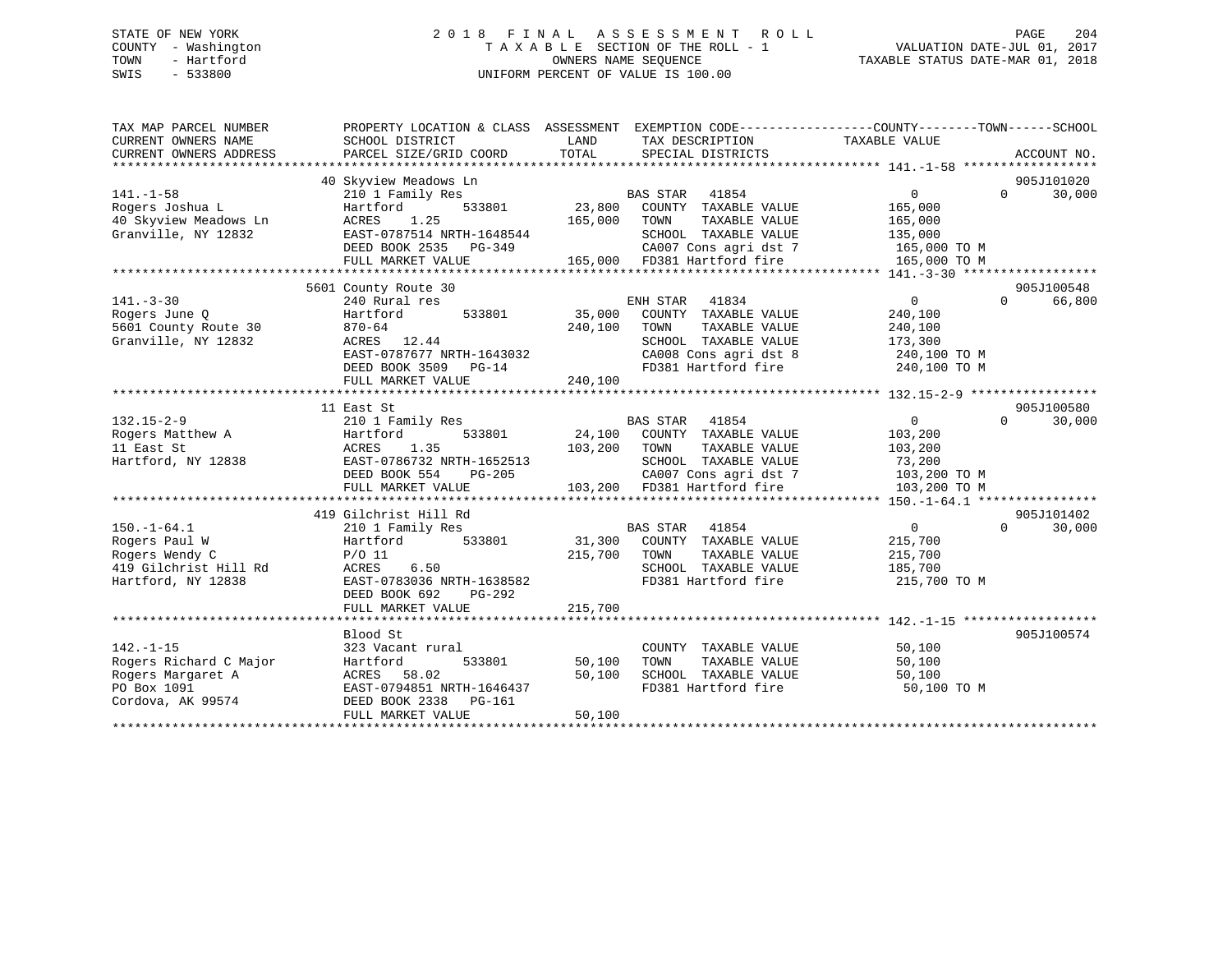STATE OF NEW YORK
COUNTY - Washington
TOWN - Hartford
SWIS - 533800

# 2018 FINAL ASSESSMENT ROLL

TAXABLE SECTION OF THE ROLL - 1
OWNERS NAME SEQUENCE
UNIFORM PERCENT OF VALUE IS 100.00

VALUATION DATE-JUL 01, 2017
TAXABLE STATUS DATE-MAR 01, 2018

| TAX MAP PARCEL NUMBER / CURRENT OWNERS NAME / CURRENT OWNERS ADDRESS | PROPERTY LOCATION & CLASS / SCHOOL DISTRICT / PARCEL SIZE/GRID COORD | ASSESSMENT LAND / TOTAL | EXEMPTION CODE / TAX DESCRIPTION / SPECIAL DISTRICTS | COUNTY / TOWN / SCHOOL TAXABLE VALUE | ACCOUNT NO. |
|---|---|---|---|---|---|
| **141.-1-58** | 40 Skyview Meadows Ln | | | | 905J101020 |
| Rogers Joshua L | 210 1 Family Res | | BAS STAR 41854 | 0 0 30,000 | |
| 40 Skyview Meadows Ln | Hartford 533801 | 23,800 | COUNTY TAXABLE VALUE | 165,000 | |
| Granville, NY 12832 | ACRES 1.25 | 165,000 | TOWN TAXABLE VALUE | 165,000 | |
| | EAST-0787514 NRTH-1648544 | | SCHOOL TAXABLE VALUE | 135,000 | |
| | DEED BOOK 2535 PG-349 | | CA007 Cons agri dst 7 | 165,000 TO M | |
| | FULL MARKET VALUE | 165,000 | FD381 Hartford fire | 165,000 TO M | |
| **141.-3-30** | 5601 County Route 30 | | | | 905J100548 |
| Rogers June Q | 240 Rural res | | ENH STAR 41834 | 0 0 66,800 | |
| 5601 County Route 30 | Hartford 533801 | 35,000 | COUNTY TAXABLE VALUE | 240,100 | |
| Granville, NY 12832 | 870-64 | 240,100 | TOWN TAXABLE VALUE | 240,100 | |
| | ACRES 12.44 | | SCHOOL TAXABLE VALUE | 173,300 | |
| | EAST-0787677 NRTH-1643032 | | CA008 Cons agri dst 8 | 240,100 TO M | |
| | DEED BOOK 3509 PG-14 | | FD381 Hartford fire | 240,100 TO M | |
| | FULL MARKET VALUE | 240,100 | | | |
| **132.15-2-9** | 11 East St | | | | 905J100580 |
| Rogers Matthew A | 210 1 Family Res | | BAS STAR 41854 | 0 0 30,000 | |
| 11 East St | Hartford 533801 | 24,100 | COUNTY TAXABLE VALUE | 103,200 | |
| Hartford, NY 12838 | ACRES 1.35 | 103,200 | TOWN TAXABLE VALUE | 103,200 | |
| | EAST-0786732 NRTH-1652513 | | SCHOOL TAXABLE VALUE | 73,200 | |
| | DEED BOOK 554 PG-205 | | CA007 Cons agri dst 7 | 103,200 TO M | |
| | FULL MARKET VALUE | 103,200 | FD381 Hartford fire | 103,200 TO M | |
| **150.-1-64.1** | 419 Gilchrist Hill Rd | | | | 905J101402 |
| Rogers Paul W | 210 1 Family Res | | BAS STAR 41854 | 0 0 30,000 | |
| Rogers Wendy C | Hartford 533801 | 31,300 | COUNTY TAXABLE VALUE | 215,700 | |
| 419 Gilchrist Hill Rd | P/O 11 | 215,700 | TOWN TAXABLE VALUE | 215,700 | |
| Hartford, NY 12838 | ACRES 6.50 | | SCHOOL TAXABLE VALUE | 185,700 | |
| | EAST-0783036 NRTH-1638582 | | FD381 Hartford fire | 215,700 TO M | |
| | DEED BOOK 692 PG-292 | | | | |
| | FULL MARKET VALUE | 215,700 | | | |
| **142.-1-15** | Blood St | | | | 905J100574 |
| Rogers Richard C Major | 323 Vacant rural | | COUNTY TAXABLE VALUE | 50,100 | |
| Rogers Margaret A | Hartford 533801 | 50,100 | TOWN TAXABLE VALUE | 50,100 | |
| PO Box 1091 | ACRES 58.02 | 50,100 | SCHOOL TAXABLE VALUE | 50,100 | |
| Cordova, AK 99574 | EAST-0794851 NRTH-1646437 | | FD381 Hartford fire | 50,100 TO M | |
| | DEED BOOK 2338 PG-161 | | | | |
| | FULL MARKET VALUE | 50,100 | | | |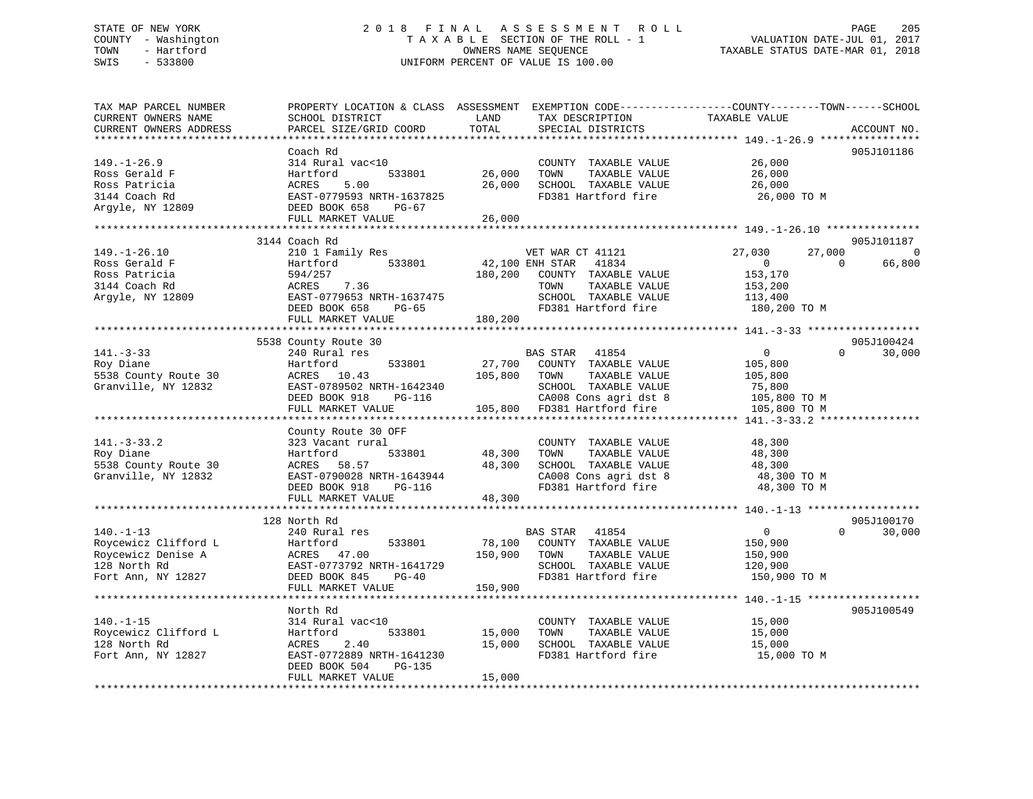STATE OF NEW YORK
COUNTY - Washington
TOWN - Hartford
SWIS - 533800

2 0 1 8 F I N A L A S S E S S M E N T R O L L
T A X A B L E SECTION OF THE ROLL - 1
OWNERS NAME SEQUENCE
UNIFORM PERCENT OF VALUE IS 100.00

VALUATION DATE-JUL 01, 2017
TAXABLE STATUS DATE-MAR 01, 2018

```
TAX MAP PARCEL NUMBER          PROPERTY LOCATION & CLASS  ASSESSMENT  EXEMPTION CODE------------------COUNTY--------TOWN------SCHOOL
CURRENT OWNERS NAME            SCHOOL DISTRICT               LAND      TAX DESCRIPTION              TAXABLE VALUE
CURRENT OWNERS ADDRESS         PARCEL SIZE/GRID COORD        TOTAL     SPECIAL DISTRICTS                                        ACCOUNT NO.
****************************************************************************************************** 149.-1-26.9 ****************
                               Coach Rd                                                                                     905J101186
149.-1-26.9                    314 Rural vac<10                        COUNTY  TAXABLE VALUE            26,000
Ross Gerald F                  Hartford      533801          26,000    TOWN    TAXABLE VALUE            26,000
Ross Patricia                  ACRES    5.00                 26,000    SCHOOL  TAXABLE VALUE            26,000
3144 Coach Rd                  EAST-0779593 NRTH-1637825               FD381 Hartford fire               26,000 TO M
Argyle, NY 12809               DEED BOOK 658    PG-67
                               FULL MARKET VALUE             26,000
****************************************************************************************************** 149.-1-26.10 ***************
                          3144 Coach Rd                                                                                     905J101187
149.-1-26.10                   210 1 Family Res                        VET WAR CT 41121           27,030      27,000            0
Ross Gerald F                  Hartford      533801          42,100 ENH STAR   41834                0           0       66,800
Ross Patricia                  594/257                      180,200    COUNTY  TAXABLE VALUE           153,170
3144 Coach Rd                  ACRES    7.36                           TOWN    TAXABLE VALUE           153,200
Argyle, NY 12809               EAST-0779653 NRTH-1637475               SCHOOL  TAXABLE VALUE           113,400
                               DEED BOOK 658    PG-65                  FD381 Hartford fire              180,200 TO M
                               FULL MARKET VALUE            180,200
****************************************************************************************************** 141.-3-33 ******************
                          5538 County Route 30                                                                              905J100424
141.-3-33                      240 Rural res                           BAS STAR   41854                 0           0       30,000
Roy Diane                      Hartford      533801          27,700    COUNTY  TAXABLE VALUE           105,800
5538 County Route 30           ACRES   10.43                105,800    TOWN    TAXABLE VALUE           105,800
Granville, NY 12832            EAST-0789502 NRTH-1642340               SCHOOL  TAXABLE VALUE            75,800
                               DEED BOOK 918    PG-116                 CA008 Cons agri dst 8            105,800 TO M
                               FULL MARKET VALUE            105,800    FD381 Hartford fire              105,800 TO M
****************************************************************************************************** 141.-3-33.2 ****************
                               County Route 30 OFF
141.-3-33.2                    323 Vacant rural                        COUNTY  TAXABLE VALUE            48,300
Roy Diane                      Hartford      533801          48,300    TOWN    TAXABLE VALUE            48,300
5538 County Route 30           ACRES   58.57                 48,300    SCHOOL  TAXABLE VALUE            48,300
Granville, NY 12832            EAST-0790028 NRTH-1643944               CA008 Cons agri dst 8             48,300 TO M
                               DEED BOOK 918    PG-116                 FD381 Hartford fire               48,300 TO M
                               FULL MARKET VALUE             48,300
****************************************************************************************************** 140.-1-13 ******************
                           128 North Rd                                                                                     905J100170
140.-1-13                      240 Rural res                           BAS STAR   41854                 0           0       30,000
Roycewicz Clifford L           Hartford      533801          78,100    COUNTY  TAXABLE VALUE           150,900
Roycewicz Denise A             ACRES   47.00                150,900    TOWN    TAXABLE VALUE           150,900
128 North Rd                   EAST-0773792 NRTH-1641729               SCHOOL  TAXABLE VALUE           120,900
Fort Ann, NY 12827             DEED BOOK 845    PG-40                  FD381 Hartford fire              150,900 TO M
                               FULL MARKET VALUE            150,900
****************************************************************************************************** 140.-1-15 ******************
                               North Rd                                                                                     905J100549
140.-1-15                      314 Rural vac<10                        COUNTY  TAXABLE VALUE            15,000
Roycewicz Clifford L           Hartford      533801          15,000    TOWN    TAXABLE VALUE            15,000
128 North Rd                   ACRES    2.40                 15,000    SCHOOL  TAXABLE VALUE            15,000
Fort Ann, NY 12827             EAST-0772889 NRTH-1641230               FD381 Hartford fire               15,000 TO M
                               DEED BOOK 504    PG-135
                               FULL MARKET VALUE             15,000
************************************************************************************************************************************
```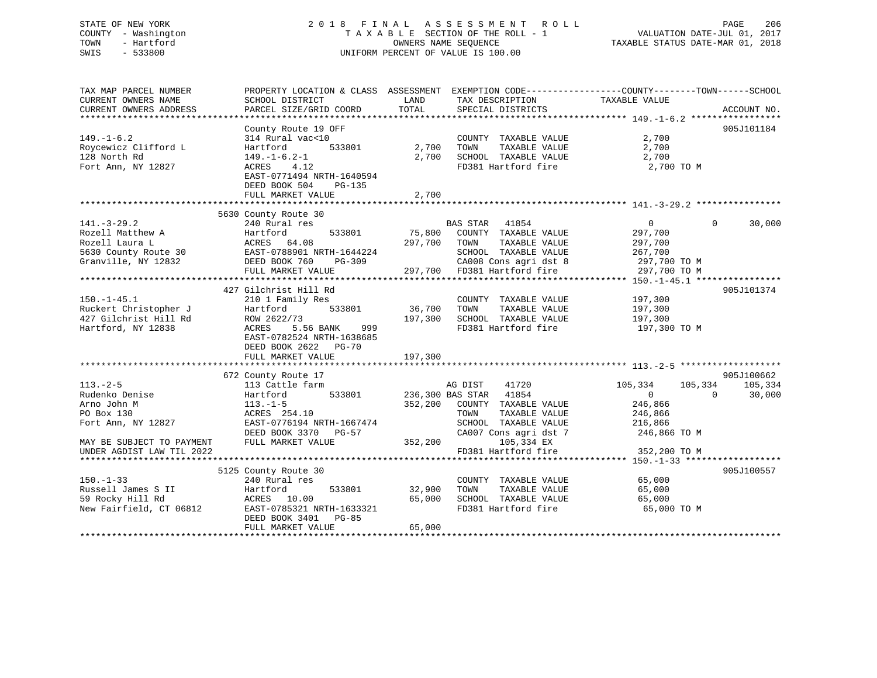STATE OF NEW YORK
COUNTY - Washington
TOWN - Hartford
SWIS - 533800

2 0 1 8 F I N A L A S S E S S M E N T R O L L
T A X A B L E SECTION OF THE ROLL - 1
OWNERS NAME SEQUENCE
UNIFORM PERCENT OF VALUE IS 100.00

VALUATION DATE-JUL 01, 2017
TAXABLE STATUS DATE-MAR 01, 2018

```
TAX MAP PARCEL NUMBER          PROPERTY LOCATION & CLASS  ASSESSMENT  EXEMPTION CODE------------------COUNTY--------TOWN------SCHOOL
CURRENT OWNERS NAME            SCHOOL DISTRICT               LAND      TAX DESCRIPTION            TAXABLE VALUE
CURRENT OWNERS ADDRESS         PARCEL SIZE/GRID COORD        TOTAL     SPECIAL DISTRICTS                                     ACCOUNT NO.
****************************************************************************************************** 149.-1-6.2 *****************
                               County Route 19 OFF                                                                      905J101184
149.-1-6.2                     314 Rural vac<10                        COUNTY  TAXABLE VALUE            2,700
Roycewicz Clifford L           Hartford          533801        2,700   TOWN    TAXABLE VALUE            2,700
128 North Rd                   149.-1-6.2-1                     2,700   SCHOOL  TAXABLE VALUE            2,700
Fort Ann, NY 12827             ACRES    4.12                           FD381 Hartford fire              2,700 TO M
                               EAST-0771494 NRTH-1640594
                               DEED BOOK 504     PG-135
                               FULL MARKET VALUE               2,700
****************************************************************************************************** 141.-3-29.2 ****************
                               5630 County Route 30
141.-3-29.2                    240 Rural res                           BAS STAR   41854                     0            0       30,000
Rozell Matthew A               Hartford          533801       75,800   COUNTY  TAXABLE VALUE          297,700
Rozell Laura L                 ACRES   64.08                 297,700   TOWN    TAXABLE VALUE          297,700
5630 County Route 30           EAST-0788901 NRTH-1644224               SCHOOL  TAXABLE VALUE          267,700
Granville, NY 12832            DEED BOOK 760     PG-309                CA008 Cons agri dst 8          297,700 TO M
                               FULL MARKET VALUE             297,700   FD381 Hartford fire            297,700 TO M
****************************************************************************************************** 150.-1-45.1 ****************
                               427 Gilchrist Hill Rd                                                                    905J101374
150.-1-45.1                    210 1 Family Res                        COUNTY  TAXABLE VALUE          197,300
Ruckert Christopher J          Hartford          533801       36,700   TOWN    TAXABLE VALUE          197,300
427 Gilchrist Hill Rd          ROW 2622/73                   197,300   SCHOOL  TAXABLE VALUE          197,300
Hartford, NY 12838             ACRES    5.56 BANK     999              FD381 Hartford fire            197,300 TO M
                               EAST-0782524 NRTH-1638685
                               DEED BOOK 2622    PG-70
                               FULL MARKET VALUE             197,300
****************************************************************************************************** 113.-2-5 *******************
                               672 County Route 17                                                                      905J100662
113.-2-5                       113 Cattle farm                         AG DIST    41720               105,334      105,334      105,334
Rudenko Denise                 Hartford          533801      236,300 BAS STAR   41854                     0            0       30,000
Arno John M                    113.-1-5                      352,200   COUNTY  TAXABLE VALUE          246,866
PO Box 130                     ACRES  254.10                           TOWN    TAXABLE VALUE          246,866
Fort Ann, NY 12827             EAST-0776194 NRTH-1667474               SCHOOL  TAXABLE VALUE          216,866
                               DEED BOOK 3370    PG-57                 CA007 Cons agri dst 7          246,866 TO M
MAY BE SUBJECT TO PAYMENT      FULL MARKET VALUE             352,200         105,334 EX
UNDER AGDIST LAW TIL 2022                                              FD381 Hartford fire            352,200 TO M
****************************************************************************************************** 150.-1-33 ******************
                               5125 County Route 30                                                                     905J100557
150.-1-33                      240 Rural res                           COUNTY  TAXABLE VALUE           65,000
Russell James S II             Hartford          533801       32,900   TOWN    TAXABLE VALUE           65,000
59 Rocky Hill Rd               ACRES   10.00                  65,000   SCHOOL  TAXABLE VALUE           65,000
New Fairfield, CT 06812        EAST-0785321 NRTH-1633321               FD381 Hartford fire             65,000 TO M
                               DEED BOOK 3401    PG-85
                               FULL MARKET VALUE              65,000
************************************************************************************************************************************
```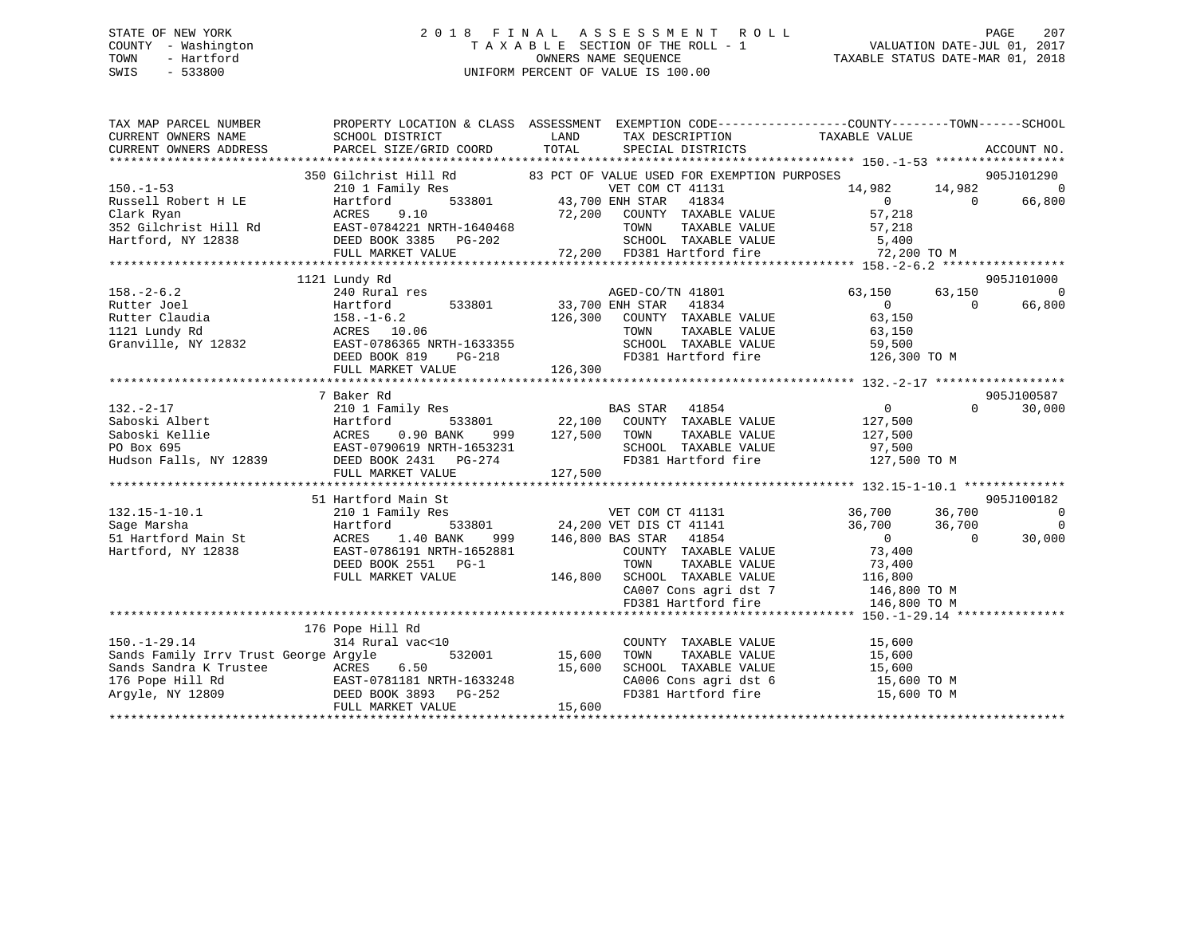STATE OF NEW YORK — 2018 FINAL ASSESSMENT ROLL — PAGE 207
COUNTY - Washington — TAXABLE SECTION OF THE ROLL - 1 — VALUATION DATE-JUL 01, 2017
TOWN - Hartford — OWNERS NAME SEQUENCE — TAXABLE STATUS DATE-MAR 01, 2018
SWIS - 533800 — UNIFORM PERCENT OF VALUE IS 100.00

```
TAX MAP PARCEL NUMBER          PROPERTY LOCATION & CLASS  ASSESSMENT  EXEMPTION CODE------------------COUNTY--------TOWN------SCHOOL
CURRENT OWNERS NAME            SCHOOL DISTRICT               LAND      TAX DESCRIPTION                 TAXABLE VALUE
CURRENT OWNERS ADDRESS         PARCEL SIZE/GRID COORD        TOTAL     SPECIAL DISTRICTS                                    ACCOUNT NO.
******************************************************************************************************* 150.-1-53 *****************
                               350 Gilchrist Hill Rd           83 PCT OF VALUE USED FOR EXEMPTION PURPOSES                  905J101290
150.-1-53                      210 1 Family Res                     VET COM CT 41131           14,982       14,982           0
Russell Robert H LE            Hartford         533801       43,700 ENH STAR   41834                0            0      66,800
Clark Ryan                     ACRES    9.10                 72,200    COUNTY  TAXABLE VALUE          57,218
352 Gilchrist Hill Rd          EAST-0784221 NRTH-1640468               TOWN    TAXABLE VALUE          57,218
Hartford, NY 12838             DEED BOOK 3385   PG-202                 SCHOOL  TAXABLE VALUE           5,400
                               FULL MARKET VALUE             72,200    FD381 Hartford fire            72,200 TO M
******************************************************************************************************* 158.-2-6.2 ****************
                               1121 Lundy Rd                                                                                905J101000
158.-2-6.2                     240 Rural res                        AGED-CO/TN 41801           63,150       63,150           0
Rutter Joel                    Hartford         533801       33,700 ENH STAR   41834                0            0      66,800
Rutter Claudia                 158.-1-6.2                   126,300    COUNTY  TAXABLE VALUE          63,150
1121 Lundy Rd                  ACRES   10.06                           TOWN    TAXABLE VALUE          63,150
Granville, NY 12832            EAST-0786365 NRTH-1633355               SCHOOL  TAXABLE VALUE          59,500
                               DEED BOOK 819    PG-218                 FD381 Hartford fire           126,300 TO M
                               FULL MARKET VALUE            126,300
******************************************************************************************************* 132.-2-17 *****************
                               7 Baker Rd                                                                                   905J100587
132.-2-17                      210 1 Family Res                     BAS STAR   41854                0            0      30,000
Saboski Albert                 Hartford         533801       22,100    COUNTY  TAXABLE VALUE         127,500
Saboski Kellie                 ACRES    0.90 BANK    999    127,500    TOWN    TAXABLE VALUE         127,500
PO Box 695                     EAST-0790619 NRTH-1653231               SCHOOL  TAXABLE VALUE          97,500
Hudson Falls, NY 12839         DEED BOOK 2431   PG-274                 FD381 Hartford fire           127,500 TO M
                               FULL MARKET VALUE            127,500
******************************************************************************************************* 132.15-1-10.1 *************
                               51 Hartford Main St                                                                          905J100182
132.15-1-10.1                  210 1 Family Res                     VET COM CT 41131           36,700       36,700           0
Sage Marsha                    Hartford         533801       24,200 VET DIS CT 41141           36,700       36,700           0
51 Hartford Main St            ACRES    1.40 BANK    999    146,800 BAS STAR   41854                0            0      30,000
Hartford, NY 12838             EAST-0786191 NRTH-1652881               COUNTY  TAXABLE VALUE          73,400
                               DEED BOOK 2551   PG-1                   TOWN    TAXABLE VALUE          73,400
                               FULL MARKET VALUE            146,800    SCHOOL  TAXABLE VALUE         116,800
                                                                       CA007 Cons agri dst 7         146,800 TO M
                                                                       FD381 Hartford fire           146,800 TO M
******************************************************************************************************* 150.-1-29.14 **************
                               176 Pope Hill Rd
150.-1-29.14                   314 Rural vac<10                        COUNTY  TAXABLE VALUE          15,600
Sands Family Irrv Trust George Argyle           532001       15,600    TOWN    TAXABLE VALUE          15,600
Sands Sandra K Trustee         ACRES    6.50                 15,600    SCHOOL  TAXABLE VALUE          15,600
176 Pope Hill Rd               EAST-0781181 NRTH-1633248               CA006 Cons agri dst 6          15,600 TO M
Argyle, NY 12809               DEED BOOK 3893   PG-252                 FD381 Hartford fire            15,600 TO M
                               FULL MARKET VALUE             15,600
***********************************************************************************************************************************
```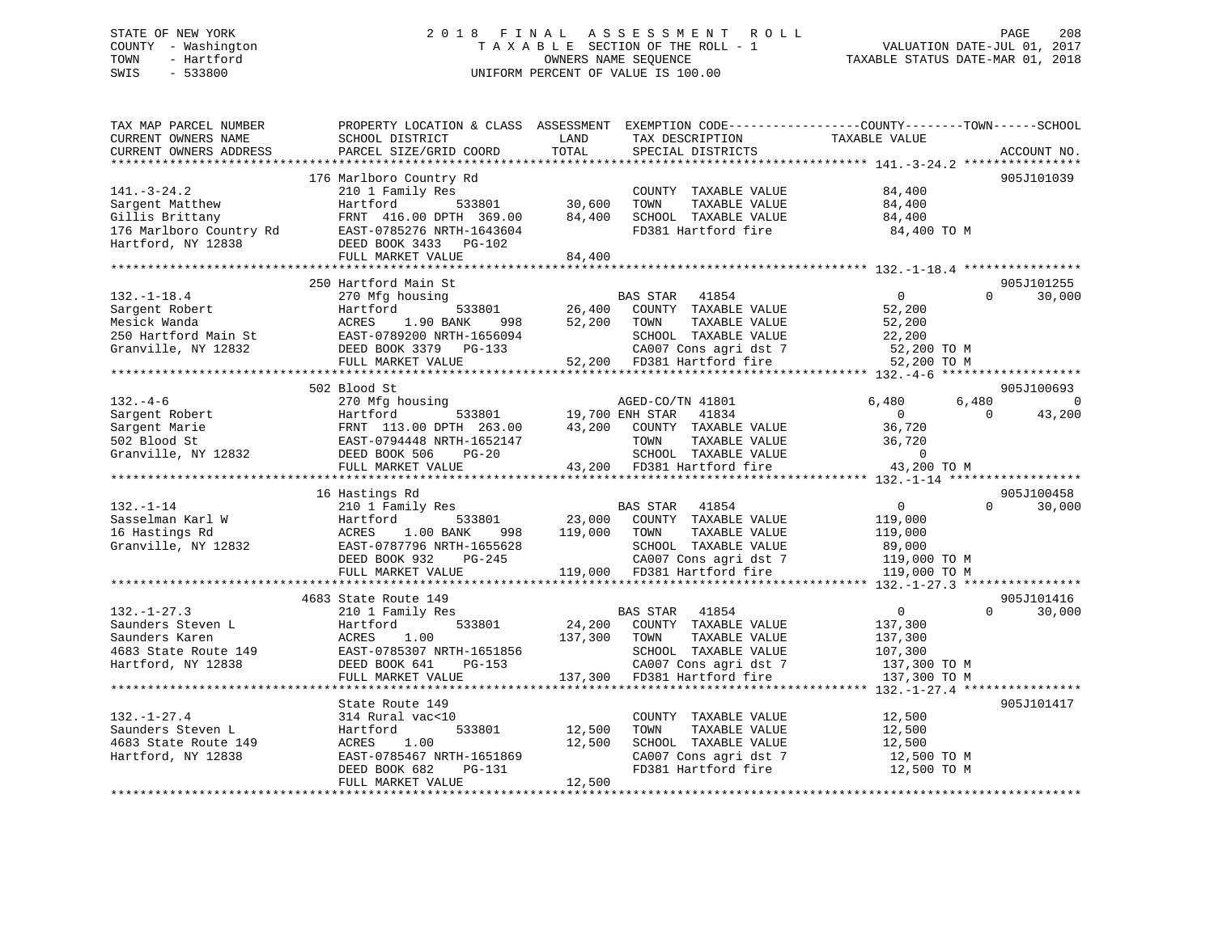STATE OF NEW YORK
COUNTY - Washington
TOWN - Hartford
SWIS - 533800

2018 FINAL ASSESSMENT ROLL
TAXABLE SECTION OF THE ROLL - 1
OWNERS NAME SEQUENCE
UNIFORM PERCENT OF VALUE IS 100.00

VALUATION DATE-JUL 01, 2017
TAXABLE STATUS DATE-MAR 01, 2018

```
TAX MAP PARCEL NUMBER      PROPERTY LOCATION & CLASS  ASSESSMENT  EXEMPTION CODE------------------COUNTY--------TOWN------SCHOOL
CURRENT OWNERS NAME        SCHOOL DISTRICT              LAND      TAX DESCRIPTION              TAXABLE VALUE
CURRENT OWNERS ADDRESS     PARCEL SIZE/GRID COORD       TOTAL     SPECIAL DISTRICTS                                        ACCOUNT NO.
******************************************************************************************************* 141.-3-24.2 ****************
                          176 Marlboro Country Rd                                                                          905J101039
141.-3-24.2                210 1 Family Res                      COUNTY  TAXABLE VALUE            84,400
Sargent Matthew            Hartford        533801        30,600  TOWN    TAXABLE VALUE            84,400
Gillis Brittany            FRNT 416.00 DPTH 369.00       84,400  SCHOOL  TAXABLE VALUE            84,400
176 Marlboro Country Rd    EAST-0785276 NRTH-1643604             FD381 Hartford fire               84,400 TO M
Hartford, NY 12838         DEED BOOK 3433   PG-102
                           FULL MARKET VALUE             84,400
******************************************************************************************************* 132.-1-18.4 ****************
                          250 Hartford Main St                                                                             905J101255
132.-1-18.4                270 Mfg housing                        BAS STAR   41854                  0             0       30,000
Sargent Robert             Hartford        533801        26,400   COUNTY  TAXABLE VALUE            52,200
Mesick Wanda               ACRES    1.90 BANK    998     52,200   TOWN    TAXABLE VALUE            52,200
250 Hartford Main St       EAST-0789200 NRTH-1656094              SCHOOL  TAXABLE VALUE            22,200
Granville, NY 12832        DEED BOOK 3379   PG-133                CA007 Cons agri dst 7             52,200 TO M
                           FULL MARKET VALUE             52,200   FD381 Hartford fire               52,200 TO M
******************************************************************************************************* 132.-4-6 *******************
                          502 Blood St                                                                                     905J100693
132.-4-6                   270 Mfg housing                        AGED-CO/TN 41801              6,480         6,480            0
Sargent Robert             Hartford        533801        19,700 ENH STAR   41834                  0             0       43,200
Sargent Marie              FRNT 113.00 DPTH 263.00       43,200   COUNTY  TAXABLE VALUE            36,720
502 Blood St               EAST-0794448 NRTH-1652147              TOWN    TAXABLE VALUE            36,720
Granville, NY 12832        DEED BOOK 506    PG-20                 SCHOOL  TAXABLE VALUE                 0
                           FULL MARKET VALUE             43,200   FD381 Hartford fire               43,200 TO M
******************************************************************************************************* 132.-1-14 ******************
                          16 Hastings Rd                                                                                   905J100458
132.-1-14                  210 1 Family Res                       BAS STAR   41854                  0             0       30,000
Sasselman Karl W           Hartford        533801        23,000   COUNTY  TAXABLE VALUE           119,000
16 Hastings Rd             ACRES    1.00 BANK    998    119,000   TOWN    TAXABLE VALUE           119,000
Granville, NY 12832        EAST-0787796 NRTH-1655628              SCHOOL  TAXABLE VALUE            89,000
                           DEED BOOK 932    PG-245                CA007 Cons agri dst 7            119,000 TO M
                           FULL MARKET VALUE            119,000   FD381 Hartford fire              119,000 TO M
******************************************************************************************************* 132.-1-27.3 ****************
                          4683 State Route 149                                                                             905J101416
132.-1-27.3                210 1 Family Res                       BAS STAR   41854                  0             0       30,000
Saunders Steven L          Hartford        533801        24,200   COUNTY  TAXABLE VALUE           137,300
Saunders Karen             ACRES    1.00                137,300   TOWN    TAXABLE VALUE           137,300
4683 State Route 149       EAST-0785307 NRTH-1651856              SCHOOL  TAXABLE VALUE           107,300
Hartford, NY 12838         DEED BOOK 641    PG-153                CA007 Cons agri dst 7            137,300 TO M
                           FULL MARKET VALUE            137,300   FD381 Hartford fire              137,300 TO M
******************************************************************************************************* 132.-1-27.4 ****************
                          State Route 149                                                                                  905J101417
132.-1-27.4                314 Rural vac<10                       COUNTY  TAXABLE VALUE            12,500
Saunders Steven L          Hartford        533801        12,500   TOWN    TAXABLE VALUE            12,500
4683 State Route 149       ACRES    1.00                 12,500   SCHOOL  TAXABLE VALUE            12,500
Hartford, NY 12838         EAST-0785467 NRTH-1651869              CA007 Cons agri dst 7             12,500 TO M
                           DEED BOOK 682    PG-131                FD381 Hartford fire               12,500 TO M
                           FULL MARKET VALUE             12,500
************************************************************************************************************************************
```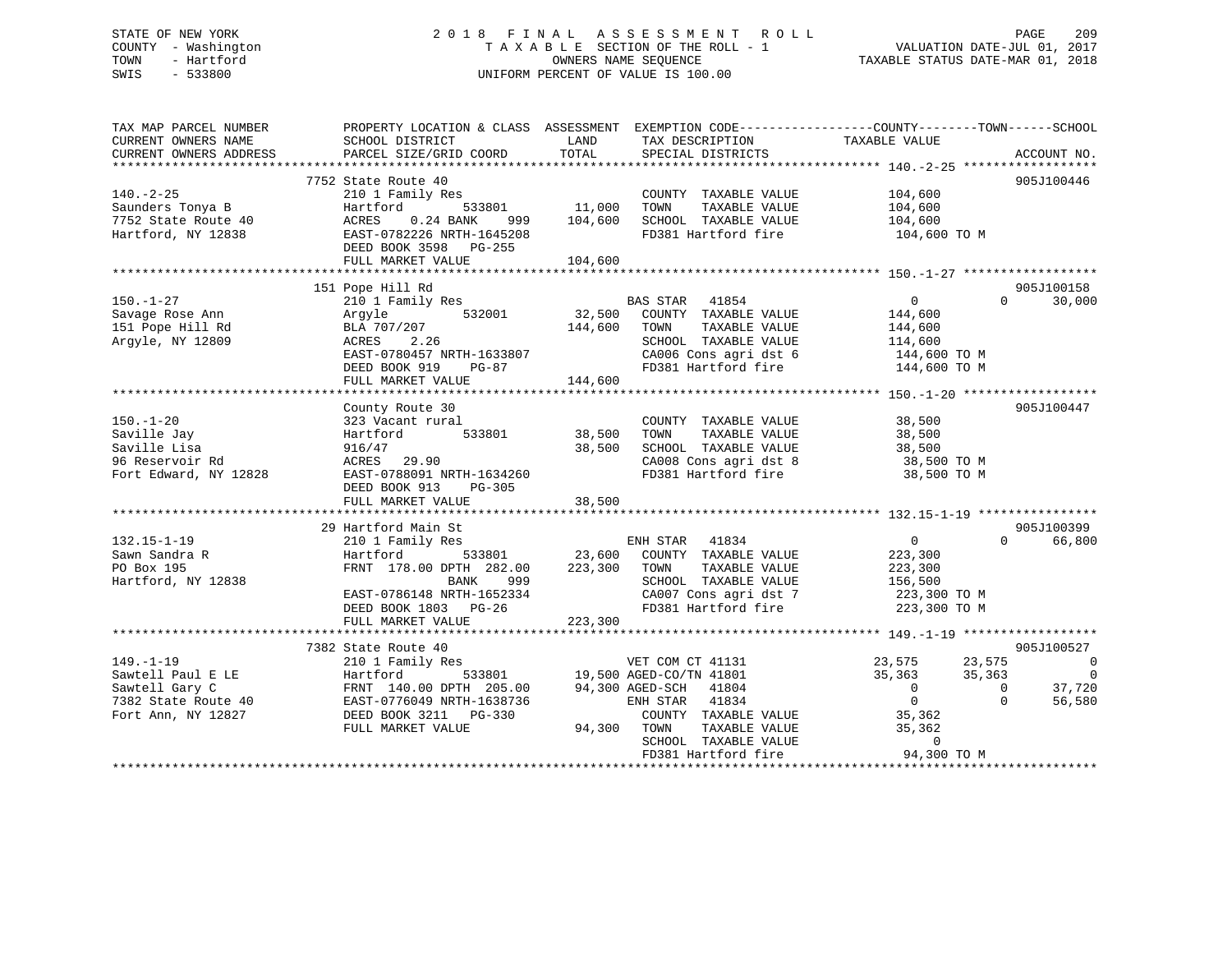STATE OF NEW YORK
COUNTY - Washington
TOWN - Hartford
SWIS - 533800

# 2018 FINAL ASSESSMENT ROLL

TAXABLE SECTION OF THE ROLL - 1
OWNERS NAME SEQUENCE
UNIFORM PERCENT OF VALUE IS 100.00

VALUATION DATE-JUL 01, 2017
TAXABLE STATUS DATE-MAR 01, 2018

```
TAX MAP PARCEL NUMBER          PROPERTY LOCATION & CLASS  ASSESSMENT  EXEMPTION CODE------------------COUNTY--------TOWN------SCHOOL
CURRENT OWNERS NAME            SCHOOL DISTRICT              LAND      TAX DESCRIPTION              TAXABLE VALUE
CURRENT OWNERS ADDRESS         PARCEL SIZE/GRID COORD       TOTAL     SPECIAL DISTRICTS                                        ACCOUNT NO.
******************************************************************************************************* 140.-2-25 ******************
                               7752 State Route 40                                                                        905J100446
140.-2-25                      210 1 Family Res                        COUNTY  TAXABLE VALUE            104,600
Saunders Tonya B               Hartford        533801      11,000      TOWN    TAXABLE VALUE            104,600
7752 State Route 40            ACRES    0.24 BANK    999   104,600     SCHOOL  TAXABLE VALUE            104,600
Hartford, NY 12838             EAST-0782226 NRTH-1645208               FD381 Hartford fire               104,600 TO M
                               DEED BOOK 3598   PG-255
                               FULL MARKET VALUE           104,600
******************************************************************************************************* 150.-1-27 ******************
                               151 Pope Hill Rd                                                                           905J100158
150.-1-27                      210 1 Family Res                  BAS STAR   41854                       0           0      30,000
Savage Rose Ann                Argyle          532001      32,500      COUNTY  TAXABLE VALUE            144,600
151 Pope Hill Rd               BLA 707/207                 144,600     TOWN    TAXABLE VALUE            144,600
Argyle, NY 12809               ACRES    2.26                           SCHOOL  TAXABLE VALUE            114,600
                               EAST-0780457 NRTH-1633807               CA006 Cons agri dst 6             144,600 TO M
                               DEED BOOK 919    PG-87                  FD381 Hartford fire               144,600 TO M
                               FULL MARKET VALUE           144,600
******************************************************************************************************* 150.-1-20 ******************
                               County Route 30                                                                            905J100447
150.-1-20                      323 Vacant rural                        COUNTY  TAXABLE VALUE             38,500
Saville Jay                    Hartford        533801      38,500      TOWN    TAXABLE VALUE             38,500
Saville Lisa                   916/47                      38,500      SCHOOL  TAXABLE VALUE             38,500
96 Reservoir Rd                ACRES   29.90                           CA008 Cons agri dst 8              38,500 TO M
Fort Edward, NY 12828          EAST-0788091 NRTH-1634260               FD381 Hartford fire                38,500 TO M
                               DEED BOOK 913    PG-305
                               FULL MARKET VALUE            38,500
******************************************************************************************************* 132.15-1-19 ****************
                               29 Hartford Main St                                                                        905J100399
132.15-1-19                    210 1 Family Res                  ENH STAR   41834                       0           0      66,800
Sawn Sandra R                  Hartford        533801      23,600      COUNTY  TAXABLE VALUE            223,300
PO Box 195                     FRNT 178.00 DPTH 282.00     223,300     TOWN    TAXABLE VALUE            223,300
Hartford, NY 12838                          BANK    999                SCHOOL  TAXABLE VALUE            156,500
                               EAST-0786148 NRTH-1652334               CA007 Cons agri dst 7             223,300 TO M
                               DEED BOOK 1803   PG-26                  FD381 Hartford fire               223,300 TO M
                               FULL MARKET VALUE           223,300
******************************************************************************************************* 149.-1-19 ******************
                               7382 State Route 40                                                                        905J100527
149.-1-19                      210 1 Family Res                  VET COM CT 41131                  23,575      23,575           0
Sawtell Paul E LE              Hartford        533801      19,500 AGED-CO/TN 41801                  35,363      35,363           0
Sawtell Gary C                 FRNT 140.00 DPTH 205.00     94,300 AGED-SCH   41804                       0           0      37,720
7382 State Route 40            EAST-0776049 NRTH-1638736         ENH STAR   41834                       0           0      56,580
Fort Ann, NY 12827             DEED BOOK 3211   PG-330                 COUNTY  TAXABLE VALUE             35,362
                               FULL MARKET VALUE            94,300     TOWN    TAXABLE VALUE             35,362
                                                                       SCHOOL  TAXABLE VALUE                  0
                                                                       FD381 Hartford fire                94,300 TO M
************************************************************************************************************************************
```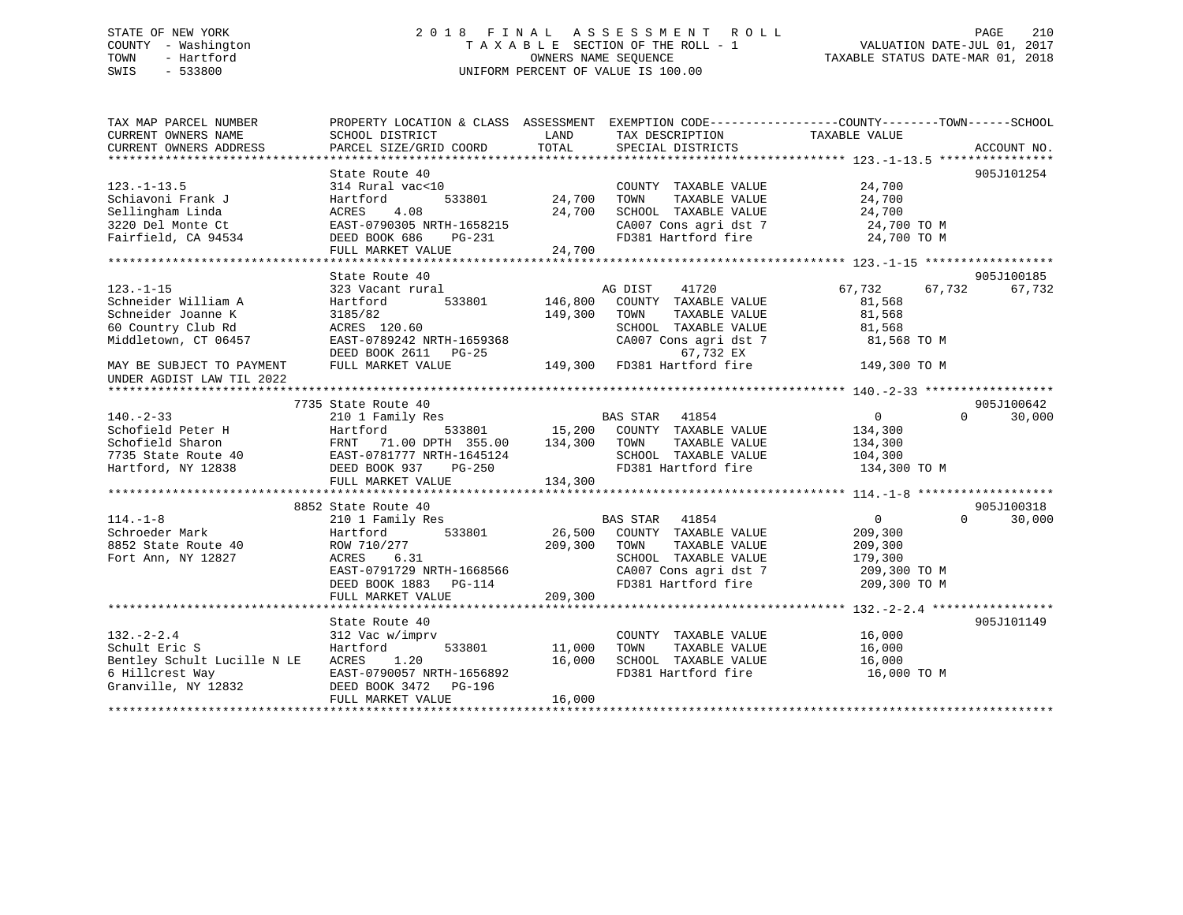STATE OF NEW YORK — COUNTY - Washington — TOWN - Hartford — SWIS - 533800

# 2018 FINAL ASSESSMENT ROLL

TAXABLE SECTION OF THE ROLL - 1
OWNERS NAME SEQUENCE
UNIFORM PERCENT OF VALUE IS 100.00

VALUATION DATE-JUL 01, 2017
TAXABLE STATUS DATE-MAR 01, 2018

| TAX MAP PARCEL NUMBER / CURRENT OWNERS NAME / CURRENT OWNERS ADDRESS | PROPERTY LOCATION & CLASS / SCHOOL DISTRICT / PARCEL SIZE/GRID COORD | ASSESSMENT LAND / TOTAL | EXEMPTION CODE / TAX DESCRIPTION / SPECIAL DISTRICTS | COUNTY | TOWN | SCHOOL | ACCOUNT NO. |
|---|---|---|---|---|---|---|---|
| **123.-1-13.5** | State Route 40 | | | | | | 905J101254 |
| | 314 Rural vac<10 | | COUNTY TAXABLE VALUE | 24,700 | | | |
| Schiavoni Frank J | Hartford 533801 | 24,700 | TOWN TAXABLE VALUE | 24,700 | | | |
| Sellingham Linda | ACRES 4.08 | 24,700 | SCHOOL TAXABLE VALUE | 24,700 | | | |
| 3220 Del Monte Ct | EAST-0790305 NRTH-1658215 | | CA007 Cons agri dst 7 | 24,700 TO M | | | |
| Fairfield, CA 94534 | DEED BOOK 686 PG-231 | | FD381 Hartford fire | 24,700 TO M | | | |
| | FULL MARKET VALUE | 24,700 | | | | | |
| **123.-1-15** | State Route 40 | | | | | | 905J100185 |
| | 323 Vacant rural | | AG DIST 41720 | 67,732 | 67,732 | 67,732 | |
| Schneider William A | Hartford 533801 | 146,800 | COUNTY TAXABLE VALUE | 81,568 | | | |
| Schneider Joanne K | 3185/82 | 149,300 | TOWN TAXABLE VALUE | 81,568 | | | |
| 60 Country Club Rd | ACRES 120.60 | | SCHOOL TAXABLE VALUE | 81,568 | | | |
| Middletown, CT 06457 | EAST-0789242 NRTH-1659368 | | CA007 Cons agri dst 7 | 81,568 TO M | | | |
| | DEED BOOK 2611 PG-25 | | 67,732 EX | | | | |
| MAY BE SUBJECT TO PAYMENT UNDER AGDIST LAW TIL 2022 | FULL MARKET VALUE | 149,300 | FD381 Hartford fire | 149,300 TO M | | | |
| **140.-2-33** | 7735 State Route 40 | | | | | | 905J100642 |
| | 210 1 Family Res | | BAS STAR 41854 | 0 | 0 | 30,000 | |
| Schofield Peter H | Hartford 533801 | 15,200 | COUNTY TAXABLE VALUE | 134,300 | | | |
| Schofield Sharon | FRNT 71.00 DPTH 355.00 | 134,300 | TOWN TAXABLE VALUE | 134,300 | | | |
| 7735 State Route 40 | EAST-0781777 NRTH-1645124 | | SCHOOL TAXABLE VALUE | 104,300 | | | |
| Hartford, NY 12838 | DEED BOOK 937 PG-250 | | FD381 Hartford fire | 134,300 TO M | | | |
| | FULL MARKET VALUE | 134,300 | | | | | |
| **114.-1-8** | 8852 State Route 40 | | | | | | 905J100318 |
| | 210 1 Family Res | | BAS STAR 41854 | 0 | 0 | 30,000 | |
| Schroeder Mark | Hartford 533801 | 26,500 | COUNTY TAXABLE VALUE | 209,300 | | | |
| 8852 State Route 40 | ROW 710/277 | 209,300 | TOWN TAXABLE VALUE | 209,300 | | | |
| Fort Ann, NY 12827 | ACRES 6.31 | | SCHOOL TAXABLE VALUE | 179,300 | | | |
| | EAST-0791729 NRTH-1668566 | | CA007 Cons agri dst 7 | 209,300 TO M | | | |
| | DEED BOOK 1883 PG-114 | | FD381 Hartford fire | 209,300 TO M | | | |
| | FULL MARKET VALUE | 209,300 | | | | | |
| **132.-2-2.4** | State Route 40 | | | | | | 905J101149 |
| | 312 Vac w/imprv | | COUNTY TAXABLE VALUE | 16,000 | | | |
| Schult Eric S | Hartford 533801 | 11,000 | TOWN TAXABLE VALUE | 16,000 | | | |
| Bentley Schult Lucille N LE | ACRES 1.20 | 16,000 | SCHOOL TAXABLE VALUE | 16,000 | | | |
| 6 Hillcrest Way | EAST-0790057 NRTH-1656892 | | FD381 Hartford fire | 16,000 TO M | | | |
| Granville, NY 12832 | DEED BOOK 3472 PG-196 | | | | | | |
| | FULL MARKET VALUE | 16,000 | | | | | |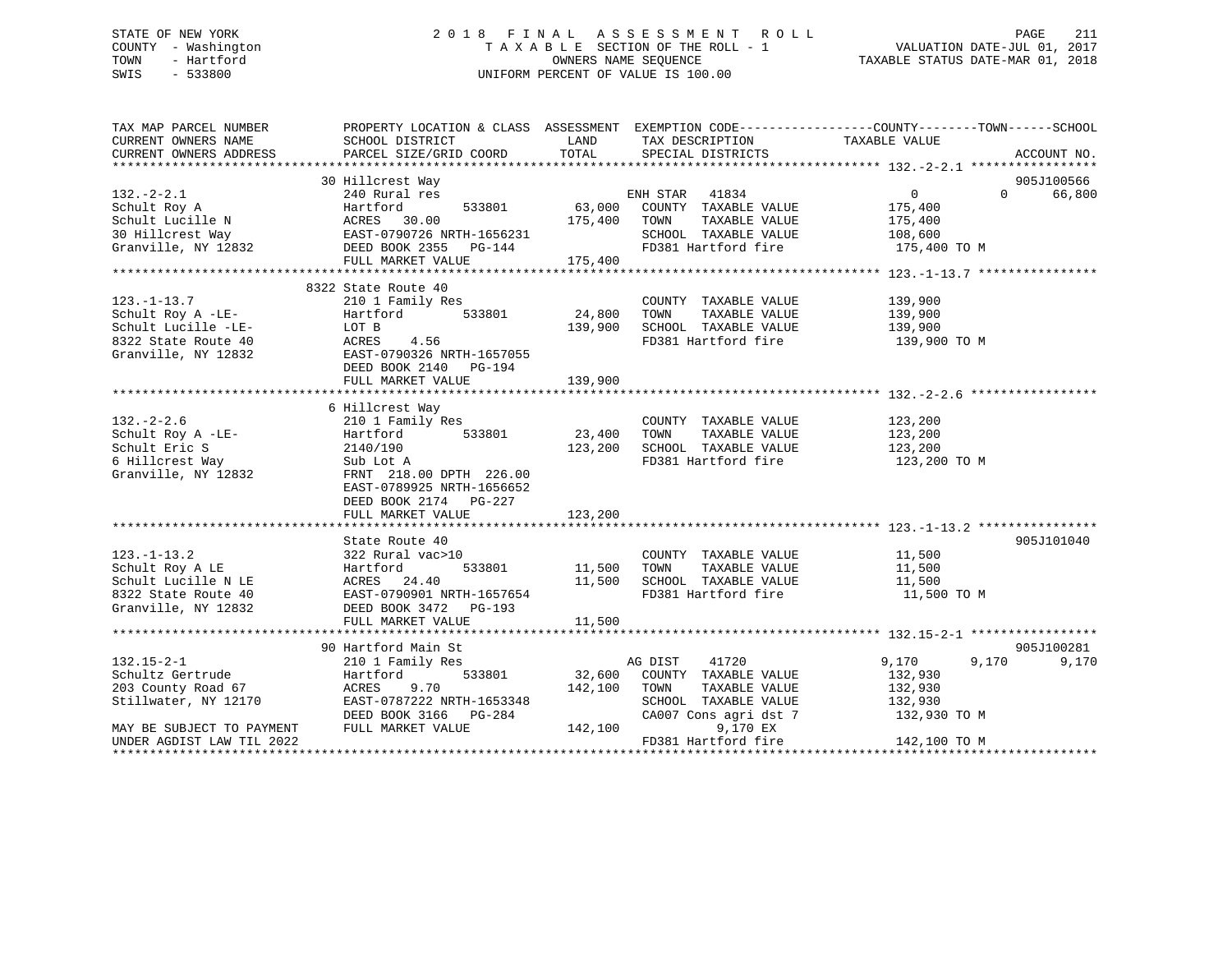STATE OF NEW YORK
COUNTY - Washington
TOWN - Hartford
SWIS - 533800

# 2018 FINAL ASSESSMENT ROLL
TAXABLE SECTION OF THE ROLL - 1
OWNERS NAME SEQUENCE
UNIFORM PERCENT OF VALUE IS 100.00

VALUATION DATE-JUL 01, 2017
TAXABLE STATUS DATE-MAR 01, 2018

| TAX MAP PARCEL NUMBER / CURRENT OWNERS NAME / CURRENT OWNERS ADDRESS | PROPERTY LOCATION & CLASS / SCHOOL DISTRICT / PARCEL SIZE/GRID COORD | ASSESSMENT LAND | TOTAL | EXEMPTION CODE / TAX DESCRIPTION / SPECIAL DISTRICTS | COUNTY TAXABLE VALUE | TOWN | SCHOOL | ACCOUNT NO. |
|---|---|---|---|---|---|---|---|---|
| **132.-2-2.1** | 30 Hillcrest Way | | | | | | | 905J100566 |
| Schult Roy A | 240 Rural res | | | ENH STAR 41834 | 0 | 0 | 66,800 | |
| Schult Lucille N | Hartford 533801 | 63,000 | | COUNTY TAXABLE VALUE | 175,400 | | | |
| 30 Hillcrest Way | ACRES 30.00 | | 175,400 | TOWN TAXABLE VALUE | 175,400 | | | |
| Granville, NY 12832 | EAST-0790726 NRTH-1656231 | | | SCHOOL TAXABLE VALUE | 108,600 | | | |
| | DEED BOOK 2355 PG-144 | | | FD381 Hartford fire | 175,400 TO M | | | |
| | FULL MARKET VALUE | | 175,400 | | | | | |
| **123.-1-13.7** | 8322 State Route 40 | | | | | | | |
| Schult Roy A -LE- | 210 1 Family Res | | | COUNTY TAXABLE VALUE | 139,900 | | | |
| Schult Lucille -LE- | Hartford 533801 | 24,800 | | TOWN TAXABLE VALUE | 139,900 | | | |
| 8322 State Route 40 | LOT B | | 139,900 | SCHOOL TAXABLE VALUE | 139,900 | | | |
| Granville, NY 12832 | ACRES 4.56 | | | FD381 Hartford fire | 139,900 TO M | | | |
| | EAST-0790326 NRTH-1657055 | | | | | | | |
| | DEED BOOK 2140 PG-194 | | | | | | | |
| | FULL MARKET VALUE | | 139,900 | | | | | |
| **132.-2-2.6** | 6 Hillcrest Way | | | | | | | |
| Schult Roy A -LE- | 210 1 Family Res | | | COUNTY TAXABLE VALUE | 123,200 | | | |
| Schult Eric S | Hartford 533801 | 23,400 | | TOWN TAXABLE VALUE | 123,200 | | | |
| 6 Hillcrest Way | 2140/190 | | 123,200 | SCHOOL TAXABLE VALUE | 123,200 | | | |
| Granville, NY 12832 | Sub Lot A | | | FD381 Hartford fire | 123,200 TO M | | | |
| | FRNT 218.00 DPTH 226.00 | | | | | | | |
| | EAST-0789925 NRTH-1656652 | | | | | | | |
| | DEED BOOK 2174 PG-227 | | | | | | | |
| | FULL MARKET VALUE | | 123,200 | | | | | |
| **123.-1-13.2** | State Route 40 | | | | | | | 905J101040 |
| Schult Roy A LE | 322 Rural vac>10 | | | COUNTY TAXABLE VALUE | 11,500 | | | |
| Schult Lucille N LE | Hartford 533801 | 11,500 | | TOWN TAXABLE VALUE | 11,500 | | | |
| 8322 State Route 40 | ACRES 24.40 | | 11,500 | SCHOOL TAXABLE VALUE | 11,500 | | | |
| Granville, NY 12832 | EAST-0790901 NRTH-1657654 | | | FD381 Hartford fire | 11,500 TO M | | | |
| | DEED BOOK 3472 PG-193 | | | | | | | |
| | FULL MARKET VALUE | | 11,500 | | | | | |
| **132.15-2-1** | 90 Hartford Main St | | | | | | | 905J100281 |
| Schultz Gertrude | 210 1 Family Res | | | AG DIST 41720 | 9,170 | 9,170 | 9,170 | |
| 203 County Road 67 | Hartford 533801 | 32,600 | | COUNTY TAXABLE VALUE | 132,930 | | | |
| Stillwater, NY 12170 | ACRES 9.70 | | 142,100 | TOWN TAXABLE VALUE | 132,930 | | | |
| | EAST-0787222 NRTH-1653348 | | | SCHOOL TAXABLE VALUE | 132,930 | | | |
| | DEED BOOK 3166 PG-284 | | | CA007 Cons agri dst 7 | 132,930 TO M | | | |
| MAY BE SUBJECT TO PAYMENT | FULL MARKET VALUE | | 142,100 | 9,170 EX | | | | |
| UNDER AGDIST LAW TIL 2022 | | | | FD381 Hartford fire | 142,100 TO M | | | |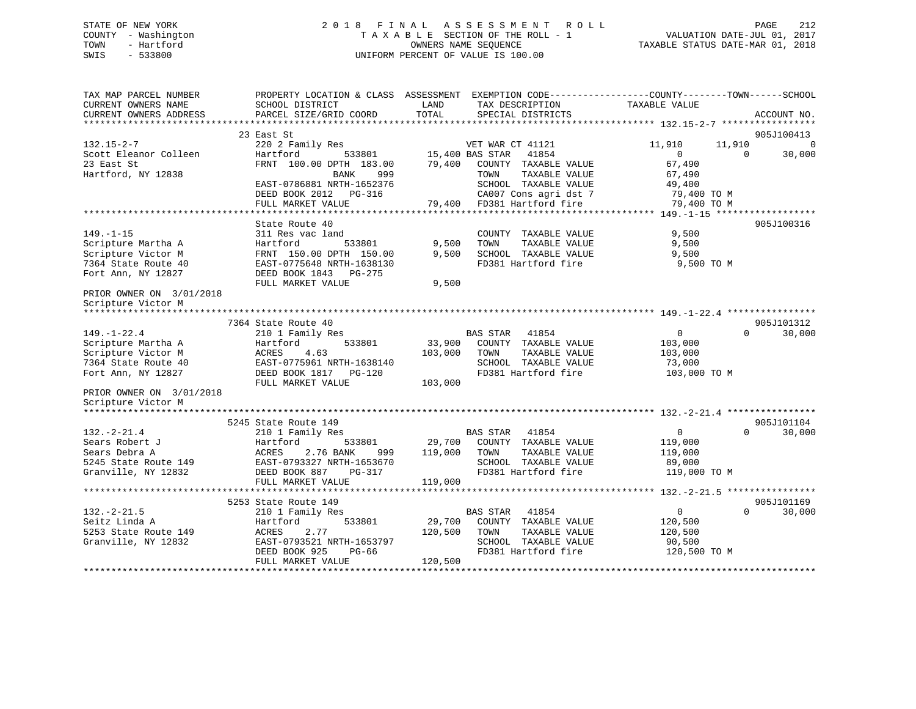STATE OF NEW YORK
COUNTY - Washington
TOWN - Hartford
SWIS - 533800

# 2 0 1 8 F I N A L A S S E S S M E N T R O L L

T A X A B L E SECTION OF THE ROLL - 1
OWNERS NAME SEQUENCE
UNIFORM PERCENT OF VALUE IS 100.00

VALUATION DATE-JUL 01, 2017
TAXABLE STATUS DATE-MAR 01, 2018

```
TAX MAP PARCEL NUMBER          PROPERTY LOCATION & CLASS  ASSESSMENT  EXEMPTION CODE------------------COUNTY--------TOWN------SCHOOL
CURRENT OWNERS NAME            SCHOOL DISTRICT               LAND      TAX DESCRIPTION              TAXABLE VALUE
CURRENT OWNERS ADDRESS         PARCEL SIZE/GRID COORD        TOTAL     SPECIAL DISTRICTS                                    ACCOUNT NO.
******************************************************************************************************* 132.15-2-7 *****************
                               23 East St                                                                                905J100413
132.15-2-7                     220 2 Family Res                       VET WAR CT 41121              11,910      11,910           0
Scott Eleanor Colleen          Hartford          533801      15,400 BAS STAR   41854                    0           0       30,000
23 East St                     FRNT 100.00 DPTH 183.00       79,400    COUNTY  TAXABLE VALUE         67,490
Hartford, NY 12838                         BANK    999                 TOWN    TAXABLE VALUE         67,490
                               EAST-0786881 NRTH-1652376               SCHOOL  TAXABLE VALUE         49,400
                               DEED BOOK 2012   PG-316                 CA007 Cons agri dst 7          79,400 TO M
                               FULL MARKET VALUE             79,400    FD381 Hartford fire            79,400 TO M
******************************************************************************************************* 149.-1-15 ******************
                               State Route 40                                                                            905J100316
149.-1-15                      311 Res vac land                        COUNTY  TAXABLE VALUE          9,500
Scripture Martha A             Hartford          533801       9,500    TOWN    TAXABLE VALUE          9,500
Scripture Victor M             FRNT 150.00 DPTH 150.00        9,500    SCHOOL  TAXABLE VALUE          9,500
7364 State Route 40            EAST-0775648 NRTH-1638130               FD381 Hartford fire             9,500 TO M
Fort Ann, NY 12827             DEED BOOK 1843   PG-275
                               FULL MARKET VALUE              9,500
PRIOR OWNER ON 3/01/2018
Scripture Victor M
******************************************************************************************************* 149.-1-22.4 ****************
                               7364 State Route 40                                                                       905J101312
149.-1-22.4                    210 1 Family Res                       BAS STAR   41854                    0           0       30,000
Scripture Martha A             Hartford          533801      33,900    COUNTY  TAXABLE VALUE        103,000
Scripture Victor M             ACRES     4.63               103,000    TOWN    TAXABLE VALUE        103,000
7364 State Route 40            EAST-0775961 NRTH-1638140               SCHOOL  TAXABLE VALUE         73,000
Fort Ann, NY 12827             DEED BOOK 1817   PG-120                 FD381 Hartford fire           103,000 TO M
                               FULL MARKET VALUE            103,000
PRIOR OWNER ON 3/01/2018
Scripture Victor M
******************************************************************************************************* 132.-2-21.4 ****************
                               5245 State Route 149                                                                      905J101104
132.-2-21.4                    210 1 Family Res                       BAS STAR   41854                    0           0       30,000
Sears Robert J                 Hartford          533801      29,700    COUNTY  TAXABLE VALUE        119,000
Sears Debra A                  ACRES     2.76 BANK    999   119,000    TOWN    TAXABLE VALUE        119,000
5245 State Route 149           EAST-0793327 NRTH-1653670               SCHOOL  TAXABLE VALUE         89,000
Granville, NY 12832            DEED BOOK 887    PG-317                 FD381 Hartford fire           119,000 TO M
                               FULL MARKET VALUE            119,000
******************************************************************************************************* 132.-2-21.5 ****************
                               5253 State Route 149                                                                      905J101169
132.-2-21.5                    210 1 Family Res                       BAS STAR   41854                    0           0       30,000
Seitz Linda A                  Hartford          533801      29,700    COUNTY  TAXABLE VALUE        120,500
5253 State Route 149           ACRES     2.77               120,500    TOWN    TAXABLE VALUE        120,500
Granville, NY 12832            EAST-0793521 NRTH-1653797               SCHOOL  TAXABLE VALUE         90,500
                               DEED BOOK 925    PG-66                  FD381 Hartford fire           120,500 TO M
                               FULL MARKET VALUE            120,500
************************************************************************************************************************************
```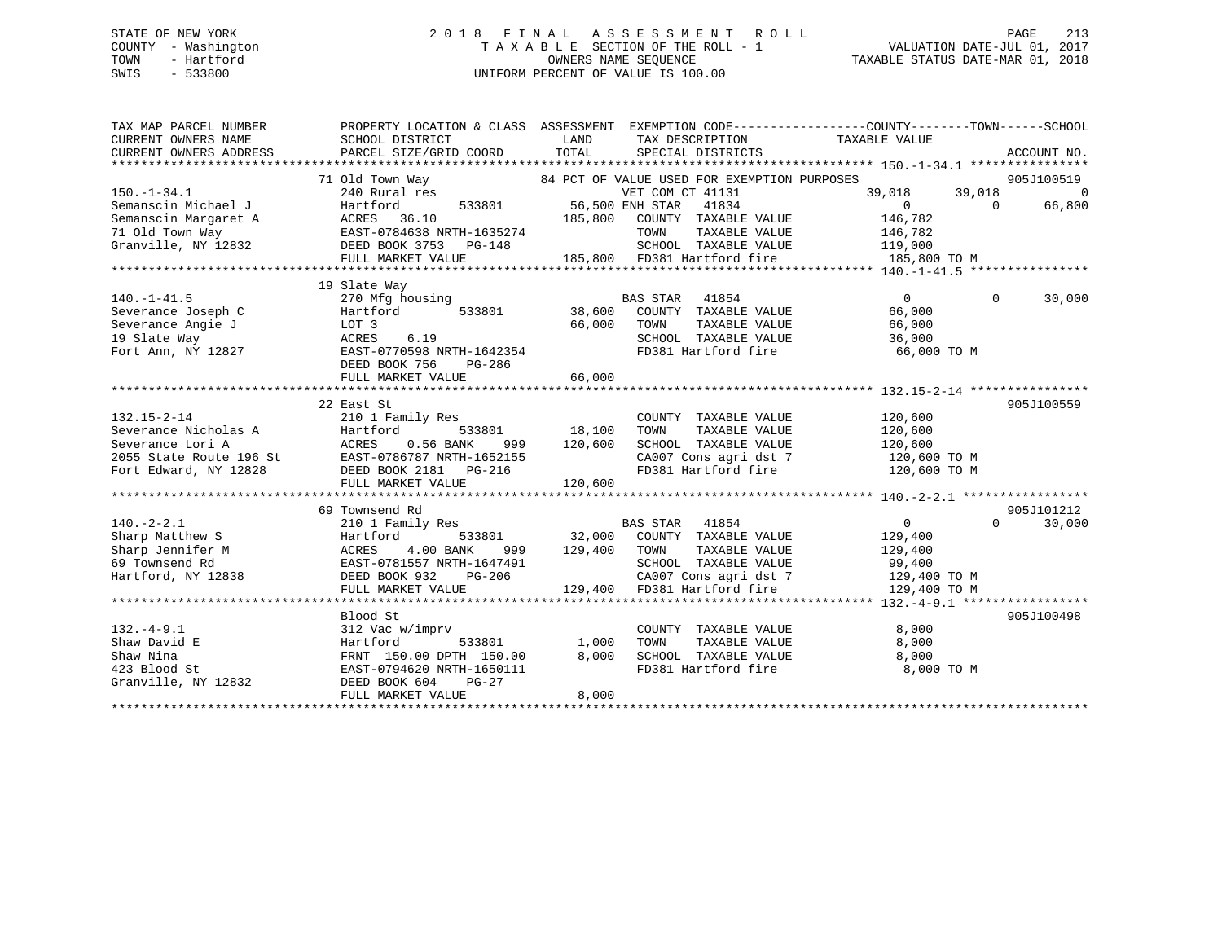STATE OF NEW YORK
COUNTY - Washington
TOWN - Hartford
SWIS - 533800

# 2018 FINAL ASSESSMENT ROLL

TAXABLE SECTION OF THE ROLL - 1
OWNERS NAME SEQUENCE
UNIFORM PERCENT OF VALUE IS 100.00

VALUATION DATE-JUL 01, 2017
TAXABLE STATUS DATE-MAR 01, 2018

```
TAX MAP PARCEL NUMBER          PROPERTY LOCATION & CLASS  ASSESSMENT  EXEMPTION CODE------------------COUNTY--------TOWN------SCHOOL
CURRENT OWNERS NAME            SCHOOL DISTRICT               LAND      TAX DESCRIPTION            TAXABLE VALUE
CURRENT OWNERS ADDRESS         PARCEL SIZE/GRID COORD        TOTAL     SPECIAL DISTRICTS                                     ACCOUNT NO.
******************************************************************************************************* 150.-1-34.1 ****************
                               71 Old Town Way                84 PCT OF VALUE USED FOR EXEMPTION PURPOSES                    905J100519
150.-1-34.1                    240 Rural res                     VET COM CT 41131            39,018      39,018          0
Semanscin Michael J            Hartford         533801       56,500 ENH STAR  41834               0           0     66,800
Semanscin Margaret A           ACRES   36.10               185,800    COUNTY  TAXABLE VALUE       146,782
71 Old Town Way                EAST-0784638 NRTH-1635274              TOWN    TAXABLE VALUE       146,782
Granville, NY 12832            DEED BOOK 3753   PG-148                SCHOOL  TAXABLE VALUE       119,000
                               FULL MARKET VALUE           185,800    FD381 Hartford fire         185,800 TO M
******************************************************************************************************* 140.-1-41.5 ****************
                               19 Slate Way
140.-1-41.5                    270 Mfg housing                   BAS STAR  41854                   0           0     30,000
Severance Joseph C             Hartford         533801       38,600   COUNTY  TAXABLE VALUE        66,000
Severance Angie J              LOT 3                         66,000   TOWN    TAXABLE VALUE        66,000
19 Slate Way                   ACRES    6.19                          SCHOOL  TAXABLE VALUE        36,000
Fort Ann, NY 12827             EAST-0770598 NRTH-1642354              FD381 Hartford fire          66,000 TO M
                               DEED BOOK 756    PG-286
                               FULL MARKET VALUE            66,000
******************************************************************************************************* 132.15-2-14 ****************
                               22 East St                                                                             905J100559
132.15-2-14                    210 1 Family Res                       COUNTY  TAXABLE VALUE       120,600
Severance Nicholas A           Hartford         533801       18,100   TOWN    TAXABLE VALUE       120,600
Severance Lori A               ACRES    0.56 BANK     999   120,600   SCHOOL  TAXABLE VALUE       120,600
2055 State Route 196 St        EAST-0786787 NRTH-1652155              CA007 Cons agri dst 7       120,600 TO M
Fort Edward, NY 12828          DEED BOOK 2181   PG-216                FD381 Hartford fire         120,600 TO M
                               FULL MARKET VALUE           120,600
******************************************************************************************************* 140.-2-2.1 *****************
                               69 Townsend Rd                                                                         905J101212
140.-2-2.1                     210 1 Family Res                  BAS STAR  41854                   0           0     30,000
Sharp Matthew S                Hartford         533801       32,000   COUNTY  TAXABLE VALUE       129,400
Sharp Jennifer M               ACRES    4.00 BANK     999   129,400   TOWN    TAXABLE VALUE       129,400
69 Townsend Rd                 EAST-0781557 NRTH-1647491              SCHOOL  TAXABLE VALUE        99,400
Hartford, NY 12838             DEED BOOK 932    PG-206                CA007 Cons agri dst 7       129,400 TO M
                               FULL MARKET VALUE           129,400    FD381 Hartford fire         129,400 TO M
******************************************************************************************************* 132.-4-9.1 *****************
                               Blood St                                                                               905J100498
132.-4-9.1                     312 Vac w/imprv                        COUNTY  TAXABLE VALUE         8,000
Shaw David E                   Hartford         533801        1,000   TOWN    TAXABLE VALUE         8,000
Shaw Nina                      FRNT 150.00 DPTH 150.00        8,000   SCHOOL  TAXABLE VALUE         8,000
423 Blood St                   EAST-0794620 NRTH-1650111              FD381 Hartford fire           8,000 TO M
Granville, NY 12832            DEED BOOK 604    PG-27
                               FULL MARKET VALUE             8,000
************************************************************************************************************************************
```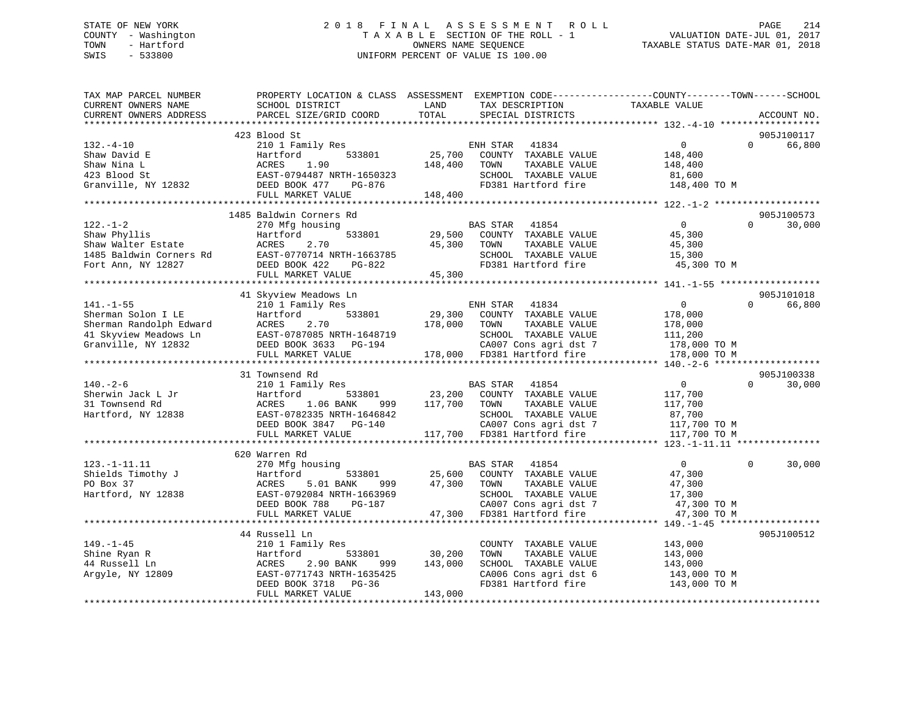STATE OF NEW YORK
COUNTY - Washington
TOWN - Hartford
SWIS - 533800

# 2018 FINAL ASSESSMENT ROLL
TAXABLE SECTION OF THE ROLL - 1
OWNERS NAME SEQUENCE
UNIFORM PERCENT OF VALUE IS 100.00

VALUATION DATE-JUL 01, 2017
TAXABLE STATUS DATE-MAR 01, 2018

```
TAX MAP PARCEL NUMBER          PROPERTY LOCATION & CLASS  ASSESSMENT  EXEMPTION CODE------------------COUNTY--------TOWN------SCHOOL
CURRENT OWNERS NAME            SCHOOL DISTRICT              LAND      TAX DESCRIPTION              TAXABLE VALUE
CURRENT OWNERS ADDRESS         PARCEL SIZE/GRID COORD       TOTAL     SPECIAL DISTRICTS                                    ACCOUNT NO.
*********************************************************************************************************** 132.-4-10 ******************
                               423 Blood St                                                                              905J100117
132.-4-10                      210 1 Family Res                       ENH STAR   41834                    0            0       66,800
Shaw David E                   Hartford          533801      25,700   COUNTY  TAXABLE VALUE         148,400
Shaw Nina L                    ACRES    1.90                148,400   TOWN    TAXABLE VALUE         148,400
423 Blood St                   EAST-0794487 NRTH-1650323              SCHOOL  TAXABLE VALUE          81,600
Granville, NY 12832            DEED BOOK 477    PG-876                FD381 Hartford fire           148,400 TO M
                               FULL MARKET VALUE            148,400
*********************************************************************************************************** 122.-1-2 *******************
                               1485 Baldwin Corners Rd                                                                   905J100573
122.-1-2                       270 Mfg housing                        BAS STAR   41854                    0            0       30,000
Shaw Phyllis                   Hartford          533801      29,500   COUNTY  TAXABLE VALUE          45,300
Shaw Walter Estate             ACRES    2.70                 45,300   TOWN    TAXABLE VALUE          45,300
1485 Baldwin Corners Rd        EAST-0770714 NRTH-1663785              SCHOOL  TAXABLE VALUE          15,300
Fort Ann, NY 12827             DEED BOOK 422    PG-822                FD381 Hartford fire            45,300 TO M
                               FULL MARKET VALUE             45,300
*********************************************************************************************************** 141.-1-55 ******************
                               41 Skyview Meadows Ln                                                                     905J101018
141.-1-55                      210 1 Family Res                       ENH STAR   41834                    0            0       66,800
Sherman Solon I LE             Hartford          533801      29,300   COUNTY  TAXABLE VALUE         178,000
Sherman Randolph Edward        ACRES    2.70                178,000   TOWN    TAXABLE VALUE         178,000
41 Skyview Meadows Ln          EAST-0787085 NRTH-1648719              SCHOOL  TAXABLE VALUE         111,200
Granville, NY 12832            DEED BOOK 3633   PG-194                CA007 Cons agri dst 7         178,000 TO M
                               FULL MARKET VALUE            178,000   FD381 Hartford fire           178,000 TO M
*********************************************************************************************************** 140.-2-6 *******************
                               31 Townsend Rd                                                                            905J100338
140.-2-6                       210 1 Family Res                       BAS STAR   41854                    0            0       30,000
Sherwin Jack L Jr              Hartford          533801      23,200   COUNTY  TAXABLE VALUE         117,700
31 Townsend Rd                 ACRES    1.06 BANK     999   117,700   TOWN    TAXABLE VALUE         117,700
Hartford, NY 12838             EAST-0782335 NRTH-1646842              SCHOOL  TAXABLE VALUE          87,700
                               DEED BOOK 3847   PG-140                CA007 Cons agri dst 7         117,700 TO M
                               FULL MARKET VALUE            117,700   FD381 Hartford fire           117,700 TO M
*********************************************************************************************************** 123.-1-11.11 ***************
                               620 Warren Rd
123.-1-11.11                   270 Mfg housing                        BAS STAR   41854                    0            0       30,000
Shields Timothy J              Hartford          533801      25,600   COUNTY  TAXABLE VALUE          47,300
PO Box 37                      ACRES    5.01 BANK     999    47,300   TOWN    TAXABLE VALUE          47,300
Hartford, NY 12838             EAST-0792084 NRTH-1663969              SCHOOL  TAXABLE VALUE          17,300
                               DEED BOOK 788    PG-187                CA007 Cons agri dst 7          47,300 TO M
                               FULL MARKET VALUE             47,300   FD381 Hartford fire            47,300 TO M
*********************************************************************************************************** 149.-1-45 ******************
                               44 Russell Ln                                                                             905J100512
149.-1-45                      210 1 Family Res                       COUNTY  TAXABLE VALUE         143,000
Shine Ryan R                   Hartford          533801      30,200   TOWN    TAXABLE VALUE         143,000
44 Russell Ln                  ACRES    2.90 BANK     999   143,000   SCHOOL  TAXABLE VALUE         143,000
Argyle, NY 12809               EAST-0771743 NRTH-1635425              CA006 Cons agri dst 6         143,000 TO M
                               DEED BOOK 3718   PG-36                 FD381 Hartford fire           143,000 TO M
                               FULL MARKET VALUE            143,000
****************************************************************************************************************************************
```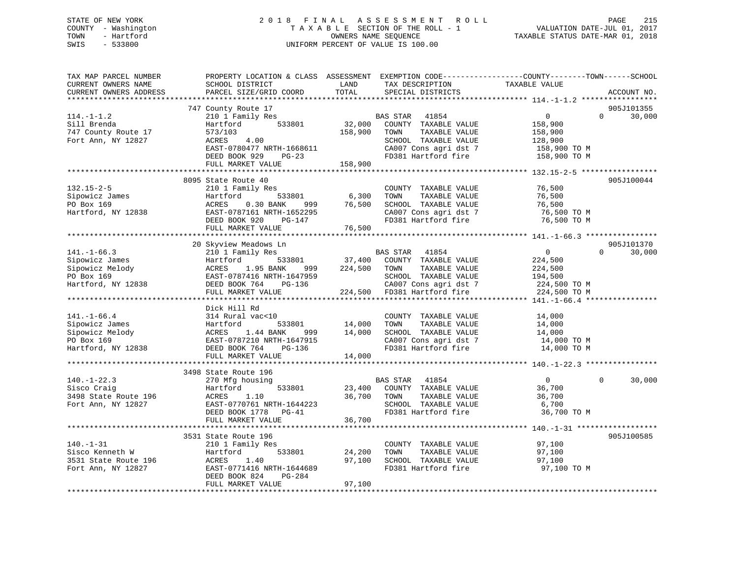STATE OF NEW YORK
COUNTY - Washington
TOWN - Hartford
SWIS - 533800

# 2018 FINAL ASSESSMENT ROLL

TAXABLE SECTION OF THE ROLL - 1
OWNERS NAME SEQUENCE
UNIFORM PERCENT OF VALUE IS 100.00

VALUATION DATE-JUL 01, 2017
TAXABLE STATUS DATE-MAR 01, 2018

| TAX MAP PARCEL NUMBER / CURRENT OWNERS NAME / CURRENT OWNERS ADDRESS | PROPERTY LOCATION & CLASS / SCHOOL DISTRICT / PARCEL SIZE/GRID COORD | ASSESSMENT LAND | TOTAL | EXEMPTION CODE / TAX DESCRIPTION / SPECIAL DISTRICTS | COUNTY TAXABLE VALUE | TOWN | SCHOOL | ACCOUNT NO. |
|---|---|---|---|---|---|---|---|---|
| 114.-1-1.2 | 747 County Route 17 | | | | | | | 905J101355 |
| Sill Brenda | 210 1 Family Res | | | BAS STAR 41854 | 0 | 0 | 30,000 | |
| 747 County Route 17 | Hartford 533801 | 32,000 | | COUNTY TAXABLE VALUE | 158,900 | | | |
| Fort Ann, NY 12827 | 573/103 | | 158,900 | TOWN TAXABLE VALUE | 158,900 | | | |
| | ACRES 4.00 | | | SCHOOL TAXABLE VALUE | 128,900 | | | |
| | EAST-0780477 NRTH-1668611 | | | CA007 Cons agri dst 7 | 158,900 TO M | | | |
| | DEED BOOK 929 PG-23 | | | FD381 Hartford fire | 158,900 TO M | | | |
| | FULL MARKET VALUE | | 158,900 | | | | | |
| 132.15-2-5 | 8095 State Route 40 | | | | | | | 905J100044 |
| Sipowicz James | 210 1 Family Res | | | COUNTY TAXABLE VALUE | 76,500 | | | |
| PO Box 169 | Hartford 533801 | 6,300 | | TOWN TAXABLE VALUE | 76,500 | | | |
| Hartford, NY 12838 | ACRES 0.30 BANK 999 | | 76,500 | SCHOOL TAXABLE VALUE | 76,500 | | | |
| | EAST-0787161 NRTH-1652295 | | | CA007 Cons agri dst 7 | 76,500 TO M | | | |
| | DEED BOOK 920 PG-147 | | | FD381 Hartford fire | 76,500 TO M | | | |
| | FULL MARKET VALUE | | 76,500 | | | | | |
| 141.-1-66.3 | 20 Skyview Meadows Ln | | | | | | | 905J101370 |
| Sipowicz James | 210 1 Family Res | | | BAS STAR 41854 | 0 | 0 | 30,000 | |
| Sipowicz Melody | Hartford 533801 | 37,400 | | COUNTY TAXABLE VALUE | 224,500 | | | |
| PO Box 169 | ACRES 1.95 BANK 999 | | 224,500 | TOWN TAXABLE VALUE | 224,500 | | | |
| Hartford, NY 12838 | EAST-0787416 NRTH-1647959 | | | SCHOOL TAXABLE VALUE | 194,500 | | | |
| | DEED BOOK 764 PG-136 | | | CA007 Cons agri dst 7 | 224,500 TO M | | | |
| | FULL MARKET VALUE | | 224,500 | FD381 Hartford fire | 224,500 TO M | | | |
| 141.-1-66.4 | Dick Hill Rd | | | | | | | |
| Sipowicz James | 314 Rural vac<10 | | | COUNTY TAXABLE VALUE | 14,000 | | | |
| Sipowicz Melody | Hartford 533801 | 14,000 | | TOWN TAXABLE VALUE | 14,000 | | | |
| PO Box 169 | ACRES 1.44 BANK 999 | | 14,000 | SCHOOL TAXABLE VALUE | 14,000 | | | |
| Hartford, NY 12838 | EAST-0787210 NRTH-1647915 | | | CA007 Cons agri dst 7 | 14,000 TO M | | | |
| | DEED BOOK 764 PG-136 | | | FD381 Hartford fire | 14,000 TO M | | | |
| | FULL MARKET VALUE | | 14,000 | | | | | |
| 140.-1-22.3 | 3498 State Route 196 | | | | | | | |
| Sisco Craig | 270 Mfg housing | | | BAS STAR 41854 | 0 | 0 | 30,000 | |
| 3498 State Route 196 | Hartford 533801 | 23,400 | | COUNTY TAXABLE VALUE | 36,700 | | | |
| Fort Ann, NY 12827 | ACRES 1.10 | | 36,700 | TOWN TAXABLE VALUE | 36,700 | | | |
| | EAST-0770761 NRTH-1644223 | | | SCHOOL TAXABLE VALUE | 6,700 | | | |
| | DEED BOOK 1778 PG-41 | | | FD381 Hartford fire | 36,700 TO M | | | |
| | FULL MARKET VALUE | | 36,700 | | | | | |
| 140.-1-31 | 3531 State Route 196 | | | | | | | 905J100585 |
| Sisco Kenneth W | 210 1 Family Res | | | COUNTY TAXABLE VALUE | 97,100 | | | |
| 3531 State Route 196 | Hartford 533801 | 24,200 | | TOWN TAXABLE VALUE | 97,100 | | | |
| Fort Ann, NY 12827 | ACRES 1.40 | | 97,100 | SCHOOL TAXABLE VALUE | 97,100 | | | |
| | EAST-0771416 NRTH-1644689 | | | FD381 Hartford fire | 97,100 TO M | | | |
| | DEED BOOK 824 PG-284 | | | | | | | |
| | FULL MARKET VALUE | | 97,100 | | | | | |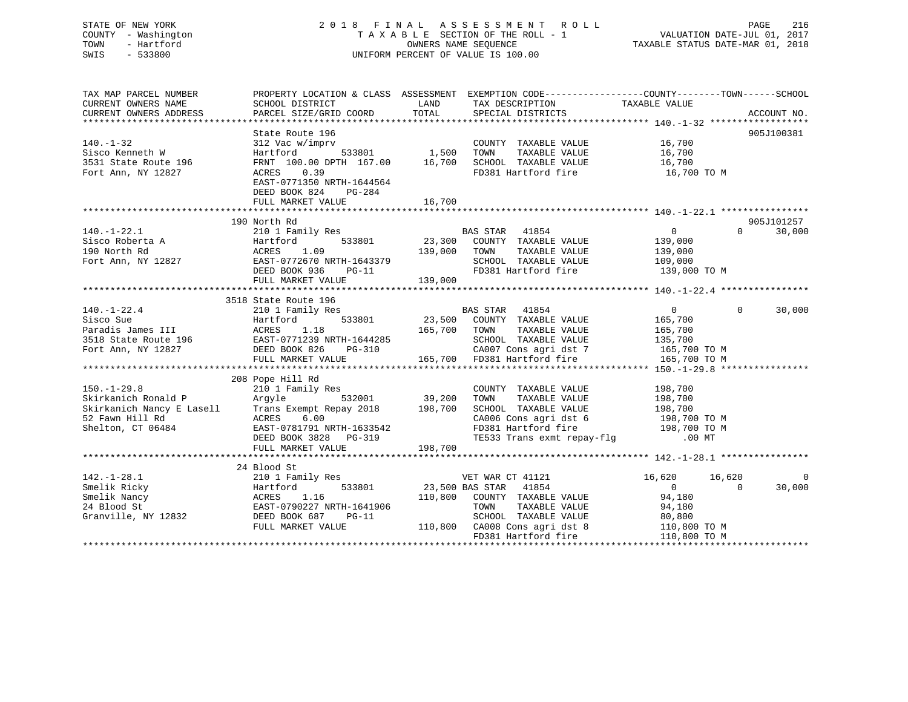STATE OF NEW YORK
COUNTY - Washington
TOWN - Hartford
SWIS - 533800

2018 FINAL ASSESSMENT ROLL
TAXABLE SECTION OF THE ROLL - 1
OWNERS NAME SEQUENCE
UNIFORM PERCENT OF VALUE IS 100.00

VALUATION DATE-JUL 01, 2017
TAXABLE STATUS DATE-MAR 01, 2018

```
TAX MAP PARCEL NUMBER          PROPERTY LOCATION & CLASS  ASSESSMENT  EXEMPTION CODE-----------------COUNTY--------TOWN------SCHOOL
CURRENT OWNERS NAME            SCHOOL DISTRICT               LAND      TAX DESCRIPTION             TAXABLE VALUE
CURRENT OWNERS ADDRESS         PARCEL SIZE/GRID COORD       TOTAL      SPECIAL DISTRICTS                                    ACCOUNT NO.
******************************************************************************************************* 140.-1-32 ******************
                               State Route 196                                                                         905J100381
140.-1-32                      312 Vac w/imprv                          COUNTY  TAXABLE VALUE           16,700
Sisco Kenneth W                Hartford          533801       1,500     TOWN    TAXABLE VALUE           16,700
3531 State Route 196           FRNT 100.00 DPTH 167.00       16,700     SCHOOL  TAXABLE VALUE           16,700
Fort Ann, NY 12827             ACRES    0.39                            FD381 Hartford fire              16,700 TO M
                               EAST-0771350 NRTH-1644564
                               DEED BOOK 824    PG-284
                               FULL MARKET VALUE             16,700
******************************************************************************************************* 140.-1-22.1 ****************
                               190 North Rd                                                                            905J101257
140.-1-22.1                    210 1 Family Res                    BAS STAR   41854                    0            0      30,000
Sisco Roberta A                Hartford          533801      23,300     COUNTY  TAXABLE VALUE          139,000
190 North Rd                   ACRES    1.09                139,000     TOWN    TAXABLE VALUE          139,000
Fort Ann, NY 12827             EAST-0772670 NRTH-1643379                SCHOOL  TAXABLE VALUE          109,000
                               DEED BOOK 936    PG-11                   FD381 Hartford fire             139,000 TO M
                               FULL MARKET VALUE            139,000
******************************************************************************************************* 140.-1-22.4 ****************
                               3518 State Route 196
140.-1-22.4                    210 1 Family Res                    BAS STAR   41854                    0            0      30,000
Sisco Sue                      Hartford          533801      23,500     COUNTY  TAXABLE VALUE          165,700
Paradis James III              ACRES    1.18                165,700     TOWN    TAXABLE VALUE          165,700
3518 State Route 196           EAST-0771239 NRTH-1644285                SCHOOL  TAXABLE VALUE          135,700
Fort Ann, NY 12827             DEED BOOK 826    PG-310                  CA007 Cons agri dst 7           165,700 TO M
                               FULL MARKET VALUE            165,700     FD381 Hartford fire             165,700 TO M
******************************************************************************************************* 150.-1-29.8 ****************
                               208 Pope Hill Rd
150.-1-29.8                    210 1 Family Res                         COUNTY  TAXABLE VALUE          198,700
Skirkanich Ronald P            Argyle            532001      39,200     TOWN    TAXABLE VALUE          198,700
Skirkanich Nancy E Lasell      Trans Exempt Repay 2018      198,700     SCHOOL  TAXABLE VALUE          198,700
52 Fawn Hill Rd                ACRES    6.00                            CA006 Cons agri dst 6           198,700 TO M
Shelton, CT 06484              EAST-0781791 NRTH-1633542                FD381 Hartford fire             198,700 TO M
                               DEED BOOK 3828   PG-319                  TE533 Trans exmt repay-flg          .00 MT
                               FULL MARKET VALUE            198,700
******************************************************************************************************* 142.-1-28.1 ****************
                               24 Blood St
142.-1-28.1                    210 1 Family Res                    VET WAR CT 41121               16,620       16,620           0
Smelik Ricky                   Hartford          533801      23,500 BAS STAR   41854                    0            0      30,000
Smelik Nancy                   ACRES    1.16                110,800     COUNTY  TAXABLE VALUE           94,180
24 Blood St                    EAST-0790227 NRTH-1641906                TOWN    TAXABLE VALUE           94,180
Granville, NY 12832            DEED BOOK 687    PG-11                   SCHOOL  TAXABLE VALUE           80,800
                               FULL MARKET VALUE            110,800     CA008 Cons agri dst 8           110,800 TO M
                                                                        FD381 Hartford fire             110,800 TO M
************************************************************************************************************************************
```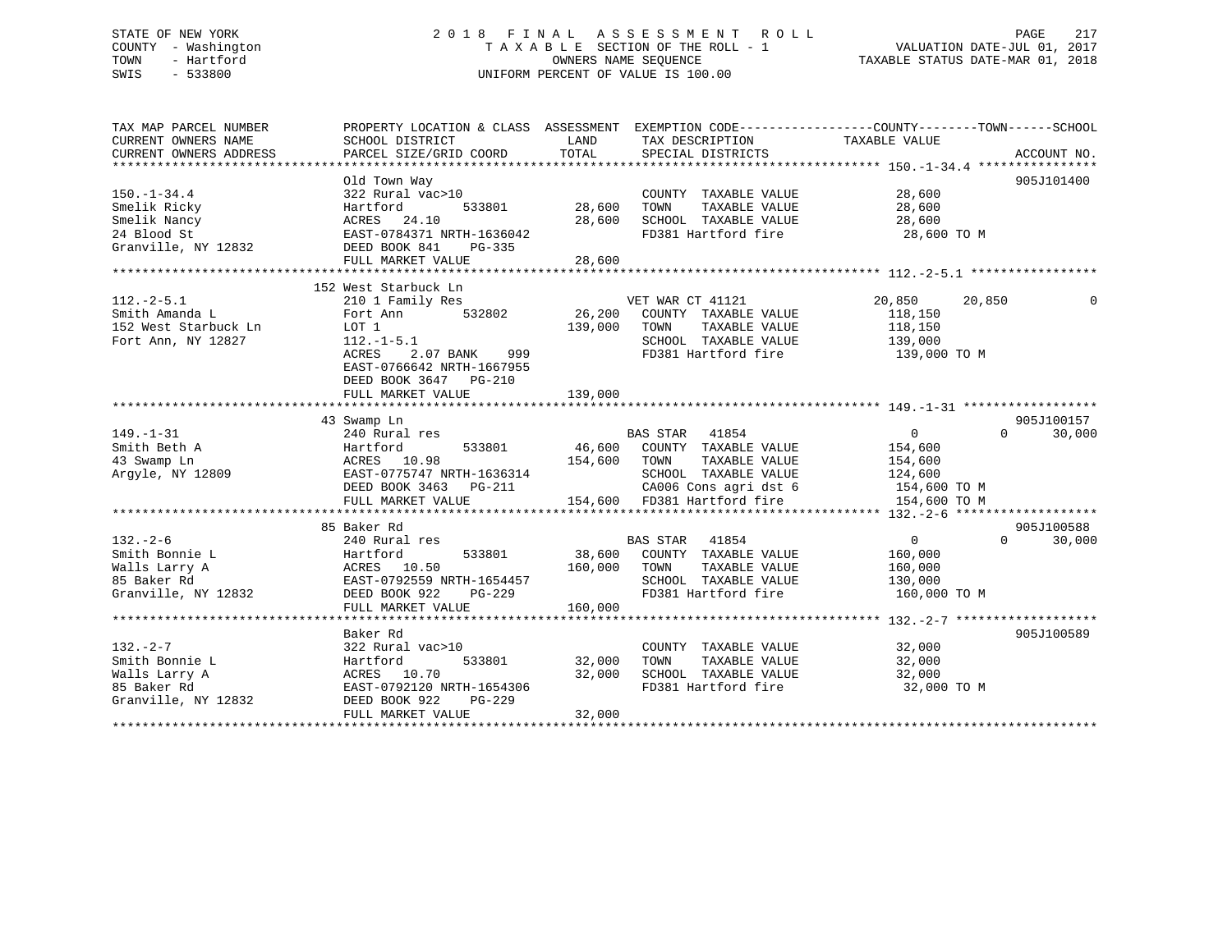STATE OF NEW YORK
COUNTY - Washington
TOWN - Hartford
SWIS - 533800

# 2018 FINAL ASSESSMENT ROLL

TAXABLE SECTION OF THE ROLL - 1
OWNERS NAME SEQUENCE
UNIFORM PERCENT OF VALUE IS 100.00

VALUATION DATE-JUL 01, 2017
TAXABLE STATUS DATE-MAR 01, 2018

```
TAX MAP PARCEL NUMBER          PROPERTY LOCATION & CLASS  ASSESSMENT  EXEMPTION CODE-----------------COUNTY--------TOWN------SCHOOL
CURRENT OWNERS NAME            SCHOOL DISTRICT              LAND       TAX DESCRIPTION              TAXABLE VALUE
CURRENT OWNERS ADDRESS         PARCEL SIZE/GRID COORD       TOTAL      SPECIAL DISTRICTS                                    ACCOUNT NO.
*********************************************************************************************** 150.-1-34.4 ****************
                               Old Town Way                                                                                  905J101400
150.-1-34.4                    322 Rural vac>10                        COUNTY  TAXABLE VALUE             28,600
Smelik Ricky                   Hartford        533801       28,600     TOWN    TAXABLE VALUE             28,600
Smelik Nancy                   ACRES   24.10                28,600     SCHOOL  TAXABLE VALUE             28,600
24 Blood St                    EAST-0784371 NRTH-1636042               FD381 Hartford fire                28,600 TO M
Granville, NY 12832            DEED BOOK 841    PG-335
                               FULL MARKET VALUE            28,600
*********************************************************************************************** 112.-2-5.1 *****************
                               152 West Starbuck Ln
112.-2-5.1                     210 1 Family Res                        VET WAR CT 41121             20,850        20,850            0
Smith Amanda L                 Fort Ann        532802       26,200     COUNTY  TAXABLE VALUE            118,150
152 West Starbuck Ln           LOT 1                       139,000     TOWN    TAXABLE VALUE            118,150
Fort Ann, NY 12827             112.-1-5.1                              SCHOOL  TAXABLE VALUE            139,000
                               ACRES    2.07 BANK     999              FD381 Hartford fire               139,000 TO M
                               EAST-0766642 NRTH-1667955
                               DEED BOOK 3647   PG-210
                               FULL MARKET VALUE           139,000
*********************************************************************************************** 149.-1-31 ******************
                               43 Swamp Ln                                                                                   905J100157
149.-1-31                      240 Rural res                           BAS STAR   41854                  0             0       30,000
Smith Beth A                   Hartford        533801       46,600     COUNTY  TAXABLE VALUE            154,600
43 Swamp Ln                    ACRES   10.98               154,600     TOWN    TAXABLE VALUE            154,600
Argyle, NY 12809               EAST-0775747 NRTH-1636314               SCHOOL  TAXABLE VALUE            124,600
                               DEED BOOK 3463   PG-211                 CA006 Cons agri dst 6             154,600 TO M
                               FULL MARKET VALUE           154,600     FD381 Hartford fire               154,600 TO M
*********************************************************************************************** 132.-2-6 *******************
                               85 Baker Rd                                                                                   905J100588
132.-2-6                       240 Rural res                           BAS STAR   41854                  0             0       30,000
Smith Bonnie L                 Hartford        533801       38,600     COUNTY  TAXABLE VALUE            160,000
Walls Larry A                  ACRES   10.50               160,000     TOWN    TAXABLE VALUE            160,000
85 Baker Rd                    EAST-0792559 NRTH-1654457               SCHOOL  TAXABLE VALUE            130,000
Granville, NY 12832            DEED BOOK 922    PG-229                 FD381 Hartford fire               160,000 TO M
                               FULL MARKET VALUE           160,000
*********************************************************************************************** 132.-2-7 *******************
                               Baker Rd                                                                                      905J100589
132.-2-7                       322 Rural vac>10                        COUNTY  TAXABLE VALUE             32,000
Smith Bonnie L                 Hartford        533801       32,000     TOWN    TAXABLE VALUE             32,000
Walls Larry A                  ACRES   10.70                32,000     SCHOOL  TAXABLE VALUE             32,000
85 Baker Rd                    EAST-0792120 NRTH-1654306               FD381 Hartford fire                32,000 TO M
Granville, NY 12832            DEED BOOK 922    PG-229
                               FULL MARKET VALUE            32,000
****************************************************************************************************************************
```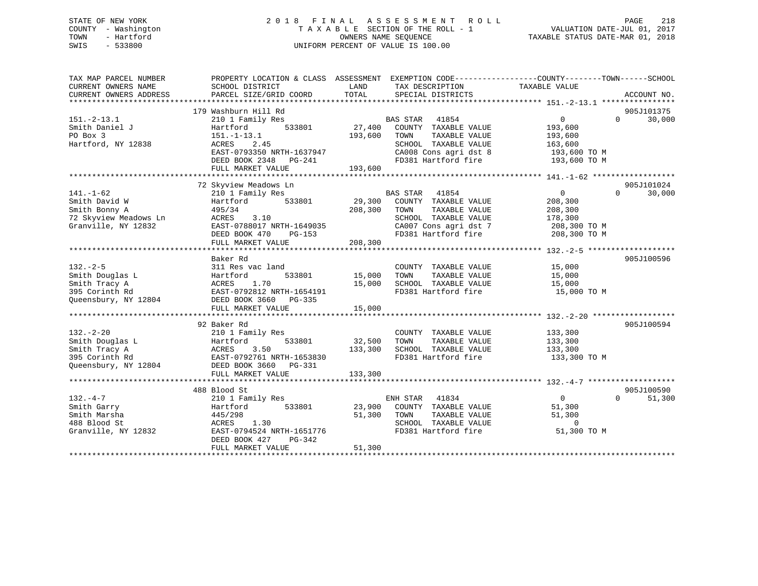STATE OF NEW YORK
COUNTY - Washington
TOWN - Hartford
SWIS - 533800

# 2018 FINAL ASSESSMENT ROLL
TAXABLE SECTION OF THE ROLL - 1
OWNERS NAME SEQUENCE
UNIFORM PERCENT OF VALUE IS 100.00

VALUATION DATE-JUL 01, 2017
TAXABLE STATUS DATE-MAR 01, 2018

| TAX MAP PARCEL NUMBER / CURRENT OWNERS NAME / CURRENT OWNERS ADDRESS | PROPERTY LOCATION & CLASS / SCHOOL DISTRICT / PARCEL SIZE/GRID COORD | ASSESSMENT LAND / TOTAL | EXEMPTION CODE / TAX DESCRIPTION / SPECIAL DISTRICTS | COUNTY TAXABLE VALUE | TOWN | SCHOOL | ACCOUNT NO. |
|---|---|---|---|---|---|---|---|
| **151.-2-13.1** | 179 Washburn Hill Rd | | | | | | 905J101375 |
| 151.-2-13.1 | 210 1 Family Res | | BAS STAR 41854 | 0 | 0 | 30,000 | |
| Smith Daniel J | Hartford 533801 | 27,400 | COUNTY TAXABLE VALUE | 193,600 | | | |
| PO Box 3 | 151.-1-13.1 | 193,600 | TOWN TAXABLE VALUE | 193,600 | | | |
| Hartford, NY 12838 | ACRES 2.45 | | SCHOOL TAXABLE VALUE | 163,600 | | | |
| | EAST-0793350 NRTH-1637947 | | CA008 Cons agri dst 8 | 193,600 TO M | | | |
| | DEED BOOK 2348 PG-241 | | FD381 Hartford fire | 193,600 TO M | | | |
| | FULL MARKET VALUE | 193,600 | | | | | |
| **141.-1-62** | 72 Skyview Meadows Ln | | | | | | 905J101024 |
| 141.-1-62 | 210 1 Family Res | | BAS STAR 41854 | 0 | 0 | 30,000 | |
| Smith David W | Hartford 533801 | 29,300 | COUNTY TAXABLE VALUE | 208,300 | | | |
| Smith Bonny A | 495/34 | 208,300 | TOWN TAXABLE VALUE | 208,300 | | | |
| 72 Skyview Meadows Ln | ACRES 3.10 | | SCHOOL TAXABLE VALUE | 178,300 | | | |
| Granville, NY 12832 | EAST-0788017 NRTH-1649035 | | CA007 Cons agri dst 7 | 208,300 TO M | | | |
| | DEED BOOK 470 PG-153 | | FD381 Hartford fire | 208,300 TO M | | | |
| | FULL MARKET VALUE | 208,300 | | | | | |
| **132.-2-5** | Baker Rd | | | | | | 905J100596 |
| 132.-2-5 | 311 Res vac land | | COUNTY TAXABLE VALUE | 15,000 | | | |
| Smith Douglas L | Hartford 533801 | 15,000 | TOWN TAXABLE VALUE | 15,000 | | | |
| Smith Tracy A | ACRES 1.70 | 15,000 | SCHOOL TAXABLE VALUE | 15,000 | | | |
| 395 Corinth Rd | EAST-0792812 NRTH-1654191 | | FD381 Hartford fire | 15,000 TO M | | | |
| Queensbury, NY 12804 | DEED BOOK 3660 PG-335 | | | | | | |
| | FULL MARKET VALUE | 15,000 | | | | | |
| **132.-2-20** | 92 Baker Rd | | | | | | 905J100594 |
| 132.-2-20 | 210 1 Family Res | | COUNTY TAXABLE VALUE | 133,300 | | | |
| Smith Douglas L | Hartford 533801 | 32,500 | TOWN TAXABLE VALUE | 133,300 | | | |
| Smith Tracy A | ACRES 3.50 | 133,300 | SCHOOL TAXABLE VALUE | 133,300 | | | |
| 395 Corinth Rd | EAST-0792761 NRTH-1653830 | | FD381 Hartford fire | 133,300 TO M | | | |
| Queensbury, NY 12804 | DEED BOOK 3660 PG-331 | | | | | | |
| | FULL MARKET VALUE | 133,300 | | | | | |
| **132.-4-7** | 488 Blood St | | | | | | 905J100590 |
| 132.-4-7 | 210 1 Family Res | | ENH STAR 41834 | 0 | 0 | 51,300 | |
| Smith Garry | Hartford 533801 | 23,900 | COUNTY TAXABLE VALUE | 51,300 | | | |
| Smith Marsha | 445/298 | 51,300 | TOWN TAXABLE VALUE | 51,300 | | | |
| 488 Blood St | ACRES 1.30 | | SCHOOL TAXABLE VALUE | 0 | | | |
| Granville, NY 12832 | EAST-0794524 NRTH-1651776 | | FD381 Hartford fire | 51,300 TO M | | | |
| | DEED BOOK 427 PG-342 | | | | | | |
| | FULL MARKET VALUE | 51,300 | | | | | |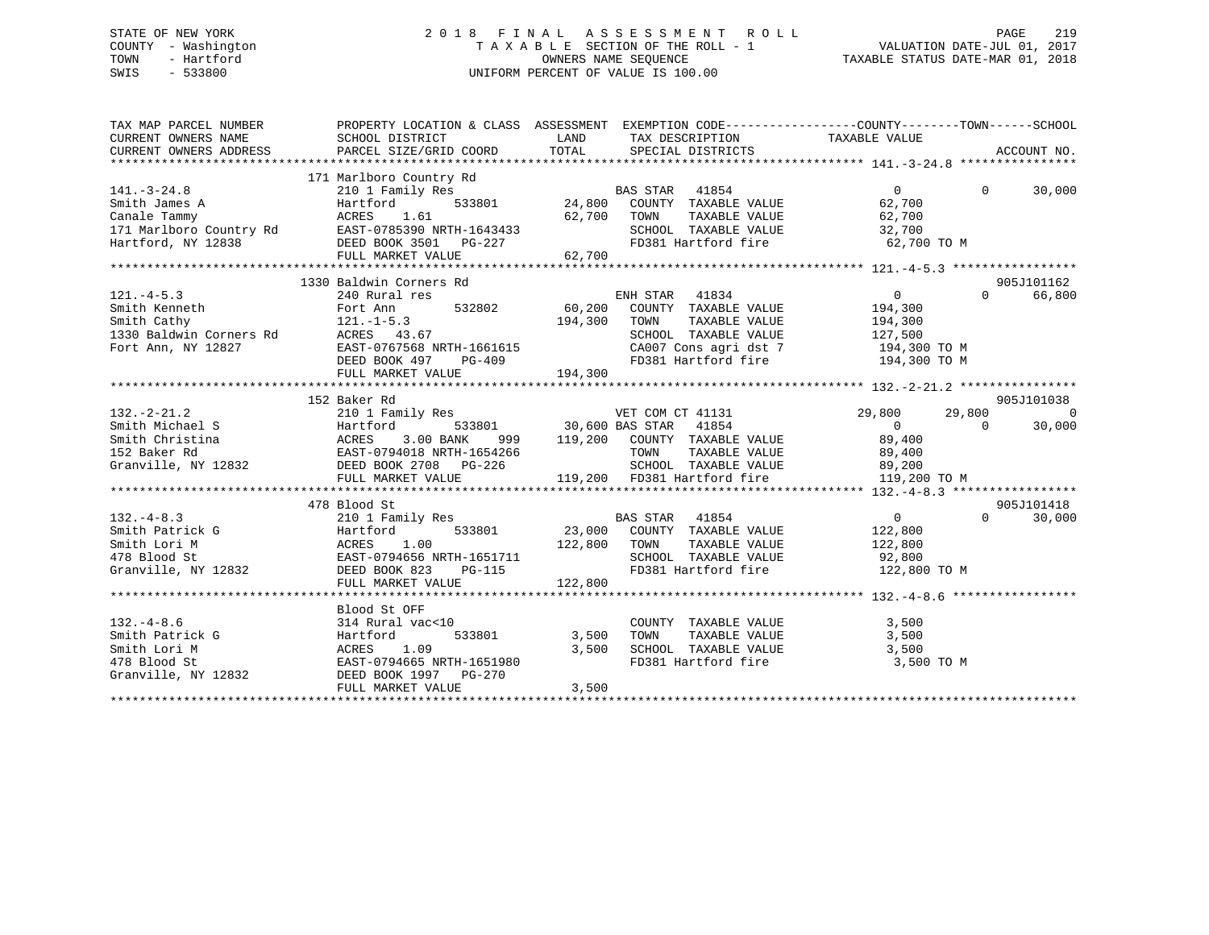STATE OF NEW YORK
COUNTY - Washington
TOWN - Hartford
SWIS - 533800

# 2018 FINAL ASSESSMENT ROLL
TAXABLE SECTION OF THE ROLL - 1
OWNERS NAME SEQUENCE
UNIFORM PERCENT OF VALUE IS 100.00

VALUATION DATE-JUL 01, 2017
TAXABLE STATUS DATE-MAR 01, 2018

```
TAX MAP PARCEL NUMBER          PROPERTY LOCATION & CLASS  ASSESSMENT  EXEMPTION CODE------------------COUNTY--------TOWN------SCHOOL
CURRENT OWNERS NAME            SCHOOL DISTRICT               LAND      TAX DESCRIPTION            TAXABLE VALUE
CURRENT OWNERS ADDRESS         PARCEL SIZE/GRID COORD        TOTAL     SPECIAL DISTRICTS                                   ACCOUNT NO.
******************************************************************************************************* 141.-3-24.8 ****************
                               171 Marlboro Country Rd
141.-3-24.8                    210 1 Family Res                       BAS STAR  41854                  0          0     30,000
Smith James A                  Hartford          533801       24,800  COUNTY  TAXABLE VALUE         62,700
Canale Tammy                   ACRES    1.61                  62,700  TOWN    TAXABLE VALUE         62,700
171 Marlboro Country Rd        EAST-0785390 NRTH-1643433              SCHOOL  TAXABLE VALUE         32,700
Hartford, NY 12838             DEED BOOK 3501   PG-227                FD381 Hartford fire            62,700 TO M
                               FULL MARKET VALUE             62,700
******************************************************************************************************* 121.-4-5.3 *****************
                               1330 Baldwin Corners Rd                                                              905J101162
121.-4-5.3                     240 Rural res                          ENH STAR  41834                  0          0     66,800
Smith Kenneth                  Fort Ann          532802       60,200  COUNTY  TAXABLE VALUE        194,300
Smith Cathy                    121.-1-5.3                    194,300  TOWN    TAXABLE VALUE        194,300
1330 Baldwin Corners Rd        ACRES   43.67                          SCHOOL  TAXABLE VALUE        127,500
Fort Ann, NY 12827             EAST-0767568 NRTH-1661615              CA007 Cons agri dst 7          194,300 TO M
                               DEED BOOK 497    PG-409                FD381 Hartford fire            194,300 TO M
                               FULL MARKET VALUE            194,300
******************************************************************************************************* 132.-2-21.2 ****************
                               152 Baker Rd                                                                         905J101038
132.-2-21.2                    210 1 Family Res                       VET COM CT 41131            29,800     29,800          0
Smith Michael S                Hartford          533801       30,600 BAS STAR   41854                  0          0     30,000
Smith Christina                ACRES    3.00 BANK     999    119,200  COUNTY  TAXABLE VALUE         89,400
152 Baker Rd                   EAST-0794018 NRTH-1654266              TOWN    TAXABLE VALUE         89,400
Granville, NY 12832            DEED BOOK 2708   PG-226                SCHOOL  TAXABLE VALUE         89,200
                               FULL MARKET VALUE            119,200  FD381 Hartford fire            119,200 TO M
******************************************************************************************************* 132.-4-8.3 *****************
                               478 Blood St                                                                         905J101418
132.-4-8.3                     210 1 Family Res                       BAS STAR  41854                  0          0     30,000
Smith Patrick G                Hartford          533801       23,000  COUNTY  TAXABLE VALUE        122,800
Smith Lori M                   ACRES    1.00                 122,800  TOWN    TAXABLE VALUE        122,800
478 Blood St                   EAST-0794656 NRTH-1651711              SCHOOL  TAXABLE VALUE         92,800
Granville, NY 12832            DEED BOOK 823    PG-115                FD381 Hartford fire            122,800 TO M
                               FULL MARKET VALUE            122,800
******************************************************************************************************* 132.-4-8.6 *****************
                               Blood St OFF
132.-4-8.6                     314 Rural vac<10                       COUNTY  TAXABLE VALUE          3,500
Smith Patrick G                Hartford          533801        3,500  TOWN    TAXABLE VALUE          3,500
Smith Lori M                   ACRES    1.09                   3,500  SCHOOL  TAXABLE VALUE          3,500
478 Blood St                   EAST-0794665 NRTH-1651980              FD381 Hartford fire              3,500 TO M
Granville, NY 12832            DEED BOOK 1997   PG-270
                               FULL MARKET VALUE              3,500
************************************************************************************************************************************
```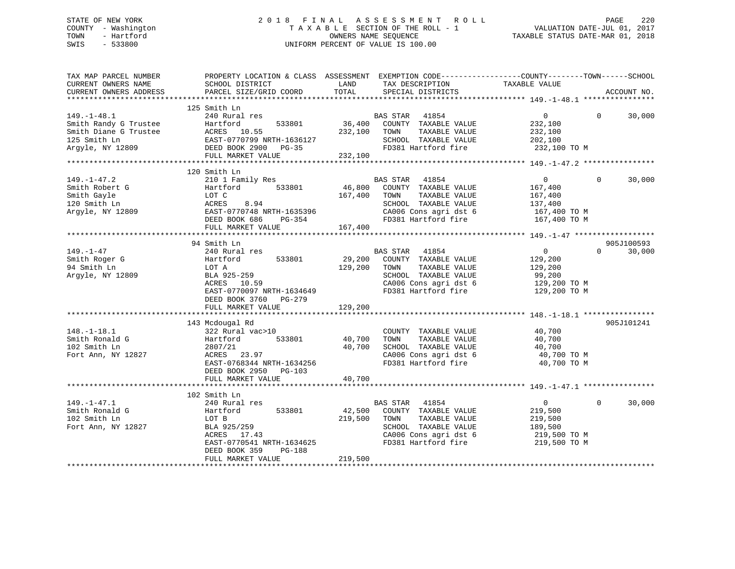STATE OF NEW YORK
COUNTY - Washington
TOWN - Hartford
SWIS - 533800

2018 FINAL ASSESSMENT ROLL
TAXABLE SECTION OF THE ROLL - 1
OWNERS NAME SEQUENCE
UNIFORM PERCENT OF VALUE IS 100.00

VALUATION DATE-JUL 01, 2017
TAXABLE STATUS DATE-MAR 01, 2018

| TAX MAP PARCEL NUMBER / CURRENT OWNERS NAME / CURRENT OWNERS ADDRESS | PROPERTY LOCATION & CLASS / SCHOOL DISTRICT / PARCEL SIZE/GRID COORD | ASSESSMENT LAND / TOTAL | EXEMPTION CODE / TAX DESCRIPTION / SPECIAL DISTRICTS | COUNTY / TOWN TAXABLE VALUE | SCHOOL | ACCOUNT NO. |
|---|---|---|---|---|---|---|
| **149.-1-48.1** | 125 Smith Ln | | | | | |
| 149.-1-48.1 | 240 Rural res | | BAS STAR 41854 | 0 | 0 | 30,000 |
| Smith Randy G Trustee | Hartford 533801 | 36,400 | COUNTY TAXABLE VALUE | 232,100 | | |
| Smith Diane G Trustee | ACRES 10.55 | 232,100 | TOWN TAXABLE VALUE | 232,100 | | |
| 125 Smith Ln | EAST-0770799 NRTH-1636127 | | SCHOOL TAXABLE VALUE | 202,100 | | |
| Argyle, NY 12809 | DEED BOOK 2900 PG-35 | | FD381 Hartford fire | 232,100 TO M | | |
| | FULL MARKET VALUE | 232,100 | | | | |
| **149.-1-47.2** | 120 Smith Ln | | | | | |
| 149.-1-47.2 | 210 1 Family Res | | BAS STAR 41854 | 0 | 0 | 30,000 |
| Smith Robert G | Hartford 533801 | 46,800 | COUNTY TAXABLE VALUE | 167,400 | | |
| Smith Gayle | LOT C | 167,400 | TOWN TAXABLE VALUE | 167,400 | | |
| 120 Smith Ln | ACRES 8.94 | | SCHOOL TAXABLE VALUE | 137,400 | | |
| Argyle, NY 12809 | EAST-0770748 NRTH-1635396 | | CA006 Cons agri dst 6 | 167,400 TO M | | |
| | DEED BOOK 686 PG-354 | | FD381 Hartford fire | 167,400 TO M | | |
| | FULL MARKET VALUE | 167,400 | | | | |
| **149.-1-47** | 94 Smith Ln | | | | | 905J100593 |
| 149.-1-47 | 240 Rural res | | BAS STAR 41854 | 0 | 0 | 30,000 |
| Smith Roger G | Hartford 533801 | 29,200 | COUNTY TAXABLE VALUE | 129,200 | | |
| 94 Smith Ln | LOT A | 129,200 | TOWN TAXABLE VALUE | 129,200 | | |
| Argyle, NY 12809 | BLA 925-259 | | SCHOOL TAXABLE VALUE | 99,200 | | |
| | ACRES 10.59 | | CA006 Cons agri dst 6 | 129,200 TO M | | |
| | EAST-0770097 NRTH-1634649 | | FD381 Hartford fire | 129,200 TO M | | |
| | DEED BOOK 3760 PG-279 | | | | | |
| | FULL MARKET VALUE | 129,200 | | | | |
| **148.-1-18.1** | 143 Mcdougal Rd | | | | | 905J101241 |
| 148.-1-18.1 | 322 Rural vac>10 | | COUNTY TAXABLE VALUE | 40,700 | | |
| Smith Ronald G | Hartford 533801 | 40,700 | TOWN TAXABLE VALUE | 40,700 | | |
| 102 Smith Ln | 2807/21 | 40,700 | SCHOOL TAXABLE VALUE | 40,700 | | |
| Fort Ann, NY 12827 | ACRES 23.97 | | CA006 Cons agri dst 6 | 40,700 TO M | | |
| | EAST-0768344 NRTH-1634256 | | FD381 Hartford fire | 40,700 TO M | | |
| | DEED BOOK 2950 PG-103 | | | | | |
| | FULL MARKET VALUE | 40,700 | | | | |
| **149.-1-47.1** | 102 Smith Ln | | | | | |
| 149.-1-47.1 | 240 Rural res | | BAS STAR 41854 | 0 | 0 | 30,000 |
| Smith Ronald G | Hartford 533801 | 42,500 | COUNTY TAXABLE VALUE | 219,500 | | |
| 102 Smith Ln | LOT B | 219,500 | TOWN TAXABLE VALUE | 219,500 | | |
| Fort Ann, NY 12827 | BLA 925/259 | | SCHOOL TAXABLE VALUE | 189,500 | | |
| | ACRES 17.43 | | CA006 Cons agri dst 6 | 219,500 TO M | | |
| | EAST-0770541 NRTH-1634625 | | FD381 Hartford fire | 219,500 TO M | | |
| | DEED BOOK 359 PG-188 | | | | | |
| | FULL MARKET VALUE | 219,500 | | | | |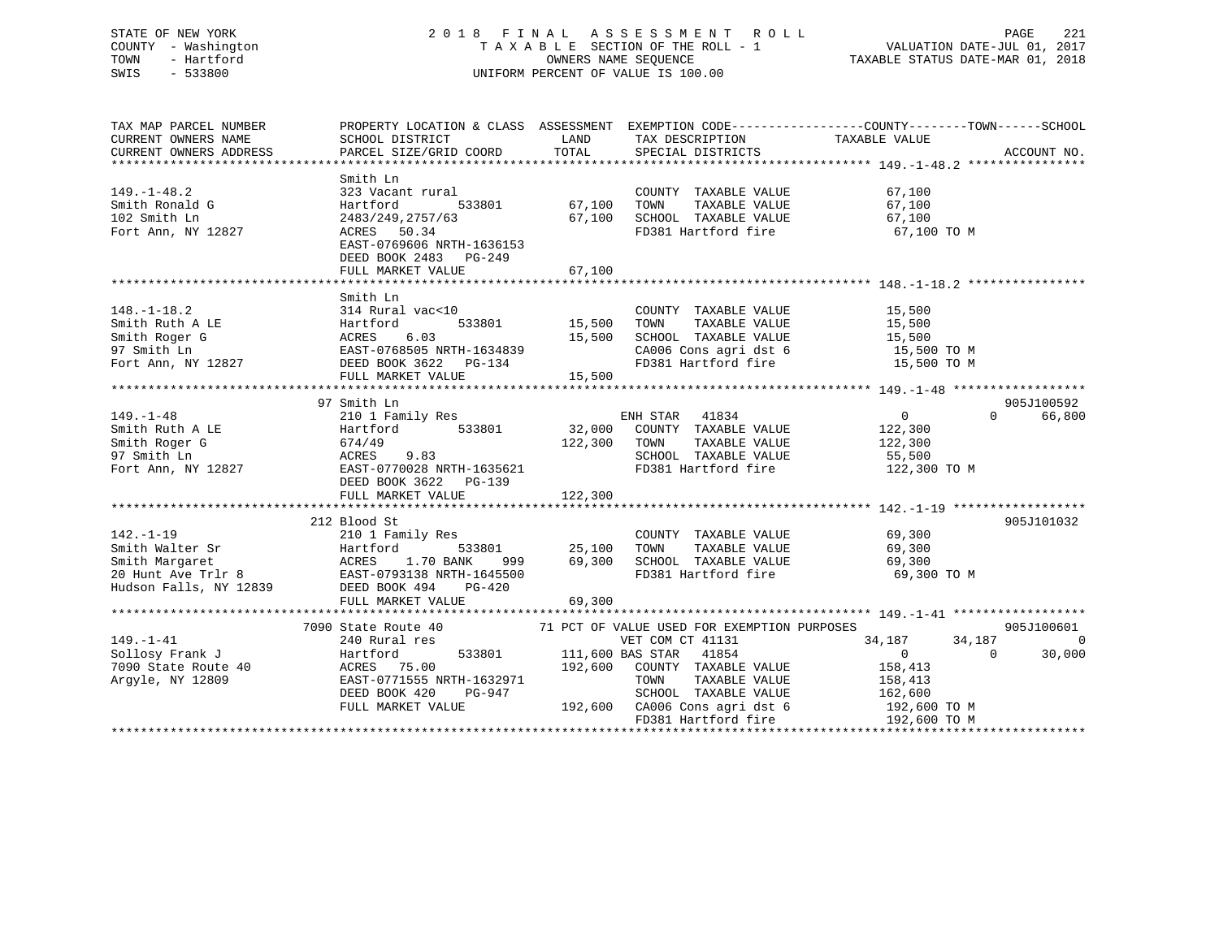STATE OF NEW YORK
COUNTY - Washington
TOWN - Hartford
SWIS - 533800

# 2018 FINAL ASSESSMENT ROLL
TAXABLE SECTION OF THE ROLL - 1
OWNERS NAME SEQUENCE
UNIFORM PERCENT OF VALUE IS 100.00

VALUATION DATE-JUL 01, 2017
TAXABLE STATUS DATE-MAR 01, 2018

```
TAX MAP PARCEL NUMBER          PROPERTY LOCATION & CLASS  ASSESSMENT  EXEMPTION CODE------------------COUNTY--------TOWN------SCHOOL
CURRENT OWNERS NAME            SCHOOL DISTRICT              LAND      TAX DESCRIPTION           TAXABLE VALUE
CURRENT OWNERS ADDRESS         PARCEL SIZE/GRID COORD       TOTAL     SPECIAL DISTRICTS                                    ACCOUNT NO.
****************************************************************************************************** 149.-1-48.2 ****************
                               Smith Ln
149.-1-48.2                    323 Vacant rural                       COUNTY  TAXABLE VALUE            67,100
Smith Ronald G                 Hartford         533801      67,100    TOWN    TAXABLE VALUE            67,100
102 Smith Ln                   2483/249,2757/63             67,100    SCHOOL  TAXABLE VALUE            67,100
Fort Ann, NY 12827             ACRES  50.34                           FD381 Hartford fire               67,100 TO M
                               EAST-0769606 NRTH-1636153
                               DEED BOOK 2483   PG-249
                               FULL MARKET VALUE            67,100
****************************************************************************************************** 148.-1-18.2 ****************
                               Smith Ln
148.-1-18.2                    314 Rural vac<10                       COUNTY  TAXABLE VALUE            15,500
Smith Ruth A LE                Hartford         533801      15,500    TOWN    TAXABLE VALUE            15,500
Smith Roger G                  ACRES    6.03                15,500    SCHOOL  TAXABLE VALUE            15,500
97 Smith Ln                    EAST-0768505 NRTH-1634839              CA006 Cons agri dst 6             15,500 TO M
Fort Ann, NY 12827             DEED BOOK 3622   PG-134                FD381 Hartford fire               15,500 TO M
                               FULL MARKET VALUE            15,500
****************************************************************************************************** 149.-1-48 ******************
                            97 Smith Ln                                                                                905J100592
149.-1-48                      210 1 Family Res                       ENH STAR   41834                  0             0     66,800
Smith Ruth A LE                Hartford         533801      32,000    COUNTY  TAXABLE VALUE           122,300
Smith Roger G                  674/49                      122,300    TOWN    TAXABLE VALUE           122,300
97 Smith Ln                    ACRES    9.83                          SCHOOL  TAXABLE VALUE            55,500
Fort Ann, NY 12827             EAST-0770028 NRTH-1635621              FD381 Hartford fire              122,300 TO M
                               DEED BOOK 3622   PG-139
                               FULL MARKET VALUE           122,300
****************************************************************************************************** 142.-1-19 ******************
                           212 Blood St                                                                                905J101032
142.-1-19                      210 1 Family Res                       COUNTY  TAXABLE VALUE            69,300
Smith Walter Sr                Hartford         533801      25,100    TOWN    TAXABLE VALUE            69,300
Smith Margaret                 ACRES    1.70 BANK    999    69,300    SCHOOL  TAXABLE VALUE            69,300
20 Hunt Ave Trlr 8             EAST-0793138 NRTH-1645500              FD381 Hartford fire               69,300 TO M
Hudson Falls, NY 12839         DEED BOOK 494    PG-420
                               FULL MARKET VALUE            69,300
****************************************************************************************************** 149.-1-41 ******************
                          7090 State Route 40           71 PCT OF VALUE USED FOR EXEMPTION PURPOSES                    905J100601
149.-1-41                      240 Rural res                          VET COM CT 41131              34,187       34,187          0
Sollosy Frank J                Hartford         533801     111,600 BAS STAR   41854                     0             0     30,000
7090 State Route 40            ACRES  75.00                192,600    COUNTY  TAXABLE VALUE           158,413
Argyle, NY 12809               EAST-0771555 NRTH-1632971              TOWN    TAXABLE VALUE           158,413
                               DEED BOOK 420    PG-947                SCHOOL  TAXABLE VALUE           162,600
                               FULL MARKET VALUE           192,600    CA006 Cons agri dst 6            192,600 TO M
                                                                      FD381 Hartford fire              192,600 TO M
************************************************************************************************************************************
```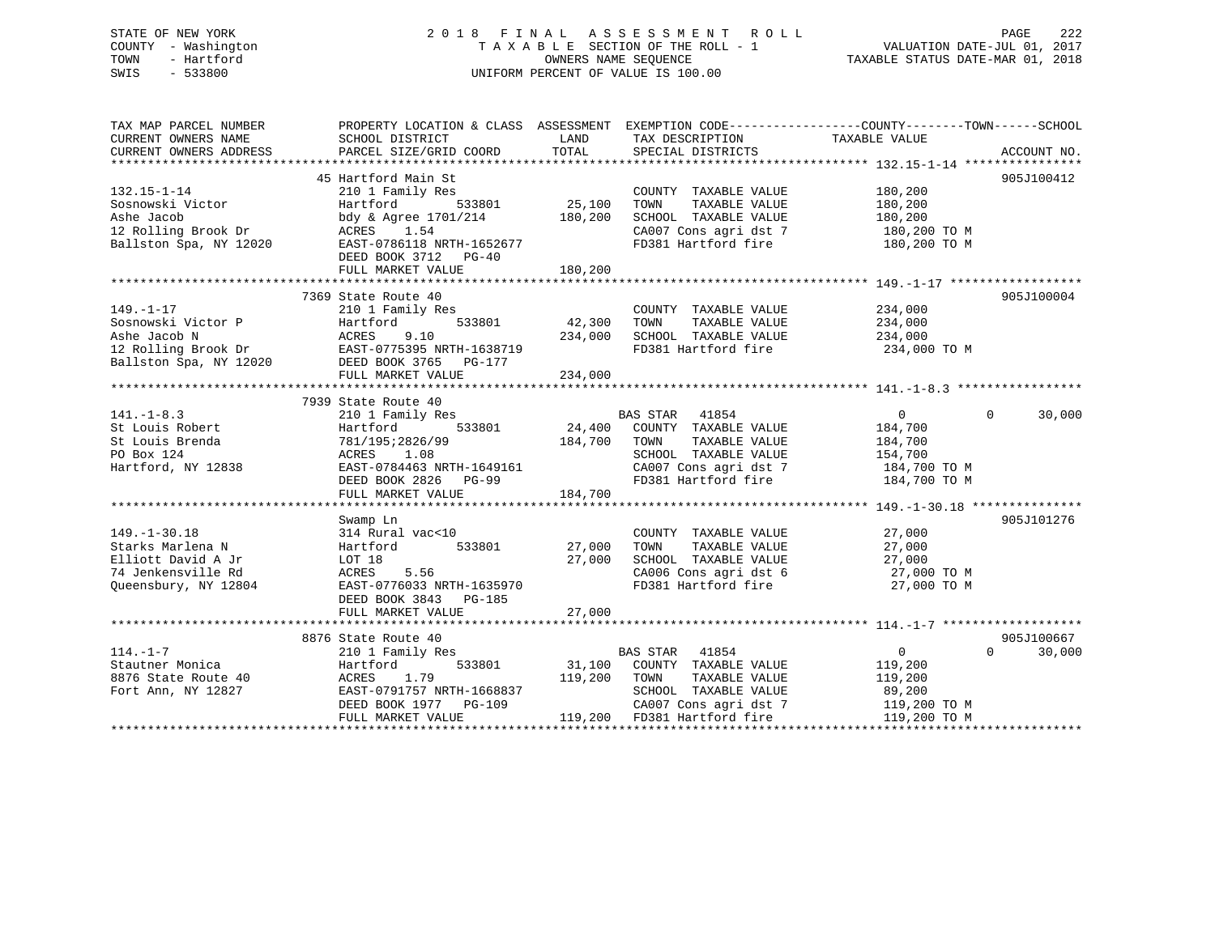STATE OF NEW YORK
COUNTY - Washington
TOWN - Hartford
SWIS - 533800

# 2018 FINAL ASSESSMENT ROLL

TAXABLE SECTION OF THE ROLL - 1
OWNERS NAME SEQUENCE
UNIFORM PERCENT OF VALUE IS 100.00

VALUATION DATE-JUL 01, 2017
TAXABLE STATUS DATE-MAR 01, 2018

| TAX MAP PARCEL NUMBER / CURRENT OWNERS NAME / CURRENT OWNERS ADDRESS | PROPERTY LOCATION & CLASS / SCHOOL DISTRICT / PARCEL SIZE/GRID COORD | ASSESSMENT LAND | TOTAL | EXEMPTION CODE / TAX DESCRIPTION / SPECIAL DISTRICTS | COUNTY / TOWN / SCHOOL TAXABLE VALUE | ACCOUNT NO. |
|---|---|---|---|---|---|---|
| **132.15-1-14** | 45 Hartford Main St | | | | | 905J100412 |
| 132.15-1-14 | 210 1 Family Res | | | COUNTY TAXABLE VALUE | 180,200 | |
| Sosnowski Victor | Hartford 533801 | 25,100 | | TOWN TAXABLE VALUE | 180,200 | |
| Ashe Jacob | bdy & Agree 1701/214 | | 180,200 | SCHOOL TAXABLE VALUE | 180,200 | |
| 12 Rolling Brook Dr | ACRES 1.54 | | | CA007 Cons agri dst 7 | 180,200 TO M | |
| Ballston Spa, NY 12020 | EAST-0786118 NRTH-1652677 | | | FD381 Hartford fire | 180,200 TO M | |
| | DEED BOOK 3712 PG-40 | | | | | |
| | FULL MARKET VALUE | | 180,200 | | | |
| **149.-1-17** | 7369 State Route 40 | | | | | 905J100004 |
| 149.-1-17 | 210 1 Family Res | | | COUNTY TAXABLE VALUE | 234,000 | |
| Sosnowski Victor P | Hartford 533801 | 42,300 | | TOWN TAXABLE VALUE | 234,000 | |
| Ashe Jacob N | ACRES 9.10 | | 234,000 | SCHOOL TAXABLE VALUE | 234,000 | |
| 12 Rolling Brook Dr | EAST-0775395 NRTH-1638719 | | | FD381 Hartford fire | 234,000 TO M | |
| Ballston Spa, NY 12020 | DEED BOOK 3765 PG-177 | | | | | |
| | FULL MARKET VALUE | | 234,000 | | | |
| **141.-1-8.3** | 7939 State Route 40 | | | | | |
| 141.-1-8.3 | 210 1 Family Res | | | BAS STAR 41854 | 0 0 30,000 | |
| St Louis Robert | Hartford 533801 | 24,400 | | COUNTY TAXABLE VALUE | 184,700 | |
| St Louis Brenda | 781/195;2826/99 | | 184,700 | TOWN TAXABLE VALUE | 184,700 | |
| PO Box 124 | ACRES 1.08 | | | SCHOOL TAXABLE VALUE | 154,700 | |
| Hartford, NY 12838 | EAST-0784463 NRTH-1649161 | | | CA007 Cons agri dst 7 | 184,700 TO M | |
| | DEED BOOK 2826 PG-99 | | | FD381 Hartford fire | 184,700 TO M | |
| | FULL MARKET VALUE | | 184,700 | | | |
| **149.-1-30.18** | Swamp Ln | | | | | 905J101276 |
| 149.-1-30.18 | 314 Rural vac<10 | | | COUNTY TAXABLE VALUE | 27,000 | |
| Starks Marlena N | Hartford 533801 | 27,000 | | TOWN TAXABLE VALUE | 27,000 | |
| Elliott David A Jr | LOT 18 | | 27,000 | SCHOOL TAXABLE VALUE | 27,000 | |
| 74 Jenkensville Rd | ACRES 5.56 | | | CA006 Cons agri dst 6 | 27,000 TO M | |
| Queensbury, NY 12804 | EAST-0776033 NRTH-1635970 | | | FD381 Hartford fire | 27,000 TO M | |
| | DEED BOOK 3843 PG-185 | | | | | |
| | FULL MARKET VALUE | | 27,000 | | | |
| **114.-1-7** | 8876 State Route 40 | | | | | 905J100667 |
| 114.-1-7 | 210 1 Family Res | | | BAS STAR 41854 | 0 0 30,000 | |
| Stautner Monica | Hartford 533801 | 31,100 | | COUNTY TAXABLE VALUE | 119,200 | |
| 8876 State Route 40 | ACRES 1.79 | | 119,200 | TOWN TAXABLE VALUE | 119,200 | |
| Fort Ann, NY 12827 | EAST-0791757 NRTH-1668837 | | | SCHOOL TAXABLE VALUE | 89,200 | |
| | DEED BOOK 1977 PG-109 | | | CA007 Cons agri dst 7 | 119,200 TO M | |
| | FULL MARKET VALUE | | 119,200 | FD381 Hartford fire | 119,200 TO M | |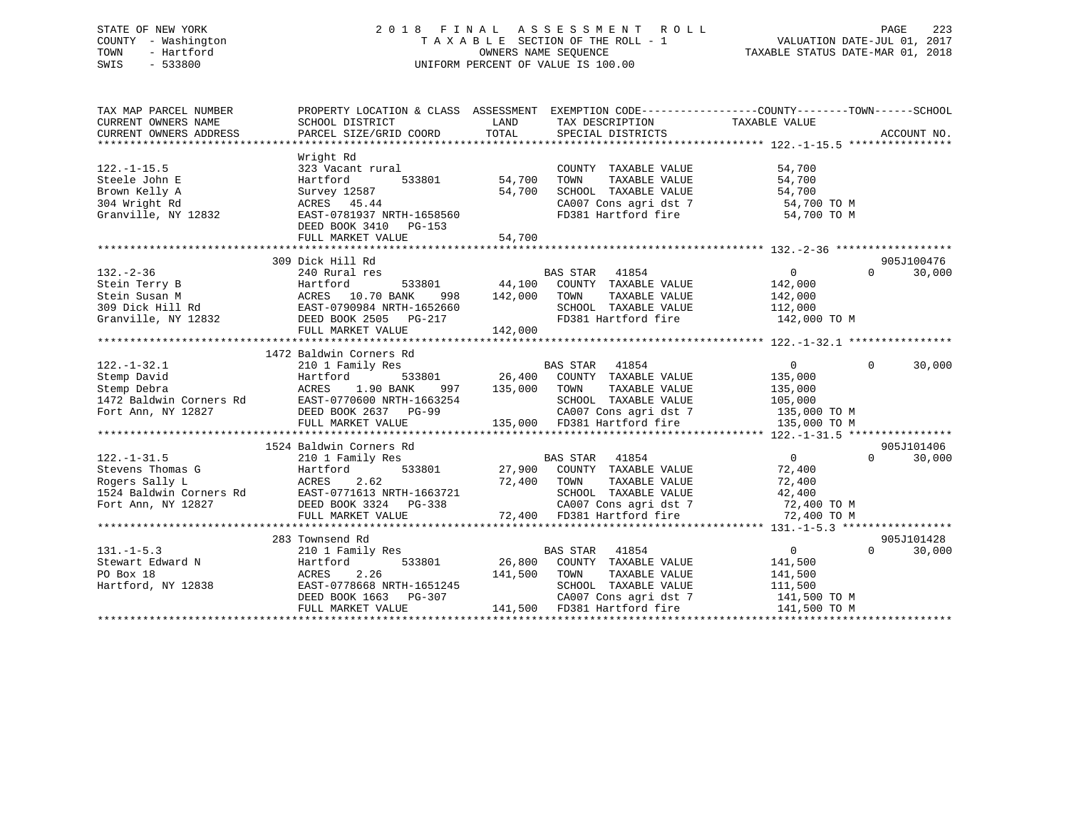STATE OF NEW YORK
COUNTY - Washington
TOWN - Hartford
SWIS - 533800

2018 FINAL ASSESSMENT ROLL
TAXABLE SECTION OF THE ROLL - 1
OWNERS NAME SEQUENCE
UNIFORM PERCENT OF VALUE IS 100.00

VALUATION DATE-JUL 01, 2017
TAXABLE STATUS DATE-MAR 01, 2018

| TAX MAP PARCEL NUMBER / CURRENT OWNERS NAME / CURRENT OWNERS ADDRESS | PROPERTY LOCATION & CLASS / SCHOOL DISTRICT / PARCEL SIZE/GRID COORD | ASSESSMENT LAND | TOTAL | EXEMPTION CODE / TAX DESCRIPTION / SPECIAL DISTRICTS | COUNTY | TOWN | SCHOOL | ACCOUNT NO. |
|---|---|---|---|---|---|---|---|---|
| **122.-1-15.5** | Wright Rd | | | | | | | |
| 122.-1-15.5 | 323 Vacant rural | | | COUNTY TAXABLE VALUE | 54,700 | | | |
| Steele John E | Hartford 533801 | 54,700 | | TOWN TAXABLE VALUE | | 54,700 | | |
| Brown Kelly A | Survey 12587 | | 54,700 | SCHOOL TAXABLE VALUE | | | 54,700 | |
| 304 Wright Rd | ACRES 45.44 | | | CA007 Cons agri dst 7 | 54,700 TO M | | | |
| Granville, NY 12832 | EAST-0781937 NRTH-1658560 | | | FD381 Hartford fire | 54,700 TO M | | | |
| | DEED BOOK 3410 PG-153 | | | | | | | |
| | FULL MARKET VALUE | | 54,700 | | | | | |
| **132.-2-36** | 309 Dick Hill Rd | | | | | | | 905J100476 |
| 132.-2-36 | 240 Rural res | | | BAS STAR 41854 | 0 | 0 | 30,000 | |
| Stein Terry B | Hartford 533801 | 44,100 | | COUNTY TAXABLE VALUE | 142,000 | | | |
| Stein Susan M | ACRES 10.70 BANK 998 | | 142,000 | TOWN TAXABLE VALUE | | 142,000 | | |
| 309 Dick Hill Rd | EAST-0790984 NRTH-1652660 | | | SCHOOL TAXABLE VALUE | | | 112,000 | |
| Granville, NY 12832 | DEED BOOK 2505 PG-217 | | | FD381 Hartford fire | 142,000 TO M | | | |
| | FULL MARKET VALUE | | 142,000 | | | | | |
| **122.-1-32.1** | 1472 Baldwin Corners Rd | | | | | | | |
| 122.-1-32.1 | 210 1 Family Res | | | BAS STAR 41854 | 0 | 0 | 30,000 | |
| Stemp David | Hartford 533801 | 26,400 | | COUNTY TAXABLE VALUE | 135,000 | | | |
| Stemp Debra | ACRES 1.90 BANK 997 | | 135,000 | TOWN TAXABLE VALUE | | 135,000 | | |
| 1472 Baldwin Corners Rd | EAST-0770600 NRTH-1663254 | | | SCHOOL TAXABLE VALUE | | | 105,000 | |
| Fort Ann, NY 12827 | DEED BOOK 2637 PG-99 | | | CA007 Cons agri dst 7 | 135,000 TO M | | | |
| | FULL MARKET VALUE | | 135,000 | FD381 Hartford fire | 135,000 TO M | | | |
| **122.-1-31.5** | 1524 Baldwin Corners Rd | | | | | | | 905J101406 |
| 122.-1-31.5 | 210 1 Family Res | | | BAS STAR 41854 | 0 | 0 | 30,000 | |
| Stevens Thomas G | Hartford 533801 | 27,900 | | COUNTY TAXABLE VALUE | 72,400 | | | |
| Rogers Sally L | ACRES 2.62 | | 72,400 | TOWN TAXABLE VALUE | | 72,400 | | |
| 1524 Baldwin Corners Rd | EAST-0771613 NRTH-1663721 | | | SCHOOL TAXABLE VALUE | | | 42,400 | |
| Fort Ann, NY 12827 | DEED BOOK 3324 PG-338 | | | CA007 Cons agri dst 7 | 72,400 TO M | | | |
| | FULL MARKET VALUE | | 72,400 | FD381 Hartford fire | 72,400 TO M | | | |
| **131.-1-5.3** | 283 Townsend Rd | | | | | | | 905J101428 |
| 131.-1-5.3 | 210 1 Family Res | | | BAS STAR 41854 | 0 | 0 | 30,000 | |
| Stewart Edward N | Hartford 533801 | 26,800 | | COUNTY TAXABLE VALUE | 141,500 | | | |
| PO Box 18 | ACRES 2.26 | | 141,500 | TOWN TAXABLE VALUE | | 141,500 | | |
| Hartford, NY 12838 | EAST-0778668 NRTH-1651245 | | | SCHOOL TAXABLE VALUE | | | 111,500 | |
| | DEED BOOK 1663 PG-307 | | | CA007 Cons agri dst 7 | 141,500 TO M | | | |
| | FULL MARKET VALUE | | 141,500 | FD381 Hartford fire | 141,500 TO M | | | |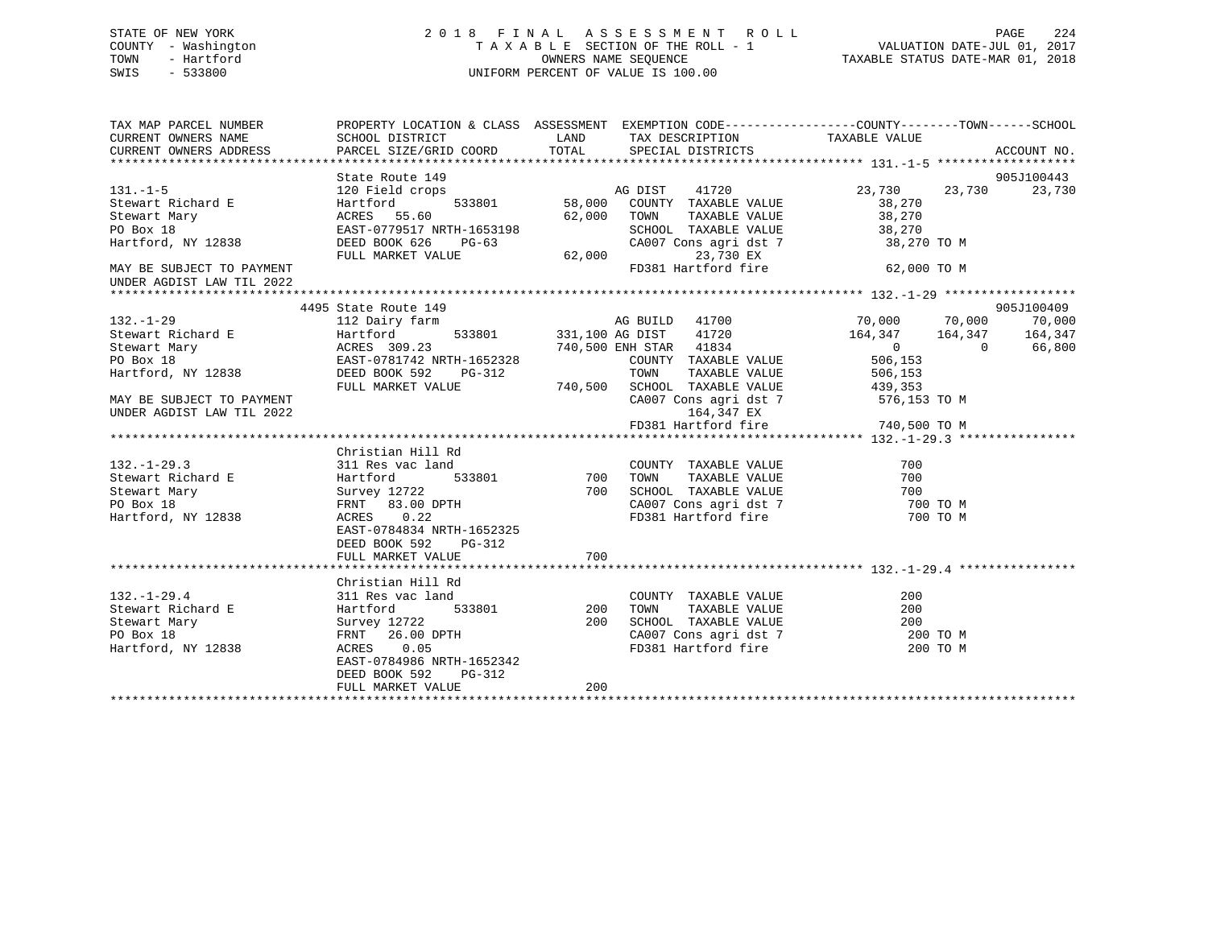STATE OF NEW YORK
COUNTY - Washington
TOWN - Hartford
SWIS - 533800

# 2018 FINAL ASSESSMENT ROLL

TAXABLE SECTION OF THE ROLL - 1
OWNERS NAME SEQUENCE
UNIFORM PERCENT OF VALUE IS 100.00

VALUATION DATE-JUL 01, 2017
TAXABLE STATUS DATE-MAR 01, 2018

```
TAX MAP PARCEL NUMBER      PROPERTY LOCATION & CLASS  ASSESSMENT  EXEMPTION CODE------------------COUNTY--------TOWN------SCHOOL
CURRENT OWNERS NAME        SCHOOL DISTRICT             LAND       TAX DESCRIPTION              TAXABLE VALUE
CURRENT OWNERS ADDRESS     PARCEL SIZE/GRID COORD      TOTAL      SPECIAL DISTRICTS                                     ACCOUNT NO.
******************************************************************************************************* 131.-1-5 *******************
                           State Route 149                                                                             905J100443
131.-1-5                   120 Field crops                        AG DIST     41720            23,730      23,730      23,730
Stewart Richard E          Hartford        533801      58,000     COUNTY  TAXABLE VALUE         38,270
Stewart Mary               ACRES  55.60                62,000     TOWN    TAXABLE VALUE         38,270
PO Box 18                  EAST-0779517 NRTH-1653198              SCHOOL  TAXABLE VALUE         38,270
Hartford, NY 12838         DEED BOOK 626    PG-63                 CA007 Cons agri dst 7          38,270 TO M
                           FULL MARKET VALUE           62,000           23,730 EX
MAY BE SUBJECT TO PAYMENT                                         FD381 Hartford fire            62,000 TO M
UNDER AGDIST LAW TIL 2022
******************************************************************************************************* 132.-1-29 ******************
                        4495 State Route 149                                                                           905J100409
132.-1-29                  112 Dairy farm                         AG BUILD    41700            70,000      70,000      70,000
Stewart Richard E          Hartford        533801     331,100 AG DIST     41720               164,347     164,347     164,347
Stewart Mary               ACRES 309.23               740,500 ENH STAR    41834                     0           0      66,800
PO Box 18                  EAST-0781742 NRTH-1652328              COUNTY  TAXABLE VALUE        506,153
Hartford, NY 12838         DEED BOOK 592    PG-312                TOWN    TAXABLE VALUE        506,153
                           FULL MARKET VALUE          740,500     SCHOOL  TAXABLE VALUE        439,353
MAY BE SUBJECT TO PAYMENT                                         CA007 Cons agri dst 7         576,153 TO M
UNDER AGDIST LAW TIL 2022                                               164,347 EX
                                                                  FD381 Hartford fire           740,500 TO M
******************************************************************************************************* 132.-1-29.3 ****************
                           Christian Hill Rd
132.-1-29.3                311 Res vac land                       COUNTY  TAXABLE VALUE             700
Stewart Richard E          Hartford        533801         700     TOWN    TAXABLE VALUE             700
Stewart Mary               Survey 12722                   700     SCHOOL  TAXABLE VALUE             700
PO Box 18                  FRNT  83.00 DPTH                       CA007 Cons agri dst 7             700 TO M
Hartford, NY 12838         ACRES   0.22                           FD381 Hartford fire               700 TO M
                           EAST-0784834 NRTH-1652325
                           DEED BOOK 592    PG-312
                           FULL MARKET VALUE              700
******************************************************************************************************* 132.-1-29.4 ****************
                           Christian Hill Rd
132.-1-29.4                311 Res vac land                       COUNTY  TAXABLE VALUE             200
Stewart Richard E          Hartford        533801         200     TOWN    TAXABLE VALUE             200
Stewart Mary               Survey 12722                   200     SCHOOL  TAXABLE VALUE             200
PO Box 18                  FRNT  26.00 DPTH                       CA007 Cons agri dst 7             200 TO M
Hartford, NY 12838         ACRES   0.05                           FD381 Hartford fire               200 TO M
                           EAST-0784986 NRTH-1652342
                           DEED BOOK 592    PG-312
                           FULL MARKET VALUE              200
************************************************************************************************************************************
```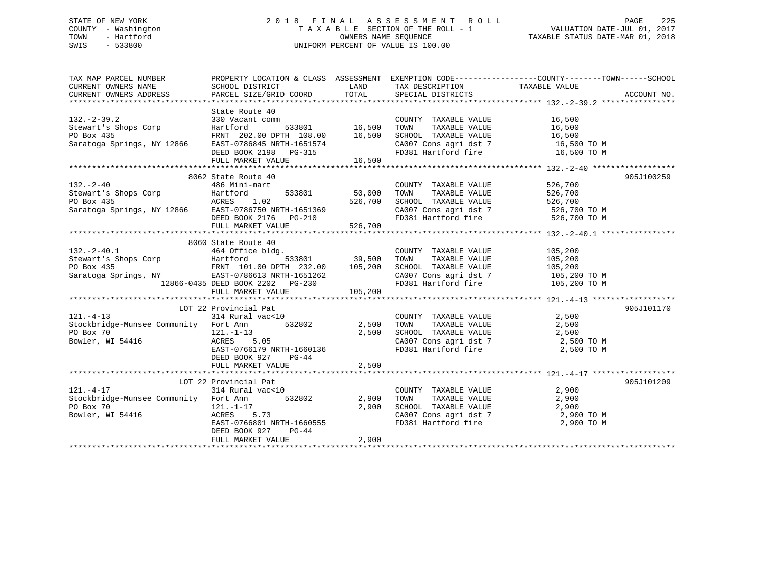STATE OF NEW YORK
COUNTY - Washington
TOWN - Hartford
SWIS - 533800

# 2018 FINAL ASSESSMENT ROLL

TAXABLE SECTION OF THE ROLL - 1
OWNERS NAME SEQUENCE
UNIFORM PERCENT OF VALUE IS 100.00

VALUATION DATE-JUL 01, 2017
TAXABLE STATUS DATE-MAR 01, 2018

| TAX MAP PARCEL NUMBER / CURRENT OWNERS NAME / CURRENT OWNERS ADDRESS | PROPERTY LOCATION & CLASS / SCHOOL DISTRICT / PARCEL SIZE/GRID COORD | ASSESSMENT LAND | TOTAL | EXEMPTION CODE / TAX DESCRIPTION / SPECIAL DISTRICTS | COUNTY--------TOWN------SCHOOL TAXABLE VALUE | ACCOUNT NO. |
|---|---|---|---|---|---|---|
| **132.-2-39.2** | State Route 40 | | | | | |
| 132.-2-39.2 | 330 Vacant comm | | | COUNTY TAXABLE VALUE | 16,500 | |
| Stewart's Shops Corp | Hartford 533801 | 16,500 | | TOWN TAXABLE VALUE | 16,500 | |
| PO Box 435 | FRNT 202.00 DPTH 108.00 | | 16,500 | SCHOOL TAXABLE VALUE | 16,500 | |
| Saratoga Springs, NY 12866 | EAST-0786845 NRTH-1651574 | | | CA007 Cons agri dst 7 | 16,500 TO M | |
| | DEED BOOK 2198 PG-315 | | | FD381 Hartford fire | 16,500 TO M | |
| | FULL MARKET VALUE | | 16,500 | | | |
| **132.-2-40** | 8062 State Route 40 | | | | | 905J100259 |
| 132.-2-40 | 486 Mini-mart | | | COUNTY TAXABLE VALUE | 526,700 | |
| Stewart's Shops Corp | Hartford 533801 | 50,000 | | TOWN TAXABLE VALUE | 526,700 | |
| PO Box 435 | ACRES 1.02 | | 526,700 | SCHOOL TAXABLE VALUE | 526,700 | |
| Saratoga Springs, NY 12866 | EAST-0786750 NRTH-1651369 | | | CA007 Cons agri dst 7 | 526,700 TO M | |
| | DEED BOOK 2176 PG-210 | | | FD381 Hartford fire | 526,700 TO M | |
| | FULL MARKET VALUE | | 526,700 | | | |
| **132.-2-40.1** | 8060 State Route 40 | | | | | |
| 132.-2-40.1 | 464 Office bldg. | | | COUNTY TAXABLE VALUE | 105,200 | |
| Stewart's Shops Corp | Hartford 533801 | 39,500 | | TOWN TAXABLE VALUE | 105,200 | |
| PO Box 435 | FRNT 101.00 DPTH 232.00 | | 105,200 | SCHOOL TAXABLE VALUE | 105,200 | |
| Saratoga Springs, NY | EAST-0786613 NRTH-1651262 | | | CA007 Cons agri dst 7 | 105,200 TO M | |
| 12866-0435 | DEED BOOK 2202 PG-230 | | | FD381 Hartford fire | 105,200 TO M | |
| | FULL MARKET VALUE | | 105,200 | | | |
| **121.-4-13** | LOT 22 Provincial Pat | | | | | 905J101170 |
| 121.-4-13 | 314 Rural vac<10 | | | COUNTY TAXABLE VALUE | 2,500 | |
| Stockbridge-Munsee Community | Fort Ann 532802 | 2,500 | | TOWN TAXABLE VALUE | 2,500 | |
| PO Box 70 | 121.-1-13 | | 2,500 | SCHOOL TAXABLE VALUE | 2,500 | |
| Bowler, WI 54416 | ACRES 5.05 | | | CA007 Cons agri dst 7 | 2,500 TO M | |
| | EAST-0766179 NRTH-1660136 | | | FD381 Hartford fire | 2,500 TO M | |
| | DEED BOOK 927 PG-44 | | | | | |
| | FULL MARKET VALUE | | 2,500 | | | |
| **121.-4-17** | LOT 22 Provincial Pat | | | | | 905J101209 |
| 121.-4-17 | 314 Rural vac<10 | | | COUNTY TAXABLE VALUE | 2,900 | |
| Stockbridge-Munsee Community | Fort Ann 532802 | 2,900 | | TOWN TAXABLE VALUE | 2,900 | |
| PO Box 70 | 121.-1-17 | | 2,900 | SCHOOL TAXABLE VALUE | 2,900 | |
| Bowler, WI 54416 | ACRES 5.73 | | | CA007 Cons agri dst 7 | 2,900 TO M | |
| | EAST-0766801 NRTH-1660555 | | | FD381 Hartford fire | 2,900 TO M | |
| | DEED BOOK 927 PG-44 | | | | | |
| | FULL MARKET VALUE | | 2,900 | | | |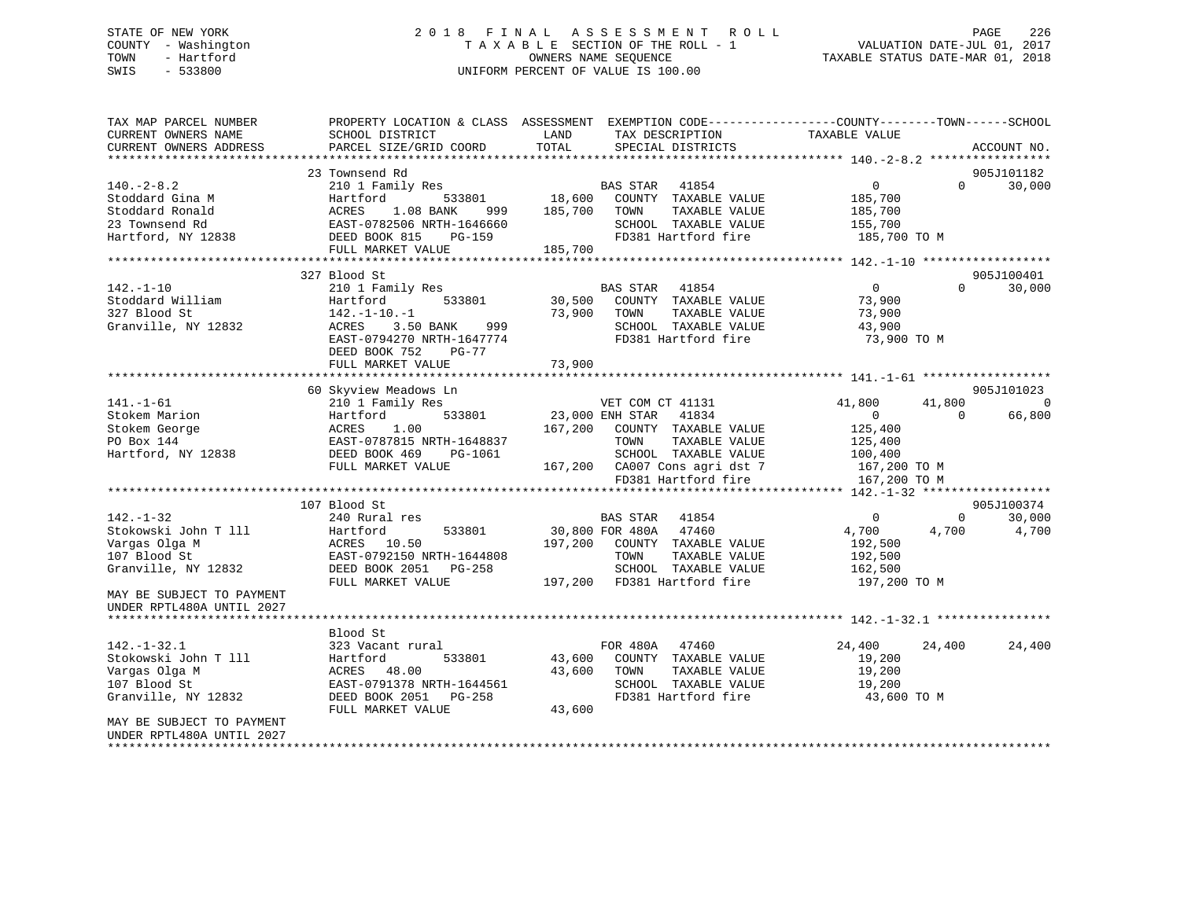STATE OF NEW YORK
COUNTY - Washington
TOWN - Hartford
SWIS - 533800

2 0 1 8 F I N A L A S S E S S M E N T R O L L
T A X A B L E SECTION OF THE ROLL - 1
OWNERS NAME SEQUENCE
UNIFORM PERCENT OF VALUE IS 100.00

VALUATION DATE-JUL 01, 2017
TAXABLE STATUS DATE-MAR 01, 2018

```
TAX MAP PARCEL NUMBER          PROPERTY LOCATION & CLASS  ASSESSMENT  EXEMPTION CODE------------------COUNTY--------TOWN------SCHOOL
CURRENT OWNERS NAME            SCHOOL DISTRICT               LAND      TAX DESCRIPTION            TAXABLE VALUE
CURRENT OWNERS ADDRESS         PARCEL SIZE/GRID COORD        TOTAL     SPECIAL DISTRICTS                                    ACCOUNT NO.
******************************************************************************************************* 140.-2-8.2 *****************
                               23 Townsend Rd                                                                            905J101182
140.-2-8.2                     210 1 Family Res                         BAS STAR   41854                  0             0      30,000
Stoddard Gina M                Hartford          533801       18,600    COUNTY  TAXABLE VALUE         185,700
Stoddard Ronald                ACRES    1.08 BANK     999     185,700   TOWN    TAXABLE VALUE         185,700
23 Townsend Rd                 EAST-0782506 NRTH-1646660                SCHOOL  TAXABLE VALUE         155,700
Hartford, NY 12838             DEED BOOK 815     PG-159                 FD381 Hartford fire            185,700 TO M
                               FULL MARKET VALUE              185,700
******************************************************************************************************* 142.-1-10 ******************
                               327 Blood St                                                                              905J100401
142.-1-10                      210 1 Family Res                         BAS STAR   41854                  0             0      30,000
Stoddard William               Hartford          533801       30,500    COUNTY  TAXABLE VALUE          73,900
327 Blood St                   142.-1-10.-1                    73,900   TOWN    TAXABLE VALUE          73,900
Granville, NY 12832            ACRES    3.50 BANK     999               SCHOOL  TAXABLE VALUE          43,900
                               EAST-0794270 NRTH-1647774                FD381 Hartford fire             73,900 TO M
                               DEED BOOK 752     PG-77
                               FULL MARKET VALUE               73,900
******************************************************************************************************* 141.-1-61 ******************
                               60 Skyview Meadows Ln                                                                     905J101023
141.-1-61                      210 1 Family Res                         VET COM CT 41131             41,800        41,800           0
Stokem Marion                  Hartford          533801       23,000 ENH STAR   41834                  0             0      66,800
Stokem George                  ACRES    1.00                  167,200   COUNTY  TAXABLE VALUE         125,400
PO Box 144                     EAST-0787815 NRTH-1648837                TOWN    TAXABLE VALUE         125,400
Hartford, NY 12838             DEED BOOK 469     PG-1061                SCHOOL  TAXABLE VALUE         100,400
                               FULL MARKET VALUE              167,200   CA007 Cons agri dst 7          167,200 TO M
                                                                        FD381 Hartford fire            167,200 TO M
******************************************************************************************************* 142.-1-32 ******************
                               107 Blood St                                                                              905J100374
142.-1-32                      240 Rural res                            BAS STAR   41854                  0             0      30,000
Stokowski John T lll           Hartford          533801       30,800 FOR 480A   47460              4,700         4,700       4,700
Vargas Olga M                  ACRES   10.50                  197,200   COUNTY  TAXABLE VALUE         192,500
107 Blood St                   EAST-0792150 NRTH-1644808                TOWN    TAXABLE VALUE         192,500
Granville, NY 12832            DEED BOOK 2051    PG-258                 SCHOOL  TAXABLE VALUE         162,500
                               FULL MARKET VALUE              197,200   FD381 Hartford fire            197,200 TO M
MAY BE SUBJECT TO PAYMENT
UNDER RPTL480A UNTIL 2027
******************************************************************************************************* 142.-1-32.1 ****************
                               Blood St
142.-1-32.1                    323 Vacant rural                         FOR 480A   47460             24,400        24,400      24,400
Stokowski John T lll           Hartford          533801       43,600    COUNTY  TAXABLE VALUE          19,200
Vargas Olga M                  ACRES   48.00                   43,600   TOWN    TAXABLE VALUE          19,200
107 Blood St                   EAST-0791378 NRTH-1644561                SCHOOL  TAXABLE VALUE          19,200
Granville, NY 12832            DEED BOOK 2051    PG-258                 FD381 Hartford fire             43,600 TO M
                               FULL MARKET VALUE               43,600
MAY BE SUBJECT TO PAYMENT
UNDER RPTL480A UNTIL 2027
************************************************************************************************************************************
```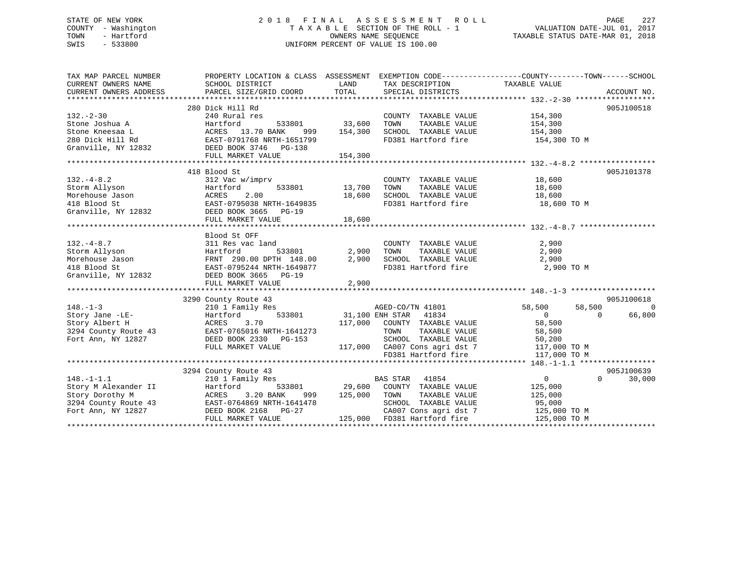STATE OF NEW YORK
COUNTY - Washington
TOWN - Hartford
SWIS - 533800

# 2018 FINAL ASSESSMENT ROLL

TAXABLE SECTION OF THE ROLL - 1
OWNERS NAME SEQUENCE
UNIFORM PERCENT OF VALUE IS 100.00

VALUATION DATE-JUL 01, 2017
TAXABLE STATUS DATE-MAR 01, 2018

```
TAX MAP PARCEL NUMBER          PROPERTY LOCATION & CLASS  ASSESSMENT  EXEMPTION CODE------------------COUNTY--------TOWN------SCHOOL
CURRENT OWNERS NAME            SCHOOL DISTRICT               LAND      TAX DESCRIPTION            TAXABLE VALUE
CURRENT OWNERS ADDRESS         PARCEL SIZE/GRID COORD        TOTAL     SPECIAL DISTRICTS                                      ACCOUNT NO.
******************************************************************************************************* 132.-2-30 ******************
                               280 Dick Hill Rd                                                                            905J100518
132.-2-30                      240 Rural res                           COUNTY  TAXABLE VALUE          154,300
Stone Joshua A                 Hartford       533801       33,600      TOWN    TAXABLE VALUE          154,300
Stone Kneesaa L                ACRES  13.70 BANK    999    154,300     SCHOOL  TAXABLE VALUE          154,300
280 Dick Hill Rd               EAST-0791768 NRTH-1651799               FD381 Hartford fire             154,300 TO M
Granville, NY 12832            DEED BOOK 3746   PG-138
                               FULL MARKET VALUE          154,300
******************************************************************************************************* 132.-4-8.2 *****************
                               418 Blood St                                                                                905J101378
132.-4-8.2                     312 Vac w/imprv                         COUNTY  TAXABLE VALUE           18,600
Storm Allyson                  Hartford       533801       13,700      TOWN    TAXABLE VALUE           18,600
Morehouse Jason                ACRES   2.00                18,600      SCHOOL  TAXABLE VALUE           18,600
418 Blood St                   EAST-0795038 NRTH-1649835               FD381 Hartford fire              18,600 TO M
Granville, NY 12832            DEED BOOK 3665   PG-19
                               FULL MARKET VALUE           18,600
******************************************************************************************************* 132.-4-8.7 *****************
                               Blood St OFF
132.-4-8.7                     311 Res vac land                        COUNTY  TAXABLE VALUE            2,900
Storm Allyson                  Hartford       533801        2,900      TOWN    TAXABLE VALUE            2,900
Morehouse Jason                FRNT 290.00 DPTH 148.00      2,900      SCHOOL  TAXABLE VALUE            2,900
418 Blood St                   EAST-0795244 NRTH-1649877               FD381 Hartford fire               2,900 TO M
Granville, NY 12832            DEED BOOK 3665   PG-19
                               FULL MARKET VALUE            2,900
******************************************************************************************************* 148.-1-3 *******************
                               3290 County Route 43                                                                        905J100618
148.-1-3                       210 1 Family Res                        AGED-CO/TN 41801               58,500      58,500           0
Story Jane -LE-                Hartford       533801       31,100 ENH STAR   41834                      0           0      66,800
Story Albert H                 ACRES   3.70               117,000      COUNTY  TAXABLE VALUE           58,500
3294 County Route 43           EAST-0765016 NRTH-1641273               TOWN    TAXABLE VALUE           58,500
Fort Ann, NY 12827             DEED BOOK 2330   PG-153                 SCHOOL  TAXABLE VALUE           50,200
                               FULL MARKET VALUE          117,000      CA007 Cons agri dst 7          117,000 TO M
                                                                       FD381 Hartford fire            117,000 TO M
******************************************************************************************************* 148.-1-1.1 *****************
                               3294 County Route 43                                                                        905J100639
148.-1-1.1                     210 1 Family Res                        BAS STAR   41854                     0           0      30,000
Story M Alexander II           Hartford       533801       29,600      COUNTY  TAXABLE VALUE          125,000
Story Dorothy M                ACRES   3.20 BANK    999   125,000      TOWN    TAXABLE VALUE          125,000
3294 County Route 43           EAST-0764869 NRTH-1641478               SCHOOL  TAXABLE VALUE           95,000
Fort Ann, NY 12827             DEED BOOK 2168   PG-27                  CA007 Cons agri dst 7          125,000 TO M
                               FULL MARKET VALUE          125,000      FD381 Hartford fire            125,000 TO M
************************************************************************************************************************************
```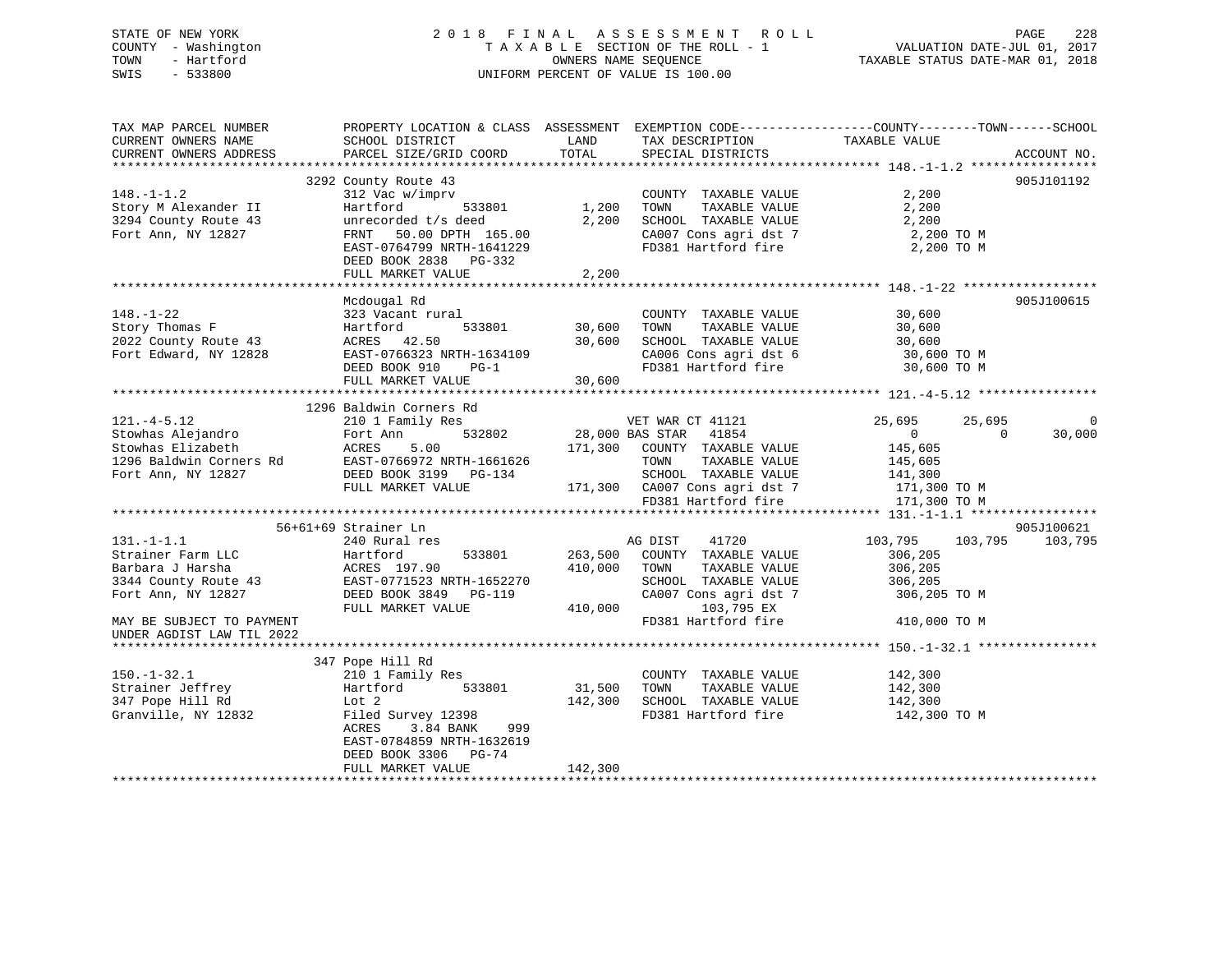STATE OF NEW YORK
COUNTY - Washington
TOWN - Hartford
SWIS - 533800

2 0 1 8 F I N A L A S S E S S M E N T R O L L
T A X A B L E SECTION OF THE ROLL - 1
OWNERS NAME SEQUENCE
UNIFORM PERCENT OF VALUE IS 100.00

VALUATION DATE-JUL 01, 2017
TAXABLE STATUS DATE-MAR 01, 2018

```
TAX MAP PARCEL NUMBER          PROPERTY LOCATION & CLASS  ASSESSMENT  EXEMPTION CODE------------------COUNTY--------TOWN------SCHOOL
CURRENT OWNERS NAME            SCHOOL DISTRICT               LAND      TAX DESCRIPTION              TAXABLE VALUE
CURRENT OWNERS ADDRESS         PARCEL SIZE/GRID COORD        TOTAL     SPECIAL DISTRICTS                                    ACCOUNT NO.
******************************************************************************************************* 148.-1-1.2 *****************
                             3292 County Route 43                                                                   905J101192
148.-1-1.2                     312 Vac w/imprv                        COUNTY  TAXABLE VALUE              2,200
Story M Alexander II           Hartford          533801      1,200    TOWN    TAXABLE VALUE              2,200
3294 County Route 43           unrecorded t/s deed           2,200    SCHOOL  TAXABLE VALUE              2,200
Fort Ann, NY 12827             FRNT   50.00 DPTH 165.00               CA007 Cons agri dst 7               2,200 TO M
                               EAST-0764799 NRTH-1641229              FD381 Hartford fire                 2,200 TO M
                               DEED BOOK 2838   PG-332
                               FULL MARKET VALUE             2,200
******************************************************************************************************* 148.-1-22 ******************
                               Mcdougal Rd                                                                          905J100615
148.-1-22                      323 Vacant rural                       COUNTY  TAXABLE VALUE             30,600
Story Thomas F                 Hartford          533801     30,600    TOWN    TAXABLE VALUE             30,600
2022 County Route 43           ACRES   42.50                30,600    SCHOOL  TAXABLE VALUE             30,600
Fort Edward, NY 12828          EAST-0766323 NRTH-1634109              CA006 Cons agri dst 6              30,600 TO M
                               DEED BOOK 910    PG-1                  FD381 Hartford fire                30,600 TO M
                               FULL MARKET VALUE            30,600
******************************************************************************************************* 121.-4-5.12 ****************
                             1296 Baldwin Corners Rd
121.-4-5.12                    210 1 Family Res                   VET WAR CT 41121             25,695      25,695           0
Stowhas Alejandro              Fort Ann          532802      28,000 BAS STAR  41854                 0           0      30,000
Stowhas Elizabeth              ACRES    5.00               171,300    COUNTY  TAXABLE VALUE            145,605
1296 Baldwin Corners Rd        EAST-0766972 NRTH-1661626              TOWN    TAXABLE VALUE            145,605
Fort Ann, NY 12827             DEED BOOK 3199   PG-134                SCHOOL  TAXABLE VALUE            141,300
                               FULL MARKET VALUE           171,300    CA007 Cons agri dst 7             171,300 TO M
                                                                      FD381 Hartford fire               171,300 TO M
******************************************************************************************************* 131.-1-1.1 *****************
                           56+61+69 Strainer Ln                                                                     905J100621
131.-1-1.1                     240 Rural res                          AG DIST    41720            103,795     103,795     103,795
Strainer Farm LLC              Hartford          533801    263,500    COUNTY  TAXABLE VALUE            306,205
Barbara J Harsha               ACRES  197.90               410,000    TOWN    TAXABLE VALUE            306,205
3344 County Route 43           EAST-0771523 NRTH-1652270              SCHOOL  TAXABLE VALUE            306,205
Fort Ann, NY 12827             DEED BOOK 3849   PG-119                CA007 Cons agri dst 7             306,205 TO M
                               FULL MARKET VALUE           410,000         103,795 EX
MAY BE SUBJECT TO PAYMENT                                             FD381 Hartford fire               410,000 TO M
UNDER AGDIST LAW TIL 2022
******************************************************************************************************* 150.-1-32.1 ****************
                             347 Pope Hill Rd
150.-1-32.1                    210 1 Family Res                       COUNTY  TAXABLE VALUE            142,300
Strainer Jeffrey               Hartford          533801     31,500    TOWN    TAXABLE VALUE            142,300
347 Pope Hill Rd               Lot 2                       142,300    SCHOOL  TAXABLE VALUE            142,300
Granville, NY 12832            Filed Survey 12398                     FD381 Hartford fire               142,300 TO M
                               ACRES    3.84 BANK    999
                               EAST-0784859 NRTH-1632619
                               DEED BOOK 3306   PG-74
                               FULL MARKET VALUE           142,300
************************************************************************************************************************************
```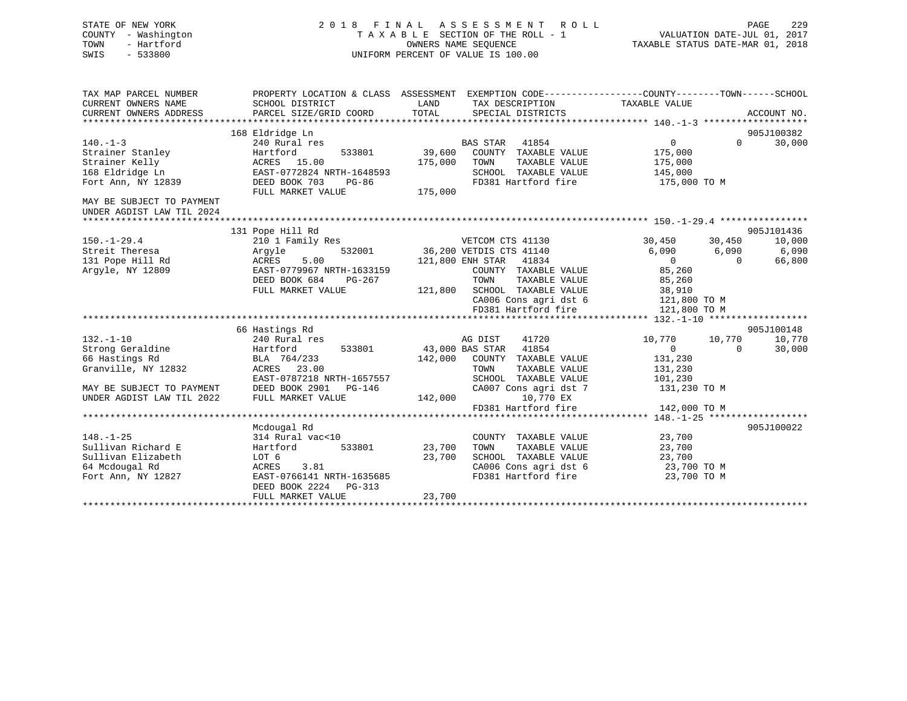STATE OF NEW YORK
COUNTY - Washington
TOWN - Hartford
SWIS - 533800

2 0 1 8 F I N A L A S S E S S M E N T R O L L
T A X A B L E SECTION OF THE ROLL - 1
OWNERS NAME SEQUENCE
UNIFORM PERCENT OF VALUE IS 100.00

VALUATION DATE-JUL 01, 2017
TAXABLE STATUS DATE-MAR 01, 2018

```
TAX MAP PARCEL NUMBER          PROPERTY LOCATION & CLASS  ASSESSMENT  EXEMPTION CODE-----------------COUNTY--------TOWN------SCHOOL
CURRENT OWNERS NAME            SCHOOL DISTRICT               LAND      TAX DESCRIPTION            TAXABLE VALUE
CURRENT OWNERS ADDRESS         PARCEL SIZE/GRID COORD        TOTAL     SPECIAL DISTRICTS                                    ACCOUNT NO.
******************************************************************************************************* 140.-1-3 *******************
                               168 Eldridge Ln                                                                          905J100382
140.-1-3                       240 Rural res                           BAS STAR   41854                  0          0     30,000
Strainer Stanley               Hartford        533801      39,600     COUNTY  TAXABLE VALUE         175,000
Strainer Kelly                 ACRES  15.00               175,000     TOWN    TAXABLE VALUE         175,000
168 Eldridge Ln                EAST-0772824 NRTH-1648593              SCHOOL  TAXABLE VALUE         145,000
Fort Ann, NY 12839             DEED BOOK 703    PG-86                 FD381 Hartford fire            175,000 TO M
                               FULL MARKET VALUE          175,000
MAY BE SUBJECT TO PAYMENT
UNDER AGDIST LAW TIL 2024
******************************************************************************************************* 150.-1-29.4 ****************
                               131 Pope Hill Rd                                                                         905J101436
150.-1-29.4                    210 1 Family Res                       VETCOM CTS 41130              30,450     30,450     10,000
Streit Theresa                 Argyle          532001      36,200 VETDIS CTS 41140               6,090      6,090      6,090
131 Pope Hill Rd               ACRES   5.00               121,800 ENH STAR   41834                   0          0     66,800
Argyle, NY 12809               EAST-0779967 NRTH-1633159              COUNTY  TAXABLE VALUE          85,260
                               DEED BOOK 684    PG-267                TOWN    TAXABLE VALUE          85,260
                               FULL MARKET VALUE          121,800     SCHOOL  TAXABLE VALUE          38,910
                                                                      CA006 Cons agri dst 6          121,800 TO M
                                                                      FD381 Hartford fire            121,800 TO M
******************************************************************************************************* 132.-1-10 ******************
                               66 Hastings Rd                                                                           905J100148
132.-1-10                      240 Rural res                          AG DIST    41720              10,770     10,770     10,770
Strong Geraldine               Hartford        533801      43,000 BAS STAR   41854                   0          0     30,000
66 Hastings Rd                 BLA 764/233                142,000     COUNTY  TAXABLE VALUE         131,230
Granville, NY 12832            ACRES  23.00                           TOWN    TAXABLE VALUE         131,230
                               EAST-0787218 NRTH-1657557              SCHOOL  TAXABLE VALUE         101,230
MAY BE SUBJECT TO PAYMENT      DEED BOOK 2901   PG-146                CA007 Cons agri dst 7          131,230 TO M
UNDER AGDIST LAW TIL 2022      FULL MARKET VALUE          142,000          10,770 EX
                                                                      FD381 Hartford fire            142,000 TO M
******************************************************************************************************* 148.-1-25 ******************
                               Mcdougal Rd                                                                              905J100022
148.-1-25                      314 Rural vac<10                       COUNTY  TAXABLE VALUE          23,700
Sullivan Richard E             Hartford        533801      23,700     TOWN    TAXABLE VALUE          23,700
Sullivan Elizabeth             LOT 6                       23,700     SCHOOL  TAXABLE VALUE          23,700
64 Mcdougal Rd                 ACRES   3.81                           CA006 Cons agri dst 6           23,700 TO M
Fort Ann, NY 12827             EAST-0766141 NRTH-1635685              FD381 Hartford fire             23,700 TO M
                               DEED BOOK 2224   PG-313
                               FULL MARKET VALUE           23,700
************************************************************************************************************************************
```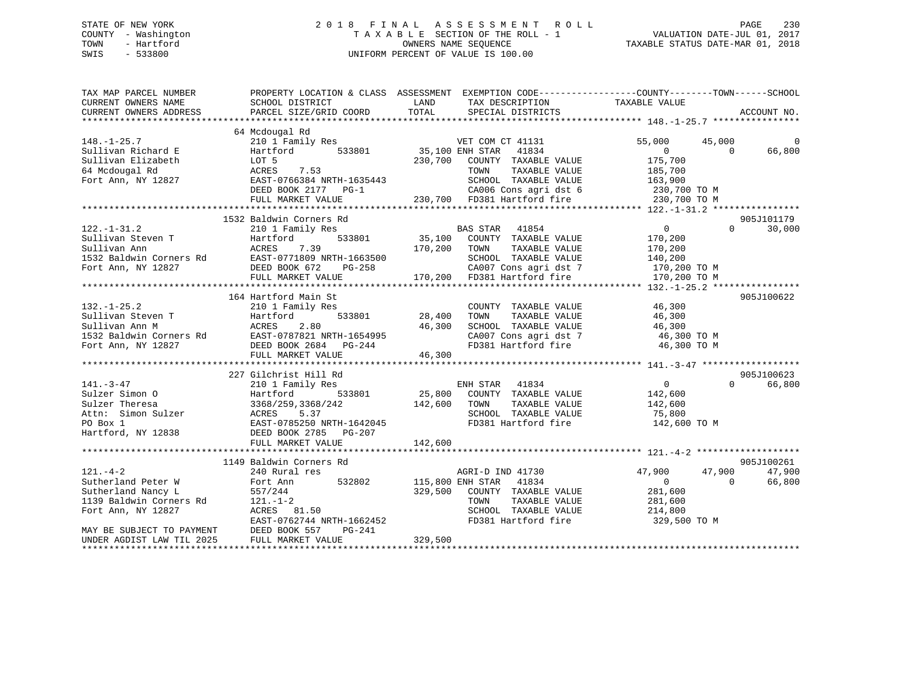STATE OF NEW YORK
COUNTY - Washington
TOWN - Hartford
SWIS - 533800

2018 FINAL ASSESSMENT ROLL
TAXABLE SECTION OF THE ROLL - 1
OWNERS NAME SEQUENCE
UNIFORM PERCENT OF VALUE IS 100.00

VALUATION DATE-JUL 01, 2017
TAXABLE STATUS DATE-MAR 01, 2018

```
TAX MAP PARCEL NUMBER      PROPERTY LOCATION & CLASS  ASSESSMENT  EXEMPTION CODE------------------COUNTY--------TOWN------SCHOOL
CURRENT OWNERS NAME        SCHOOL DISTRICT              LAND      TAX DESCRIPTION              TAXABLE VALUE
CURRENT OWNERS ADDRESS     PARCEL SIZE/GRID COORD       TOTAL     SPECIAL DISTRICTS                                     ACCOUNT NO.
******************************************************************************************************* 148.-1-25.7 ****************
                           64 Mcdougal Rd
148.-1-25.7                210 1 Family Res                  VET COM CT 41131           55,000      45,000           0
Sullivan Richard E         Hartford        533801      35,100 ENH STAR   41834                0           0      66,800
Sullivan Elizabeth         LOT 5                       230,700   COUNTY  TAXABLE VALUE        175,700
64 Mcdougal Rd             ACRES    7.53                         TOWN    TAXABLE VALUE        185,700
Fort Ann, NY 12827         EAST-0766384 NRTH-1635443             SCHOOL  TAXABLE VALUE        163,900
                           DEED BOOK 2177   PG-1                 CA006 Cons agri dst 6        230,700 TO M
                           FULL MARKET VALUE           230,700   FD381 Hartford fire          230,700 TO M
******************************************************************************************************* 122.-1-31.2 ****************
                           1532 Baldwin Corners Rd                                                            905J101179
122.-1-31.2                210 1 Family Res                  BAS STAR   41854                 0           0      30,000
Sullivan Steven T          Hartford        533801      35,100   COUNTY  TAXABLE VALUE        170,200
Sullivan Ann               ACRES    7.39               170,200   TOWN    TAXABLE VALUE        170,200
1532 Baldwin Corners Rd    EAST-0771809 NRTH-1663500             SCHOOL  TAXABLE VALUE        140,200
Fort Ann, NY 12827         DEED BOOK 672    PG-258               CA007 Cons agri dst 7        170,200 TO M
                           FULL MARKET VALUE           170,200   FD381 Hartford fire          170,200 TO M
******************************************************************************************************* 132.-1-25.2 ****************
                           164 Hartford Main St                                                               905J100622
132.-1-25.2                210 1 Family Res                  COUNTY  TAXABLE VALUE         46,300
Sullivan Steven T          Hartford        533801      28,400   TOWN    TAXABLE VALUE         46,300
Sullivan Ann M             ACRES    2.80                46,300   SCHOOL  TAXABLE VALUE         46,300
1532 Baldwin Corners Rd    EAST-0787821 NRTH-1654995             CA007 Cons agri dst 7         46,300 TO M
Fort Ann, NY 12827         DEED BOOK 2684   PG-244               FD381 Hartford fire           46,300 TO M
                           FULL MARKET VALUE            46,300
******************************************************************************************************* 141.-3-47 ******************
                           227 Gilchrist Hill Rd                                                              905J100623
141.-3-47                  210 1 Family Res                  ENH STAR   41834                 0           0      66,800
Sulzer Simon O             Hartford        533801      25,800   COUNTY  TAXABLE VALUE        142,600
Sulzer Theresa             3368/259,3368/242           142,600   TOWN    TAXABLE VALUE        142,600
Attn:  Simon Sulzer        ACRES    5.37                         SCHOOL  TAXABLE VALUE         75,800
PO Box 1                   EAST-0785250 NRTH-1642045             FD381 Hartford fire          142,600 TO M
Hartford, NY 12838         DEED BOOK 2785   PG-207
                           FULL MARKET VALUE           142,600
******************************************************************************************************* 121.-4-2 *******************
                           1149 Baldwin Corners Rd                                                            905J100261
121.-4-2                   240 Rural res                     AGRI-D IND 41730           47,900      47,900      47,900
Sutherland Peter W         Fort Ann        532802     115,800 ENH STAR   41834                0           0      66,800
Sutherland Nancy L         557/244                     329,500   COUNTY  TAXABLE VALUE        281,600
1139 Baldwin Corners Rd    121.-1-2                              TOWN    TAXABLE VALUE        281,600
Fort Ann, NY 12827         ACRES   81.50                         SCHOOL  TAXABLE VALUE        214,800
                           EAST-0762744 NRTH-1662452             FD381 Hartford fire          329,500 TO M
MAY BE SUBJECT TO PAYMENT  DEED BOOK 557    PG-241
UNDER AGDIST LAW TIL 2025  FULL MARKET VALUE           329,500
************************************************************************************************************************************
```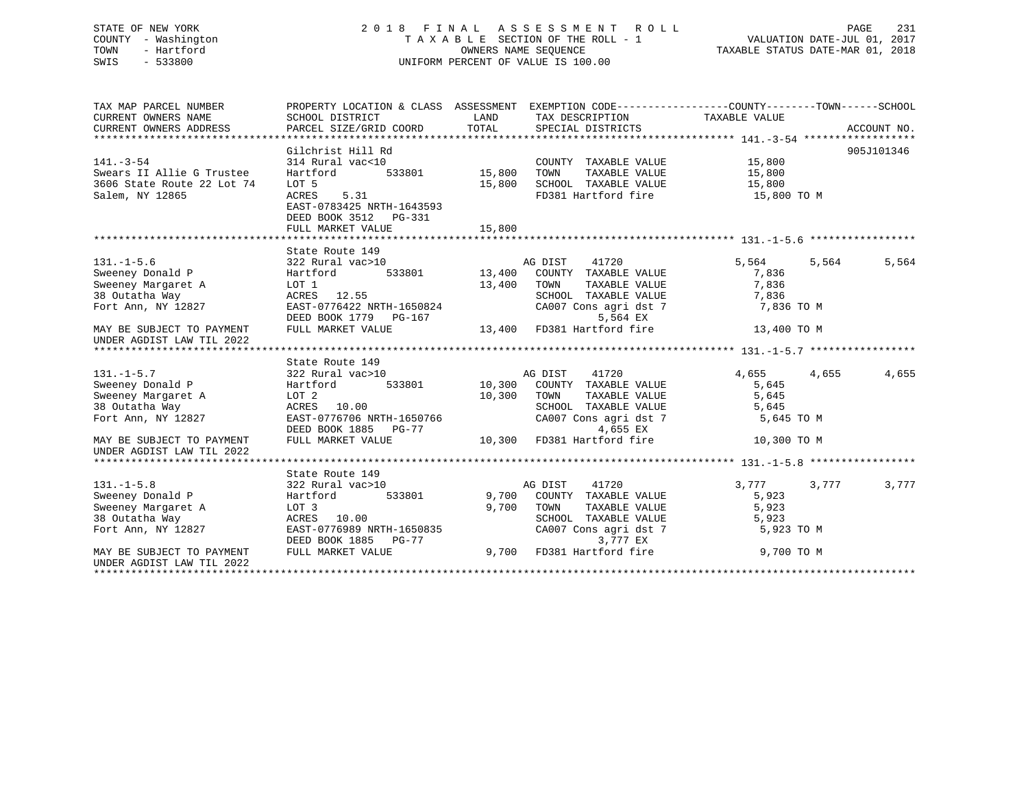STATE OF NEW YORK
COUNTY - Washington
TOWN - Hartford
SWIS - 533800

2018 FINAL ASSESSMENT ROLL
TAXABLE SECTION OF THE ROLL - 1
OWNERS NAME SEQUENCE
UNIFORM PERCENT OF VALUE IS 100.00

VALUATION DATE-JUL 01, 2017
TAXABLE STATUS DATE-MAR 01, 2018

| TAX MAP PARCEL NUMBER<br>CURRENT OWNERS NAME<br>CURRENT OWNERS ADDRESS | PROPERTY LOCATION & CLASS<br>SCHOOL DISTRICT<br>PARCEL SIZE/GRID COORD | ASSESSMENT<br>LAND<br>TOTAL | EXEMPTION CODE<br>TAX DESCRIPTION<br>SPECIAL DISTRICTS | COUNTY<br>TAXABLE VALUE | TOWN | SCHOOL<br>ACCOUNT NO. |
|---|---|---|---|---|---|---|
| **141.-3-54** | Gilchrist Hill Rd | | | | | 905J101346 |
| 141.-3-54 | 314 Rural vac<10 | | COUNTY TAXABLE VALUE | 15,800 | | |
| Swears II Allie G Trustee | Hartford 533801 | 15,800 | TOWN TAXABLE VALUE | 15,800 | | |
| 3606 State Route 22 Lot 74 | LOT 5 | 15,800 | SCHOOL TAXABLE VALUE | 15,800 | | |
| Salem, NY 12865 | ACRES 5.31 | | FD381 Hartford fire | 15,800 TO M | | |
| | EAST-0783425 NRTH-1643593 | | | | | |
| | DEED BOOK 3512 PG-331 | | | | | |
| | FULL MARKET VALUE | 15,800 | | | | |
| **131.-1-5.6** | State Route 149 | | | | | |
| 131.-1-5.6 | 322 Rural vac>10 | | AG DIST 41720 | 5,564 | 5,564 | 5,564 |
| Sweeney Donald P | Hartford 533801 | 13,400 | COUNTY TAXABLE VALUE | 7,836 | | |
| Sweeney Margaret A | LOT 1 | 13,400 | TOWN TAXABLE VALUE | 7,836 | | |
| 38 Outatha Way | ACRES 12.55 | | SCHOOL TAXABLE VALUE | 7,836 | | |
| Fort Ann, NY 12827 | EAST-0776422 NRTH-1650824 | | CA007 Cons agri dst 7 | 7,836 TO M | | |
| | DEED BOOK 1779 PG-167 | | 5,564 EX | | | |
| MAY BE SUBJECT TO PAYMENT | FULL MARKET VALUE | 13,400 | FD381 Hartford fire | 13,400 TO M | | |
| UNDER AGDIST LAW TIL 2022 | | | | | | |
| **131.-1-5.7** | State Route 149 | | | | | |
| 131.-1-5.7 | 322 Rural vac>10 | | AG DIST 41720 | 4,655 | 4,655 | 4,655 |
| Sweeney Donald P | Hartford 533801 | 10,300 | COUNTY TAXABLE VALUE | 5,645 | | |
| Sweeney Margaret A | LOT 2 | 10,300 | TOWN TAXABLE VALUE | 5,645 | | |
| 38 Outatha Way | ACRES 10.00 | | SCHOOL TAXABLE VALUE | 5,645 | | |
| Fort Ann, NY 12827 | EAST-0776706 NRTH-1650766 | | CA007 Cons agri dst 7 | 5,645 TO M | | |
| | DEED BOOK 1885 PG-77 | | 4,655 EX | | | |
| MAY BE SUBJECT TO PAYMENT | FULL MARKET VALUE | 10,300 | FD381 Hartford fire | 10,300 TO M | | |
| UNDER AGDIST LAW TIL 2022 | | | | | | |
| **131.-1-5.8** | State Route 149 | | | | | |
| 131.-1-5.8 | 322 Rural vac>10 | | AG DIST 41720 | 3,777 | 3,777 | 3,777 |
| Sweeney Donald P | Hartford 533801 | 9,700 | COUNTY TAXABLE VALUE | 5,923 | | |
| Sweeney Margaret A | LOT 3 | 9,700 | TOWN TAXABLE VALUE | 5,923 | | |
| 38 Outatha Way | ACRES 10.00 | | SCHOOL TAXABLE VALUE | 5,923 | | |
| Fort Ann, NY 12827 | EAST-0776989 NRTH-1650835 | | CA007 Cons agri dst 7 | 5,923 TO M | | |
| | DEED BOOK 1885 PG-77 | | 3,777 EX | | | |
| MAY BE SUBJECT TO PAYMENT | FULL MARKET VALUE | 9,700 | FD381 Hartford fire | 9,700 TO M | | |
| UNDER AGDIST LAW TIL 2022 | | | | | | |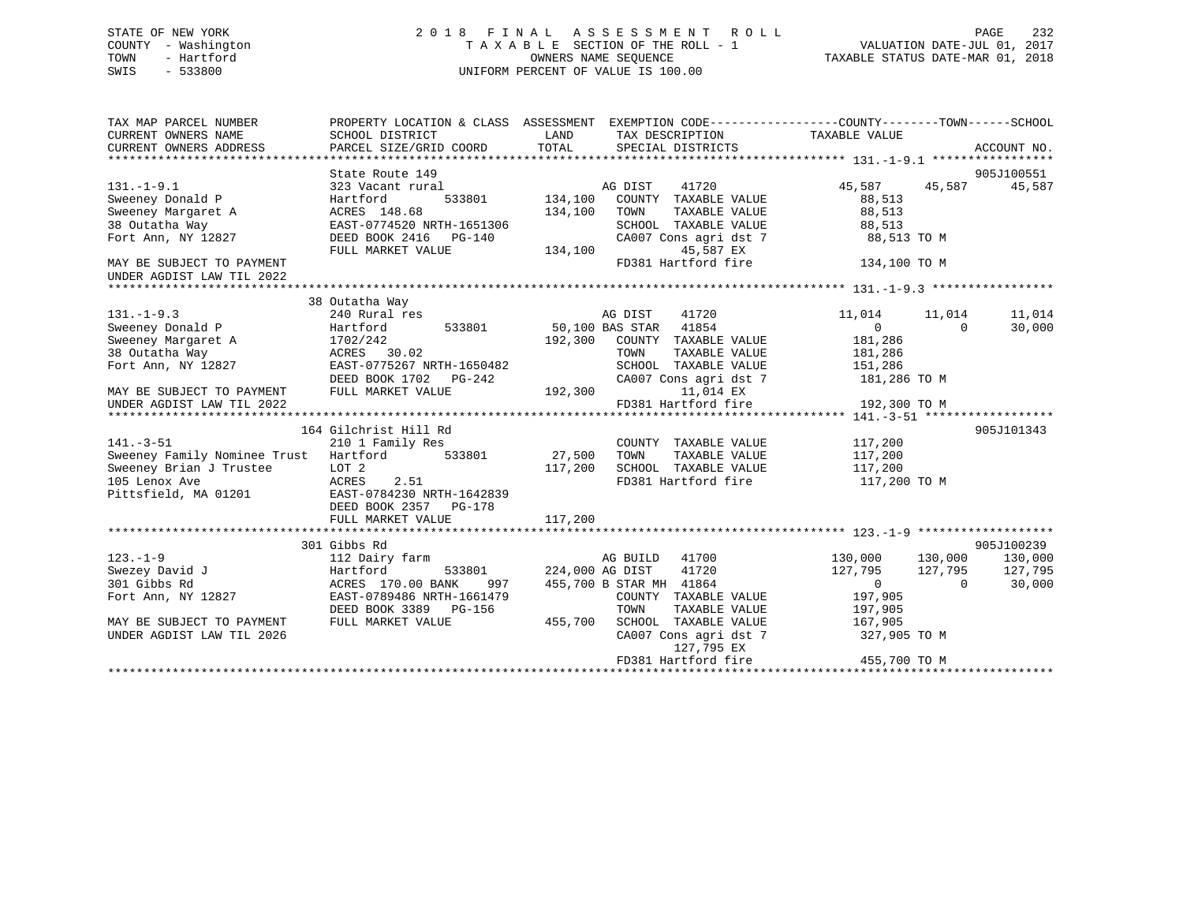STATE OF NEW YORK
COUNTY - Washington
TOWN - Hartford
SWIS - 533800

2018 FINAL ASSESSMENT ROLL
TAXABLE SECTION OF THE ROLL - 1
OWNERS NAME SEQUENCE
UNIFORM PERCENT OF VALUE IS 100.00

VALUATION DATE-JUL 01, 2017
TAXABLE STATUS DATE-MAR 01, 2018

```
TAX MAP PARCEL NUMBER          PROPERTY LOCATION & CLASS  ASSESSMENT  EXEMPTION CODE-----------------COUNTY--------TOWN------SCHOOL
CURRENT OWNERS NAME            SCHOOL DISTRICT               LAND      TAX DESCRIPTION            TAXABLE VALUE
CURRENT OWNERS ADDRESS         PARCEL SIZE/GRID COORD        TOTAL     SPECIAL DISTRICTS                                    ACCOUNT NO.
*********************************************************************************************** 131.-1-9.1 *****************
                               State Route 149                                                                        905J100551
131.-1-9.1                     323 Vacant rural                       AG DIST     41720             45,587      45,587      45,587
Sweeney Donald P               Hartford         533801       134,100    COUNTY  TAXABLE VALUE          88,513
Sweeney Margaret A             ACRES  148.68                 134,100    TOWN    TAXABLE VALUE          88,513
38 Outatha Way                 EAST-0774520 NRTH-1651306                SCHOOL  TAXABLE VALUE          88,513
Fort Ann, NY 12827             DEED BOOK 2416   PG-140                  CA007 Cons agri dst 7          88,513 TO M
                               FULL MARKET VALUE             134,100           45,587 EX
MAY BE SUBJECT TO PAYMENT                                               FD381 Hartford fire           134,100 TO M
UNDER AGDIST LAW TIL 2022
*********************************************************************************************** 131.-1-9.3 *****************
                               38 Outatha Way
131.-1-9.3                     240 Rural res                          AG DIST     41720             11,014      11,014      11,014
Sweeney Donald P               Hartford         533801        50,100 BAS STAR    41854                  0           0      30,000
Sweeney Margaret A             1702/242                      192,300    COUNTY  TAXABLE VALUE         181,286
38 Outatha Way                 ACRES   30.02                            TOWN    TAXABLE VALUE         181,286
Fort Ann, NY 12827             EAST-0775267 NRTH-1650482                SCHOOL  TAXABLE VALUE         151,286
                               DEED BOOK 1702   PG-242                  CA007 Cons agri dst 7         181,286 TO M
MAY BE SUBJECT TO PAYMENT      FULL MARKET VALUE             192,300           11,014 EX
UNDER AGDIST LAW TIL 2022                                               FD381 Hartford fire           192,300 TO M
*********************************************************************************************** 141.-3-51 ******************
                               164 Gilchrist Hill Rd                                                                  905J101343
141.-3-51                      210 1 Family Res                         COUNTY  TAXABLE VALUE         117,200
Sweeney Family Nominee Trust   Hartford         533801        27,500    TOWN    TAXABLE VALUE         117,200
Sweeney Brian J Trustee        LOT 2                         117,200    SCHOOL  TAXABLE VALUE         117,200
105 Lenox Ave                  ACRES    2.51                            FD381 Hartford fire           117,200 TO M
Pittsfield, MA 01201           EAST-0784230 NRTH-1642839
                               DEED BOOK 2357   PG-178
                               FULL MARKET VALUE             117,200
*********************************************************************************************** 123.-1-9 *******************
                               301 Gibbs Rd                                                                           905J100239
123.-1-9                       112 Dairy farm                         AG BUILD    41700            130,000     130,000     130,000
Swezey David J                 Hartford         533801       224,000 AG DIST     41720            127,795     127,795     127,795
301 Gibbs Rd                   ACRES  170.00 BANK     997    455,700 B STAR MH   41864                  0           0      30,000
Fort Ann, NY 12827             EAST-0789486 NRTH-1661479                COUNTY  TAXABLE VALUE         197,905
                               DEED BOOK 3389   PG-156                  TOWN    TAXABLE VALUE         197,905
MAY BE SUBJECT TO PAYMENT      FULL MARKET VALUE             455,700    SCHOOL  TAXABLE VALUE         167,905
UNDER AGDIST LAW TIL 2026                                               CA007 Cons agri dst 7         327,905 TO M
                                                                               127,795 EX
                                                                        FD381 Hartford fire           455,700 TO M
******************************************************************************************************************************
```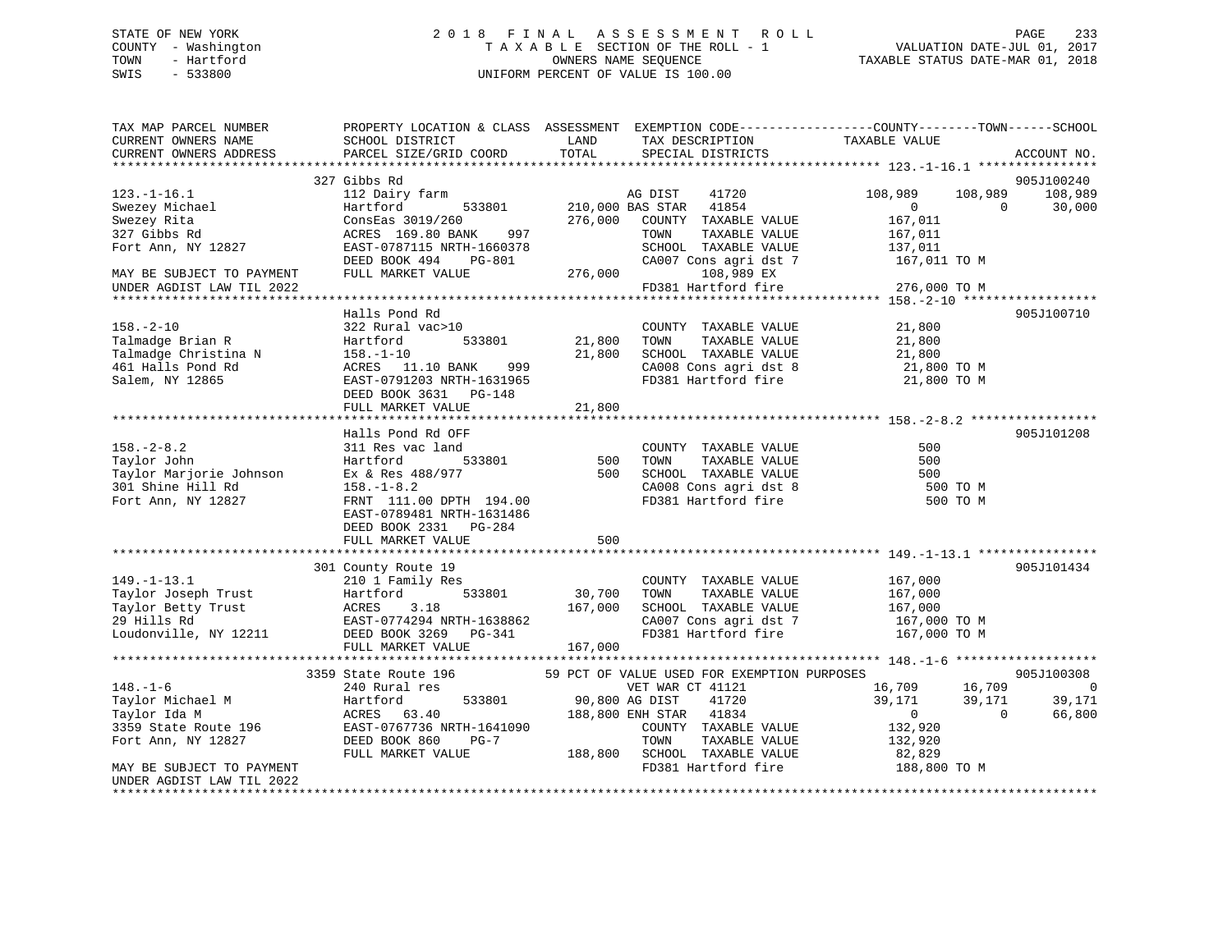STATE OF NEW YORK 2 0 1 8 F I N A L A S S E S S M E N T R O L L
COUNTY - Washington T A X A B L E SECTION OF THE ROLL - 1 VALUATION DATE-JUL 01, 2017
TOWN - Hartford OWNERS NAME SEQUENCE TAXABLE STATUS DATE-MAR 01, 2018
SWIS - 533800 UNIFORM PERCENT OF VALUE IS 100.00

```
TAX MAP PARCEL NUMBER          PROPERTY LOCATION & CLASS  ASSESSMENT  EXEMPTION CODE------------------COUNTY--------TOWN------SCHOOL
CURRENT OWNERS NAME            SCHOOL DISTRICT               LAND      TAX DESCRIPTION            TAXABLE VALUE
CURRENT OWNERS ADDRESS         PARCEL SIZE/GRID COORD        TOTAL     SPECIAL DISTRICTS                                    ACCOUNT NO.
******************************************************************************************************* 123.-1-16.1 ****************
                           327 Gibbs Rd                                                                                905J100240
123.-1-16.1                    112 Dairy farm                    AG DIST    41720           108,989    108,989    108,989
Swezey Michael                 Hartford        533801    210,000 BAS STAR   41854                 0          0     30,000
Swezey Rita                    ConsEas 3019/260          276,000   COUNTY  TAXABLE VALUE         167,011
327 Gibbs Rd                   ACRES 169.80 BANK    997            TOWN    TAXABLE VALUE         167,011
Fort Ann, NY 12827             EAST-0787115 NRTH-1660378           SCHOOL  TAXABLE VALUE         137,011
                               DEED BOOK 494    PG-801             CA007 Cons agri dst 7          167,011 TO M
MAY BE SUBJECT TO PAYMENT      FULL MARKET VALUE         276,000         108,989 EX
UNDER AGDIST LAW TIL 2022                                          FD381 Hartford fire            276,000 TO M
******************************************************************************************************* 158.-2-10 ******************
                               Halls Pond Rd                                                                           905J100710
158.-2-10                      322 Rural vac>10                    COUNTY  TAXABLE VALUE          21,800
Talmadge Brian R               Hartford        533801     21,800   TOWN    TAXABLE VALUE          21,800
Talmadge Christina N           158.-1-10                  21,800   SCHOOL  TAXABLE VALUE          21,800
461 Halls Pond Rd              ACRES  11.10 BANK    999            CA008 Cons agri dst 8           21,800 TO M
Salem, NY 12865                EAST-0791203 NRTH-1631965           FD381 Hartford fire             21,800 TO M
                               DEED BOOK 3631   PG-148
                               FULL MARKET VALUE          21,800
******************************************************************************************************* 158.-2-8.2 *****************
                               Halls Pond Rd OFF                                                                       905J101208
158.-2-8.2                     311 Res vac land                    COUNTY  TAXABLE VALUE             500
Taylor John                    Hartford        533801        500   TOWN    TAXABLE VALUE             500
Taylor Marjorie Johnson        Ex & Res 488/977              500   SCHOOL  TAXABLE VALUE             500
301 Shine Hill Rd              158.-1-8.2                          CA008 Cons agri dst 8              500 TO M
Fort Ann, NY 12827             FRNT 111.00 DPTH 194.00             FD381 Hartford fire                500 TO M
                               EAST-0789481 NRTH-1631486
                               DEED BOOK 2331   PG-284
                               FULL MARKET VALUE             500
******************************************************************************************************* 149.-1-13.1 ****************
                           301 County Route 19                                                                         905J101434
149.-1-13.1                    210 1 Family Res                    COUNTY  TAXABLE VALUE         167,000
Taylor Joseph Trust            Hartford        533801     30,700   TOWN    TAXABLE VALUE         167,000
Taylor Betty Trust             ACRES    3.18             167,000   SCHOOL  TAXABLE VALUE         167,000
29 Hills Rd                    EAST-0774294 NRTH-1638862           CA007 Cons agri dst 7          167,000 TO M
Loudonville, NY 12211          DEED BOOK 3269   PG-341             FD381 Hartford fire            167,000 TO M
                               FULL MARKET VALUE         167,000
******************************************************************************************************* 148.-1-6 *******************
                          3359 State Route 196          59 PCT OF VALUE USED FOR EXEMPTION PURPOSES                    905J100308
148.-1-6                       240 Rural res                     VET WAR CT 41121            16,709     16,709          0
Taylor Michael M               Hartford        533801     90,800 AG DIST    41720             39,171     39,171     39,171
Taylor Ida M                   ACRES  63.40              188,800 ENH STAR   41834                  0          0     66,800
3359 State Route 196           EAST-0767736 NRTH-1641090           COUNTY  TAXABLE VALUE         132,920
Fort Ann, NY 12827             DEED BOOK 860    PG-7               TOWN    TAXABLE VALUE         132,920
                               FULL MARKET VALUE         188,800   SCHOOL  TAXABLE VALUE          82,829
MAY BE SUBJECT TO PAYMENT                                          FD381 Hartford fire            188,800 TO M
UNDER AGDIST LAW TIL 2022
************************************************************************************************************************************
```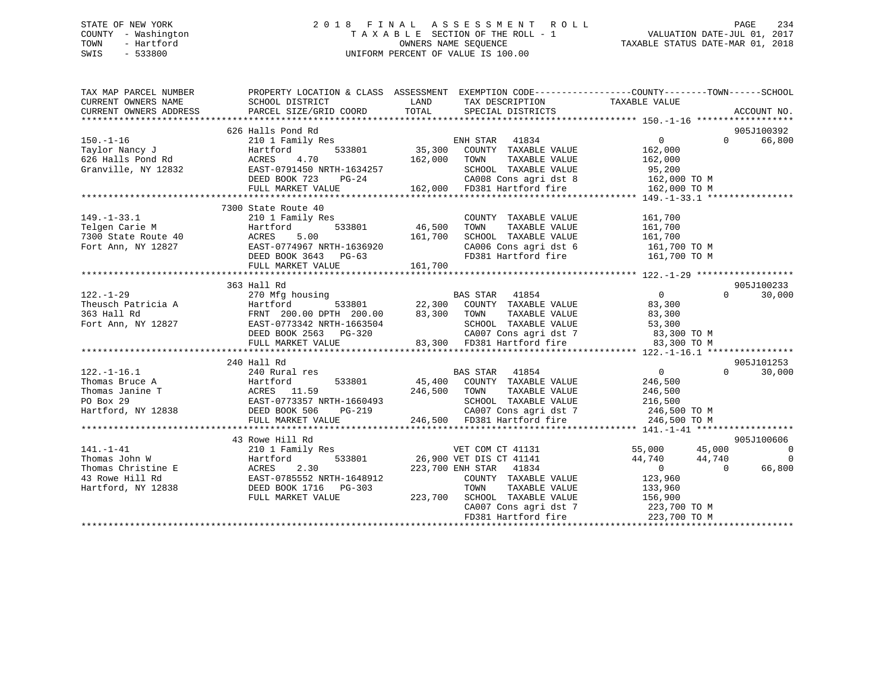STATE OF NEW YORK
COUNTY - Washington
TOWN - Hartford
SWIS - 533800

# 2018 FINAL ASSESSMENT ROLL

TAXABLE SECTION OF THE ROLL - 1
OWNERS NAME SEQUENCE
UNIFORM PERCENT OF VALUE IS 100.00

VALUATION DATE-JUL 01, 2017
TAXABLE STATUS DATE-MAR 01, 2018

```
TAX MAP PARCEL NUMBER          PROPERTY LOCATION & CLASS  ASSESSMENT  EXEMPTION CODE------------------COUNTY--------TOWN------SCHOOL
CURRENT OWNERS NAME            SCHOOL DISTRICT               LAND      TAX DESCRIPTION             TAXABLE VALUE
CURRENT OWNERS ADDRESS         PARCEL SIZE/GRID COORD        TOTAL     SPECIAL DISTRICTS                                    ACCOUNT NO.
******************************************************************************************************* 150.-1-16 ******************
                               626 Halls Pond Rd                                                                          905J100392
150.-1-16                      210 1 Family Res                        ENH STAR  41834              0              0       66,800
Taylor Nancy J                 Hartford        533801       35,300     COUNTY  TAXABLE VALUE        162,000
626 Halls Pond Rd              ACRES    4.70               162,000     TOWN    TAXABLE VALUE        162,000
Granville, NY 12832            EAST-0791450 NRTH-1634257               SCHOOL  TAXABLE VALUE         95,200
                               DEED BOOK 723    PG-24                  CA008 Cons agri dst 8        162,000 TO M
                               FULL MARKET VALUE           162,000     FD381 Hartford fire          162,000 TO M
******************************************************************************************************* 149.-1-33.1 ****************
                               7300 State Route 40
149.-1-33.1                    210 1 Family Res                        COUNTY  TAXABLE VALUE        161,700
Telgen Carie M                 Hartford        533801       46,500     TOWN    TAXABLE VALUE        161,700
7300 State Route 40            ACRES    5.00               161,700     SCHOOL  TAXABLE VALUE        161,700
Fort Ann, NY 12827             EAST-0774967 NRTH-1636920               CA006 Cons agri dst 6        161,700 TO M
                               DEED BOOK 3643   PG-63                  FD381 Hartford fire          161,700 TO M
                               FULL MARKET VALUE           161,700
******************************************************************************************************* 122.-1-29 ******************
                               363 Hall Rd                                                                                905J100233
122.-1-29                      270 Mfg housing                         BAS STAR  41854              0              0       30,000
Theusch Patricia A             Hartford        533801       22,300     COUNTY  TAXABLE VALUE         83,300
363 Hall Rd                    FRNT 200.00 DPTH 200.00      83,300     TOWN    TAXABLE VALUE         83,300
Fort Ann, NY 12827             EAST-0773342 NRTH-1663504               SCHOOL  TAXABLE VALUE         53,300
                               DEED BOOK 2563   PG-320                 CA007 Cons agri dst 7         83,300 TO M
                               FULL MARKET VALUE            83,300     FD381 Hartford fire           83,300 TO M
******************************************************************************************************* 122.-1-16.1 ****************
                               240 Hall Rd                                                                                905J101253
122.-1-16.1                    240 Rural res                           BAS STAR  41854              0              0       30,000
Thomas Bruce A                 Hartford        533801       45,400     COUNTY  TAXABLE VALUE        246,500
Thomas Janine T                ACRES   11.59               246,500     TOWN    TAXABLE VALUE        246,500
PO Box 29                      EAST-0773357 NRTH-1660493               SCHOOL  TAXABLE VALUE        216,500
Hartford, NY 12838             DEED BOOK 506    PG-219                 CA007 Cons agri dst 7        246,500 TO M
                               FULL MARKET VALUE           246,500     FD381 Hartford fire          246,500 TO M
******************************************************************************************************* 141.-1-41 ******************
                               43 Rowe Hill Rd                                                                            905J100606
141.-1-41                      210 1 Family Res                        VET COM CT 41131        55,000         45,000            0
Thomas John W                  Hartford        533801       26,900 VET DIS CT 41141            44,740         44,740            0
Thomas Christine E             ACRES    2.30               223,700 ENH STAR  41834                  0              0       66,800
43 Rowe Hill Rd                EAST-0785552 NRTH-1648912               COUNTY  TAXABLE VALUE        123,960
Hartford, NY 12838             DEED BOOK 1716   PG-303                 TOWN    TAXABLE VALUE        133,960
                               FULL MARKET VALUE           223,700     SCHOOL  TAXABLE VALUE        156,900
                                                                       CA007 Cons agri dst 7        223,700 TO M
                                                                       FD381 Hartford fire          223,700 TO M
************************************************************************************************************************************
```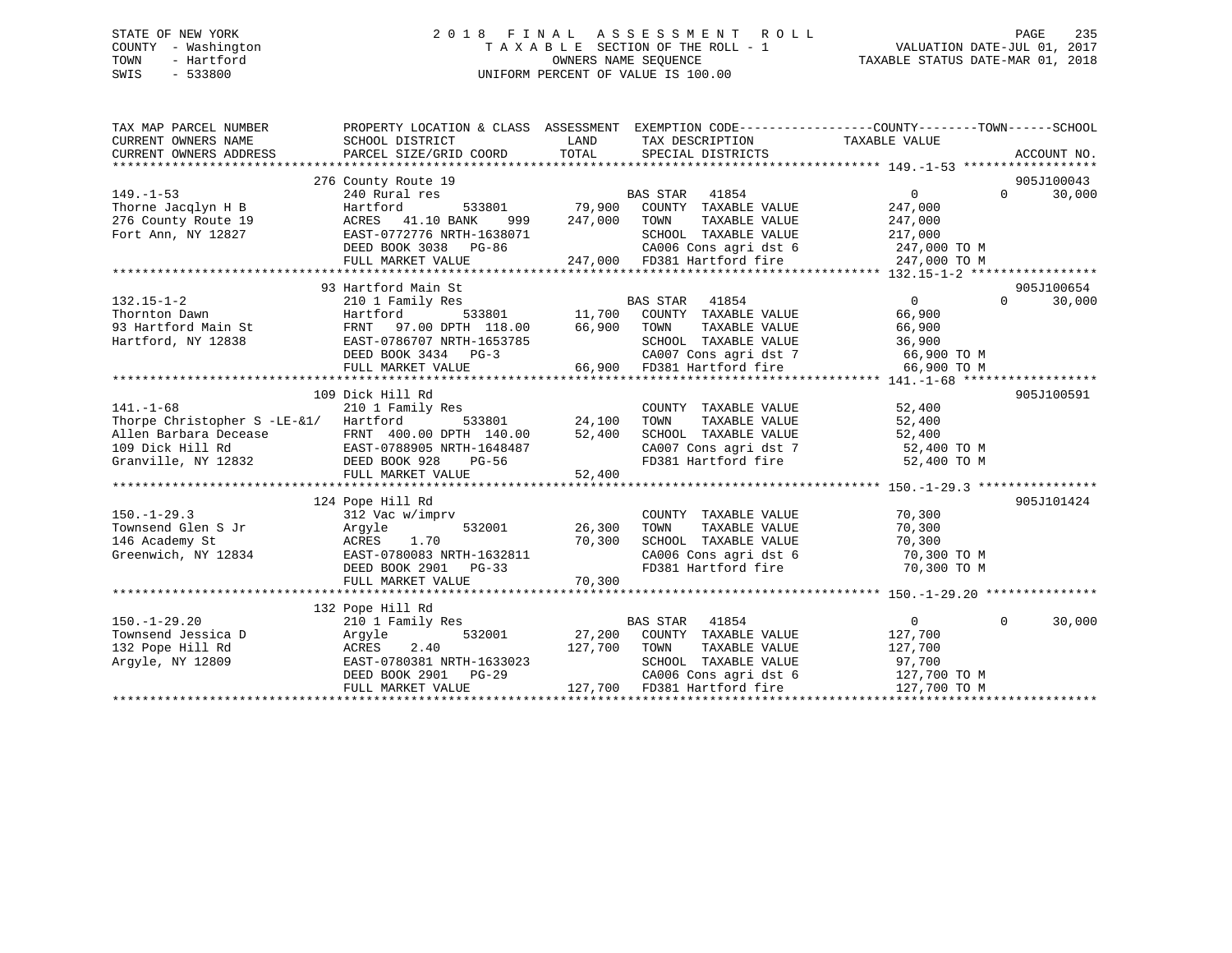STATE OF NEW YORK
COUNTY - Washington
TOWN - Hartford
SWIS - 533800

# 2018 FINAL ASSESSMENT ROLL
TAXABLE SECTION OF THE ROLL - 1
OWNERS NAME SEQUENCE
UNIFORM PERCENT OF VALUE IS 100.00

VALUATION DATE-JUL 01, 2017
TAXABLE STATUS DATE-MAR 01, 2018

| TAX MAP PARCEL NUMBER / CURRENT OWNERS NAME / CURRENT OWNERS ADDRESS | PROPERTY LOCATION & CLASS / SCHOOL DISTRICT / PARCEL SIZE/GRID COORD | ASSESSMENT LAND / TOTAL | EXEMPTION CODE / TAX DESCRIPTION / SPECIAL DISTRICTS | COUNTY / TOWN / SCHOOL TAXABLE VALUE | ACCOUNT NO. |
|---|---|---|---|---|---|
| 149.-1-53 | 276 County Route 19 | | | | 905J100043 |
| Thorne Jacqlyn H B | 240 Rural res | | BAS STAR 41854 | 0 0 30,000 | |
| 276 County Route 19 | Hartford 533801 | 79,900 | COUNTY TAXABLE VALUE | 247,000 | |
| Fort Ann, NY 12827 | ACRES 41.10 BANK 999 | 247,000 | TOWN TAXABLE VALUE | 247,000 | |
| | EAST-0772776 NRTH-1638071 | | SCHOOL TAXABLE VALUE | 217,000 | |
| | DEED BOOK 3038 PG-86 | | CA006 Cons agri dst 6 | 247,000 TO M | |
| | FULL MARKET VALUE | 247,000 | FD381 Hartford fire | 247,000 TO M | |
| 132.15-1-2 | 93 Hartford Main St | | | | 905J100654 |
| Thornton Dawn | 210 1 Family Res | | BAS STAR 41854 | 0 0 30,000 | |
| 93 Hartford Main St | Hartford 533801 | 11,700 | COUNTY TAXABLE VALUE | 66,900 | |
| Hartford, NY 12838 | FRNT 97.00 DPTH 118.00 | 66,900 | TOWN TAXABLE VALUE | 66,900 | |
| | EAST-0786707 NRTH-1653785 | | SCHOOL TAXABLE VALUE | 36,900 | |
| | DEED BOOK 3434 PG-3 | | CA007 Cons agri dst 7 | 66,900 TO M | |
| | FULL MARKET VALUE | 66,900 | FD381 Hartford fire | 66,900 TO M | |
| 141.-1-68 | 109 Dick Hill Rd | | | | 905J100591 |
| Thorpe Christopher S -LE-&1/ | 210 1 Family Res | | COUNTY TAXABLE VALUE | 52,400 | |
| Allen Barbara Decease | Hartford 533801 | 24,100 | TOWN TAXABLE VALUE | 52,400 | |
| 109 Dick Hill Rd | FRNT 400.00 DPTH 140.00 | 52,400 | SCHOOL TAXABLE VALUE | 52,400 | |
| Granville, NY 12832 | EAST-0788905 NRTH-1648487 | | CA007 Cons agri dst 7 | 52,400 TO M | |
| | DEED BOOK 928 PG-56 | | FD381 Hartford fire | 52,400 TO M | |
| | FULL MARKET VALUE | 52,400 | | | |
| 150.-1-29.3 | 124 Pope Hill Rd | | | | 905J101424 |
| Townsend Glen S Jr | 312 Vac w/imprv | | COUNTY TAXABLE VALUE | 70,300 | |
| 146 Academy St | Argyle 532001 | 26,300 | TOWN TAXABLE VALUE | 70,300 | |
| Greenwich, NY 12834 | ACRES 1.70 | 70,300 | SCHOOL TAXABLE VALUE | 70,300 | |
| | EAST-0780083 NRTH-1632811 | | CA006 Cons agri dst 6 | 70,300 TO M | |
| | DEED BOOK 2901 PG-33 | | FD381 Hartford fire | 70,300 TO M | |
| | FULL MARKET VALUE | 70,300 | | | |
| 150.-1-29.20 | 132 Pope Hill Rd | | | | |
| Townsend Jessica D | 210 1 Family Res | | BAS STAR 41854 | 0 0 30,000 | |
| 132 Pope Hill Rd | Argyle 532001 | 27,200 | COUNTY TAXABLE VALUE | 127,700 | |
| Argyle, NY 12809 | ACRES 2.40 | 127,700 | TOWN TAXABLE VALUE | 127,700 | |
| | EAST-0780381 NRTH-1633023 | | SCHOOL TAXABLE VALUE | 97,700 | |
| | DEED BOOK 2901 PG-29 | | CA006 Cons agri dst 6 | 127,700 TO M | |
| | FULL MARKET VALUE | 127,700 | FD381 Hartford fire | 127,700 TO M | |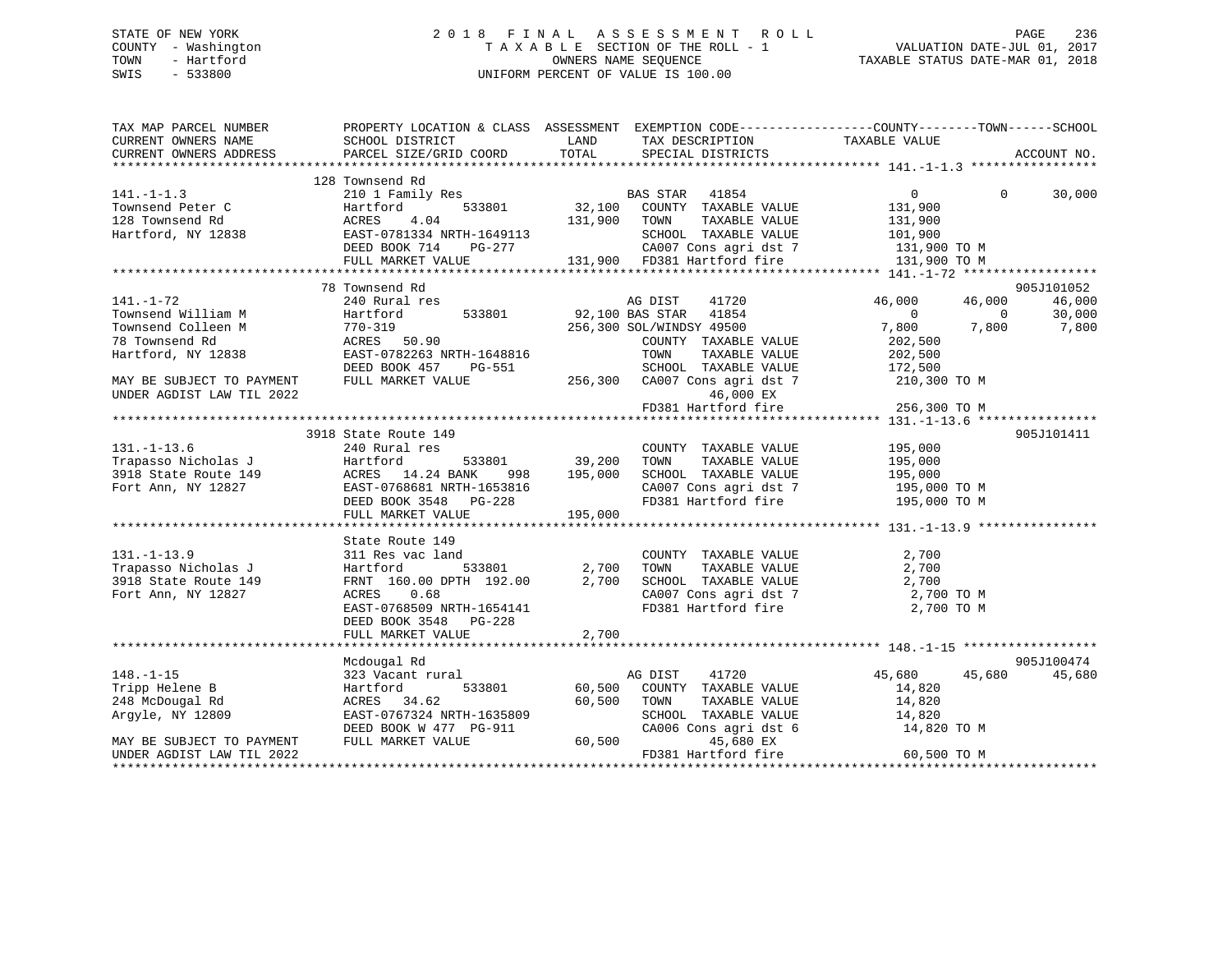STATE OF NEW YORK
COUNTY - Washington
TOWN - Hartford
SWIS - 533800

2 0 1 8 F I N A L A S S E S S M E N T R O L L
T A X A B L E SECTION OF THE ROLL - 1
OWNERS NAME SEQUENCE
UNIFORM PERCENT OF VALUE IS 100.00

VALUATION DATE-JUL 01, 2017
TAXABLE STATUS DATE-MAR 01, 2018

```
TAX MAP PARCEL NUMBER          PROPERTY LOCATION & CLASS  ASSESSMENT  EXEMPTION CODE-----------------COUNTY--------TOWN------SCHOOL
CURRENT OWNERS NAME            SCHOOL DISTRICT               LAND      TAX DESCRIPTION              TAXABLE VALUE
CURRENT OWNERS ADDRESS         PARCEL SIZE/GRID COORD        TOTAL     SPECIAL DISTRICTS                                     ACCOUNT NO.
******************************************************************************************************* 141.-1-1.3 *****************
                               128 Townsend Rd
141.-1-1.3                     210 1 Family Res                        BAS STAR   41854                  0             0      30,000
Townsend Peter C               Hartford          533801       32,100   COUNTY  TAXABLE VALUE         131,900
128 Townsend Rd                ACRES    4.04                 131,900   TOWN    TAXABLE VALUE         131,900
Hartford, NY 12838             EAST-0781334 NRTH-1649113               SCHOOL  TAXABLE VALUE         101,900
                               DEED BOOK 714    PG-277                 CA007 Cons agri dst 7          131,900 TO M
                               FULL MARKET VALUE             131,900   FD381 Hartford fire            131,900 TO M
******************************************************************************************************* 141.-1-72 ******************
                               78 Townsend Rd                                                                          905J101052
141.-1-72                      240 Rural res                           AG DIST    41720             46,000        46,000      46,000
Townsend William M             Hartford          533801       92,100   BAS STAR   41854                  0             0      30,000
Townsend Colleen M             770-319                       256,300   SOL/WINDSY 49500              7,800         7,800       7,800
78 Townsend Rd                 ACRES   50.90                           COUNTY  TAXABLE VALUE         202,500
Hartford, NY 12838             EAST-0782263 NRTH-1648816               TOWN    TAXABLE VALUE         202,500
                               DEED BOOK 457    PG-551                 SCHOOL  TAXABLE VALUE         172,500
MAY BE SUBJECT TO PAYMENT      FULL MARKET VALUE             256,300   CA007 Cons agri dst 7          210,300 TO M
UNDER AGDIST LAW TIL 2022                                                   46,000 EX
                                                                       FD381 Hartford fire            256,300 TO M
******************************************************************************************************* 131.-1-13.6 ****************
                               3918 State Route 149                                                                    905J101411
131.-1-13.6                    240 Rural res                           COUNTY  TAXABLE VALUE         195,000
Trapasso Nicholas J            Hartford          533801       39,200   TOWN    TAXABLE VALUE         195,000
3918 State Route 149           ACRES   14.24 BANK     998    195,000   SCHOOL  TAXABLE VALUE         195,000
Fort Ann, NY 12827             EAST-0768681 NRTH-1653816               CA007 Cons agri dst 7          195,000 TO M
                               DEED BOOK 3548   PG-228                 FD381 Hartford fire            195,000 TO M
                               FULL MARKET VALUE             195,000
******************************************************************************************************* 131.-1-13.9 ****************
                               State Route 149
131.-1-13.9                    311 Res vac land                        COUNTY  TAXABLE VALUE           2,700
Trapasso Nicholas J            Hartford          533801        2,700   TOWN    TAXABLE VALUE           2,700
3918 State Route 149           FRNT 160.00 DPTH 192.00         2,700   SCHOOL  TAXABLE VALUE           2,700
Fort Ann, NY 12827             ACRES    0.68                           CA007 Cons agri dst 7            2,700 TO M
                               EAST-0768509 NRTH-1654141               FD381 Hartford fire              2,700 TO M
                               DEED BOOK 3548   PG-228
                               FULL MARKET VALUE               2,700
******************************************************************************************************* 148.-1-15 ******************
                               Mcdougal Rd                                                                             905J100474
148.-1-15                      323 Vacant rural                        AG DIST    41720             45,680        45,680      45,680
Tripp Helene B                 Hartford          533801       60,500   COUNTY  TAXABLE VALUE          14,820
248 McDougal Rd                ACRES   34.62                  60,500   TOWN    TAXABLE VALUE          14,820
Argyle, NY 12809               EAST-0767324 NRTH-1635809               SCHOOL  TAXABLE VALUE          14,820
                               DEED BOOK W 477  PG-911                 CA006 Cons agri dst 6           14,820 TO M
MAY BE SUBJECT TO PAYMENT      FULL MARKET VALUE              60,500        45,680 EX
UNDER AGDIST LAW TIL 2022                                              FD381 Hartford fire             60,500 TO M
************************************************************************************************************************************
```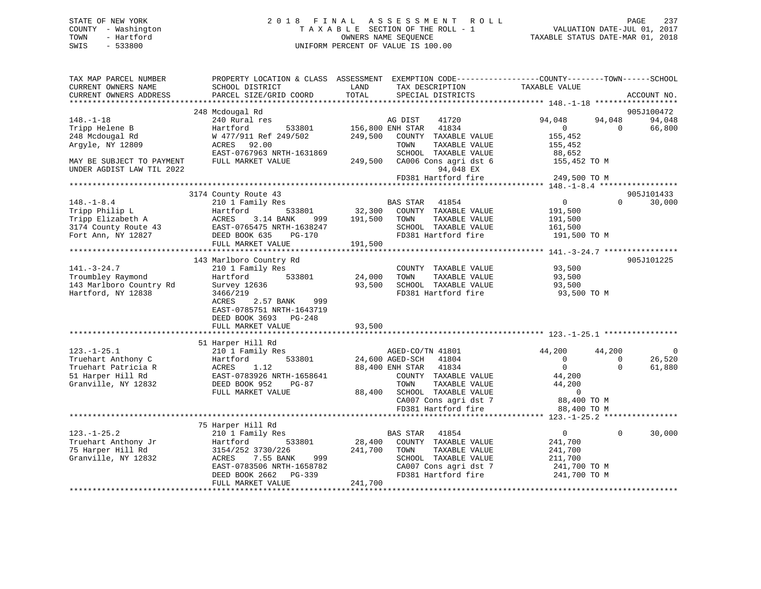STATE OF NEW YORK
COUNTY - Washington
TOWN - Hartford
SWIS - 533800

# 2018 FINAL ASSESSMENT ROLL
TAXABLE SECTION OF THE ROLL - 1
OWNERS NAME SEQUENCE
UNIFORM PERCENT OF VALUE IS 100.00

VALUATION DATE-JUL 01, 2017
TAXABLE STATUS DATE-MAR 01, 2018

```
TAX MAP PARCEL NUMBER          PROPERTY LOCATION & CLASS  ASSESSMENT  EXEMPTION CODE------------------COUNTY--------TOWN------SCHOOL
CURRENT OWNERS NAME            SCHOOL DISTRICT              LAND      TAX DESCRIPTION               TAXABLE VALUE
CURRENT OWNERS ADDRESS         PARCEL SIZE/GRID COORD      TOTAL      SPECIAL DISTRICTS                                    ACCOUNT NO.
******************************************************************************************************* 148.-1-18 ******************
                               248 Mcdougal Rd                                                                              905J100472
148.-1-18                      240 Rural res                          AG DIST     41720             94,048      94,048       94,048
Tripp Helene B                 Hartford       533801       156,800 ENH STAR   41834                   0           0         66,800
248 Mcdougal Rd                W 477/911 Ref 249/502       249,500    COUNTY  TAXABLE VALUE          155,452
Argyle, NY 12809               ACRES    92.00                         TOWN    TAXABLE VALUE          155,452
                               EAST-0767963 NRTH-1631869              SCHOOL  TAXABLE VALUE           88,652
MAY BE SUBJECT TO PAYMENT      FULL MARKET VALUE           249,500    CA006 Cons agri dst 6          155,452 TO M
UNDER AGDIST LAW TIL 2022                                                   94,048 EX
                                                                      FD381 Hartford fire            249,500 TO M
******************************************************************************************************* 148.-1-8.4 *****************
                               3174 County Route 43                                                                         905J101433
148.-1-8.4                     210 1 Family Res                       BAS STAR   41854                    0            0        30,000
Tripp Philip L                 Hartford       533801        32,300    COUNTY  TAXABLE VALUE          191,500
Tripp Elizabeth A              ACRES     3.14 BANK     999 191,500    TOWN    TAXABLE VALUE          191,500
3174 County Route 43           EAST-0765475 NRTH-1638247              SCHOOL  TAXABLE VALUE          161,500
Fort Ann, NY 12827             DEED BOOK 635    PG-170                FD381 Hartford fire            191,500 TO M
                               FULL MARKET VALUE           191,500
******************************************************************************************************* 141.-3-24.7 ****************
                               143 Marlboro Country Rd                                                                      905J101225
141.-3-24.7                    210 1 Family Res                       COUNTY  TAXABLE VALUE           93,500
Troumbley Raymond              Hartford       533801        24,000    TOWN    TAXABLE VALUE           93,500
143 Marlboro Country Rd        Survey 12636                 93,500    SCHOOL  TAXABLE VALUE           93,500
Hartford, NY 12838             3466/219                               FD381 Hartford fire             93,500 TO M
                               ACRES     2.57 BANK     999
                               EAST-0785751 NRTH-1643719
                               DEED BOOK 3693   PG-248
                               FULL MARKET VALUE            93,500
******************************************************************************************************* 123.-1-25.1 ****************
                               51 Harper Hill Rd
123.-1-25.1                    210 1 Family Res                       AGED-CO/TN 41801               44,200      44,200            0
Truehart Anthony C             Hartford       533801        24,600 AGED-SCH   41804                   0           0         26,520
Truehart Patricia R            ACRES     1.12               88,400 ENH STAR   41834                   0           0         61,880
51 Harper Hill Rd              EAST-0783926 NRTH-1658641              COUNTY  TAXABLE VALUE           44,200
Granville, NY 12832            DEED BOOK 952    PG-87                 TOWN    TAXABLE VALUE           44,200
                               FULL MARKET VALUE            88,400    SCHOOL  TAXABLE VALUE                0
                                                                      CA007 Cons agri dst 7           88,400 TO M
                                                                      FD381 Hartford fire             88,400 TO M
******************************************************************************************************* 123.-1-25.2 ****************
                               75 Harper Hill Rd
123.-1-25.2                    210 1 Family Res                       BAS STAR   41854                    0            0        30,000
Truehart Anthony Jr            Hartford       533801        28,400    COUNTY  TAXABLE VALUE          241,700
75 Harper Hill Rd              3154/252 3730/226           241,700    TOWN    TAXABLE VALUE          241,700
Granville, NY 12832            ACRES     7.55 BANK     999            SCHOOL  TAXABLE VALUE          211,700
                               EAST-0783506 NRTH-1658782              CA007 Cons agri dst 7          241,700 TO M
                               DEED BOOK 2662   PG-339                FD381 Hartford fire            241,700 TO M
                               FULL MARKET VALUE           241,700
************************************************************************************************************************************
```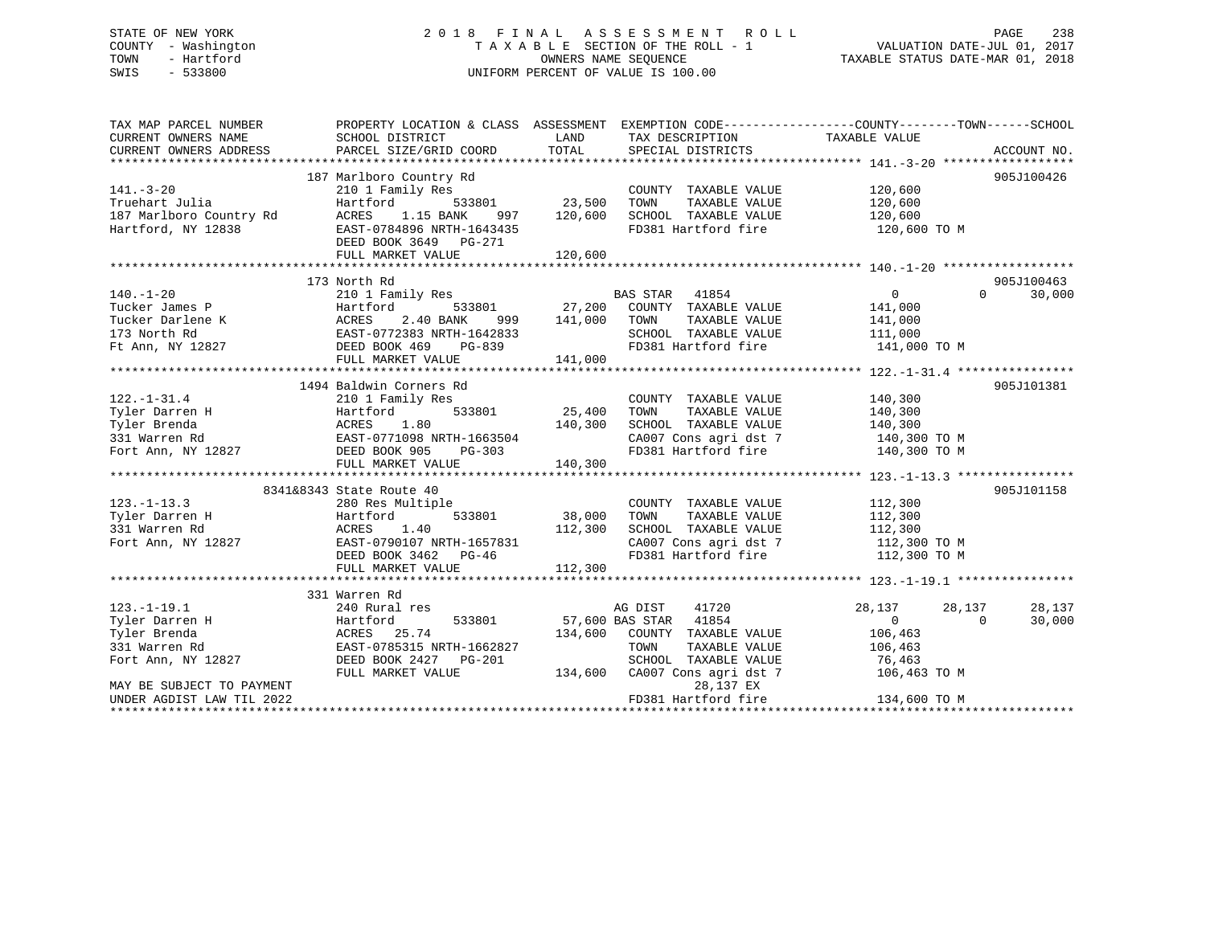STATE OF NEW YORK
COUNTY - Washington
TOWN - Hartford
SWIS - 533800

# 2018 FINAL ASSESSMENT ROLL
TAXABLE SECTION OF THE ROLL - 1
OWNERS NAME SEQUENCE
UNIFORM PERCENT OF VALUE IS 100.00

VALUATION DATE-JUL 01, 2017
TAXABLE STATUS DATE-MAR 01, 2018

| TAX MAP PARCEL NUMBER / CURRENT OWNERS NAME / CURRENT OWNERS ADDRESS | PROPERTY LOCATION & CLASS / SCHOOL DISTRICT / PARCEL SIZE/GRID COORD | ASSESSMENT LAND | TOTAL | EXEMPTION CODE / TAX DESCRIPTION / SPECIAL DISTRICTS | COUNTY TAXABLE VALUE | TOWN | SCHOOL | ACCOUNT NO. |
|---|---|---|---|---|---|---|---|---|
| 141.-3-20 | 187 Marlboro Country Rd | | | | | | | 905J100426 |
| | 210 1 Family Res | | | COUNTY TAXABLE VALUE | 120,600 | | | |
| Truehart Julia | Hartford 533801 | 23,500 | | TOWN TAXABLE VALUE | 120,600 | | | |
| 187 Marlboro Country Rd | ACRES 1.15 BANK 997 | | 120,600 | SCHOOL TAXABLE VALUE | 120,600 | | | |
| Hartford, NY 12838 | EAST-0784896 NRTH-1643435 | | | FD381 Hartford fire | 120,600 TO M | | | |
| | DEED BOOK 3649 PG-271 | | | | | | | |
| | FULL MARKET VALUE | | 120,600 | | | | | |
| 140.-1-20 | 173 North Rd | | | | | | | 905J100463 |
| | 210 1 Family Res | | | BAS STAR 41854 | 0 | 0 | 30,000 | |
| Tucker James P | Hartford 533801 | 27,200 | | COUNTY TAXABLE VALUE | 141,000 | | | |
| Tucker Darlene K | ACRES 2.40 BANK 999 | | 141,000 | TOWN TAXABLE VALUE | 141,000 | | | |
| 173 North Rd | EAST-0772383 NRTH-1642833 | | | SCHOOL TAXABLE VALUE | 111,000 | | | |
| Ft Ann, NY 12827 | DEED BOOK 469 PG-839 | | | FD381 Hartford fire | 141,000 TO M | | | |
| | FULL MARKET VALUE | | 141,000 | | | | | |
| 122.-1-31.4 | 1494 Baldwin Corners Rd | | | | | | | 905J101381 |
| | 210 1 Family Res | | | COUNTY TAXABLE VALUE | 140,300 | | | |
| Tyler Darren H | Hartford 533801 | 25,400 | | TOWN TAXABLE VALUE | 140,300 | | | |
| Tyler Brenda | ACRES 1.80 | | 140,300 | SCHOOL TAXABLE VALUE | 140,300 | | | |
| 331 Warren Rd | EAST-0771098 NRTH-1663504 | | | CA007 Cons agri dst 7 | 140,300 TO M | | | |
| Fort Ann, NY 12827 | DEED BOOK 905 PG-303 | | | FD381 Hartford fire | 140,300 TO M | | | |
| | FULL MARKET VALUE | | 140,300 | | | | | |
| 123.-1-13.3 | 8341&8343 State Route 40 | | | | | | | 905J101158 |
| | 280 Res Multiple | | | COUNTY TAXABLE VALUE | 112,300 | | | |
| Tyler Darren H | Hartford 533801 | 38,000 | | TOWN TAXABLE VALUE | 112,300 | | | |
| 331 Warren Rd | ACRES 1.40 | | 112,300 | SCHOOL TAXABLE VALUE | 112,300 | | | |
| Fort Ann, NY 12827 | EAST-0790107 NRTH-1657831 | | | CA007 Cons agri dst 7 | 112,300 TO M | | | |
| | DEED BOOK 3462 PG-46 | | | FD381 Hartford fire | 112,300 TO M | | | |
| | FULL MARKET VALUE | | 112,300 | | | | | |
| 123.-1-19.1 | 331 Warren Rd | | | | | | | |
| | 240 Rural res | | | AG DIST 41720 | 28,137 | 28,137 | 28,137 | |
| Tyler Darren H | Hartford 533801 | 57,600 | | BAS STAR 41854 | 0 | 0 | 30,000 | |
| Tyler Brenda | ACRES 25.74 | | 134,600 | COUNTY TAXABLE VALUE | 106,463 | | | |
| 331 Warren Rd | EAST-0785315 NRTH-1662827 | | | TOWN TAXABLE VALUE | 106,463 | | | |
| Fort Ann, NY 12827 | DEED BOOK 2427 PG-201 | | | SCHOOL TAXABLE VALUE | 76,463 | | | |
| | FULL MARKET VALUE | | 134,600 | CA007 Cons agri dst 7 | 106,463 TO M | | | |
| MAY BE SUBJECT TO PAYMENT | | | | 28,137 EX | | | | |
| UNDER AGDIST LAW TIL 2022 | | | | FD381 Hartford fire | 134,600 TO M | | | |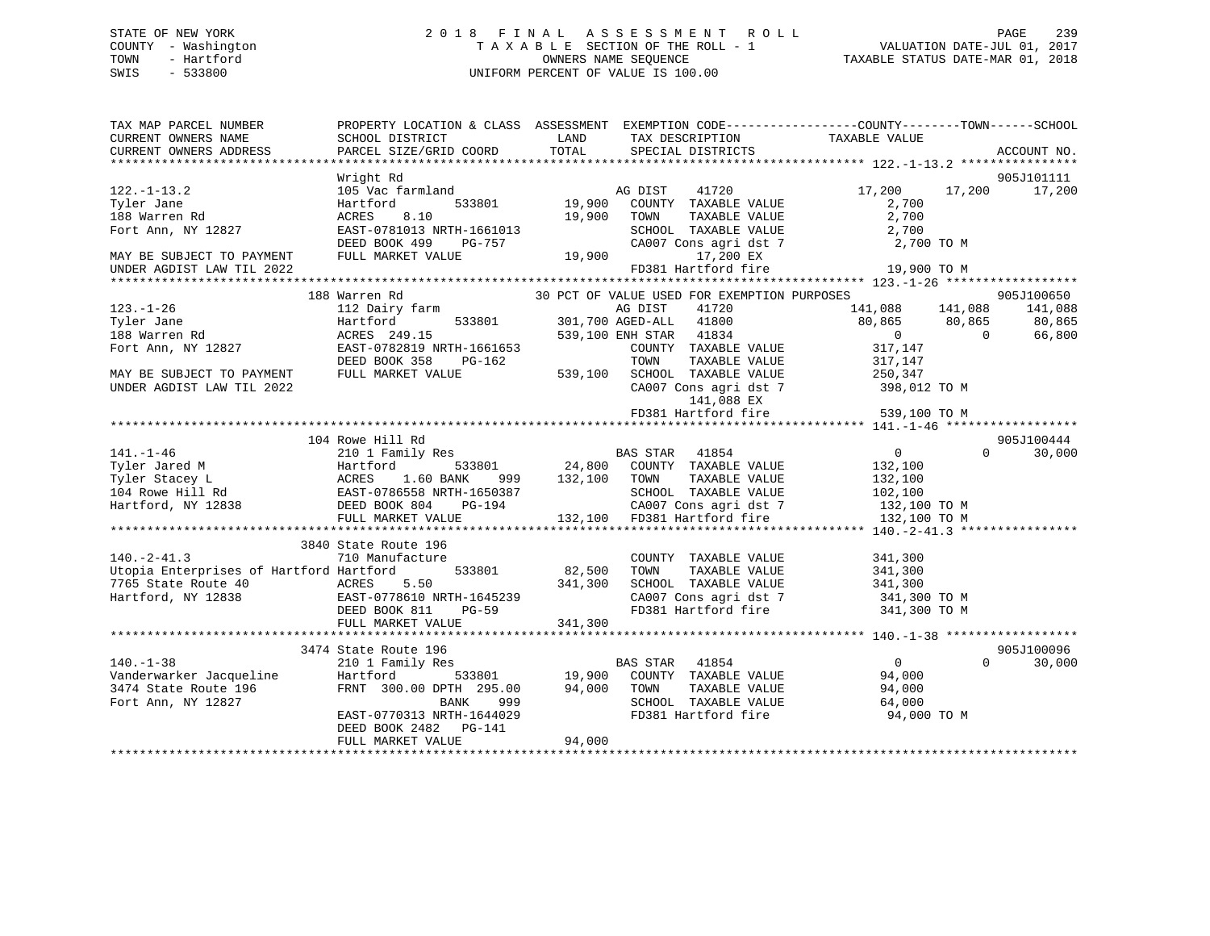STATE OF NEW YORK
COUNTY - Washington
TOWN - Hartford
SWIS - 533800

2 0 1 8 F I N A L A S S E S S M E N T R O L L
T A X A B L E SECTION OF THE ROLL - 1
OWNERS NAME SEQUENCE
UNIFORM PERCENT OF VALUE IS 100.00

VALUATION DATE-JUL 01, 2017
TAXABLE STATUS DATE-MAR 01, 2018

```
TAX MAP PARCEL NUMBER          PROPERTY LOCATION & CLASS  ASSESSMENT  EXEMPTION CODE------------------COUNTY--------TOWN------SCHOOL
CURRENT OWNERS NAME            SCHOOL DISTRICT               LAND      TAX DESCRIPTION              TAXABLE VALUE
CURRENT OWNERS ADDRESS         PARCEL SIZE/GRID COORD        TOTAL     SPECIAL DISTRICTS                                        ACCOUNT NO.
*********************************************************************************************** 122.-1-13.2 ****************
                               Wright Rd                                                                                 905J101111
122.-1-13.2                    105 Vac farmland                        AG DIST     41720              17,200     17,200     17,200
Tyler Jane                     Hartford        533801        19,900    COUNTY  TAXABLE VALUE            2,700
188 Warren Rd                  ACRES    8.10                 19,900    TOWN    TAXABLE VALUE            2,700
Fort Ann, NY 12827             EAST-0781013 NRTH-1661013               SCHOOL  TAXABLE VALUE            2,700
                               DEED BOOK 499    PG-757                 CA007 Cons agri dst 7            2,700 TO M
MAY BE SUBJECT TO PAYMENT      FULL MARKET VALUE             19,900          17,200 EX
UNDER AGDIST LAW TIL 2022                                              FD381 Hartford fire             19,900 TO M
*********************************************************************************************** 123.-1-26 ******************
                             188 Warren Rd                 30 PCT OF VALUE USED FOR EXEMPTION PURPOSES                   905J100650
123.-1-26                      112 Dairy farm                          AG DIST     41720             141,088    141,088    141,088
Tyler Jane                     Hartford        533801       301,700 AGED-ALL    41800              80,865     80,865     80,865
188 Warren Rd                  ACRES  249.15                539,100 ENH STAR    41834                   0          0     66,800
Fort Ann, NY 12827             EAST-0782819 NRTH-1661653               COUNTY  TAXABLE VALUE          317,147
                               DEED BOOK 358    PG-162                 TOWN    TAXABLE VALUE          317,147
MAY BE SUBJECT TO PAYMENT      FULL MARKET VALUE            539,100    SCHOOL  TAXABLE VALUE          250,347
UNDER AGDIST LAW TIL 2022                                              CA007 Cons agri dst 7          398,012 TO M
                                                                             141,088 EX
                                                                       FD381 Hartford fire            539,100 TO M
*********************************************************************************************** 141.-1-46 ******************
                             104 Rowe Hill Rd                                                                            905J100444
141.-1-46                      210 1 Family Res                        BAS STAR    41854                   0          0     30,000
Tyler Jared M                  Hartford        533801        24,800    COUNTY  TAXABLE VALUE          132,100
Tyler Stacey L                 ACRES    1.60 BANK    999    132,100    TOWN    TAXABLE VALUE          132,100
104 Rowe Hill Rd               EAST-0786558 NRTH-1650387               SCHOOL  TAXABLE VALUE          102,100
Hartford, NY 12838             DEED BOOK 804    PG-194                 CA007 Cons agri dst 7          132,100 TO M
                               FULL MARKET VALUE            132,100    FD381 Hartford fire            132,100 TO M
*********************************************************************************************** 140.-2-41.3 ****************
                             3840 State Route 196
140.-2-41.3                    710 Manufacture                         COUNTY  TAXABLE VALUE          341,300
Utopia Enterprises of Hartford Hartford        533801        82,500    TOWN    TAXABLE VALUE          341,300
7765 State Route 40            ACRES    5.50                341,300    SCHOOL  TAXABLE VALUE          341,300
Hartford, NY 12838             EAST-0778610 NRTH-1645239               CA007 Cons agri dst 7          341,300 TO M
                               DEED BOOK 811    PG-59                  FD381 Hartford fire            341,300 TO M
                               FULL MARKET VALUE            341,300
*********************************************************************************************** 140.-1-38 ******************
                             3474 State Route 196                                                                        905J100096
140.-1-38                      210 1 Family Res                        BAS STAR    41854                   0          0     30,000
Vanderwarker Jacqueline        Hartford        533801        19,900    COUNTY  TAXABLE VALUE           94,000
3474 State Route 196           FRNT 300.00 DPTH 295.00       94,000    TOWN    TAXABLE VALUE           94,000
Fort Ann, NY 12827                         BANK    999                 SCHOOL  TAXABLE VALUE           64,000
                               EAST-0770313 NRTH-1644029               FD381 Hartford fire             94,000 TO M
                               DEED BOOK 2482   PG-141
                               FULL MARKET VALUE             94,000
******************************************************************************************************************************
```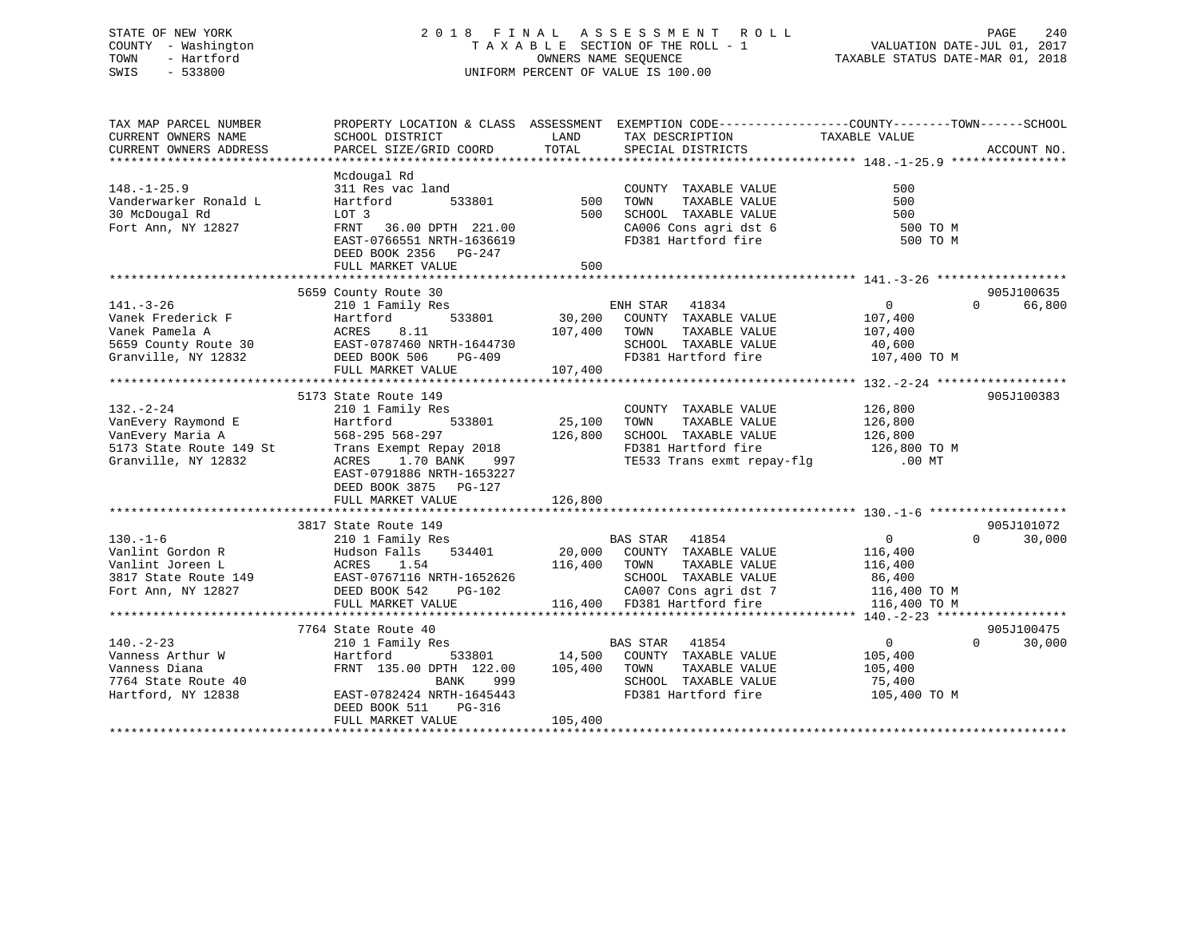STATE OF NEW YORK
COUNTY - Washington
TOWN - Hartford
SWIS - 533800

2 0 1 8 F I N A L A S S E S S M E N T R O L L
T A X A B L E SECTION OF THE ROLL - 1
OWNERS NAME SEQUENCE
UNIFORM PERCENT OF VALUE IS 100.00

VALUATION DATE-JUL 01, 2017
TAXABLE STATUS DATE-MAR 01, 2018

```
TAX MAP PARCEL NUMBER          PROPERTY LOCATION & CLASS  ASSESSMENT  EXEMPTION CODE------------------COUNTY--------TOWN------SCHOOL
CURRENT OWNERS NAME            SCHOOL DISTRICT               LAND      TAX DESCRIPTION              TAXABLE VALUE
CURRENT OWNERS ADDRESS         PARCEL SIZE/GRID COORD        TOTAL     SPECIAL DISTRICTS                                   ACCOUNT NO.
******************************************************************************************************* 148.-1-25.9 ****************
                               Mcdougal Rd
148.-1-25.9                    311 Res vac land                        COUNTY  TAXABLE VALUE               500
Vanderwarker Ronald L          Hartford        533801          500     TOWN    TAXABLE VALUE               500
30 McDougal Rd                 LOT 3                           500     SCHOOL  TAXABLE VALUE               500
Fort Ann, NY 12827             FRNT   36.00 DPTH 221.00                CA006 Cons agri dst 6                500 TO M
                               EAST-0766551 NRTH-1636619               FD381 Hartford fire                  500 TO M
                               DEED BOOK 2356   PG-247
                               FULL MARKET VALUE               500
******************************************************************************************************* 141.-3-26 ******************
                             5659 County Route 30                                                                      905J100635
141.-3-26                      210 1 Family Res                        ENH STAR   41834                  0             0     66,800
Vanek Frederick F              Hartford        533801       30,200     COUNTY  TAXABLE VALUE           107,400
Vanek Pamela A                 ACRES    8.11               107,400     TOWN    TAXABLE VALUE           107,400
5659 County Route 30           EAST-0787460 NRTH-1644730               SCHOOL  TAXABLE VALUE            40,600
Granville, NY 12832            DEED BOOK 506    PG-409                 FD381 Hartford fire              107,400 TO M
                               FULL MARKET VALUE           107,400
******************************************************************************************************* 132.-2-24 ******************
                             5173 State Route 149                                                                      905J100383
132.-2-24                      210 1 Family Res                        COUNTY  TAXABLE VALUE           126,800
VanEvery Raymond E             Hartford        533801       25,100     TOWN    TAXABLE VALUE           126,800
VanEvery Maria A               568-295 568-297             126,800     SCHOOL  TAXABLE VALUE           126,800
5173 State Route 149 St        Trans Exempt Repay 2018                 FD381 Hartford fire              126,800 TO M
Granville, NY 12832            ACRES    1.70 BANK     997              TE533 Trans exmt repay-flg            .00 MT
                               EAST-0791886 NRTH-1653227
                               DEED BOOK 3875   PG-127
                               FULL MARKET VALUE           126,800
******************************************************************************************************* 130.-1-6 *******************
                             3817 State Route 149                                                                      905J101072
130.-1-6                       210 1 Family Res                        BAS STAR   41854                  0             0     30,000
Vanlint Gordon R               Hudson Falls    534401       20,000     COUNTY  TAXABLE VALUE           116,400
Vanlint Joreen L               ACRES    1.54               116,400     TOWN    TAXABLE VALUE           116,400
3817 State Route 149           EAST-0767116 NRTH-1652626               SCHOOL  TAXABLE VALUE            86,400
Fort Ann, NY 12827             DEED BOOK 542    PG-102                 CA007 Cons agri dst 7            116,400 TO M
                               FULL MARKET VALUE           116,400     FD381 Hartford fire              116,400 TO M
******************************************************************************************************* 140.-2-23 ******************
                             7764 State Route 40                                                                       905J100475
140.-2-23                      210 1 Family Res                        BAS STAR   41854                  0             0     30,000
Vanness Arthur W               Hartford        533801       14,500     COUNTY  TAXABLE VALUE           105,400
Vanness Diana                  FRNT  135.00 DPTH 122.00    105,400     TOWN    TAXABLE VALUE           105,400
7764 State Route 40                             BANK     999           SCHOOL  TAXABLE VALUE            75,400
Hartford, NY 12838             EAST-0782424 NRTH-1645443               FD381 Hartford fire              105,400 TO M
                               DEED BOOK 511    PG-316
                               FULL MARKET VALUE           105,400
************************************************************************************************************************************
```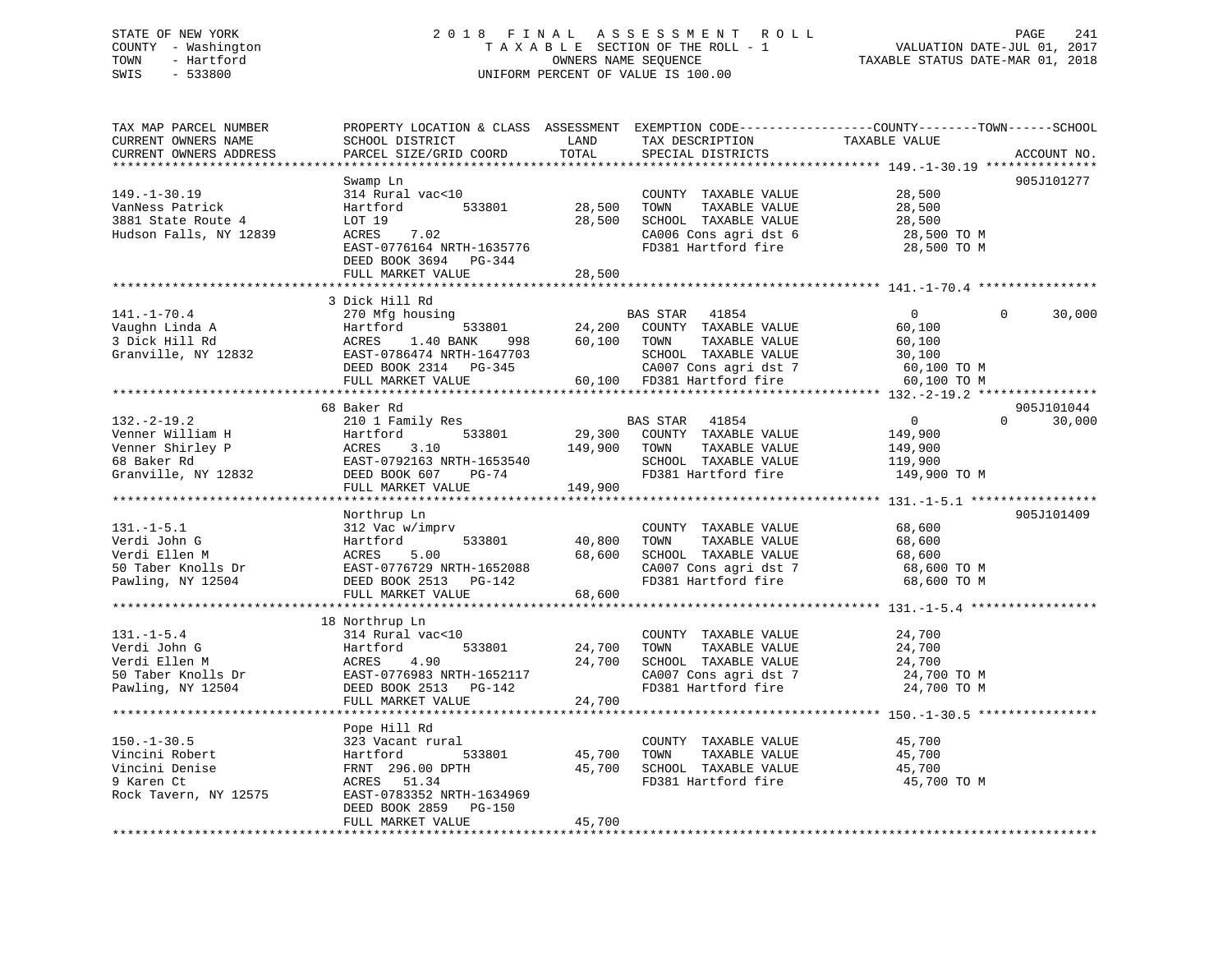STATE OF NEW YORK
COUNTY - Washington
TOWN - Hartford
SWIS - 533800

# 2018 FINAL ASSESSMENT ROLL

TAXABLE SECTION OF THE ROLL - 1
OWNERS NAME SEQUENCE
UNIFORM PERCENT OF VALUE IS 100.00

VALUATION DATE-JUL 01, 2017
TAXABLE STATUS DATE-MAR 01, 2018

```
TAX MAP PARCEL NUMBER          PROPERTY LOCATION & CLASS  ASSESSMENT  EXEMPTION CODE-----------------COUNTY--------TOWN------SCHOOL
CURRENT OWNERS NAME            SCHOOL DISTRICT               LAND      TAX DESCRIPTION            TAXABLE VALUE
CURRENT OWNERS ADDRESS         PARCEL SIZE/GRID COORD        TOTAL     SPECIAL DISTRICTS                                ACCOUNT NO.
******************************************************************************************************* 149.-1-30.19 ***************
                               Swamp Ln                                                                              905J101277
149.-1-30.19                   314 Rural vac<10                         COUNTY  TAXABLE VALUE          28,500
VanNess Patrick                Hartford        533801         28,500   TOWN    TAXABLE VALUE          28,500
3881 State Route 4             LOT 19                         28,500   SCHOOL  TAXABLE VALUE          28,500
Hudson Falls, NY 12839         ACRES    7.02                           CA006 Cons agri dst 6           28,500 TO M
                               EAST-0776164 NRTH-1635776                FD381 Hartford fire             28,500 TO M
                               DEED BOOK 3694   PG-344
                               FULL MARKET VALUE              28,500
******************************************************************************************************* 141.-1-70.4 ****************
                               3 Dick Hill Rd
141.-1-70.4                    270 Mfg housing                          BAS STAR   41854               0             0     30,000
Vaughn Linda A                 Hartford        533801         24,200   COUNTY  TAXABLE VALUE          60,100
3 Dick Hill Rd                 ACRES    1.40 BANK     998     60,100   TOWN    TAXABLE VALUE          60,100
Granville, NY 12832            EAST-0786474 NRTH-1647703                SCHOOL  TAXABLE VALUE          30,100
                               DEED BOOK 2314   PG-345                  CA007 Cons agri dst 7           60,100 TO M
                               FULL MARKET VALUE              60,100   FD381 Hartford fire             60,100 TO M
******************************************************************************************************* 132.-2-19.2 ****************
                               68 Baker Rd                                                                           905J101044
132.-2-19.2                    210 1 Family Res                         BAS STAR   41854               0             0     30,000
Venner William H               Hartford        533801         29,300   COUNTY  TAXABLE VALUE         149,900
Venner Shirley P               ACRES    3.10                 149,900   TOWN    TAXABLE VALUE         149,900
68 Baker Rd                    EAST-0792163 NRTH-1653540                SCHOOL  TAXABLE VALUE         119,900
Granville, NY 12832            DEED BOOK 607    PG-74                   FD381 Hartford fire            149,900 TO M
                               FULL MARKET VALUE             149,900
******************************************************************************************************* 131.-1-5.1 *****************
                               Northrup Ln                                                                           905J101409
131.-1-5.1                     312 Vac w/imprv                          COUNTY  TAXABLE VALUE          68,600
Verdi John G                   Hartford        533801         40,800   TOWN    TAXABLE VALUE          68,600
Verdi Ellen M                  ACRES    5.00                  68,600   SCHOOL  TAXABLE VALUE          68,600
50 Taber Knolls Dr             EAST-0776729 NRTH-1652088                CA007 Cons agri dst 7           68,600 TO M
Pawling, NY 12504              DEED BOOK 2513   PG-142                  FD381 Hartford fire             68,600 TO M
                               FULL MARKET VALUE              68,600
******************************************************************************************************* 131.-1-5.4 *****************
                               18 Northrup Ln
131.-1-5.4                     314 Rural vac<10                         COUNTY  TAXABLE VALUE          24,700
Verdi John G                   Hartford        533801         24,700   TOWN    TAXABLE VALUE          24,700
Verdi Ellen M                  ACRES    4.90                  24,700   SCHOOL  TAXABLE VALUE          24,700
50 Taber Knolls Dr             EAST-0776983 NRTH-1652117                CA007 Cons agri dst 7           24,700 TO M
Pawling, NY 12504              DEED BOOK 2513   PG-142                  FD381 Hartford fire             24,700 TO M
                               FULL MARKET VALUE              24,700
******************************************************************************************************* 150.-1-30.5 ****************
                               Pope Hill Rd
150.-1-30.5                    323 Vacant rural                         COUNTY  TAXABLE VALUE          45,700
Vincini Robert                 Hartford        533801         45,700   TOWN    TAXABLE VALUE          45,700
Vincini Denise                 FRNT 296.00 DPTH               45,700   SCHOOL  TAXABLE VALUE          45,700
9 Karen Ct                     ACRES   51.34                           FD381 Hartford fire             45,700 TO M
Rock Tavern, NY 12575          EAST-0783352 NRTH-1634969
                               DEED BOOK 2859   PG-150
                               FULL MARKET VALUE              45,700
************************************************************************************************************************************
```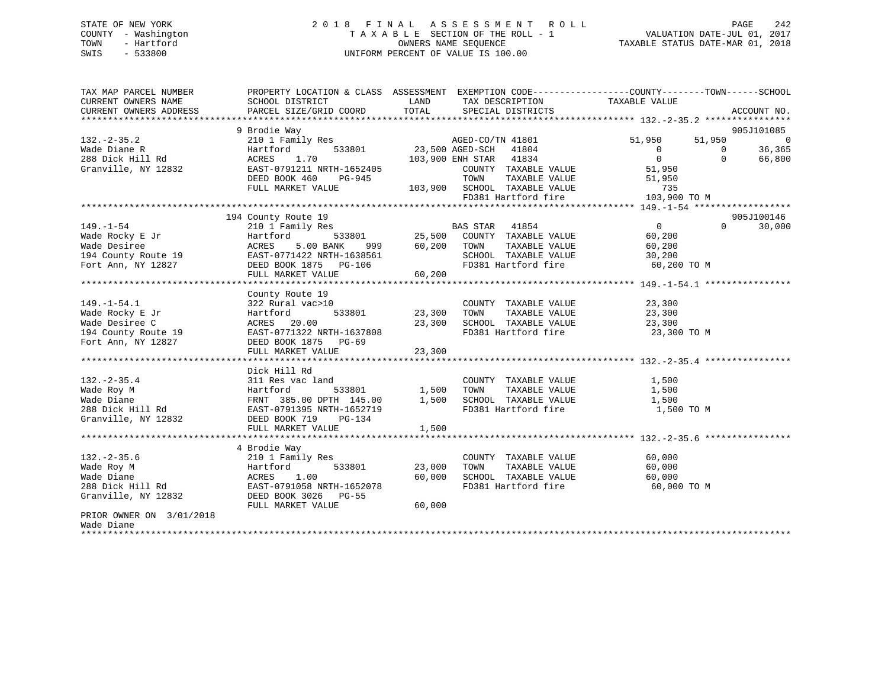STATE OF NEW YORK
COUNTY - Washington
TOWN - Hartford
SWIS - 533800

# 2018 FINAL ASSESSMENT ROLL

TAXABLE SECTION OF THE ROLL - 1
OWNERS NAME SEQUENCE
UNIFORM PERCENT OF VALUE IS 100.00

VALUATION DATE-JUL 01, 2017
TAXABLE STATUS DATE-MAR 01, 2018

```
TAX MAP PARCEL NUMBER         PROPERTY LOCATION & CLASS  ASSESSMENT  EXEMPTION CODE-----------------COUNTY--------TOWN------SCHOOL
CURRENT OWNERS NAME           SCHOOL DISTRICT               LAND      TAX DESCRIPTION              TAXABLE VALUE
CURRENT OWNERS ADDRESS        PARCEL SIZE/GRID COORD        TOTAL     SPECIAL DISTRICTS                                  ACCOUNT NO.
******************************************************************************************************* 132.-2-35.2 ****************
                              9 Brodie Way                                                                             905J101085
132.-2-35.2                   210 1 Family Res                        AGED-CO/TN 41801          51,950      51,950             0
Wade Diane R                  Hartford       533801         23,500 AGED-SCH   41804                   0           0        36,365
288 Dick Hill Rd              ACRES    1.70                103,900 ENH STAR   41834                   0           0        66,800
Granville, NY 12832           EAST-0791211 NRTH-1652405                COUNTY  TAXABLE VALUE           51,950
                              DEED BOOK 460    PG-945                  TOWN    TAXABLE VALUE           51,950
                              FULL MARKET VALUE            103,900     SCHOOL  TAXABLE VALUE              735
                                                                       FD381 Hartford fire            103,900 TO M
******************************************************************************************************* 149.-1-54 ******************
                              194 County Route 19                                                                      905J100146
149.-1-54                     210 1 Family Res                        BAS STAR   41854                    0           0        30,000
Wade Rocky E Jr               Hartford       533801         25,500    COUNTY  TAXABLE VALUE           60,200
Wade Desiree                  ACRES    5.00 BANK    999     60,200    TOWN    TAXABLE VALUE           60,200
194 County Route 19           EAST-0771422 NRTH-1638561               SCHOOL  TAXABLE VALUE           30,200
Fort Ann, NY 12827            DEED BOOK 1875   PG-106                 FD381 Hartford fire              60,200 TO M
                              FULL MARKET VALUE             60,200
******************************************************************************************************* 149.-1-54.1 ****************
                              County Route 19
149.-1-54.1                   322 Rural vac>10                        COUNTY  TAXABLE VALUE           23,300
Wade Rocky E Jr               Hartford       533801         23,300    TOWN    TAXABLE VALUE           23,300
Wade Desiree C                ACRES   20.00                 23,300    SCHOOL  TAXABLE VALUE           23,300
194 County Route 19           EAST-0771322 NRTH-1637808               FD381 Hartford fire              23,300 TO M
Fort Ann, NY 12827            DEED BOOK 1875   PG-69
                              FULL MARKET VALUE             23,300
******************************************************************************************************* 132.-2-35.4 ****************
                              Dick Hill Rd
132.-2-35.4                   311 Res vac land                        COUNTY  TAXABLE VALUE            1,500
Wade Roy M                    Hartford       533801          1,500    TOWN    TAXABLE VALUE            1,500
Wade Diane                    FRNT 385.00 DPTH 145.00        1,500    SCHOOL  TAXABLE VALUE            1,500
288 Dick Hill Rd              EAST-0791395 NRTH-1652719               FD381 Hartford fire               1,500 TO M
Granville, NY 12832           DEED BOOK 719    PG-134
                              FULL MARKET VALUE              1,500
******************************************************************************************************* 132.-2-35.6 ****************
                              4 Brodie Way
132.-2-35.6                   210 1 Family Res                        COUNTY  TAXABLE VALUE           60,000
Wade Roy M                    Hartford       533801         23,000    TOWN    TAXABLE VALUE           60,000
Wade Diane                    ACRES    1.00                 60,000    SCHOOL  TAXABLE VALUE           60,000
288 Dick Hill Rd              EAST-0791058 NRTH-1652078               FD381 Hartford fire              60,000 TO M
Granville, NY 12832           DEED BOOK 3026   PG-55
                              FULL MARKET VALUE             60,000
PRIOR OWNER ON 3/01/2018
Wade Diane
************************************************************************************************************************************
```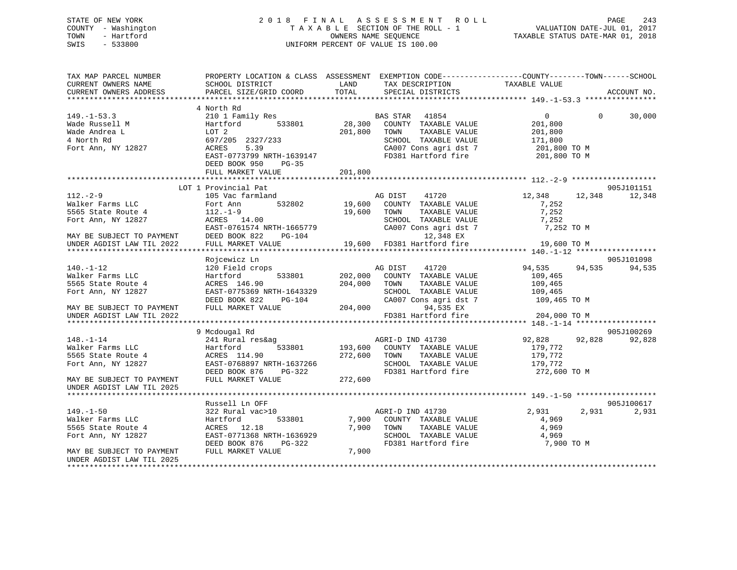STATE OF NEW YORK
COUNTY - Washington
TOWN - Hartford
SWIS - 533800

2018 FINAL ASSESSMENT ROLL
TAXABLE SECTION OF THE ROLL - 1
OWNERS NAME SEQUENCE
UNIFORM PERCENT OF VALUE IS 100.00

VALUATION DATE-JUL 01, 2017
TAXABLE STATUS DATE-MAR 01, 2018

```
TAX MAP PARCEL NUMBER        PROPERTY LOCATION & CLASS  ASSESSMENT  EXEMPTION CODE-----------------COUNTY--------TOWN------SCHOOL
CURRENT OWNERS NAME          SCHOOL DISTRICT               LAND      TAX DESCRIPTION            TAXABLE VALUE
CURRENT OWNERS ADDRESS       PARCEL SIZE/GRID COORD        TOTAL     SPECIAL DISTRICTS                                   ACCOUNT NO.
******************************************************************************************************* 149.-1-53.3 ****************
                             4 North Rd
149.-1-53.3                  210 1 Family Res                        BAS STAR   41854                 0            0       30,000
Wade Russell M               Hartford       533801         28,300    COUNTY  TAXABLE VALUE          201,800
Wade Andrea L                LOT 2                        201,800    TOWN    TAXABLE VALUE          201,800
4 North Rd                   697/205 2327/233                        SCHOOL  TAXABLE VALUE          171,800
Fort Ann, NY 12827           ACRES    5.39                           CA007 Cons agri dst 7           201,800 TO M
                             EAST-0773799 NRTH-1639147               FD381 Hartford fire             201,800 TO M
                             DEED BOOK 950    PG-35
                             FULL MARKET VALUE            201,800
******************************************************************************************************* 112.-2-9 *******************
                           LOT 1 Provincial Pat                                                                     905J101151
112.-2-9                     105 Vac farmland                        AG DIST    41720             12,348       12,348       12,348
Walker Farms LLC             Fort Ann       532802         19,600    COUNTY  TAXABLE VALUE            7,252
5565 State Route 4           112.-1-9                      19,600    TOWN    TAXABLE VALUE            7,252
Fort Ann, NY 12827           ACRES   14.00                           SCHOOL  TAXABLE VALUE            7,252
                             EAST-0761574 NRTH-1665779               CA007 Cons agri dst 7             7,252 TO M
MAY BE SUBJECT TO PAYMENT    DEED BOOK 822    PG-104                       12,348 EX
UNDER AGDIST LAW TIL 2022    FULL MARKET VALUE             19,600    FD381 Hartford fire              19,600 TO M
******************************************************************************************************* 140.-1-12 ******************
                             Rojcewicz Ln                                                                             905J101098
140.-1-12                    120 Field crops                         AG DIST    41720             94,535       94,535       94,535
Walker Farms LLC             Hartford       533801        202,000    COUNTY  TAXABLE VALUE          109,465
5565 State Route 4           ACRES  146.90                204,000    TOWN    TAXABLE VALUE          109,465
Fort Ann, NY 12827           EAST-0775369 NRTH-1643329               SCHOOL  TAXABLE VALUE          109,465
                             DEED BOOK 822    PG-104                 CA007 Cons agri dst 7           109,465 TO M
MAY BE SUBJECT TO PAYMENT    FULL MARKET VALUE            204,000          94,535 EX
UNDER AGDIST LAW TIL 2022                                            FD381 Hartford fire             204,000 TO M
******************************************************************************************************* 148.-1-14 ******************
                             9 Mcdougal Rd                                                                            905J100269
148.-1-14                    241 Rural res&ag                        AGRI-D IND 41730             92,828       92,828       92,828
Walker Farms LLC             Hartford       533801        193,600    COUNTY  TAXABLE VALUE          179,772
5565 State Route 4           ACRES  114.90                272,600    TOWN    TAXABLE VALUE          179,772
Fort Ann, NY 12827           EAST-0768897 NRTH-1637266               SCHOOL  TAXABLE VALUE          179,772
                             DEED BOOK 876    PG-322                 FD381 Hartford fire             272,600 TO M
MAY BE SUBJECT TO PAYMENT    FULL MARKET VALUE            272,600
UNDER AGDIST LAW TIL 2025
******************************************************************************************************* 149.-1-50 ******************
                             Russell Ln OFF                                                                           905J100617
149.-1-50                    322 Rural vac>10                        AGRI-D IND 41730              2,931        2,931        2,931
Walker Farms LLC             Hartford       533801          7,900    COUNTY  TAXABLE VALUE            4,969
5565 State Route 4           ACRES   12.18                  7,900    TOWN    TAXABLE VALUE            4,969
Fort Ann, NY 12827           EAST-0771368 NRTH-1636929               SCHOOL  TAXABLE VALUE            4,969
                             DEED BOOK 876    PG-322                 FD381 Hartford fire               7,900 TO M
MAY BE SUBJECT TO PAYMENT    FULL MARKET VALUE              7,900
UNDER AGDIST LAW TIL 2025
************************************************************************************************************************************
```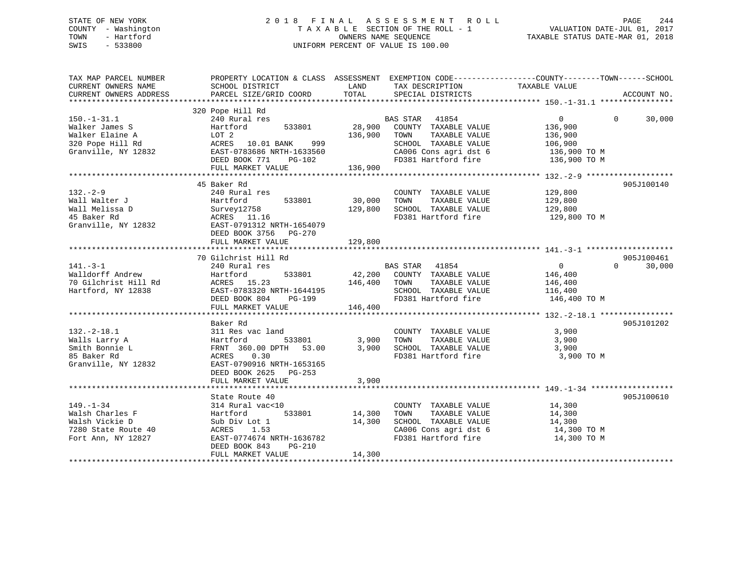STATE OF NEW YORK
COUNTY - Washington
TOWN - Hartford
SWIS - 533800

2018 FINAL ASSESSMENT ROLL
TAXABLE SECTION OF THE ROLL - 1
OWNERS NAME SEQUENCE
UNIFORM PERCENT OF VALUE IS 100.00

VALUATION DATE-JUL 01, 2017
TAXABLE STATUS DATE-MAR 01, 2018

| TAX MAP PARCEL NUMBER / CURRENT OWNERS NAME / CURRENT OWNERS ADDRESS | PROPERTY LOCATION & CLASS / SCHOOL DISTRICT / PARCEL SIZE/GRID COORD | ASSESSMENT LAND | TOTAL | EXEMPTION CODE / TAX DESCRIPTION / SPECIAL DISTRICTS | COUNTY TAXABLE VALUE | TOWN | SCHOOL | ACCOUNT NO. |
|---|---|---|---|---|---|---|---|---|
| 150.-1-31.1 | 320 Pope Hill Rd | | | | | | | |
| 150.-1-31.1 | 240 Rural res | | | BAS STAR 41854 | 0 | 0 | 30,000 | |
| Walker James S | Hartford 533801 | 28,900 | | COUNTY TAXABLE VALUE | 136,900 | | | |
| Walker Elaine A | LOT 2 | | 136,900 | TOWN TAXABLE VALUE | 136,900 | | | |
| 320 Pope Hill Rd | ACRES 10.01 BANK 999 | | | SCHOOL TAXABLE VALUE | 106,900 | | | |
| Granville, NY 12832 | EAST-0783686 NRTH-1633560 | | | CA006 Cons agri dst 6 | 136,900 TO M | | | |
| | DEED BOOK 771 PG-102 | | | FD381 Hartford fire | 136,900 TO M | | | |
| | FULL MARKET VALUE | | 136,900 | | | | | |
| 132.-2-9 | 45 Baker Rd | | | | | | | 905J100140 |
| 132.-2-9 | 240 Rural res | | | COUNTY TAXABLE VALUE | 129,800 | | | |
| Wall Walter J | Hartford 533801 | 30,000 | | TOWN TAXABLE VALUE | 129,800 | | | |
| Wall Melissa D | Survey12758 | | 129,800 | SCHOOL TAXABLE VALUE | 129,800 | | | |
| 45 Baker Rd | ACRES 11.16 | | | FD381 Hartford fire | 129,800 TO M | | | |
| Granville, NY 12832 | EAST-0791312 NRTH-1654079 | | | | | | | |
| | DEED BOOK 3756 PG-270 | | | | | | | |
| | FULL MARKET VALUE | | 129,800 | | | | | |
| 141.-3-1 | 70 Gilchrist Hill Rd | | | | | | | 905J100461 |
| 141.-3-1 | 240 Rural res | | | BAS STAR 41854 | 0 | 0 | 30,000 | |
| Walldorff Andrew | Hartford 533801 | 42,200 | | COUNTY TAXABLE VALUE | 146,400 | | | |
| 70 Gilchrist Hill Rd | ACRES 15.23 | | 146,400 | TOWN TAXABLE VALUE | 146,400 | | | |
| Hartford, NY 12838 | EAST-0783320 NRTH-1644195 | | | SCHOOL TAXABLE VALUE | 116,400 | | | |
| | DEED BOOK 804 PG-199 | | | FD381 Hartford fire | 146,400 TO M | | | |
| | FULL MARKET VALUE | | 146,400 | | | | | |
| 132.-2-18.1 | Baker Rd | | | | | | | 905J101202 |
| 132.-2-18.1 | 311 Res vac land | | | COUNTY TAXABLE VALUE | 3,900 | | | |
| Walls Larry A | Hartford 533801 | 3,900 | | TOWN TAXABLE VALUE | 3,900 | | | |
| Smith Bonnie L | FRNT 360.00 DPTH 53.00 | | 3,900 | SCHOOL TAXABLE VALUE | 3,900 | | | |
| 85 Baker Rd | ACRES 0.30 | | | FD381 Hartford fire | 3,900 TO M | | | |
| Granville, NY 12832 | EAST-0790916 NRTH-1653165 | | | | | | | |
| | DEED BOOK 2625 PG-253 | | | | | | | |
| | FULL MARKET VALUE | | 3,900 | | | | | |
| 149.-1-34 | State Route 40 | | | | | | | 905J100610 |
| 149.-1-34 | 314 Rural vac<10 | | | COUNTY TAXABLE VALUE | 14,300 | | | |
| Walsh Charles F | Hartford 533801 | 14,300 | | TOWN TAXABLE VALUE | 14,300 | | | |
| Walsh Vickie D | Sub Div Lot 1 | | 14,300 | SCHOOL TAXABLE VALUE | 14,300 | | | |
| 7280 State Route 40 | ACRES 1.53 | | | CA006 Cons agri dst 6 | 14,300 TO M | | | |
| Fort Ann, NY 12827 | EAST-0774674 NRTH-1636782 | | | FD381 Hartford fire | 14,300 TO M | | | |
| | DEED BOOK 843 PG-210 | | | | | | | |
| | FULL MARKET VALUE | | 14,300 | | | | | |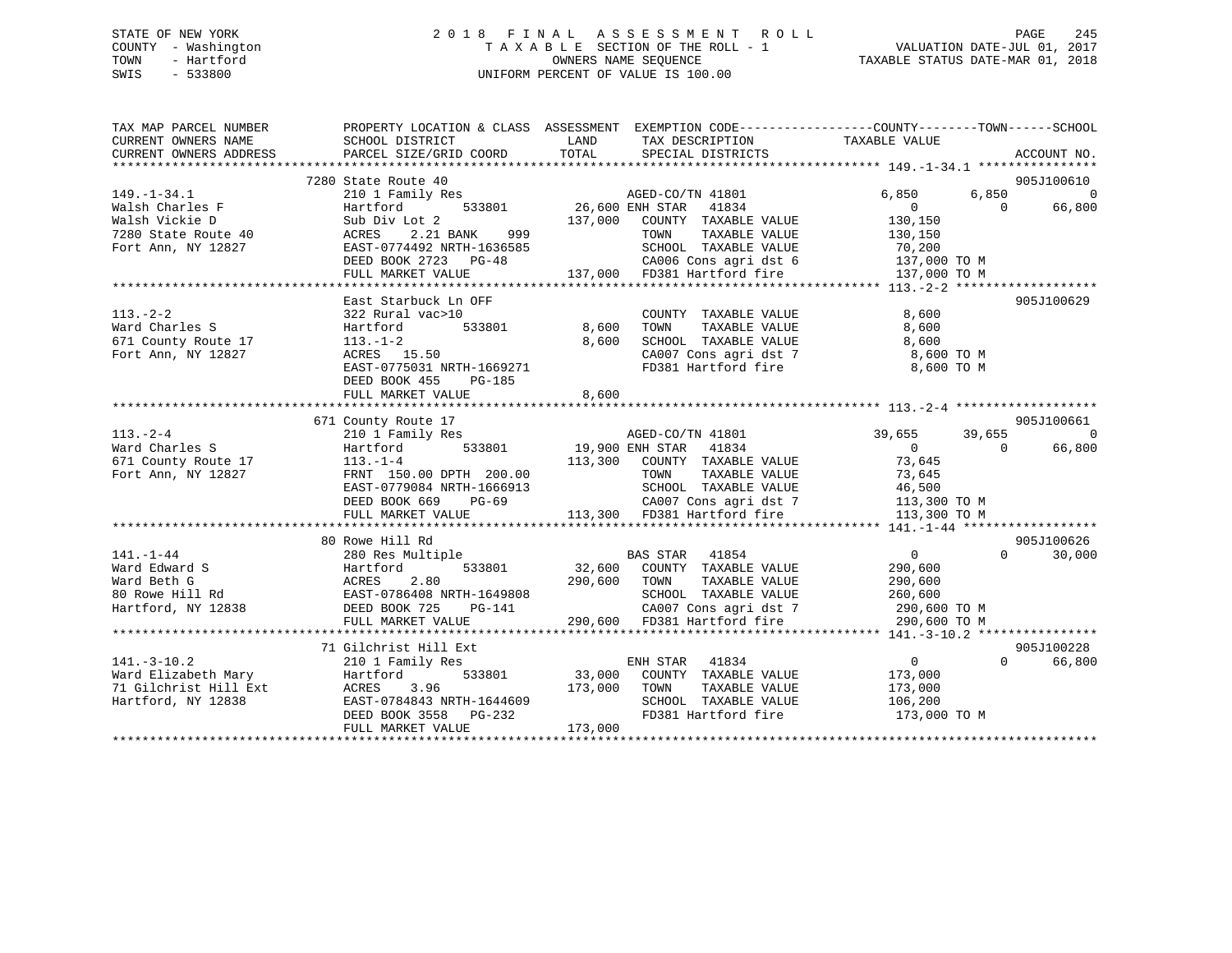STATE OF NEW YORK
COUNTY - Washington
TOWN - Hartford
SWIS - 533800

# 2018 FINAL ASSESSMENT ROLL
TAXABLE SECTION OF THE ROLL - 1
OWNERS NAME SEQUENCE
UNIFORM PERCENT OF VALUE IS 100.00

VALUATION DATE-JUL 01, 2017
TAXABLE STATUS DATE-MAR 01, 2018

```
TAX MAP PARCEL NUMBER         PROPERTY LOCATION & CLASS  ASSESSMENT  EXEMPTION CODE------------------COUNTY--------TOWN------SCHOOL
CURRENT OWNERS NAME           SCHOOL DISTRICT               LAND      TAX DESCRIPTION             TAXABLE VALUE
CURRENT OWNERS ADDRESS        PARCEL SIZE/GRID COORD        TOTAL     SPECIAL DISTRICTS                                        ACCOUNT NO.
******************************************************************************************************* 149.-1-34.1 ****************
                          7280 State Route 40                                                                            905J100610
149.-1-34.1                  210 1 Family Res                         AGED-CO/TN 41801              6,850       6,850             0
Walsh Charles F              Hartford          533801       26,600 ENH STAR    41834                  0           0        66,800
Walsh Vickie D               Sub Div Lot 2                 137,000    COUNTY  TAXABLE VALUE        130,150
7280 State Route 40          ACRES     2.21 BANK     999               TOWN    TAXABLE VALUE        130,150
Fort Ann, NY 12827           EAST-0774492 NRTH-1636585                SCHOOL  TAXABLE VALUE         70,200
                             DEED BOOK 2723    PG-48                  CA006 Cons agri dst 6        137,000 TO M
                             FULL MARKET VALUE             137,000    FD381 Hartford fire          137,000 TO M
******************************************************************************************************* 113.-2-2 *******************
                             East Starbuck Ln OFF                                                                          905J100629
113.-2-2                     322 Rural vac>10                         COUNTY  TAXABLE VALUE          8,600
Ward Charles S               Hartford          533801        8,600    TOWN    TAXABLE VALUE          8,600
671 County Route 17          113.-1-2                        8,600    SCHOOL  TAXABLE VALUE          8,600
Fort Ann, NY 12827           ACRES    15.50                           CA007 Cons agri dst 7          8,600 TO M
                             EAST-0775031 NRTH-1669271                FD381 Hartford fire            8,600 TO M
                             DEED BOOK 455     PG-185
                             FULL MARKET VALUE               8,600
******************************************************************************************************* 113.-2-4 *******************
                          671 County Route 17                                                                            905J100661
113.-2-4                     210 1 Family Res                         AGED-CO/TN 41801             39,655      39,655             0
Ward Charles S               Hartford          533801       19,900 ENH STAR    41834                  0           0        66,800
671 County Route 17          113.-1-4                      113,300    COUNTY  TAXABLE VALUE         73,645
Fort Ann, NY 12827           FRNT 150.00 DPTH 200.00                  TOWN    TAXABLE VALUE         73,645
                             EAST-0779084 NRTH-1666913                SCHOOL  TAXABLE VALUE         46,500
                             DEED BOOK 669     PG-69                  CA007 Cons agri dst 7        113,300 TO M
                             FULL MARKET VALUE             113,300    FD381 Hartford fire          113,300 TO M
******************************************************************************************************* 141.-1-44 ******************
                          80 Rowe Hill Rd                                                                                905J100626
141.-1-44                    280 Res Multiple                         BAS STAR    41854                  0           0        30,000
Ward Edward S                Hartford          533801       32,600    COUNTY  TAXABLE VALUE        290,600
Ward Beth G                  ACRES     2.80                290,600    TOWN    TAXABLE VALUE        290,600
80 Rowe Hill Rd              EAST-0786408 NRTH-1649808                SCHOOL  TAXABLE VALUE        260,600
Hartford, NY 12838           DEED BOOK 725     PG-141                 CA007 Cons agri dst 7        290,600 TO M
                             FULL MARKET VALUE             290,600    FD381 Hartford fire          290,600 TO M
******************************************************************************************************* 141.-3-10.2 ****************
                          71 Gilchrist Hill Ext                                                                          905J100228
141.-3-10.2                  210 1 Family Res                         ENH STAR    41834                  0           0        66,800
Ward Elizabeth Mary          Hartford          533801       33,000    COUNTY  TAXABLE VALUE        173,000
71 Gilchrist Hill Ext        ACRES     3.96                173,000    TOWN    TAXABLE VALUE        173,000
Hartford, NY 12838           EAST-0784843 NRTH-1644609                SCHOOL  TAXABLE VALUE        106,200
                             DEED BOOK 3558    PG-232                 FD381 Hartford fire          173,000 TO M
                             FULL MARKET VALUE             173,000
************************************************************************************************************************************
```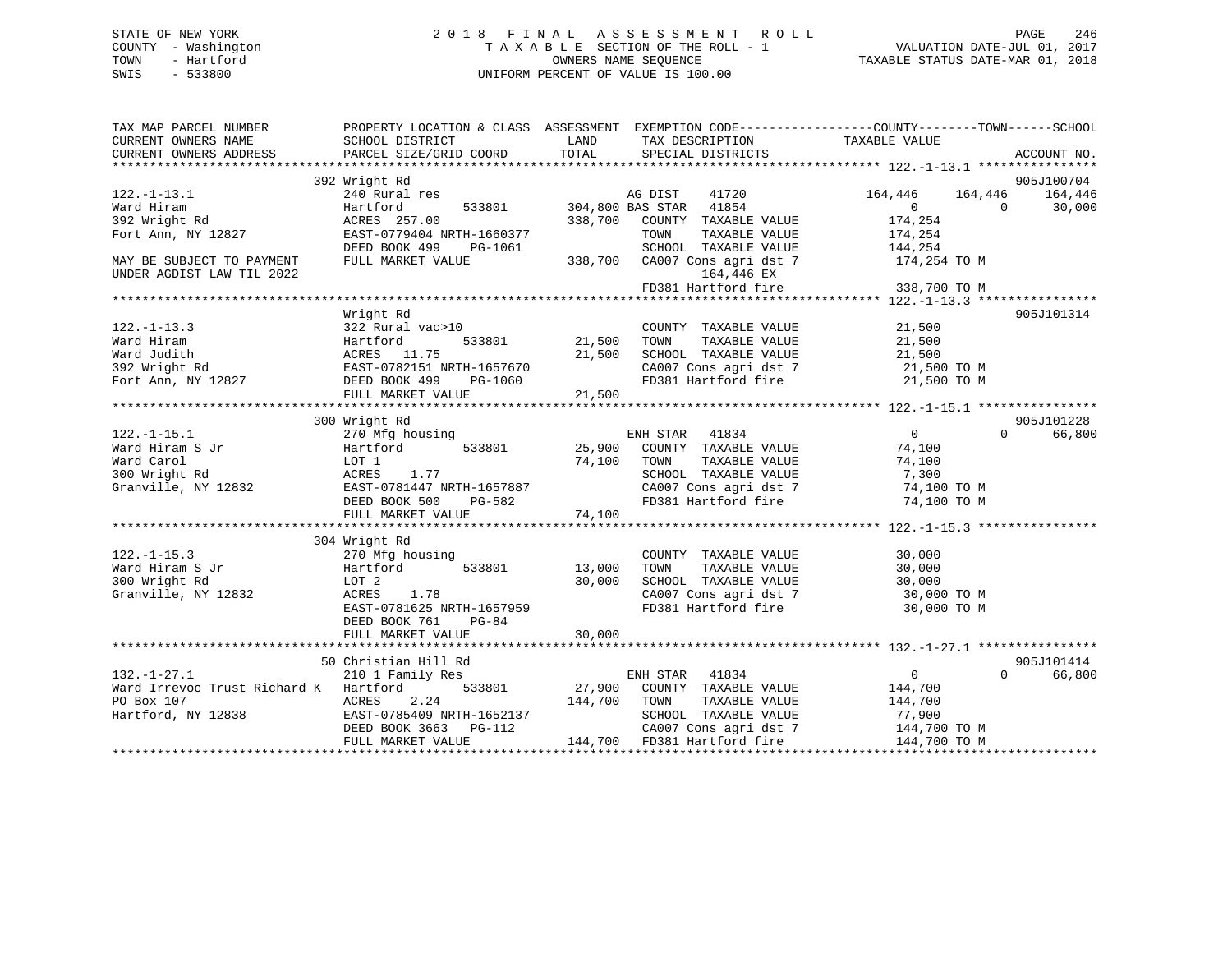STATE OF NEW YORK
COUNTY - Washington
TOWN - Hartford
SWIS - 533800

2018 FINAL ASSESSMENT ROLL
TAXABLE SECTION OF THE ROLL - 1
OWNERS NAME SEQUENCE
UNIFORM PERCENT OF VALUE IS 100.00

VALUATION DATE-JUL 01, 2017
TAXABLE STATUS DATE-MAR 01, 2018

```
TAX MAP PARCEL NUMBER          PROPERTY LOCATION & CLASS  ASSESSMENT  EXEMPTION CODE------------------COUNTY--------TOWN------SCHOOL
CURRENT OWNERS NAME            SCHOOL DISTRICT              LAND      TAX DESCRIPTION              TAXABLE VALUE
CURRENT OWNERS ADDRESS         PARCEL SIZE/GRID COORD       TOTAL     SPECIAL DISTRICTS                                      ACCOUNT NO.
****************************************************************************************************** 122.-1-13.1 ****************
                               392 Wright Rd                                                                             905J100704
122.-1-13.1                    240 Rural res                    AG DIST     41720              164,446     164,446     164,446
Ward Hiram                     Hartford          533801      304,800 BAS STAR   41854                    0           0      30,000
392 Wright Rd                  ACRES  257.00                 338,700   COUNTY  TAXABLE VALUE           174,254
Fort Ann, NY 12827             EAST-0779404 NRTH-1660377                TOWN    TAXABLE VALUE           174,254
                               DEED BOOK 499    PG-1061                 SCHOOL  TAXABLE VALUE           144,254
MAY BE SUBJECT TO PAYMENT      FULL MARKET VALUE             338,700   CA007 Cons agri dst 7           174,254 TO M
UNDER AGDIST LAW TIL 2022                                                   164,446 EX
                                                                        FD381 Hartford fire             338,700 TO M
****************************************************************************************************** 122.-1-13.3 ****************
                               Wright Rd                                                                                 905J101314
122.-1-13.3                    322 Rural vac>10                         COUNTY  TAXABLE VALUE            21,500
Ward Hiram                     Hartford          533801       21,500   TOWN    TAXABLE VALUE            21,500
Ward Judith                    ACRES   11.75                  21,500   SCHOOL  TAXABLE VALUE            21,500
392 Wright Rd                  EAST-0782151 NRTH-1657670                CA007 Cons agri dst 7            21,500 TO M
Fort Ann, NY 12827             DEED BOOK 499    PG-1060                 FD381 Hartford fire              21,500 TO M
                               FULL MARKET VALUE              21,500
****************************************************************************************************** 122.-1-15.1 ****************
                               300 Wright Rd                                                                             905J101228
122.-1-15.1                    270 Mfg housing                          ENH STAR    41834                    0           0      66,800
Ward Hiram S Jr                Hartford          533801       25,900   COUNTY  TAXABLE VALUE            74,100
Ward Carol                     LOT 1                          74,100   TOWN    TAXABLE VALUE            74,100
300 Wright Rd                  ACRES    1.77                            SCHOOL  TAXABLE VALUE             7,300
Granville, NY 12832            EAST-0781447 NRTH-1657887                CA007 Cons agri dst 7            74,100 TO M
                               DEED BOOK 500    PG-582                  FD381 Hartford fire              74,100 TO M
                               FULL MARKET VALUE              74,100
****************************************************************************************************** 122.-1-15.3 ****************
                               304 Wright Rd
122.-1-15.3                    270 Mfg housing                          COUNTY  TAXABLE VALUE            30,000
Ward Hiram S Jr                Hartford          533801       13,000   TOWN    TAXABLE VALUE            30,000
300 Wright Rd                  LOT 2                          30,000   SCHOOL  TAXABLE VALUE            30,000
Granville, NY 12832            ACRES    1.78                            CA007 Cons agri dst 7            30,000 TO M
                               EAST-0781625 NRTH-1657959                FD381 Hartford fire              30,000 TO M
                               DEED BOOK 761    PG-84
                               FULL MARKET VALUE              30,000
****************************************************************************************************** 132.-1-27.1 ****************
                               50 Christian Hill Rd                                                                      905J101414
132.-1-27.1                    210 1 Family Res                         ENH STAR    41834                    0           0      66,800
Ward Irrevoc Trust Richard K   Hartford          533801       27,900   COUNTY  TAXABLE VALUE           144,700
PO Box 107                     ACRES    2.24                 144,700   TOWN    TAXABLE VALUE           144,700
Hartford, NY 12838             EAST-0785409 NRTH-1652137                SCHOOL  TAXABLE VALUE            77,900
                               DEED BOOK 3663   PG-112                  CA007 Cons agri dst 7           144,700 TO M
                               FULL MARKET VALUE             144,700   FD381 Hartford fire             144,700 TO M
************************************************************************************************************************************
```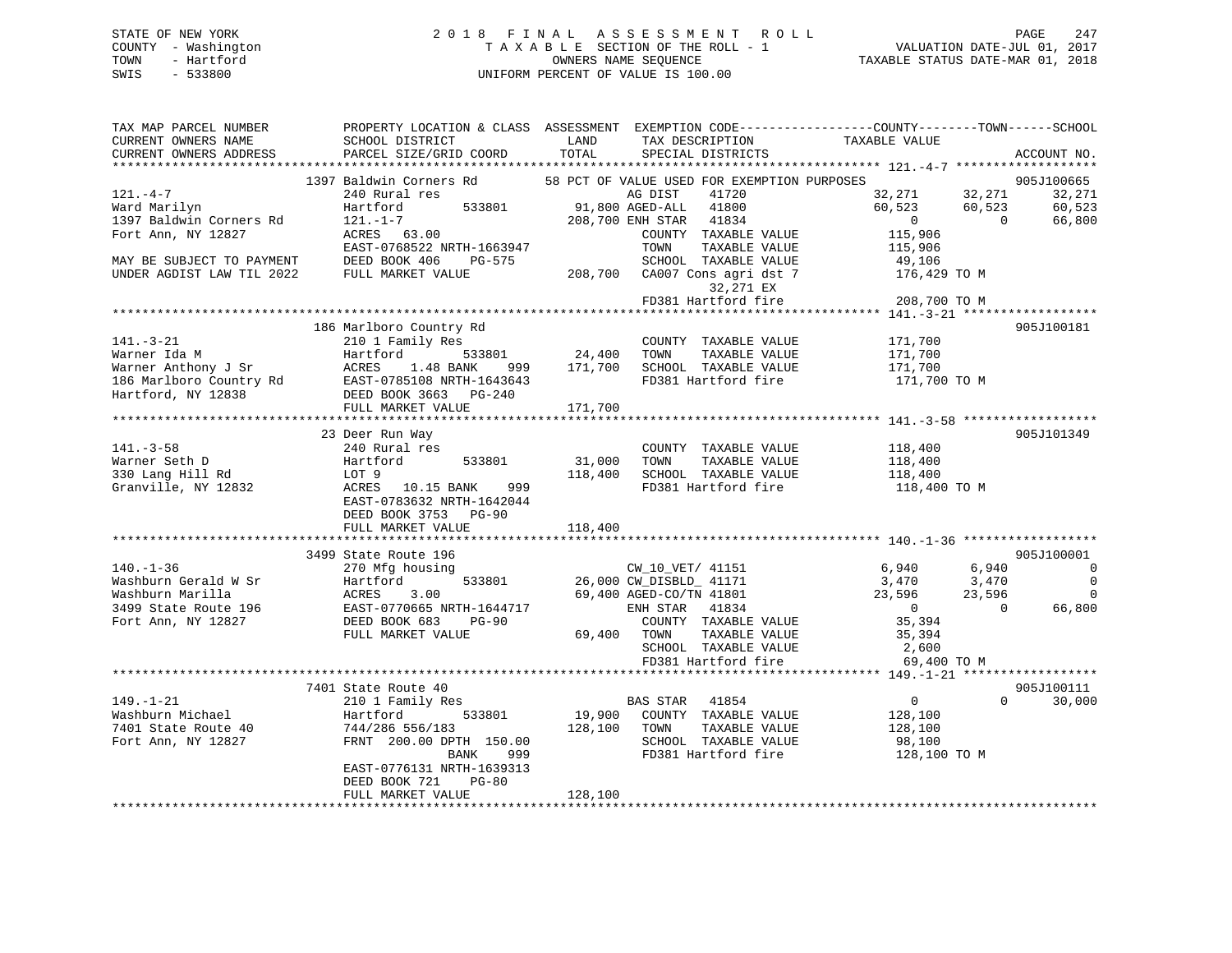STATE OF NEW YORK
COUNTY - Washington
TOWN - Hartford
SWIS - 533800

# 2018 FINAL ASSESSMENT ROLL
TAXABLE SECTION OF THE ROLL - 1
OWNERS NAME SEQUENCE
UNIFORM PERCENT OF VALUE IS 100.00

VALUATION DATE-JUL 01, 2017
TAXABLE STATUS DATE-MAR 01, 2018

```
TAX MAP PARCEL NUMBER          PROPERTY LOCATION & CLASS  ASSESSMENT  EXEMPTION CODE-----------------COUNTY--------TOWN------SCHOOL
CURRENT OWNERS NAME            SCHOOL DISTRICT               LAND      TAX DESCRIPTION              TAXABLE VALUE
CURRENT OWNERS ADDRESS         PARCEL SIZE/GRID COORD       TOTAL      SPECIAL DISTRICTS                                    ACCOUNT NO.
******************************************************************************************************* 121.-4-7 *******************
                  1397 Baldwin Corners Rd        58 PCT OF VALUE USED FOR EXEMPTION PURPOSES                          905J100665
121.-4-7                       240 Rural res                       AG DIST    41720              32,271      32,271      32,271
Ward Marilyn                   Hartford        533801      91,800 AGED-ALL   41800              60,523      60,523      60,523
1397 Baldwin Corners Rd        121.-1-7                   208,700 ENH STAR   41834                   0           0      66,800
Fort Ann, NY 12827             ACRES   63.00                       COUNTY  TAXABLE VALUE        115,906
                               EAST-0768522 NRTH-1663947           TOWN    TAXABLE VALUE        115,906
MAY BE SUBJECT TO PAYMENT      DEED BOOK 406    PG-575             SCHOOL  TAXABLE VALUE         49,106
UNDER AGDIST LAW TIL 2022      FULL MARKET VALUE          208,700  CA007 Cons agri dst 7        176,429 TO M
                                                                        32,271 EX
                                                                   FD381 Hartford fire          208,700 TO M
******************************************************************************************************* 141.-3-21 ******************
                  186 Marlboro Country Rd                                                                      905J100181
141.-3-21                      210 1 Family Res                    COUNTY  TAXABLE VALUE        171,700
Warner Ida M                   Hartford        533801      24,400  TOWN    TAXABLE VALUE        171,700
Warner Anthony J Sr            ACRES    1.48 BANK    999  171,700  SCHOOL  TAXABLE VALUE        171,700
186 Marlboro Country Rd        EAST-0785108 NRTH-1643643           FD381 Hartford fire          171,700 TO M
Hartford, NY 12838             DEED BOOK 3663   PG-240
                               FULL MARKET VALUE          171,700
******************************************************************************************************* 141.-3-58 ******************
                  23 Deer Run Way                                                                              905J101349
141.-3-58                      240 Rural res                       COUNTY  TAXABLE VALUE        118,400
Warner Seth D                  Hartford        533801      31,000  TOWN    TAXABLE VALUE        118,400
330 Lang Hill Rd               LOT 9                      118,400  SCHOOL  TAXABLE VALUE        118,400
Granville, NY 12832            ACRES   10.15 BANK    999           FD381 Hartford fire          118,400 TO M
                               EAST-0783632 NRTH-1642044
                               DEED BOOK 3753   PG-90
                               FULL MARKET VALUE          118,400
******************************************************************************************************* 140.-1-36 ******************
                  3499 State Route 196                                                                         905J100001
140.-1-36                      270 Mfg housing                     CW_10_VET/ 41151              6,940       6,940           0
Washburn Gerald W Sr           Hartford        533801      26,000 CW_DISBLD_ 41171              3,470       3,470           0
Washburn Marilla               ACRES    3.00               69,400 AGED-CO/TN 41801             23,596      23,596           0
3499 State Route 196           EAST-0770665 NRTH-1644717           ENH STAR   41834                   0           0      66,800
Fort Ann, NY 12827             DEED BOOK 683    PG-90              COUNTY  TAXABLE VALUE         35,394
                               FULL MARKET VALUE           69,400  TOWN    TAXABLE VALUE         35,394
                                                                   SCHOOL  TAXABLE VALUE          2,600
                                                                   FD381 Hartford fire           69,400 TO M
******************************************************************************************************* 149.-1-21 ******************
                  7401 State Route 40                                                                          905J100111
149.-1-21                      210 1 Family Res                    BAS STAR   41854                   0           0      30,000
Washburn Michael               Hartford        533801      19,900  COUNTY  TAXABLE VALUE        128,100
7401 State Route 40            744/286 556/183            128,100  TOWN    TAXABLE VALUE        128,100
Fort Ann, NY 12827             FRNT 200.00 DPTH 150.00             SCHOOL  TAXABLE VALUE         98,100
                                          BANK    999              FD381 Hartford fire          128,100 TO M
                               EAST-0776131 NRTH-1639313
                               DEED BOOK 721    PG-80
                               FULL MARKET VALUE          128,100
************************************************************************************************************************************
```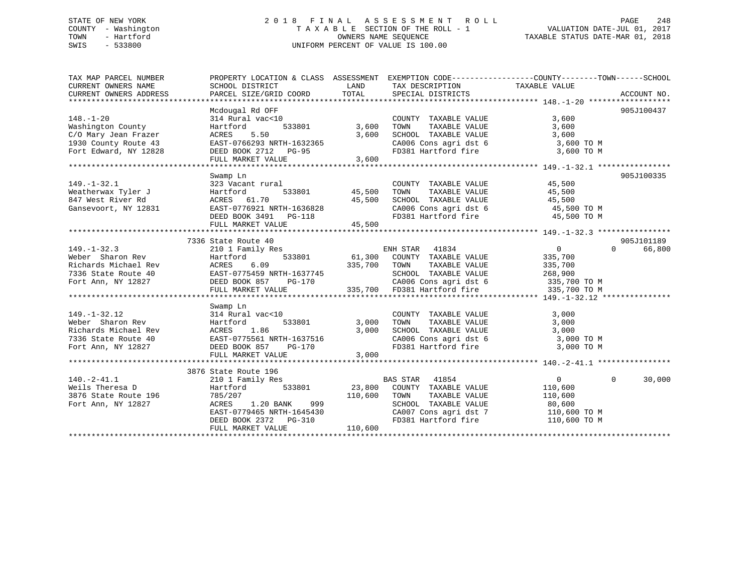STATE OF NEW YORK
COUNTY - Washington
TOWN - Hartford
SWIS - 533800

# 2018 FINAL ASSESSMENT ROLL
TAXABLE SECTION OF THE ROLL - 1
OWNERS NAME SEQUENCE
UNIFORM PERCENT OF VALUE IS 100.00

VALUATION DATE-JUL 01, 2017
TAXABLE STATUS DATE-MAR 01, 2018

| TAX MAP PARCEL NUMBER / CURRENT OWNERS NAME / CURRENT OWNERS ADDRESS | PROPERTY LOCATION & CLASS / SCHOOL DISTRICT / PARCEL SIZE/GRID COORD | ASSESSMENT LAND | TOTAL | EXEMPTION CODE / TAX DESCRIPTION / SPECIAL DISTRICTS | COUNTY TAXABLE VALUE | TOWN | SCHOOL | ACCOUNT NO. |
|---|---|---|---|---|---|---|---|---|
| **148.-1-20** | Mcdougal Rd OFF | | | | | | | 905J100437 |
| Washington County | 314 Rural vac<10 | | | COUNTY TAXABLE VALUE | 3,600 | | | |
| C/O Mary Jean Frazer | Hartford 533801 | 3,600 | | TOWN TAXABLE VALUE | 3,600 | | | |
| 1930 County Route 43 | ACRES 5.50 | | 3,600 | SCHOOL TAXABLE VALUE | 3,600 | | | |
| Fort Edward, NY 12828 | EAST-0766293 NRTH-1632365 | | | CA006 Cons agri dst 6 | 3,600 TO M | | | |
| | DEED BOOK 2712 PG-95 | | | FD381 Hartford fire | 3,600 TO M | | | |
| | FULL MARKET VALUE | | 3,600 | | | | | |
| **149.-1-32.1** | Swamp Ln | | | | | | | 905J100335 |
| Weatherwax Tyler J | 323 Vacant rural | | | COUNTY TAXABLE VALUE | 45,500 | | | |
| 847 West River Rd | Hartford 533801 | 45,500 | | TOWN TAXABLE VALUE | 45,500 | | | |
| Gansevoort, NY 12831 | ACRES 61.70 | | 45,500 | SCHOOL TAXABLE VALUE | 45,500 | | | |
| | EAST-0776921 NRTH-1636828 | | | CA006 Cons agri dst 6 | 45,500 TO M | | | |
| | DEED BOOK 3491 PG-118 | | | FD381 Hartford fire | 45,500 TO M | | | |
| | FULL MARKET VALUE | | 45,500 | | | | | |
| **149.-1-32.3** | 7336 State Route 40 | | | | | | | 905J101189 |
| Weber Sharon Rev | 210 1 Family Res | | | ENH STAR 41834 | 0 | 0 | 66,800 | |
| Richards Michael Rev | Hartford 533801 | 61,300 | | COUNTY TAXABLE VALUE | 335,700 | | | |
| 7336 State Route 40 | ACRES 6.09 | | 335,700 | TOWN TAXABLE VALUE | 335,700 | | | |
| Fort Ann, NY 12827 | EAST-0775459 NRTH-1637745 | | | SCHOOL TAXABLE VALUE | 268,900 | | | |
| | DEED BOOK 857 PG-170 | | | CA006 Cons agri dst 6 | 335,700 TO M | | | |
| | FULL MARKET VALUE | | 335,700 | FD381 Hartford fire | 335,700 TO M | | | |
| **149.-1-32.12** | Swamp Ln | | | | | | | |
| Weber Sharon Rev | 314 Rural vac<10 | | | COUNTY TAXABLE VALUE | 3,000 | | | |
| Richards Michael Rev | Hartford 533801 | 3,000 | | TOWN TAXABLE VALUE | 3,000 | | | |
| 7336 State Route 40 | ACRES 1.86 | | 3,000 | SCHOOL TAXABLE VALUE | 3,000 | | | |
| Fort Ann, NY 12827 | EAST-0775561 NRTH-1637516 | | | CA006 Cons agri dst 6 | 3,000 TO M | | | |
| | DEED BOOK 857 PG-170 | | | FD381 Hartford fire | 3,000 TO M | | | |
| | FULL MARKET VALUE | | 3,000 | | | | | |
| **140.-2-41.1** | 3876 State Route 196 | | | | | | | |
| Weils Theresa D | 210 1 Family Res | | | BAS STAR 41854 | 0 | 0 | 30,000 | |
| 3876 State Route 196 | Hartford 533801 | 23,800 | | COUNTY TAXABLE VALUE | 110,600 | | | |
| Fort Ann, NY 12827 | 785/207 | | 110,600 | TOWN TAXABLE VALUE | 110,600 | | | |
| | ACRES 1.20 BANK 999 | | | SCHOOL TAXABLE VALUE | 80,600 | | | |
| | EAST-0779465 NRTH-1645430 | | | CA007 Cons agri dst 7 | 110,600 TO M | | | |
| | DEED BOOK 2372 PG-310 | | | FD381 Hartford fire | 110,600 TO M | | | |
| | FULL MARKET VALUE | | 110,600 | | | | | |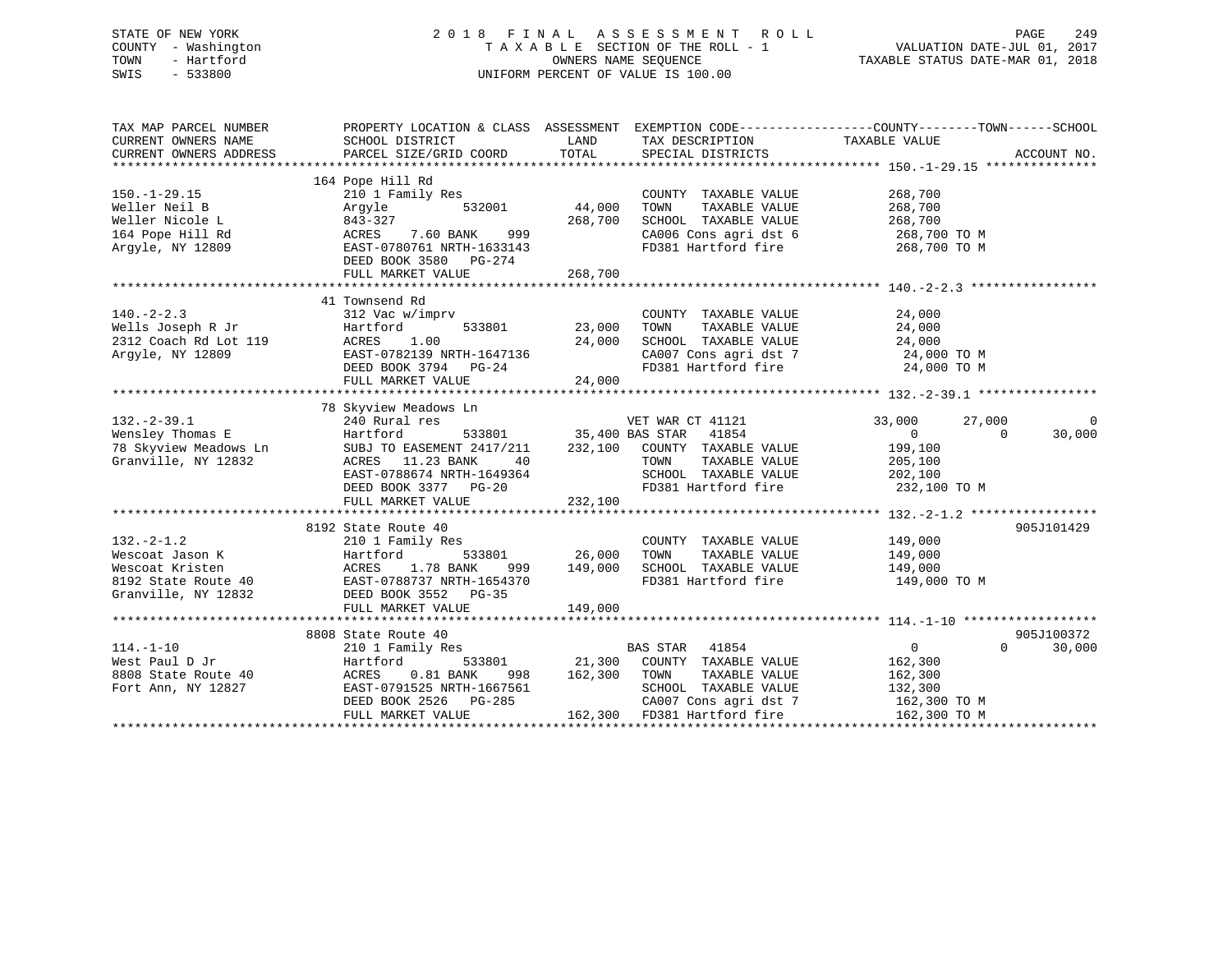STATE OF NEW YORK
COUNTY - Washington
TOWN - Hartford
SWIS - 533800

2 0 1 8 F I N A L A S S E S S M E N T R O L L
T A X A B L E SECTION OF THE ROLL - 1
OWNERS NAME SEQUENCE
UNIFORM PERCENT OF VALUE IS 100.00

VALUATION DATE-JUL 01, 2017
TAXABLE STATUS DATE-MAR 01, 2018

```
TAX MAP PARCEL NUMBER          PROPERTY LOCATION & CLASS  ASSESSMENT  EXEMPTION CODE-----------------COUNTY--------TOWN------SCHOOL
CURRENT OWNERS NAME            SCHOOL DISTRICT               LAND      TAX DESCRIPTION            TAXABLE VALUE
CURRENT OWNERS ADDRESS         PARCEL SIZE/GRID COORD        TOTAL     SPECIAL DISTRICTS                                    ACCOUNT NO.
******************************************************************************************************* 150.-1-29.15 ***************
                               164 Pope Hill Rd
150.-1-29.15                   210 1 Family Res                        COUNTY  TAXABLE VALUE            268,700
Weller Neil B                  Argyle          532001       44,000     TOWN    TAXABLE VALUE            268,700
Weller Nicole L                843-327                     268,700     SCHOOL  TAXABLE VALUE            268,700
164 Pope Hill Rd               ACRES     7.60 BANK    999              CA006 Cons agri dst 6             268,700 TO M
Argyle, NY 12809               EAST-0780761 NRTH-1633143               FD381 Hartford fire               268,700 TO M
                               DEED BOOK 3580   PG-274
                               FULL MARKET VALUE           268,700
******************************************************************************************************* 140.-2-2.3 *****************
                               41 Townsend Rd
140.-2-2.3                     312 Vac w/imprv                         COUNTY  TAXABLE VALUE             24,000
Wells Joseph R Jr              Hartford        533801       23,000     TOWN    TAXABLE VALUE             24,000
2312 Coach Rd Lot 119          ACRES     1.00               24,000     SCHOOL  TAXABLE VALUE             24,000
Argyle, NY 12809               EAST-0782139 NRTH-1647136               CA007 Cons agri dst 7              24,000 TO M
                               DEED BOOK 3794   PG-24                  FD381 Hartford fire                24,000 TO M
                               FULL MARKET VALUE            24,000
******************************************************************************************************* 132.-2-39.1 ****************
                               78 Skyview Meadows Ln
132.-2-39.1                    240 Rural res                           VET WAR CT 41121              33,000      27,000           0
Wensley Thomas E               Hartford        533801       35,400 BAS STAR   41854                   0           0      30,000
78 Skyview Meadows Ln          SUBJ TO EASEMENT 2417/211   232,100     COUNTY  TAXABLE VALUE            199,100
Granville, NY 12832            ACRES    11.23 BANK     40              TOWN    TAXABLE VALUE            205,100
                               EAST-0788674 NRTH-1649364               SCHOOL  TAXABLE VALUE            202,100
                               DEED BOOK 3377   PG-20                  FD381 Hartford fire               232,100 TO M
                               FULL MARKET VALUE           232,100
******************************************************************************************************* 132.-2-1.2 *****************
                               8192 State Route 40                                                                     905J101429
132.-2-1.2                     210 1 Family Res                        COUNTY  TAXABLE VALUE            149,000
Wescoat Jason K                Hartford        533801       26,000     TOWN    TAXABLE VALUE            149,000
Wescoat Kristen                ACRES     1.78 BANK    999  149,000     SCHOOL  TAXABLE VALUE            149,000
8192 State Route 40            EAST-0788737 NRTH-1654370               FD381 Hartford fire               149,000 TO M
Granville, NY 12832            DEED BOOK 3552   PG-35
                               FULL MARKET VALUE           149,000
******************************************************************************************************* 114.-1-10 ******************
                               8808 State Route 40                                                                     905J100372
114.-1-10                      210 1 Family Res                        BAS STAR   41854                   0           0      30,000
West Paul D Jr                 Hartford        533801       21,300     COUNTY  TAXABLE VALUE            162,300
8808 State Route 40            ACRES     0.81 BANK    998  162,300     TOWN    TAXABLE VALUE            162,300
Fort Ann, NY 12827             EAST-0791525 NRTH-1667561               SCHOOL  TAXABLE VALUE            132,300
                               DEED BOOK 2526   PG-285                 CA007 Cons agri dst 7             162,300 TO M
                               FULL MARKET VALUE           162,300     FD381 Hartford fire               162,300 TO M
************************************************************************************************************************************
```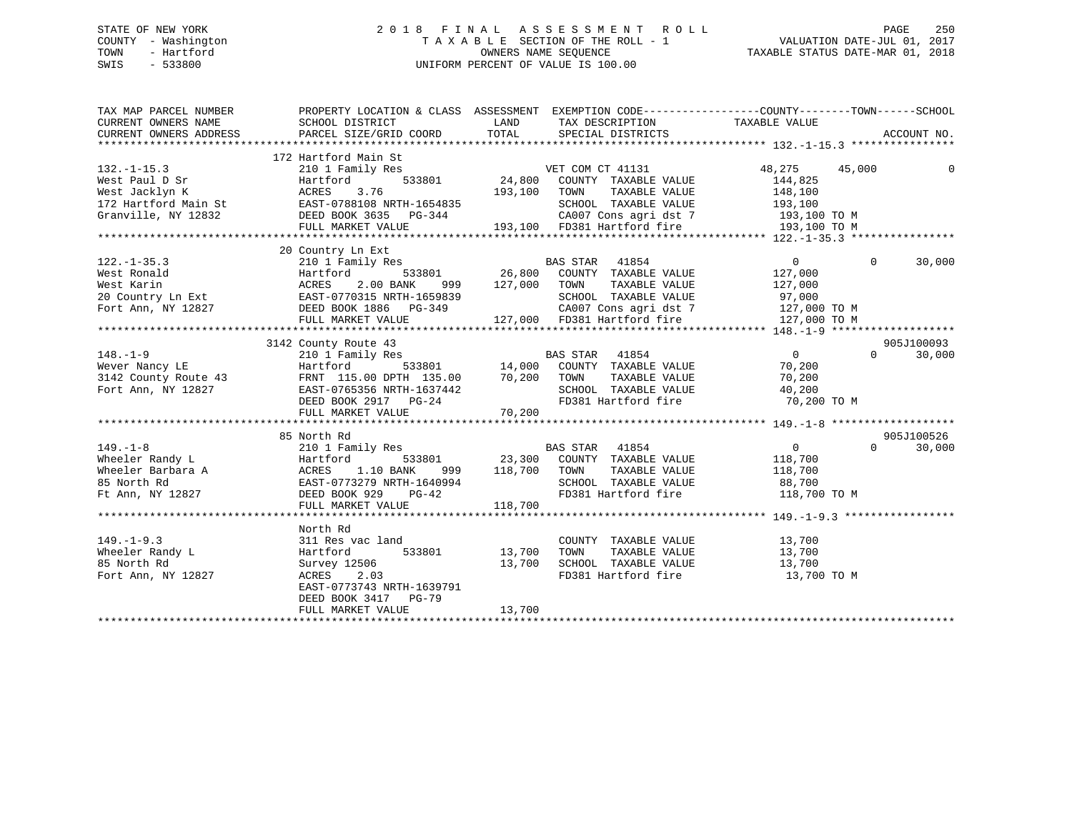STATE OF NEW YORK
COUNTY - Washington
TOWN - Hartford
SWIS - 533800

2018 FINAL ASSESSMENT ROLL
TAXABLE SECTION OF THE ROLL - 1
OWNERS NAME SEQUENCE
UNIFORM PERCENT OF VALUE IS 100.00

VALUATION DATE-JUL 01, 2017
TAXABLE STATUS DATE-MAR 01, 2018

```
TAX MAP PARCEL NUMBER     PROPERTY LOCATION & CLASS  ASSESSMENT  EXEMPTION CODE------------------COUNTY--------TOWN------SCHOOL
CURRENT OWNERS NAME       SCHOOL DISTRICT              LAND      TAX DESCRIPTION              TAXABLE VALUE
CURRENT OWNERS ADDRESS    PARCEL SIZE/GRID COORD       TOTAL     SPECIAL DISTRICTS                                     ACCOUNT NO.
******************************************************************************************************* 132.-1-15.3 ****************
                          172 Hartford Main St
132.-1-15.3               210 1 Family Res                  VET COM CT 41131              48,275       45,000            0
West Paul D Sr            Hartford          533801    24,800   COUNTY  TAXABLE VALUE         144,825
West Jacklyn K            ACRES    3.76              193,100   TOWN    TAXABLE VALUE         148,100
172 Hartford Main St      EAST-0788108 NRTH-1654835             SCHOOL  TAXABLE VALUE         193,100
Granville, NY 12832       DEED BOOK 3635   PG-344               CA007 Cons agri dst 7          193,100 TO M
                          FULL MARKET VALUE          193,100   FD381 Hartford fire            193,100 TO M
******************************************************************************************************* 122.-1-35.3 ****************
                          20 Country Ln Ext
122.-1-35.3               210 1 Family Res                  BAS STAR   41854                  0            0       30,000
West Ronald               Hartford          533801    26,800   COUNTY  TAXABLE VALUE         127,000
West Karin                ACRES    2.00 BANK     999  127,000   TOWN    TAXABLE VALUE         127,000
20 Country Ln Ext         EAST-0770315 NRTH-1659839             SCHOOL  TAXABLE VALUE          97,000
Fort Ann, NY 12827        DEED BOOK 1886   PG-349               CA007 Cons agri dst 7          127,000 TO M
                          FULL MARKET VALUE          127,000   FD381 Hartford fire            127,000 TO M
******************************************************************************************************* 148.-1-9 *******************
                          3142 County Route 43                                                                   905J100093
148.-1-9                  210 1 Family Res                  BAS STAR   41854                  0            0       30,000
Wever Nancy LE            Hartford          533801    14,000   COUNTY  TAXABLE VALUE          70,200
3142 County Route 43      FRNT 115.00 DPTH 135.00     70,200   TOWN    TAXABLE VALUE          70,200
Fort Ann, NY 12827        EAST-0765356 NRTH-1637442             SCHOOL  TAXABLE VALUE          40,200
                          DEED BOOK 2917   PG-24                FD381 Hartford fire             70,200 TO M
                          FULL MARKET VALUE           70,200
******************************************************************************************************* 149.-1-8 *******************
                          85 North Rd                                                                            905J100526
149.-1-8                  210 1 Family Res                  BAS STAR   41854                  0            0       30,000
Wheeler Randy L           Hartford          533801    23,300   COUNTY  TAXABLE VALUE         118,700
Wheeler Barbara A         ACRES    1.10 BANK     999  118,700   TOWN    TAXABLE VALUE         118,700
85 North Rd               EAST-0773279 NRTH-1640994             SCHOOL  TAXABLE VALUE          88,700
Ft Ann, NY 12827          DEED BOOK 929    PG-42                FD381 Hartford fire            118,700 TO M
                          FULL MARKET VALUE          118,700
******************************************************************************************************* 149.-1-9.3 *****************
                          North Rd
149.-1-9.3                311 Res vac land                      COUNTY  TAXABLE VALUE          13,700
Wheeler Randy L           Hartford          533801    13,700   TOWN    TAXABLE VALUE          13,700
85 North Rd               Survey 12506                13,700   SCHOOL  TAXABLE VALUE          13,700
Fort Ann, NY 12827        ACRES    2.03                         FD381 Hartford fire             13,700 TO M
                          EAST-0773743 NRTH-1639791
                          DEED BOOK 3417   PG-79
                          FULL MARKET VALUE           13,700
************************************************************************************************************************************
```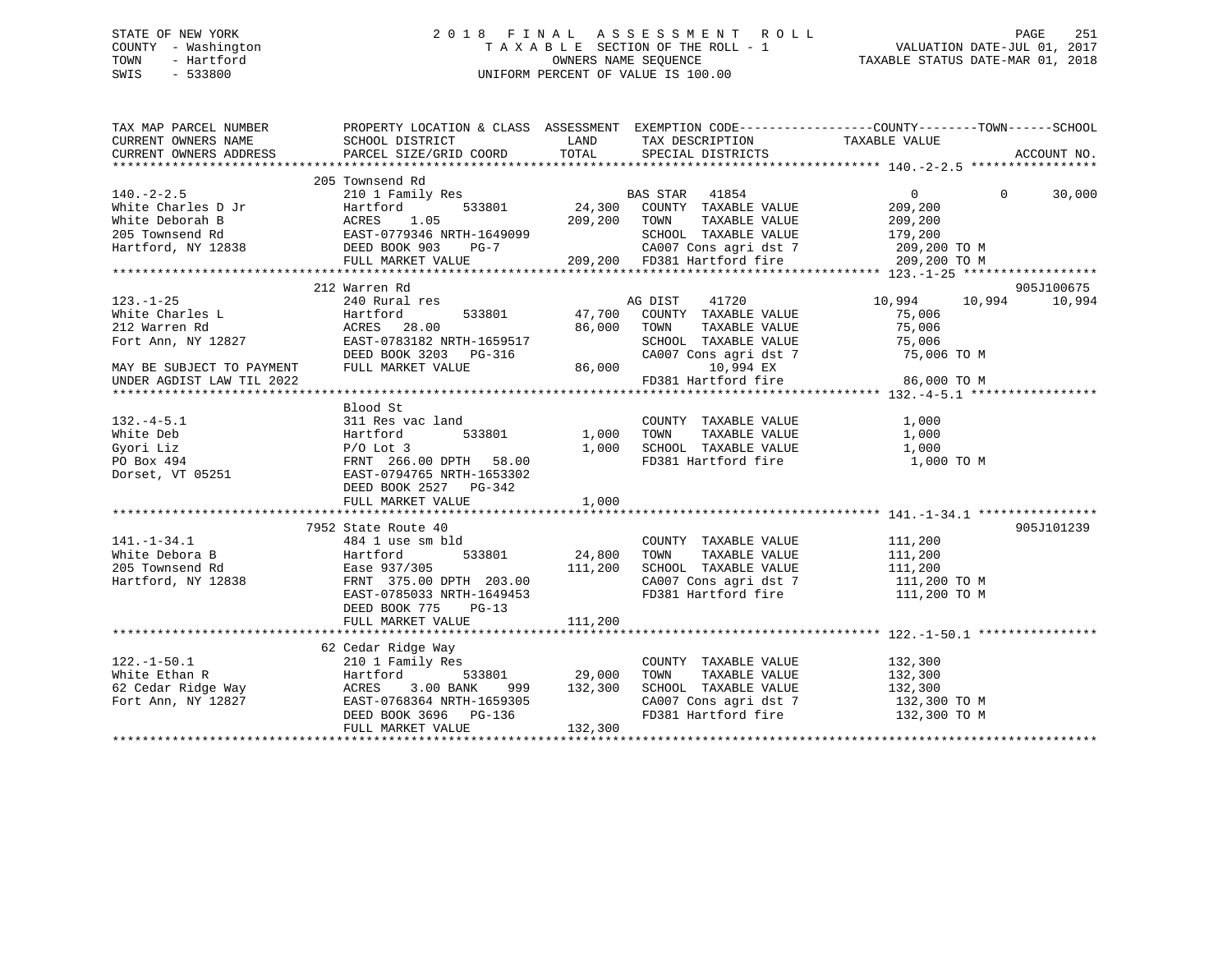STATE OF NEW YORK
COUNTY - Washington
TOWN - Hartford
SWIS - 533800

2 0 1 8 F I N A L A S S E S S M E N T R O L L
T A X A B L E SECTION OF THE ROLL - 1
OWNERS NAME SEQUENCE
UNIFORM PERCENT OF VALUE IS 100.00

VALUATION DATE-JUL 01, 2017
TAXABLE STATUS DATE-MAR 01, 2018

```
TAX MAP PARCEL NUMBER          PROPERTY LOCATION & CLASS  ASSESSMENT  EXEMPTION CODE------------------COUNTY--------TOWN------SCHOOL
CURRENT OWNERS NAME            SCHOOL DISTRICT              LAND      TAX DESCRIPTION            TAXABLE VALUE
CURRENT OWNERS ADDRESS         PARCEL SIZE/GRID COORD      TOTAL      SPECIAL DISTRICTS                                    ACCOUNT NO.
******************************************************************************************************* 140.-2-2.5 *****************
                       205 Townsend Rd
140.-2-2.5             210 1 Family Res                    BAS STAR   41854                0            0        30,000
White Charles D Jr     Hartford        533801      24,300   COUNTY  TAXABLE VALUE         209,200
White Deborah B        ACRES    1.05              209,200   TOWN    TAXABLE VALUE         209,200
205 Townsend Rd        EAST-0779346 NRTH-1649099            SCHOOL  TAXABLE VALUE         179,200
Hartford, NY 12838     DEED BOOK 903    PG-7                CA007 Cons agri dst 7           209,200 TO M
                       FULL MARKET VALUE          209,200   FD381 Hartford fire             209,200 TO M
******************************************************************************************************* 123.-1-25 ******************
                       212 Warren Rd                                                                                905J100675
123.-1-25              240 Rural res                       AG DIST    41720           10,994       10,994        10,994
White Charles L        Hartford        533801      47,700   COUNTY  TAXABLE VALUE          75,006
212 Warren Rd          ACRES   28.00               86,000   TOWN    TAXABLE VALUE          75,006
Fort Ann, NY 12827     EAST-0783182 NRTH-1659517            SCHOOL  TAXABLE VALUE          75,006
                       DEED BOOK 3203   PG-316              CA007 Cons agri dst 7            75,006 TO M
MAY BE SUBJECT TO PAYMENT FULL MARKET VALUE        86,000           10,994 EX
UNDER AGDIST LAW TIL 2022                                   FD381 Hartford fire              86,000 TO M
******************************************************************************************************* 132.-4-5.1 *****************
                       Blood St
132.-4-5.1             311 Res vac land                     COUNTY  TAXABLE VALUE           1,000
White Deb              Hartford        533801       1,000   TOWN    TAXABLE VALUE           1,000
Gyori Liz              P/O Lot 3                    1,000   SCHOOL  TAXABLE VALUE           1,000
PO Box 494             FRNT 266.00 DPTH  58.00              FD381 Hartford fire               1,000 TO M
Dorset, VT 05251       EAST-0794765 NRTH-1653302
                       DEED BOOK 2527   PG-342
                       FULL MARKET VALUE            1,000
******************************************************************************************************* 141.-1-34.1 ****************
                       7952 State Route 40                                                                          905J101239
141.-1-34.1            484 1 use sm bld                     COUNTY  TAXABLE VALUE         111,200
White Debora B         Hartford        533801      24,800   TOWN    TAXABLE VALUE         111,200
205 Townsend Rd        Ease 937/305               111,200   SCHOOL  TAXABLE VALUE         111,200
Hartford, NY 12838     FRNT 375.00 DPTH 203.00              CA007 Cons agri dst 7           111,200 TO M
                       EAST-0785033 NRTH-1649453            FD381 Hartford fire             111,200 TO M
                       DEED BOOK 775    PG-13
                       FULL MARKET VALUE          111,200
******************************************************************************************************* 122.-1-50.1 ****************
                       62 Cedar Ridge Way
122.-1-50.1            210 1 Family Res                     COUNTY  TAXABLE VALUE         132,300
White Ethan R          Hartford        533801      29,000   TOWN    TAXABLE VALUE         132,300
62 Cedar Ridge Way     ACRES    3.00 BANK    999  132,300   SCHOOL  TAXABLE VALUE         132,300
Fort Ann, NY 12827     EAST-0768364 NRTH-1659305            CA007 Cons agri dst 7           132,300 TO M
                       DEED BOOK 3696   PG-136              FD381 Hartford fire             132,300 TO M
                       FULL MARKET VALUE          132,300
************************************************************************************************************************************
```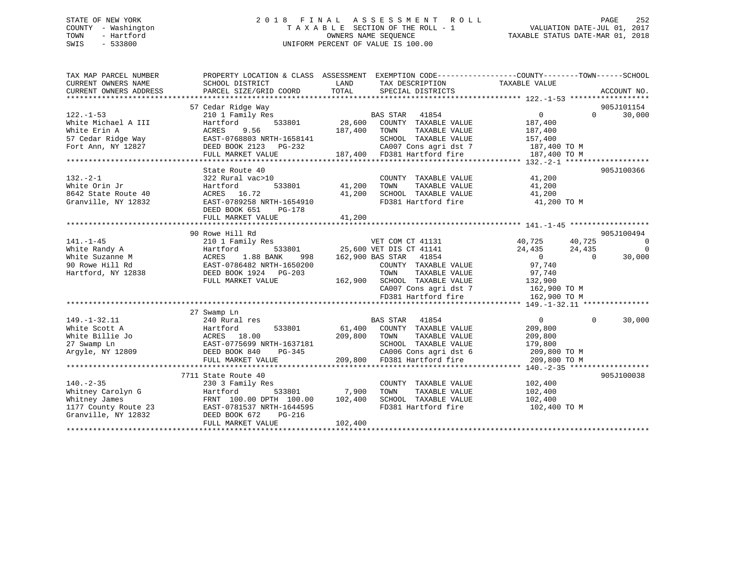STATE OF NEW YORK
COUNTY - Washington
TOWN - Hartford
SWIS - 533800

2 0 1 8 F I N A L A S S E S S M E N T R O L L
T A X A B L E SECTION OF THE ROLL - 1
OWNERS NAME SEQUENCE
UNIFORM PERCENT OF VALUE IS 100.00

VALUATION DATE-JUL 01, 2017
TAXABLE STATUS DATE-MAR 01, 2018

```
TAX MAP PARCEL NUMBER          PROPERTY LOCATION & CLASS  ASSESSMENT  EXEMPTION CODE------------------COUNTY--------TOWN------SCHOOL
CURRENT OWNERS NAME            SCHOOL DISTRICT              LAND        TAX DESCRIPTION             TAXABLE VALUE
CURRENT OWNERS ADDRESS         PARCEL SIZE/GRID COORD       TOTAL       SPECIAL DISTRICTS                                     ACCOUNT NO.
******************************************************************************************************* 122.-1-53 ******************
                               57 Cedar Ridge Way                                                                          905J101154
122.-1-53                      210 1 Family Res                         BAS STAR   41854                  0            0      30,000
White Michael A III            Hartford          533801      28,600     COUNTY  TAXABLE VALUE        187,400
White Erin A                   ACRES    9.56                187,400     TOWN    TAXABLE VALUE        187,400
57 Cedar Ridge Way             EAST-0768803 NRTH-1658141                SCHOOL  TAXABLE VALUE        157,400
Fort Ann, NY 12827             DEED BOOK 2123   PG-232                  CA007 Cons agri dst 7         187,400 TO M
                               FULL MARKET VALUE           187,400      FD381 Hartford fire           187,400 TO M
******************************************************************************************************* 132.-2-1 *******************
                               State Route 40                                                                              905J100366
132.-2-1                       322 Rural vac>10                         COUNTY  TAXABLE VALUE         41,200
White Orin Jr                  Hartford          533801      41,200     TOWN    TAXABLE VALUE         41,200
8642 State Route 40            ACRES   16.72                 41,200     SCHOOL  TAXABLE VALUE         41,200
Granville, NY 12832            EAST-0789258 NRTH-1654910                FD381 Hartford fire            41,200 TO M
                               DEED BOOK 651    PG-178
                               FULL MARKET VALUE            41,200
******************************************************************************************************* 141.-1-45 ******************
                               90 Rowe Hill Rd                                                                             905J100494
141.-1-45                      210 1 Family Res                         VET COM CT 41131              40,725      40,725           0
White Randy A                  Hartford          533801      25,600 VET DIS CT 41141                  24,435      24,435           0
White Suzanne M                ACRES    1.88 BANK     998   162,900 BAS STAR   41854                       0           0      30,000
90 Rowe Hill Rd                EAST-0786482 NRTH-1650200                COUNTY  TAXABLE VALUE         97,740
Hartford, NY 12838             DEED BOOK 1924   PG-203                  TOWN    TAXABLE VALUE         97,740
                               FULL MARKET VALUE           162,900      SCHOOL  TAXABLE VALUE        132,900
                                                                        CA007 Cons agri dst 7         162,900 TO M
                                                                        FD381 Hartford fire           162,900 TO M
******************************************************************************************************* 149.-1-32.11 ***************
                               27 Swamp Ln
149.-1-32.11                   240 Rural res                            BAS STAR   41854                  0            0      30,000
White Scott A                  Hartford          533801      61,400     COUNTY  TAXABLE VALUE        209,800
White Billie Jo                ACRES   18.00                209,800     TOWN    TAXABLE VALUE        209,800
27 Swamp Ln                    EAST-0775699 NRTH-1637181                SCHOOL  TAXABLE VALUE        179,800
Argyle, NY 12809               DEED BOOK 840    PG-345                  CA006 Cons agri dst 6         209,800 TO M
                               FULL MARKET VALUE           209,800      FD381 Hartford fire           209,800 TO M
******************************************************************************************************* 140.-2-35 ******************
                               7711 State Route 40                                                                         905J100038
140.-2-35                      230 3 Family Res                         COUNTY  TAXABLE VALUE        102,400
Whitney Carolyn G              Hartford          533801       7,900     TOWN    TAXABLE VALUE        102,400
Whitney James                  FRNT 100.00 DPTH 100.00      102,400     SCHOOL  TAXABLE VALUE        102,400
1177 County Route 23           EAST-0781537 NRTH-1644595                FD381 Hartford fire           102,400 TO M
Granville, NY 12832            DEED BOOK 672    PG-216
                               FULL MARKET VALUE           102,400
************************************************************************************************************************************
```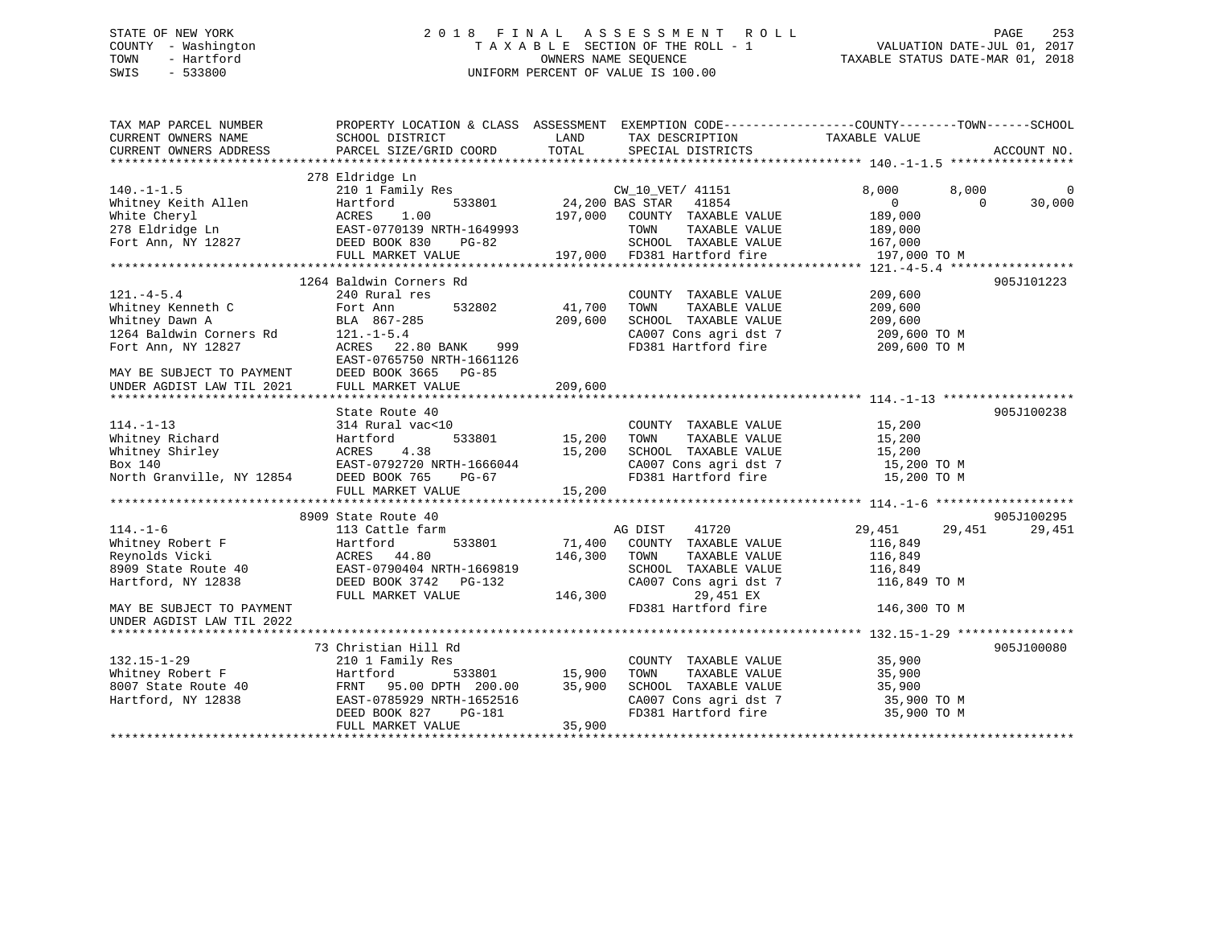STATE OF NEW YORK
COUNTY - Washington
TOWN - Hartford
SWIS - 533800

2 0 1 8 F I N A L A S S E S S M E N T R O L L
T A X A B L E SECTION OF THE ROLL - 1
OWNERS NAME SEQUENCE
UNIFORM PERCENT OF VALUE IS 100.00

VALUATION DATE-JUL 01, 2017
TAXABLE STATUS DATE-MAR 01, 2018

```
TAX MAP PARCEL NUMBER          PROPERTY LOCATION & CLASS  ASSESSMENT  EXEMPTION CODE------------------COUNTY--------TOWN------SCHOOL
CURRENT OWNERS NAME            SCHOOL DISTRICT               LAND      TAX DESCRIPTION              TAXABLE VALUE
CURRENT OWNERS ADDRESS         PARCEL SIZE/GRID COORD        TOTAL     SPECIAL DISTRICTS                                 ACCOUNT NO.
******************************************************************************************************* 140.-1-1.5 *****************
                               278 Eldridge Ln
140.-1-1.5                     210 1 Family Res                  CW_10_VET/ 41151                8,000       8,000            0
Whitney Keith Allen            Hartford        533801      24,200 BAS STAR   41854                    0           0       30,000
White Cheryl                   ACRES    1.00               197,000   COUNTY  TAXABLE VALUE          189,000
278 Eldridge Ln                EAST-0770139 NRTH-1649993             TOWN    TAXABLE VALUE          189,000
Fort Ann, NY 12827             DEED BOOK 830     PG-82               SCHOOL  TAXABLE VALUE          167,000
                               FULL MARKET VALUE           197,000   FD381 Hartford fire            197,000 TO M
******************************************************************************************************* 121.-4-5.4 *****************
                               1264 Baldwin Corners Rd                                                                905J101223
121.-4-5.4                     240 Rural res                         COUNTY  TAXABLE VALUE          209,600
Whitney Kenneth C              Fort Ann        532802      41,700    TOWN    TAXABLE VALUE          209,600
Whitney Dawn A                 BLA  867-285                209,600   SCHOOL  TAXABLE VALUE          209,600
1264 Baldwin Corners Rd        121.-1-5.4                            CA007 Cons agri dst 7          209,600 TO M
Fort Ann, NY 12827             ACRES   22.80 BANK     999            FD381 Hartford fire            209,600 TO M
                               EAST-0765750 NRTH-1661126
MAY BE SUBJECT TO PAYMENT      DEED BOOK 3665    PG-85
UNDER AGDIST LAW TIL 2021      FULL MARKET VALUE           209,600
******************************************************************************************************* 114.-1-13 ******************
                               State Route 40                                                                         905J100238
114.-1-13                      314 Rural vac<10                      COUNTY  TAXABLE VALUE           15,200
Whitney Richard                Hartford        533801      15,200    TOWN    TAXABLE VALUE           15,200
Whitney Shirley                ACRES    4.38                15,200   SCHOOL  TAXABLE VALUE           15,200
Box 140                        EAST-0792720 NRTH-1666044             CA007 Cons agri dst 7           15,200 TO M
North Granville, NY 12854      DEED BOOK 765     PG-67               FD381 Hartford fire             15,200 TO M
                               FULL MARKET VALUE            15,200
******************************************************************************************************* 114.-1-6 *******************
                               8909 State Route 40                                                                    905J100295
114.-1-6                       113 Cattle farm                       AG DIST     41720               29,451      29,451       29,451
Whitney Robert F               Hartford        533801      71,400    COUNTY  TAXABLE VALUE          116,849
Reynolds Vicki                 ACRES   44.80               146,300   TOWN    TAXABLE VALUE          116,849
8909 State Route 40            EAST-0790404 NRTH-1669819             SCHOOL  TAXABLE VALUE          116,849
Hartford, NY 12838             DEED BOOK 3742    PG-132              CA007 Cons agri dst 7          116,849 TO M
                               FULL MARKET VALUE           146,300          29,451 EX
MAY BE SUBJECT TO PAYMENT                                            FD381 Hartford fire            146,300 TO M
UNDER AGDIST LAW TIL 2022
******************************************************************************************************* 132.15-1-29 ****************
                               73 Christian Hill Rd                                                                   905J100080
132.15-1-29                    210 1 Family Res                      COUNTY  TAXABLE VALUE           35,900
Whitney Robert F               Hartford        533801      15,900    TOWN    TAXABLE VALUE           35,900
8007 State Route 40            FRNT   95.00 DPTH 200.00     35,900   SCHOOL  TAXABLE VALUE           35,900
Hartford, NY 12838             EAST-0785929 NRTH-1652516             CA007 Cons agri dst 7           35,900 TO M
                               DEED BOOK 827     PG-181              FD381 Hartford fire             35,900 TO M
                               FULL MARKET VALUE            35,900
************************************************************************************************************************************
```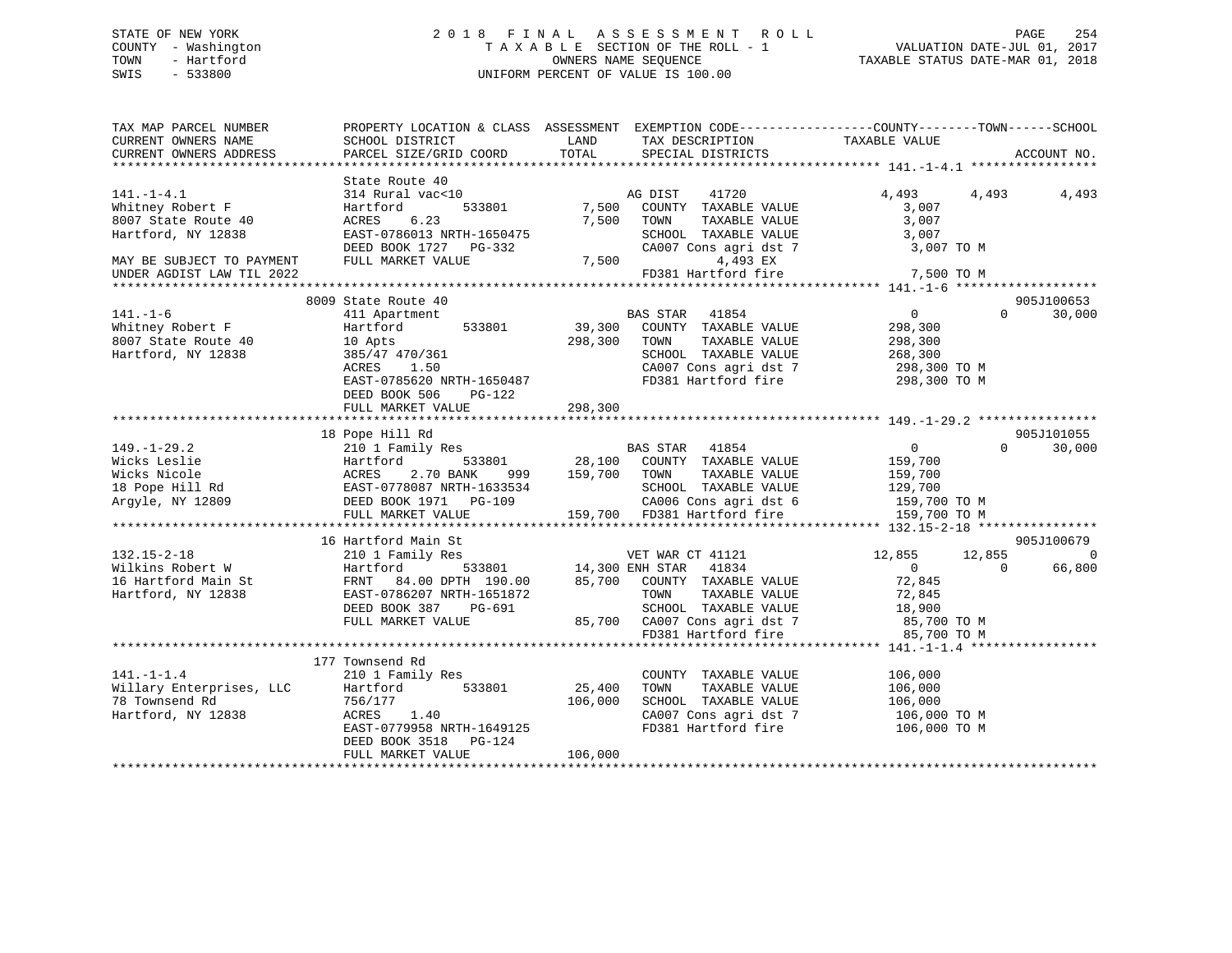STATE OF NEW YORK
COUNTY - Washington
TOWN - Hartford
SWIS - 533800

# 2018 FINAL ASSESSMENT ROLL
TAXABLE SECTION OF THE ROLL - 1
OWNERS NAME SEQUENCE
UNIFORM PERCENT OF VALUE IS 100.00

VALUATION DATE-JUL 01, 2017
TAXABLE STATUS DATE-MAR 01, 2018

```
TAX MAP PARCEL NUMBER          PROPERTY LOCATION & CLASS  ASSESSMENT  EXEMPTION CODE------------------COUNTY--------TOWN------SCHOOL
CURRENT OWNERS NAME            SCHOOL DISTRICT              LAND      TAX DESCRIPTION             TAXABLE VALUE
CURRENT OWNERS ADDRESS         PARCEL SIZE/GRID COORD       TOTAL     SPECIAL DISTRICTS                                    ACCOUNT NO.
****************************************************************************************************** 141.-1-4.1 *****************
                               State Route 40
141.-1-4.1                     314 Rural vac<10                       AG DIST    41720              4,493       4,493       4,493
Whitney Robert F               Hartford       533801        7,500    COUNTY  TAXABLE VALUE          3,007
8007 State Route 40            ACRES    6.23                7,500    TOWN    TAXABLE VALUE          3,007
Hartford, NY 12838             EAST-0786013 NRTH-1650475              SCHOOL  TAXABLE VALUE          3,007
                               DEED BOOK 1727   PG-332                CA007 Cons agri dst 7            3,007 TO M
MAY BE SUBJECT TO PAYMENT      FULL MARKET VALUE            7,500            4,493 EX
UNDER AGDIST LAW TIL 2022                                             FD381 Hartford fire              7,500 TO M
****************************************************************************************************** 141.-1-6 *******************
                               8009 State Route 40                                                                    905J100653
141.-1-6                       411 Apartment                          BAS STAR   41854                  0           0      30,000
Whitney Robert F               Hartford       533801       39,300    COUNTY  TAXABLE VALUE        298,300
8007 State Route 40            10 Apts                    298,300    TOWN    TAXABLE VALUE        298,300
Hartford, NY 12838             385/47 470/361                         SCHOOL  TAXABLE VALUE        268,300
                               ACRES    1.50                          CA007 Cons agri dst 7          298,300 TO M
                               EAST-0785620 NRTH-1650487              FD381 Hartford fire            298,300 TO M
                               DEED BOOK 506    PG-122
                               FULL MARKET VALUE          298,300
****************************************************************************************************** 149.-1-29.2 ****************
                               18 Pope Hill Rd                                                                        905J101055
149.-1-29.2                    210 1 Family Res                       BAS STAR   41854                  0           0      30,000
Wicks Leslie                   Hartford       533801       28,100    COUNTY  TAXABLE VALUE        159,700
Wicks Nicole                   ACRES    2.70 BANK    999  159,700    TOWN    TAXABLE VALUE        159,700
18 Pope Hill Rd                EAST-0778087 NRTH-1633534              SCHOOL  TAXABLE VALUE        129,700
Argyle, NY 12809               DEED BOOK 1971   PG-109                CA006 Cons agri dst 6          159,700 TO M
                               FULL MARKET VALUE          159,700    FD381 Hartford fire            159,700 TO M
****************************************************************************************************** 132.15-2-18 ****************
                               16 Hartford Main St                                                                    905J100679
132.15-2-18                    210 1 Family Res                       VET WAR CT 41121             12,855      12,855           0
Wilkins Robert W               Hartford       533801       14,300 ENH STAR   41834                  0           0      66,800
16 Hartford Main St            FRNT   84.00 DPTH 190.00    85,700    COUNTY  TAXABLE VALUE         72,845
Hartford, NY 12838             EAST-0786207 NRTH-1651872              TOWN    TAXABLE VALUE         72,845
                               DEED BOOK 387    PG-691                SCHOOL  TAXABLE VALUE         18,900
                               FULL MARKET VALUE           85,700    CA007 Cons agri dst 7           85,700 TO M
                                                                      FD381 Hartford fire             85,700 TO M
****************************************************************************************************** 141.-1-1.4 *****************
                               177 Townsend Rd
141.-1-1.4                     210 1 Family Res                       COUNTY  TAXABLE VALUE        106,000
Willary Enterprises, LLC       Hartford       533801       25,400    TOWN    TAXABLE VALUE        106,000
78 Townsend Rd                 756/177                    106,000    SCHOOL  TAXABLE VALUE        106,000
Hartford, NY 12838             ACRES    1.40                          CA007 Cons agri dst 7          106,000 TO M
                               EAST-0779958 NRTH-1649125              FD381 Hartford fire            106,000 TO M
                               DEED BOOK 3518   PG-124
                               FULL MARKET VALUE          106,000
************************************************************************************************************************************
```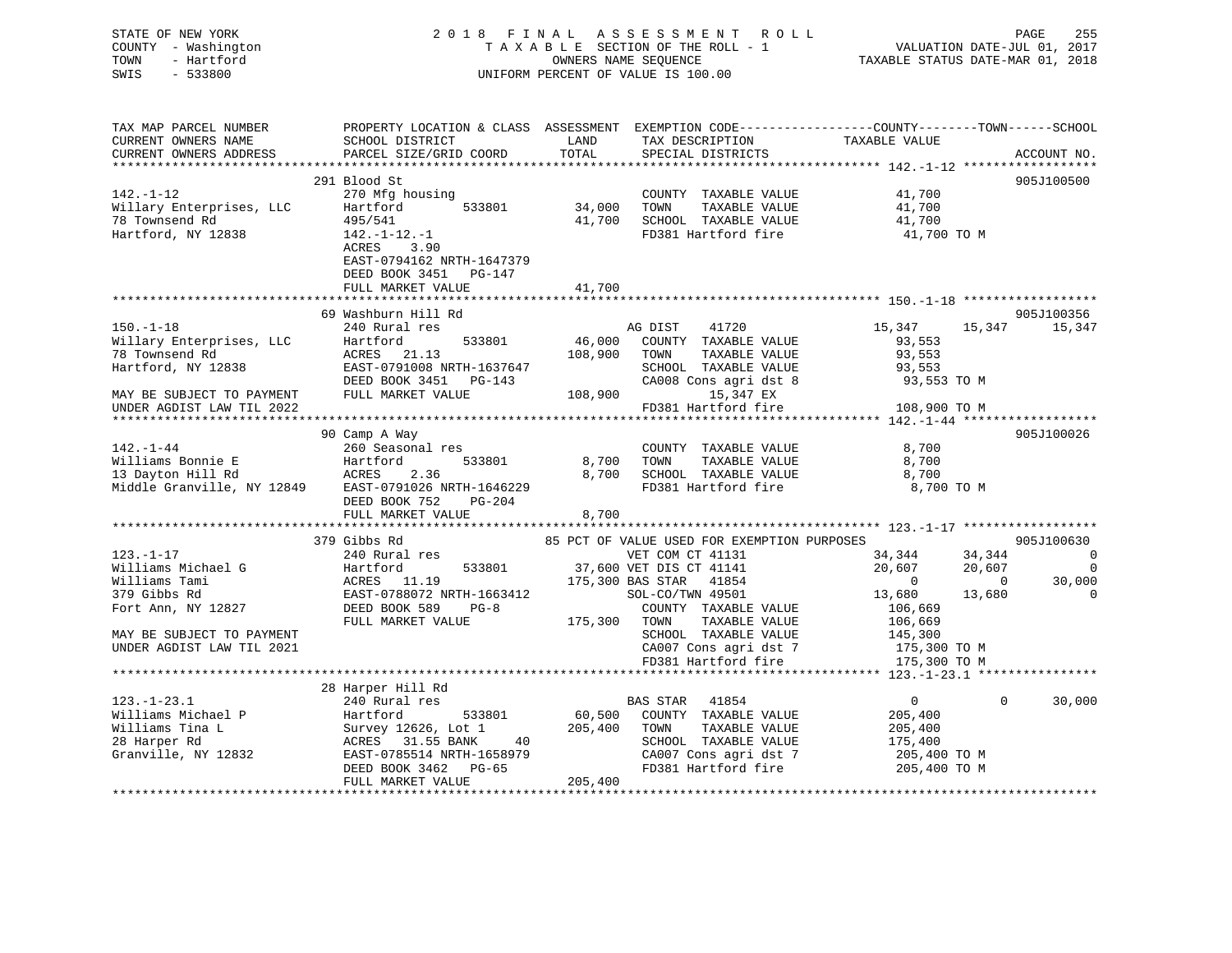STATE OF NEW YORK
COUNTY - Washington
TOWN - Hartford
SWIS - 533800

2 0 1 8 F I N A L A S S E S S M E N T R O L L
T A X A B L E SECTION OF THE ROLL - 1
OWNERS NAME SEQUENCE
UNIFORM PERCENT OF VALUE IS 100.00

VALUATION DATE-JUL 01, 2017
TAXABLE STATUS DATE-MAR 01, 2018

```
TAX MAP PARCEL NUMBER          PROPERTY LOCATION & CLASS  ASSESSMENT  EXEMPTION CODE------------------COUNTY--------TOWN------SCHOOL
CURRENT OWNERS NAME            SCHOOL DISTRICT              LAND      TAX DESCRIPTION              TAXABLE VALUE
CURRENT OWNERS ADDRESS         PARCEL SIZE/GRID COORD       TOTAL     SPECIAL DISTRICTS                                      ACCOUNT NO.
******************************************************************************************************* 142.-1-12 ******************
                               291 Blood St                                                                              905J100500
142.-1-12                      270 Mfg housing                         COUNTY  TAXABLE VALUE            41,700
Willary Enterprises, LLC       Hartford        533801       34,000     TOWN    TAXABLE VALUE            41,700
78 Townsend Rd                 495/541                      41,700     SCHOOL  TAXABLE VALUE            41,700
Hartford, NY 12838             142.-1-12.-1                            FD381 Hartford fire               41,700 TO M
                               ACRES    3.90
                               EAST-0794162 NRTH-1647379
                               DEED BOOK 3451   PG-147
                               FULL MARKET VALUE            41,700
******************************************************************************************************* 150.-1-18 ******************
                               69 Washburn Hill Rd                                                                       905J100356
150.-1-18                      240 Rural res                           AG DIST     41720                15,347      15,347      15,347
Willary Enterprises, LLC       Hartford        533801       46,000     COUNTY  TAXABLE VALUE            93,553
78 Townsend Rd                 ACRES   21.13               108,900     TOWN    TAXABLE VALUE            93,553
Hartford, NY 12838             EAST-0791008 NRTH-1637647               SCHOOL  TAXABLE VALUE            93,553
                               DEED BOOK 3451   PG-143                 CA008 Cons agri dst 8             93,553 TO M
MAY BE SUBJECT TO PAYMENT      FULL MARKET VALUE           108,900          15,347 EX
UNDER AGDIST LAW TIL 2022                                              FD381 Hartford fire              108,900 TO M
******************************************************************************************************* 142.-1-44 ******************
                               90 Camp A Way                                                                             905J100026
142.-1-44                      260 Seasonal res                        COUNTY  TAXABLE VALUE             8,700
Williams Bonnie E              Hartford        533801        8,700     TOWN    TAXABLE VALUE             8,700
13 Dayton Hill Rd              ACRES    2.36                 8,700     SCHOOL  TAXABLE VALUE             8,700
Middle Granville, NY 12849     EAST-0791026 NRTH-1646229               FD381 Hartford fire                8,700 TO M
                               DEED BOOK 752    PG-204
                               FULL MARKET VALUE             8,700
******************************************************************************************************* 123.-1-17 ******************
                               379 Gibbs Rd                  85 PCT OF VALUE USED FOR EXEMPTION PURPOSES                 905J100630
123.-1-17                      240 Rural res                           VET COM CT 41131                 34,344      34,344           0
Williams Michael G             Hartford        533801       37,600 VET DIS CT 41141                     20,607      20,607           0
Williams Tami                  ACRES   11.19               175,300 BAS STAR   41854                          0           0      30,000
379 Gibbs Rd                   EAST-0788072 NRTH-1663412               SOL-CO/TWN 49501                 13,680      13,680           0
Fort Ann, NY 12827             DEED BOOK 589    PG-8                   COUNTY  TAXABLE VALUE           106,669
                               FULL MARKET VALUE           175,300     TOWN    TAXABLE VALUE           106,669
MAY BE SUBJECT TO PAYMENT                                              SCHOOL  TAXABLE VALUE           145,300
UNDER AGDIST LAW TIL 2021                                              CA007 Cons agri dst 7            175,300 TO M
                                                                       FD381 Hartford fire              175,300 TO M
******************************************************************************************************* 123.-1-23.1 ****************
                               28 Harper Hill Rd
123.-1-23.1                    240 Rural res                           BAS STAR   41854                      0           0      30,000
Williams Michael P             Hartford        533801       60,500     COUNTY  TAXABLE VALUE           205,400
Williams Tina L                Survey 12626, Lot 1         205,400     TOWN    TAXABLE VALUE           205,400
28 Harper Rd                   ACRES   31.55 BANK     40               SCHOOL  TAXABLE VALUE           175,400
Granville, NY 12832            EAST-0785514 NRTH-1658979               CA007 Cons agri dst 7            205,400 TO M
                               DEED BOOK 3462   PG-65                  FD381 Hartford fire              205,400 TO M
                               FULL MARKET VALUE           205,400
************************************************************************************************************************************
```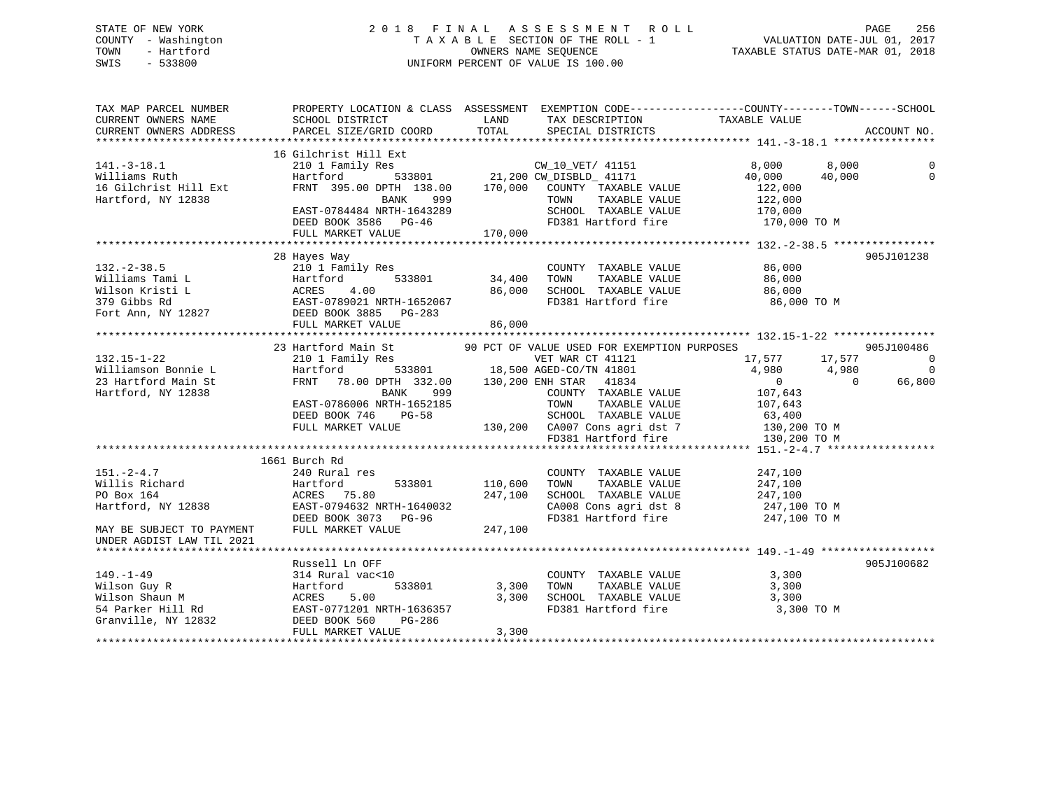STATE OF NEW YORK
COUNTY - Washington
TOWN - Hartford
SWIS - 533800

2 0 1 8 F I N A L A S S E S S M E N T R O L L
T A X A B L E SECTION OF THE ROLL - 1
OWNERS NAME SEQUENCE
UNIFORM PERCENT OF VALUE IS 100.00

VALUATION DATE-JUL 01, 2017
TAXABLE STATUS DATE-MAR 01, 2018

```
TAX MAP PARCEL NUMBER          PROPERTY LOCATION & CLASS  ASSESSMENT  EXEMPTION CODE------------------COUNTY--------TOWN------SCHOOL
CURRENT OWNERS NAME            SCHOOL DISTRICT             LAND        TAX DESCRIPTION              TAXABLE VALUE
CURRENT OWNERS ADDRESS         PARCEL SIZE/GRID COORD      TOTAL       SPECIAL DISTRICTS                                       ACCOUNT NO.
******************************************************************************************************* 141.-3-18.1 ****************
                               16 Gilchrist Hill Ext
141.-3-18.1                    210 1 Family Res                    CW_10_VET/ 41151               8,000        8,000            0
Williams Ruth                  Hartford         533801      21,200 CW_DISBLD_ 41171              40,000       40,000            0
16 Gilchrist Hill Ext          FRNT 395.00 DPTH 138.00     170,000    COUNTY  TAXABLE VALUE         122,000
Hartford, NY 12838                      BANK     999                  TOWN    TAXABLE VALUE         122,000
                               EAST-0784484 NRTH-1643289              SCHOOL  TAXABLE VALUE         170,000
                               DEED BOOK 3586   PG-46                 FD381 Hartford fire            170,000 TO M
                               FULL MARKET VALUE           170,000
******************************************************************************************************* 132.-2-38.5 ****************
                               28 Hayes Way                                                                               905J101238
132.-2-38.5                    210 1 Family Res                       COUNTY  TAXABLE VALUE          86,000
Williams Tami L                Hartford         533801      34,400    TOWN    TAXABLE VALUE          86,000
Wilson Kristi L                ACRES    4.00                86,000    SCHOOL  TAXABLE VALUE          86,000
379 Gibbs Rd                   EAST-0789021 NRTH-1652067              FD381 Hartford fire             86,000 TO M
Fort Ann, NY 12827             DEED BOOK 3885   PG-283
                               FULL MARKET VALUE            86,000
******************************************************************************************************* 132.15-1-22 ****************
                               23 Hartford Main St          90 PCT OF VALUE USED FOR EXEMPTION PURPOSES                   905J100486
132.15-1-22                    210 1 Family Res                    VET WAR CT 41121              17,577       17,577            0
Williamson Bonnie L            Hartford         533801      18,500 AGED-CO/TN 41801               4,980        4,980            0
23 Hartford Main St            FRNT  78.00 DPTH 332.00     130,200 ENH STAR   41834                   0            0       66,800
Hartford, NY 12838                      BANK     999                  COUNTY  TAXABLE VALUE         107,643
                               EAST-0786006 NRTH-1652185              TOWN    TAXABLE VALUE         107,643
                               DEED BOOK 746    PG-58                 SCHOOL  TAXABLE VALUE          63,400
                               FULL MARKET VALUE           130,200    CA007 Cons agri dst 7          130,200 TO M
                                                                      FD381 Hartford fire            130,200 TO M
******************************************************************************************************* 151.-2-4.7 *****************
                               1661 Burch Rd
151.-2-4.7                     240 Rural res                          COUNTY  TAXABLE VALUE         247,100
Willis Richard                 Hartford         533801     110,600    TOWN    TAXABLE VALUE         247,100
PO Box 164                     ACRES   75.80               247,100    SCHOOL  TAXABLE VALUE         247,100
Hartford, NY 12838             EAST-0794632 NRTH-1640032              CA008 Cons agri dst 8          247,100 TO M
                               DEED BOOK 3073   PG-96                 FD381 Hartford fire            247,100 TO M
MAY BE SUBJECT TO PAYMENT      FULL MARKET VALUE           247,100
UNDER AGDIST LAW TIL 2021
******************************************************************************************************* 149.-1-49 ******************
                               Russell Ln OFF                                                                             905J100682
149.-1-49                      314 Rural vac<10                       COUNTY  TAXABLE VALUE           3,300
Wilson Guy R                   Hartford         533801       3,300    TOWN    TAXABLE VALUE           3,300
Wilson Shaun M                 ACRES    5.00                 3,300    SCHOOL  TAXABLE VALUE           3,300
54 Parker Hill Rd              EAST-0771201 NRTH-1636357              FD381 Hartford fire              3,300 TO M
Granville, NY 12832            DEED BOOK 560    PG-286
                               FULL MARKET VALUE             3,300
************************************************************************************************************************************
```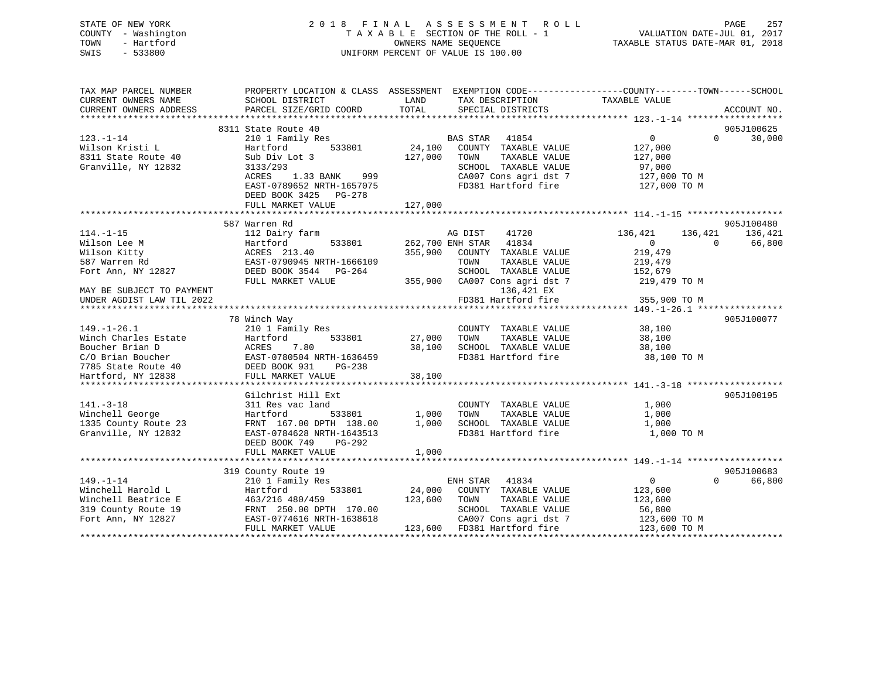STATE OF NEW YORK
COUNTY - Washington
TOWN - Hartford
SWIS - 533800

2 0 1 8 F I N A L A S S E S S M E N T R O L L
T A X A B L E SECTION OF THE ROLL - 1
OWNERS NAME SEQUENCE
UNIFORM PERCENT OF VALUE IS 100.00

VALUATION DATE-JUL 01, 2017
TAXABLE STATUS DATE-MAR 01, 2018

```
TAX MAP PARCEL NUMBER     PROPERTY LOCATION & CLASS  ASSESSMENT  EXEMPTION CODE------------------COUNTY--------TOWN------SCHOOL
CURRENT OWNERS NAME       SCHOOL DISTRICT              LAND      TAX DESCRIPTION             TAXABLE VALUE
CURRENT OWNERS ADDRESS    PARCEL SIZE/GRID COORD      TOTAL      SPECIAL DISTRICTS                                    ACCOUNT NO.
******************************************************************************************* 123.-1-14 ******************
                          8311 State Route 40                                                                         905J100625
123.-1-14                 210 1 Family Res                       BAS STAR   41854                 0           0      30,000
Wilson Kristi L           Hartford        533801       24,100   COUNTY  TAXABLE VALUE        127,000
8311 State Route 40       Sub Div Lot 3               127,000   TOWN    TAXABLE VALUE        127,000
Granville, NY 12832       3133/293                              SCHOOL  TAXABLE VALUE         97,000
                          ACRES    1.33 BANK    999             CA007 Cons agri dst 7        127,000 TO M
                          EAST-0789652 NRTH-1657075             FD381 Hartford fire          127,000 TO M
                          DEED BOOK 3425   PG-278
                          FULL MARKET VALUE           127,000
******************************************************************************************* 114.-1-15 ******************
                          587 Warren Rd                                                                               905J100480
114.-1-15                 112 Dairy farm                         AG DIST    41720           136,421     136,421     136,421
Wilson Lee M              Hartford        533801      262,700 ENH STAR   41834                 0           0      66,800
Wilson Kitty              ACRES  213.40               355,900   COUNTY  TAXABLE VALUE        219,479
587 Warren Rd             EAST-0790945 NRTH-1666109             TOWN    TAXABLE VALUE        219,479
Fort Ann, NY 12827        DEED BOOK 3544   PG-264               SCHOOL  TAXABLE VALUE        152,679
                          FULL MARKET VALUE           355,900   CA007 Cons agri dst 7        219,479 TO M
MAY BE SUBJECT TO PAYMENT                                             136,421 EX
UNDER AGDIST LAW TIL 2022                                       FD381 Hartford fire          355,900 TO M
******************************************************************************************* 149.-1-26.1 ****************
                          78 Winch Way                                                                                905J100077
149.-1-26.1               210 1 Family Res                       COUNTY  TAXABLE VALUE         38,100
Winch Charles Estate      Hartford        533801       27,000   TOWN    TAXABLE VALUE         38,100
Boucher Brian D           ACRES    7.80                38,100   SCHOOL  TAXABLE VALUE         38,100
C/O Brian Boucher         EAST-0780504 NRTH-1636459             FD381 Hartford fire           38,100 TO M
7785 State Route 40       DEED BOOK 931    PG-238
Hartford, NY 12838        FULL MARKET VALUE            38,100
******************************************************************************************* 141.-3-18 ******************
                          Gilchrist Hill Ext                                                                          905J100195
141.-3-18                 311 Res vac land                       COUNTY  TAXABLE VALUE          1,000
Winchell George           Hartford        533801        1,000   TOWN    TAXABLE VALUE          1,000
1335 County Route 23      FRNT 167.00 DPTH 138.00       1,000   SCHOOL  TAXABLE VALUE          1,000
Granville, NY 12832       EAST-0784628 NRTH-1643513             FD381 Hartford fire            1,000 TO M
                          DEED BOOK 749    PG-292
                          FULL MARKET VALUE             1,000
******************************************************************************************* 149.-1-14 ******************
                          319 County Route 19                                                                         905J100683
149.-1-14                 210 1 Family Res                       ENH STAR   41834                 0           0      66,800
Winchell Harold L         Hartford        533801       24,000   COUNTY  TAXABLE VALUE        123,600
Winchell Beatrice E       463/216 480/459             123,600   TOWN    TAXABLE VALUE        123,600
319 County Route 19       FRNT 250.00 DPTH 170.00               SCHOOL  TAXABLE VALUE         56,800
Fort Ann, NY 12827        EAST-0774616 NRTH-1638618             CA007 Cons agri dst 7        123,600 TO M
                          FULL MARKET VALUE           123,600   FD381 Hartford fire          123,600 TO M
************************************************************************************************************************
```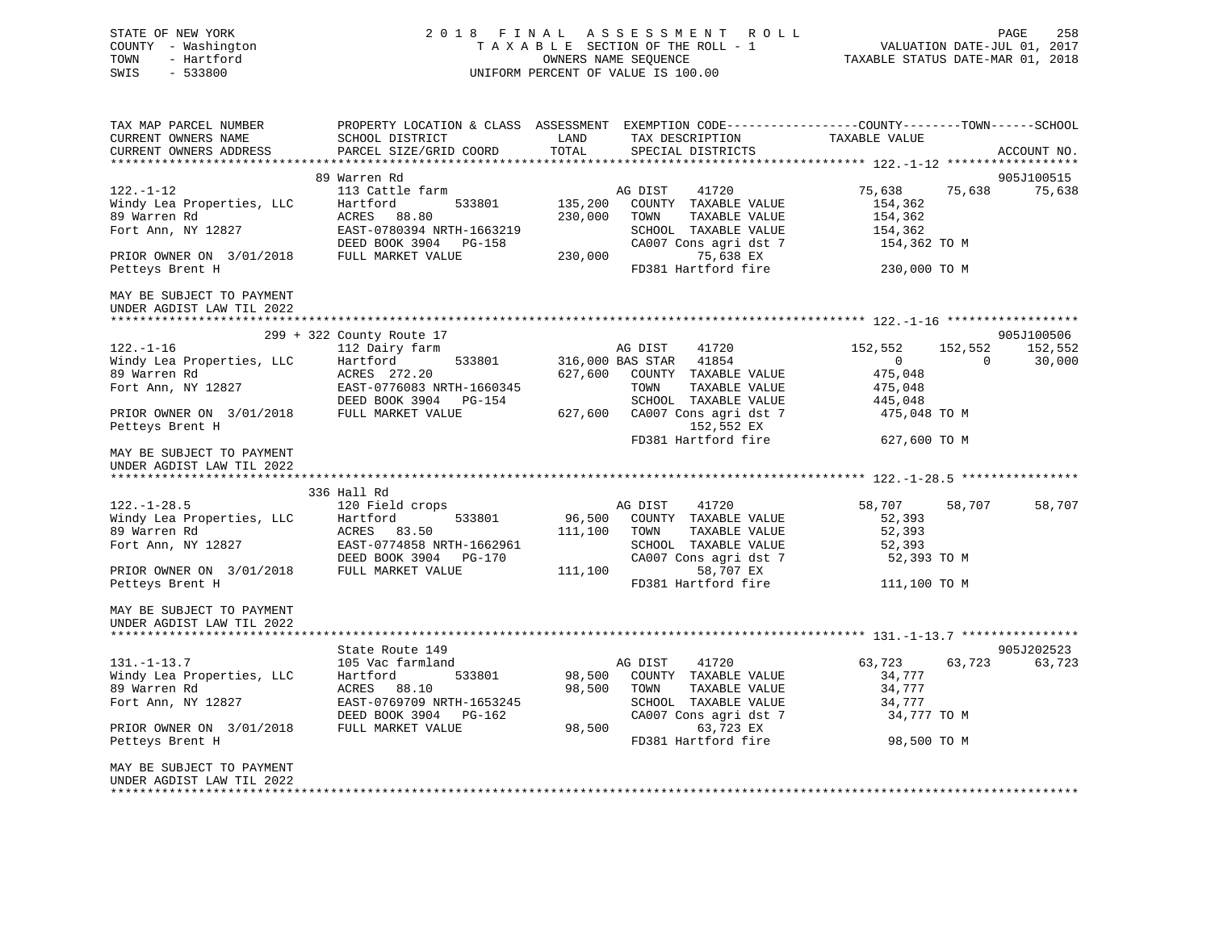STATE OF NEW YORK
COUNTY - Washington
TOWN - Hartford
SWIS - 533800

2018 FINAL ASSESSMENT ROLL
TAXABLE SECTION OF THE ROLL - 1
OWNERS NAME SEQUENCE
UNIFORM PERCENT OF VALUE IS 100.00

VALUATION DATE-JUL 01, 2017
TAXABLE STATUS DATE-MAR 01, 2018

```
TAX MAP PARCEL NUMBER          PROPERTY LOCATION & CLASS  ASSESSMENT  EXEMPTION CODE------------------COUNTY--------TOWN------SCHOOL
CURRENT OWNERS NAME            SCHOOL DISTRICT              LAND       TAX DESCRIPTION              TAXABLE VALUE
CURRENT OWNERS ADDRESS         PARCEL SIZE/GRID COORD       TOTAL      SPECIAL DISTRICTS                                        ACCOUNT NO.
******************************************************************************************************* 122.-1-12 ******************
                               89 Warren Rd                                                                                 905J100515
122.-1-12                      113 Cattle farm                         AG DIST     41720            75,638       75,638      75,638
Windy Lea Properties, LLC      Hartford         533801      135,200    COUNTY  TAXABLE VALUE         154,362
89 Warren Rd                   ACRES   88.80                230,000    TOWN    TAXABLE VALUE         154,362
Fort Ann, NY 12827             EAST-0780394 NRTH-1663219               SCHOOL  TAXABLE VALUE         154,362
                               DEED BOOK 3904   PG-158                 CA007 Cons agri dst 7          154,362 TO M
PRIOR OWNER ON  3/01/2018      FULL MARKET VALUE            230,000            75,638 EX
Petteys Brent H                                                        FD381 Hartford fire            230,000 TO M

MAY BE SUBJECT TO PAYMENT
UNDER AGDIST LAW TIL 2022
******************************************************************************************************* 122.-1-16 ******************
                         299 + 322 County Route 17                                                                          905J100506
122.-1-16                      112 Dairy farm                          AG DIST     41720           152,552      152,552     152,552
Windy Lea Properties, LLC      Hartford         533801      316,000 BAS STAR   41854                  0            0       30,000
89 Warren Rd                   ACRES  272.20                627,600    COUNTY  TAXABLE VALUE         475,048
Fort Ann, NY 12827             EAST-0776083 NRTH-1660345               TOWN    TAXABLE VALUE         475,048
                               DEED BOOK 3904   PG-154                 SCHOOL  TAXABLE VALUE         445,048
PRIOR OWNER ON  3/01/2018      FULL MARKET VALUE            627,600    CA007 Cons agri dst 7          475,048 TO M
Petteys Brent H                                                                152,552 EX
                                                                       FD381 Hartford fire            627,600 TO M
MAY BE SUBJECT TO PAYMENT
UNDER AGDIST LAW TIL 2022
******************************************************************************************************* 122.-1-28.5 ****************
                               336 Hall Rd
122.-1-28.5                    120 Field crops                         AG DIST     41720            58,707       58,707      58,707
Windy Lea Properties, LLC      Hartford         533801       96,500    COUNTY  TAXABLE VALUE          52,393
89 Warren Rd                   ACRES   83.50                111,100    TOWN    TAXABLE VALUE          52,393
Fort Ann, NY 12827             EAST-0774858 NRTH-1662961               SCHOOL  TAXABLE VALUE          52,393
                               DEED BOOK 3904   PG-170                 CA007 Cons agri dst 7           52,393 TO M
PRIOR OWNER ON  3/01/2018      FULL MARKET VALUE            111,100             58,707 EX
Petteys Brent H                                                        FD381 Hartford fire            111,100 TO M

MAY BE SUBJECT TO PAYMENT
UNDER AGDIST LAW TIL 2022
******************************************************************************************************* 131.-1-13.7 ****************
                               State Route 149                                                                              905J202523
131.-1-13.7                    105 Vac farmland                        AG DIST     41720            63,723       63,723      63,723
Windy Lea Properties, LLC      Hartford         533801       98,500    COUNTY  TAXABLE VALUE          34,777
89 Warren Rd                   ACRES   88.10                 98,500    TOWN    TAXABLE VALUE          34,777
Fort Ann, NY 12827             EAST-0769709 NRTH-1653245               SCHOOL  TAXABLE VALUE          34,777
                               DEED BOOK 3904   PG-162                 CA007 Cons agri dst 7           34,777 TO M
PRIOR OWNER ON  3/01/2018      FULL MARKET VALUE             98,500             63,723 EX
Petteys Brent H                                                        FD381 Hartford fire             98,500 TO M

MAY BE SUBJECT TO PAYMENT
UNDER AGDIST LAW TIL 2022
************************************************************************************************************************************
```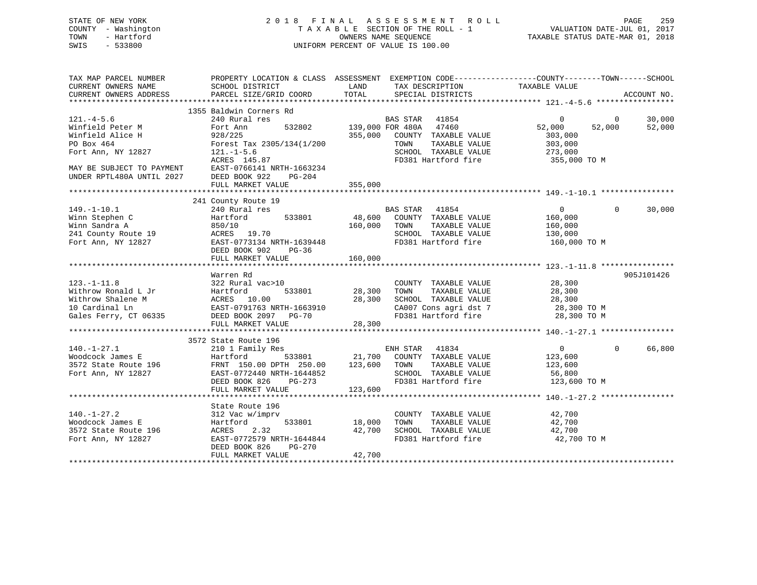STATE OF NEW YORK
COUNTY - Washington
TOWN - Hartford
SWIS - 533800

# 2018 FINAL ASSESSMENT ROLL

TAXABLE SECTION OF THE ROLL - 1
OWNERS NAME SEQUENCE
UNIFORM PERCENT OF VALUE IS 100.00

VALUATION DATE-JUL 01, 2017
TAXABLE STATUS DATE-MAR 01, 2018

```
TAX MAP PARCEL NUMBER          PROPERTY LOCATION & CLASS  ASSESSMENT  EXEMPTION CODE------------------COUNTY--------TOWN------SCHOOL
CURRENT OWNERS NAME            SCHOOL DISTRICT              LAND      TAX DESCRIPTION             TAXABLE VALUE
CURRENT OWNERS ADDRESS         PARCEL SIZE/GRID COORD       TOTAL     SPECIAL DISTRICTS                                      ACCOUNT NO.
******************************************************************************************************* 121.-4-5.6 *****************
                         1355 Baldwin Corners Rd
121.-4-5.6                     240 Rural res                          BAS STAR   41854               0            0       30,000
Winfield Peter M               Fort Ann       532802     139,000 FOR 480A   47460           52,000       52,000       52,000
Winfield Alice H               928/225                    355,000    COUNTY  TAXABLE VALUE        303,000
PO Box 464                     Forest Tax 2305/134(1/200             TOWN    TAXABLE VALUE        303,000
Fort Ann, NY 12827             121.-1-5.6                            SCHOOL  TAXABLE VALUE        273,000
                               ACRES 145.87                          FD381 Hartford fire          355,000 TO M
MAY BE SUBJECT TO PAYMENT      EAST-0766141 NRTH-1663234
UNDER RPTL480A UNTIL 2027      DEED BOOK 922    PG-204
                               FULL MARKET VALUE          355,000
******************************************************************************************************* 149.-1-10.1 ****************
                         241 County Route 19
149.-1-10.1                    240 Rural res                          BAS STAR   41854               0            0       30,000
Winn Stephen C                 Hartford       533801      48,600    COUNTY  TAXABLE VALUE        160,000
Winn Sandra A                  850/10                     160,000    TOWN    TAXABLE VALUE        160,000
241 County Route 19            ACRES  19.70                          SCHOOL  TAXABLE VALUE        130,000
Fort Ann, NY 12827             EAST-0773134 NRTH-1639448             FD381 Hartford fire          160,000 TO M
                               DEED BOOK 902    PG-36
                               FULL MARKET VALUE          160,000
******************************************************************************************************* 123.-1-11.8 ****************
                               Warren Rd                                                                              905J101426
123.-1-11.8                    322 Rural vac>10                       COUNTY  TAXABLE VALUE         28,300
Withrow Ronald L Jr            Hartford       533801      28,300    TOWN    TAXABLE VALUE         28,300
Withrow Shalene M              ACRES  10.00                28,300    SCHOOL  TAXABLE VALUE         28,300
10 Cardinal Ln                 EAST-0791763 NRTH-1663910             CA007 Cons agri dst 7         28,300 TO M
Gales Ferry, CT 06335          DEED BOOK 2097   PG-70                FD381 Hartford fire           28,300 TO M
                               FULL MARKET VALUE           28,300
******************************************************************************************************* 140.-1-27.1 ****************
                         3572 State Route 196
140.-1-27.1                    210 1 Family Res                       ENH STAR   41834               0            0       66,800
Woodcock James E               Hartford       533801      21,700    COUNTY  TAXABLE VALUE        123,600
3572 State Route 196           FRNT 150.00 DPTH 250.00    123,600    TOWN    TAXABLE VALUE        123,600
Fort Ann, NY 12827             EAST-0772440 NRTH-1644852             SCHOOL  TAXABLE VALUE         56,800
                               DEED BOOK 826    PG-273               FD381 Hartford fire          123,600 TO M
                               FULL MARKET VALUE          123,600
******************************************************************************************************* 140.-1-27.2 ****************
                               State Route 196
140.-1-27.2                    312 Vac w/imprv                        COUNTY  TAXABLE VALUE         42,700
Woodcock James E               Hartford       533801      18,000    TOWN    TAXABLE VALUE         42,700
3572 State Route 196           ACRES   2.32                42,700    SCHOOL  TAXABLE VALUE         42,700
Fort Ann, NY 12827             EAST-0772579 NRTH-1644844             FD381 Hartford fire           42,700 TO M
                               DEED BOOK 826    PG-270
                               FULL MARKET VALUE           42,700
************************************************************************************************************************************
```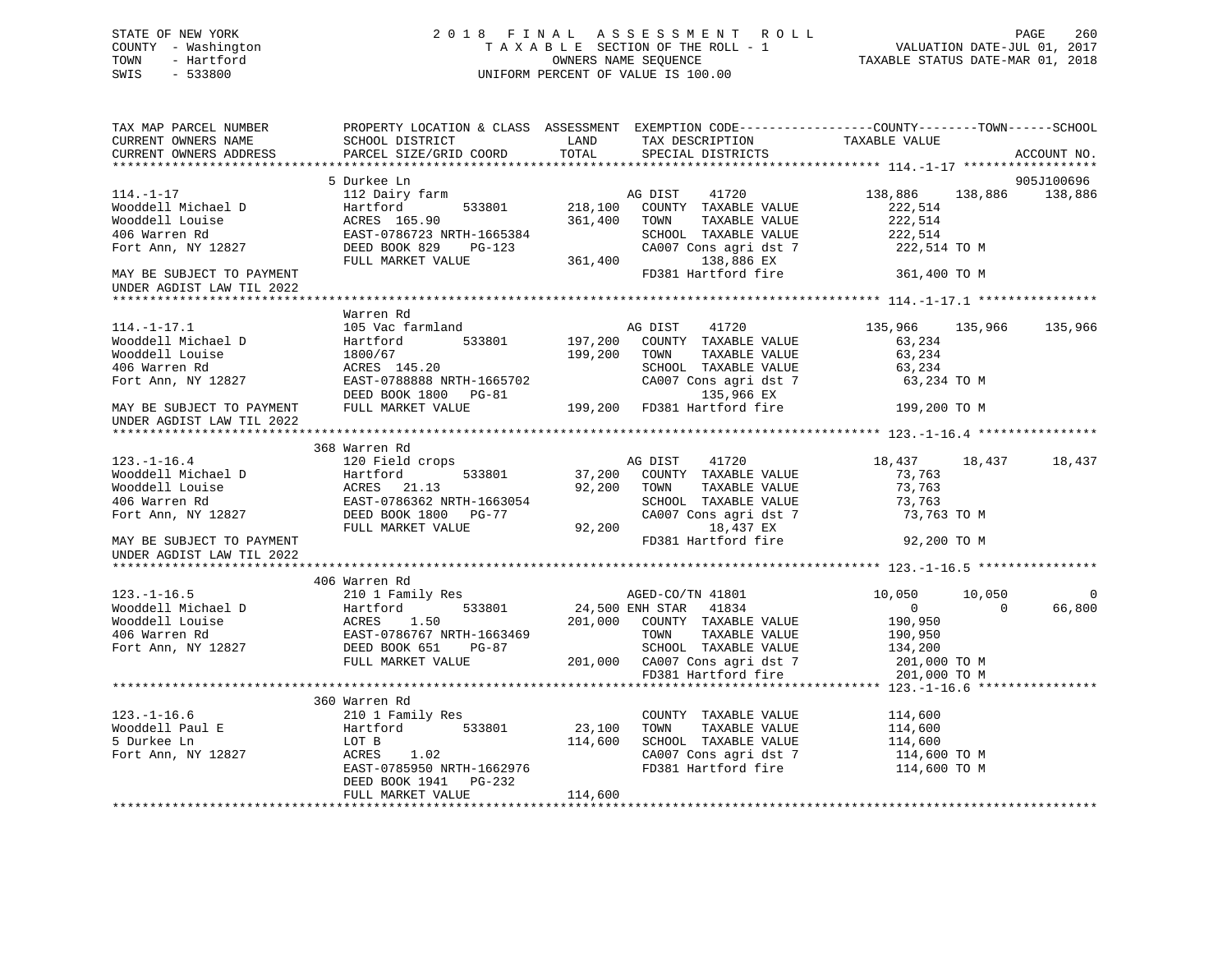STATE OF NEW YORK
COUNTY - Washington
TOWN - Hartford
SWIS - 533800

2 0 1 8 F I N A L A S S E S S M E N T R O L L
T A X A B L E SECTION OF THE ROLL - 1
OWNERS NAME SEQUENCE
UNIFORM PERCENT OF VALUE IS 100.00

VALUATION DATE-JUL 01, 2017
TAXABLE STATUS DATE-MAR 01, 2018

```
TAX MAP PARCEL NUMBER          PROPERTY LOCATION & CLASS  ASSESSMENT  EXEMPTION CODE------------------COUNTY--------TOWN------SCHOOL
CURRENT OWNERS NAME            SCHOOL DISTRICT               LAND      TAX DESCRIPTION            TAXABLE VALUE
CURRENT OWNERS ADDRESS         PARCEL SIZE/GRID COORD        TOTAL     SPECIAL DISTRICTS                                      ACCOUNT NO.
******************************************************************************************************* 114.-1-17 ******************
                               5 Durkee Ln                                                                                905J100696
114.-1-17                      112 Dairy farm                           AG DIST    41720          138,886    138,886     138,886
Wooddell Michael D             Hartford        533801       218,100    COUNTY  TAXABLE VALUE       222,514
Wooddell Louise                ACRES 165.90                 361,400    TOWN    TAXABLE VALUE       222,514
406 Warren Rd                  EAST-0786723 NRTH-1665384               SCHOOL  TAXABLE VALUE       222,514
Fort Ann, NY 12827             DEED BOOK 829    PG-123                 CA007 Cons agri dst 7        222,514 TO M
                               FULL MARKET VALUE            361,400         138,886 EX
MAY BE SUBJECT TO PAYMENT                                              FD381 Hartford fire          361,400 TO M
UNDER AGDIST LAW TIL 2022
******************************************************************************************************* 114.-1-17.1 ****************
                               Warren Rd
114.-1-17.1                    105 Vac farmland                         AG DIST    41720          135,966    135,966     135,966
Wooddell Michael D             Hartford        533801       197,200    COUNTY  TAXABLE VALUE        63,234
Wooddell Louise                1800/67                      199,200    TOWN    TAXABLE VALUE        63,234
406 Warren Rd                  ACRES 145.20                            SCHOOL  TAXABLE VALUE        63,234
Fort Ann, NY 12827             EAST-0788888 NRTH-1665702               CA007 Cons agri dst 7         63,234 TO M
                               DEED BOOK 1800   PG-81                       135,966 EX
MAY BE SUBJECT TO PAYMENT      FULL MARKET VALUE            199,200    FD381 Hartford fire          199,200 TO M
UNDER AGDIST LAW TIL 2022
******************************************************************************************************* 123.-1-16.4 ****************
                               368 Warren Rd
123.-1-16.4                    120 Field crops                          AG DIST    41720           18,437     18,437      18,437
Wooddell Michael D             Hartford        533801        37,200    COUNTY  TAXABLE VALUE        73,763
Wooddell Louise                ACRES  21.13                  92,200    TOWN    TAXABLE VALUE        73,763
406 Warren Rd                  EAST-0786362 NRTH-1663054               SCHOOL  TAXABLE VALUE        73,763
Fort Ann, NY 12827             DEED BOOK 1800   PG-77                  CA007 Cons agri dst 7         73,763 TO M
                               FULL MARKET VALUE             92,200          18,437 EX
MAY BE SUBJECT TO PAYMENT                                              FD381 Hartford fire           92,200 TO M
UNDER AGDIST LAW TIL 2022
******************************************************************************************************* 123.-1-16.5 ****************
                               406 Warren Rd
123.-1-16.5                    210 1 Family Res                         AGED-CO/TN 41801           10,050     10,050           0
Wooddell Michael D             Hartford        533801        24,500 ENH STAR   41834                0          0      66,800
Wooddell Louise                ACRES   1.50                 201,000    COUNTY  TAXABLE VALUE       190,950
406 Warren Rd                  EAST-0786767 NRTH-1663469               TOWN    TAXABLE VALUE       190,950
Fort Ann, NY 12827             DEED BOOK 651    PG-87                  SCHOOL  TAXABLE VALUE       134,200
                               FULL MARKET VALUE            201,000    CA007 Cons agri dst 7        201,000 TO M
                                                                       FD381 Hartford fire          201,000 TO M
******************************************************************************************************* 123.-1-16.6 ****************
                               360 Warren Rd
123.-1-16.6                    210 1 Family Res                         COUNTY  TAXABLE VALUE       114,600
Wooddell Paul E                Hartford        533801        23,100    TOWN    TAXABLE VALUE       114,600
5 Durkee Ln                    LOT B                        114,600    SCHOOL  TAXABLE VALUE       114,600
Fort Ann, NY 12827             ACRES   1.02                            CA007 Cons agri dst 7        114,600 TO M
                               EAST-0785950 NRTH-1662976               FD381 Hartford fire          114,600 TO M
                               DEED BOOK 1941   PG-232
                               FULL MARKET VALUE            114,600
************************************************************************************************************************************
```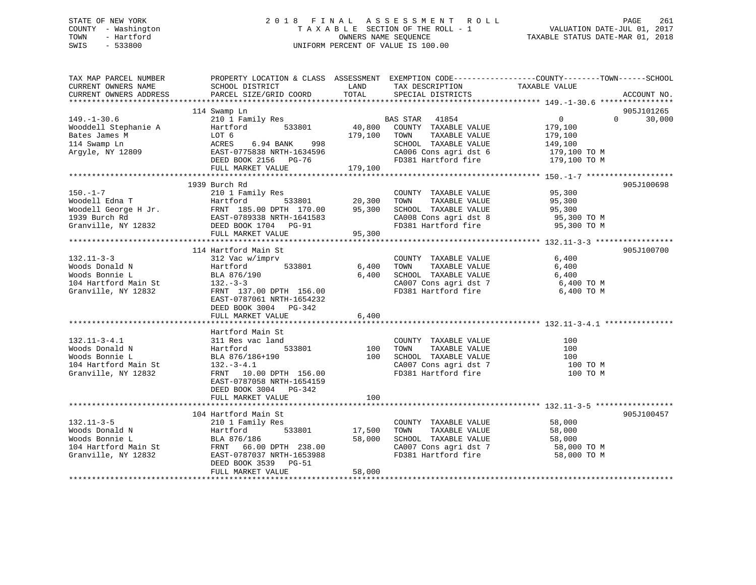STATE OF NEW YORK
COUNTY - Washington
TOWN - Hartford
SWIS - 533800

2018 FINAL ASSESSMENT ROLL
TAXABLE SECTION OF THE ROLL - 1
OWNERS NAME SEQUENCE
UNIFORM PERCENT OF VALUE IS 100.00

VALUATION DATE-JUL 01, 2017
TAXABLE STATUS DATE-MAR 01, 2018

```
TAX MAP PARCEL NUMBER          PROPERTY LOCATION & CLASS  ASSESSMENT  EXEMPTION CODE------------------COUNTY--------TOWN------SCHOOL
CURRENT OWNERS NAME            SCHOOL DISTRICT              LAND      TAX DESCRIPTION             TAXABLE VALUE
CURRENT OWNERS ADDRESS         PARCEL SIZE/GRID COORD       TOTAL     SPECIAL DISTRICTS                                      ACCOUNT NO.
******************************************************************************************************* 149.-1-30.6 ****************
                               114 Swamp Ln                                                                                   905J101265
149.-1-30.6                    210 1 Family Res                        BAS STAR   41854                  0             0      30,000
Wooddell Stephanie A           Hartford         533801      40,800     COUNTY  TAXABLE VALUE          179,100
Bates James M                  LOT 6                       179,100     TOWN    TAXABLE VALUE          179,100
114 Swamp Ln                   ACRES    6.94 BANK    998               SCHOOL  TAXABLE VALUE          149,100
Argyle, NY 12809               EAST-0775838 NRTH-1634596               CA006 Cons agri dst 6           179,100 TO M
                               DEED BOOK 2156   PG-76                  FD381 Hartford fire             179,100 TO M
                               FULL MARKET VALUE           179,100
******************************************************************************************************* 150.-1-7 *******************
                               1939 Burch Rd                                                                                  905J100698
150.-1-7                       210 1 Family Res                        COUNTY  TAXABLE VALUE           95,300
Woodell Edna T                 Hartford         533801      20,300     TOWN    TAXABLE VALUE           95,300
Woodell George H Jr.           FRNT 185.00 DPTH 170.00      95,300     SCHOOL  TAXABLE VALUE           95,300
1939 Burch Rd                  EAST-0789338 NRTH-1641583               CA008 Cons agri dst 8            95,300 TO M
Granville, NY 12832            DEED BOOK 1704   PG-91                  FD381 Hartford fire              95,300 TO M
                               FULL MARKET VALUE            95,300
******************************************************************************************************* 132.11-3-3 *****************
                               114 Hartford Main St                                                                           905J100700
132.11-3-3                     312 Vac w/imprv                         COUNTY  TAXABLE VALUE            6,400
Woods Donald N                 Hartford         533801       6,400     TOWN    TAXABLE VALUE            6,400
Woods Bonnie L                 BLA 876/190                   6,400     SCHOOL  TAXABLE VALUE            6,400
104 Hartford Main St           132.-3-3                                CA007 Cons agri dst 7             6,400 TO M
Granville, NY 12832            FRNT 137.00 DPTH 156.00                 FD381 Hartford fire               6,400 TO M
                               EAST-0787061 NRTH-1654232
                               DEED BOOK 3004   PG-342
                               FULL MARKET VALUE             6,400
******************************************************************************************************* 132.11-3-4.1 ***************
                               Hartford Main St
132.11-3-4.1                   311 Res vac land                        COUNTY  TAXABLE VALUE              100
Woods Donald N                 Hartford         533801         100     TOWN    TAXABLE VALUE              100
Woods Bonnie L                 BLA 876/186+190                 100     SCHOOL  TAXABLE VALUE              100
104 Hartford Main St           132.-3-4.1                              CA007 Cons agri dst 7               100 TO M
Granville, NY 12832            FRNT  10.00 DPTH 156.00                 FD381 Hartford fire                 100 TO M
                               EAST-0787058 NRTH-1654159
                               DEED BOOK 3004   PG-342
                               FULL MARKET VALUE               100
******************************************************************************************************* 132.11-3-5 *****************
                               104 Hartford Main St                                                                           905J100457
132.11-3-5                     210 1 Family Res                        COUNTY  TAXABLE VALUE           58,000
Woods Donald N                 Hartford         533801      17,500     TOWN    TAXABLE VALUE           58,000
Woods Bonnie L                 BLA 876/186                  58,000     SCHOOL  TAXABLE VALUE           58,000
104 Hartford Main St           FRNT  66.00 DPTH 238.00                 CA007 Cons agri dst 7            58,000 TO M
Granville, NY 12832            EAST-0787037 NRTH-1653988               FD381 Hartford fire              58,000 TO M
                               DEED BOOK 3539   PG-51
                               FULL MARKET VALUE            58,000
************************************************************************************************************************************
```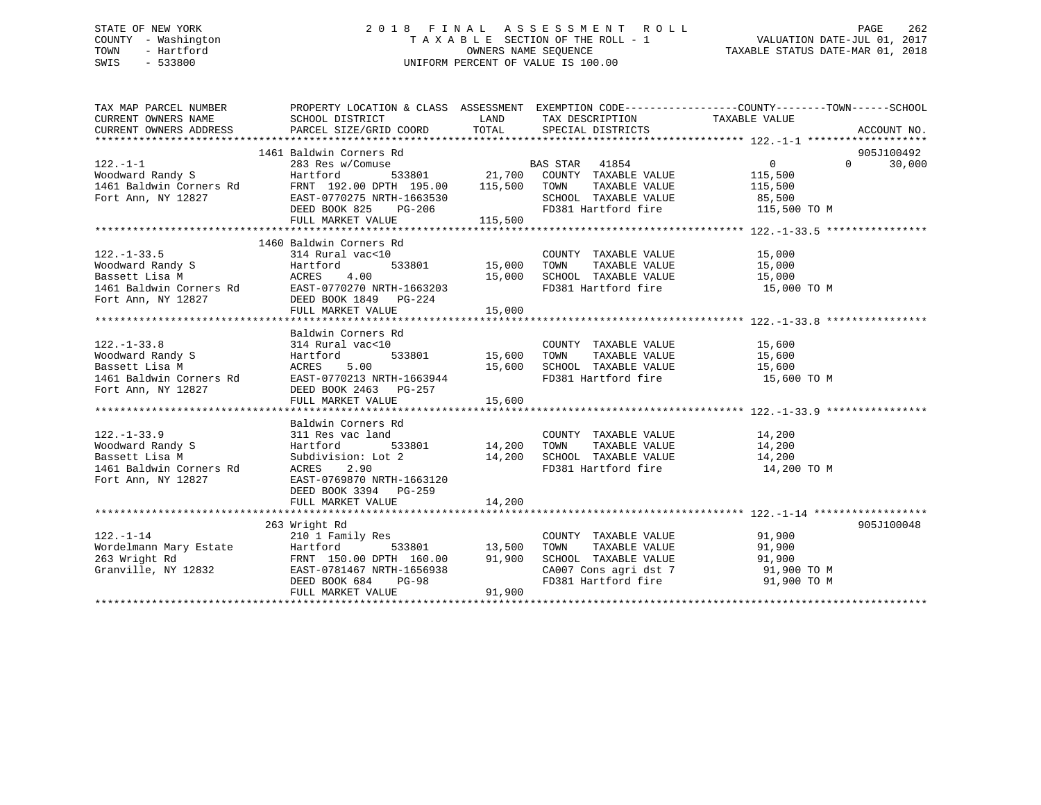STATE OF NEW YORK
COUNTY - Washington
TOWN - Hartford
SWIS - 533800

2 0 1 8 F I N A L A S S E S S M E N T R O L L
T A X A B L E SECTION OF THE ROLL - 1
OWNERS NAME SEQUENCE
UNIFORM PERCENT OF VALUE IS 100.00

VALUATION DATE-JUL 01, 2017
TAXABLE STATUS DATE-MAR 01, 2018

| TAX MAP PARCEL NUMBER / CURRENT OWNERS NAME / CURRENT OWNERS ADDRESS | PROPERTY LOCATION & CLASS / SCHOOL DISTRICT / PARCEL SIZE/GRID COORD | ASSESSMENT LAND | TOTAL | EXEMPTION CODE / TAX DESCRIPTION / SPECIAL DISTRICTS | COUNTY / TOWN / SCHOOL TAXABLE VALUE | ACCOUNT NO. |
|---|---|---|---|---|---|---|
| 122.-1-1 | 1461 Baldwin Corners Rd | | | | | 905J100492 |
| | 283 Res w/Comuse | | | BAS STAR 41854 | 0 0 30,000 | |
| Woodward Randy S | Hartford 533801 | 21,700 | | COUNTY TAXABLE VALUE | 115,500 | |
| 1461 Baldwin Corners Rd | FRNT 192.00 DPTH 195.00 | | 115,500 | TOWN TAXABLE VALUE | 115,500 | |
| Fort Ann, NY 12827 | EAST-0770275 NRTH-1663530 | | | SCHOOL TAXABLE VALUE | 85,500 | |
| | DEED BOOK 825 PG-206 | | | FD381 Hartford fire | 115,500 TO M | |
| | FULL MARKET VALUE | | 115,500 | | | |
| 122.-1-33.5 | 1460 Baldwin Corners Rd | | | | | |
| | 314 Rural vac<10 | | | COUNTY TAXABLE VALUE | 15,000 | |
| Woodward Randy S | Hartford 533801 | 15,000 | | TOWN TAXABLE VALUE | 15,000 | |
| Bassett Lisa M | ACRES 4.00 | | 15,000 | SCHOOL TAXABLE VALUE | 15,000 | |
| 1461 Baldwin Corners Rd | EAST-0770270 NRTH-1663203 | | | FD381 Hartford fire | 15,000 TO M | |
| Fort Ann, NY 12827 | DEED BOOK 1849 PG-224 | | | | | |
| | FULL MARKET VALUE | | 15,000 | | | |
| 122.-1-33.8 | Baldwin Corners Rd | | | | | |
| | 314 Rural vac<10 | | | COUNTY TAXABLE VALUE | 15,600 | |
| Woodward Randy S | Hartford 533801 | 15,600 | | TOWN TAXABLE VALUE | 15,600 | |
| Bassett Lisa M | ACRES 5.00 | | 15,600 | SCHOOL TAXABLE VALUE | 15,600 | |
| 1461 Baldwin Corners Rd | EAST-0770213 NRTH-1663944 | | | FD381 Hartford fire | 15,600 TO M | |
| Fort Ann, NY 12827 | DEED BOOK 2463 PG-257 | | | | | |
| | FULL MARKET VALUE | | 15,600 | | | |
| 122.-1-33.9 | Baldwin Corners Rd | | | | | |
| | 311 Res vac land | | | COUNTY TAXABLE VALUE | 14,200 | |
| Woodward Randy S | Hartford 533801 | 14,200 | | TOWN TAXABLE VALUE | 14,200 | |
| Bassett Lisa M | Subdivision: Lot 2 | | 14,200 | SCHOOL TAXABLE VALUE | 14,200 | |
| 1461 Baldwin Corners Rd | ACRES 2.90 | | | FD381 Hartford fire | 14,200 TO M | |
| Fort Ann, NY 12827 | EAST-0769870 NRTH-1663120 | | | | | |
| | DEED BOOK 3394 PG-259 | | | | | |
| | FULL MARKET VALUE | | 14,200 | | | |
| 122.-1-14 | 263 Wright Rd | | | | | 905J100048 |
| | 210 1 Family Res | | | COUNTY TAXABLE VALUE | 91,900 | |
| Wordelmann Mary Estate | Hartford 533801 | 13,500 | | TOWN TAXABLE VALUE | 91,900 | |
| 263 Wright Rd | FRNT 150.00 DPTH 160.00 | | 91,900 | SCHOOL TAXABLE VALUE | 91,900 | |
| Granville, NY 12832 | EAST-0781467 NRTH-1656938 | | | CA007 Cons agri dst 7 | 91,900 TO M | |
| | DEED BOOK 684 PG-98 | | | FD381 Hartford fire | 91,900 TO M | |
| | FULL MARKET VALUE | | 91,900 | | | |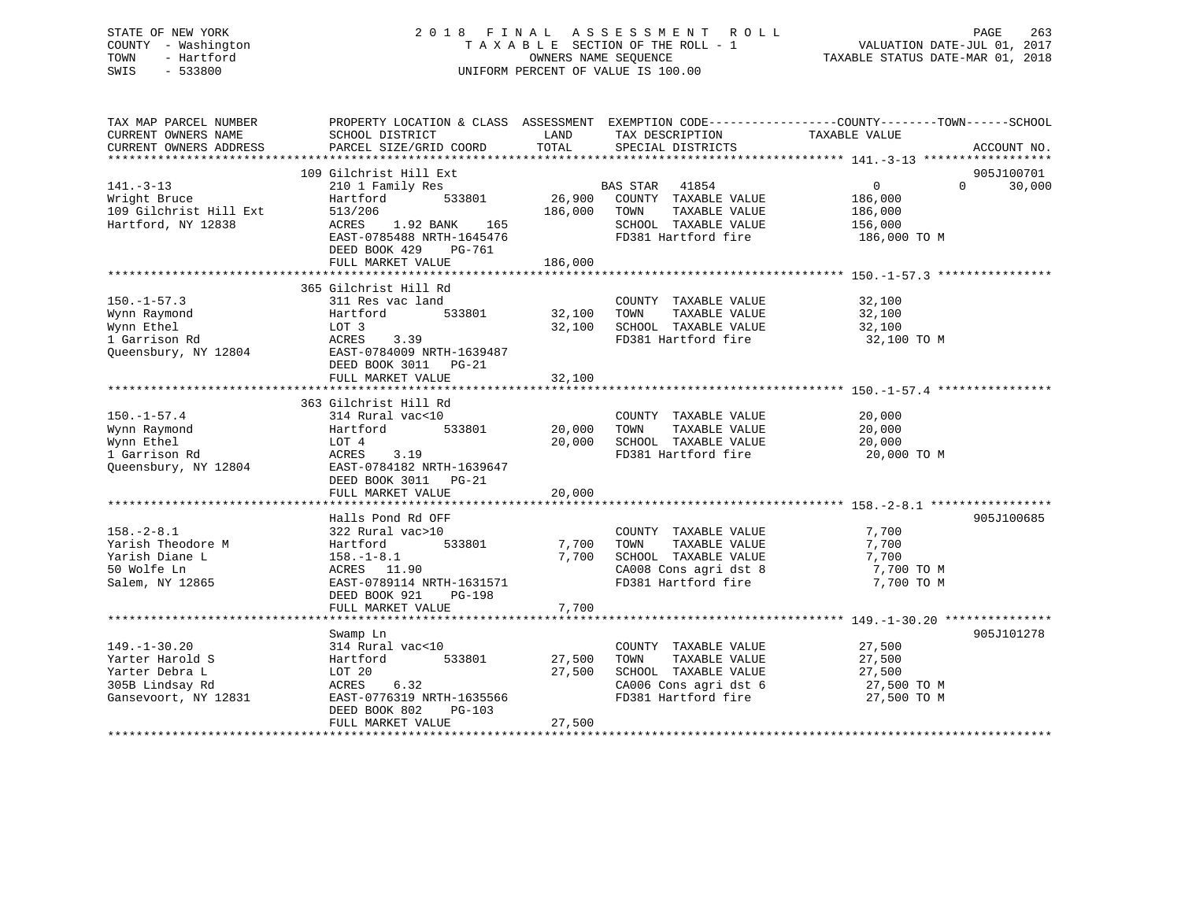STATE OF NEW YORK
COUNTY - Washington
TOWN - Hartford
SWIS - 533800

2 0 1 8 F I N A L A S S E S S M E N T R O L L
T A X A B L E SECTION OF THE ROLL - 1
OWNERS NAME SEQUENCE
UNIFORM PERCENT OF VALUE IS 100.00

VALUATION DATE-JUL 01, 2017
TAXABLE STATUS DATE-MAR 01, 2018

| TAX MAP PARCEL NUMBER / CURRENT OWNERS NAME / CURRENT OWNERS ADDRESS | PROPERTY LOCATION & CLASS / SCHOOL DISTRICT / PARCEL SIZE/GRID COORD | ASSESSMENT LAND | TOTAL | EXEMPTION CODE / TAX DESCRIPTION / SPECIAL DISTRICTS | COUNTY / TOWN / SCHOOL TAXABLE VALUE | ACCOUNT NO. |
|---|---|---|---|---|---|---|
| **141.-3-13** | 109 Gilchrist Hill Ext | | | | | 905J100701 |
| Wright Bruce | 210 1 Family Res | | | BAS STAR 41854 | 0 0 30,000 | |
| 109 Gilchrist Hill Ext | Hartford 533801 | 26,900 | | COUNTY TAXABLE VALUE | 186,000 | |
| Hartford, NY 12838 | 513/206 | | 186,000 | TOWN TAXABLE VALUE | 186,000 | |
| | ACRES 1.92 BANK 165 | | | SCHOOL TAXABLE VALUE | 156,000 | |
| | EAST-0785488 NRTH-1645476 | | | FD381 Hartford fire | 186,000 TO M | |
| | DEED BOOK 429 PG-761 | | | | | |
| | FULL MARKET VALUE | | 186,000 | | | |
| **150.-1-57.3** | 365 Gilchrist Hill Rd | | | | | |
| Wynn Raymond | 311 Res vac land | | | COUNTY TAXABLE VALUE | 32,100 | |
| Wynn Ethel | Hartford 533801 | 32,100 | | TOWN TAXABLE VALUE | 32,100 | |
| 1 Garrison Rd | LOT 3 | | 32,100 | SCHOOL TAXABLE VALUE | 32,100 | |
| Queensbury, NY 12804 | ACRES 3.39 | | | FD381 Hartford fire | 32,100 TO M | |
| | EAST-0784009 NRTH-1639487 | | | | | |
| | DEED BOOK 3011 PG-21 | | | | | |
| | FULL MARKET VALUE | | 32,100 | | | |
| **150.-1-57.4** | 363 Gilchrist Hill Rd | | | | | |
| Wynn Raymond | 314 Rural vac<10 | | | COUNTY TAXABLE VALUE | 20,000 | |
| Wynn Ethel | Hartford 533801 | 20,000 | | TOWN TAXABLE VALUE | 20,000 | |
| 1 Garrison Rd | LOT 4 | | 20,000 | SCHOOL TAXABLE VALUE | 20,000 | |
| Queensbury, NY 12804 | ACRES 3.19 | | | FD381 Hartford fire | 20,000 TO M | |
| | EAST-0784182 NRTH-1639647 | | | | | |
| | DEED BOOK 3011 PG-21 | | | | | |
| | FULL MARKET VALUE | | 20,000 | | | |
| **158.-2-8.1** | Halls Pond Rd OFF | | | | | 905J100685 |
| Yarish Theodore M | 322 Rural vac>10 | | | COUNTY TAXABLE VALUE | 7,700 | |
| Yarish Diane L | Hartford 533801 | 7,700 | | TOWN TAXABLE VALUE | 7,700 | |
| 50 Wolfe Ln | 158.-1-8.1 | | 7,700 | SCHOOL TAXABLE VALUE | 7,700 | |
| Salem, NY 12865 | ACRES 11.90 | | | CA008 Cons agri dst 8 | 7,700 TO M | |
| | EAST-0789114 NRTH-1631571 | | | FD381 Hartford fire | 7,700 TO M | |
| | DEED BOOK 921 PG-198 | | | | | |
| | FULL MARKET VALUE | | 7,700 | | | |
| **149.-1-30.20** | Swamp Ln | | | | | 905J101278 |
| Yarter Harold S | 314 Rural vac<10 | | | COUNTY TAXABLE VALUE | 27,500 | |
| Yarter Debra L | Hartford 533801 | 27,500 | | TOWN TAXABLE VALUE | 27,500 | |
| 305B Lindsay Rd | LOT 20 | | 27,500 | SCHOOL TAXABLE VALUE | 27,500 | |
| Gansevoort, NY 12831 | ACRES 6.32 | | | CA006 Cons agri dst 6 | 27,500 TO M | |
| | EAST-0776319 NRTH-1635566 | | | FD381 Hartford fire | 27,500 TO M | |
| | DEED BOOK 802 PG-103 | | | | | |
| | FULL MARKET VALUE | | 27,500 | | | |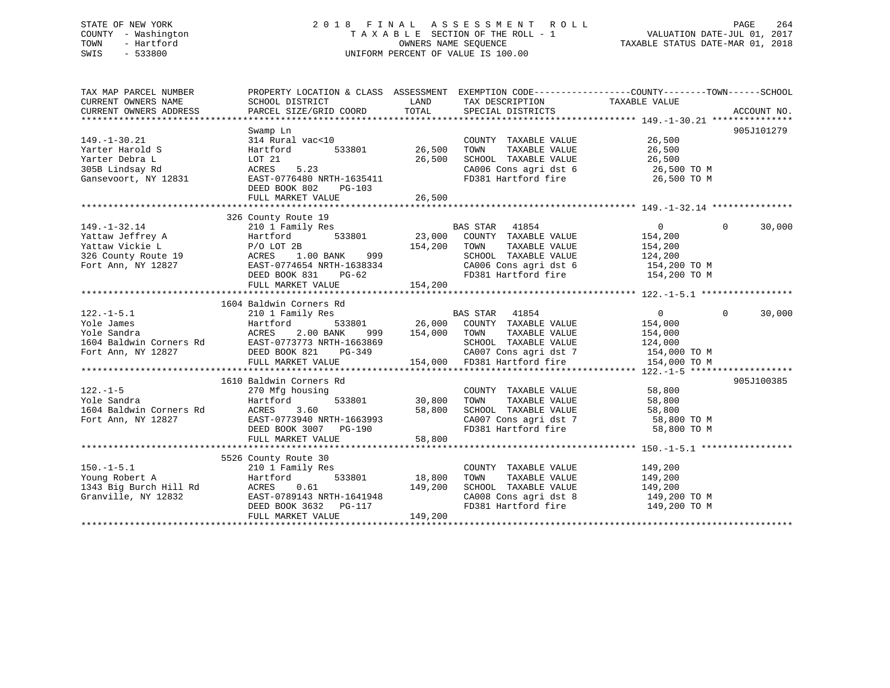STATE OF NEW YORK
COUNTY - Washington
TOWN - Hartford
SWIS - 533800

# 2018 FINAL ASSESSMENT ROLL
TAXABLE SECTION OF THE ROLL - 1
OWNERS NAME SEQUENCE
UNIFORM PERCENT OF VALUE IS 100.00

VALUATION DATE-JUL 01, 2017
TAXABLE STATUS DATE-MAR 01, 2018

| TAX MAP PARCEL NUMBER / CURRENT OWNERS NAME / CURRENT OWNERS ADDRESS | PROPERTY LOCATION & CLASS / SCHOOL DISTRICT / PARCEL SIZE/GRID COORD | ASSESSMENT LAND | TOTAL | EXEMPTION CODE / TAX DESCRIPTION / SPECIAL DISTRICTS | COUNTY / TOWN / TAXABLE VALUE | SCHOOL | ACCOUNT NO. |
|---|---|---|---|---|---|---|---|
| **149.-1-30.21** | Swamp Ln | | | | | | 905J101279 |
| 149.-1-30.21 | 314 Rural vac<10 | | | COUNTY TAXABLE VALUE | 26,500 | | |
| Yarter Harold S | Hartford 533801 | 26,500 | | TOWN TAXABLE VALUE | 26,500 | | |
| Yarter Debra L | LOT 21 | | 26,500 | SCHOOL TAXABLE VALUE | 26,500 | | |
| 305B Lindsay Rd | ACRES 5.23 | | | CA006 Cons agri dst 6 | 26,500 TO M | | |
| Gansevoort, NY 12831 | EAST-0776480 NRTH-1635411 | | | FD381 Hartford fire | 26,500 TO M | | |
| | DEED BOOK 802 PG-103 | | | | | | |
| | FULL MARKET VALUE | | 26,500 | | | | |
| **149.-1-32.14** | 326 County Route 19 | | | | | | |
| 149.-1-32.14 | 210 1 Family Res | | | BAS STAR 41854 | 0 / 0 | 30,000 | |
| Yattaw Jeffrey A | Hartford 533801 | 23,000 | | COUNTY TAXABLE VALUE | 154,200 | | |
| Yattaw Vickie L | P/O LOT 2B | | 154,200 | TOWN TAXABLE VALUE | 154,200 | | |
| 326 County Route 19 | ACRES 1.00 BANK 999 | | | SCHOOL TAXABLE VALUE | 124,200 | | |
| Fort Ann, NY 12827 | EAST-0774654 NRTH-1638334 | | | CA006 Cons agri dst 6 | 154,200 TO M | | |
| | DEED BOOK 831 PG-62 | | | FD381 Hartford fire | 154,200 TO M | | |
| | FULL MARKET VALUE | | 154,200 | | | | |
| **122.-1-5.1** | 1604 Baldwin Corners Rd | | | | | | |
| 122.-1-5.1 | 210 1 Family Res | | | BAS STAR 41854 | 0 / 0 | 30,000 | |
| Yole James | Hartford 533801 | 26,000 | | COUNTY TAXABLE VALUE | 154,000 | | |
| Yole Sandra | ACRES 2.00 BANK 999 | | 154,000 | TOWN TAXABLE VALUE | 154,000 | | |
| 1604 Baldwin Corners Rd | EAST-0773773 NRTH-1663869 | | | SCHOOL TAXABLE VALUE | 124,000 | | |
| Fort Ann, NY 12827 | DEED BOOK 821 PG-349 | | | CA007 Cons agri dst 7 | 154,000 TO M | | |
| | FULL MARKET VALUE | | 154,000 | FD381 Hartford fire | 154,000 TO M | | |
| **122.-1-5** | 1610 Baldwin Corners Rd | | | | | | 905J100385 |
| 122.-1-5 | 270 Mfg housing | | | COUNTY TAXABLE VALUE | 58,800 | | |
| Yole Sandra | Hartford 533801 | 30,800 | | TOWN TAXABLE VALUE | 58,800 | | |
| 1604 Baldwin Corners Rd | ACRES 3.60 | | 58,800 | SCHOOL TAXABLE VALUE | 58,800 | | |
| Fort Ann, NY 12827 | EAST-0773940 NRTH-1663993 | | | CA007 Cons agri dst 7 | 58,800 TO M | | |
| | DEED BOOK 3007 PG-190 | | | FD381 Hartford fire | 58,800 TO M | | |
| | FULL MARKET VALUE | | 58,800 | | | | |
| **150.-1-5.1** | 5526 County Route 30 | | | | | | |
| 150.-1-5.1 | 210 1 Family Res | | | COUNTY TAXABLE VALUE | 149,200 | | |
| Young Robert A | Hartford 533801 | 18,800 | | TOWN TAXABLE VALUE | 149,200 | | |
| 1343 Big Burch Hill Rd | ACRES 0.61 | | 149,200 | SCHOOL TAXABLE VALUE | 149,200 | | |
| Granville, NY 12832 | EAST-0789143 NRTH-1641948 | | | CA008 Cons agri dst 8 | 149,200 TO M | | |
| | DEED BOOK 3632 PG-117 | | | FD381 Hartford fire | 149,200 TO M | | |
| | FULL MARKET VALUE | | 149,200 | | | | |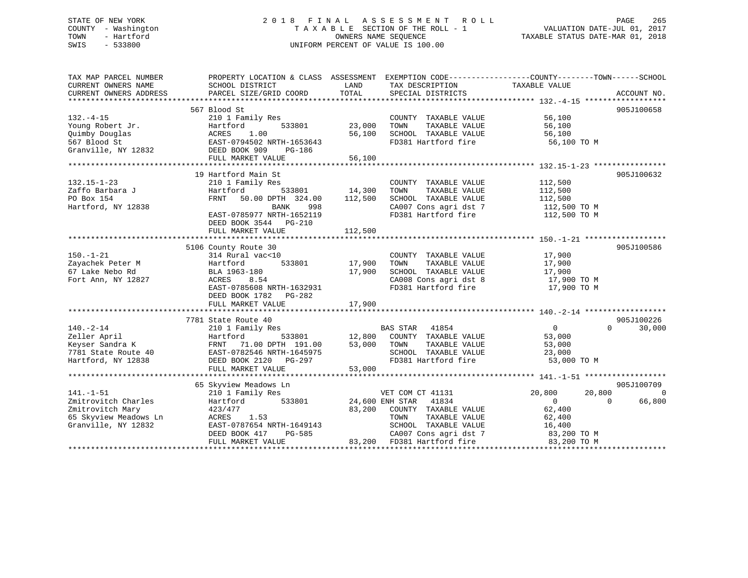STATE OF NEW YORK
COUNTY - Washington
TOWN - Hartford
SWIS - 533800

2 0 1 8 F I N A L A S S E S S M E N T R O L L
T A X A B L E SECTION OF THE ROLL - 1
OWNERS NAME SEQUENCE
UNIFORM PERCENT OF VALUE IS 100.00

VALUATION DATE-JUL 01, 2017
TAXABLE STATUS DATE-MAR 01, 2018

```
TAX MAP PARCEL NUMBER          PROPERTY LOCATION & CLASS  ASSESSMENT  EXEMPTION CODE-----------------COUNTY--------TOWN------SCHOOL
CURRENT OWNERS NAME            SCHOOL DISTRICT               LAND      TAX DESCRIPTION            TAXABLE VALUE
CURRENT OWNERS ADDRESS         PARCEL SIZE/GRID COORD        TOTAL     SPECIAL DISTRICTS                                  ACCOUNT NO.
******************************************************************************************************* 132.-4-15 ******************
                               567 Blood St                                                                               905J100658
132.-4-15                      210 1 Family Res                        COUNTY  TAXABLE VALUE          56,100
Young Robert Jr.               Hartford        533801        23,000    TOWN    TAXABLE VALUE          56,100
Quimby Douglas                 ACRES    1.00                 56,100    SCHOOL  TAXABLE VALUE          56,100
567 Blood St                   EAST-0794502 NRTH-1653643               FD381 Hartford fire             56,100 TO M
Granville, NY 12832            DEED BOOK 909    PG-186
                               FULL MARKET VALUE             56,100
******************************************************************************************************* 132.15-1-23 ****************
                               19 Hartford Main St                                                                        905J100632
132.15-1-23                    210 1 Family Res                        COUNTY  TAXABLE VALUE         112,500
Zaffo Barbara J                Hartford        533801        14,300    TOWN    TAXABLE VALUE         112,500
PO Box 154                     FRNT   50.00 DPTH 324.00     112,500    SCHOOL  TAXABLE VALUE         112,500
Hartford, NY 12838                             BANK    998              CA007 Cons agri dst 7          112,500 TO M
                               EAST-0785977 NRTH-1652119               FD381 Hartford fire            112,500 TO M
                               DEED BOOK 3544   PG-210
                               FULL MARKET VALUE            112,500
******************************************************************************************************* 150.-1-21 ******************
                               5106 County Route 30                                                                       905J100586
150.-1-21                      314 Rural vac<10                        COUNTY  TAXABLE VALUE          17,900
Zayachek Peter M               Hartford        533801        17,900    TOWN    TAXABLE VALUE          17,900
67 Lake Nebo Rd                BLA 1963-180                  17,900    SCHOOL  TAXABLE VALUE          17,900
Fort Ann, NY 12827             ACRES    8.54                           CA008 Cons agri dst 8           17,900 TO M
                               EAST-0785608 NRTH-1632931               FD381 Hartford fire             17,900 TO M
                               DEED BOOK 1782   PG-282
                               FULL MARKET VALUE             17,900
******************************************************************************************************* 140.-2-14 ******************
                               7781 State Route 40                                                                        905J100226
140.-2-14                      210 1 Family Res                        BAS STAR   41854                    0            0       30,000
Zeller April                   Hartford        533801        12,800    COUNTY  TAXABLE VALUE          53,000
Keyser Sandra K                FRNT   71.00 DPTH 191.00      53,000    TOWN    TAXABLE VALUE          53,000
7781 State Route 40            EAST-0782546 NRTH-1645975               SCHOOL  TAXABLE VALUE          23,000
Hartford, NY 12838             DEED BOOK 2120   PG-297                 FD381 Hartford fire             53,000 TO M
                               FULL MARKET VALUE             53,000
******************************************************************************************************* 141.-1-51 ******************
                               65 Skyview Meadows Ln                                                                      905J100709
141.-1-51                      210 1 Family Res                        VET COM CT 41131               20,800       20,800            0
Zmitrovitch Charles            Hartford        533801        24,600    ENH STAR   41834                    0            0       66,800
Zmitrovitch Mary               423/477                       83,200    COUNTY  TAXABLE VALUE          62,400
65 Skyview Meadows Ln          ACRES    1.53                           TOWN    TAXABLE VALUE          62,400
Granville, NY 12832            EAST-0787654 NRTH-1649143               SCHOOL  TAXABLE VALUE          16,400
                               DEED BOOK 417    PG-585                 CA007 Cons agri dst 7           83,200 TO M
                               FULL MARKET VALUE             83,200    FD381 Hartford fire             83,200 TO M
************************************************************************************************************************************
```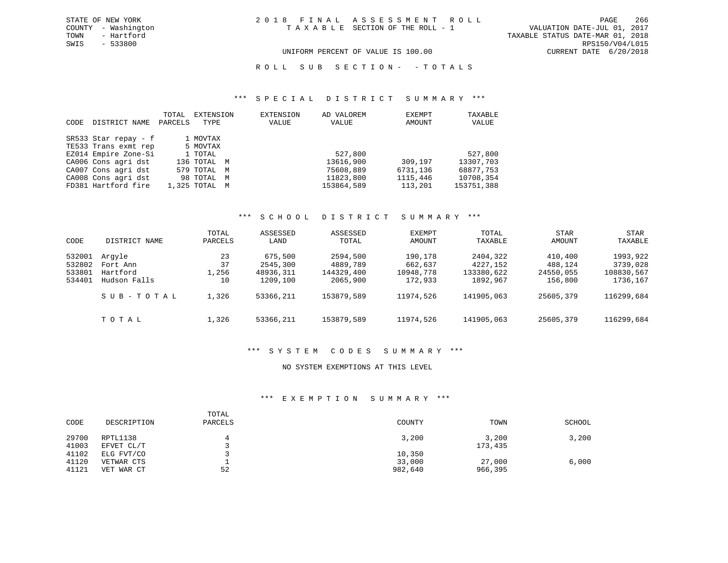STATE OF NEW YORK
COUNTY - Washington
TOWN - Hartford
SWIS - 533800

2018 FINAL ASSESSMENT ROLL
TAXABLE SECTION OF THE ROLL - 1

VALUATION DATE-JUL 01, 2017
TAXABLE STATUS DATE-MAR 01, 2018
RPS150/V04/L015
CURRENT DATE 6/20/2018

UNIFORM PERCENT OF VALUE IS 100.00

ROLL SUB SECTION- - TOTALS

## *** SPECIAL DISTRICT SUMMARY ***

| CODE | DISTRICT NAME | TOTAL PARCELS | EXTENSION TYPE | EXTENSION VALUE | AD VALOREM VALUE | EXEMPT AMOUNT | TAXABLE VALUE |
|---|---|---|---|---|---|---|---|
| SR533 | Star repay - f | 1 | MOVTAX | | | | |
| TE533 | Trans exmt rep | 5 | MOVTAX | | | | |
| EZ014 | Empire Zone-Si | 1 | TOTAL | | 527,800 | | 527,800 |
| CA006 | Cons agri dst | 136 | TOTAL M | | 13616,900 | 309,197 | 13307,703 |
| CA007 | Cons agri dst | 579 | TOTAL M | | 75608,889 | 6731,136 | 68877,753 |
| CA008 | Cons agri dst | 98 | TOTAL M | | 11823,800 | 1115,446 | 10708,354 |
| FD381 | Hartford fire | 1,325 | TOTAL M | | 153864,589 | 113,201 | 153751,388 |

## *** SCHOOL DISTRICT SUMMARY ***

| CODE | DISTRICT NAME | TOTAL PARCELS | ASSESSED LAND | ASSESSED TOTAL | EXEMPT AMOUNT | TOTAL TAXABLE | STAR AMOUNT | STAR TAXABLE |
|---|---|---|---|---|---|---|---|---|
| 532001 | Argyle | 23 | 675,500 | 2594,500 | 190,178 | 2404,322 | 410,400 | 1993,922 |
| 532802 | Fort Ann | 37 | 2545,300 | 4889,789 | 662,637 | 4227,152 | 488,124 | 3739,028 |
| 533801 | Hartford | 1,256 | 48936,311 | 144329,400 | 10948,778 | 133380,622 | 24550,055 | 108830,567 |
| 534401 | Hudson Falls | 10 | 1209,100 | 2065,900 | 172,933 | 1892,967 | 156,800 | 1736,167 |
| | SUB-TOTAL | 1,326 | 53366,211 | 153879,589 | 11974,526 | 141905,063 | 25605,379 | 116299,684 |
| | TOTAL | 1,326 | 53366,211 | 153879,589 | 11974,526 | 141905,063 | 25605,379 | 116299,684 |

## *** SYSTEM CODES SUMMARY ***

NO SYSTEM EXEMPTIONS AT THIS LEVEL

## *** EXEMPTION SUMMARY ***

| CODE | DESCRIPTION | TOTAL PARCELS | COUNTY | TOWN | SCHOOL |
|---|---|---|---|---|---|
| 29700 | RPTL1138 | 4 | 3,200 | 3,200 | 3,200 |
| 41003 | EFVET CL/T | 3 | | 173,435 | |
| 41102 | ELG FVT/CO | 3 | 10,350 | | |
| 41120 | VETWAR CTS | 1 | 33,000 | 27,000 | 6,000 |
| 41121 | VET WAR CT | 52 | 982,640 | 966,395 | |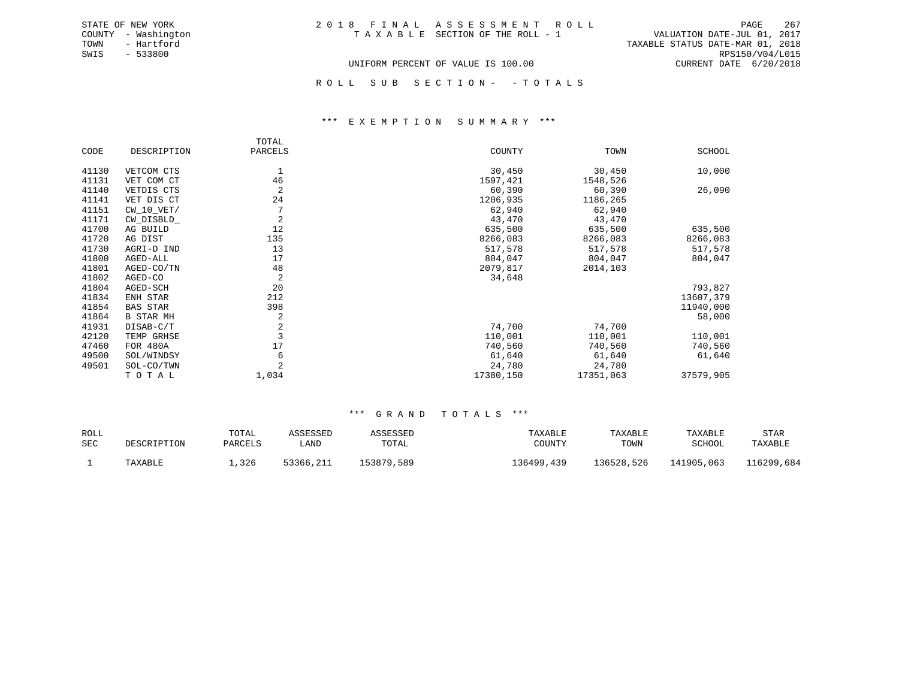STATE OF NEW YORK
COUNTY - Washington
TOWN - Hartford
SWIS - 533800

2 0 1 8 F I N A L A S S E S S M E N T R O L L
T A X A B L E SECTION OF THE ROLL - 1

VALUATION DATE-JUL 01, 2017
TAXABLE STATUS DATE-MAR 01, 2018
RPS150/V04/L015
CURRENT DATE 6/20/2018

UNIFORM PERCENT OF VALUE IS 100.00

R O L L S U B S E C T I O N - - T O T A L S

### *** E X E M P T I O N S U M M A R Y ***

| CODE | DESCRIPTION | TOTAL PARCELS | COUNTY | TOWN | SCHOOL |
|---|---|---|---|---|---|
| 41130 | VETCOM CTS | 1 | 30,450 | 30,450 | 10,000 |
| 41131 | VET COM CT | 46 | 1597,421 | 1548,526 | |
| 41140 | VETDIS CTS | 2 | 60,390 | 60,390 | 26,090 |
| 41141 | VET DIS CT | 24 | 1206,935 | 1186,265 | |
| 41151 | CW_10_VET/ | 7 | 62,940 | 62,940 | |
| 41171 | CW_DISBLD_ | 2 | 43,470 | 43,470 | |
| 41700 | AG BUILD | 12 | 635,500 | 635,500 | 635,500 |
| 41720 | AG DIST | 135 | 8266,083 | 8266,083 | 8266,083 |
| 41730 | AGRI-D IND | 13 | 517,578 | 517,578 | 517,578 |
| 41800 | AGED-ALL | 17 | 804,047 | 804,047 | 804,047 |
| 41801 | AGED-CO/TN | 48 | 2079,817 | 2014,103 | |
| 41802 | AGED-CO | 2 | 34,648 | | |
| 41804 | AGED-SCH | 20 | | | 793,827 |
| 41834 | ENH STAR | 212 | | | 13607,379 |
| 41854 | BAS STAR | 398 | | | 11940,000 |
| 41864 | B STAR MH | 2 | | | 58,000 |
| 41931 | DISAB-C/T | 2 | 74,700 | 74,700 | |
| 42120 | TEMP GRHSE | 3 | 110,001 | 110,001 | 110,001 |
| 47460 | FOR 480A | 17 | 740,560 | 740,560 | 740,560 |
| 49500 | SOL/WINDSY | 6 | 61,640 | 61,640 | 61,640 |
| 49501 | SOL-CO/TWN | 2 | 24,780 | 24,780 | |
| | T O T A L | 1,034 | 17380,150 | 17351,063 | 37579,905 |

### *** G R A N D T O T A L S ***

| ROLL SEC | DESCRIPTION | TOTAL PARCELS | ASSESSED LAND | ASSESSED TOTAL | TAXABLE COUNTY | TAXABLE TOWN | TAXABLE SCHOOL | STAR TAXABLE |
|---|---|---|---|---|---|---|---|---|
| 1 | TAXABLE | 1,326 | 53366,211 | 153879,589 | 136499,439 | 136528,526 | 141905,063 | 116299,684 |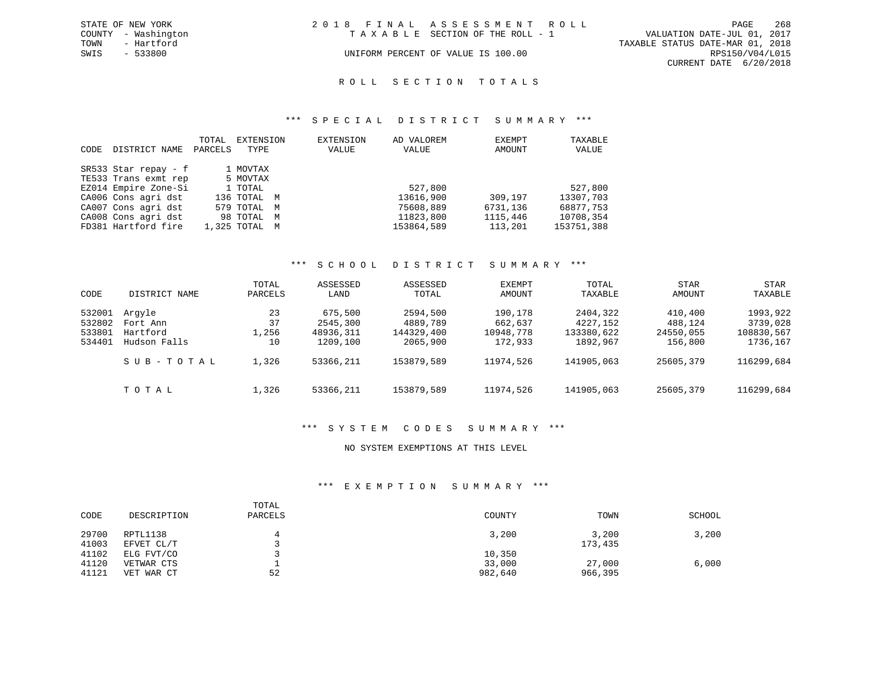STATE OF NEW YORK
COUNTY - Washington
TOWN - Hartford
SWIS - 533800

# 2018 FINAL ASSESSMENT ROLL

TAXABLE SECTION OF THE ROLL - 1

UNIFORM PERCENT OF VALUE IS 100.00

VALUATION DATE-JUL 01, 2017
TAXABLE STATUS DATE-MAR 01, 2018
RPS150/V04/L015
CURRENT DATE 6/20/2018

## ROLL SECTION TOTALS

### *** SPECIAL DISTRICT SUMMARY ***

| CODE | DISTRICT NAME | TOTAL PARCELS | EXTENSION TYPE | EXTENSION VALUE | AD VALOREM VALUE | EXEMPT AMOUNT | TAXABLE VALUE |
|---|---|---|---|---|---|---|---|
| SR533 | Star repay - f | 1 | MOVTAX | | | | |
| TE533 | Trans exmt rep | 5 | MOVTAX | | | | |
| EZ014 | Empire Zone-Si | 1 | TOTAL | | 527,800 | | 527,800 |
| CA006 | Cons agri dst | 136 | TOTAL M | | 13616,900 | 309,197 | 13307,703 |
| CA007 | Cons agri dst | 579 | TOTAL M | | 75608,889 | 6731,136 | 68877,753 |
| CA008 | Cons agri dst | 98 | TOTAL M | | 11823,800 | 1115,446 | 10708,354 |
| FD381 | Hartford fire | 1,325 | TOTAL M | | 153864,589 | 113,201 | 153751,388 |

### *** SCHOOL DISTRICT SUMMARY ***

| CODE | DISTRICT NAME | TOTAL PARCELS | ASSESSED LAND | ASSESSED TOTAL | EXEMPT AMOUNT | TOTAL TAXABLE | STAR AMOUNT | STAR TAXABLE |
|---|---|---|---|---|---|---|---|---|
| 532001 | Argyle | 23 | 675,500 | 2594,500 | 190,178 | 2404,322 | 410,400 | 1993,922 |
| 532802 | Fort Ann | 37 | 2545,300 | 4889,789 | 662,637 | 4227,152 | 488,124 | 3739,028 |
| 533801 | Hartford | 1,256 | 48936,311 | 144329,400 | 10948,778 | 133380,622 | 24550,055 | 108830,567 |
| 534401 | Hudson Falls | 10 | 1209,100 | 2065,900 | 172,933 | 1892,967 | 156,800 | 1736,167 |
| | SUB-TOTAL | 1,326 | 53366,211 | 153879,589 | 11974,526 | 141905,063 | 25605,379 | 116299,684 |
| | TOTAL | 1,326 | 53366,211 | 153879,589 | 11974,526 | 141905,063 | 25605,379 | 116299,684 |

### *** SYSTEM CODES SUMMARY ***

NO SYSTEM EXEMPTIONS AT THIS LEVEL

### *** EXEMPTION SUMMARY ***

| CODE | DESCRIPTION | TOTAL PARCELS | COUNTY | TOWN | SCHOOL |
|---|---|---|---|---|---|
| 29700 | RPTL1138 | 4 | 3,200 | 3,200 | 3,200 |
| 41003 | EFVET CL/T | 3 | | 173,435 | |
| 41102 | ELG FVT/CO | 3 | 10,350 | | |
| 41120 | VETWAR CTS | 1 | 33,000 | 27,000 | 6,000 |
| 41121 | VET WAR CT | 52 | 982,640 | 966,395 | |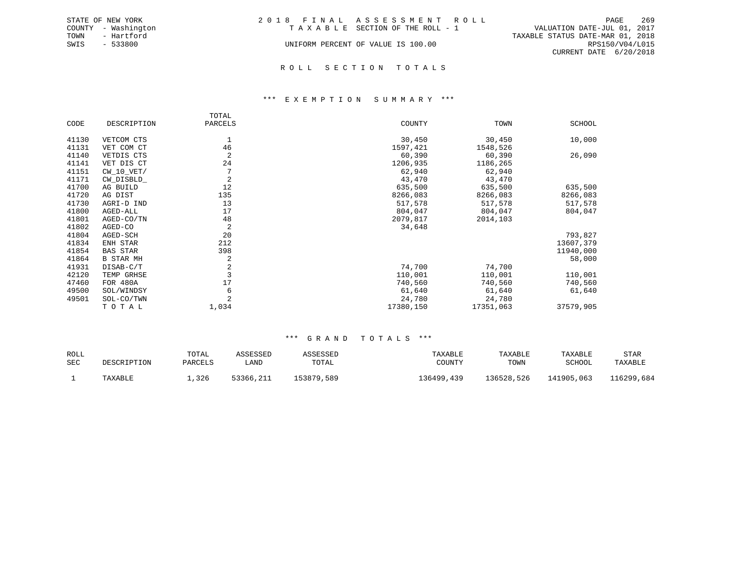STATE OF NEW YORK
COUNTY - Washington
TOWN - Hartford
SWIS - 533800

2 0 1 8 F I N A L A S S E S S M E N T R O L L
T A X A B L E SECTION OF THE ROLL - 1
UNIFORM PERCENT OF VALUE IS 100.00

VALUATION DATE-JUL 01, 2017
TAXABLE STATUS DATE-MAR 01, 2018
RPS150/V04/L015
CURRENT DATE 6/20/2018

## R O L L S E C T I O N T O T A L S

### *** E X E M P T I O N S U M M A R Y ***

| CODE | DESCRIPTION | TOTAL PARCELS | COUNTY | TOWN | SCHOOL |
|---|---|---|---|---|---|
| 41130 | VETCOM CTS | 1 | 30,450 | 30,450 | 10,000 |
| 41131 | VET COM CT | 46 | 1597,421 | 1548,526 | |
| 41140 | VETDIS CTS | 2 | 60,390 | 60,390 | 26,090 |
| 41141 | VET DIS CT | 24 | 1206,935 | 1186,265 | |
| 41151 | CW_10_VET/ | 7 | 62,940 | 62,940 | |
| 41171 | CW_DISBLD_ | 2 | 43,470 | 43,470 | |
| 41700 | AG BUILD | 12 | 635,500 | 635,500 | 635,500 |
| 41720 | AG DIST | 135 | 8266,083 | 8266,083 | 8266,083 |
| 41730 | AGRI-D IND | 13 | 517,578 | 517,578 | 517,578 |
| 41800 | AGED-ALL | 17 | 804,047 | 804,047 | 804,047 |
| 41801 | AGED-CO/TN | 48 | 2079,817 | 2014,103 | |
| 41802 | AGED-CO | 2 | 34,648 | | |
| 41804 | AGED-SCH | 20 | | | 793,827 |
| 41834 | ENH STAR | 212 | | | 13607,379 |
| 41854 | BAS STAR | 398 | | | 11940,000 |
| 41864 | B STAR MH | 2 | | | 58,000 |
| 41931 | DISAB-C/T | 2 | 74,700 | 74,700 | |
| 42120 | TEMP GRHSE | 3 | 110,001 | 110,001 | 110,001 |
| 47460 | FOR 480A | 17 | 740,560 | 740,560 | 740,560 |
| 49500 | SOL/WINDSY | 6 | 61,640 | 61,640 | 61,640 |
| 49501 | SOL-CO/TWN | 2 | 24,780 | 24,780 | |
| | T O T A L | 1,034 | 17380,150 | 17351,063 | 37579,905 |

### *** G R A N D T O T A L S ***

| ROLL SEC | DESCRIPTION | TOTAL PARCELS | ASSESSED LAND | ASSESSED TOTAL | TAXABLE COUNTY | TAXABLE TOWN | TAXABLE SCHOOL | STAR TAXABLE |
|---|---|---|---|---|---|---|---|---|
| 1 | TAXABLE | 1,326 | 53366,211 | 153879,589 | 136499,439 | 136528,526 | 141905,063 | 116299,684 |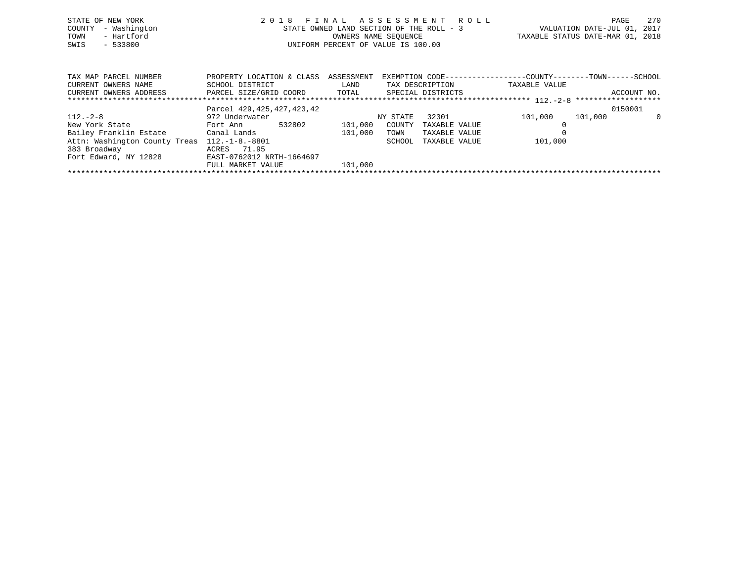STATE OF NEW YORK
COUNTY - Washington
TOWN - Hartford
SWIS - 533800

2018 FINAL ASSESSMENT ROLL
STATE OWNED LAND SECTION OF THE ROLL - 3
OWNERS NAME SEQUENCE
UNIFORM PERCENT OF VALUE IS 100.00

VALUATION DATE-JUL 01, 2017
TAXABLE STATUS DATE-MAR 01, 2018

| TAX MAP PARCEL NUMBER / CURRENT OWNERS NAME / CURRENT OWNERS ADDRESS | PROPERTY LOCATION & CLASS / SCHOOL DISTRICT / PARCEL SIZE/GRID COORD | ASSESSMENT LAND / TOTAL | EXEMPTION CODE / TAX DESCRIPTION / SPECIAL DISTRICTS | COUNTY TAXABLE VALUE | TOWN | SCHOOL / ACCOUNT NO. |
|---|---|---|---|---|---|---|
| | Parcel 429,425,427,423,42 | | | | | 0150001 |
| 112.-2-8 | 972 Underwater | | NY STATE 32301 | 101,000 | 101,000 | 0 |
| New York State | Fort Ann 532802 | 101,000 | COUNTY TAXABLE VALUE | 0 | | |
| Bailey Franklin Estate | Canal Lands | 101,000 | TOWN TAXABLE VALUE | 0 | | |
| Attn: Washington County Treas | 112.-1-8.-8801 | | SCHOOL TAXABLE VALUE | 101,000 | | |
| 383 Broadway | ACRES 71.95 | | | | | |
| Fort Edward, NY 12828 | EAST-0762012 NRTH-1664697 | | | | | |
| | FULL MARKET VALUE | 101,000 | | | | |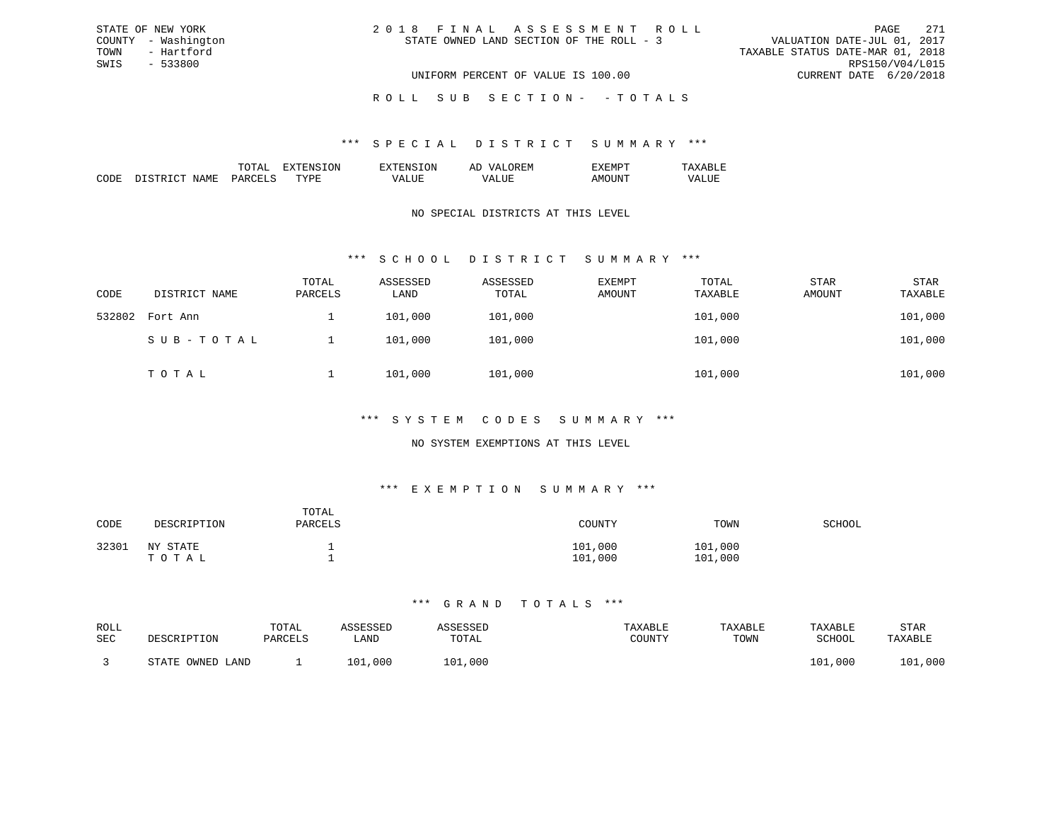STATE OF NEW YORK
COUNTY - Washington
TOWN - Hartford
SWIS - 533800

2018 FINAL ASSESSMENT ROLL
STATE OWNED LAND SECTION OF THE ROLL - 3

VALUATION DATE-JUL 01, 2017
TAXABLE STATUS DATE-MAR 01, 2018
RPS150/V04/L015
CURRENT DATE 6/20/2018

UNIFORM PERCENT OF VALUE IS 100.00

ROLL SUB SECTION- - TOTALS

### *** SPECIAL DISTRICT SUMMARY ***

| CODE | DISTRICT NAME | TOTAL PARCELS | EXTENSION TYPE | EXTENSION VALUE | AD VALOREM VALUE | EXEMPT AMOUNT | TAXABLE VALUE |
|---|---|---|---|---|---|---|---|

NO SPECIAL DISTRICTS AT THIS LEVEL

### *** SCHOOL DISTRICT SUMMARY ***

| CODE | DISTRICT NAME | TOTAL PARCELS | ASSESSED LAND | ASSESSED TOTAL | EXEMPT AMOUNT | TOTAL TAXABLE | STAR AMOUNT | STAR TAXABLE |
|---|---|---|---|---|---|---|---|---|
| 532802 | Fort Ann | 1 | 101,000 | 101,000 | | 101,000 | | 101,000 |
| | SUB-TOTAL | 1 | 101,000 | 101,000 | | 101,000 | | 101,000 |
| | TOTAL | 1 | 101,000 | 101,000 | | 101,000 | | 101,000 |

### *** SYSTEM CODES SUMMARY ***

NO SYSTEM EXEMPTIONS AT THIS LEVEL

### *** EXEMPTION SUMMARY ***

| CODE | DESCRIPTION | TOTAL PARCELS | COUNTY | TOWN | SCHOOL |
|---|---|---|---|---|---|
| 32301 | NY STATE | 1 | 101,000 | 101,000 | |
| | TOTAL | 1 | 101,000 | 101,000 | |

### *** GRAND TOTALS ***

| ROLL SEC | DESCRIPTION | TOTAL PARCELS | ASSESSED LAND | ASSESSED TOTAL | TAXABLE COUNTY | TAXABLE TOWN | TAXABLE SCHOOL | STAR TAXABLE |
|---|---|---|---|---|---|---|---|---|
| 3 | STATE OWNED LAND | 1 | 101,000 | 101,000 | | | 101,000 | 101,000 |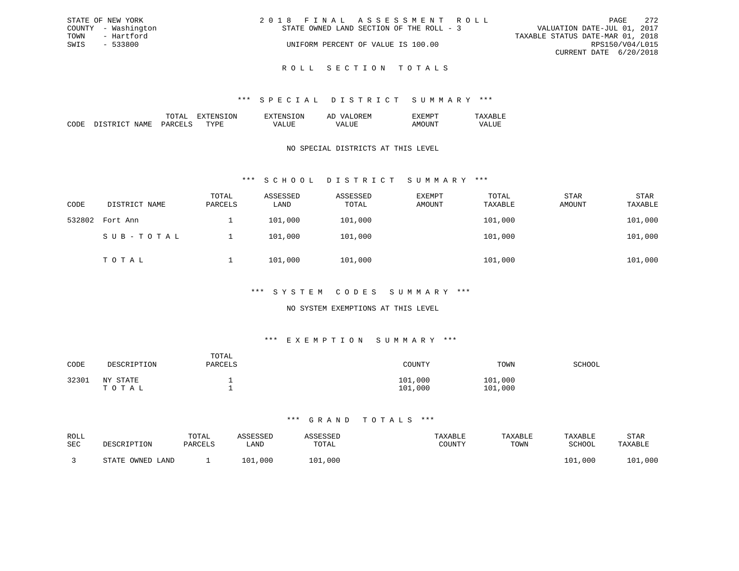STATE OF NEW YORK
COUNTY - Washington
TOWN - Hartford
SWIS - 533800

2 0 1 8 F I N A L A S S E S S M E N T R O L L
STATE OWNED LAND SECTION OF THE ROLL - 3
UNIFORM PERCENT OF VALUE IS 100.00

VALUATION DATE-JUL 01, 2017
TAXABLE STATUS DATE-MAR 01, 2018
RPS150/V04/L015
CURRENT DATE 6/20/2018

## R O L L S E C T I O N T O T A L S

### *** S P E C I A L D I S T R I C T S U M M A R Y ***

| CODE | DISTRICT NAME | TOTAL PARCELS | EXTENSION TYPE | EXTENSION VALUE | AD VALOREM VALUE | EXEMPT AMOUNT | TAXABLE VALUE |
|---|---|---|---|---|---|---|---|

NO SPECIAL DISTRICTS AT THIS LEVEL

### *** S C H O O L D I S T R I C T S U M M A R Y ***

| CODE | DISTRICT NAME | TOTAL PARCELS | ASSESSED LAND | ASSESSED TOTAL | EXEMPT AMOUNT | TOTAL TAXABLE | STAR AMOUNT | STAR TAXABLE |
|---|---|---|---|---|---|---|---|---|
| 532802 | Fort Ann | 1 | 101,000 | 101,000 | | 101,000 | | 101,000 |
| | S U B - T O T A L | 1 | 101,000 | 101,000 | | 101,000 | | 101,000 |
| | T O T A L | 1 | 101,000 | 101,000 | | 101,000 | | 101,000 |

### *** S Y S T E M C O D E S S U M M A R Y ***

NO SYSTEM EXEMPTIONS AT THIS LEVEL

### *** E X E M P T I O N S U M M A R Y ***

| CODE | DESCRIPTION | TOTAL PARCELS | COUNTY | TOWN | SCHOOL |
|---|---|---|---|---|---|
| 32301 | NY STATE | 1 | 101,000 | 101,000 | |
| | T O T A L | 1 | 101,000 | 101,000 | |

### *** G R A N D T O T A L S ***

| ROLL SEC | DESCRIPTION | TOTAL PARCELS | ASSESSED LAND | ASSESSED TOTAL | TAXABLE COUNTY | TAXABLE TOWN | TAXABLE SCHOOL | STAR TAXABLE |
|---|---|---|---|---|---|---|---|---|
| 3 | STATE OWNED LAND | 1 | 101,000 | 101,000 | | | 101,000 | 101,000 |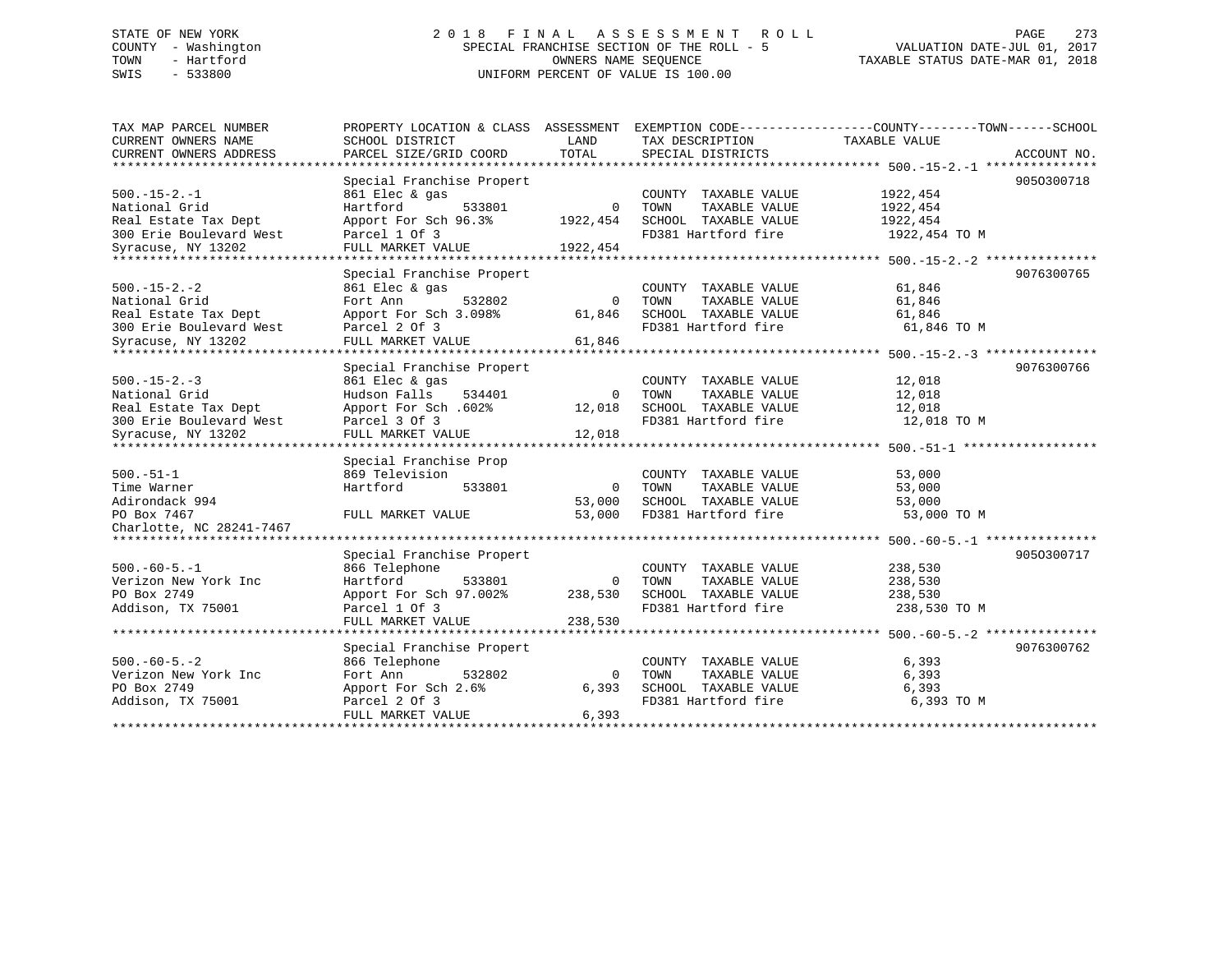STATE OF NEW YORK
COUNTY - Washington
TOWN - Hartford
SWIS - 533800

# 2018 FINAL ASSESSMENT ROLL
SPECIAL FRANCHISE SECTION OF THE ROLL - 5
OWNERS NAME SEQUENCE
UNIFORM PERCENT OF VALUE IS 100.00

VALUATION DATE-JUL 01, 2017
TAXABLE STATUS DATE-MAR 01, 2018

| TAX MAP PARCEL NUMBER / CURRENT OWNERS NAME / CURRENT OWNERS ADDRESS | PROPERTY LOCATION & CLASS / SCHOOL DISTRICT / PARCEL SIZE/GRID COORD | ASSESSMENT LAND / TOTAL | EXEMPTION CODE / TAX DESCRIPTION / SPECIAL DISTRICTS | TAXABLE VALUE (COUNTY / TOWN / SCHOOL) | ACCOUNT NO. |
|---|---|---|---|---|---|
| **500.-15-2.-1** | Special Franchise Propert | | | | 9050300718 |
| 500.-15-2.-1 | 861 Elec & gas | | COUNTY TAXABLE VALUE | 1922,454 | |
| National Grid | Hartford 533801 | 0 | TOWN TAXABLE VALUE | 1922,454 | |
| Real Estate Tax Dept | Apport For Sch 96.3% | 1922,454 | SCHOOL TAXABLE VALUE | 1922,454 | |
| 300 Erie Boulevard West | Parcel 1 Of 3 | | FD381 Hartford fire | 1922,454 TO M | |
| Syracuse, NY 13202 | FULL MARKET VALUE | 1922,454 | | | |
| **500.-15-2.-2** | Special Franchise Propert | | | | 9076300765 |
| 500.-15-2.-2 | 861 Elec & gas | | COUNTY TAXABLE VALUE | 61,846 | |
| National Grid | Fort Ann 532802 | 0 | TOWN TAXABLE VALUE | 61,846 | |
| Real Estate Tax Dept | Apport For Sch 3.098% | 61,846 | SCHOOL TAXABLE VALUE | 61,846 | |
| 300 Erie Boulevard West | Parcel 2 Of 3 | | FD381 Hartford fire | 61,846 TO M | |
| Syracuse, NY 13202 | FULL MARKET VALUE | 61,846 | | | |
| **500.-15-2.-3** | Special Franchise Propert | | | | 9076300766 |
| 500.-15-2.-3 | 861 Elec & gas | | COUNTY TAXABLE VALUE | 12,018 | |
| National Grid | Hudson Falls 534401 | 0 | TOWN TAXABLE VALUE | 12,018 | |
| Real Estate Tax Dept | Apport For Sch .602% | 12,018 | SCHOOL TAXABLE VALUE | 12,018 | |
| 300 Erie Boulevard West | Parcel 3 Of 3 | | FD381 Hartford fire | 12,018 TO M | |
| Syracuse, NY 13202 | FULL MARKET VALUE | 12,018 | | | |
| **500.-51-1** | Special Franchise Prop | | | | |
| 500.-51-1 | 869 Television | | COUNTY TAXABLE VALUE | 53,000 | |
| Time Warner | Hartford 533801 | 0 | TOWN TAXABLE VALUE | 53,000 | |
| Adirondack 994 | | 53,000 | SCHOOL TAXABLE VALUE | 53,000 | |
| PO Box 7467 | FULL MARKET VALUE | 53,000 | FD381 Hartford fire | 53,000 TO M | |
| Charlotte, NC 28241-7467 | | | | | |
| **500.-60-5.-1** | Special Franchise Propert | | | | 9050300717 |
| 500.-60-5.-1 | 866 Telephone | | COUNTY TAXABLE VALUE | 238,530 | |
| Verizon New York Inc | Hartford 533801 | 0 | TOWN TAXABLE VALUE | 238,530 | |
| PO Box 2749 | Apport For Sch 97.002% | 238,530 | SCHOOL TAXABLE VALUE | 238,530 | |
| Addison, TX 75001 | Parcel 1 Of 3 | | FD381 Hartford fire | 238,530 TO M | |
| | FULL MARKET VALUE | 238,530 | | | |
| **500.-60-5.-2** | Special Franchise Propert | | | | 9076300762 |
| 500.-60-5.-2 | 866 Telephone | | COUNTY TAXABLE VALUE | 6,393 | |
| Verizon New York Inc | Fort Ann 532802 | 0 | TOWN TAXABLE VALUE | 6,393 | |
| PO Box 2749 | Apport For Sch 2.6% | 6,393 | SCHOOL TAXABLE VALUE | 6,393 | |
| Addison, TX 75001 | Parcel 2 Of 3 | | FD381 Hartford fire | 6,393 TO M | |
| | FULL MARKET VALUE | 6,393 | | | |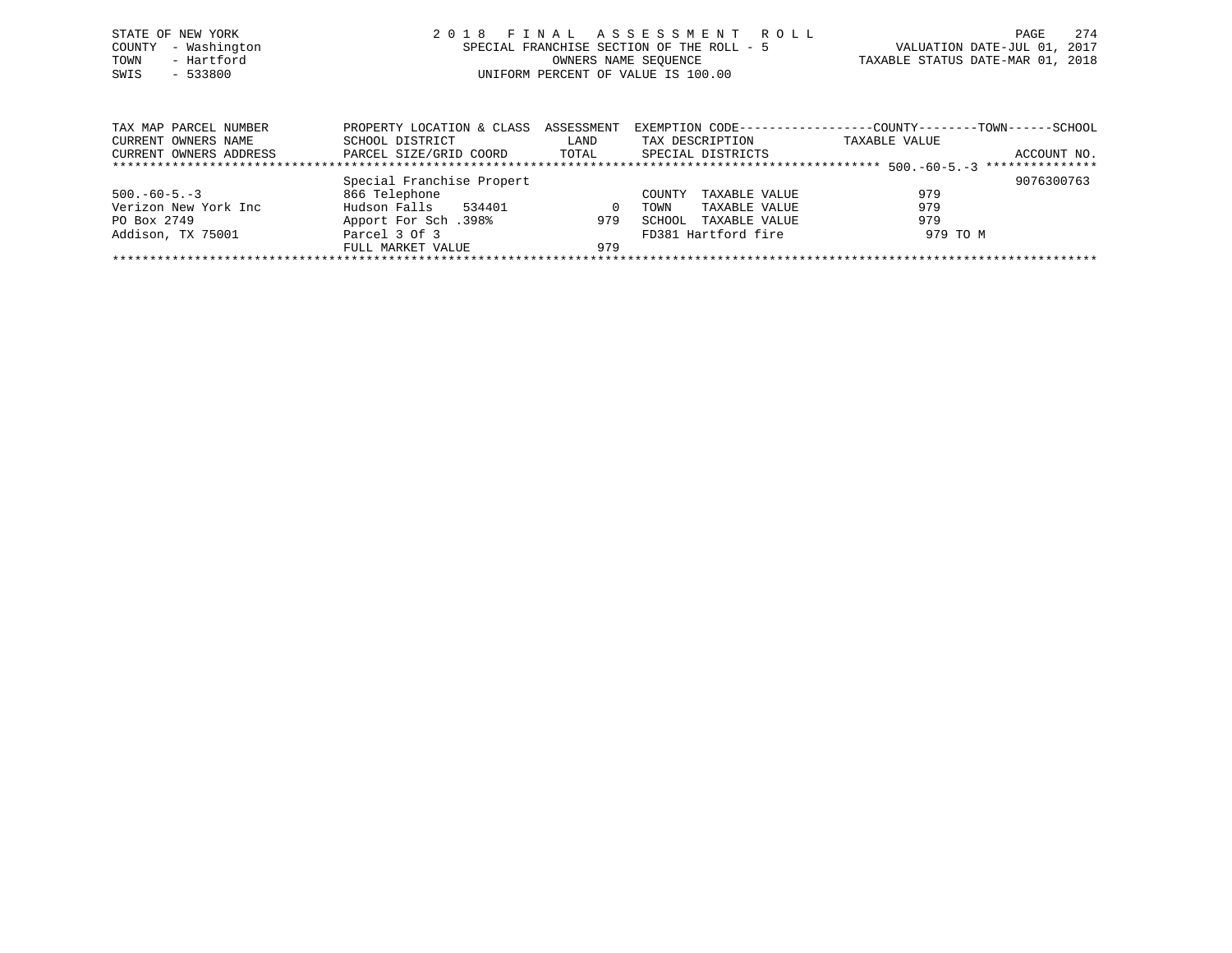STATE OF NEW YORK
COUNTY - Washington
TOWN - Hartford
SWIS - 533800

# 2018 FINAL ASSESSMENT ROLL

SPECIAL FRANCHISE SECTION OF THE ROLL - 5
OWNERS NAME SEQUENCE
UNIFORM PERCENT OF VALUE IS 100.00

VALUATION DATE-JUL 01, 2017
TAXABLE STATUS DATE-MAR 01, 2018

| TAX MAP PARCEL NUMBER / CURRENT OWNERS NAME / CURRENT OWNERS ADDRESS | PROPERTY LOCATION & CLASS / SCHOOL DISTRICT / PARCEL SIZE/GRID COORD | ASSESSMENT LAND / TOTAL | EXEMPTION CODE / TAX DESCRIPTION / SPECIAL DISTRICTS | TAXABLE VALUE (COUNTY / TOWN / SCHOOL) | ACCOUNT NO. |
|---|---|---|---|---|---|
| | Special Franchise Propert | | | | 9076300763 |
| 500.-60-5.-3 | 866 Telephone | | COUNTY TAXABLE VALUE | 979 | |
| Verizon New York Inc | Hudson Falls 534401 | 0 | TOWN TAXABLE VALUE | 979 | |
| PO Box 2749 | Apport For Sch .398% | 979 | SCHOOL TAXABLE VALUE | 979 | |
| Addison, TX 75001 | Parcel 3 Of 3 | | FD381 Hartford fire | 979 TO M | |
| | FULL MARKET VALUE | 979 | | | |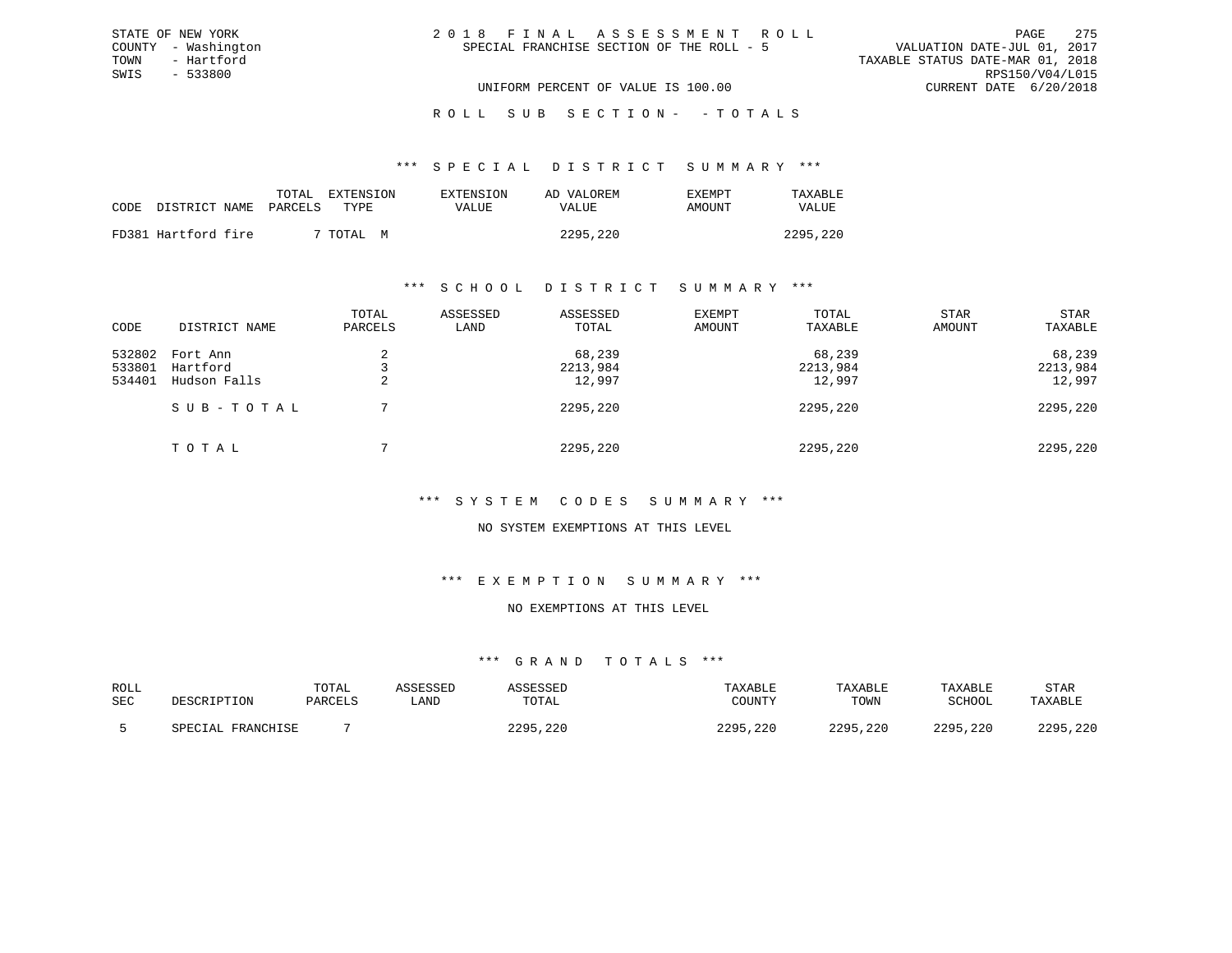STATE OF NEW YORK
COUNTY - Washington
TOWN - Hartford
SWIS - 533800

2018 FINAL ASSESSMENT ROLL
SPECIAL FRANCHISE SECTION OF THE ROLL - 5

VALUATION DATE-JUL 01, 2017
TAXABLE STATUS DATE-MAR 01, 2018
RPS150/V04/L015
CURRENT DATE 6/20/2018

UNIFORM PERCENT OF VALUE IS 100.00

ROLL SUB SECTION- - TOTALS

## *** SPECIAL DISTRICT SUMMARY ***

| CODE | DISTRICT NAME | TOTAL PARCELS | EXTENSION TYPE | EXTENSION VALUE | AD VALOREM VALUE | EXEMPT AMOUNT | TAXABLE VALUE |
|---|---|---|---|---|---|---|---|
| FD381 | Hartford fire | 7 | TOTAL M | | 2295,220 | | 2295,220 |

## *** SCHOOL DISTRICT SUMMARY ***

| CODE | DISTRICT NAME | TOTAL PARCELS | ASSESSED LAND | ASSESSED TOTAL | EXEMPT AMOUNT | TOTAL TAXABLE | STAR AMOUNT | STAR TAXABLE |
|---|---|---|---|---|---|---|---|---|
| 532802 | Fort Ann | 2 | | 68,239 | | 68,239 | | 68,239 |
| 533801 | Hartford | 3 | | 2213,984 | | 2213,984 | | 2213,984 |
| 534401 | Hudson Falls | 2 | | 12,997 | | 12,997 | | 12,997 |
| | SUB-TOTAL | 7 | | 2295,220 | | 2295,220 | | 2295,220 |
| | TOTAL | 7 | | 2295,220 | | 2295,220 | | 2295,220 |

## *** SYSTEM CODES SUMMARY ***

NO SYSTEM EXEMPTIONS AT THIS LEVEL

## *** EXEMPTION SUMMARY ***

NO EXEMPTIONS AT THIS LEVEL

## *** GRAND TOTALS ***

| ROLL SEC | DESCRIPTION | TOTAL PARCELS | ASSESSED LAND | ASSESSED TOTAL | TAXABLE COUNTY | TAXABLE TOWN | TAXABLE SCHOOL | STAR TAXABLE |
|---|---|---|---|---|---|---|---|---|
| 5 | SPECIAL FRANCHISE | 7 | | 2295,220 | 2295,220 | 2295,220 | 2295,220 | 2295,220 |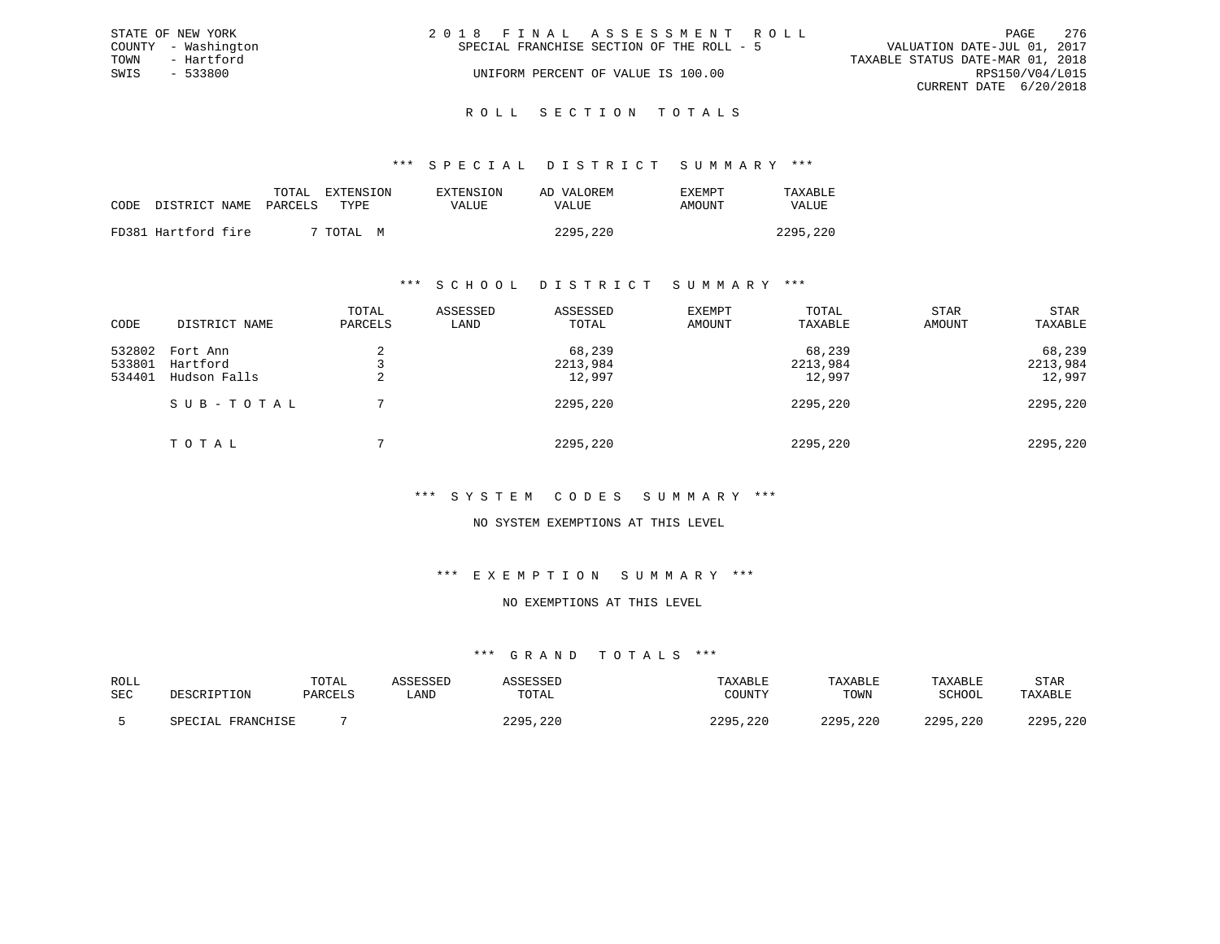STATE OF NEW YORK
COUNTY - Washington
TOWN - Hartford
SWIS - 533800

2 0 1 8 F I N A L A S S E S S M E N T R O L L
SPECIAL FRANCHISE SECTION OF THE ROLL - 5
UNIFORM PERCENT OF VALUE IS 100.00

VALUATION DATE-JUL 01, 2017
TAXABLE STATUS DATE-MAR 01, 2018
RPS150/V04/L015
CURRENT DATE 6/20/2018

## R O L L S E C T I O N T O T A L S

### *** S P E C I A L D I S T R I C T S U M M A R Y ***

| CODE | DISTRICT NAME | TOTAL PARCELS | EXTENSION TYPE | EXTENSION VALUE | AD VALOREM VALUE | EXEMPT AMOUNT | TAXABLE VALUE |
|---|---|---|---|---|---|---|---|
| FD381 | Hartford fire | 7 | TOTAL M | | 2295,220 | | 2295,220 |

### *** S C H O O L D I S T R I C T S U M M A R Y ***

| CODE | DISTRICT NAME | TOTAL PARCELS | ASSESSED LAND | ASSESSED TOTAL | EXEMPT AMOUNT | TOTAL TAXABLE | STAR AMOUNT | STAR TAXABLE |
|---|---|---|---|---|---|---|---|---|
| 532802 | Fort Ann | 2 | | 68,239 | | 68,239 | | 68,239 |
| 533801 | Hartford | 3 | | 2213,984 | | 2213,984 | | 2213,984 |
| 534401 | Hudson Falls | 2 | | 12,997 | | 12,997 | | 12,997 |
| | S U B - T O T A L | 7 | | 2295,220 | | 2295,220 | | 2295,220 |
| | T O T A L | 7 | | 2295,220 | | 2295,220 | | 2295,220 |

### *** S Y S T E M C O D E S S U M M A R Y ***

NO SYSTEM EXEMPTIONS AT THIS LEVEL

### *** E X E M P T I O N S U M M A R Y ***

NO EXEMPTIONS AT THIS LEVEL

### *** G R A N D T O T A L S ***

| ROLL SEC | DESCRIPTION | TOTAL PARCELS | ASSESSED LAND | ASSESSED TOTAL | TAXABLE COUNTY | TAXABLE TOWN | TAXABLE SCHOOL | STAR TAXABLE |
|---|---|---|---|---|---|---|---|---|
| 5 | SPECIAL FRANCHISE | 7 | | 2295,220 | 2295,220 | 2295,220 | 2295,220 | 2295,220 |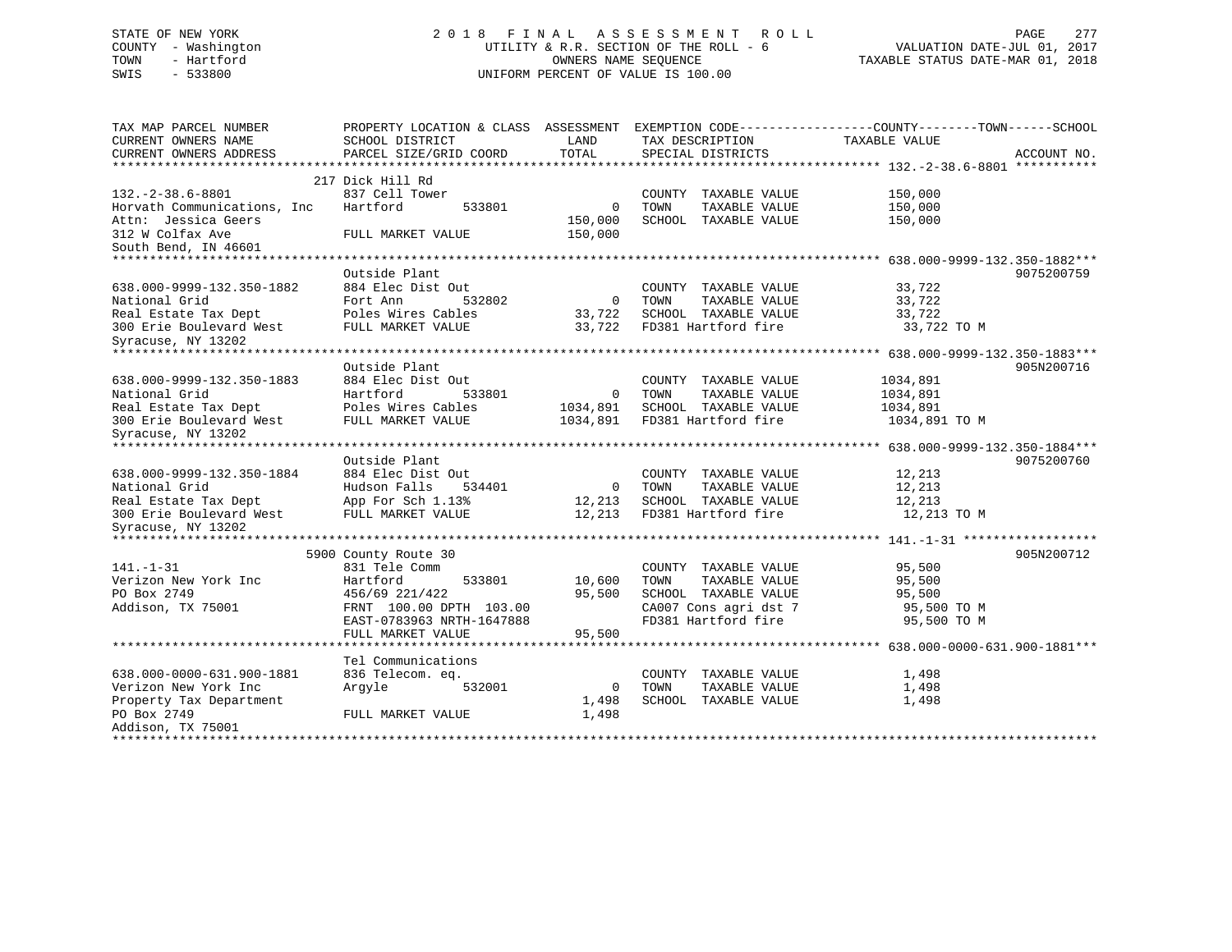STATE OF NEW YORK
COUNTY - Washington
TOWN - Hartford
SWIS - 533800

2 0 1 8 F I N A L A S S E S S M E N T R O L L
UTILITY & R.R. SECTION OF THE ROLL - 6
OWNERS NAME SEQUENCE
UNIFORM PERCENT OF VALUE IS 100.00

VALUATION DATE-JUL 01, 2017
TAXABLE STATUS DATE-MAR 01, 2018

| TAX MAP PARCEL NUMBER / CURRENT OWNERS NAME / CURRENT OWNERS ADDRESS | PROPERTY LOCATION & CLASS / SCHOOL DISTRICT / PARCEL SIZE/GRID COORD | ASSESSMENT LAND | TOTAL | EXEMPTION CODE / TAX DESCRIPTION / SPECIAL DISTRICTS | TAXABLE VALUE (COUNTY / TOWN / SCHOOL) | ACCOUNT NO. |
|---|---|---|---|---|---|---|
| **132.-2-38.6-8801** | 217 Dick Hill Rd | | | | | |
| 132.-2-38.6-8801 | 837 Cell Tower | | | COUNTY TAXABLE VALUE | 150,000 | |
| Horvath Communications, Inc | Hartford 533801 | 0 | | TOWN TAXABLE VALUE | 150,000 | |
| Attn: Jessica Geers | | | 150,000 | SCHOOL TAXABLE VALUE | 150,000 | |
| 312 W Colfax Ave | FULL MARKET VALUE | | 150,000 | | | |
| South Bend, IN 46601 | | | | | | |
| **638.000-9999-132.350-1882** | Outside Plant | | | | | 9075200759 |
| 638.000-9999-132.350-1882 | 884 Elec Dist Out | | | COUNTY TAXABLE VALUE | 33,722 | |
| National Grid | Fort Ann 532802 | 0 | | TOWN TAXABLE VALUE | 33,722 | |
| Real Estate Tax Dept | Poles Wires Cables | | 33,722 | SCHOOL TAXABLE VALUE | 33,722 | |
| 300 Erie Boulevard West | FULL MARKET VALUE | | 33,722 | FD381 Hartford fire | 33,722 TO M | |
| Syracuse, NY 13202 | | | | | | |
| **638.000-9999-132.350-1883** | Outside Plant | | | | | 905N200716 |
| 638.000-9999-132.350-1883 | 884 Elec Dist Out | | | COUNTY TAXABLE VALUE | 1034,891 | |
| National Grid | Hartford 533801 | 0 | | TOWN TAXABLE VALUE | 1034,891 | |
| Real Estate Tax Dept | Poles Wires Cables | | 1034,891 | SCHOOL TAXABLE VALUE | 1034,891 | |
| 300 Erie Boulevard West | FULL MARKET VALUE | | 1034,891 | FD381 Hartford fire | 1034,891 TO M | |
| Syracuse, NY 13202 | | | | | | |
| **638.000-9999-132.350-1884** | Outside Plant | | | | | 9075200760 |
| 638.000-9999-132.350-1884 | 884 Elec Dist Out | | | COUNTY TAXABLE VALUE | 12,213 | |
| National Grid | Hudson Falls 534401 | 0 | | TOWN TAXABLE VALUE | 12,213 | |
| Real Estate Tax Dept | App For Sch 1.13% | | 12,213 | SCHOOL TAXABLE VALUE | 12,213 | |
| 300 Erie Boulevard West | FULL MARKET VALUE | | 12,213 | FD381 Hartford fire | 12,213 TO M | |
| Syracuse, NY 13202 | | | | | | |
| **141.-1-31** | 5900 County Route 30 | | | | | 905N200712 |
| 141.-1-31 | 831 Tele Comm | | | COUNTY TAXABLE VALUE | 95,500 | |
| Verizon New York Inc | Hartford 533801 | 10,600 | | TOWN TAXABLE VALUE | 95,500 | |
| PO Box 2749 | 456/69 221/422 | | 95,500 | SCHOOL TAXABLE VALUE | 95,500 | |
| Addison, TX 75001 | FRNT 100.00 DPTH 103.00 | | | CA007 Cons agri dst 7 | 95,500 TO M | |
| | EAST-0783963 NRTH-1647888 | | | FD381 Hartford fire | 95,500 TO M | |
| | FULL MARKET VALUE | | 95,500 | | | |
| **638.000-0000-631.900-1881** | Tel Communications | | | | | |
| 638.000-0000-631.900-1881 | 836 Telecom. eq. | | | COUNTY TAXABLE VALUE | 1,498 | |
| Verizon New York Inc | Argyle 532001 | 0 | | TOWN TAXABLE VALUE | 1,498 | |
| Property Tax Department | | | 1,498 | SCHOOL TAXABLE VALUE | 1,498 | |
| PO Box 2749 | FULL MARKET VALUE | | 1,498 | | | |
| Addison, TX 75001 | | | | | | |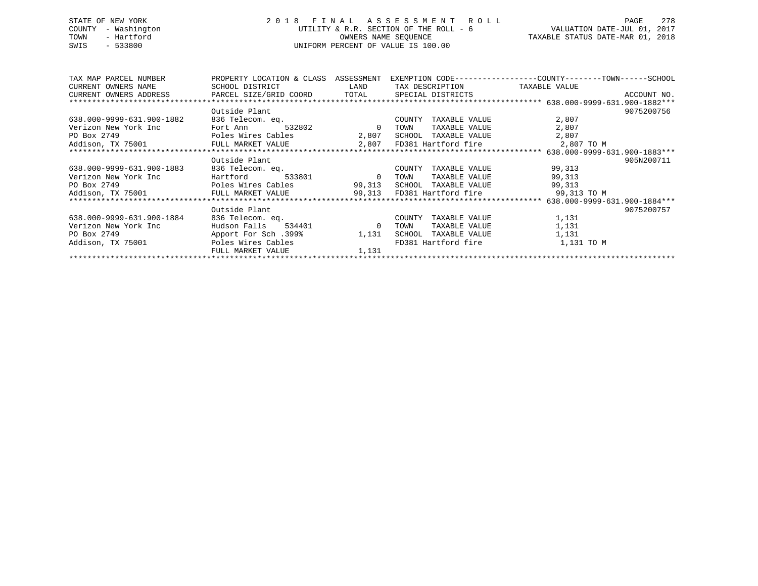STATE OF NEW YORK
COUNTY - Washington
TOWN - Hartford
SWIS - 533800

# 2018 FINAL ASSESSMENT ROLL

UTILITY & R.R. SECTION OF THE ROLL - 6
OWNERS NAME SEQUENCE
UNIFORM PERCENT OF VALUE IS 100.00

VALUATION DATE-JUL 01, 2017
TAXABLE STATUS DATE-MAR 01, 2018

| TAX MAP PARCEL NUMBER / CURRENT OWNERS NAME / CURRENT OWNERS ADDRESS | PROPERTY LOCATION & CLASS / SCHOOL DISTRICT / PARCEL SIZE/GRID COORD | ASSESSMENT LAND / TOTAL | EXEMPTION CODE / TAX DESCRIPTION / SPECIAL DISTRICTS | COUNTY / TOWN / SCHOOL TAXABLE VALUE | ACCOUNT NO. |
|---|---|---|---|---|---|
| **638.000-9999-631.900-1882** | Outside Plant | | | | 9075200756 |
| 638.000-9999-631.900-1882 | 836 Telecom. eq. | | COUNTY TAXABLE VALUE | 2,807 | |
| Verizon New York Inc | Fort Ann 532802 | 0 | TOWN TAXABLE VALUE | 2,807 | |
| PO Box 2749 | Poles Wires Cables | 2,807 | SCHOOL TAXABLE VALUE | 2,807 | |
| Addison, TX 75001 | FULL MARKET VALUE | 2,807 | FD381 Hartford fire | 2,807 TO M | |
| **638.000-9999-631.900-1883** | Outside Plant | | | | 905N200711 |
| 638.000-9999-631.900-1883 | 836 Telecom. eq. | | COUNTY TAXABLE VALUE | 99,313 | |
| Verizon New York Inc | Hartford 533801 | 0 | TOWN TAXABLE VALUE | 99,313 | |
| PO Box 2749 | Poles Wires Cables | 99,313 | SCHOOL TAXABLE VALUE | 99,313 | |
| Addison, TX 75001 | FULL MARKET VALUE | 99,313 | FD381 Hartford fire | 99,313 TO M | |
| **638.000-9999-631.900-1884** | Outside Plant | | | | 9075200757 |
| 638.000-9999-631.900-1884 | 836 Telecom. eq. | | COUNTY TAXABLE VALUE | 1,131 | |
| Verizon New York Inc | Hudson Falls 534401 | 0 | TOWN TAXABLE VALUE | 1,131 | |
| PO Box 2749 | Apport For Sch .399% | 1,131 | SCHOOL TAXABLE VALUE | 1,131 | |
| Addison, TX 75001 | Poles Wires Cables | | FD381 Hartford fire | 1,131 TO M | |
| | FULL MARKET VALUE | 1,131 | | | |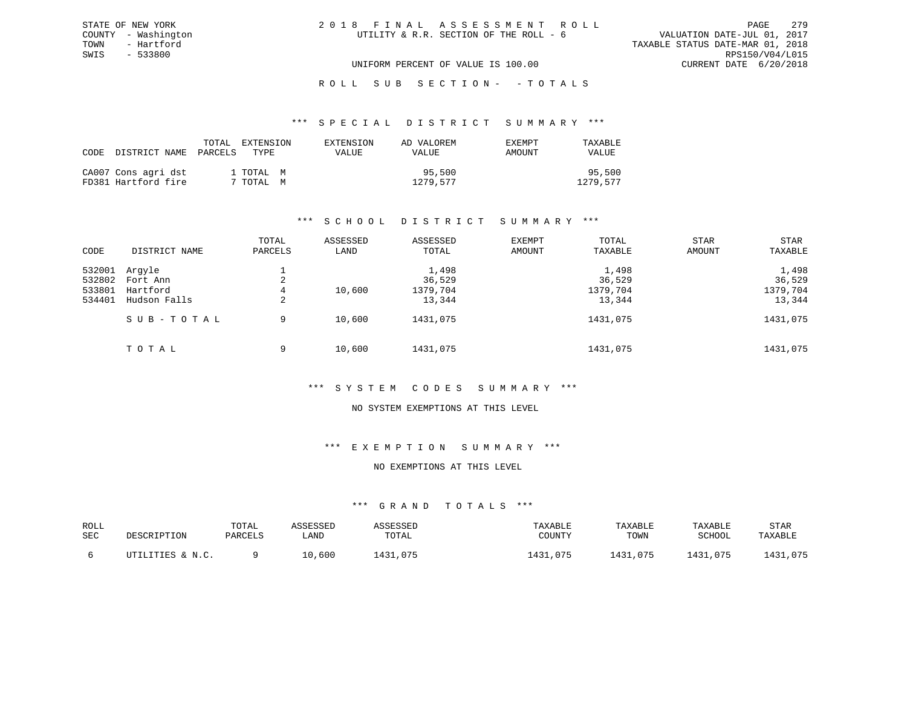STATE OF NEW YORK
COUNTY - Washington
TOWN - Hartford
SWIS - 533800

# 2018 FINAL ASSESSMENT ROLL

UTILITY & R.R. SECTION OF THE ROLL - 6

UNIFORM PERCENT OF VALUE IS 100.00

VALUATION DATE-JUL 01, 2017
TAXABLE STATUS DATE-MAR 01, 2018
RPS150/V04/L015
CURRENT DATE 6/20/2018

## ROLL SUB SECTION- - TOTALS

### *** SPECIAL DISTRICT SUMMARY ***

| CODE | DISTRICT NAME | TOTAL PARCELS | EXTENSION TYPE | EXTENSION VALUE | AD VALOREM VALUE | EXEMPT AMOUNT | TAXABLE VALUE |
|---|---|---|---|---|---|---|---|
| CA007 | Cons agri dst | 1 | TOTAL M | | 95,500 | | 95,500 |
| FD381 | Hartford fire | 7 | TOTAL M | | 1279,577 | | 1279,577 |

### *** SCHOOL DISTRICT SUMMARY ***

| CODE | DISTRICT NAME | TOTAL PARCELS | ASSESSED LAND | ASSESSED TOTAL | EXEMPT AMOUNT | TOTAL TAXABLE | STAR AMOUNT | STAR TAXABLE |
|---|---|---|---|---|---|---|---|---|
| 532001 | Argyle | 1 | | 1,498 | | 1,498 | | 1,498 |
| 532802 | Fort Ann | 2 | | 36,529 | | 36,529 | | 36,529 |
| 533801 | Hartford | 4 | 10,600 | 1379,704 | | 1379,704 | | 1379,704 |
| 534401 | Hudson Falls | 2 | | 13,344 | | 13,344 | | 13,344 |
| | SUB-TOTAL | 9 | 10,600 | 1431,075 | | 1431,075 | | 1431,075 |
| | TOTAL | 9 | 10,600 | 1431,075 | | 1431,075 | | 1431,075 |

### *** SYSTEM CODES SUMMARY ***

NO SYSTEM EXEMPTIONS AT THIS LEVEL

### *** EXEMPTION SUMMARY ***

NO EXEMPTIONS AT THIS LEVEL

### *** GRAND TOTALS ***

| ROLL SEC | DESCRIPTION | TOTAL PARCELS | ASSESSED LAND | ASSESSED TOTAL | TAXABLE COUNTY | TAXABLE TOWN | TAXABLE SCHOOL | STAR TAXABLE |
|---|---|---|---|---|---|---|---|---|
| 6 | UTILITIES & N.C. | 9 | 10,600 | 1431,075 | 1431,075 | 1431,075 | 1431,075 | 1431,075 |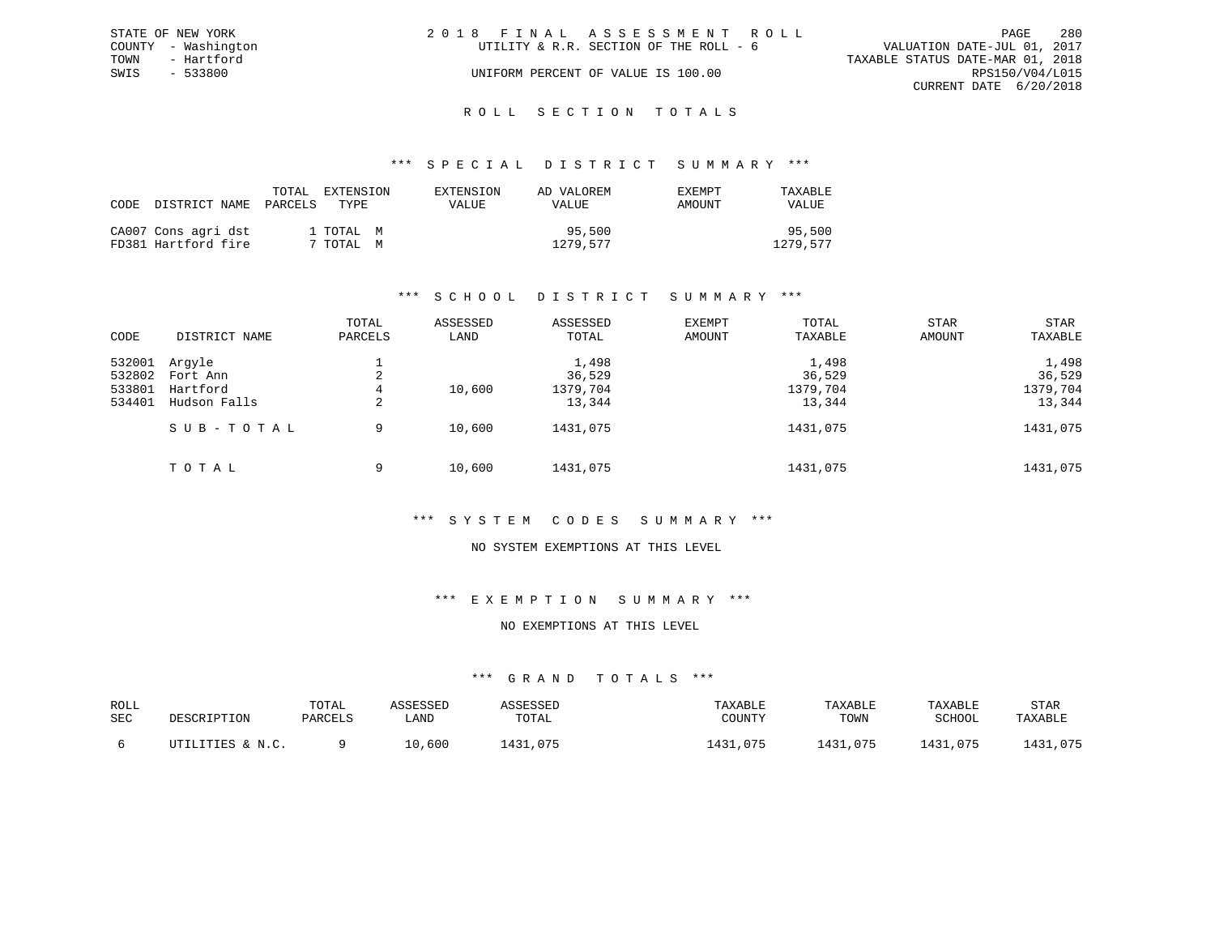STATE OF NEW YORK
COUNTY - Washington
TOWN - Hartford
SWIS - 533800

2018 FINAL ASSESSMENT ROLL
UTILITY & R.R. SECTION OF THE ROLL - 6
UNIFORM PERCENT OF VALUE IS 100.00

VALUATION DATE-JUL 01, 2017
TAXABLE STATUS DATE-MAR 01, 2018
RPS150/V04/L015
CURRENT DATE 6/20/2018

## ROLL SECTION TOTALS

### *** SPECIAL DISTRICT SUMMARY ***

| CODE | DISTRICT NAME | TOTAL PARCELS | EXTENSION TYPE | EXTENSION VALUE | AD VALOREM VALUE | EXEMPT AMOUNT | TAXABLE VALUE |
|---|---|---|---|---|---|---|---|
| CA007 | Cons agri dst | 1 | TOTAL M | | 95,500 | | 95,500 |
| FD381 | Hartford fire | 7 | TOTAL M | | 1279,577 | | 1279,577 |

### *** SCHOOL DISTRICT SUMMARY ***

| CODE | DISTRICT NAME | TOTAL PARCELS | ASSESSED LAND | ASSESSED TOTAL | EXEMPT AMOUNT | TOTAL TAXABLE | STAR AMOUNT | STAR TAXABLE |
|---|---|---|---|---|---|---|---|---|
| 532001 | Argyle | 1 | | 1,498 | | 1,498 | | 1,498 |
| 532802 | Fort Ann | 2 | | 36,529 | | 36,529 | | 36,529 |
| 533801 | Hartford | 4 | 10,600 | 1379,704 | | 1379,704 | | 1379,704 |
| 534401 | Hudson Falls | 2 | | 13,344 | | 13,344 | | 13,344 |
| | SUB-TOTAL | 9 | 10,600 | 1431,075 | | 1431,075 | | 1431,075 |
| | TOTAL | 9 | 10,600 | 1431,075 | | 1431,075 | | 1431,075 |

### *** SYSTEM CODES SUMMARY ***

NO SYSTEM EXEMPTIONS AT THIS LEVEL

### *** EXEMPTION SUMMARY ***

NO EXEMPTIONS AT THIS LEVEL

### *** GRAND TOTALS ***

| ROLL SEC | DESCRIPTION | TOTAL PARCELS | ASSESSED LAND | ASSESSED TOTAL | TAXABLE COUNTY | TAXABLE TOWN | TAXABLE SCHOOL | STAR TAXABLE |
|---|---|---|---|---|---|---|---|---|
| 6 | UTILITIES & N.C. | 9 | 10,600 | 1431,075 | 1431,075 | 1431,075 | 1431,075 | 1431,075 |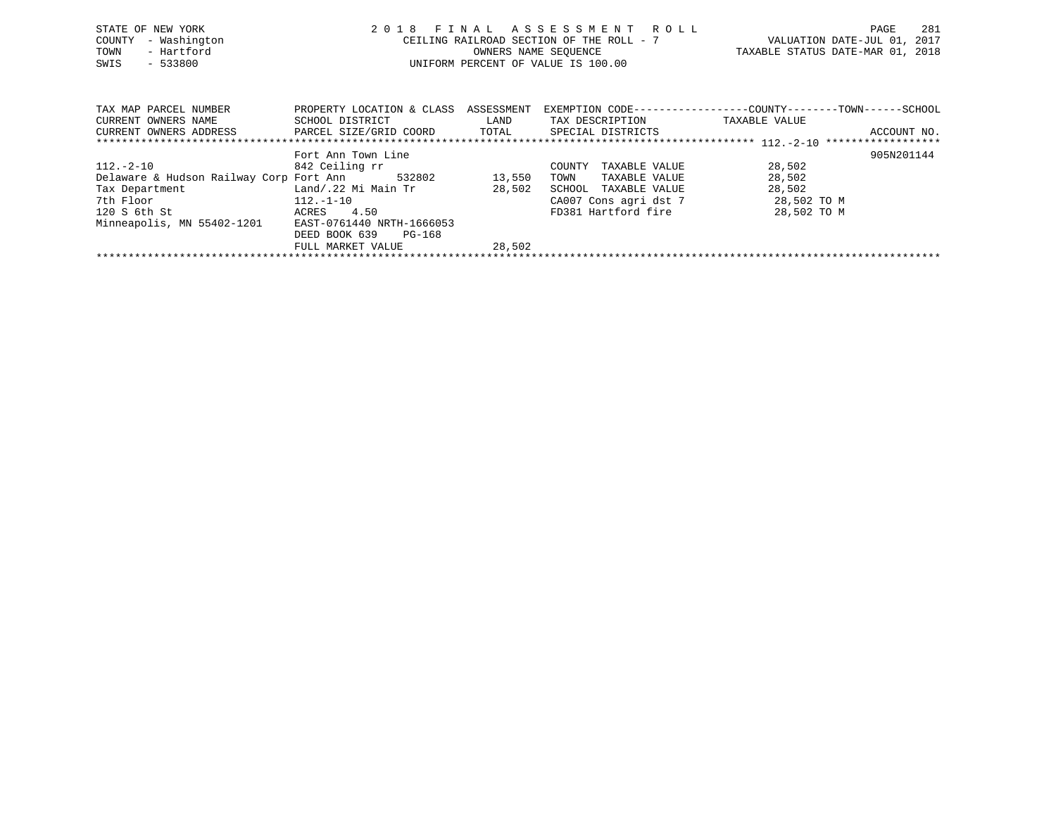STATE OF NEW YORK
COUNTY - Washington
TOWN - Hartford
SWIS - 533800

# 2018 FINAL ASSESSMENT ROLL

CEILING RAILROAD SECTION OF THE ROLL - 7
OWNERS NAME SEQUENCE
UNIFORM PERCENT OF VALUE IS 100.00

VALUATION DATE-JUL 01, 2017
TAXABLE STATUS DATE-MAR 01, 2018

| TAX MAP PARCEL NUMBER / CURRENT OWNERS NAME / CURRENT OWNERS ADDRESS | PROPERTY LOCATION & CLASS / SCHOOL DISTRICT / PARCEL SIZE/GRID COORD | ASSESSMENT / LAND / TOTAL | EXEMPTION CODE / TAX DESCRIPTION / SPECIAL DISTRICTS | COUNTY--------TOWN------SCHOOL TAXABLE VALUE | ACCOUNT NO. |
|---|---|---|---|---|---|
| 112.-2-10 | Fort Ann Town Line | | | | 905N201144 |
| 112.-2-10 | 842 Ceiling rr | | COUNTY TAXABLE VALUE | 28,502 | |
| Delaware & Hudson Railway Corp | Fort Ann 532802 | 13,550 | TOWN TAXABLE VALUE | 28,502 | |
| Tax Department | Land/.22 Mi Main Tr | 28,502 | SCHOOL TAXABLE VALUE | 28,502 | |
| 7th Floor | 112.-1-10 | | CA007 Cons agri dst 7 | 28,502 TO M | |
| 120 S 6th St | ACRES 4.50 | | FD381 Hartford fire | 28,502 TO M | |
| Minneapolis, MN 55402-1201 | EAST-0761440 NRTH-1666053 | | | | |
| | DEED BOOK 639 PG-168 | | | | |
| | FULL MARKET VALUE | 28,502 | | | |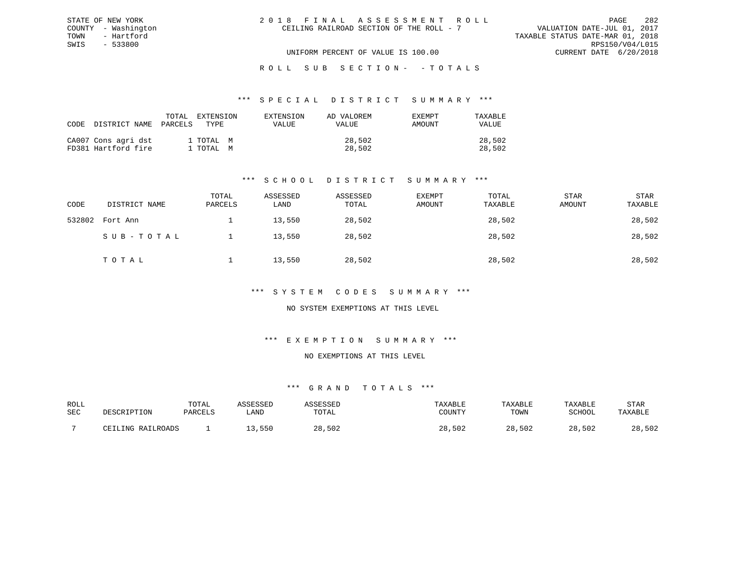STATE OF NEW YORK
COUNTY - Washington
TOWN - Hartford
SWIS - 533800

2 0 1 8 F I N A L A S S E S S M E N T R O L L
CEILING RAILROAD SECTION OF THE ROLL - 7

VALUATION DATE-JUL 01, 2017
TAXABLE STATUS DATE-MAR 01, 2018
RPS150/V04/L015
CURRENT DATE 6/20/2018

UNIFORM PERCENT OF VALUE IS 100.00

R O L L S U B S E C T I O N - - T O T A L S

*** S P E C I A L D I S T R I C T S U M M A R Y ***

| CODE | DISTRICT NAME | TOTAL PARCELS | EXTENSION TYPE | EXTENSION VALUE | AD VALOREM VALUE | EXEMPT AMOUNT | TAXABLE VALUE |
|---|---|---|---|---|---|---|---|
| CA007 | Cons agri dst | 1 | TOTAL M | | 28,502 | | 28,502 |
| FD381 | Hartford fire | 1 | TOTAL M | | 28,502 | | 28,502 |

*** S C H O O L D I S T R I C T S U M M A R Y ***

| CODE | DISTRICT NAME | TOTAL PARCELS | ASSESSED LAND | ASSESSED TOTAL | EXEMPT AMOUNT | TOTAL TAXABLE | STAR AMOUNT | STAR TAXABLE |
|---|---|---|---|---|---|---|---|---|
| 532802 | Fort Ann | 1 | 13,550 | 28,502 | | 28,502 | | 28,502 |
| | S U B - T O T A L | 1 | 13,550 | 28,502 | | 28,502 | | 28,502 |
| | T O T A L | 1 | 13,550 | 28,502 | | 28,502 | | 28,502 |

*** S Y S T E M C O D E S S U M M A R Y ***

NO SYSTEM EXEMPTIONS AT THIS LEVEL

*** E X E M P T I O N S U M M A R Y ***

NO EXEMPTIONS AT THIS LEVEL

*** G R A N D T O T A L S ***

| ROLL SEC | DESCRIPTION | TOTAL PARCELS | ASSESSED LAND | ASSESSED TOTAL | TAXABLE COUNTY | TAXABLE TOWN | TAXABLE SCHOOL | STAR TAXABLE |
|---|---|---|---|---|---|---|---|---|
| 7 | CEILING RAILROADS | 1 | 13,550 | 28,502 | 28,502 | 28,502 | 28,502 | 28,502 |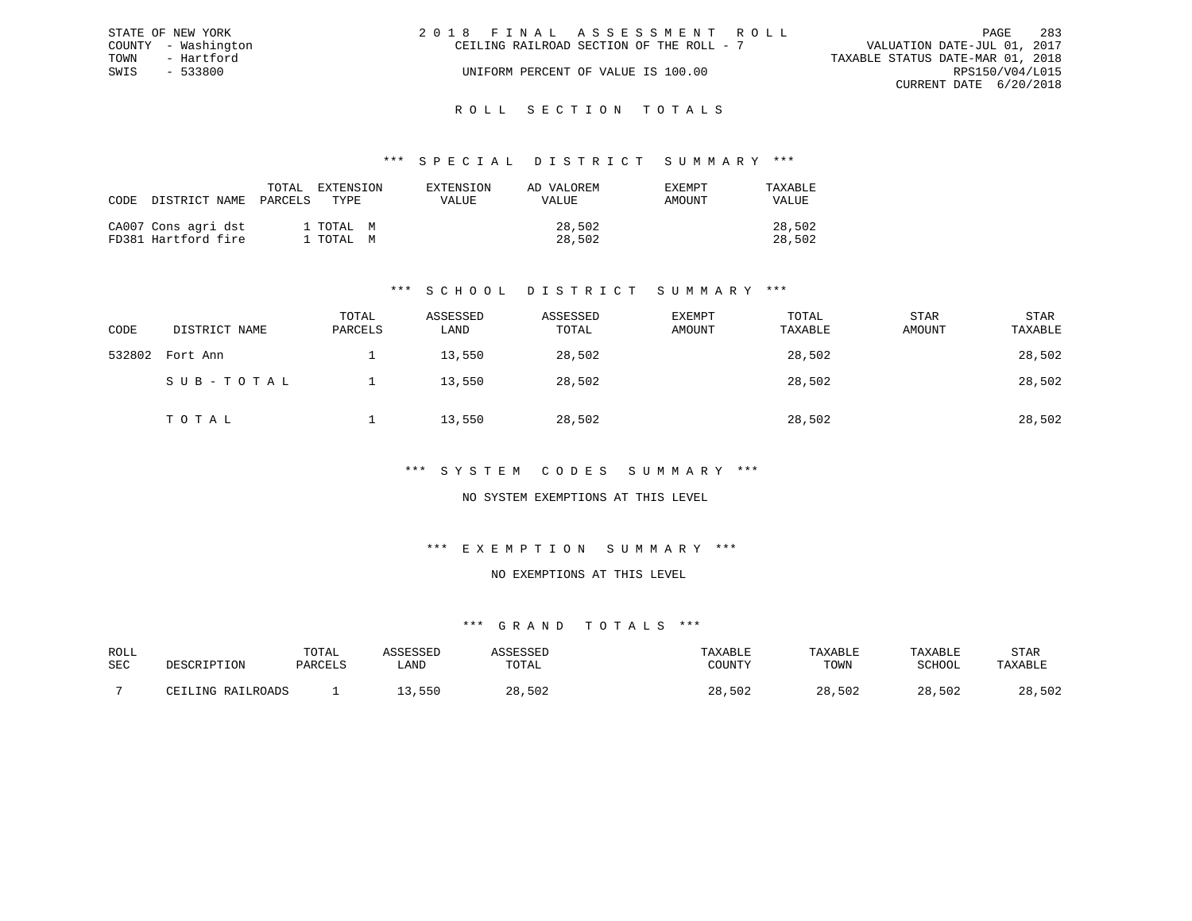STATE OF NEW YORK
COUNTY - Washington
TOWN - Hartford
SWIS - 533800

2 0 1 8 F I N A L A S S E S S M E N T R O L L
CEILING RAILROAD SECTION OF THE ROLL - 7
UNIFORM PERCENT OF VALUE IS 100.00

VALUATION DATE-JUL 01, 2017
TAXABLE STATUS DATE-MAR 01, 2018
RPS150/V04/L015
CURRENT DATE 6/20/2018

## R O L L S E C T I O N T O T A L S

### *** S P E C I A L D I S T R I C T S U M M A R Y ***

| CODE | DISTRICT NAME | TOTAL PARCELS | EXTENSION TYPE | EXTENSION VALUE | AD VALOREM VALUE | EXEMPT AMOUNT | TAXABLE VALUE |
|---|---|---|---|---|---|---|---|
| CA007 | Cons agri dst | 1 | TOTAL M | | 28,502 | | 28,502 |
| FD381 | Hartford fire | 1 | TOTAL M | | 28,502 | | 28,502 |

### *** S C H O O L D I S T R I C T S U M M A R Y ***

| CODE | DISTRICT NAME | TOTAL PARCELS | ASSESSED LAND | ASSESSED TOTAL | EXEMPT AMOUNT | TOTAL TAXABLE | STAR AMOUNT | STAR TAXABLE |
|---|---|---|---|---|---|---|---|---|
| 532802 | Fort Ann | 1 | 13,550 | 28,502 | | 28,502 | | 28,502 |
| | S U B - T O T A L | 1 | 13,550 | 28,502 | | 28,502 | | 28,502 |
| | T O T A L | 1 | 13,550 | 28,502 | | 28,502 | | 28,502 |

### *** S Y S T E M C O D E S S U M M A R Y ***

NO SYSTEM EXEMPTIONS AT THIS LEVEL

### *** E X E M P T I O N S U M M A R Y ***

NO EXEMPTIONS AT THIS LEVEL

### *** G R A N D T O T A L S ***

| ROLL SEC | DESCRIPTION | TOTAL PARCELS | ASSESSED LAND | ASSESSED TOTAL | TAXABLE COUNTY | TAXABLE TOWN | TAXABLE SCHOOL | STAR TAXABLE |
|---|---|---|---|---|---|---|---|---|
| 7 | CEILING RAILROADS | 1 | 13,550 | 28,502 | 28,502 | 28,502 | 28,502 | 28,502 |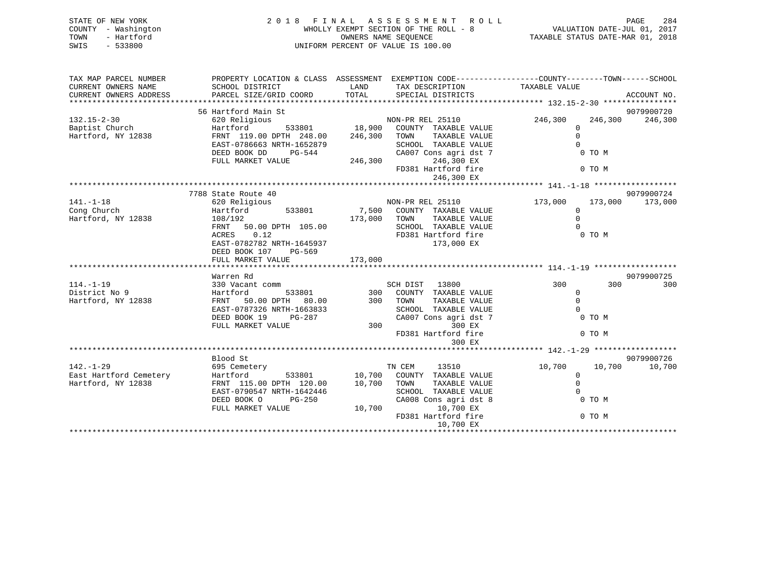STATE OF NEW YORK
COUNTY - Washington
TOWN - Hartford
SWIS - 533800

2018 FINAL ASSESSMENT ROLL
WHOLLY EXEMPT SECTION OF THE ROLL - 8
OWNERS NAME SEQUENCE
UNIFORM PERCENT OF VALUE IS 100.00

VALUATION DATE-JUL 01, 2017
TAXABLE STATUS DATE-MAR 01, 2018

```
TAX MAP PARCEL NUMBER      PROPERTY LOCATION & CLASS  ASSESSMENT  EXEMPTION CODE------------------COUNTY--------TOWN------SCHOOL
CURRENT OWNERS NAME        SCHOOL DISTRICT               LAND      TAX DESCRIPTION            TAXABLE VALUE
CURRENT OWNERS ADDRESS     PARCEL SIZE/GRID COORD        TOTAL     SPECIAL DISTRICTS                                   ACCOUNT NO.
******************************************************************************************** 132.15-2-30 ****************
                           56 Hartford Main St                                                                 9079900720
132.15-2-30                620 Religious                         NON-PR REL 25110          246,300    246,300    246,300
Baptist Church             Hartford         533801      18,900   COUNTY  TAXABLE VALUE           0
Hartford, NY 12838         FRNT 119.00 DPTH 248.00     246,300   TOWN    TAXABLE VALUE           0
                           EAST-0786663 NRTH-1652879             SCHOOL  TAXABLE VALUE           0
                           DEED BOOK DD     PG-544               CA007 Cons agri dst 7            0 TO M
                           FULL MARKET VALUE           246,300        246,300 EX
                                                                 FD381 Hartford fire              0 TO M
                                                                      246,300 EX
******************************************************************************************** 141.-1-18 ******************
                           7788 State Route 40                                                                 9079900724
141.-1-18                  620 Religious                         NON-PR REL 25110          173,000    173,000    173,000
Cong Church                Hartford         533801       7,500   COUNTY  TAXABLE VALUE           0
Hartford, NY 12838         108/192                     173,000   TOWN    TAXABLE VALUE           0
                           FRNT  50.00 DPTH 105.00               SCHOOL  TAXABLE VALUE           0
                           ACRES   0.12                          FD381 Hartford fire              0 TO M
                           EAST-0782782 NRTH-1645937                  173,000 EX
                           DEED BOOK 107    PG-569
                           FULL MARKET VALUE           173,000
******************************************************************************************** 114.-1-19 ******************
                           Warren Rd                                                                           9079900725
114.-1-19                  330 Vacant comm                       SCH DIST  13800               300        300        300
District No 9              Hartford         533801         300   COUNTY  TAXABLE VALUE           0
Hartford, NY 12838         FRNT  50.00 DPTH  80.00         300   TOWN    TAXABLE VALUE           0
                           EAST-0787326 NRTH-1663833             SCHOOL  TAXABLE VALUE           0
                           DEED BOOK 19     PG-287               CA007 Cons agri dst 7            0 TO M
                           FULL MARKET VALUE               300            300 EX
                                                                 FD381 Hartford fire              0 TO M
                                                                          300 EX
******************************************************************************************** 142.-1-29 ******************
                           Blood St                                                                            9079900726
142.-1-29                  695 Cemetery                          TN CEM    13510            10,700     10,700     10,700
East Hartford Cemetery     Hartford         533801      10,700   COUNTY  TAXABLE VALUE           0
Hartford, NY 12838         FRNT 115.00 DPTH 120.00      10,700   TOWN    TAXABLE VALUE           0
                           EAST-0790547 NRTH-1642446             SCHOOL  TAXABLE VALUE           0
                           DEED BOOK O      PG-250               CA008 Cons agri dst 8            0 TO M
                           FULL MARKET VALUE            10,700         10,700 EX
                                                                 FD381 Hartford fire              0 TO M
                                                                       10,700 EX
*************************************************************************************************************************
```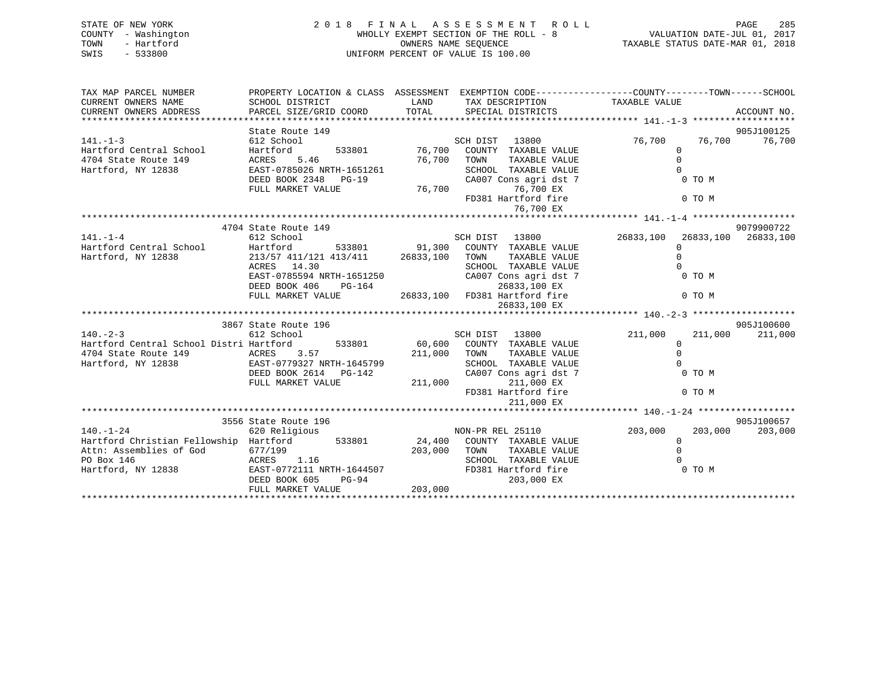STATE OF NEW YORK
COUNTY - Washington
TOWN - Hartford
SWIS - 533800

2018 FINAL ASSESSMENT ROLL
WHOLLY EXEMPT SECTION OF THE ROLL - 8
OWNERS NAME SEQUENCE
UNIFORM PERCENT OF VALUE IS 100.00

VALUATION DATE-JUL 01, 2017
TAXABLE STATUS DATE-MAR 01, 2018

```
TAX MAP PARCEL NUMBER          PROPERTY LOCATION & CLASS  ASSESSMENT  EXEMPTION CODE------------------COUNTY--------TOWN------SCHOOL
CURRENT OWNERS NAME            SCHOOL DISTRICT              LAND      TAX DESCRIPTION            TAXABLE VALUE
CURRENT OWNERS ADDRESS         PARCEL SIZE/GRID COORD       TOTAL     SPECIAL DISTRICTS                                      ACCOUNT NO.
******************************************************************************************************* 141.-1-3 *******************
                               State Route 149                                                                          905J100125
141.-1-3                       612 School                             SCH DIST   13800              76,700      76,700      76,700
Hartford Central School        Hartford         533801     76,700    COUNTY  TAXABLE VALUE                 0
4704 State Route 149           ACRES    5.46               76,700    TOWN    TAXABLE VALUE                 0
Hartford, NY 12838             EAST-0785026 NRTH-1651261              SCHOOL  TAXABLE VALUE                 0
                               DEED BOOK 2348   PG-19                  CA007 Cons agri dst 7                 0 TO M
                               FULL MARKET VALUE           76,700              76,700 EX
                                                                       FD381 Hartford fire                   0 TO M
                                                                               76,700 EX
******************************************************************************************************* 141.-1-4 *******************
                               4704 State Route 149                                                                     9079900722
141.-1-4                       612 School                             SCH DIST   13800           26833,100   26833,100   26833,100
Hartford Central School        Hartford         533801     91,300    COUNTY  TAXABLE VALUE                 0
Hartford, NY 12838             213/57 411/121 413/411   26833,100    TOWN    TAXABLE VALUE                 0
                               ACRES   14.30                          SCHOOL  TAXABLE VALUE                 0
                               EAST-0785594 NRTH-1651250              CA007 Cons agri dst 7                 0 TO M
                               DEED BOOK 406    PG-164                        26833,100 EX
                               FULL MARKET VALUE        26833,100    FD381 Hartford fire                   0 TO M
                                                                              26833,100 EX
******************************************************************************************************* 140.-2-3 *******************
                               3867 State Route 196                                                                     905J100600
140.-2-3                       612 School                             SCH DIST   13800             211,000     211,000     211,000
Hartford Central School Distri Hartford         533801     60,600    COUNTY  TAXABLE VALUE                 0
4704 State Route 149           ACRES    3.57              211,000    TOWN    TAXABLE VALUE                 0
Hartford, NY 12838             EAST-0779327 NRTH-1645799              SCHOOL  TAXABLE VALUE                 0
                               DEED BOOK 2614   PG-142                CA007 Cons agri dst 7                 0 TO M
                               FULL MARKET VALUE          211,000             211,000 EX
                                                                       FD381 Hartford fire                   0 TO M
                                                                              211,000 EX
******************************************************************************************************* 140.-1-24 ******************
                               3556 State Route 196                                                                     905J100657
140.-1-24                      620 Religious                          NON-PR REL 25110             203,000     203,000     203,000
Hartford Christian Fellowship  Hartford         533801     24,400    COUNTY  TAXABLE VALUE                 0
Attn: Assemblies of God        677/199                    203,000    TOWN    TAXABLE VALUE                 0
PO Box 146                     ACRES    1.16                          SCHOOL  TAXABLE VALUE                 0
Hartford, NY 12838             EAST-0772111 NRTH-1644507              FD381 Hartford fire                   0 TO M
                               DEED BOOK 605    PG-94                         203,000 EX
                               FULL MARKET VALUE          203,000
************************************************************************************************************************************
```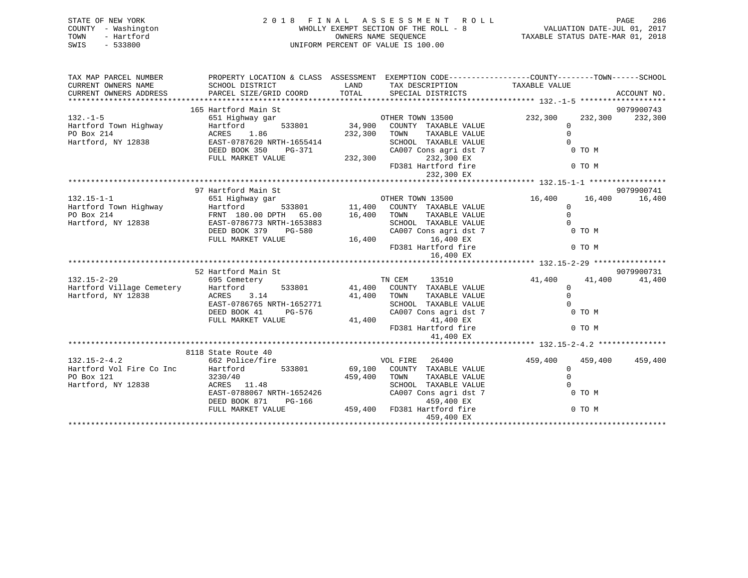STATE OF NEW YORK
COUNTY - Washington
TOWN - Hartford
SWIS - 533800

2 0 1 8 F I N A L A S S E S S M E N T R O L L
WHOLLY EXEMPT SECTION OF THE ROLL - 8
OWNERS NAME SEQUENCE
UNIFORM PERCENT OF VALUE IS 100.00

VALUATION DATE-JUL 01, 2017
TAXABLE STATUS DATE-MAR 01, 2018

```
TAX MAP PARCEL NUMBER          PROPERTY LOCATION & CLASS  ASSESSMENT  EXEMPTION CODE------------------COUNTY--------TOWN------SCHOOL
CURRENT OWNERS NAME            SCHOOL DISTRICT             LAND       TAX DESCRIPTION             TAXABLE VALUE
CURRENT OWNERS ADDRESS         PARCEL SIZE/GRID COORD      TOTAL      SPECIAL DISTRICTS                                       ACCOUNT NO.
******************************************************************************************************* 132.-1-5 *******************
                               165 Hartford Main St                                                                            9079900743
132.-1-5                       651 Highway gar                        OTHER TOWN 13500              232,300     232,300     232,300
Hartford Town Highway          Hartford        533801       34,900    COUNTY  TAXABLE VALUE               0
PO Box 214                     ACRES    1.86               232,300    TOWN    TAXABLE VALUE               0
Hartford, NY 12838             EAST-0787620 NRTH-1655414              SCHOOL  TAXABLE VALUE               0
                               DEED BOOK 350    PG-371                CA007 Cons agri dst 7                0 TO M
                               FULL MARKET VALUE           232,300         232,300 EX
                                                                      FD381 Hartford fire                  0 TO M
                                                                           232,300 EX
******************************************************************************************************* 132.15-1-1 *****************
                               97 Hartford Main St                                                                             9079900741
132.15-1-1                     651 Highway gar                        OTHER TOWN 13500               16,400      16,400      16,400
Hartford Town Highway          Hartford        533801       11,400    COUNTY  TAXABLE VALUE               0
PO Box 214                     FRNT 180.00 DPTH  65.00      16,400    TOWN    TAXABLE VALUE               0
Hartford, NY 12838             EAST-0786773 NRTH-1653883              SCHOOL  TAXABLE VALUE               0
                               DEED BOOK 379    PG-580                CA007 Cons agri dst 7                0 TO M
                               FULL MARKET VALUE            16,400          16,400 EX
                                                                      FD381 Hartford fire                  0 TO M
                                                                            16,400 EX
******************************************************************************************************* 132.15-2-29 ****************
                               52 Hartford Main St                                                                             9079900731
132.15-2-29                    695 Cemetery                           TN CEM     13510               41,400      41,400      41,400
Hartford Village Cemetery      Hartford        533801       41,400    COUNTY  TAXABLE VALUE               0
Hartford, NY 12838             ACRES    3.14                41,400    TOWN    TAXABLE VALUE               0
                               EAST-0786765 NRTH-1652771              SCHOOL  TAXABLE VALUE               0
                               DEED BOOK 41     PG-576                CA007 Cons agri dst 7                0 TO M
                               FULL MARKET VALUE            41,400          41,400 EX
                                                                      FD381 Hartford fire                  0 TO M
                                                                            41,400 EX
******************************************************************************************************* 132.15-2-4.2 ***************
                               8118 State Route 40
132.15-2-4.2                   662 Police/fire                        VOL FIRE   26400              459,400     459,400     459,400
Hartford Vol Fire Co Inc       Hartford        533801       69,100    COUNTY  TAXABLE VALUE               0
PO Box 121                     3230/40                     459,400    TOWN    TAXABLE VALUE               0
Hartford, NY 12838             ACRES   11.48                          SCHOOL  TAXABLE VALUE               0
                               EAST-0788067 NRTH-1652426              CA007 Cons agri dst 7                0 TO M
                               DEED BOOK 871    PG-166                     459,400 EX
                               FULL MARKET VALUE           459,400    FD381 Hartford fire                  0 TO M
                                                                           459,400 EX
************************************************************************************************************************************
```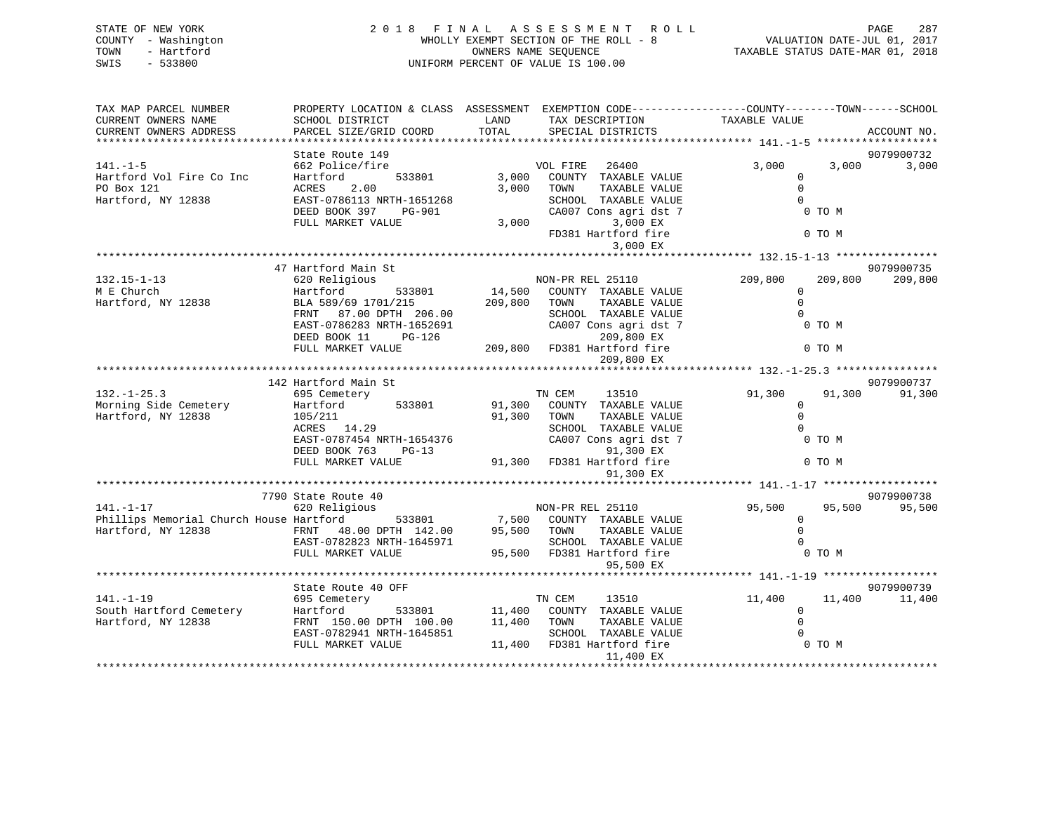STATE OF NEW YORK — 2018 FINAL ASSESSMENT ROLL — PAGE 287
COUNTY - Washington — WHOLLY EXEMPT SECTION OF THE ROLL - 8 — VALUATION DATE-JUL 01, 2017
TOWN - Hartford — OWNERS NAME SEQUENCE — TAXABLE STATUS DATE-MAR 01, 2018
SWIS - 533800 — UNIFORM PERCENT OF VALUE IS 100.00

| TAX MAP PARCEL NUMBER / CURRENT OWNERS NAME / CURRENT OWNERS ADDRESS | PROPERTY LOCATION & CLASS / SCHOOL DISTRICT / PARCEL SIZE/GRID COORD | ASSESSMENT LAND | TOTAL | EXEMPTION CODE / TAX DESCRIPTION / SPECIAL DISTRICTS | COUNTY TAXABLE VALUE | TOWN | SCHOOL | ACCOUNT NO. |
|---|---|---|---|---|---|---|---|---|
| **141.-1-5** | State Route 149 | | | | | | | 9079900732 |
| | 662 Police/fire | | | VOL FIRE 26400 | 3,000 | 3,000 | 3,000 | |
| Hartford Vol Fire Co Inc | Hartford 533801 | 3,000 | | COUNTY TAXABLE VALUE | 0 | | | |
| PO Box 121 | ACRES 2.00 | | 3,000 | TOWN TAXABLE VALUE | 0 | | | |
| Hartford, NY 12838 | EAST-0786113 NRTH-1651268 | | | SCHOOL TAXABLE VALUE | 0 | | | |
| | DEED BOOK 397 PG-901 | | | CA007 Cons agri dst 7 / 3,000 EX | 0 TO M | | | |
| | FULL MARKET VALUE | | 3,000 | FD381 Hartford fire / 3,000 EX | 0 TO M | | | |
| **132.15-1-13** | 47 Hartford Main St | | | | | | | 9079900735 |
| | 620 Religious | | | NON-PR REL 25110 | 209,800 | 209,800 | 209,800 | |
| M E Church | Hartford 533801 | 14,500 | | COUNTY TAXABLE VALUE | 0 | | | |
| Hartford, NY 12838 | BLA 589/69 1701/215 | | 209,800 | TOWN TAXABLE VALUE | 0 | | | |
| | FRNT 87.00 DPTH 206.00 | | | SCHOOL TAXABLE VALUE | 0 | | | |
| | EAST-0786283 NRTH-1652691 | | | CA007 Cons agri dst 7 / 209,800 EX | 0 TO M | | | |
| | DEED BOOK 11 PG-126 | | | | | | | |
| | FULL MARKET VALUE | | 209,800 | FD381 Hartford fire / 209,800 EX | 0 TO M | | | |
| **132.-1-25.3** | 142 Hartford Main St | | | | | | | 9079900737 |
| | 695 Cemetery | | | TN CEM 13510 | 91,300 | 91,300 | 91,300 | |
| Morning Side Cemetery | Hartford 533801 | 91,300 | | COUNTY TAXABLE VALUE | 0 | | | |
| Hartford, NY 12838 | 105/211 | | 91,300 | TOWN TAXABLE VALUE | 0 | | | |
| | ACRES 14.29 | | | SCHOOL TAXABLE VALUE | 0 | | | |
| | EAST-0787454 NRTH-1654376 | | | CA007 Cons agri dst 7 / 91,300 EX | 0 TO M | | | |
| | DEED BOOK 763 PG-13 | | | | | | | |
| | FULL MARKET VALUE | | 91,300 | FD381 Hartford fire / 91,300 EX | 0 TO M | | | |
| **141.-1-17** | 7790 State Route 40 | | | | | | | 9079900738 |
| | 620 Religious | | | NON-PR REL 25110 | 95,500 | 95,500 | 95,500 | |
| Phillips Memorial Church House | Hartford 533801 | 7,500 | | COUNTY TAXABLE VALUE | 0 | | | |
| Hartford, NY 12838 | FRNT 48.00 DPTH 142.00 | | 95,500 | TOWN TAXABLE VALUE | 0 | | | |
| | EAST-0782823 NRTH-1645971 | | | SCHOOL TAXABLE VALUE | 0 | | | |
| | FULL MARKET VALUE | | 95,500 | FD381 Hartford fire / 95,500 EX | 0 TO M | | | |
| **141.-1-19** | State Route 40 OFF | | | | | | | 9079900739 |
| | 695 Cemetery | | | TN CEM 13510 | 11,400 | 11,400 | 11,400 | |
| South Hartford Cemetery | Hartford 533801 | 11,400 | | COUNTY TAXABLE VALUE | 0 | | | |
| Hartford, NY 12838 | FRNT 150.00 DPTH 100.00 | | 11,400 | TOWN TAXABLE VALUE | 0 | | | |
| | EAST-0782941 NRTH-1645851 | | | SCHOOL TAXABLE VALUE | 0 | | | |
| | FULL MARKET VALUE | | 11,400 | FD381 Hartford fire / 11,400 EX | 0 TO M | | | |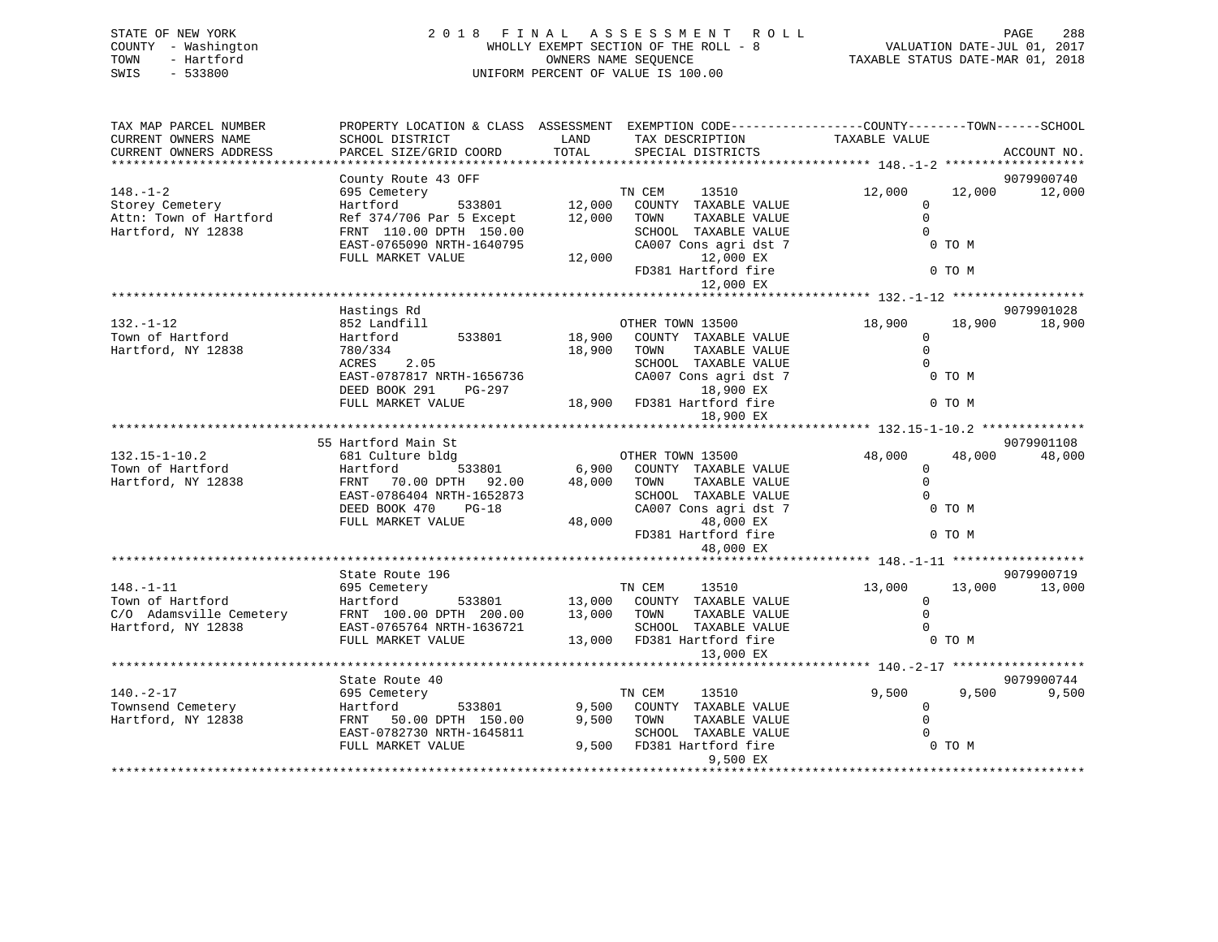STATE OF NEW YORK
COUNTY - Washington
TOWN - Hartford
SWIS - 533800

# 2018 FINAL ASSESSMENT ROLL

WHOLLY EXEMPT SECTION OF THE ROLL - 8
OWNERS NAME SEQUENCE
UNIFORM PERCENT OF VALUE IS 100.00

VALUATION DATE-JUL 01, 2017
TAXABLE STATUS DATE-MAR 01, 2018

| TAX MAP PARCEL NUMBER / CURRENT OWNERS NAME / CURRENT OWNERS ADDRESS | PROPERTY LOCATION & CLASS / SCHOOL DISTRICT / PARCEL SIZE/GRID COORD | ASSESSMENT LAND | TOTAL | EXEMPTION CODE / TAX DESCRIPTION / SPECIAL DISTRICTS | COUNTY TAXABLE VALUE | TOWN | SCHOOL | ACCOUNT NO. |
|---|---|---|---|---|---|---|---|---|
| 148.-1-2 | County Route 43 OFF | | | | | | | 9079900740 |
| Storey Cemetery | 695 Cemetery | | | TN CEM 13510 | 12,000 | 12,000 | 12,000 | |
| Attn: Town of Hartford | Hartford 533801 | 12,000 | | COUNTY TAXABLE VALUE | 0 | | | |
| Hartford, NY 12838 | Ref 374/706 Par 5 Except | | 12,000 | TOWN TAXABLE VALUE | 0 | | | |
| | FRNT 110.00 DPTH 150.00 | | | SCHOOL TAXABLE VALUE | 0 | | | |
| | EAST-0765090 NRTH-1640795 | | | CA007 Cons agri dst 7 | 0 TO M | | | |
| | FULL MARKET VALUE | | 12,000 | 12,000 EX | | | | |
| | | | | FD381 Hartford fire | 0 TO M | | | |
| | | | | 12,000 EX | | | | |
| 132.-1-12 | Hastings Rd | | | | | | | 9079901028 |
| Town of Hartford | 852 Landfill | | | OTHER TOWN 13500 | 18,900 | 18,900 | 18,900 | |
| Hartford, NY 12838 | Hartford 533801 | 18,900 | | COUNTY TAXABLE VALUE | 0 | | | |
| | 780/334 | | 18,900 | TOWN TAXABLE VALUE | 0 | | | |
| | ACRES 2.05 | | | SCHOOL TAXABLE VALUE | 0 | | | |
| | EAST-0787817 NRTH-1656736 | | | CA007 Cons agri dst 7 | 0 TO M | | | |
| | DEED BOOK 291 PG-297 | | | 18,900 EX | | | | |
| | FULL MARKET VALUE | | 18,900 | FD381 Hartford fire | 0 TO M | | | |
| | | | | 18,900 EX | | | | |
| 132.15-1-10.2 | 55 Hartford Main St | | | | | | | 9079901108 |
| Town of Hartford | 681 Culture bldg | | | OTHER TOWN 13500 | 48,000 | 48,000 | 48,000 | |
| Hartford, NY 12838 | Hartford 533801 | 6,900 | | COUNTY TAXABLE VALUE | 0 | | | |
| | FRNT 70.00 DPTH 92.00 | | 48,000 | TOWN TAXABLE VALUE | 0 | | | |
| | EAST-0786404 NRTH-1652873 | | | SCHOOL TAXABLE VALUE | 0 | | | |
| | DEED BOOK 470 PG-18 | | | CA007 Cons agri dst 7 | 0 TO M | | | |
| | FULL MARKET VALUE | | 48,000 | 48,000 EX | | | | |
| | | | | FD381 Hartford fire | 0 TO M | | | |
| | | | | 48,000 EX | | | | |
| 148.-1-11 | State Route 196 | | | | | | | 9079900719 |
| Town of Hartford | 695 Cemetery | | | TN CEM 13510 | 13,000 | 13,000 | 13,000 | |
| C/O Adamsville Cemetery | Hartford 533801 | 13,000 | | COUNTY TAXABLE VALUE | 0 | | | |
| Hartford, NY 12838 | FRNT 100.00 DPTH 200.00 | | 13,000 | TOWN TAXABLE VALUE | 0 | | | |
| | EAST-0765764 NRTH-1636721 | | | SCHOOL TAXABLE VALUE | 0 | | | |
| | FULL MARKET VALUE | | 13,000 | FD381 Hartford fire | 0 TO M | | | |
| | | | | 13,000 EX | | | | |
| 140.-2-17 | State Route 40 | | | | | | | 9079900744 |
| Townsend Cemetery | 695 Cemetery | | | TN CEM 13510 | 9,500 | 9,500 | 9,500 | |
| Hartford, NY 12838 | Hartford 533801 | 9,500 | | COUNTY TAXABLE VALUE | 0 | | | |
| | FRNT 50.00 DPTH 150.00 | | 9,500 | TOWN TAXABLE VALUE | 0 | | | |
| | EAST-0782730 NRTH-1645811 | | | SCHOOL TAXABLE VALUE | 0 | | | |
| | FULL MARKET VALUE | | 9,500 | FD381 Hartford fire | 0 TO M | | | |
| | | | | 9,500 EX | | | | |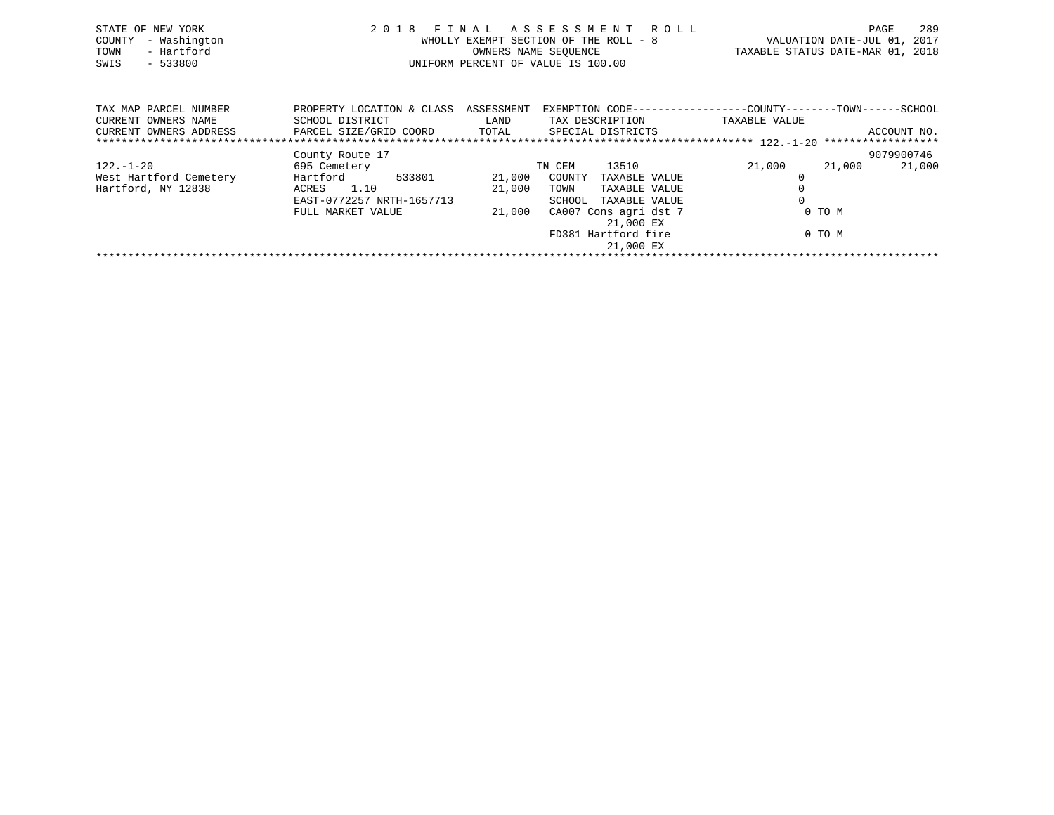STATE OF NEW YORK
COUNTY - Washington
TOWN - Hartford
SWIS - 533800

# 2018 FINAL ASSESSMENT ROLL

WHOLLY EXEMPT SECTION OF THE ROLL - 8
OWNERS NAME SEQUENCE
UNIFORM PERCENT OF VALUE IS 100.00

VALUATION DATE-JUL 01, 2017
TAXABLE STATUS DATE-MAR 01, 2018

```
TAX MAP PARCEL NUMBER          PROPERTY LOCATION & CLASS  ASSESSMENT  EXEMPTION CODE------------------COUNTY--------TOWN------SCHOOL
CURRENT OWNERS NAME            SCHOOL DISTRICT              LAND      TAX DESCRIPTION            TAXABLE VALUE
CURRENT OWNERS ADDRESS         PARCEL SIZE/GRID COORD      TOTAL      SPECIAL DISTRICTS                                      ACCOUNT NO.
******************************************************************************************** 122.-1-20 ******************
                               County Route 17                                                                    9079900746
122.-1-20                      695 Cemetery                           TN CEM     13510              21,000      21,000      21,000
West Hartford Cemetery         Hartford       533801       21,000   COUNTY  TAXABLE VALUE              0
Hartford, NY 12838             ACRES    1.10               21,000   TOWN    TAXABLE VALUE              0
                               EAST-0772257 NRTH-1657713            SCHOOL  TAXABLE VALUE              0
                               FULL MARKET VALUE           21,000   CA007 Cons agri dst 7                0 TO M
                                                                         21,000 EX
                                                                    FD381 Hartford fire                  0 TO M
                                                                         21,000 EX
*******************************************************************************************************************************
```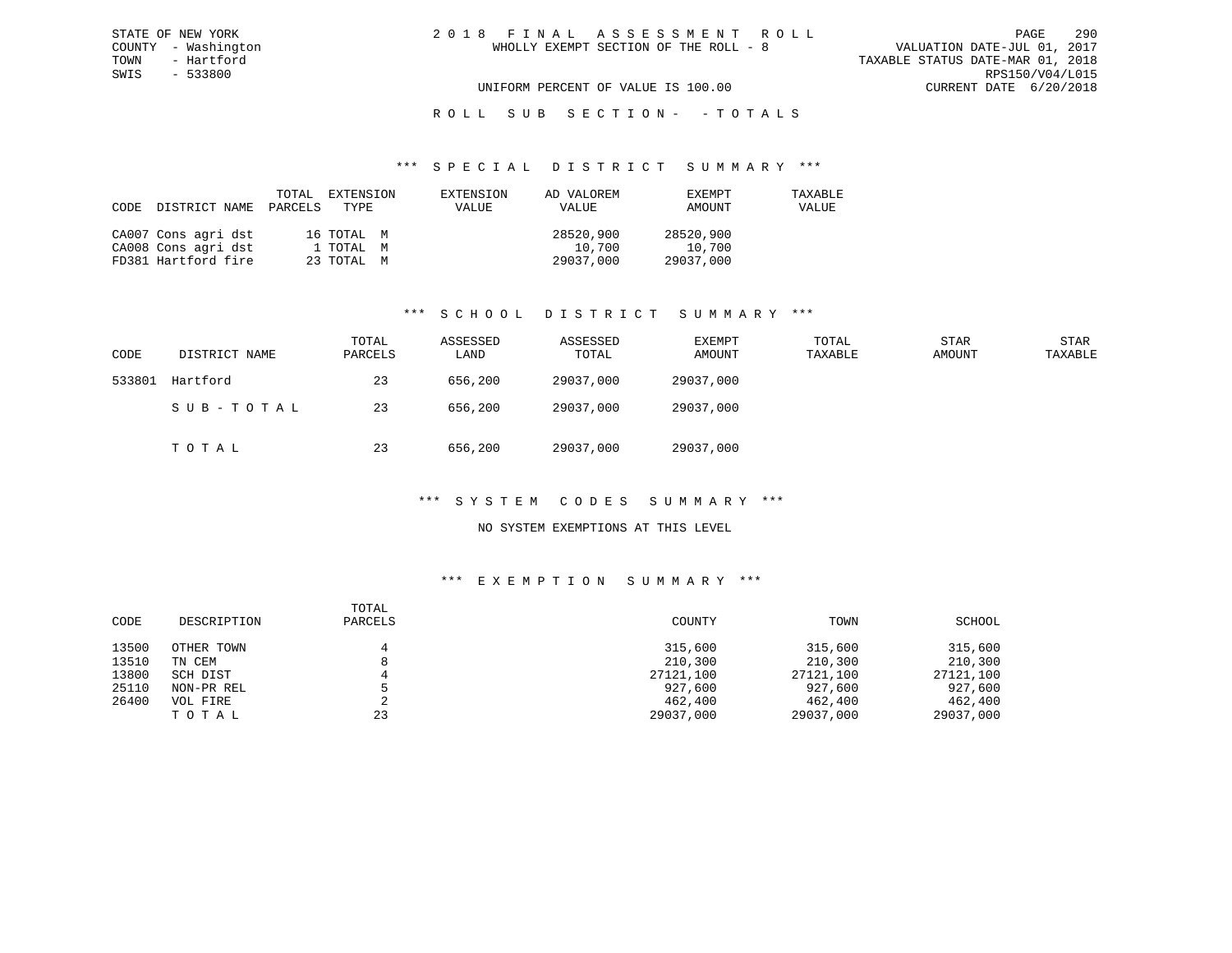STATE OF NEW YORK
COUNTY - Washington
TOWN - Hartford
SWIS - 533800

2 0 1 8 F I N A L A S S E S S M E N T R O L L
WHOLLY EXEMPT SECTION OF THE ROLL - 8

VALUATION DATE-JUL 01, 2017
TAXABLE STATUS DATE-MAR 01, 2018
RPS150/V04/L015
CURRENT DATE 6/20/2018

UNIFORM PERCENT OF VALUE IS 100.00

R O L L S U B S E C T I O N - - T O T A L S

## \*\*\* S P E C I A L D I S T R I C T S U M M A R Y \*\*\*

| CODE | DISTRICT NAME | TOTAL PARCELS | EXTENSION TYPE | EXTENSION VALUE | AD VALOREM VALUE | EXEMPT AMOUNT | TAXABLE VALUE |
|---|---|---|---|---|---|---|---|
| CA007 | Cons agri dst | 16 | TOTAL M | | 28520,900 | 28520,900 | |
| CA008 | Cons agri dst | 1 | TOTAL M | | 10,700 | 10,700 | |
| FD381 | Hartford fire | 23 | TOTAL M | | 29037,000 | 29037,000 | |

## \*\*\* S C H O O L D I S T R I C T S U M M A R Y \*\*\*

| CODE | DISTRICT NAME | TOTAL PARCELS | ASSESSED LAND | ASSESSED TOTAL | EXEMPT AMOUNT | TOTAL TAXABLE | STAR AMOUNT | STAR TAXABLE |
|---|---|---|---|---|---|---|---|---|
| 533801 | Hartford | 23 | 656,200 | 29037,000 | 29037,000 | | | |
| | S U B - T O T A L | 23 | 656,200 | 29037,000 | 29037,000 | | | |
| | T O T A L | 23 | 656,200 | 29037,000 | 29037,000 | | | |

## \*\*\* S Y S T E M C O D E S S U M M A R Y \*\*\*

NO SYSTEM EXEMPTIONS AT THIS LEVEL

## \*\*\* E X E M P T I O N S U M M A R Y \*\*\*

| CODE | DESCRIPTION | TOTAL PARCELS | COUNTY | TOWN | SCHOOL |
|---|---|---|---|---|---|
| 13500 | OTHER TOWN | 4 | 315,600 | 315,600 | 315,600 |
| 13510 | TN CEM | 8 | 210,300 | 210,300 | 210,300 |
| 13800 | SCH DIST | 4 | 27121,100 | 27121,100 | 27121,100 |
| 25110 | NON-PR REL | 5 | 927,600 | 927,600 | 927,600 |
| 26400 | VOL FIRE | 2 | 462,400 | 462,400 | 462,400 |
| | T O T A L | 23 | 29037,000 | 29037,000 | 29037,000 |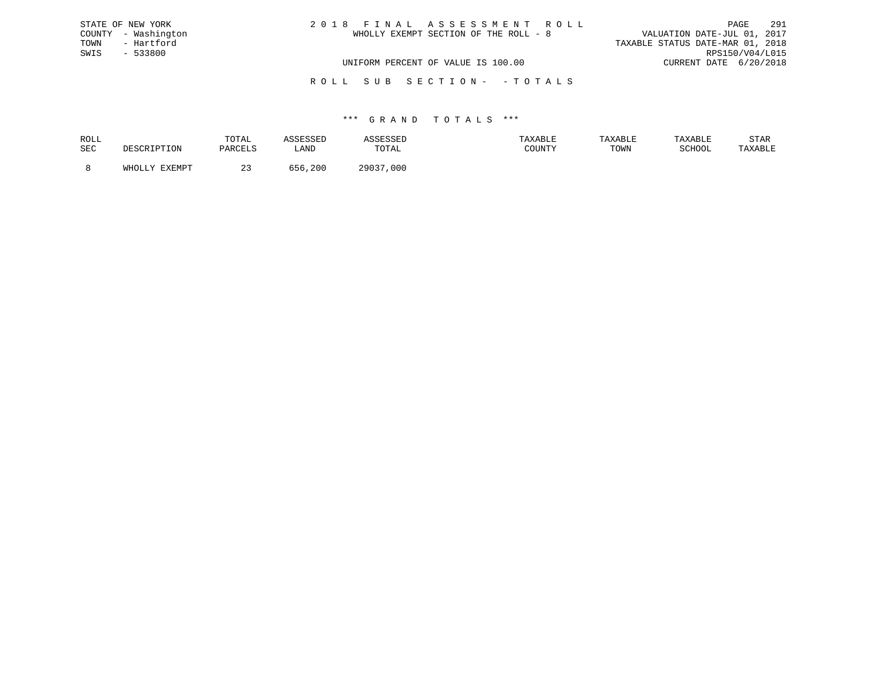STATE OF NEW YORK
COUNTY - Washington
TOWN - Hartford
SWIS - 533800

# 2 0 1 8 F I N A L A S S E S S M E N T R O L L

WHOLLY EXEMPT SECTION OF THE ROLL - 8

UNIFORM PERCENT OF VALUE IS 100.00

VALUATION DATE-JUL 01, 2017
TAXABLE STATUS DATE-MAR 01, 2018
RPS150/V04/L015
CURRENT DATE 6/20/2018

## R O L L S U B S E C T I O N - - T O T A L S

### *** G R A N D T O T A L S ***

| ROLL SEC | DESCRIPTION | TOTAL PARCELS | ASSESSED LAND | ASSESSED TOTAL | TAXABLE COUNTY | TAXABLE TOWN | TAXABLE SCHOOL | STAR TAXABLE |
|---|---|---|---|---|---|---|---|---|
| 8 | WHOLLY EXEMPT | 23 | 656,200 | 29037,000 | | | | |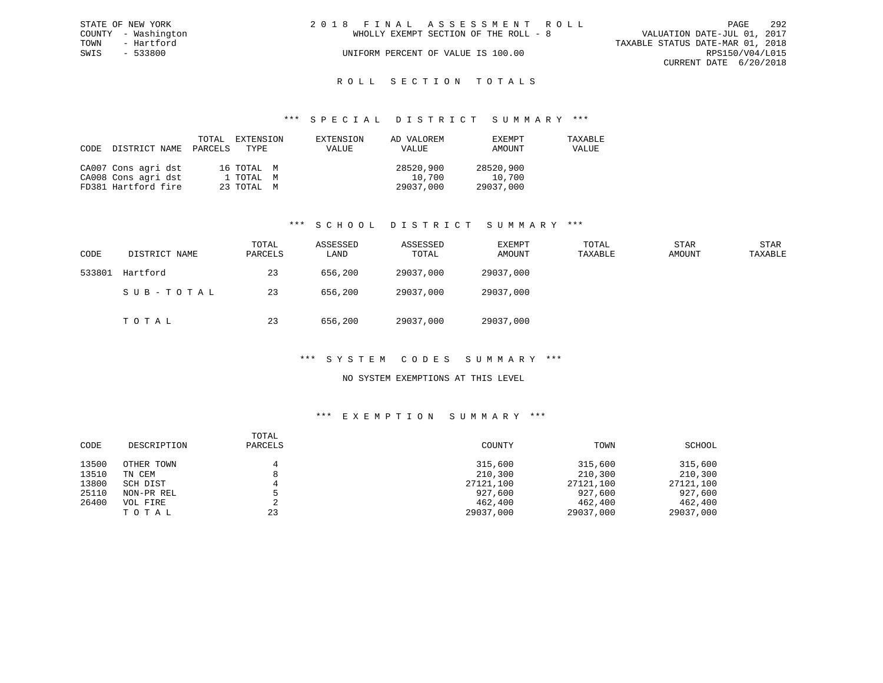STATE OF NEW YORK
COUNTY - Washington
TOWN - Hartford
SWIS - 533800

# 2018 FINAL ASSESSMENT ROLL

WHOLLY EXEMPT SECTION OF THE ROLL - 8

UNIFORM PERCENT OF VALUE IS 100.00

VALUATION DATE-JUL 01, 2017
TAXABLE STATUS DATE-MAR 01, 2018
RPS150/V04/L015
CURRENT DATE 6/20/2018

## ROLL SECTION TOTALS

### *** SPECIAL DISTRICT SUMMARY ***

| CODE | DISTRICT NAME | TOTAL PARCELS | EXTENSION TYPE | EXTENSION VALUE | AD VALOREM VALUE | EXEMPT AMOUNT | TAXABLE VALUE |
|---|---|---|---|---|---|---|---|
| CA007 | Cons agri dst | 16 | TOTAL M | | 28520,900 | 28520,900 | |
| CA008 | Cons agri dst | 1 | TOTAL M | | 10,700 | 10,700 | |
| FD381 | Hartford fire | 23 | TOTAL M | | 29037,000 | 29037,000 | |

### *** SCHOOL DISTRICT SUMMARY ***

| CODE | DISTRICT NAME | TOTAL PARCELS | ASSESSED LAND | ASSESSED TOTAL | EXEMPT AMOUNT | TOTAL TAXABLE | STAR AMOUNT | STAR TAXABLE |
|---|---|---|---|---|---|---|---|---|
| 533801 | Hartford | 23 | 656,200 | 29037,000 | 29037,000 | | | |
| | SUB-TOTAL | 23 | 656,200 | 29037,000 | 29037,000 | | | |
| | TOTAL | 23 | 656,200 | 29037,000 | 29037,000 | | | |

### *** SYSTEM CODES SUMMARY ***

NO SYSTEM EXEMPTIONS AT THIS LEVEL

### *** EXEMPTION SUMMARY ***

| CODE | DESCRIPTION | TOTAL PARCELS | COUNTY | TOWN | SCHOOL |
|---|---|---|---|---|---|
| 13500 | OTHER TOWN | 4 | 315,600 | 315,600 | 315,600 |
| 13510 | TN CEM | 8 | 210,300 | 210,300 | 210,300 |
| 13800 | SCH DIST | 4 | 27121,100 | 27121,100 | 27121,100 |
| 25110 | NON-PR REL | 5 | 927,600 | 927,600 | 927,600 |
| 26400 | VOL FIRE | 2 | 462,400 | 462,400 | 462,400 |
| | TOTAL | 23 | 29037,000 | 29037,000 | 29037,000 |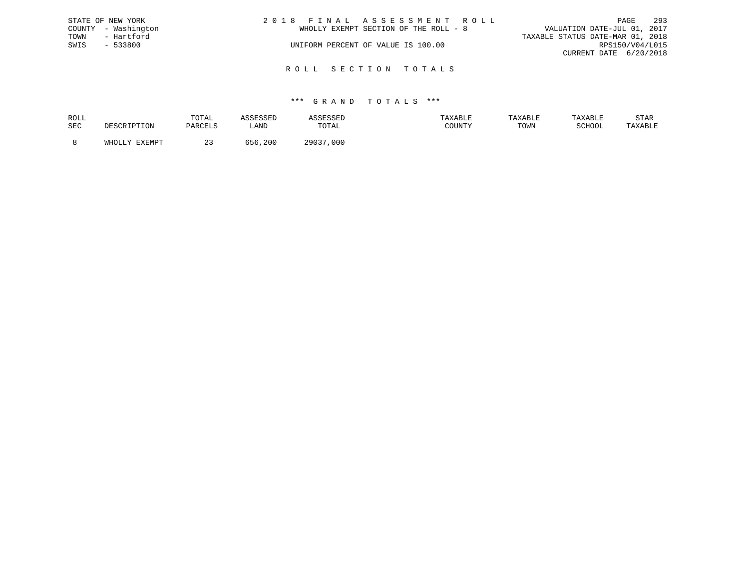STATE OF NEW YORK
COUNTY - Washington
TOWN - Hartford
SWIS - 533800

# 2 0 1 8 F I N A L A S S E S S M E N T R O L L

WHOLLY EXEMPT SECTION OF THE ROLL - 8

UNIFORM PERCENT OF VALUE IS 100.00

VALUATION DATE-JUL 01, 2017
TAXABLE STATUS DATE-MAR 01, 2018
RPS150/V04/L015
CURRENT DATE 6/20/2018

## R O L L S E C T I O N T O T A L S

### *** G R A N D T O T A L S ***

| ROLL SEC | DESCRIPTION | TOTAL PARCELS | ASSESSED LAND | ASSESSED TOTAL | TAXABLE COUNTY | TAXABLE TOWN | TAXABLE SCHOOL | STAR TAXABLE |
|---|---|---|---|---|---|---|---|---|
| 8 | WHOLLY EXEMPT | 23 | 656,200 | 29037,000 | | | | |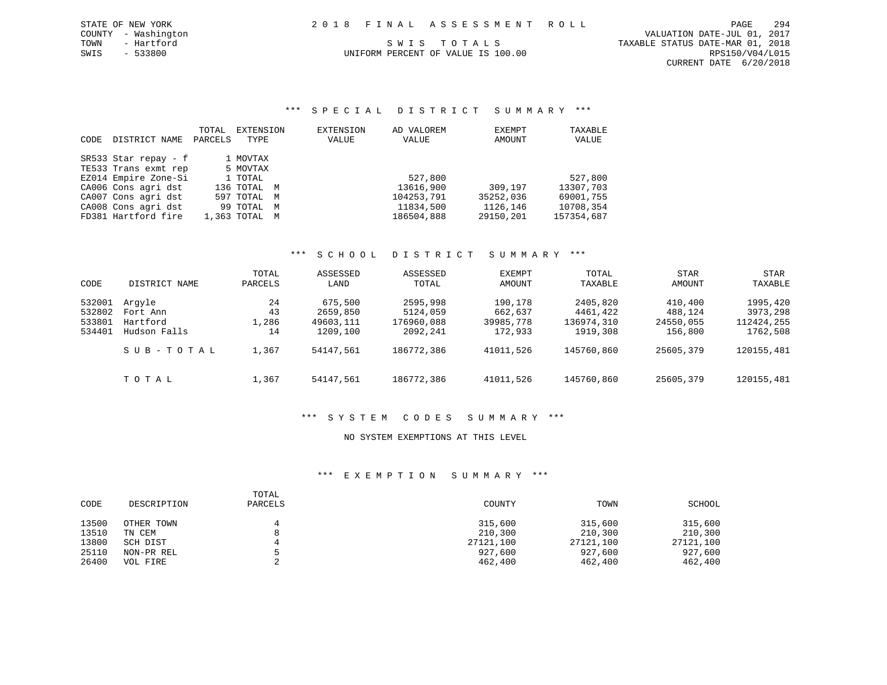STATE OF NEW YORK
COUNTY - Washington
TOWN - Hartford
SWIS - 533800

2 0 1 8 F I N A L A S S E S S M E N T R O L L

S W I S T O T A L S
UNIFORM PERCENT OF VALUE IS 100.00

VALUATION DATE-JUL 01, 2017
TAXABLE STATUS DATE-MAR 01, 2018
RPS150/V04/L015
CURRENT DATE 6/20/2018

### *** S P E C I A L D I S T R I C T S U M M A R Y ***

| CODE | DISTRICT NAME | TOTAL PARCELS | EXTENSION TYPE | EXTENSION VALUE | AD VALOREM VALUE | EXEMPT AMOUNT | TAXABLE VALUE |
|---|---|---|---|---|---|---|---|
| SR533 | Star repay - f | 1 | MOVTAX | | | | |
| TE533 | Trans exmt rep | 5 | MOVTAX | | | | |
| EZ014 | Empire Zone-Si | 1 | TOTAL | | 527,800 | | 527,800 |
| CA006 | Cons agri dst | 136 | TOTAL M | | 13616,900 | 309,197 | 13307,703 |
| CA007 | Cons agri dst | 597 | TOTAL M | | 104253,791 | 35252,036 | 69001,755 |
| CA008 | Cons agri dst | 99 | TOTAL M | | 11834,500 | 1126,146 | 10708,354 |
| FD381 | Hartford fire | 1,363 | TOTAL M | | 186504,888 | 29150,201 | 157354,687 |

### *** S C H O O L D I S T R I C T S U M M A R Y ***

| CODE | DISTRICT NAME | TOTAL PARCELS | ASSESSED LAND | ASSESSED TOTAL | EXEMPT AMOUNT | TOTAL TAXABLE | STAR AMOUNT | STAR TAXABLE |
|---|---|---|---|---|---|---|---|---|
| 532001 | Argyle | 24 | 675,500 | 2595,998 | 190,178 | 2405,820 | 410,400 | 1995,420 |
| 532802 | Fort Ann | 43 | 2659,850 | 5124,059 | 662,637 | 4461,422 | 488,124 | 3973,298 |
| 533801 | Hartford | 1,286 | 49603,111 | 176960,088 | 39985,778 | 136974,310 | 24550,055 | 112424,255 |
| 534401 | Hudson Falls | 14 | 1209,100 | 2092,241 | 172,933 | 1919,308 | 156,800 | 1762,508 |
| | S U B - T O T A L | 1,367 | 54147,561 | 186772,386 | 41011,526 | 145760,860 | 25605,379 | 120155,481 |
| | T O T A L | 1,367 | 54147,561 | 186772,386 | 41011,526 | 145760,860 | 25605,379 | 120155,481 |

### *** S Y S T E M C O D E S S U M M A R Y ***

NO SYSTEM EXEMPTIONS AT THIS LEVEL

### *** E X E M P T I O N S U M M A R Y ***

| CODE | DESCRIPTION | TOTAL PARCELS | COUNTY | TOWN | SCHOOL |
|---|---|---|---|---|---|
| 13500 | OTHER TOWN | 4 | 315,600 | 315,600 | 315,600 |
| 13510 | TN CEM | 8 | 210,300 | 210,300 | 210,300 |
| 13800 | SCH DIST | 4 | 27121,100 | 27121,100 | 27121,100 |
| 25110 | NON-PR REL | 5 | 927,600 | 927,600 | 927,600 |
| 26400 | VOL FIRE | 2 | 462,400 | 462,400 | 462,400 |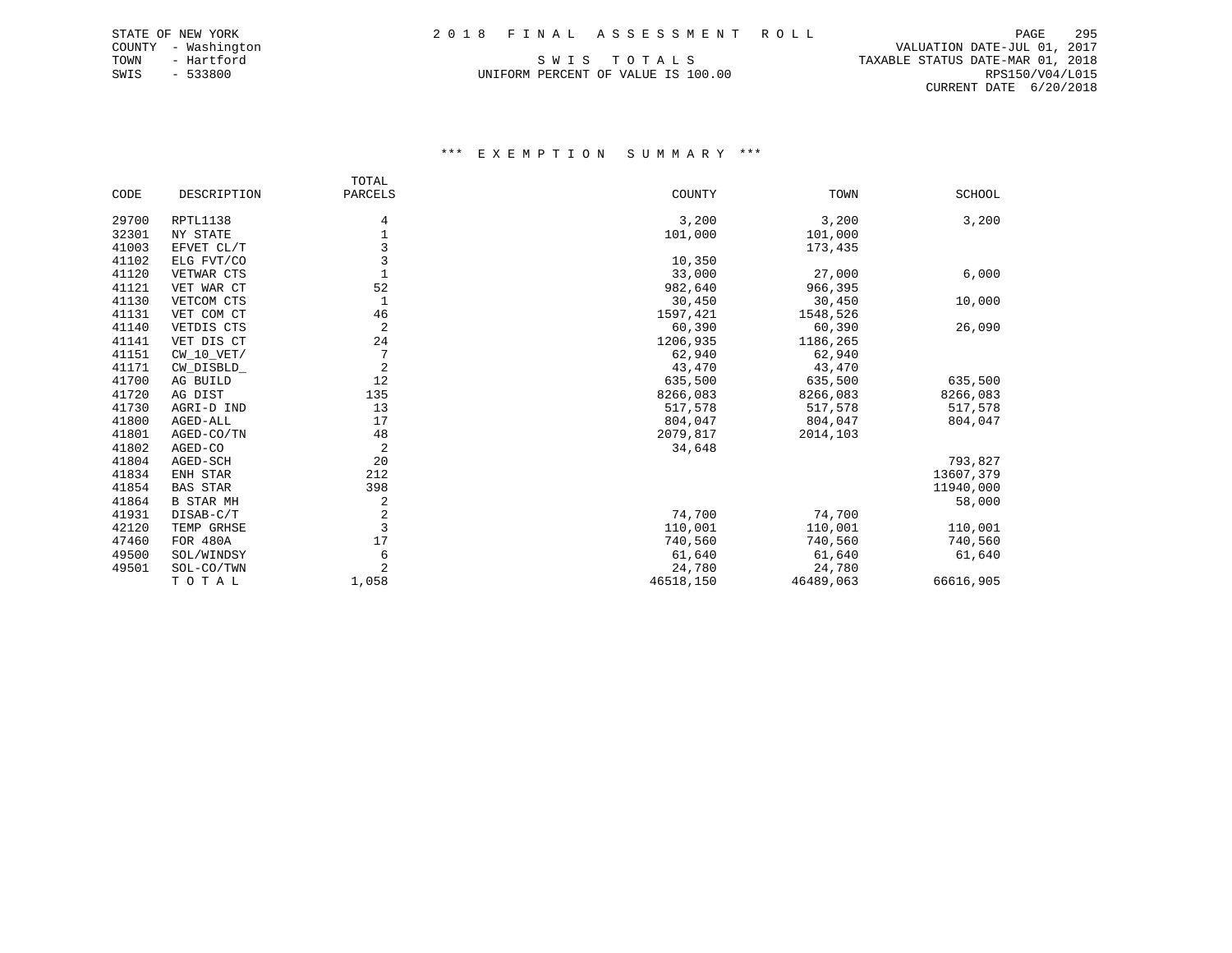STATE OF NEW YORK
COUNTY - Washington
TOWN - Hartford
SWIS - 533800

# 2 0 1 8 F I N A L A S S E S S M E N T R O L L

S W I S T O T A L S
UNIFORM PERCENT OF VALUE IS 100.00

VALUATION DATE-JUL 01, 2017
TAXABLE STATUS DATE-MAR 01, 2018
RPS150/V04/L015
CURRENT DATE 6/20/2018

## *** E X E M P T I O N S U M M A R Y ***

| CODE | DESCRIPTION | TOTAL PARCELS | COUNTY | TOWN | SCHOOL |
|---|---|---|---|---|---|
| 29700 | RPTL1138 | 4 | 3,200 | 3,200 | 3,200 |
| 32301 | NY STATE | 1 | 101,000 | 101,000 | |
| 41003 | EFVET CL/T | 3 | | 173,435 | |
| 41102 | ELG FVT/CO | 3 | 10,350 | | |
| 41120 | VETWAR CTS | 1 | 33,000 | 27,000 | 6,000 |
| 41121 | VET WAR CT | 52 | 982,640 | 966,395 | |
| 41130 | VETCOM CTS | 1 | 30,450 | 30,450 | 10,000 |
| 41131 | VET COM CT | 46 | 1597,421 | 1548,526 | |
| 41140 | VETDIS CTS | 2 | 60,390 | 60,390 | 26,090 |
| 41141 | VET DIS CT | 24 | 1206,935 | 1186,265 | |
| 41151 | CW_10_VET/ | 7 | 62,940 | 62,940 | |
| 41171 | CW_DISBLD_ | 2 | 43,470 | 43,470 | |
| 41700 | AG BUILD | 12 | 635,500 | 635,500 | 635,500 |
| 41720 | AG DIST | 135 | 8266,083 | 8266,083 | 8266,083 |
| 41730 | AGRI-D IND | 13 | 517,578 | 517,578 | 517,578 |
| 41800 | AGED-ALL | 17 | 804,047 | 804,047 | 804,047 |
| 41801 | AGED-CO/TN | 48 | 2079,817 | 2014,103 | |
| 41802 | AGED-CO | 2 | 34,648 | | |
| 41804 | AGED-SCH | 20 | | | 793,827 |
| 41834 | ENH STAR | 212 | | | 13607,379 |
| 41854 | BAS STAR | 398 | | | 11940,000 |
| 41864 | B STAR MH | 2 | | | 58,000 |
| 41931 | DISAB-C/T | 2 | 74,700 | 74,700 | |
| 42120 | TEMP GRHSE | 3 | 110,001 | 110,001 | 110,001 |
| 47460 | FOR 480A | 17 | 740,560 | 740,560 | 740,560 |
| 49500 | SOL/WINDSY | 6 | 61,640 | 61,640 | 61,640 |
| 49501 | SOL-CO/TWN | 2 | 24,780 | 24,780 | |
| | T O T A L | 1,058 | 46518,150 | 46489,063 | 66616,905 |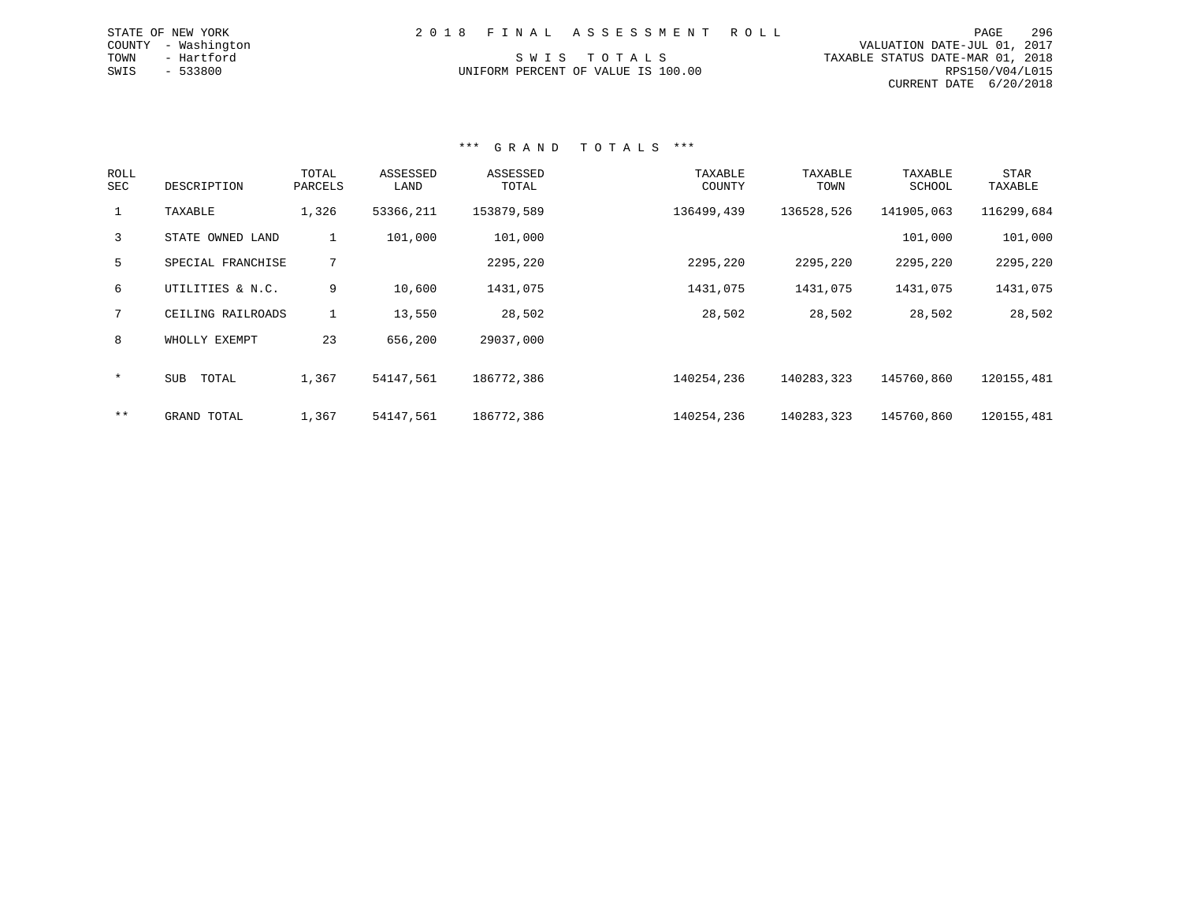STATE OF NEW YORK
COUNTY - Washington
TOWN - Hartford
SWIS - 533800

2 0 1 8 F I N A L A S S E S S M E N T R O L L

S W I S T O T A L S
UNIFORM PERCENT OF VALUE IS 100.00

VALUATION DATE-JUL 01, 2017
TAXABLE STATUS DATE-MAR 01, 2018
RPS150/V04/L015
CURRENT DATE 6/20/2018

### *** G R A N D T O T A L S ***

| ROLL SEC | DESCRIPTION | TOTAL PARCELS | ASSESSED LAND | ASSESSED TOTAL | TAXABLE COUNTY | TAXABLE TOWN | TAXABLE SCHOOL | STAR TAXABLE |
|---|---|---|---|---|---|---|---|---|
| 1 | TAXABLE | 1,326 | 53366,211 | 153879,589 | 136499,439 | 136528,526 | 141905,063 | 116299,684 |
| 3 | STATE OWNED LAND | 1 | 101,000 | 101,000 | | | 101,000 | 101,000 |
| 5 | SPECIAL FRANCHISE | 7 | | 2295,220 | 2295,220 | 2295,220 | 2295,220 | 2295,220 |
| 6 | UTILITIES & N.C. | 9 | 10,600 | 1431,075 | 1431,075 | 1431,075 | 1431,075 | 1431,075 |
| 7 | CEILING RAILROADS | 1 | 13,550 | 28,502 | 28,502 | 28,502 | 28,502 | 28,502 |
| 8 | WHOLLY EXEMPT | 23 | 656,200 | 29037,000 | | | | |
| * | SUB TOTAL | 1,367 | 54147,561 | 186772,386 | 140254,236 | 140283,323 | 145760,860 | 120155,481 |
| ** | GRAND TOTAL | 1,367 | 54147,561 | 186772,386 | 140254,236 | 140283,323 | 145760,860 | 120155,481 |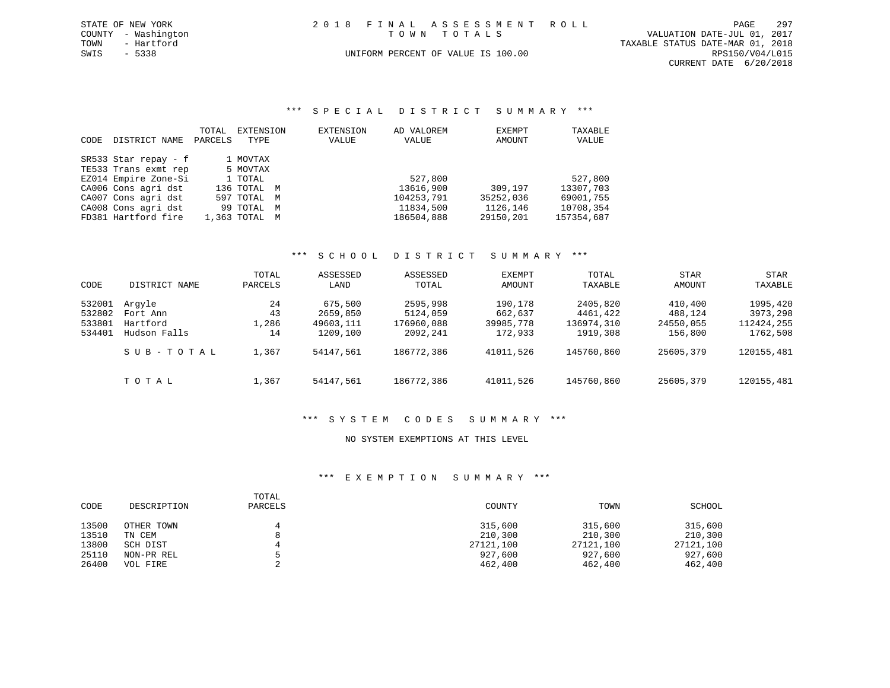STATE OF NEW YORK
COUNTY - Washington
TOWN - Hartford
SWIS - 5338

2018 FINAL ASSESSMENT ROLL
TOWN TOTALS
UNIFORM PERCENT OF VALUE IS 100.00

VALUATION DATE-JUL 01, 2017
TAXABLE STATUS DATE-MAR 01, 2018
RPS150/V04/L015
CURRENT DATE 6/20/2018

### *** SPECIAL DISTRICT SUMMARY ***

| CODE | DISTRICT NAME | TOTAL PARCELS | EXTENSION TYPE | EXTENSION VALUE | AD VALOREM VALUE | EXEMPT AMOUNT | TAXABLE VALUE |
|---|---|---|---|---|---|---|---|
| SR533 | Star repay - f | 1 | MOVTAX | | | | |
| TE533 | Trans exmt rep | 5 | MOVTAX | | | | |
| EZ014 | Empire Zone-Si | 1 | TOTAL | | 527,800 | | 527,800 |
| CA006 | Cons agri dst | 136 | TOTAL M | | 13616,900 | 309,197 | 13307,703 |
| CA007 | Cons agri dst | 597 | TOTAL M | | 104253,791 | 35252,036 | 69001,755 |
| CA008 | Cons agri dst | 99 | TOTAL M | | 11834,500 | 1126,146 | 10708,354 |
| FD381 | Hartford fire | 1,363 | TOTAL M | | 186504,888 | 29150,201 | 157354,687 |

### *** SCHOOL DISTRICT SUMMARY ***

| CODE | DISTRICT NAME | TOTAL PARCELS | ASSESSED LAND | ASSESSED TOTAL | EXEMPT AMOUNT | TOTAL TAXABLE | STAR AMOUNT | STAR TAXABLE |
|---|---|---|---|---|---|---|---|---|
| 532001 | Argyle | 24 | 675,500 | 2595,998 | 190,178 | 2405,820 | 410,400 | 1995,420 |
| 532802 | Fort Ann | 43 | 2659,850 | 5124,059 | 662,637 | 4461,422 | 488,124 | 3973,298 |
| 533801 | Hartford | 1,286 | 49603,111 | 176960,088 | 39985,778 | 136974,310 | 24550,055 | 112424,255 |
| 534401 | Hudson Falls | 14 | 1209,100 | 2092,241 | 172,933 | 1919,308 | 156,800 | 1762,508 |
| | SUB-TOTAL | 1,367 | 54147,561 | 186772,386 | 41011,526 | 145760,860 | 25605,379 | 120155,481 |
| | TOTAL | 1,367 | 54147,561 | 186772,386 | 41011,526 | 145760,860 | 25605,379 | 120155,481 |

### *** SYSTEM CODES SUMMARY ***

NO SYSTEM EXEMPTIONS AT THIS LEVEL

### *** EXEMPTION SUMMARY ***

| CODE | DESCRIPTION | TOTAL PARCELS | COUNTY | TOWN | SCHOOL |
|---|---|---|---|---|---|
| 13500 | OTHER TOWN | 4 | 315,600 | 315,600 | 315,600 |
| 13510 | TN CEM | 8 | 210,300 | 210,300 | 210,300 |
| 13800 | SCH DIST | 4 | 27121,100 | 27121,100 | 27121,100 |
| 25110 | NON-PR REL | 5 | 927,600 | 927,600 | 927,600 |
| 26400 | VOL FIRE | 2 | 462,400 | 462,400 | 462,400 |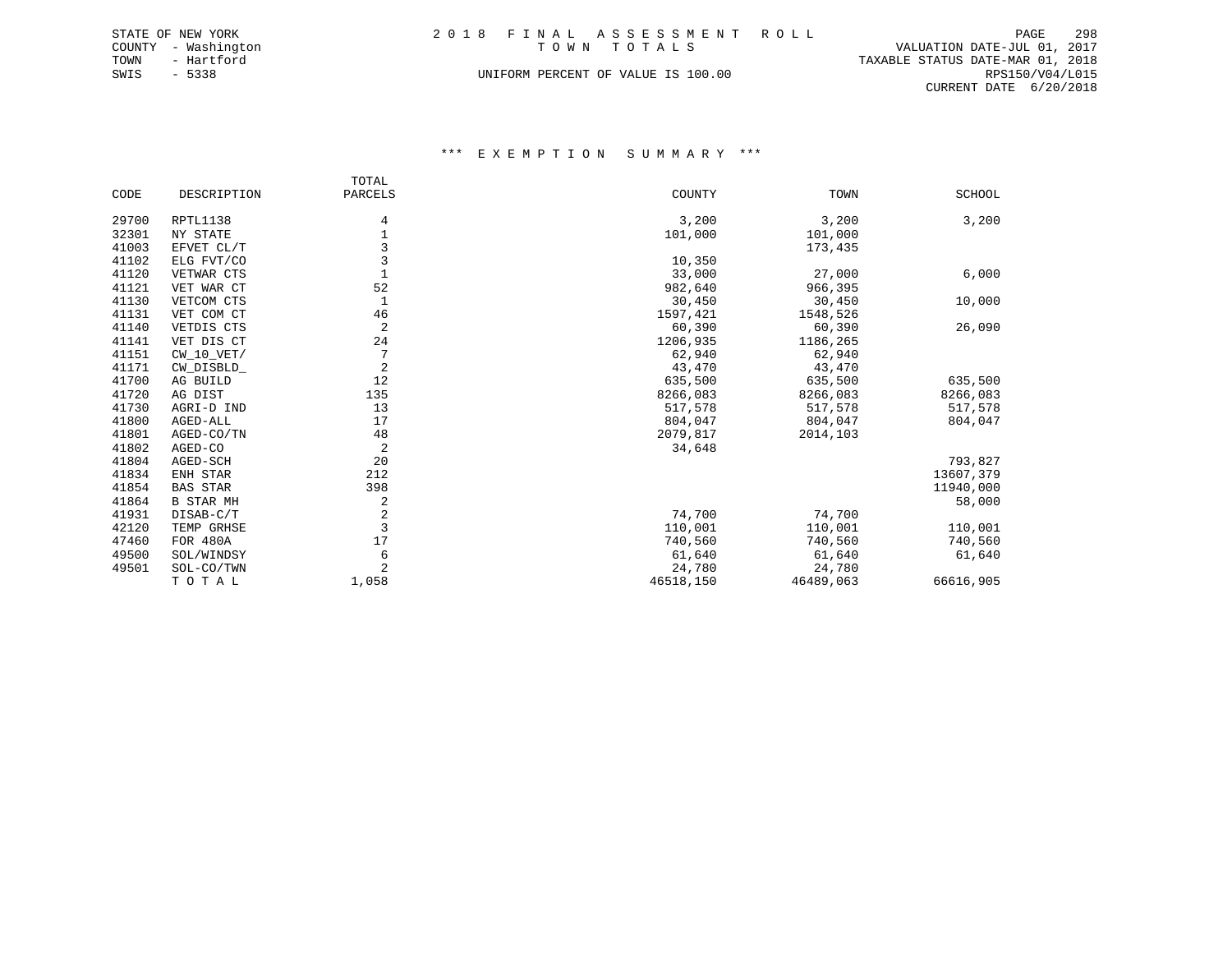STATE OF NEW YORK
COUNTY - Washington
TOWN - Hartford
SWIS - 5338

# 2 0 1 8 F I N A L A S S E S S M E N T R O L L

T O W N T O T A L S

UNIFORM PERCENT OF VALUE IS 100.00

VALUATION DATE-JUL 01, 2017
TAXABLE STATUS DATE-MAR 01, 2018
RPS150/V04/L015
CURRENT DATE 6/20/2018

## \*\*\* E X E M P T I O N S U M M A R Y \*\*\*

| CODE | DESCRIPTION | TOTAL PARCELS | COUNTY | TOWN | SCHOOL |
|---|---|---|---|---|---|
| 29700 | RPTL1138 | 4 | 3,200 | 3,200 | 3,200 |
| 32301 | NY STATE | 1 | 101,000 | 101,000 | |
| 41003 | EFVET CL/T | 3 | | 173,435 | |
| 41102 | ELG FVT/CO | 3 | 10,350 | | |
| 41120 | VETWAR CTS | 1 | 33,000 | 27,000 | 6,000 |
| 41121 | VET WAR CT | 52 | 982,640 | 966,395 | |
| 41130 | VETCOM CTS | 1 | 30,450 | 30,450 | 10,000 |
| 41131 | VET COM CT | 46 | 1597,421 | 1548,526 | |
| 41140 | VETDIS CTS | 2 | 60,390 | 60,390 | 26,090 |
| 41141 | VET DIS CT | 24 | 1206,935 | 1186,265 | |
| 41151 | CW_10_VET/ | 7 | 62,940 | 62,940 | |
| 41171 | CW_DISBLD_ | 2 | 43,470 | 43,470 | |
| 41700 | AG BUILD | 12 | 635,500 | 635,500 | 635,500 |
| 41720 | AG DIST | 135 | 8266,083 | 8266,083 | 8266,083 |
| 41730 | AGRI-D IND | 13 | 517,578 | 517,578 | 517,578 |
| 41800 | AGED-ALL | 17 | 804,047 | 804,047 | 804,047 |
| 41801 | AGED-CO/TN | 48 | 2079,817 | 2014,103 | |
| 41802 | AGED-CO | 2 | 34,648 | | |
| 41804 | AGED-SCH | 20 | | | 793,827 |
| 41834 | ENH STAR | 212 | | | 13607,379 |
| 41854 | BAS STAR | 398 | | | 11940,000 |
| 41864 | B STAR MH | 2 | | | 58,000 |
| 41931 | DISAB-C/T | 2 | 74,700 | 74,700 | |
| 42120 | TEMP GRHSE | 3 | 110,001 | 110,001 | 110,001 |
| 47460 | FOR 480A | 17 | 740,560 | 740,560 | 740,560 |
| 49500 | SOL/WINDSY | 6 | 61,640 | 61,640 | 61,640 |
| 49501 | SOL-CO/TWN | 2 | 24,780 | 24,780 | |
| | T O T A L | 1,058 | 46518,150 | 46489,063 | 66616,905 |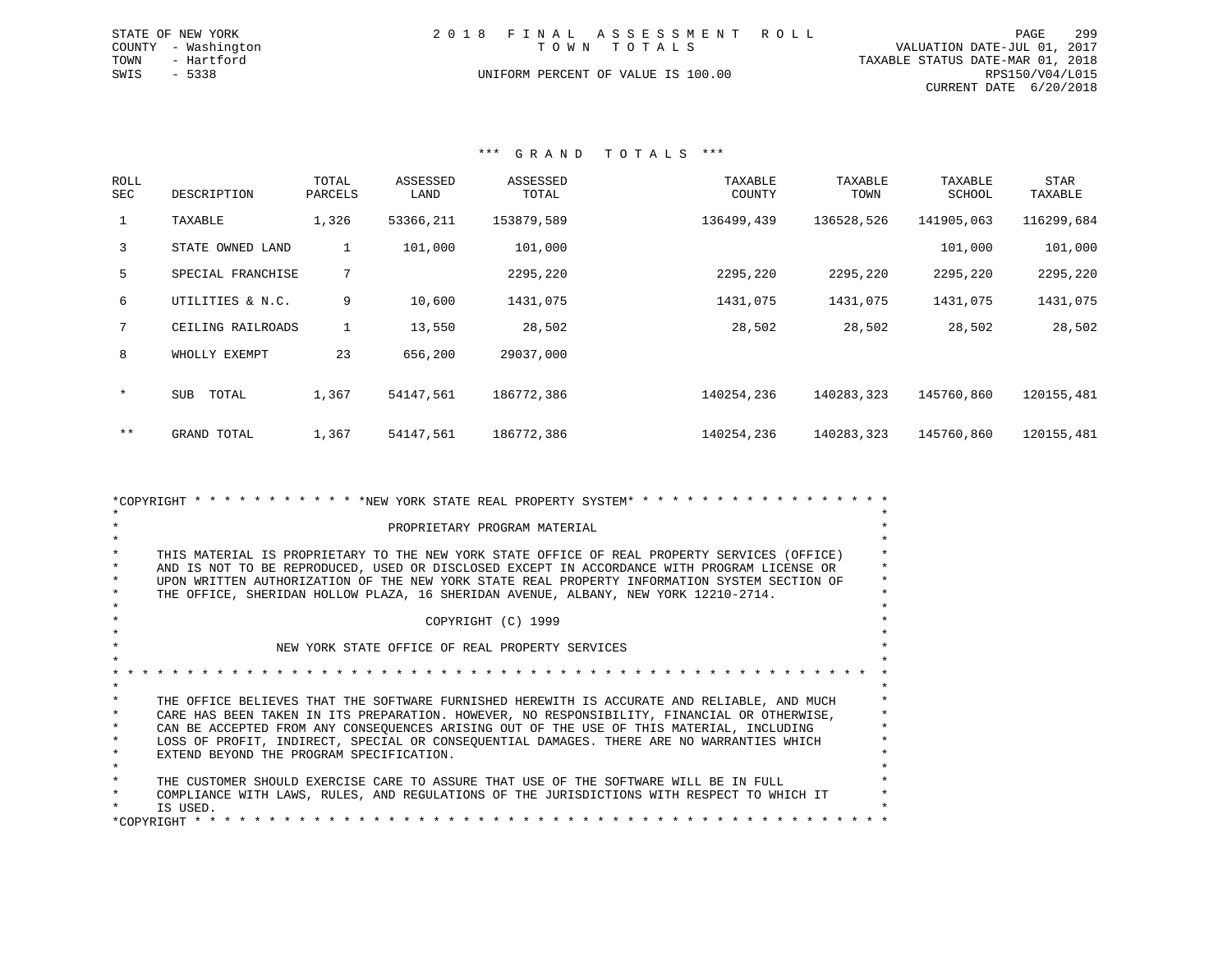STATE OF NEW YORK
COUNTY - Washington
TOWN - Hartford
SWIS - 5338

2018 FINAL ASSESSMENT ROLL
TOWN TOTALS

UNIFORM PERCENT OF VALUE IS 100.00

VALUATION DATE-JUL 01, 2017
TAXABLE STATUS DATE-MAR 01, 2018
RPS150/V04/L015
CURRENT DATE 6/20/2018

### *** GRAND TOTALS ***

| ROLL SEC | DESCRIPTION | TOTAL PARCELS | ASSESSED LAND | ASSESSED TOTAL | TAXABLE COUNTY | TAXABLE TOWN | TAXABLE SCHOOL | STAR TAXABLE |
|---|---|---|---|---|---|---|---|---|
| 1 | TAXABLE | 1,326 | 53366,211 | 153879,589 | 136499,439 | 136528,526 | 141905,063 | 116299,684 |
| 3 | STATE OWNED LAND | 1 | 101,000 | 101,000 | | | 101,000 | 101,000 |
| 5 | SPECIAL FRANCHISE | 7 | | 2295,220 | 2295,220 | 2295,220 | 2295,220 | 2295,220 |
| 6 | UTILITIES & N.C. | 9 | 10,600 | 1431,075 | 1431,075 | 1431,075 | 1431,075 | 1431,075 |
| 7 | CEILING RAILROADS | 1 | 13,550 | 28,502 | 28,502 | 28,502 | 28,502 | 28,502 |
| 8 | WHOLLY EXEMPT | 23 | 656,200 | 29037,000 | | | | |
| * | SUB TOTAL | 1,367 | 54147,561 | 186772,386 | 140254,236 | 140283,323 | 145760,860 | 120155,481 |
| ** | GRAND TOTAL | 1,367 | 54147,561 | 186772,386 | 140254,236 | 140283,323 | 145760,860 | 120155,481 |

*COPYRIGHT * * * * * * * * * * * *NEW YORK STATE REAL PROPERTY SYSTEM* * * * * * * * * * * * * * * * * *

PROPRIETARY PROGRAM MATERIAL

THIS MATERIAL IS PROPRIETARY TO THE NEW YORK STATE OFFICE OF REAL PROPERTY SERVICES (OFFICE) AND IS NOT TO BE REPRODUCED, USED OR DISCLOSED EXCEPT IN ACCORDANCE WITH PROGRAM LICENSE OR UPON WRITTEN AUTHORIZATION OF THE NEW YORK STATE REAL PROPERTY INFORMATION SYSTEM SECTION OF THE OFFICE, SHERIDAN HOLLOW PLAZA, 16 SHERIDAN AVENUE, ALBANY, NEW YORK 12210-2714.

COPYRIGHT (C) 1999

NEW YORK STATE OFFICE OF REAL PROPERTY SERVICES

THE OFFICE BELIEVES THAT THE SOFTWARE FURNISHED HEREWITH IS ACCURATE AND RELIABLE, AND MUCH CARE HAS BEEN TAKEN IN ITS PREPARATION. HOWEVER, NO RESPONSIBILITY, FINANCIAL OR OTHERWISE, CAN BE ACCEPTED FROM ANY CONSEQUENCES ARISING OUT OF THE USE OF THIS MATERIAL, INCLUDING LOSS OF PROFIT, INDIRECT, SPECIAL OR CONSEQUENTIAL DAMAGES. THERE ARE NO WARRANTIES WHICH EXTEND BEYOND THE PROGRAM SPECIFICATION.

THE CUSTOMER SHOULD EXERCISE CARE TO ASSURE THAT USE OF THE SOFTWARE WILL BE IN FULL COMPLIANCE WITH LAWS, RULES, AND REGULATIONS OF THE JURISDICTIONS WITH RESPECT TO WHICH IT IS USED.

*COPYRIGHT * * * * * * * * * * * * * * * * * * * * * * * * * * * * * * * * * * * * * * * * * * * * *